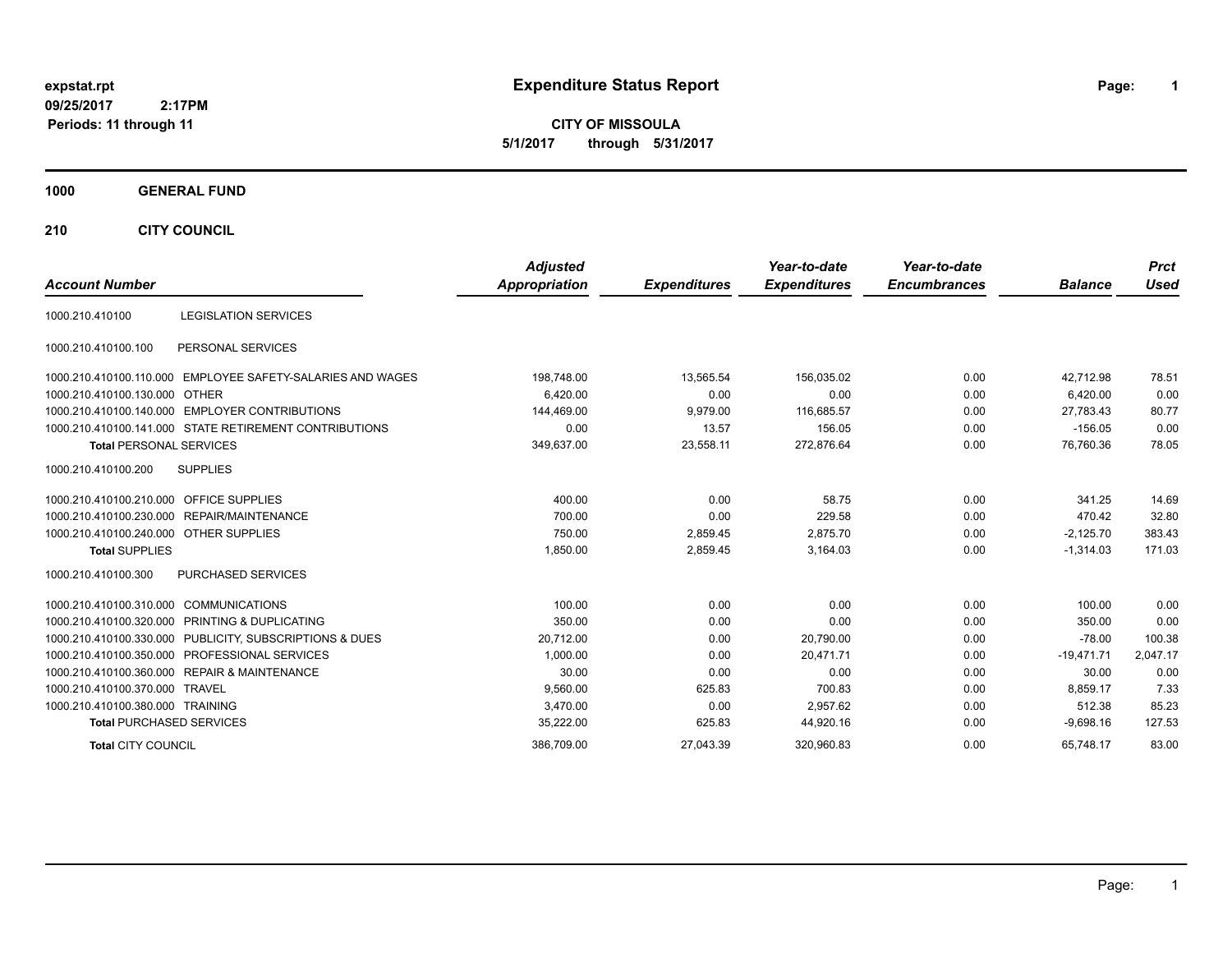expstat.rpt
09/25/2017 2:17PM
Periods: 11 through 11

# Expenditure Status Report

**CITY OF MISSOULA**
**5/1/2017 through 5/31/2017**

## 1000 GENERAL FUND

## 210 CITY COUNCIL

| Account Number | | Adjusted Appropriation | Expenditures | Year-to-date Expenditures | Year-to-date Encumbrances | Balance | Prct Used |
|---|---|---|---|---|---|---|---|
| 1000.210.410100 | LEGISLATION SERVICES | | | | | | |
| 1000.210.410100.100 | PERSONAL SERVICES | | | | | | |
| 1000.210.410100.110.000 | EMPLOYEE SAFETY-SALARIES AND WAGES | 198,748.00 | 13,565.54 | 156,035.02 | 0.00 | 42,712.98 | 78.51 |
| 1000.210.410100.130.000 | OTHER | 6,420.00 | 0.00 | 0.00 | 0.00 | 6,420.00 | 0.00 |
| 1000.210.410100.140.000 | EMPLOYER CONTRIBUTIONS | 144,469.00 | 9,979.00 | 116,685.57 | 0.00 | 27,783.43 | 80.77 |
| 1000.210.410100.141.000 | STATE RETIREMENT CONTRIBUTIONS | 0.00 | 13.57 | 156.05 | 0.00 | -156.05 | 0.00 |
| **Total** PERSONAL SERVICES | | 349,637.00 | 23,558.11 | 272,876.64 | 0.00 | 76,760.36 | 78.05 |
| 1000.210.410100.200 | SUPPLIES | | | | | | |
| 1000.210.410100.210.000 | OFFICE SUPPLIES | 400.00 | 0.00 | 58.75 | 0.00 | 341.25 | 14.69 |
| 1000.210.410100.230.000 | REPAIR/MAINTENANCE | 700.00 | 0.00 | 229.58 | 0.00 | 470.42 | 32.80 |
| 1000.210.410100.240.000 | OTHER SUPPLIES | 750.00 | 2,859.45 | 2,875.70 | 0.00 | -2,125.70 | 383.43 |
| **Total** SUPPLIES | | 1,850.00 | 2,859.45 | 3,164.03 | 0.00 | -1,314.03 | 171.03 |
| 1000.210.410100.300 | PURCHASED SERVICES | | | | | | |
| 1000.210.410100.310.000 | COMMUNICATIONS | 100.00 | 0.00 | 0.00 | 0.00 | 100.00 | 0.00 |
| 1000.210.410100.320.000 | PRINTING & DUPLICATING | 350.00 | 0.00 | 0.00 | 0.00 | 350.00 | 0.00 |
| 1000.210.410100.330.000 | PUBLICITY, SUBSCRIPTIONS & DUES | 20,712.00 | 0.00 | 20,790.00 | 0.00 | -78.00 | 100.38 |
| 1000.210.410100.350.000 | PROFESSIONAL SERVICES | 1,000.00 | 0.00 | 20,471.71 | 0.00 | -19,471.71 | 2,047.17 |
| 1000.210.410100.360.000 | REPAIR & MAINTENANCE | 30.00 | 0.00 | 0.00 | 0.00 | 30.00 | 0.00 |
| 1000.210.410100.370.000 | TRAVEL | 9,560.00 | 625.83 | 700.83 | 0.00 | 8,859.17 | 7.33 |
| 1000.210.410100.380.000 | TRAINING | 3,470.00 | 0.00 | 2,957.62 | 0.00 | 512.38 | 85.23 |
| **Total** PURCHASED SERVICES | | 35,222.00 | 625.83 | 44,920.16 | 0.00 | -9,698.16 | 127.53 |
| **Total** CITY COUNCIL | | 386,709.00 | 27,043.39 | 320,960.83 | 0.00 | 65,748.17 | 83.00 |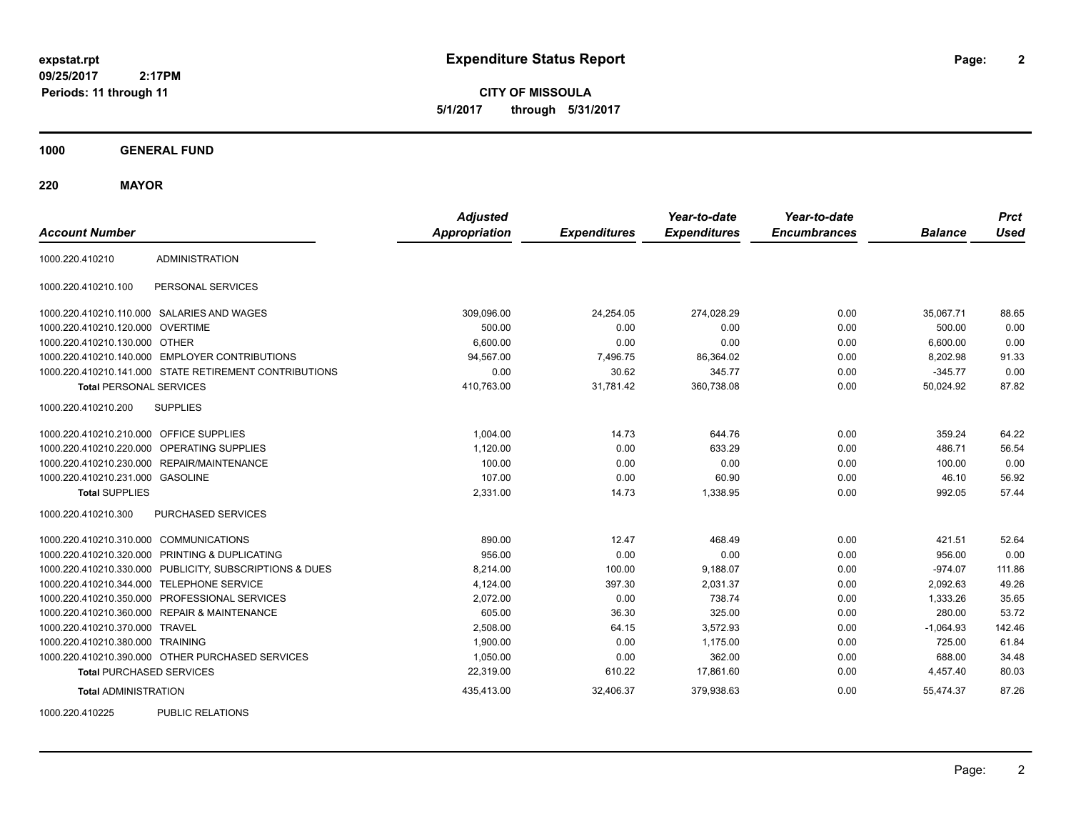**expstat.rpt**
**09/25/2017 2:17PM**
**Periods: 11 through 11**

# Expenditure Status Report

**CITY OF MISSOULA**
**5/1/2017 through 5/31/2017**

## 1000 GENERAL FUND

### 220 MAYOR

| Account Number | | Adjusted Appropriation | Expenditures | Year-to-date Expenditures | Year-to-date Encumbrances | Balance | Prct Used |
|---|---|---|---|---|---|---|---|
| 1000.220.410210 | ADMINISTRATION | | | | | | |
| 1000.220.410210.100 | PERSONAL SERVICES | | | | | | |
| 1000.220.410210.110.000 | SALARIES AND WAGES | 309,096.00 | 24,254.05 | 274,028.29 | 0.00 | 35,067.71 | 88.65 |
| 1000.220.410210.120.000 | OVERTIME | 500.00 | 0.00 | 0.00 | 0.00 | 500.00 | 0.00 |
| 1000.220.410210.130.000 | OTHER | 6,600.00 | 0.00 | 0.00 | 0.00 | 6,600.00 | 0.00 |
| 1000.220.410210.140.000 | EMPLOYER CONTRIBUTIONS | 94,567.00 | 7,496.75 | 86,364.02 | 0.00 | 8,202.98 | 91.33 |
| 1000.220.410210.141.000 | STATE RETIREMENT CONTRIBUTIONS | 0.00 | 30.62 | 345.77 | 0.00 | -345.77 | 0.00 |
| **Total** PERSONAL SERVICES | | 410,763.00 | 31,781.42 | 360,738.08 | 0.00 | 50,024.92 | 87.82 |
| 1000.220.410210.200 | SUPPLIES | | | | | | |
| 1000.220.410210.210.000 | OFFICE SUPPLIES | 1,004.00 | 14.73 | 644.76 | 0.00 | 359.24 | 64.22 |
| 1000.220.410210.220.000 | OPERATING SUPPLIES | 1,120.00 | 0.00 | 633.29 | 0.00 | 486.71 | 56.54 |
| 1000.220.410210.230.000 | REPAIR/MAINTENANCE | 100.00 | 0.00 | 0.00 | 0.00 | 100.00 | 0.00 |
| 1000.220.410210.231.000 | GASOLINE | 107.00 | 0.00 | 60.90 | 0.00 | 46.10 | 56.92 |
| **Total** SUPPLIES | | 2,331.00 | 14.73 | 1,338.95 | 0.00 | 992.05 | 57.44 |
| 1000.220.410210.300 | PURCHASED SERVICES | | | | | | |
| 1000.220.410210.310.000 | COMMUNICATIONS | 890.00 | 12.47 | 468.49 | 0.00 | 421.51 | 52.64 |
| 1000.220.410210.320.000 | PRINTING & DUPLICATING | 956.00 | 0.00 | 0.00 | 0.00 | 956.00 | 0.00 |
| 1000.220.410210.330.000 | PUBLICITY, SUBSCRIPTIONS & DUES | 8,214.00 | 100.00 | 9,188.07 | 0.00 | -974.07 | 111.86 |
| 1000.220.410210.344.000 | TELEPHONE SERVICE | 4,124.00 | 397.30 | 2,031.37 | 0.00 | 2,092.63 | 49.26 |
| 1000.220.410210.350.000 | PROFESSIONAL SERVICES | 2,072.00 | 0.00 | 738.74 | 0.00 | 1,333.26 | 35.65 |
| 1000.220.410210.360.000 | REPAIR & MAINTENANCE | 605.00 | 36.30 | 325.00 | 0.00 | 280.00 | 53.72 |
| 1000.220.410210.370.000 | TRAVEL | 2,508.00 | 64.15 | 3,572.93 | 0.00 | -1,064.93 | 142.46 |
| 1000.220.410210.380.000 | TRAINING | 1,900.00 | 0.00 | 1,175.00 | 0.00 | 725.00 | 61.84 |
| 1000.220.410210.390.000 | OTHER PURCHASED SERVICES | 1,050.00 | 0.00 | 362.00 | 0.00 | 688.00 | 34.48 |
| **Total** PURCHASED SERVICES | | 22,319.00 | 610.22 | 17,861.60 | 0.00 | 4,457.40 | 80.03 |
| **Total** ADMINISTRATION | | 435,413.00 | 32,406.37 | 379,938.63 | 0.00 | 55,474.37 | 87.26 |
| 1000.220.410225 | PUBLIC RELATIONS | | | | | | |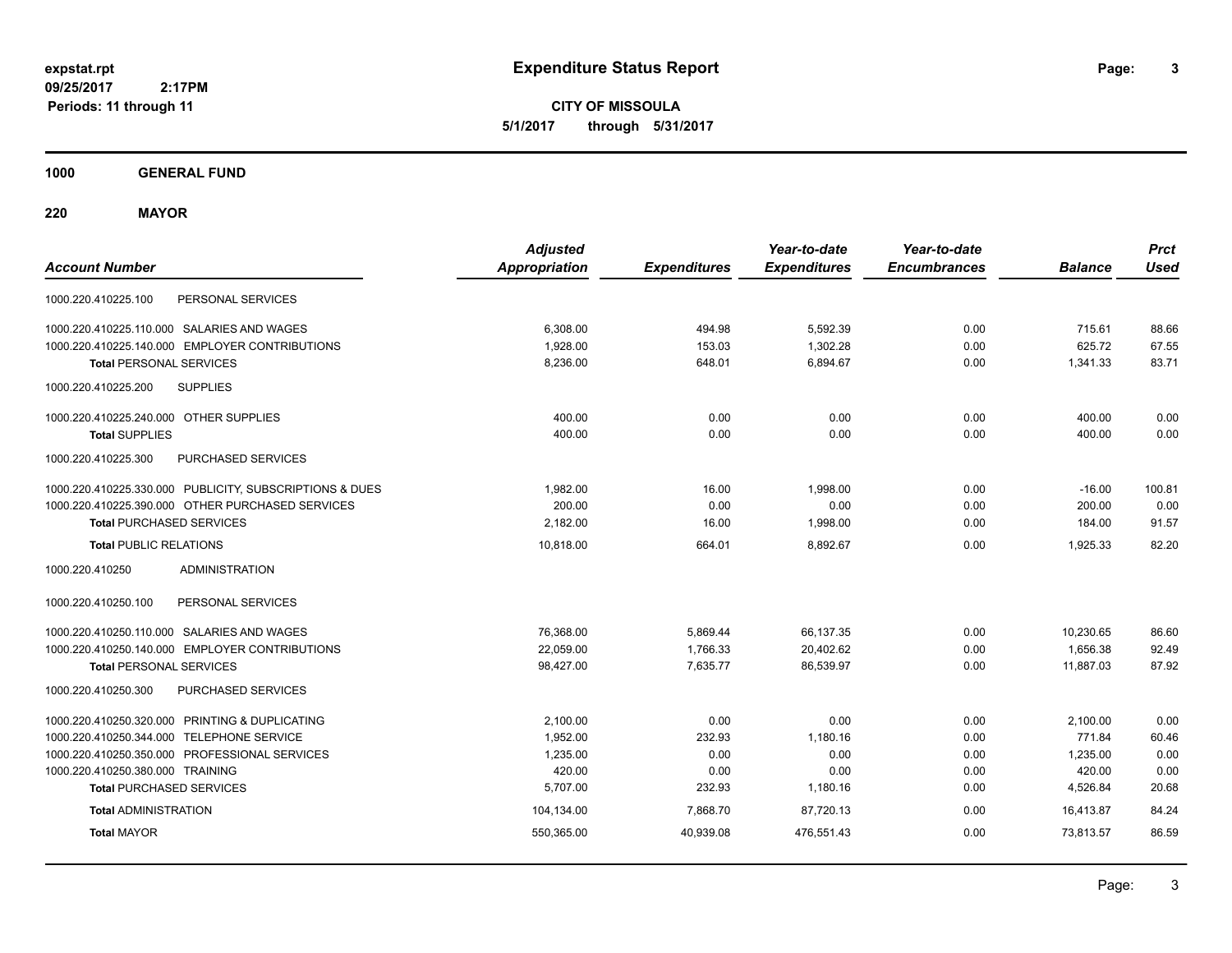expstat.rpt
09/25/2017 2:17PM
Periods: 11 through 11

# Expenditure Status Report

**CITY OF MISSOULA**
**5/1/2017 through 5/31/2017**

## 1000 GENERAL FUND

### 220 MAYOR

| Account Number | | Adjusted Appropriation | Expenditures | Year-to-date Expenditures | Year-to-date Encumbrances | Balance | Prct Used |
|---|---|---|---|---|---|---|---|
| 1000.220.410225.100 | PERSONAL SERVICES | | | | | | |
| 1000.220.410225.110.000 | SALARIES AND WAGES | 6,308.00 | 494.98 | 5,592.39 | 0.00 | 715.61 | 88.66 |
| 1000.220.410225.140.000 | EMPLOYER CONTRIBUTIONS | 1,928.00 | 153.03 | 1,302.28 | 0.00 | 625.72 | 67.55 |
| **Total** PERSONAL SERVICES | | 8,236.00 | 648.01 | 6,894.67 | 0.00 | 1,341.33 | 83.71 |
| 1000.220.410225.200 | SUPPLIES | | | | | | |
| 1000.220.410225.240.000 | OTHER SUPPLIES | 400.00 | 0.00 | 0.00 | 0.00 | 400.00 | 0.00 |
| **Total** SUPPLIES | | 400.00 | 0.00 | 0.00 | 0.00 | 400.00 | 0.00 |
| 1000.220.410225.300 | PURCHASED SERVICES | | | | | | |
| 1000.220.410225.330.000 | PUBLICITY, SUBSCRIPTIONS & DUES | 1,982.00 | 16.00 | 1,998.00 | 0.00 | -16.00 | 100.81 |
| 1000.220.410225.390.000 | OTHER PURCHASED SERVICES | 200.00 | 0.00 | 0.00 | 0.00 | 200.00 | 0.00 |
| **Total** PURCHASED SERVICES | | 2,182.00 | 16.00 | 1,998.00 | 0.00 | 184.00 | 91.57 |
| **Total** PUBLIC RELATIONS | | 10,818.00 | 664.01 | 8,892.67 | 0.00 | 1,925.33 | 82.20 |
| 1000.220.410250 | ADMINISTRATION | | | | | | |
| 1000.220.410250.100 | PERSONAL SERVICES | | | | | | |
| 1000.220.410250.110.000 | SALARIES AND WAGES | 76,368.00 | 5,869.44 | 66,137.35 | 0.00 | 10,230.65 | 86.60 |
| 1000.220.410250.140.000 | EMPLOYER CONTRIBUTIONS | 22,059.00 | 1,766.33 | 20,402.62 | 0.00 | 1,656.38 | 92.49 |
| **Total** PERSONAL SERVICES | | 98,427.00 | 7,635.77 | 86,539.97 | 0.00 | 11,887.03 | 87.92 |
| 1000.220.410250.300 | PURCHASED SERVICES | | | | | | |
| 1000.220.410250.320.000 | PRINTING & DUPLICATING | 2,100.00 | 0.00 | 0.00 | 0.00 | 2,100.00 | 0.00 |
| 1000.220.410250.344.000 | TELEPHONE SERVICE | 1,952.00 | 232.93 | 1,180.16 | 0.00 | 771.84 | 60.46 |
| 1000.220.410250.350.000 | PROFESSIONAL SERVICES | 1,235.00 | 0.00 | 0.00 | 0.00 | 1,235.00 | 0.00 |
| 1000.220.410250.380.000 | TRAINING | 420.00 | 0.00 | 0.00 | 0.00 | 420.00 | 0.00 |
| **Total** PURCHASED SERVICES | | 5,707.00 | 232.93 | 1,180.16 | 0.00 | 4,526.84 | 20.68 |
| **Total** ADMINISTRATION | | 104,134.00 | 7,868.70 | 87,720.13 | 0.00 | 16,413.87 | 84.24 |
| **Total** MAYOR | | 550,365.00 | 40,939.08 | 476,551.43 | 0.00 | 73,813.57 | 86.59 |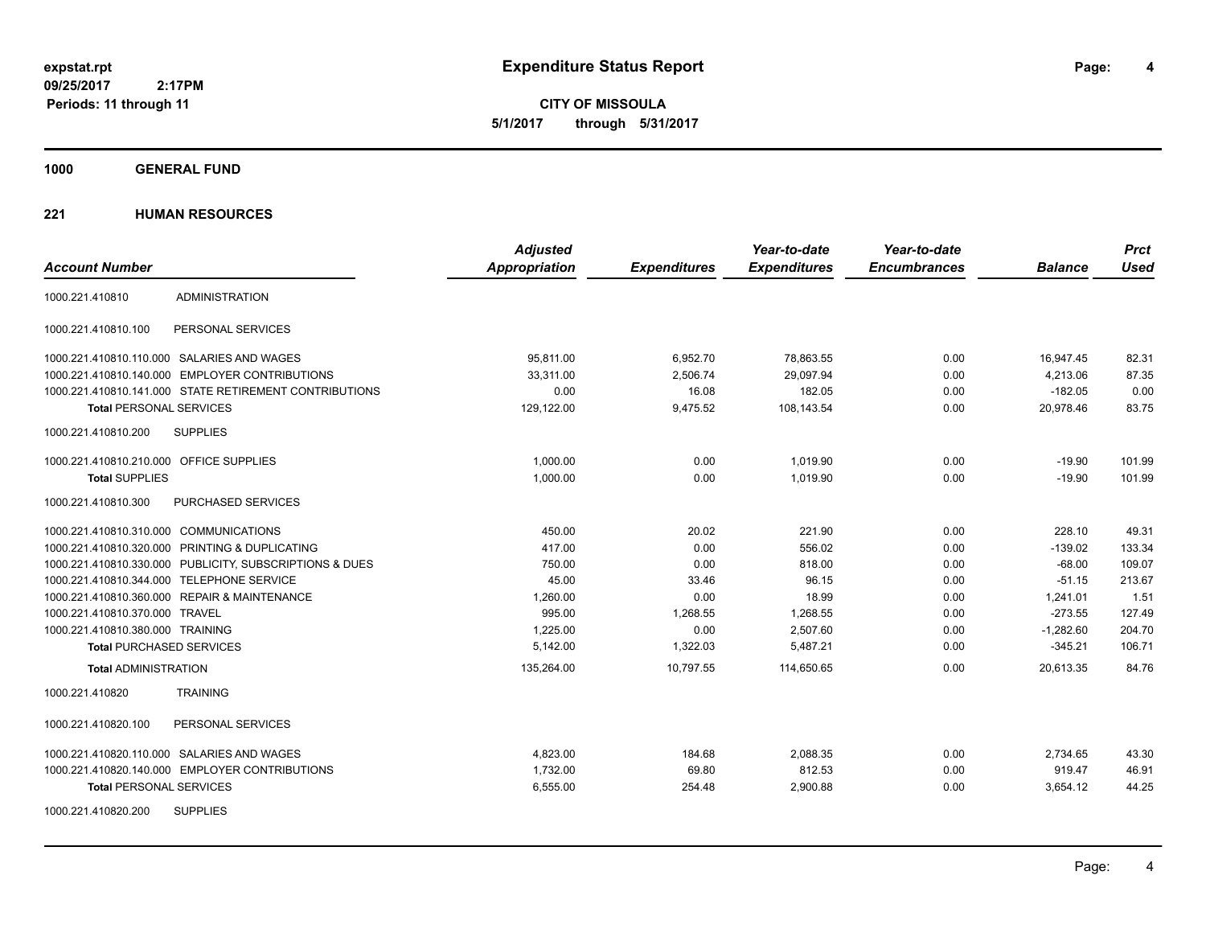**expstat.rpt**
**09/25/2017 2:17PM**
**Periods: 11 through 11**

# Expenditure Status Report

**CITY OF MISSOULA**
**5/1/2017 through 5/31/2017**

## 1000 GENERAL FUND

### 221 HUMAN RESOURCES

| Account Number | | Adjusted Appropriation | Expenditures | Year-to-date Expenditures | Year-to-date Encumbrances | Balance | Prct Used |
|---|---|---|---|---|---|---|---|
| 1000.221.410810 | ADMINISTRATION | | | | | | |
| 1000.221.410810.100 | PERSONAL SERVICES | | | | | | |
| 1000.221.410810.110.000 | SALARIES AND WAGES | 95,811.00 | 6,952.70 | 78,863.55 | 0.00 | 16,947.45 | 82.31 |
| 1000.221.410810.140.000 | EMPLOYER CONTRIBUTIONS | 33,311.00 | 2,506.74 | 29,097.94 | 0.00 | 4,213.06 | 87.35 |
| 1000.221.410810.141.000 | STATE RETIREMENT CONTRIBUTIONS | 0.00 | 16.08 | 182.05 | 0.00 | -182.05 | 0.00 |
| **Total** PERSONAL SERVICES | | 129,122.00 | 9,475.52 | 108,143.54 | 0.00 | 20,978.46 | 83.75 |
| 1000.221.410810.200 | SUPPLIES | | | | | | |
| 1000.221.410810.210.000 | OFFICE SUPPLIES | 1,000.00 | 0.00 | 1,019.90 | 0.00 | -19.90 | 101.99 |
| **Total** SUPPLIES | | 1,000.00 | 0.00 | 1,019.90 | 0.00 | -19.90 | 101.99 |
| 1000.221.410810.300 | PURCHASED SERVICES | | | | | | |
| 1000.221.410810.310.000 | COMMUNICATIONS | 450.00 | 20.02 | 221.90 | 0.00 | 228.10 | 49.31 |
| 1000.221.410810.320.000 | PRINTING & DUPLICATING | 417.00 | 0.00 | 556.02 | 0.00 | -139.02 | 133.34 |
| 1000.221.410810.330.000 | PUBLICITY, SUBSCRIPTIONS & DUES | 750.00 | 0.00 | 818.00 | 0.00 | -68.00 | 109.07 |
| 1000.221.410810.344.000 | TELEPHONE SERVICE | 45.00 | 33.46 | 96.15 | 0.00 | -51.15 | 213.67 |
| 1000.221.410810.360.000 | REPAIR & MAINTENANCE | 1,260.00 | 0.00 | 18.99 | 0.00 | 1,241.01 | 1.51 |
| 1000.221.410810.370.000 | TRAVEL | 995.00 | 1,268.55 | 1,268.55 | 0.00 | -273.55 | 127.49 |
| 1000.221.410810.380.000 | TRAINING | 1,225.00 | 0.00 | 2,507.60 | 0.00 | -1,282.60 | 204.70 |
| **Total** PURCHASED SERVICES | | 5,142.00 | 1,322.03 | 5,487.21 | 0.00 | -345.21 | 106.71 |
| **Total** ADMINISTRATION | | 135,264.00 | 10,797.55 | 114,650.65 | 0.00 | 20,613.35 | 84.76 |
| 1000.221.410820 | TRAINING | | | | | | |
| 1000.221.410820.100 | PERSONAL SERVICES | | | | | | |
| 1000.221.410820.110.000 | SALARIES AND WAGES | 4,823.00 | 184.68 | 2,088.35 | 0.00 | 2,734.65 | 43.30 |
| 1000.221.410820.140.000 | EMPLOYER CONTRIBUTIONS | 1,732.00 | 69.80 | 812.53 | 0.00 | 919.47 | 46.91 |
| **Total** PERSONAL SERVICES | | 6,555.00 | 254.48 | 2,900.88 | 0.00 | 3,654.12 | 44.25 |
| 1000.221.410820.200 | SUPPLIES | | | | | | |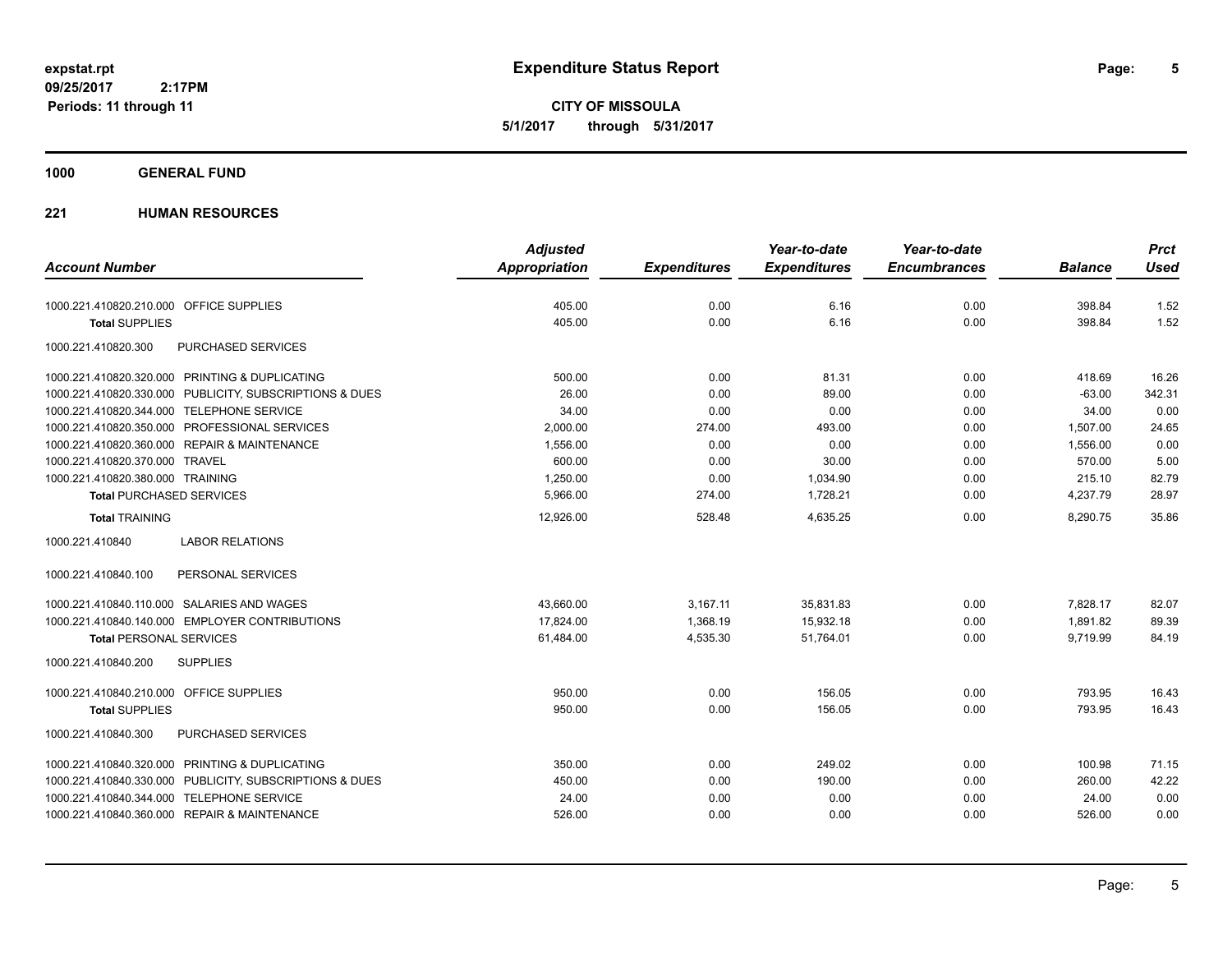# Expenditure Status Report

expstat.rpt
09/25/2017 2:17PM
Periods: 11 through 11

**CITY OF MISSOULA**
**5/1/2017 through 5/31/2017**

**1000 GENERAL FUND**

**221 HUMAN RESOURCES**

| Account Number | Adjusted Appropriation | Expenditures | Year-to-date Expenditures | Year-to-date Encumbrances | Balance | Prct Used |
|---|---|---|---|---|---|---|
| 1000.221.410820.210.000 OFFICE SUPPLIES | 405.00 | 0.00 | 6.16 | 0.00 | 398.84 | 1.52 |
| **Total** SUPPLIES | 405.00 | 0.00 | 6.16 | 0.00 | 398.84 | 1.52 |
| 1000.221.410820.300 PURCHASED SERVICES | | | | | | |
| 1000.221.410820.320.000 PRINTING & DUPLICATING | 500.00 | 0.00 | 81.31 | 0.00 | 418.69 | 16.26 |
| 1000.221.410820.330.000 PUBLICITY, SUBSCRIPTIONS & DUES | 26.00 | 0.00 | 89.00 | 0.00 | -63.00 | 342.31 |
| 1000.221.410820.344.000 TELEPHONE SERVICE | 34.00 | 0.00 | 0.00 | 0.00 | 34.00 | 0.00 |
| 1000.221.410820.350.000 PROFESSIONAL SERVICES | 2,000.00 | 274.00 | 493.00 | 0.00 | 1,507.00 | 24.65 |
| 1000.221.410820.360.000 REPAIR & MAINTENANCE | 1,556.00 | 0.00 | 0.00 | 0.00 | 1,556.00 | 0.00 |
| 1000.221.410820.370.000 TRAVEL | 600.00 | 0.00 | 30.00 | 0.00 | 570.00 | 5.00 |
| 1000.221.410820.380.000 TRAINING | 1,250.00 | 0.00 | 1,034.90 | 0.00 | 215.10 | 82.79 |
| **Total** PURCHASED SERVICES | 5,966.00 | 274.00 | 1,728.21 | 0.00 | 4,237.79 | 28.97 |
| **Total** TRAINING | 12,926.00 | 528.48 | 4,635.25 | 0.00 | 8,290.75 | 35.86 |
| 1000.221.410840 LABOR RELATIONS | | | | | | |
| 1000.221.410840.100 PERSONAL SERVICES | | | | | | |
| 1000.221.410840.110.000 SALARIES AND WAGES | 43,660.00 | 3,167.11 | 35,831.83 | 0.00 | 7,828.17 | 82.07 |
| 1000.221.410840.140.000 EMPLOYER CONTRIBUTIONS | 17,824.00 | 1,368.19 | 15,932.18 | 0.00 | 1,891.82 | 89.39 |
| **Total** PERSONAL SERVICES | 61,484.00 | 4,535.30 | 51,764.01 | 0.00 | 9,719.99 | 84.19 |
| 1000.221.410840.200 SUPPLIES | | | | | | |
| 1000.221.410840.210.000 OFFICE SUPPLIES | 950.00 | 0.00 | 156.05 | 0.00 | 793.95 | 16.43 |
| **Total** SUPPLIES | 950.00 | 0.00 | 156.05 | 0.00 | 793.95 | 16.43 |
| 1000.221.410840.300 PURCHASED SERVICES | | | | | | |
| 1000.221.410840.320.000 PRINTING & DUPLICATING | 350.00 | 0.00 | 249.02 | 0.00 | 100.98 | 71.15 |
| 1000.221.410840.330.000 PUBLICITY, SUBSCRIPTIONS & DUES | 450.00 | 0.00 | 190.00 | 0.00 | 260.00 | 42.22 |
| 1000.221.410840.344.000 TELEPHONE SERVICE | 24.00 | 0.00 | 0.00 | 0.00 | 24.00 | 0.00 |
| 1000.221.410840.360.000 REPAIR & MAINTENANCE | 526.00 | 0.00 | 0.00 | 0.00 | 526.00 | 0.00 |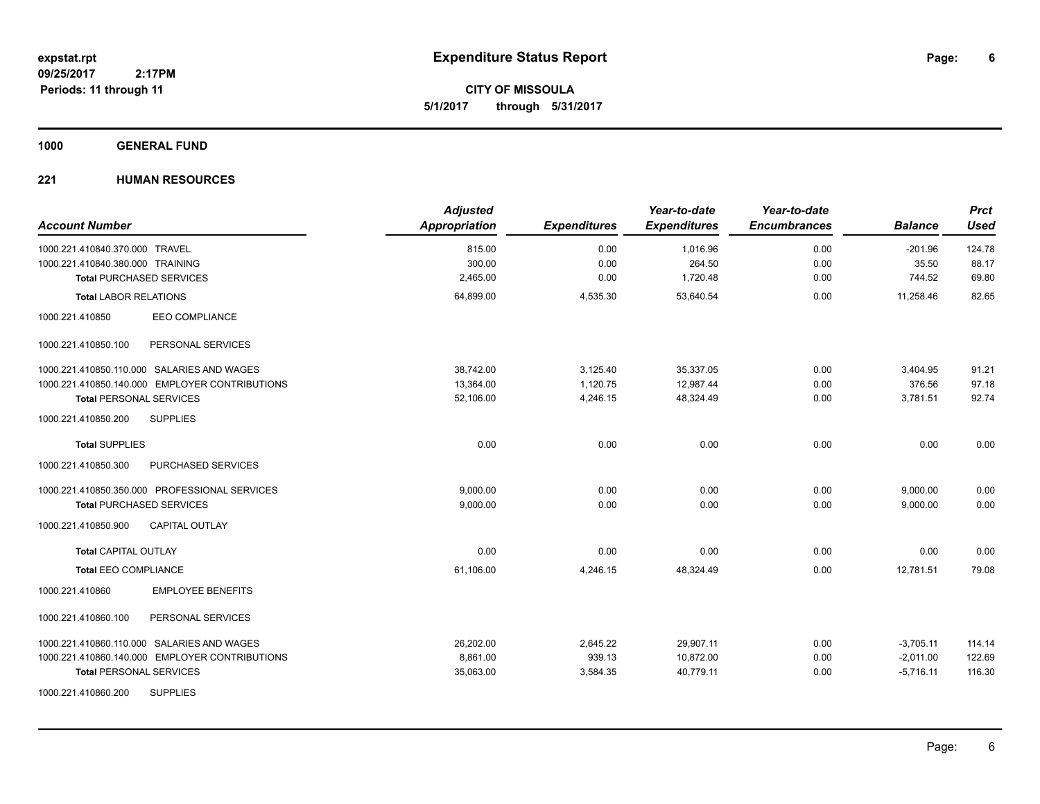**Expenditure Status Report**

**CITY OF MISSOULA**
**5/1/2017 through 5/31/2017**

expstat.rpt
09/25/2017 2:17PM
Periods: 11 through 11

**1000 GENERAL FUND**

**221 HUMAN RESOURCES**

| Account Number | Adjusted Appropriation | Expenditures | Year-to-date Expenditures | Year-to-date Encumbrances | Balance | Prct Used |
|---|---|---|---|---|---|---|
| 1000.221.410840.370.000 TRAVEL | 815.00 | 0.00 | 1,016.96 | 0.00 | -201.96 | 124.78 |
| 1000.221.410840.380.000 TRAINING | 300.00 | 0.00 | 264.50 | 0.00 | 35.50 | 88.17 |
| **Total** PURCHASED SERVICES | 2,465.00 | 0.00 | 1,720.48 | 0.00 | 744.52 | 69.80 |
| **Total** LABOR RELATIONS | 64,899.00 | 4,535.30 | 53,640.54 | 0.00 | 11,258.46 | 82.65 |
| 1000.221.410850 EEO COMPLIANCE | | | | | | |
| 1000.221.410850.100 PERSONAL SERVICES | | | | | | |
| 1000.221.410850.110.000 SALARIES AND WAGES | 38,742.00 | 3,125.40 | 35,337.05 | 0.00 | 3,404.95 | 91.21 |
| 1000.221.410850.140.000 EMPLOYER CONTRIBUTIONS | 13,364.00 | 1,120.75 | 12,987.44 | 0.00 | 376.56 | 97.18 |
| **Total** PERSONAL SERVICES | 52,106.00 | 4,246.15 | 48,324.49 | 0.00 | 3,781.51 | 92.74 |
| 1000.221.410850.200 SUPPLIES | | | | | | |
| **Total** SUPPLIES | 0.00 | 0.00 | 0.00 | 0.00 | 0.00 | 0.00 |
| 1000.221.410850.300 PURCHASED SERVICES | | | | | | |
| 1000.221.410850.350.000 PROFESSIONAL SERVICES | 9,000.00 | 0.00 | 0.00 | 0.00 | 9,000.00 | 0.00 |
| **Total** PURCHASED SERVICES | 9,000.00 | 0.00 | 0.00 | 0.00 | 9,000.00 | 0.00 |
| 1000.221.410850.900 CAPITAL OUTLAY | | | | | | |
| **Total** CAPITAL OUTLAY | 0.00 | 0.00 | 0.00 | 0.00 | 0.00 | 0.00 |
| **Total** EEO COMPLIANCE | 61,106.00 | 4,246.15 | 48,324.49 | 0.00 | 12,781.51 | 79.08 |
| 1000.221.410860 EMPLOYEE BENEFITS | | | | | | |
| 1000.221.410860.100 PERSONAL SERVICES | | | | | | |
| 1000.221.410860.110.000 SALARIES AND WAGES | 26,202.00 | 2,645.22 | 29,907.11 | 0.00 | -3,705.11 | 114.14 |
| 1000.221.410860.140.000 EMPLOYER CONTRIBUTIONS | 8,861.00 | 939.13 | 10,872.00 | 0.00 | -2,011.00 | 122.69 |
| **Total** PERSONAL SERVICES | 35,063.00 | 3,584.35 | 40,779.11 | 0.00 | -5,716.11 | 116.30 |
| 1000.221.410860.200 SUPPLIES | | | | | | |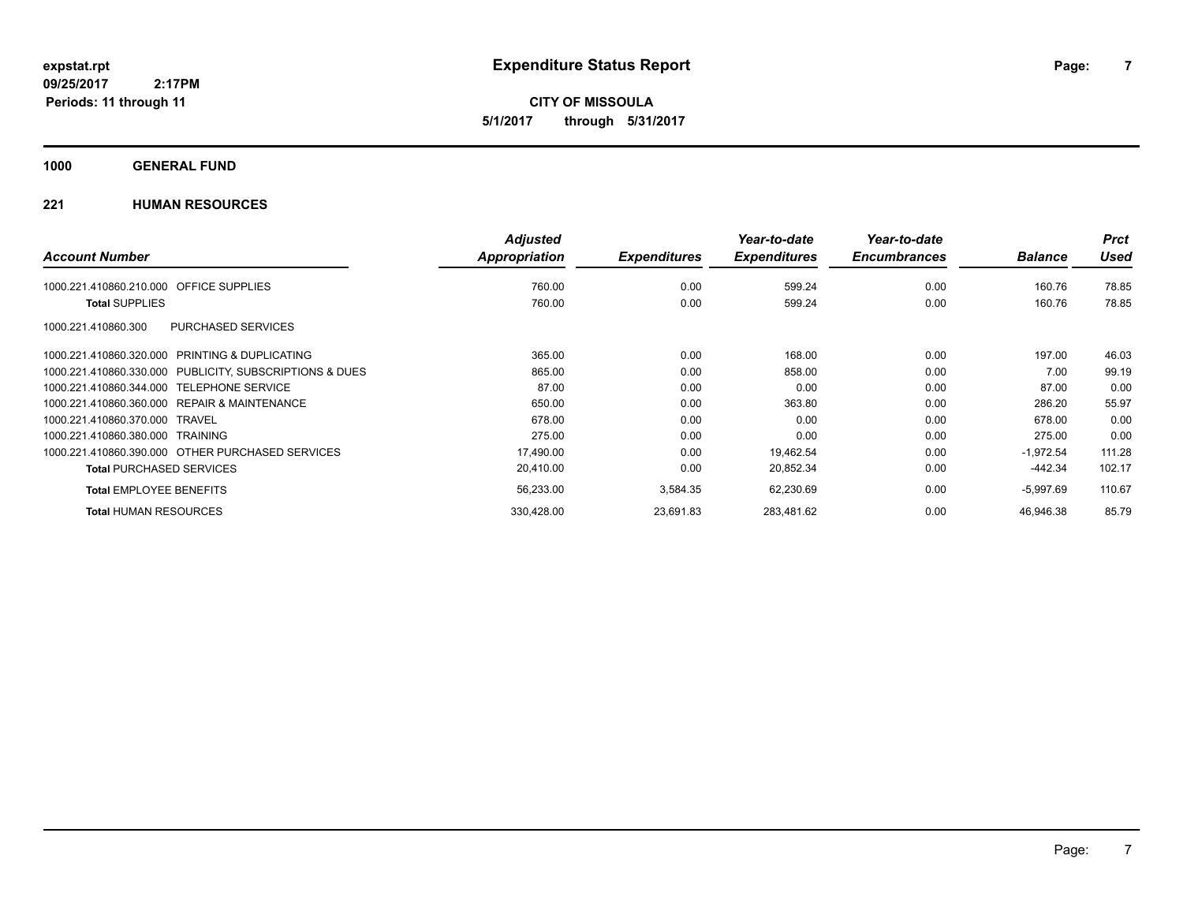**expstat.rpt**
**09/25/2017 2:17PM**
**Periods: 11 through 11**

# Expenditure Status Report

**CITY OF MISSOULA**
**5/1/2017 through 5/31/2017**

## 1000 GENERAL FUND

### 221 HUMAN RESOURCES

| Account Number | Adjusted Appropriation | Expenditures | Year-to-date Expenditures | Year-to-date Encumbrances | Balance | Prct Used |
|---|---|---|---|---|---|---|
| 1000.221.410860.210.000 OFFICE SUPPLIES | 760.00 | 0.00 | 599.24 | 0.00 | 160.76 | 78.85 |
| **Total** SUPPLIES | 760.00 | 0.00 | 599.24 | 0.00 | 160.76 | 78.85 |
| 1000.221.410860.300 PURCHASED SERVICES | | | | | | |
| 1000.221.410860.320.000 PRINTING & DUPLICATING | 365.00 | 0.00 | 168.00 | 0.00 | 197.00 | 46.03 |
| 1000.221.410860.330.000 PUBLICITY, SUBSCRIPTIONS & DUES | 865.00 | 0.00 | 858.00 | 0.00 | 7.00 | 99.19 |
| 1000.221.410860.344.000 TELEPHONE SERVICE | 87.00 | 0.00 | 0.00 | 0.00 | 87.00 | 0.00 |
| 1000.221.410860.360.000 REPAIR & MAINTENANCE | 650.00 | 0.00 | 363.80 | 0.00 | 286.20 | 55.97 |
| 1000.221.410860.370.000 TRAVEL | 678.00 | 0.00 | 0.00 | 0.00 | 678.00 | 0.00 |
| 1000.221.410860.380.000 TRAINING | 275.00 | 0.00 | 0.00 | 0.00 | 275.00 | 0.00 |
| 1000.221.410860.390.000 OTHER PURCHASED SERVICES | 17,490.00 | 0.00 | 19,462.54 | 0.00 | -1,972.54 | 111.28 |
| **Total** PURCHASED SERVICES | 20,410.00 | 0.00 | 20,852.34 | 0.00 | -442.34 | 102.17 |
| **Total** EMPLOYEE BENEFITS | 56,233.00 | 3,584.35 | 62,230.69 | 0.00 | -5,997.69 | 110.67 |
| **Total** HUMAN RESOURCES | 330,428.00 | 23,691.83 | 283,481.62 | 0.00 | 46,946.38 | 85.79 |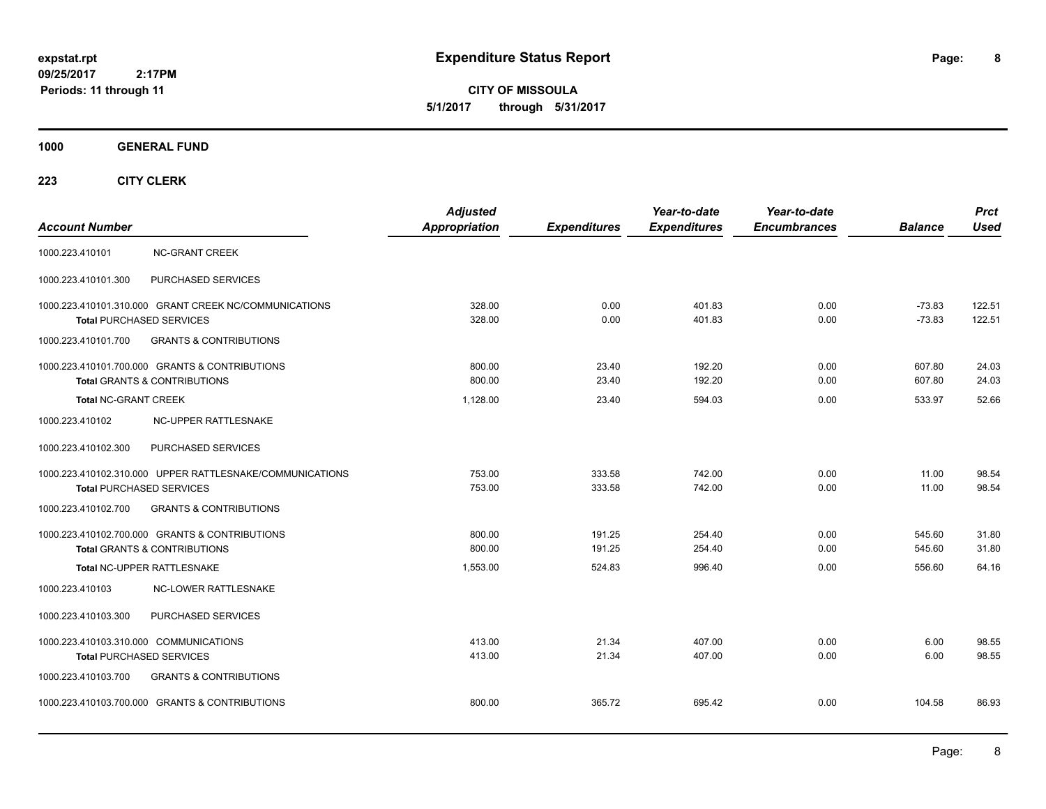# Expenditure Status Report

expstat.rpt
09/25/2017 2:17PM
Periods: 11 through 11

**CITY OF MISSOULA**
**5/1/2017 through 5/31/2017**

## 1000 GENERAL FUND

### 223 CITY CLERK

| Account Number | | Adjusted Appropriation | Expenditures | Year-to-date Expenditures | Year-to-date Encumbrances | Balance | Prct Used |
|---|---|---|---|---|---|---|---|
| 1000.223.410101 | NC-GRANT CREEK | | | | | | |
| 1000.223.410101.300 | PURCHASED SERVICES | | | | | | |
| 1000.223.410101.310.000 | GRANT CREEK NC/COMMUNICATIONS | 328.00 | 0.00 | 401.83 | 0.00 | -73.83 | 122.51 |
| **Total** PURCHASED SERVICES | | 328.00 | 0.00 | 401.83 | 0.00 | -73.83 | 122.51 |
| 1000.223.410101.700 | GRANTS & CONTRIBUTIONS | | | | | | |
| 1000.223.410101.700.000 | GRANTS & CONTRIBUTIONS | 800.00 | 23.40 | 192.20 | 0.00 | 607.80 | 24.03 |
| **Total** GRANTS & CONTRIBUTIONS | | 800.00 | 23.40 | 192.20 | 0.00 | 607.80 | 24.03 |
| **Total** NC-GRANT CREEK | | 1,128.00 | 23.40 | 594.03 | 0.00 | 533.97 | 52.66 |
| 1000.223.410102 | NC-UPPER RATTLESNAKE | | | | | | |
| 1000.223.410102.300 | PURCHASED SERVICES | | | | | | |
| 1000.223.410102.310.000 | UPPER RATTLESNAKE/COMMUNICATIONS | 753.00 | 333.58 | 742.00 | 0.00 | 11.00 | 98.54 |
| **Total** PURCHASED SERVICES | | 753.00 | 333.58 | 742.00 | 0.00 | 11.00 | 98.54 |
| 1000.223.410102.700 | GRANTS & CONTRIBUTIONS | | | | | | |
| 1000.223.410102.700.000 | GRANTS & CONTRIBUTIONS | 800.00 | 191.25 | 254.40 | 0.00 | 545.60 | 31.80 |
| **Total** GRANTS & CONTRIBUTIONS | | 800.00 | 191.25 | 254.40 | 0.00 | 545.60 | 31.80 |
| **Total** NC-UPPER RATTLESNAKE | | 1,553.00 | 524.83 | 996.40 | 0.00 | 556.60 | 64.16 |
| 1000.223.410103 | NC-LOWER RATTLESNAKE | | | | | | |
| 1000.223.410103.300 | PURCHASED SERVICES | | | | | | |
| 1000.223.410103.310.000 | COMMUNICATIONS | 413.00 | 21.34 | 407.00 | 0.00 | 6.00 | 98.55 |
| **Total** PURCHASED SERVICES | | 413.00 | 21.34 | 407.00 | 0.00 | 6.00 | 98.55 |
| 1000.223.410103.700 | GRANTS & CONTRIBUTIONS | | | | | | |
| 1000.223.410103.700.000 | GRANTS & CONTRIBUTIONS | 800.00 | 365.72 | 695.42 | 0.00 | 104.58 | 86.93 |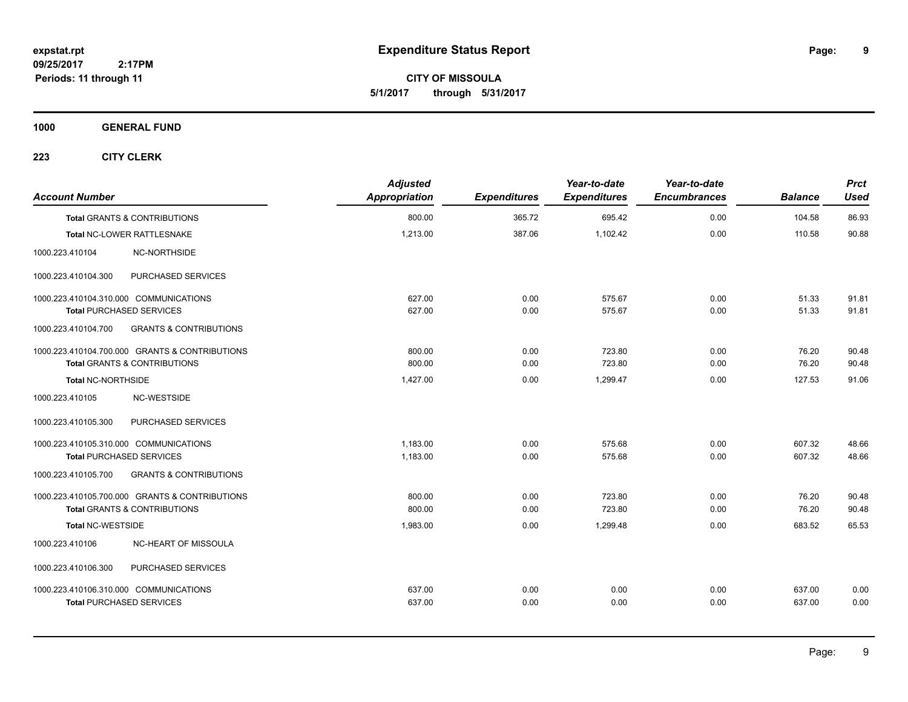**expstat.rpt**
**09/25/2017 2:17PM**
**Periods: 11 through 11**

# Expenditure Status Report

**CITY OF MISSOULA**
**5/1/2017 through 5/31/2017**

## 1000 GENERAL FUND

### 223 CITY CLERK

| Account Number | | Adjusted Appropriation | Expenditures | Year-to-date Expenditures | Year-to-date Encumbrances | Balance | Prct Used |
|---|---|---|---|---|---|---|---|
| **Total** GRANTS & CONTRIBUTIONS | | 800.00 | 365.72 | 695.42 | 0.00 | 104.58 | 86.93 |
| **Total** NC-LOWER RATTLESNAKE | | 1,213.00 | 387.06 | 1,102.42 | 0.00 | 110.58 | 90.88 |
| 1000.223.410104 | NC-NORTHSIDE | | | | | | |
| 1000.223.410104.300 | PURCHASED SERVICES | | | | | | |
| 1000.223.410104.310.000 | COMMUNICATIONS | 627.00 | 0.00 | 575.67 | 0.00 | 51.33 | 91.81 |
| **Total** PURCHASED SERVICES | | 627.00 | 0.00 | 575.67 | 0.00 | 51.33 | 91.81 |
| 1000.223.410104.700 | GRANTS & CONTRIBUTIONS | | | | | | |
| 1000.223.410104.700.000 | GRANTS & CONTRIBUTIONS | 800.00 | 0.00 | 723.80 | 0.00 | 76.20 | 90.48 |
| **Total** GRANTS & CONTRIBUTIONS | | 800.00 | 0.00 | 723.80 | 0.00 | 76.20 | 90.48 |
| **Total** NC-NORTHSIDE | | 1,427.00 | 0.00 | 1,299.47 | 0.00 | 127.53 | 91.06 |
| 1000.223.410105 | NC-WESTSIDE | | | | | | |
| 1000.223.410105.300 | PURCHASED SERVICES | | | | | | |
| 1000.223.410105.310.000 | COMMUNICATIONS | 1,183.00 | 0.00 | 575.68 | 0.00 | 607.32 | 48.66 |
| **Total** PURCHASED SERVICES | | 1,183.00 | 0.00 | 575.68 | 0.00 | 607.32 | 48.66 |
| 1000.223.410105.700 | GRANTS & CONTRIBUTIONS | | | | | | |
| 1000.223.410105.700.000 | GRANTS & CONTRIBUTIONS | 800.00 | 0.00 | 723.80 | 0.00 | 76.20 | 90.48 |
| **Total** GRANTS & CONTRIBUTIONS | | 800.00 | 0.00 | 723.80 | 0.00 | 76.20 | 90.48 |
| **Total** NC-WESTSIDE | | 1,983.00 | 0.00 | 1,299.48 | 0.00 | 683.52 | 65.53 |
| 1000.223.410106 | NC-HEART OF MISSOULA | | | | | | |
| 1000.223.410106.300 | PURCHASED SERVICES | | | | | | |
| 1000.223.410106.310.000 | COMMUNICATIONS | 637.00 | 0.00 | 0.00 | 0.00 | 637.00 | 0.00 |
| **Total** PURCHASED SERVICES | | 637.00 | 0.00 | 0.00 | 0.00 | 637.00 | 0.00 |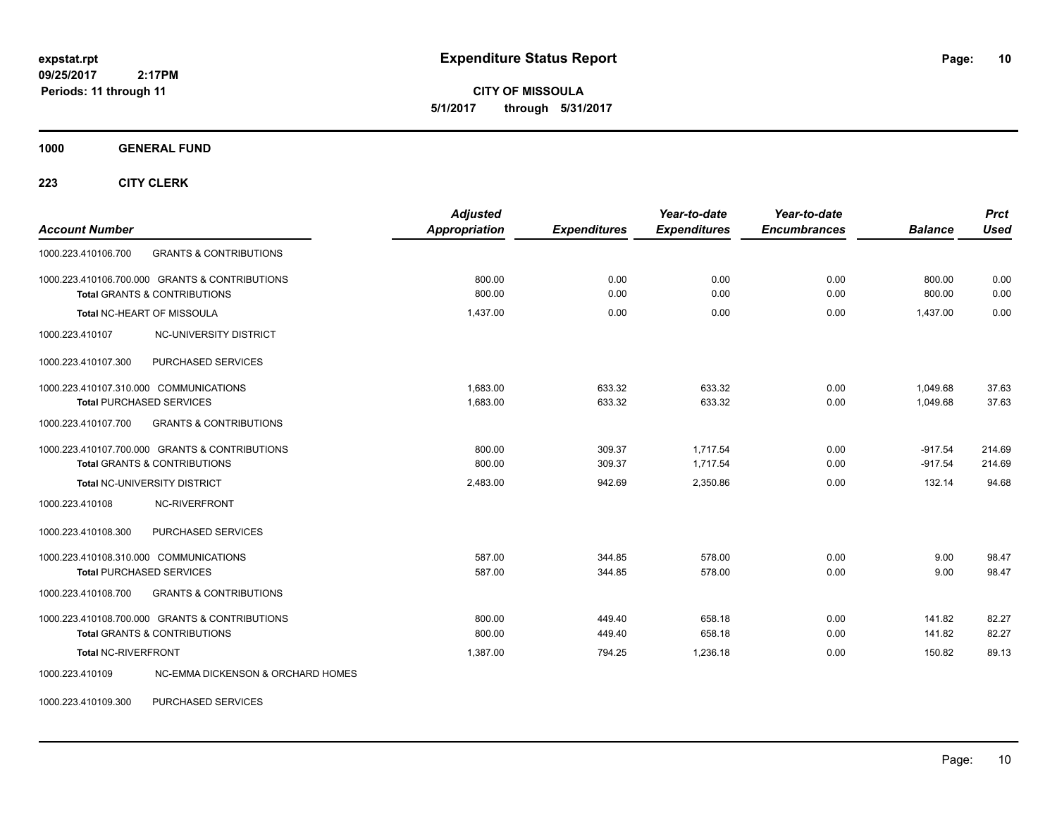**expstat.rpt**
**09/25/2017 2:17PM**
**Periods: 11 through 11**

# Expenditure Status Report

**CITY OF MISSOULA**
**5/1/2017 through 5/31/2017**

## 1000 GENERAL FUND

### 223 CITY CLERK

| Account Number | | Adjusted Appropriation | Expenditures | Year-to-date Expenditures | Year-to-date Encumbrances | Balance | Prct Used |
|---|---|---|---|---|---|---|---|
| 1000.223.410106.700 | GRANTS & CONTRIBUTIONS | | | | | | |
| 1000.223.410106.700.000 | GRANTS & CONTRIBUTIONS | 800.00 | 0.00 | 0.00 | 0.00 | 800.00 | 0.00 |
| **Total** GRANTS & CONTRIBUTIONS | | 800.00 | 0.00 | 0.00 | 0.00 | 800.00 | 0.00 |
| **Total** NC-HEART OF MISSOULA | | 1,437.00 | 0.00 | 0.00 | 0.00 | 1,437.00 | 0.00 |
| 1000.223.410107 | NC-UNIVERSITY DISTRICT | | | | | | |
| 1000.223.410107.300 | PURCHASED SERVICES | | | | | | |
| 1000.223.410107.310.000 | COMMUNICATIONS | 1,683.00 | 633.32 | 633.32 | 0.00 | 1,049.68 | 37.63 |
| **Total** PURCHASED SERVICES | | 1,683.00 | 633.32 | 633.32 | 0.00 | 1,049.68 | 37.63 |
| 1000.223.410107.700 | GRANTS & CONTRIBUTIONS | | | | | | |
| 1000.223.410107.700.000 | GRANTS & CONTRIBUTIONS | 800.00 | 309.37 | 1,717.54 | 0.00 | -917.54 | 214.69 |
| **Total** GRANTS & CONTRIBUTIONS | | 800.00 | 309.37 | 1,717.54 | 0.00 | -917.54 | 214.69 |
| **Total** NC-UNIVERSITY DISTRICT | | 2,483.00 | 942.69 | 2,350.86 | 0.00 | 132.14 | 94.68 |
| 1000.223.410108 | NC-RIVERFRONT | | | | | | |
| 1000.223.410108.300 | PURCHASED SERVICES | | | | | | |
| 1000.223.410108.310.000 | COMMUNICATIONS | 587.00 | 344.85 | 578.00 | 0.00 | 9.00 | 98.47 |
| **Total** PURCHASED SERVICES | | 587.00 | 344.85 | 578.00 | 0.00 | 9.00 | 98.47 |
| 1000.223.410108.700 | GRANTS & CONTRIBUTIONS | | | | | | |
| 1000.223.410108.700.000 | GRANTS & CONTRIBUTIONS | 800.00 | 449.40 | 658.18 | 0.00 | 141.82 | 82.27 |
| **Total** GRANTS & CONTRIBUTIONS | | 800.00 | 449.40 | 658.18 | 0.00 | 141.82 | 82.27 |
| **Total** NC-RIVERFRONT | | 1,387.00 | 794.25 | 1,236.18 | 0.00 | 150.82 | 89.13 |
| 1000.223.410109 | NC-EMMA DICKENSON & ORCHARD HOMES | | | | | | |
| 1000.223.410109.300 | PURCHASED SERVICES | | | | | | |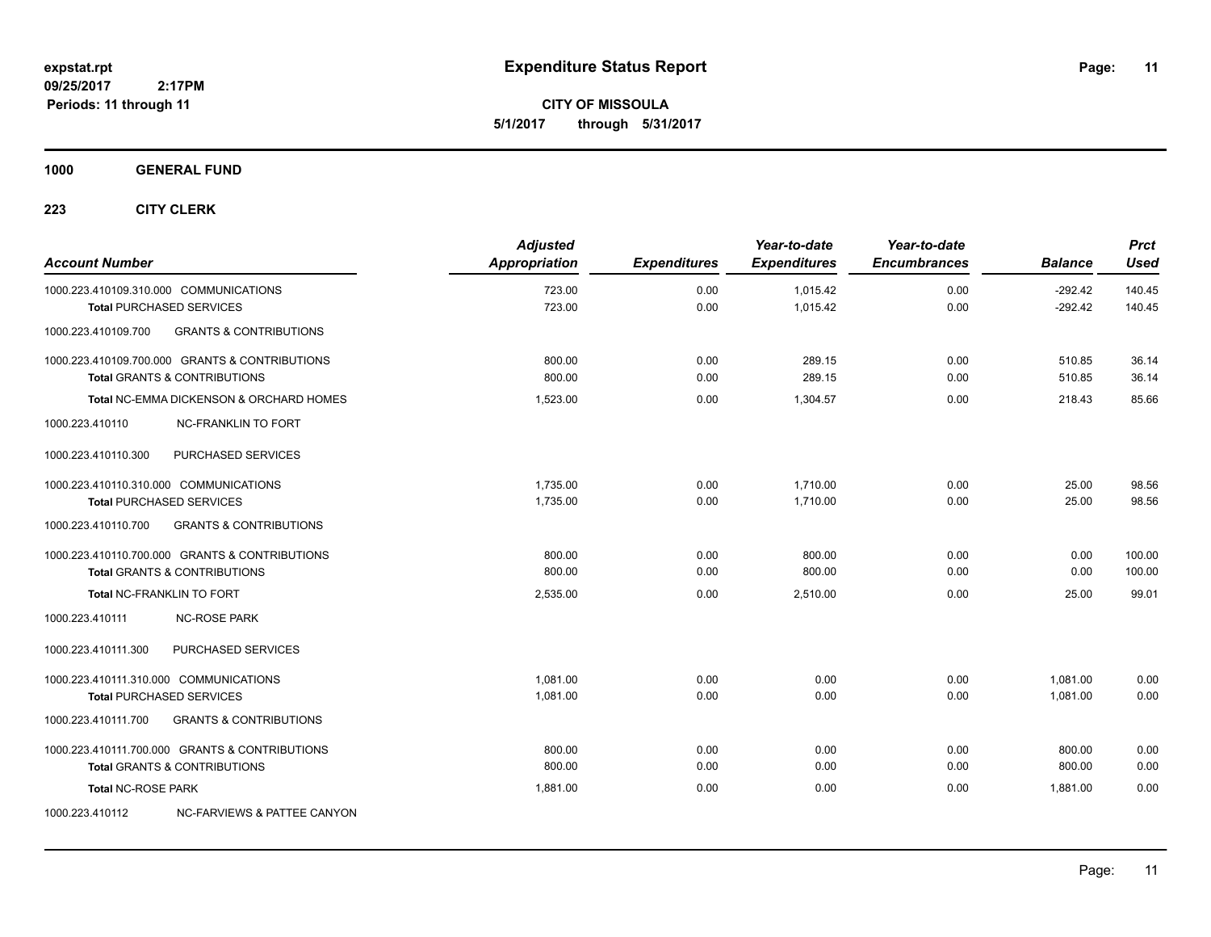**expstat.rpt**
**09/25/2017 2:17PM**
**Periods: 11 through 11**

# Expenditure Status Report

**CITY OF MISSOULA**
**5/1/2017 through 5/31/2017**

## 1000 GENERAL FUND

### 223 CITY CLERK

| Account Number | Adjusted Appropriation | Expenditures | Year-to-date Expenditures | Year-to-date Encumbrances | Balance | Prct Used |
|---|---|---|---|---|---|---|
| 1000.223.410109.310.000 COMMUNICATIONS | 723.00 | 0.00 | 1,015.42 | 0.00 | -292.42 | 140.45 |
| **Total** PURCHASED SERVICES | 723.00 | 0.00 | 1,015.42 | 0.00 | -292.42 | 140.45 |
| 1000.223.410109.700 GRANTS & CONTRIBUTIONS | | | | | | |
| 1000.223.410109.700.000 GRANTS & CONTRIBUTIONS | 800.00 | 0.00 | 289.15 | 0.00 | 510.85 | 36.14 |
| **Total** GRANTS & CONTRIBUTIONS | 800.00 | 0.00 | 289.15 | 0.00 | 510.85 | 36.14 |
| **Total** NC-EMMA DICKENSON & ORCHARD HOMES | 1,523.00 | 0.00 | 1,304.57 | 0.00 | 218.43 | 85.66 |
| 1000.223.410110 NC-FRANKLIN TO FORT | | | | | | |
| 1000.223.410110.300 PURCHASED SERVICES | | | | | | |
| 1000.223.410110.310.000 COMMUNICATIONS | 1,735.00 | 0.00 | 1,710.00 | 0.00 | 25.00 | 98.56 |
| **Total** PURCHASED SERVICES | 1,735.00 | 0.00 | 1,710.00 | 0.00 | 25.00 | 98.56 |
| 1000.223.410110.700 GRANTS & CONTRIBUTIONS | | | | | | |
| 1000.223.410110.700.000 GRANTS & CONTRIBUTIONS | 800.00 | 0.00 | 800.00 | 0.00 | 0.00 | 100.00 |
| **Total** GRANTS & CONTRIBUTIONS | 800.00 | 0.00 | 800.00 | 0.00 | 0.00 | 100.00 |
| **Total** NC-FRANKLIN TO FORT | 2,535.00 | 0.00 | 2,510.00 | 0.00 | 25.00 | 99.01 |
| 1000.223.410111 NC-ROSE PARK | | | | | | |
| 1000.223.410111.300 PURCHASED SERVICES | | | | | | |
| 1000.223.410111.310.000 COMMUNICATIONS | 1,081.00 | 0.00 | 0.00 | 0.00 | 1,081.00 | 0.00 |
| **Total** PURCHASED SERVICES | 1,081.00 | 0.00 | 0.00 | 0.00 | 1,081.00 | 0.00 |
| 1000.223.410111.700 GRANTS & CONTRIBUTIONS | | | | | | |
| 1000.223.410111.700.000 GRANTS & CONTRIBUTIONS | 800.00 | 0.00 | 0.00 | 0.00 | 800.00 | 0.00 |
| **Total** GRANTS & CONTRIBUTIONS | 800.00 | 0.00 | 0.00 | 0.00 | 800.00 | 0.00 |
| **Total** NC-ROSE PARK | 1,881.00 | 0.00 | 0.00 | 0.00 | 1,881.00 | 0.00 |
| 1000.223.410112 NC-FARVIEWS & PATTEE CANYON | | | | | | |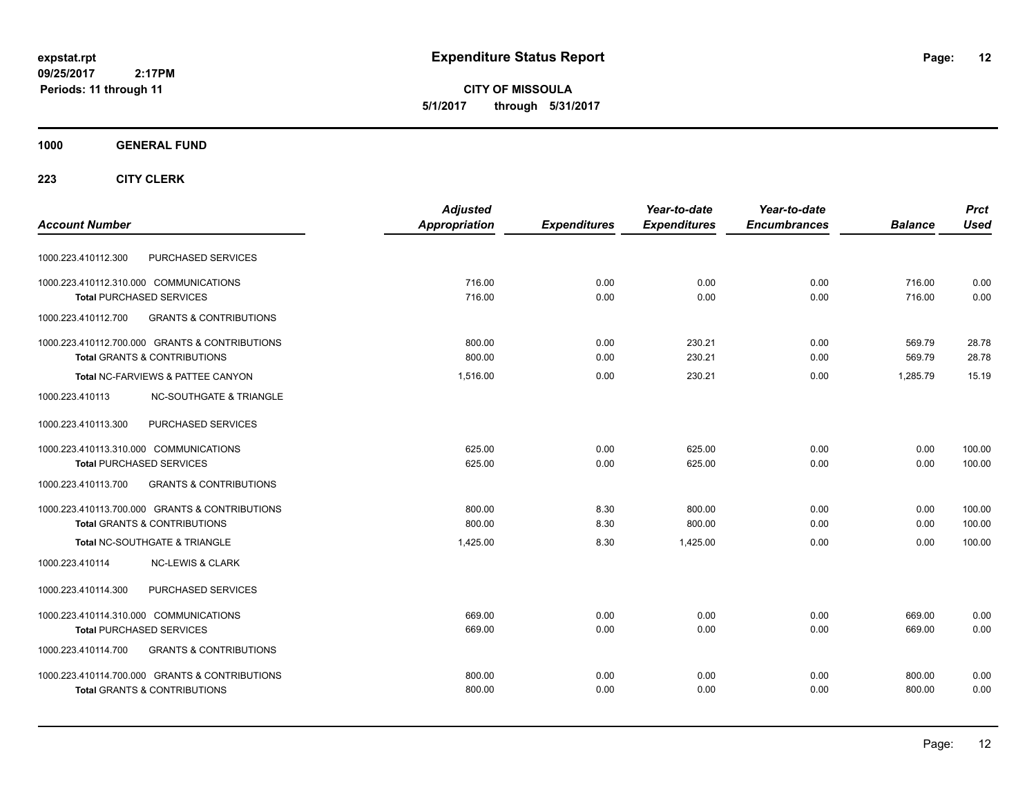# Expenditure Status Report

expstat.rpt
09/25/2017 2:17PM
Periods: 11 through 11

**CITY OF MISSOULA**
**5/1/2017 through 5/31/2017**

**1000 GENERAL FUND**

**223 CITY CLERK**

| Account Number | | Adjusted Appropriation | Expenditures | Year-to-date Expenditures | Year-to-date Encumbrances | Balance | Prct Used |
|---|---|---|---|---|---|---|---|
| 1000.223.410112.300 | PURCHASED SERVICES | | | | | | |
| 1000.223.410112.310.000 | COMMUNICATIONS | 716.00 | 0.00 | 0.00 | 0.00 | 716.00 | 0.00 |
| **Total** PURCHASED SERVICES | | 716.00 | 0.00 | 0.00 | 0.00 | 716.00 | 0.00 |
| 1000.223.410112.700 | GRANTS & CONTRIBUTIONS | | | | | | |
| 1000.223.410112.700.000 | GRANTS & CONTRIBUTIONS | 800.00 | 0.00 | 230.21 | 0.00 | 569.79 | 28.78 |
| **Total** GRANTS & CONTRIBUTIONS | | 800.00 | 0.00 | 230.21 | 0.00 | 569.79 | 28.78 |
| **Total NC-FARVIEWS & PATTEE CANYON** | | 1,516.00 | 0.00 | 230.21 | 0.00 | 1,285.79 | 15.19 |
| 1000.223.410113 | NC-SOUTHGATE & TRIANGLE | | | | | | |
| 1000.223.410113.300 | PURCHASED SERVICES | | | | | | |
| 1000.223.410113.310.000 | COMMUNICATIONS | 625.00 | 0.00 | 625.00 | 0.00 | 0.00 | 100.00 |
| **Total** PURCHASED SERVICES | | 625.00 | 0.00 | 625.00 | 0.00 | 0.00 | 100.00 |
| 1000.223.410113.700 | GRANTS & CONTRIBUTIONS | | | | | | |
| 1000.223.410113.700.000 | GRANTS & CONTRIBUTIONS | 800.00 | 8.30 | 800.00 | 0.00 | 0.00 | 100.00 |
| **Total** GRANTS & CONTRIBUTIONS | | 800.00 | 8.30 | 800.00 | 0.00 | 0.00 | 100.00 |
| **Total NC-SOUTHGATE & TRIANGLE** | | 1,425.00 | 8.30 | 1,425.00 | 0.00 | 0.00 | 100.00 |
| 1000.223.410114 | NC-LEWIS & CLARK | | | | | | |
| 1000.223.410114.300 | PURCHASED SERVICES | | | | | | |
| 1000.223.410114.310.000 | COMMUNICATIONS | 669.00 | 0.00 | 0.00 | 0.00 | 669.00 | 0.00 |
| **Total** PURCHASED SERVICES | | 669.00 | 0.00 | 0.00 | 0.00 | 669.00 | 0.00 |
| 1000.223.410114.700 | GRANTS & CONTRIBUTIONS | | | | | | |
| 1000.223.410114.700.000 | GRANTS & CONTRIBUTIONS | 800.00 | 0.00 | 0.00 | 0.00 | 800.00 | 0.00 |
| **Total** GRANTS & CONTRIBUTIONS | | 800.00 | 0.00 | 0.00 | 0.00 | 800.00 | 0.00 |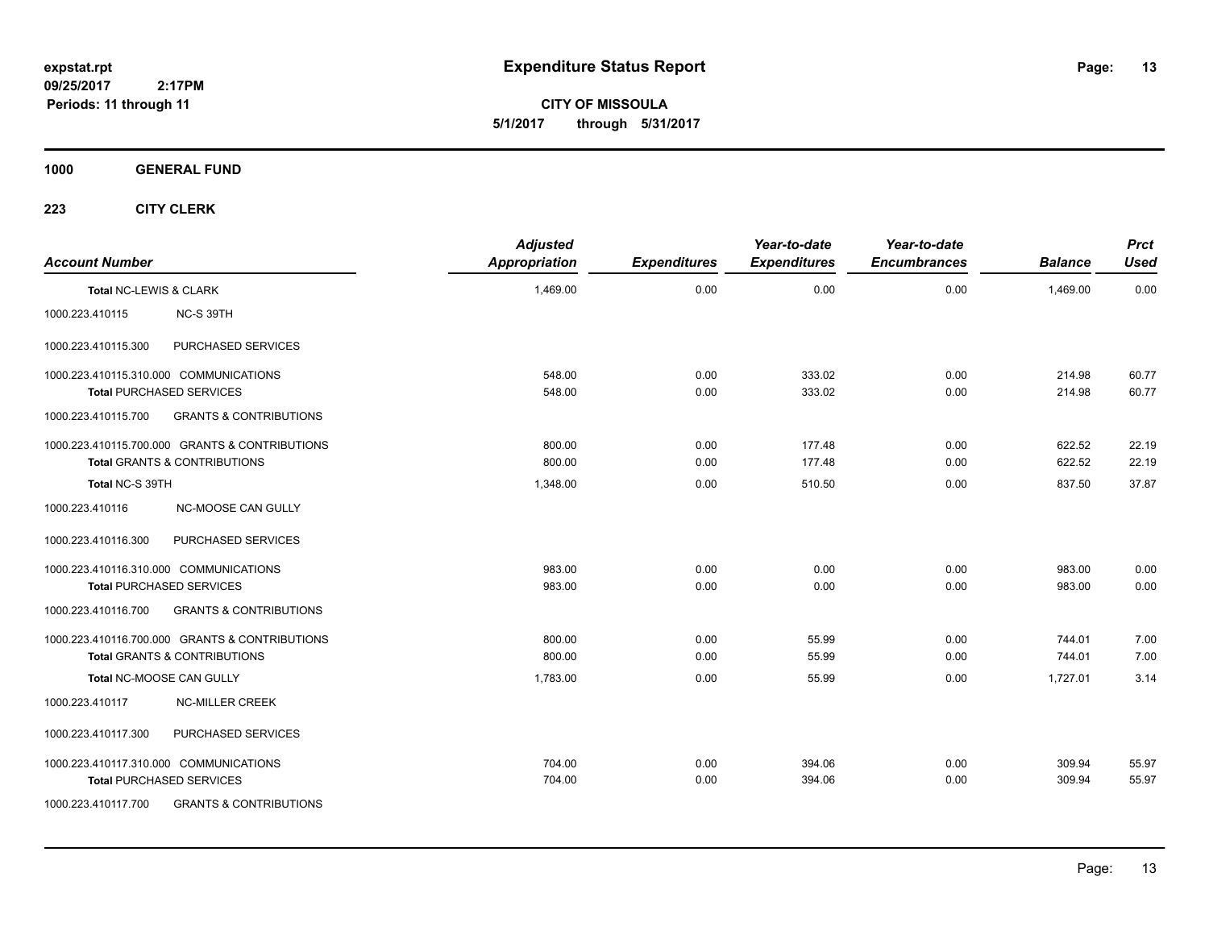**expstat.rpt**
**09/25/2017 2:17PM**
**Periods: 11 through 11**

# Expenditure Status Report

**CITY OF MISSOULA**
**5/1/2017 through 5/31/2017**

## 1000 GENERAL FUND

### 223 CITY CLERK

| Account Number | | Adjusted Appropriation | Expenditures | Year-to-date Expenditures | Year-to-date Encumbrances | Balance | Prct Used |
|---|---|---|---|---|---|---|---|
| **Total NC-LEWIS & CLARK** | | 1,469.00 | 0.00 | 0.00 | 0.00 | 1,469.00 | 0.00 |
| 1000.223.410115 | NC-S 39TH | | | | | | |
| 1000.223.410115.300 | PURCHASED SERVICES | | | | | | |
| 1000.223.410115.310.000 | COMMUNICATIONS | 548.00 | 0.00 | 333.02 | 0.00 | 214.98 | 60.77 |
| **Total PURCHASED SERVICES** | | 548.00 | 0.00 | 333.02 | 0.00 | 214.98 | 60.77 |
| 1000.223.410115.700 | GRANTS & CONTRIBUTIONS | | | | | | |
| 1000.223.410115.700.000 | GRANTS & CONTRIBUTIONS | 800.00 | 0.00 | 177.48 | 0.00 | 622.52 | 22.19 |
| **Total GRANTS & CONTRIBUTIONS** | | 800.00 | 0.00 | 177.48 | 0.00 | 622.52 | 22.19 |
| **Total NC-S 39TH** | | 1,348.00 | 0.00 | 510.50 | 0.00 | 837.50 | 37.87 |
| 1000.223.410116 | NC-MOOSE CAN GULLY | | | | | | |
| 1000.223.410116.300 | PURCHASED SERVICES | | | | | | |
| 1000.223.410116.310.000 | COMMUNICATIONS | 983.00 | 0.00 | 0.00 | 0.00 | 983.00 | 0.00 |
| **Total PURCHASED SERVICES** | | 983.00 | 0.00 | 0.00 | 0.00 | 983.00 | 0.00 |
| 1000.223.410116.700 | GRANTS & CONTRIBUTIONS | | | | | | |
| 1000.223.410116.700.000 | GRANTS & CONTRIBUTIONS | 800.00 | 0.00 | 55.99 | 0.00 | 744.01 | 7.00 |
| **Total GRANTS & CONTRIBUTIONS** | | 800.00 | 0.00 | 55.99 | 0.00 | 744.01 | 7.00 |
| **Total NC-MOOSE CAN GULLY** | | 1,783.00 | 0.00 | 55.99 | 0.00 | 1,727.01 | 3.14 |
| 1000.223.410117 | NC-MILLER CREEK | | | | | | |
| 1000.223.410117.300 | PURCHASED SERVICES | | | | | | |
| 1000.223.410117.310.000 | COMMUNICATIONS | 704.00 | 0.00 | 394.06 | 0.00 | 309.94 | 55.97 |
| **Total PURCHASED SERVICES** | | 704.00 | 0.00 | 394.06 | 0.00 | 309.94 | 55.97 |
| 1000.223.410117.700 | GRANTS & CONTRIBUTIONS | | | | | | |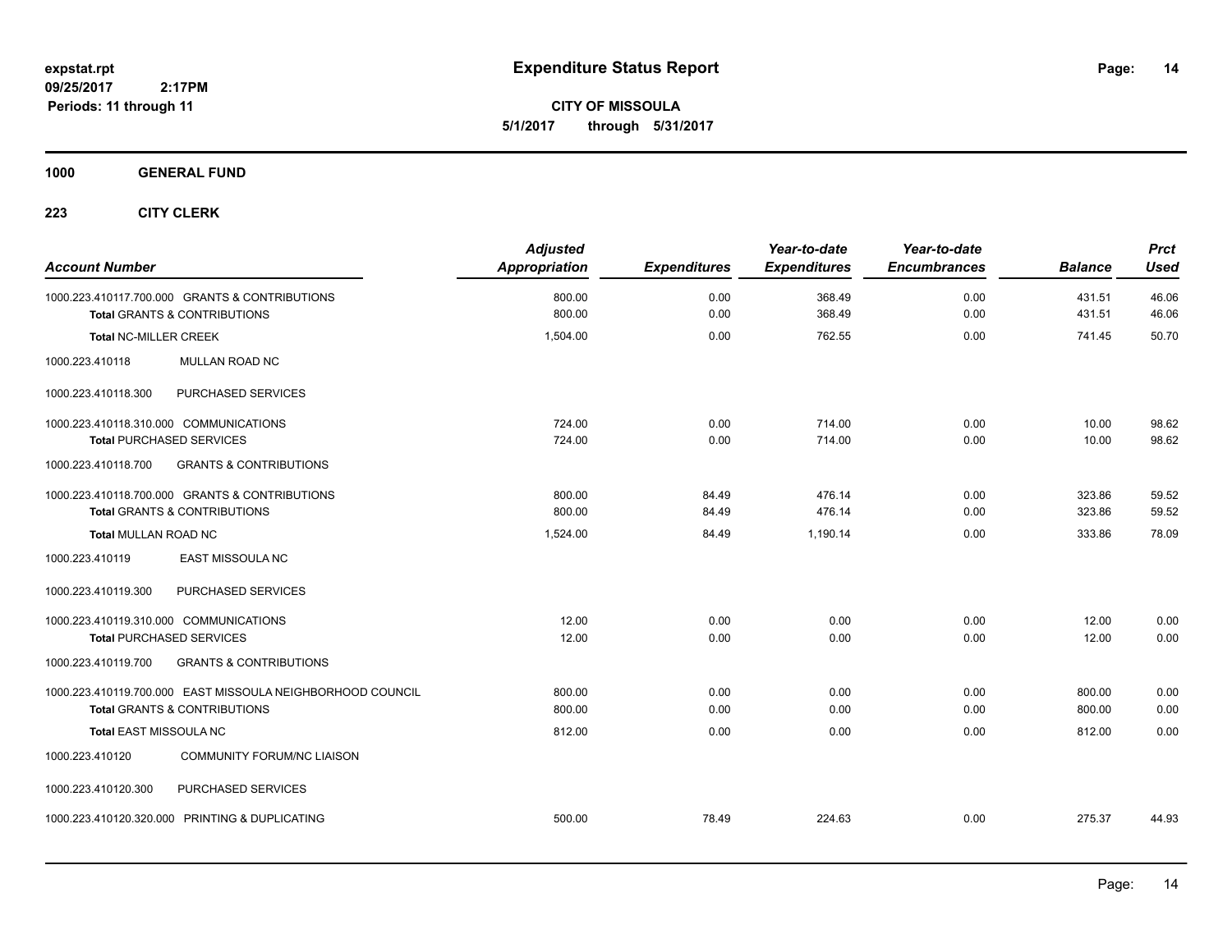**Expenditure Status Report**

**CITY OF MISSOULA**

**5/1/2017 through 5/31/2017**

expstat.rpt
09/25/2017 2:17PM
Periods: 11 through 11

## 1000 GENERAL FUND

### 223 CITY CLERK

| Account Number | Adjusted Appropriation | Expenditures | Year-to-date Expenditures | Year-to-date Encumbrances | Balance | Prct Used |
|---|---|---|---|---|---|---|
| 1000.223.410117.700.000 GRANTS & CONTRIBUTIONS | 800.00 | 0.00 | 368.49 | 0.00 | 431.51 | 46.06 |
| **Total** GRANTS & CONTRIBUTIONS | 800.00 | 0.00 | 368.49 | 0.00 | 431.51 | 46.06 |
| **Total** NC-MILLER CREEK | 1,504.00 | 0.00 | 762.55 | 0.00 | 741.45 | 50.70 |
| 1000.223.410118 MULLAN ROAD NC | | | | | | |
| 1000.223.410118.300 PURCHASED SERVICES | | | | | | |
| 1000.223.410118.310.000 COMMUNICATIONS | 724.00 | 0.00 | 714.00 | 0.00 | 10.00 | 98.62 |
| **Total** PURCHASED SERVICES | 724.00 | 0.00 | 714.00 | 0.00 | 10.00 | 98.62 |
| 1000.223.410118.700 GRANTS & CONTRIBUTIONS | | | | | | |
| 1000.223.410118.700.000 GRANTS & CONTRIBUTIONS | 800.00 | 84.49 | 476.14 | 0.00 | 323.86 | 59.52 |
| **Total** GRANTS & CONTRIBUTIONS | 800.00 | 84.49 | 476.14 | 0.00 | 323.86 | 59.52 |
| **Total** MULLAN ROAD NC | 1,524.00 | 84.49 | 1,190.14 | 0.00 | 333.86 | 78.09 |
| 1000.223.410119 EAST MISSOULA NC | | | | | | |
| 1000.223.410119.300 PURCHASED SERVICES | | | | | | |
| 1000.223.410119.310.000 COMMUNICATIONS | 12.00 | 0.00 | 0.00 | 0.00 | 12.00 | 0.00 |
| **Total** PURCHASED SERVICES | 12.00 | 0.00 | 0.00 | 0.00 | 12.00 | 0.00 |
| 1000.223.410119.700 GRANTS & CONTRIBUTIONS | | | | | | |
| 1000.223.410119.700.000 EAST MISSOULA NEIGHBORHOOD COUNCIL | 800.00 | 0.00 | 0.00 | 0.00 | 800.00 | 0.00 |
| **Total** GRANTS & CONTRIBUTIONS | 800.00 | 0.00 | 0.00 | 0.00 | 800.00 | 0.00 |
| **Total** EAST MISSOULA NC | 812.00 | 0.00 | 0.00 | 0.00 | 812.00 | 0.00 |
| 1000.223.410120 COMMUNITY FORUM/NC LIAISON | | | | | | |
| 1000.223.410120.300 PURCHASED SERVICES | | | | | | |
| 1000.223.410120.320.000 PRINTING & DUPLICATING | 500.00 | 78.49 | 224.63 | 0.00 | 275.37 | 44.93 |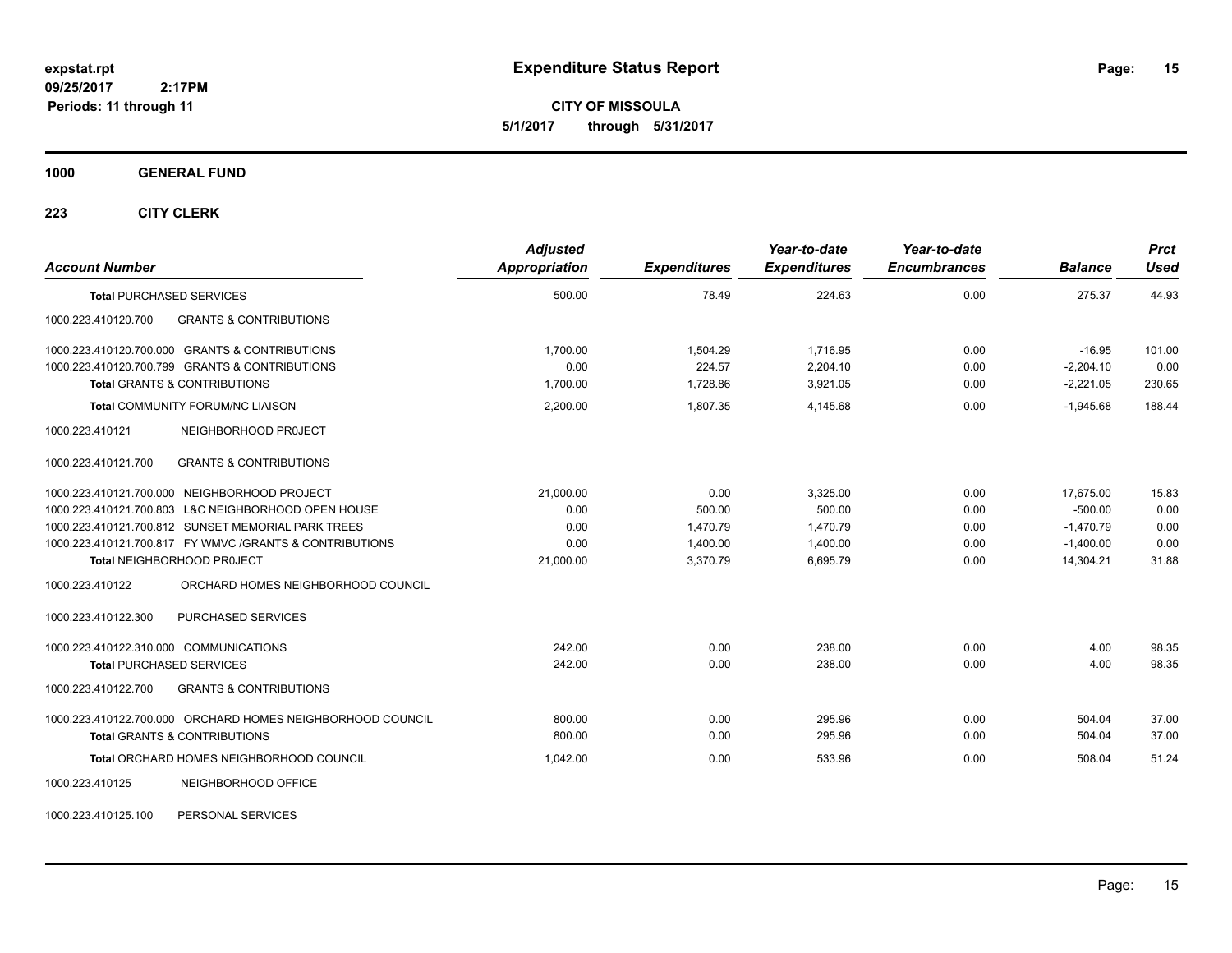# Expenditure Status Report

**CITY OF MISSOULA**

**5/1/2017 through 5/31/2017**

expstat.rpt
09/25/2017 2:17PM
Periods: 11 through 11

**1000 GENERAL FUND**

**223 CITY CLERK**

| Account Number | Adjusted Appropriation | Expenditures | Year-to-date Expenditures | Year-to-date Encumbrances | Balance | Prct Used |
|---|---|---|---|---|---|---|
| **Total** PURCHASED SERVICES | 500.00 | 78.49 | 224.63 | 0.00 | 275.37 | 44.93 |
| 1000.223.410120.700 GRANTS & CONTRIBUTIONS | | | | | | |
| 1000.223.410120.700.000 GRANTS & CONTRIBUTIONS | 1,700.00 | 1,504.29 | 1,716.95 | 0.00 | -16.95 | 101.00 |
| 1000.223.410120.700.799 GRANTS & CONTRIBUTIONS | 0.00 | 224.57 | 2,204.10 | 0.00 | -2,204.10 | 0.00 |
| **Total** GRANTS & CONTRIBUTIONS | 1,700.00 | 1,728.86 | 3,921.05 | 0.00 | -2,221.05 | 230.65 |
| **Total** COMMUNITY FORUM/NC LIAISON | 2,200.00 | 1,807.35 | 4,145.68 | 0.00 | -1,945.68 | 188.44 |
| 1000.223.410121 NEIGHBORHOOD PR0JECT | | | | | | |
| 1000.223.410121.700 GRANTS & CONTRIBUTIONS | | | | | | |
| 1000.223.410121.700.000 NEIGHBORHOOD PROJECT | 21,000.00 | 0.00 | 3,325.00 | 0.00 | 17,675.00 | 15.83 |
| 1000.223.410121.700.803 L&C NEIGHBORHOOD OPEN HOUSE | 0.00 | 500.00 | 500.00 | 0.00 | -500.00 | 0.00 |
| 1000.223.410121.700.812 SUNSET MEMORIAL PARK TREES | 0.00 | 1,470.79 | 1,470.79 | 0.00 | -1,470.79 | 0.00 |
| 1000.223.410121.700.817 FY WMVC /GRANTS & CONTRIBUTIONS | 0.00 | 1,400.00 | 1,400.00 | 0.00 | -1,400.00 | 0.00 |
| **Total** NEIGHBORHOOD PR0JECT | 21,000.00 | 3,370.79 | 6,695.79 | 0.00 | 14,304.21 | 31.88 |
| 1000.223.410122 ORCHARD HOMES NEIGHBORHOOD COUNCIL | | | | | | |
| 1000.223.410122.300 PURCHASED SERVICES | | | | | | |
| 1000.223.410122.310.000 COMMUNICATIONS | 242.00 | 0.00 | 238.00 | 0.00 | 4.00 | 98.35 |
| **Total** PURCHASED SERVICES | 242.00 | 0.00 | 238.00 | 0.00 | 4.00 | 98.35 |
| 1000.223.410122.700 GRANTS & CONTRIBUTIONS | | | | | | |
| 1000.223.410122.700.000 ORCHARD HOMES NEIGHBORHOOD COUNCIL | 800.00 | 0.00 | 295.96 | 0.00 | 504.04 | 37.00 |
| **Total** GRANTS & CONTRIBUTIONS | 800.00 | 0.00 | 295.96 | 0.00 | 504.04 | 37.00 |
| **Total** ORCHARD HOMES NEIGHBORHOOD COUNCIL | 1,042.00 | 0.00 | 533.96 | 0.00 | 508.04 | 51.24 |
| 1000.223.410125 NEIGHBORHOOD OFFICE | | | | | | |
| 1000.223.410125.100 PERSONAL SERVICES | | | | | | |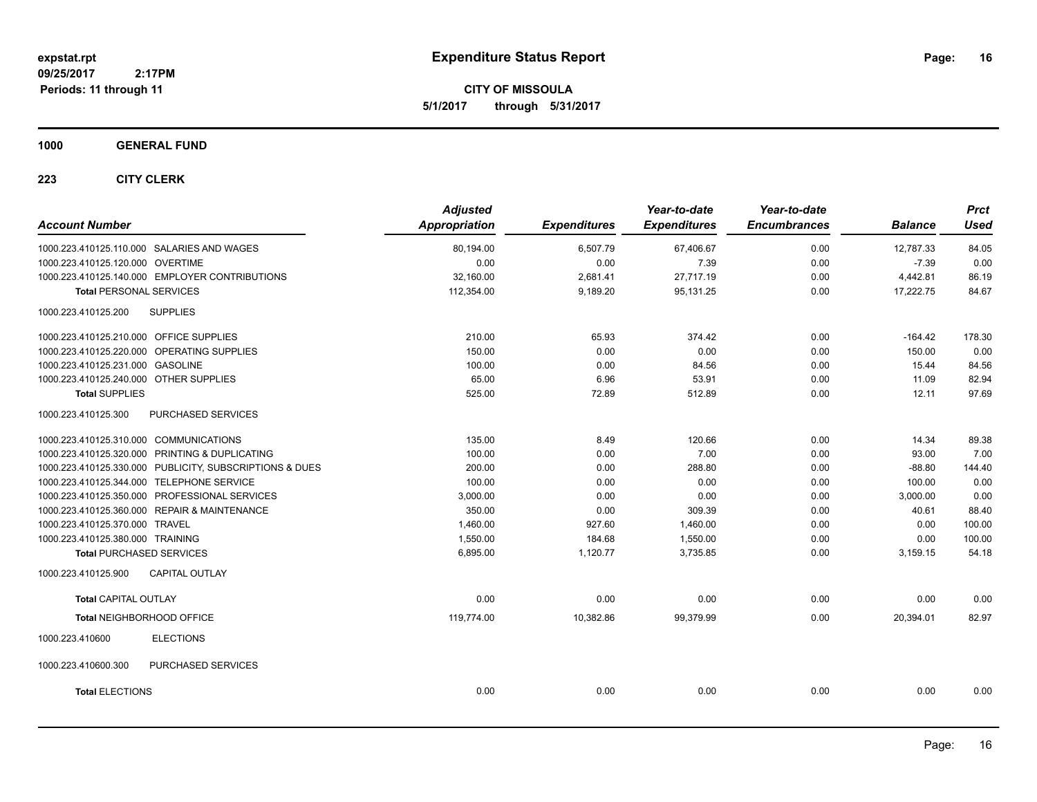# Expenditure Status Report

**CITY OF MISSOULA**

**5/1/2017 through 5/31/2017**

expstat.rpt
09/25/2017 2:17PM
Periods: 11 through 11

## 1000 GENERAL FUND

### 223 CITY CLERK

| Account Number | | Adjusted Appropriation | Expenditures | Year-to-date Expenditures | Year-to-date Encumbrances | Balance | Prct Used |
|---|---|---|---|---|---|---|---|
| 1000.223.410125.110.000 | SALARIES AND WAGES | 80,194.00 | 6,507.79 | 67,406.67 | 0.00 | 12,787.33 | 84.05 |
| 1000.223.410125.120.000 | OVERTIME | 0.00 | 0.00 | 7.39 | 0.00 | -7.39 | 0.00 |
| 1000.223.410125.140.000 | EMPLOYER CONTRIBUTIONS | 32,160.00 | 2,681.41 | 27,717.19 | 0.00 | 4,442.81 | 86.19 |
| **Total** PERSONAL SERVICES | | 112,354.00 | 9,189.20 | 95,131.25 | 0.00 | 17,222.75 | 84.67 |
| 1000.223.410125.200 | SUPPLIES | | | | | | |
| 1000.223.410125.210.000 | OFFICE SUPPLIES | 210.00 | 65.93 | 374.42 | 0.00 | -164.42 | 178.30 |
| 1000.223.410125.220.000 | OPERATING SUPPLIES | 150.00 | 0.00 | 0.00 | 0.00 | 150.00 | 0.00 |
| 1000.223.410125.231.000 | GASOLINE | 100.00 | 0.00 | 84.56 | 0.00 | 15.44 | 84.56 |
| 1000.223.410125.240.000 | OTHER SUPPLIES | 65.00 | 6.96 | 53.91 | 0.00 | 11.09 | 82.94 |
| **Total** SUPPLIES | | 525.00 | 72.89 | 512.89 | 0.00 | 12.11 | 97.69 |
| 1000.223.410125.300 | PURCHASED SERVICES | | | | | | |
| 1000.223.410125.310.000 | COMMUNICATIONS | 135.00 | 8.49 | 120.66 | 0.00 | 14.34 | 89.38 |
| 1000.223.410125.320.000 | PRINTING & DUPLICATING | 100.00 | 0.00 | 7.00 | 0.00 | 93.00 | 7.00 |
| 1000.223.410125.330.000 | PUBLICITY, SUBSCRIPTIONS & DUES | 200.00 | 0.00 | 288.80 | 0.00 | -88.80 | 144.40 |
| 1000.223.410125.344.000 | TELEPHONE SERVICE | 100.00 | 0.00 | 0.00 | 0.00 | 100.00 | 0.00 |
| 1000.223.410125.350.000 | PROFESSIONAL SERVICES | 3,000.00 | 0.00 | 0.00 | 0.00 | 3,000.00 | 0.00 |
| 1000.223.410125.360.000 | REPAIR & MAINTENANCE | 350.00 | 0.00 | 309.39 | 0.00 | 40.61 | 88.40 |
| 1000.223.410125.370.000 | TRAVEL | 1,460.00 | 927.60 | 1,460.00 | 0.00 | 0.00 | 100.00 |
| 1000.223.410125.380.000 | TRAINING | 1,550.00 | 184.68 | 1,550.00 | 0.00 | 0.00 | 100.00 |
| **Total** PURCHASED SERVICES | | 6,895.00 | 1,120.77 | 3,735.85 | 0.00 | 3,159.15 | 54.18 |
| 1000.223.410125.900 | CAPITAL OUTLAY | | | | | | |
| **Total** CAPITAL OUTLAY | | 0.00 | 0.00 | 0.00 | 0.00 | 0.00 | 0.00 |
| **Total** NEIGHBORHOOD OFFICE | | 119,774.00 | 10,382.86 | 99,379.99 | 0.00 | 20,394.01 | 82.97 |
| 1000.223.410600 | ELECTIONS | | | | | | |
| 1000.223.410600.300 | PURCHASED SERVICES | | | | | | |
| **Total** ELECTIONS | | 0.00 | 0.00 | 0.00 | 0.00 | 0.00 | 0.00 |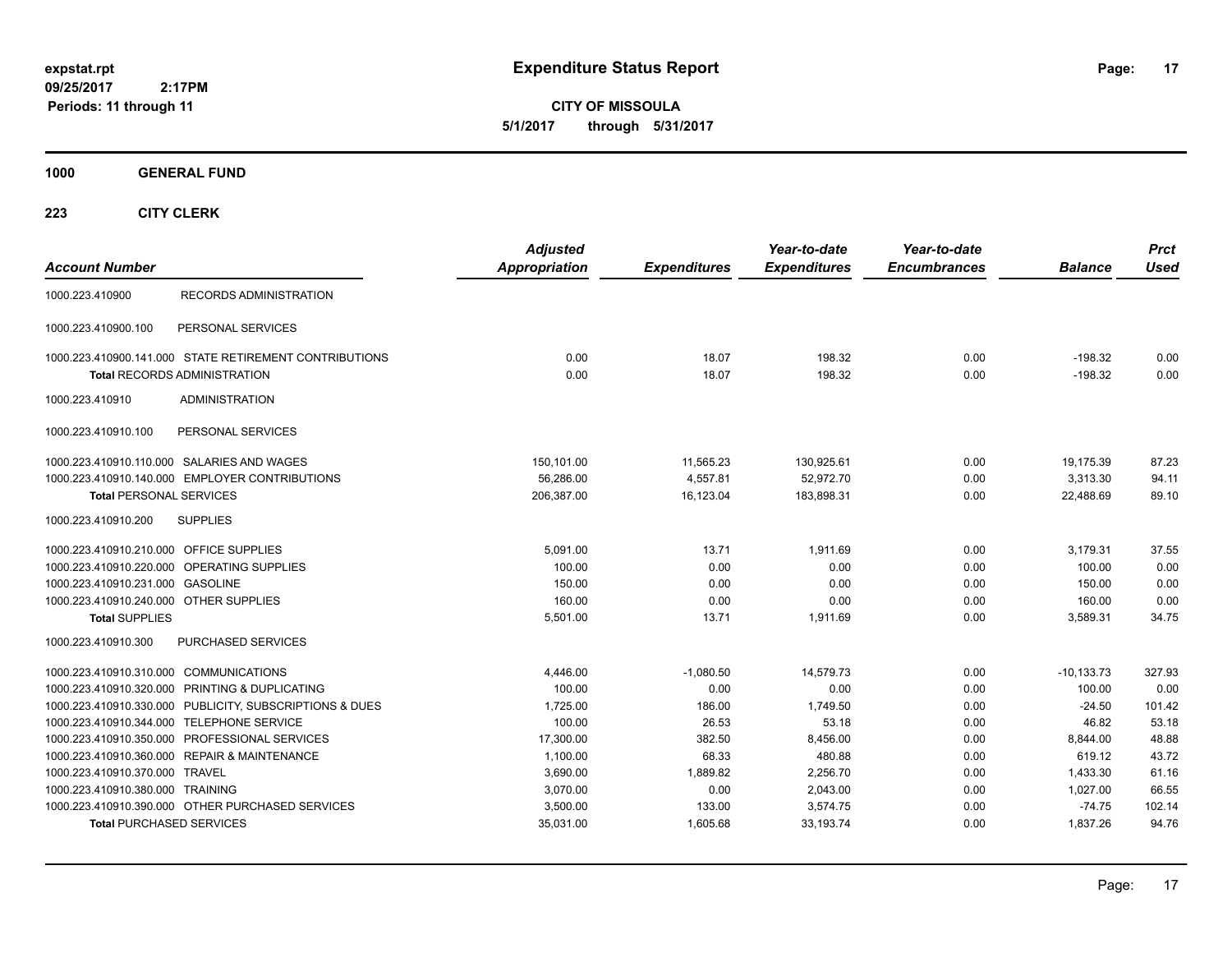# Expenditure Status Report

**CITY OF MISSOULA**
**5/1/2017 through 5/31/2017**

expstat.rpt
09/25/2017 2:17PM
Periods: 11 through 11

## 1000 GENERAL FUND

### 223 CITY CLERK

| Account Number | | Adjusted Appropriation | Expenditures | Year-to-date Expenditures | Year-to-date Encumbrances | Balance | Prct Used |
|---|---|---|---|---|---|---|---|
| 1000.223.410900 | RECORDS ADMINISTRATION | | | | | | |
| 1000.223.410900.100 | PERSONAL SERVICES | | | | | | |
| 1000.223.410900.141.000 | STATE RETIREMENT CONTRIBUTIONS | 0.00 | 18.07 | 198.32 | 0.00 | -198.32 | 0.00 |
| **Total** RECORDS ADMINISTRATION | | 0.00 | 18.07 | 198.32 | 0.00 | -198.32 | 0.00 |
| 1000.223.410910 | ADMINISTRATION | | | | | | |
| 1000.223.410910.100 | PERSONAL SERVICES | | | | | | |
| 1000.223.410910.110.000 | SALARIES AND WAGES | 150,101.00 | 11,565.23 | 130,925.61 | 0.00 | 19,175.39 | 87.23 |
| 1000.223.410910.140.000 | EMPLOYER CONTRIBUTIONS | 56,286.00 | 4,557.81 | 52,972.70 | 0.00 | 3,313.30 | 94.11 |
| **Total** PERSONAL SERVICES | | 206,387.00 | 16,123.04 | 183,898.31 | 0.00 | 22,488.69 | 89.10 |
| 1000.223.410910.200 | SUPPLIES | | | | | | |
| 1000.223.410910.210.000 | OFFICE SUPPLIES | 5,091.00 | 13.71 | 1,911.69 | 0.00 | 3,179.31 | 37.55 |
| 1000.223.410910.220.000 | OPERATING SUPPLIES | 100.00 | 0.00 | 0.00 | 0.00 | 100.00 | 0.00 |
| 1000.223.410910.231.000 | GASOLINE | 150.00 | 0.00 | 0.00 | 0.00 | 150.00 | 0.00 |
| 1000.223.410910.240.000 | OTHER SUPPLIES | 160.00 | 0.00 | 0.00 | 0.00 | 160.00 | 0.00 |
| **Total** SUPPLIES | | 5,501.00 | 13.71 | 1,911.69 | 0.00 | 3,589.31 | 34.75 |
| 1000.223.410910.300 | PURCHASED SERVICES | | | | | | |
| 1000.223.410910.310.000 | COMMUNICATIONS | 4,446.00 | -1,080.50 | 14,579.73 | 0.00 | -10,133.73 | 327.93 |
| 1000.223.410910.320.000 | PRINTING & DUPLICATING | 100.00 | 0.00 | 0.00 | 0.00 | 100.00 | 0.00 |
| 1000.223.410910.330.000 | PUBLICITY, SUBSCRIPTIONS & DUES | 1,725.00 | 186.00 | 1,749.50 | 0.00 | -24.50 | 101.42 |
| 1000.223.410910.344.000 | TELEPHONE SERVICE | 100.00 | 26.53 | 53.18 | 0.00 | 46.82 | 53.18 |
| 1000.223.410910.350.000 | PROFESSIONAL SERVICES | 17,300.00 | 382.50 | 8,456.00 | 0.00 | 8,844.00 | 48.88 |
| 1000.223.410910.360.000 | REPAIR & MAINTENANCE | 1,100.00 | 68.33 | 480.88 | 0.00 | 619.12 | 43.72 |
| 1000.223.410910.370.000 | TRAVEL | 3,690.00 | 1,889.82 | 2,256.70 | 0.00 | 1,433.30 | 61.16 |
| 1000.223.410910.380.000 | TRAINING | 3,070.00 | 0.00 | 2,043.00 | 0.00 | 1,027.00 | 66.55 |
| 1000.223.410910.390.000 | OTHER PURCHASED SERVICES | 3,500.00 | 133.00 | 3,574.75 | 0.00 | -74.75 | 102.14 |
| **Total** PURCHASED SERVICES | | 35,031.00 | 1,605.68 | 33,193.74 | 0.00 | 1,837.26 | 94.76 |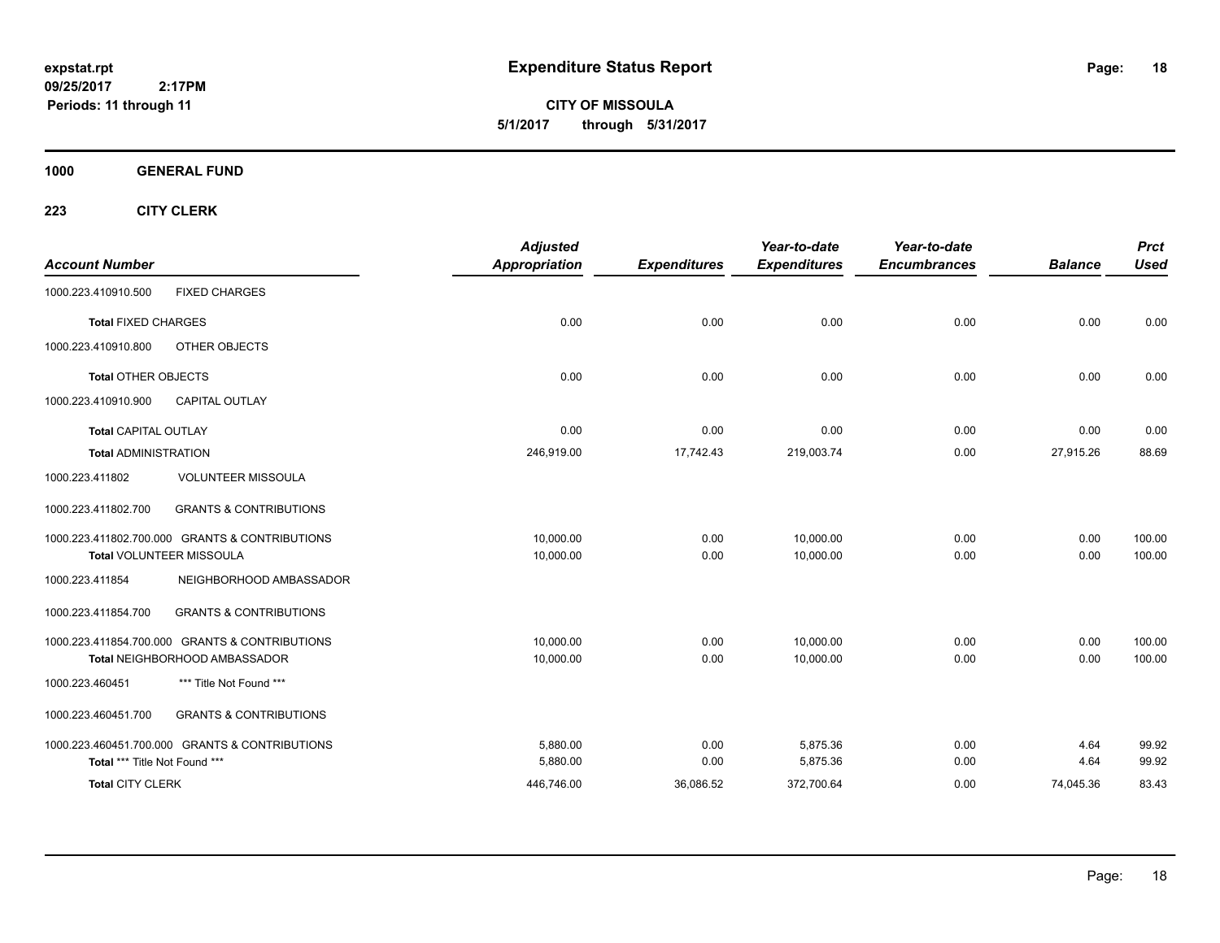# Expenditure Status Report

expstat.rpt
09/25/2017 2:17PM
Periods: 11 through 11

**CITY OF MISSOULA**
**5/1/2017 through 5/31/2017**

## 1000 GENERAL FUND

### 223 CITY CLERK

| Account Number | | Adjusted Appropriation | Expenditures | Year-to-date Expenditures | Year-to-date Encumbrances | Balance | Prct Used |
|---|---|---|---|---|---|---|---|
| 1000.223.410910.500 | FIXED CHARGES | | | | | | |
| **Total** FIXED CHARGES | | 0.00 | 0.00 | 0.00 | 0.00 | 0.00 | 0.00 |
| 1000.223.410910.800 | OTHER OBJECTS | | | | | | |
| **Total** OTHER OBJECTS | | 0.00 | 0.00 | 0.00 | 0.00 | 0.00 | 0.00 |
| 1000.223.410910.900 | CAPITAL OUTLAY | | | | | | |
| **Total** CAPITAL OUTLAY | | 0.00 | 0.00 | 0.00 | 0.00 | 0.00 | 0.00 |
| **Total** ADMINISTRATION | | 246,919.00 | 17,742.43 | 219,003.74 | 0.00 | 27,915.26 | 88.69 |
| 1000.223.411802 | VOLUNTEER MISSOULA | | | | | | |
| 1000.223.411802.700 | GRANTS & CONTRIBUTIONS | | | | | | |
| 1000.223.411802.700.000 | GRANTS & CONTRIBUTIONS | 10,000.00 | 0.00 | 10,000.00 | 0.00 | 0.00 | 100.00 |
| **Total** VOLUNTEER MISSOULA | | 10,000.00 | 0.00 | 10,000.00 | 0.00 | 0.00 | 100.00 |
| 1000.223.411854 | NEIGHBORHOOD AMBASSADOR | | | | | | |
| 1000.223.411854.700 | GRANTS & CONTRIBUTIONS | | | | | | |
| 1000.223.411854.700.000 | GRANTS & CONTRIBUTIONS | 10,000.00 | 0.00 | 10,000.00 | 0.00 | 0.00 | 100.00 |
| **Total** NEIGHBORHOOD AMBASSADOR | | 10,000.00 | 0.00 | 10,000.00 | 0.00 | 0.00 | 100.00 |
| 1000.223.460451 | *** Title Not Found *** | | | | | | |
| 1000.223.460451.700 | GRANTS & CONTRIBUTIONS | | | | | | |
| 1000.223.460451.700.000 | GRANTS & CONTRIBUTIONS | 5,880.00 | 0.00 | 5,875.36 | 0.00 | 4.64 | 99.92 |
| **Total** *** Title Not Found *** | | 5,880.00 | 0.00 | 5,875.36 | 0.00 | 4.64 | 99.92 |
| **Total** CITY CLERK | | 446,746.00 | 36,086.52 | 372,700.64 | 0.00 | 74,045.36 | 83.43 |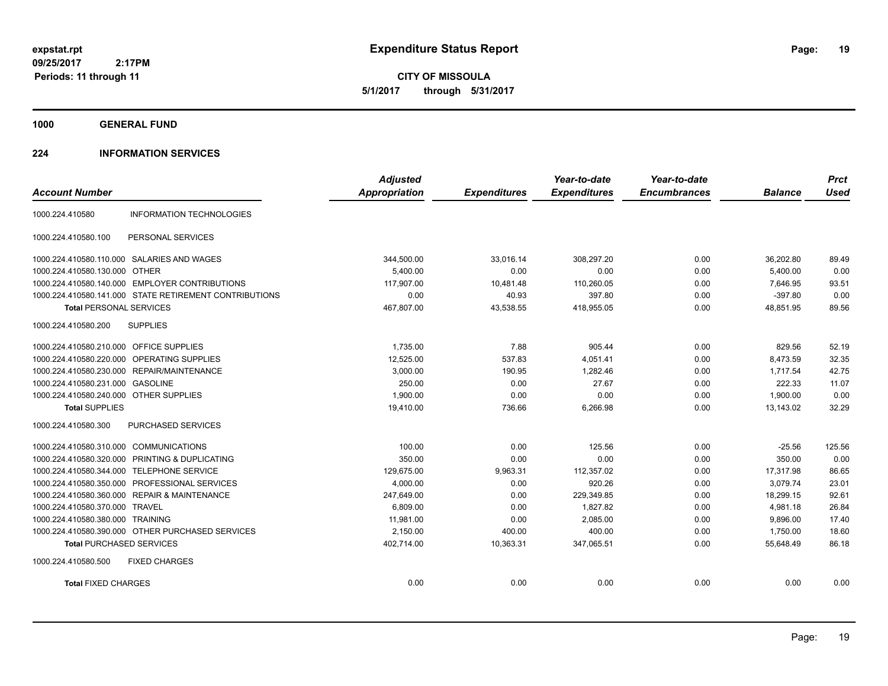**expstat.rpt**
**09/25/2017 2:17PM**
**Periods: 11 through 11**

# Expenditure Status Report

**CITY OF MISSOULA**
**5/1/2017 through 5/31/2017**

## 1000 GENERAL FUND

### 224 INFORMATION SERVICES

| Account Number | | Adjusted Appropriation | Expenditures | Year-to-date Expenditures | Year-to-date Encumbrances | Balance | Prct Used |
|---|---|---|---|---|---|---|---|
| 1000.224.410580 | INFORMATION TECHNOLOGIES | | | | | | |
| 1000.224.410580.100 | PERSONAL SERVICES | | | | | | |
| 1000.224.410580.110.000 | SALARIES AND WAGES | 344,500.00 | 33,016.14 | 308,297.20 | 0.00 | 36,202.80 | 89.49 |
| 1000.224.410580.130.000 | OTHER | 5,400.00 | 0.00 | 0.00 | 0.00 | 5,400.00 | 0.00 |
| 1000.224.410580.140.000 | EMPLOYER CONTRIBUTIONS | 117,907.00 | 10,481.48 | 110,260.05 | 0.00 | 7,646.95 | 93.51 |
| 1000.224.410580.141.000 | STATE RETIREMENT CONTRIBUTIONS | 0.00 | 40.93 | 397.80 | 0.00 | -397.80 | 0.00 |
| **Total** PERSONAL SERVICES | | 467,807.00 | 43,538.55 | 418,955.05 | 0.00 | 48,851.95 | 89.56 |
| 1000.224.410580.200 | SUPPLIES | | | | | | |
| 1000.224.410580.210.000 | OFFICE SUPPLIES | 1,735.00 | 7.88 | 905.44 | 0.00 | 829.56 | 52.19 |
| 1000.224.410580.220.000 | OPERATING SUPPLIES | 12,525.00 | 537.83 | 4,051.41 | 0.00 | 8,473.59 | 32.35 |
| 1000.224.410580.230.000 | REPAIR/MAINTENANCE | 3,000.00 | 190.95 | 1,282.46 | 0.00 | 1,717.54 | 42.75 |
| 1000.224.410580.231.000 | GASOLINE | 250.00 | 0.00 | 27.67 | 0.00 | 222.33 | 11.07 |
| 1000.224.410580.240.000 | OTHER SUPPLIES | 1,900.00 | 0.00 | 0.00 | 0.00 | 1,900.00 | 0.00 |
| **Total** SUPPLIES | | 19,410.00 | 736.66 | 6,266.98 | 0.00 | 13,143.02 | 32.29 |
| 1000.224.410580.300 | PURCHASED SERVICES | | | | | | |
| 1000.224.410580.310.000 | COMMUNICATIONS | 100.00 | 0.00 | 125.56 | 0.00 | -25.56 | 125.56 |
| 1000.224.410580.320.000 | PRINTING & DUPLICATING | 350.00 | 0.00 | 0.00 | 0.00 | 350.00 | 0.00 |
| 1000.224.410580.344.000 | TELEPHONE SERVICE | 129,675.00 | 9,963.31 | 112,357.02 | 0.00 | 17,317.98 | 86.65 |
| 1000.224.410580.350.000 | PROFESSIONAL SERVICES | 4,000.00 | 0.00 | 920.26 | 0.00 | 3,079.74 | 23.01 |
| 1000.224.410580.360.000 | REPAIR & MAINTENANCE | 247,649.00 | 0.00 | 229,349.85 | 0.00 | 18,299.15 | 92.61 |
| 1000.224.410580.370.000 | TRAVEL | 6,809.00 | 0.00 | 1,827.82 | 0.00 | 4,981.18 | 26.84 |
| 1000.224.410580.380.000 | TRAINING | 11,981.00 | 0.00 | 2,085.00 | 0.00 | 9,896.00 | 17.40 |
| 1000.224.410580.390.000 | OTHER PURCHASED SERVICES | 2,150.00 | 400.00 | 400.00 | 0.00 | 1,750.00 | 18.60 |
| **Total** PURCHASED SERVICES | | 402,714.00 | 10,363.31 | 347,065.51 | 0.00 | 55,648.49 | 86.18 |
| 1000.224.410580.500 | FIXED CHARGES | | | | | | |
| **Total** FIXED CHARGES | | 0.00 | 0.00 | 0.00 | 0.00 | 0.00 | 0.00 |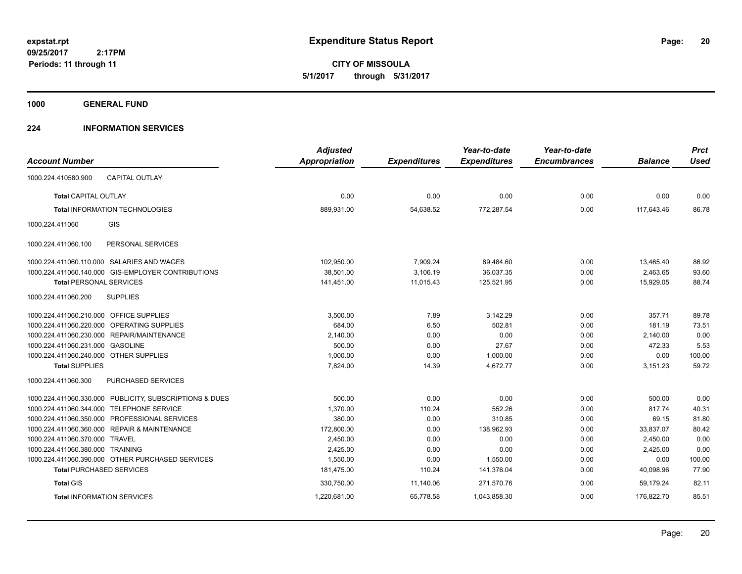**Expenditure Status Report**

**CITY OF MISSOULA**

**5/1/2017 through 5/31/2017**

expstat.rpt
09/25/2017 2:17PM
Periods: 11 through 11

## 1000 GENERAL FUND

## 224 INFORMATION SERVICES

| Account Number | | Adjusted Appropriation | Expenditures | Year-to-date Expenditures | Year-to-date Encumbrances | Balance | Prct Used |
|---|---|---|---|---|---|---|---|
| 1000.224.410580.900 | CAPITAL OUTLAY | | | | | | |
| **Total** CAPITAL OUTLAY | | 0.00 | 0.00 | 0.00 | 0.00 | 0.00 | 0.00 |
| **Total** INFORMATION TECHNOLOGIES | | 889,931.00 | 54,638.52 | 772,287.54 | 0.00 | 117,643.46 | 86.78 |
| 1000.224.411060 | GIS | | | | | | |
| 1000.224.411060.100 | PERSONAL SERVICES | | | | | | |
| 1000.224.411060.110.000 | SALARIES AND WAGES | 102,950.00 | 7,909.24 | 89,484.60 | 0.00 | 13,465.40 | 86.92 |
| 1000.224.411060.140.000 | GIS-EMPLOYER CONTRIBUTIONS | 38,501.00 | 3,106.19 | 36,037.35 | 0.00 | 2,463.65 | 93.60 |
| **Total** PERSONAL SERVICES | | 141,451.00 | 11,015.43 | 125,521.95 | 0.00 | 15,929.05 | 88.74 |
| 1000.224.411060.200 | SUPPLIES | | | | | | |
| 1000.224.411060.210.000 | OFFICE SUPPLIES | 3,500.00 | 7.89 | 3,142.29 | 0.00 | 357.71 | 89.78 |
| 1000.224.411060.220.000 | OPERATING SUPPLIES | 684.00 | 6.50 | 502.81 | 0.00 | 181.19 | 73.51 |
| 1000.224.411060.230.000 | REPAIR/MAINTENANCE | 2,140.00 | 0.00 | 0.00 | 0.00 | 2,140.00 | 0.00 |
| 1000.224.411060.231.000 | GASOLINE | 500.00 | 0.00 | 27.67 | 0.00 | 472.33 | 5.53 |
| 1000.224.411060.240.000 | OTHER SUPPLIES | 1,000.00 | 0.00 | 1,000.00 | 0.00 | 0.00 | 100.00 |
| **Total** SUPPLIES | | 7,824.00 | 14.39 | 4,672.77 | 0.00 | 3,151.23 | 59.72 |
| 1000.224.411060.300 | PURCHASED SERVICES | | | | | | |
| 1000.224.411060.330.000 | PUBLICITY, SUBSCRIPTIONS & DUES | 500.00 | 0.00 | 0.00 | 0.00 | 500.00 | 0.00 |
| 1000.224.411060.344.000 | TELEPHONE SERVICE | 1,370.00 | 110.24 | 552.26 | 0.00 | 817.74 | 40.31 |
| 1000.224.411060.350.000 | PROFESSIONAL SERVICES | 380.00 | 0.00 | 310.85 | 0.00 | 69.15 | 81.80 |
| 1000.224.411060.360.000 | REPAIR & MAINTENANCE | 172,800.00 | 0.00 | 138,962.93 | 0.00 | 33,837.07 | 80.42 |
| 1000.224.411060.370.000 | TRAVEL | 2,450.00 | 0.00 | 0.00 | 0.00 | 2,450.00 | 0.00 |
| 1000.224.411060.380.000 | TRAINING | 2,425.00 | 0.00 | 0.00 | 0.00 | 2,425.00 | 0.00 |
| 1000.224.411060.390.000 | OTHER PURCHASED SERVICES | 1,550.00 | 0.00 | 1,550.00 | 0.00 | 0.00 | 100.00 |
| **Total** PURCHASED SERVICES | | 181,475.00 | 110.24 | 141,376.04 | 0.00 | 40,098.96 | 77.90 |
| **Total** GIS | | 330,750.00 | 11,140.06 | 271,570.76 | 0.00 | 59,179.24 | 82.11 |
| **Total** INFORMATION SERVICES | | 1,220,681.00 | 65,778.58 | 1,043,858.30 | 0.00 | 176,822.70 | 85.51 |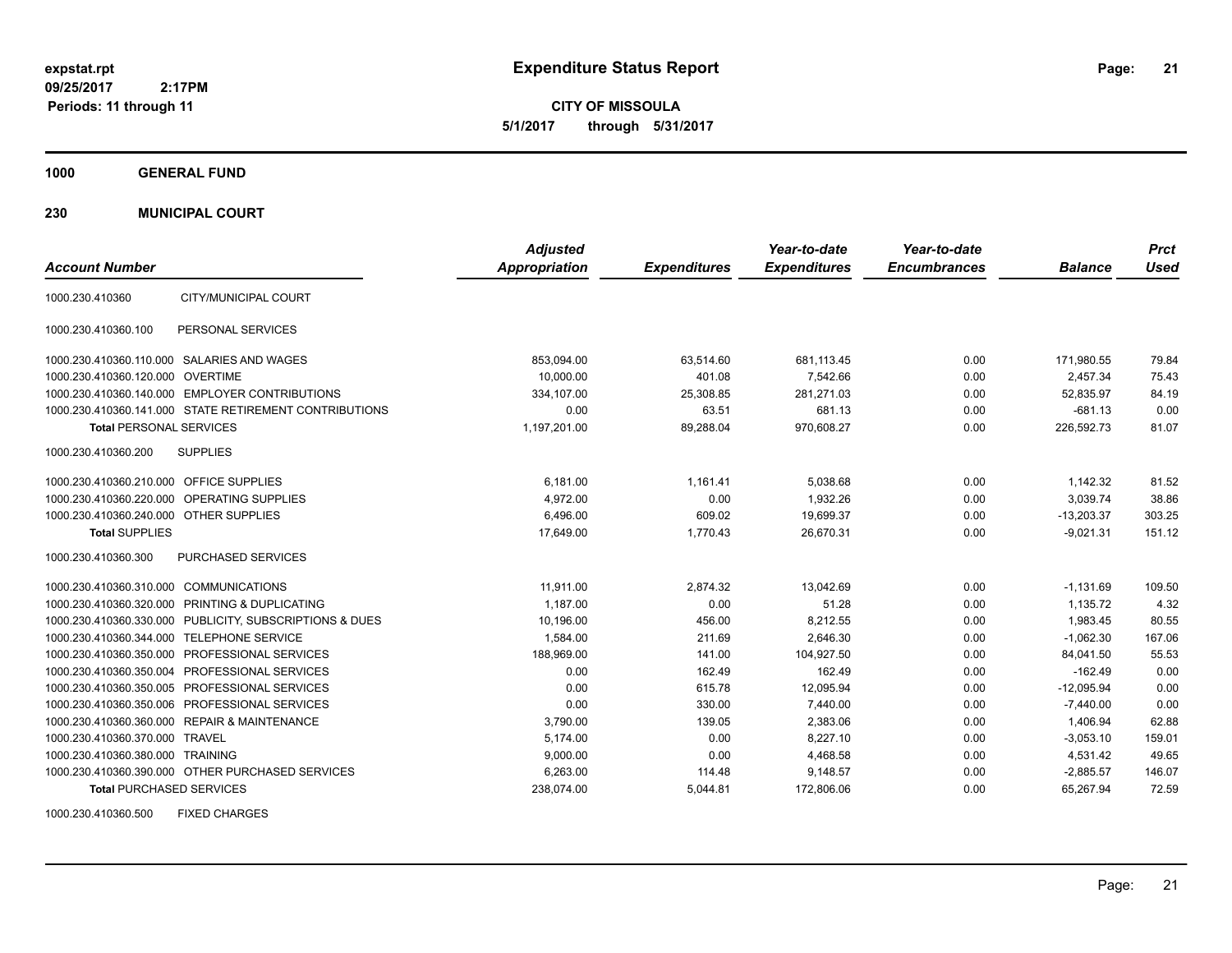**expstat.rpt**
**09/25/2017 2:17PM**
**Periods: 11 through 11**

# Expenditure Status Report

**CITY OF MISSOULA**
**5/1/2017 through 5/31/2017**

## 1000 GENERAL FUND

## 230 MUNICIPAL COURT

| Account Number | | Adjusted Appropriation | Expenditures | Year-to-date Expenditures | Year-to-date Encumbrances | Balance | Prct Used |
|---|---|---|---|---|---|---|---|
| 1000.230.410360 | CITY/MUNICIPAL COURT | | | | | | |
| 1000.230.410360.100 | PERSONAL SERVICES | | | | | | |
| 1000.230.410360.110.000 | SALARIES AND WAGES | 853,094.00 | 63,514.60 | 681,113.45 | 0.00 | 171,980.55 | 79.84 |
| 1000.230.410360.120.000 | OVERTIME | 10,000.00 | 401.08 | 7,542.66 | 0.00 | 2,457.34 | 75.43 |
| 1000.230.410360.140.000 | EMPLOYER CONTRIBUTIONS | 334,107.00 | 25,308.85 | 281,271.03 | 0.00 | 52,835.97 | 84.19 |
| 1000.230.410360.141.000 | STATE RETIREMENT CONTRIBUTIONS | 0.00 | 63.51 | 681.13 | 0.00 | -681.13 | 0.00 |
| **Total** PERSONAL SERVICES | | 1,197,201.00 | 89,288.04 | 970,608.27 | 0.00 | 226,592.73 | 81.07 |
| 1000.230.410360.200 | SUPPLIES | | | | | | |
| 1000.230.410360.210.000 | OFFICE SUPPLIES | 6,181.00 | 1,161.41 | 5,038.68 | 0.00 | 1,142.32 | 81.52 |
| 1000.230.410360.220.000 | OPERATING SUPPLIES | 4,972.00 | 0.00 | 1,932.26 | 0.00 | 3,039.74 | 38.86 |
| 1000.230.410360.240.000 | OTHER SUPPLIES | 6,496.00 | 609.02 | 19,699.37 | 0.00 | -13,203.37 | 303.25 |
| **Total SUPPLIES** | | 17,649.00 | 1,770.43 | 26,670.31 | 0.00 | -9,021.31 | 151.12 |
| 1000.230.410360.300 | PURCHASED SERVICES | | | | | | |
| 1000.230.410360.310.000 | COMMUNICATIONS | 11,911.00 | 2,874.32 | 13,042.69 | 0.00 | -1,131.69 | 109.50 |
| 1000.230.410360.320.000 | PRINTING & DUPLICATING | 1,187.00 | 0.00 | 51.28 | 0.00 | 1,135.72 | 4.32 |
| 1000.230.410360.330.000 | PUBLICITY, SUBSCRIPTIONS & DUES | 10,196.00 | 456.00 | 8,212.55 | 0.00 | 1,983.45 | 80.55 |
| 1000.230.410360.344.000 | TELEPHONE SERVICE | 1,584.00 | 211.69 | 2,646.30 | 0.00 | -1,062.30 | 167.06 |
| 1000.230.410360.350.000 | PROFESSIONAL SERVICES | 188,969.00 | 141.00 | 104,927.50 | 0.00 | 84,041.50 | 55.53 |
| 1000.230.410360.350.004 | PROFESSIONAL SERVICES | 0.00 | 162.49 | 162.49 | 0.00 | -162.49 | 0.00 |
| 1000.230.410360.350.005 | PROFESSIONAL SERVICES | 0.00 | 615.78 | 12,095.94 | 0.00 | -12,095.94 | 0.00 |
| 1000.230.410360.350.006 | PROFESSIONAL SERVICES | 0.00 | 330.00 | 7,440.00 | 0.00 | -7,440.00 | 0.00 |
| 1000.230.410360.360.000 | REPAIR & MAINTENANCE | 3,790.00 | 139.05 | 2,383.06 | 0.00 | 1,406.94 | 62.88 |
| 1000.230.410360.370.000 | TRAVEL | 5,174.00 | 0.00 | 8,227.10 | 0.00 | -3,053.10 | 159.01 |
| 1000.230.410360.380.000 | TRAINING | 9,000.00 | 0.00 | 4,468.58 | 0.00 | 4,531.42 | 49.65 |
| 1000.230.410360.390.000 | OTHER PURCHASED SERVICES | 6,263.00 | 114.48 | 9,148.57 | 0.00 | -2,885.57 | 146.07 |
| **Total** PURCHASED SERVICES | | 238,074.00 | 5,044.81 | 172,806.06 | 0.00 | 65,267.94 | 72.59 |
| 1000.230.410360.500 | FIXED CHARGES | | | | | | |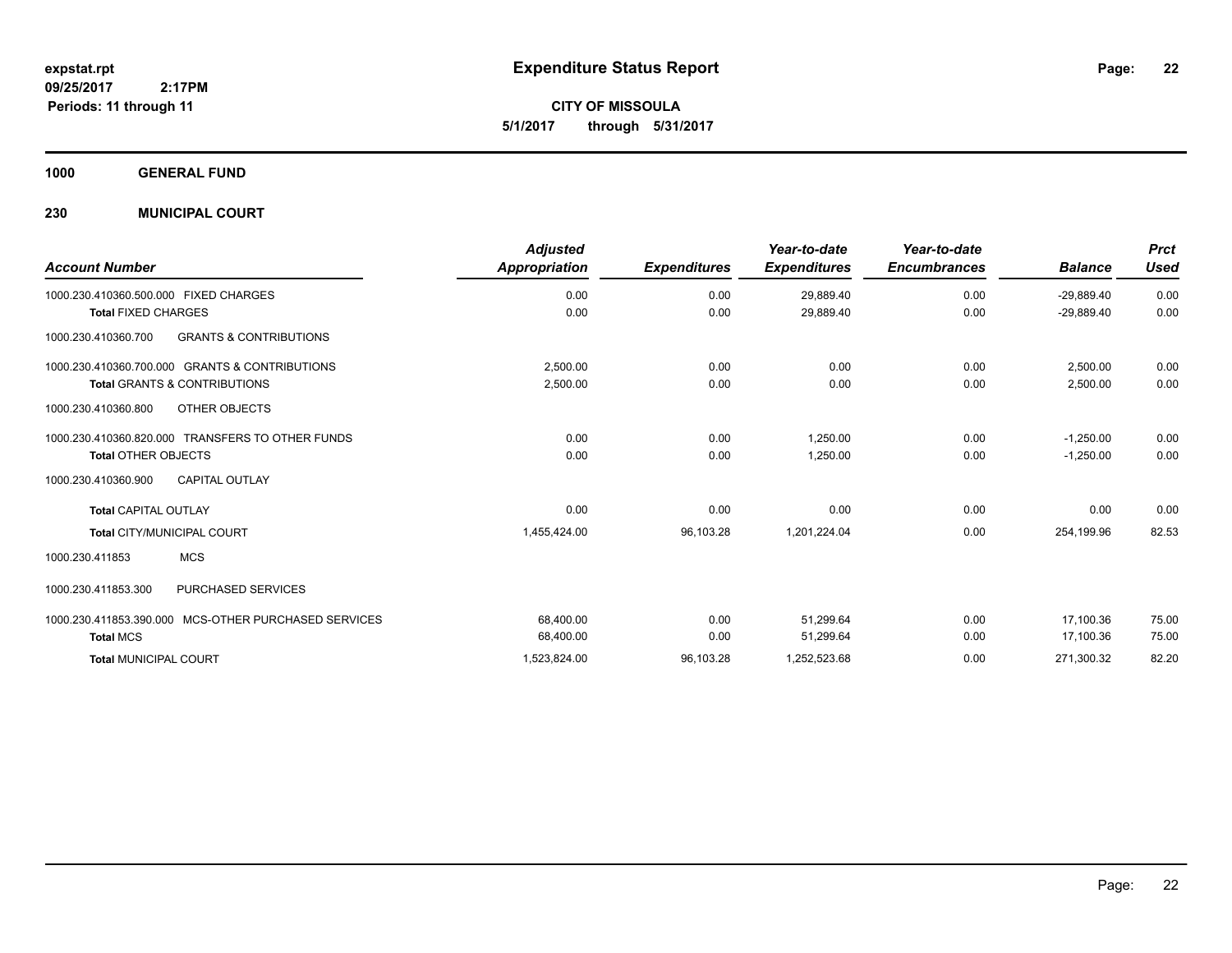**expstat.rpt**
**09/25/2017 2:17PM**
**Periods: 11 through 11**

# Expenditure Status Report

**CITY OF MISSOULA**
**5/1/2017 through 5/31/2017**

## 1000 GENERAL FUND

## 230 MUNICIPAL COURT

| Account Number | Adjusted Appropriation | Expenditures | Year-to-date Expenditures | Year-to-date Encumbrances | Balance | Prct Used |
|---|---|---|---|---|---|---|
| 1000.230.410360.500.000 FIXED CHARGES | 0.00 | 0.00 | 29,889.40 | 0.00 | -29,889.40 | 0.00 |
| **Total** FIXED CHARGES | 0.00 | 0.00 | 29,889.40 | 0.00 | -29,889.40 | 0.00 |
| 1000.230.410360.700 GRANTS & CONTRIBUTIONS | | | | | | |
| 1000.230.410360.700.000 GRANTS & CONTRIBUTIONS | 2,500.00 | 0.00 | 0.00 | 0.00 | 2,500.00 | 0.00 |
| **Total** GRANTS & CONTRIBUTIONS | 2,500.00 | 0.00 | 0.00 | 0.00 | 2,500.00 | 0.00 |
| 1000.230.410360.800 OTHER OBJECTS | | | | | | |
| 1000.230.410360.820.000 TRANSFERS TO OTHER FUNDS | 0.00 | 0.00 | 1,250.00 | 0.00 | -1,250.00 | 0.00 |
| **Total** OTHER OBJECTS | 0.00 | 0.00 | 1,250.00 | 0.00 | -1,250.00 | 0.00 |
| 1000.230.410360.900 CAPITAL OUTLAY | | | | | | |
| **Total** CAPITAL OUTLAY | 0.00 | 0.00 | 0.00 | 0.00 | 0.00 | 0.00 |
| **Total** CITY/MUNICIPAL COURT | 1,455,424.00 | 96,103.28 | 1,201,224.04 | 0.00 | 254,199.96 | 82.53 |
| 1000.230.411853 MCS | | | | | | |
| 1000.230.411853.300 PURCHASED SERVICES | | | | | | |
| 1000.230.411853.390.000 MCS-OTHER PURCHASED SERVICES | 68,400.00 | 0.00 | 51,299.64 | 0.00 | 17,100.36 | 75.00 |
| **Total** MCS | 68,400.00 | 0.00 | 51,299.64 | 0.00 | 17,100.36 | 75.00 |
| **Total** MUNICIPAL COURT | 1,523,824.00 | 96,103.28 | 1,252,523.68 | 0.00 | 271,300.32 | 82.20 |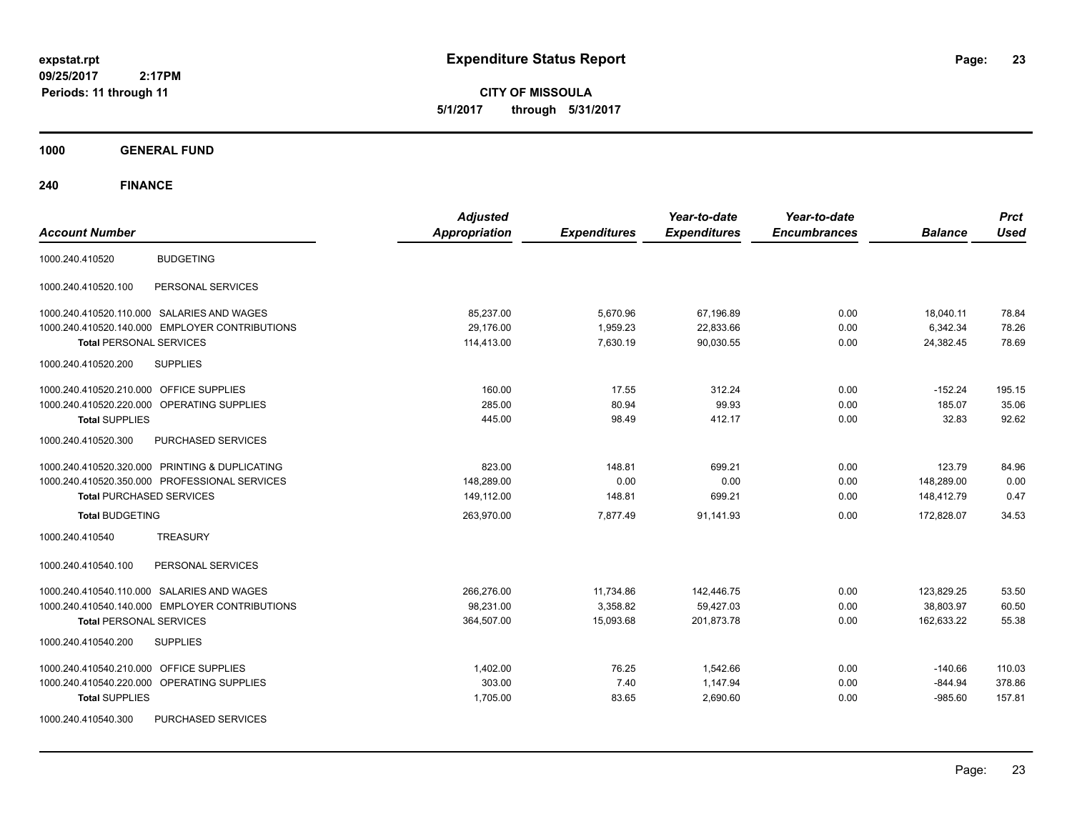**expstat.rpt**
**09/25/2017 2:17PM**
**Periods: 11 through 11**

# Expenditure Status Report

**CITY OF MISSOULA**
**5/1/2017 through 5/31/2017**

## 1000 GENERAL FUND

## 240 FINANCE

| Account Number | | Adjusted Appropriation | Expenditures | Year-to-date Expenditures | Year-to-date Encumbrances | Balance | Prct Used |
|---|---|---|---|---|---|---|---|
| 1000.240.410520 | BUDGETING | | | | | | |
| 1000.240.410520.100 | PERSONAL SERVICES | | | | | | |
| 1000.240.410520.110.000 | SALARIES AND WAGES | 85,237.00 | 5,670.96 | 67,196.89 | 0.00 | 18,040.11 | 78.84 |
| 1000.240.410520.140.000 | EMPLOYER CONTRIBUTIONS | 29,176.00 | 1,959.23 | 22,833.66 | 0.00 | 6,342.34 | 78.26 |
| **Total** PERSONAL SERVICES | | 114,413.00 | 7,630.19 | 90,030.55 | 0.00 | 24,382.45 | 78.69 |
| 1000.240.410520.200 | SUPPLIES | | | | | | |
| 1000.240.410520.210.000 | OFFICE SUPPLIES | 160.00 | 17.55 | 312.24 | 0.00 | -152.24 | 195.15 |
| 1000.240.410520.220.000 | OPERATING SUPPLIES | 285.00 | 80.94 | 99.93 | 0.00 | 185.07 | 35.06 |
| **Total** SUPPLIES | | 445.00 | 98.49 | 412.17 | 0.00 | 32.83 | 92.62 |
| 1000.240.410520.300 | PURCHASED SERVICES | | | | | | |
| 1000.240.410520.320.000 | PRINTING & DUPLICATING | 823.00 | 148.81 | 699.21 | 0.00 | 123.79 | 84.96 |
| 1000.240.410520.350.000 | PROFESSIONAL SERVICES | 148,289.00 | 0.00 | 0.00 | 0.00 | 148,289.00 | 0.00 |
| **Total** PURCHASED SERVICES | | 149,112.00 | 148.81 | 699.21 | 0.00 | 148,412.79 | 0.47 |
| **Total** BUDGETING | | 263,970.00 | 7,877.49 | 91,141.93 | 0.00 | 172,828.07 | 34.53 |
| 1000.240.410540 | TREASURY | | | | | | |
| 1000.240.410540.100 | PERSONAL SERVICES | | | | | | |
| 1000.240.410540.110.000 | SALARIES AND WAGES | 266,276.00 | 11,734.86 | 142,446.75 | 0.00 | 123,829.25 | 53.50 |
| 1000.240.410540.140.000 | EMPLOYER CONTRIBUTIONS | 98,231.00 | 3,358.82 | 59,427.03 | 0.00 | 38,803.97 | 60.50 |
| **Total** PERSONAL SERVICES | | 364,507.00 | 15,093.68 | 201,873.78 | 0.00 | 162,633.22 | 55.38 |
| 1000.240.410540.200 | SUPPLIES | | | | | | |
| 1000.240.410540.210.000 | OFFICE SUPPLIES | 1,402.00 | 76.25 | 1,542.66 | 0.00 | -140.66 | 110.03 |
| 1000.240.410540.220.000 | OPERATING SUPPLIES | 303.00 | 7.40 | 1,147.94 | 0.00 | -844.94 | 378.86 |
| **Total** SUPPLIES | | 1,705.00 | 83.65 | 2,690.60 | 0.00 | -985.60 | 157.81 |
| 1000.240.410540.300 | PURCHASED SERVICES | | | | | | |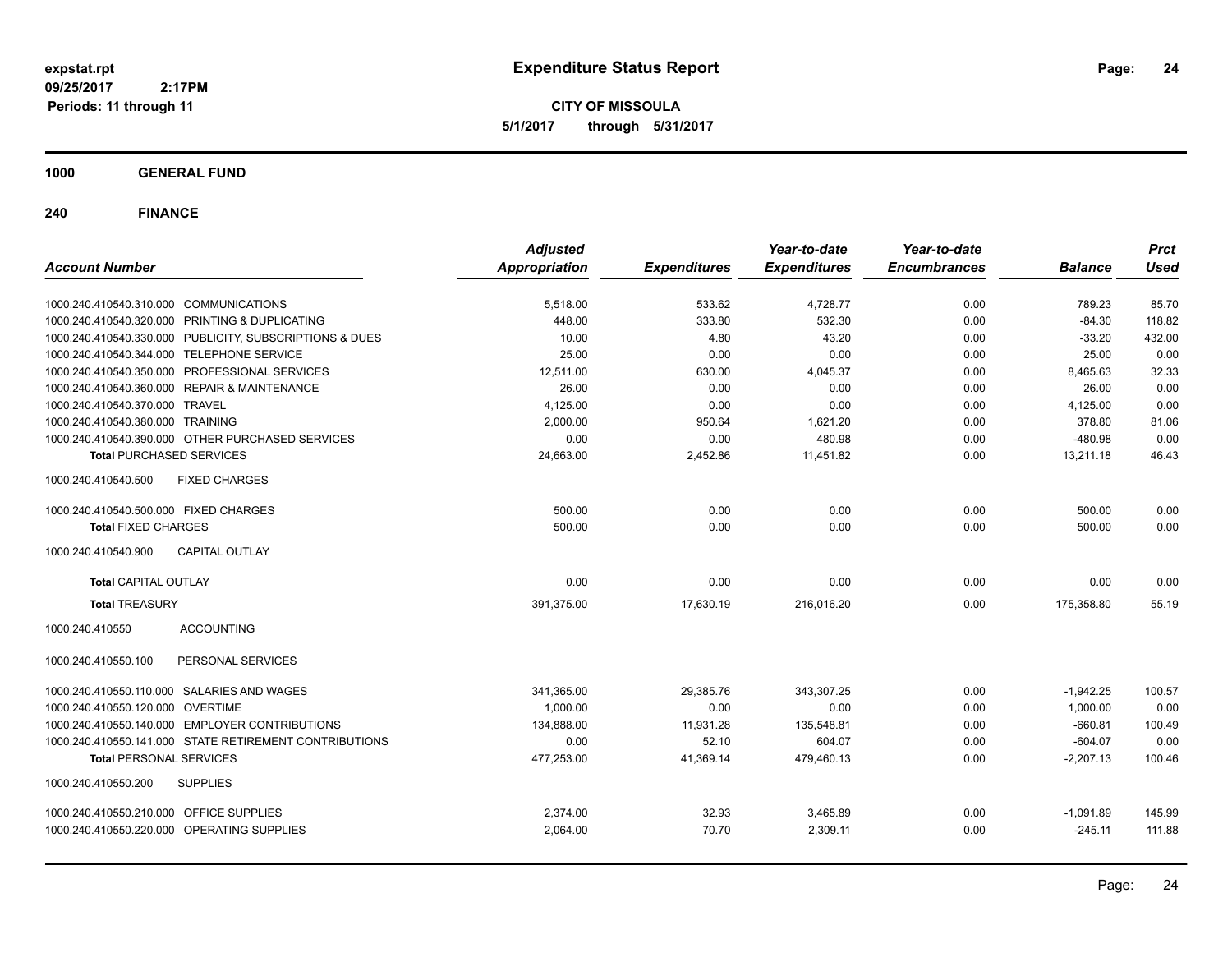**expstat.rpt**
**09/25/2017 2:17PM**
**Periods: 11 through 11**

# Expenditure Status Report

**CITY OF MISSOULA**
**5/1/2017 through 5/31/2017**

## 1000 GENERAL FUND

## 240 FINANCE

| Account Number | | Adjusted Appropriation | Expenditures | Year-to-date Expenditures | Year-to-date Encumbrances | Balance | Prct Used |
|---|---|---|---|---|---|---|---|
| 1000.240.410540.310.000 | COMMUNICATIONS | 5,518.00 | 533.62 | 4,728.77 | 0.00 | 789.23 | 85.70 |
| 1000.240.410540.320.000 | PRINTING & DUPLICATING | 448.00 | 333.80 | 532.30 | 0.00 | -84.30 | 118.82 |
| 1000.240.410540.330.000 | PUBLICITY, SUBSCRIPTIONS & DUES | 10.00 | 4.80 | 43.20 | 0.00 | -33.20 | 432.00 |
| 1000.240.410540.344.000 | TELEPHONE SERVICE | 25.00 | 0.00 | 0.00 | 0.00 | 25.00 | 0.00 |
| 1000.240.410540.350.000 | PROFESSIONAL SERVICES | 12,511.00 | 630.00 | 4,045.37 | 0.00 | 8,465.63 | 32.33 |
| 1000.240.410540.360.000 | REPAIR & MAINTENANCE | 26.00 | 0.00 | 0.00 | 0.00 | 26.00 | 0.00 |
| 1000.240.410540.370.000 | TRAVEL | 4,125.00 | 0.00 | 0.00 | 0.00 | 4,125.00 | 0.00 |
| 1000.240.410540.380.000 | TRAINING | 2,000.00 | 950.64 | 1,621.20 | 0.00 | 378.80 | 81.06 |
| 1000.240.410540.390.000 | OTHER PURCHASED SERVICES | 0.00 | 0.00 | 480.98 | 0.00 | -480.98 | 0.00 |
| **Total** PURCHASED SERVICES | | 24,663.00 | 2,452.86 | 11,451.82 | 0.00 | 13,211.18 | 46.43 |
| 1000.240.410540.500 | FIXED CHARGES | | | | | | |
| 1000.240.410540.500.000 | FIXED CHARGES | 500.00 | 0.00 | 0.00 | 0.00 | 500.00 | 0.00 |
| **Total** FIXED CHARGES | | 500.00 | 0.00 | 0.00 | 0.00 | 500.00 | 0.00 |
| 1000.240.410540.900 | CAPITAL OUTLAY | | | | | | |
| **Total** CAPITAL OUTLAY | | 0.00 | 0.00 | 0.00 | 0.00 | 0.00 | 0.00 |
| **Total** TREASURY | | 391,375.00 | 17,630.19 | 216,016.20 | 0.00 | 175,358.80 | 55.19 |
| 1000.240.410550 | ACCOUNTING | | | | | | |
| 1000.240.410550.100 | PERSONAL SERVICES | | | | | | |
| 1000.240.410550.110.000 | SALARIES AND WAGES | 341,365.00 | 29,385.76 | 343,307.25 | 0.00 | -1,942.25 | 100.57 |
| 1000.240.410550.120.000 | OVERTIME | 1,000.00 | 0.00 | 0.00 | 0.00 | 1,000.00 | 0.00 |
| 1000.240.410550.140.000 | EMPLOYER CONTRIBUTIONS | 134,888.00 | 11,931.28 | 135,548.81 | 0.00 | -660.81 | 100.49 |
| 1000.240.410550.141.000 | STATE RETIREMENT CONTRIBUTIONS | 0.00 | 52.10 | 604.07 | 0.00 | -604.07 | 0.00 |
| **Total** PERSONAL SERVICES | | 477,253.00 | 41,369.14 | 479,460.13 | 0.00 | -2,207.13 | 100.46 |
| 1000.240.410550.200 | SUPPLIES | | | | | | |
| 1000.240.410550.210.000 | OFFICE SUPPLIES | 2,374.00 | 32.93 | 3,465.89 | 0.00 | -1,091.89 | 145.99 |
| 1000.240.410550.220.000 | OPERATING SUPPLIES | 2,064.00 | 70.70 | 2,309.11 | 0.00 | -245.11 | 111.88 |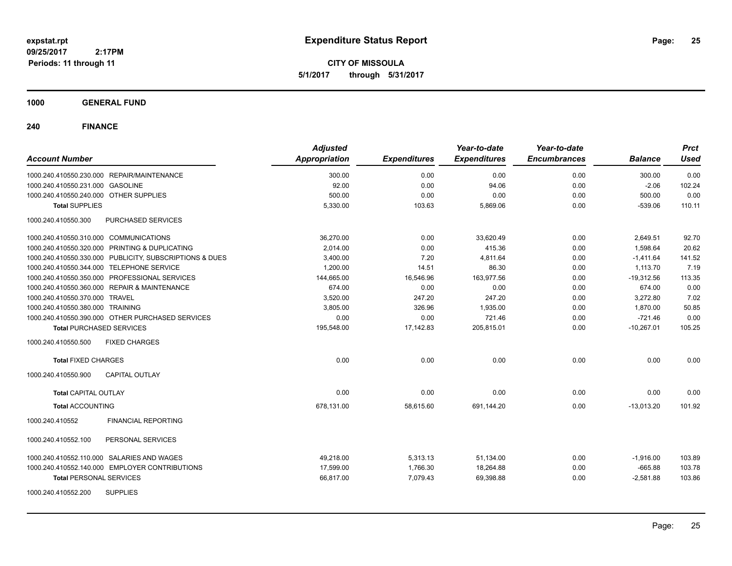# Expenditure Status Report

expstat.rpt
09/25/2017 2:17PM
Periods: 11 through 11

**CITY OF MISSOULA**
**5/1/2017 through 5/31/2017**

## 1000 GENERAL FUND

## 240 FINANCE

| Account Number | | Adjusted Appropriation | Expenditures | Year-to-date Expenditures | Year-to-date Encumbrances | Balance | Prct Used |
|---|---|---|---|---|---|---|---|
| 1000.240.410550.230.000 | REPAIR/MAINTENANCE | 300.00 | 0.00 | 0.00 | 0.00 | 300.00 | 0.00 |
| 1000.240.410550.231.000 | GASOLINE | 92.00 | 0.00 | 94.06 | 0.00 | -2.06 | 102.24 |
| 1000.240.410550.240.000 | OTHER SUPPLIES | 500.00 | 0.00 | 0.00 | 0.00 | 500.00 | 0.00 |
| **Total SUPPLIES** | | 5,330.00 | 103.63 | 5,869.06 | 0.00 | -539.06 | 110.11 |
| 1000.240.410550.300 | PURCHASED SERVICES | | | | | | |
| 1000.240.410550.310.000 | COMMUNICATIONS | 36,270.00 | 0.00 | 33,620.49 | 0.00 | 2,649.51 | 92.70 |
| 1000.240.410550.320.000 | PRINTING & DUPLICATING | 2,014.00 | 0.00 | 415.36 | 0.00 | 1,598.64 | 20.62 |
| 1000.240.410550.330.000 | PUBLICITY, SUBSCRIPTIONS & DUES | 3,400.00 | 7.20 | 4,811.64 | 0.00 | -1,411.64 | 141.52 |
| 1000.240.410550.344.000 | TELEPHONE SERVICE | 1,200.00 | 14.51 | 86.30 | 0.00 | 1,113.70 | 7.19 |
| 1000.240.410550.350.000 | PROFESSIONAL SERVICES | 144,665.00 | 16,546.96 | 163,977.56 | 0.00 | -19,312.56 | 113.35 |
| 1000.240.410550.360.000 | REPAIR & MAINTENANCE | 674.00 | 0.00 | 0.00 | 0.00 | 674.00 | 0.00 |
| 1000.240.410550.370.000 | TRAVEL | 3,520.00 | 247.20 | 247.20 | 0.00 | 3,272.80 | 7.02 |
| 1000.240.410550.380.000 | TRAINING | 3,805.00 | 326.96 | 1,935.00 | 0.00 | 1,870.00 | 50.85 |
| 1000.240.410550.390.000 | OTHER PURCHASED SERVICES | 0.00 | 0.00 | 721.46 | 0.00 | -721.46 | 0.00 |
| **Total PURCHASED SERVICES** | | 195,548.00 | 17,142.83 | 205,815.01 | 0.00 | -10,267.01 | 105.25 |
| 1000.240.410550.500 | FIXED CHARGES | | | | | | |
| **Total FIXED CHARGES** | | 0.00 | 0.00 | 0.00 | 0.00 | 0.00 | 0.00 |
| 1000.240.410550.900 | CAPITAL OUTLAY | | | | | | |
| **Total CAPITAL OUTLAY** | | 0.00 | 0.00 | 0.00 | 0.00 | 0.00 | 0.00 |
| **Total ACCOUNTING** | | 678,131.00 | 58,615.60 | 691,144.20 | 0.00 | -13,013.20 | 101.92 |
| 1000.240.410552 | FINANCIAL REPORTING | | | | | | |
| 1000.240.410552.100 | PERSONAL SERVICES | | | | | | |
| 1000.240.410552.110.000 | SALARIES AND WAGES | 49,218.00 | 5,313.13 | 51,134.00 | 0.00 | -1,916.00 | 103.89 |
| 1000.240.410552.140.000 | EMPLOYER CONTRIBUTIONS | 17,599.00 | 1,766.30 | 18,264.88 | 0.00 | -665.88 | 103.78 |
| **Total PERSONAL SERVICES** | | 66,817.00 | 7,079.43 | 69,398.88 | 0.00 | -2,581.88 | 103.86 |
| 1000.240.410552.200 | SUPPLIES | | | | | | |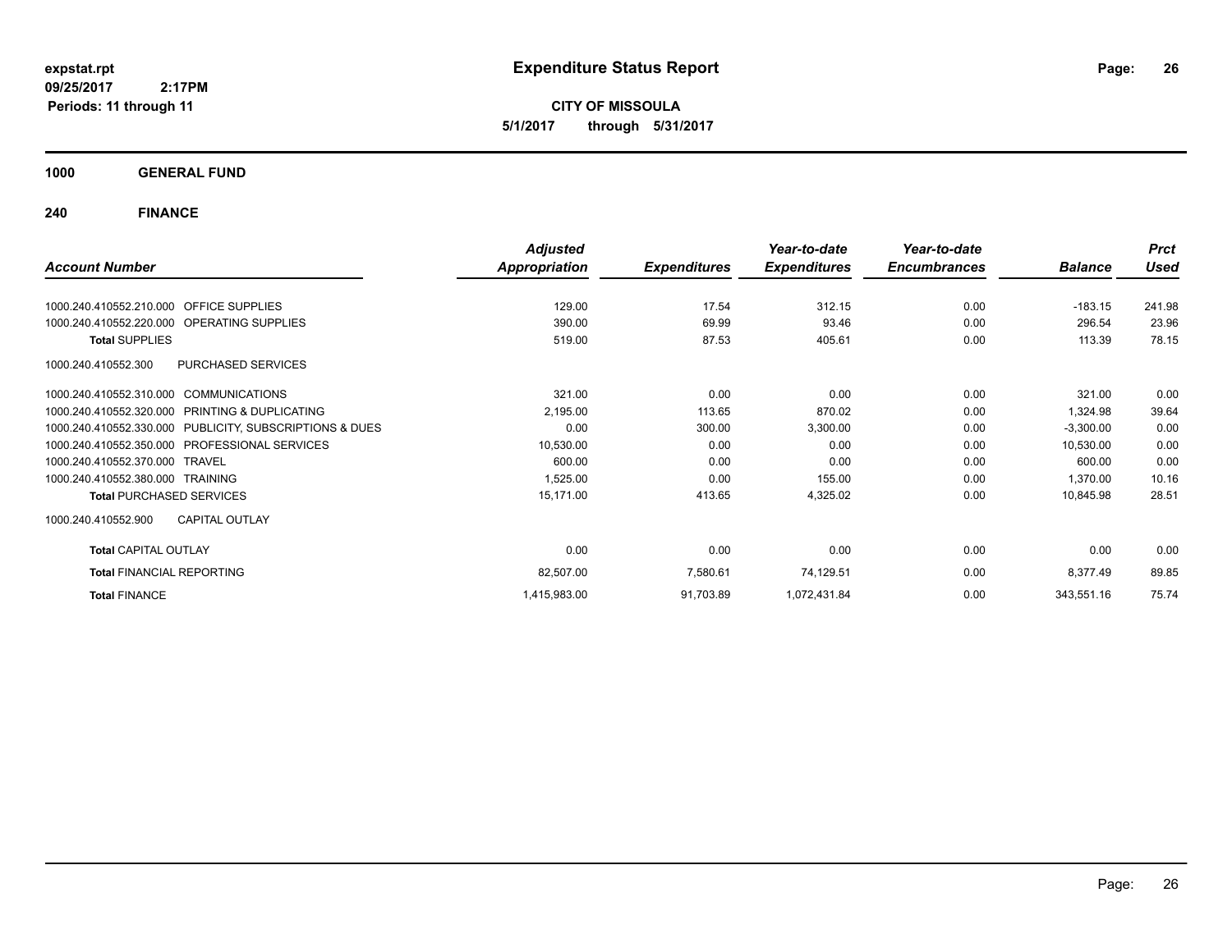# Expenditure Status Report

**CITY OF MISSOULA**

**5/1/2017 through 5/31/2017**

expstat.rpt
09/25/2017 2:17PM
Periods: 11 through 11

## 1000 GENERAL FUND

### 240 FINANCE

| Account Number | | Adjusted Appropriation | Expenditures | Year-to-date Expenditures | Year-to-date Encumbrances | Balance | Prct Used |
|---|---|---|---|---|---|---|---|
| 1000.240.410552.210.000 | OFFICE SUPPLIES | 129.00 | 17.54 | 312.15 | 0.00 | -183.15 | 241.98 |
| 1000.240.410552.220.000 | OPERATING SUPPLIES | 390.00 | 69.99 | 93.46 | 0.00 | 296.54 | 23.96 |
| **Total** SUPPLIES | | 519.00 | 87.53 | 405.61 | 0.00 | 113.39 | 78.15 |
| 1000.240.410552.300 | PURCHASED SERVICES | | | | | | |
| 1000.240.410552.310.000 | COMMUNICATIONS | 321.00 | 0.00 | 0.00 | 0.00 | 321.00 | 0.00 |
| 1000.240.410552.320.000 | PRINTING & DUPLICATING | 2,195.00 | 113.65 | 870.02 | 0.00 | 1,324.98 | 39.64 |
| 1000.240.410552.330.000 | PUBLICITY, SUBSCRIPTIONS & DUES | 0.00 | 300.00 | 3,300.00 | 0.00 | -3,300.00 | 0.00 |
| 1000.240.410552.350.000 | PROFESSIONAL SERVICES | 10,530.00 | 0.00 | 0.00 | 0.00 | 10,530.00 | 0.00 |
| 1000.240.410552.370.000 | TRAVEL | 600.00 | 0.00 | 0.00 | 0.00 | 600.00 | 0.00 |
| 1000.240.410552.380.000 | TRAINING | 1,525.00 | 0.00 | 155.00 | 0.00 | 1,370.00 | 10.16 |
| **Total** PURCHASED SERVICES | | 15,171.00 | 413.65 | 4,325.02 | 0.00 | 10,845.98 | 28.51 |
| 1000.240.410552.900 | CAPITAL OUTLAY | | | | | | |
| **Total** CAPITAL OUTLAY | | 0.00 | 0.00 | 0.00 | 0.00 | 0.00 | 0.00 |
| **Total** FINANCIAL REPORTING | | 82,507.00 | 7,580.61 | 74,129.51 | 0.00 | 8,377.49 | 89.85 |
| **Total** FINANCE | | 1,415,983.00 | 91,703.89 | 1,072,431.84 | 0.00 | 343,551.16 | 75.74 |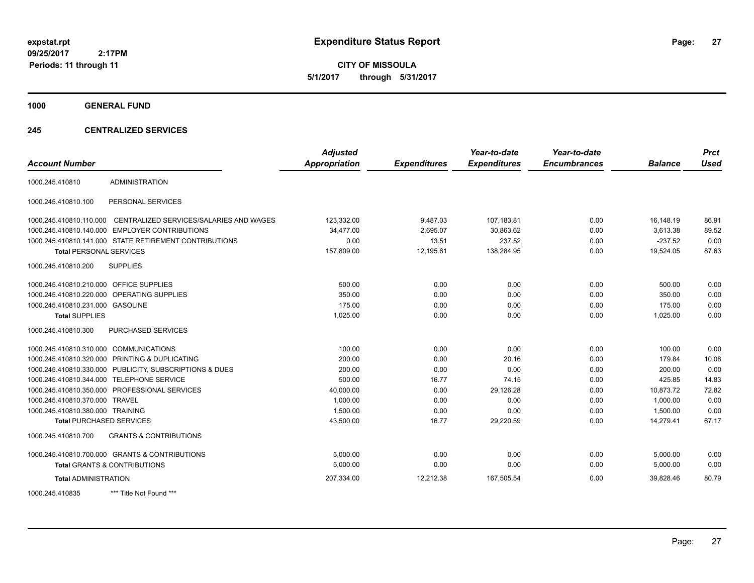# Expenditure Status Report

**CITY OF MISSOULA**

**5/1/2017 through 5/31/2017**

expstat.rpt
09/25/2017 2:17PM
Periods: 11 through 11

**1000 GENERAL FUND**

**245 CENTRALIZED SERVICES**

| Account Number | | Adjusted Appropriation | Expenditures | Year-to-date Expenditures | Year-to-date Encumbrances | Balance | Prct Used |
|---|---|---|---|---|---|---|---|
| 1000.245.410810 | ADMINISTRATION | | | | | | |
| 1000.245.410810.100 | PERSONAL SERVICES | | | | | | |
| 1000.245.410810.110.000 | CENTRALIZED SERVICES/SALARIES AND WAGES | 123,332.00 | 9,487.03 | 107,183.81 | 0.00 | 16,148.19 | 86.91 |
| 1000.245.410810.140.000 | EMPLOYER CONTRIBUTIONS | 34,477.00 | 2,695.07 | 30,863.62 | 0.00 | 3,613.38 | 89.52 |
| 1000.245.410810.141.000 | STATE RETIREMENT CONTRIBUTIONS | 0.00 | 13.51 | 237.52 | 0.00 | -237.52 | 0.00 |
| **Total** PERSONAL SERVICES | | 157,809.00 | 12,195.61 | 138,284.95 | 0.00 | 19,524.05 | 87.63 |
| 1000.245.410810.200 | SUPPLIES | | | | | | |
| 1000.245.410810.210.000 | OFFICE SUPPLIES | 500.00 | 0.00 | 0.00 | 0.00 | 500.00 | 0.00 |
| 1000.245.410810.220.000 | OPERATING SUPPLIES | 350.00 | 0.00 | 0.00 | 0.00 | 350.00 | 0.00 |
| 1000.245.410810.231.000 | GASOLINE | 175.00 | 0.00 | 0.00 | 0.00 | 175.00 | 0.00 |
| **Total** SUPPLIES | | 1,025.00 | 0.00 | 0.00 | 0.00 | 1,025.00 | 0.00 |
| 1000.245.410810.300 | PURCHASED SERVICES | | | | | | |
| 1000.245.410810.310.000 | COMMUNICATIONS | 100.00 | 0.00 | 0.00 | 0.00 | 100.00 | 0.00 |
| 1000.245.410810.320.000 | PRINTING & DUPLICATING | 200.00 | 0.00 | 20.16 | 0.00 | 179.84 | 10.08 |
| 1000.245.410810.330.000 | PUBLICITY, SUBSCRIPTIONS & DUES | 200.00 | 0.00 | 0.00 | 0.00 | 200.00 | 0.00 |
| 1000.245.410810.344.000 | TELEPHONE SERVICE | 500.00 | 16.77 | 74.15 | 0.00 | 425.85 | 14.83 |
| 1000.245.410810.350.000 | PROFESSIONAL SERVICES | 40,000.00 | 0.00 | 29,126.28 | 0.00 | 10,873.72 | 72.82 |
| 1000.245.410810.370.000 | TRAVEL | 1,000.00 | 0.00 | 0.00 | 0.00 | 1,000.00 | 0.00 |
| 1000.245.410810.380.000 | TRAINING | 1,500.00 | 0.00 | 0.00 | 0.00 | 1,500.00 | 0.00 |
| **Total** PURCHASED SERVICES | | 43,500.00 | 16.77 | 29,220.59 | 0.00 | 14,279.41 | 67.17 |
| 1000.245.410810.700 | GRANTS & CONTRIBUTIONS | | | | | | |
| 1000.245.410810.700.000 | GRANTS & CONTRIBUTIONS | 5,000.00 | 0.00 | 0.00 | 0.00 | 5,000.00 | 0.00 |
| **Total** GRANTS & CONTRIBUTIONS | | 5,000.00 | 0.00 | 0.00 | 0.00 | 5,000.00 | 0.00 |
| **Total** ADMINISTRATION | | 207,334.00 | 12,212.38 | 167,505.54 | 0.00 | 39,828.46 | 80.79 |
| 1000.245.410835 | *** Title Not Found *** | | | | | | |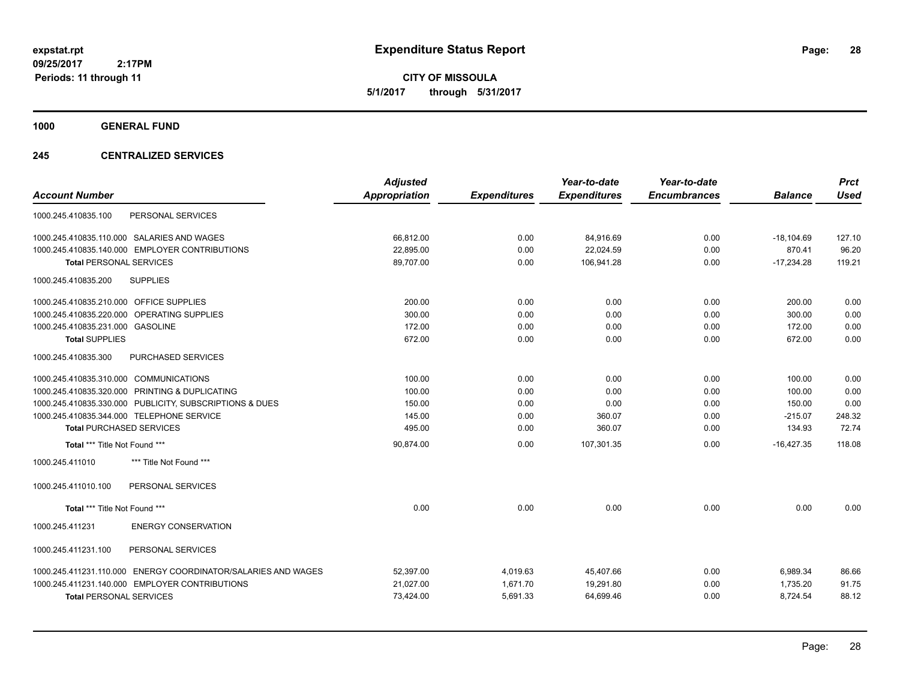**expstat.rpt**
**09/25/2017 2:17PM**
**Periods: 11 through 11**

# Expenditure Status Report

**CITY OF MISSOULA**
**5/1/2017 through 5/31/2017**

## 1000 GENERAL FUND

### 245 CENTRALIZED SERVICES

| Account Number | | Adjusted Appropriation | Expenditures | Year-to-date Expenditures | Year-to-date Encumbrances | Balance | Prct Used |
|---|---|---|---|---|---|---|---|
| 1000.245.410835.100 | PERSONAL SERVICES | | | | | | |
| 1000.245.410835.110.000 | SALARIES AND WAGES | 66,812.00 | 0.00 | 84,916.69 | 0.00 | -18,104.69 | 127.10 |
| 1000.245.410835.140.000 | EMPLOYER CONTRIBUTIONS | 22,895.00 | 0.00 | 22,024.59 | 0.00 | 870.41 | 96.20 |
| **Total** PERSONAL SERVICES | | 89,707.00 | 0.00 | 106,941.28 | 0.00 | -17,234.28 | 119.21 |
| 1000.245.410835.200 | SUPPLIES | | | | | | |
| 1000.245.410835.210.000 | OFFICE SUPPLIES | 200.00 | 0.00 | 0.00 | 0.00 | 200.00 | 0.00 |
| 1000.245.410835.220.000 | OPERATING SUPPLIES | 300.00 | 0.00 | 0.00 | 0.00 | 300.00 | 0.00 |
| 1000.245.410835.231.000 | GASOLINE | 172.00 | 0.00 | 0.00 | 0.00 | 172.00 | 0.00 |
| **Total SUPPLIES** | | 672.00 | 0.00 | 0.00 | 0.00 | 672.00 | 0.00 |
| 1000.245.410835.300 | PURCHASED SERVICES | | | | | | |
| 1000.245.410835.310.000 | COMMUNICATIONS | 100.00 | 0.00 | 0.00 | 0.00 | 100.00 | 0.00 |
| 1000.245.410835.320.000 | PRINTING & DUPLICATING | 100.00 | 0.00 | 0.00 | 0.00 | 100.00 | 0.00 |
| 1000.245.410835.330.000 | PUBLICITY, SUBSCRIPTIONS & DUES | 150.00 | 0.00 | 0.00 | 0.00 | 150.00 | 0.00 |
| 1000.245.410835.344.000 | TELEPHONE SERVICE | 145.00 | 0.00 | 360.07 | 0.00 | -215.07 | 248.32 |
| **Total** PURCHASED SERVICES | | 495.00 | 0.00 | 360.07 | 0.00 | 134.93 | 72.74 |
| **Total** *** Title Not Found *** | | 90,874.00 | 0.00 | 107,301.35 | 0.00 | -16,427.35 | 118.08 |
| 1000.245.411010 | *** Title Not Found *** | | | | | | |
| 1000.245.411010.100 | PERSONAL SERVICES | | | | | | |
| **Total** *** Title Not Found *** | | 0.00 | 0.00 | 0.00 | 0.00 | 0.00 | 0.00 |
| 1000.245.411231 | ENERGY CONSERVATION | | | | | | |
| 1000.245.411231.100 | PERSONAL SERVICES | | | | | | |
| 1000.245.411231.110.000 | ENERGY COORDINATOR/SALARIES AND WAGES | 52,397.00 | 4,019.63 | 45,407.66 | 0.00 | 6,989.34 | 86.66 |
| 1000.245.411231.140.000 | EMPLOYER CONTRIBUTIONS | 21,027.00 | 1,671.70 | 19,291.80 | 0.00 | 1,735.20 | 91.75 |
| **Total** PERSONAL SERVICES | | 73,424.00 | 5,691.33 | 64,699.46 | 0.00 | 8,724.54 | 88.12 |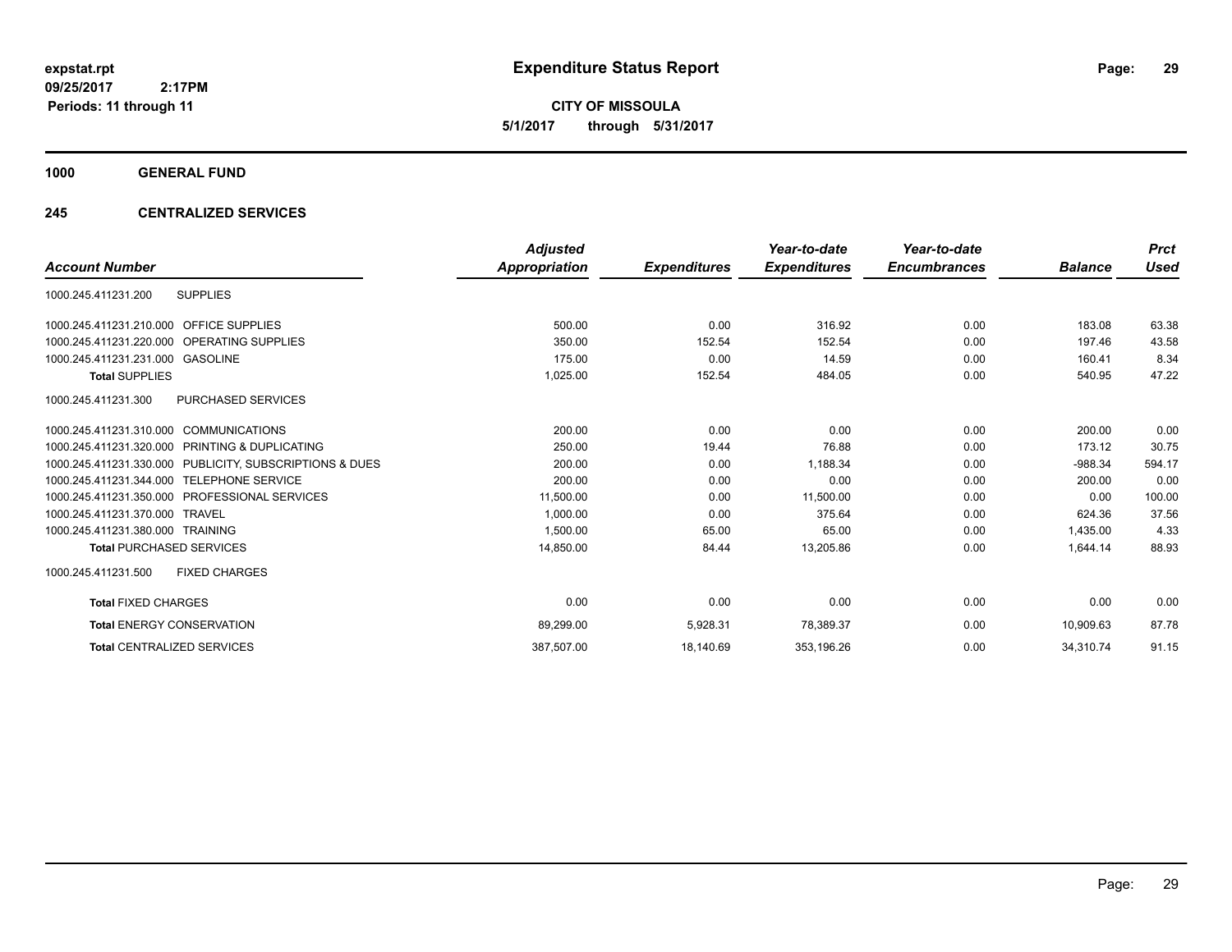**expstat.rpt**
**09/25/2017 2:17PM**
**Periods: 11 through 11**

# Expenditure Status Report

**CITY OF MISSOULA**
**5/1/2017 through 5/31/2017**

## 1000 GENERAL FUND

### 245 CENTRALIZED SERVICES

| Account Number | Adjusted Appropriation | Expenditures | Year-to-date Expenditures | Year-to-date Encumbrances | Balance | Prct Used |
|---|---|---|---|---|---|---|
| 1000.245.411231.200 SUPPLIES | | | | | | |
| 1000.245.411231.210.000 OFFICE SUPPLIES | 500.00 | 0.00 | 316.92 | 0.00 | 183.08 | 63.38 |
| 1000.245.411231.220.000 OPERATING SUPPLIES | 350.00 | 152.54 | 152.54 | 0.00 | 197.46 | 43.58 |
| 1000.245.411231.231.000 GASOLINE | 175.00 | 0.00 | 14.59 | 0.00 | 160.41 | 8.34 |
| **Total** SUPPLIES | 1,025.00 | 152.54 | 484.05 | 0.00 | 540.95 | 47.22 |
| 1000.245.411231.300 PURCHASED SERVICES | | | | | | |
| 1000.245.411231.310.000 COMMUNICATIONS | 200.00 | 0.00 | 0.00 | 0.00 | 200.00 | 0.00 |
| 1000.245.411231.320.000 PRINTING & DUPLICATING | 250.00 | 19.44 | 76.88 | 0.00 | 173.12 | 30.75 |
| 1000.245.411231.330.000 PUBLICITY, SUBSCRIPTIONS & DUES | 200.00 | 0.00 | 1,188.34 | 0.00 | -988.34 | 594.17 |
| 1000.245.411231.344.000 TELEPHONE SERVICE | 200.00 | 0.00 | 0.00 | 0.00 | 200.00 | 0.00 |
| 1000.245.411231.350.000 PROFESSIONAL SERVICES | 11,500.00 | 0.00 | 11,500.00 | 0.00 | 0.00 | 100.00 |
| 1000.245.411231.370.000 TRAVEL | 1,000.00 | 0.00 | 375.64 | 0.00 | 624.36 | 37.56 |
| 1000.245.411231.380.000 TRAINING | 1,500.00 | 65.00 | 65.00 | 0.00 | 1,435.00 | 4.33 |
| **Total** PURCHASED SERVICES | 14,850.00 | 84.44 | 13,205.86 | 0.00 | 1,644.14 | 88.93 |
| 1000.245.411231.500 FIXED CHARGES | | | | | | |
| **Total** FIXED CHARGES | 0.00 | 0.00 | 0.00 | 0.00 | 0.00 | 0.00 |
| **Total** ENERGY CONSERVATION | 89,299.00 | 5,928.31 | 78,389.37 | 0.00 | 10,909.63 | 87.78 |
| **Total** CENTRALIZED SERVICES | 387,507.00 | 18,140.69 | 353,196.26 | 0.00 | 34,310.74 | 91.15 |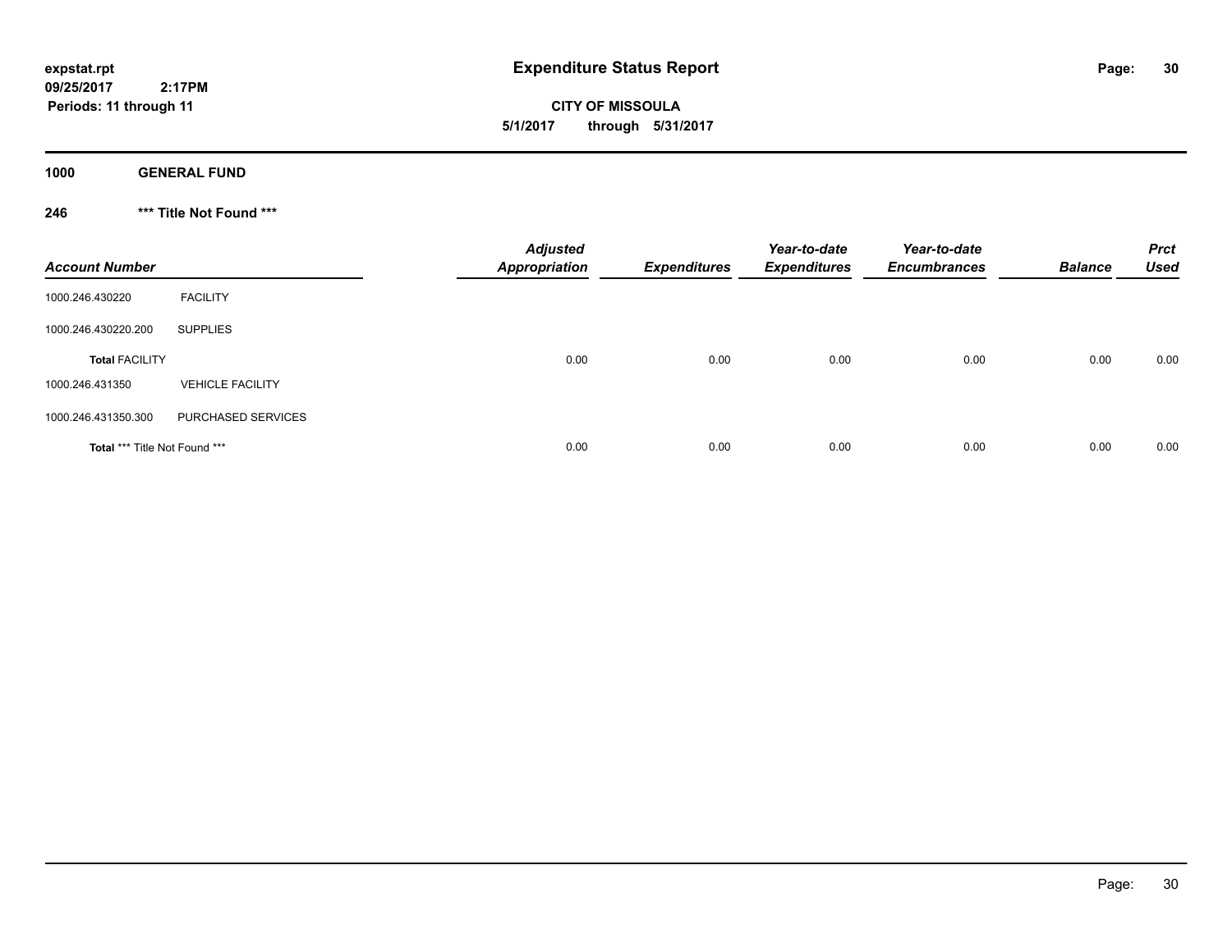**expstat.rpt**
**09/25/2017 2:17PM**
**Periods: 11 through 11**

# Expenditure Status Report

**CITY OF MISSOULA**
**5/1/2017 through 5/31/2017**

## 1000 GENERAL FUND

### 246 *** Title Not Found ***

| Account Number | | Adjusted Appropriation | Expenditures | Year-to-date Expenditures | Year-to-date Encumbrances | Balance | Prct Used |
|---|---|---|---|---|---|---|---|
| 1000.246.430220 | FACILITY | | | | | | |
| 1000.246.430220.200 | SUPPLIES | | | | | | |
| **Total** FACILITY | | 0.00 | 0.00 | 0.00 | 0.00 | 0.00 | 0.00 |
| 1000.246.431350 | VEHICLE FACILITY | | | | | | |
| 1000.246.431350.300 | PURCHASED SERVICES | | | | | | |
| **Total** *** Title Not Found *** | | 0.00 | 0.00 | 0.00 | 0.00 | 0.00 | 0.00 |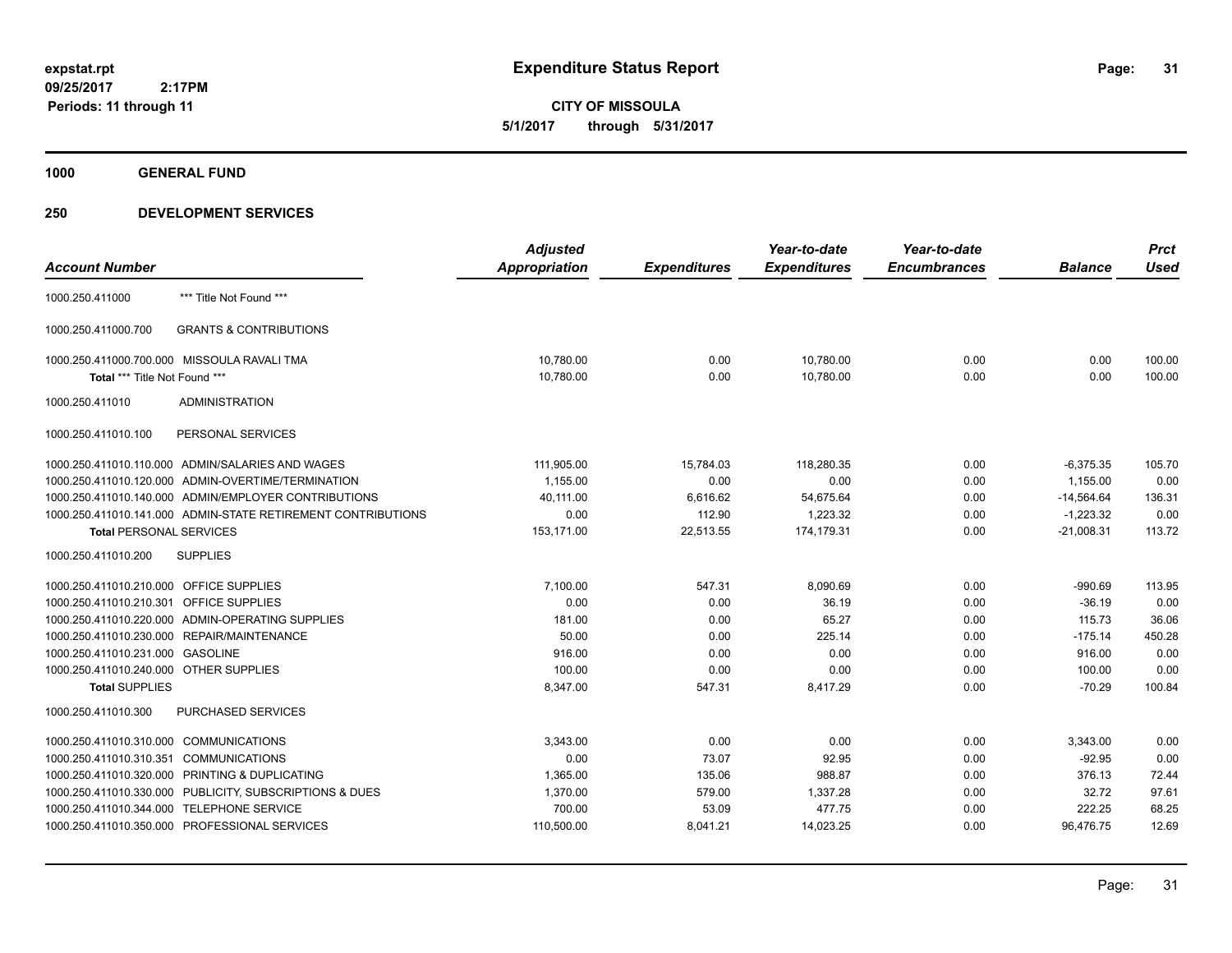# Expenditure Status Report

expstat.rpt
09/25/2017 2:17PM
Periods: 11 through 11

**CITY OF MISSOULA**
**5/1/2017 through 5/31/2017**

## 1000 GENERAL FUND

### 250 DEVELOPMENT SERVICES

| Account Number | Adjusted Appropriation | Expenditures | Year-to-date Expenditures | Year-to-date Encumbrances | Balance | Prct Used |
|---|---|---|---|---|---|---|
| 1000.250.411000 *** Title Not Found *** | | | | | | |
| 1000.250.411000.700 GRANTS & CONTRIBUTIONS | | | | | | |
| 1000.250.411000.700.000 MISSOULA RAVALI TMA | 10,780.00 | 0.00 | 10,780.00 | 0.00 | 0.00 | 100.00 |
| **Total** *** Title Not Found *** | 10,780.00 | 0.00 | 10,780.00 | 0.00 | 0.00 | 100.00 |
| 1000.250.411010 ADMINISTRATION | | | | | | |
| 1000.250.411010.100 PERSONAL SERVICES | | | | | | |
| 1000.250.411010.110.000 ADMIN/SALARIES AND WAGES | 111,905.00 | 15,784.03 | 118,280.35 | 0.00 | -6,375.35 | 105.70 |
| 1000.250.411010.120.000 ADMIN-OVERTIME/TERMINATION | 1,155.00 | 0.00 | 0.00 | 0.00 | 1,155.00 | 0.00 |
| 1000.250.411010.140.000 ADMIN/EMPLOYER CONTRIBUTIONS | 40,111.00 | 6,616.62 | 54,675.64 | 0.00 | -14,564.64 | 136.31 |
| 1000.250.411010.141.000 ADMIN-STATE RETIREMENT CONTRIBUTIONS | 0.00 | 112.90 | 1,223.32 | 0.00 | -1,223.32 | 0.00 |
| **Total** PERSONAL SERVICES | 153,171.00 | 22,513.55 | 174,179.31 | 0.00 | -21,008.31 | 113.72 |
| 1000.250.411010.200 SUPPLIES | | | | | | |
| 1000.250.411010.210.000 OFFICE SUPPLIES | 7,100.00 | 547.31 | 8,090.69 | 0.00 | -990.69 | 113.95 |
| 1000.250.411010.210.301 OFFICE SUPPLIES | 0.00 | 0.00 | 36.19 | 0.00 | -36.19 | 0.00 |
| 1000.250.411010.220.000 ADMIN-OPERATING SUPPLIES | 181.00 | 0.00 | 65.27 | 0.00 | 115.73 | 36.06 |
| 1000.250.411010.230.000 REPAIR/MAINTENANCE | 50.00 | 0.00 | 225.14 | 0.00 | -175.14 | 450.28 |
| 1000.250.411010.231.000 GASOLINE | 916.00 | 0.00 | 0.00 | 0.00 | 916.00 | 0.00 |
| 1000.250.411010.240.000 OTHER SUPPLIES | 100.00 | 0.00 | 0.00 | 0.00 | 100.00 | 0.00 |
| **Total** SUPPLIES | 8,347.00 | 547.31 | 8,417.29 | 0.00 | -70.29 | 100.84 |
| 1000.250.411010.300 PURCHASED SERVICES | | | | | | |
| 1000.250.411010.310.000 COMMUNICATIONS | 3,343.00 | 0.00 | 0.00 | 0.00 | 3,343.00 | 0.00 |
| 1000.250.411010.310.351 COMMUNICATIONS | 0.00 | 73.07 | 92.95 | 0.00 | -92.95 | 0.00 |
| 1000.250.411010.320.000 PRINTING & DUPLICATING | 1,365.00 | 135.06 | 988.87 | 0.00 | 376.13 | 72.44 |
| 1000.250.411010.330.000 PUBLICITY, SUBSCRIPTIONS & DUES | 1,370.00 | 579.00 | 1,337.28 | 0.00 | 32.72 | 97.61 |
| 1000.250.411010.344.000 TELEPHONE SERVICE | 700.00 | 53.09 | 477.75 | 0.00 | 222.25 | 68.25 |
| 1000.250.411010.350.000 PROFESSIONAL SERVICES | 110,500.00 | 8,041.21 | 14,023.25 | 0.00 | 96,476.75 | 12.69 |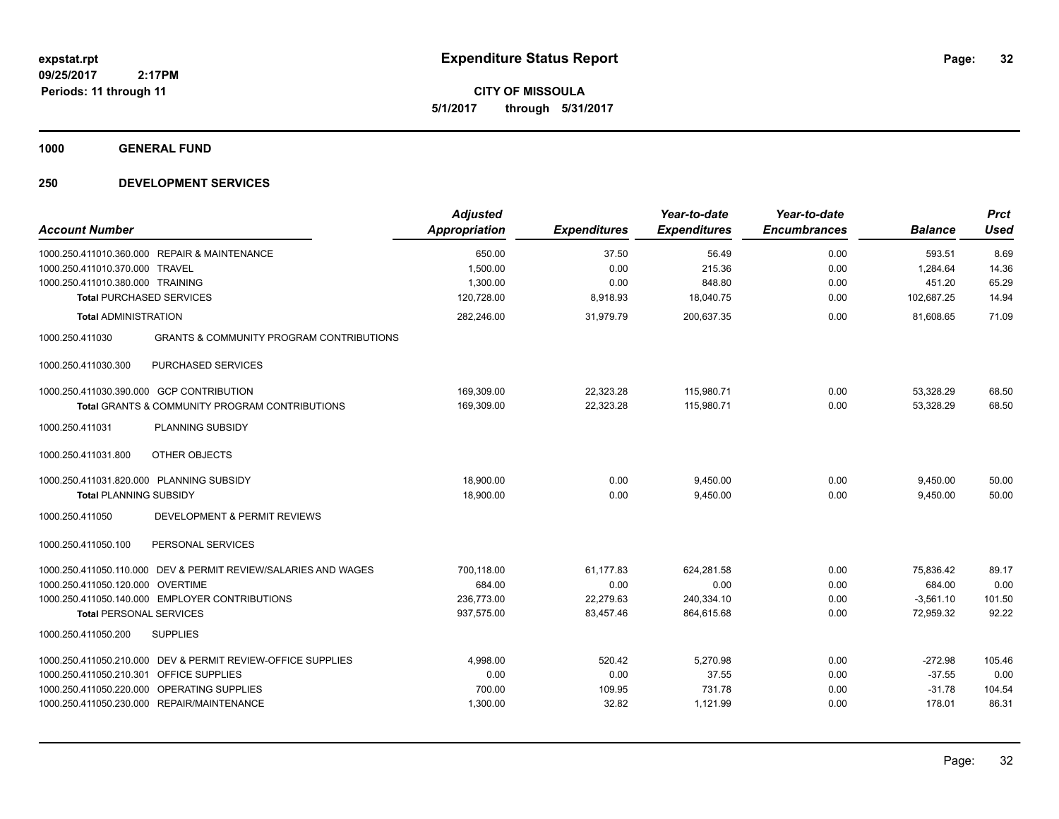**expstat.rpt**
**09/25/2017 2:17PM**
**Periods: 11 through 11**

# Expenditure Status Report

**CITY OF MISSOULA**
**5/1/2017 through 5/31/2017**

**1000 GENERAL FUND**

## 250 DEVELOPMENT SERVICES

| Account Number | | Adjusted Appropriation | Expenditures | Year-to-date Expenditures | Year-to-date Encumbrances | Balance | Prct Used |
|---|---|---|---|---|---|---|---|
| 1000.250.411010.360.000 | REPAIR & MAINTENANCE | 650.00 | 37.50 | 56.49 | 0.00 | 593.51 | 8.69 |
| 1000.250.411010.370.000 | TRAVEL | 1,500.00 | 0.00 | 215.36 | 0.00 | 1,284.64 | 14.36 |
| 1000.250.411010.380.000 | TRAINING | 1,300.00 | 0.00 | 848.80 | 0.00 | 451.20 | 65.29 |
| **Total** PURCHASED SERVICES | | 120,728.00 | 8,918.93 | 18,040.75 | 0.00 | 102,687.25 | 14.94 |
| **Total** ADMINISTRATION | | 282,246.00 | 31,979.79 | 200,637.35 | 0.00 | 81,608.65 | 71.09 |
| 1000.250.411030 | GRANTS & COMMUNITY PROGRAM CONTRIBUTIONS | | | | | | |
| 1000.250.411030.300 | PURCHASED SERVICES | | | | | | |
| 1000.250.411030.390.000 | GCP CONTRIBUTION | 169,309.00 | 22,323.28 | 115,980.71 | 0.00 | 53,328.29 | 68.50 |
| **Total** GRANTS & COMMUNITY PROGRAM CONTRIBUTIONS | | 169,309.00 | 22,323.28 | 115,980.71 | 0.00 | 53,328.29 | 68.50 |
| 1000.250.411031 | PLANNING SUBSIDY | | | | | | |
| 1000.250.411031.800 | OTHER OBJECTS | | | | | | |
| 1000.250.411031.820.000 | PLANNING SUBSIDY | 18,900.00 | 0.00 | 9,450.00 | 0.00 | 9,450.00 | 50.00 |
| **Total** PLANNING SUBSIDY | | 18,900.00 | 0.00 | 9,450.00 | 0.00 | 9,450.00 | 50.00 |
| 1000.250.411050 | DEVELOPMENT & PERMIT REVIEWS | | | | | | |
| 1000.250.411050.100 | PERSONAL SERVICES | | | | | | |
| 1000.250.411050.110.000 | DEV & PERMIT REVIEW/SALARIES AND WAGES | 700,118.00 | 61,177.83 | 624,281.58 | 0.00 | 75,836.42 | 89.17 |
| 1000.250.411050.120.000 | OVERTIME | 684.00 | 0.00 | 0.00 | 0.00 | 684.00 | 0.00 |
| 1000.250.411050.140.000 | EMPLOYER CONTRIBUTIONS | 236,773.00 | 22,279.63 | 240,334.10 | 0.00 | -3,561.10 | 101.50 |
| **Total** PERSONAL SERVICES | | 937,575.00 | 83,457.46 | 864,615.68 | 0.00 | 72,959.32 | 92.22 |
| 1000.250.411050.200 | SUPPLIES | | | | | | |
| 1000.250.411050.210.000 | DEV & PERMIT REVIEW-OFFICE SUPPLIES | 4,998.00 | 520.42 | 5,270.98 | 0.00 | -272.98 | 105.46 |
| 1000.250.411050.210.301 | OFFICE SUPPLIES | 0.00 | 0.00 | 37.55 | 0.00 | -37.55 | 0.00 |
| 1000.250.411050.220.000 | OPERATING SUPPLIES | 700.00 | 109.95 | 731.78 | 0.00 | -31.78 | 104.54 |
| 1000.250.411050.230.000 | REPAIR/MAINTENANCE | 1,300.00 | 32.82 | 1,121.99 | 0.00 | 178.01 | 86.31 |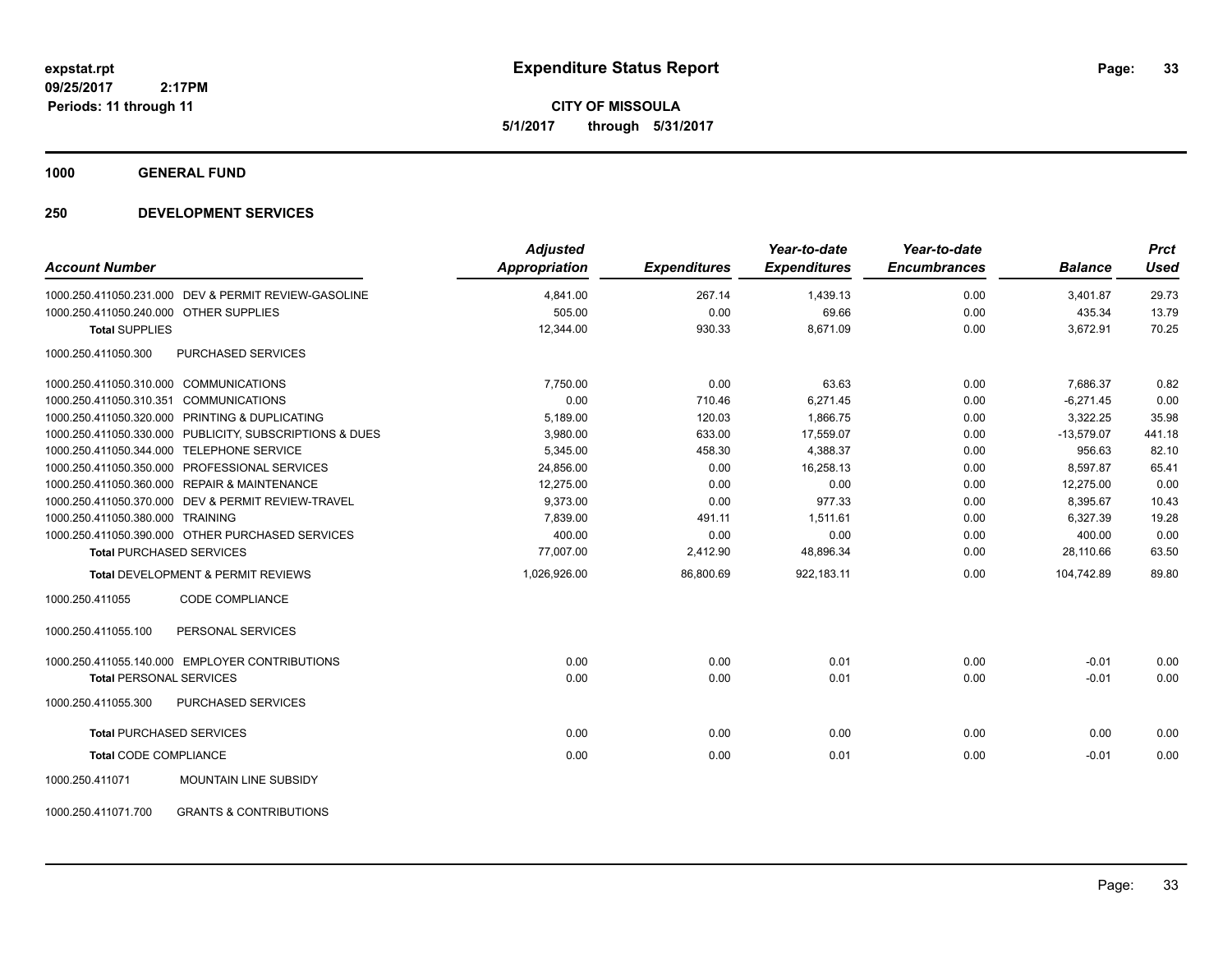# Expenditure Status Report

expstat.rpt
09/25/2017 2:17PM
Periods: 11 through 11

**CITY OF MISSOULA**
**5/1/2017 through 5/31/2017**

## 1000 GENERAL FUND

## 250 DEVELOPMENT SERVICES

| Account Number | | Adjusted Appropriation | Expenditures | Year-to-date Expenditures | Year-to-date Encumbrances | Balance | Prct Used |
|---|---|---|---|---|---|---|---|
| 1000.250.411050.231.000 | DEV & PERMIT REVIEW-GASOLINE | 4,841.00 | 267.14 | 1,439.13 | 0.00 | 3,401.87 | 29.73 |
| 1000.250.411050.240.000 | OTHER SUPPLIES | 505.00 | 0.00 | 69.66 | 0.00 | 435.34 | 13.79 |
| **Total** SUPPLIES | | 12,344.00 | 930.33 | 8,671.09 | 0.00 | 3,672.91 | 70.25 |
| 1000.250.411050.300 | PURCHASED SERVICES | | | | | | |
| 1000.250.411050.310.000 | COMMUNICATIONS | 7,750.00 | 0.00 | 63.63 | 0.00 | 7,686.37 | 0.82 |
| 1000.250.411050.310.351 | COMMUNICATIONS | 0.00 | 710.46 | 6,271.45 | 0.00 | -6,271.45 | 0.00 |
| 1000.250.411050.320.000 | PRINTING & DUPLICATING | 5,189.00 | 120.03 | 1,866.75 | 0.00 | 3,322.25 | 35.98 |
| 1000.250.411050.330.000 | PUBLICITY, SUBSCRIPTIONS & DUES | 3,980.00 | 633.00 | 17,559.07 | 0.00 | -13,579.07 | 441.18 |
| 1000.250.411050.344.000 | TELEPHONE SERVICE | 5,345.00 | 458.30 | 4,388.37 | 0.00 | 956.63 | 82.10 |
| 1000.250.411050.350.000 | PROFESSIONAL SERVICES | 24,856.00 | 0.00 | 16,258.13 | 0.00 | 8,597.87 | 65.41 |
| 1000.250.411050.360.000 | REPAIR & MAINTENANCE | 12,275.00 | 0.00 | 0.00 | 0.00 | 12,275.00 | 0.00 |
| 1000.250.411050.370.000 | DEV & PERMIT REVIEW-TRAVEL | 9,373.00 | 0.00 | 977.33 | 0.00 | 8,395.67 | 10.43 |
| 1000.250.411050.380.000 | TRAINING | 7,839.00 | 491.11 | 1,511.61 | 0.00 | 6,327.39 | 19.28 |
| 1000.250.411050.390.000 | OTHER PURCHASED SERVICES | 400.00 | 0.00 | 0.00 | 0.00 | 400.00 | 0.00 |
| **Total** PURCHASED SERVICES | | 77,007.00 | 2,412.90 | 48,896.34 | 0.00 | 28,110.66 | 63.50 |
| **Total** DEVELOPMENT & PERMIT REVIEWS | | 1,026,926.00 | 86,800.69 | 922,183.11 | 0.00 | 104,742.89 | 89.80 |
| 1000.250.411055 | CODE COMPLIANCE | | | | | | |
| 1000.250.411055.100 | PERSONAL SERVICES | | | | | | |
| 1000.250.411055.140.000 | EMPLOYER CONTRIBUTIONS | 0.00 | 0.00 | 0.01 | 0.00 | -0.01 | 0.00 |
| **Total** PERSONAL SERVICES | | 0.00 | 0.00 | 0.01 | 0.00 | -0.01 | 0.00 |
| 1000.250.411055.300 | PURCHASED SERVICES | | | | | | |
| **Total** PURCHASED SERVICES | | 0.00 | 0.00 | 0.00 | 0.00 | 0.00 | 0.00 |
| **Total** CODE COMPLIANCE | | 0.00 | 0.00 | 0.01 | 0.00 | -0.01 | 0.00 |
| 1000.250.411071 | MOUNTAIN LINE SUBSIDY | | | | | | |
| 1000.250.411071.700 | GRANTS & CONTRIBUTIONS | | | | | | |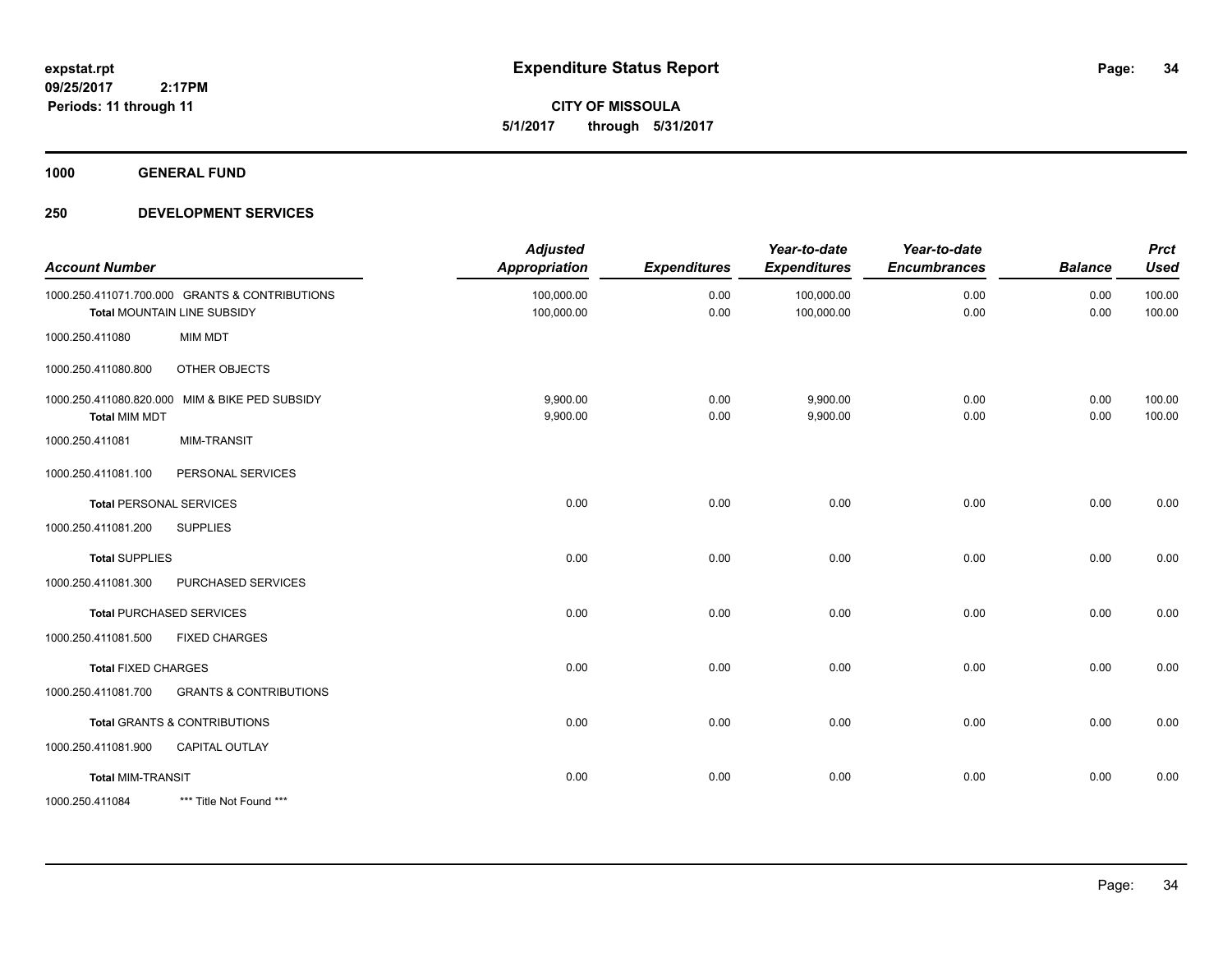**expstat.rpt**
**09/25/2017 2:17PM**
**Periods: 11 through 11**

# Expenditure Status Report

**CITY OF MISSOULA**
**5/1/2017 through 5/31/2017**

## 1000 GENERAL FUND

## 250 DEVELOPMENT SERVICES

| Account Number | | Adjusted Appropriation | Expenditures | Year-to-date Expenditures | Year-to-date Encumbrances | Balance | Prct Used |
|---|---|---|---|---|---|---|---|
| 1000.250.411071.700.000 | GRANTS & CONTRIBUTIONS | 100,000.00 | 0.00 | 100,000.00 | 0.00 | 0.00 | 100.00 |
| **Total** MOUNTAIN LINE SUBSIDY | | 100,000.00 | 0.00 | 100,000.00 | 0.00 | 0.00 | 100.00 |
| 1000.250.411080 | MIM MDT | | | | | | |
| 1000.250.411080.800 | OTHER OBJECTS | | | | | | |
| 1000.250.411080.820.000 | MIM & BIKE PED SUBSIDY | 9,900.00 | 0.00 | 9,900.00 | 0.00 | 0.00 | 100.00 |
| **Total** MIM MDT | | 9,900.00 | 0.00 | 9,900.00 | 0.00 | 0.00 | 100.00 |
| 1000.250.411081 | MIM-TRANSIT | | | | | | |
| 1000.250.411081.100 | PERSONAL SERVICES | | | | | | |
| **Total** PERSONAL SERVICES | | 0.00 | 0.00 | 0.00 | 0.00 | 0.00 | 0.00 |
| 1000.250.411081.200 | SUPPLIES | | | | | | |
| **Total** SUPPLIES | | 0.00 | 0.00 | 0.00 | 0.00 | 0.00 | 0.00 |
| 1000.250.411081.300 | PURCHASED SERVICES | | | | | | |
| **Total** PURCHASED SERVICES | | 0.00 | 0.00 | 0.00 | 0.00 | 0.00 | 0.00 |
| 1000.250.411081.500 | FIXED CHARGES | | | | | | |
| **Total** FIXED CHARGES | | 0.00 | 0.00 | 0.00 | 0.00 | 0.00 | 0.00 |
| 1000.250.411081.700 | GRANTS & CONTRIBUTIONS | | | | | | |
| **Total** GRANTS & CONTRIBUTIONS | | 0.00 | 0.00 | 0.00 | 0.00 | 0.00 | 0.00 |
| 1000.250.411081.900 | CAPITAL OUTLAY | | | | | | |
| **Total** MIM-TRANSIT | | 0.00 | 0.00 | 0.00 | 0.00 | 0.00 | 0.00 |
| 1000.250.411084 | *** Title Not Found *** | | | | | | |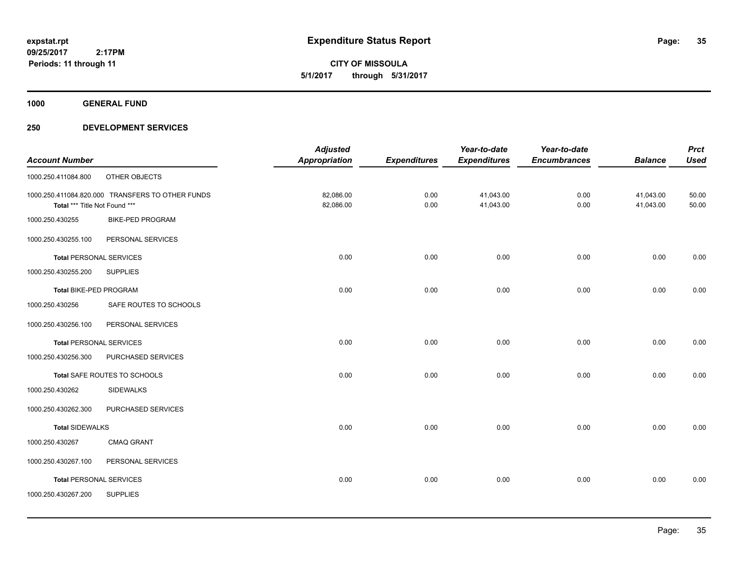**expstat.rpt**
**09/25/2017 2:17PM**
**Periods: 11 through 11**

# Expenditure Status Report

**CITY OF MISSOULA**
**5/1/2017 through 5/31/2017**

## 1000 GENERAL FUND

### 250 DEVELOPMENT SERVICES

| Account Number | | Adjusted Appropriation | Expenditures | Year-to-date Expenditures | Year-to-date Encumbrances | Balance | Prct Used |
|---|---|---|---|---|---|---|---|
| 1000.250.411084.800 | OTHER OBJECTS | | | | | | |
| 1000.250.411084.820.000 | TRANSFERS TO OTHER FUNDS | 82,086.00 | 0.00 | 41,043.00 | 0.00 | 41,043.00 | 50.00 |
| **Total** *** Title Not Found *** | | 82,086.00 | 0.00 | 41,043.00 | 0.00 | 41,043.00 | 50.00 |
| 1000.250.430255 | BIKE-PED PROGRAM | | | | | | |
| 1000.250.430255.100 | PERSONAL SERVICES | | | | | | |
| **Total** PERSONAL SERVICES | | 0.00 | 0.00 | 0.00 | 0.00 | 0.00 | 0.00 |
| 1000.250.430255.200 | SUPPLIES | | | | | | |
| **Total** BIKE-PED PROGRAM | | 0.00 | 0.00 | 0.00 | 0.00 | 0.00 | 0.00 |
| 1000.250.430256 | SAFE ROUTES TO SCHOOLS | | | | | | |
| 1000.250.430256.100 | PERSONAL SERVICES | | | | | | |
| **Total** PERSONAL SERVICES | | 0.00 | 0.00 | 0.00 | 0.00 | 0.00 | 0.00 |
| 1000.250.430256.300 | PURCHASED SERVICES | | | | | | |
| **Total** SAFE ROUTES TO SCHOOLS | | 0.00 | 0.00 | 0.00 | 0.00 | 0.00 | 0.00 |
| 1000.250.430262 | SIDEWALKS | | | | | | |
| 1000.250.430262.300 | PURCHASED SERVICES | | | | | | |
| **Total** SIDEWALKS | | 0.00 | 0.00 | 0.00 | 0.00 | 0.00 | 0.00 |
| 1000.250.430267 | CMAQ GRANT | | | | | | |
| 1000.250.430267.100 | PERSONAL SERVICES | | | | | | |
| **Total** PERSONAL SERVICES | | 0.00 | 0.00 | 0.00 | 0.00 | 0.00 | 0.00 |
| 1000.250.430267.200 | SUPPLIES | | | | | | |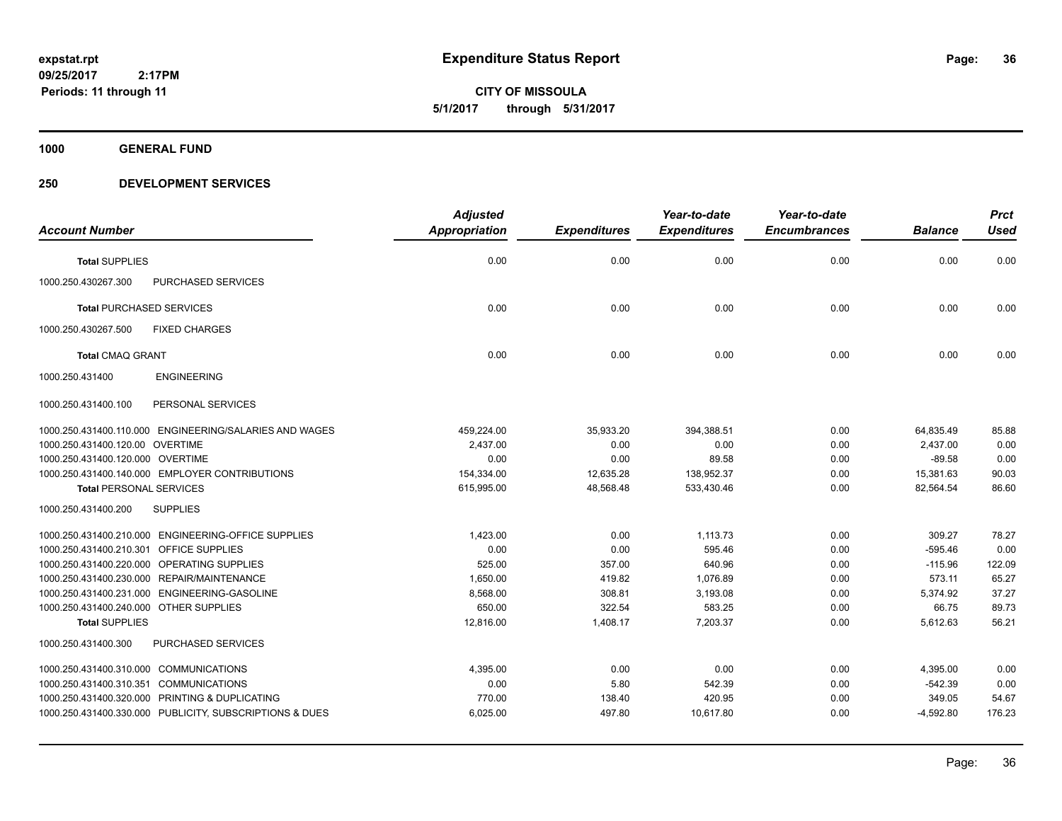# Expenditure Status Report

**CITY OF MISSOULA**

**5/1/2017 through 5/31/2017**

expstat.rpt
09/25/2017 2:17PM
Periods: 11 through 11

## 1000 GENERAL FUND

## 250 DEVELOPMENT SERVICES

| Account Number | | Adjusted Appropriation | Expenditures | Year-to-date Expenditures | Year-to-date Encumbrances | Balance | Prct Used |
|---|---|---|---|---|---|---|---|
| **Total** SUPPLIES | | 0.00 | 0.00 | 0.00 | 0.00 | 0.00 | 0.00 |
| 1000.250.430267.300 | PURCHASED SERVICES | | | | | | |
| **Total** PURCHASED SERVICES | | 0.00 | 0.00 | 0.00 | 0.00 | 0.00 | 0.00 |
| 1000.250.430267.500 | FIXED CHARGES | | | | | | |
| **Total** CMAQ GRANT | | 0.00 | 0.00 | 0.00 | 0.00 | 0.00 | 0.00 |
| 1000.250.431400 | ENGINEERING | | | | | | |
| 1000.250.431400.100 | PERSONAL SERVICES | | | | | | |
| 1000.250.431400.110.000 | ENGINEERING/SALARIES AND WAGES | 459,224.00 | 35,933.20 | 394,388.51 | 0.00 | 64,835.49 | 85.88 |
| 1000.250.431400.120.00 | OVERTIME | 2,437.00 | 0.00 | 0.00 | 0.00 | 2,437.00 | 0.00 |
| 1000.250.431400.120.000 | OVERTIME | 0.00 | 0.00 | 89.58 | 0.00 | -89.58 | 0.00 |
| 1000.250.431400.140.000 | EMPLOYER CONTRIBUTIONS | 154,334.00 | 12,635.28 | 138,952.37 | 0.00 | 15,381.63 | 90.03 |
| **Total** PERSONAL SERVICES | | 615,995.00 | 48,568.48 | 533,430.46 | 0.00 | 82,564.54 | 86.60 |
| 1000.250.431400.200 | SUPPLIES | | | | | | |
| 1000.250.431400.210.000 | ENGINEERING-OFFICE SUPPLIES | 1,423.00 | 0.00 | 1,113.73 | 0.00 | 309.27 | 78.27 |
| 1000.250.431400.210.301 | OFFICE SUPPLIES | 0.00 | 0.00 | 595.46 | 0.00 | -595.46 | 0.00 |
| 1000.250.431400.220.000 | OPERATING SUPPLIES | 525.00 | 357.00 | 640.96 | 0.00 | -115.96 | 122.09 |
| 1000.250.431400.230.000 | REPAIR/MAINTENANCE | 1,650.00 | 419.82 | 1,076.89 | 0.00 | 573.11 | 65.27 |
| 1000.250.431400.231.000 | ENGINEERING-GASOLINE | 8,568.00 | 308.81 | 3,193.08 | 0.00 | 5,374.92 | 37.27 |
| 1000.250.431400.240.000 | OTHER SUPPLIES | 650.00 | 322.54 | 583.25 | 0.00 | 66.75 | 89.73 |
| **Total** SUPPLIES | | 12,816.00 | 1,408.17 | 7,203.37 | 0.00 | 5,612.63 | 56.21 |
| 1000.250.431400.300 | PURCHASED SERVICES | | | | | | |
| 1000.250.431400.310.000 | COMMUNICATIONS | 4,395.00 | 0.00 | 0.00 | 0.00 | 4,395.00 | 0.00 |
| 1000.250.431400.310.351 | COMMUNICATIONS | 0.00 | 5.80 | 542.39 | 0.00 | -542.39 | 0.00 |
| 1000.250.431400.320.000 | PRINTING & DUPLICATING | 770.00 | 138.40 | 420.95 | 0.00 | 349.05 | 54.67 |
| 1000.250.431400.330.000 | PUBLICITY, SUBSCRIPTIONS & DUES | 6,025.00 | 497.80 | 10,617.80 | 0.00 | -4,592.80 | 176.23 |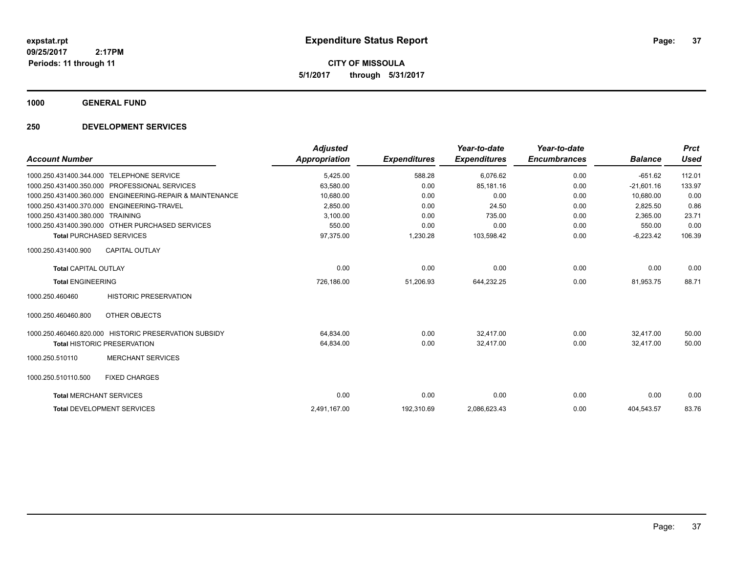# Expenditure Status Report

**CITY OF MISSOULA**

**5/1/2017 through 5/31/2017**

expstat.rpt
09/25/2017 2:17PM
Periods: 11 through 11

## 1000 GENERAL FUND

### 250 DEVELOPMENT SERVICES

| Account Number | | Adjusted Appropriation | Expenditures | Year-to-date Expenditures | Year-to-date Encumbrances | Balance | Prct Used |
|---|---|---|---|---|---|---|---|
| 1000.250.431400.344.000 | TELEPHONE SERVICE | 5,425.00 | 588.28 | 6,076.62 | 0.00 | -651.62 | 112.01 |
| 1000.250.431400.350.000 | PROFESSIONAL SERVICES | 63,580.00 | 0.00 | 85,181.16 | 0.00 | -21,601.16 | 133.97 |
| 1000.250.431400.360.000 | ENGINEERING-REPAIR & MAINTENANCE | 10,680.00 | 0.00 | 0.00 | 0.00 | 10,680.00 | 0.00 |
| 1000.250.431400.370.000 | ENGINEERING-TRAVEL | 2,850.00 | 0.00 | 24.50 | 0.00 | 2,825.50 | 0.86 |
| 1000.250.431400.380.000 | TRAINING | 3,100.00 | 0.00 | 735.00 | 0.00 | 2,365.00 | 23.71 |
| 1000.250.431400.390.000 | OTHER PURCHASED SERVICES | 550.00 | 0.00 | 0.00 | 0.00 | 550.00 | 0.00 |
| **Total** PURCHASED SERVICES | | 97,375.00 | 1,230.28 | 103,598.42 | 0.00 | -6,223.42 | 106.39 |
| 1000.250.431400.900 | CAPITAL OUTLAY | | | | | | |
| **Total** CAPITAL OUTLAY | | 0.00 | 0.00 | 0.00 | 0.00 | 0.00 | 0.00 |
| **Total** ENGINEERING | | 726,186.00 | 51,206.93 | 644,232.25 | 0.00 | 81,953.75 | 88.71 |
| 1000.250.460460 | HISTORIC PRESERVATION | | | | | | |
| 1000.250.460460.800 | OTHER OBJECTS | | | | | | |
| 1000.250.460460.820.000 | HISTORIC PRESERVATION SUBSIDY | 64,834.00 | 0.00 | 32,417.00 | 0.00 | 32,417.00 | 50.00 |
| **Total** HISTORIC PRESERVATION | | 64,834.00 | 0.00 | 32,417.00 | 0.00 | 32,417.00 | 50.00 |
| 1000.250.510110 | MERCHANT SERVICES | | | | | | |
| 1000.250.510110.500 | FIXED CHARGES | | | | | | |
| **Total** MERCHANT SERVICES | | 0.00 | 0.00 | 0.00 | 0.00 | 0.00 | 0.00 |
| **Total** DEVELOPMENT SERVICES | | 2,491,167.00 | 192,310.69 | 2,086,623.43 | 0.00 | 404,543.57 | 83.76 |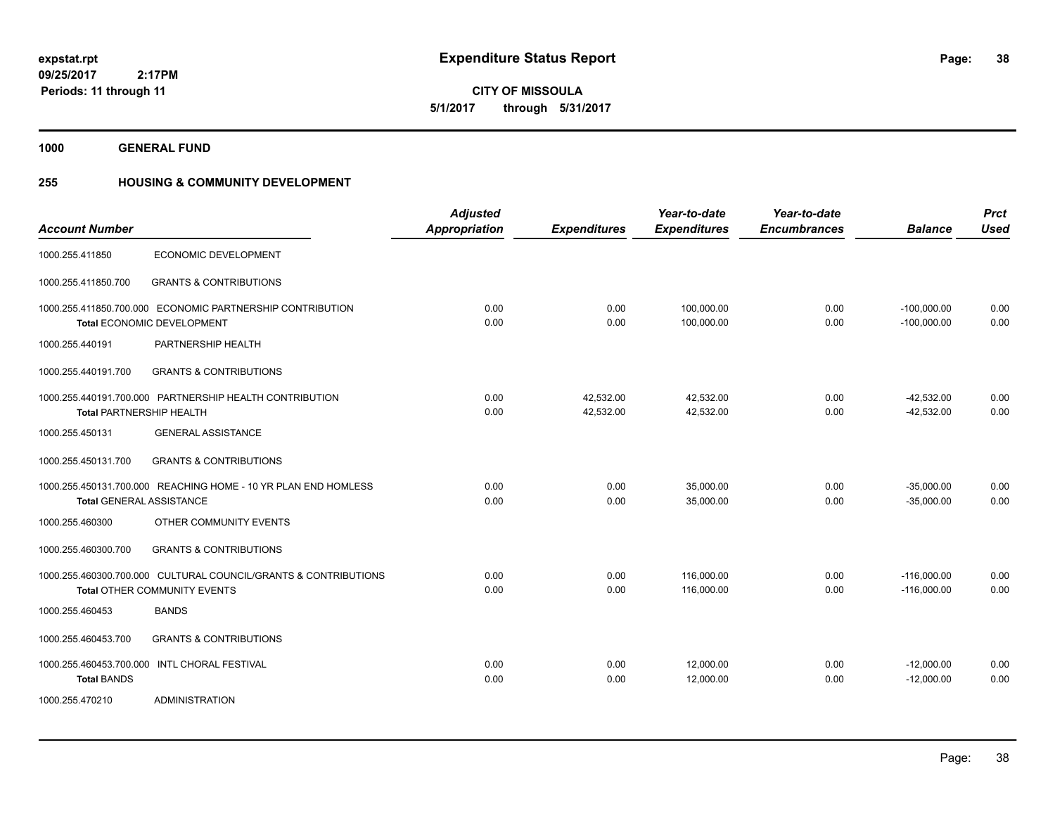# Expenditure Status Report

expstat.rpt
09/25/2017 2:17PM
Periods: 11 through 11

**CITY OF MISSOULA**
**5/1/2017 through 5/31/2017**

## 1000 GENERAL FUND

### 255 HOUSING & COMMUNITY DEVELOPMENT

| Account Number | | Adjusted Appropriation | Expenditures | Year-to-date Expenditures | Year-to-date Encumbrances | Balance | Prct Used |
|---|---|---|---|---|---|---|---|
| 1000.255.411850 | ECONOMIC DEVELOPMENT | | | | | | |
| 1000.255.411850.700 | GRANTS & CONTRIBUTIONS | | | | | | |
| 1000.255.411850.700.000 | ECONOMIC PARTNERSHIP CONTRIBUTION | 0.00 | 0.00 | 100,000.00 | 0.00 | -100,000.00 | 0.00 |
| | Total ECONOMIC DEVELOPMENT | 0.00 | 0.00 | 100,000.00 | 0.00 | -100,000.00 | 0.00 |
| 1000.255.440191 | PARTNERSHIP HEALTH | | | | | | |
| 1000.255.440191.700 | GRANTS & CONTRIBUTIONS | | | | | | |
| 1000.255.440191.700.000 | PARTNERSHIP HEALTH CONTRIBUTION | 0.00 | 42,532.00 | 42,532.00 | 0.00 | -42,532.00 | 0.00 |
| | Total PARTNERSHIP HEALTH | 0.00 | 42,532.00 | 42,532.00 | 0.00 | -42,532.00 | 0.00 |
| 1000.255.450131 | GENERAL ASSISTANCE | | | | | | |
| 1000.255.450131.700 | GRANTS & CONTRIBUTIONS | | | | | | |
| 1000.255.450131.700.000 | REACHING HOME - 10 YR PLAN END HOMLESS | 0.00 | 0.00 | 35,000.00 | 0.00 | -35,000.00 | 0.00 |
| | Total GENERAL ASSISTANCE | 0.00 | 0.00 | 35,000.00 | 0.00 | -35,000.00 | 0.00 |
| 1000.255.460300 | OTHER COMMUNITY EVENTS | | | | | | |
| 1000.255.460300.700 | GRANTS & CONTRIBUTIONS | | | | | | |
| 1000.255.460300.700.000 | CULTURAL COUNCIL/GRANTS & CONTRIBUTIONS | 0.00 | 0.00 | 116,000.00 | 0.00 | -116,000.00 | 0.00 |
| | Total OTHER COMMUNITY EVENTS | 0.00 | 0.00 | 116,000.00 | 0.00 | -116,000.00 | 0.00 |
| 1000.255.460453 | BANDS | | | | | | |
| 1000.255.460453.700 | GRANTS & CONTRIBUTIONS | | | | | | |
| 1000.255.460453.700.000 | INTL CHORAL FESTIVAL | 0.00 | 0.00 | 12,000.00 | 0.00 | -12,000.00 | 0.00 |
| | Total BANDS | 0.00 | 0.00 | 12,000.00 | 0.00 | -12,000.00 | 0.00 |
| 1000.255.470210 | ADMINISTRATION | | | | | | |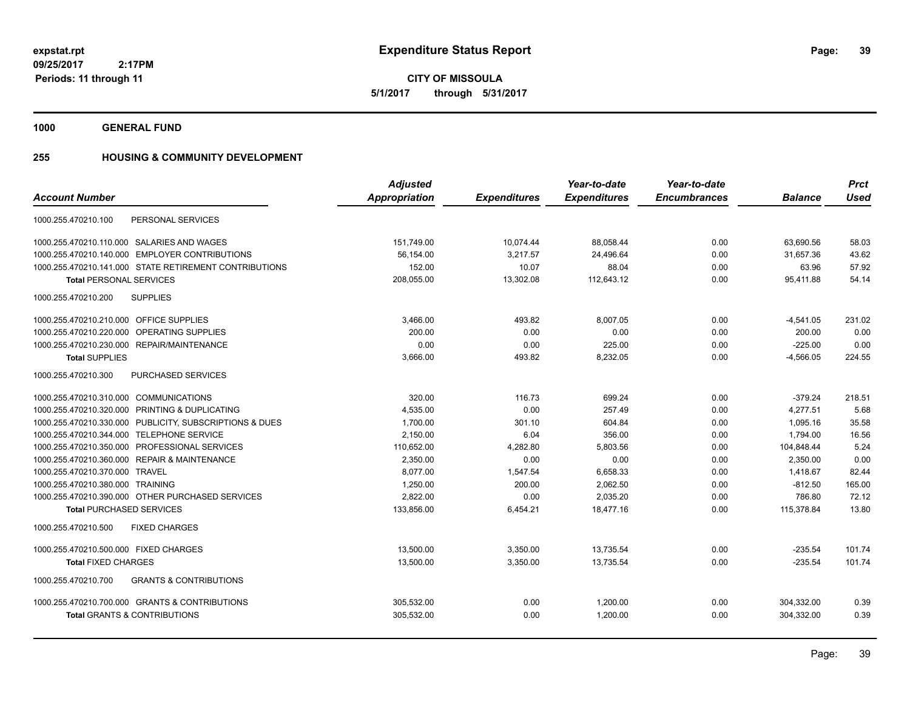**expstat.rpt**
**09/25/2017 2:17PM**
**Periods: 11 through 11**

# Expenditure Status Report

**CITY OF MISSOULA**
**5/1/2017 through 5/31/2017**

## 1000 GENERAL FUND

## 255 HOUSING & COMMUNITY DEVELOPMENT

| Account Number | Adjusted Appropriation | Expenditures | Year-to-date Expenditures | Year-to-date Encumbrances | Balance | Prct Used |
|---|---|---|---|---|---|---|
| 1000.255.470210.100 PERSONAL SERVICES | | | | | | |
| 1000.255.470210.110.000 SALARIES AND WAGES | 151,749.00 | 10,074.44 | 88,058.44 | 0.00 | 63,690.56 | 58.03 |
| 1000.255.470210.140.000 EMPLOYER CONTRIBUTIONS | 56,154.00 | 3,217.57 | 24,496.64 | 0.00 | 31,657.36 | 43.62 |
| 1000.255.470210.141.000 STATE RETIREMENT CONTRIBUTIONS | 152.00 | 10.07 | 88.04 | 0.00 | 63.96 | 57.92 |
| **Total** PERSONAL SERVICES | 208,055.00 | 13,302.08 | 112,643.12 | 0.00 | 95,411.88 | 54.14 |
| 1000.255.470210.200 SUPPLIES | | | | | | |
| 1000.255.470210.210.000 OFFICE SUPPLIES | 3,466.00 | 493.82 | 8,007.05 | 0.00 | -4,541.05 | 231.02 |
| 1000.255.470210.220.000 OPERATING SUPPLIES | 200.00 | 0.00 | 0.00 | 0.00 | 200.00 | 0.00 |
| 1000.255.470210.230.000 REPAIR/MAINTENANCE | 0.00 | 0.00 | 225.00 | 0.00 | -225.00 | 0.00 |
| **Total** SUPPLIES | 3,666.00 | 493.82 | 8,232.05 | 0.00 | -4,566.05 | 224.55 |
| 1000.255.470210.300 PURCHASED SERVICES | | | | | | |
| 1000.255.470210.310.000 COMMUNICATIONS | 320.00 | 116.73 | 699.24 | 0.00 | -379.24 | 218.51 |
| 1000.255.470210.320.000 PRINTING & DUPLICATING | 4,535.00 | 0.00 | 257.49 | 0.00 | 4,277.51 | 5.68 |
| 1000.255.470210.330.000 PUBLICITY, SUBSCRIPTIONS & DUES | 1,700.00 | 301.10 | 604.84 | 0.00 | 1,095.16 | 35.58 |
| 1000.255.470210.344.000 TELEPHONE SERVICE | 2,150.00 | 6.04 | 356.00 | 0.00 | 1,794.00 | 16.56 |
| 1000.255.470210.350.000 PROFESSIONAL SERVICES | 110,652.00 | 4,282.80 | 5,803.56 | 0.00 | 104,848.44 | 5.24 |
| 1000.255.470210.360.000 REPAIR & MAINTENANCE | 2,350.00 | 0.00 | 0.00 | 0.00 | 2,350.00 | 0.00 |
| 1000.255.470210.370.000 TRAVEL | 8,077.00 | 1,547.54 | 6,658.33 | 0.00 | 1,418.67 | 82.44 |
| 1000.255.470210.380.000 TRAINING | 1,250.00 | 200.00 | 2,062.50 | 0.00 | -812.50 | 165.00 |
| 1000.255.470210.390.000 OTHER PURCHASED SERVICES | 2,822.00 | 0.00 | 2,035.20 | 0.00 | 786.80 | 72.12 |
| **Total** PURCHASED SERVICES | 133,856.00 | 6,454.21 | 18,477.16 | 0.00 | 115,378.84 | 13.80 |
| 1000.255.470210.500 FIXED CHARGES | | | | | | |
| 1000.255.470210.500.000 FIXED CHARGES | 13,500.00 | 3,350.00 | 13,735.54 | 0.00 | -235.54 | 101.74 |
| **Total** FIXED CHARGES | 13,500.00 | 3,350.00 | 13,735.54 | 0.00 | -235.54 | 101.74 |
| 1000.255.470210.700 GRANTS & CONTRIBUTIONS | | | | | | |
| 1000.255.470210.700.000 GRANTS & CONTRIBUTIONS | 305,532.00 | 0.00 | 1,200.00 | 0.00 | 304,332.00 | 0.39 |
| **Total** GRANTS & CONTRIBUTIONS | 305,532.00 | 0.00 | 1,200.00 | 0.00 | 304,332.00 | 0.39 |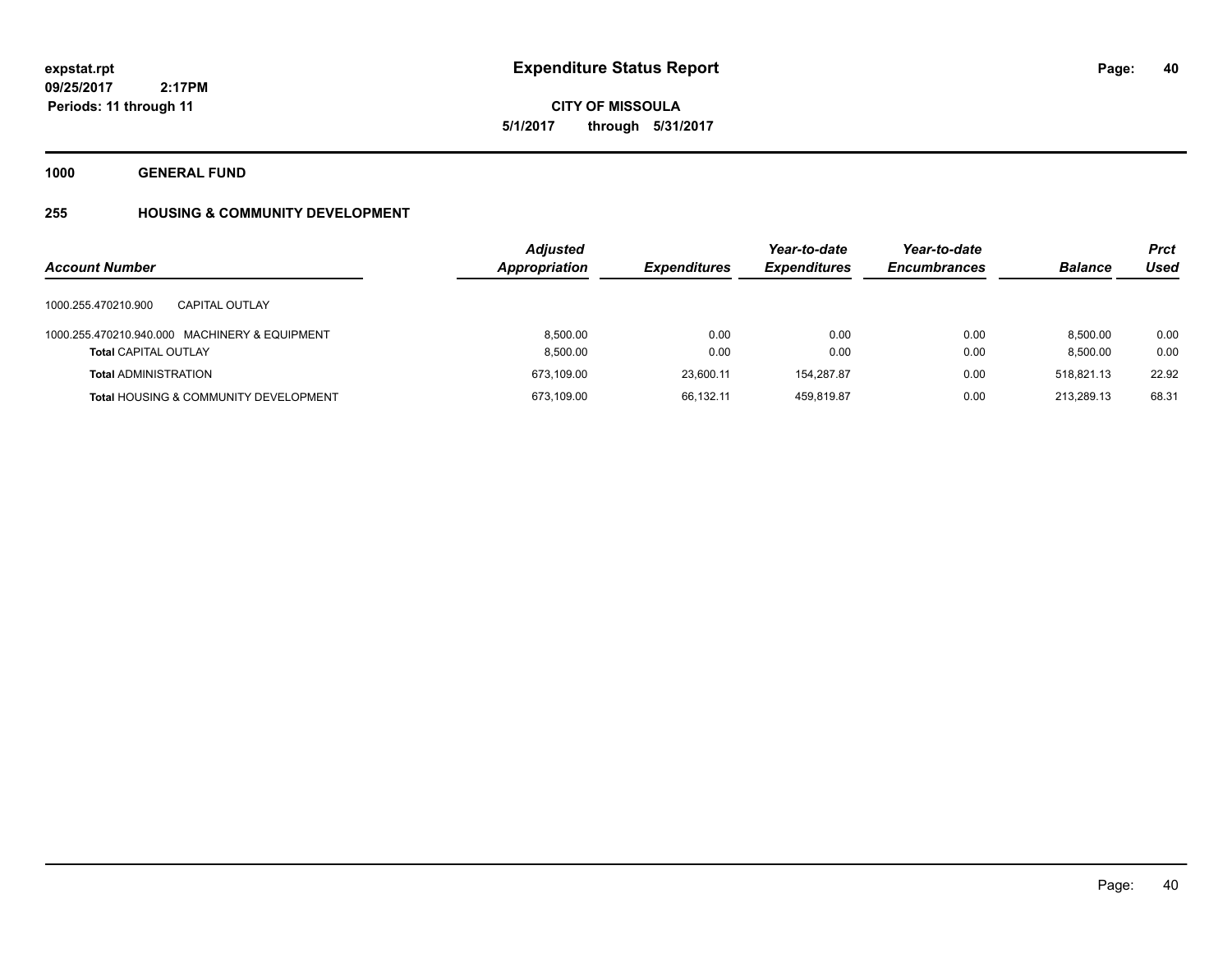# Expenditure Status Report

**CITY OF MISSOULA**

**5/1/2017 through 5/31/2017**

expstat.rpt
09/25/2017 2:17PM
Periods: 11 through 11

**1000 GENERAL FUND**

**255 HOUSING & COMMUNITY DEVELOPMENT**

| Account Number | Adjusted Appropriation | Expenditures | Year-to-date Expenditures | Year-to-date Encumbrances | Balance | Prct Used |
|---|---|---|---|---|---|---|
| 1000.255.470210.900 CAPITAL OUTLAY | | | | | | |
| 1000.255.470210.940.000 MACHINERY & EQUIPMENT | 8,500.00 | 0.00 | 0.00 | 0.00 | 8,500.00 | 0.00 |
| **Total** CAPITAL OUTLAY | 8,500.00 | 0.00 | 0.00 | 0.00 | 8,500.00 | 0.00 |
| **Total** ADMINISTRATION | 673,109.00 | 23,600.11 | 154,287.87 | 0.00 | 518,821.13 | 22.92 |
| **Total** HOUSING & COMMUNITY DEVELOPMENT | 673,109.00 | 66,132.11 | 459,819.87 | 0.00 | 213,289.13 | 68.31 |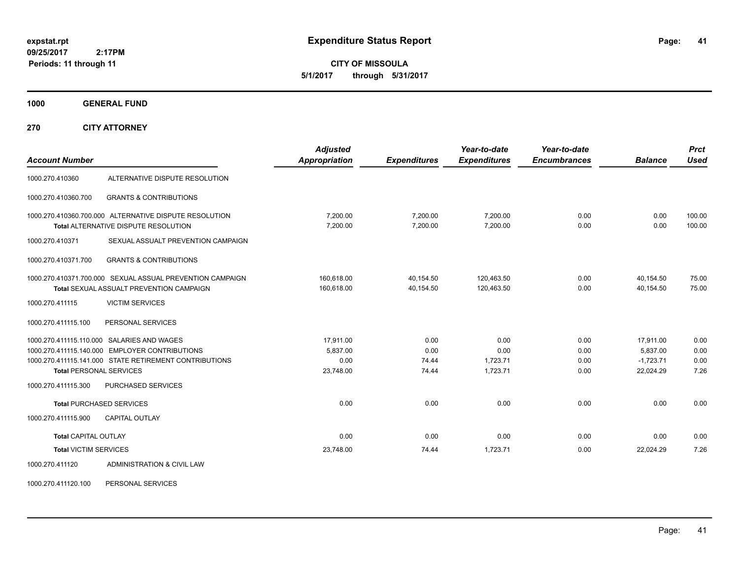# Expenditure Status Report

**CITY OF MISSOULA**

**5/1/2017 through 5/31/2017**

expstat.rpt
09/25/2017 2:17PM
Periods: 11 through 11

**1000 GENERAL FUND**

**270 CITY ATTORNEY**

| Account Number | | Adjusted Appropriation | Expenditures | Year-to-date Expenditures | Year-to-date Encumbrances | Balance | Prct Used |
|---|---|---|---|---|---|---|---|
| 1000.270.410360 | ALTERNATIVE DISPUTE RESOLUTION | | | | | | |
| 1000.270.410360.700 | GRANTS & CONTRIBUTIONS | | | | | | |
| 1000.270.410360.700.000 | ALTERNATIVE DISPUTE RESOLUTION | 7,200.00 | 7,200.00 | 7,200.00 | 0.00 | 0.00 | 100.00 |
| | Total ALTERNATIVE DISPUTE RESOLUTION | 7,200.00 | 7,200.00 | 7,200.00 | 0.00 | 0.00 | 100.00 |
| 1000.270.410371 | SEXUAL ASSAULT PREVENTION CAMPAIGN | | | | | | |
| 1000.270.410371.700 | GRANTS & CONTRIBUTIONS | | | | | | |
| 1000.270.410371.700.000 | SEXUAL ASSUAL PREVENTION CAMPAIGN | 160,618.00 | 40,154.50 | 120,463.50 | 0.00 | 40,154.50 | 75.00 |
| | Total SEXUAL ASSUALT PREVENTION CAMPAIGN | 160,618.00 | 40,154.50 | 120,463.50 | 0.00 | 40,154.50 | 75.00 |
| 1000.270.411115 | VICTIM SERVICES | | | | | | |
| 1000.270.411115.100 | PERSONAL SERVICES | | | | | | |
| 1000.270.411115.110.000 | SALARIES AND WAGES | 17,911.00 | 0.00 | 0.00 | 0.00 | 17,911.00 | 0.00 |
| 1000.270.411115.140.000 | EMPLOYER CONTRIBUTIONS | 5,837.00 | 0.00 | 0.00 | 0.00 | 5,837.00 | 0.00 |
| 1000.270.411115.141.000 | STATE RETIREMENT CONTRIBUTIONS | 0.00 | 74.44 | 1,723.71 | 0.00 | -1,723.71 | 0.00 |
| | Total PERSONAL SERVICES | 23,748.00 | 74.44 | 1,723.71 | 0.00 | 22,024.29 | 7.26 |
| 1000.270.411115.300 | PURCHASED SERVICES | | | | | | |
| | Total PURCHASED SERVICES | 0.00 | 0.00 | 0.00 | 0.00 | 0.00 | 0.00 |
| 1000.270.411115.900 | CAPITAL OUTLAY | | | | | | |
| | Total CAPITAL OUTLAY | 0.00 | 0.00 | 0.00 | 0.00 | 0.00 | 0.00 |
| | Total VICTIM SERVICES | 23,748.00 | 74.44 | 1,723.71 | 0.00 | 22,024.29 | 7.26 |
| 1000.270.411120 | ADMINISTRATION & CIVIL LAW | | | | | | |
| 1000.270.411120.100 | PERSONAL SERVICES | | | | | | |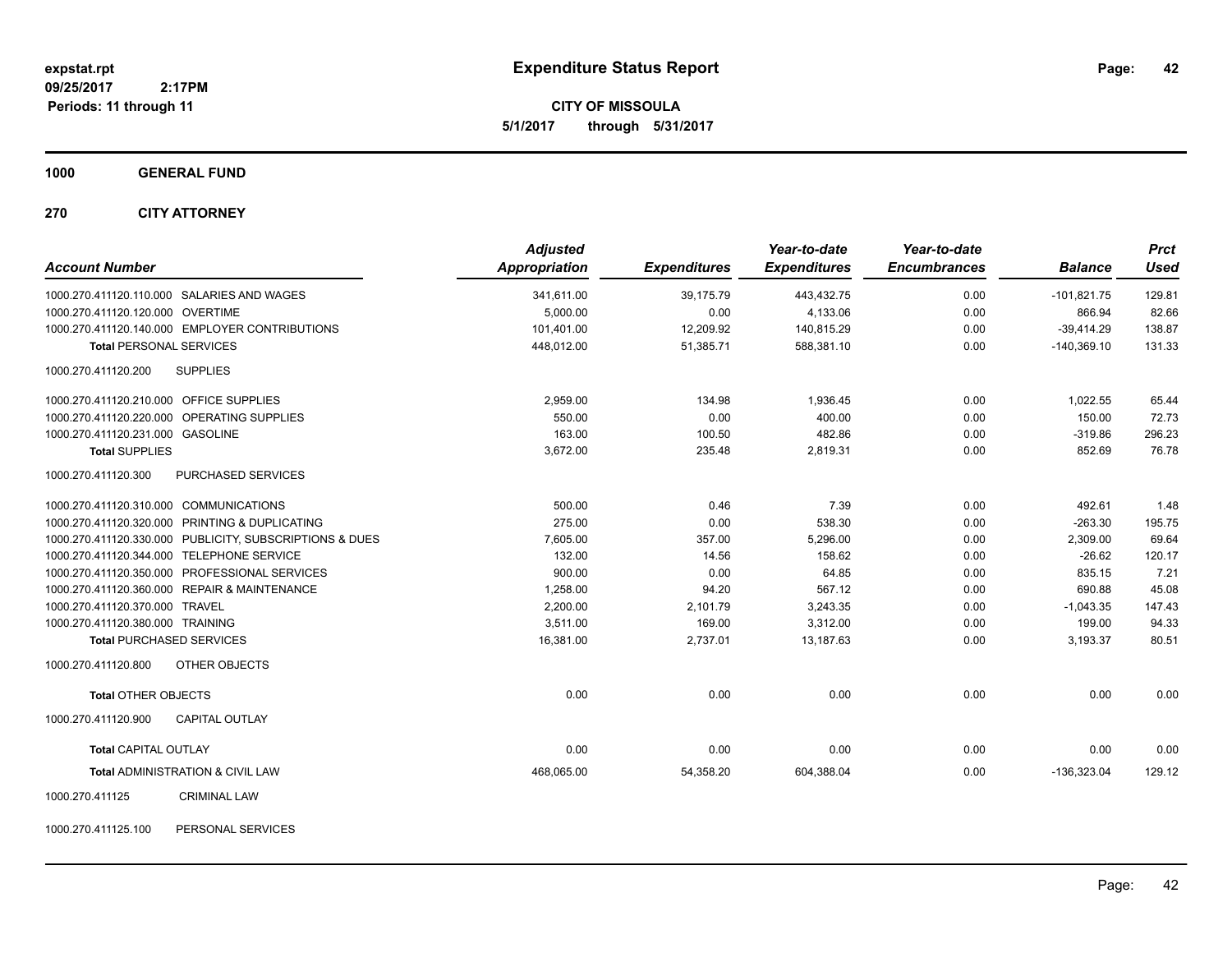**expstat.rpt**
**09/25/2017 2:17PM**
**Periods: 11 through 11**

# Expenditure Status Report

**CITY OF MISSOULA**
**5/1/2017 through 5/31/2017**

## 1000 GENERAL FUND

## 270 CITY ATTORNEY

| Account Number | Adjusted Appropriation | Expenditures | Year-to-date Expenditures | Year-to-date Encumbrances | Balance | Prct Used |
|---|---|---|---|---|---|---|
| 1000.270.411120.110.000 SALARIES AND WAGES | 341,611.00 | 39,175.79 | 443,432.75 | 0.00 | -101,821.75 | 129.81 |
| 1000.270.411120.120.000 OVERTIME | 5,000.00 | 0.00 | 4,133.06 | 0.00 | 866.94 | 82.66 |
| 1000.270.411120.140.000 EMPLOYER CONTRIBUTIONS | 101,401.00 | 12,209.92 | 140,815.29 | 0.00 | -39,414.29 | 138.87 |
| **Total** PERSONAL SERVICES | 448,012.00 | 51,385.71 | 588,381.10 | 0.00 | -140,369.10 | 131.33 |
| 1000.270.411120.200 SUPPLIES | | | | | | |
| 1000.270.411120.210.000 OFFICE SUPPLIES | 2,959.00 | 134.98 | 1,936.45 | 0.00 | 1,022.55 | 65.44 |
| 1000.270.411120.220.000 OPERATING SUPPLIES | 550.00 | 0.00 | 400.00 | 0.00 | 150.00 | 72.73 |
| 1000.270.411120.231.000 GASOLINE | 163.00 | 100.50 | 482.86 | 0.00 | -319.86 | 296.23 |
| **Total** SUPPLIES | 3,672.00 | 235.48 | 2,819.31 | 0.00 | 852.69 | 76.78 |
| 1000.270.411120.300 PURCHASED SERVICES | | | | | | |
| 1000.270.411120.310.000 COMMUNICATIONS | 500.00 | 0.46 | 7.39 | 0.00 | 492.61 | 1.48 |
| 1000.270.411120.320.000 PRINTING & DUPLICATING | 275.00 | 0.00 | 538.30 | 0.00 | -263.30 | 195.75 |
| 1000.270.411120.330.000 PUBLICITY, SUBSCRIPTIONS & DUES | 7,605.00 | 357.00 | 5,296.00 | 0.00 | 2,309.00 | 69.64 |
| 1000.270.411120.344.000 TELEPHONE SERVICE | 132.00 | 14.56 | 158.62 | 0.00 | -26.62 | 120.17 |
| 1000.270.411120.350.000 PROFESSIONAL SERVICES | 900.00 | 0.00 | 64.85 | 0.00 | 835.15 | 7.21 |
| 1000.270.411120.360.000 REPAIR & MAINTENANCE | 1,258.00 | 94.20 | 567.12 | 0.00 | 690.88 | 45.08 |
| 1000.270.411120.370.000 TRAVEL | 2,200.00 | 2,101.79 | 3,243.35 | 0.00 | -1,043.35 | 147.43 |
| 1000.270.411120.380.000 TRAINING | 3,511.00 | 169.00 | 3,312.00 | 0.00 | 199.00 | 94.33 |
| **Total** PURCHASED SERVICES | 16,381.00 | 2,737.01 | 13,187.63 | 0.00 | 3,193.37 | 80.51 |
| 1000.270.411120.800 OTHER OBJECTS | | | | | | |
| **Total** OTHER OBJECTS | 0.00 | 0.00 | 0.00 | 0.00 | 0.00 | 0.00 |
| 1000.270.411120.900 CAPITAL OUTLAY | | | | | | |
| **Total** CAPITAL OUTLAY | 0.00 | 0.00 | 0.00 | 0.00 | 0.00 | 0.00 |
| **Total** ADMINISTRATION & CIVIL LAW | 468,065.00 | 54,358.20 | 604,388.04 | 0.00 | -136,323.04 | 129.12 |

1000.270.411125 CRIMINAL LAW

1000.270.411125.100 PERSONAL SERVICES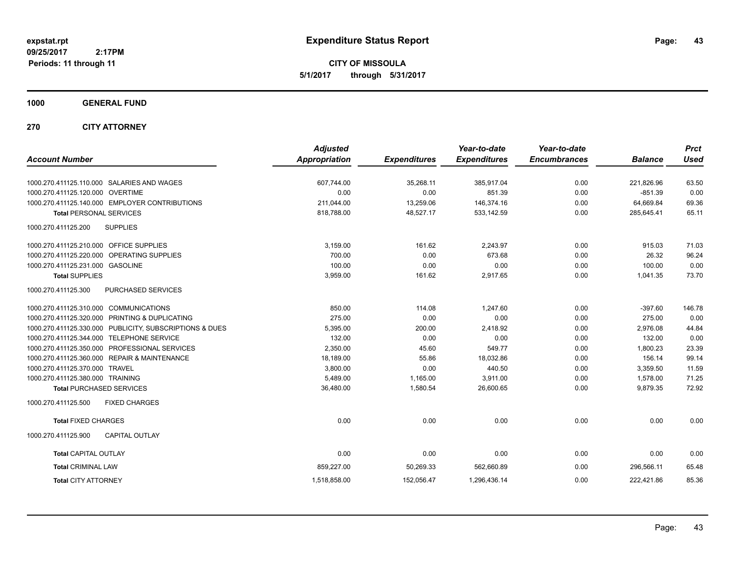**expstat.rpt**
**09/25/2017 2:17PM**
**Periods: 11 through 11**

# Expenditure Status Report

**CITY OF MISSOULA**
**5/1/2017 through 5/31/2017**

## 1000 GENERAL FUND

### 270 CITY ATTORNEY

| Account Number | Adjusted Appropriation | Expenditures | Year-to-date Expenditures | Year-to-date Encumbrances | Balance | Prct Used |
|---|---|---|---|---|---|---|
| 1000.270.411125.110.000 SALARIES AND WAGES | 607,744.00 | 35,268.11 | 385,917.04 | 0.00 | 221,826.96 | 63.50 |
| 1000.270.411125.120.000 OVERTIME | 0.00 | 0.00 | 851.39 | 0.00 | -851.39 | 0.00 |
| 1000.270.411125.140.000 EMPLOYER CONTRIBUTIONS | 211,044.00 | 13,259.06 | 146,374.16 | 0.00 | 64,669.84 | 69.36 |
| **Total** PERSONAL SERVICES | 818,788.00 | 48,527.17 | 533,142.59 | 0.00 | 285,645.41 | 65.11 |
| 1000.270.411125.200 SUPPLIES | | | | | | |
| 1000.270.411125.210.000 OFFICE SUPPLIES | 3,159.00 | 161.62 | 2,243.97 | 0.00 | 915.03 | 71.03 |
| 1000.270.411125.220.000 OPERATING SUPPLIES | 700.00 | 0.00 | 673.68 | 0.00 | 26.32 | 96.24 |
| 1000.270.411125.231.000 GASOLINE | 100.00 | 0.00 | 0.00 | 0.00 | 100.00 | 0.00 |
| **Total** SUPPLIES | 3,959.00 | 161.62 | 2,917.65 | 0.00 | 1,041.35 | 73.70 |
| 1000.270.411125.300 PURCHASED SERVICES | | | | | | |
| 1000.270.411125.310.000 COMMUNICATIONS | 850.00 | 114.08 | 1,247.60 | 0.00 | -397.60 | 146.78 |
| 1000.270.411125.320.000 PRINTING & DUPLICATING | 275.00 | 0.00 | 0.00 | 0.00 | 275.00 | 0.00 |
| 1000.270.411125.330.000 PUBLICITY, SUBSCRIPTIONS & DUES | 5,395.00 | 200.00 | 2,418.92 | 0.00 | 2,976.08 | 44.84 |
| 1000.270.411125.344.000 TELEPHONE SERVICE | 132.00 | 0.00 | 0.00 | 0.00 | 132.00 | 0.00 |
| 1000.270.411125.350.000 PROFESSIONAL SERVICES | 2,350.00 | 45.60 | 549.77 | 0.00 | 1,800.23 | 23.39 |
| 1000.270.411125.360.000 REPAIR & MAINTENANCE | 18,189.00 | 55.86 | 18,032.86 | 0.00 | 156.14 | 99.14 |
| 1000.270.411125.370.000 TRAVEL | 3,800.00 | 0.00 | 440.50 | 0.00 | 3,359.50 | 11.59 |
| 1000.270.411125.380.000 TRAINING | 5,489.00 | 1,165.00 | 3,911.00 | 0.00 | 1,578.00 | 71.25 |
| **Total** PURCHASED SERVICES | 36,480.00 | 1,580.54 | 26,600.65 | 0.00 | 9,879.35 | 72.92 |
| 1000.270.411125.500 FIXED CHARGES | | | | | | |
| **Total** FIXED CHARGES | 0.00 | 0.00 | 0.00 | 0.00 | 0.00 | 0.00 |
| 1000.270.411125.900 CAPITAL OUTLAY | | | | | | |
| **Total** CAPITAL OUTLAY | 0.00 | 0.00 | 0.00 | 0.00 | 0.00 | 0.00 |
| **Total** CRIMINAL LAW | 859,227.00 | 50,269.33 | 562,660.89 | 0.00 | 296,566.11 | 65.48 |
| **Total** CITY ATTORNEY | 1,518,858.00 | 152,056.47 | 1,296,436.14 | 0.00 | 222,421.86 | 85.36 |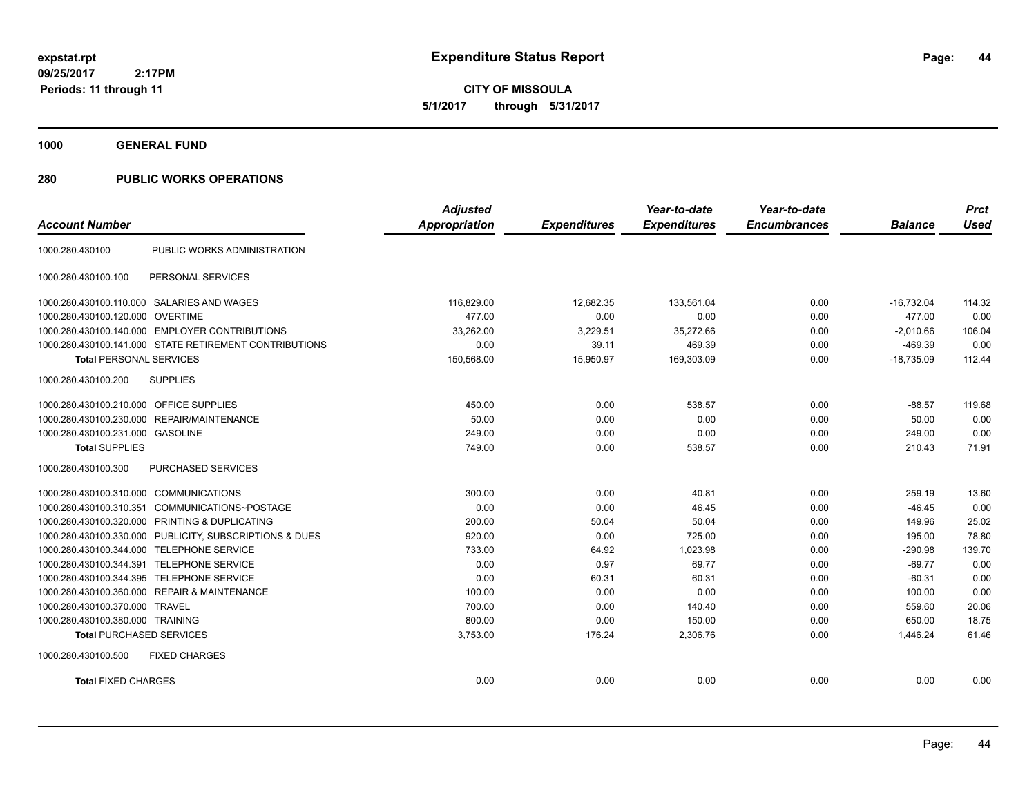expstat.rpt
09/25/2017 2:17PM
Periods: 11 through 11

# Expenditure Status Report

**CITY OF MISSOULA**
**5/1/2017 through 5/31/2017**

## 1000 GENERAL FUND

## 280 PUBLIC WORKS OPERATIONS

| Account Number | | Adjusted Appropriation | Expenditures | Year-to-date Expenditures | Year-to-date Encumbrances | Balance | Prct Used |
|---|---|---|---|---|---|---|---|
| 1000.280.430100 | PUBLIC WORKS ADMINISTRATION | | | | | | |
| 1000.280.430100.100 | PERSONAL SERVICES | | | | | | |
| 1000.280.430100.110.000 | SALARIES AND WAGES | 116,829.00 | 12,682.35 | 133,561.04 | 0.00 | -16,732.04 | 114.32 |
| 1000.280.430100.120.000 | OVERTIME | 477.00 | 0.00 | 0.00 | 0.00 | 477.00 | 0.00 |
| 1000.280.430100.140.000 | EMPLOYER CONTRIBUTIONS | 33,262.00 | 3,229.51 | 35,272.66 | 0.00 | -2,010.66 | 106.04 |
| 1000.280.430100.141.000 | STATE RETIREMENT CONTRIBUTIONS | 0.00 | 39.11 | 469.39 | 0.00 | -469.39 | 0.00 |
| **Total** PERSONAL SERVICES | | 150,568.00 | 15,950.97 | 169,303.09 | 0.00 | -18,735.09 | 112.44 |
| 1000.280.430100.200 | SUPPLIES | | | | | | |
| 1000.280.430100.210.000 | OFFICE SUPPLIES | 450.00 | 0.00 | 538.57 | 0.00 | -88.57 | 119.68 |
| 1000.280.430100.230.000 | REPAIR/MAINTENANCE | 50.00 | 0.00 | 0.00 | 0.00 | 50.00 | 0.00 |
| 1000.280.430100.231.000 | GASOLINE | 249.00 | 0.00 | 0.00 | 0.00 | 249.00 | 0.00 |
| **Total** SUPPLIES | | 749.00 | 0.00 | 538.57 | 0.00 | 210.43 | 71.91 |
| 1000.280.430100.300 | PURCHASED SERVICES | | | | | | |
| 1000.280.430100.310.000 | COMMUNICATIONS | 300.00 | 0.00 | 40.81 | 0.00 | 259.19 | 13.60 |
| 1000.280.430100.310.351 | COMMUNICATIONS~POSTAGE | 0.00 | 0.00 | 46.45 | 0.00 | -46.45 | 0.00 |
| 1000.280.430100.320.000 | PRINTING & DUPLICATING | 200.00 | 50.04 | 50.04 | 0.00 | 149.96 | 25.02 |
| 1000.280.430100.330.000 | PUBLICITY, SUBSCRIPTIONS & DUES | 920.00 | 0.00 | 725.00 | 0.00 | 195.00 | 78.80 |
| 1000.280.430100.344.000 | TELEPHONE SERVICE | 733.00 | 64.92 | 1,023.98 | 0.00 | -290.98 | 139.70 |
| 1000.280.430100.344.391 | TELEPHONE SERVICE | 0.00 | 0.97 | 69.77 | 0.00 | -69.77 | 0.00 |
| 1000.280.430100.344.395 | TELEPHONE SERVICE | 0.00 | 60.31 | 60.31 | 0.00 | -60.31 | 0.00 |
| 1000.280.430100.360.000 | REPAIR & MAINTENANCE | 100.00 | 0.00 | 0.00 | 0.00 | 100.00 | 0.00 |
| 1000.280.430100.370.000 | TRAVEL | 700.00 | 0.00 | 140.40 | 0.00 | 559.60 | 20.06 |
| 1000.280.430100.380.000 | TRAINING | 800.00 | 0.00 | 150.00 | 0.00 | 650.00 | 18.75 |
| **Total** PURCHASED SERVICES | | 3,753.00 | 176.24 | 2,306.76 | 0.00 | 1,446.24 | 61.46 |
| 1000.280.430100.500 | FIXED CHARGES | | | | | | |
| **Total** FIXED CHARGES | | 0.00 | 0.00 | 0.00 | 0.00 | 0.00 | 0.00 |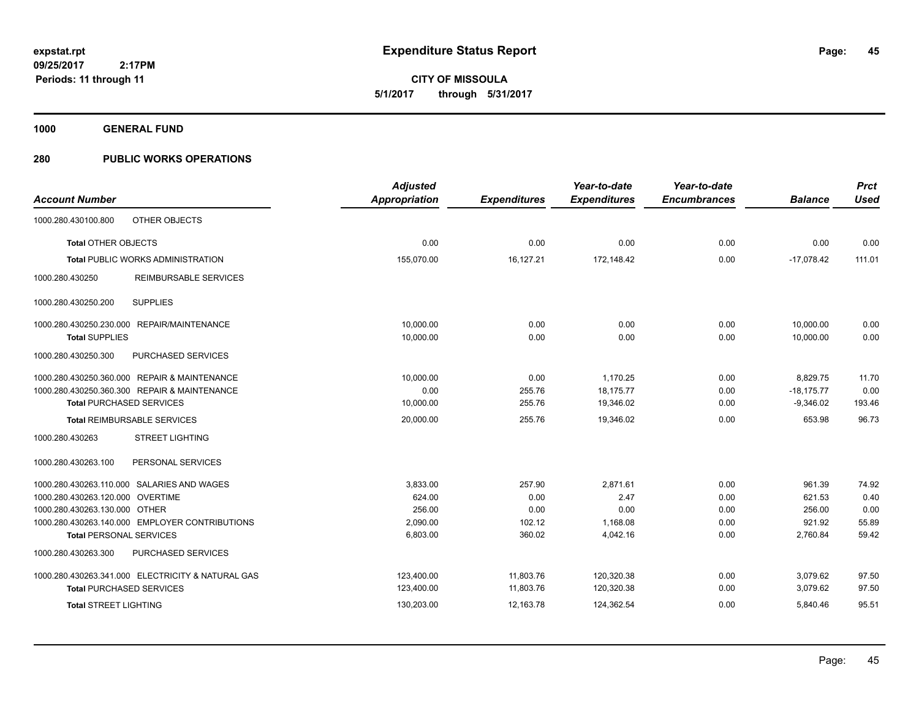**Expenditure Status Report**

**CITY OF MISSOULA**
**5/1/2017 through 5/31/2017**

expstat.rpt
09/25/2017 2:17PM
Periods: 11 through 11

**1000 GENERAL FUND**

**280 PUBLIC WORKS OPERATIONS**

| Account Number | | Adjusted Appropriation | Expenditures | Year-to-date Expenditures | Year-to-date Encumbrances | Balance | Prct Used |
|---|---|---|---|---|---|---|---|
| 1000.280.430100.800 | OTHER OBJECTS | | | | | | |
| **Total** OTHER OBJECTS | | 0.00 | 0.00 | 0.00 | 0.00 | 0.00 | 0.00 |
| **Total** PUBLIC WORKS ADMINISTRATION | | 155,070.00 | 16,127.21 | 172,148.42 | 0.00 | -17,078.42 | 111.01 |
| 1000.280.430250 | REIMBURSABLE SERVICES | | | | | | |
| 1000.280.430250.200 | SUPPLIES | | | | | | |
| 1000.280.430250.230.000 | REPAIR/MAINTENANCE | 10,000.00 | 0.00 | 0.00 | 0.00 | 10,000.00 | 0.00 |
| **Total** SUPPLIES | | 10,000.00 | 0.00 | 0.00 | 0.00 | 10,000.00 | 0.00 |
| 1000.280.430250.300 | PURCHASED SERVICES | | | | | | |
| 1000.280.430250.360.000 | REPAIR & MAINTENANCE | 10,000.00 | 0.00 | 1,170.25 | 0.00 | 8,829.75 | 11.70 |
| 1000.280.430250.360.300 | REPAIR & MAINTENANCE | 0.00 | 255.76 | 18,175.77 | 0.00 | -18,175.77 | 0.00 |
| **Total** PURCHASED SERVICES | | 10,000.00 | 255.76 | 19,346.02 | 0.00 | -9,346.02 | 193.46 |
| **Total** REIMBURSABLE SERVICES | | 20,000.00 | 255.76 | 19,346.02 | 0.00 | 653.98 | 96.73 |
| 1000.280.430263 | STREET LIGHTING | | | | | | |
| 1000.280.430263.100 | PERSONAL SERVICES | | | | | | |
| 1000.280.430263.110.000 | SALARIES AND WAGES | 3,833.00 | 257.90 | 2,871.61 | 0.00 | 961.39 | 74.92 |
| 1000.280.430263.120.000 | OVERTIME | 624.00 | 0.00 | 2.47 | 0.00 | 621.53 | 0.40 |
| 1000.280.430263.130.000 | OTHER | 256.00 | 0.00 | 0.00 | 0.00 | 256.00 | 0.00 |
| 1000.280.430263.140.000 | EMPLOYER CONTRIBUTIONS | 2,090.00 | 102.12 | 1,168.08 | 0.00 | 921.92 | 55.89 |
| **Total** PERSONAL SERVICES | | 6,803.00 | 360.02 | 4,042.16 | 0.00 | 2,760.84 | 59.42 |
| 1000.280.430263.300 | PURCHASED SERVICES | | | | | | |
| 1000.280.430263.341.000 | ELECTRICITY & NATURAL GAS | 123,400.00 | 11,803.76 | 120,320.38 | 0.00 | 3,079.62 | 97.50 |
| **Total** PURCHASED SERVICES | | 123,400.00 | 11,803.76 | 120,320.38 | 0.00 | 3,079.62 | 97.50 |
| **Total** STREET LIGHTING | | 130,203.00 | 12,163.78 | 124,362.54 | 0.00 | 5,840.46 | 95.51 |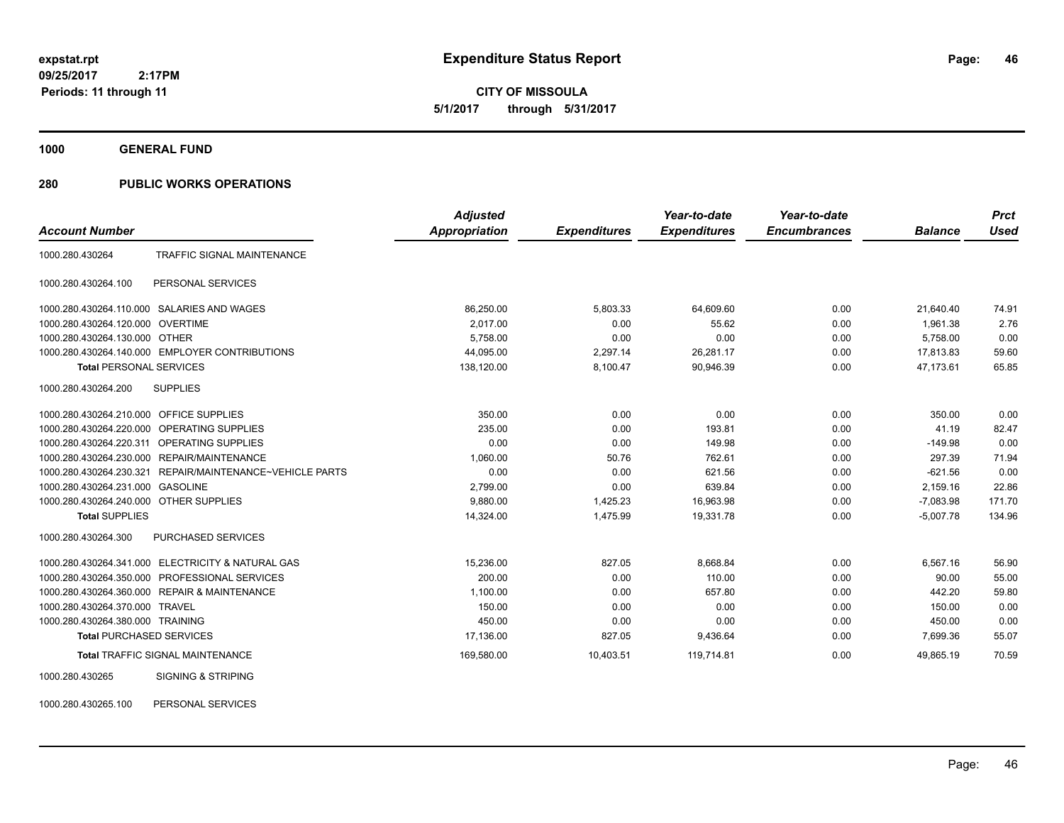**expstat.rpt**
**09/25/2017 2:17PM**
**Periods: 11 through 11**

# Expenditure Status Report

**CITY OF MISSOULA**
**5/1/2017 through 5/31/2017**

## 1000 GENERAL FUND

## 280 PUBLIC WORKS OPERATIONS

| Account Number | | Adjusted Appropriation | Expenditures | Year-to-date Expenditures | Year-to-date Encumbrances | Balance | Prct Used |
|---|---|---|---|---|---|---|---|
| 1000.280.430264 | TRAFFIC SIGNAL MAINTENANCE | | | | | | |
| 1000.280.430264.100 | PERSONAL SERVICES | | | | | | |
| 1000.280.430264.110.000 | SALARIES AND WAGES | 86,250.00 | 5,803.33 | 64,609.60 | 0.00 | 21,640.40 | 74.91 |
| 1000.280.430264.120.000 | OVERTIME | 2,017.00 | 0.00 | 55.62 | 0.00 | 1,961.38 | 2.76 |
| 1000.280.430264.130.000 | OTHER | 5,758.00 | 0.00 | 0.00 | 0.00 | 5,758.00 | 0.00 |
| 1000.280.430264.140.000 | EMPLOYER CONTRIBUTIONS | 44,095.00 | 2,297.14 | 26,281.17 | 0.00 | 17,813.83 | 59.60 |
| **Total** PERSONAL SERVICES | | 138,120.00 | 8,100.47 | 90,946.39 | 0.00 | 47,173.61 | 65.85 |
| 1000.280.430264.200 | SUPPLIES | | | | | | |
| 1000.280.430264.210.000 | OFFICE SUPPLIES | 350.00 | 0.00 | 0.00 | 0.00 | 350.00 | 0.00 |
| 1000.280.430264.220.000 | OPERATING SUPPLIES | 235.00 | 0.00 | 193.81 | 0.00 | 41.19 | 82.47 |
| 1000.280.430264.220.311 | OPERATING SUPPLIES | 0.00 | 0.00 | 149.98 | 0.00 | -149.98 | 0.00 |
| 1000.280.430264.230.000 | REPAIR/MAINTENANCE | 1,060.00 | 50.76 | 762.61 | 0.00 | 297.39 | 71.94 |
| 1000.280.430264.230.321 | REPAIR/MAINTENANCE~VEHICLE PARTS | 0.00 | 0.00 | 621.56 | 0.00 | -621.56 | 0.00 |
| 1000.280.430264.231.000 | GASOLINE | 2,799.00 | 0.00 | 639.84 | 0.00 | 2,159.16 | 22.86 |
| 1000.280.430264.240.000 | OTHER SUPPLIES | 9,880.00 | 1,425.23 | 16,963.98 | 0.00 | -7,083.98 | 171.70 |
| **Total** SUPPLIES | | 14,324.00 | 1,475.99 | 19,331.78 | 0.00 | -5,007.78 | 134.96 |
| 1000.280.430264.300 | PURCHASED SERVICES | | | | | | |
| 1000.280.430264.341.000 | ELECTRICITY & NATURAL GAS | 15,236.00 | 827.05 | 8,668.84 | 0.00 | 6,567.16 | 56.90 |
| 1000.280.430264.350.000 | PROFESSIONAL SERVICES | 200.00 | 0.00 | 110.00 | 0.00 | 90.00 | 55.00 |
| 1000.280.430264.360.000 | REPAIR & MAINTENANCE | 1,100.00 | 0.00 | 657.80 | 0.00 | 442.20 | 59.80 |
| 1000.280.430264.370.000 | TRAVEL | 150.00 | 0.00 | 0.00 | 0.00 | 150.00 | 0.00 |
| 1000.280.430264.380.000 | TRAINING | 450.00 | 0.00 | 0.00 | 0.00 | 450.00 | 0.00 |
| **Total** PURCHASED SERVICES | | 17,136.00 | 827.05 | 9,436.64 | 0.00 | 7,699.36 | 55.07 |
| **Total** TRAFFIC SIGNAL MAINTENANCE | | 169,580.00 | 10,403.51 | 119,714.81 | 0.00 | 49,865.19 | 70.59 |
| 1000.280.430265 | SIGNING & STRIPING | | | | | | |
| 1000.280.430265.100 | PERSONAL SERVICES | | | | | | |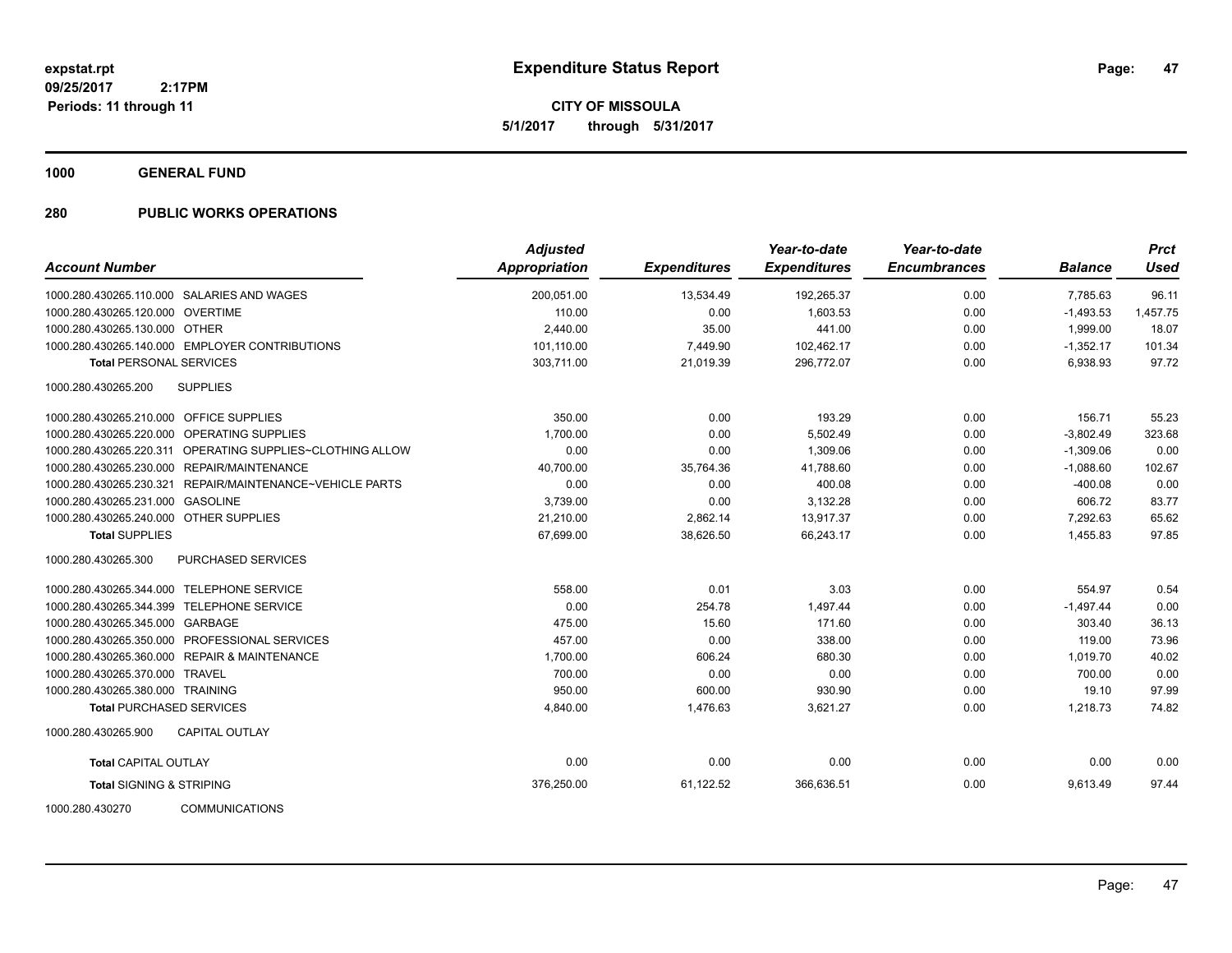# Expenditure Status Report

expstat.rpt
09/25/2017 2:17PM
Periods: 11 through 11

**CITY OF MISSOULA**
**5/1/2017 through 5/31/2017**

## 1000 GENERAL FUND

## 280 PUBLIC WORKS OPERATIONS

| Account Number | | Adjusted Appropriation | Expenditures | Year-to-date Expenditures | Year-to-date Encumbrances | Balance | Prct Used |
|---|---|---|---|---|---|---|---|
| 1000.280.430265.110.000 | SALARIES AND WAGES | 200,051.00 | 13,534.49 | 192,265.37 | 0.00 | 7,785.63 | 96.11 |
| 1000.280.430265.120.000 | OVERTIME | 110.00 | 0.00 | 1,603.53 | 0.00 | -1,493.53 | 1,457.75 |
| 1000.280.430265.130.000 | OTHER | 2,440.00 | 35.00 | 441.00 | 0.00 | 1,999.00 | 18.07 |
| 1000.280.430265.140.000 | EMPLOYER CONTRIBUTIONS | 101,110.00 | 7,449.90 | 102,462.17 | 0.00 | -1,352.17 | 101.34 |
| **Total** PERSONAL SERVICES | | 303,711.00 | 21,019.39 | 296,772.07 | 0.00 | 6,938.93 | 97.72 |
| 1000.280.430265.200 | SUPPLIES | | | | | | |
| 1000.280.430265.210.000 | OFFICE SUPPLIES | 350.00 | 0.00 | 193.29 | 0.00 | 156.71 | 55.23 |
| 1000.280.430265.220.000 | OPERATING SUPPLIES | 1,700.00 | 0.00 | 5,502.49 | 0.00 | -3,802.49 | 323.68 |
| 1000.280.430265.220.311 | OPERATING SUPPLIES~CLOTHING ALLOW | 0.00 | 0.00 | 1,309.06 | 0.00 | -1,309.06 | 0.00 |
| 1000.280.430265.230.000 | REPAIR/MAINTENANCE | 40,700.00 | 35,764.36 | 41,788.60 | 0.00 | -1,088.60 | 102.67 |
| 1000.280.430265.230.321 | REPAIR/MAINTENANCE~VEHICLE PARTS | 0.00 | 0.00 | 400.08 | 0.00 | -400.08 | 0.00 |
| 1000.280.430265.231.000 | GASOLINE | 3,739.00 | 0.00 | 3,132.28 | 0.00 | 606.72 | 83.77 |
| 1000.280.430265.240.000 | OTHER SUPPLIES | 21,210.00 | 2,862.14 | 13,917.37 | 0.00 | 7,292.63 | 65.62 |
| **Total** SUPPLIES | | 67,699.00 | 38,626.50 | 66,243.17 | 0.00 | 1,455.83 | 97.85 |
| 1000.280.430265.300 | PURCHASED SERVICES | | | | | | |
| 1000.280.430265.344.000 | TELEPHONE SERVICE | 558.00 | 0.01 | 3.03 | 0.00 | 554.97 | 0.54 |
| 1000.280.430265.344.399 | TELEPHONE SERVICE | 0.00 | 254.78 | 1,497.44 | 0.00 | -1,497.44 | 0.00 |
| 1000.280.430265.345.000 | GARBAGE | 475.00 | 15.60 | 171.60 | 0.00 | 303.40 | 36.13 |
| 1000.280.430265.350.000 | PROFESSIONAL SERVICES | 457.00 | 0.00 | 338.00 | 0.00 | 119.00 | 73.96 |
| 1000.280.430265.360.000 | REPAIR & MAINTENANCE | 1,700.00 | 606.24 | 680.30 | 0.00 | 1,019.70 | 40.02 |
| 1000.280.430265.370.000 | TRAVEL | 700.00 | 0.00 | 0.00 | 0.00 | 700.00 | 0.00 |
| 1000.280.430265.380.000 | TRAINING | 950.00 | 600.00 | 930.90 | 0.00 | 19.10 | 97.99 |
| **Total** PURCHASED SERVICES | | 4,840.00 | 1,476.63 | 3,621.27 | 0.00 | 1,218.73 | 74.82 |
| 1000.280.430265.900 | CAPITAL OUTLAY | | | | | | |
| **Total** CAPITAL OUTLAY | | 0.00 | 0.00 | 0.00 | 0.00 | 0.00 | 0.00 |
| **Total** SIGNING & STRIPING | | 376,250.00 | 61,122.52 | 366,636.51 | 0.00 | 9,613.49 | 97.44 |
| 1000.280.430270 | COMMUNICATIONS | | | | | | |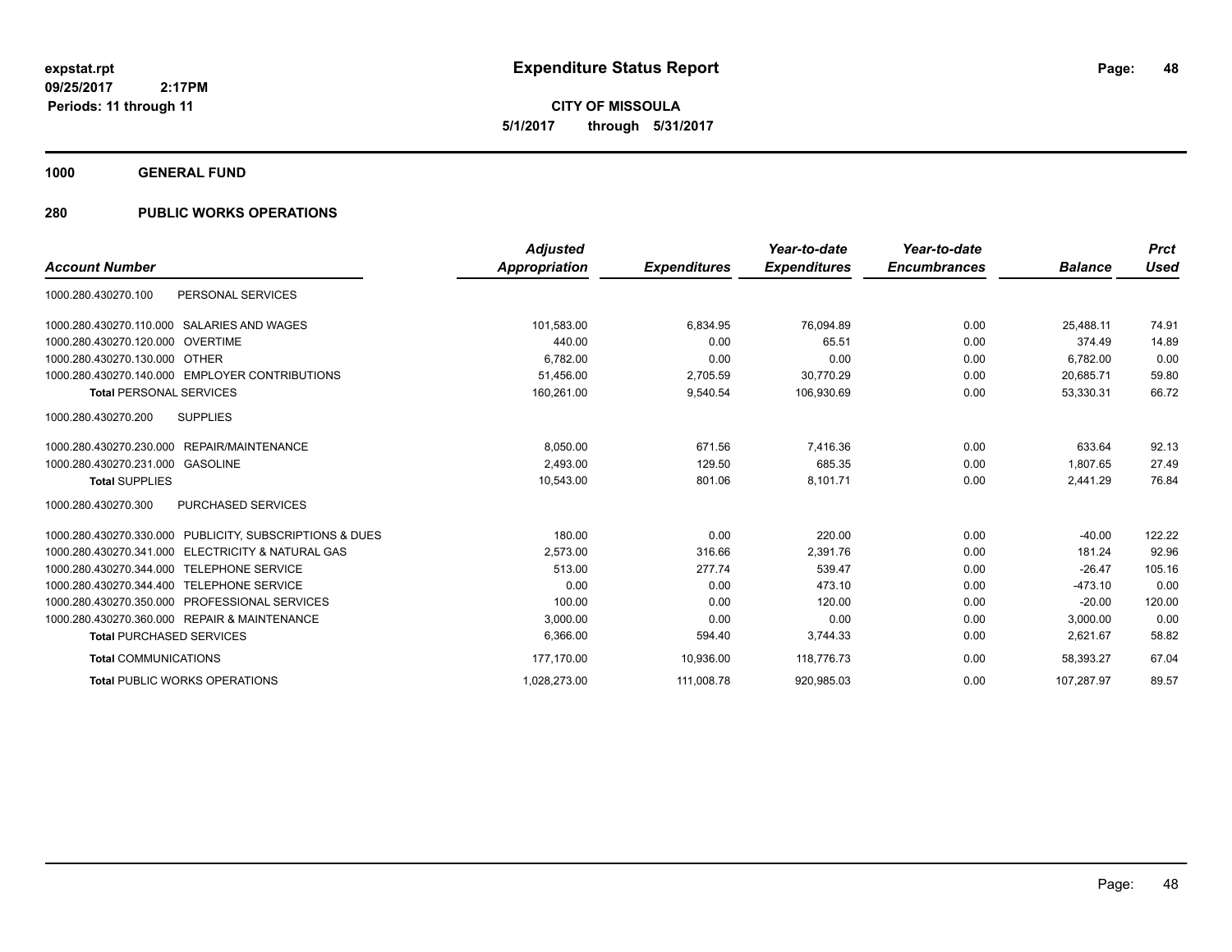# Expenditure Status Report

**CITY OF MISSOULA**

**5/1/2017 through 5/31/2017**

expstat.rpt
09/25/2017 2:17PM
Periods: 11 through 11

## 1000 GENERAL FUND

## 280 PUBLIC WORKS OPERATIONS

| Account Number | Adjusted Appropriation | Expenditures | Year-to-date Expenditures | Year-to-date Encumbrances | Balance | Prct Used |
|---|---|---|---|---|---|---|
| 1000.280.430270.100 PERSONAL SERVICES | | | | | | |
| 1000.280.430270.110.000 SALARIES AND WAGES | 101,583.00 | 6,834.95 | 76,094.89 | 0.00 | 25,488.11 | 74.91 |
| 1000.280.430270.120.000 OVERTIME | 440.00 | 0.00 | 65.51 | 0.00 | 374.49 | 14.89 |
| 1000.280.430270.130.000 OTHER | 6,782.00 | 0.00 | 0.00 | 0.00 | 6,782.00 | 0.00 |
| 1000.280.430270.140.000 EMPLOYER CONTRIBUTIONS | 51,456.00 | 2,705.59 | 30,770.29 | 0.00 | 20,685.71 | 59.80 |
| **Total** PERSONAL SERVICES | 160,261.00 | 9,540.54 | 106,930.69 | 0.00 | 53,330.31 | 66.72 |
| 1000.280.430270.200 SUPPLIES | | | | | | |
| 1000.280.430270.230.000 REPAIR/MAINTENANCE | 8,050.00 | 671.56 | 7,416.36 | 0.00 | 633.64 | 92.13 |
| 1000.280.430270.231.000 GASOLINE | 2,493.00 | 129.50 | 685.35 | 0.00 | 1,807.65 | 27.49 |
| **Total** SUPPLIES | 10,543.00 | 801.06 | 8,101.71 | 0.00 | 2,441.29 | 76.84 |
| 1000.280.430270.300 PURCHASED SERVICES | | | | | | |
| 1000.280.430270.330.000 PUBLICITY, SUBSCRIPTIONS & DUES | 180.00 | 0.00 | 220.00 | 0.00 | -40.00 | 122.22 |
| 1000.280.430270.341.000 ELECTRICITY & NATURAL GAS | 2,573.00 | 316.66 | 2,391.76 | 0.00 | 181.24 | 92.96 |
| 1000.280.430270.344.000 TELEPHONE SERVICE | 513.00 | 277.74 | 539.47 | 0.00 | -26.47 | 105.16 |
| 1000.280.430270.344.400 TELEPHONE SERVICE | 0.00 | 0.00 | 473.10 | 0.00 | -473.10 | 0.00 |
| 1000.280.430270.350.000 PROFESSIONAL SERVICES | 100.00 | 0.00 | 120.00 | 0.00 | -20.00 | 120.00 |
| 1000.280.430270.360.000 REPAIR & MAINTENANCE | 3,000.00 | 0.00 | 0.00 | 0.00 | 3,000.00 | 0.00 |
| **Total** PURCHASED SERVICES | 6,366.00 | 594.40 | 3,744.33 | 0.00 | 2,621.67 | 58.82 |
| **Total** COMMUNICATIONS | 177,170.00 | 10,936.00 | 118,776.73 | 0.00 | 58,393.27 | 67.04 |
| **Total** PUBLIC WORKS OPERATIONS | 1,028,273.00 | 111,008.78 | 920,985.03 | 0.00 | 107,287.97 | 89.57 |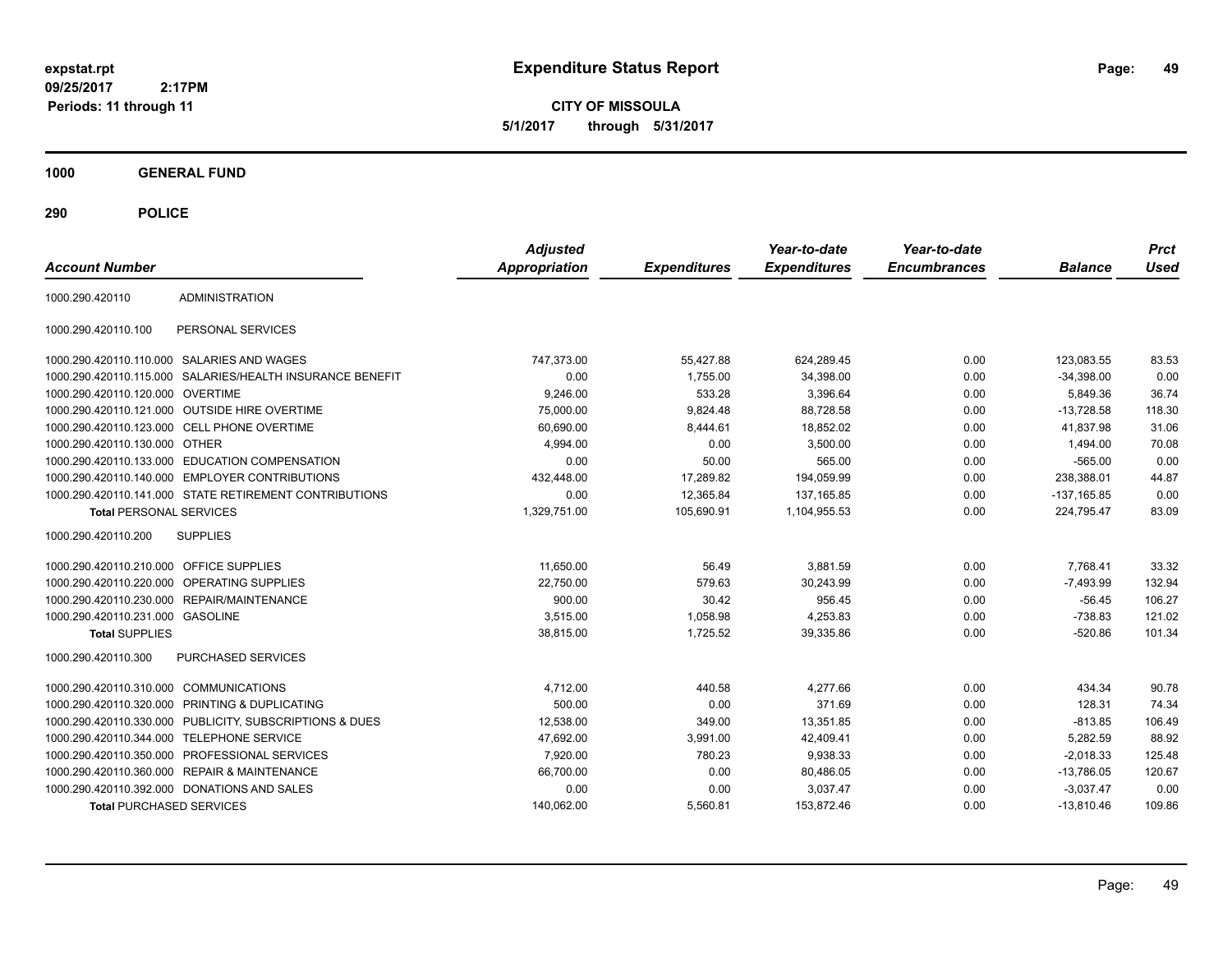# Expenditure Status Report

expstat.rpt
09/25/2017 2:17PM
Periods: 11 through 11

**CITY OF MISSOULA**
**5/1/2017 through 5/31/2017**

## 1000 GENERAL FUND

### 290 POLICE

| Account Number | | Adjusted Appropriation | Expenditures | Year-to-date Expenditures | Year-to-date Encumbrances | Balance | Prct Used |
|---|---|---|---|---|---|---|---|
| 1000.290.420110 | ADMINISTRATION | | | | | | |
| 1000.290.420110.100 | PERSONAL SERVICES | | | | | | |
| 1000.290.420110.110.000 | SALARIES AND WAGES | 747,373.00 | 55,427.88 | 624,289.45 | 0.00 | 123,083.55 | 83.53 |
| 1000.290.420110.115.000 | SALARIES/HEALTH INSURANCE BENEFIT | 0.00 | 1,755.00 | 34,398.00 | 0.00 | -34,398.00 | 0.00 |
| 1000.290.420110.120.000 | OVERTIME | 9,246.00 | 533.28 | 3,396.64 | 0.00 | 5,849.36 | 36.74 |
| 1000.290.420110.121.000 | OUTSIDE HIRE OVERTIME | 75,000.00 | 9,824.48 | 88,728.58 | 0.00 | -13,728.58 | 118.30 |
| 1000.290.420110.123.000 | CELL PHONE OVERTIME | 60,690.00 | 8,444.61 | 18,852.02 | 0.00 | 41,837.98 | 31.06 |
| 1000.290.420110.130.000 | OTHER | 4,994.00 | 0.00 | 3,500.00 | 0.00 | 1,494.00 | 70.08 |
| 1000.290.420110.133.000 | EDUCATION COMPENSATION | 0.00 | 50.00 | 565.00 | 0.00 | -565.00 | 0.00 |
| 1000.290.420110.140.000 | EMPLOYER CONTRIBUTIONS | 432,448.00 | 17,289.82 | 194,059.99 | 0.00 | 238,388.01 | 44.87 |
| 1000.290.420110.141.000 | STATE RETIREMENT CONTRIBUTIONS | 0.00 | 12,365.84 | 137,165.85 | 0.00 | -137,165.85 | 0.00 |
| **Total** PERSONAL SERVICES | | 1,329,751.00 | 105,690.91 | 1,104,955.53 | 0.00 | 224,795.47 | 83.09 |
| 1000.290.420110.200 | SUPPLIES | | | | | | |
| 1000.290.420110.210.000 | OFFICE SUPPLIES | 11,650.00 | 56.49 | 3,881.59 | 0.00 | 7,768.41 | 33.32 |
| 1000.290.420110.220.000 | OPERATING SUPPLIES | 22,750.00 | 579.63 | 30,243.99 | 0.00 | -7,493.99 | 132.94 |
| 1000.290.420110.230.000 | REPAIR/MAINTENANCE | 900.00 | 30.42 | 956.45 | 0.00 | -56.45 | 106.27 |
| 1000.290.420110.231.000 | GASOLINE | 3,515.00 | 1,058.98 | 4,253.83 | 0.00 | -738.83 | 121.02 |
| **Total** SUPPLIES | | 38,815.00 | 1,725.52 | 39,335.86 | 0.00 | -520.86 | 101.34 |
| 1000.290.420110.300 | PURCHASED SERVICES | | | | | | |
| 1000.290.420110.310.000 | COMMUNICATIONS | 4,712.00 | 440.58 | 4,277.66 | 0.00 | 434.34 | 90.78 |
| 1000.290.420110.320.000 | PRINTING & DUPLICATING | 500.00 | 0.00 | 371.69 | 0.00 | 128.31 | 74.34 |
| 1000.290.420110.330.000 | PUBLICITY, SUBSCRIPTIONS & DUES | 12,538.00 | 349.00 | 13,351.85 | 0.00 | -813.85 | 106.49 |
| 1000.290.420110.344.000 | TELEPHONE SERVICE | 47,692.00 | 3,991.00 | 42,409.41 | 0.00 | 5,282.59 | 88.92 |
| 1000.290.420110.350.000 | PROFESSIONAL SERVICES | 7,920.00 | 780.23 | 9,938.33 | 0.00 | -2,018.33 | 125.48 |
| 1000.290.420110.360.000 | REPAIR & MAINTENANCE | 66,700.00 | 0.00 | 80,486.05 | 0.00 | -13,786.05 | 120.67 |
| 1000.290.420110.392.000 | DONATIONS AND SALES | 0.00 | 0.00 | 3,037.47 | 0.00 | -3,037.47 | 0.00 |
| **Total** PURCHASED SERVICES | | 140,062.00 | 5,560.81 | 153,872.46 | 0.00 | -13,810.46 | 109.86 |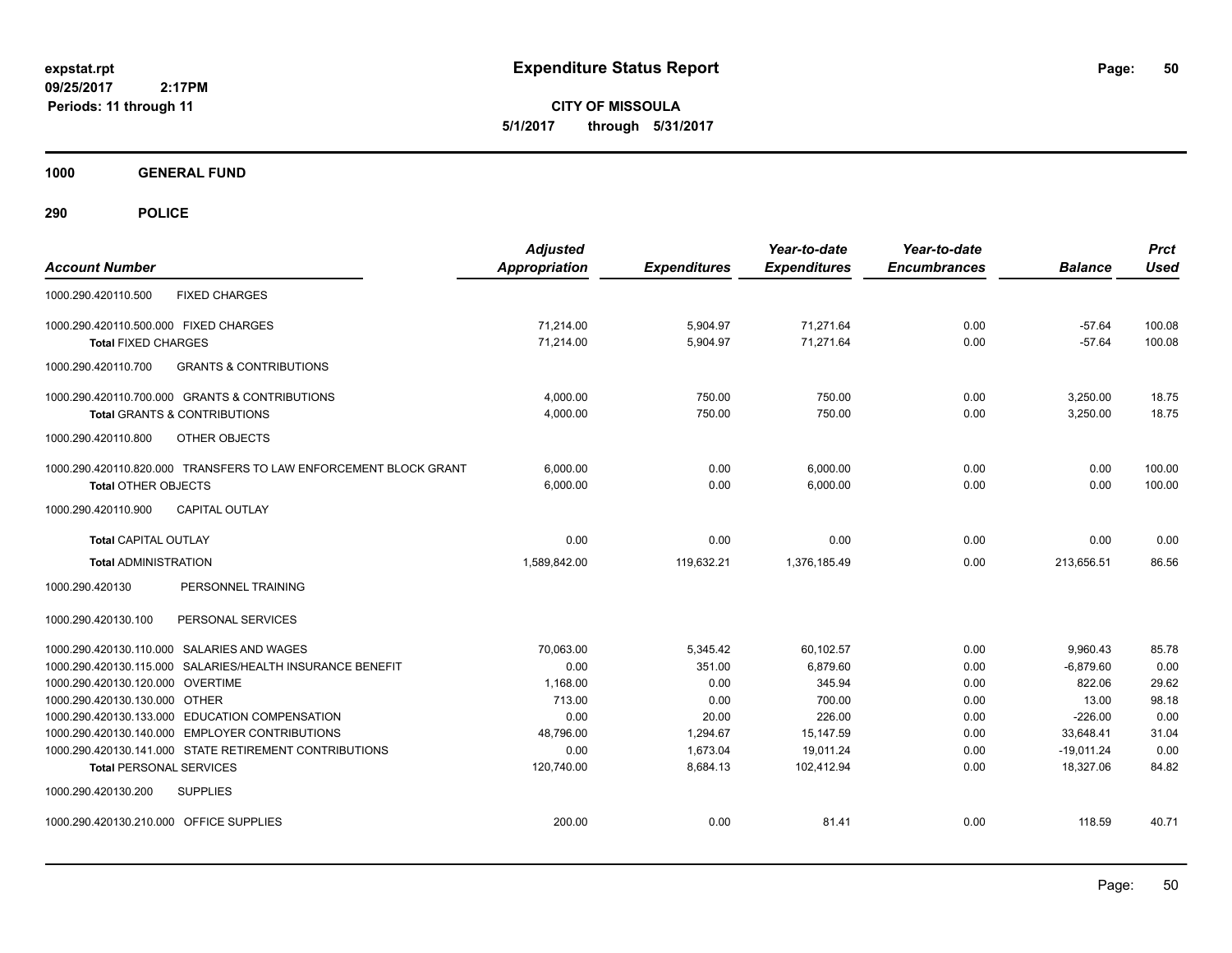**Expenditure Status Report**

**CITY OF MISSOULA**
**5/1/2017 through 5/31/2017**

expstat.rpt
09/25/2017 2:17PM
Periods: 11 through 11

**1000 GENERAL FUND**

**290 POLICE**

| Account Number | Adjusted Appropriation | Expenditures | Year-to-date Expenditures | Year-to-date Encumbrances | Balance | Prct Used |
|---|---|---|---|---|---|---|
| 1000.290.420110.500 FIXED CHARGES | | | | | | |
| 1000.290.420110.500.000 FIXED CHARGES | 71,214.00 | 5,904.97 | 71,271.64 | 0.00 | -57.64 | 100.08 |
| **Total** FIXED CHARGES | 71,214.00 | 5,904.97 | 71,271.64 | 0.00 | -57.64 | 100.08 |
| 1000.290.420110.700 GRANTS & CONTRIBUTIONS | | | | | | |
| 1000.290.420110.700.000 GRANTS & CONTRIBUTIONS | 4,000.00 | 750.00 | 750.00 | 0.00 | 3,250.00 | 18.75 |
| **Total** GRANTS & CONTRIBUTIONS | 4,000.00 | 750.00 | 750.00 | 0.00 | 3,250.00 | 18.75 |
| 1000.290.420110.800 OTHER OBJECTS | | | | | | |
| 1000.290.420110.820.000 TRANSFERS TO LAW ENFORCEMENT BLOCK GRANT | 6,000.00 | 0.00 | 6,000.00 | 0.00 | 0.00 | 100.00 |
| **Total** OTHER OBJECTS | 6,000.00 | 0.00 | 6,000.00 | 0.00 | 0.00 | 100.00 |
| 1000.290.420110.900 CAPITAL OUTLAY | | | | | | |
| **Total** CAPITAL OUTLAY | 0.00 | 0.00 | 0.00 | 0.00 | 0.00 | 0.00 |
| **Total** ADMINISTRATION | 1,589,842.00 | 119,632.21 | 1,376,185.49 | 0.00 | 213,656.51 | 86.56 |
| 1000.290.420130 PERSONNEL TRAINING | | | | | | |
| 1000.290.420130.100 PERSONAL SERVICES | | | | | | |
| 1000.290.420130.110.000 SALARIES AND WAGES | 70,063.00 | 5,345.42 | 60,102.57 | 0.00 | 9,960.43 | 85.78 |
| 1000.290.420130.115.000 SALARIES/HEALTH INSURANCE BENEFIT | 0.00 | 351.00 | 6,879.60 | 0.00 | -6,879.60 | 0.00 |
| 1000.290.420130.120.000 OVERTIME | 1,168.00 | 0.00 | 345.94 | 0.00 | 822.06 | 29.62 |
| 1000.290.420130.130.000 OTHER | 713.00 | 0.00 | 700.00 | 0.00 | 13.00 | 98.18 |
| 1000.290.420130.133.000 EDUCATION COMPENSATION | 0.00 | 20.00 | 226.00 | 0.00 | -226.00 | 0.00 |
| 1000.290.420130.140.000 EMPLOYER CONTRIBUTIONS | 48,796.00 | 1,294.67 | 15,147.59 | 0.00 | 33,648.41 | 31.04 |
| 1000.290.420130.141.000 STATE RETIREMENT CONTRIBUTIONS | 0.00 | 1,673.04 | 19,011.24 | 0.00 | -19,011.24 | 0.00 |
| **Total** PERSONAL SERVICES | 120,740.00 | 8,684.13 | 102,412.94 | 0.00 | 18,327.06 | 84.82 |
| 1000.290.420130.200 SUPPLIES | | | | | | |
| 1000.290.420130.210.000 OFFICE SUPPLIES | 200.00 | 0.00 | 81.41 | 0.00 | 118.59 | 40.71 |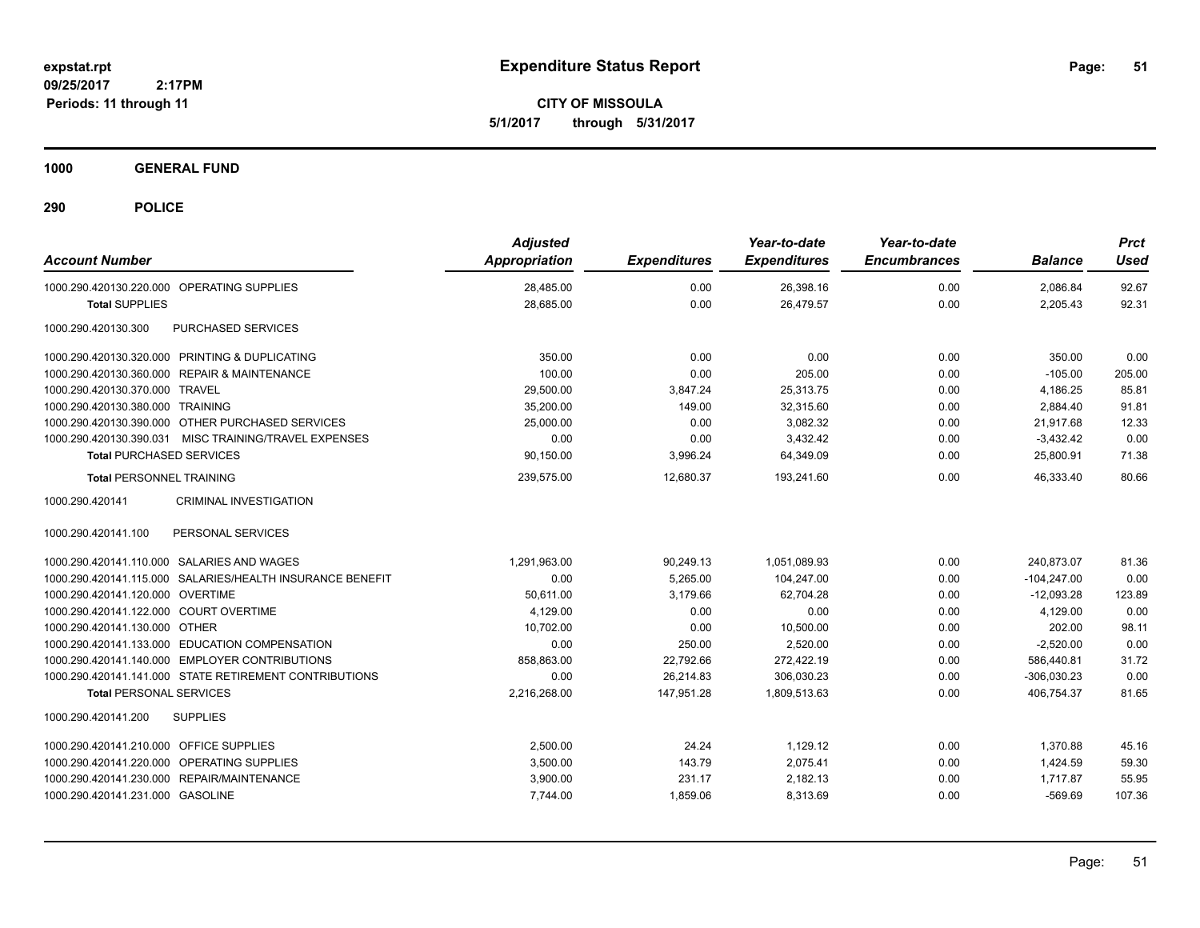**Expenditure Status Report**

**CITY OF MISSOULA**
**5/1/2017 through 5/31/2017**

expstat.rpt
09/25/2017 2:17PM
Periods: 11 through 11

## 1000 GENERAL FUND

## 290 POLICE

| Account Number | | Adjusted Appropriation | Expenditures | Year-to-date Expenditures | Year-to-date Encumbrances | Balance | Prct Used |
|---|---|---|---|---|---|---|---|
| 1000.290.420130.220.000 | OPERATING SUPPLIES | 28,485.00 | 0.00 | 26,398.16 | 0.00 | 2,086.84 | 92.67 |
| **Total** SUPPLIES | | 28,685.00 | 0.00 | 26,479.57 | 0.00 | 2,205.43 | 92.31 |
| 1000.290.420130.300 | PURCHASED SERVICES | | | | | | |
| 1000.290.420130.320.000 | PRINTING & DUPLICATING | 350.00 | 0.00 | 0.00 | 0.00 | 350.00 | 0.00 |
| 1000.290.420130.360.000 | REPAIR & MAINTENANCE | 100.00 | 0.00 | 205.00 | 0.00 | -105.00 | 205.00 |
| 1000.290.420130.370.000 | TRAVEL | 29,500.00 | 3,847.24 | 25,313.75 | 0.00 | 4,186.25 | 85.81 |
| 1000.290.420130.380.000 | TRAINING | 35,200.00 | 149.00 | 32,315.60 | 0.00 | 2,884.40 | 91.81 |
| 1000.290.420130.390.000 | OTHER PURCHASED SERVICES | 25,000.00 | 0.00 | 3,082.32 | 0.00 | 21,917.68 | 12.33 |
| 1000.290.420130.390.031 | MISC TRAINING/TRAVEL EXPENSES | 0.00 | 0.00 | 3,432.42 | 0.00 | -3,432.42 | 0.00 |
| **Total** PURCHASED SERVICES | | 90,150.00 | 3,996.24 | 64,349.09 | 0.00 | 25,800.91 | 71.38 |
| **Total** PERSONNEL TRAINING | | 239,575.00 | 12,680.37 | 193,241.60 | 0.00 | 46,333.40 | 80.66 |
| 1000.290.420141 | CRIMINAL INVESTIGATION | | | | | | |
| 1000.290.420141.100 | PERSONAL SERVICES | | | | | | |
| 1000.290.420141.110.000 | SALARIES AND WAGES | 1,291,963.00 | 90,249.13 | 1,051,089.93 | 0.00 | 240,873.07 | 81.36 |
| 1000.290.420141.115.000 | SALARIES/HEALTH INSURANCE BENEFIT | 0.00 | 5,265.00 | 104,247.00 | 0.00 | -104,247.00 | 0.00 |
| 1000.290.420141.120.000 | OVERTIME | 50,611.00 | 3,179.66 | 62,704.28 | 0.00 | -12,093.28 | 123.89 |
| 1000.290.420141.122.000 | COURT OVERTIME | 4,129.00 | 0.00 | 0.00 | 0.00 | 4,129.00 | 0.00 |
| 1000.290.420141.130.000 | OTHER | 10,702.00 | 0.00 | 10,500.00 | 0.00 | 202.00 | 98.11 |
| 1000.290.420141.133.000 | EDUCATION COMPENSATION | 0.00 | 250.00 | 2,520.00 | 0.00 | -2,520.00 | 0.00 |
| 1000.290.420141.140.000 | EMPLOYER CONTRIBUTIONS | 858,863.00 | 22,792.66 | 272,422.19 | 0.00 | 586,440.81 | 31.72 |
| 1000.290.420141.141.000 | STATE RETIREMENT CONTRIBUTIONS | 0.00 | 26,214.83 | 306,030.23 | 0.00 | -306,030.23 | 0.00 |
| **Total** PERSONAL SERVICES | | 2,216,268.00 | 147,951.28 | 1,809,513.63 | 0.00 | 406,754.37 | 81.65 |
| 1000.290.420141.200 | SUPPLIES | | | | | | |
| 1000.290.420141.210.000 | OFFICE SUPPLIES | 2,500.00 | 24.24 | 1,129.12 | 0.00 | 1,370.88 | 45.16 |
| 1000.290.420141.220.000 | OPERATING SUPPLIES | 3,500.00 | 143.79 | 2,075.41 | 0.00 | 1,424.59 | 59.30 |
| 1000.290.420141.230.000 | REPAIR/MAINTENANCE | 3,900.00 | 231.17 | 2,182.13 | 0.00 | 1,717.87 | 55.95 |
| 1000.290.420141.231.000 | GASOLINE | 7,744.00 | 1,859.06 | 8,313.69 | 0.00 | -569.69 | 107.36 |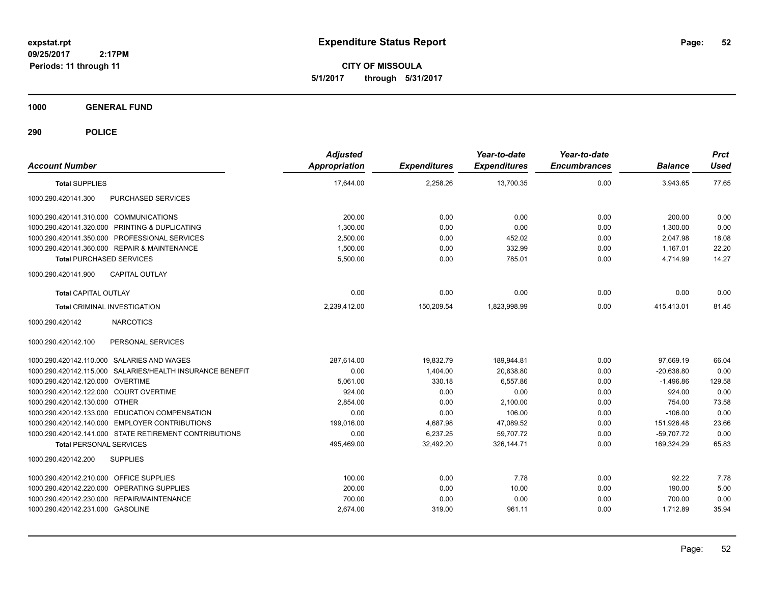**expstat.rpt**
**09/25/2017 2:17PM**
**Periods: 11 through 11**

# Expenditure Status Report

**CITY OF MISSOULA**
**5/1/2017 through 5/31/2017**

## 1000 GENERAL FUND

## 290 POLICE

| Account Number | | Adjusted Appropriation | Expenditures | Year-to-date Expenditures | Year-to-date Encumbrances | Balance | Prct Used |
|---|---|---|---|---|---|---|---|
| **Total** SUPPLIES | | 17,644.00 | 2,258.26 | 13,700.35 | 0.00 | 3,943.65 | 77.65 |
| 1000.290.420141.300 | PURCHASED SERVICES | | | | | | |
| 1000.290.420141.310.000 | COMMUNICATIONS | 200.00 | 0.00 | 0.00 | 0.00 | 200.00 | 0.00 |
| 1000.290.420141.320.000 | PRINTING & DUPLICATING | 1,300.00 | 0.00 | 0.00 | 0.00 | 1,300.00 | 0.00 |
| 1000.290.420141.350.000 | PROFESSIONAL SERVICES | 2,500.00 | 0.00 | 452.02 | 0.00 | 2,047.98 | 18.08 |
| 1000.290.420141.360.000 | REPAIR & MAINTENANCE | 1,500.00 | 0.00 | 332.99 | 0.00 | 1,167.01 | 22.20 |
| **Total** PURCHASED SERVICES | | 5,500.00 | 0.00 | 785.01 | 0.00 | 4,714.99 | 14.27 |
| 1000.290.420141.900 | CAPITAL OUTLAY | | | | | | |
| **Total** CAPITAL OUTLAY | | 0.00 | 0.00 | 0.00 | 0.00 | 0.00 | 0.00 |
| **Total** CRIMINAL INVESTIGATION | | 2,239,412.00 | 150,209.54 | 1,823,998.99 | 0.00 | 415,413.01 | 81.45 |
| 1000.290.420142 | NARCOTICS | | | | | | |
| 1000.290.420142.100 | PERSONAL SERVICES | | | | | | |
| 1000.290.420142.110.000 | SALARIES AND WAGES | 287,614.00 | 19,832.79 | 189,944.81 | 0.00 | 97,669.19 | 66.04 |
| 1000.290.420142.115.000 | SALARIES/HEALTH INSURANCE BENEFIT | 0.00 | 1,404.00 | 20,638.80 | 0.00 | -20,638.80 | 0.00 |
| 1000.290.420142.120.000 | OVERTIME | 5,061.00 | 330.18 | 6,557.86 | 0.00 | -1,496.86 | 129.58 |
| 1000.290.420142.122.000 | COURT OVERTIME | 924.00 | 0.00 | 0.00 | 0.00 | 924.00 | 0.00 |
| 1000.290.420142.130.000 | OTHER | 2,854.00 | 0.00 | 2,100.00 | 0.00 | 754.00 | 73.58 |
| 1000.290.420142.133.000 | EDUCATION COMPENSATION | 0.00 | 0.00 | 106.00 | 0.00 | -106.00 | 0.00 |
| 1000.290.420142.140.000 | EMPLOYER CONTRIBUTIONS | 199,016.00 | 4,687.98 | 47,089.52 | 0.00 | 151,926.48 | 23.66 |
| 1000.290.420142.141.000 | STATE RETIREMENT CONTRIBUTIONS | 0.00 | 6,237.25 | 59,707.72 | 0.00 | -59,707.72 | 0.00 |
| **Total** PERSONAL SERVICES | | 495,469.00 | 32,492.20 | 326,144.71 | 0.00 | 169,324.29 | 65.83 |
| 1000.290.420142.200 | SUPPLIES | | | | | | |
| 1000.290.420142.210.000 | OFFICE SUPPLIES | 100.00 | 0.00 | 7.78 | 0.00 | 92.22 | 7.78 |
| 1000.290.420142.220.000 | OPERATING SUPPLIES | 200.00 | 0.00 | 10.00 | 0.00 | 190.00 | 5.00 |
| 1000.290.420142.230.000 | REPAIR/MAINTENANCE | 700.00 | 0.00 | 0.00 | 0.00 | 700.00 | 0.00 |
| 1000.290.420142.231.000 | GASOLINE | 2,674.00 | 319.00 | 961.11 | 0.00 | 1,712.89 | 35.94 |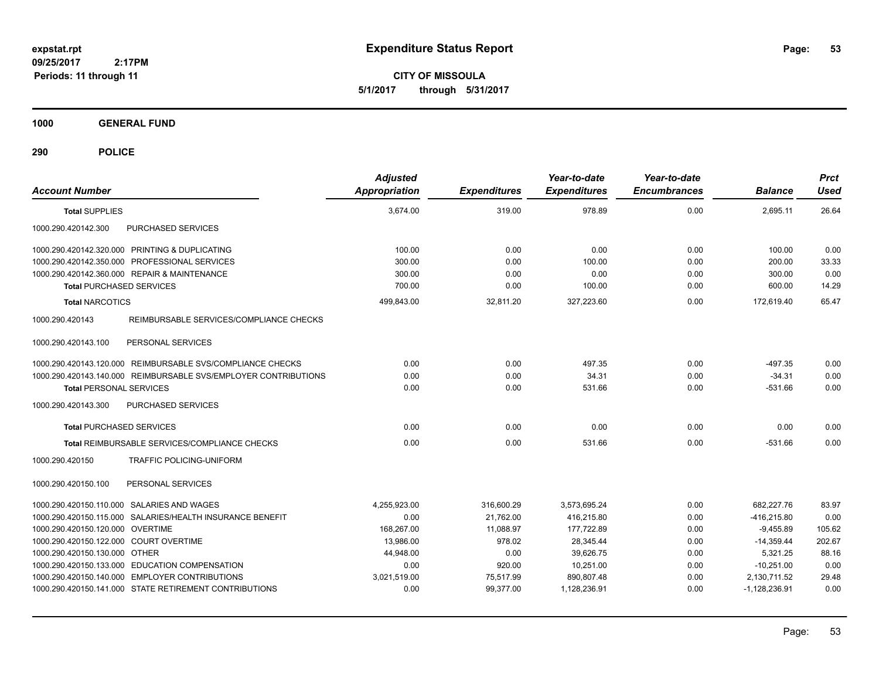**expstat.rpt**
**09/25/2017 2:17PM**
**Periods: 11 through 11**

# Expenditure Status Report

**CITY OF MISSOULA**
**5/1/2017 through 5/31/2017**

## 1000 GENERAL FUND

## 290 POLICE

| Account Number | Adjusted Appropriation | Expenditures | Year-to-date Expenditures | Year-to-date Encumbrances | Balance | Prct Used |
|---|---|---|---|---|---|---|
| **Total SUPPLIES** | 3,674.00 | 319.00 | 978.89 | 0.00 | 2,695.11 | 26.64 |
| 1000.290.420142.300 PURCHASED SERVICES | | | | | | |
| 1000.290.420142.320.000 PRINTING & DUPLICATING | 100.00 | 0.00 | 0.00 | 0.00 | 100.00 | 0.00 |
| 1000.290.420142.350.000 PROFESSIONAL SERVICES | 300.00 | 0.00 | 100.00 | 0.00 | 200.00 | 33.33 |
| 1000.290.420142.360.000 REPAIR & MAINTENANCE | 300.00 | 0.00 | 0.00 | 0.00 | 300.00 | 0.00 |
| **Total PURCHASED SERVICES** | 700.00 | 0.00 | 100.00 | 0.00 | 600.00 | 14.29 |
| **Total NARCOTICS** | 499,843.00 | 32,811.20 | 327,223.60 | 0.00 | 172,619.40 | 65.47 |
| 1000.290.420143 REIMBURSABLE SERVICES/COMPLIANCE CHECKS | | | | | | |
| 1000.290.420143.100 PERSONAL SERVICES | | | | | | |
| 1000.290.420143.120.000 REIMBURSABLE SVS/COMPLIANCE CHECKS | 0.00 | 0.00 | 497.35 | 0.00 | -497.35 | 0.00 |
| 1000.290.420143.140.000 REIMBURSABLE SVS/EMPLOYER CONTRIBUTIONS | 0.00 | 0.00 | 34.31 | 0.00 | -34.31 | 0.00 |
| **Total PERSONAL SERVICES** | 0.00 | 0.00 | 531.66 | 0.00 | -531.66 | 0.00 |
| 1000.290.420143.300 PURCHASED SERVICES | | | | | | |
| **Total PURCHASED SERVICES** | 0.00 | 0.00 | 0.00 | 0.00 | 0.00 | 0.00 |
| **Total REIMBURSABLE SERVICES/COMPLIANCE CHECKS** | 0.00 | 0.00 | 531.66 | 0.00 | -531.66 | 0.00 |
| 1000.290.420150 TRAFFIC POLICING-UNIFORM | | | | | | |
| 1000.290.420150.100 PERSONAL SERVICES | | | | | | |
| 1000.290.420150.110.000 SALARIES AND WAGES | 4,255,923.00 | 316,600.29 | 3,573,695.24 | 0.00 | 682,227.76 | 83.97 |
| 1000.290.420150.115.000 SALARIES/HEALTH INSURANCE BENEFIT | 0.00 | 21,762.00 | 416,215.80 | 0.00 | -416,215.80 | 0.00 |
| 1000.290.420150.120.000 OVERTIME | 168,267.00 | 11,088.97 | 177,722.89 | 0.00 | -9,455.89 | 105.62 |
| 1000.290.420150.122.000 COURT OVERTIME | 13,986.00 | 978.02 | 28,345.44 | 0.00 | -14,359.44 | 202.67 |
| 1000.290.420150.130.000 OTHER | 44,948.00 | 0.00 | 39,626.75 | 0.00 | 5,321.25 | 88.16 |
| 1000.290.420150.133.000 EDUCATION COMPENSATION | 0.00 | 920.00 | 10,251.00 | 0.00 | -10,251.00 | 0.00 |
| 1000.290.420150.140.000 EMPLOYER CONTRIBUTIONS | 3,021,519.00 | 75,517.99 | 890,807.48 | 0.00 | 2,130,711.52 | 29.48 |
| 1000.290.420150.141.000 STATE RETIREMENT CONTRIBUTIONS | 0.00 | 99,377.00 | 1,128,236.91 | 0.00 | -1,128,236.91 | 0.00 |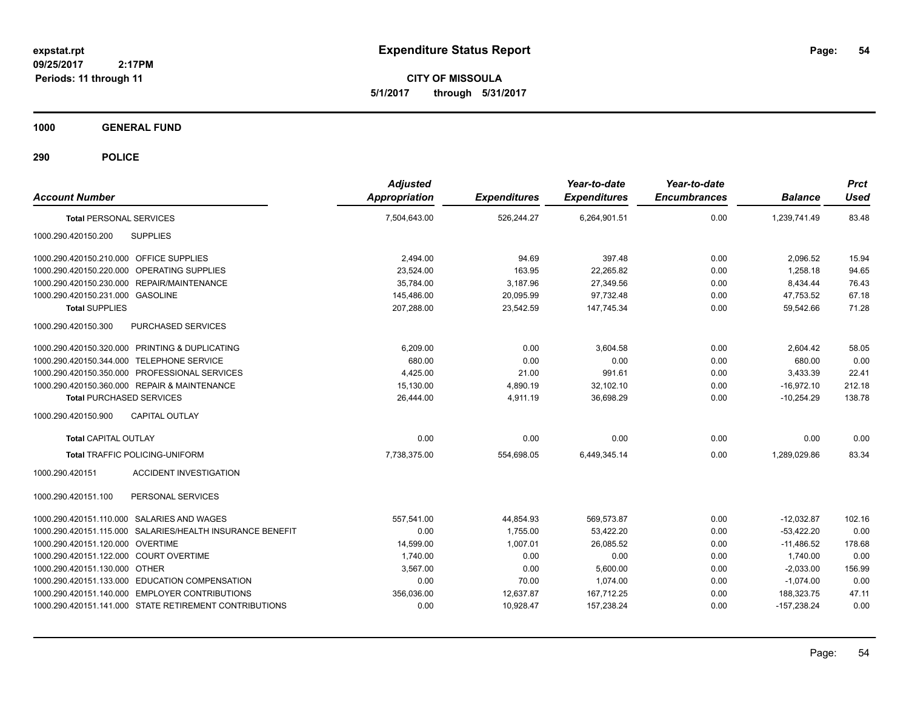**expstat.rpt**
**09/25/2017 2:17PM**
**Periods: 11 through 11**

# Expenditure Status Report

**CITY OF MISSOULA**
**5/1/2017 through 5/31/2017**

## 1000 GENERAL FUND

## 290 POLICE

| Account Number | | Adjusted Appropriation | Expenditures | Year-to-date Expenditures | Year-to-date Encumbrances | Balance | Prct Used |
|---|---|---|---|---|---|---|---|
| **Total** PERSONAL SERVICES | | 7,504,643.00 | 526,244.27 | 6,264,901.51 | 0.00 | 1,239,741.49 | 83.48 |
| 1000.290.420150.200 | SUPPLIES | | | | | | |
| 1000.290.420150.210.000 | OFFICE SUPPLIES | 2,494.00 | 94.69 | 397.48 | 0.00 | 2,096.52 | 15.94 |
| 1000.290.420150.220.000 | OPERATING SUPPLIES | 23,524.00 | 163.95 | 22,265.82 | 0.00 | 1,258.18 | 94.65 |
| 1000.290.420150.230.000 | REPAIR/MAINTENANCE | 35,784.00 | 3,187.96 | 27,349.56 | 0.00 | 8,434.44 | 76.43 |
| 1000.290.420150.231.000 | GASOLINE | 145,486.00 | 20,095.99 | 97,732.48 | 0.00 | 47,753.52 | 67.18 |
| **Total SUPPLIES** | | 207,288.00 | 23,542.59 | 147,745.34 | 0.00 | 59,542.66 | 71.28 |
| 1000.290.420150.300 | PURCHASED SERVICES | | | | | | |
| 1000.290.420150.320.000 | PRINTING & DUPLICATING | 6,209.00 | 0.00 | 3,604.58 | 0.00 | 2,604.42 | 58.05 |
| 1000.290.420150.344.000 | TELEPHONE SERVICE | 680.00 | 0.00 | 0.00 | 0.00 | 680.00 | 0.00 |
| 1000.290.420150.350.000 | PROFESSIONAL SERVICES | 4,425.00 | 21.00 | 991.61 | 0.00 | 3,433.39 | 22.41 |
| 1000.290.420150.360.000 | REPAIR & MAINTENANCE | 15,130.00 | 4,890.19 | 32,102.10 | 0.00 | -16,972.10 | 212.18 |
| **Total** PURCHASED SERVICES | | 26,444.00 | 4,911.19 | 36,698.29 | 0.00 | -10,254.29 | 138.78 |
| 1000.290.420150.900 | CAPITAL OUTLAY | | | | | | |
| **Total** CAPITAL OUTLAY | | 0.00 | 0.00 | 0.00 | 0.00 | 0.00 | 0.00 |
| **Total** TRAFFIC POLICING-UNIFORM | | 7,738,375.00 | 554,698.05 | 6,449,345.14 | 0.00 | 1,289,029.86 | 83.34 |
| 1000.290.420151 | ACCIDENT INVESTIGATION | | | | | | |
| 1000.290.420151.100 | PERSONAL SERVICES | | | | | | |
| 1000.290.420151.110.000 | SALARIES AND WAGES | 557,541.00 | 44,854.93 | 569,573.87 | 0.00 | -12,032.87 | 102.16 |
| 1000.290.420151.115.000 | SALARIES/HEALTH INSURANCE BENEFIT | 0.00 | 1,755.00 | 53,422.20 | 0.00 | -53,422.20 | 0.00 |
| 1000.290.420151.120.000 | OVERTIME | 14,599.00 | 1,007.01 | 26,085.52 | 0.00 | -11,486.52 | 178.68 |
| 1000.290.420151.122.000 | COURT OVERTIME | 1,740.00 | 0.00 | 0.00 | 0.00 | 1,740.00 | 0.00 |
| 1000.290.420151.130.000 | OTHER | 3,567.00 | 0.00 | 5,600.00 | 0.00 | -2,033.00 | 156.99 |
| 1000.290.420151.133.000 | EDUCATION COMPENSATION | 0.00 | 70.00 | 1,074.00 | 0.00 | -1,074.00 | 0.00 |
| 1000.290.420151.140.000 | EMPLOYER CONTRIBUTIONS | 356,036.00 | 12,637.87 | 167,712.25 | 0.00 | 188,323.75 | 47.11 |
| 1000.290.420151.141.000 | STATE RETIREMENT CONTRIBUTIONS | 0.00 | 10,928.47 | 157,238.24 | 0.00 | -157,238.24 | 0.00 |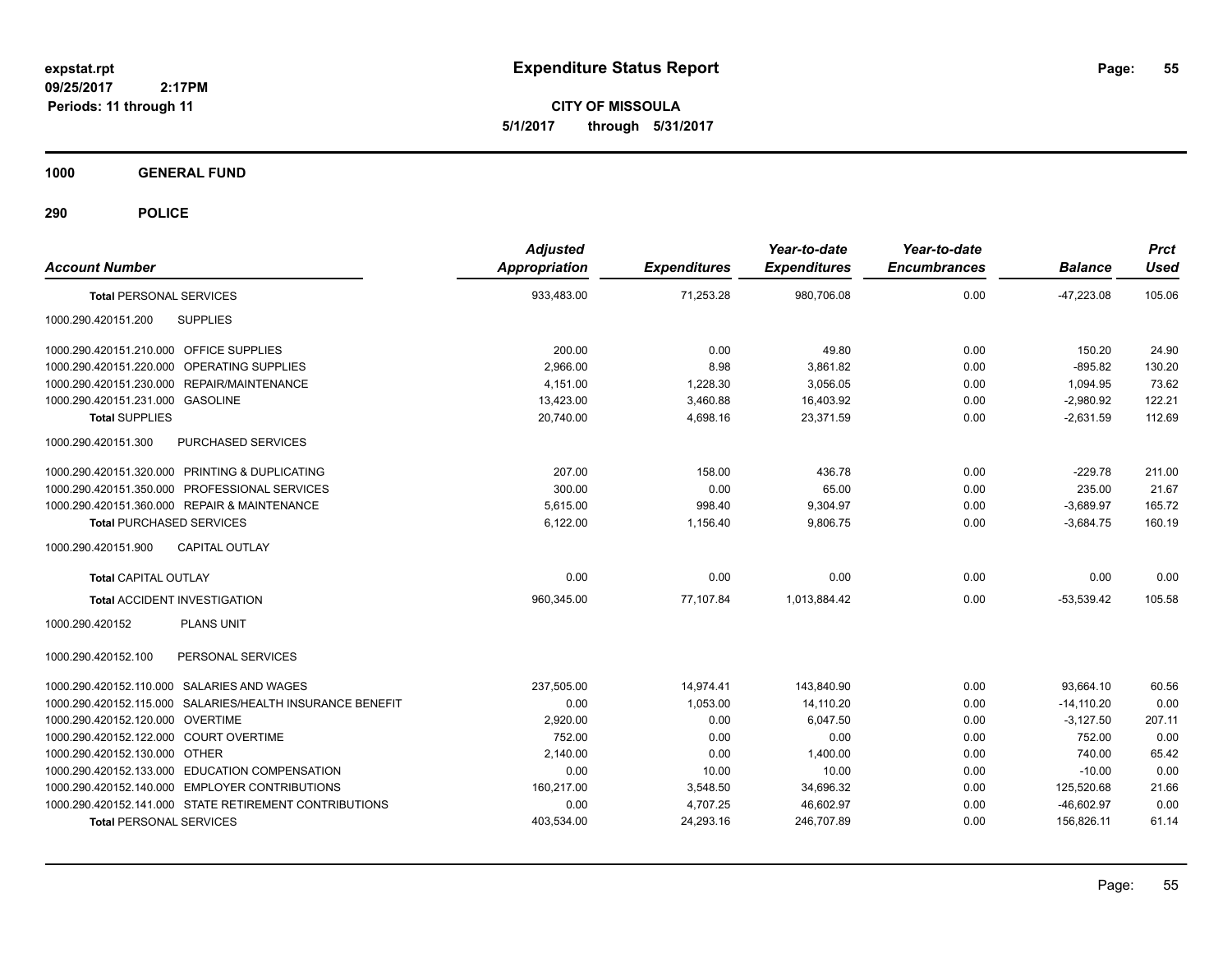**expstat.rpt**
**09/25/2017 2:17PM**
**Periods: 11 through 11**

# Expenditure Status Report

**CITY OF MISSOULA**
**5/1/2017 through 5/31/2017**

## 1000 GENERAL FUND

## 290 POLICE

| Account Number | | Adjusted Appropriation | Expenditures | Year-to-date Expenditures | Year-to-date Encumbrances | Balance | Prct Used |
|---|---|---|---|---|---|---|---|
| **Total** PERSONAL SERVICES | | 933,483.00 | 71,253.28 | 980,706.08 | 0.00 | -47,223.08 | 105.06 |
| 1000.290.420151.200 | SUPPLIES | | | | | | |
| 1000.290.420151.210.000 | OFFICE SUPPLIES | 200.00 | 0.00 | 49.80 | 0.00 | 150.20 | 24.90 |
| 1000.290.420151.220.000 | OPERATING SUPPLIES | 2,966.00 | 8.98 | 3,861.82 | 0.00 | -895.82 | 130.20 |
| 1000.290.420151.230.000 | REPAIR/MAINTENANCE | 4,151.00 | 1,228.30 | 3,056.05 | 0.00 | 1,094.95 | 73.62 |
| 1000.290.420151.231.000 | GASOLINE | 13,423.00 | 3,460.88 | 16,403.92 | 0.00 | -2,980.92 | 122.21 |
| **Total** SUPPLIES | | 20,740.00 | 4,698.16 | 23,371.59 | 0.00 | -2,631.59 | 112.69 |
| 1000.290.420151.300 | PURCHASED SERVICES | | | | | | |
| 1000.290.420151.320.000 | PRINTING & DUPLICATING | 207.00 | 158.00 | 436.78 | 0.00 | -229.78 | 211.00 |
| 1000.290.420151.350.000 | PROFESSIONAL SERVICES | 300.00 | 0.00 | 65.00 | 0.00 | 235.00 | 21.67 |
| 1000.290.420151.360.000 | REPAIR & MAINTENANCE | 5,615.00 | 998.40 | 9,304.97 | 0.00 | -3,689.97 | 165.72 |
| **Total** PURCHASED SERVICES | | 6,122.00 | 1,156.40 | 9,806.75 | 0.00 | -3,684.75 | 160.19 |
| 1000.290.420151.900 | CAPITAL OUTLAY | | | | | | |
| **Total** CAPITAL OUTLAY | | 0.00 | 0.00 | 0.00 | 0.00 | 0.00 | 0.00 |
| **Total** ACCIDENT INVESTIGATION | | 960,345.00 | 77,107.84 | 1,013,884.42 | 0.00 | -53,539.42 | 105.58 |
| 1000.290.420152 | PLANS UNIT | | | | | | |
| 1000.290.420152.100 | PERSONAL SERVICES | | | | | | |
| 1000.290.420152.110.000 | SALARIES AND WAGES | 237,505.00 | 14,974.41 | 143,840.90 | 0.00 | 93,664.10 | 60.56 |
| 1000.290.420152.115.000 | SALARIES/HEALTH INSURANCE BENEFIT | 0.00 | 1,053.00 | 14,110.20 | 0.00 | -14,110.20 | 0.00 |
| 1000.290.420152.120.000 | OVERTIME | 2,920.00 | 0.00 | 6,047.50 | 0.00 | -3,127.50 | 207.11 |
| 1000.290.420152.122.000 | COURT OVERTIME | 752.00 | 0.00 | 0.00 | 0.00 | 752.00 | 0.00 |
| 1000.290.420152.130.000 | OTHER | 2,140.00 | 0.00 | 1,400.00 | 0.00 | 740.00 | 65.42 |
| 1000.290.420152.133.000 | EDUCATION COMPENSATION | 0.00 | 10.00 | 10.00 | 0.00 | -10.00 | 0.00 |
| 1000.290.420152.140.000 | EMPLOYER CONTRIBUTIONS | 160,217.00 | 3,548.50 | 34,696.32 | 0.00 | 125,520.68 | 21.66 |
| 1000.290.420152.141.000 | STATE RETIREMENT CONTRIBUTIONS | 0.00 | 4,707.25 | 46,602.97 | 0.00 | -46,602.97 | 0.00 |
| **Total** PERSONAL SERVICES | | 403,534.00 | 24,293.16 | 246,707.89 | 0.00 | 156,826.11 | 61.14 |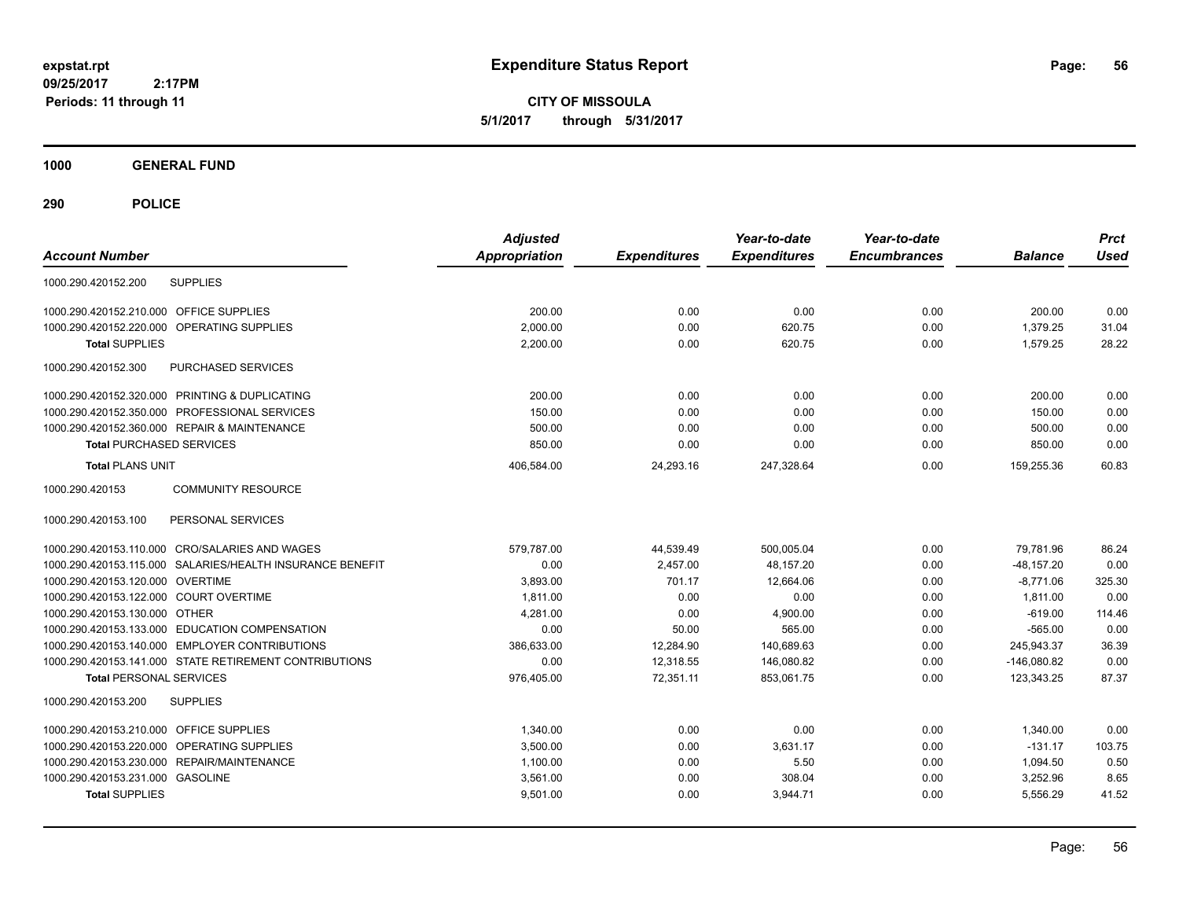**expstat.rpt**
**09/25/2017 2:17PM**
**Periods: 11 through 11**

# Expenditure Status Report

**CITY OF MISSOULA**
**5/1/2017 through 5/31/2017**

## 1000 GENERAL FUND

## 290 POLICE

| Account Number | | Adjusted Appropriation | Expenditures | Year-to-date Expenditures | Year-to-date Encumbrances | Balance | Prct Used |
|---|---|---|---|---|---|---|---|
| 1000.290.420152.200 | SUPPLIES | | | | | | |
| 1000.290.420152.210.000 | OFFICE SUPPLIES | 200.00 | 0.00 | 0.00 | 0.00 | 200.00 | 0.00 |
| 1000.290.420152.220.000 | OPERATING SUPPLIES | 2,000.00 | 0.00 | 620.75 | 0.00 | 1,379.25 | 31.04 |
| **Total** SUPPLIES | | 2,200.00 | 0.00 | 620.75 | 0.00 | 1,579.25 | 28.22 |
| 1000.290.420152.300 | PURCHASED SERVICES | | | | | | |
| 1000.290.420152.320.000 | PRINTING & DUPLICATING | 200.00 | 0.00 | 0.00 | 0.00 | 200.00 | 0.00 |
| 1000.290.420152.350.000 | PROFESSIONAL SERVICES | 150.00 | 0.00 | 0.00 | 0.00 | 150.00 | 0.00 |
| 1000.290.420152.360.000 | REPAIR & MAINTENANCE | 500.00 | 0.00 | 0.00 | 0.00 | 500.00 | 0.00 |
| **Total** PURCHASED SERVICES | | 850.00 | 0.00 | 0.00 | 0.00 | 850.00 | 0.00 |
| **Total** PLANS UNIT | | 406,584.00 | 24,293.16 | 247,328.64 | 0.00 | 159,255.36 | 60.83 |
| 1000.290.420153 | COMMUNITY RESOURCE | | | | | | |
| 1000.290.420153.100 | PERSONAL SERVICES | | | | | | |
| 1000.290.420153.110.000 | CRO/SALARIES AND WAGES | 579,787.00 | 44,539.49 | 500,005.04 | 0.00 | 79,781.96 | 86.24 |
| 1000.290.420153.115.000 | SALARIES/HEALTH INSURANCE BENEFIT | 0.00 | 2,457.00 | 48,157.20 | 0.00 | -48,157.20 | 0.00 |
| 1000.290.420153.120.000 | OVERTIME | 3,893.00 | 701.17 | 12,664.06 | 0.00 | -8,771.06 | 325.30 |
| 1000.290.420153.122.000 | COURT OVERTIME | 1,811.00 | 0.00 | 0.00 | 0.00 | 1,811.00 | 0.00 |
| 1000.290.420153.130.000 | OTHER | 4,281.00 | 0.00 | 4,900.00 | 0.00 | -619.00 | 114.46 |
| 1000.290.420153.133.000 | EDUCATION COMPENSATION | 0.00 | 50.00 | 565.00 | 0.00 | -565.00 | 0.00 |
| 1000.290.420153.140.000 | EMPLOYER CONTRIBUTIONS | 386,633.00 | 12,284.90 | 140,689.63 | 0.00 | 245,943.37 | 36.39 |
| 1000.290.420153.141.000 | STATE RETIREMENT CONTRIBUTIONS | 0.00 | 12,318.55 | 146,080.82 | 0.00 | -146,080.82 | 0.00 |
| **Total** PERSONAL SERVICES | | 976,405.00 | 72,351.11 | 853,061.75 | 0.00 | 123,343.25 | 87.37 |
| 1000.290.420153.200 | SUPPLIES | | | | | | |
| 1000.290.420153.210.000 | OFFICE SUPPLIES | 1,340.00 | 0.00 | 0.00 | 0.00 | 1,340.00 | 0.00 |
| 1000.290.420153.220.000 | OPERATING SUPPLIES | 3,500.00 | 0.00 | 3,631.17 | 0.00 | -131.17 | 103.75 |
| 1000.290.420153.230.000 | REPAIR/MAINTENANCE | 1,100.00 | 0.00 | 5.50 | 0.00 | 1,094.50 | 0.50 |
| 1000.290.420153.231.000 | GASOLINE | 3,561.00 | 0.00 | 308.04 | 0.00 | 3,252.96 | 8.65 |
| **Total** SUPPLIES | | 9,501.00 | 0.00 | 3,944.71 | 0.00 | 5,556.29 | 41.52 |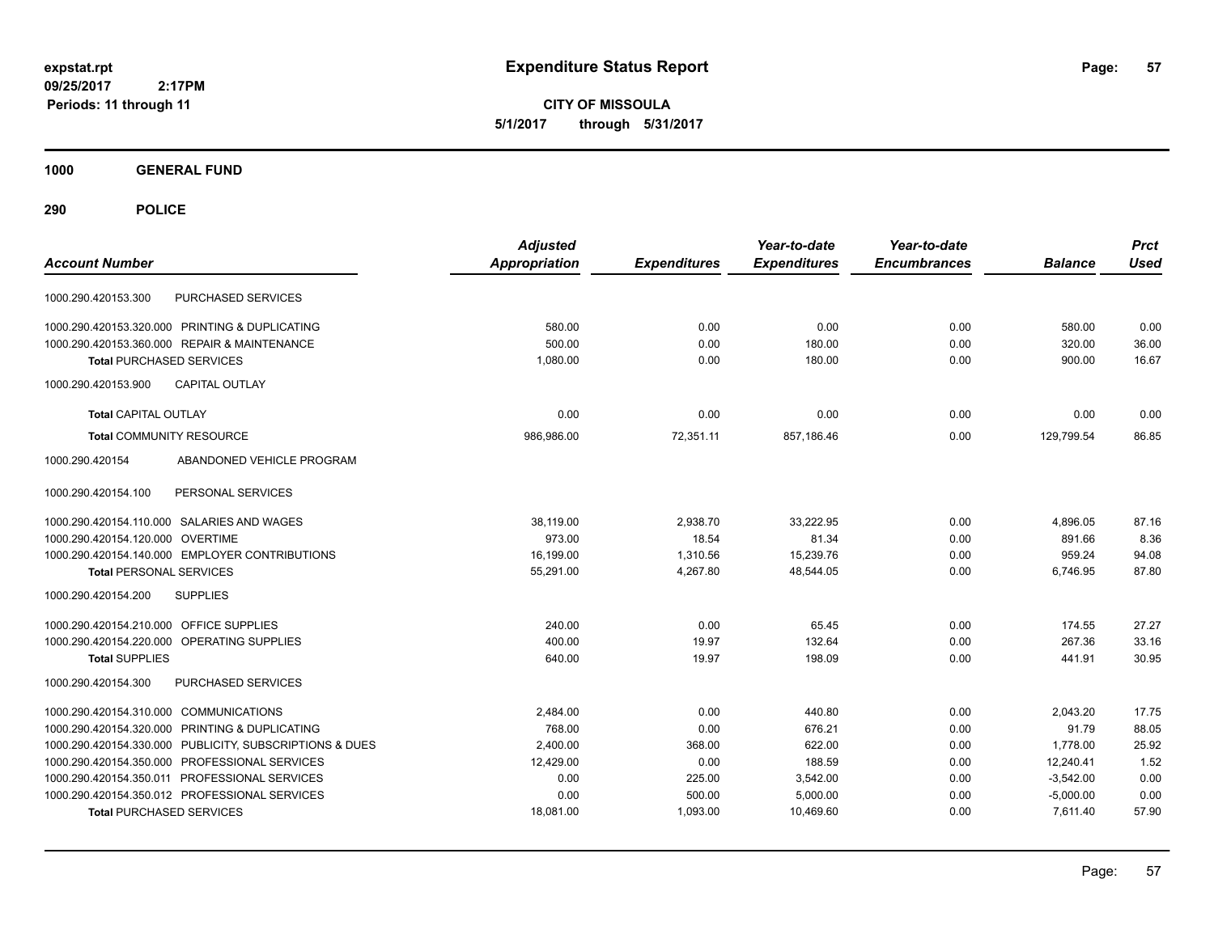# Expenditure Status Report

**CITY OF MISSOULA**

**5/1/2017 through 5/31/2017**

expstat.rpt
09/25/2017 2:17PM
Periods: 11 through 11

## 1000 GENERAL FUND

## 290 POLICE

| Account Number | | Adjusted Appropriation | Expenditures | Year-to-date Expenditures | Year-to-date Encumbrances | Balance | Prct Used |
|---|---|---|---|---|---|---|---|
| 1000.290.420153.300 | PURCHASED SERVICES | | | | | | |
| 1000.290.420153.320.000 | PRINTING & DUPLICATING | 580.00 | 0.00 | 0.00 | 0.00 | 580.00 | 0.00 |
| 1000.290.420153.360.000 | REPAIR & MAINTENANCE | 500.00 | 0.00 | 180.00 | 0.00 | 320.00 | 36.00 |
| **Total** PURCHASED SERVICES | | 1,080.00 | 0.00 | 180.00 | 0.00 | 900.00 | 16.67 |
| 1000.290.420153.900 | CAPITAL OUTLAY | | | | | | |
| **Total** CAPITAL OUTLAY | | 0.00 | 0.00 | 0.00 | 0.00 | 0.00 | 0.00 |
| **Total** COMMUNITY RESOURCE | | 986,986.00 | 72,351.11 | 857,186.46 | 0.00 | 129,799.54 | 86.85 |
| 1000.290.420154 | ABANDONED VEHICLE PROGRAM | | | | | | |
| 1000.290.420154.100 | PERSONAL SERVICES | | | | | | |
| 1000.290.420154.110.000 | SALARIES AND WAGES | 38,119.00 | 2,938.70 | 33,222.95 | 0.00 | 4,896.05 | 87.16 |
| 1000.290.420154.120.000 | OVERTIME | 973.00 | 18.54 | 81.34 | 0.00 | 891.66 | 8.36 |
| 1000.290.420154.140.000 | EMPLOYER CONTRIBUTIONS | 16,199.00 | 1,310.56 | 15,239.76 | 0.00 | 959.24 | 94.08 |
| **Total** PERSONAL SERVICES | | 55,291.00 | 4,267.80 | 48,544.05 | 0.00 | 6,746.95 | 87.80 |
| 1000.290.420154.200 | SUPPLIES | | | | | | |
| 1000.290.420154.210.000 | OFFICE SUPPLIES | 240.00 | 0.00 | 65.45 | 0.00 | 174.55 | 27.27 |
| 1000.290.420154.220.000 | OPERATING SUPPLIES | 400.00 | 19.97 | 132.64 | 0.00 | 267.36 | 33.16 |
| **Total** SUPPLIES | | 640.00 | 19.97 | 198.09 | 0.00 | 441.91 | 30.95 |
| 1000.290.420154.300 | PURCHASED SERVICES | | | | | | |
| 1000.290.420154.310.000 | COMMUNICATIONS | 2,484.00 | 0.00 | 440.80 | 0.00 | 2,043.20 | 17.75 |
| 1000.290.420154.320.000 | PRINTING & DUPLICATING | 768.00 | 0.00 | 676.21 | 0.00 | 91.79 | 88.05 |
| 1000.290.420154.330.000 | PUBLICITY, SUBSCRIPTIONS & DUES | 2,400.00 | 368.00 | 622.00 | 0.00 | 1,778.00 | 25.92 |
| 1000.290.420154.350.000 | PROFESSIONAL SERVICES | 12,429.00 | 0.00 | 188.59 | 0.00 | 12,240.41 | 1.52 |
| 1000.290.420154.350.011 | PROFESSIONAL SERVICES | 0.00 | 225.00 | 3,542.00 | 0.00 | -3,542.00 | 0.00 |
| 1000.290.420154.350.012 | PROFESSIONAL SERVICES | 0.00 | 500.00 | 5,000.00 | 0.00 | -5,000.00 | 0.00 |
| **Total** PURCHASED SERVICES | | 18,081.00 | 1,093.00 | 10,469.60 | 0.00 | 7,611.40 | 57.90 |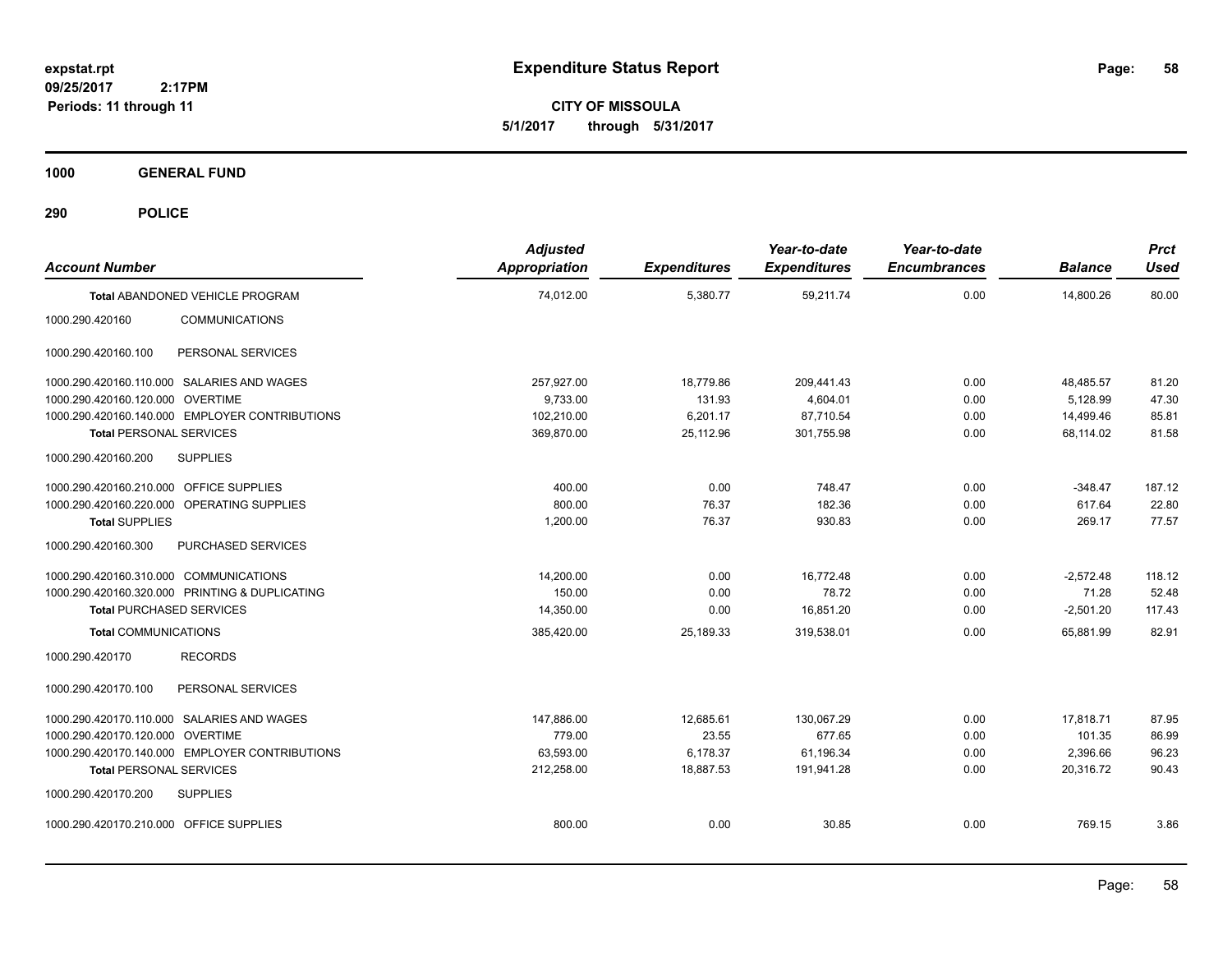**expstat.rpt**
**09/25/2017 2:17PM**
**Periods: 11 through 11**

# Expenditure Status Report

**CITY OF MISSOULA**
**5/1/2017 through 5/31/2017**

## 1000 GENERAL FUND

## 290 POLICE

| Account Number | | Adjusted Appropriation | Expenditures | Year-to-date Expenditures | Year-to-date Encumbrances | Balance | Prct Used |
|---|---|---|---|---|---|---|---|
| **Total** ABANDONED VEHICLE PROGRAM | | 74,012.00 | 5,380.77 | 59,211.74 | 0.00 | 14,800.26 | 80.00 |
| 1000.290.420160 | COMMUNICATIONS | | | | | | |
| 1000.290.420160.100 | PERSONAL SERVICES | | | | | | |
| 1000.290.420160.110.000 | SALARIES AND WAGES | 257,927.00 | 18,779.86 | 209,441.43 | 0.00 | 48,485.57 | 81.20 |
| 1000.290.420160.120.000 | OVERTIME | 9,733.00 | 131.93 | 4,604.01 | 0.00 | 5,128.99 | 47.30 |
| 1000.290.420160.140.000 | EMPLOYER CONTRIBUTIONS | 102,210.00 | 6,201.17 | 87,710.54 | 0.00 | 14,499.46 | 85.81 |
| **Total** PERSONAL SERVICES | | 369,870.00 | 25,112.96 | 301,755.98 | 0.00 | 68,114.02 | 81.58 |
| 1000.290.420160.200 | SUPPLIES | | | | | | |
| 1000.290.420160.210.000 | OFFICE SUPPLIES | 400.00 | 0.00 | 748.47 | 0.00 | -348.47 | 187.12 |
| 1000.290.420160.220.000 | OPERATING SUPPLIES | 800.00 | 76.37 | 182.36 | 0.00 | 617.64 | 22.80 |
| **Total** SUPPLIES | | 1,200.00 | 76.37 | 930.83 | 0.00 | 269.17 | 77.57 |
| 1000.290.420160.300 | PURCHASED SERVICES | | | | | | |
| 1000.290.420160.310.000 | COMMUNICATIONS | 14,200.00 | 0.00 | 16,772.48 | 0.00 | -2,572.48 | 118.12 |
| 1000.290.420160.320.000 | PRINTING & DUPLICATING | 150.00 | 0.00 | 78.72 | 0.00 | 71.28 | 52.48 |
| **Total** PURCHASED SERVICES | | 14,350.00 | 0.00 | 16,851.20 | 0.00 | -2,501.20 | 117.43 |
| **Total** COMMUNICATIONS | | 385,420.00 | 25,189.33 | 319,538.01 | 0.00 | 65,881.99 | 82.91 |
| 1000.290.420170 | RECORDS | | | | | | |
| 1000.290.420170.100 | PERSONAL SERVICES | | | | | | |
| 1000.290.420170.110.000 | SALARIES AND WAGES | 147,886.00 | 12,685.61 | 130,067.29 | 0.00 | 17,818.71 | 87.95 |
| 1000.290.420170.120.000 | OVERTIME | 779.00 | 23.55 | 677.65 | 0.00 | 101.35 | 86.99 |
| 1000.290.420170.140.000 | EMPLOYER CONTRIBUTIONS | 63,593.00 | 6,178.37 | 61,196.34 | 0.00 | 2,396.66 | 96.23 |
| **Total** PERSONAL SERVICES | | 212,258.00 | 18,887.53 | 191,941.28 | 0.00 | 20,316.72 | 90.43 |
| 1000.290.420170.200 | SUPPLIES | | | | | | |
| 1000.290.420170.210.000 | OFFICE SUPPLIES | 800.00 | 0.00 | 30.85 | 0.00 | 769.15 | 3.86 |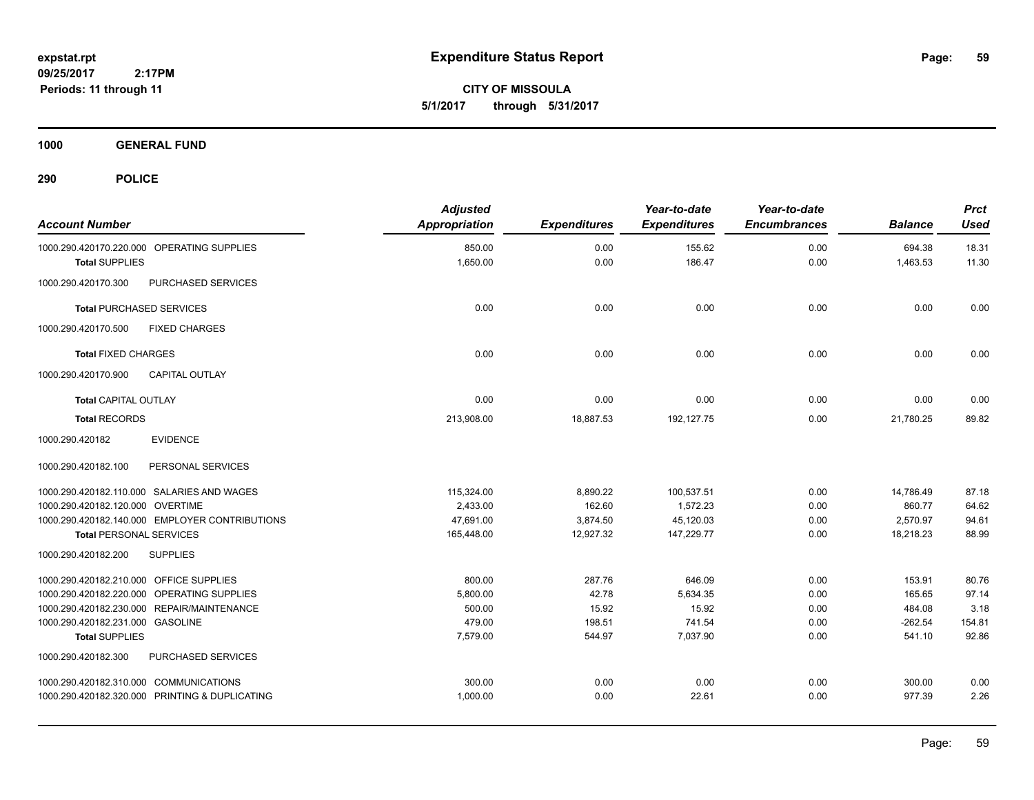# Expenditure Status Report

**CITY OF MISSOULA**

**5/1/2017 through 5/31/2017**

expstat.rpt
09/25/2017 2:17PM
Periods: 11 through 11

**1000 GENERAL FUND**

**290 POLICE**

| Account Number | Adjusted Appropriation | Expenditures | Year-to-date Expenditures | Year-to-date Encumbrances | Balance | Prct Used |
|---|---|---|---|---|---|---|
| 1000.290.420170.220.000 OPERATING SUPPLIES | 850.00 | 0.00 | 155.62 | 0.00 | 694.38 | 18.31 |
| **Total** SUPPLIES | 1,650.00 | 0.00 | 186.47 | 0.00 | 1,463.53 | 11.30 |
| 1000.290.420170.300 PURCHASED SERVICES | | | | | | |
| **Total** PURCHASED SERVICES | 0.00 | 0.00 | 0.00 | 0.00 | 0.00 | 0.00 |
| 1000.290.420170.500 FIXED CHARGES | | | | | | |
| **Total** FIXED CHARGES | 0.00 | 0.00 | 0.00 | 0.00 | 0.00 | 0.00 |
| 1000.290.420170.900 CAPITAL OUTLAY | | | | | | |
| **Total** CAPITAL OUTLAY | 0.00 | 0.00 | 0.00 | 0.00 | 0.00 | 0.00 |
| **Total** RECORDS | 213,908.00 | 18,887.53 | 192,127.75 | 0.00 | 21,780.25 | 89.82 |
| 1000.290.420182 EVIDENCE | | | | | | |
| 1000.290.420182.100 PERSONAL SERVICES | | | | | | |
| 1000.290.420182.110.000 SALARIES AND WAGES | 115,324.00 | 8,890.22 | 100,537.51 | 0.00 | 14,786.49 | 87.18 |
| 1000.290.420182.120.000 OVERTIME | 2,433.00 | 162.60 | 1,572.23 | 0.00 | 860.77 | 64.62 |
| 1000.290.420182.140.000 EMPLOYER CONTRIBUTIONS | 47,691.00 | 3,874.50 | 45,120.03 | 0.00 | 2,570.97 | 94.61 |
| **Total** PERSONAL SERVICES | 165,448.00 | 12,927.32 | 147,229.77 | 0.00 | 18,218.23 | 88.99 |
| 1000.290.420182.200 SUPPLIES | | | | | | |
| 1000.290.420182.210.000 OFFICE SUPPLIES | 800.00 | 287.76 | 646.09 | 0.00 | 153.91 | 80.76 |
| 1000.290.420182.220.000 OPERATING SUPPLIES | 5,800.00 | 42.78 | 5,634.35 | 0.00 | 165.65 | 97.14 |
| 1000.290.420182.230.000 REPAIR/MAINTENANCE | 500.00 | 15.92 | 15.92 | 0.00 | 484.08 | 3.18 |
| 1000.290.420182.231.000 GASOLINE | 479.00 | 198.51 | 741.54 | 0.00 | -262.54 | 154.81 |
| **Total** SUPPLIES | 7,579.00 | 544.97 | 7,037.90 | 0.00 | 541.10 | 92.86 |
| 1000.290.420182.300 PURCHASED SERVICES | | | | | | |
| 1000.290.420182.310.000 COMMUNICATIONS | 300.00 | 0.00 | 0.00 | 0.00 | 300.00 | 0.00 |
| 1000.290.420182.320.000 PRINTING & DUPLICATING | 1,000.00 | 0.00 | 22.61 | 0.00 | 977.39 | 2.26 |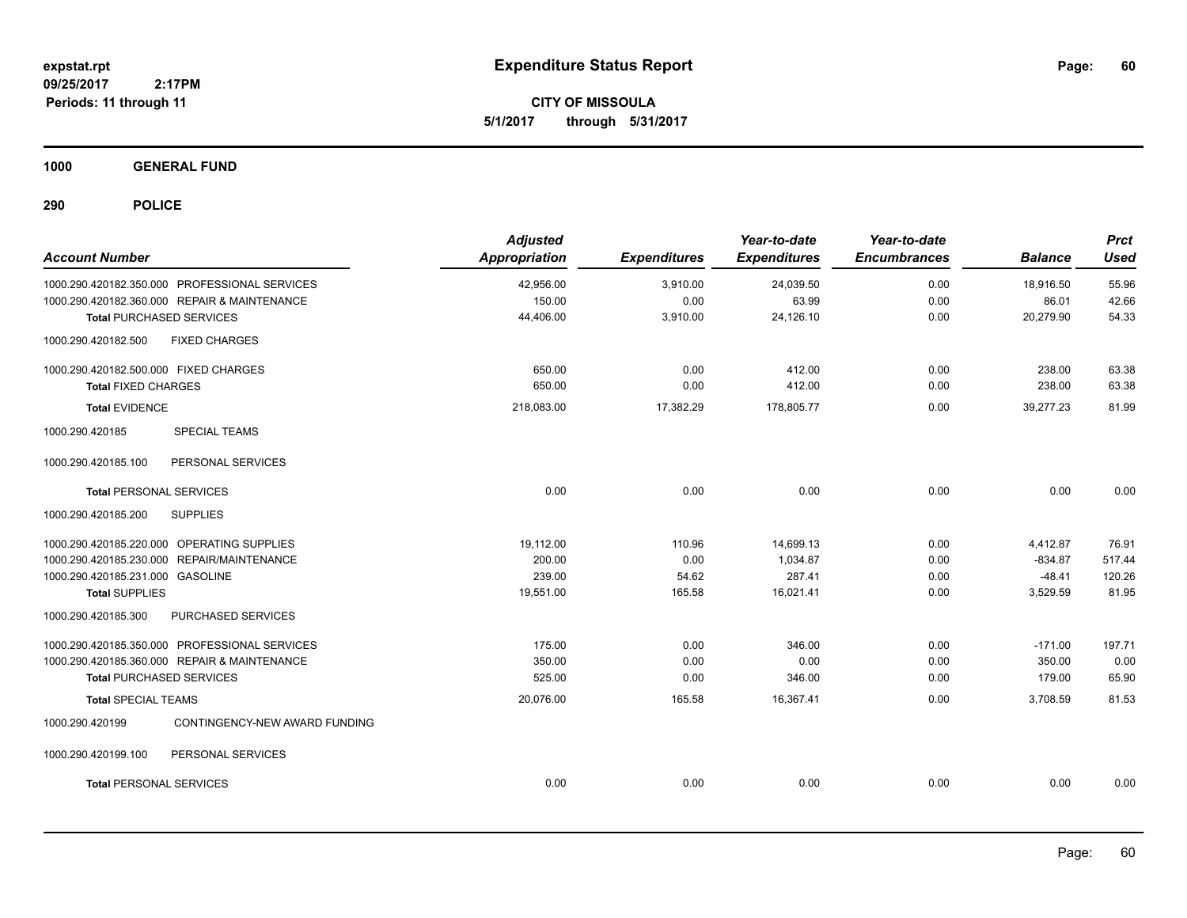# Expenditure Status Report

**CITY OF MISSOULA**

**5/1/2017 through 5/31/2017**

expstat.rpt
09/25/2017 2:17PM
Periods: 11 through 11

**1000 GENERAL FUND**

**290 POLICE**

| Account Number | Adjusted Appropriation | Expenditures | Year-to-date Expenditures | Year-to-date Encumbrances | Balance | Prct Used |
|---|---|---|---|---|---|---|
| 1000.290.420182.350.000 PROFESSIONAL SERVICES | 42,956.00 | 3,910.00 | 24,039.50 | 0.00 | 18,916.50 | 55.96 |
| 1000.290.420182.360.000 REPAIR & MAINTENANCE | 150.00 | 0.00 | 63.99 | 0.00 | 86.01 | 42.66 |
| **Total** PURCHASED SERVICES | 44,406.00 | 3,910.00 | 24,126.10 | 0.00 | 20,279.90 | 54.33 |
| 1000.290.420182.500 FIXED CHARGES | | | | | | |
| 1000.290.420182.500.000 FIXED CHARGES | 650.00 | 0.00 | 412.00 | 0.00 | 238.00 | 63.38 |
| **Total** FIXED CHARGES | 650.00 | 0.00 | 412.00 | 0.00 | 238.00 | 63.38 |
| **Total** EVIDENCE | 218,083.00 | 17,382.29 | 178,805.77 | 0.00 | 39,277.23 | 81.99 |
| 1000.290.420185 SPECIAL TEAMS | | | | | | |
| 1000.290.420185.100 PERSONAL SERVICES | | | | | | |
| **Total** PERSONAL SERVICES | 0.00 | 0.00 | 0.00 | 0.00 | 0.00 | 0.00 |
| 1000.290.420185.200 SUPPLIES | | | | | | |
| 1000.290.420185.220.000 OPERATING SUPPLIES | 19,112.00 | 110.96 | 14,699.13 | 0.00 | 4,412.87 | 76.91 |
| 1000.290.420185.230.000 REPAIR/MAINTENANCE | 200.00 | 0.00 | 1,034.87 | 0.00 | -834.87 | 517.44 |
| 1000.290.420185.231.000 GASOLINE | 239.00 | 54.62 | 287.41 | 0.00 | -48.41 | 120.26 |
| **Total** SUPPLIES | 19,551.00 | 165.58 | 16,021.41 | 0.00 | 3,529.59 | 81.95 |
| 1000.290.420185.300 PURCHASED SERVICES | | | | | | |
| 1000.290.420185.350.000 PROFESSIONAL SERVICES | 175.00 | 0.00 | 346.00 | 0.00 | -171.00 | 197.71 |
| 1000.290.420185.360.000 REPAIR & MAINTENANCE | 350.00 | 0.00 | 0.00 | 0.00 | 350.00 | 0.00 |
| **Total** PURCHASED SERVICES | 525.00 | 0.00 | 346.00 | 0.00 | 179.00 | 65.90 |
| **Total** SPECIAL TEAMS | 20,076.00 | 165.58 | 16,367.41 | 0.00 | 3,708.59 | 81.53 |
| 1000.290.420199 CONTINGENCY-NEW AWARD FUNDING | | | | | | |
| 1000.290.420199.100 PERSONAL SERVICES | | | | | | |
| **Total** PERSONAL SERVICES | 0.00 | 0.00 | 0.00 | 0.00 | 0.00 | 0.00 |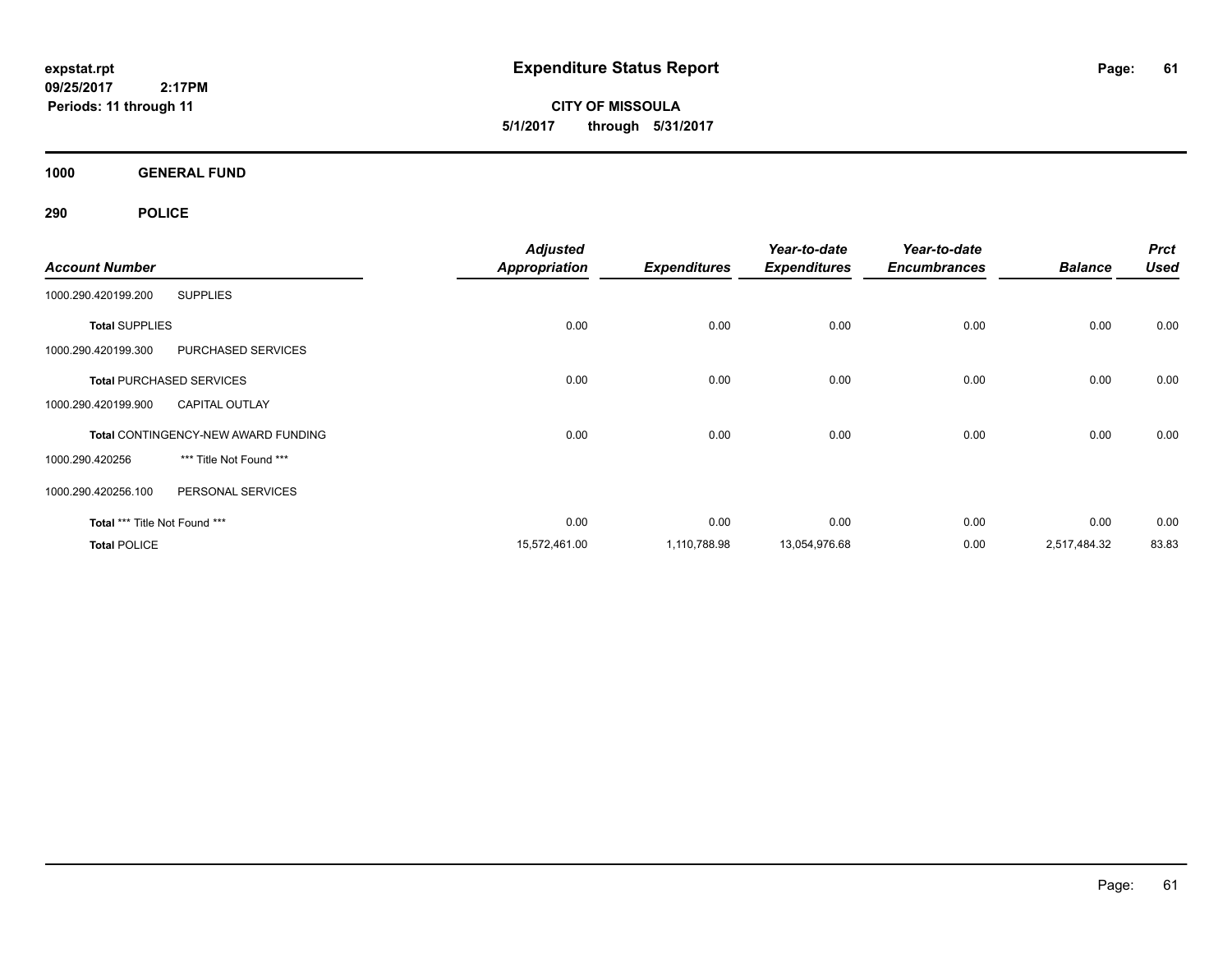# Expenditure Status Report

**expstat.rpt**
**09/25/2017 2:17PM**
**Periods: 11 through 11**

**CITY OF MISSOULA**
**5/1/2017 through 5/31/2017**

## 1000 GENERAL FUND

## 290 POLICE

| Account Number | | Adjusted Appropriation | Expenditures | Year-to-date Expenditures | Year-to-date Encumbrances | Balance | Prct Used |
|---|---|---|---|---|---|---|---|
| 1000.290.420199.200 | SUPPLIES | | | | | | |
| **Total** SUPPLIES | | 0.00 | 0.00 | 0.00 | 0.00 | 0.00 | 0.00 |
| 1000.290.420199.300 | PURCHASED SERVICES | | | | | | |
| **Total** PURCHASED SERVICES | | 0.00 | 0.00 | 0.00 | 0.00 | 0.00 | 0.00 |
| 1000.290.420199.900 | CAPITAL OUTLAY | | | | | | |
| **Total** CONTINGENCY-NEW AWARD FUNDING | | 0.00 | 0.00 | 0.00 | 0.00 | 0.00 | 0.00 |
| 1000.290.420256 | *** Title Not Found *** | | | | | | |
| 1000.290.420256.100 | PERSONAL SERVICES | | | | | | |
| **Total** *** Title Not Found *** | | 0.00 | 0.00 | 0.00 | 0.00 | 0.00 | 0.00 |
| **Total** POLICE | | 15,572,461.00 | 1,110,788.98 | 13,054,976.68 | 0.00 | 2,517,484.32 | 83.83 |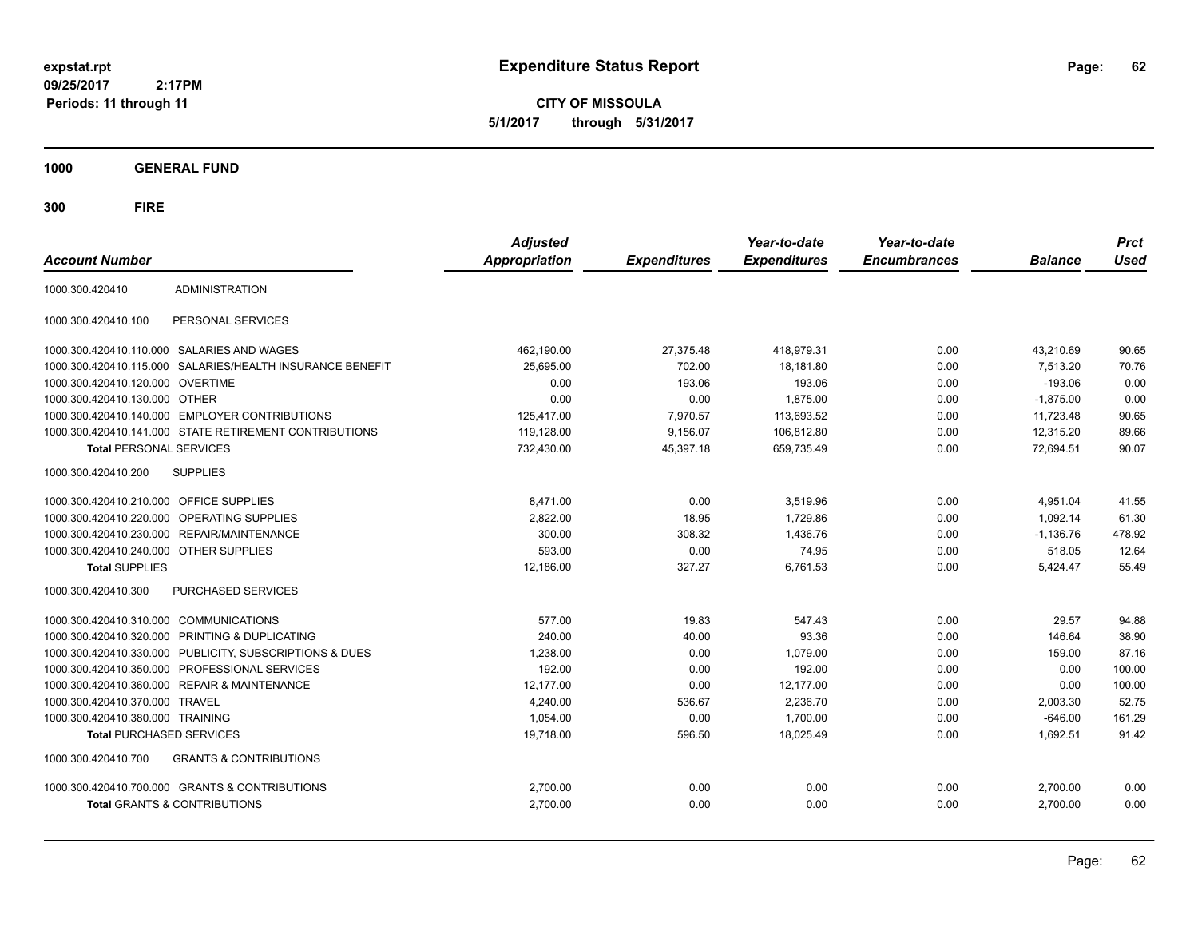expstat.rpt
09/25/2017 2:17PM
Periods: 11 through 11

# Expenditure Status Report

**CITY OF MISSOULA**
**5/1/2017 through 5/31/2017**

## 1000 GENERAL FUND

## 300 FIRE

| Account Number | | Adjusted Appropriation | Expenditures | Year-to-date Expenditures | Year-to-date Encumbrances | Balance | Prct Used |
|---|---|---|---|---|---|---|---|
| 1000.300.420410 | ADMINISTRATION | | | | | | |
| 1000.300.420410.100 | PERSONAL SERVICES | | | | | | |
| 1000.300.420410.110.000 | SALARIES AND WAGES | 462,190.00 | 27,375.48 | 418,979.31 | 0.00 | 43,210.69 | 90.65 |
| 1000.300.420410.115.000 | SALARIES/HEALTH INSURANCE BENEFIT | 25,695.00 | 702.00 | 18,181.80 | 0.00 | 7,513.20 | 70.76 |
| 1000.300.420410.120.000 | OVERTIME | 0.00 | 193.06 | 193.06 | 0.00 | -193.06 | 0.00 |
| 1000.300.420410.130.000 | OTHER | 0.00 | 0.00 | 1,875.00 | 0.00 | -1,875.00 | 0.00 |
| 1000.300.420410.140.000 | EMPLOYER CONTRIBUTIONS | 125,417.00 | 7,970.57 | 113,693.52 | 0.00 | 11,723.48 | 90.65 |
| 1000.300.420410.141.000 | STATE RETIREMENT CONTRIBUTIONS | 119,128.00 | 9,156.07 | 106,812.80 | 0.00 | 12,315.20 | 89.66 |
| **Total** PERSONAL SERVICES | | 732,430.00 | 45,397.18 | 659,735.49 | 0.00 | 72,694.51 | 90.07 |
| 1000.300.420410.200 | SUPPLIES | | | | | | |
| 1000.300.420410.210.000 | OFFICE SUPPLIES | 8,471.00 | 0.00 | 3,519.96 | 0.00 | 4,951.04 | 41.55 |
| 1000.300.420410.220.000 | OPERATING SUPPLIES | 2,822.00 | 18.95 | 1,729.86 | 0.00 | 1,092.14 | 61.30 |
| 1000.300.420410.230.000 | REPAIR/MAINTENANCE | 300.00 | 308.32 | 1,436.76 | 0.00 | -1,136.76 | 478.92 |
| 1000.300.420410.240.000 | OTHER SUPPLIES | 593.00 | 0.00 | 74.95 | 0.00 | 518.05 | 12.64 |
| **Total** SUPPLIES | | 12,186.00 | 327.27 | 6,761.53 | 0.00 | 5,424.47 | 55.49 |
| 1000.300.420410.300 | PURCHASED SERVICES | | | | | | |
| 1000.300.420410.310.000 | COMMUNICATIONS | 577.00 | 19.83 | 547.43 | 0.00 | 29.57 | 94.88 |
| 1000.300.420410.320.000 | PRINTING & DUPLICATING | 240.00 | 40.00 | 93.36 | 0.00 | 146.64 | 38.90 |
| 1000.300.420410.330.000 | PUBLICITY, SUBSCRIPTIONS & DUES | 1,238.00 | 0.00 | 1,079.00 | 0.00 | 159.00 | 87.16 |
| 1000.300.420410.350.000 | PROFESSIONAL SERVICES | 192.00 | 0.00 | 192.00 | 0.00 | 0.00 | 100.00 |
| 1000.300.420410.360.000 | REPAIR & MAINTENANCE | 12,177.00 | 0.00 | 12,177.00 | 0.00 | 0.00 | 100.00 |
| 1000.300.420410.370.000 | TRAVEL | 4,240.00 | 536.67 | 2,236.70 | 0.00 | 2,003.30 | 52.75 |
| 1000.300.420410.380.000 | TRAINING | 1,054.00 | 0.00 | 1,700.00 | 0.00 | -646.00 | 161.29 |
| **Total** PURCHASED SERVICES | | 19,718.00 | 596.50 | 18,025.49 | 0.00 | 1,692.51 | 91.42 |
| 1000.300.420410.700 | GRANTS & CONTRIBUTIONS | | | | | | |
| 1000.300.420410.700.000 | GRANTS & CONTRIBUTIONS | 2,700.00 | 0.00 | 0.00 | 0.00 | 2,700.00 | 0.00 |
| **Total** GRANTS & CONTRIBUTIONS | | 2,700.00 | 0.00 | 0.00 | 0.00 | 2,700.00 | 0.00 |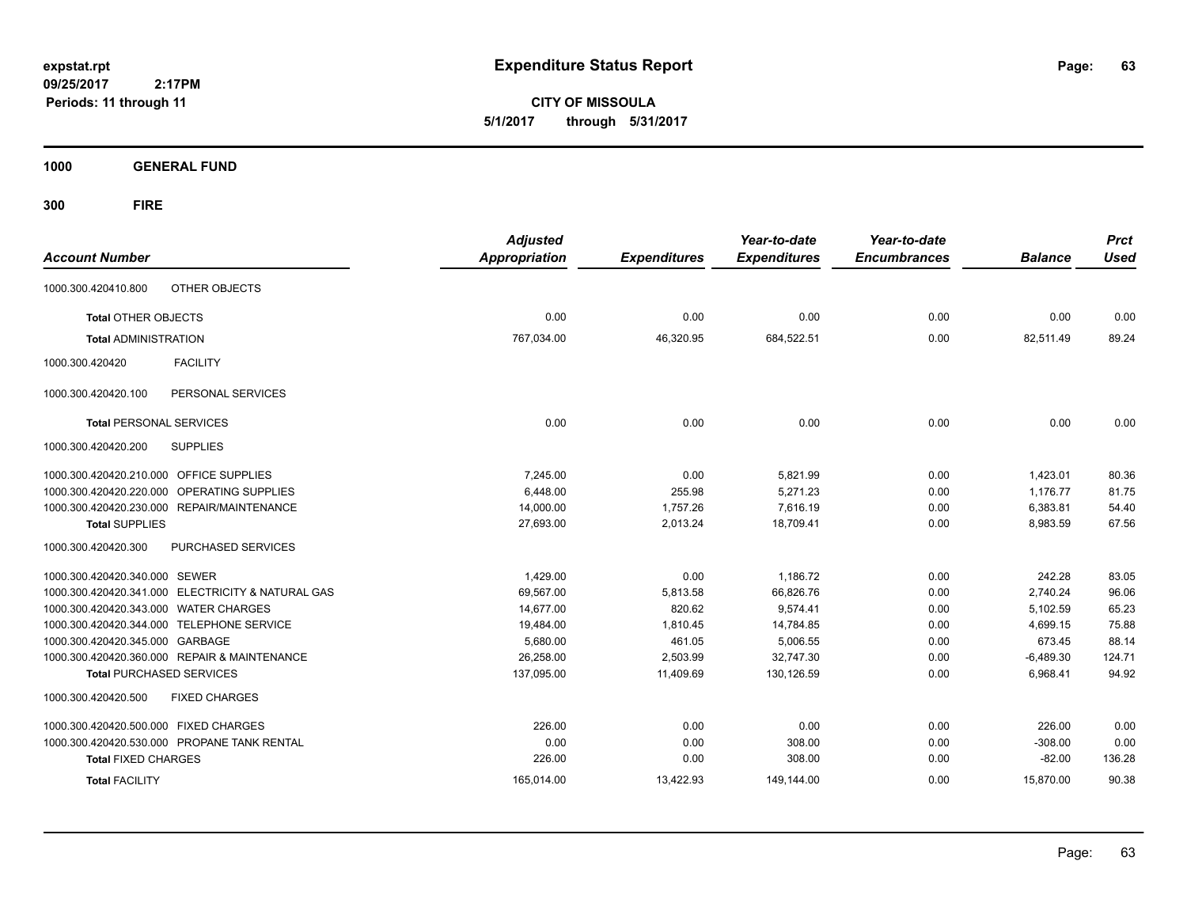# Expenditure Status Report

**CITY OF MISSOULA**

**5/1/2017 through 5/31/2017**

expstat.rpt
09/25/2017 2:17PM
Periods: 11 through 11

**1000 GENERAL FUND**

**300 FIRE**

| Account Number | | Adjusted Appropriation | Expenditures | Year-to-date Expenditures | Year-to-date Encumbrances | Balance | Prct Used |
|---|---|---|---|---|---|---|---|
| 1000.300.420410.800 | OTHER OBJECTS | | | | | | |
| **Total** OTHER OBJECTS | | 0.00 | 0.00 | 0.00 | 0.00 | 0.00 | 0.00 |
| **Total** ADMINISTRATION | | 767,034.00 | 46,320.95 | 684,522.51 | 0.00 | 82,511.49 | 89.24 |
| 1000.300.420420 | FACILITY | | | | | | |
| 1000.300.420420.100 | PERSONAL SERVICES | | | | | | |
| **Total** PERSONAL SERVICES | | 0.00 | 0.00 | 0.00 | 0.00 | 0.00 | 0.00 |
| 1000.300.420420.200 | SUPPLIES | | | | | | |
| 1000.300.420420.210.000 | OFFICE SUPPLIES | 7,245.00 | 0.00 | 5,821.99 | 0.00 | 1,423.01 | 80.36 |
| 1000.300.420420.220.000 | OPERATING SUPPLIES | 6,448.00 | 255.98 | 5,271.23 | 0.00 | 1,176.77 | 81.75 |
| 1000.300.420420.230.000 | REPAIR/MAINTENANCE | 14,000.00 | 1,757.26 | 7,616.19 | 0.00 | 6,383.81 | 54.40 |
| **Total** SUPPLIES | | 27,693.00 | 2,013.24 | 18,709.41 | 0.00 | 8,983.59 | 67.56 |
| 1000.300.420420.300 | PURCHASED SERVICES | | | | | | |
| 1000.300.420420.340.000 | SEWER | 1,429.00 | 0.00 | 1,186.72 | 0.00 | 242.28 | 83.05 |
| 1000.300.420420.341.000 | ELECTRICITY & NATURAL GAS | 69,567.00 | 5,813.58 | 66,826.76 | 0.00 | 2,740.24 | 96.06 |
| 1000.300.420420.343.000 | WATER CHARGES | 14,677.00 | 820.62 | 9,574.41 | 0.00 | 5,102.59 | 65.23 |
| 1000.300.420420.344.000 | TELEPHONE SERVICE | 19,484.00 | 1,810.45 | 14,784.85 | 0.00 | 4,699.15 | 75.88 |
| 1000.300.420420.345.000 | GARBAGE | 5,680.00 | 461.05 | 5,006.55 | 0.00 | 673.45 | 88.14 |
| 1000.300.420420.360.000 | REPAIR & MAINTENANCE | 26,258.00 | 2,503.99 | 32,747.30 | 0.00 | -6,489.30 | 124.71 |
| **Total** PURCHASED SERVICES | | 137,095.00 | 11,409.69 | 130,126.59 | 0.00 | 6,968.41 | 94.92 |
| 1000.300.420420.500 | FIXED CHARGES | | | | | | |
| 1000.300.420420.500.000 | FIXED CHARGES | 226.00 | 0.00 | 0.00 | 0.00 | 226.00 | 0.00 |
| 1000.300.420420.530.000 | PROPANE TANK RENTAL | 0.00 | 0.00 | 308.00 | 0.00 | -308.00 | 0.00 |
| **Total** FIXED CHARGES | | 226.00 | 0.00 | 308.00 | 0.00 | -82.00 | 136.28 |
| **Total** FACILITY | | 165,014.00 | 13,422.93 | 149,144.00 | 0.00 | 15,870.00 | 90.38 |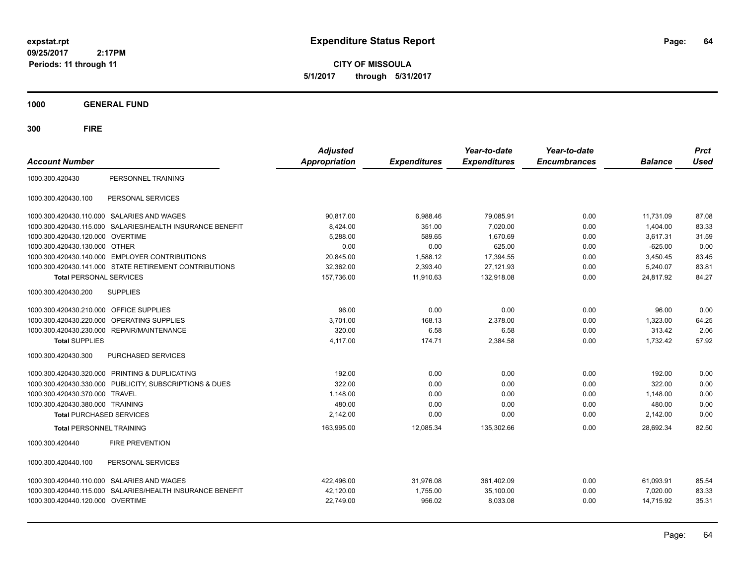**expstat.rpt**
**09/25/2017 2:17PM**
**Periods: 11 through 11**

# Expenditure Status Report

**CITY OF MISSOULA**
**5/1/2017 through 5/31/2017**

## 1000 GENERAL FUND

## 300 FIRE

| Account Number | | Adjusted Appropriation | Expenditures | Year-to-date Expenditures | Year-to-date Encumbrances | Balance | Prct Used |
|---|---|---|---|---|---|---|---|
| 1000.300.420430 | PERSONNEL TRAINING | | | | | | |
| 1000.300.420430.100 | PERSONAL SERVICES | | | | | | |
| 1000.300.420430.110.000 | SALARIES AND WAGES | 90,817.00 | 6,988.46 | 79,085.91 | 0.00 | 11,731.09 | 87.08 |
| 1000.300.420430.115.000 | SALARIES/HEALTH INSURANCE BENEFIT | 8,424.00 | 351.00 | 7,020.00 | 0.00 | 1,404.00 | 83.33 |
| 1000.300.420430.120.000 | OVERTIME | 5,288.00 | 589.65 | 1,670.69 | 0.00 | 3,617.31 | 31.59 |
| 1000.300.420430.130.000 | OTHER | 0.00 | 0.00 | 625.00 | 0.00 | -625.00 | 0.00 |
| 1000.300.420430.140.000 | EMPLOYER CONTRIBUTIONS | 20,845.00 | 1,588.12 | 17,394.55 | 0.00 | 3,450.45 | 83.45 |
| 1000.300.420430.141.000 | STATE RETIREMENT CONTRIBUTIONS | 32,362.00 | 2,393.40 | 27,121.93 | 0.00 | 5,240.07 | 83.81 |
| **Total** PERSONAL SERVICES | | 157,736.00 | 11,910.63 | 132,918.08 | 0.00 | 24,817.92 | 84.27 |
| 1000.300.420430.200 | SUPPLIES | | | | | | |
| 1000.300.420430.210.000 | OFFICE SUPPLIES | 96.00 | 0.00 | 0.00 | 0.00 | 96.00 | 0.00 |
| 1000.300.420430.220.000 | OPERATING SUPPLIES | 3,701.00 | 168.13 | 2,378.00 | 0.00 | 1,323.00 | 64.25 |
| 1000.300.420430.230.000 | REPAIR/MAINTENANCE | 320.00 | 6.58 | 6.58 | 0.00 | 313.42 | 2.06 |
| **Total** SUPPLIES | | 4,117.00 | 174.71 | 2,384.58 | 0.00 | 1,732.42 | 57.92 |
| 1000.300.420430.300 | PURCHASED SERVICES | | | | | | |
| 1000.300.420430.320.000 | PRINTING & DUPLICATING | 192.00 | 0.00 | 0.00 | 0.00 | 192.00 | 0.00 |
| 1000.300.420430.330.000 | PUBLICITY, SUBSCRIPTIONS & DUES | 322.00 | 0.00 | 0.00 | 0.00 | 322.00 | 0.00 |
| 1000.300.420430.370.000 | TRAVEL | 1,148.00 | 0.00 | 0.00 | 0.00 | 1,148.00 | 0.00 |
| 1000.300.420430.380.000 | TRAINING | 480.00 | 0.00 | 0.00 | 0.00 | 480.00 | 0.00 |
| **Total** PURCHASED SERVICES | | 2,142.00 | 0.00 | 0.00 | 0.00 | 2,142.00 | 0.00 |
| **Total** PERSONNEL TRAINING | | 163,995.00 | 12,085.34 | 135,302.66 | 0.00 | 28,692.34 | 82.50 |
| 1000.300.420440 | FIRE PREVENTION | | | | | | |
| 1000.300.420440.100 | PERSONAL SERVICES | | | | | | |
| 1000.300.420440.110.000 | SALARIES AND WAGES | 422,496.00 | 31,976.08 | 361,402.09 | 0.00 | 61,093.91 | 85.54 |
| 1000.300.420440.115.000 | SALARIES/HEALTH INSURANCE BENEFIT | 42,120.00 | 1,755.00 | 35,100.00 | 0.00 | 7,020.00 | 83.33 |
| 1000.300.420440.120.000 | OVERTIME | 22,749.00 | 956.02 | 8,033.08 | 0.00 | 14,715.92 | 35.31 |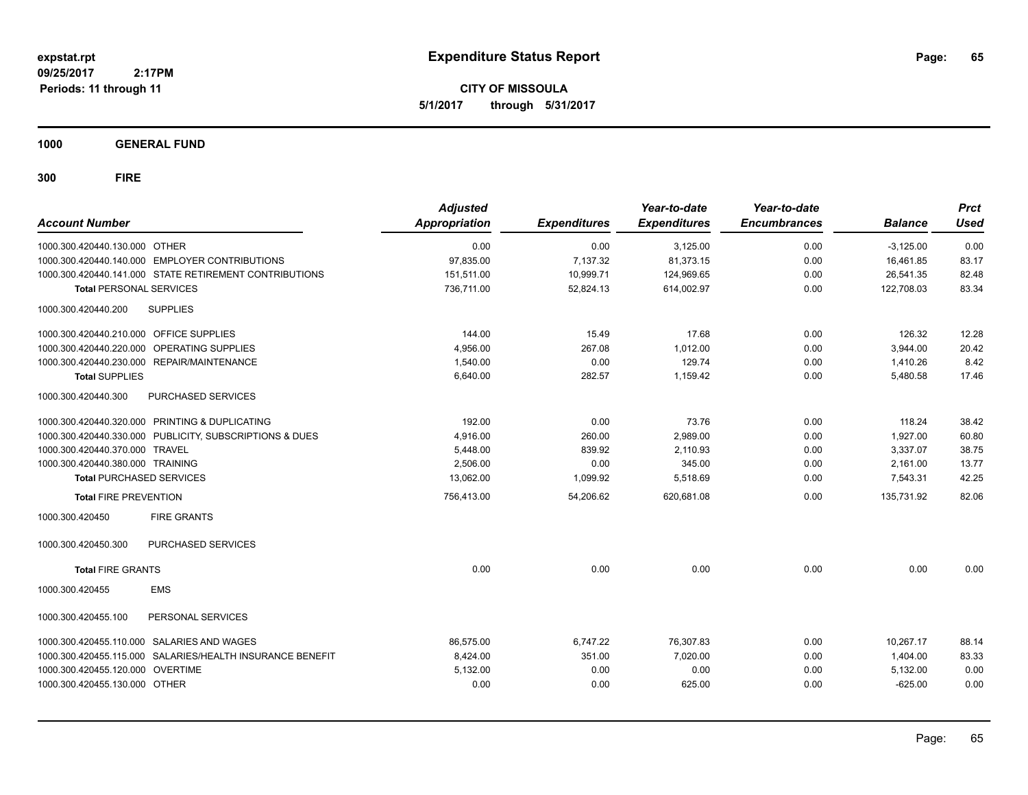**expstat.rpt**
**09/25/2017 2:17PM**
**Periods: 11 through 11**

# Expenditure Status Report

**CITY OF MISSOULA**
**5/1/2017 through 5/31/2017**

## 1000 GENERAL FUND

## 300 FIRE

| Account Number | Adjusted Appropriation | Expenditures | Year-to-date Expenditures | Year-to-date Encumbrances | Balance | Prct Used |
|---|---|---|---|---|---|---|
| 1000.300.420440.130.000 OTHER | 0.00 | 0.00 | 3,125.00 | 0.00 | -3,125.00 | 0.00 |
| 1000.300.420440.140.000 EMPLOYER CONTRIBUTIONS | 97,835.00 | 7,137.32 | 81,373.15 | 0.00 | 16,461.85 | 83.17 |
| 1000.300.420440.141.000 STATE RETIREMENT CONTRIBUTIONS | 151,511.00 | 10,999.71 | 124,969.65 | 0.00 | 26,541.35 | 82.48 |
| **Total** PERSONAL SERVICES | 736,711.00 | 52,824.13 | 614,002.97 | 0.00 | 122,708.03 | 83.34 |
| 1000.300.420440.200 SUPPLIES | | | | | | |
| 1000.300.420440.210.000 OFFICE SUPPLIES | 144.00 | 15.49 | 17.68 | 0.00 | 126.32 | 12.28 |
| 1000.300.420440.220.000 OPERATING SUPPLIES | 4,956.00 | 267.08 | 1,012.00 | 0.00 | 3,944.00 | 20.42 |
| 1000.300.420440.230.000 REPAIR/MAINTENANCE | 1,540.00 | 0.00 | 129.74 | 0.00 | 1,410.26 | 8.42 |
| **Total** SUPPLIES | 6,640.00 | 282.57 | 1,159.42 | 0.00 | 5,480.58 | 17.46 |
| 1000.300.420440.300 PURCHASED SERVICES | | | | | | |
| 1000.300.420440.320.000 PRINTING & DUPLICATING | 192.00 | 0.00 | 73.76 | 0.00 | 118.24 | 38.42 |
| 1000.300.420440.330.000 PUBLICITY, SUBSCRIPTIONS & DUES | 4,916.00 | 260.00 | 2,989.00 | 0.00 | 1,927.00 | 60.80 |
| 1000.300.420440.370.000 TRAVEL | 5,448.00 | 839.92 | 2,110.93 | 0.00 | 3,337.07 | 38.75 |
| 1000.300.420440.380.000 TRAINING | 2,506.00 | 0.00 | 345.00 | 0.00 | 2,161.00 | 13.77 |
| **Total** PURCHASED SERVICES | 13,062.00 | 1,099.92 | 5,518.69 | 0.00 | 7,543.31 | 42.25 |
| **Total** FIRE PREVENTION | 756,413.00 | 54,206.62 | 620,681.08 | 0.00 | 135,731.92 | 82.06 |
| 1000.300.420450 FIRE GRANTS | | | | | | |
| 1000.300.420450.300 PURCHASED SERVICES | | | | | | |
| **Total** FIRE GRANTS | 0.00 | 0.00 | 0.00 | 0.00 | 0.00 | 0.00 |
| 1000.300.420455 EMS | | | | | | |
| 1000.300.420455.100 PERSONAL SERVICES | | | | | | |
| 1000.300.420455.110.000 SALARIES AND WAGES | 86,575.00 | 6,747.22 | 76,307.83 | 0.00 | 10,267.17 | 88.14 |
| 1000.300.420455.115.000 SALARIES/HEALTH INSURANCE BENEFIT | 8,424.00 | 351.00 | 7,020.00 | 0.00 | 1,404.00 | 83.33 |
| 1000.300.420455.120.000 OVERTIME | 5,132.00 | 0.00 | 0.00 | 0.00 | 5,132.00 | 0.00 |
| 1000.300.420455.130.000 OTHER | 0.00 | 0.00 | 625.00 | 0.00 | -625.00 | 0.00 |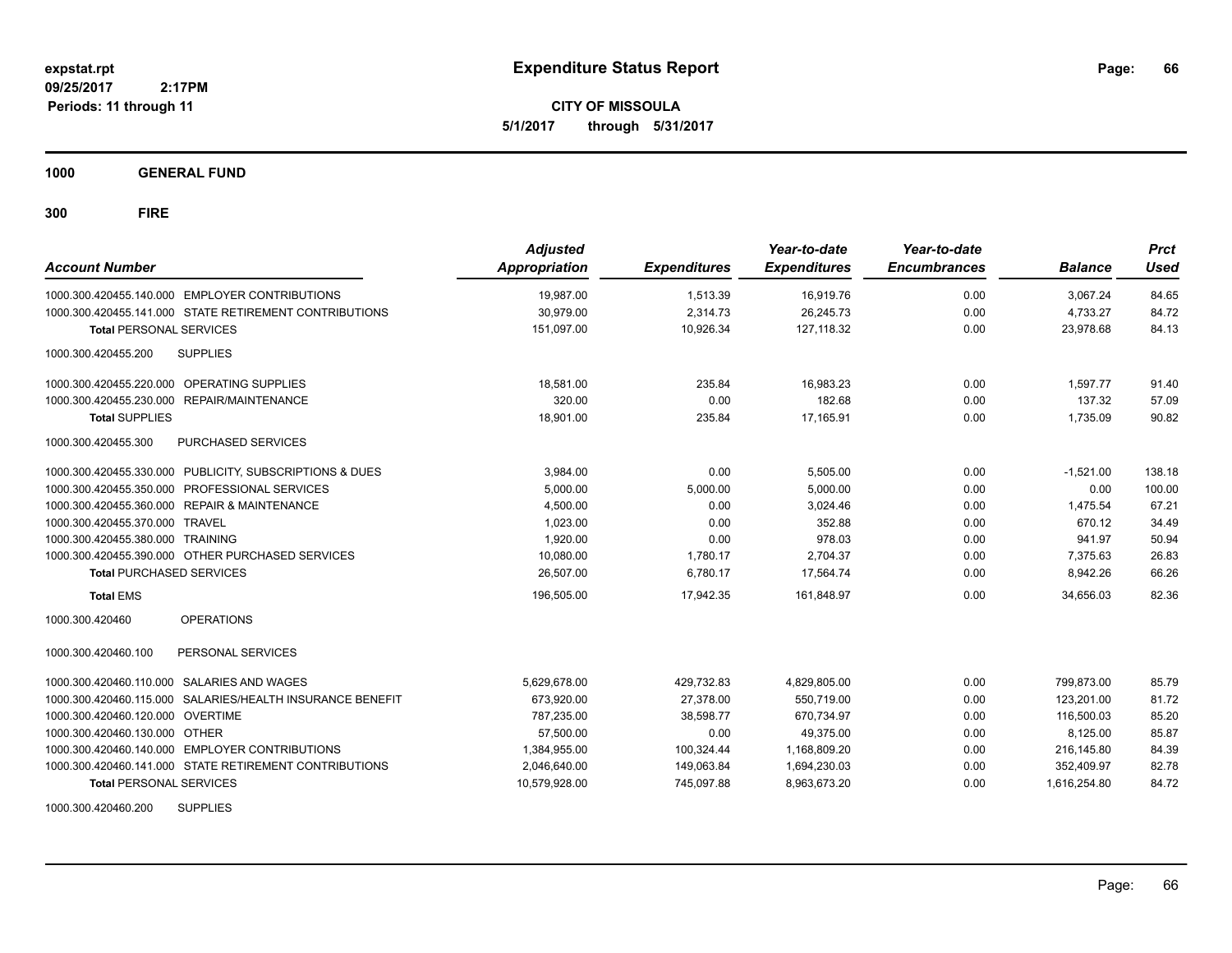# Expenditure Status Report

expstat.rpt
09/25/2017 2:17PM
Periods: 11 through 11

**CITY OF MISSOULA**
**5/1/2017 through 5/31/2017**

**1000 GENERAL FUND**

**300 FIRE**

| Account Number | Adjusted Appropriation | Expenditures | Year-to-date Expenditures | Year-to-date Encumbrances | Balance | Prct Used |
|---|---|---|---|---|---|---|
| 1000.300.420455.140.000 EMPLOYER CONTRIBUTIONS | 19,987.00 | 1,513.39 | 16,919.76 | 0.00 | 3,067.24 | 84.65 |
| 1000.300.420455.141.000 STATE RETIREMENT CONTRIBUTIONS | 30,979.00 | 2,314.73 | 26,245.73 | 0.00 | 4,733.27 | 84.72 |
| **Total** PERSONAL SERVICES | 151,097.00 | 10,926.34 | 127,118.32 | 0.00 | 23,978.68 | 84.13 |
| 1000.300.420455.200 SUPPLIES | | | | | | |
| 1000.300.420455.220.000 OPERATING SUPPLIES | 18,581.00 | 235.84 | 16,983.23 | 0.00 | 1,597.77 | 91.40 |
| 1000.300.420455.230.000 REPAIR/MAINTENANCE | 320.00 | 0.00 | 182.68 | 0.00 | 137.32 | 57.09 |
| **Total SUPPLIES** | 18,901.00 | 235.84 | 17,165.91 | 0.00 | 1,735.09 | 90.82 |
| 1000.300.420455.300 PURCHASED SERVICES | | | | | | |
| 1000.300.420455.330.000 PUBLICITY, SUBSCRIPTIONS & DUES | 3,984.00 | 0.00 | 5,505.00 | 0.00 | -1,521.00 | 138.18 |
| 1000.300.420455.350.000 PROFESSIONAL SERVICES | 5,000.00 | 5,000.00 | 5,000.00 | 0.00 | 0.00 | 100.00 |
| 1000.300.420455.360.000 REPAIR & MAINTENANCE | 4,500.00 | 0.00 | 3,024.46 | 0.00 | 1,475.54 | 67.21 |
| 1000.300.420455.370.000 TRAVEL | 1,023.00 | 0.00 | 352.88 | 0.00 | 670.12 | 34.49 |
| 1000.300.420455.380.000 TRAINING | 1,920.00 | 0.00 | 978.03 | 0.00 | 941.97 | 50.94 |
| 1000.300.420455.390.000 OTHER PURCHASED SERVICES | 10,080.00 | 1,780.17 | 2,704.37 | 0.00 | 7,375.63 | 26.83 |
| **Total** PURCHASED SERVICES | 26,507.00 | 6,780.17 | 17,564.74 | 0.00 | 8,942.26 | 66.26 |
| **Total** EMS | 196,505.00 | 17,942.35 | 161,848.97 | 0.00 | 34,656.03 | 82.36 |
| 1000.300.420460 OPERATIONS | | | | | | |
| 1000.300.420460.100 PERSONAL SERVICES | | | | | | |
| 1000.300.420460.110.000 SALARIES AND WAGES | 5,629,678.00 | 429,732.83 | 4,829,805.00 | 0.00 | 799,873.00 | 85.79 |
| 1000.300.420460.115.000 SALARIES/HEALTH INSURANCE BENEFIT | 673,920.00 | 27,378.00 | 550,719.00 | 0.00 | 123,201.00 | 81.72 |
| 1000.300.420460.120.000 OVERTIME | 787,235.00 | 38,598.77 | 670,734.97 | 0.00 | 116,500.03 | 85.20 |
| 1000.300.420460.130.000 OTHER | 57,500.00 | 0.00 | 49,375.00 | 0.00 | 8,125.00 | 85.87 |
| 1000.300.420460.140.000 EMPLOYER CONTRIBUTIONS | 1,384,955.00 | 100,324.44 | 1,168,809.20 | 0.00 | 216,145.80 | 84.39 |
| 1000.300.420460.141.000 STATE RETIREMENT CONTRIBUTIONS | 2,046,640.00 | 149,063.84 | 1,694,230.03 | 0.00 | 352,409.97 | 82.78 |
| **Total** PERSONAL SERVICES | 10,579,928.00 | 745,097.88 | 8,963,673.20 | 0.00 | 1,616,254.80 | 84.72 |
| 1000.300.420460.200 SUPPLIES | | | | | | |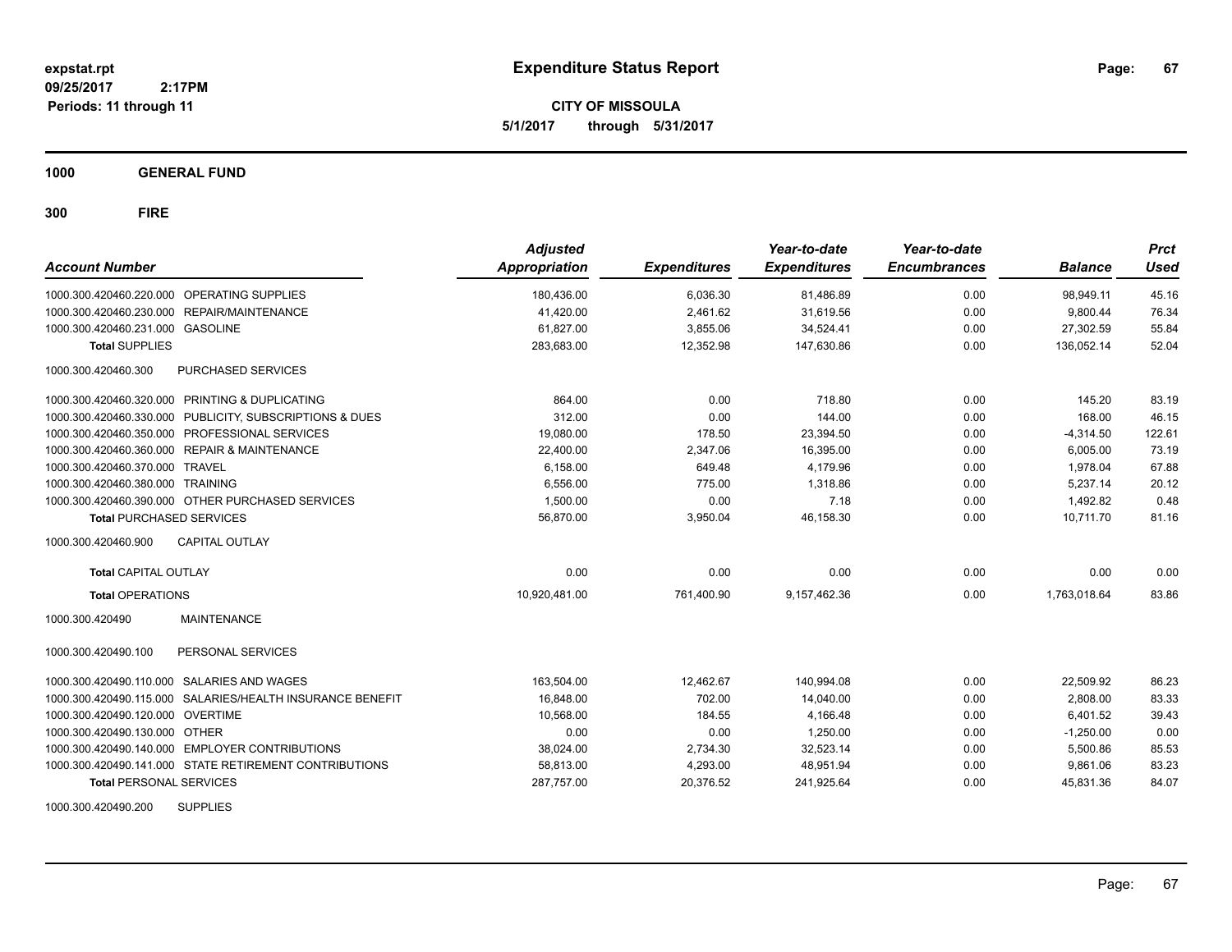**expstat.rpt**
**09/25/2017 2:17PM**
**Periods: 11 through 11**

# Expenditure Status Report

**CITY OF MISSOULA**
**5/1/2017 through 5/31/2017**

## 1000 GENERAL FUND

## 300 FIRE

| Account Number | | Adjusted Appropriation | Expenditures | Year-to-date Expenditures | Year-to-date Encumbrances | Balance | Prct Used |
|---|---|---|---|---|---|---|---|
| 1000.300.420460.220.000 | OPERATING SUPPLIES | 180,436.00 | 6,036.30 | 81,486.89 | 0.00 | 98,949.11 | 45.16 |
| 1000.300.420460.230.000 | REPAIR/MAINTENANCE | 41,420.00 | 2,461.62 | 31,619.56 | 0.00 | 9,800.44 | 76.34 |
| 1000.300.420460.231.000 | GASOLINE | 61,827.00 | 3,855.06 | 34,524.41 | 0.00 | 27,302.59 | 55.84 |
| **Total SUPPLIES** | | 283,683.00 | 12,352.98 | 147,630.86 | 0.00 | 136,052.14 | 52.04 |
| 1000.300.420460.300 | PURCHASED SERVICES | | | | | | |
| 1000.300.420460.320.000 | PRINTING & DUPLICATING | 864.00 | 0.00 | 718.80 | 0.00 | 145.20 | 83.19 |
| 1000.300.420460.330.000 | PUBLICITY, SUBSCRIPTIONS & DUES | 312.00 | 0.00 | 144.00 | 0.00 | 168.00 | 46.15 |
| 1000.300.420460.350.000 | PROFESSIONAL SERVICES | 19,080.00 | 178.50 | 23,394.50 | 0.00 | -4,314.50 | 122.61 |
| 1000.300.420460.360.000 | REPAIR & MAINTENANCE | 22,400.00 | 2,347.06 | 16,395.00 | 0.00 | 6,005.00 | 73.19 |
| 1000.300.420460.370.000 | TRAVEL | 6,158.00 | 649.48 | 4,179.96 | 0.00 | 1,978.04 | 67.88 |
| 1000.300.420460.380.000 | TRAINING | 6,556.00 | 775.00 | 1,318.86 | 0.00 | 5,237.14 | 20.12 |
| 1000.300.420460.390.000 | OTHER PURCHASED SERVICES | 1,500.00 | 0.00 | 7.18 | 0.00 | 1,492.82 | 0.48 |
| **Total PURCHASED SERVICES** | | 56,870.00 | 3,950.04 | 46,158.30 | 0.00 | 10,711.70 | 81.16 |
| 1000.300.420460.900 | CAPITAL OUTLAY | | | | | | |
| **Total CAPITAL OUTLAY** | | 0.00 | 0.00 | 0.00 | 0.00 | 0.00 | 0.00 |
| **Total OPERATIONS** | | 10,920,481.00 | 761,400.90 | 9,157,462.36 | 0.00 | 1,763,018.64 | 83.86 |
| 1000.300.420490 | MAINTENANCE | | | | | | |
| 1000.300.420490.100 | PERSONAL SERVICES | | | | | | |
| 1000.300.420490.110.000 | SALARIES AND WAGES | 163,504.00 | 12,462.67 | 140,994.08 | 0.00 | 22,509.92 | 86.23 |
| 1000.300.420490.115.000 | SALARIES/HEALTH INSURANCE BENEFIT | 16,848.00 | 702.00 | 14,040.00 | 0.00 | 2,808.00 | 83.33 |
| 1000.300.420490.120.000 | OVERTIME | 10,568.00 | 184.55 | 4,166.48 | 0.00 | 6,401.52 | 39.43 |
| 1000.300.420490.130.000 | OTHER | 0.00 | 0.00 | 1,250.00 | 0.00 | -1,250.00 | 0.00 |
| 1000.300.420490.140.000 | EMPLOYER CONTRIBUTIONS | 38,024.00 | 2,734.30 | 32,523.14 | 0.00 | 5,500.86 | 85.53 |
| 1000.300.420490.141.000 | STATE RETIREMENT CONTRIBUTIONS | 58,813.00 | 4,293.00 | 48,951.94 | 0.00 | 9,861.06 | 83.23 |
| **Total PERSONAL SERVICES** | | 287,757.00 | 20,376.52 | 241,925.64 | 0.00 | 45,831.36 | 84.07 |
| 1000.300.420490.200 | SUPPLIES | | | | | | |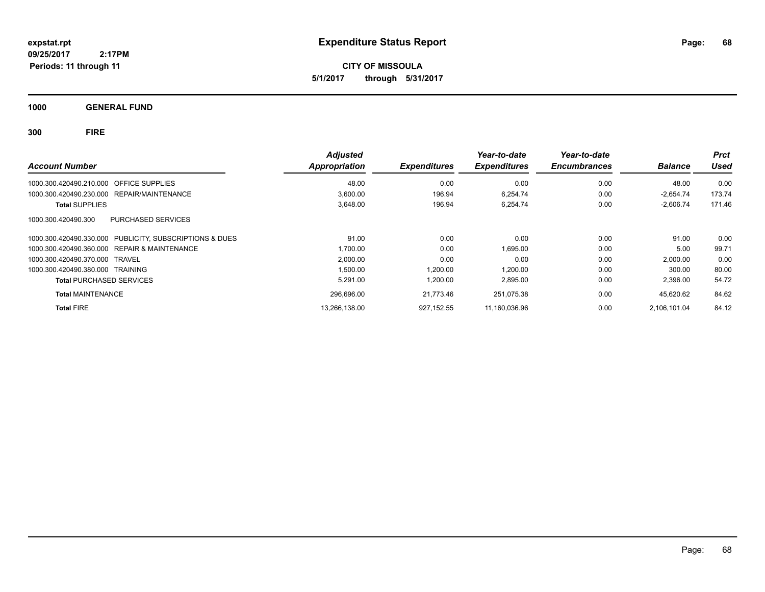**expstat.rpt**
**09/25/2017 2:17PM**
**Periods: 11 through 11**

# Expenditure Status Report

**CITY OF MISSOULA**
**5/1/2017 through 5/31/2017**

## 1000 GENERAL FUND

## 300 FIRE

| Account Number | | Adjusted Appropriation | Expenditures | Year-to-date Expenditures | Year-to-date Encumbrances | Balance | Prct Used |
|---|---|---|---|---|---|---|---|
| 1000.300.420490.210.000 | OFFICE SUPPLIES | 48.00 | 0.00 | 0.00 | 0.00 | 48.00 | 0.00 |
| 1000.300.420490.230.000 | REPAIR/MAINTENANCE | 3,600.00 | 196.94 | 6,254.74 | 0.00 | -2,654.74 | 173.74 |
| **Total** SUPPLIES | | 3,648.00 | 196.94 | 6,254.74 | 0.00 | -2,606.74 | 171.46 |
| 1000.300.420490.300 | PURCHASED SERVICES | | | | | | |
| 1000.300.420490.330.000 | PUBLICITY, SUBSCRIPTIONS & DUES | 91.00 | 0.00 | 0.00 | 0.00 | 91.00 | 0.00 |
| 1000.300.420490.360.000 | REPAIR & MAINTENANCE | 1,700.00 | 0.00 | 1,695.00 | 0.00 | 5.00 | 99.71 |
| 1000.300.420490.370.000 | TRAVEL | 2,000.00 | 0.00 | 0.00 | 0.00 | 2,000.00 | 0.00 |
| 1000.300.420490.380.000 | TRAINING | 1,500.00 | 1,200.00 | 1,200.00 | 0.00 | 300.00 | 80.00 |
| **Total** PURCHASED SERVICES | | 5,291.00 | 1,200.00 | 2,895.00 | 0.00 | 2,396.00 | 54.72 |
| **Total** MAINTENANCE | | 296,696.00 | 21,773.46 | 251,075.38 | 0.00 | 45,620.62 | 84.62 |
| **Total** FIRE | | 13,266,138.00 | 927,152.55 | 11,160,036.96 | 0.00 | 2,106,101.04 | 84.12 |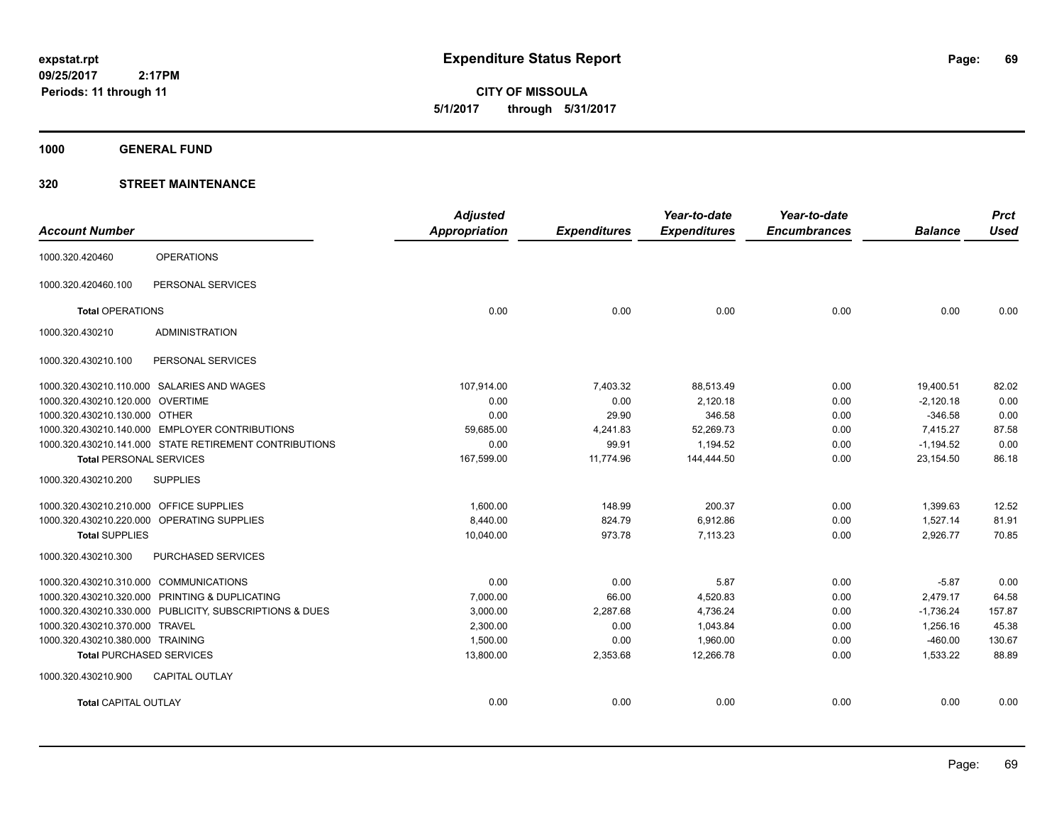**expstat.rpt**
**09/25/2017 2:17PM**
**Periods: 11 through 11**

# Expenditure Status Report

**CITY OF MISSOULA**
**5/1/2017 through 5/31/2017**

## 1000 GENERAL FUND

## 320 STREET MAINTENANCE

| Account Number | | Adjusted Appropriation | Expenditures | Year-to-date Expenditures | Year-to-date Encumbrances | Balance | Prct Used |
|---|---|---|---|---|---|---|---|
| 1000.320.420460 | OPERATIONS | | | | | | |
| 1000.320.420460.100 | PERSONAL SERVICES | | | | | | |
| **Total** OPERATIONS | | 0.00 | 0.00 | 0.00 | 0.00 | 0.00 | 0.00 |
| 1000.320.430210 | ADMINISTRATION | | | | | | |
| 1000.320.430210.100 | PERSONAL SERVICES | | | | | | |
| 1000.320.430210.110.000 | SALARIES AND WAGES | 107,914.00 | 7,403.32 | 88,513.49 | 0.00 | 19,400.51 | 82.02 |
| 1000.320.430210.120.000 | OVERTIME | 0.00 | 0.00 | 2,120.18 | 0.00 | -2,120.18 | 0.00 |
| 1000.320.430210.130.000 | OTHER | 0.00 | 29.90 | 346.58 | 0.00 | -346.58 | 0.00 |
| 1000.320.430210.140.000 | EMPLOYER CONTRIBUTIONS | 59,685.00 | 4,241.83 | 52,269.73 | 0.00 | 7,415.27 | 87.58 |
| 1000.320.430210.141.000 | STATE RETIREMENT CONTRIBUTIONS | 0.00 | 99.91 | 1,194.52 | 0.00 | -1,194.52 | 0.00 |
| **Total** PERSONAL SERVICES | | 167,599.00 | 11,774.96 | 144,444.50 | 0.00 | 23,154.50 | 86.18 |
| 1000.320.430210.200 | SUPPLIES | | | | | | |
| 1000.320.430210.210.000 | OFFICE SUPPLIES | 1,600.00 | 148.99 | 200.37 | 0.00 | 1,399.63 | 12.52 |
| 1000.320.430210.220.000 | OPERATING SUPPLIES | 8,440.00 | 824.79 | 6,912.86 | 0.00 | 1,527.14 | 81.91 |
| **Total** SUPPLIES | | 10,040.00 | 973.78 | 7,113.23 | 0.00 | 2,926.77 | 70.85 |
| 1000.320.430210.300 | PURCHASED SERVICES | | | | | | |
| 1000.320.430210.310.000 | COMMUNICATIONS | 0.00 | 0.00 | 5.87 | 0.00 | -5.87 | 0.00 |
| 1000.320.430210.320.000 | PRINTING & DUPLICATING | 7,000.00 | 66.00 | 4,520.83 | 0.00 | 2,479.17 | 64.58 |
| 1000.320.430210.330.000 | PUBLICITY, SUBSCRIPTIONS & DUES | 3,000.00 | 2,287.68 | 4,736.24 | 0.00 | -1,736.24 | 157.87 |
| 1000.320.430210.370.000 | TRAVEL | 2,300.00 | 0.00 | 1,043.84 | 0.00 | 1,256.16 | 45.38 |
| 1000.320.430210.380.000 | TRAINING | 1,500.00 | 0.00 | 1,960.00 | 0.00 | -460.00 | 130.67 |
| **Total** PURCHASED SERVICES | | 13,800.00 | 2,353.68 | 12,266.78 | 0.00 | 1,533.22 | 88.89 |
| 1000.320.430210.900 | CAPITAL OUTLAY | | | | | | |
| **Total** CAPITAL OUTLAY | | 0.00 | 0.00 | 0.00 | 0.00 | 0.00 | 0.00 |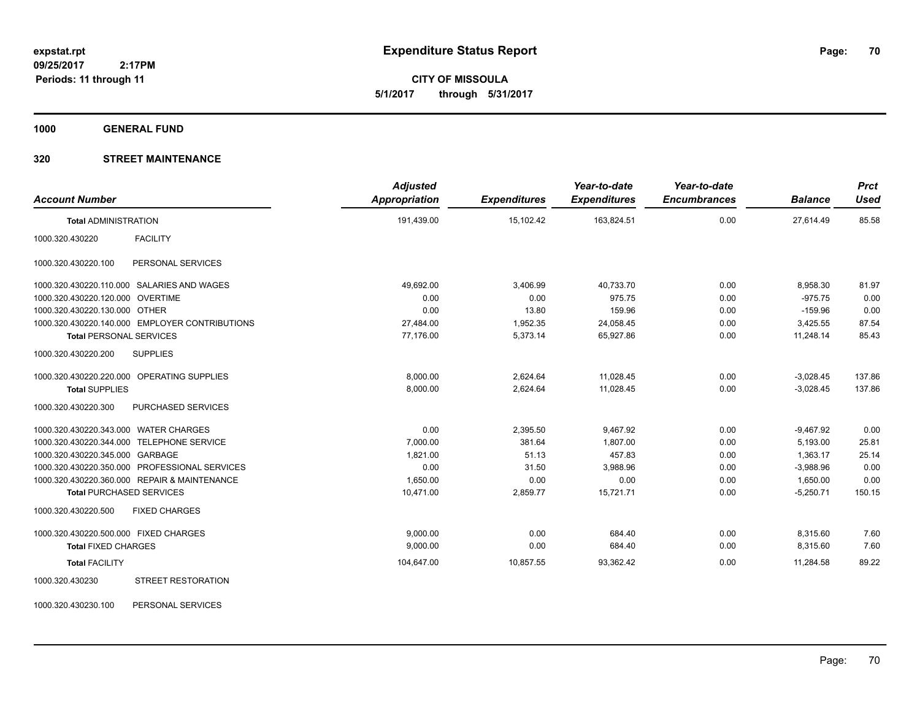**expstat.rpt**
**09/25/2017 2:17PM**
**Periods: 11 through 11**

# Expenditure Status Report

**CITY OF MISSOULA**
**5/1/2017 through 5/31/2017**

## 1000 GENERAL FUND

## 320 STREET MAINTENANCE

| Account Number | | Adjusted Appropriation | Expenditures | Year-to-date Expenditures | Year-to-date Encumbrances | Balance | Prct Used |
|---|---|---|---|---|---|---|---|
| **Total** ADMINISTRATION | | 191,439.00 | 15,102.42 | 163,824.51 | 0.00 | 27,614.49 | 85.58 |
| 1000.320.430220 | FACILITY | | | | | | |
| 1000.320.430220.100 | PERSONAL SERVICES | | | | | | |
| 1000.320.430220.110.000 | SALARIES AND WAGES | 49,692.00 | 3,406.99 | 40,733.70 | 0.00 | 8,958.30 | 81.97 |
| 1000.320.430220.120.000 | OVERTIME | 0.00 | 0.00 | 975.75 | 0.00 | -975.75 | 0.00 |
| 1000.320.430220.130.000 | OTHER | 0.00 | 13.80 | 159.96 | 0.00 | -159.96 | 0.00 |
| 1000.320.430220.140.000 | EMPLOYER CONTRIBUTIONS | 27,484.00 | 1,952.35 | 24,058.45 | 0.00 | 3,425.55 | 87.54 |
| **Total** PERSONAL SERVICES | | 77,176.00 | 5,373.14 | 65,927.86 | 0.00 | 11,248.14 | 85.43 |
| 1000.320.430220.200 | SUPPLIES | | | | | | |
| 1000.320.430220.220.000 | OPERATING SUPPLIES | 8,000.00 | 2,624.64 | 11,028.45 | 0.00 | -3,028.45 | 137.86 |
| **Total** SUPPLIES | | 8,000.00 | 2,624.64 | 11,028.45 | 0.00 | -3,028.45 | 137.86 |
| 1000.320.430220.300 | PURCHASED SERVICES | | | | | | |
| 1000.320.430220.343.000 | WATER CHARGES | 0.00 | 2,395.50 | 9,467.92 | 0.00 | -9,467.92 | 0.00 |
| 1000.320.430220.344.000 | TELEPHONE SERVICE | 7,000.00 | 381.64 | 1,807.00 | 0.00 | 5,193.00 | 25.81 |
| 1000.320.430220.345.000 | GARBAGE | 1,821.00 | 51.13 | 457.83 | 0.00 | 1,363.17 | 25.14 |
| 1000.320.430220.350.000 | PROFESSIONAL SERVICES | 0.00 | 31.50 | 3,988.96 | 0.00 | -3,988.96 | 0.00 |
| 1000.320.430220.360.000 | REPAIR & MAINTENANCE | 1,650.00 | 0.00 | 0.00 | 0.00 | 1,650.00 | 0.00 |
| **Total** PURCHASED SERVICES | | 10,471.00 | 2,859.77 | 15,721.71 | 0.00 | -5,250.71 | 150.15 |
| 1000.320.430220.500 | FIXED CHARGES | | | | | | |
| 1000.320.430220.500.000 | FIXED CHARGES | 9,000.00 | 0.00 | 684.40 | 0.00 | 8,315.60 | 7.60 |
| **Total** FIXED CHARGES | | 9,000.00 | 0.00 | 684.40 | 0.00 | 8,315.60 | 7.60 |
| **Total** FACILITY | | 104,647.00 | 10,857.55 | 93,362.42 | 0.00 | 11,284.58 | 89.22 |
| 1000.320.430230 | STREET RESTORATION | | | | | | |
| 1000.320.430230.100 | PERSONAL SERVICES | | | | | | |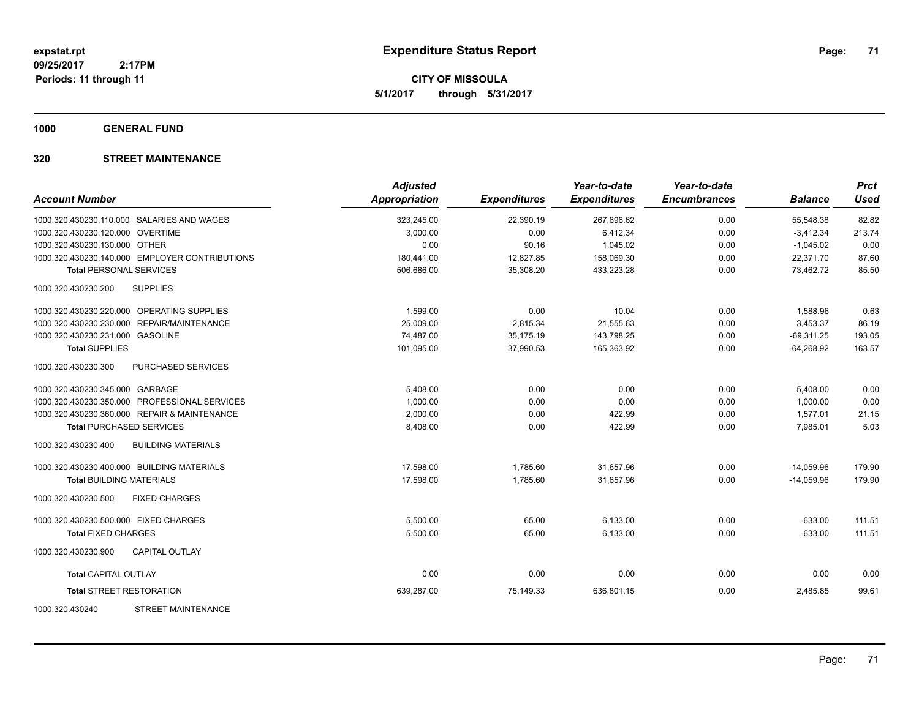**expstat.rpt**
**09/25/2017 2:17PM**
**Periods: 11 through 11**

# Expenditure Status Report

**CITY OF MISSOULA**
**5/1/2017 through 5/31/2017**

## 1000 GENERAL FUND

### 320 STREET MAINTENANCE

| Account Number | Adjusted Appropriation | Expenditures | Year-to-date Expenditures | Year-to-date Encumbrances | Balance | Prct Used |
|---|---|---|---|---|---|---|
| 1000.320.430230.110.000 SALARIES AND WAGES | 323,245.00 | 22,390.19 | 267,696.62 | 0.00 | 55,548.38 | 82.82 |
| 1000.320.430230.120.000 OVERTIME | 3,000.00 | 0.00 | 6,412.34 | 0.00 | -3,412.34 | 213.74 |
| 1000.320.430230.130.000 OTHER | 0.00 | 90.16 | 1,045.02 | 0.00 | -1,045.02 | 0.00 |
| 1000.320.430230.140.000 EMPLOYER CONTRIBUTIONS | 180,441.00 | 12,827.85 | 158,069.30 | 0.00 | 22,371.70 | 87.60 |
| **Total** PERSONAL SERVICES | 506,686.00 | 35,308.20 | 433,223.28 | 0.00 | 73,462.72 | 85.50 |
| 1000.320.430230.200 SUPPLIES | | | | | | |
| 1000.320.430230.220.000 OPERATING SUPPLIES | 1,599.00 | 0.00 | 10.04 | 0.00 | 1,588.96 | 0.63 |
| 1000.320.430230.230.000 REPAIR/MAINTENANCE | 25,009.00 | 2,815.34 | 21,555.63 | 0.00 | 3,453.37 | 86.19 |
| 1000.320.430230.231.000 GASOLINE | 74,487.00 | 35,175.19 | 143,798.25 | 0.00 | -69,311.25 | 193.05 |
| **Total** SUPPLIES | 101,095.00 | 37,990.53 | 165,363.92 | 0.00 | -64,268.92 | 163.57 |
| 1000.320.430230.300 PURCHASED SERVICES | | | | | | |
| 1000.320.430230.345.000 GARBAGE | 5,408.00 | 0.00 | 0.00 | 0.00 | 5,408.00 | 0.00 |
| 1000.320.430230.350.000 PROFESSIONAL SERVICES | 1,000.00 | 0.00 | 0.00 | 0.00 | 1,000.00 | 0.00 |
| 1000.320.430230.360.000 REPAIR & MAINTENANCE | 2,000.00 | 0.00 | 422.99 | 0.00 | 1,577.01 | 21.15 |
| **Total** PURCHASED SERVICES | 8,408.00 | 0.00 | 422.99 | 0.00 | 7,985.01 | 5.03 |
| 1000.320.430230.400 BUILDING MATERIALS | | | | | | |
| 1000.320.430230.400.000 BUILDING MATERIALS | 17,598.00 | 1,785.60 | 31,657.96 | 0.00 | -14,059.96 | 179.90 |
| **Total** BUILDING MATERIALS | 17,598.00 | 1,785.60 | 31,657.96 | 0.00 | -14,059.96 | 179.90 |
| 1000.320.430230.500 FIXED CHARGES | | | | | | |
| 1000.320.430230.500.000 FIXED CHARGES | 5,500.00 | 65.00 | 6,133.00 | 0.00 | -633.00 | 111.51 |
| **Total** FIXED CHARGES | 5,500.00 | 65.00 | 6,133.00 | 0.00 | -633.00 | 111.51 |
| 1000.320.430230.900 CAPITAL OUTLAY | | | | | | |
| **Total** CAPITAL OUTLAY | 0.00 | 0.00 | 0.00 | 0.00 | 0.00 | 0.00 |
| **Total** STREET RESTORATION | 639,287.00 | 75,149.33 | 636,801.15 | 0.00 | 2,485.85 | 99.61 |

1000.320.430240 STREET MAINTENANCE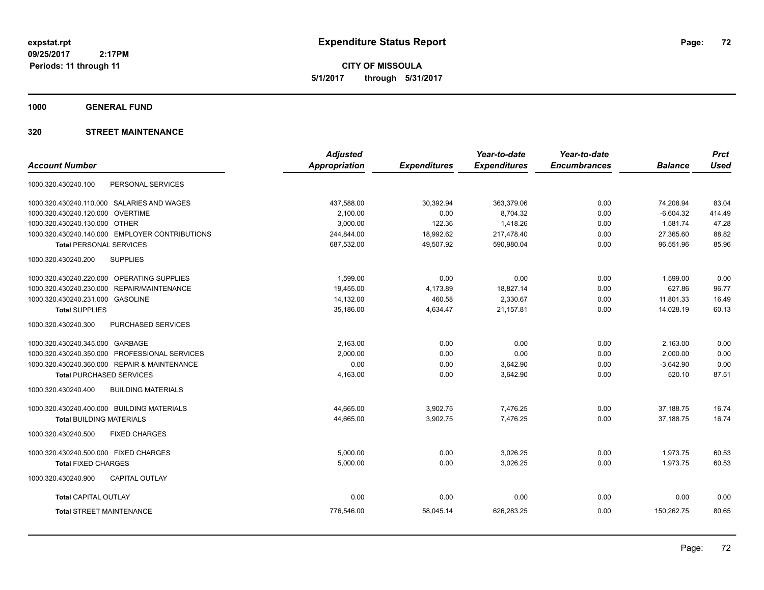**expstat.rpt**
**09/25/2017 2:17PM**
**Periods: 11 through 11**

# Expenditure Status Report

**CITY OF MISSOULA**
**5/1/2017 through 5/31/2017**

## 1000 GENERAL FUND

### 320 STREET MAINTENANCE

| Account Number | Adjusted Appropriation | Expenditures | Year-to-date Expenditures | Year-to-date Encumbrances | Balance | Prct Used |
|---|---|---|---|---|---|---|
| 1000.320.430240.100 PERSONAL SERVICES | | | | | | |
| 1000.320.430240.110.000 SALARIES AND WAGES | 437,588.00 | 30,392.94 | 363,379.06 | 0.00 | 74,208.94 | 83.04 |
| 1000.320.430240.120.000 OVERTIME | 2,100.00 | 0.00 | 8,704.32 | 0.00 | -6,604.32 | 414.49 |
| 1000.320.430240.130.000 OTHER | 3,000.00 | 122.36 | 1,418.26 | 0.00 | 1,581.74 | 47.28 |
| 1000.320.430240.140.000 EMPLOYER CONTRIBUTIONS | 244,844.00 | 18,992.62 | 217,478.40 | 0.00 | 27,365.60 | 88.82 |
| **Total** PERSONAL SERVICES | 687,532.00 | 49,507.92 | 590,980.04 | 0.00 | 96,551.96 | 85.96 |
| 1000.320.430240.200 SUPPLIES | | | | | | |
| 1000.320.430240.220.000 OPERATING SUPPLIES | 1,599.00 | 0.00 | 0.00 | 0.00 | 1,599.00 | 0.00 |
| 1000.320.430240.230.000 REPAIR/MAINTENANCE | 19,455.00 | 4,173.89 | 18,827.14 | 0.00 | 627.86 | 96.77 |
| 1000.320.430240.231.000 GASOLINE | 14,132.00 | 460.58 | 2,330.67 | 0.00 | 11,801.33 | 16.49 |
| **Total** SUPPLIES | 35,186.00 | 4,634.47 | 21,157.81 | 0.00 | 14,028.19 | 60.13 |
| 1000.320.430240.300 PURCHASED SERVICES | | | | | | |
| 1000.320.430240.345.000 GARBAGE | 2,163.00 | 0.00 | 0.00 | 0.00 | 2,163.00 | 0.00 |
| 1000.320.430240.350.000 PROFESSIONAL SERVICES | 2,000.00 | 0.00 | 0.00 | 0.00 | 2,000.00 | 0.00 |
| 1000.320.430240.360.000 REPAIR & MAINTENANCE | 0.00 | 0.00 | 3,642.90 | 0.00 | -3,642.90 | 0.00 |
| **Total** PURCHASED SERVICES | 4,163.00 | 0.00 | 3,642.90 | 0.00 | 520.10 | 87.51 |
| 1000.320.430240.400 BUILDING MATERIALS | | | | | | |
| 1000.320.430240.400.000 BUILDING MATERIALS | 44,665.00 | 3,902.75 | 7,476.25 | 0.00 | 37,188.75 | 16.74 |
| **Total** BUILDING MATERIALS | 44,665.00 | 3,902.75 | 7,476.25 | 0.00 | 37,188.75 | 16.74 |
| 1000.320.430240.500 FIXED CHARGES | | | | | | |
| 1000.320.430240.500.000 FIXED CHARGES | 5,000.00 | 0.00 | 3,026.25 | 0.00 | 1,973.75 | 60.53 |
| **Total** FIXED CHARGES | 5,000.00 | 0.00 | 3,026.25 | 0.00 | 1,973.75 | 60.53 |
| 1000.320.430240.900 CAPITAL OUTLAY | | | | | | |
| **Total** CAPITAL OUTLAY | 0.00 | 0.00 | 0.00 | 0.00 | 0.00 | 0.00 |
| **Total** STREET MAINTENANCE | 776,546.00 | 58,045.14 | 626,283.25 | 0.00 | 150,262.75 | 80.65 |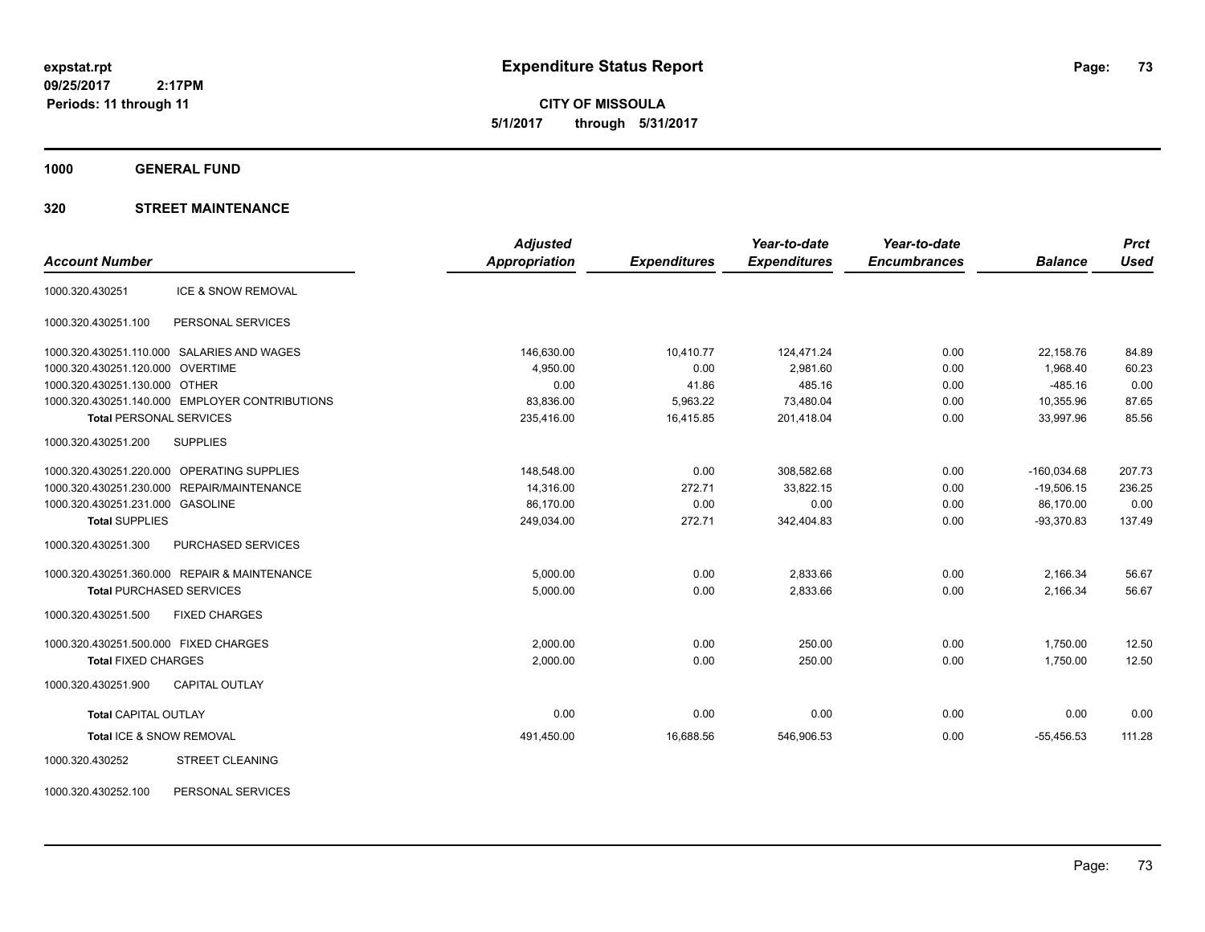**expstat.rpt**
**09/25/2017 2:17PM**
**Periods: 11 through 11**

# Expenditure Status Report

**CITY OF MISSOULA**
**5/1/2017 through 5/31/2017**

## 1000 GENERAL FUND

## 320 STREET MAINTENANCE

| Account Number | | Adjusted Appropriation | Expenditures | Year-to-date Expenditures | Year-to-date Encumbrances | Balance | Prct Used |
|---|---|---|---|---|---|---|---|
| 1000.320.430251 | ICE & SNOW REMOVAL | | | | | | |
| 1000.320.430251.100 | PERSONAL SERVICES | | | | | | |
| 1000.320.430251.110.000 | SALARIES AND WAGES | 146,630.00 | 10,410.77 | 124,471.24 | 0.00 | 22,158.76 | 84.89 |
| 1000.320.430251.120.000 | OVERTIME | 4,950.00 | 0.00 | 2,981.60 | 0.00 | 1,968.40 | 60.23 |
| 1000.320.430251.130.000 | OTHER | 0.00 | 41.86 | 485.16 | 0.00 | -485.16 | 0.00 |
| 1000.320.430251.140.000 | EMPLOYER CONTRIBUTIONS | 83,836.00 | 5,963.22 | 73,480.04 | 0.00 | 10,355.96 | 87.65 |
| **Total** PERSONAL SERVICES | | 235,416.00 | 16,415.85 | 201,418.04 | 0.00 | 33,997.96 | 85.56 |
| 1000.320.430251.200 | SUPPLIES | | | | | | |
| 1000.320.430251.220.000 | OPERATING SUPPLIES | 148,548.00 | 0.00 | 308,582.68 | 0.00 | -160,034.68 | 207.73 |
| 1000.320.430251.230.000 | REPAIR/MAINTENANCE | 14,316.00 | 272.71 | 33,822.15 | 0.00 | -19,506.15 | 236.25 |
| 1000.320.430251.231.000 | GASOLINE | 86,170.00 | 0.00 | 0.00 | 0.00 | 86,170.00 | 0.00 |
| **Total** SUPPLIES | | 249,034.00 | 272.71 | 342,404.83 | 0.00 | -93,370.83 | 137.49 |
| 1000.320.430251.300 | PURCHASED SERVICES | | | | | | |
| 1000.320.430251.360.000 | REPAIR & MAINTENANCE | 5,000.00 | 0.00 | 2,833.66 | 0.00 | 2,166.34 | 56.67 |
| **Total** PURCHASED SERVICES | | 5,000.00 | 0.00 | 2,833.66 | 0.00 | 2,166.34 | 56.67 |
| 1000.320.430251.500 | FIXED CHARGES | | | | | | |
| 1000.320.430251.500.000 | FIXED CHARGES | 2,000.00 | 0.00 | 250.00 | 0.00 | 1,750.00 | 12.50 |
| **Total** FIXED CHARGES | | 2,000.00 | 0.00 | 250.00 | 0.00 | 1,750.00 | 12.50 |
| 1000.320.430251.900 | CAPITAL OUTLAY | | | | | | |
| **Total** CAPITAL OUTLAY | | 0.00 | 0.00 | 0.00 | 0.00 | 0.00 | 0.00 |
| **Total** ICE & SNOW REMOVAL | | 491,450.00 | 16,688.56 | 546,906.53 | 0.00 | -55,456.53 | 111.28 |
| 1000.320.430252 | STREET CLEANING | | | | | | |
| 1000.320.430252.100 | PERSONAL SERVICES | | | | | | |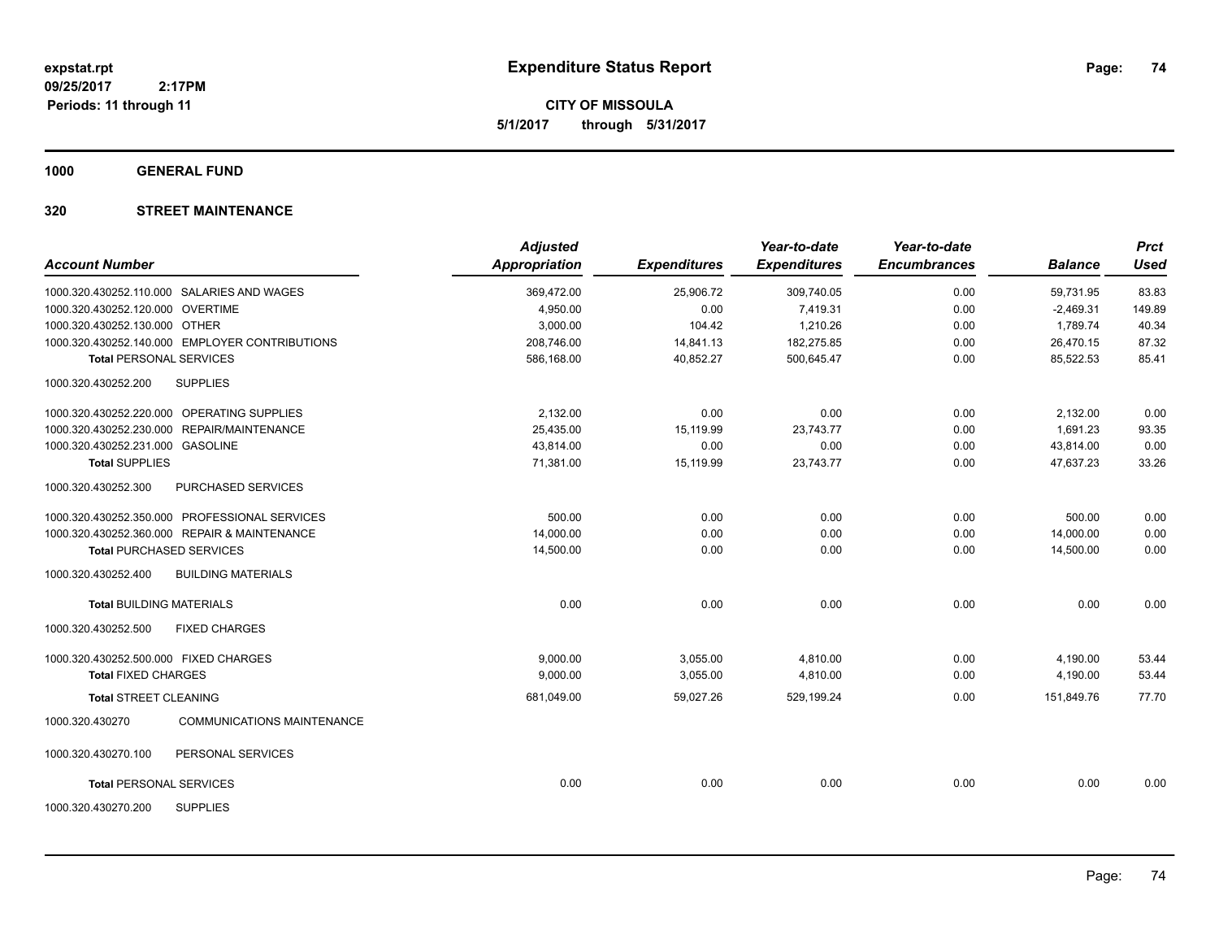# Expenditure Status Report

expstat.rpt
09/25/2017 2:17PM
Periods: 11 through 11

**CITY OF MISSOULA**
**5/1/2017 through 5/31/2017**

## 1000 GENERAL FUND

### 320 STREET MAINTENANCE

| Account Number | | Adjusted Appropriation | Expenditures | Year-to-date Expenditures | Year-to-date Encumbrances | Balance | Prct Used |
|---|---|---|---|---|---|---|---|
| 1000.320.430252.110.000 | SALARIES AND WAGES | 369,472.00 | 25,906.72 | 309,740.05 | 0.00 | 59,731.95 | 83.83 |
| 1000.320.430252.120.000 | OVERTIME | 4,950.00 | 0.00 | 7,419.31 | 0.00 | -2,469.31 | 149.89 |
| 1000.320.430252.130.000 | OTHER | 3,000.00 | 104.42 | 1,210.26 | 0.00 | 1,789.74 | 40.34 |
| 1000.320.430252.140.000 | EMPLOYER CONTRIBUTIONS | 208,746.00 | 14,841.13 | 182,275.85 | 0.00 | 26,470.15 | 87.32 |
| **Total** PERSONAL SERVICES | | 586,168.00 | 40,852.27 | 500,645.47 | 0.00 | 85,522.53 | 85.41 |
| 1000.320.430252.200 | SUPPLIES | | | | | | |
| 1000.320.430252.220.000 | OPERATING SUPPLIES | 2,132.00 | 0.00 | 0.00 | 0.00 | 2,132.00 | 0.00 |
| 1000.320.430252.230.000 | REPAIR/MAINTENANCE | 25,435.00 | 15,119.99 | 23,743.77 | 0.00 | 1,691.23 | 93.35 |
| 1000.320.430252.231.000 | GASOLINE | 43,814.00 | 0.00 | 0.00 | 0.00 | 43,814.00 | 0.00 |
| **Total** SUPPLIES | | 71,381.00 | 15,119.99 | 23,743.77 | 0.00 | 47,637.23 | 33.26 |
| 1000.320.430252.300 | PURCHASED SERVICES | | | | | | |
| 1000.320.430252.350.000 | PROFESSIONAL SERVICES | 500.00 | 0.00 | 0.00 | 0.00 | 500.00 | 0.00 |
| 1000.320.430252.360.000 | REPAIR & MAINTENANCE | 14,000.00 | 0.00 | 0.00 | 0.00 | 14,000.00 | 0.00 |
| **Total** PURCHASED SERVICES | | 14,500.00 | 0.00 | 0.00 | 0.00 | 14,500.00 | 0.00 |
| 1000.320.430252.400 | BUILDING MATERIALS | | | | | | |
| **Total** BUILDING MATERIALS | | 0.00 | 0.00 | 0.00 | 0.00 | 0.00 | 0.00 |
| 1000.320.430252.500 | FIXED CHARGES | | | | | | |
| 1000.320.430252.500.000 | FIXED CHARGES | 9,000.00 | 3,055.00 | 4,810.00 | 0.00 | 4,190.00 | 53.44 |
| **Total** FIXED CHARGES | | 9,000.00 | 3,055.00 | 4,810.00 | 0.00 | 4,190.00 | 53.44 |
| **Total** STREET CLEANING | | 681,049.00 | 59,027.26 | 529,199.24 | 0.00 | 151,849.76 | 77.70 |
| 1000.320.430270 | COMMUNICATIONS MAINTENANCE | | | | | | |
| 1000.320.430270.100 | PERSONAL SERVICES | | | | | | |
| **Total** PERSONAL SERVICES | | 0.00 | 0.00 | 0.00 | 0.00 | 0.00 | 0.00 |
| 1000.320.430270.200 | SUPPLIES | | | | | | |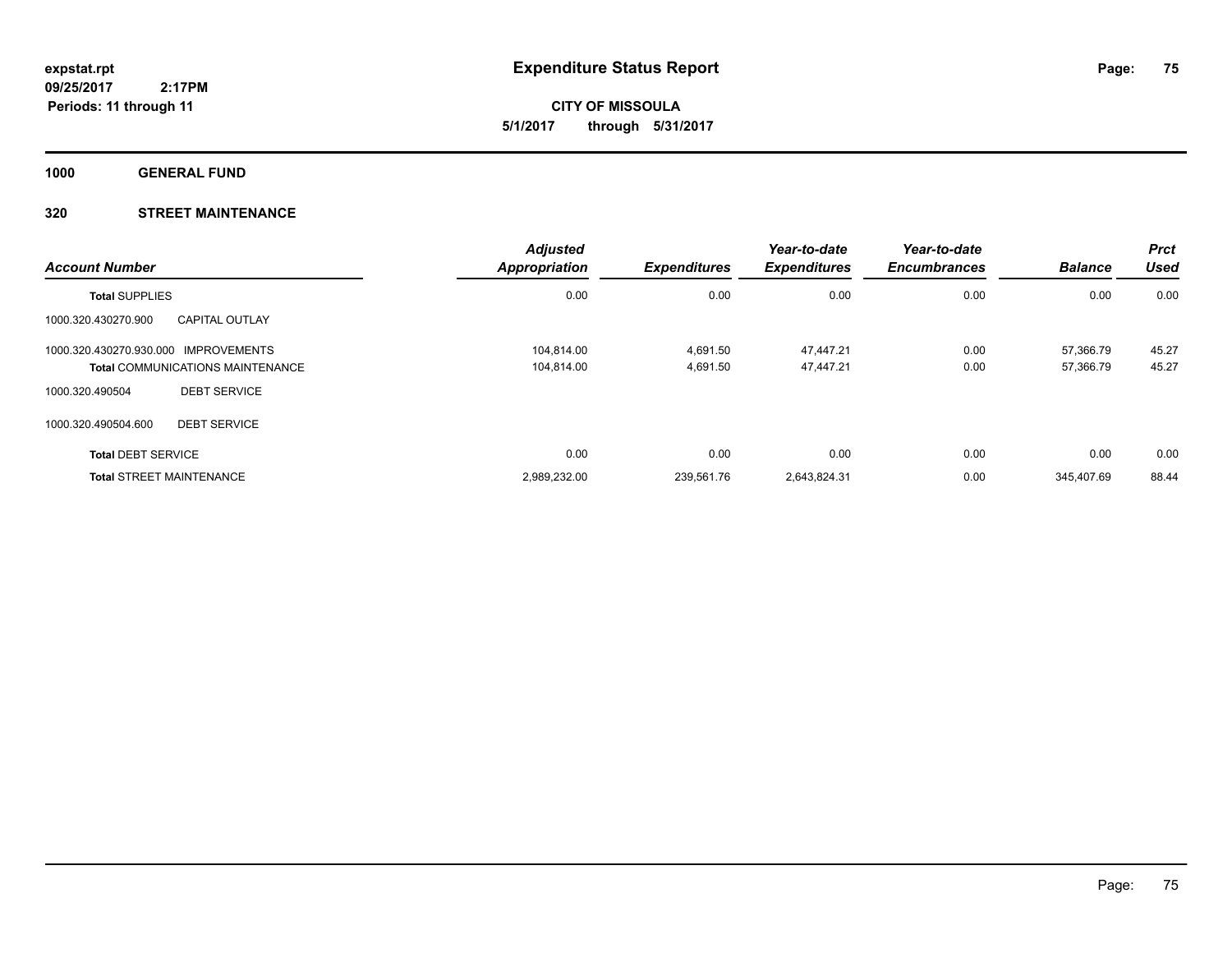**expstat.rpt**
**09/25/2017 2:17PM**
**Periods: 11 through 11**

# Expenditure Status Report

**CITY OF MISSOULA**
**5/1/2017 through 5/31/2017**

**1000 GENERAL FUND**

**320 STREET MAINTENANCE**

| Account Number | | Adjusted Appropriation | Expenditures | Year-to-date Expenditures | Year-to-date Encumbrances | Balance | Prct Used |
|---|---|---|---|---|---|---|---|
| **Total** SUPPLIES | | 0.00 | 0.00 | 0.00 | 0.00 | 0.00 | 0.00 |
| 1000.320.430270.900 | CAPITAL OUTLAY | | | | | | |
| 1000.320.430270.930.000 | IMPROVEMENTS | 104,814.00 | 4,691.50 | 47,447.21 | 0.00 | 57,366.79 | 45.27 |
| **Total** COMMUNICATIONS MAINTENANCE | | 104,814.00 | 4,691.50 | 47,447.21 | 0.00 | 57,366.79 | 45.27 |
| 1000.320.490504 | DEBT SERVICE | | | | | | |
| 1000.320.490504.600 | DEBT SERVICE | | | | | | |
| **Total** DEBT SERVICE | | 0.00 | 0.00 | 0.00 | 0.00 | 0.00 | 0.00 |
| **Total** STREET MAINTENANCE | | 2,989,232.00 | 239,561.76 | 2,643,824.31 | 0.00 | 345,407.69 | 88.44 |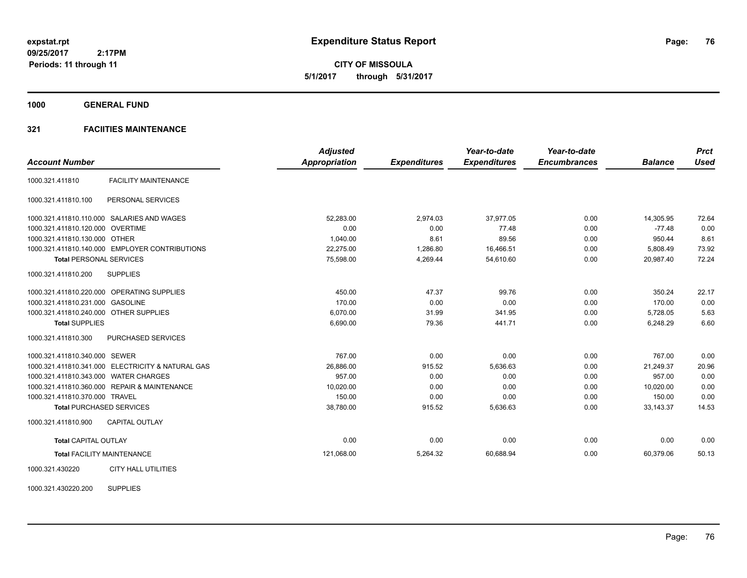expstat.rpt
09/25/2017 2:17PM
Periods: 11 through 11

# Expenditure Status Report

**CITY OF MISSOULA**
**5/1/2017 through 5/31/2017**

## 1000 GENERAL FUND

### 321 FACIITIES MAINTENANCE

| Account Number | | Adjusted Appropriation | Expenditures | Year-to-date Expenditures | Year-to-date Encumbrances | Balance | Prct Used |
|---|---|---|---|---|---|---|---|
| 1000.321.411810 | FACILITY MAINTENANCE | | | | | | |
| 1000.321.411810.100 | PERSONAL SERVICES | | | | | | |
| 1000.321.411810.110.000 | SALARIES AND WAGES | 52,283.00 | 2,974.03 | 37,977.05 | 0.00 | 14,305.95 | 72.64 |
| 1000.321.411810.120.000 | OVERTIME | 0.00 | 0.00 | 77.48 | 0.00 | -77.48 | 0.00 |
| 1000.321.411810.130.000 | OTHER | 1,040.00 | 8.61 | 89.56 | 0.00 | 950.44 | 8.61 |
| 1000.321.411810.140.000 | EMPLOYER CONTRIBUTIONS | 22,275.00 | 1,286.80 | 16,466.51 | 0.00 | 5,808.49 | 73.92 |
| **Total** PERSONAL SERVICES | | 75,598.00 | 4,269.44 | 54,610.60 | 0.00 | 20,987.40 | 72.24 |
| 1000.321.411810.200 | SUPPLIES | | | | | | |
| 1000.321.411810.220.000 | OPERATING SUPPLIES | 450.00 | 47.37 | 99.76 | 0.00 | 350.24 | 22.17 |
| 1000.321.411810.231.000 | GASOLINE | 170.00 | 0.00 | 0.00 | 0.00 | 170.00 | 0.00 |
| 1000.321.411810.240.000 | OTHER SUPPLIES | 6,070.00 | 31.99 | 341.95 | 0.00 | 5,728.05 | 5.63 |
| **Total** SUPPLIES | | 6,690.00 | 79.36 | 441.71 | 0.00 | 6,248.29 | 6.60 |
| 1000.321.411810.300 | PURCHASED SERVICES | | | | | | |
| 1000.321.411810.340.000 | SEWER | 767.00 | 0.00 | 0.00 | 0.00 | 767.00 | 0.00 |
| 1000.321.411810.341.000 | ELECTRICITY & NATURAL GAS | 26,886.00 | 915.52 | 5,636.63 | 0.00 | 21,249.37 | 20.96 |
| 1000.321.411810.343.000 | WATER CHARGES | 957.00 | 0.00 | 0.00 | 0.00 | 957.00 | 0.00 |
| 1000.321.411810.360.000 | REPAIR & MAINTENANCE | 10,020.00 | 0.00 | 0.00 | 0.00 | 10,020.00 | 0.00 |
| 1000.321.411810.370.000 | TRAVEL | 150.00 | 0.00 | 0.00 | 0.00 | 150.00 | 0.00 |
| **Total** PURCHASED SERVICES | | 38,780.00 | 915.52 | 5,636.63 | 0.00 | 33,143.37 | 14.53 |
| 1000.321.411810.900 | CAPITAL OUTLAY | | | | | | |
| **Total** CAPITAL OUTLAY | | 0.00 | 0.00 | 0.00 | 0.00 | 0.00 | 0.00 |
| **Total** FACILITY MAINTENANCE | | 121,068.00 | 5,264.32 | 60,688.94 | 0.00 | 60,379.06 | 50.13 |
| 1000.321.430220 | CITY HALL UTILITIES | | | | | | |
| 1000.321.430220.200 | SUPPLIES | | | | | | |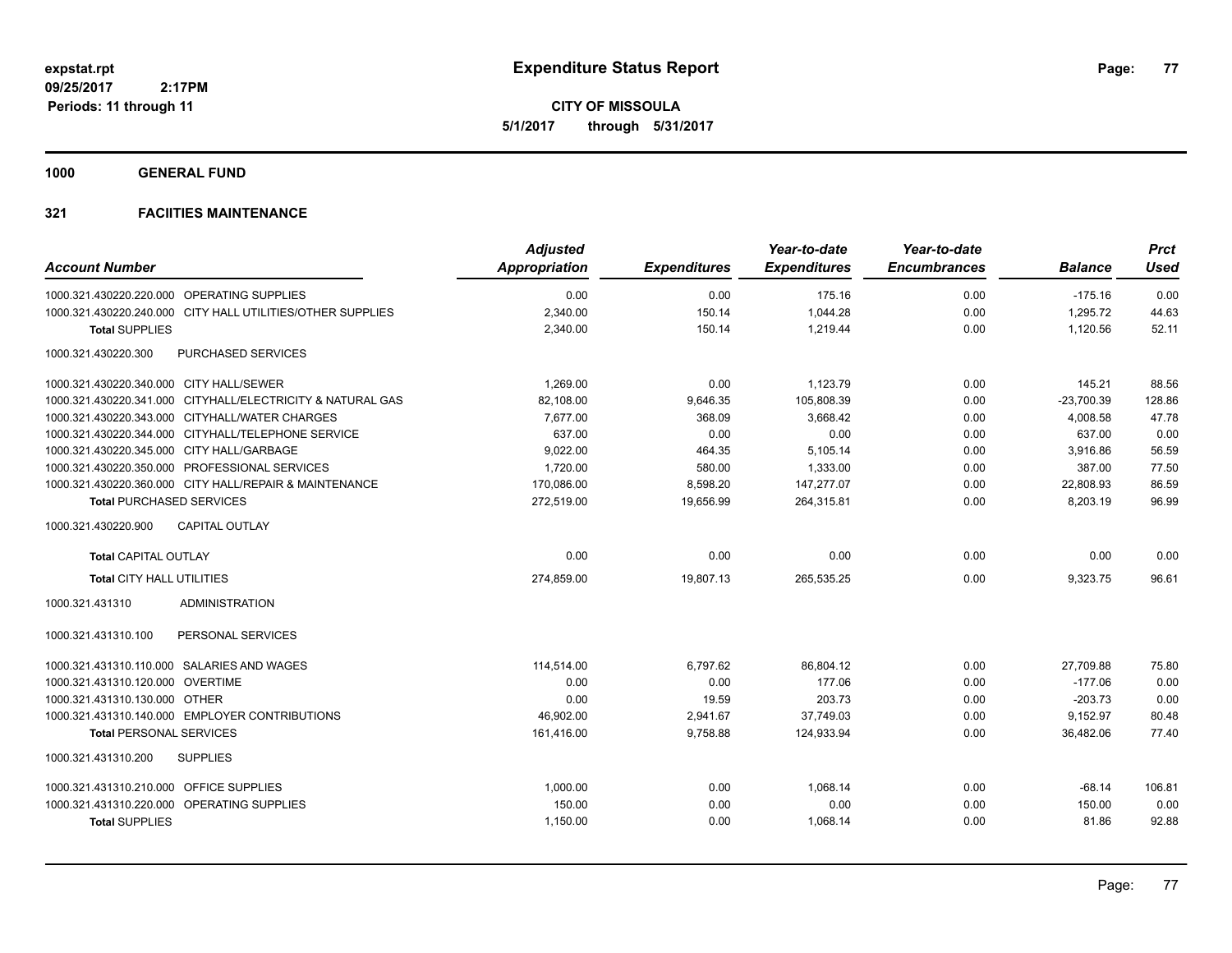**expstat.rpt**
**09/25/2017 2:17PM**
**Periods: 11 through 11**

# Expenditure Status Report

**CITY OF MISSOULA**
**5/1/2017 through 5/31/2017**

## 1000 GENERAL FUND

### 321 FACIITIES MAINTENANCE

| Account Number | | Adjusted Appropriation | Expenditures | Year-to-date Expenditures | Year-to-date Encumbrances | Balance | Prct Used |
|---|---|---|---|---|---|---|---|
| 1000.321.430220.220.000 | OPERATING SUPPLIES | 0.00 | 0.00 | 175.16 | 0.00 | -175.16 | 0.00 |
| 1000.321.430220.240.000 | CITY HALL UTILITIES/OTHER SUPPLIES | 2,340.00 | 150.14 | 1,044.28 | 0.00 | 1,295.72 | 44.63 |
| **Total** SUPPLIES | | 2,340.00 | 150.14 | 1,219.44 | 0.00 | 1,120.56 | 52.11 |
| 1000.321.430220.300 | PURCHASED SERVICES | | | | | | |
| 1000.321.430220.340.000 | CITY HALL/SEWER | 1,269.00 | 0.00 | 1,123.79 | 0.00 | 145.21 | 88.56 |
| 1000.321.430220.341.000 | CITYHALL/ELECTRICITY & NATURAL GAS | 82,108.00 | 9,646.35 | 105,808.39 | 0.00 | -23,700.39 | 128.86 |
| 1000.321.430220.343.000 | CITYHALL/WATER CHARGES | 7,677.00 | 368.09 | 3,668.42 | 0.00 | 4,008.58 | 47.78 |
| 1000.321.430220.344.000 | CITYHALL/TELEPHONE SERVICE | 637.00 | 0.00 | 0.00 | 0.00 | 637.00 | 0.00 |
| 1000.321.430220.345.000 | CITY HALL/GARBAGE | 9,022.00 | 464.35 | 5,105.14 | 0.00 | 3,916.86 | 56.59 |
| 1000.321.430220.350.000 | PROFESSIONAL SERVICES | 1,720.00 | 580.00 | 1,333.00 | 0.00 | 387.00 | 77.50 |
| 1000.321.430220.360.000 | CITY HALL/REPAIR & MAINTENANCE | 170,086.00 | 8,598.20 | 147,277.07 | 0.00 | 22,808.93 | 86.59 |
| **Total** PURCHASED SERVICES | | 272,519.00 | 19,656.99 | 264,315.81 | 0.00 | 8,203.19 | 96.99 |
| 1000.321.430220.900 | CAPITAL OUTLAY | | | | | | |
| **Total** CAPITAL OUTLAY | | 0.00 | 0.00 | 0.00 | 0.00 | 0.00 | 0.00 |
| **Total** CITY HALL UTILITIES | | 274,859.00 | 19,807.13 | 265,535.25 | 0.00 | 9,323.75 | 96.61 |
| 1000.321.431310 | ADMINISTRATION | | | | | | |
| 1000.321.431310.100 | PERSONAL SERVICES | | | | | | |
| 1000.321.431310.110.000 | SALARIES AND WAGES | 114,514.00 | 6,797.62 | 86,804.12 | 0.00 | 27,709.88 | 75.80 |
| 1000.321.431310.120.000 | OVERTIME | 0.00 | 0.00 | 177.06 | 0.00 | -177.06 | 0.00 |
| 1000.321.431310.130.000 | OTHER | 0.00 | 19.59 | 203.73 | 0.00 | -203.73 | 0.00 |
| 1000.321.431310.140.000 | EMPLOYER CONTRIBUTIONS | 46,902.00 | 2,941.67 | 37,749.03 | 0.00 | 9,152.97 | 80.48 |
| **Total** PERSONAL SERVICES | | 161,416.00 | 9,758.88 | 124,933.94 | 0.00 | 36,482.06 | 77.40 |
| 1000.321.431310.200 | SUPPLIES | | | | | | |
| 1000.321.431310.210.000 | OFFICE SUPPLIES | 1,000.00 | 0.00 | 1,068.14 | 0.00 | -68.14 | 106.81 |
| 1000.321.431310.220.000 | OPERATING SUPPLIES | 150.00 | 0.00 | 0.00 | 0.00 | 150.00 | 0.00 |
| **Total** SUPPLIES | | 1,150.00 | 0.00 | 1,068.14 | 0.00 | 81.86 | 92.88 |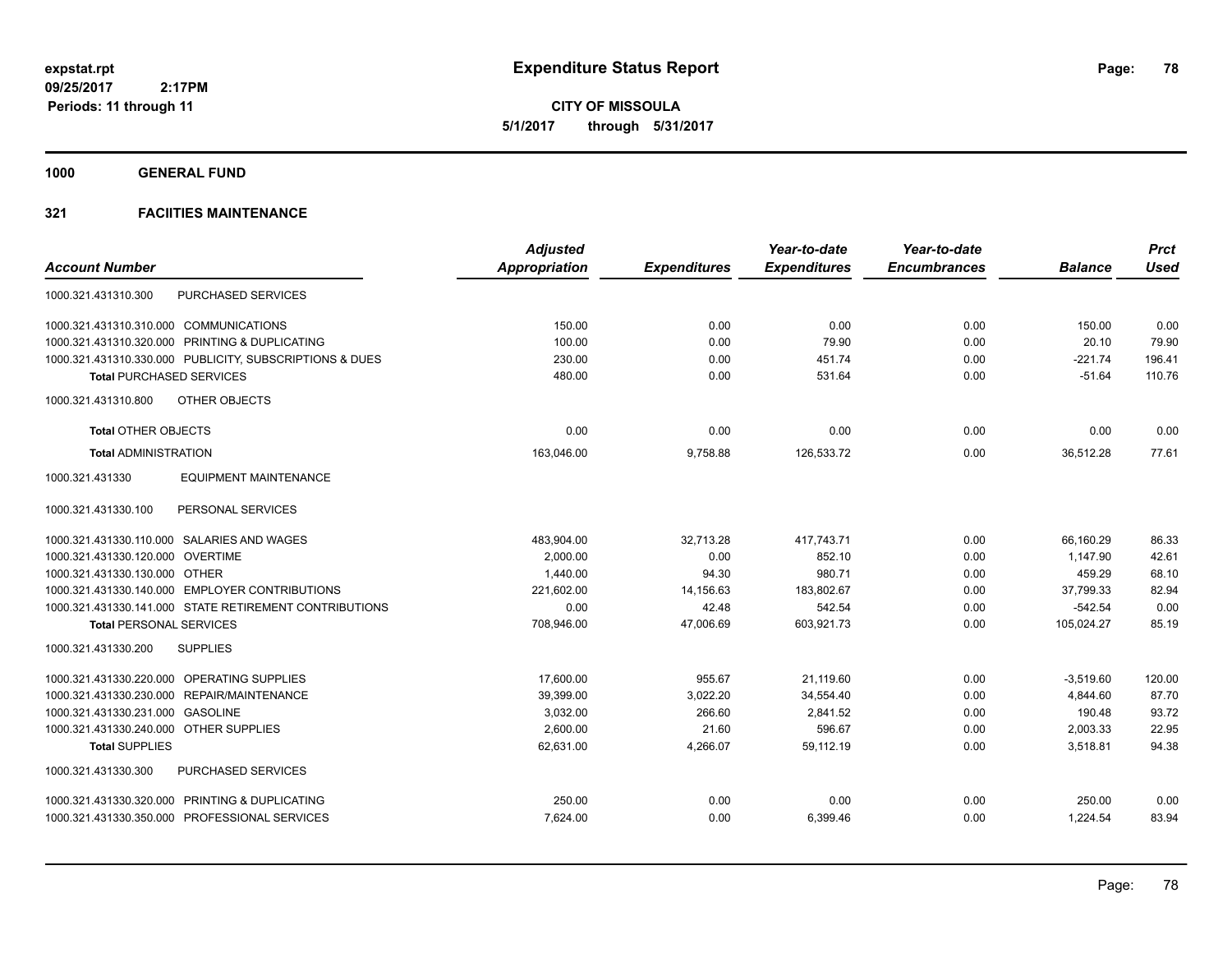**expstat.rpt**
**09/25/2017 2:17PM**
**Periods: 11 through 11**

# Expenditure Status Report

**CITY OF MISSOULA**
**5/1/2017 through 5/31/2017**

## 1000 GENERAL FUND

## 321 FACIITIES MAINTENANCE

| Account Number | | Adjusted Appropriation | Expenditures | Year-to-date Expenditures | Year-to-date Encumbrances | Balance | Prct Used |
|---|---|---|---|---|---|---|---|
| 1000.321.431310.300 | PURCHASED SERVICES | | | | | | |
| 1000.321.431310.310.000 | COMMUNICATIONS | 150.00 | 0.00 | 0.00 | 0.00 | 150.00 | 0.00 |
| 1000.321.431310.320.000 | PRINTING & DUPLICATING | 100.00 | 0.00 | 79.90 | 0.00 | 20.10 | 79.90 |
| 1000.321.431310.330.000 | PUBLICITY, SUBSCRIPTIONS & DUES | 230.00 | 0.00 | 451.74 | 0.00 | -221.74 | 196.41 |
| **Total** PURCHASED SERVICES | | 480.00 | 0.00 | 531.64 | 0.00 | -51.64 | 110.76 |
| 1000.321.431310.800 | OTHER OBJECTS | | | | | | |
| **Total** OTHER OBJECTS | | 0.00 | 0.00 | 0.00 | 0.00 | 0.00 | 0.00 |
| **Total** ADMINISTRATION | | 163,046.00 | 9,758.88 | 126,533.72 | 0.00 | 36,512.28 | 77.61 |
| 1000.321.431330 | EQUIPMENT MAINTENANCE | | | | | | |
| 1000.321.431330.100 | PERSONAL SERVICES | | | | | | |
| 1000.321.431330.110.000 | SALARIES AND WAGES | 483,904.00 | 32,713.28 | 417,743.71 | 0.00 | 66,160.29 | 86.33 |
| 1000.321.431330.120.000 | OVERTIME | 2,000.00 | 0.00 | 852.10 | 0.00 | 1,147.90 | 42.61 |
| 1000.321.431330.130.000 | OTHER | 1,440.00 | 94.30 | 980.71 | 0.00 | 459.29 | 68.10 |
| 1000.321.431330.140.000 | EMPLOYER CONTRIBUTIONS | 221,602.00 | 14,156.63 | 183,802.67 | 0.00 | 37,799.33 | 82.94 |
| 1000.321.431330.141.000 | STATE RETIREMENT CONTRIBUTIONS | 0.00 | 42.48 | 542.54 | 0.00 | -542.54 | 0.00 |
| **Total** PERSONAL SERVICES | | 708,946.00 | 47,006.69 | 603,921.73 | 0.00 | 105,024.27 | 85.19 |
| 1000.321.431330.200 | SUPPLIES | | | | | | |
| 1000.321.431330.220.000 | OPERATING SUPPLIES | 17,600.00 | 955.67 | 21,119.60 | 0.00 | -3,519.60 | 120.00 |
| 1000.321.431330.230.000 | REPAIR/MAINTENANCE | 39,399.00 | 3,022.20 | 34,554.40 | 0.00 | 4,844.60 | 87.70 |
| 1000.321.431330.231.000 | GASOLINE | 3,032.00 | 266.60 | 2,841.52 | 0.00 | 190.48 | 93.72 |
| 1000.321.431330.240.000 | OTHER SUPPLIES | 2,600.00 | 21.60 | 596.67 | 0.00 | 2,003.33 | 22.95 |
| **Total** SUPPLIES | | 62,631.00 | 4,266.07 | 59,112.19 | 0.00 | 3,518.81 | 94.38 |
| 1000.321.431330.300 | PURCHASED SERVICES | | | | | | |
| 1000.321.431330.320.000 | PRINTING & DUPLICATING | 250.00 | 0.00 | 0.00 | 0.00 | 250.00 | 0.00 |
| 1000.321.431330.350.000 | PROFESSIONAL SERVICES | 7,624.00 | 0.00 | 6,399.46 | 0.00 | 1,224.54 | 83.94 |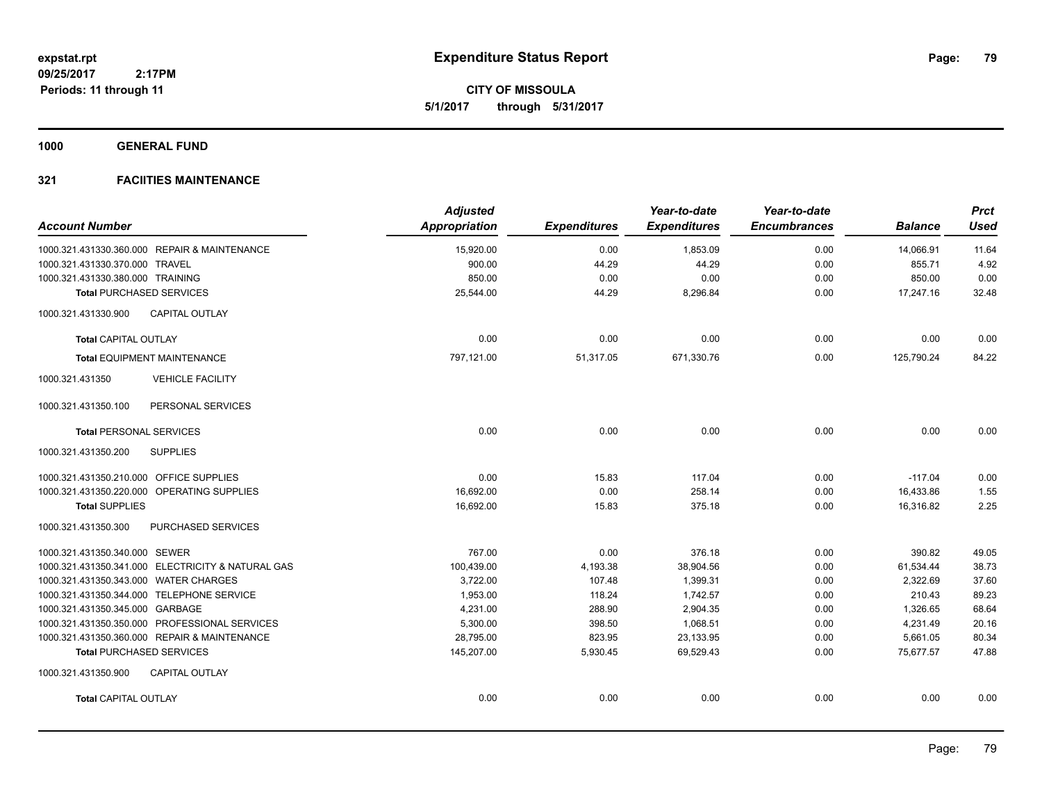**expstat.rpt**
**09/25/2017 2:17PM**
**Periods: 11 through 11**

# Expenditure Status Report

**CITY OF MISSOULA**
**5/1/2017 through 5/31/2017**

## 1000 GENERAL FUND

### 321 FACIITIES MAINTENANCE

| Account Number | Adjusted Appropriation | Expenditures | Year-to-date Expenditures | Year-to-date Encumbrances | Balance | Prct Used |
|---|---|---|---|---|---|---|
| 1000.321.431330.360.000 REPAIR & MAINTENANCE | 15,920.00 | 0.00 | 1,853.09 | 0.00 | 14,066.91 | 11.64 |
| 1000.321.431330.370.000 TRAVEL | 900.00 | 44.29 | 44.29 | 0.00 | 855.71 | 4.92 |
| 1000.321.431330.380.000 TRAINING | 850.00 | 0.00 | 0.00 | 0.00 | 850.00 | 0.00 |
| **Total** PURCHASED SERVICES | 25,544.00 | 44.29 | 8,296.84 | 0.00 | 17,247.16 | 32.48 |
| 1000.321.431330.900 CAPITAL OUTLAY | | | | | | |
| **Total** CAPITAL OUTLAY | 0.00 | 0.00 | 0.00 | 0.00 | 0.00 | 0.00 |
| **Total** EQUIPMENT MAINTENANCE | 797,121.00 | 51,317.05 | 671,330.76 | 0.00 | 125,790.24 | 84.22 |
| 1000.321.431350 VEHICLE FACILITY | | | | | | |
| 1000.321.431350.100 PERSONAL SERVICES | | | | | | |
| **Total** PERSONAL SERVICES | 0.00 | 0.00 | 0.00 | 0.00 | 0.00 | 0.00 |
| 1000.321.431350.200 SUPPLIES | | | | | | |
| 1000.321.431350.210.000 OFFICE SUPPLIES | 0.00 | 15.83 | 117.04 | 0.00 | -117.04 | 0.00 |
| 1000.321.431350.220.000 OPERATING SUPPLIES | 16,692.00 | 0.00 | 258.14 | 0.00 | 16,433.86 | 1.55 |
| **Total** SUPPLIES | 16,692.00 | 15.83 | 375.18 | 0.00 | 16,316.82 | 2.25 |
| 1000.321.431350.300 PURCHASED SERVICES | | | | | | |
| 1000.321.431350.340.000 SEWER | 767.00 | 0.00 | 376.18 | 0.00 | 390.82 | 49.05 |
| 1000.321.431350.341.000 ELECTRICITY & NATURAL GAS | 100,439.00 | 4,193.38 | 38,904.56 | 0.00 | 61,534.44 | 38.73 |
| 1000.321.431350.343.000 WATER CHARGES | 3,722.00 | 107.48 | 1,399.31 | 0.00 | 2,322.69 | 37.60 |
| 1000.321.431350.344.000 TELEPHONE SERVICE | 1,953.00 | 118.24 | 1,742.57 | 0.00 | 210.43 | 89.23 |
| 1000.321.431350.345.000 GARBAGE | 4,231.00 | 288.90 | 2,904.35 | 0.00 | 1,326.65 | 68.64 |
| 1000.321.431350.350.000 PROFESSIONAL SERVICES | 5,300.00 | 398.50 | 1,068.51 | 0.00 | 4,231.49 | 20.16 |
| 1000.321.431350.360.000 REPAIR & MAINTENANCE | 28,795.00 | 823.95 | 23,133.95 | 0.00 | 5,661.05 | 80.34 |
| **Total** PURCHASED SERVICES | 145,207.00 | 5,930.45 | 69,529.43 | 0.00 | 75,677.57 | 47.88 |
| 1000.321.431350.900 CAPITAL OUTLAY | | | | | | |
| **Total** CAPITAL OUTLAY | 0.00 | 0.00 | 0.00 | 0.00 | 0.00 | 0.00 |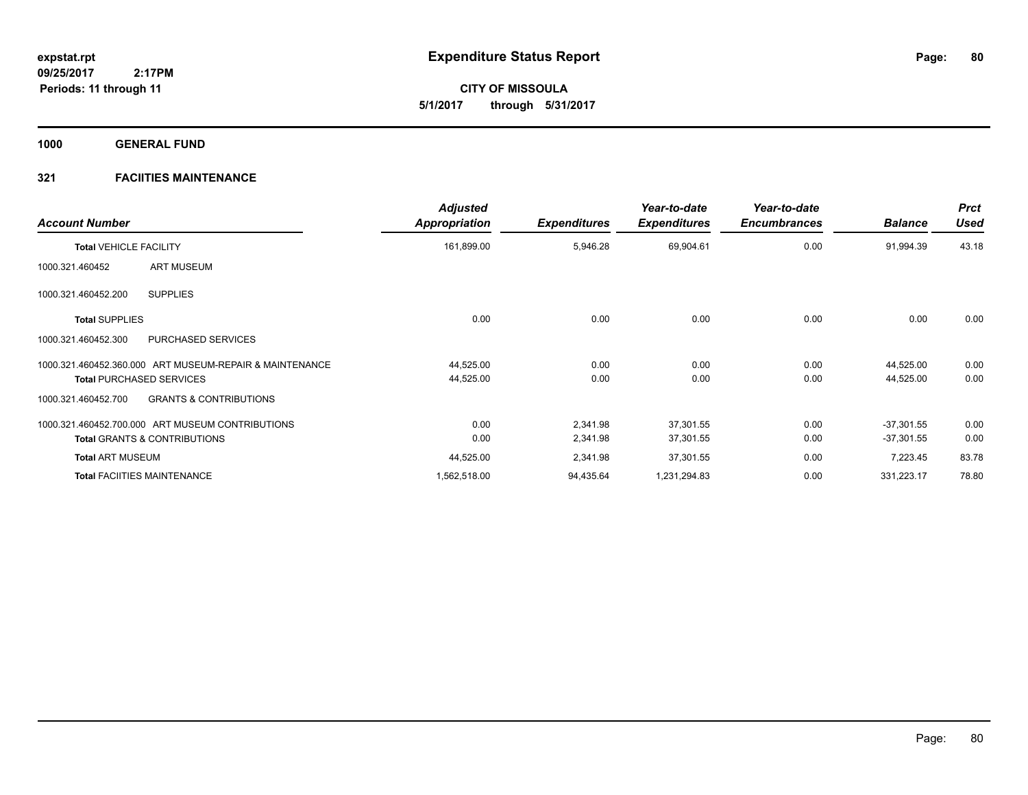**expstat.rpt**
**09/25/2017 2:17PM**
**Periods: 11 through 11**

# Expenditure Status Report

**CITY OF MISSOULA**
**5/1/2017 through 5/31/2017**

## 1000 GENERAL FUND

### 321 FACIITIES MAINTENANCE

| Account Number | | Adjusted Appropriation | Expenditures | Year-to-date Expenditures | Year-to-date Encumbrances | Balance | Prct Used |
|---|---|---|---|---|---|---|---|
| **Total** VEHICLE FACILITY | | 161,899.00 | 5,946.28 | 69,904.61 | 0.00 | 91,994.39 | 43.18 |
| 1000.321.460452 | ART MUSEUM | | | | | | |
| 1000.321.460452.200 | SUPPLIES | | | | | | |
| **Total** SUPPLIES | | 0.00 | 0.00 | 0.00 | 0.00 | 0.00 | 0.00 |
| 1000.321.460452.300 | PURCHASED SERVICES | | | | | | |
| 1000.321.460452.360.000 | ART MUSEUM-REPAIR & MAINTENANCE | 44,525.00 | 0.00 | 0.00 | 0.00 | 44,525.00 | 0.00 |
| **Total** PURCHASED SERVICES | | 44,525.00 | 0.00 | 0.00 | 0.00 | 44,525.00 | 0.00 |
| 1000.321.460452.700 | GRANTS & CONTRIBUTIONS | | | | | | |
| 1000.321.460452.700.000 | ART MUSEUM CONTRIBUTIONS | 0.00 | 2,341.98 | 37,301.55 | 0.00 | -37,301.55 | 0.00 |
| **Total** GRANTS & CONTRIBUTIONS | | 0.00 | 2,341.98 | 37,301.55 | 0.00 | -37,301.55 | 0.00 |
| **Total** ART MUSEUM | | 44,525.00 | 2,341.98 | 37,301.55 | 0.00 | 7,223.45 | 83.78 |
| **Total** FACIITIES MAINTENANCE | | 1,562,518.00 | 94,435.64 | 1,231,294.83 | 0.00 | 331,223.17 | 78.80 |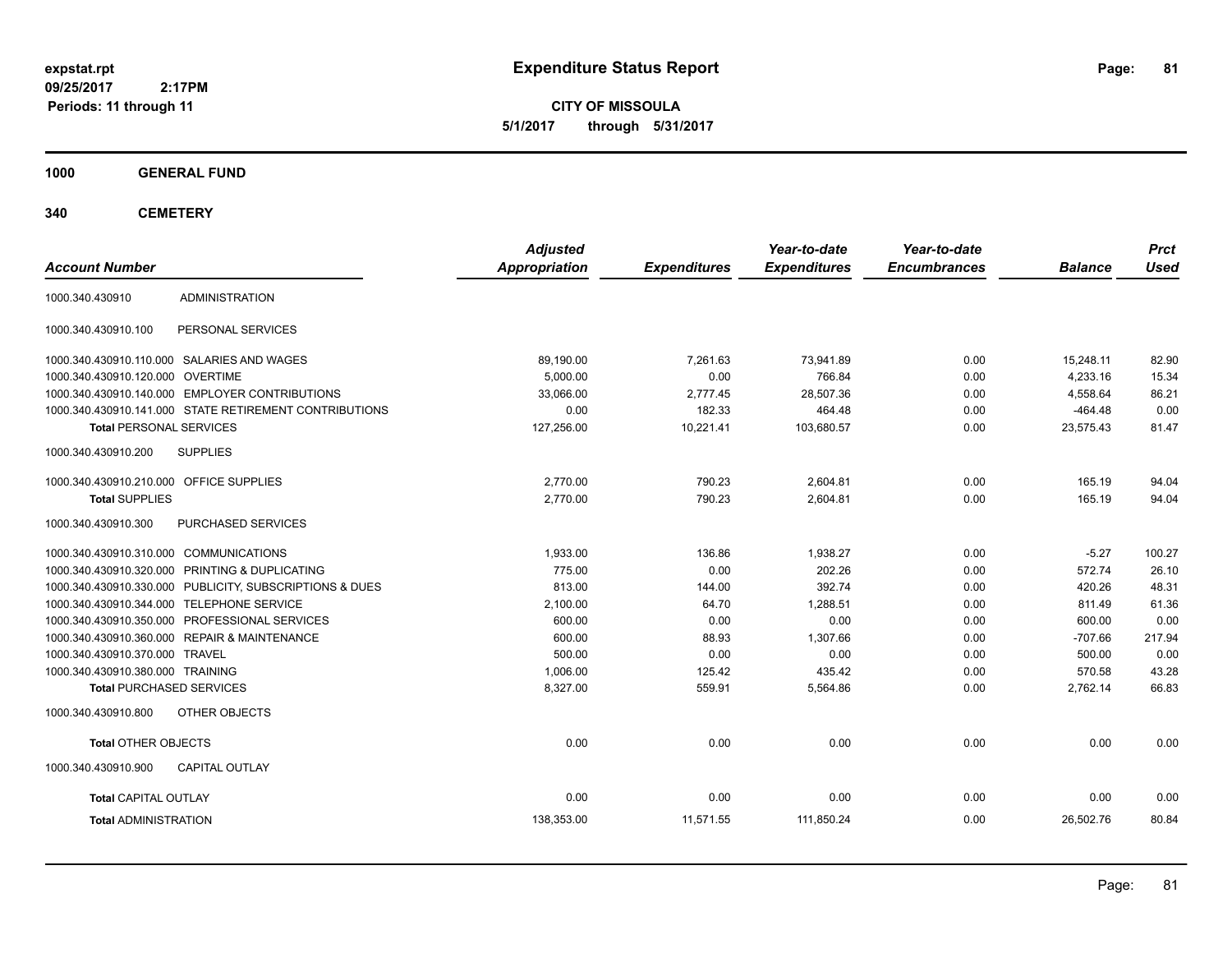**expstat.rpt**
**09/25/2017 2:17PM**
**Periods: 11 through 11**

# Expenditure Status Report

**CITY OF MISSOULA**
**5/1/2017 through 5/31/2017**

## 1000 GENERAL FUND

## 340 CEMETERY

| Account Number | | Adjusted Appropriation | Expenditures | Year-to-date Expenditures | Year-to-date Encumbrances | Balance | Prct Used |
|---|---|---|---|---|---|---|---|
| 1000.340.430910 | ADMINISTRATION | | | | | | |
| 1000.340.430910.100 | PERSONAL SERVICES | | | | | | |
| 1000.340.430910.110.000 | SALARIES AND WAGES | 89,190.00 | 7,261.63 | 73,941.89 | 0.00 | 15,248.11 | 82.90 |
| 1000.340.430910.120.000 | OVERTIME | 5,000.00 | 0.00 | 766.84 | 0.00 | 4,233.16 | 15.34 |
| 1000.340.430910.140.000 | EMPLOYER CONTRIBUTIONS | 33,066.00 | 2,777.45 | 28,507.36 | 0.00 | 4,558.64 | 86.21 |
| 1000.340.430910.141.000 | STATE RETIREMENT CONTRIBUTIONS | 0.00 | 182.33 | 464.48 | 0.00 | -464.48 | 0.00 |
| **Total** PERSONAL SERVICES | | 127,256.00 | 10,221.41 | 103,680.57 | 0.00 | 23,575.43 | 81.47 |
| 1000.340.430910.200 | SUPPLIES | | | | | | |
| 1000.340.430910.210.000 | OFFICE SUPPLIES | 2,770.00 | 790.23 | 2,604.81 | 0.00 | 165.19 | 94.04 |
| **Total** SUPPLIES | | 2,770.00 | 790.23 | 2,604.81 | 0.00 | 165.19 | 94.04 |
| 1000.340.430910.300 | PURCHASED SERVICES | | | | | | |
| 1000.340.430910.310.000 | COMMUNICATIONS | 1,933.00 | 136.86 | 1,938.27 | 0.00 | -5.27 | 100.27 |
| 1000.340.430910.320.000 | PRINTING & DUPLICATING | 775.00 | 0.00 | 202.26 | 0.00 | 572.74 | 26.10 |
| 1000.340.430910.330.000 | PUBLICITY, SUBSCRIPTIONS & DUES | 813.00 | 144.00 | 392.74 | 0.00 | 420.26 | 48.31 |
| 1000.340.430910.344.000 | TELEPHONE SERVICE | 2,100.00 | 64.70 | 1,288.51 | 0.00 | 811.49 | 61.36 |
| 1000.340.430910.350.000 | PROFESSIONAL SERVICES | 600.00 | 0.00 | 0.00 | 0.00 | 600.00 | 0.00 |
| 1000.340.430910.360.000 | REPAIR & MAINTENANCE | 600.00 | 88.93 | 1,307.66 | 0.00 | -707.66 | 217.94 |
| 1000.340.430910.370.000 | TRAVEL | 500.00 | 0.00 | 0.00 | 0.00 | 500.00 | 0.00 |
| 1000.340.430910.380.000 | TRAINING | 1,006.00 | 125.42 | 435.42 | 0.00 | 570.58 | 43.28 |
| **Total** PURCHASED SERVICES | | 8,327.00 | 559.91 | 5,564.86 | 0.00 | 2,762.14 | 66.83 |
| 1000.340.430910.800 | OTHER OBJECTS | | | | | | |
| **Total** OTHER OBJECTS | | 0.00 | 0.00 | 0.00 | 0.00 | 0.00 | 0.00 |
| 1000.340.430910.900 | CAPITAL OUTLAY | | | | | | |
| **Total** CAPITAL OUTLAY | | 0.00 | 0.00 | 0.00 | 0.00 | 0.00 | 0.00 |
| **Total** ADMINISTRATION | | 138,353.00 | 11,571.55 | 111,850.24 | 0.00 | 26,502.76 | 80.84 |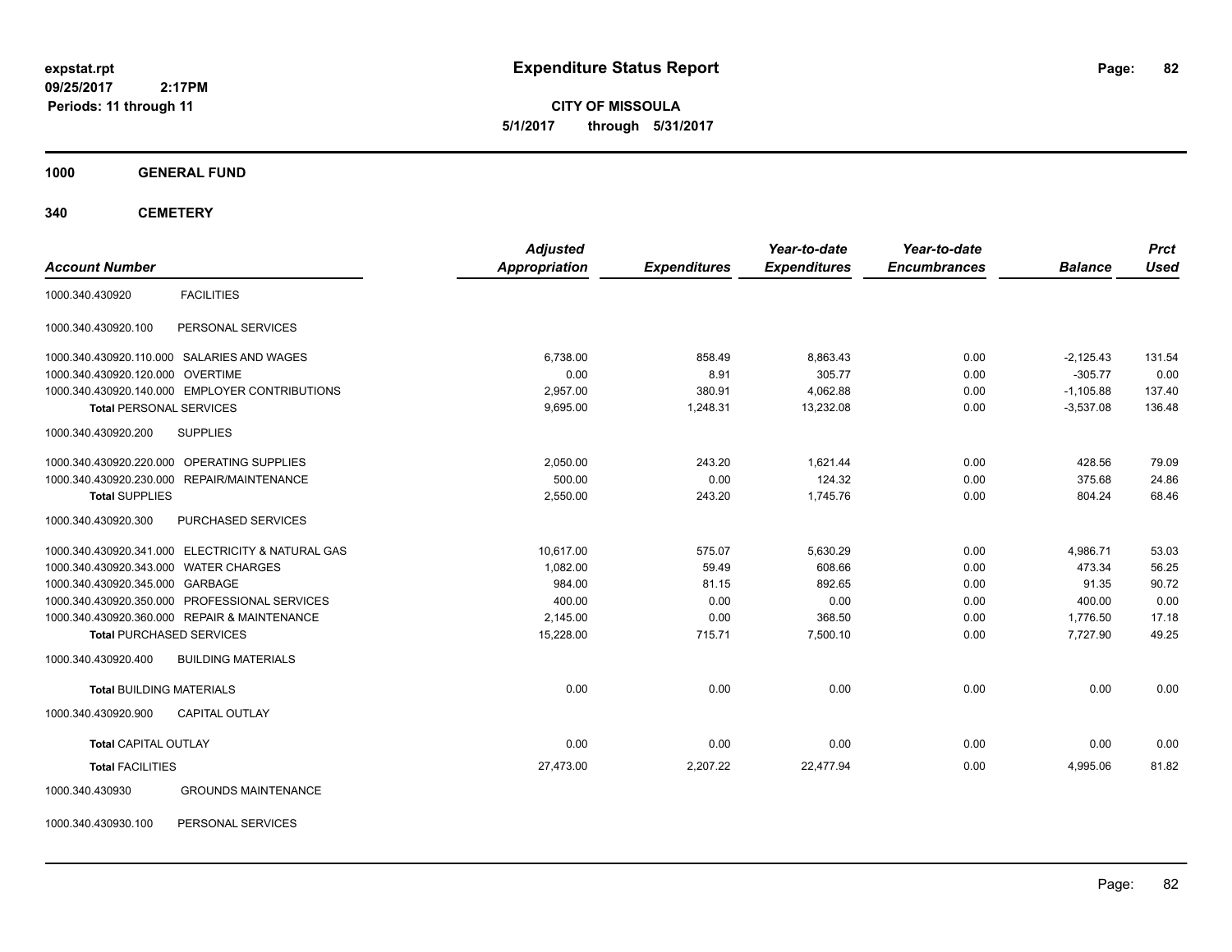**expstat.rpt**
**09/25/2017 2:17PM**
**Periods: 11 through 11**

# Expenditure Status Report

**CITY OF MISSOULA**
**5/1/2017 through 5/31/2017**

## 1000 GENERAL FUND

## 340 CEMETERY

| Account Number | | Adjusted Appropriation | Expenditures | Year-to-date Expenditures | Year-to-date Encumbrances | Balance | Prct Used |
|---|---|---|---|---|---|---|---|
| 1000.340.430920 | FACILITIES | | | | | | |
| 1000.340.430920.100 | PERSONAL SERVICES | | | | | | |
| 1000.340.430920.110.000 | SALARIES AND WAGES | 6,738.00 | 858.49 | 8,863.43 | 0.00 | -2,125.43 | 131.54 |
| 1000.340.430920.120.000 | OVERTIME | 0.00 | 8.91 | 305.77 | 0.00 | -305.77 | 0.00 |
| 1000.340.430920.140.000 | EMPLOYER CONTRIBUTIONS | 2,957.00 | 380.91 | 4,062.88 | 0.00 | -1,105.88 | 137.40 |
| **Total** PERSONAL SERVICES | | 9,695.00 | 1,248.31 | 13,232.08 | 0.00 | -3,537.08 | 136.48 |
| 1000.340.430920.200 | SUPPLIES | | | | | | |
| 1000.340.430920.220.000 | OPERATING SUPPLIES | 2,050.00 | 243.20 | 1,621.44 | 0.00 | 428.56 | 79.09 |
| 1000.340.430920.230.000 | REPAIR/MAINTENANCE | 500.00 | 0.00 | 124.32 | 0.00 | 375.68 | 24.86 |
| **Total** SUPPLIES | | 2,550.00 | 243.20 | 1,745.76 | 0.00 | 804.24 | 68.46 |
| 1000.340.430920.300 | PURCHASED SERVICES | | | | | | |
| 1000.340.430920.341.000 | ELECTRICITY & NATURAL GAS | 10,617.00 | 575.07 | 5,630.29 | 0.00 | 4,986.71 | 53.03 |
| 1000.340.430920.343.000 | WATER CHARGES | 1,082.00 | 59.49 | 608.66 | 0.00 | 473.34 | 56.25 |
| 1000.340.430920.345.000 | GARBAGE | 984.00 | 81.15 | 892.65 | 0.00 | 91.35 | 90.72 |
| 1000.340.430920.350.000 | PROFESSIONAL SERVICES | 400.00 | 0.00 | 0.00 | 0.00 | 400.00 | 0.00 |
| 1000.340.430920.360.000 | REPAIR & MAINTENANCE | 2,145.00 | 0.00 | 368.50 | 0.00 | 1,776.50 | 17.18 |
| **Total** PURCHASED SERVICES | | 15,228.00 | 715.71 | 7,500.10 | 0.00 | 7,727.90 | 49.25 |
| 1000.340.430920.400 | BUILDING MATERIALS | | | | | | |
| **Total** BUILDING MATERIALS | | 0.00 | 0.00 | 0.00 | 0.00 | 0.00 | 0.00 |
| 1000.340.430920.900 | CAPITAL OUTLAY | | | | | | |
| **Total** CAPITAL OUTLAY | | 0.00 | 0.00 | 0.00 | 0.00 | 0.00 | 0.00 |
| **Total** FACILITIES | | 27,473.00 | 2,207.22 | 22,477.94 | 0.00 | 4,995.06 | 81.82 |
| 1000.340.430930 | GROUNDS MAINTENANCE | | | | | | |
| 1000.340.430930.100 | PERSONAL SERVICES | | | | | | |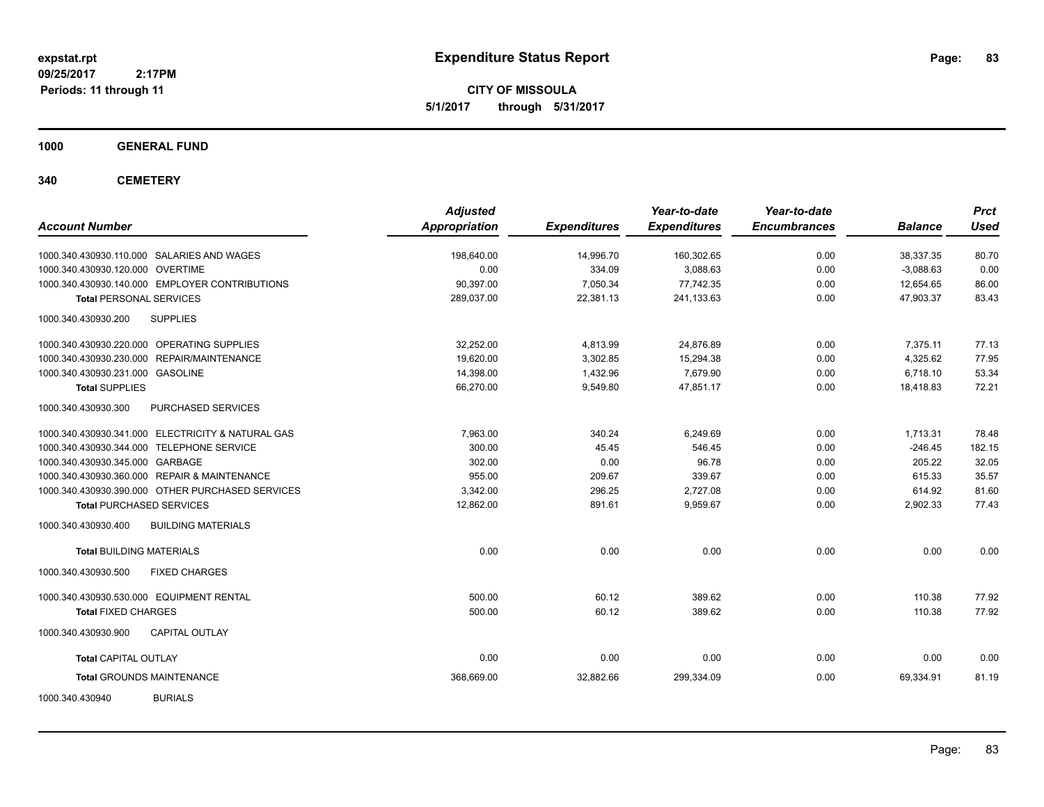expstat.rpt
09/25/2017 2:17PM
Periods: 11 through 11

# Expenditure Status Report

**CITY OF MISSOULA**
**5/1/2017 through 5/31/2017**

## 1000 GENERAL FUND

## 340 CEMETERY

| Account Number | Adjusted Appropriation | Expenditures | Year-to-date Expenditures | Year-to-date Encumbrances | Balance | Prct Used |
|---|---|---|---|---|---|---|
| 1000.340.430930.110.000 SALARIES AND WAGES | 198,640.00 | 14,996.70 | 160,302.65 | 0.00 | 38,337.35 | 80.70 |
| 1000.340.430930.120.000 OVERTIME | 0.00 | 334.09 | 3,088.63 | 0.00 | -3,088.63 | 0.00 |
| 1000.340.430930.140.000 EMPLOYER CONTRIBUTIONS | 90,397.00 | 7,050.34 | 77,742.35 | 0.00 | 12,654.65 | 86.00 |
| **Total** PERSONAL SERVICES | 289,037.00 | 22,381.13 | 241,133.63 | 0.00 | 47,903.37 | 83.43 |
| 1000.340.430930.200 SUPPLIES | | | | | | |
| 1000.340.430930.220.000 OPERATING SUPPLIES | 32,252.00 | 4,813.99 | 24,876.89 | 0.00 | 7,375.11 | 77.13 |
| 1000.340.430930.230.000 REPAIR/MAINTENANCE | 19,620.00 | 3,302.85 | 15,294.38 | 0.00 | 4,325.62 | 77.95 |
| 1000.340.430930.231.000 GASOLINE | 14,398.00 | 1,432.96 | 7,679.90 | 0.00 | 6,718.10 | 53.34 |
| **Total** SUPPLIES | 66,270.00 | 9,549.80 | 47,851.17 | 0.00 | 18,418.83 | 72.21 |
| 1000.340.430930.300 PURCHASED SERVICES | | | | | | |
| 1000.340.430930.341.000 ELECTRICITY & NATURAL GAS | 7,963.00 | 340.24 | 6,249.69 | 0.00 | 1,713.31 | 78.48 |
| 1000.340.430930.344.000 TELEPHONE SERVICE | 300.00 | 45.45 | 546.45 | 0.00 | -246.45 | 182.15 |
| 1000.340.430930.345.000 GARBAGE | 302.00 | 0.00 | 96.78 | 0.00 | 205.22 | 32.05 |
| 1000.340.430930.360.000 REPAIR & MAINTENANCE | 955.00 | 209.67 | 339.67 | 0.00 | 615.33 | 35.57 |
| 1000.340.430930.390.000 OTHER PURCHASED SERVICES | 3,342.00 | 296.25 | 2,727.08 | 0.00 | 614.92 | 81.60 |
| **Total** PURCHASED SERVICES | 12,862.00 | 891.61 | 9,959.67 | 0.00 | 2,902.33 | 77.43 |
| 1000.340.430930.400 BUILDING MATERIALS | | | | | | |
| **Total** BUILDING MATERIALS | 0.00 | 0.00 | 0.00 | 0.00 | 0.00 | 0.00 |
| 1000.340.430930.500 FIXED CHARGES | | | | | | |
| 1000.340.430930.530.000 EQUIPMENT RENTAL | 500.00 | 60.12 | 389.62 | 0.00 | 110.38 | 77.92 |
| **Total** FIXED CHARGES | 500.00 | 60.12 | 389.62 | 0.00 | 110.38 | 77.92 |
| 1000.340.430930.900 CAPITAL OUTLAY | | | | | | |
| **Total** CAPITAL OUTLAY | 0.00 | 0.00 | 0.00 | 0.00 | 0.00 | 0.00 |
| **Total** GROUNDS MAINTENANCE | 368,669.00 | 32,882.66 | 299,334.09 | 0.00 | 69,334.91 | 81.19 |
| 1000.340.430940 BURIALS | | | | | | |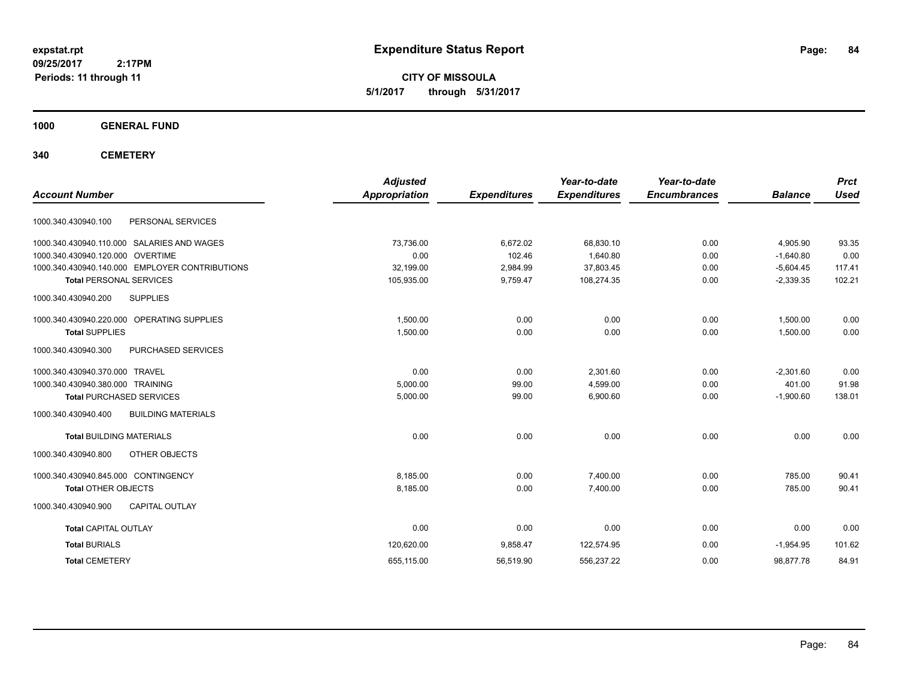# Expenditure Status Report

**expstat.rpt**
**09/25/2017 2:17PM**
**Periods: 11 through 11**

**CITY OF MISSOULA**
**5/1/2017 through 5/31/2017**

## 1000 GENERAL FUND

## 340 CEMETERY

| Account Number | | Adjusted Appropriation | Expenditures | Year-to-date Expenditures | Year-to-date Encumbrances | Balance | Prct Used |
|---|---|---|---|---|---|---|---|
| 1000.340.430940.100 | PERSONAL SERVICES | | | | | | |
| 1000.340.430940.110.000 | SALARIES AND WAGES | 73,736.00 | 6,672.02 | 68,830.10 | 0.00 | 4,905.90 | 93.35 |
| 1000.340.430940.120.000 | OVERTIME | 0.00 | 102.46 | 1,640.80 | 0.00 | -1,640.80 | 0.00 |
| 1000.340.430940.140.000 | EMPLOYER CONTRIBUTIONS | 32,199.00 | 2,984.99 | 37,803.45 | 0.00 | -5,604.45 | 117.41 |
| **Total** PERSONAL SERVICES | | 105,935.00 | 9,759.47 | 108,274.35 | 0.00 | -2,339.35 | 102.21 |
| 1000.340.430940.200 | SUPPLIES | | | | | | |
| 1000.340.430940.220.000 | OPERATING SUPPLIES | 1,500.00 | 0.00 | 0.00 | 0.00 | 1,500.00 | 0.00 |
| **Total** SUPPLIES | | 1,500.00 | 0.00 | 0.00 | 0.00 | 1,500.00 | 0.00 |
| 1000.340.430940.300 | PURCHASED SERVICES | | | | | | |
| 1000.340.430940.370.000 | TRAVEL | 0.00 | 0.00 | 2,301.60 | 0.00 | -2,301.60 | 0.00 |
| 1000.340.430940.380.000 | TRAINING | 5,000.00 | 99.00 | 4,599.00 | 0.00 | 401.00 | 91.98 |
| **Total** PURCHASED SERVICES | | 5,000.00 | 99.00 | 6,900.60 | 0.00 | -1,900.60 | 138.01 |
| 1000.340.430940.400 | BUILDING MATERIALS | | | | | | |
| **Total** BUILDING MATERIALS | | 0.00 | 0.00 | 0.00 | 0.00 | 0.00 | 0.00 |
| 1000.340.430940.800 | OTHER OBJECTS | | | | | | |
| 1000.340.430940.845.000 | CONTINGENCY | 8,185.00 | 0.00 | 7,400.00 | 0.00 | 785.00 | 90.41 |
| **Total** OTHER OBJECTS | | 8,185.00 | 0.00 | 7,400.00 | 0.00 | 785.00 | 90.41 |
| 1000.340.430940.900 | CAPITAL OUTLAY | | | | | | |
| **Total** CAPITAL OUTLAY | | 0.00 | 0.00 | 0.00 | 0.00 | 0.00 | 0.00 |
| **Total** BURIALS | | 120,620.00 | 9,858.47 | 122,574.95 | 0.00 | -1,954.95 | 101.62 |
| **Total** CEMETERY | | 655,115.00 | 56,519.90 | 556,237.22 | 0.00 | 98,877.78 | 84.91 |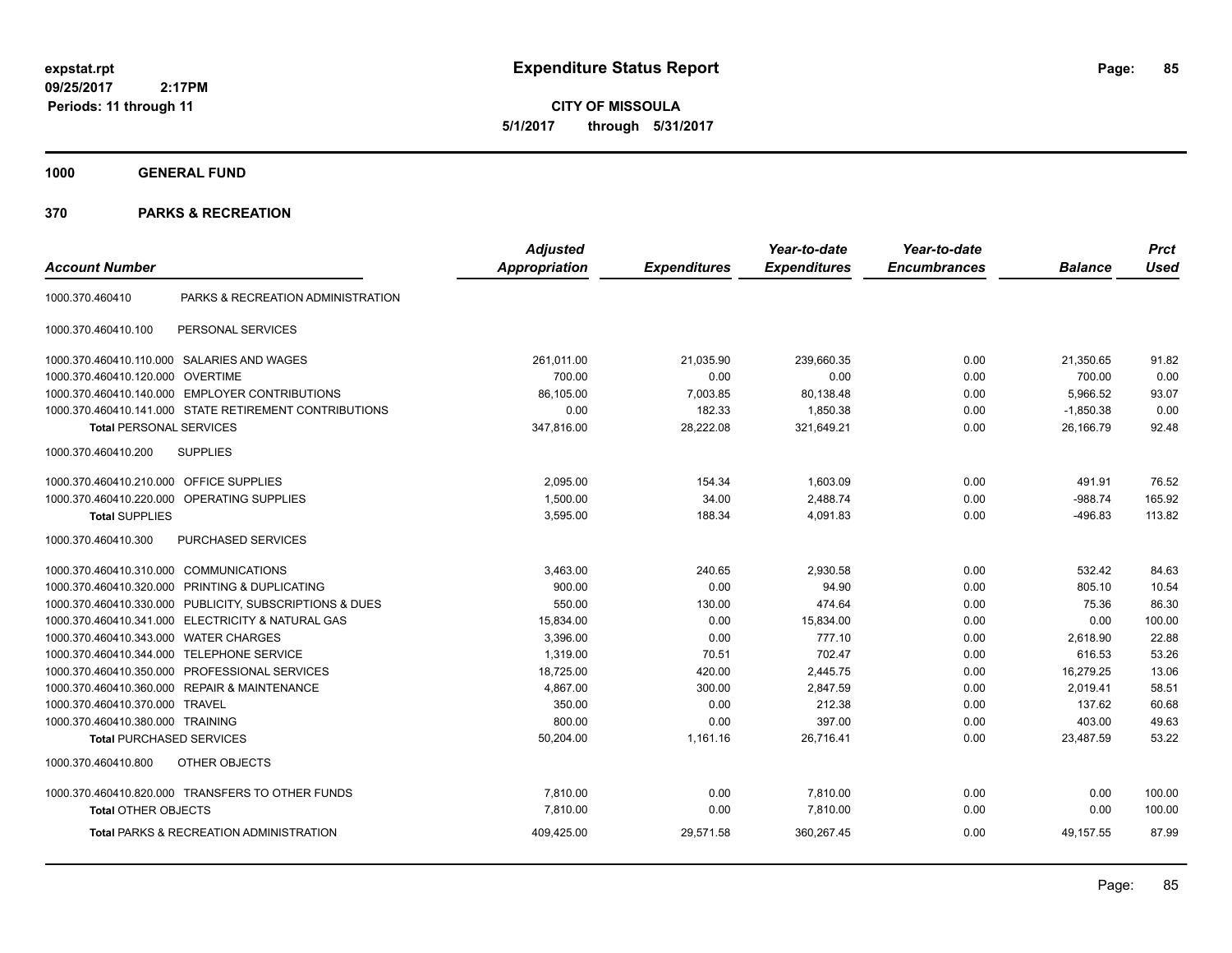**expstat.rpt**
**09/25/2017 2:17PM**
**Periods: 11 through 11**

# Expenditure Status Report

**CITY OF MISSOULA**
**5/1/2017 through 5/31/2017**

## 1000 GENERAL FUND

## 370 PARKS & RECREATION

| Account Number | | Adjusted Appropriation | Expenditures | Year-to-date Expenditures | Year-to-date Encumbrances | Balance | Prct Used |
|---|---|---|---|---|---|---|---|
| 1000.370.460410 | PARKS & RECREATION ADMINISTRATION | | | | | | |
| 1000.370.460410.100 | PERSONAL SERVICES | | | | | | |
| 1000.370.460410.110.000 | SALARIES AND WAGES | 261,011.00 | 21,035.90 | 239,660.35 | 0.00 | 21,350.65 | 91.82 |
| 1000.370.460410.120.000 | OVERTIME | 700.00 | 0.00 | 0.00 | 0.00 | 700.00 | 0.00 |
| 1000.370.460410.140.000 | EMPLOYER CONTRIBUTIONS | 86,105.00 | 7,003.85 | 80,138.48 | 0.00 | 5,966.52 | 93.07 |
| 1000.370.460410.141.000 | STATE RETIREMENT CONTRIBUTIONS | 0.00 | 182.33 | 1,850.38 | 0.00 | -1,850.38 | 0.00 |
| **Total** PERSONAL SERVICES | | 347,816.00 | 28,222.08 | 321,649.21 | 0.00 | 26,166.79 | 92.48 |
| 1000.370.460410.200 | SUPPLIES | | | | | | |
| 1000.370.460410.210.000 | OFFICE SUPPLIES | 2,095.00 | 154.34 | 1,603.09 | 0.00 | 491.91 | 76.52 |
| 1000.370.460410.220.000 | OPERATING SUPPLIES | 1,500.00 | 34.00 | 2,488.74 | 0.00 | -988.74 | 165.92 |
| **Total** SUPPLIES | | 3,595.00 | 188.34 | 4,091.83 | 0.00 | -496.83 | 113.82 |
| 1000.370.460410.300 | PURCHASED SERVICES | | | | | | |
| 1000.370.460410.310.000 | COMMUNICATIONS | 3,463.00 | 240.65 | 2,930.58 | 0.00 | 532.42 | 84.63 |
| 1000.370.460410.320.000 | PRINTING & DUPLICATING | 900.00 | 0.00 | 94.90 | 0.00 | 805.10 | 10.54 |
| 1000.370.460410.330.000 | PUBLICITY, SUBSCRIPTIONS & DUES | 550.00 | 130.00 | 474.64 | 0.00 | 75.36 | 86.30 |
| 1000.370.460410.341.000 | ELECTRICITY & NATURAL GAS | 15,834.00 | 0.00 | 15,834.00 | 0.00 | 0.00 | 100.00 |
| 1000.370.460410.343.000 | WATER CHARGES | 3,396.00 | 0.00 | 777.10 | 0.00 | 2,618.90 | 22.88 |
| 1000.370.460410.344.000 | TELEPHONE SERVICE | 1,319.00 | 70.51 | 702.47 | 0.00 | 616.53 | 53.26 |
| 1000.370.460410.350.000 | PROFESSIONAL SERVICES | 18,725.00 | 420.00 | 2,445.75 | 0.00 | 16,279.25 | 13.06 |
| 1000.370.460410.360.000 | REPAIR & MAINTENANCE | 4,867.00 | 300.00 | 2,847.59 | 0.00 | 2,019.41 | 58.51 |
| 1000.370.460410.370.000 | TRAVEL | 350.00 | 0.00 | 212.38 | 0.00 | 137.62 | 60.68 |
| 1000.370.460410.380.000 | TRAINING | 800.00 | 0.00 | 397.00 | 0.00 | 403.00 | 49.63 |
| **Total** PURCHASED SERVICES | | 50,204.00 | 1,161.16 | 26,716.41 | 0.00 | 23,487.59 | 53.22 |
| 1000.370.460410.800 | OTHER OBJECTS | | | | | | |
| 1000.370.460410.820.000 | TRANSFERS TO OTHER FUNDS | 7,810.00 | 0.00 | 7,810.00 | 0.00 | 0.00 | 100.00 |
| **Total** OTHER OBJECTS | | 7,810.00 | 0.00 | 7,810.00 | 0.00 | 0.00 | 100.00 |
| **Total** PARKS & RECREATION ADMINISTRATION | | 409,425.00 | 29,571.58 | 360,267.45 | 0.00 | 49,157.55 | 87.99 |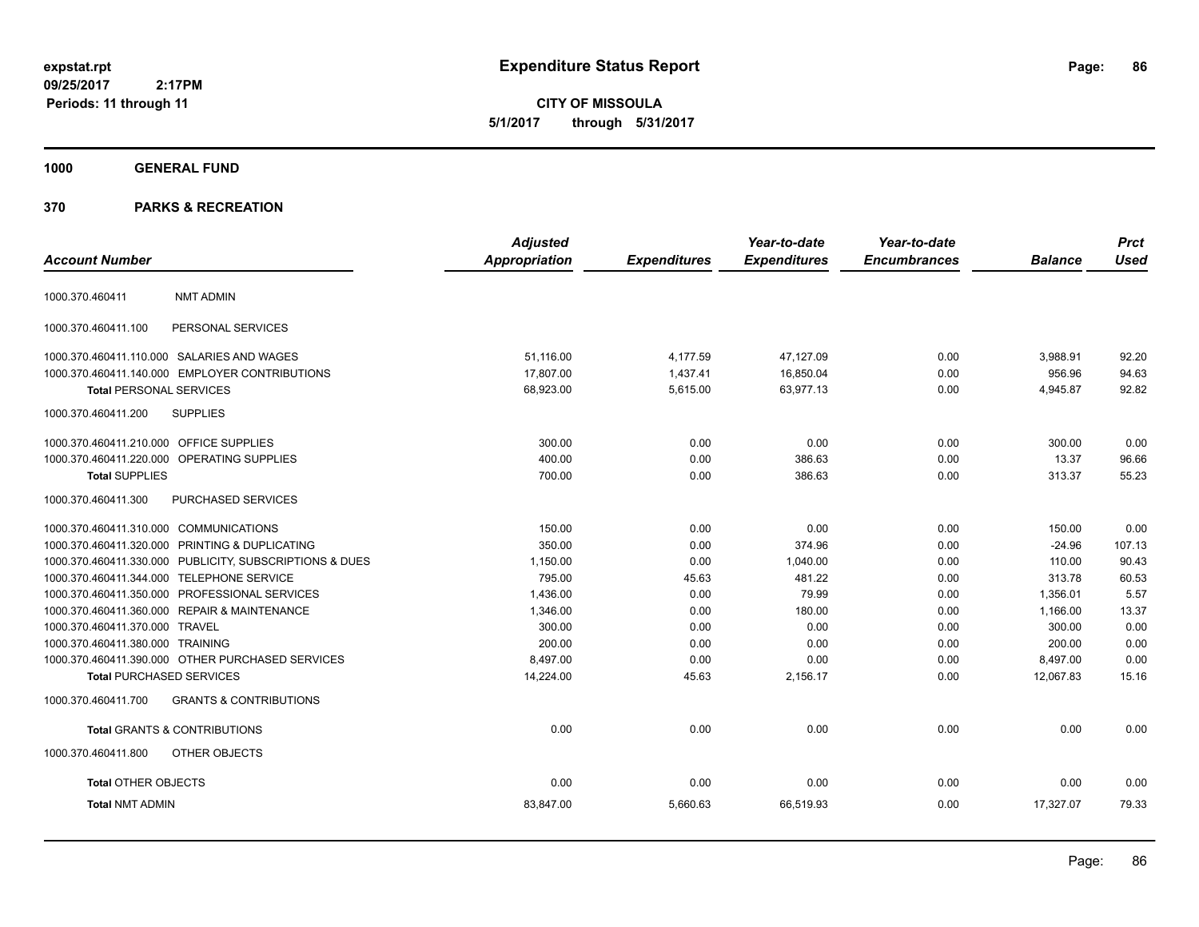**Expenditure Status Report**

**CITY OF MISSOULA**

**5/1/2017 through 5/31/2017**

expstat.rpt
09/25/2017 2:17PM
Periods: 11 through 11

## 1000 GENERAL FUND

## 370 PARKS & RECREATION

| Account Number | | Adjusted Appropriation | Expenditures | Year-to-date Expenditures | Year-to-date Encumbrances | Balance | Prct Used |
|---|---|---|---|---|---|---|---|
| 1000.370.460411 | NMT ADMIN | | | | | | |
| 1000.370.460411.100 | PERSONAL SERVICES | | | | | | |
| 1000.370.460411.110.000 | SALARIES AND WAGES | 51,116.00 | 4,177.59 | 47,127.09 | 0.00 | 3,988.91 | 92.20 |
| 1000.370.460411.140.000 | EMPLOYER CONTRIBUTIONS | 17,807.00 | 1,437.41 | 16,850.04 | 0.00 | 956.96 | 94.63 |
| **Total** PERSONAL SERVICES | | 68,923.00 | 5,615.00 | 63,977.13 | 0.00 | 4,945.87 | 92.82 |
| 1000.370.460411.200 | SUPPLIES | | | | | | |
| 1000.370.460411.210.000 | OFFICE SUPPLIES | 300.00 | 0.00 | 0.00 | 0.00 | 300.00 | 0.00 |
| 1000.370.460411.220.000 | OPERATING SUPPLIES | 400.00 | 0.00 | 386.63 | 0.00 | 13.37 | 96.66 |
| **Total** SUPPLIES | | 700.00 | 0.00 | 386.63 | 0.00 | 313.37 | 55.23 |
| 1000.370.460411.300 | PURCHASED SERVICES | | | | | | |
| 1000.370.460411.310.000 | COMMUNICATIONS | 150.00 | 0.00 | 0.00 | 0.00 | 150.00 | 0.00 |
| 1000.370.460411.320.000 | PRINTING & DUPLICATING | 350.00 | 0.00 | 374.96 | 0.00 | -24.96 | 107.13 |
| 1000.370.460411.330.000 | PUBLICITY, SUBSCRIPTIONS & DUES | 1,150.00 | 0.00 | 1,040.00 | 0.00 | 110.00 | 90.43 |
| 1000.370.460411.344.000 | TELEPHONE SERVICE | 795.00 | 45.63 | 481.22 | 0.00 | 313.78 | 60.53 |
| 1000.370.460411.350.000 | PROFESSIONAL SERVICES | 1,436.00 | 0.00 | 79.99 | 0.00 | 1,356.01 | 5.57 |
| 1000.370.460411.360.000 | REPAIR & MAINTENANCE | 1,346.00 | 0.00 | 180.00 | 0.00 | 1,166.00 | 13.37 |
| 1000.370.460411.370.000 | TRAVEL | 300.00 | 0.00 | 0.00 | 0.00 | 300.00 | 0.00 |
| 1000.370.460411.380.000 | TRAINING | 200.00 | 0.00 | 0.00 | 0.00 | 200.00 | 0.00 |
| 1000.370.460411.390.000 | OTHER PURCHASED SERVICES | 8,497.00 | 0.00 | 0.00 | 0.00 | 8,497.00 | 0.00 |
| **Total** PURCHASED SERVICES | | 14,224.00 | 45.63 | 2,156.17 | 0.00 | 12,067.83 | 15.16 |
| 1000.370.460411.700 | GRANTS & CONTRIBUTIONS | | | | | | |
| **Total** GRANTS & CONTRIBUTIONS | | 0.00 | 0.00 | 0.00 | 0.00 | 0.00 | 0.00 |
| 1000.370.460411.800 | OTHER OBJECTS | | | | | | |
| **Total** OTHER OBJECTS | | 0.00 | 0.00 | 0.00 | 0.00 | 0.00 | 0.00 |
| **Total** NMT ADMIN | | 83,847.00 | 5,660.63 | 66,519.93 | 0.00 | 17,327.07 | 79.33 |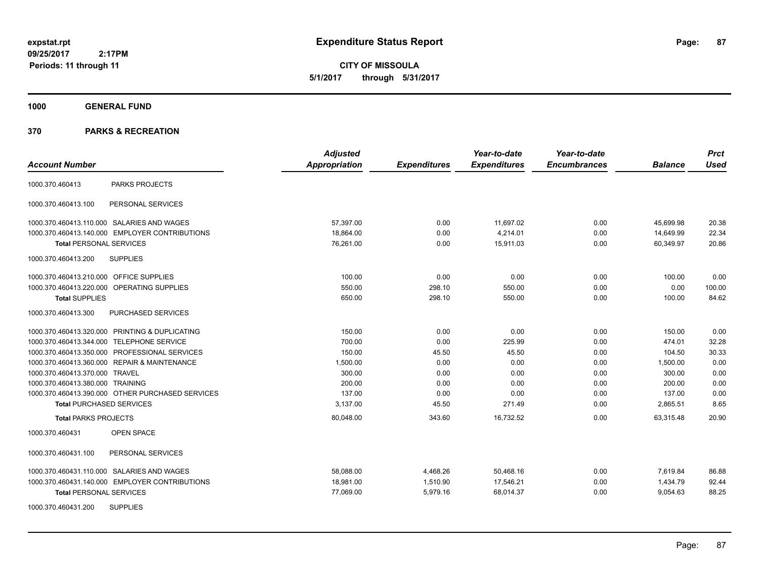# Expenditure Status Report

**CITY OF MISSOULA**

**5/1/2017 through 5/31/2017**

expstat.rpt
09/25/2017 2:17PM
Periods: 11 through 11

**1000 GENERAL FUND**

**370 PARKS & RECREATION**

| Account Number | | Adjusted Appropriation | Expenditures | Year-to-date Expenditures | Year-to-date Encumbrances | Balance | Prct Used |
|---|---|---|---|---|---|---|---|
| 1000.370.460413 | PARKS PROJECTS | | | | | | |
| 1000.370.460413.100 | PERSONAL SERVICES | | | | | | |
| 1000.370.460413.110.000 | SALARIES AND WAGES | 57,397.00 | 0.00 | 11,697.02 | 0.00 | 45,699.98 | 20.38 |
| 1000.370.460413.140.000 | EMPLOYER CONTRIBUTIONS | 18,864.00 | 0.00 | 4,214.01 | 0.00 | 14,649.99 | 22.34 |
| **Total** PERSONAL SERVICES | | 76,261.00 | 0.00 | 15,911.03 | 0.00 | 60,349.97 | 20.86 |
| 1000.370.460413.200 | SUPPLIES | | | | | | |
| 1000.370.460413.210.000 | OFFICE SUPPLIES | 100.00 | 0.00 | 0.00 | 0.00 | 100.00 | 0.00 |
| 1000.370.460413.220.000 | OPERATING SUPPLIES | 550.00 | 298.10 | 550.00 | 0.00 | 0.00 | 100.00 |
| **Total** SUPPLIES | | 650.00 | 298.10 | 550.00 | 0.00 | 100.00 | 84.62 |
| 1000.370.460413.300 | PURCHASED SERVICES | | | | | | |
| 1000.370.460413.320.000 | PRINTING & DUPLICATING | 150.00 | 0.00 | 0.00 | 0.00 | 150.00 | 0.00 |
| 1000.370.460413.344.000 | TELEPHONE SERVICE | 700.00 | 0.00 | 225.99 | 0.00 | 474.01 | 32.28 |
| 1000.370.460413.350.000 | PROFESSIONAL SERVICES | 150.00 | 45.50 | 45.50 | 0.00 | 104.50 | 30.33 |
| 1000.370.460413.360.000 | REPAIR & MAINTENANCE | 1,500.00 | 0.00 | 0.00 | 0.00 | 1,500.00 | 0.00 |
| 1000.370.460413.370.000 | TRAVEL | 300.00 | 0.00 | 0.00 | 0.00 | 300.00 | 0.00 |
| 1000.370.460413.380.000 | TRAINING | 200.00 | 0.00 | 0.00 | 0.00 | 200.00 | 0.00 |
| 1000.370.460413.390.000 | OTHER PURCHASED SERVICES | 137.00 | 0.00 | 0.00 | 0.00 | 137.00 | 0.00 |
| **Total** PURCHASED SERVICES | | 3,137.00 | 45.50 | 271.49 | 0.00 | 2,865.51 | 8.65 |
| **Total** PARKS PROJECTS | | 80,048.00 | 343.60 | 16,732.52 | 0.00 | 63,315.48 | 20.90 |
| 1000.370.460431 | OPEN SPACE | | | | | | |
| 1000.370.460431.100 | PERSONAL SERVICES | | | | | | |
| 1000.370.460431.110.000 | SALARIES AND WAGES | 58,088.00 | 4,468.26 | 50,468.16 | 0.00 | 7,619.84 | 86.88 |
| 1000.370.460431.140.000 | EMPLOYER CONTRIBUTIONS | 18,981.00 | 1,510.90 | 17,546.21 | 0.00 | 1,434.79 | 92.44 |
| **Total** PERSONAL SERVICES | | 77,069.00 | 5,979.16 | 68,014.37 | 0.00 | 9,054.63 | 88.25 |
| 1000.370.460431.200 | SUPPLIES | | | | | | |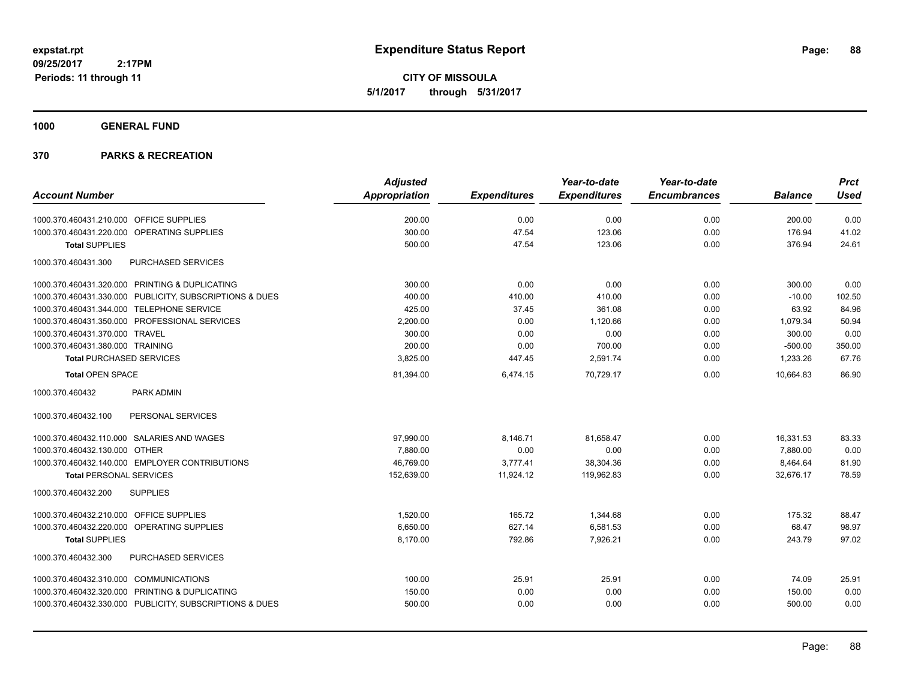**Expenditure Status Report**

**CITY OF MISSOULA**
**5/1/2017 through 5/31/2017**

expstat.rpt
09/25/2017 2:17PM
Periods: 11 through 11

## 1000 GENERAL FUND

## 370 PARKS & RECREATION

| Account Number | Adjusted Appropriation | Expenditures | Year-to-date Expenditures | Year-to-date Encumbrances | Balance | Prct Used |
|---|---|---|---|---|---|---|
| 1000.370.460431.210.000 OFFICE SUPPLIES | 200.00 | 0.00 | 0.00 | 0.00 | 200.00 | 0.00 |
| 1000.370.460431.220.000 OPERATING SUPPLIES | 300.00 | 47.54 | 123.06 | 0.00 | 176.94 | 41.02 |
| **Total** SUPPLIES | 500.00 | 47.54 | 123.06 | 0.00 | 376.94 | 24.61 |
| 1000.370.460431.300 PURCHASED SERVICES | | | | | | |
| 1000.370.460431.320.000 PRINTING & DUPLICATING | 300.00 | 0.00 | 0.00 | 0.00 | 300.00 | 0.00 |
| 1000.370.460431.330.000 PUBLICITY, SUBSCRIPTIONS & DUES | 400.00 | 410.00 | 410.00 | 0.00 | -10.00 | 102.50 |
| 1000.370.460431.344.000 TELEPHONE SERVICE | 425.00 | 37.45 | 361.08 | 0.00 | 63.92 | 84.96 |
| 1000.370.460431.350.000 PROFESSIONAL SERVICES | 2,200.00 | 0.00 | 1,120.66 | 0.00 | 1,079.34 | 50.94 |
| 1000.370.460431.370.000 TRAVEL | 300.00 | 0.00 | 0.00 | 0.00 | 300.00 | 0.00 |
| 1000.370.460431.380.000 TRAINING | 200.00 | 0.00 | 700.00 | 0.00 | -500.00 | 350.00 |
| **Total** PURCHASED SERVICES | 3,825.00 | 447.45 | 2,591.74 | 0.00 | 1,233.26 | 67.76 |
| **Total** OPEN SPACE | 81,394.00 | 6,474.15 | 70,729.17 | 0.00 | 10,664.83 | 86.90 |
| 1000.370.460432 PARK ADMIN | | | | | | |
| 1000.370.460432.100 PERSONAL SERVICES | | | | | | |
| 1000.370.460432.110.000 SALARIES AND WAGES | 97,990.00 | 8,146.71 | 81,658.47 | 0.00 | 16,331.53 | 83.33 |
| 1000.370.460432.130.000 OTHER | 7,880.00 | 0.00 | 0.00 | 0.00 | 7,880.00 | 0.00 |
| 1000.370.460432.140.000 EMPLOYER CONTRIBUTIONS | 46,769.00 | 3,777.41 | 38,304.36 | 0.00 | 8,464.64 | 81.90 |
| **Total** PERSONAL SERVICES | 152,639.00 | 11,924.12 | 119,962.83 | 0.00 | 32,676.17 | 78.59 |
| 1000.370.460432.200 SUPPLIES | | | | | | |
| 1000.370.460432.210.000 OFFICE SUPPLIES | 1,520.00 | 165.72 | 1,344.68 | 0.00 | 175.32 | 88.47 |
| 1000.370.460432.220.000 OPERATING SUPPLIES | 6,650.00 | 627.14 | 6,581.53 | 0.00 | 68.47 | 98.97 |
| **Total** SUPPLIES | 8,170.00 | 792.86 | 7,926.21 | 0.00 | 243.79 | 97.02 |
| 1000.370.460432.300 PURCHASED SERVICES | | | | | | |
| 1000.370.460432.310.000 COMMUNICATIONS | 100.00 | 25.91 | 25.91 | 0.00 | 74.09 | 25.91 |
| 1000.370.460432.320.000 PRINTING & DUPLICATING | 150.00 | 0.00 | 0.00 | 0.00 | 150.00 | 0.00 |
| 1000.370.460432.330.000 PUBLICITY, SUBSCRIPTIONS & DUES | 500.00 | 0.00 | 0.00 | 0.00 | 500.00 | 0.00 |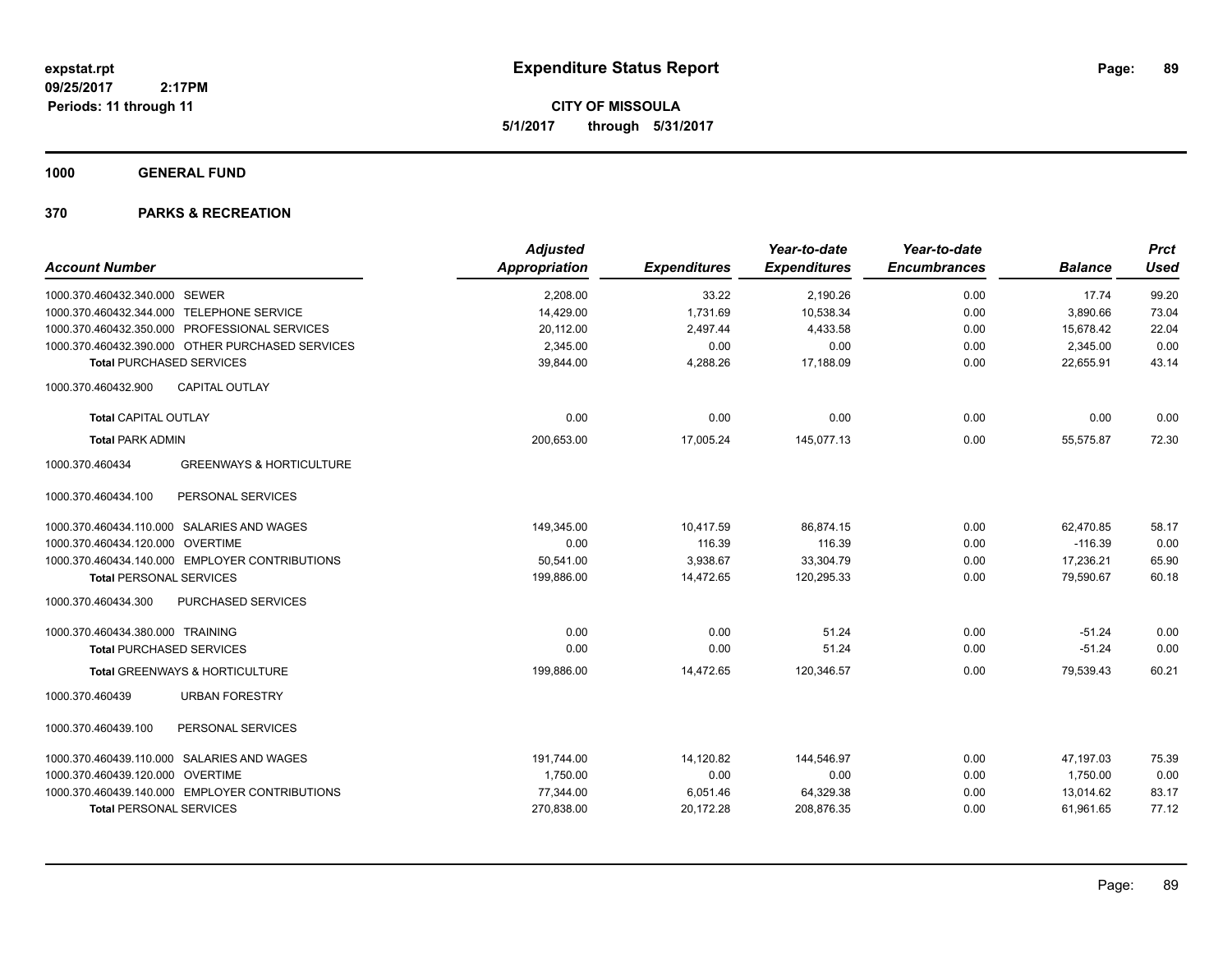**expstat.rpt**
**09/25/2017 2:17PM**
**Periods: 11 through 11**

# Expenditure Status Report

**CITY OF MISSOULA**
**5/1/2017 through 5/31/2017**

## 1000 GENERAL FUND

## 370 PARKS & RECREATION

| Account Number | Adjusted Appropriation | Expenditures | Year-to-date Expenditures | Year-to-date Encumbrances | Balance | Prct Used |
|---|---|---|---|---|---|---|
| 1000.370.460432.340.000 SEWER | 2,208.00 | 33.22 | 2,190.26 | 0.00 | 17.74 | 99.20 |
| 1000.370.460432.344.000 TELEPHONE SERVICE | 14,429.00 | 1,731.69 | 10,538.34 | 0.00 | 3,890.66 | 73.04 |
| 1000.370.460432.350.000 PROFESSIONAL SERVICES | 20,112.00 | 2,497.44 | 4,433.58 | 0.00 | 15,678.42 | 22.04 |
| 1000.370.460432.390.000 OTHER PURCHASED SERVICES | 2,345.00 | 0.00 | 0.00 | 0.00 | 2,345.00 | 0.00 |
| **Total** PURCHASED SERVICES | 39,844.00 | 4,288.26 | 17,188.09 | 0.00 | 22,655.91 | 43.14 |
| 1000.370.460432.900 CAPITAL OUTLAY | | | | | | |
| **Total** CAPITAL OUTLAY | 0.00 | 0.00 | 0.00 | 0.00 | 0.00 | 0.00 |
| **Total** PARK ADMIN | 200,653.00 | 17,005.24 | 145,077.13 | 0.00 | 55,575.87 | 72.30 |
| 1000.370.460434 GREENWAYS & HORTICULTURE | | | | | | |
| 1000.370.460434.100 PERSONAL SERVICES | | | | | | |
| 1000.370.460434.110.000 SALARIES AND WAGES | 149,345.00 | 10,417.59 | 86,874.15 | 0.00 | 62,470.85 | 58.17 |
| 1000.370.460434.120.000 OVERTIME | 0.00 | 116.39 | 116.39 | 0.00 | -116.39 | 0.00 |
| 1000.370.460434.140.000 EMPLOYER CONTRIBUTIONS | 50,541.00 | 3,938.67 | 33,304.79 | 0.00 | 17,236.21 | 65.90 |
| **Total** PERSONAL SERVICES | 199,886.00 | 14,472.65 | 120,295.33 | 0.00 | 79,590.67 | 60.18 |
| 1000.370.460434.300 PURCHASED SERVICES | | | | | | |
| 1000.370.460434.380.000 TRAINING | 0.00 | 0.00 | 51.24 | 0.00 | -51.24 | 0.00 |
| **Total** PURCHASED SERVICES | 0.00 | 0.00 | 51.24 | 0.00 | -51.24 | 0.00 |
| **Total** GREENWAYS & HORTICULTURE | 199,886.00 | 14,472.65 | 120,346.57 | 0.00 | 79,539.43 | 60.21 |
| 1000.370.460439 URBAN FORESTRY | | | | | | |
| 1000.370.460439.100 PERSONAL SERVICES | | | | | | |
| 1000.370.460439.110.000 SALARIES AND WAGES | 191,744.00 | 14,120.82 | 144,546.97 | 0.00 | 47,197.03 | 75.39 |
| 1000.370.460439.120.000 OVERTIME | 1,750.00 | 0.00 | 0.00 | 0.00 | 1,750.00 | 0.00 |
| 1000.370.460439.140.000 EMPLOYER CONTRIBUTIONS | 77,344.00 | 6,051.46 | 64,329.38 | 0.00 | 13,014.62 | 83.17 |
| **Total** PERSONAL SERVICES | 270,838.00 | 20,172.28 | 208,876.35 | 0.00 | 61,961.65 | 77.12 |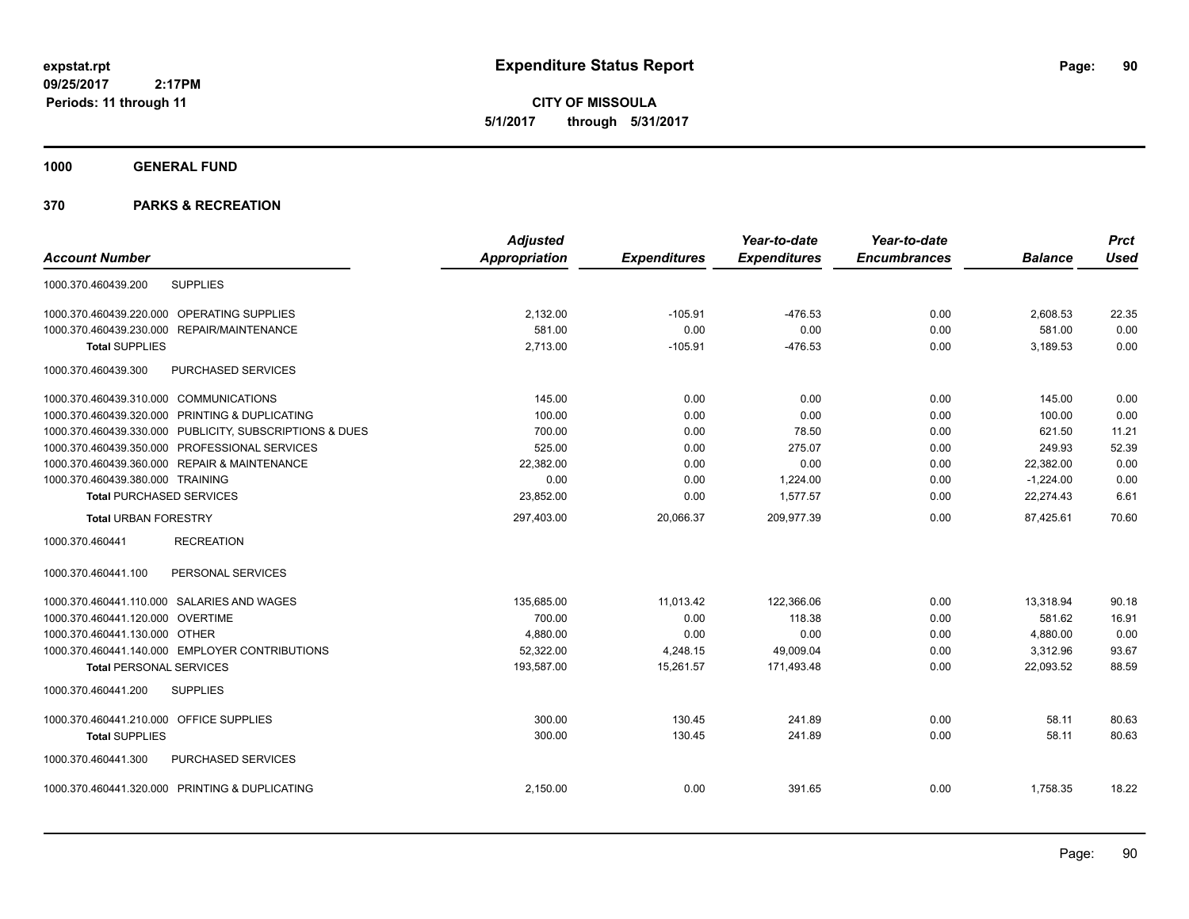# Expenditure Status Report

expstat.rpt
09/25/2017 2:17PM
Periods: 11 through 11

**CITY OF MISSOULA**
**5/1/2017 through 5/31/2017**

## 1000 GENERAL FUND

## 370 PARKS & RECREATION

| Account Number | | Adjusted Appropriation | Expenditures | Year-to-date Expenditures | Year-to-date Encumbrances | Balance | Prct Used |
|---|---|---|---|---|---|---|---|
| 1000.370.460439.200 | SUPPLIES | | | | | | |
| 1000.370.460439.220.000 | OPERATING SUPPLIES | 2,132.00 | -105.91 | -476.53 | 0.00 | 2,608.53 | 22.35 |
| 1000.370.460439.230.000 | REPAIR/MAINTENANCE | 581.00 | 0.00 | 0.00 | 0.00 | 581.00 | 0.00 |
| **Total SUPPLIES** | | 2,713.00 | -105.91 | -476.53 | 0.00 | 3,189.53 | 0.00 |
| 1000.370.460439.300 | PURCHASED SERVICES | | | | | | |
| 1000.370.460439.310.000 | COMMUNICATIONS | 145.00 | 0.00 | 0.00 | 0.00 | 145.00 | 0.00 |
| 1000.370.460439.320.000 | PRINTING & DUPLICATING | 100.00 | 0.00 | 0.00 | 0.00 | 100.00 | 0.00 |
| 1000.370.460439.330.000 | PUBLICITY, SUBSCRIPTIONS & DUES | 700.00 | 0.00 | 78.50 | 0.00 | 621.50 | 11.21 |
| 1000.370.460439.350.000 | PROFESSIONAL SERVICES | 525.00 | 0.00 | 275.07 | 0.00 | 249.93 | 52.39 |
| 1000.370.460439.360.000 | REPAIR & MAINTENANCE | 22,382.00 | 0.00 | 0.00 | 0.00 | 22,382.00 | 0.00 |
| 1000.370.460439.380.000 | TRAINING | 0.00 | 0.00 | 1,224.00 | 0.00 | -1,224.00 | 0.00 |
| **Total PURCHASED SERVICES** | | 23,852.00 | 0.00 | 1,577.57 | 0.00 | 22,274.43 | 6.61 |
| **Total URBAN FORESTRY** | | 297,403.00 | 20,066.37 | 209,977.39 | 0.00 | 87,425.61 | 70.60 |
| 1000.370.460441 | RECREATION | | | | | | |
| 1000.370.460441.100 | PERSONAL SERVICES | | | | | | |
| 1000.370.460441.110.000 | SALARIES AND WAGES | 135,685.00 | 11,013.42 | 122,366.06 | 0.00 | 13,318.94 | 90.18 |
| 1000.370.460441.120.000 | OVERTIME | 700.00 | 0.00 | 118.38 | 0.00 | 581.62 | 16.91 |
| 1000.370.460441.130.000 | OTHER | 4,880.00 | 0.00 | 0.00 | 0.00 | 4,880.00 | 0.00 |
| 1000.370.460441.140.000 | EMPLOYER CONTRIBUTIONS | 52,322.00 | 4,248.15 | 49,009.04 | 0.00 | 3,312.96 | 93.67 |
| **Total PERSONAL SERVICES** | | 193,587.00 | 15,261.57 | 171,493.48 | 0.00 | 22,093.52 | 88.59 |
| 1000.370.460441.200 | SUPPLIES | | | | | | |
| 1000.370.460441.210.000 | OFFICE SUPPLIES | 300.00 | 130.45 | 241.89 | 0.00 | 58.11 | 80.63 |
| **Total SUPPLIES** | | 300.00 | 130.45 | 241.89 | 0.00 | 58.11 | 80.63 |
| 1000.370.460441.300 | PURCHASED SERVICES | | | | | | |
| 1000.370.460441.320.000 | PRINTING & DUPLICATING | 2,150.00 | 0.00 | 391.65 | 0.00 | 1,758.35 | 18.22 |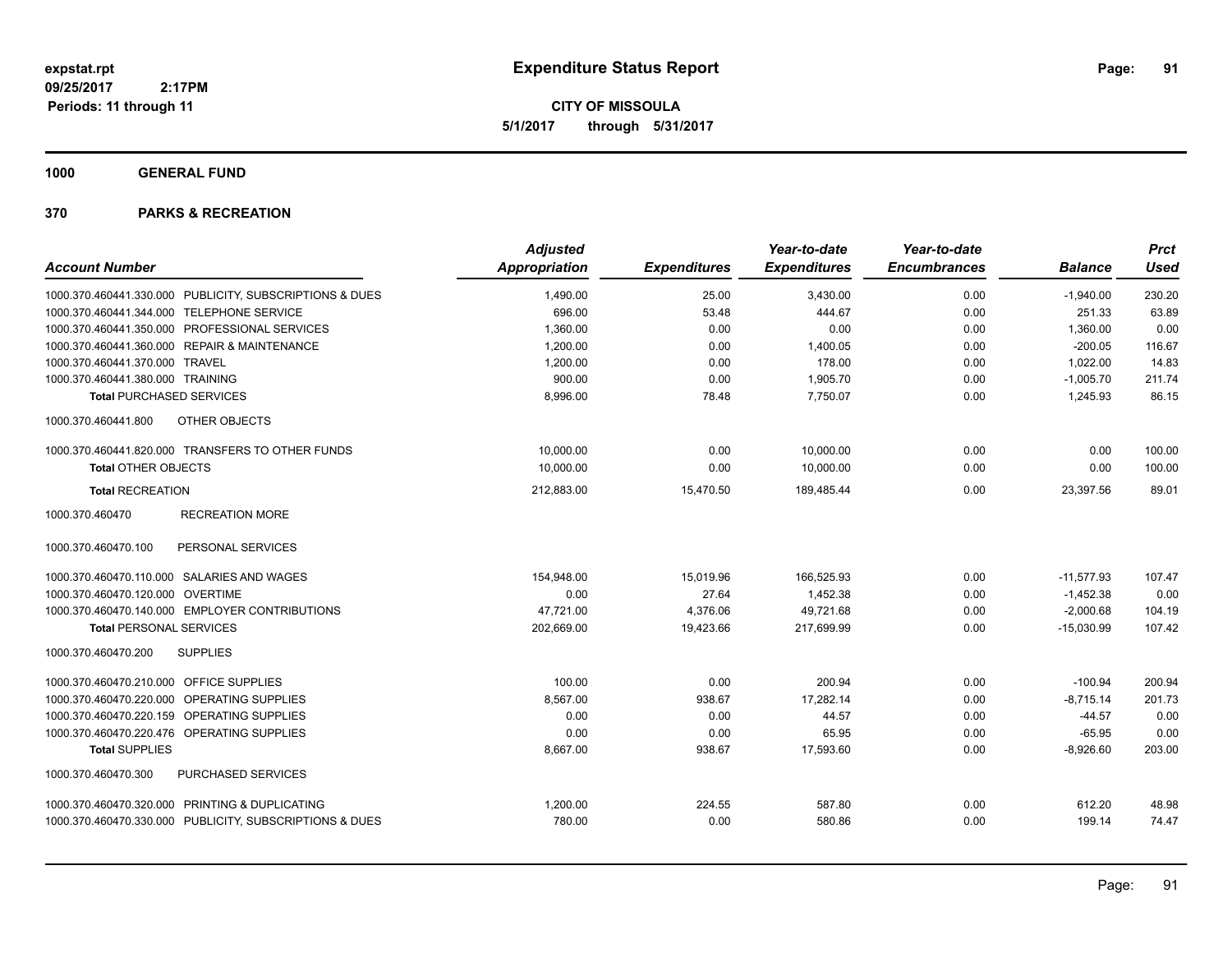# Expenditure Status Report

**CITY OF MISSOULA**
**5/1/2017 through 5/31/2017**

expstat.rpt
09/25/2017 2:17PM
Periods: 11 through 11

**1000 GENERAL FUND**

**370 PARKS & RECREATION**

| Account Number | Adjusted Appropriation | Expenditures | Year-to-date Expenditures | Year-to-date Encumbrances | Balance | Prct Used |
|---|---|---|---|---|---|---|
| 1000.370.460441.330.000 PUBLICITY, SUBSCRIPTIONS & DUES | 1,490.00 | 25.00 | 3,430.00 | 0.00 | -1,940.00 | 230.20 |
| 1000.370.460441.344.000 TELEPHONE SERVICE | 696.00 | 53.48 | 444.67 | 0.00 | 251.33 | 63.89 |
| 1000.370.460441.350.000 PROFESSIONAL SERVICES | 1,360.00 | 0.00 | 0.00 | 0.00 | 1,360.00 | 0.00 |
| 1000.370.460441.360.000 REPAIR & MAINTENANCE | 1,200.00 | 0.00 | 1,400.05 | 0.00 | -200.05 | 116.67 |
| 1000.370.460441.370.000 TRAVEL | 1,200.00 | 0.00 | 178.00 | 0.00 | 1,022.00 | 14.83 |
| 1000.370.460441.380.000 TRAINING | 900.00 | 0.00 | 1,905.70 | 0.00 | -1,005.70 | 211.74 |
| **Total** PURCHASED SERVICES | 8,996.00 | 78.48 | 7,750.07 | 0.00 | 1,245.93 | 86.15 |
| 1000.370.460441.800 OTHER OBJECTS | | | | | | |
| 1000.370.460441.820.000 TRANSFERS TO OTHER FUNDS | 10,000.00 | 0.00 | 10,000.00 | 0.00 | 0.00 | 100.00 |
| **Total** OTHER OBJECTS | 10,000.00 | 0.00 | 10,000.00 | 0.00 | 0.00 | 100.00 |
| **Total** RECREATION | 212,883.00 | 15,470.50 | 189,485.44 | 0.00 | 23,397.56 | 89.01 |
| 1000.370.460470 RECREATION MORE | | | | | | |
| 1000.370.460470.100 PERSONAL SERVICES | | | | | | |
| 1000.370.460470.110.000 SALARIES AND WAGES | 154,948.00 | 15,019.96 | 166,525.93 | 0.00 | -11,577.93 | 107.47 |
| 1000.370.460470.120.000 OVERTIME | 0.00 | 27.64 | 1,452.38 | 0.00 | -1,452.38 | 0.00 |
| 1000.370.460470.140.000 EMPLOYER CONTRIBUTIONS | 47,721.00 | 4,376.06 | 49,721.68 | 0.00 | -2,000.68 | 104.19 |
| **Total** PERSONAL SERVICES | 202,669.00 | 19,423.66 | 217,699.99 | 0.00 | -15,030.99 | 107.42 |
| 1000.370.460470.200 SUPPLIES | | | | | | |
| 1000.370.460470.210.000 OFFICE SUPPLIES | 100.00 | 0.00 | 200.94 | 0.00 | -100.94 | 200.94 |
| 1000.370.460470.220.000 OPERATING SUPPLIES | 8,567.00 | 938.67 | 17,282.14 | 0.00 | -8,715.14 | 201.73 |
| 1000.370.460470.220.159 OPERATING SUPPLIES | 0.00 | 0.00 | 44.57 | 0.00 | -44.57 | 0.00 |
| 1000.370.460470.220.476 OPERATING SUPPLIES | 0.00 | 0.00 | 65.95 | 0.00 | -65.95 | 0.00 |
| **Total** SUPPLIES | 8,667.00 | 938.67 | 17,593.60 | 0.00 | -8,926.60 | 203.00 |
| 1000.370.460470.300 PURCHASED SERVICES | | | | | | |
| 1000.370.460470.320.000 PRINTING & DUPLICATING | 1,200.00 | 224.55 | 587.80 | 0.00 | 612.20 | 48.98 |
| 1000.370.460470.330.000 PUBLICITY, SUBSCRIPTIONS & DUES | 780.00 | 0.00 | 580.86 | 0.00 | 199.14 | 74.47 |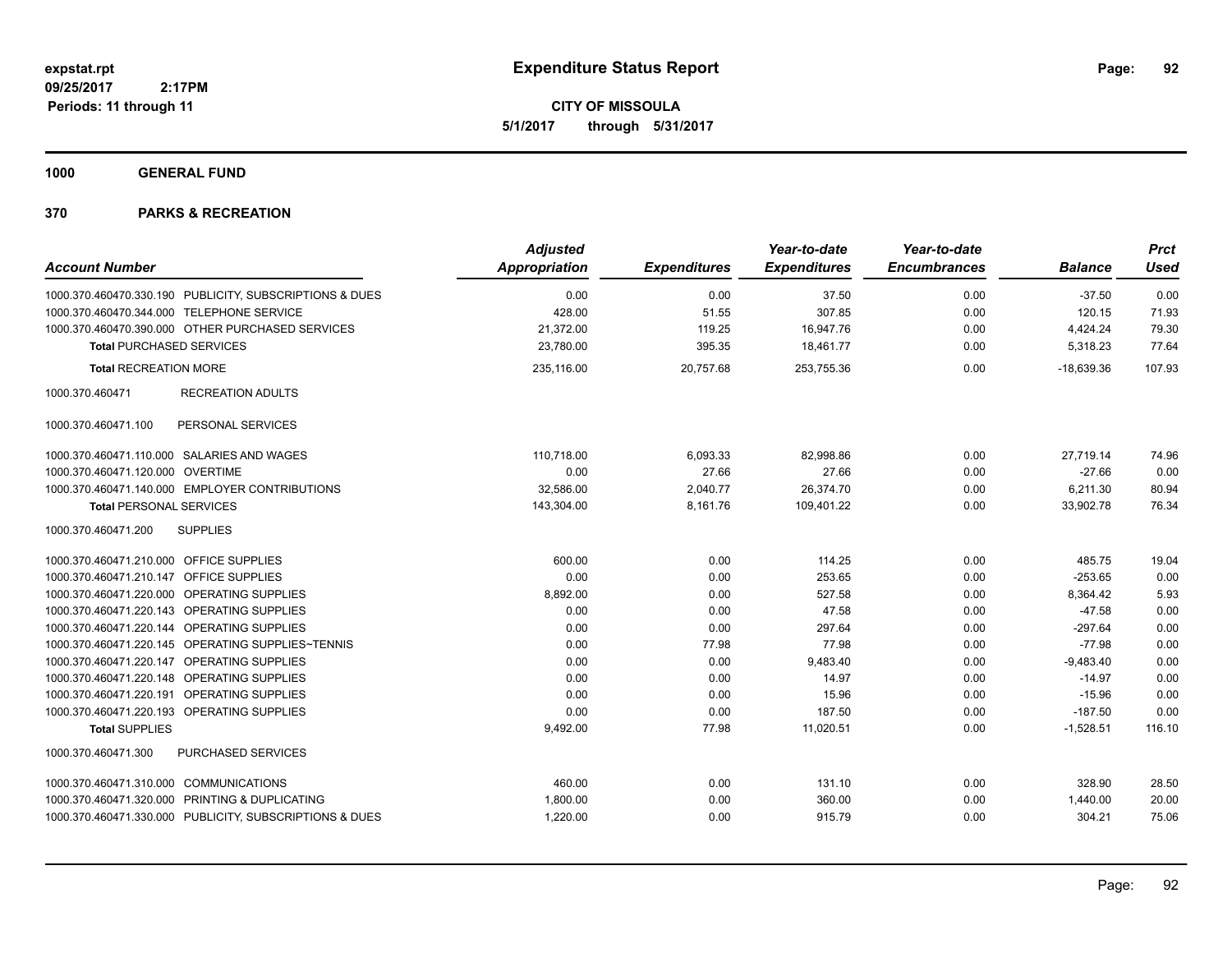**expstat.rpt**
**09/25/2017 2:17PM**
**Periods: 11 through 11**

# Expenditure Status Report

**CITY OF MISSOULA**
**5/1/2017 through 5/31/2017**

## 1000 GENERAL FUND

## 370 PARKS & RECREATION

| Account Number | | Adjusted Appropriation | Expenditures | Year-to-date Expenditures | Year-to-date Encumbrances | Balance | Prct Used |
|---|---|---|---|---|---|---|---|
| 1000.370.460470.330.190 | PUBLICITY, SUBSCRIPTIONS & DUES | 0.00 | 0.00 | 37.50 | 0.00 | -37.50 | 0.00 |
| 1000.370.460470.344.000 | TELEPHONE SERVICE | 428.00 | 51.55 | 307.85 | 0.00 | 120.15 | 71.93 |
| 1000.370.460470.390.000 | OTHER PURCHASED SERVICES | 21,372.00 | 119.25 | 16,947.76 | 0.00 | 4,424.24 | 79.30 |
| **Total** PURCHASED SERVICES | | 23,780.00 | 395.35 | 18,461.77 | 0.00 | 5,318.23 | 77.64 |
| **Total** RECREATION MORE | | 235,116.00 | 20,757.68 | 253,755.36 | 0.00 | -18,639.36 | 107.93 |
| 1000.370.460471 | RECREATION ADULTS | | | | | | |
| 1000.370.460471.100 | PERSONAL SERVICES | | | | | | |
| 1000.370.460471.110.000 | SALARIES AND WAGES | 110,718.00 | 6,093.33 | 82,998.86 | 0.00 | 27,719.14 | 74.96 |
| 1000.370.460471.120.000 | OVERTIME | 0.00 | 27.66 | 27.66 | 0.00 | -27.66 | 0.00 |
| 1000.370.460471.140.000 | EMPLOYER CONTRIBUTIONS | 32,586.00 | 2,040.77 | 26,374.70 | 0.00 | 6,211.30 | 80.94 |
| **Total** PERSONAL SERVICES | | 143,304.00 | 8,161.76 | 109,401.22 | 0.00 | 33,902.78 | 76.34 |
| 1000.370.460471.200 | SUPPLIES | | | | | | |
| 1000.370.460471.210.000 | OFFICE SUPPLIES | 600.00 | 0.00 | 114.25 | 0.00 | 485.75 | 19.04 |
| 1000.370.460471.210.147 | OFFICE SUPPLIES | 0.00 | 0.00 | 253.65 | 0.00 | -253.65 | 0.00 |
| 1000.370.460471.220.000 | OPERATING SUPPLIES | 8,892.00 | 0.00 | 527.58 | 0.00 | 8,364.42 | 5.93 |
| 1000.370.460471.220.143 | OPERATING SUPPLIES | 0.00 | 0.00 | 47.58 | 0.00 | -47.58 | 0.00 |
| 1000.370.460471.220.144 | OPERATING SUPPLIES | 0.00 | 0.00 | 297.64 | 0.00 | -297.64 | 0.00 |
| 1000.370.460471.220.145 | OPERATING SUPPLIES~TENNIS | 0.00 | 77.98 | 77.98 | 0.00 | -77.98 | 0.00 |
| 1000.370.460471.220.147 | OPERATING SUPPLIES | 0.00 | 0.00 | 9,483.40 | 0.00 | -9,483.40 | 0.00 |
| 1000.370.460471.220.148 | OPERATING SUPPLIES | 0.00 | 0.00 | 14.97 | 0.00 | -14.97 | 0.00 |
| 1000.370.460471.220.191 | OPERATING SUPPLIES | 0.00 | 0.00 | 15.96 | 0.00 | -15.96 | 0.00 |
| 1000.370.460471.220.193 | OPERATING SUPPLIES | 0.00 | 0.00 | 187.50 | 0.00 | -187.50 | 0.00 |
| **Total** SUPPLIES | | 9,492.00 | 77.98 | 11,020.51 | 0.00 | -1,528.51 | 116.10 |
| 1000.370.460471.300 | PURCHASED SERVICES | | | | | | |
| 1000.370.460471.310.000 | COMMUNICATIONS | 460.00 | 0.00 | 131.10 | 0.00 | 328.90 | 28.50 |
| 1000.370.460471.320.000 | PRINTING & DUPLICATING | 1,800.00 | 0.00 | 360.00 | 0.00 | 1,440.00 | 20.00 |
| 1000.370.460471.330.000 | PUBLICITY, SUBSCRIPTIONS & DUES | 1,220.00 | 0.00 | 915.79 | 0.00 | 304.21 | 75.06 |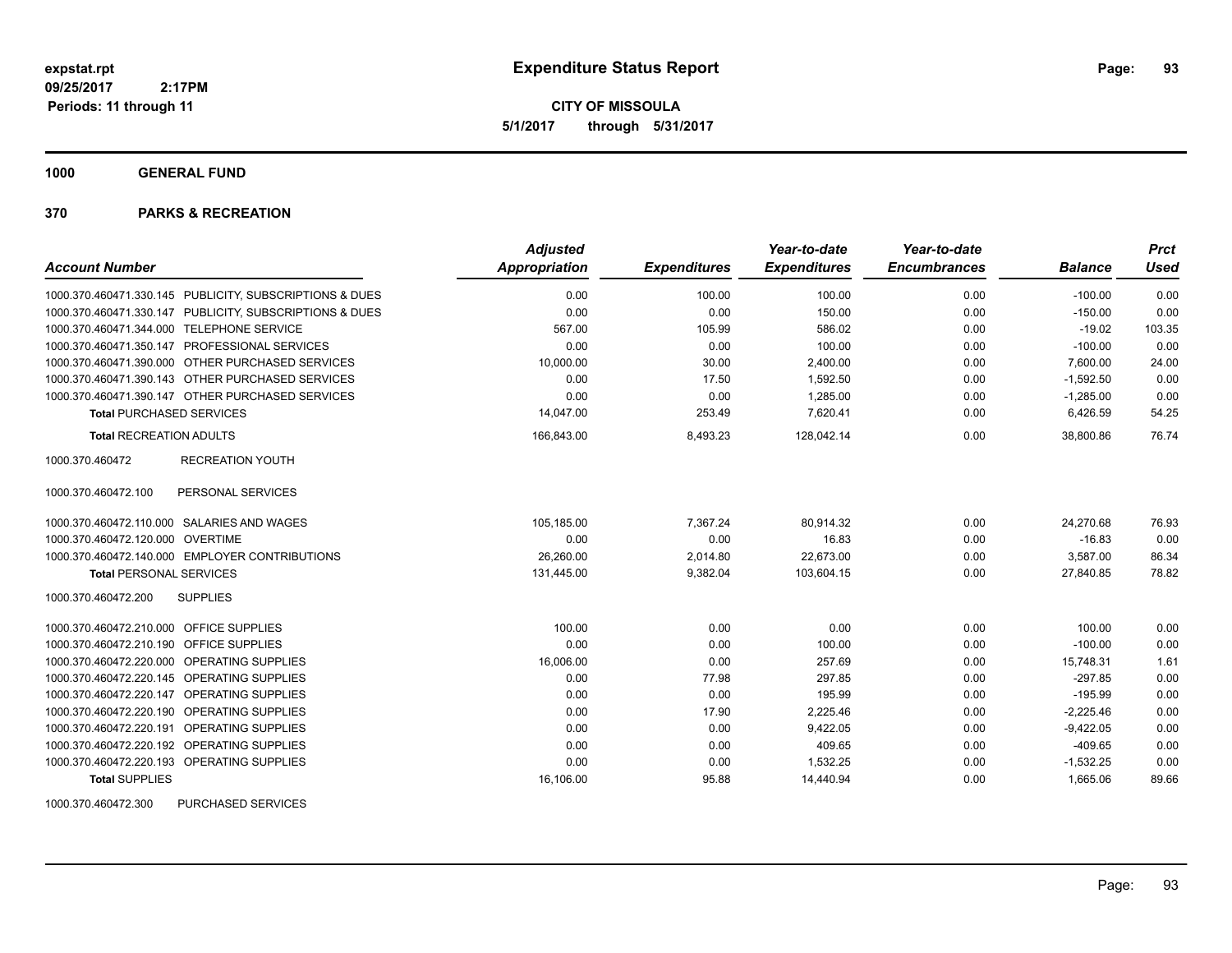**expstat.rpt**
**09/25/2017 2:17PM**
**Periods: 11 through 11**

# Expenditure Status Report

**CITY OF MISSOULA**
**5/1/2017 through 5/31/2017**

## 1000 GENERAL FUND

### 370 PARKS & RECREATION

| Account Number | | Adjusted Appropriation | Expenditures | Year-to-date Expenditures | Year-to-date Encumbrances | Balance | Prct Used |
|---|---|---|---|---|---|---|---|
| 1000.370.460471.330.145 | PUBLICITY, SUBSCRIPTIONS & DUES | 0.00 | 100.00 | 100.00 | 0.00 | -100.00 | 0.00 |
| 1000.370.460471.330.147 | PUBLICITY, SUBSCRIPTIONS & DUES | 0.00 | 0.00 | 150.00 | 0.00 | -150.00 | 0.00 |
| 1000.370.460471.344.000 | TELEPHONE SERVICE | 567.00 | 105.99 | 586.02 | 0.00 | -19.02 | 103.35 |
| 1000.370.460471.350.147 | PROFESSIONAL SERVICES | 0.00 | 0.00 | 100.00 | 0.00 | -100.00 | 0.00 |
| 1000.370.460471.390.000 | OTHER PURCHASED SERVICES | 10,000.00 | 30.00 | 2,400.00 | 0.00 | 7,600.00 | 24.00 |
| 1000.370.460471.390.143 | OTHER PURCHASED SERVICES | 0.00 | 17.50 | 1,592.50 | 0.00 | -1,592.50 | 0.00 |
| 1000.370.460471.390.147 | OTHER PURCHASED SERVICES | 0.00 | 0.00 | 1,285.00 | 0.00 | -1,285.00 | 0.00 |
| **Total** PURCHASED SERVICES | | 14,047.00 | 253.49 | 7,620.41 | 0.00 | 6,426.59 | 54.25 |
| **Total** RECREATION ADULTS | | 166,843.00 | 8,493.23 | 128,042.14 | 0.00 | 38,800.86 | 76.74 |
| 1000.370.460472 | RECREATION YOUTH | | | | | | |
| 1000.370.460472.100 | PERSONAL SERVICES | | | | | | |
| 1000.370.460472.110.000 | SALARIES AND WAGES | 105,185.00 | 7,367.24 | 80,914.32 | 0.00 | 24,270.68 | 76.93 |
| 1000.370.460472.120.000 | OVERTIME | 0.00 | 0.00 | 16.83 | 0.00 | -16.83 | 0.00 |
| 1000.370.460472.140.000 | EMPLOYER CONTRIBUTIONS | 26,260.00 | 2,014.80 | 22,673.00 | 0.00 | 3,587.00 | 86.34 |
| **Total** PERSONAL SERVICES | | 131,445.00 | 9,382.04 | 103,604.15 | 0.00 | 27,840.85 | 78.82 |
| 1000.370.460472.200 | SUPPLIES | | | | | | |
| 1000.370.460472.210.000 | OFFICE SUPPLIES | 100.00 | 0.00 | 0.00 | 0.00 | 100.00 | 0.00 |
| 1000.370.460472.210.190 | OFFICE SUPPLIES | 0.00 | 0.00 | 100.00 | 0.00 | -100.00 | 0.00 |
| 1000.370.460472.220.000 | OPERATING SUPPLIES | 16,006.00 | 0.00 | 257.69 | 0.00 | 15,748.31 | 1.61 |
| 1000.370.460472.220.145 | OPERATING SUPPLIES | 0.00 | 77.98 | 297.85 | 0.00 | -297.85 | 0.00 |
| 1000.370.460472.220.147 | OPERATING SUPPLIES | 0.00 | 0.00 | 195.99 | 0.00 | -195.99 | 0.00 |
| 1000.370.460472.220.190 | OPERATING SUPPLIES | 0.00 | 17.90 | 2,225.46 | 0.00 | -2,225.46 | 0.00 |
| 1000.370.460472.220.191 | OPERATING SUPPLIES | 0.00 | 0.00 | 9,422.05 | 0.00 | -9,422.05 | 0.00 |
| 1000.370.460472.220.192 | OPERATING SUPPLIES | 0.00 | 0.00 | 409.65 | 0.00 | -409.65 | 0.00 |
| 1000.370.460472.220.193 | OPERATING SUPPLIES | 0.00 | 0.00 | 1,532.25 | 0.00 | -1,532.25 | 0.00 |
| **Total** SUPPLIES | | 16,106.00 | 95.88 | 14,440.94 | 0.00 | 1,665.06 | 89.66 |
| 1000.370.460472.300 | PURCHASED SERVICES | | | | | | |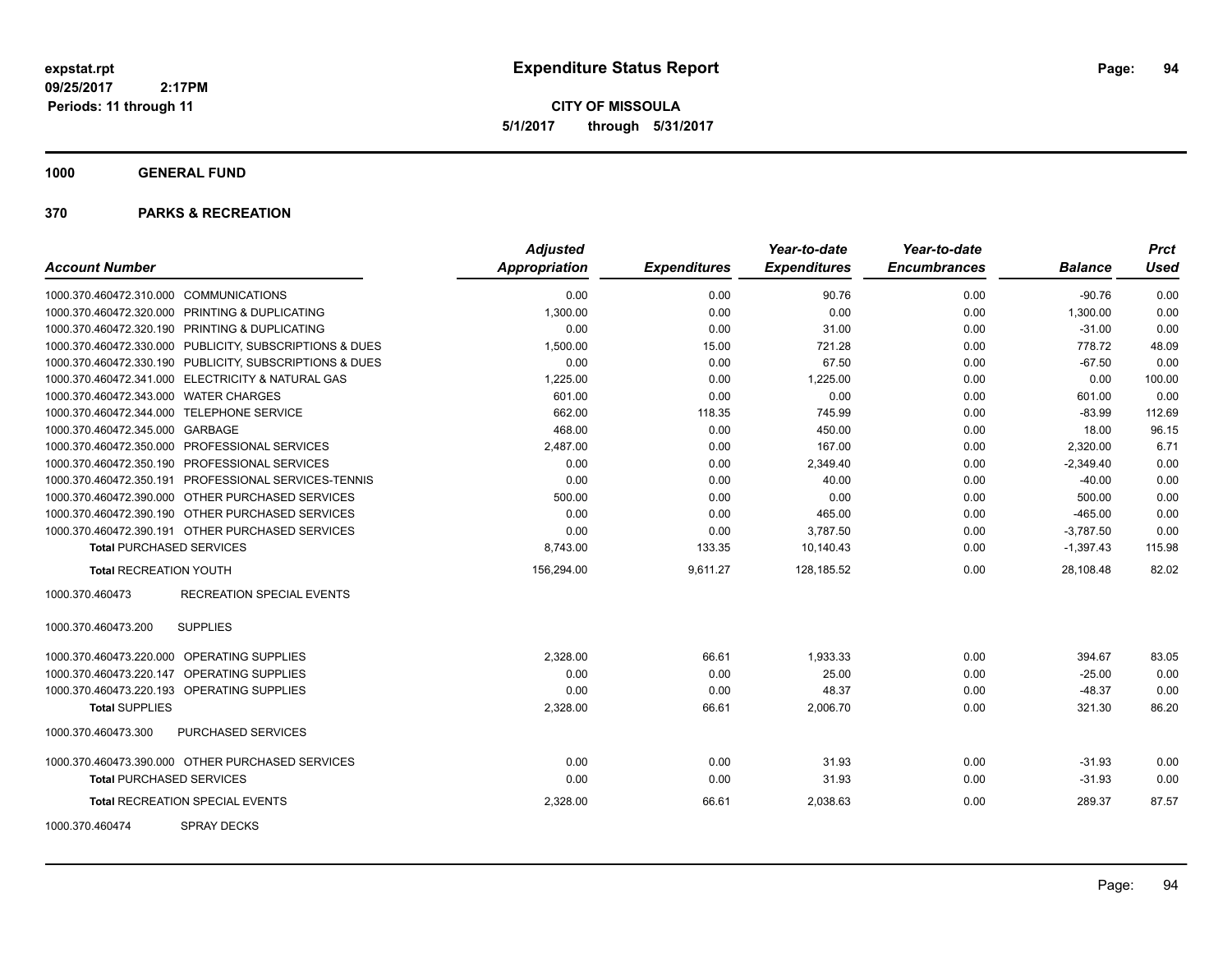# Expenditure Status Report

expstat.rpt
09/25/2017 2:17PM
Periods: 11 through 11

**CITY OF MISSOULA**
**5/1/2017 through 5/31/2017**

## 1000 GENERAL FUND

## 370 PARKS & RECREATION

| Account Number | | Adjusted Appropriation | Expenditures | Year-to-date Expenditures | Year-to-date Encumbrances | Balance | Prct Used |
|---|---|---|---|---|---|---|---|
| 1000.370.460472.310.000 | COMMUNICATIONS | 0.00 | 0.00 | 90.76 | 0.00 | -90.76 | 0.00 |
| 1000.370.460472.320.000 | PRINTING & DUPLICATING | 1,300.00 | 0.00 | 0.00 | 0.00 | 1,300.00 | 0.00 |
| 1000.370.460472.320.190 | PRINTING & DUPLICATING | 0.00 | 0.00 | 31.00 | 0.00 | -31.00 | 0.00 |
| 1000.370.460472.330.000 | PUBLICITY, SUBSCRIPTIONS & DUES | 1,500.00 | 15.00 | 721.28 | 0.00 | 778.72 | 48.09 |
| 1000.370.460472.330.190 | PUBLICITY, SUBSCRIPTIONS & DUES | 0.00 | 0.00 | 67.50 | 0.00 | -67.50 | 0.00 |
| 1000.370.460472.341.000 | ELECTRICITY & NATURAL GAS | 1,225.00 | 0.00 | 1,225.00 | 0.00 | 0.00 | 100.00 |
| 1000.370.460472.343.000 | WATER CHARGES | 601.00 | 0.00 | 0.00 | 0.00 | 601.00 | 0.00 |
| 1000.370.460472.344.000 | TELEPHONE SERVICE | 662.00 | 118.35 | 745.99 | 0.00 | -83.99 | 112.69 |
| 1000.370.460472.345.000 | GARBAGE | 468.00 | 0.00 | 450.00 | 0.00 | 18.00 | 96.15 |
| 1000.370.460472.350.000 | PROFESSIONAL SERVICES | 2,487.00 | 0.00 | 167.00 | 0.00 | 2,320.00 | 6.71 |
| 1000.370.460472.350.190 | PROFESSIONAL SERVICES | 0.00 | 0.00 | 2,349.40 | 0.00 | -2,349.40 | 0.00 |
| 1000.370.460472.350.191 | PROFESSIONAL SERVICES-TENNIS | 0.00 | 0.00 | 40.00 | 0.00 | -40.00 | 0.00 |
| 1000.370.460472.390.000 | OTHER PURCHASED SERVICES | 500.00 | 0.00 | 0.00 | 0.00 | 500.00 | 0.00 |
| 1000.370.460472.390.190 | OTHER PURCHASED SERVICES | 0.00 | 0.00 | 465.00 | 0.00 | -465.00 | 0.00 |
| 1000.370.460472.390.191 | OTHER PURCHASED SERVICES | 0.00 | 0.00 | 3,787.50 | 0.00 | -3,787.50 | 0.00 |
| **Total** PURCHASED SERVICES | | 8,743.00 | 133.35 | 10,140.43 | 0.00 | -1,397.43 | 115.98 |
| **Total** RECREATION YOUTH | | 156,294.00 | 9,611.27 | 128,185.52 | 0.00 | 28,108.48 | 82.02 |
| 1000.370.460473 | RECREATION SPECIAL EVENTS | | | | | | |
| 1000.370.460473.200 | SUPPLIES | | | | | | |
| 1000.370.460473.220.000 | OPERATING SUPPLIES | 2,328.00 | 66.61 | 1,933.33 | 0.00 | 394.67 | 83.05 |
| 1000.370.460473.220.147 | OPERATING SUPPLIES | 0.00 | 0.00 | 25.00 | 0.00 | -25.00 | 0.00 |
| 1000.370.460473.220.193 | OPERATING SUPPLIES | 0.00 | 0.00 | 48.37 | 0.00 | -48.37 | 0.00 |
| **Total** SUPPLIES | | 2,328.00 | 66.61 | 2,006.70 | 0.00 | 321.30 | 86.20 |
| 1000.370.460473.300 | PURCHASED SERVICES | | | | | | |
| 1000.370.460473.390.000 | OTHER PURCHASED SERVICES | 0.00 | 0.00 | 31.93 | 0.00 | -31.93 | 0.00 |
| **Total** PURCHASED SERVICES | | 0.00 | 0.00 | 31.93 | 0.00 | -31.93 | 0.00 |
| **Total** RECREATION SPECIAL EVENTS | | 2,328.00 | 66.61 | 2,038.63 | 0.00 | 289.37 | 87.57 |
| 1000.370.460474 | SPRAY DECKS | | | | | | |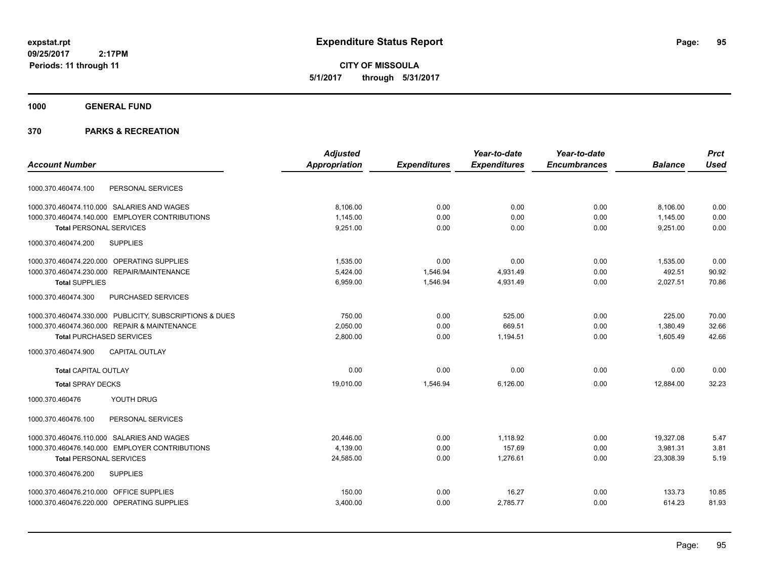# Expenditure Status Report

**expstat.rpt**
**09/25/2017 2:17PM**
**Periods: 11 through 11**

**CITY OF MISSOULA**
**5/1/2017 through 5/31/2017**

**1000 GENERAL FUND**

**370 PARKS & RECREATION**

| Account Number | Adjusted Appropriation | Expenditures | Year-to-date Expenditures | Year-to-date Encumbrances | Balance | Prct Used |
|---|---|---|---|---|---|---|
| 1000.370.460474.100 PERSONAL SERVICES | | | | | | |
| 1000.370.460474.110.000 SALARIES AND WAGES | 8,106.00 | 0.00 | 0.00 | 0.00 | 8,106.00 | 0.00 |
| 1000.370.460474.140.000 EMPLOYER CONTRIBUTIONS | 1,145.00 | 0.00 | 0.00 | 0.00 | 1,145.00 | 0.00 |
| **Total** PERSONAL SERVICES | 9,251.00 | 0.00 | 0.00 | 0.00 | 9,251.00 | 0.00 |
| 1000.370.460474.200 SUPPLIES | | | | | | |
| 1000.370.460474.220.000 OPERATING SUPPLIES | 1,535.00 | 0.00 | 0.00 | 0.00 | 1,535.00 | 0.00 |
| 1000.370.460474.230.000 REPAIR/MAINTENANCE | 5,424.00 | 1,546.94 | 4,931.49 | 0.00 | 492.51 | 90.92 |
| **Total** SUPPLIES | 6,959.00 | 1,546.94 | 4,931.49 | 0.00 | 2,027.51 | 70.86 |
| 1000.370.460474.300 PURCHASED SERVICES | | | | | | |
| 1000.370.460474.330.000 PUBLICITY, SUBSCRIPTIONS & DUES | 750.00 | 0.00 | 525.00 | 0.00 | 225.00 | 70.00 |
| 1000.370.460474.360.000 REPAIR & MAINTENANCE | 2,050.00 | 0.00 | 669.51 | 0.00 | 1,380.49 | 32.66 |
| **Total** PURCHASED SERVICES | 2,800.00 | 0.00 | 1,194.51 | 0.00 | 1,605.49 | 42.66 |
| 1000.370.460474.900 CAPITAL OUTLAY | | | | | | |
| **Total** CAPITAL OUTLAY | 0.00 | 0.00 | 0.00 | 0.00 | 0.00 | 0.00 |
| **Total** SPRAY DECKS | 19,010.00 | 1,546.94 | 6,126.00 | 0.00 | 12,884.00 | 32.23 |
| 1000.370.460476 YOUTH DRUG | | | | | | |
| 1000.370.460476.100 PERSONAL SERVICES | | | | | | |
| 1000.370.460476.110.000 SALARIES AND WAGES | 20,446.00 | 0.00 | 1,118.92 | 0.00 | 19,327.08 | 5.47 |
| 1000.370.460476.140.000 EMPLOYER CONTRIBUTIONS | 4,139.00 | 0.00 | 157.69 | 0.00 | 3,981.31 | 3.81 |
| **Total** PERSONAL SERVICES | 24,585.00 | 0.00 | 1,276.61 | 0.00 | 23,308.39 | 5.19 |
| 1000.370.460476.200 SUPPLIES | | | | | | |
| 1000.370.460476.210.000 OFFICE SUPPLIES | 150.00 | 0.00 | 16.27 | 0.00 | 133.73 | 10.85 |
| 1000.370.460476.220.000 OPERATING SUPPLIES | 3,400.00 | 0.00 | 2,785.77 | 0.00 | 614.23 | 81.93 |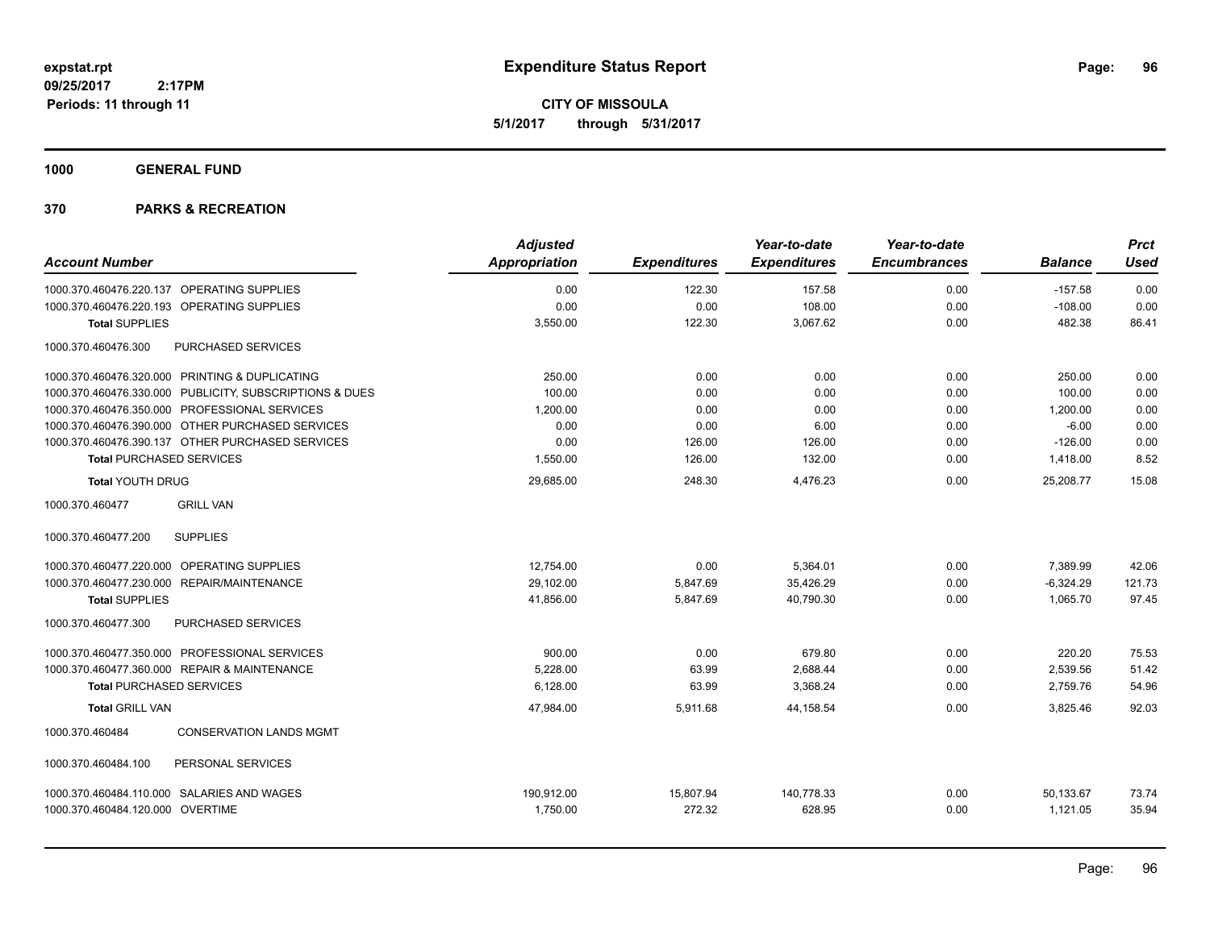# Expenditure Status Report

**CITY OF MISSOULA**

**5/1/2017 through 5/31/2017**

expstat.rpt
09/25/2017 2:17PM
Periods: 11 through 11

## 1000 GENERAL FUND

## 370 PARKS & RECREATION

| Account Number | | Adjusted Appropriation | Expenditures | Year-to-date Expenditures | Year-to-date Encumbrances | Balance | Prct Used |
|---|---|---|---|---|---|---|---|
| 1000.370.460476.220.137 | OPERATING SUPPLIES | 0.00 | 122.30 | 157.58 | 0.00 | -157.58 | 0.00 |
| 1000.370.460476.220.193 | OPERATING SUPPLIES | 0.00 | 0.00 | 108.00 | 0.00 | -108.00 | 0.00 |
| **Total SUPPLIES** | | 3,550.00 | 122.30 | 3,067.62 | 0.00 | 482.38 | 86.41 |
| 1000.370.460476.300 | PURCHASED SERVICES | | | | | | |
| 1000.370.460476.320.000 | PRINTING & DUPLICATING | 250.00 | 0.00 | 0.00 | 0.00 | 250.00 | 0.00 |
| 1000.370.460476.330.000 | PUBLICITY, SUBSCRIPTIONS & DUES | 100.00 | 0.00 | 0.00 | 0.00 | 100.00 | 0.00 |
| 1000.370.460476.350.000 | PROFESSIONAL SERVICES | 1,200.00 | 0.00 | 0.00 | 0.00 | 1,200.00 | 0.00 |
| 1000.370.460476.390.000 | OTHER PURCHASED SERVICES | 0.00 | 0.00 | 6.00 | 0.00 | -6.00 | 0.00 |
| 1000.370.460476.390.137 | OTHER PURCHASED SERVICES | 0.00 | 126.00 | 126.00 | 0.00 | -126.00 | 0.00 |
| **Total PURCHASED SERVICES** | | 1,550.00 | 126.00 | 132.00 | 0.00 | 1,418.00 | 8.52 |
| **Total YOUTH DRUG** | | 29,685.00 | 248.30 | 4,476.23 | 0.00 | 25,208.77 | 15.08 |
| 1000.370.460477 | GRILL VAN | | | | | | |
| 1000.370.460477.200 | SUPPLIES | | | | | | |
| 1000.370.460477.220.000 | OPERATING SUPPLIES | 12,754.00 | 0.00 | 5,364.01 | 0.00 | 7,389.99 | 42.06 |
| 1000.370.460477.230.000 | REPAIR/MAINTENANCE | 29,102.00 | 5,847.69 | 35,426.29 | 0.00 | -6,324.29 | 121.73 |
| **Total SUPPLIES** | | 41,856.00 | 5,847.69 | 40,790.30 | 0.00 | 1,065.70 | 97.45 |
| 1000.370.460477.300 | PURCHASED SERVICES | | | | | | |
| 1000.370.460477.350.000 | PROFESSIONAL SERVICES | 900.00 | 0.00 | 679.80 | 0.00 | 220.20 | 75.53 |
| 1000.370.460477.360.000 | REPAIR & MAINTENANCE | 5,228.00 | 63.99 | 2,688.44 | 0.00 | 2,539.56 | 51.42 |
| **Total PURCHASED SERVICES** | | 6,128.00 | 63.99 | 3,368.24 | 0.00 | 2,759.76 | 54.96 |
| **Total GRILL VAN** | | 47,984.00 | 5,911.68 | 44,158.54 | 0.00 | 3,825.46 | 92.03 |
| 1000.370.460484 | CONSERVATION LANDS MGMT | | | | | | |
| 1000.370.460484.100 | PERSONAL SERVICES | | | | | | |
| 1000.370.460484.110.000 | SALARIES AND WAGES | 190,912.00 | 15,807.94 | 140,778.33 | 0.00 | 50,133.67 | 73.74 |
| 1000.370.460484.120.000 | OVERTIME | 1,750.00 | 272.32 | 628.95 | 0.00 | 1,121.05 | 35.94 |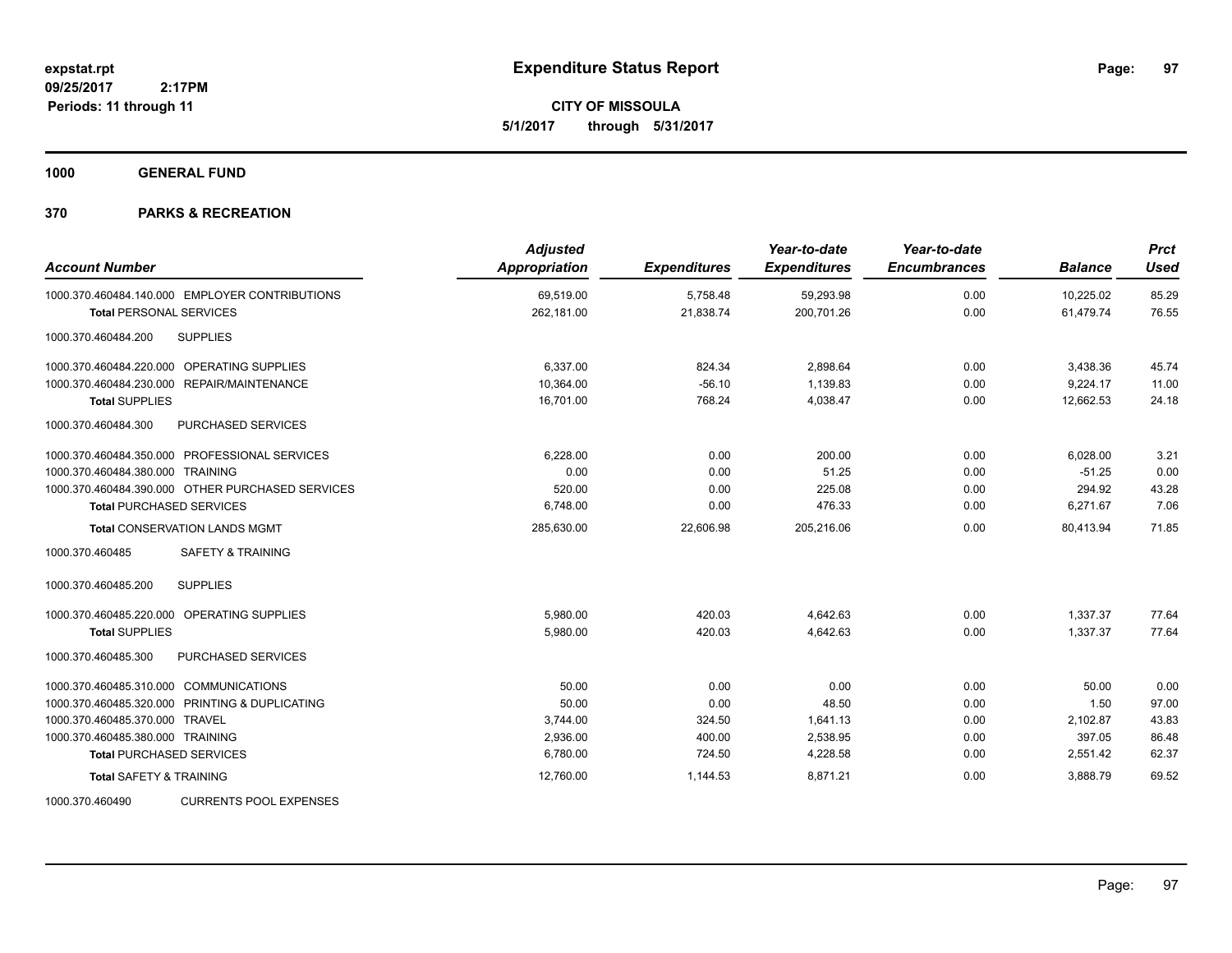**expstat.rpt**
**09/25/2017 2:17PM**
**Periods: 11 through 11**

# Expenditure Status Report

**CITY OF MISSOULA**
**5/1/2017 through 5/31/2017**

## 1000 GENERAL FUND

## 370 PARKS & RECREATION

| Account Number | Adjusted Appropriation | Expenditures | Year-to-date Expenditures | Year-to-date Encumbrances | Balance | Prct Used |
|---|---|---|---|---|---|---|
| 1000.370.460484.140.000 EMPLOYER CONTRIBUTIONS | 69,519.00 | 5,758.48 | 59,293.98 | 0.00 | 10,225.02 | 85.29 |
| **Total** PERSONAL SERVICES | 262,181.00 | 21,838.74 | 200,701.26 | 0.00 | 61,479.74 | 76.55 |
| 1000.370.460484.200 SUPPLIES | | | | | | |
| 1000.370.460484.220.000 OPERATING SUPPLIES | 6,337.00 | 824.34 | 2,898.64 | 0.00 | 3,438.36 | 45.74 |
| 1000.370.460484.230.000 REPAIR/MAINTENANCE | 10,364.00 | -56.10 | 1,139.83 | 0.00 | 9,224.17 | 11.00 |
| **Total** SUPPLIES | 16,701.00 | 768.24 | 4,038.47 | 0.00 | 12,662.53 | 24.18 |
| 1000.370.460484.300 PURCHASED SERVICES | | | | | | |
| 1000.370.460484.350.000 PROFESSIONAL SERVICES | 6,228.00 | 0.00 | 200.00 | 0.00 | 6,028.00 | 3.21 |
| 1000.370.460484.380.000 TRAINING | 0.00 | 0.00 | 51.25 | 0.00 | -51.25 | 0.00 |
| 1000.370.460484.390.000 OTHER PURCHASED SERVICES | 520.00 | 0.00 | 225.08 | 0.00 | 294.92 | 43.28 |
| **Total** PURCHASED SERVICES | 6,748.00 | 0.00 | 476.33 | 0.00 | 6,271.67 | 7.06 |
| **Total** CONSERVATION LANDS MGMT | 285,630.00 | 22,606.98 | 205,216.06 | 0.00 | 80,413.94 | 71.85 |
| 1000.370.460485 SAFETY & TRAINING | | | | | | |
| 1000.370.460485.200 SUPPLIES | | | | | | |
| 1000.370.460485.220.000 OPERATING SUPPLIES | 5,980.00 | 420.03 | 4,642.63 | 0.00 | 1,337.37 | 77.64 |
| **Total** SUPPLIES | 5,980.00 | 420.03 | 4,642.63 | 0.00 | 1,337.37 | 77.64 |
| 1000.370.460485.300 PURCHASED SERVICES | | | | | | |
| 1000.370.460485.310.000 COMMUNICATIONS | 50.00 | 0.00 | 0.00 | 0.00 | 50.00 | 0.00 |
| 1000.370.460485.320.000 PRINTING & DUPLICATING | 50.00 | 0.00 | 48.50 | 0.00 | 1.50 | 97.00 |
| 1000.370.460485.370.000 TRAVEL | 3,744.00 | 324.50 | 1,641.13 | 0.00 | 2,102.87 | 43.83 |
| 1000.370.460485.380.000 TRAINING | 2,936.00 | 400.00 | 2,538.95 | 0.00 | 397.05 | 86.48 |
| **Total** PURCHASED SERVICES | 6,780.00 | 724.50 | 4,228.58 | 0.00 | 2,551.42 | 62.37 |
| **Total** SAFETY & TRAINING | 12,760.00 | 1,144.53 | 8,871.21 | 0.00 | 3,888.79 | 69.52 |
| 1000.370.460490 CURRENTS POOL EXPENSES | | | | | | |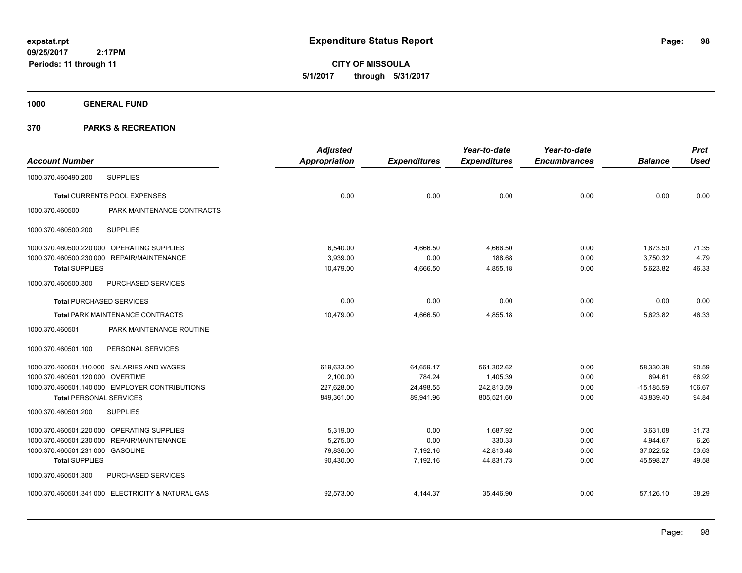# Expenditure Status Report

**expstat.rpt**
**09/25/2017 2:17PM**
**Periods: 11 through 11**

**CITY OF MISSOULA**
**5/1/2017 through 5/31/2017**

**1000 GENERAL FUND**

**370 PARKS & RECREATION**

| Account Number | | Adjusted Appropriation | Expenditures | Year-to-date Expenditures | Year-to-date Encumbrances | Balance | Prct Used |
|---|---|---|---|---|---|---|---|
| 1000.370.460490.200 | SUPPLIES | | | | | | |
| **Total** CURRENTS POOL EXPENSES | | 0.00 | 0.00 | 0.00 | 0.00 | 0.00 | 0.00 |
| 1000.370.460500 | PARK MAINTENANCE CONTRACTS | | | | | | |
| 1000.370.460500.200 | SUPPLIES | | | | | | |
| 1000.370.460500.220.000 | OPERATING SUPPLIES | 6,540.00 | 4,666.50 | 4,666.50 | 0.00 | 1,873.50 | 71.35 |
| 1000.370.460500.230.000 | REPAIR/MAINTENANCE | 3,939.00 | 0.00 | 188.68 | 0.00 | 3,750.32 | 4.79 |
| **Total** SUPPLIES | | 10,479.00 | 4,666.50 | 4,855.18 | 0.00 | 5,623.82 | 46.33 |
| 1000.370.460500.300 | PURCHASED SERVICES | | | | | | |
| **Total** PURCHASED SERVICES | | 0.00 | 0.00 | 0.00 | 0.00 | 0.00 | 0.00 |
| **Total** PARK MAINTENANCE CONTRACTS | | 10,479.00 | 4,666.50 | 4,855.18 | 0.00 | 5,623.82 | 46.33 |
| 1000.370.460501 | PARK MAINTENANCE ROUTINE | | | | | | |
| 1000.370.460501.100 | PERSONAL SERVICES | | | | | | |
| 1000.370.460501.110.000 | SALARIES AND WAGES | 619,633.00 | 64,659.17 | 561,302.62 | 0.00 | 58,330.38 | 90.59 |
| 1000.370.460501.120.000 | OVERTIME | 2,100.00 | 784.24 | 1,405.39 | 0.00 | 694.61 | 66.92 |
| 1000.370.460501.140.000 | EMPLOYER CONTRIBUTIONS | 227,628.00 | 24,498.55 | 242,813.59 | 0.00 | -15,185.59 | 106.67 |
| **Total** PERSONAL SERVICES | | 849,361.00 | 89,941.96 | 805,521.60 | 0.00 | 43,839.40 | 94.84 |
| 1000.370.460501.200 | SUPPLIES | | | | | | |
| 1000.370.460501.220.000 | OPERATING SUPPLIES | 5,319.00 | 0.00 | 1,687.92 | 0.00 | 3,631.08 | 31.73 |
| 1000.370.460501.230.000 | REPAIR/MAINTENANCE | 5,275.00 | 0.00 | 330.33 | 0.00 | 4,944.67 | 6.26 |
| 1000.370.460501.231.000 | GASOLINE | 79,836.00 | 7,192.16 | 42,813.48 | 0.00 | 37,022.52 | 53.63 |
| **Total** SUPPLIES | | 90,430.00 | 7,192.16 | 44,831.73 | 0.00 | 45,598.27 | 49.58 |
| 1000.370.460501.300 | PURCHASED SERVICES | | | | | | |
| 1000.370.460501.341.000 | ELECTRICITY & NATURAL GAS | 92,573.00 | 4,144.37 | 35,446.90 | 0.00 | 57,126.10 | 38.29 |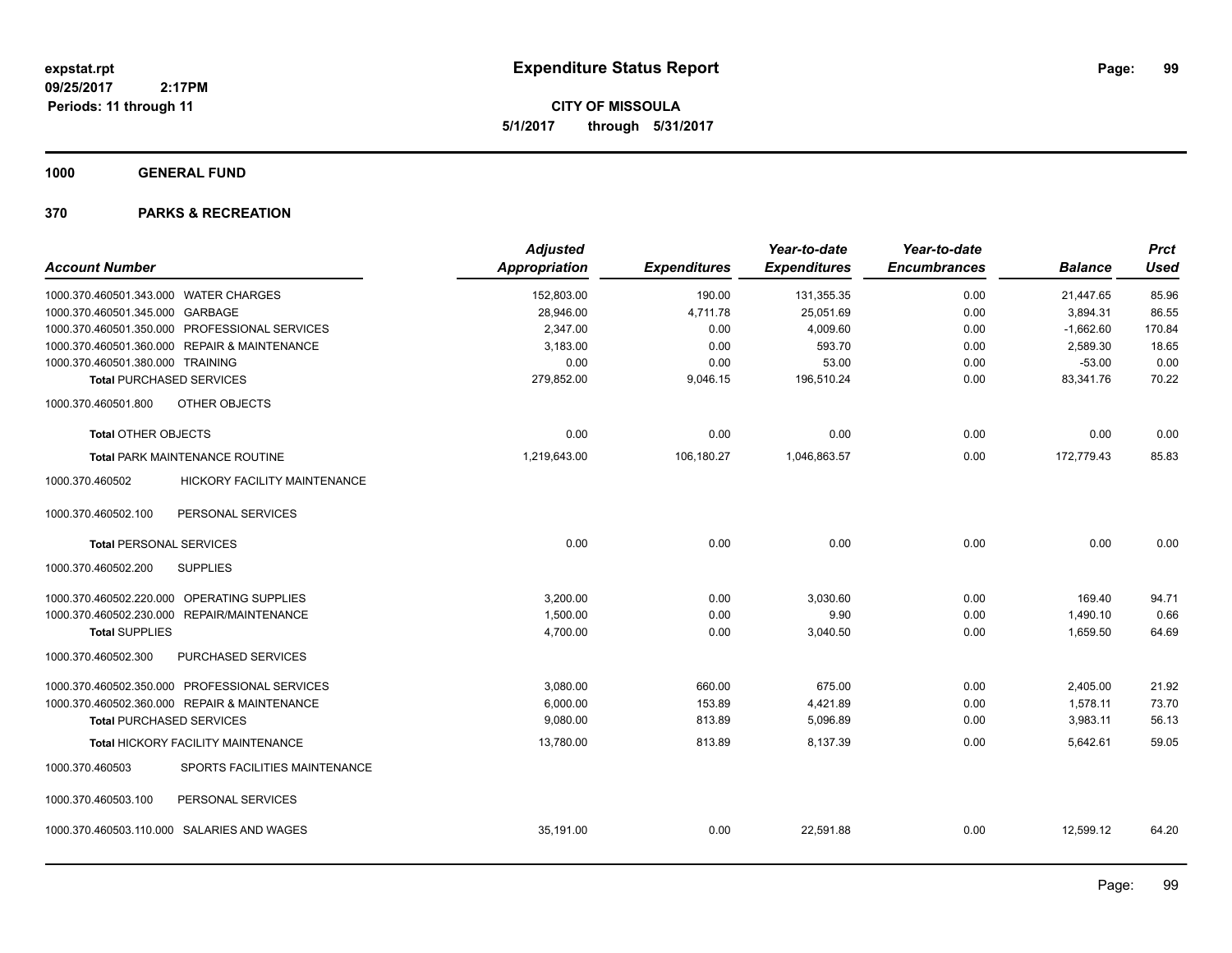expstat.rpt
09/25/2017 2:17PM
Periods: 11 through 11

# Expenditure Status Report

**CITY OF MISSOULA**
**5/1/2017 through 5/31/2017**

## 1000 GENERAL FUND

## 370 PARKS & RECREATION

| Account Number | | Adjusted Appropriation | Expenditures | Year-to-date Expenditures | Year-to-date Encumbrances | Balance | Prct Used |
|---|---|---|---|---|---|---|---|
| 1000.370.460501.343.000 | WATER CHARGES | 152,803.00 | 190.00 | 131,355.35 | 0.00 | 21,447.65 | 85.96 |
| 1000.370.460501.345.000 | GARBAGE | 28,946.00 | 4,711.78 | 25,051.69 | 0.00 | 3,894.31 | 86.55 |
| 1000.370.460501.350.000 | PROFESSIONAL SERVICES | 2,347.00 | 0.00 | 4,009.60 | 0.00 | -1,662.60 | 170.84 |
| 1000.370.460501.360.000 | REPAIR & MAINTENANCE | 3,183.00 | 0.00 | 593.70 | 0.00 | 2,589.30 | 18.65 |
| 1000.370.460501.380.000 | TRAINING | 0.00 | 0.00 | 53.00 | 0.00 | -53.00 | 0.00 |
| **Total** PURCHASED SERVICES | | 279,852.00 | 9,046.15 | 196,510.24 | 0.00 | 83,341.76 | 70.22 |
| 1000.370.460501.800 | OTHER OBJECTS | | | | | | |
| **Total** OTHER OBJECTS | | 0.00 | 0.00 | 0.00 | 0.00 | 0.00 | 0.00 |
| **Total** PARK MAINTENANCE ROUTINE | | 1,219,643.00 | 106,180.27 | 1,046,863.57 | 0.00 | 172,779.43 | 85.83 |
| 1000.370.460502 | HICKORY FACILITY MAINTENANCE | | | | | | |
| 1000.370.460502.100 | PERSONAL SERVICES | | | | | | |
| **Total** PERSONAL SERVICES | | 0.00 | 0.00 | 0.00 | 0.00 | 0.00 | 0.00 |
| 1000.370.460502.200 | SUPPLIES | | | | | | |
| 1000.370.460502.220.000 | OPERATING SUPPLIES | 3,200.00 | 0.00 | 3,030.60 | 0.00 | 169.40 | 94.71 |
| 1000.370.460502.230.000 | REPAIR/MAINTENANCE | 1,500.00 | 0.00 | 9.90 | 0.00 | 1,490.10 | 0.66 |
| **Total** SUPPLIES | | 4,700.00 | 0.00 | 3,040.50 | 0.00 | 1,659.50 | 64.69 |
| 1000.370.460502.300 | PURCHASED SERVICES | | | | | | |
| 1000.370.460502.350.000 | PROFESSIONAL SERVICES | 3,080.00 | 660.00 | 675.00 | 0.00 | 2,405.00 | 21.92 |
| 1000.370.460502.360.000 | REPAIR & MAINTENANCE | 6,000.00 | 153.89 | 4,421.89 | 0.00 | 1,578.11 | 73.70 |
| **Total** PURCHASED SERVICES | | 9,080.00 | 813.89 | 5,096.89 | 0.00 | 3,983.11 | 56.13 |
| **Total** HICKORY FACILITY MAINTENANCE | | 13,780.00 | 813.89 | 8,137.39 | 0.00 | 5,642.61 | 59.05 |
| 1000.370.460503 | SPORTS FACILITIES MAINTENANCE | | | | | | |
| 1000.370.460503.100 | PERSONAL SERVICES | | | | | | |
| 1000.370.460503.110.000 | SALARIES AND WAGES | 35,191.00 | 0.00 | 22,591.88 | 0.00 | 12,599.12 | 64.20 |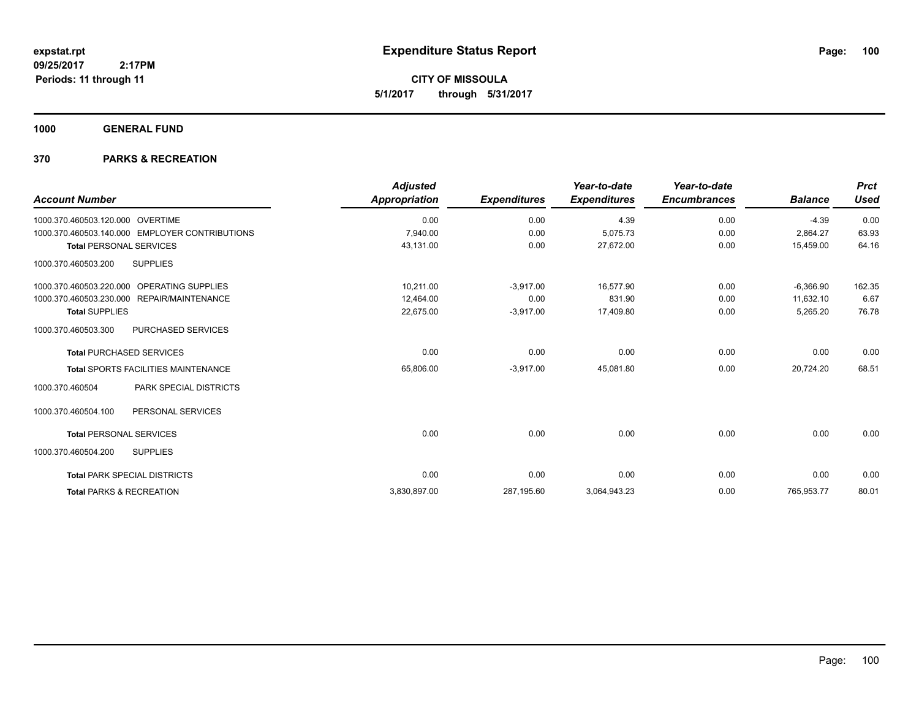**expstat.rpt**
**09/25/2017 2:17PM**
**Periods: 11 through 11**

# Expenditure Status Report

**CITY OF MISSOULA**
**5/1/2017 through 5/31/2017**

## 1000 GENERAL FUND

## 370 PARKS & RECREATION

| Account Number | Adjusted Appropriation | Expenditures | Year-to-date Expenditures | Year-to-date Encumbrances | Balance | Prct Used |
|---|---|---|---|---|---|---|
| 1000.370.460503.120.000 OVERTIME | 0.00 | 0.00 | 4.39 | 0.00 | -4.39 | 0.00 |
| 1000.370.460503.140.000 EMPLOYER CONTRIBUTIONS | 7,940.00 | 0.00 | 5,075.73 | 0.00 | 2,864.27 | 63.93 |
| **Total** PERSONAL SERVICES | 43,131.00 | 0.00 | 27,672.00 | 0.00 | 15,459.00 | 64.16 |
| 1000.370.460503.200 SUPPLIES | | | | | | |
| 1000.370.460503.220.000 OPERATING SUPPLIES | 10,211.00 | -3,917.00 | 16,577.90 | 0.00 | -6,366.90 | 162.35 |
| 1000.370.460503.230.000 REPAIR/MAINTENANCE | 12,464.00 | 0.00 | 831.90 | 0.00 | 11,632.10 | 6.67 |
| **Total SUPPLIES** | 22,675.00 | -3,917.00 | 17,409.80 | 0.00 | 5,265.20 | 76.78 |
| 1000.370.460503.300 PURCHASED SERVICES | | | | | | |
| **Total** PURCHASED SERVICES | 0.00 | 0.00 | 0.00 | 0.00 | 0.00 | 0.00 |
| **Total** SPORTS FACILITIES MAINTENANCE | 65,806.00 | -3,917.00 | 45,081.80 | 0.00 | 20,724.20 | 68.51 |
| 1000.370.460504 PARK SPECIAL DISTRICTS | | | | | | |
| 1000.370.460504.100 PERSONAL SERVICES | | | | | | |
| **Total** PERSONAL SERVICES | 0.00 | 0.00 | 0.00 | 0.00 | 0.00 | 0.00 |
| 1000.370.460504.200 SUPPLIES | | | | | | |
| **Total** PARK SPECIAL DISTRICTS | 0.00 | 0.00 | 0.00 | 0.00 | 0.00 | 0.00 |
| **Total** PARKS & RECREATION | 3,830,897.00 | 287,195.60 | 3,064,943.23 | 0.00 | 765,953.77 | 80.01 |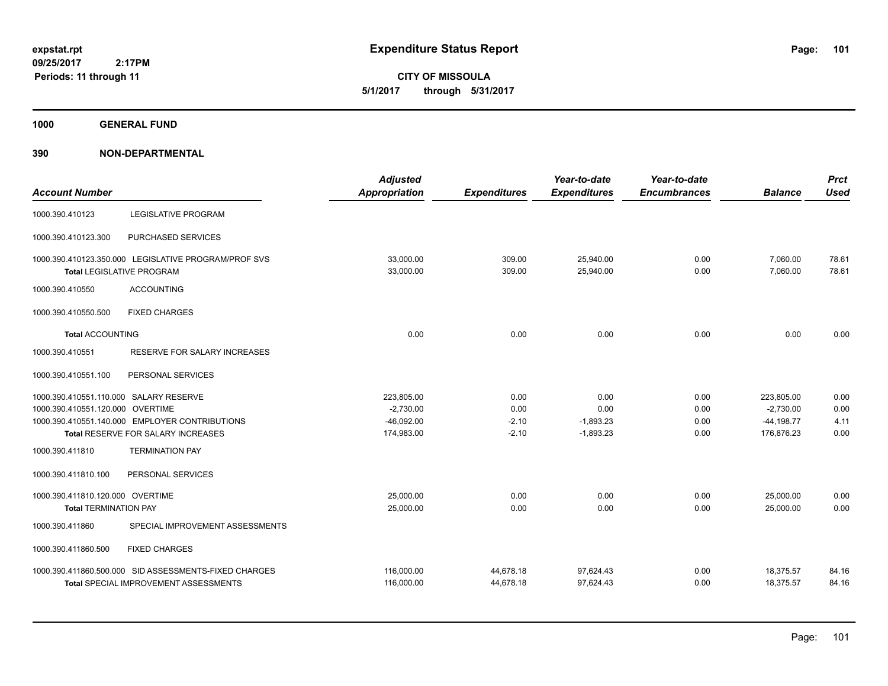# Expenditure Status Report

expstat.rpt
09/25/2017 2:17PM
Periods: 11 through 11

**CITY OF MISSOULA**
**5/1/2017 through 5/31/2017**

## 1000 GENERAL FUND

## 390 NON-DEPARTMENTAL

| Account Number | | Adjusted Appropriation | Expenditures | Year-to-date Expenditures | Year-to-date Encumbrances | Balance | Prct Used |
|---|---|---|---|---|---|---|---|
| 1000.390.410123 | LEGISLATIVE PROGRAM | | | | | | |
| 1000.390.410123.300 | PURCHASED SERVICES | | | | | | |
| 1000.390.410123.350.000 | LEGISLATIVE PROGRAM/PROF SVS | 33,000.00 | 309.00 | 25,940.00 | 0.00 | 7,060.00 | 78.61 |
| **Total** LEGISLATIVE PROGRAM | | 33,000.00 | 309.00 | 25,940.00 | 0.00 | 7,060.00 | 78.61 |
| 1000.390.410550 | ACCOUNTING | | | | | | |
| 1000.390.410550.500 | FIXED CHARGES | | | | | | |
| **Total** ACCOUNTING | | 0.00 | 0.00 | 0.00 | 0.00 | 0.00 | 0.00 |
| 1000.390.410551 | RESERVE FOR SALARY INCREASES | | | | | | |
| 1000.390.410551.100 | PERSONAL SERVICES | | | | | | |
| 1000.390.410551.110.000 | SALARY RESERVE | 223,805.00 | 0.00 | 0.00 | 0.00 | 223,805.00 | 0.00 |
| 1000.390.410551.120.000 | OVERTIME | -2,730.00 | 0.00 | 0.00 | 0.00 | -2,730.00 | 0.00 |
| 1000.390.410551.140.000 | EMPLOYER CONTRIBUTIONS | -46,092.00 | -2.10 | -1,893.23 | 0.00 | -44,198.77 | 4.11 |
| **Total** RESERVE FOR SALARY INCREASES | | 174,983.00 | -2.10 | -1,893.23 | 0.00 | 176,876.23 | 0.00 |
| 1000.390.411810 | TERMINATION PAY | | | | | | |
| 1000.390.411810.100 | PERSONAL SERVICES | | | | | | |
| 1000.390.411810.120.000 | OVERTIME | 25,000.00 | 0.00 | 0.00 | 0.00 | 25,000.00 | 0.00 |
| **Total** TERMINATION PAY | | 25,000.00 | 0.00 | 0.00 | 0.00 | 25,000.00 | 0.00 |
| 1000.390.411860 | SPECIAL IMPROVEMENT ASSESSMENTS | | | | | | |
| 1000.390.411860.500 | FIXED CHARGES | | | | | | |
| 1000.390.411860.500.000 | SID ASSESSMENTS-FIXED CHARGES | 116,000.00 | 44,678.18 | 97,624.43 | 0.00 | 18,375.57 | 84.16 |
| **Total** SPECIAL IMPROVEMENT ASSESSMENTS | | 116,000.00 | 44,678.18 | 97,624.43 | 0.00 | 18,375.57 | 84.16 |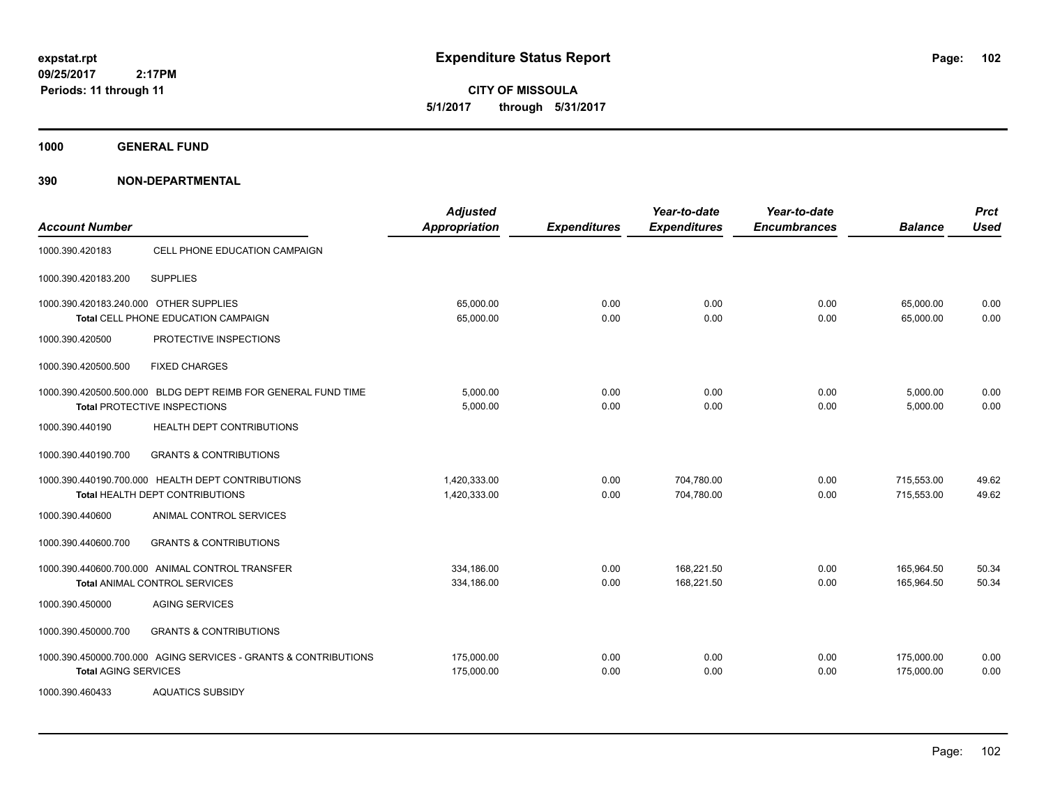expstat.rpt
09/25/2017 2:17PM
Periods: 11 through 11

# Expenditure Status Report

**CITY OF MISSOULA**
**5/1/2017 through 5/31/2017**

## 1000 GENERAL FUND

## 390 NON-DEPARTMENTAL

| Account Number | | Adjusted Appropriation | Expenditures | Year-to-date Expenditures | Year-to-date Encumbrances | Balance | Prct Used |
|---|---|---|---|---|---|---|---|
| 1000.390.420183 | CELL PHONE EDUCATION CAMPAIGN | | | | | | |
| 1000.390.420183.200 | SUPPLIES | | | | | | |
| 1000.390.420183.240.000 OTHER SUPPLIES | | 65,000.00 | 0.00 | 0.00 | 0.00 | 65,000.00 | 0.00 |
| **Total** CELL PHONE EDUCATION CAMPAIGN | | 65,000.00 | 0.00 | 0.00 | 0.00 | 65,000.00 | 0.00 |
| 1000.390.420500 | PROTECTIVE INSPECTIONS | | | | | | |
| 1000.390.420500.500 | FIXED CHARGES | | | | | | |
| 1000.390.420500.500.000 BLDG DEPT REIMB FOR GENERAL FUND TIME | | 5,000.00 | 0.00 | 0.00 | 0.00 | 5,000.00 | 0.00 |
| **Total** PROTECTIVE INSPECTIONS | | 5,000.00 | 0.00 | 0.00 | 0.00 | 5,000.00 | 0.00 |
| 1000.390.440190 | HEALTH DEPT CONTRIBUTIONS | | | | | | |
| 1000.390.440190.700 | GRANTS & CONTRIBUTIONS | | | | | | |
| 1000.390.440190.700.000 HEALTH DEPT CONTRIBUTIONS | | 1,420,333.00 | 0.00 | 704,780.00 | 0.00 | 715,553.00 | 49.62 |
| **Total** HEALTH DEPT CONTRIBUTIONS | | 1,420,333.00 | 0.00 | 704,780.00 | 0.00 | 715,553.00 | 49.62 |
| 1000.390.440600 | ANIMAL CONTROL SERVICES | | | | | | |
| 1000.390.440600.700 | GRANTS & CONTRIBUTIONS | | | | | | |
| 1000.390.440600.700.000 ANIMAL CONTROL TRANSFER | | 334,186.00 | 0.00 | 168,221.50 | 0.00 | 165,964.50 | 50.34 |
| **Total** ANIMAL CONTROL SERVICES | | 334,186.00 | 0.00 | 168,221.50 | 0.00 | 165,964.50 | 50.34 |
| 1000.390.450000 | AGING SERVICES | | | | | | |
| 1000.390.450000.700 | GRANTS & CONTRIBUTIONS | | | | | | |
| 1000.390.450000.700.000 AGING SERVICES - GRANTS & CONTRIBUTIONS | | 175,000.00 | 0.00 | 0.00 | 0.00 | 175,000.00 | 0.00 |
| **Total** AGING SERVICES | | 175,000.00 | 0.00 | 0.00 | 0.00 | 175,000.00 | 0.00 |
| 1000.390.460433 | AQUATICS SUBSIDY | | | | | | |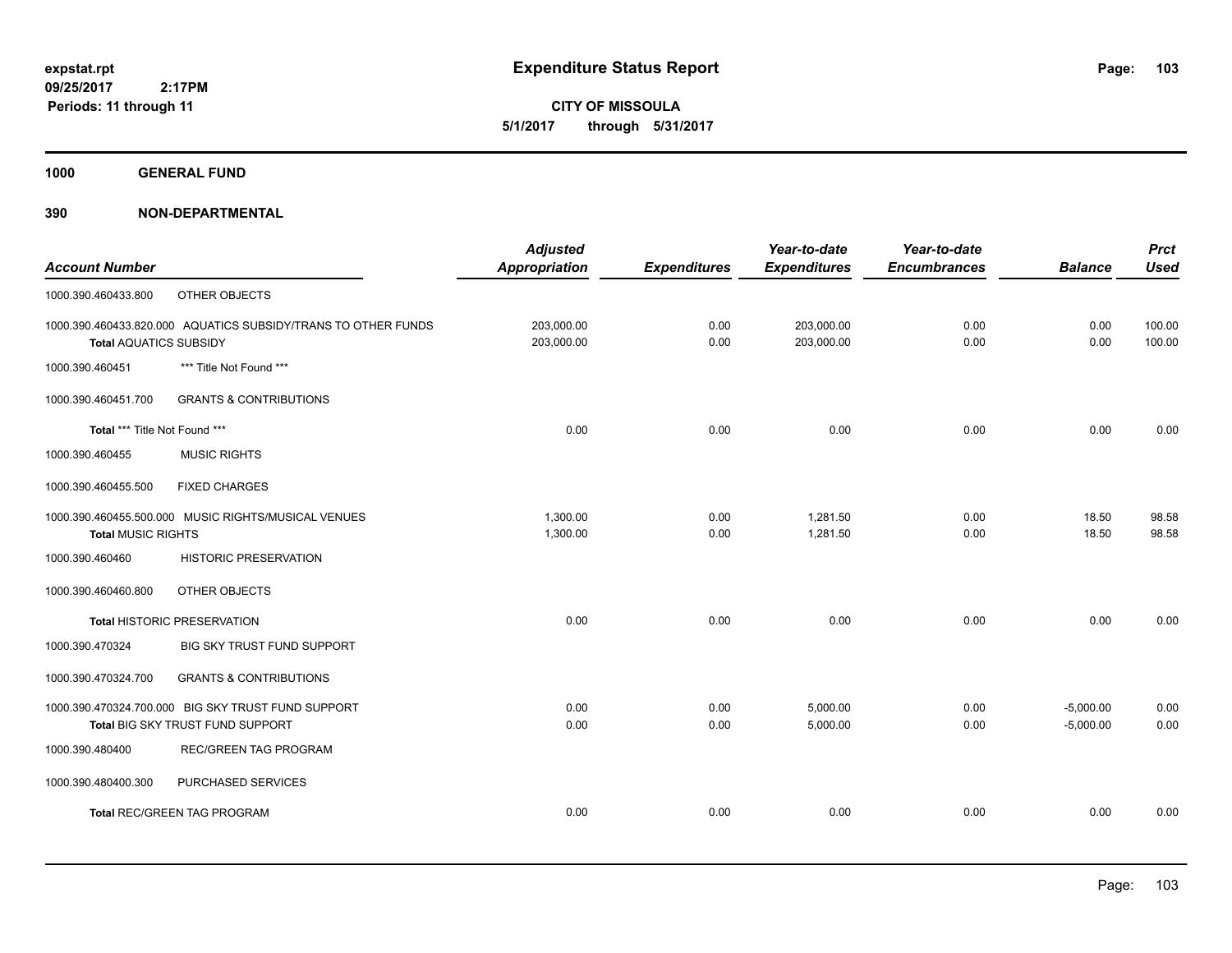**expstat.rpt**
**09/25/2017 2:17PM**
**Periods: 11 through 11**

# Expenditure Status Report

**CITY OF MISSOULA**
**5/1/2017 through 5/31/2017**

## 1000 GENERAL FUND

## 390 NON-DEPARTMENTAL

| Account Number | | Adjusted Appropriation | Expenditures | Year-to-date Expenditures | Year-to-date Encumbrances | Balance | Prct Used |
|---|---|---|---|---|---|---|---|
| 1000.390.460433.800 | OTHER OBJECTS | | | | | | |
| 1000.390.460433.820.000 AQUATICS SUBSIDY/TRANS TO OTHER FUNDS | | 203,000.00 | 0.00 | 203,000.00 | 0.00 | 0.00 | 100.00 |
| **Total** AQUATICS SUBSIDY | | 203,000.00 | 0.00 | 203,000.00 | 0.00 | 0.00 | 100.00 |
| 1000.390.460451 | *** Title Not Found *** | | | | | | |
| 1000.390.460451.700 | GRANTS & CONTRIBUTIONS | | | | | | |
| **Total** *** Title Not Found *** | | 0.00 | 0.00 | 0.00 | 0.00 | 0.00 | 0.00 |
| 1000.390.460455 | MUSIC RIGHTS | | | | | | |
| 1000.390.460455.500 | FIXED CHARGES | | | | | | |
| 1000.390.460455.500.000 MUSIC RIGHTS/MUSICAL VENUES | | 1,300.00 | 0.00 | 1,281.50 | 0.00 | 18.50 | 98.58 |
| **Total** MUSIC RIGHTS | | 1,300.00 | 0.00 | 1,281.50 | 0.00 | 18.50 | 98.58 |
| 1000.390.460460 | HISTORIC PRESERVATION | | | | | | |
| 1000.390.460460.800 | OTHER OBJECTS | | | | | | |
| **Total** HISTORIC PRESERVATION | | 0.00 | 0.00 | 0.00 | 0.00 | 0.00 | 0.00 |
| 1000.390.470324 | BIG SKY TRUST FUND SUPPORT | | | | | | |
| 1000.390.470324.700 | GRANTS & CONTRIBUTIONS | | | | | | |
| 1000.390.470324.700.000 BIG SKY TRUST FUND SUPPORT | | 0.00 | 0.00 | 5,000.00 | 0.00 | -5,000.00 | 0.00 |
| **Total** BIG SKY TRUST FUND SUPPORT | | 0.00 | 0.00 | 5,000.00 | 0.00 | -5,000.00 | 0.00 |
| 1000.390.480400 | REC/GREEN TAG PROGRAM | | | | | | |
| 1000.390.480400.300 | PURCHASED SERVICES | | | | | | |
| **Total** REC/GREEN TAG PROGRAM | | 0.00 | 0.00 | 0.00 | 0.00 | 0.00 | 0.00 |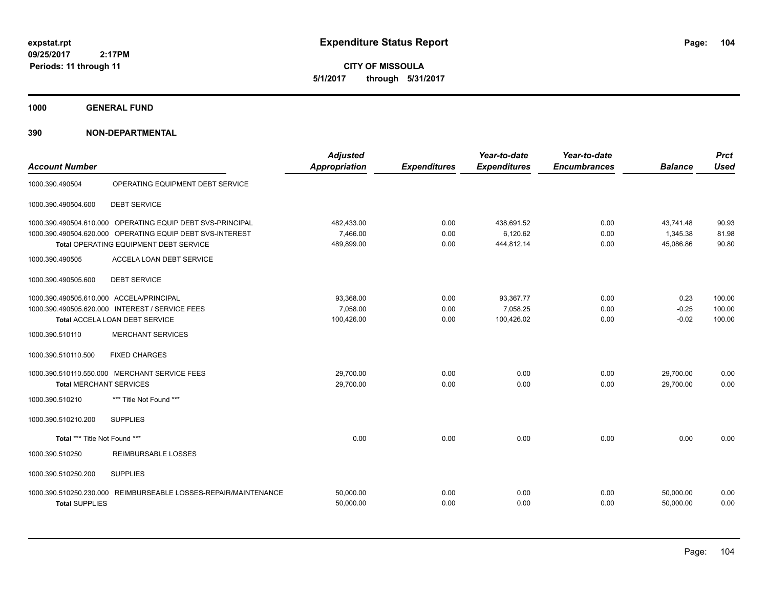expstat.rpt
09/25/2017 2:17PM
Periods: 11 through 11

# Expenditure Status Report

**CITY OF MISSOULA**
**5/1/2017 through 5/31/2017**

## 1000 GENERAL FUND

## 390 NON-DEPARTMENTAL

| Account Number | | Adjusted Appropriation | Expenditures | Year-to-date Expenditures | Year-to-date Encumbrances | Balance | Prct Used |
|---|---|---|---|---|---|---|---|
| 1000.390.490504 | OPERATING EQUIPMENT DEBT SERVICE | | | | | | |
| 1000.390.490504.600 | DEBT SERVICE | | | | | | |
| 1000.390.490504.610.000 | OPERATING EQUIP DEBT SVS-PRINCIPAL | 482,433.00 | 0.00 | 438,691.52 | 0.00 | 43,741.48 | 90.93 |
| 1000.390.490504.620.000 | OPERATING EQUIP DEBT SVS-INTEREST | 7,466.00 | 0.00 | 6,120.62 | 0.00 | 1,345.38 | 81.98 |
| **Total** OPERATING EQUIPMENT DEBT SERVICE | | 489,899.00 | 0.00 | 444,812.14 | 0.00 | 45,086.86 | 90.80 |
| 1000.390.490505 | ACCELA LOAN DEBT SERVICE | | | | | | |
| 1000.390.490505.600 | DEBT SERVICE | | | | | | |
| 1000.390.490505.610.000 | ACCELA/PRINCIPAL | 93,368.00 | 0.00 | 93,367.77 | 0.00 | 0.23 | 100.00 |
| 1000.390.490505.620.000 | INTEREST / SERVICE FEES | 7,058.00 | 0.00 | 7,058.25 | 0.00 | -0.25 | 100.00 |
| **Total** ACCELA LOAN DEBT SERVICE | | 100,426.00 | 0.00 | 100,426.02 | 0.00 | -0.02 | 100.00 |
| 1000.390.510110 | MERCHANT SERVICES | | | | | | |
| 1000.390.510110.500 | FIXED CHARGES | | | | | | |
| 1000.390.510110.550.000 | MERCHANT SERVICE FEES | 29,700.00 | 0.00 | 0.00 | 0.00 | 29,700.00 | 0.00 |
| **Total** MERCHANT SERVICES | | 29,700.00 | 0.00 | 0.00 | 0.00 | 29,700.00 | 0.00 |
| 1000.390.510210 | *** Title Not Found *** | | | | | | |
| 1000.390.510210.200 | SUPPLIES | | | | | | |
| **Total** *** Title Not Found *** | | 0.00 | 0.00 | 0.00 | 0.00 | 0.00 | 0.00 |
| 1000.390.510250 | REIMBURSABLE LOSSES | | | | | | |
| 1000.390.510250.200 | SUPPLIES | | | | | | |
| 1000.390.510250.230.000 | REIMBURSEABLE LOSSES-REPAIR/MAINTENANCE | 50,000.00 | 0.00 | 0.00 | 0.00 | 50,000.00 | 0.00 |
| **Total** SUPPLIES | | 50,000.00 | 0.00 | 0.00 | 0.00 | 50,000.00 | 0.00 |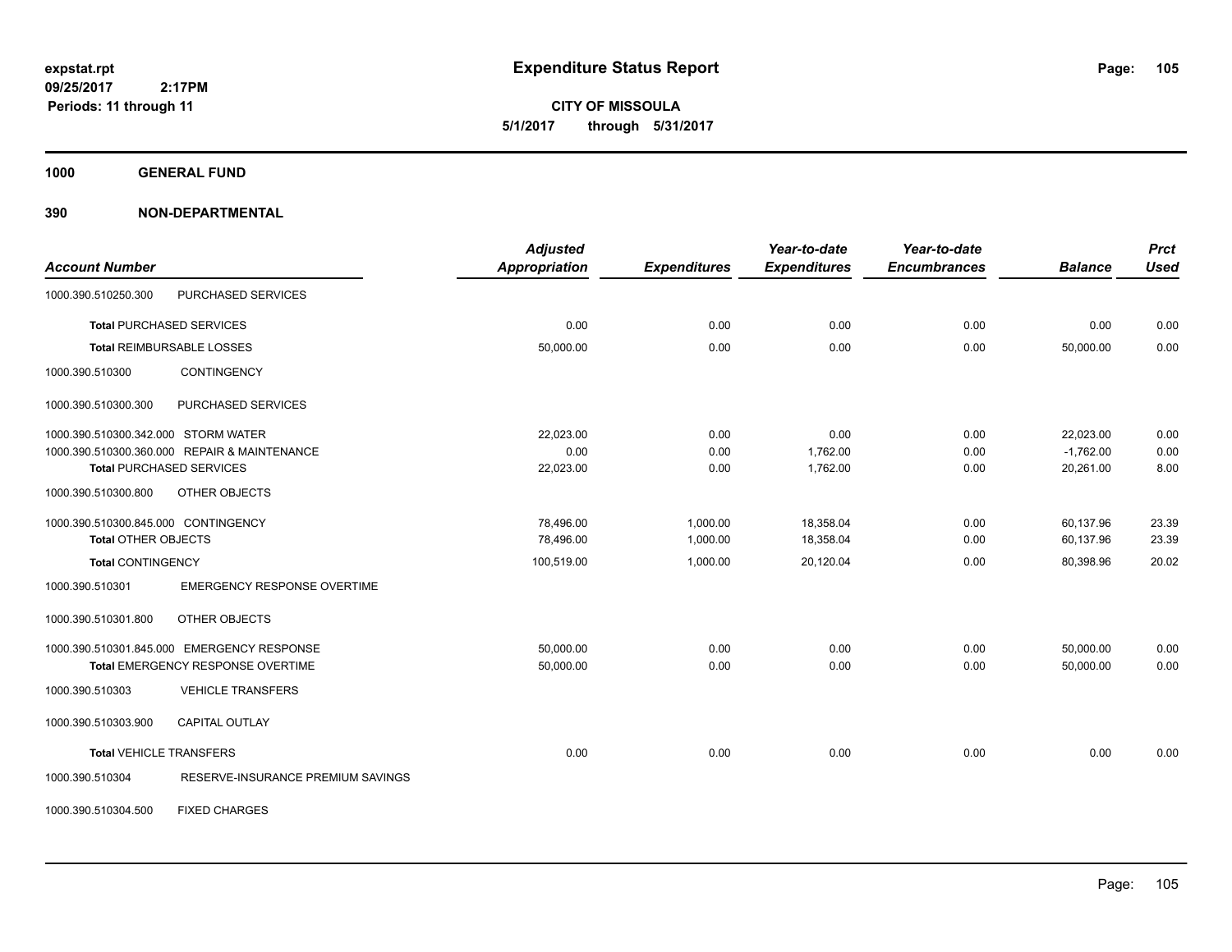**Expenditure Status Report**

**CITY OF MISSOULA**
**5/1/2017 through 5/31/2017**

expstat.rpt
09/25/2017 2:17PM
Periods: 11 through 11

## 1000 GENERAL FUND

## 390 NON-DEPARTMENTAL

| Account Number | | Adjusted Appropriation | Expenditures | Year-to-date Expenditures | Year-to-date Encumbrances | Balance | Prct Used |
|---|---|---|---|---|---|---|---|
| 1000.390.510250.300 | PURCHASED SERVICES | | | | | | |
| Total PURCHASED SERVICES | | 0.00 | 0.00 | 0.00 | 0.00 | 0.00 | 0.00 |
| Total REIMBURSABLE LOSSES | | 50,000.00 | 0.00 | 0.00 | 0.00 | 50,000.00 | 0.00 |
| 1000.390.510300 | CONTINGENCY | | | | | | |
| 1000.390.510300.300 | PURCHASED SERVICES | | | | | | |
| 1000.390.510300.342.000 | STORM WATER | 22,023.00 | 0.00 | 0.00 | 0.00 | 22,023.00 | 0.00 |
| 1000.390.510300.360.000 | REPAIR & MAINTENANCE | 0.00 | 0.00 | 1,762.00 | 0.00 | -1,762.00 | 0.00 |
| Total PURCHASED SERVICES | | 22,023.00 | 0.00 | 1,762.00 | 0.00 | 20,261.00 | 8.00 |
| 1000.390.510300.800 | OTHER OBJECTS | | | | | | |
| 1000.390.510300.845.000 | CONTINGENCY | 78,496.00 | 1,000.00 | 18,358.04 | 0.00 | 60,137.96 | 23.39 |
| Total OTHER OBJECTS | | 78,496.00 | 1,000.00 | 18,358.04 | 0.00 | 60,137.96 | 23.39 |
| Total CONTINGENCY | | 100,519.00 | 1,000.00 | 20,120.04 | 0.00 | 80,398.96 | 20.02 |
| 1000.390.510301 | EMERGENCY RESPONSE OVERTIME | | | | | | |
| 1000.390.510301.800 | OTHER OBJECTS | | | | | | |
| 1000.390.510301.845.000 | EMERGENCY RESPONSE | 50,000.00 | 0.00 | 0.00 | 0.00 | 50,000.00 | 0.00 |
| Total EMERGENCY RESPONSE OVERTIME | | 50,000.00 | 0.00 | 0.00 | 0.00 | 50,000.00 | 0.00 |
| 1000.390.510303 | VEHICLE TRANSFERS | | | | | | |
| 1000.390.510303.900 | CAPITAL OUTLAY | | | | | | |
| Total VEHICLE TRANSFERS | | 0.00 | 0.00 | 0.00 | 0.00 | 0.00 | 0.00 |
| 1000.390.510304 | RESERVE-INSURANCE PREMIUM SAVINGS | | | | | | |
| 1000.390.510304.500 | FIXED CHARGES | | | | | | |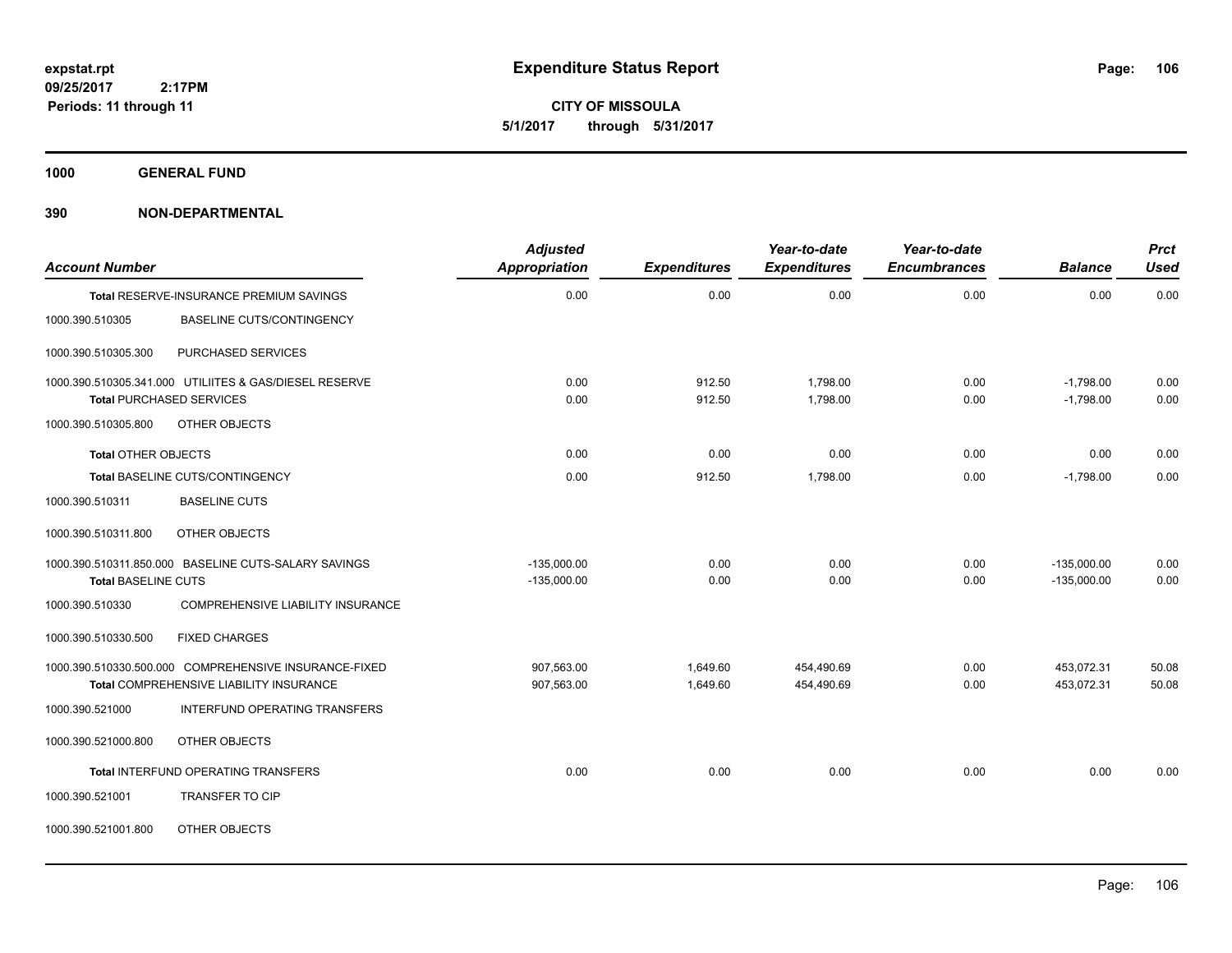# Expenditure Status Report

**CITY OF MISSOULA**
**5/1/2017 through 5/31/2017**

expstat.rpt
09/25/2017 2:17PM
Periods: 11 through 11

## 1000 GENERAL FUND

## 390 NON-DEPARTMENTAL

| Account Number | | Adjusted Appropriation | Expenditures | Year-to-date Expenditures | Year-to-date Encumbrances | Balance | Prct Used |
|---|---|---|---|---|---|---|---|
| Total RESERVE-INSURANCE PREMIUM SAVINGS | | 0.00 | 0.00 | 0.00 | 0.00 | 0.00 | 0.00 |
| 1000.390.510305 | BASELINE CUTS/CONTINGENCY | | | | | | |
| 1000.390.510305.300 | PURCHASED SERVICES | | | | | | |
| 1000.390.510305.341.000 | UTILIITES & GAS/DIESEL RESERVE | 0.00 | 912.50 | 1,798.00 | 0.00 | -1,798.00 | 0.00 |
| Total PURCHASED SERVICES | | 0.00 | 912.50 | 1,798.00 | 0.00 | -1,798.00 | 0.00 |
| 1000.390.510305.800 | OTHER OBJECTS | | | | | | |
| Total OTHER OBJECTS | | 0.00 | 0.00 | 0.00 | 0.00 | 0.00 | 0.00 |
| Total BASELINE CUTS/CONTINGENCY | | 0.00 | 912.50 | 1,798.00 | 0.00 | -1,798.00 | 0.00 |
| 1000.390.510311 | BASELINE CUTS | | | | | | |
| 1000.390.510311.800 | OTHER OBJECTS | | | | | | |
| 1000.390.510311.850.000 | BASELINE CUTS-SALARY SAVINGS | -135,000.00 | 0.00 | 0.00 | 0.00 | -135,000.00 | 0.00 |
| Total BASELINE CUTS | | -135,000.00 | 0.00 | 0.00 | 0.00 | -135,000.00 | 0.00 |
| 1000.390.510330 | COMPREHENSIVE LIABILITY INSURANCE | | | | | | |
| 1000.390.510330.500 | FIXED CHARGES | | | | | | |
| 1000.390.510330.500.000 | COMPREHENSIVE INSURANCE-FIXED | 907,563.00 | 1,649.60 | 454,490.69 | 0.00 | 453,072.31 | 50.08 |
| Total COMPREHENSIVE LIABILITY INSURANCE | | 907,563.00 | 1,649.60 | 454,490.69 | 0.00 | 453,072.31 | 50.08 |
| 1000.390.521000 | INTERFUND OPERATING TRANSFERS | | | | | | |
| 1000.390.521000.800 | OTHER OBJECTS | | | | | | |
| Total INTERFUND OPERATING TRANSFERS | | 0.00 | 0.00 | 0.00 | 0.00 | 0.00 | 0.00 |
| 1000.390.521001 | TRANSFER TO CIP | | | | | | |
| 1000.390.521001.800 | OTHER OBJECTS | | | | | | |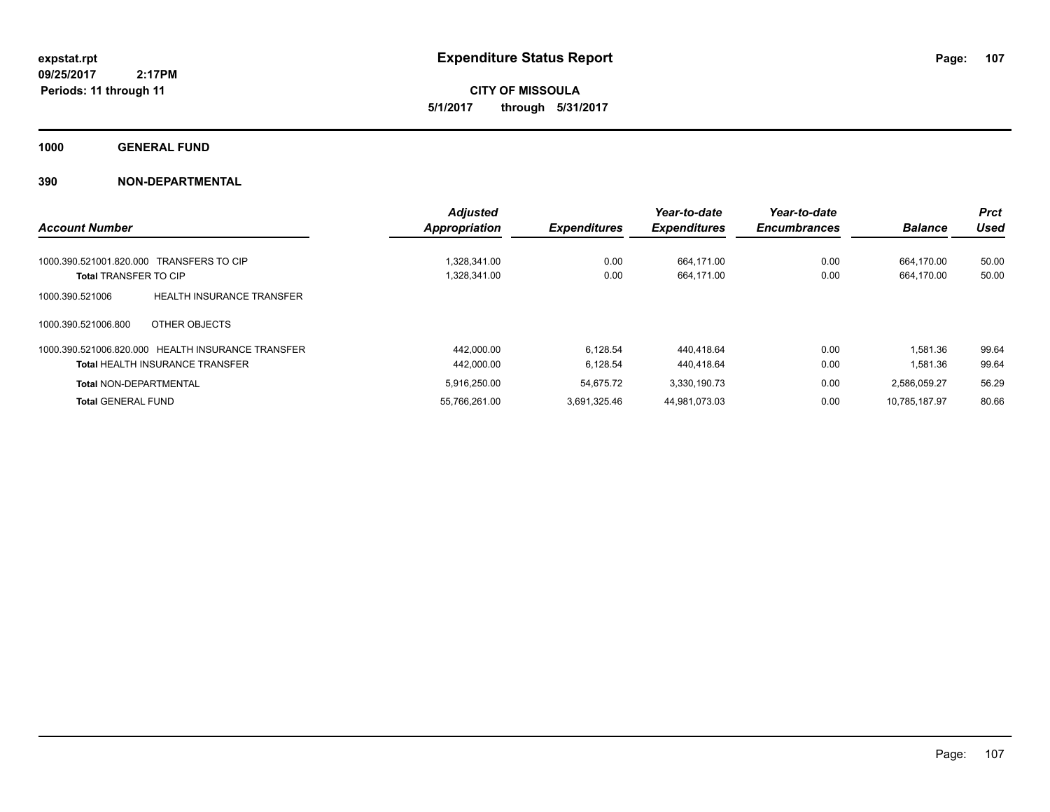**expstat.rpt**
**09/25/2017 2:17PM**
**Periods: 11 through 11**

# Expenditure Status Report

**CITY OF MISSOULA**
**5/1/2017 through 5/31/2017**

**1000 GENERAL FUND**

**390 NON-DEPARTMENTAL**

| Account Number | Adjusted Appropriation | Expenditures | Year-to-date Expenditures | Year-to-date Encumbrances | Balance | Prct Used |
|---|---|---|---|---|---|---|
| 1000.390.521001.820.000 TRANSFERS TO CIP | 1,328,341.00 | 0.00 | 664,171.00 | 0.00 | 664,170.00 | 50.00 |
| **Total** TRANSFER TO CIP | 1,328,341.00 | 0.00 | 664,171.00 | 0.00 | 664,170.00 | 50.00 |
| 1000.390.521006 HEALTH INSURANCE TRANSFER | | | | | | |
| 1000.390.521006.800 OTHER OBJECTS | | | | | | |
| 1000.390.521006.820.000 HEALTH INSURANCE TRANSFER | 442,000.00 | 6,128.54 | 440,418.64 | 0.00 | 1,581.36 | 99.64 |
| **Total** HEALTH INSURANCE TRANSFER | 442,000.00 | 6,128.54 | 440,418.64 | 0.00 | 1,581.36 | 99.64 |
| **Total** NON-DEPARTMENTAL | 5,916,250.00 | 54,675.72 | 3,330,190.73 | 0.00 | 2,586,059.27 | 56.29 |
| **Total** GENERAL FUND | 55,766,261.00 | 3,691,325.46 | 44,981,073.03 | 0.00 | 10,785,187.97 | 80.66 |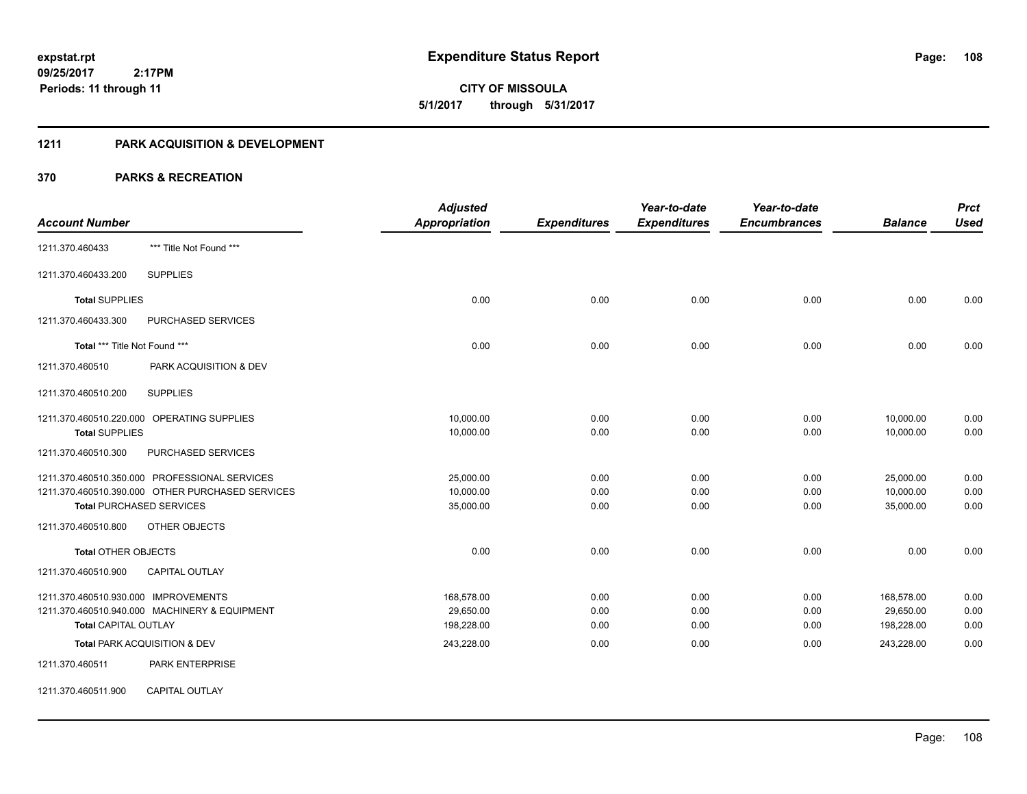**expstat.rpt**
**09/25/2017 2:17PM**
**Periods: 11 through 11**

# Expenditure Status Report

**CITY OF MISSOULA**
**5/1/2017 through 5/31/2017**

## 1211 PARK ACQUISITION & DEVELOPMENT

## 370 PARKS & RECREATION

| Account Number | | Adjusted Appropriation | Expenditures | Year-to-date Expenditures | Year-to-date Encumbrances | Balance | Prct Used |
|---|---|---|---|---|---|---|---|
| 1211.370.460433 | *** Title Not Found *** | | | | | | |
| 1211.370.460433.200 | SUPPLIES | | | | | | |
| **Total** SUPPLIES | | 0.00 | 0.00 | 0.00 | 0.00 | 0.00 | 0.00 |
| 1211.370.460433.300 | PURCHASED SERVICES | | | | | | |
| **Total** *** Title Not Found *** | | 0.00 | 0.00 | 0.00 | 0.00 | 0.00 | 0.00 |
| 1211.370.460510 | PARK ACQUISITION & DEV | | | | | | |
| 1211.370.460510.200 | SUPPLIES | | | | | | |
| 1211.370.460510.220.000 | OPERATING SUPPLIES | 10,000.00 | 0.00 | 0.00 | 0.00 | 10,000.00 | 0.00 |
| **Total** SUPPLIES | | 10,000.00 | 0.00 | 0.00 | 0.00 | 10,000.00 | 0.00 |
| 1211.370.460510.300 | PURCHASED SERVICES | | | | | | |
| 1211.370.460510.350.000 | PROFESSIONAL SERVICES | 25,000.00 | 0.00 | 0.00 | 0.00 | 25,000.00 | 0.00 |
| 1211.370.460510.390.000 | OTHER PURCHASED SERVICES | 10,000.00 | 0.00 | 0.00 | 0.00 | 10,000.00 | 0.00 |
| **Total** PURCHASED SERVICES | | 35,000.00 | 0.00 | 0.00 | 0.00 | 35,000.00 | 0.00 |
| 1211.370.460510.800 | OTHER OBJECTS | | | | | | |
| **Total** OTHER OBJECTS | | 0.00 | 0.00 | 0.00 | 0.00 | 0.00 | 0.00 |
| 1211.370.460510.900 | CAPITAL OUTLAY | | | | | | |
| 1211.370.460510.930.000 | IMPROVEMENTS | 168,578.00 | 0.00 | 0.00 | 0.00 | 168,578.00 | 0.00 |
| 1211.370.460510.940.000 | MACHINERY & EQUIPMENT | 29,650.00 | 0.00 | 0.00 | 0.00 | 29,650.00 | 0.00 |
| **Total** CAPITAL OUTLAY | | 198,228.00 | 0.00 | 0.00 | 0.00 | 198,228.00 | 0.00 |
| **Total** PARK ACQUISITION & DEV | | 243,228.00 | 0.00 | 0.00 | 0.00 | 243,228.00 | 0.00 |
| 1211.370.460511 | PARK ENTERPRISE | | | | | | |
| 1211.370.460511.900 | CAPITAL OUTLAY | | | | | | |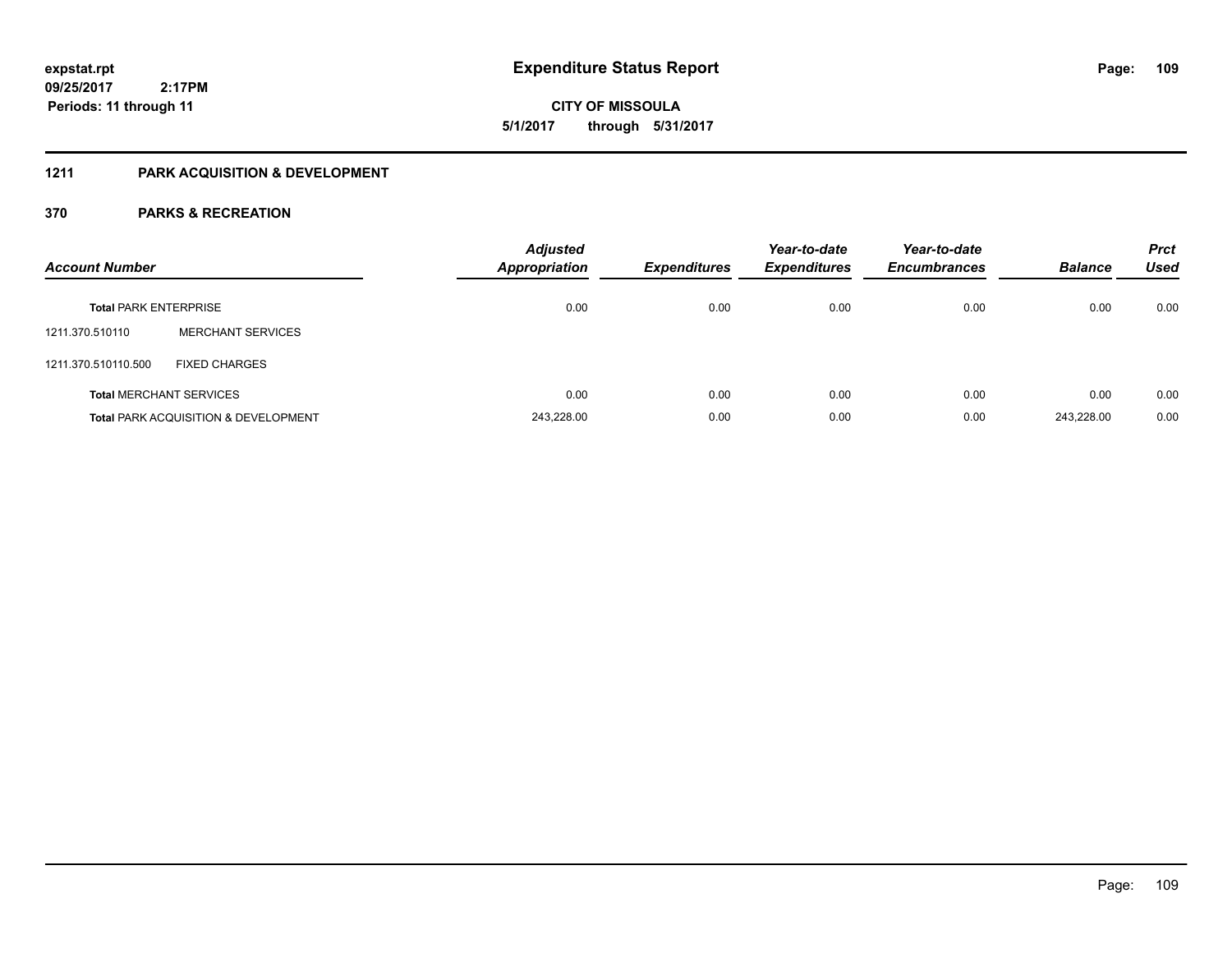**expstat.rpt**
**09/25/2017 2:17PM**
**Periods: 11 through 11**

# Expenditure Status Report

**CITY OF MISSOULA**
**5/1/2017 through 5/31/2017**

## 1211 PARK ACQUISITION & DEVELOPMENT

### 370 PARKS & RECREATION

| Account Number | | Adjusted Appropriation | Expenditures | Year-to-date Expenditures | Year-to-date Encumbrances | Balance | Prct Used |
|---|---|---|---|---|---|---|---|
| **Total** PARK ENTERPRISE | | 0.00 | 0.00 | 0.00 | 0.00 | 0.00 | 0.00 |
| 1211.370.510110 | MERCHANT SERVICES | | | | | | |
| 1211.370.510110.500 | FIXED CHARGES | | | | | | |
| **Total** MERCHANT SERVICES | | 0.00 | 0.00 | 0.00 | 0.00 | 0.00 | 0.00 |
| **Total** PARK ACQUISITION & DEVELOPMENT | | 243,228.00 | 0.00 | 0.00 | 0.00 | 243,228.00 | 0.00 |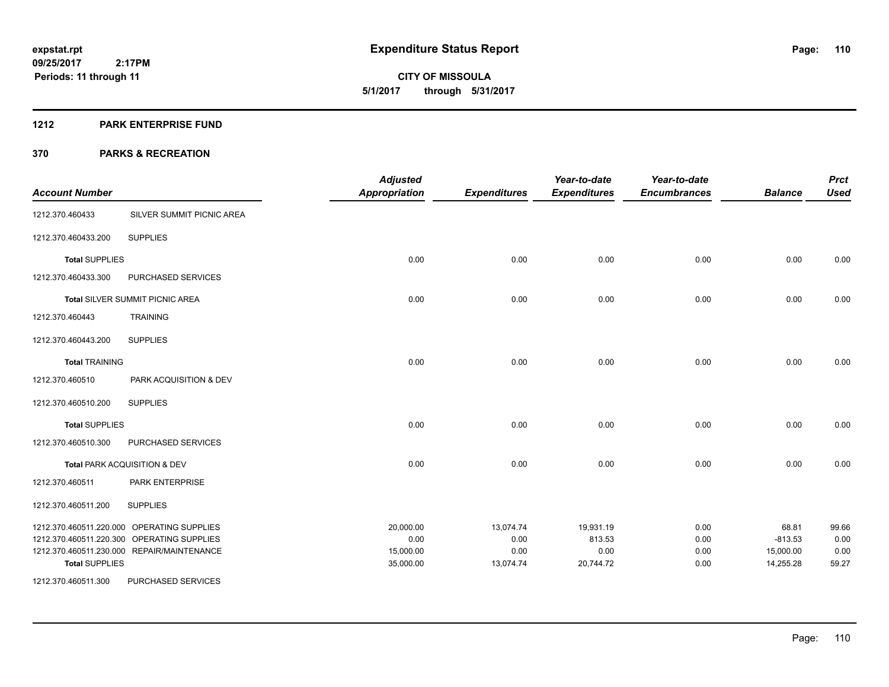**expstat.rpt**
**09/25/2017 2:17PM**
**Periods: 11 through 11**

# Expenditure Status Report

**CITY OF MISSOULA**
**5/1/2017 through 5/31/2017**

## 1212 PARK ENTERPRISE FUND

## 370 PARKS & RECREATION

| Account Number | | Adjusted Appropriation | Expenditures | Year-to-date Expenditures | Year-to-date Encumbrances | Balance | Prct Used |
|---|---|---|---|---|---|---|---|
| 1212.370.460433 | SILVER SUMMIT PICNIC AREA | | | | | | |
| 1212.370.460433.200 | SUPPLIES | | | | | | |
| **Total** SUPPLIES | | 0.00 | 0.00 | 0.00 | 0.00 | 0.00 | 0.00 |
| 1212.370.460433.300 | PURCHASED SERVICES | | | | | | |
| **Total** SILVER SUMMIT PICNIC AREA | | 0.00 | 0.00 | 0.00 | 0.00 | 0.00 | 0.00 |
| 1212.370.460443 | TRAINING | | | | | | |
| 1212.370.460443.200 | SUPPLIES | | | | | | |
| **Total** TRAINING | | 0.00 | 0.00 | 0.00 | 0.00 | 0.00 | 0.00 |
| 1212.370.460510 | PARK ACQUISITION & DEV | | | | | | |
| 1212.370.460510.200 | SUPPLIES | | | | | | |
| **Total** SUPPLIES | | 0.00 | 0.00 | 0.00 | 0.00 | 0.00 | 0.00 |
| 1212.370.460510.300 | PURCHASED SERVICES | | | | | | |
| **Total** PARK ACQUISITION & DEV | | 0.00 | 0.00 | 0.00 | 0.00 | 0.00 | 0.00 |
| 1212.370.460511 | PARK ENTERPRISE | | | | | | |
| 1212.370.460511.200 | SUPPLIES | | | | | | |
| 1212.370.460511.220.000 | OPERATING SUPPLIES | 20,000.00 | 13,074.74 | 19,931.19 | 0.00 | 68.81 | 99.66 |
| 1212.370.460511.220.300 | OPERATING SUPPLIES | 0.00 | 0.00 | 813.53 | 0.00 | -813.53 | 0.00 |
| 1212.370.460511.230.000 | REPAIR/MAINTENANCE | 15,000.00 | 0.00 | 0.00 | 0.00 | 15,000.00 | 0.00 |
| **Total** SUPPLIES | | 35,000.00 | 13,074.74 | 20,744.72 | 0.00 | 14,255.28 | 59.27 |
| 1212.370.460511.300 | PURCHASED SERVICES | | | | | | |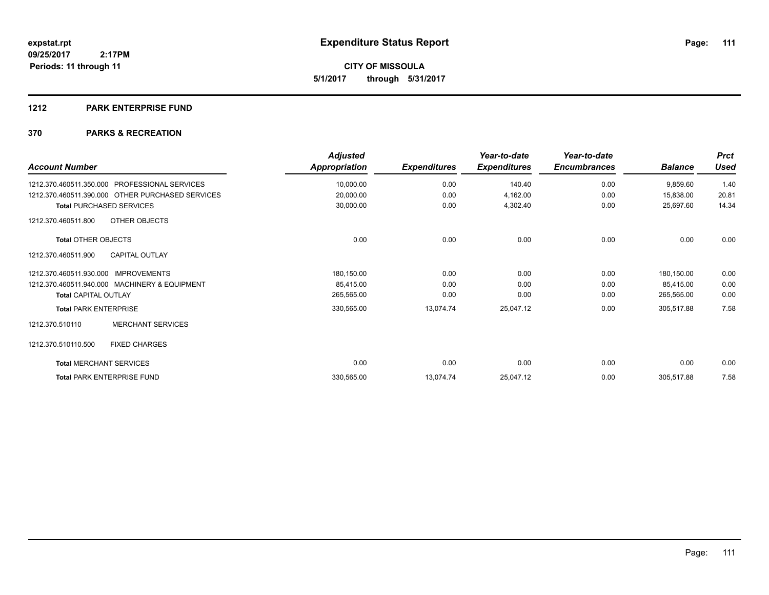**expstat.rpt**
**09/25/2017 2:17PM**
**Periods: 11 through 11**

# Expenditure Status Report

**CITY OF MISSOULA**
**5/1/2017 through 5/31/2017**

## 1212 PARK ENTERPRISE FUND

## 370 PARKS & RECREATION

| Account Number | Adjusted Appropriation | Expenditures | Year-to-date Expenditures | Year-to-date Encumbrances | Balance | Prct Used |
|---|---|---|---|---|---|---|
| 1212.370.460511.350.000 PROFESSIONAL SERVICES | 10,000.00 | 0.00 | 140.40 | 0.00 | 9,859.60 | 1.40 |
| 1212.370.460511.390.000 OTHER PURCHASED SERVICES | 20,000.00 | 0.00 | 4,162.00 | 0.00 | 15,838.00 | 20.81 |
| **Total** PURCHASED SERVICES | 30,000.00 | 0.00 | 4,302.40 | 0.00 | 25,697.60 | 14.34 |
| 1212.370.460511.800 OTHER OBJECTS | | | | | | |
| **Total** OTHER OBJECTS | 0.00 | 0.00 | 0.00 | 0.00 | 0.00 | 0.00 |
| 1212.370.460511.900 CAPITAL OUTLAY | | | | | | |
| 1212.370.460511.930.000 IMPROVEMENTS | 180,150.00 | 0.00 | 0.00 | 0.00 | 180,150.00 | 0.00 |
| 1212.370.460511.940.000 MACHINERY & EQUIPMENT | 85,415.00 | 0.00 | 0.00 | 0.00 | 85,415.00 | 0.00 |
| **Total** CAPITAL OUTLAY | 265,565.00 | 0.00 | 0.00 | 0.00 | 265,565.00 | 0.00 |
| **Total** PARK ENTERPRISE | 330,565.00 | 13,074.74 | 25,047.12 | 0.00 | 305,517.88 | 7.58 |
| 1212.370.510110 MERCHANT SERVICES | | | | | | |
| 1212.370.510110.500 FIXED CHARGES | | | | | | |
| **Total** MERCHANT SERVICES | 0.00 | 0.00 | 0.00 | 0.00 | 0.00 | 0.00 |
| **Total** PARK ENTERPRISE FUND | 330,565.00 | 13,074.74 | 25,047.12 | 0.00 | 305,517.88 | 7.58 |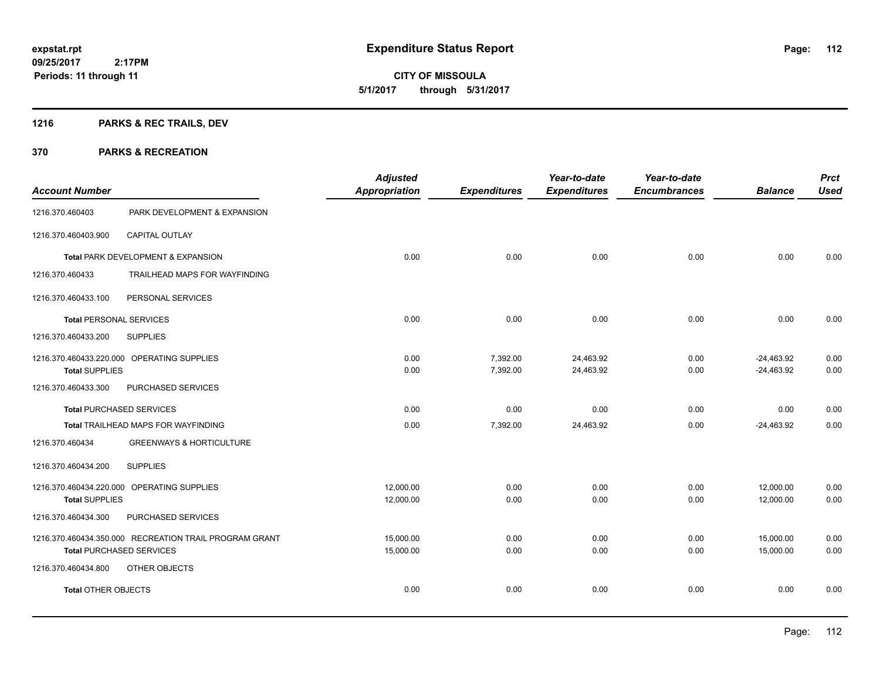**expstat.rpt**
**09/25/2017 2:17PM**
**Periods: 11 through 11**

# Expenditure Status Report

**CITY OF MISSOULA**
**5/1/2017 through 5/31/2017**

## 1216 PARKS & REC TRAILS, DEV

## 370 PARKS & RECREATION

| Account Number | | Adjusted Appropriation | Expenditures | Year-to-date Expenditures | Year-to-date Encumbrances | Balance | Prct Used |
|---|---|---|---|---|---|---|---|
| 1216.370.460403 | PARK DEVELOPMENT & EXPANSION | | | | | | |
| 1216.370.460403.900 | CAPITAL OUTLAY | | | | | | |
| **Total** PARK DEVELOPMENT & EXPANSION | | 0.00 | 0.00 | 0.00 | 0.00 | 0.00 | 0.00 |
| 1216.370.460433 | TRAILHEAD MAPS FOR WAYFINDING | | | | | | |
| 1216.370.460433.100 | PERSONAL SERVICES | | | | | | |
| **Total** PERSONAL SERVICES | | 0.00 | 0.00 | 0.00 | 0.00 | 0.00 | 0.00 |
| 1216.370.460433.200 | SUPPLIES | | | | | | |
| 1216.370.460433.220.000 | OPERATING SUPPLIES | 0.00 | 7,392.00 | 24,463.92 | 0.00 | -24,463.92 | 0.00 |
| **Total** SUPPLIES | | 0.00 | 7,392.00 | 24,463.92 | 0.00 | -24,463.92 | 0.00 |
| 1216.370.460433.300 | PURCHASED SERVICES | | | | | | |
| **Total** PURCHASED SERVICES | | 0.00 | 0.00 | 0.00 | 0.00 | 0.00 | 0.00 |
| **Total** TRAILHEAD MAPS FOR WAYFINDING | | 0.00 | 7,392.00 | 24,463.92 | 0.00 | -24,463.92 | 0.00 |
| 1216.370.460434 | GREENWAYS & HORTICULTURE | | | | | | |
| 1216.370.460434.200 | SUPPLIES | | | | | | |
| 1216.370.460434.220.000 | OPERATING SUPPLIES | 12,000.00 | 0.00 | 0.00 | 0.00 | 12,000.00 | 0.00 |
| **Total** SUPPLIES | | 12,000.00 | 0.00 | 0.00 | 0.00 | 12,000.00 | 0.00 |
| 1216.370.460434.300 | PURCHASED SERVICES | | | | | | |
| 1216.370.460434.350.000 | RECREATION TRAIL PROGRAM GRANT | 15,000.00 | 0.00 | 0.00 | 0.00 | 15,000.00 | 0.00 |
| **Total** PURCHASED SERVICES | | 15,000.00 | 0.00 | 0.00 | 0.00 | 15,000.00 | 0.00 |
| 1216.370.460434.800 | OTHER OBJECTS | | | | | | |
| **Total** OTHER OBJECTS | | 0.00 | 0.00 | 0.00 | 0.00 | 0.00 | 0.00 |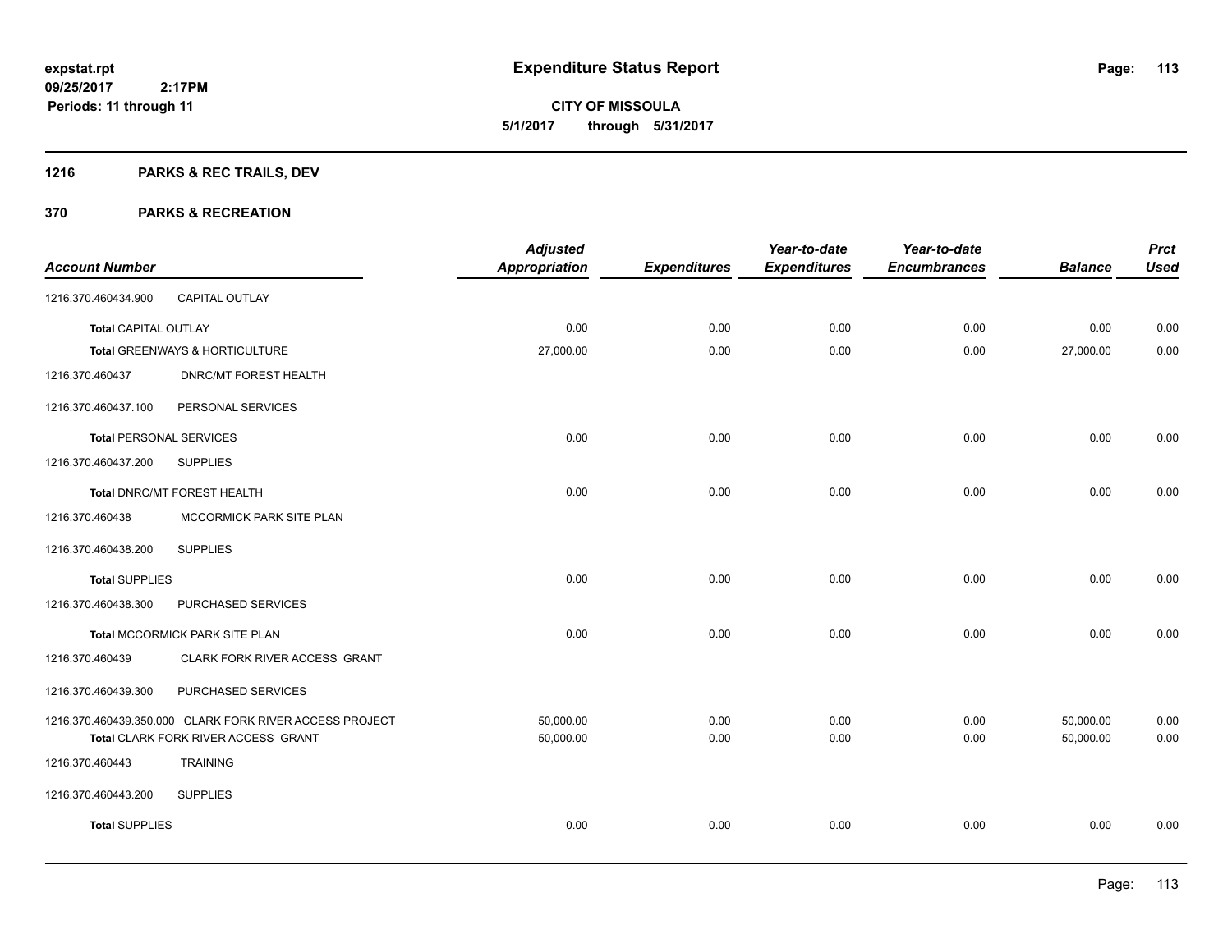# Expenditure Status Report

expstat.rpt
09/25/2017 2:17PM
Periods: 11 through 11

**CITY OF MISSOULA**
**5/1/2017 through 5/31/2017**

## 1216 PARKS & REC TRAILS, DEV

## 370 PARKS & RECREATION

| Account Number | | Adjusted Appropriation | Expenditures | Year-to-date Expenditures | Year-to-date Encumbrances | Balance | Prct Used |
|---|---|---|---|---|---|---|---|
| 1216.370.460434.900 | CAPITAL OUTLAY | | | | | | |
| **Total** CAPITAL OUTLAY | | 0.00 | 0.00 | 0.00 | 0.00 | 0.00 | 0.00 |
| **Total** GREENWAYS & HORTICULTURE | | 27,000.00 | 0.00 | 0.00 | 0.00 | 27,000.00 | 0.00 |
| 1216.370.460437 | DNRC/MT FOREST HEALTH | | | | | | |
| 1216.370.460437.100 | PERSONAL SERVICES | | | | | | |
| **Total** PERSONAL SERVICES | | 0.00 | 0.00 | 0.00 | 0.00 | 0.00 | 0.00 |
| 1216.370.460437.200 | SUPPLIES | | | | | | |
| **Total** DNRC/MT FOREST HEALTH | | 0.00 | 0.00 | 0.00 | 0.00 | 0.00 | 0.00 |
| 1216.370.460438 | MCCORMICK PARK SITE PLAN | | | | | | |
| 1216.370.460438.200 | SUPPLIES | | | | | | |
| **Total** SUPPLIES | | 0.00 | 0.00 | 0.00 | 0.00 | 0.00 | 0.00 |
| 1216.370.460438.300 | PURCHASED SERVICES | | | | | | |
| **Total** MCCORMICK PARK SITE PLAN | | 0.00 | 0.00 | 0.00 | 0.00 | 0.00 | 0.00 |
| 1216.370.460439 | CLARK FORK RIVER ACCESS GRANT | | | | | | |
| 1216.370.460439.300 | PURCHASED SERVICES | | | | | | |
| 1216.370.460439.350.000 | CLARK FORK RIVER ACCESS PROJECT | 50,000.00 | 0.00 | 0.00 | 0.00 | 50,000.00 | 0.00 |
| **Total** CLARK FORK RIVER ACCESS GRANT | | 50,000.00 | 0.00 | 0.00 | 0.00 | 50,000.00 | 0.00 |
| 1216.370.460443 | TRAINING | | | | | | |
| 1216.370.460443.200 | SUPPLIES | | | | | | |
| **Total** SUPPLIES | | 0.00 | 0.00 | 0.00 | 0.00 | 0.00 | 0.00 |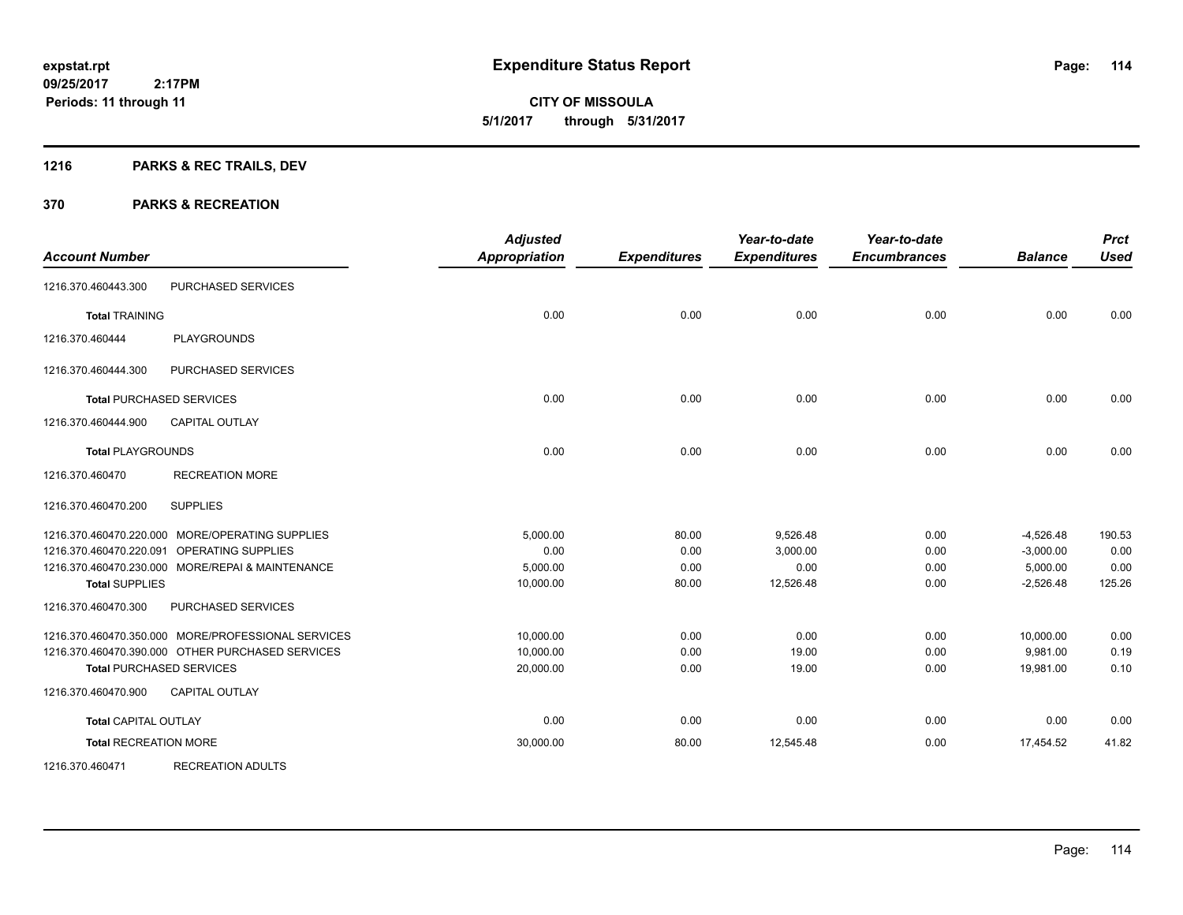# Expenditure Status Report

expstat.rpt
09/25/2017 2:17PM
Periods: 11 through 11

**CITY OF MISSOULA**
**5/1/2017 through 5/31/2017**

## 1216 PARKS & REC TRAILS, DEV

## 370 PARKS & RECREATION

| Account Number | | Adjusted Appropriation | Expenditures | Year-to-date Expenditures | Year-to-date Encumbrances | Balance | Prct Used |
|---|---|---|---|---|---|---|---|
| 1216.370.460443.300 | PURCHASED SERVICES | | | | | | |
| **Total** TRAINING | | 0.00 | 0.00 | 0.00 | 0.00 | 0.00 | 0.00 |
| 1216.370.460444 | PLAYGROUNDS | | | | | | |
| 1216.370.460444.300 | PURCHASED SERVICES | | | | | | |
| **Total** PURCHASED SERVICES | | 0.00 | 0.00 | 0.00 | 0.00 | 0.00 | 0.00 |
| 1216.370.460444.900 | CAPITAL OUTLAY | | | | | | |
| **Total** PLAYGROUNDS | | 0.00 | 0.00 | 0.00 | 0.00 | 0.00 | 0.00 |
| 1216.370.460470 | RECREATION MORE | | | | | | |
| 1216.370.460470.200 | SUPPLIES | | | | | | |
| 1216.370.460470.220.000 | MORE/OPERATING SUPPLIES | 5,000.00 | 80.00 | 9,526.48 | 0.00 | -4,526.48 | 190.53 |
| 1216.370.460470.220.091 | OPERATING SUPPLIES | 0.00 | 0.00 | 3,000.00 | 0.00 | -3,000.00 | 0.00 |
| 1216.370.460470.230.000 | MORE/REPAI & MAINTENANCE | 5,000.00 | 0.00 | 0.00 | 0.00 | 5,000.00 | 0.00 |
| **Total** SUPPLIES | | 10,000.00 | 80.00 | 12,526.48 | 0.00 | -2,526.48 | 125.26 |
| 1216.370.460470.300 | PURCHASED SERVICES | | | | | | |
| 1216.370.460470.350.000 | MORE/PROFESSIONAL SERVICES | 10,000.00 | 0.00 | 0.00 | 0.00 | 10,000.00 | 0.00 |
| 1216.370.460470.390.000 | OTHER PURCHASED SERVICES | 10,000.00 | 0.00 | 19.00 | 0.00 | 9,981.00 | 0.19 |
| **Total** PURCHASED SERVICES | | 20,000.00 | 0.00 | 19.00 | 0.00 | 19,981.00 | 0.10 |
| 1216.370.460470.900 | CAPITAL OUTLAY | | | | | | |
| **Total** CAPITAL OUTLAY | | 0.00 | 0.00 | 0.00 | 0.00 | 0.00 | 0.00 |
| **Total** RECREATION MORE | | 30,000.00 | 80.00 | 12,545.48 | 0.00 | 17,454.52 | 41.82 |
| 1216.370.460471 | RECREATION ADULTS | | | | | | |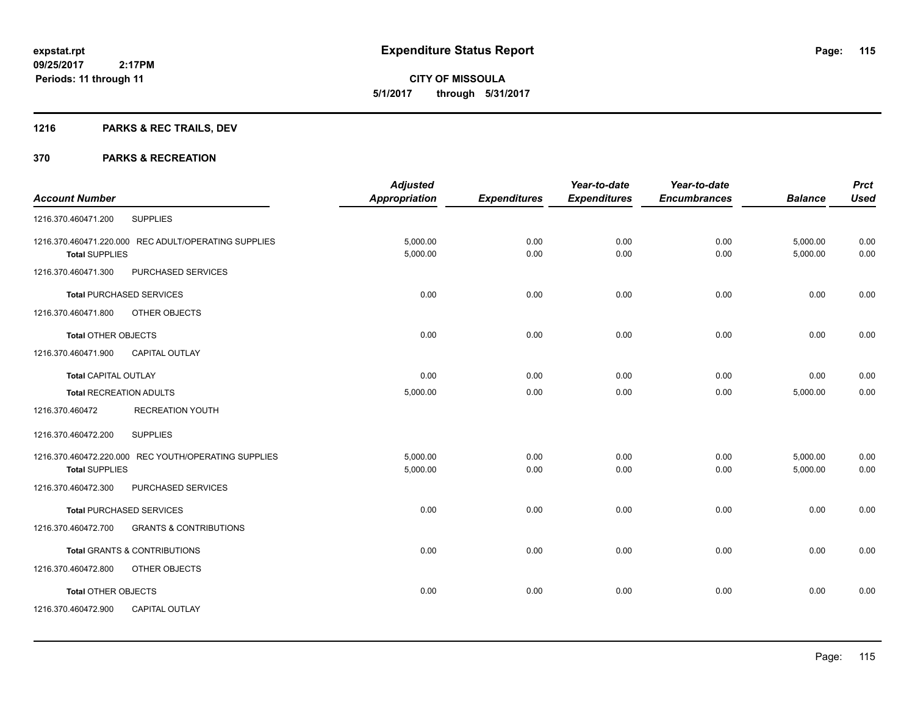**expstat.rpt**
**09/25/2017 2:17PM**
**Periods: 11 through 11**

# Expenditure Status Report

**CITY OF MISSOULA**
**5/1/2017 through 5/31/2017**

## 1216 PARKS & REC TRAILS, DEV

## 370 PARKS & RECREATION

| Account Number | | Adjusted Appropriation | Expenditures | Year-to-date Expenditures | Year-to-date Encumbrances | Balance | Prct Used |
|---|---|---|---|---|---|---|---|
| 1216.370.460471.200 | SUPPLIES | | | | | | |
| 1216.370.460471.220.000 | REC ADULT/OPERATING SUPPLIES | 5,000.00 | 0.00 | 0.00 | 0.00 | 5,000.00 | 0.00 |
| **Total** SUPPLIES | | 5,000.00 | 0.00 | 0.00 | 0.00 | 5,000.00 | 0.00 |
| 1216.370.460471.300 | PURCHASED SERVICES | | | | | | |
| **Total** PURCHASED SERVICES | | 0.00 | 0.00 | 0.00 | 0.00 | 0.00 | 0.00 |
| 1216.370.460471.800 | OTHER OBJECTS | | | | | | |
| **Total** OTHER OBJECTS | | 0.00 | 0.00 | 0.00 | 0.00 | 0.00 | 0.00 |
| 1216.370.460471.900 | CAPITAL OUTLAY | | | | | | |
| **Total** CAPITAL OUTLAY | | 0.00 | 0.00 | 0.00 | 0.00 | 0.00 | 0.00 |
| **Total** RECREATION ADULTS | | 5,000.00 | 0.00 | 0.00 | 0.00 | 5,000.00 | 0.00 |
| 1216.370.460472 | RECREATION YOUTH | | | | | | |
| 1216.370.460472.200 | SUPPLIES | | | | | | |
| 1216.370.460472.220.000 | REC YOUTH/OPERATING SUPPLIES | 5,000.00 | 0.00 | 0.00 | 0.00 | 5,000.00 | 0.00 |
| **Total** SUPPLIES | | 5,000.00 | 0.00 | 0.00 | 0.00 | 5,000.00 | 0.00 |
| 1216.370.460472.300 | PURCHASED SERVICES | | | | | | |
| **Total** PURCHASED SERVICES | | 0.00 | 0.00 | 0.00 | 0.00 | 0.00 | 0.00 |
| 1216.370.460472.700 | GRANTS & CONTRIBUTIONS | | | | | | |
| **Total** GRANTS & CONTRIBUTIONS | | 0.00 | 0.00 | 0.00 | 0.00 | 0.00 | 0.00 |
| 1216.370.460472.800 | OTHER OBJECTS | | | | | | |
| **Total** OTHER OBJECTS | | 0.00 | 0.00 | 0.00 | 0.00 | 0.00 | 0.00 |
| 1216.370.460472.900 | CAPITAL OUTLAY | | | | | | |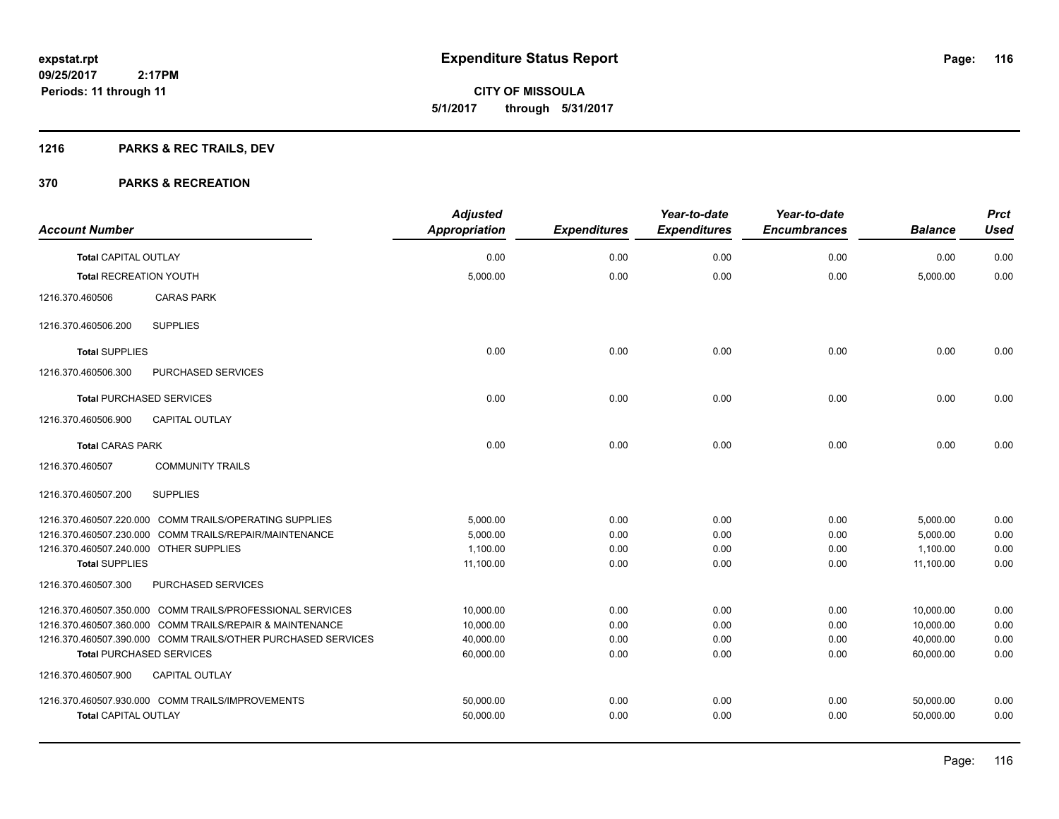**expstat.rpt**
**09/25/2017 2:17PM**
**Periods: 11 through 11**

# Expenditure Status Report

**CITY OF MISSOULA**
**5/1/2017 through 5/31/2017**

## 1216 PARKS & REC TRAILS, DEV

## 370 PARKS & RECREATION

| Account Number | Adjusted Appropriation | Expenditures | Year-to-date Expenditures | Year-to-date Encumbrances | Balance | Prct Used |
|---|---|---|---|---|---|---|
| **Total** CAPITAL OUTLAY | 0.00 | 0.00 | 0.00 | 0.00 | 0.00 | 0.00 |
| **Total** RECREATION YOUTH | 5,000.00 | 0.00 | 0.00 | 0.00 | 5,000.00 | 0.00 |
| 1216.370.460506 CARAS PARK | | | | | | |
| 1216.370.460506.200 SUPPLIES | | | | | | |
| **Total** SUPPLIES | 0.00 | 0.00 | 0.00 | 0.00 | 0.00 | 0.00 |
| 1216.370.460506.300 PURCHASED SERVICES | | | | | | |
| **Total** PURCHASED SERVICES | 0.00 | 0.00 | 0.00 | 0.00 | 0.00 | 0.00 |
| 1216.370.460506.900 CAPITAL OUTLAY | | | | | | |
| **Total** CARAS PARK | 0.00 | 0.00 | 0.00 | 0.00 | 0.00 | 0.00 |
| 1216.370.460507 COMMUNITY TRAILS | | | | | | |
| 1216.370.460507.200 SUPPLIES | | | | | | |
| 1216.370.460507.220.000 COMM TRAILS/OPERATING SUPPLIES | 5,000.00 | 0.00 | 0.00 | 0.00 | 5,000.00 | 0.00 |
| 1216.370.460507.230.000 COMM TRAILS/REPAIR/MAINTENANCE | 5,000.00 | 0.00 | 0.00 | 0.00 | 5,000.00 | 0.00 |
| 1216.370.460507.240.000 OTHER SUPPLIES | 1,100.00 | 0.00 | 0.00 | 0.00 | 1,100.00 | 0.00 |
| **Total** SUPPLIES | 11,100.00 | 0.00 | 0.00 | 0.00 | 11,100.00 | 0.00 |
| 1216.370.460507.300 PURCHASED SERVICES | | | | | | |
| 1216.370.460507.350.000 COMM TRAILS/PROFESSIONAL SERVICES | 10,000.00 | 0.00 | 0.00 | 0.00 | 10,000.00 | 0.00 |
| 1216.370.460507.360.000 COMM TRAILS/REPAIR & MAINTENANCE | 10,000.00 | 0.00 | 0.00 | 0.00 | 10,000.00 | 0.00 |
| 1216.370.460507.390.000 COMM TRAILS/OTHER PURCHASED SERVICES | 40,000.00 | 0.00 | 0.00 | 0.00 | 40,000.00 | 0.00 |
| **Total** PURCHASED SERVICES | 60,000.00 | 0.00 | 0.00 | 0.00 | 60,000.00 | 0.00 |
| 1216.370.460507.900 CAPITAL OUTLAY | | | | | | |
| 1216.370.460507.930.000 COMM TRAILS/IMPROVEMENTS | 50,000.00 | 0.00 | 0.00 | 0.00 | 50,000.00 | 0.00 |
| **Total** CAPITAL OUTLAY | 50,000.00 | 0.00 | 0.00 | 0.00 | 50,000.00 | 0.00 |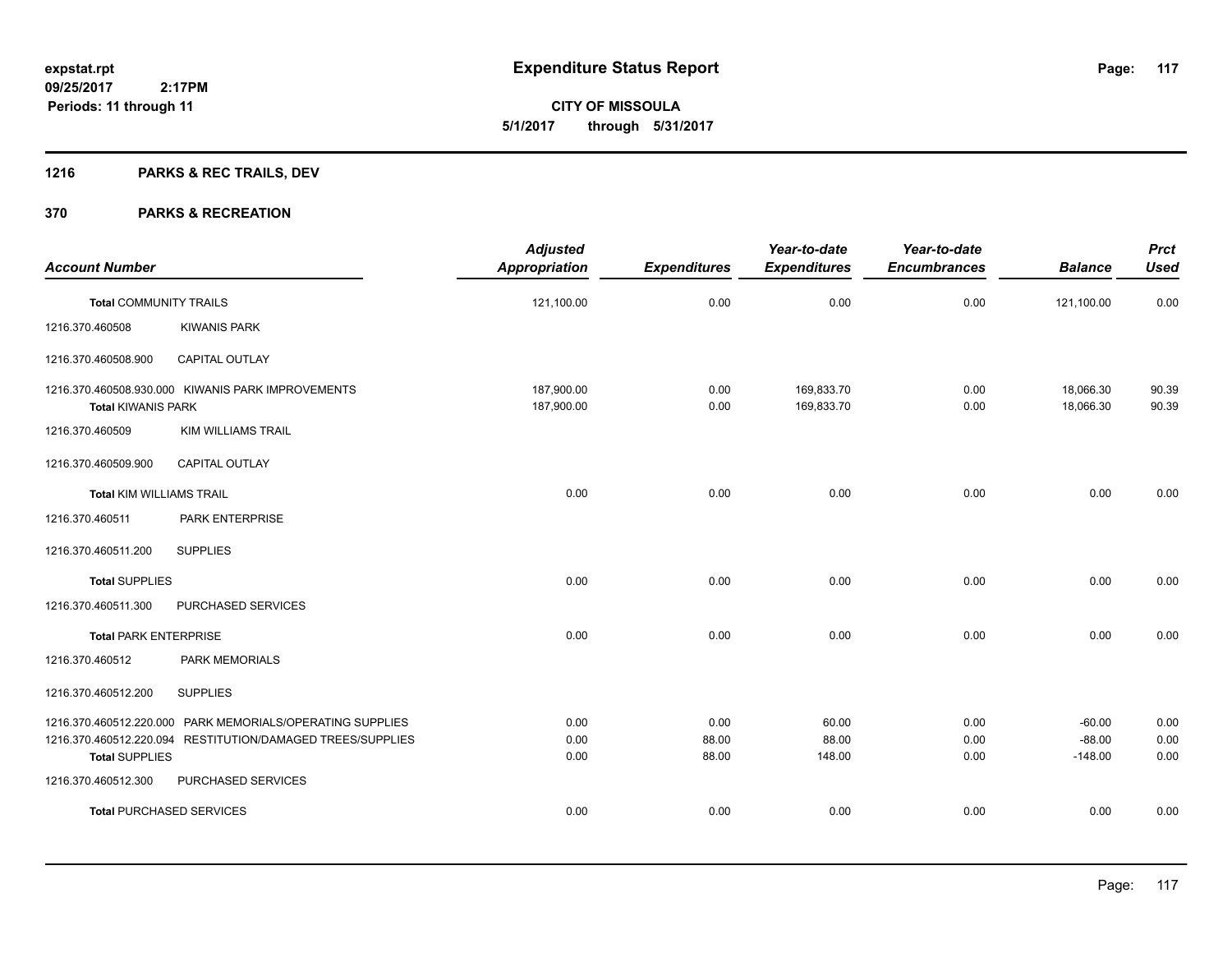# Expenditure Status Report

expstat.rpt
09/25/2017 2:17PM
Periods: 11 through 11

**CITY OF MISSOULA**
**5/1/2017 through 5/31/2017**

## 1216 PARKS & REC TRAILS, DEV

## 370 PARKS & RECREATION

| Account Number | | Adjusted Appropriation | Expenditures | Year-to-date Expenditures | Year-to-date Encumbrances | Balance | Prct Used |
|---|---|---|---|---|---|---|---|
| **Total** COMMUNITY TRAILS | | 121,100.00 | 0.00 | 0.00 | 0.00 | 121,100.00 | 0.00 |
| 1216.370.460508 | KIWANIS PARK | | | | | | |
| 1216.370.460508.900 | CAPITAL OUTLAY | | | | | | |
| 1216.370.460508.930.000 | KIWANIS PARK IMPROVEMENTS | 187,900.00 | 0.00 | 169,833.70 | 0.00 | 18,066.30 | 90.39 |
| **Total** KIWANIS PARK | | 187,900.00 | 0.00 | 169,833.70 | 0.00 | 18,066.30 | 90.39 |
| 1216.370.460509 | KIM WILLIAMS TRAIL | | | | | | |
| 1216.370.460509.900 | CAPITAL OUTLAY | | | | | | |
| **Total** KIM WILLIAMS TRAIL | | 0.00 | 0.00 | 0.00 | 0.00 | 0.00 | 0.00 |
| 1216.370.460511 | PARK ENTERPRISE | | | | | | |
| 1216.370.460511.200 | SUPPLIES | | | | | | |
| **Total** SUPPLIES | | 0.00 | 0.00 | 0.00 | 0.00 | 0.00 | 0.00 |
| 1216.370.460511.300 | PURCHASED SERVICES | | | | | | |
| **Total** PARK ENTERPRISE | | 0.00 | 0.00 | 0.00 | 0.00 | 0.00 | 0.00 |
| 1216.370.460512 | PARK MEMORIALS | | | | | | |
| 1216.370.460512.200 | SUPPLIES | | | | | | |
| 1216.370.460512.220.000 | PARK MEMORIALS/OPERATING SUPPLIES | 0.00 | 0.00 | 60.00 | 0.00 | -60.00 | 0.00 |
| 1216.370.460512.220.094 | RESTITUTION/DAMAGED TREES/SUPPLIES | 0.00 | 88.00 | 88.00 | 0.00 | -88.00 | 0.00 |
| **Total** SUPPLIES | | 0.00 | 88.00 | 148.00 | 0.00 | -148.00 | 0.00 |
| 1216.370.460512.300 | PURCHASED SERVICES | | | | | | |
| **Total** PURCHASED SERVICES | | 0.00 | 0.00 | 0.00 | 0.00 | 0.00 | 0.00 |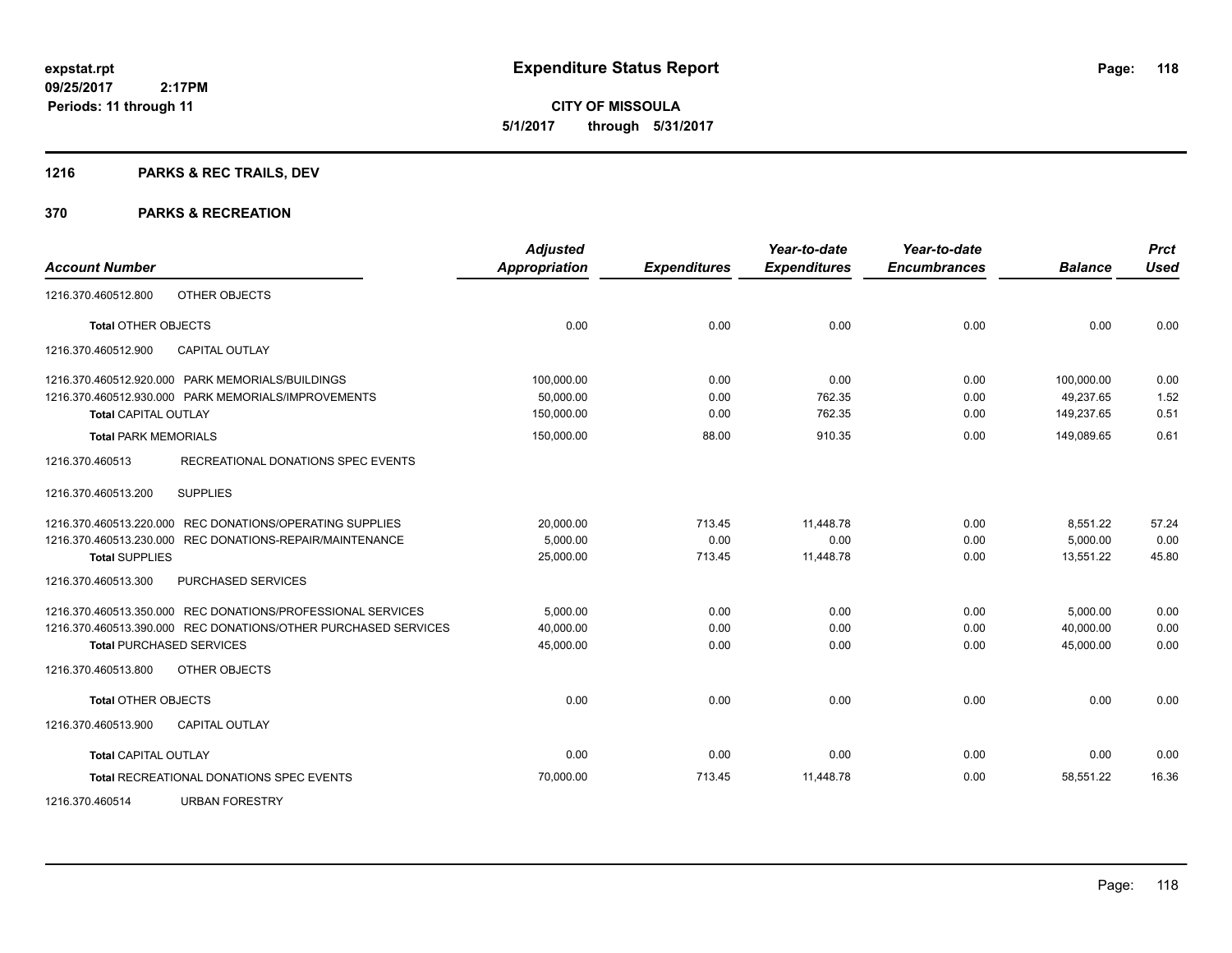**expstat.rpt**
**09/25/2017 2:17PM**
**Periods: 11 through 11**

# Expenditure Status Report

**CITY OF MISSOULA**
**5/1/2017 through 5/31/2017**

## 1216 PARKS & REC TRAILS, DEV

## 370 PARKS & RECREATION

| Account Number | | Adjusted Appropriation | Expenditures | Year-to-date Expenditures | Year-to-date Encumbrances | Balance | Prct Used |
|---|---|---|---|---|---|---|---|
| 1216.370.460512.800 | OTHER OBJECTS | | | | | | |
| **Total** OTHER OBJECTS | | 0.00 | 0.00 | 0.00 | 0.00 | 0.00 | 0.00 |
| 1216.370.460512.900 | CAPITAL OUTLAY | | | | | | |
| 1216.370.460512.920.000 | PARK MEMORIALS/BUILDINGS | 100,000.00 | 0.00 | 0.00 | 0.00 | 100,000.00 | 0.00 |
| 1216.370.460512.930.000 | PARK MEMORIALS/IMPROVEMENTS | 50,000.00 | 0.00 | 762.35 | 0.00 | 49,237.65 | 1.52 |
| **Total** CAPITAL OUTLAY | | 150,000.00 | 0.00 | 762.35 | 0.00 | 149,237.65 | 0.51 |
| **Total** PARK MEMORIALS | | 150,000.00 | 88.00 | 910.35 | 0.00 | 149,089.65 | 0.61 |
| 1216.370.460513 | RECREATIONAL DONATIONS SPEC EVENTS | | | | | | |
| 1216.370.460513.200 | SUPPLIES | | | | | | |
| 1216.370.460513.220.000 | REC DONATIONS/OPERATING SUPPLIES | 20,000.00 | 713.45 | 11,448.78 | 0.00 | 8,551.22 | 57.24 |
| 1216.370.460513.230.000 | REC DONATIONS-REPAIR/MAINTENANCE | 5,000.00 | 0.00 | 0.00 | 0.00 | 5,000.00 | 0.00 |
| **Total** SUPPLIES | | 25,000.00 | 713.45 | 11,448.78 | 0.00 | 13,551.22 | 45.80 |
| 1216.370.460513.300 | PURCHASED SERVICES | | | | | | |
| 1216.370.460513.350.000 | REC DONATIONS/PROFESSIONAL SERVICES | 5,000.00 | 0.00 | 0.00 | 0.00 | 5,000.00 | 0.00 |
| 1216.370.460513.390.000 | REC DONATIONS/OTHER PURCHASED SERVICES | 40,000.00 | 0.00 | 0.00 | 0.00 | 40,000.00 | 0.00 |
| **Total** PURCHASED SERVICES | | 45,000.00 | 0.00 | 0.00 | 0.00 | 45,000.00 | 0.00 |
| 1216.370.460513.800 | OTHER OBJECTS | | | | | | |
| **Total** OTHER OBJECTS | | 0.00 | 0.00 | 0.00 | 0.00 | 0.00 | 0.00 |
| 1216.370.460513.900 | CAPITAL OUTLAY | | | | | | |
| **Total** CAPITAL OUTLAY | | 0.00 | 0.00 | 0.00 | 0.00 | 0.00 | 0.00 |
| **Total** RECREATIONAL DONATIONS SPEC EVENTS | | 70,000.00 | 713.45 | 11,448.78 | 0.00 | 58,551.22 | 16.36 |
| 1216.370.460514 | URBAN FORESTRY | | | | | | |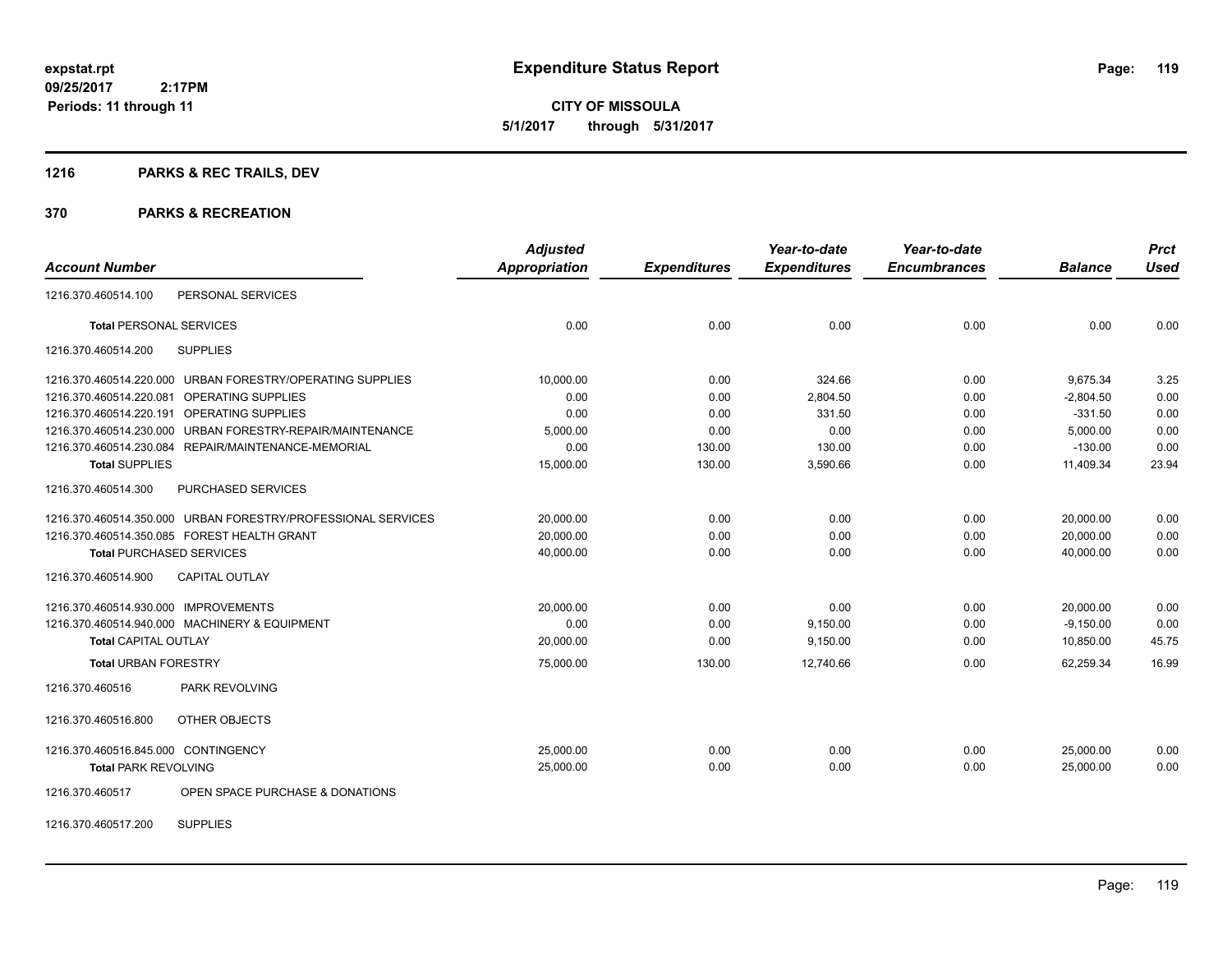# Expenditure Status Report

**CITY OF MISSOULA**

**5/1/2017 through 5/31/2017**

expstat.rpt
09/25/2017 2:17PM
Periods: 11 through 11

## 1216 PARKS & REC TRAILS, DEV

## 370 PARKS & RECREATION

| Account Number | | Adjusted Appropriation | Expenditures | Year-to-date Expenditures | Year-to-date Encumbrances | Balance | Prct Used |
|---|---|---|---|---|---|---|---|
| 1216.370.460514.100 | PERSONAL SERVICES | | | | | | |
| **Total** PERSONAL SERVICES | | 0.00 | 0.00 | 0.00 | 0.00 | 0.00 | 0.00 |
| 1216.370.460514.200 | SUPPLIES | | | | | | |
| 1216.370.460514.220.000 | URBAN FORESTRY/OPERATING SUPPLIES | 10,000.00 | 0.00 | 324.66 | 0.00 | 9,675.34 | 3.25 |
| 1216.370.460514.220.081 | OPERATING SUPPLIES | 0.00 | 0.00 | 2,804.50 | 0.00 | -2,804.50 | 0.00 |
| 1216.370.460514.220.191 | OPERATING SUPPLIES | 0.00 | 0.00 | 331.50 | 0.00 | -331.50 | 0.00 |
| 1216.370.460514.230.000 | URBAN FORESTRY-REPAIR/MAINTENANCE | 5,000.00 | 0.00 | 0.00 | 0.00 | 5,000.00 | 0.00 |
| 1216.370.460514.230.084 | REPAIR/MAINTENANCE-MEMORIAL | 0.00 | 130.00 | 130.00 | 0.00 | -130.00 | 0.00 |
| **Total** SUPPLIES | | 15,000.00 | 130.00 | 3,590.66 | 0.00 | 11,409.34 | 23.94 |
| 1216.370.460514.300 | PURCHASED SERVICES | | | | | | |
| 1216.370.460514.350.000 | URBAN FORESTRY/PROFESSIONAL SERVICES | 20,000.00 | 0.00 | 0.00 | 0.00 | 20,000.00 | 0.00 |
| 1216.370.460514.350.085 | FOREST HEALTH GRANT | 20,000.00 | 0.00 | 0.00 | 0.00 | 20,000.00 | 0.00 |
| **Total** PURCHASED SERVICES | | 40,000.00 | 0.00 | 0.00 | 0.00 | 40,000.00 | 0.00 |
| 1216.370.460514.900 | CAPITAL OUTLAY | | | | | | |
| 1216.370.460514.930.000 | IMPROVEMENTS | 20,000.00 | 0.00 | 0.00 | 0.00 | 20,000.00 | 0.00 |
| 1216.370.460514.940.000 | MACHINERY & EQUIPMENT | 0.00 | 0.00 | 9,150.00 | 0.00 | -9,150.00 | 0.00 |
| **Total** CAPITAL OUTLAY | | 20,000.00 | 0.00 | 9,150.00 | 0.00 | 10,850.00 | 45.75 |
| **Total** URBAN FORESTRY | | 75,000.00 | 130.00 | 12,740.66 | 0.00 | 62,259.34 | 16.99 |
| 1216.370.460516 | PARK REVOLVING | | | | | | |
| 1216.370.460516.800 | OTHER OBJECTS | | | | | | |
| 1216.370.460516.845.000 | CONTINGENCY | 25,000.00 | 0.00 | 0.00 | 0.00 | 25,000.00 | 0.00 |
| **Total** PARK REVOLVING | | 25,000.00 | 0.00 | 0.00 | 0.00 | 25,000.00 | 0.00 |
| 1216.370.460517 | OPEN SPACE PURCHASE & DONATIONS | | | | | | |
| 1216.370.460517.200 | SUPPLIES | | | | | | |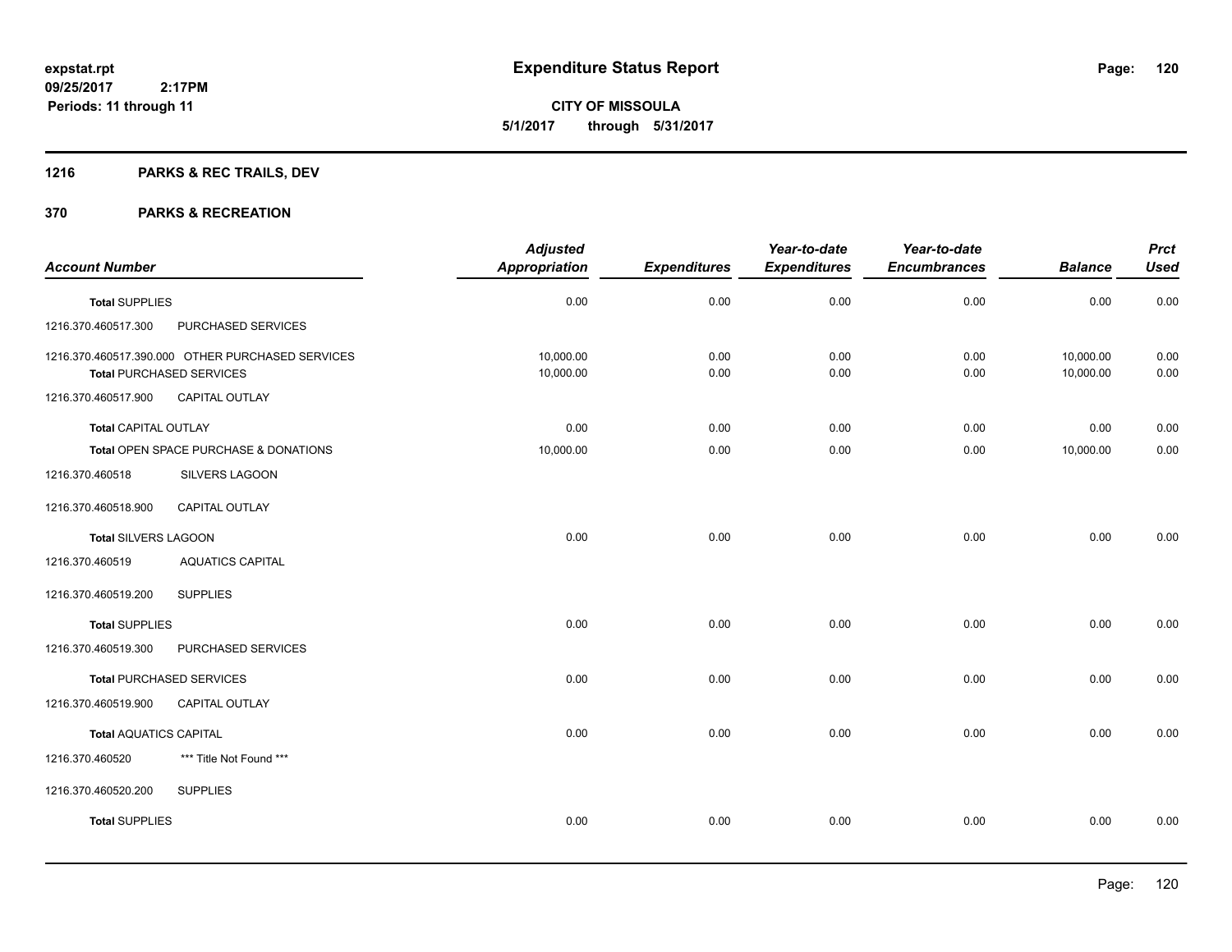# Expenditure Status Report

**CITY OF MISSOULA**
**5/1/2017 through 5/31/2017**

expstat.rpt
09/25/2017 2:17PM
Periods: 11 through 11

## 1216 PARKS & REC TRAILS, DEV

## 370 PARKS & RECREATION

| Account Number | | Adjusted Appropriation | Expenditures | Year-to-date Expenditures | Year-to-date Encumbrances | Balance | Prct Used |
|---|---|---|---|---|---|---|---|
| **Total** SUPPLIES | | 0.00 | 0.00 | 0.00 | 0.00 | 0.00 | 0.00 |
| 1216.370.460517.300 | PURCHASED SERVICES | | | | | | |
| 1216.370.460517.390.000 | OTHER PURCHASED SERVICES | 10,000.00 | 0.00 | 0.00 | 0.00 | 10,000.00 | 0.00 |
| **Total** PURCHASED SERVICES | | 10,000.00 | 0.00 | 0.00 | 0.00 | 10,000.00 | 0.00 |
| 1216.370.460517.900 | CAPITAL OUTLAY | | | | | | |
| **Total** CAPITAL OUTLAY | | 0.00 | 0.00 | 0.00 | 0.00 | 0.00 | 0.00 |
| **Total** OPEN SPACE PURCHASE & DONATIONS | | 10,000.00 | 0.00 | 0.00 | 0.00 | 10,000.00 | 0.00 |
| 1216.370.460518 | SILVERS LAGOON | | | | | | |
| 1216.370.460518.900 | CAPITAL OUTLAY | | | | | | |
| **Total** SILVERS LAGOON | | 0.00 | 0.00 | 0.00 | 0.00 | 0.00 | 0.00 |
| 1216.370.460519 | AQUATICS CAPITAL | | | | | | |
| 1216.370.460519.200 | SUPPLIES | | | | | | |
| **Total** SUPPLIES | | 0.00 | 0.00 | 0.00 | 0.00 | 0.00 | 0.00 |
| 1216.370.460519.300 | PURCHASED SERVICES | | | | | | |
| **Total** PURCHASED SERVICES | | 0.00 | 0.00 | 0.00 | 0.00 | 0.00 | 0.00 |
| 1216.370.460519.900 | CAPITAL OUTLAY | | | | | | |
| **Total** AQUATICS CAPITAL | | 0.00 | 0.00 | 0.00 | 0.00 | 0.00 | 0.00 |
| 1216.370.460520 | *** Title Not Found *** | | | | | | |
| 1216.370.460520.200 | SUPPLIES | | | | | | |
| **Total** SUPPLIES | | 0.00 | 0.00 | 0.00 | 0.00 | 0.00 | 0.00 |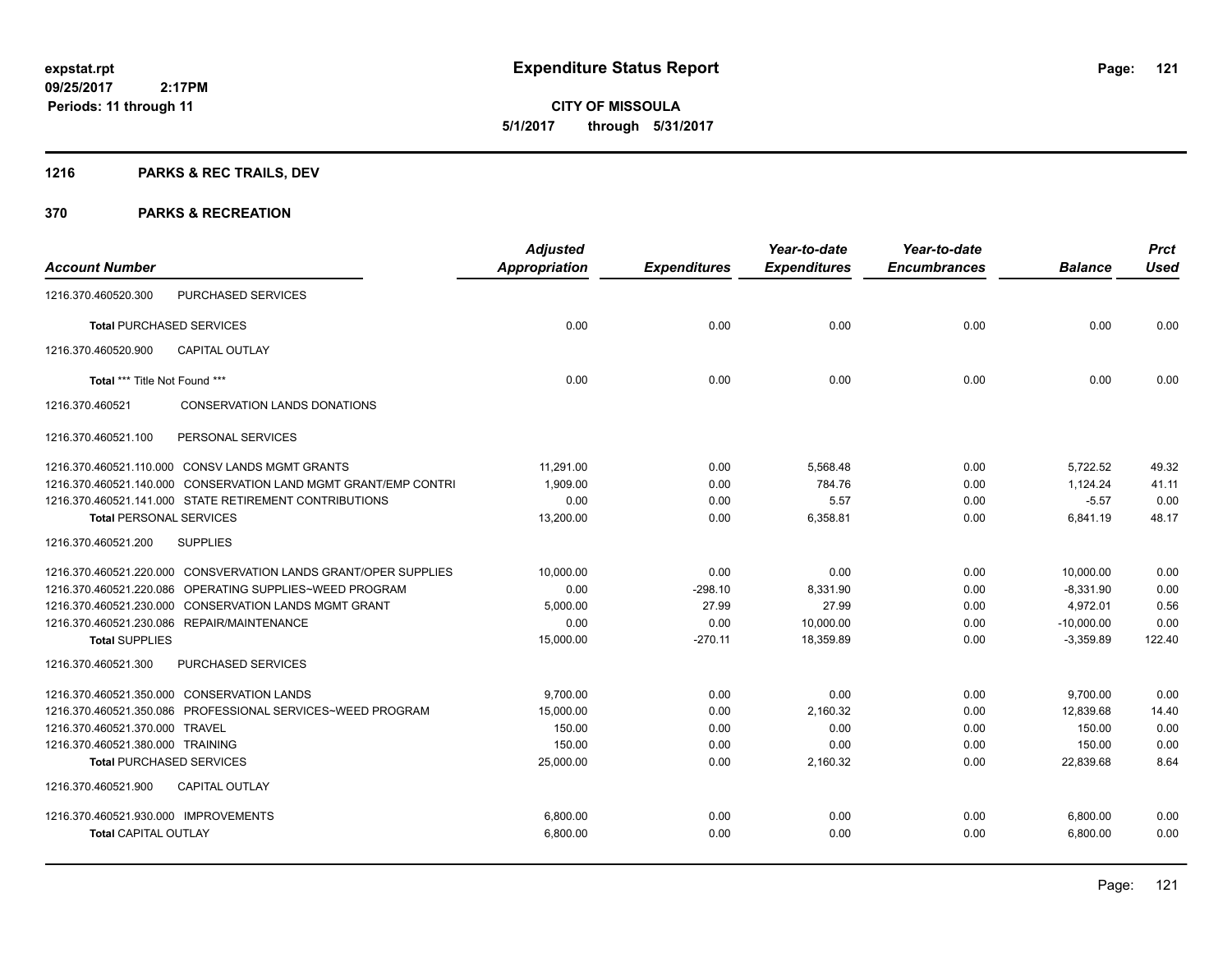# Expenditure Status Report

expstat.rpt
09/25/2017 2:17PM
Periods: 11 through 11

**CITY OF MISSOULA**
**5/1/2017 through 5/31/2017**

## 1216 PARKS & REC TRAILS, DEV

## 370 PARKS & RECREATION

| Account Number | | Adjusted Appropriation | Expenditures | Year-to-date Expenditures | Year-to-date Encumbrances | Balance | Prct Used |
|---|---|---|---|---|---|---|---|
| 1216.370.460520.300 | PURCHASED SERVICES | | | | | | |
| **Total** PURCHASED SERVICES | | 0.00 | 0.00 | 0.00 | 0.00 | 0.00 | 0.00 |
| 1216.370.460520.900 | CAPITAL OUTLAY | | | | | | |
| **Total** *** Title Not Found *** | | 0.00 | 0.00 | 0.00 | 0.00 | 0.00 | 0.00 |
| 1216.370.460521 | CONSERVATION LANDS DONATIONS | | | | | | |
| 1216.370.460521.100 | PERSONAL SERVICES | | | | | | |
| 1216.370.460521.110.000 | CONSV LANDS MGMT GRANTS | 11,291.00 | 0.00 | 5,568.48 | 0.00 | 5,722.52 | 49.32 |
| 1216.370.460521.140.000 | CONSERVATION LAND MGMT GRANT/EMP CONTRI | 1,909.00 | 0.00 | 784.76 | 0.00 | 1,124.24 | 41.11 |
| 1216.370.460521.141.000 | STATE RETIREMENT CONTRIBUTIONS | 0.00 | 0.00 | 5.57 | 0.00 | -5.57 | 0.00 |
| **Total** PERSONAL SERVICES | | 13,200.00 | 0.00 | 6,358.81 | 0.00 | 6,841.19 | 48.17 |
| 1216.370.460521.200 | SUPPLIES | | | | | | |
| 1216.370.460521.220.000 | CONSVERVATION LANDS GRANT/OPER SUPPLIES | 10,000.00 | 0.00 | 0.00 | 0.00 | 10,000.00 | 0.00 |
| 1216.370.460521.220.086 | OPERATING SUPPLIES~WEED PROGRAM | 0.00 | -298.10 | 8,331.90 | 0.00 | -8,331.90 | 0.00 |
| 1216.370.460521.230.000 | CONSERVATION LANDS MGMT GRANT | 5,000.00 | 27.99 | 27.99 | 0.00 | 4,972.01 | 0.56 |
| 1216.370.460521.230.086 | REPAIR/MAINTENANCE | 0.00 | 0.00 | 10,000.00 | 0.00 | -10,000.00 | 0.00 |
| **Total** SUPPLIES | | 15,000.00 | -270.11 | 18,359.89 | 0.00 | -3,359.89 | 122.40 |
| 1216.370.460521.300 | PURCHASED SERVICES | | | | | | |
| 1216.370.460521.350.000 | CONSERVATION LANDS | 9,700.00 | 0.00 | 0.00 | 0.00 | 9,700.00 | 0.00 |
| 1216.370.460521.350.086 | PROFESSIONAL SERVICES~WEED PROGRAM | 15,000.00 | 0.00 | 2,160.32 | 0.00 | 12,839.68 | 14.40 |
| 1216.370.460521.370.000 | TRAVEL | 150.00 | 0.00 | 0.00 | 0.00 | 150.00 | 0.00 |
| 1216.370.460521.380.000 | TRAINING | 150.00 | 0.00 | 0.00 | 0.00 | 150.00 | 0.00 |
| **Total** PURCHASED SERVICES | | 25,000.00 | 0.00 | 2,160.32 | 0.00 | 22,839.68 | 8.64 |
| 1216.370.460521.900 | CAPITAL OUTLAY | | | | | | |
| 1216.370.460521.930.000 | IMPROVEMENTS | 6,800.00 | 0.00 | 0.00 | 0.00 | 6,800.00 | 0.00 |
| **Total** CAPITAL OUTLAY | | 6,800.00 | 0.00 | 0.00 | 0.00 | 6,800.00 | 0.00 |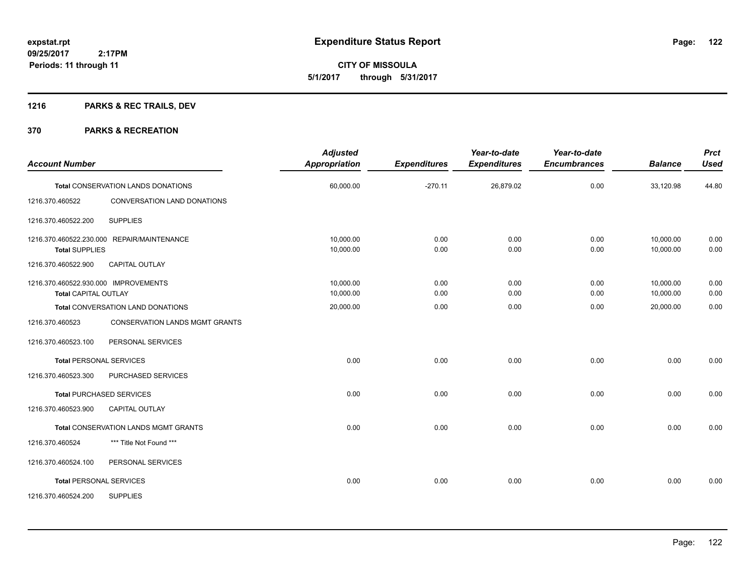# Expenditure Status Report

expstat.rpt
09/25/2017 2:17PM
Periods: 11 through 11

**CITY OF MISSOULA**
**5/1/2017 through 5/31/2017**

## 1216 PARKS & REC TRAILS, DEV

## 370 PARKS & RECREATION

| Account Number | | Adjusted Appropriation | Expenditures | Year-to-date Expenditures | Year-to-date Encumbrances | Balance | Prct Used |
|---|---|---|---|---|---|---|---|
| **Total** CONSERVATION LANDS DONATIONS | | 60,000.00 | -270.11 | 26,879.02 | 0.00 | 33,120.98 | 44.80 |
| 1216.370.460522 | CONVERSATION LAND DONATIONS | | | | | | |
| 1216.370.460522.200 | SUPPLIES | | | | | | |
| 1216.370.460522.230.000 | REPAIR/MAINTENANCE | 10,000.00 | 0.00 | 0.00 | 0.00 | 10,000.00 | 0.00 |
| **Total** SUPPLIES | | 10,000.00 | 0.00 | 0.00 | 0.00 | 10,000.00 | 0.00 |
| 1216.370.460522.900 | CAPITAL OUTLAY | | | | | | |
| 1216.370.460522.930.000 | IMPROVEMENTS | 10,000.00 | 0.00 | 0.00 | 0.00 | 10,000.00 | 0.00 |
| **Total** CAPITAL OUTLAY | | 10,000.00 | 0.00 | 0.00 | 0.00 | 10,000.00 | 0.00 |
| **Total** CONVERSATION LAND DONATIONS | | 20,000.00 | 0.00 | 0.00 | 0.00 | 20,000.00 | 0.00 |
| 1216.370.460523 | CONSERVATION LANDS MGMT GRANTS | | | | | | |
| 1216.370.460523.100 | PERSONAL SERVICES | | | | | | |
| **Total** PERSONAL SERVICES | | 0.00 | 0.00 | 0.00 | 0.00 | 0.00 | 0.00 |
| 1216.370.460523.300 | PURCHASED SERVICES | | | | | | |
| **Total** PURCHASED SERVICES | | 0.00 | 0.00 | 0.00 | 0.00 | 0.00 | 0.00 |
| 1216.370.460523.900 | CAPITAL OUTLAY | | | | | | |
| **Total** CONSERVATION LANDS MGMT GRANTS | | 0.00 | 0.00 | 0.00 | 0.00 | 0.00 | 0.00 |
| 1216.370.460524 | *** Title Not Found *** | | | | | | |
| 1216.370.460524.100 | PERSONAL SERVICES | | | | | | |
| **Total** PERSONAL SERVICES | | 0.00 | 0.00 | 0.00 | 0.00 | 0.00 | 0.00 |
| 1216.370.460524.200 | SUPPLIES | | | | | | |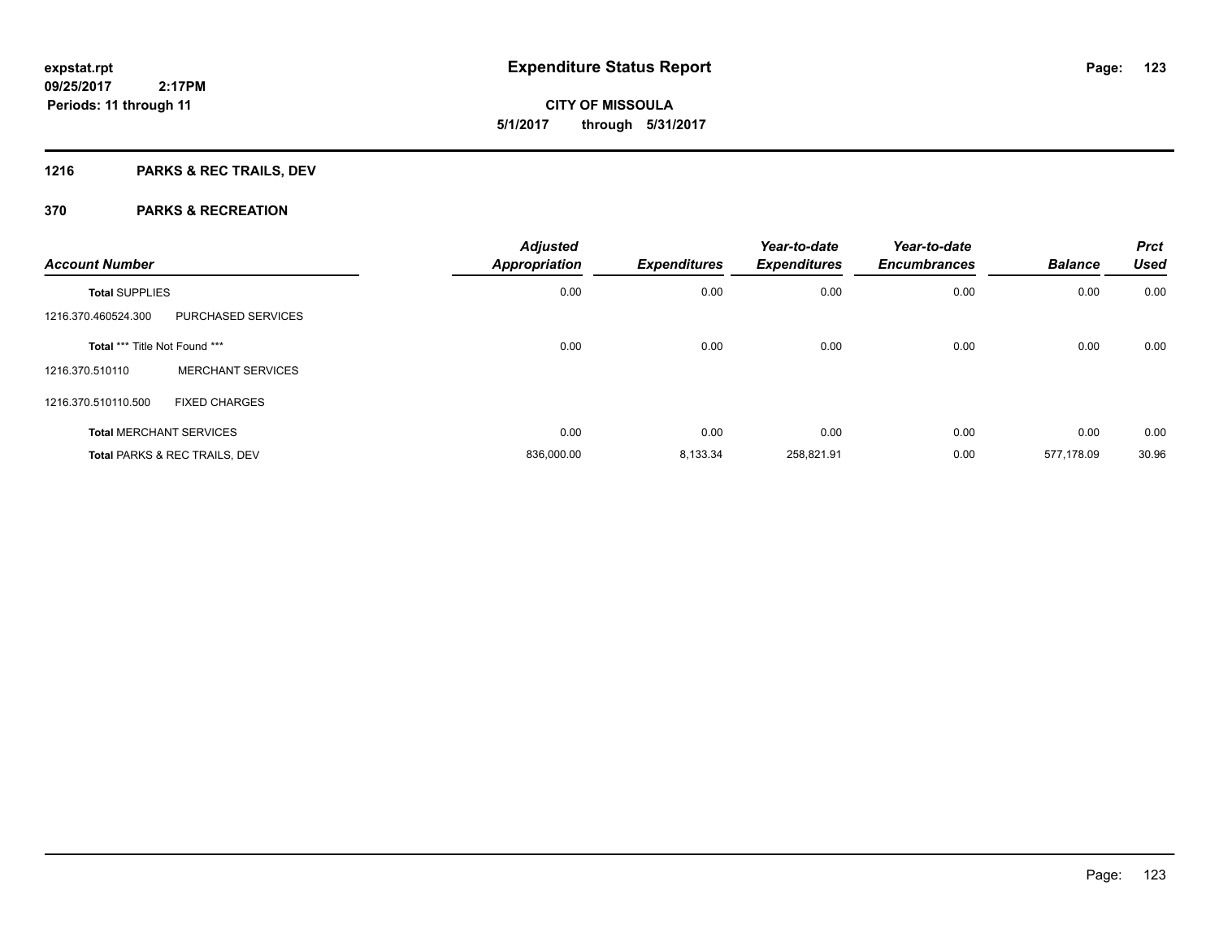**expstat.rpt**
**09/25/2017 2:17PM**
**Periods: 11 through 11**

# Expenditure Status Report

**CITY OF MISSOULA**
**5/1/2017 through 5/31/2017**

## 1216 PARKS & REC TRAILS, DEV

## 370 PARKS & RECREATION

| Account Number | | Adjusted Appropriation | Expenditures | Year-to-date Expenditures | Year-to-date Encumbrances | Balance | Prct Used |
|---|---|---|---|---|---|---|---|
| **Total** SUPPLIES | | 0.00 | 0.00 | 0.00 | 0.00 | 0.00 | 0.00 |
| 1216.370.460524.300 | PURCHASED SERVICES | | | | | | |
| **Total** *** Title Not Found *** | | 0.00 | 0.00 | 0.00 | 0.00 | 0.00 | 0.00 |
| 1216.370.510110 | MERCHANT SERVICES | | | | | | |
| 1216.370.510110.500 | FIXED CHARGES | | | | | | |
| **Total** MERCHANT SERVICES | | 0.00 | 0.00 | 0.00 | 0.00 | 0.00 | 0.00 |
| **Total** PARKS & REC TRAILS, DEV | | 836,000.00 | 8,133.34 | 258,821.91 | 0.00 | 577,178.09 | 30.96 |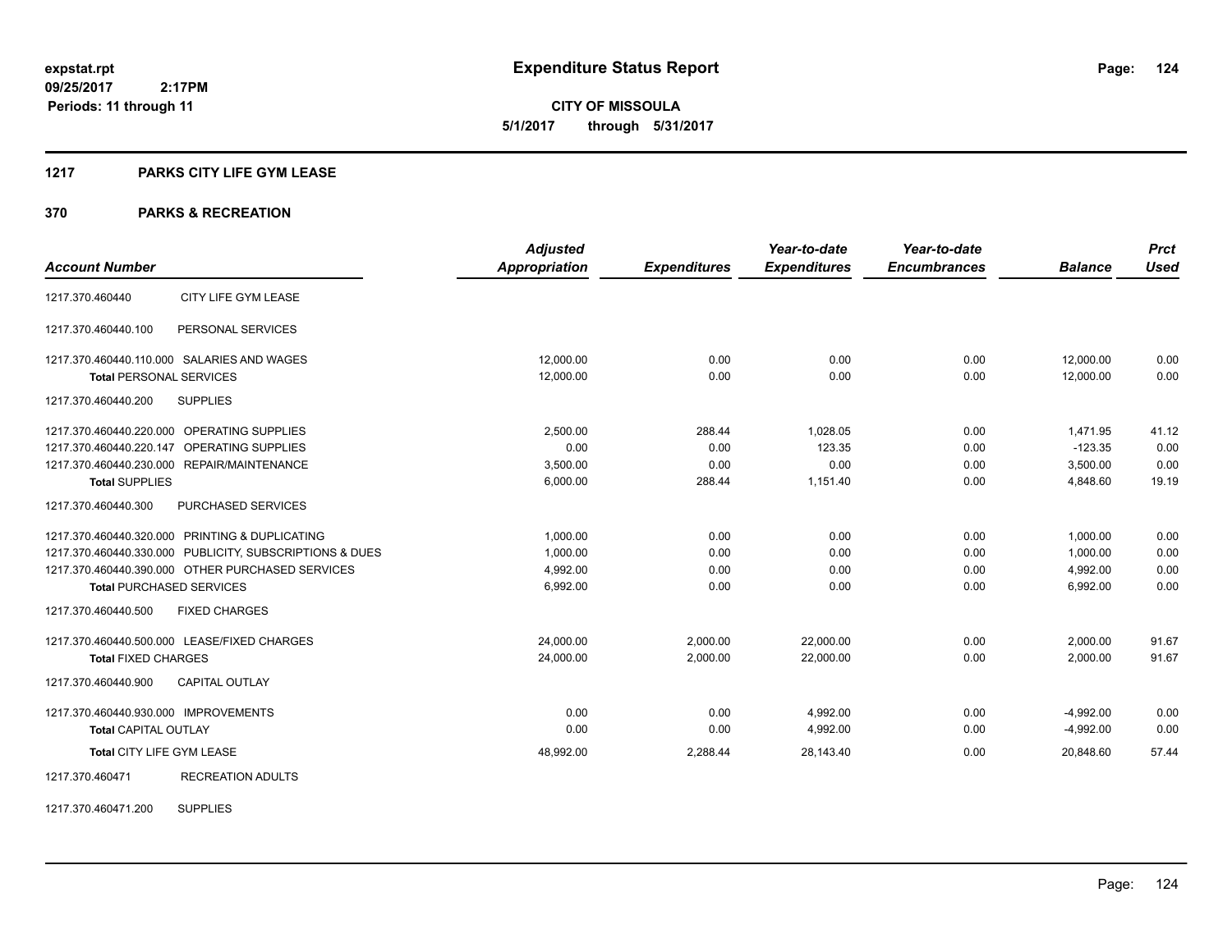# Expenditure Status Report

expstat.rpt
09/25/2017 2:17PM
Periods: 11 through 11

**CITY OF MISSOULA**
**5/1/2017 through 5/31/2017**

## 1217 PARKS CITY LIFE GYM LEASE

### 370 PARKS & RECREATION

| Account Number | | Adjusted Appropriation | Expenditures | Year-to-date Expenditures | Year-to-date Encumbrances | Balance | Prct Used |
|---|---|---|---|---|---|---|---|
| 1217.370.460440 | CITY LIFE GYM LEASE | | | | | | |
| 1217.370.460440.100 | PERSONAL SERVICES | | | | | | |
| 1217.370.460440.110.000 | SALARIES AND WAGES | 12,000.00 | 0.00 | 0.00 | 0.00 | 12,000.00 | 0.00 |
| **Total** PERSONAL SERVICES | | 12,000.00 | 0.00 | 0.00 | 0.00 | 12,000.00 | 0.00 |
| 1217.370.460440.200 | SUPPLIES | | | | | | |
| 1217.370.460440.220.000 | OPERATING SUPPLIES | 2,500.00 | 288.44 | 1,028.05 | 0.00 | 1,471.95 | 41.12 |
| 1217.370.460440.220.147 | OPERATING SUPPLIES | 0.00 | 0.00 | 123.35 | 0.00 | -123.35 | 0.00 |
| 1217.370.460440.230.000 | REPAIR/MAINTENANCE | 3,500.00 | 0.00 | 0.00 | 0.00 | 3,500.00 | 0.00 |
| **Total** SUPPLIES | | 6,000.00 | 288.44 | 1,151.40 | 0.00 | 4,848.60 | 19.19 |
| 1217.370.460440.300 | PURCHASED SERVICES | | | | | | |
| 1217.370.460440.320.000 | PRINTING & DUPLICATING | 1,000.00 | 0.00 | 0.00 | 0.00 | 1,000.00 | 0.00 |
| 1217.370.460440.330.000 | PUBLICITY, SUBSCRIPTIONS & DUES | 1,000.00 | 0.00 | 0.00 | 0.00 | 1,000.00 | 0.00 |
| 1217.370.460440.390.000 | OTHER PURCHASED SERVICES | 4,992.00 | 0.00 | 0.00 | 0.00 | 4,992.00 | 0.00 |
| **Total** PURCHASED SERVICES | | 6,992.00 | 0.00 | 0.00 | 0.00 | 6,992.00 | 0.00 |
| 1217.370.460440.500 | FIXED CHARGES | | | | | | |
| 1217.370.460440.500.000 | LEASE/FIXED CHARGES | 24,000.00 | 2,000.00 | 22,000.00 | 0.00 | 2,000.00 | 91.67 |
| **Total** FIXED CHARGES | | 24,000.00 | 2,000.00 | 22,000.00 | 0.00 | 2,000.00 | 91.67 |
| 1217.370.460440.900 | CAPITAL OUTLAY | | | | | | |
| 1217.370.460440.930.000 | IMPROVEMENTS | 0.00 | 0.00 | 4,992.00 | 0.00 | -4,992.00 | 0.00 |
| **Total** CAPITAL OUTLAY | | 0.00 | 0.00 | 4,992.00 | 0.00 | -4,992.00 | 0.00 |
| **Total** CITY LIFE GYM LEASE | | 48,992.00 | 2,288.44 | 28,143.40 | 0.00 | 20,848.60 | 57.44 |
| 1217.370.460471 | RECREATION ADULTS | | | | | | |
| 1217.370.460471.200 | SUPPLIES | | | | | | |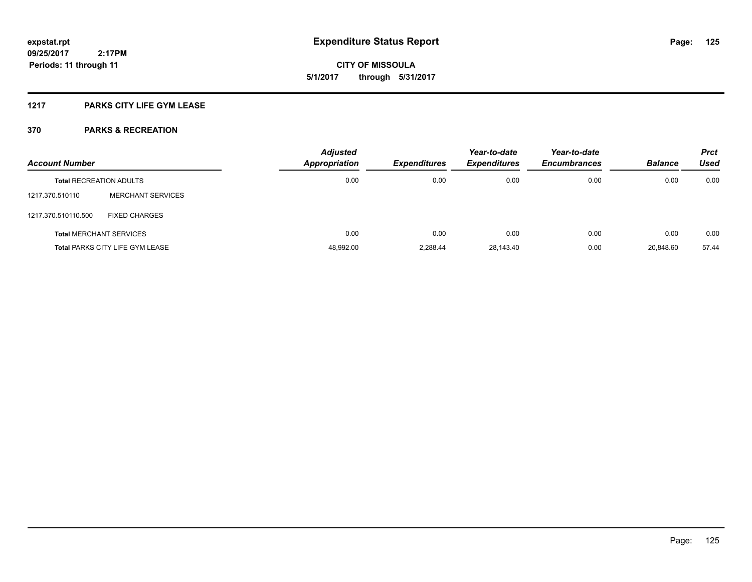**expstat.rpt**
**09/25/2017 2:17PM**
**Periods: 11 through 11**

# Expenditure Status Report

**CITY OF MISSOULA**
**5/1/2017 through 5/31/2017**

## 1217 PARKS CITY LIFE GYM LEASE

## 370 PARKS & RECREATION

| Account Number | | Adjusted Appropriation | Expenditures | Year-to-date Expenditures | Year-to-date Encumbrances | Balance | Prct Used |
|---|---|---|---|---|---|---|---|
| **Total** RECREATION ADULTS | | 0.00 | 0.00 | 0.00 | 0.00 | 0.00 | 0.00 |
| 1217.370.510110 | MERCHANT SERVICES | | | | | | |
| 1217.370.510110.500 | FIXED CHARGES | | | | | | |
| **Total** MERCHANT SERVICES | | 0.00 | 0.00 | 0.00 | 0.00 | 0.00 | 0.00 |
| **Total** PARKS CITY LIFE GYM LEASE | | 48,992.00 | 2,288.44 | 28,143.40 | 0.00 | 20,848.60 | 57.44 |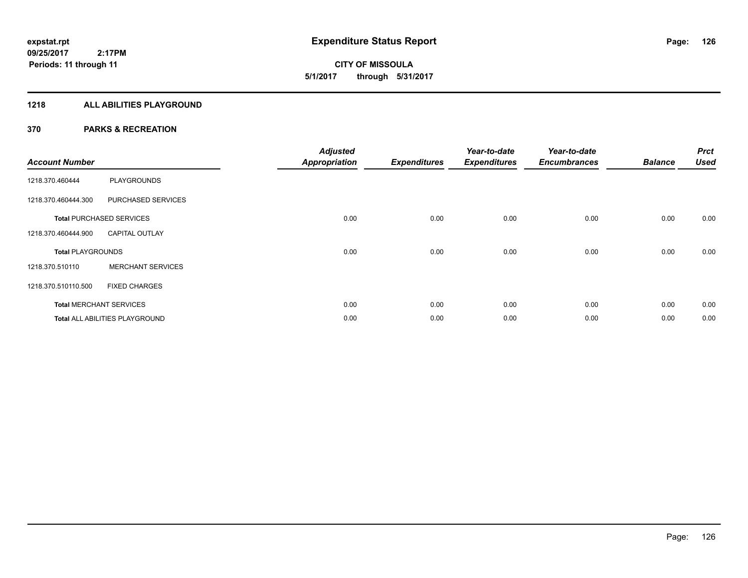**expstat.rpt**
**09/25/2017 2:17PM**
**Periods: 11 through 11**

# Expenditure Status Report

**CITY OF MISSOULA**
**5/1/2017 through 5/31/2017**

## 1218 ALL ABILITIES PLAYGROUND

## 370 PARKS & RECREATION

| Account Number | | Adjusted Appropriation | Expenditures | Year-to-date Expenditures | Year-to-date Encumbrances | Balance | Prct Used |
|---|---|---|---|---|---|---|---|
| 1218.370.460444 | PLAYGROUNDS | | | | | | |
| 1218.370.460444.300 | PURCHASED SERVICES | | | | | | |
| **Total** PURCHASED SERVICES | | 0.00 | 0.00 | 0.00 | 0.00 | 0.00 | 0.00 |
| 1218.370.460444.900 | CAPITAL OUTLAY | | | | | | |
| **Total** PLAYGROUNDS | | 0.00 | 0.00 | 0.00 | 0.00 | 0.00 | 0.00 |
| 1218.370.510110 | MERCHANT SERVICES | | | | | | |
| 1218.370.510110.500 | FIXED CHARGES | | | | | | |
| **Total** MERCHANT SERVICES | | 0.00 | 0.00 | 0.00 | 0.00 | 0.00 | 0.00 |
| **Total** ALL ABILITIES PLAYGROUND | | 0.00 | 0.00 | 0.00 | 0.00 | 0.00 | 0.00 |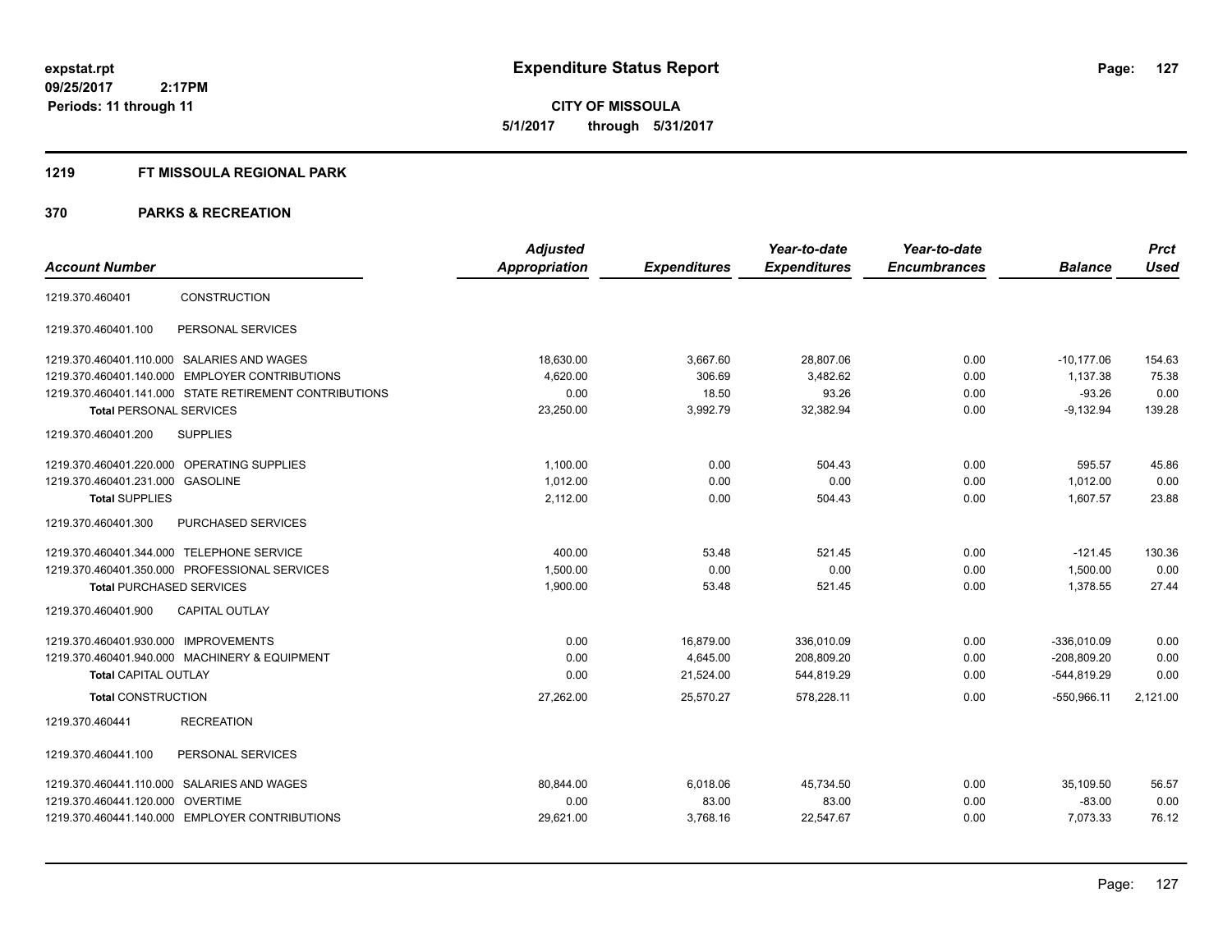# Expenditure Status Report

**CITY OF MISSOULA**

**5/1/2017 through 5/31/2017**

expstat.rpt
09/25/2017 2:17PM
Periods: 11 through 11

## 1219 FT MISSOULA REGIONAL PARK

## 370 PARKS & RECREATION

| Account Number | | Adjusted Appropriation | Expenditures | Year-to-date Expenditures | Year-to-date Encumbrances | Balance | Prct Used |
|---|---|---|---|---|---|---|---|
| 1219.370.460401 | CONSTRUCTION | | | | | | |
| 1219.370.460401.100 | PERSONAL SERVICES | | | | | | |
| 1219.370.460401.110.000 | SALARIES AND WAGES | 18,630.00 | 3,667.60 | 28,807.06 | 0.00 | -10,177.06 | 154.63 |
| 1219.370.460401.140.000 | EMPLOYER CONTRIBUTIONS | 4,620.00 | 306.69 | 3,482.62 | 0.00 | 1,137.38 | 75.38 |
| 1219.370.460401.141.000 | STATE RETIREMENT CONTRIBUTIONS | 0.00 | 18.50 | 93.26 | 0.00 | -93.26 | 0.00 |
| **Total** PERSONAL SERVICES | | 23,250.00 | 3,992.79 | 32,382.94 | 0.00 | -9,132.94 | 139.28 |
| 1219.370.460401.200 | SUPPLIES | | | | | | |
| 1219.370.460401.220.000 | OPERATING SUPPLIES | 1,100.00 | 0.00 | 504.43 | 0.00 | 595.57 | 45.86 |
| 1219.370.460401.231.000 | GASOLINE | 1,012.00 | 0.00 | 0.00 | 0.00 | 1,012.00 | 0.00 |
| **Total** SUPPLIES | | 2,112.00 | 0.00 | 504.43 | 0.00 | 1,607.57 | 23.88 |
| 1219.370.460401.300 | PURCHASED SERVICES | | | | | | |
| 1219.370.460401.344.000 | TELEPHONE SERVICE | 400.00 | 53.48 | 521.45 | 0.00 | -121.45 | 130.36 |
| 1219.370.460401.350.000 | PROFESSIONAL SERVICES | 1,500.00 | 0.00 | 0.00 | 0.00 | 1,500.00 | 0.00 |
| **Total** PURCHASED SERVICES | | 1,900.00 | 53.48 | 521.45 | 0.00 | 1,378.55 | 27.44 |
| 1219.370.460401.900 | CAPITAL OUTLAY | | | | | | |
| 1219.370.460401.930.000 | IMPROVEMENTS | 0.00 | 16,879.00 | 336,010.09 | 0.00 | -336,010.09 | 0.00 |
| 1219.370.460401.940.000 | MACHINERY & EQUIPMENT | 0.00 | 4,645.00 | 208,809.20 | 0.00 | -208,809.20 | 0.00 |
| **Total** CAPITAL OUTLAY | | 0.00 | 21,524.00 | 544,819.29 | 0.00 | -544,819.29 | 0.00 |
| **Total** CONSTRUCTION | | 27,262.00 | 25,570.27 | 578,228.11 | 0.00 | -550,966.11 | 2,121.00 |
| 1219.370.460441 | RECREATION | | | | | | |
| 1219.370.460441.100 | PERSONAL SERVICES | | | | | | |
| 1219.370.460441.110.000 | SALARIES AND WAGES | 80,844.00 | 6,018.06 | 45,734.50 | 0.00 | 35,109.50 | 56.57 |
| 1219.370.460441.120.000 | OVERTIME | 0.00 | 83.00 | 83.00 | 0.00 | -83.00 | 0.00 |
| 1219.370.460441.140.000 | EMPLOYER CONTRIBUTIONS | 29,621.00 | 3,768.16 | 22,547.67 | 0.00 | 7,073.33 | 76.12 |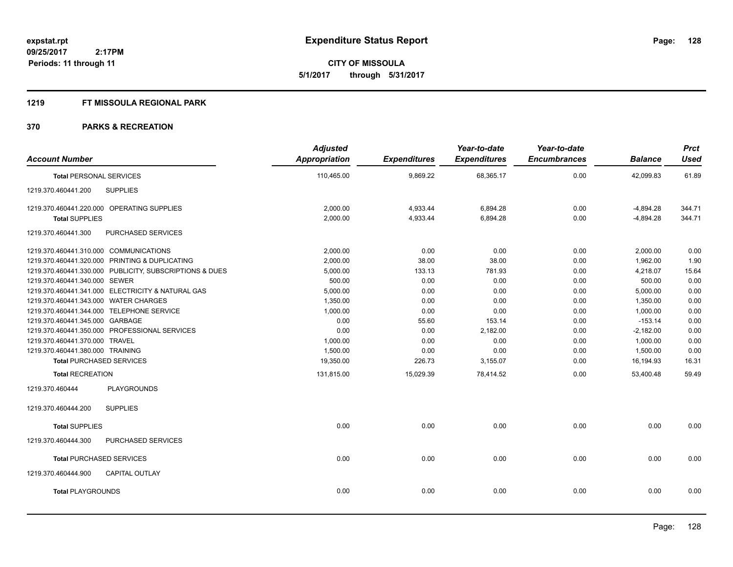**expstat.rpt**
**09/25/2017 2:17PM**
**Periods: 11 through 11**

# Expenditure Status Report

**CITY OF MISSOULA**
**5/1/2017 through 5/31/2017**

## 1219 FT MISSOULA REGIONAL PARK

## 370 PARKS & RECREATION

| Account Number | Adjusted Appropriation | Expenditures | Year-to-date Expenditures | Year-to-date Encumbrances | Balance | Prct Used |
|---|---|---|---|---|---|---|
| **Total** PERSONAL SERVICES | 110,465.00 | 9,869.22 | 68,365.17 | 0.00 | 42,099.83 | 61.89 |
| 1219.370.460441.200 SUPPLIES | | | | | | |
| 1219.370.460441.220.000 OPERATING SUPPLIES | 2,000.00 | 4,933.44 | 6,894.28 | 0.00 | -4,894.28 | 344.71 |
| **Total** SUPPLIES | 2,000.00 | 4,933.44 | 6,894.28 | 0.00 | -4,894.28 | 344.71 |
| 1219.370.460441.300 PURCHASED SERVICES | | | | | | |
| 1219.370.460441.310.000 COMMUNICATIONS | 2,000.00 | 0.00 | 0.00 | 0.00 | 2,000.00 | 0.00 |
| 1219.370.460441.320.000 PRINTING & DUPLICATING | 2,000.00 | 38.00 | 38.00 | 0.00 | 1,962.00 | 1.90 |
| 1219.370.460441.330.000 PUBLICITY, SUBSCRIPTIONS & DUES | 5,000.00 | 133.13 | 781.93 | 0.00 | 4,218.07 | 15.64 |
| 1219.370.460441.340.000 SEWER | 500.00 | 0.00 | 0.00 | 0.00 | 500.00 | 0.00 |
| 1219.370.460441.341.000 ELECTRICITY & NATURAL GAS | 5,000.00 | 0.00 | 0.00 | 0.00 | 5,000.00 | 0.00 |
| 1219.370.460441.343.000 WATER CHARGES | 1,350.00 | 0.00 | 0.00 | 0.00 | 1,350.00 | 0.00 |
| 1219.370.460441.344.000 TELEPHONE SERVICE | 1,000.00 | 0.00 | 0.00 | 0.00 | 1,000.00 | 0.00 |
| 1219.370.460441.345.000 GARBAGE | 0.00 | 55.60 | 153.14 | 0.00 | -153.14 | 0.00 |
| 1219.370.460441.350.000 PROFESSIONAL SERVICES | 0.00 | 0.00 | 2,182.00 | 0.00 | -2,182.00 | 0.00 |
| 1219.370.460441.370.000 TRAVEL | 1,000.00 | 0.00 | 0.00 | 0.00 | 1,000.00 | 0.00 |
| 1219.370.460441.380.000 TRAINING | 1,500.00 | 0.00 | 0.00 | 0.00 | 1,500.00 | 0.00 |
| **Total** PURCHASED SERVICES | 19,350.00 | 226.73 | 3,155.07 | 0.00 | 16,194.93 | 16.31 |
| **Total** RECREATION | 131,815.00 | 15,029.39 | 78,414.52 | 0.00 | 53,400.48 | 59.49 |
| 1219.370.460444 PLAYGROUNDS | | | | | | |
| 1219.370.460444.200 SUPPLIES | | | | | | |
| **Total** SUPPLIES | 0.00 | 0.00 | 0.00 | 0.00 | 0.00 | 0.00 |
| 1219.370.460444.300 PURCHASED SERVICES | | | | | | |
| **Total** PURCHASED SERVICES | 0.00 | 0.00 | 0.00 | 0.00 | 0.00 | 0.00 |
| 1219.370.460444.900 CAPITAL OUTLAY | | | | | | |
| **Total** PLAYGROUNDS | 0.00 | 0.00 | 0.00 | 0.00 | 0.00 | 0.00 |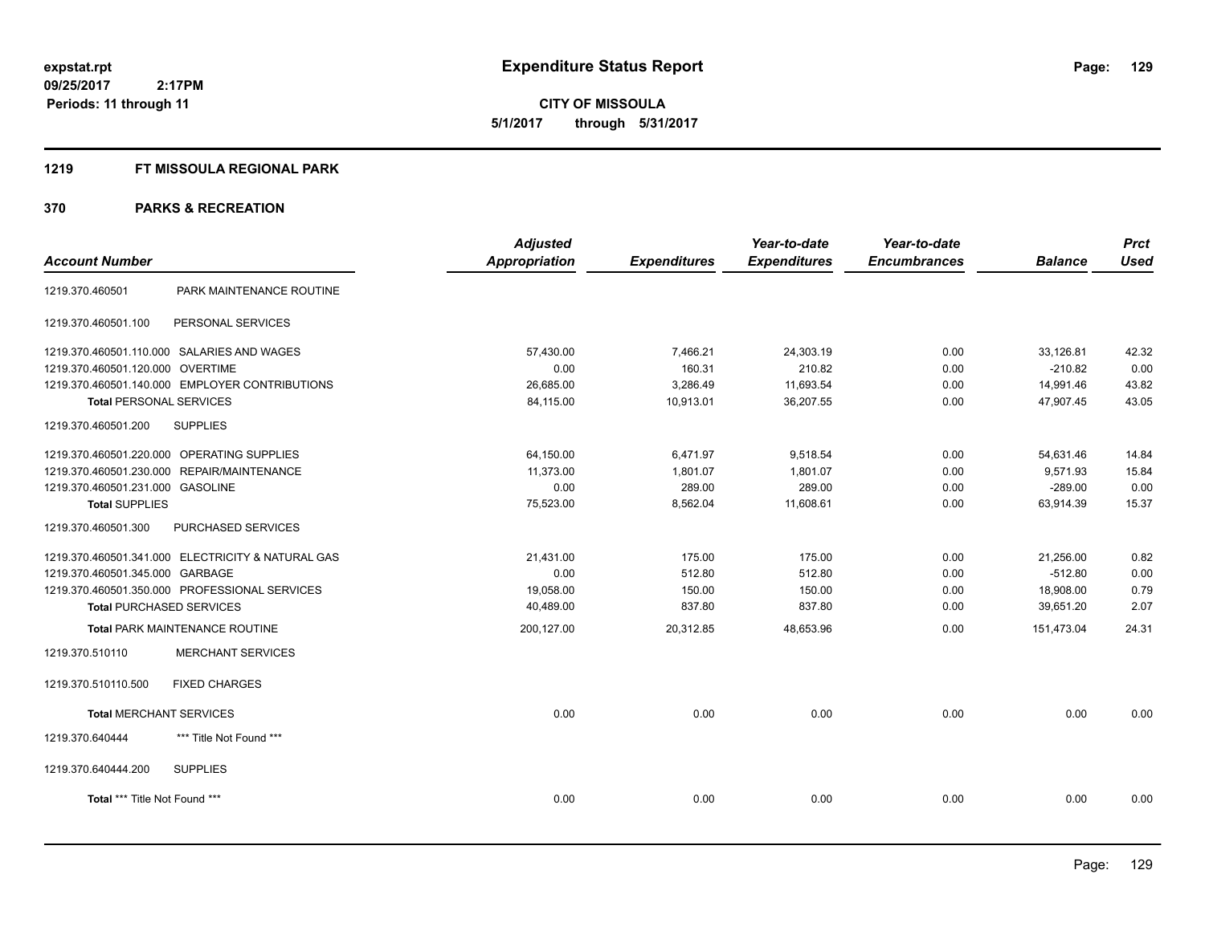# Expenditure Status Report

**CITY OF MISSOULA**

**5/1/2017 through 5/31/2017**

expstat.rpt
09/25/2017 2:17PM
Periods: 11 through 11

## 1219 FT MISSOULA REGIONAL PARK

## 370 PARKS & RECREATION

| Account Number | | Adjusted Appropriation | Expenditures | Year-to-date Expenditures | Year-to-date Encumbrances | Balance | Prct Used |
|---|---|---|---|---|---|---|---|
| 1219.370.460501 | PARK MAINTENANCE ROUTINE | | | | | | |
| 1219.370.460501.100 | PERSONAL SERVICES | | | | | | |
| 1219.370.460501.110.000 | SALARIES AND WAGES | 57,430.00 | 7,466.21 | 24,303.19 | 0.00 | 33,126.81 | 42.32 |
| 1219.370.460501.120.000 | OVERTIME | 0.00 | 160.31 | 210.82 | 0.00 | -210.82 | 0.00 |
| 1219.370.460501.140.000 | EMPLOYER CONTRIBUTIONS | 26,685.00 | 3,286.49 | 11,693.54 | 0.00 | 14,991.46 | 43.82 |
| **Total** PERSONAL SERVICES | | 84,115.00 | 10,913.01 | 36,207.55 | 0.00 | 47,907.45 | 43.05 |
| 1219.370.460501.200 | SUPPLIES | | | | | | |
| 1219.370.460501.220.000 | OPERATING SUPPLIES | 64,150.00 | 6,471.97 | 9,518.54 | 0.00 | 54,631.46 | 14.84 |
| 1219.370.460501.230.000 | REPAIR/MAINTENANCE | 11,373.00 | 1,801.07 | 1,801.07 | 0.00 | 9,571.93 | 15.84 |
| 1219.370.460501.231.000 | GASOLINE | 0.00 | 289.00 | 289.00 | 0.00 | -289.00 | 0.00 |
| **Total** SUPPLIES | | 75,523.00 | 8,562.04 | 11,608.61 | 0.00 | 63,914.39 | 15.37 |
| 1219.370.460501.300 | PURCHASED SERVICES | | | | | | |
| 1219.370.460501.341.000 | ELECTRICITY & NATURAL GAS | 21,431.00 | 175.00 | 175.00 | 0.00 | 21,256.00 | 0.82 |
| 1219.370.460501.345.000 | GARBAGE | 0.00 | 512.80 | 512.80 | 0.00 | -512.80 | 0.00 |
| 1219.370.460501.350.000 | PROFESSIONAL SERVICES | 19,058.00 | 150.00 | 150.00 | 0.00 | 18,908.00 | 0.79 |
| **Total** PURCHASED SERVICES | | 40,489.00 | 837.80 | 837.80 | 0.00 | 39,651.20 | 2.07 |
| **Total** PARK MAINTENANCE ROUTINE | | 200,127.00 | 20,312.85 | 48,653.96 | 0.00 | 151,473.04 | 24.31 |
| 1219.370.510110 | MERCHANT SERVICES | | | | | | |
| 1219.370.510110.500 | FIXED CHARGES | | | | | | |
| **Total** MERCHANT SERVICES | | 0.00 | 0.00 | 0.00 | 0.00 | 0.00 | 0.00 |
| 1219.370.640444 | *** Title Not Found *** | | | | | | |
| 1219.370.640444.200 | SUPPLIES | | | | | | |
| **Total** *** Title Not Found *** | | 0.00 | 0.00 | 0.00 | 0.00 | 0.00 | 0.00 |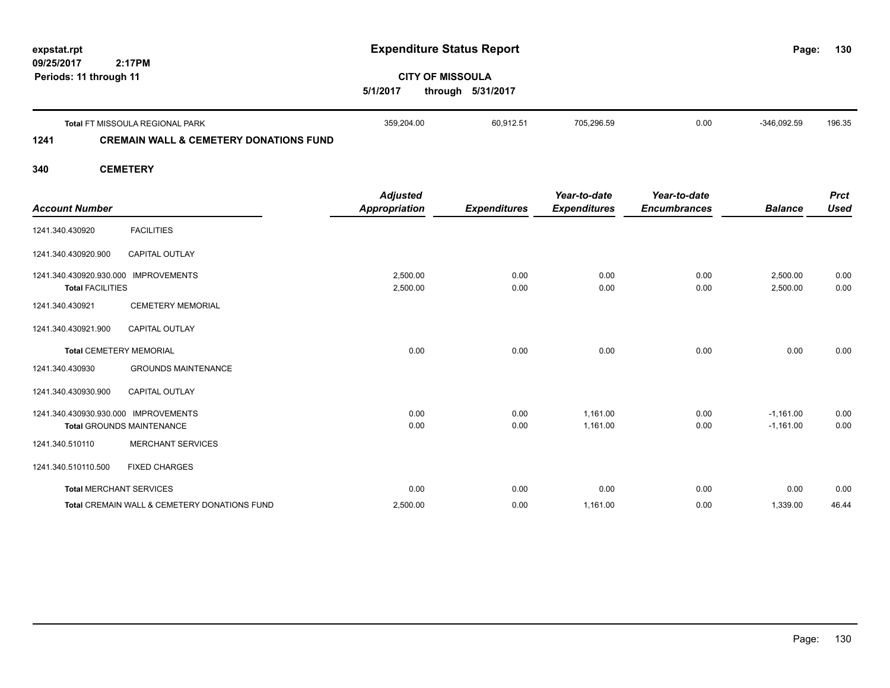**Expenditure Status Report**

**CITY OF MISSOULA**

**5/1/2017 through 5/31/2017**

expstat.rpt
09/25/2017 2:17PM
Periods: 11 through 11

| Account Number | | Adjusted Appropriation | Expenditures | Year-to-date Expenditures | Year-to-date Encumbrances | Balance | Prct Used |
|---|---|---|---|---|---|---|---|
| **Total** FT MISSOULA REGIONAL PARK | | 359,204.00 | 60,912.51 | 705,296.59 | 0.00 | -346,092.59 | 196.35 |

## 1241 CREMAIN WALL & CEMETERY DONATIONS FUND

## 340 CEMETERY

| Account Number | | Adjusted Appropriation | Expenditures | Year-to-date Expenditures | Year-to-date Encumbrances | Balance | Prct Used |
|---|---|---|---|---|---|---|---|
| 1241.340.430920 | FACILITIES | | | | | | |
| 1241.340.430920.900 | CAPITAL OUTLAY | | | | | | |
| 1241.340.430920.930.000 | IMPROVEMENTS | 2,500.00 | 0.00 | 0.00 | 0.00 | 2,500.00 | 0.00 |
| **Total** FACILITIES | | 2,500.00 | 0.00 | 0.00 | 0.00 | 2,500.00 | 0.00 |
| 1241.340.430921 | CEMETERY MEMORIAL | | | | | | |
| 1241.340.430921.900 | CAPITAL OUTLAY | | | | | | |
| **Total** CEMETERY MEMORIAL | | 0.00 | 0.00 | 0.00 | 0.00 | 0.00 | 0.00 |
| 1241.340.430930 | GROUNDS MAINTENANCE | | | | | | |
| 1241.340.430930.900 | CAPITAL OUTLAY | | | | | | |
| 1241.340.430930.930.000 | IMPROVEMENTS | 0.00 | 0.00 | 1,161.00 | 0.00 | -1,161.00 | 0.00 |
| **Total** GROUNDS MAINTENANCE | | 0.00 | 0.00 | 1,161.00 | 0.00 | -1,161.00 | 0.00 |
| 1241.340.510110 | MERCHANT SERVICES | | | | | | |
| 1241.340.510110.500 | FIXED CHARGES | | | | | | |
| **Total** MERCHANT SERVICES | | 0.00 | 0.00 | 0.00 | 0.00 | 0.00 | 0.00 |
| **Total** CREMAIN WALL & CEMETERY DONATIONS FUND | | 2,500.00 | 0.00 | 1,161.00 | 0.00 | 1,339.00 | 46.44 |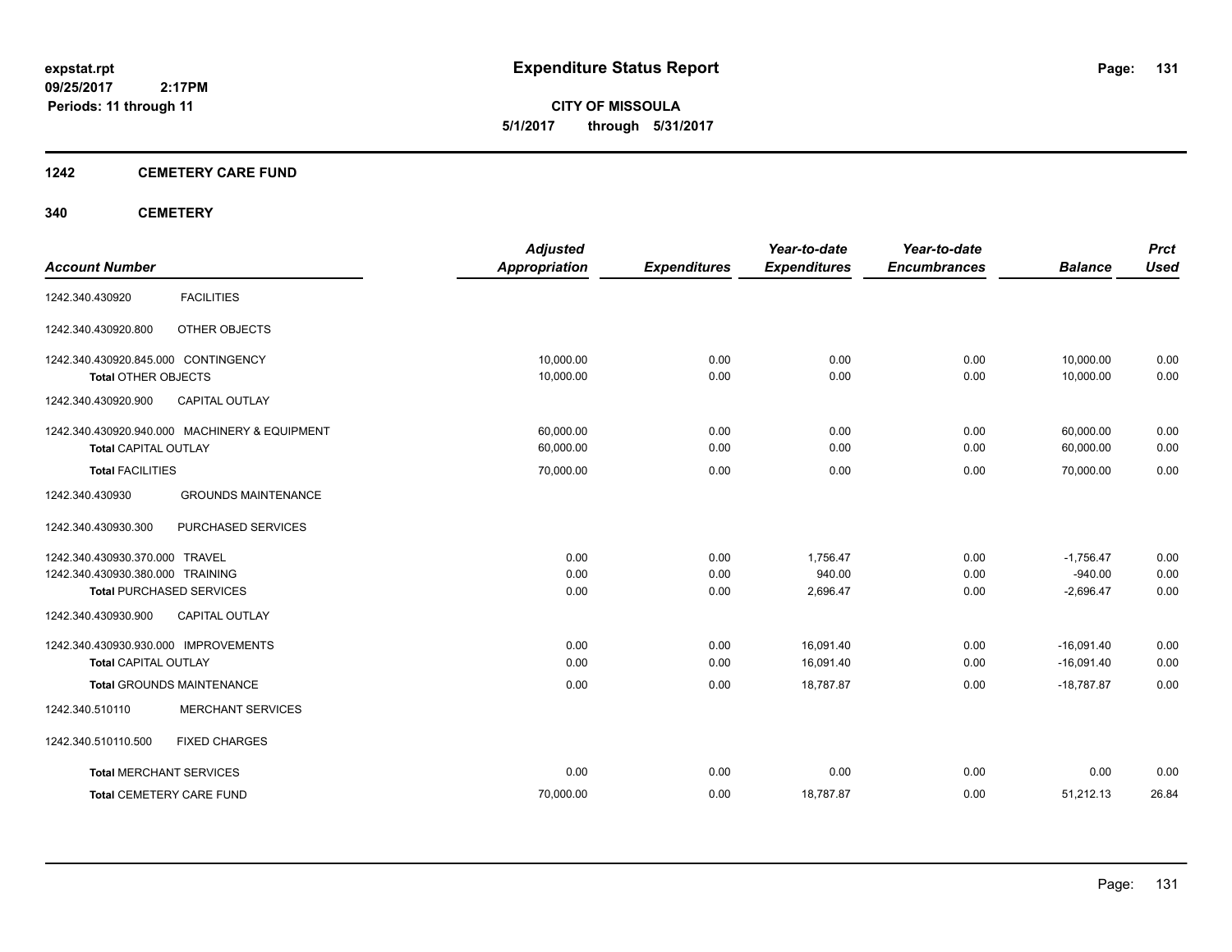**expstat.rpt**
**09/25/2017 2:17PM**
**Periods: 11 through 11**

# Expenditure Status Report

**CITY OF MISSOULA**
**5/1/2017 through 5/31/2017**

## 1242 CEMETERY CARE FUND

### 340 CEMETERY

| Account Number | | Adjusted Appropriation | Expenditures | Year-to-date Expenditures | Year-to-date Encumbrances | Balance | Prct Used |
|---|---|---|---|---|---|---|---|
| 1242.340.430920 | FACILITIES | | | | | | |
| 1242.340.430920.800 | OTHER OBJECTS | | | | | | |
| 1242.340.430920.845.000 CONTINGENCY | | 10,000.00 | 0.00 | 0.00 | 0.00 | 10,000.00 | 0.00 |
| **Total** OTHER OBJECTS | | 10,000.00 | 0.00 | 0.00 | 0.00 | 10,000.00 | 0.00 |
| 1242.340.430920.900 | CAPITAL OUTLAY | | | | | | |
| 1242.340.430920.940.000 MACHINERY & EQUIPMENT | | 60,000.00 | 0.00 | 0.00 | 0.00 | 60,000.00 | 0.00 |
| **Total** CAPITAL OUTLAY | | 60,000.00 | 0.00 | 0.00 | 0.00 | 60,000.00 | 0.00 |
| **Total** FACILITIES | | 70,000.00 | 0.00 | 0.00 | 0.00 | 70,000.00 | 0.00 |
| 1242.340.430930 | GROUNDS MAINTENANCE | | | | | | |
| 1242.340.430930.300 | PURCHASED SERVICES | | | | | | |
| 1242.340.430930.370.000 TRAVEL | | 0.00 | 0.00 | 1,756.47 | 0.00 | -1,756.47 | 0.00 |
| 1242.340.430930.380.000 TRAINING | | 0.00 | 0.00 | 940.00 | 0.00 | -940.00 | 0.00 |
| **Total** PURCHASED SERVICES | | 0.00 | 0.00 | 2,696.47 | 0.00 | -2,696.47 | 0.00 |
| 1242.340.430930.900 | CAPITAL OUTLAY | | | | | | |
| 1242.340.430930.930.000 IMPROVEMENTS | | 0.00 | 0.00 | 16,091.40 | 0.00 | -16,091.40 | 0.00 |
| **Total** CAPITAL OUTLAY | | 0.00 | 0.00 | 16,091.40 | 0.00 | -16,091.40 | 0.00 |
| **Total** GROUNDS MAINTENANCE | | 0.00 | 0.00 | 18,787.87 | 0.00 | -18,787.87 | 0.00 |
| 1242.340.510110 | MERCHANT SERVICES | | | | | | |
| 1242.340.510110.500 | FIXED CHARGES | | | | | | |
| **Total** MERCHANT SERVICES | | 0.00 | 0.00 | 0.00 | 0.00 | 0.00 | 0.00 |
| **Total** CEMETERY CARE FUND | | 70,000.00 | 0.00 | 18,787.87 | 0.00 | 51,212.13 | 26.84 |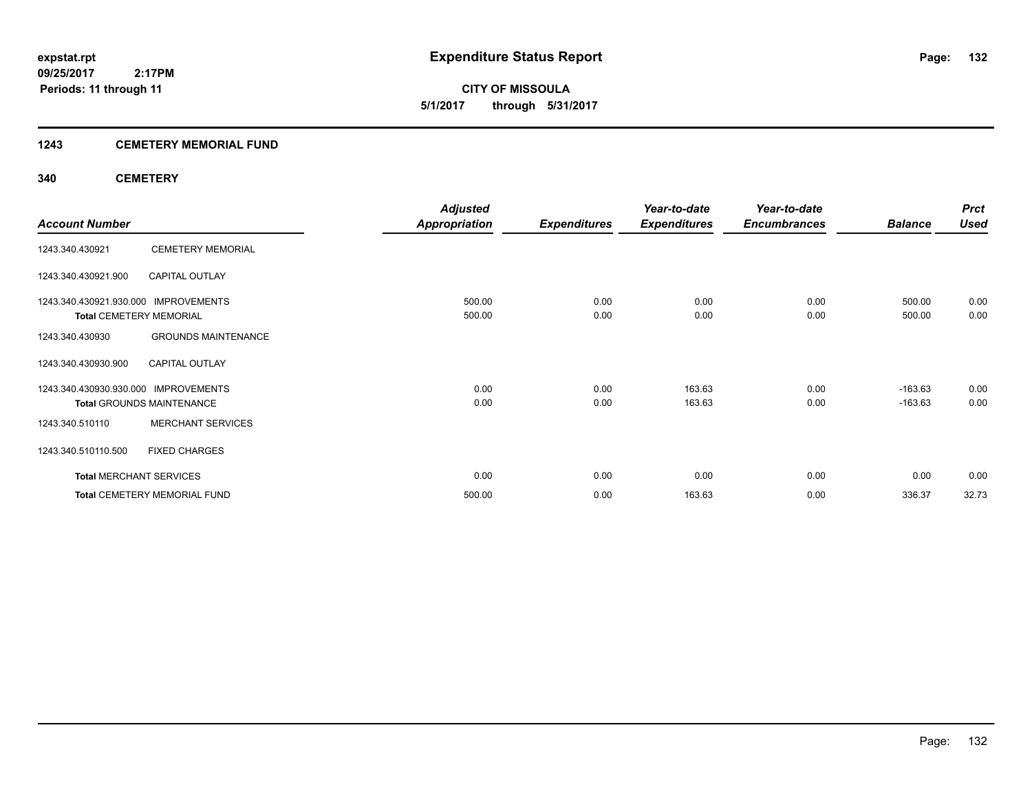# Expenditure Status Report

expstat.rpt
09/25/2017 2:17PM
Periods: 11 through 11

**CITY OF MISSOULA**
**5/1/2017 through 5/31/2017**

## 1243 CEMETERY MEMORIAL FUND

### 340 CEMETERY

| Account Number | | Adjusted Appropriation | Expenditures | Year-to-date Expenditures | Year-to-date Encumbrances | Balance | Prct Used |
|---|---|---|---|---|---|---|---|
| 1243.340.430921 | CEMETERY MEMORIAL | | | | | | |
| 1243.340.430921.900 | CAPITAL OUTLAY | | | | | | |
| 1243.340.430921.930.000 | IMPROVEMENTS | 500.00 | 0.00 | 0.00 | 0.00 | 500.00 | 0.00 |
| **Total** CEMETERY MEMORIAL | | 500.00 | 0.00 | 0.00 | 0.00 | 500.00 | 0.00 |
| 1243.340.430930 | GROUNDS MAINTENANCE | | | | | | |
| 1243.340.430930.900 | CAPITAL OUTLAY | | | | | | |
| 1243.340.430930.930.000 | IMPROVEMENTS | 0.00 | 0.00 | 163.63 | 0.00 | -163.63 | 0.00 |
| **Total** GROUNDS MAINTENANCE | | 0.00 | 0.00 | 163.63 | 0.00 | -163.63 | 0.00 |
| 1243.340.510110 | MERCHANT SERVICES | | | | | | |
| 1243.340.510110.500 | FIXED CHARGES | | | | | | |
| **Total** MERCHANT SERVICES | | 0.00 | 0.00 | 0.00 | 0.00 | 0.00 | 0.00 |
| **Total** CEMETERY MEMORIAL FUND | | 500.00 | 0.00 | 163.63 | 0.00 | 336.37 | 32.73 |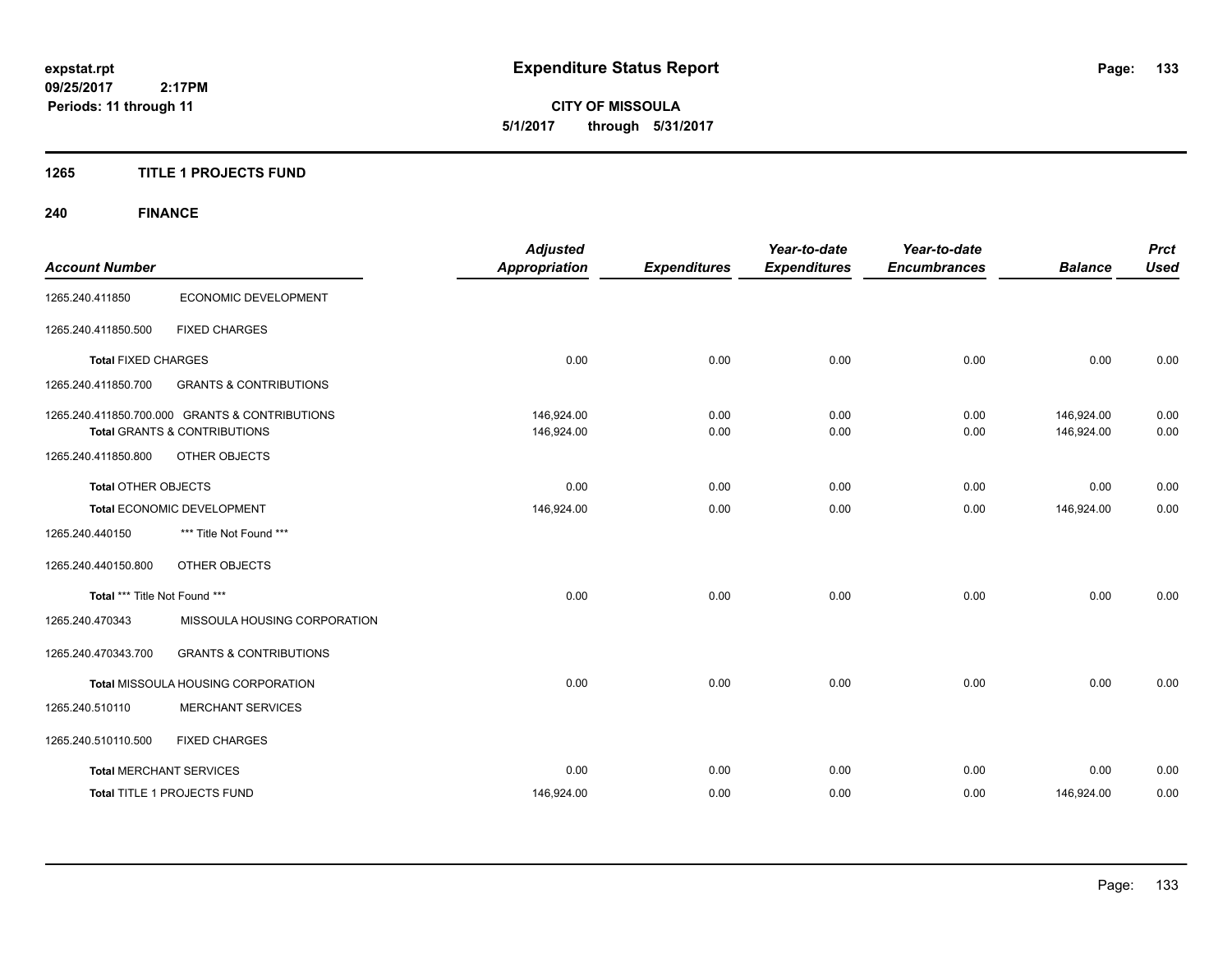**expstat.rpt**
**09/25/2017 2:17PM**
**Periods: 11 through 11**

# Expenditure Status Report

**CITY OF MISSOULA**
**5/1/2017 through 5/31/2017**

## 1265 TITLE 1 PROJECTS FUND

### 240 FINANCE

| Account Number | | Adjusted Appropriation | Expenditures | Year-to-date Expenditures | Year-to-date Encumbrances | Balance | Prct Used |
|---|---|---|---|---|---|---|---|
| 1265.240.411850 | ECONOMIC DEVELOPMENT | | | | | | |
| 1265.240.411850.500 | FIXED CHARGES | | | | | | |
| **Total** FIXED CHARGES | | 0.00 | 0.00 | 0.00 | 0.00 | 0.00 | 0.00 |
| 1265.240.411850.700 | GRANTS & CONTRIBUTIONS | | | | | | |
| 1265.240.411850.700.000 GRANTS & CONTRIBUTIONS | | 146,924.00 | 0.00 | 0.00 | 0.00 | 146,924.00 | 0.00 |
| **Total** GRANTS & CONTRIBUTIONS | | 146,924.00 | 0.00 | 0.00 | 0.00 | 146,924.00 | 0.00 |
| 1265.240.411850.800 | OTHER OBJECTS | | | | | | |
| **Total** OTHER OBJECTS | | 0.00 | 0.00 | 0.00 | 0.00 | 0.00 | 0.00 |
| **Total** ECONOMIC DEVELOPMENT | | 146,924.00 | 0.00 | 0.00 | 0.00 | 146,924.00 | 0.00 |
| 1265.240.440150 | *** Title Not Found *** | | | | | | |
| 1265.240.440150.800 | OTHER OBJECTS | | | | | | |
| **Total** *** Title Not Found *** | | 0.00 | 0.00 | 0.00 | 0.00 | 0.00 | 0.00 |
| 1265.240.470343 | MISSOULA HOUSING CORPORATION | | | | | | |
| 1265.240.470343.700 | GRANTS & CONTRIBUTIONS | | | | | | |
| **Total** MISSOULA HOUSING CORPORATION | | 0.00 | 0.00 | 0.00 | 0.00 | 0.00 | 0.00 |
| 1265.240.510110 | MERCHANT SERVICES | | | | | | |
| 1265.240.510110.500 | FIXED CHARGES | | | | | | |
| **Total** MERCHANT SERVICES | | 0.00 | 0.00 | 0.00 | 0.00 | 0.00 | 0.00 |
| **Total** TITLE 1 PROJECTS FUND | | 146,924.00 | 0.00 | 0.00 | 0.00 | 146,924.00 | 0.00 |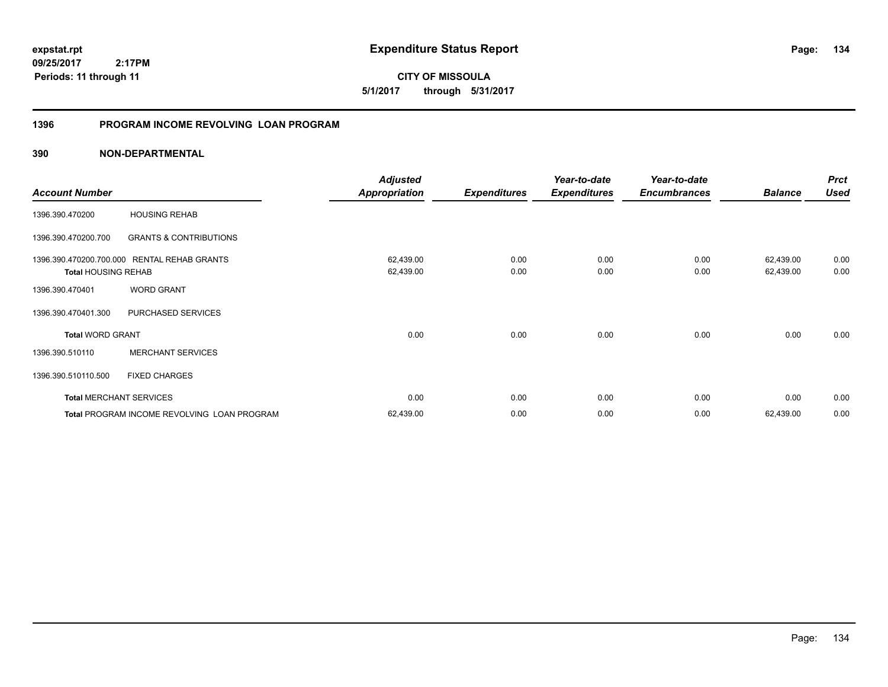**expstat.rpt**
**09/25/2017 2:17PM**
**Periods: 11 through 11**

# Expenditure Status Report

**CITY OF MISSOULA**
**5/1/2017 through 5/31/2017**

## 1396 PROGRAM INCOME REVOLVING LOAN PROGRAM

### 390 NON-DEPARTMENTAL

| Account Number | | Adjusted Appropriation | Expenditures | Year-to-date Expenditures | Year-to-date Encumbrances | Balance | Prct Used |
|---|---|---|---|---|---|---|---|
| 1396.390.470200 | HOUSING REHAB | | | | | | |
| 1396.390.470200.700 | GRANTS & CONTRIBUTIONS | | | | | | |
| 1396.390.470200.700.000 | RENTAL REHAB GRANTS | 62,439.00 | 0.00 | 0.00 | 0.00 | 62,439.00 | 0.00 |
| **Total** HOUSING REHAB | | 62,439.00 | 0.00 | 0.00 | 0.00 | 62,439.00 | 0.00 |
| 1396.390.470401 | WORD GRANT | | | | | | |
| 1396.390.470401.300 | PURCHASED SERVICES | | | | | | |
| **Total** WORD GRANT | | 0.00 | 0.00 | 0.00 | 0.00 | 0.00 | 0.00 |
| 1396.390.510110 | MERCHANT SERVICES | | | | | | |
| 1396.390.510110.500 | FIXED CHARGES | | | | | | |
| **Total** MERCHANT SERVICES | | 0.00 | 0.00 | 0.00 | 0.00 | 0.00 | 0.00 |
| **Total** PROGRAM INCOME REVOLVING LOAN PROGRAM | | 62,439.00 | 0.00 | 0.00 | 0.00 | 62,439.00 | 0.00 |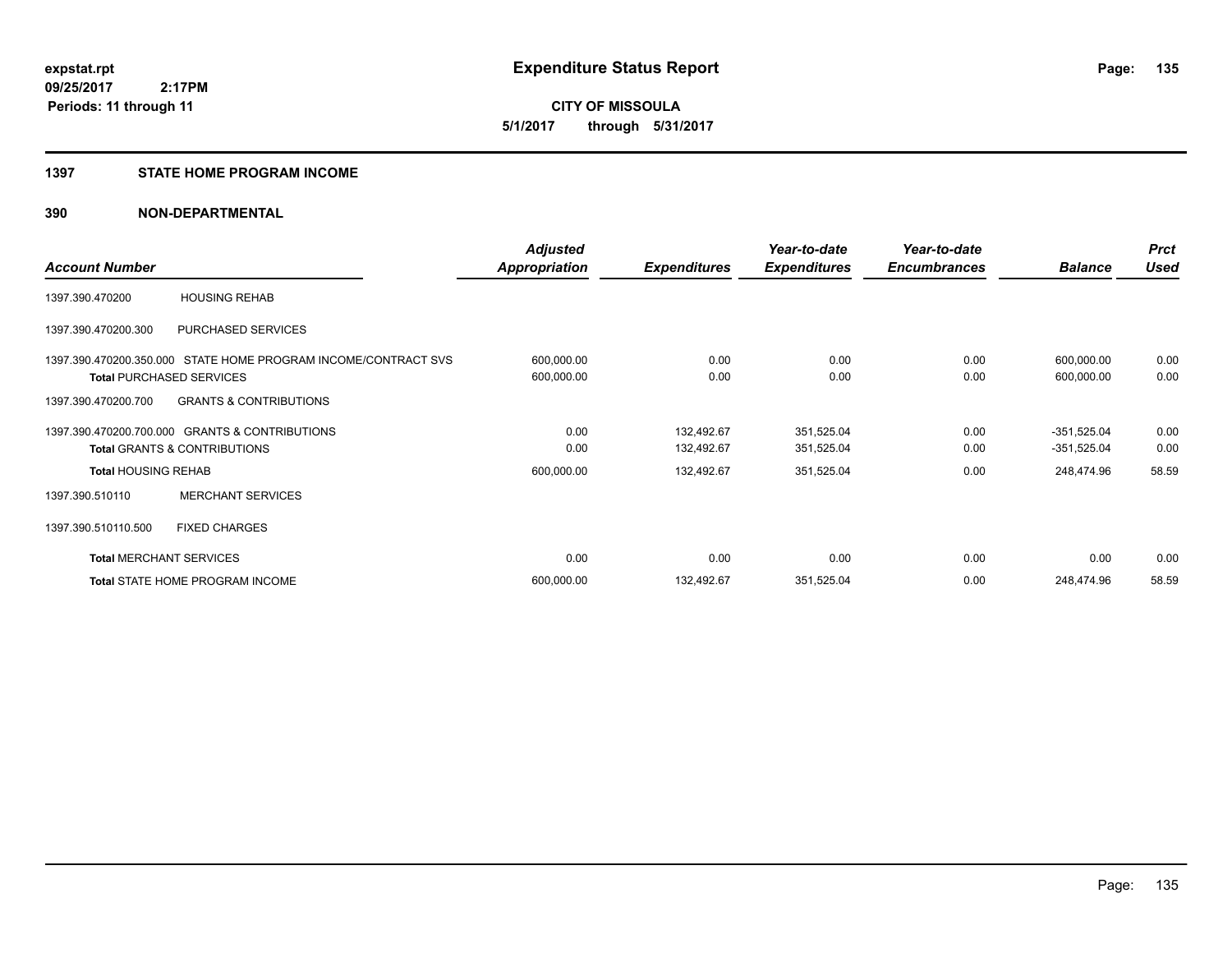expstat.rpt
09/25/2017 2:17PM
Periods: 11 through 11

# Expenditure Status Report

**CITY OF MISSOULA**
**5/1/2017 through 5/31/2017**

## 1397 STATE HOME PROGRAM INCOME

## 390 NON-DEPARTMENTAL

| Account Number | Adjusted Appropriation | Expenditures | Year-to-date Expenditures | Year-to-date Encumbrances | Balance | Prct Used |
|---|---|---|---|---|---|---|
| 1397.390.470200 HOUSING REHAB | | | | | | |
| 1397.390.470200.300 PURCHASED SERVICES | | | | | | |
| 1397.390.470200.350.000 STATE HOME PROGRAM INCOME/CONTRACT SVS | 600,000.00 | 0.00 | 0.00 | 0.00 | 600,000.00 | 0.00 |
| **Total** PURCHASED SERVICES | 600,000.00 | 0.00 | 0.00 | 0.00 | 600,000.00 | 0.00 |
| 1397.390.470200.700 GRANTS & CONTRIBUTIONS | | | | | | |
| 1397.390.470200.700.000 GRANTS & CONTRIBUTIONS | 0.00 | 132,492.67 | 351,525.04 | 0.00 | -351,525.04 | 0.00 |
| **Total** GRANTS & CONTRIBUTIONS | 0.00 | 132,492.67 | 351,525.04 | 0.00 | -351,525.04 | 0.00 |
| **Total** HOUSING REHAB | 600,000.00 | 132,492.67 | 351,525.04 | 0.00 | 248,474.96 | 58.59 |
| 1397.390.510110 MERCHANT SERVICES | | | | | | |
| 1397.390.510110.500 FIXED CHARGES | | | | | | |
| **Total** MERCHANT SERVICES | 0.00 | 0.00 | 0.00 | 0.00 | 0.00 | 0.00 |
| **Total** STATE HOME PROGRAM INCOME | 600,000.00 | 132,492.67 | 351,525.04 | 0.00 | 248,474.96 | 58.59 |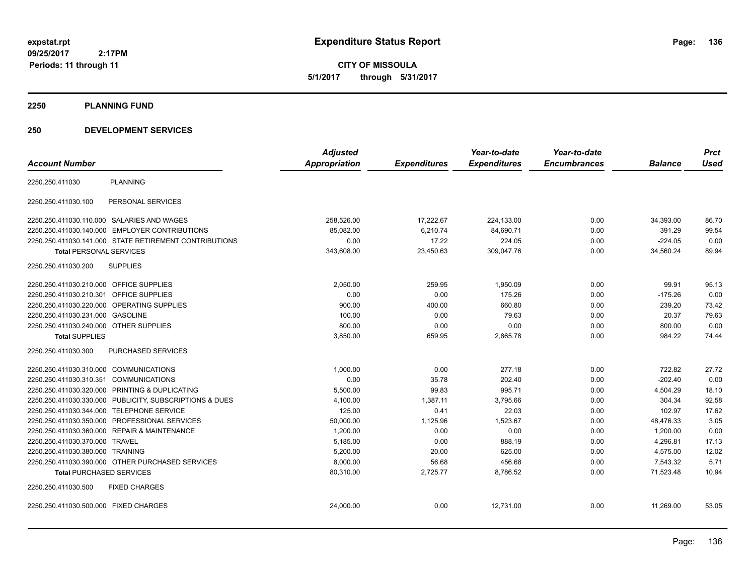expstat.rpt
09/25/2017 2:17PM
Periods: 11 through 11

# Expenditure Status Report

**CITY OF MISSOULA**
**5/1/2017 through 5/31/2017**

## 2250 PLANNING FUND

## 250 DEVELOPMENT SERVICES

| Account Number | | Adjusted Appropriation | Expenditures | Year-to-date Expenditures | Year-to-date Encumbrances | Balance | Prct Used |
|---|---|---|---|---|---|---|---|
| 2250.250.411030 | PLANNING | | | | | | |
| 2250.250.411030.100 | PERSONAL SERVICES | | | | | | |
| 2250.250.411030.110.000 | SALARIES AND WAGES | 258,526.00 | 17,222.67 | 224,133.00 | 0.00 | 34,393.00 | 86.70 |
| 2250.250.411030.140.000 | EMPLOYER CONTRIBUTIONS | 85,082.00 | 6,210.74 | 84,690.71 | 0.00 | 391.29 | 99.54 |
| 2250.250.411030.141.000 | STATE RETIREMENT CONTRIBUTIONS | 0.00 | 17.22 | 224.05 | 0.00 | -224.05 | 0.00 |
| **Total** PERSONAL SERVICES | | 343,608.00 | 23,450.63 | 309,047.76 | 0.00 | 34,560.24 | 89.94 |
| 2250.250.411030.200 | SUPPLIES | | | | | | |
| 2250.250.411030.210.000 | OFFICE SUPPLIES | 2,050.00 | 259.95 | 1,950.09 | 0.00 | 99.91 | 95.13 |
| 2250.250.411030.210.301 | OFFICE SUPPLIES | 0.00 | 0.00 | 175.26 | 0.00 | -175.26 | 0.00 |
| 2250.250.411030.220.000 | OPERATING SUPPLIES | 900.00 | 400.00 | 660.80 | 0.00 | 239.20 | 73.42 |
| 2250.250.411030.231.000 | GASOLINE | 100.00 | 0.00 | 79.63 | 0.00 | 20.37 | 79.63 |
| 2250.250.411030.240.000 | OTHER SUPPLIES | 800.00 | 0.00 | 0.00 | 0.00 | 800.00 | 0.00 |
| **Total** SUPPLIES | | 3,850.00 | 659.95 | 2,865.78 | 0.00 | 984.22 | 74.44 |
| 2250.250.411030.300 | PURCHASED SERVICES | | | | | | |
| 2250.250.411030.310.000 | COMMUNICATIONS | 1,000.00 | 0.00 | 277.18 | 0.00 | 722.82 | 27.72 |
| 2250.250.411030.310.351 | COMMUNICATIONS | 0.00 | 35.78 | 202.40 | 0.00 | -202.40 | 0.00 |
| 2250.250.411030.320.000 | PRINTING & DUPLICATING | 5,500.00 | 99.83 | 995.71 | 0.00 | 4,504.29 | 18.10 |
| 2250.250.411030.330.000 | PUBLICITY, SUBSCRIPTIONS & DUES | 4,100.00 | 1,387.11 | 3,795.66 | 0.00 | 304.34 | 92.58 |
| 2250.250.411030.344.000 | TELEPHONE SERVICE | 125.00 | 0.41 | 22.03 | 0.00 | 102.97 | 17.62 |
| 2250.250.411030.350.000 | PROFESSIONAL SERVICES | 50,000.00 | 1,125.96 | 1,523.67 | 0.00 | 48,476.33 | 3.05 |
| 2250.250.411030.360.000 | REPAIR & MAINTENANCE | 1,200.00 | 0.00 | 0.00 | 0.00 | 1,200.00 | 0.00 |
| 2250.250.411030.370.000 | TRAVEL | 5,185.00 | 0.00 | 888.19 | 0.00 | 4,296.81 | 17.13 |
| 2250.250.411030.380.000 | TRAINING | 5,200.00 | 20.00 | 625.00 | 0.00 | 4,575.00 | 12.02 |
| 2250.250.411030.390.000 | OTHER PURCHASED SERVICES | 8,000.00 | 56.68 | 456.68 | 0.00 | 7,543.32 | 5.71 |
| **Total** PURCHASED SERVICES | | 80,310.00 | 2,725.77 | 8,786.52 | 0.00 | 71,523.48 | 10.94 |
| 2250.250.411030.500 | FIXED CHARGES | | | | | | |
| 2250.250.411030.500.000 | FIXED CHARGES | 24,000.00 | 0.00 | 12,731.00 | 0.00 | 11,269.00 | 53.05 |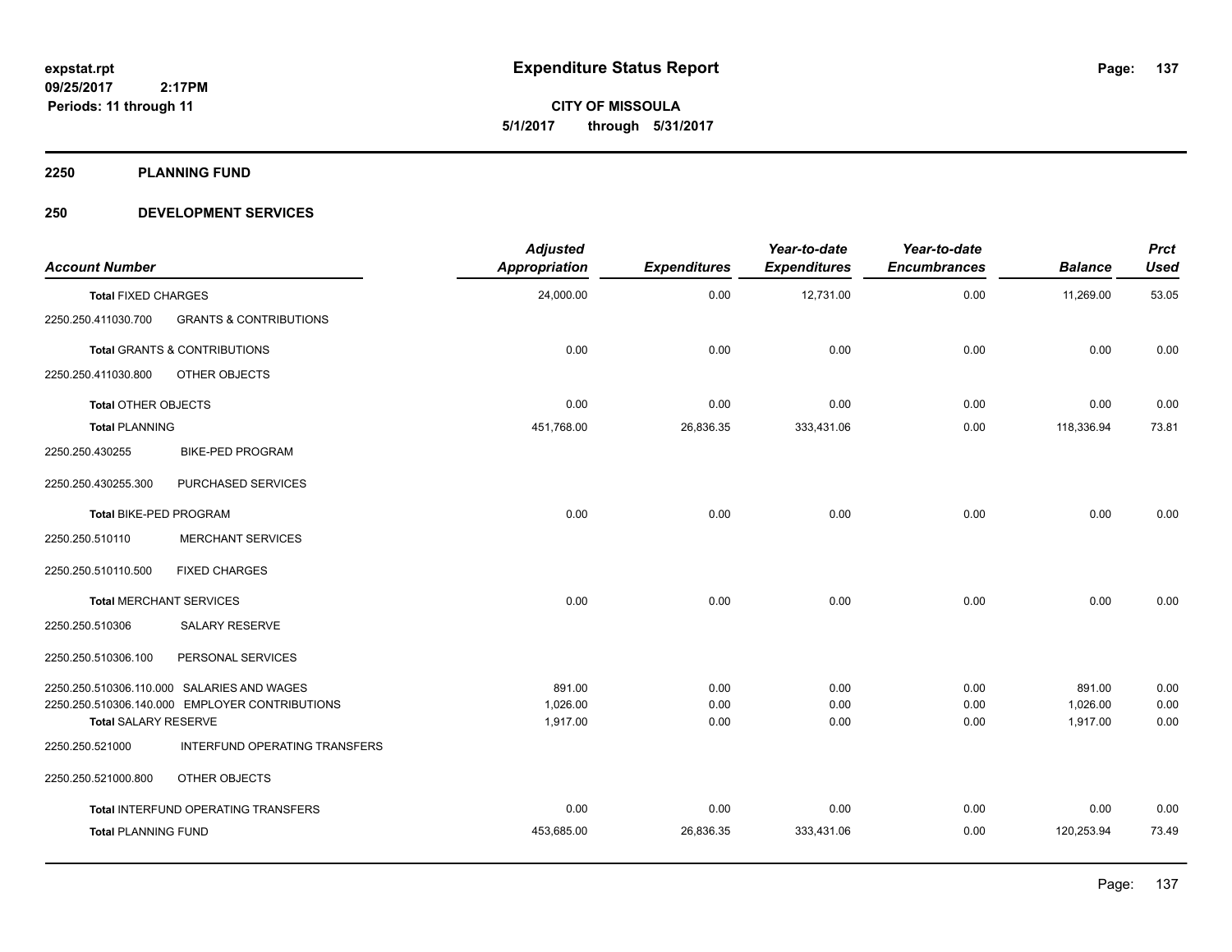# Expenditure Status Report

**CITY OF MISSOULA**
**5/1/2017 through 5/31/2017**

expstat.rpt
09/25/2017 2:17PM
Periods: 11 through 11

## 2250 PLANNING FUND

### 250 DEVELOPMENT SERVICES

| Account Number | | Adjusted Appropriation | Expenditures | Year-to-date Expenditures | Year-to-date Encumbrances | Balance | Prct Used |
|---|---|---|---|---|---|---|---|
| **Total** FIXED CHARGES | | 24,000.00 | 0.00 | 12,731.00 | 0.00 | 11,269.00 | 53.05 |
| 2250.250.411030.700 | GRANTS & CONTRIBUTIONS | | | | | | |
| **Total** GRANTS & CONTRIBUTIONS | | 0.00 | 0.00 | 0.00 | 0.00 | 0.00 | 0.00 |
| 2250.250.411030.800 | OTHER OBJECTS | | | | | | |
| **Total** OTHER OBJECTS | | 0.00 | 0.00 | 0.00 | 0.00 | 0.00 | 0.00 |
| **Total** PLANNING | | 451,768.00 | 26,836.35 | 333,431.06 | 0.00 | 118,336.94 | 73.81 |
| 2250.250.430255 | BIKE-PED PROGRAM | | | | | | |
| 2250.250.430255.300 | PURCHASED SERVICES | | | | | | |
| **Total** BIKE-PED PROGRAM | | 0.00 | 0.00 | 0.00 | 0.00 | 0.00 | 0.00 |
| 2250.250.510110 | MERCHANT SERVICES | | | | | | |
| 2250.250.510110.500 | FIXED CHARGES | | | | | | |
| **Total** MERCHANT SERVICES | | 0.00 | 0.00 | 0.00 | 0.00 | 0.00 | 0.00 |
| 2250.250.510306 | SALARY RESERVE | | | | | | |
| 2250.250.510306.100 | PERSONAL SERVICES | | | | | | |
| 2250.250.510306.110.000 | SALARIES AND WAGES | 891.00 | 0.00 | 0.00 | 0.00 | 891.00 | 0.00 |
| 2250.250.510306.140.000 | EMPLOYER CONTRIBUTIONS | 1,026.00 | 0.00 | 0.00 | 0.00 | 1,026.00 | 0.00 |
| **Total** SALARY RESERVE | | 1,917.00 | 0.00 | 0.00 | 0.00 | 1,917.00 | 0.00 |
| 2250.250.521000 | INTERFUND OPERATING TRANSFERS | | | | | | |
| 2250.250.521000.800 | OTHER OBJECTS | | | | | | |
| **Total** INTERFUND OPERATING TRANSFERS | | 0.00 | 0.00 | 0.00 | 0.00 | 0.00 | 0.00 |
| **Total** PLANNING FUND | | 453,685.00 | 26,836.35 | 333,431.06 | 0.00 | 120,253.94 | 73.49 |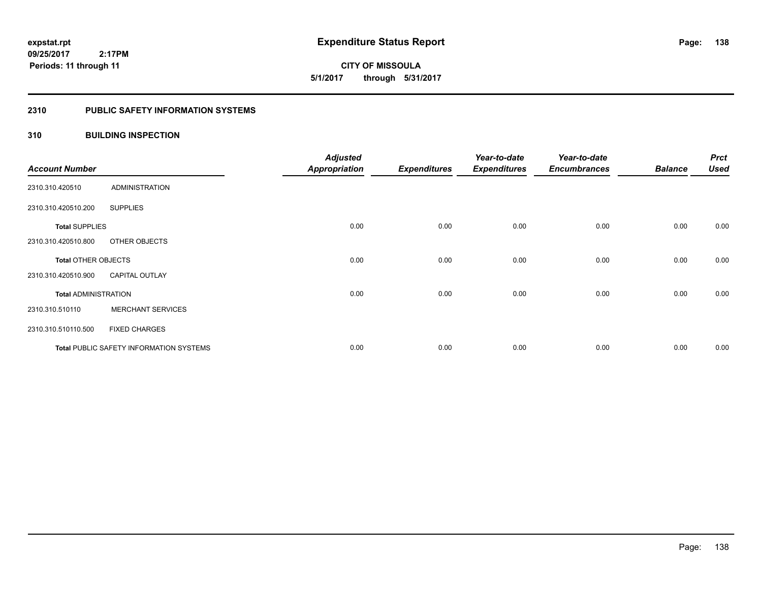**expstat.rpt**
**09/25/2017 2:17PM**
**Periods: 11 through 11**

# Expenditure Status Report

**CITY OF MISSOULA**
**5/1/2017 through 5/31/2017**

## 2310 PUBLIC SAFETY INFORMATION SYSTEMS

## 310 BUILDING INSPECTION

| Account Number | | Adjusted Appropriation | Expenditures | Year-to-date Expenditures | Year-to-date Encumbrances | Balance | Prct Used |
|---|---|---|---|---|---|---|---|
| 2310.310.420510 | ADMINISTRATION | | | | | | |
| 2310.310.420510.200 | SUPPLIES | | | | | | |
| **Total** SUPPLIES | | 0.00 | 0.00 | 0.00 | 0.00 | 0.00 | 0.00 |
| 2310.310.420510.800 | OTHER OBJECTS | | | | | | |
| **Total** OTHER OBJECTS | | 0.00 | 0.00 | 0.00 | 0.00 | 0.00 | 0.00 |
| 2310.310.420510.900 | CAPITAL OUTLAY | | | | | | |
| **Total** ADMINISTRATION | | 0.00 | 0.00 | 0.00 | 0.00 | 0.00 | 0.00 |
| 2310.310.510110 | MERCHANT SERVICES | | | | | | |
| 2310.310.510110.500 | FIXED CHARGES | | | | | | |
| **Total** PUBLIC SAFETY INFORMATION SYSTEMS | | 0.00 | 0.00 | 0.00 | 0.00 | 0.00 | 0.00 |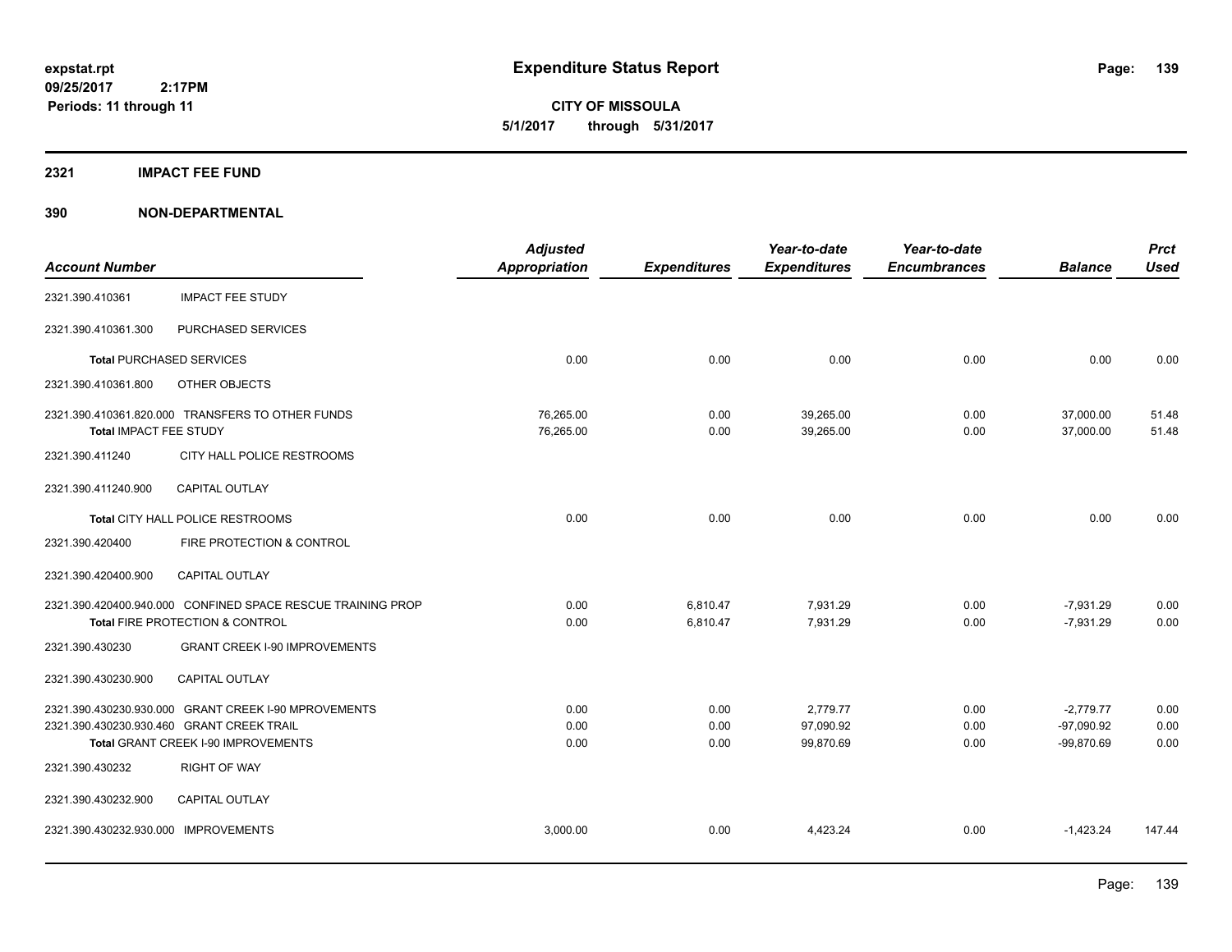expstat.rpt
09/25/2017 2:17PM
Periods: 11 through 11

# Expenditure Status Report

**CITY OF MISSOULA**
**5/1/2017 through 5/31/2017**

## 2321 IMPACT FEE FUND

## 390 NON-DEPARTMENTAL

| Account Number | | Adjusted Appropriation | Expenditures | Year-to-date Expenditures | Year-to-date Encumbrances | Balance | Prct Used |
|---|---|---|---|---|---|---|---|
| 2321.390.410361 | IMPACT FEE STUDY | | | | | | |
| 2321.390.410361.300 | PURCHASED SERVICES | | | | | | |
| **Total** PURCHASED SERVICES | | 0.00 | 0.00 | 0.00 | 0.00 | 0.00 | 0.00 |
| 2321.390.410361.800 | OTHER OBJECTS | | | | | | |
| 2321.390.410361.820.000 | TRANSFERS TO OTHER FUNDS | 76,265.00 | 0.00 | 39,265.00 | 0.00 | 37,000.00 | 51.48 |
| **Total** IMPACT FEE STUDY | | 76,265.00 | 0.00 | 39,265.00 | 0.00 | 37,000.00 | 51.48 |
| 2321.390.411240 | CITY HALL POLICE RESTROOMS | | | | | | |
| 2321.390.411240.900 | CAPITAL OUTLAY | | | | | | |
| **Total** CITY HALL POLICE RESTROOMS | | 0.00 | 0.00 | 0.00 | 0.00 | 0.00 | 0.00 |
| 2321.390.420400 | FIRE PROTECTION & CONTROL | | | | | | |
| 2321.390.420400.900 | CAPITAL OUTLAY | | | | | | |
| 2321.390.420400.940.000 | CONFINED SPACE RESCUE TRAINING PROP | 0.00 | 6,810.47 | 7,931.29 | 0.00 | -7,931.29 | 0.00 |
| **Total** FIRE PROTECTION & CONTROL | | 0.00 | 6,810.47 | 7,931.29 | 0.00 | -7,931.29 | 0.00 |
| 2321.390.430230 | GRANT CREEK I-90 IMPROVEMENTS | | | | | | |
| 2321.390.430230.900 | CAPITAL OUTLAY | | | | | | |
| 2321.390.430230.930.000 | GRANT CREEK I-90 MPROVEMENTS | 0.00 | 0.00 | 2,779.77 | 0.00 | -2,779.77 | 0.00 |
| 2321.390.430230.930.460 | GRANT CREEK TRAIL | 0.00 | 0.00 | 97,090.92 | 0.00 | -97,090.92 | 0.00 |
| **Total** GRANT CREEK I-90 IMPROVEMENTS | | 0.00 | 0.00 | 99,870.69 | 0.00 | -99,870.69 | 0.00 |
| 2321.390.430232 | RIGHT OF WAY | | | | | | |
| 2321.390.430232.900 | CAPITAL OUTLAY | | | | | | |
| 2321.390.430232.930.000 | IMPROVEMENTS | 3,000.00 | 0.00 | 4,423.24 | 0.00 | -1,423.24 | 147.44 |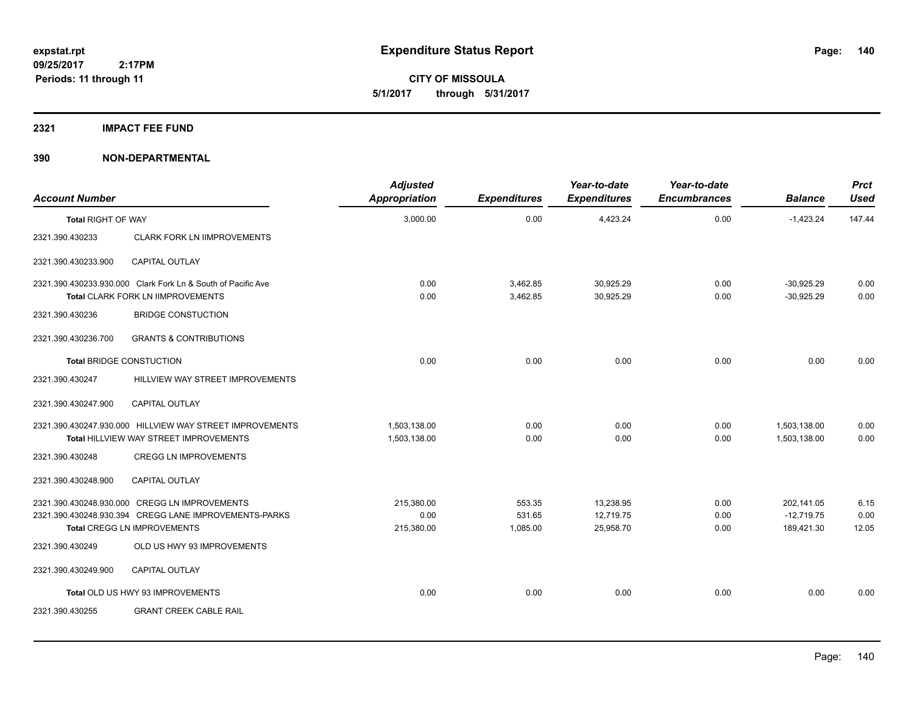**expstat.rpt**
**09/25/2017 2:17PM**
**Periods: 11 through 11**

# Expenditure Status Report

**CITY OF MISSOULA**
**5/1/2017 through 5/31/2017**

## 2321 IMPACT FEE FUND

## 390 NON-DEPARTMENTAL

| Account Number | | Adjusted Appropriation | Expenditures | Year-to-date Expenditures | Year-to-date Encumbrances | Balance | Prct Used |
|---|---|---|---|---|---|---|---|
| **Total** RIGHT OF WAY | | 3,000.00 | 0.00 | 4,423.24 | 0.00 | -1,423.24 | 147.44 |
| 2321.390.430233 | CLARK FORK LN IIMPROVEMENTS | | | | | | |
| 2321.390.430233.900 | CAPITAL OUTLAY | | | | | | |
| 2321.390.430233.930.000 | Clark Fork Ln & South of Pacific Ave | 0.00 | 3,462.85 | 30,925.29 | 0.00 | -30,925.29 | 0.00 |
| **Total** CLARK FORK LN IIMPROVEMENTS | | 0.00 | 3,462.85 | 30,925.29 | 0.00 | -30,925.29 | 0.00 |
| 2321.390.430236 | BRIDGE CONSTUCTION | | | | | | |
| 2321.390.430236.700 | GRANTS & CONTRIBUTIONS | | | | | | |
| **Total** BRIDGE CONSTUCTION | | 0.00 | 0.00 | 0.00 | 0.00 | 0.00 | 0.00 |
| 2321.390.430247 | HILLVIEW WAY STREET IMPROVEMENTS | | | | | | |
| 2321.390.430247.900 | CAPITAL OUTLAY | | | | | | |
| 2321.390.430247.930.000 | HILLVIEW WAY STREET IMPROVEMENTS | 1,503,138.00 | 0.00 | 0.00 | 0.00 | 1,503,138.00 | 0.00 |
| **Total** HILLVIEW WAY STREET IMPROVEMENTS | | 1,503,138.00 | 0.00 | 0.00 | 0.00 | 1,503,138.00 | 0.00 |
| 2321.390.430248 | CREGG LN IMPROVEMENTS | | | | | | |
| 2321.390.430248.900 | CAPITAL OUTLAY | | | | | | |
| 2321.390.430248.930.000 | CREGG LN IMPROVEMENTS | 215,380.00 | 553.35 | 13,238.95 | 0.00 | 202,141.05 | 6.15 |
| 2321.390.430248.930.394 | CREGG LANE IMPROVEMENTS-PARKS | 0.00 | 531.65 | 12,719.75 | 0.00 | -12,719.75 | 0.00 |
| **Total** CREGG LN IMPROVEMENTS | | 215,380.00 | 1,085.00 | 25,958.70 | 0.00 | 189,421.30 | 12.05 |
| 2321.390.430249 | OLD US HWY 93 IMPROVEMENTS | | | | | | |
| 2321.390.430249.900 | CAPITAL OUTLAY | | | | | | |
| **Total** OLD US HWY 93 IMPROVEMENTS | | 0.00 | 0.00 | 0.00 | 0.00 | 0.00 | 0.00 |
| 2321.390.430255 | GRANT CREEK CABLE RAIL | | | | | | |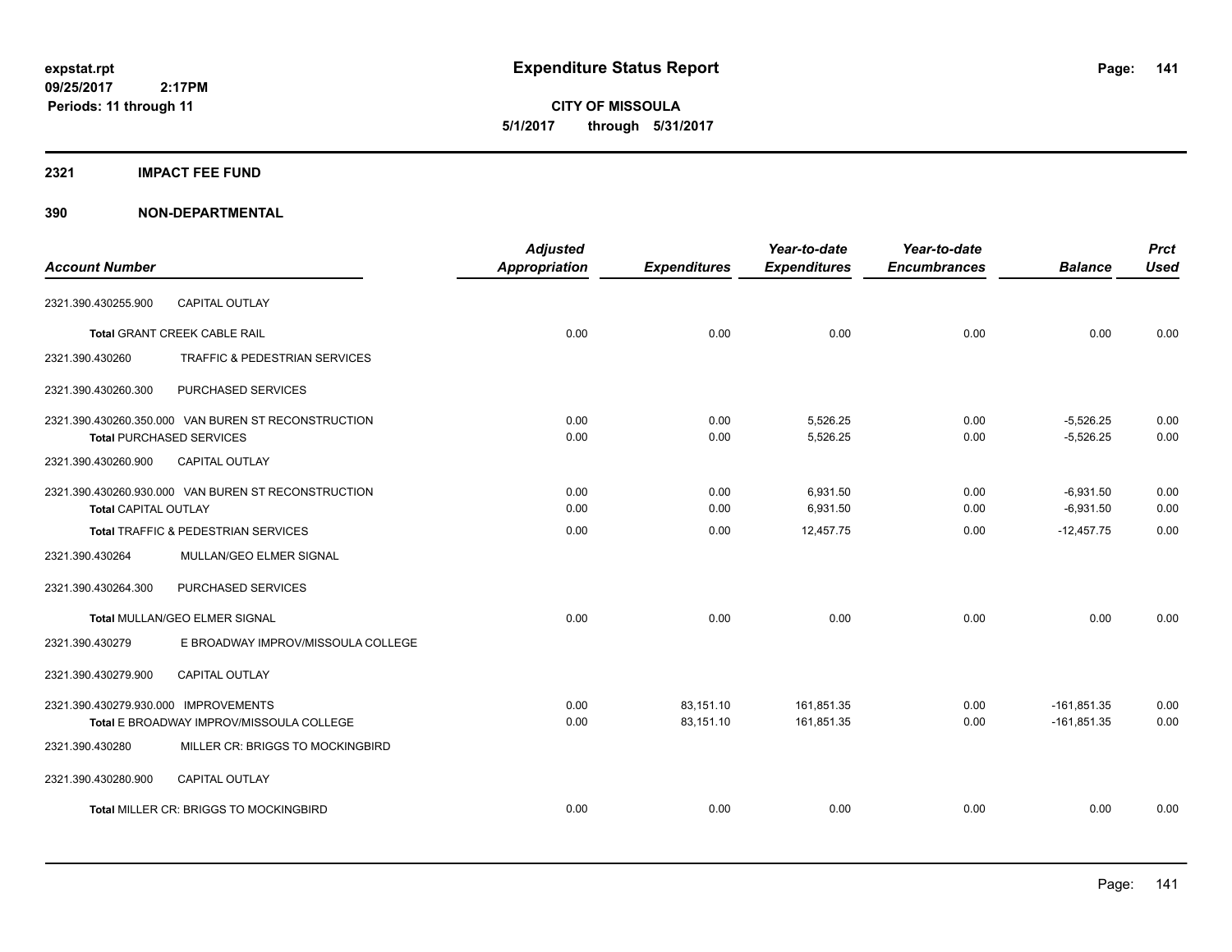# Expenditure Status Report

**CITY OF MISSOULA**
**5/1/2017 through 5/31/2017**

expstat.rpt
09/25/2017 2:17PM
Periods: 11 through 11

## 2321 IMPACT FEE FUND

## 390 NON-DEPARTMENTAL

| Account Number | | Adjusted Appropriation | Expenditures | Year-to-date Expenditures | Year-to-date Encumbrances | Balance | Prct Used |
|---|---|---|---|---|---|---|---|
| 2321.390.430255.900 | CAPITAL OUTLAY | | | | | | |
| **Total** GRANT CREEK CABLE RAIL | | 0.00 | 0.00 | 0.00 | 0.00 | 0.00 | 0.00 |
| 2321.390.430260 | TRAFFIC & PEDESTRIAN SERVICES | | | | | | |
| 2321.390.430260.300 | PURCHASED SERVICES | | | | | | |
| 2321.390.430260.350.000 VAN BUREN ST RECONSTRUCTION | | 0.00 | 0.00 | 5,526.25 | 0.00 | -5,526.25 | 0.00 |
| **Total** PURCHASED SERVICES | | 0.00 | 0.00 | 5,526.25 | 0.00 | -5,526.25 | 0.00 |
| 2321.390.430260.900 | CAPITAL OUTLAY | | | | | | |
| 2321.390.430260.930.000 VAN BUREN ST RECONSTRUCTION | | 0.00 | 0.00 | 6,931.50 | 0.00 | -6,931.50 | 0.00 |
| **Total** CAPITAL OUTLAY | | 0.00 | 0.00 | 6,931.50 | 0.00 | -6,931.50 | 0.00 |
| **Total** TRAFFIC & PEDESTRIAN SERVICES | | 0.00 | 0.00 | 12,457.75 | 0.00 | -12,457.75 | 0.00 |
| 2321.390.430264 | MULLAN/GEO ELMER SIGNAL | | | | | | |
| 2321.390.430264.300 | PURCHASED SERVICES | | | | | | |
| **Total** MULLAN/GEO ELMER SIGNAL | | 0.00 | 0.00 | 0.00 | 0.00 | 0.00 | 0.00 |
| 2321.390.430279 | E BROADWAY IMPROV/MISSOULA COLLEGE | | | | | | |
| 2321.390.430279.900 | CAPITAL OUTLAY | | | | | | |
| 2321.390.430279.930.000 IMPROVEMENTS | | 0.00 | 83,151.10 | 161,851.35 | 0.00 | -161,851.35 | 0.00 |
| **Total** E BROADWAY IMPROV/MISSOULA COLLEGE | | 0.00 | 83,151.10 | 161,851.35 | 0.00 | -161,851.35 | 0.00 |
| 2321.390.430280 | MILLER CR: BRIGGS TO MOCKINGBIRD | | | | | | |
| 2321.390.430280.900 | CAPITAL OUTLAY | | | | | | |
| **Total** MILLER CR: BRIGGS TO MOCKINGBIRD | | 0.00 | 0.00 | 0.00 | 0.00 | 0.00 | 0.00 |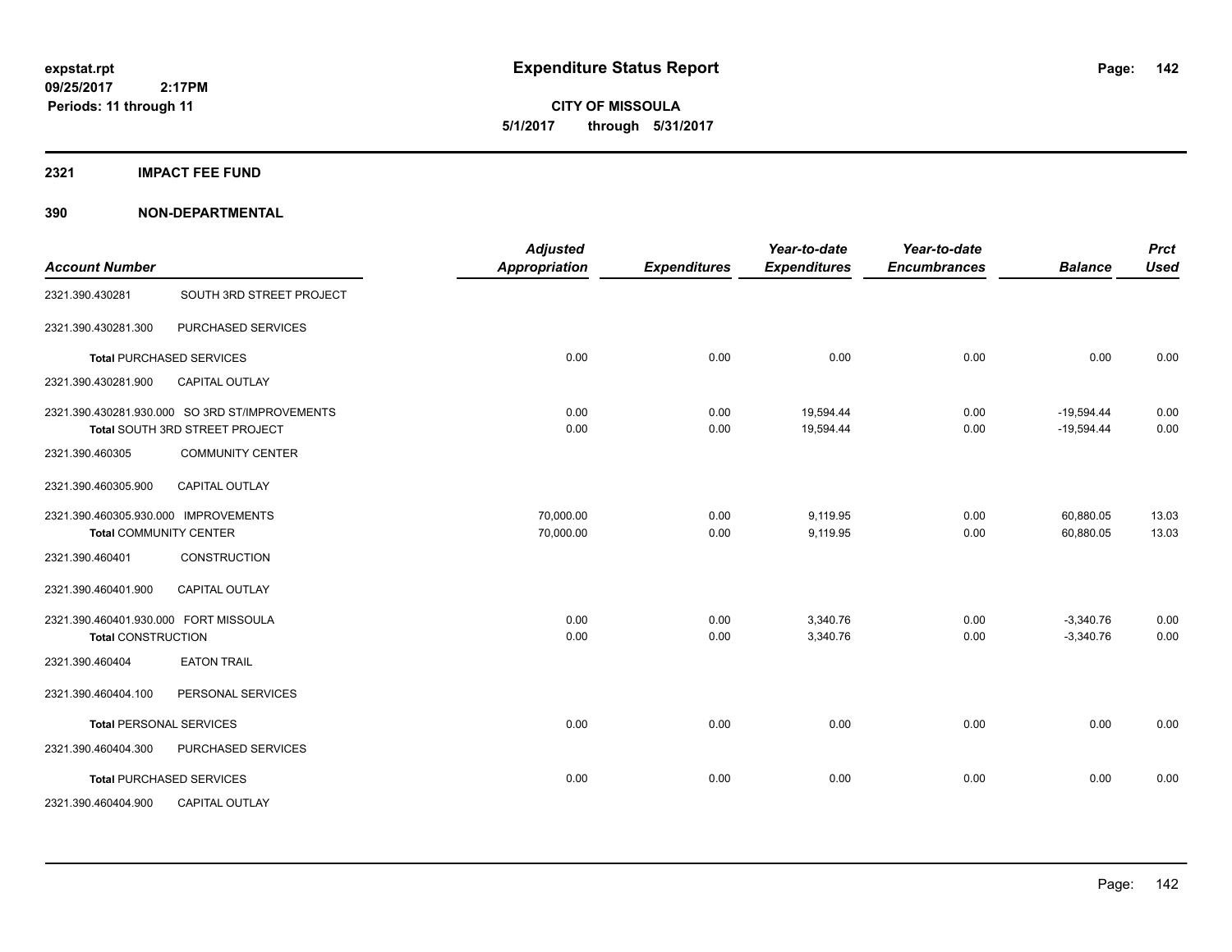# Expenditure Status Report

**expstat.rpt**
**09/25/2017 2:17PM**
**Periods: 11 through 11**

**CITY OF MISSOULA**
**5/1/2017 through 5/31/2017**

## 2321 IMPACT FEE FUND

## 390 NON-DEPARTMENTAL

| Account Number | | Adjusted Appropriation | Expenditures | Year-to-date Expenditures | Year-to-date Encumbrances | Balance | Prct Used |
|---|---|---|---|---|---|---|---|
| 2321.390.430281 | SOUTH 3RD STREET PROJECT | | | | | | |
| 2321.390.430281.300 | PURCHASED SERVICES | | | | | | |
| **Total** PURCHASED SERVICES | | 0.00 | 0.00 | 0.00 | 0.00 | 0.00 | 0.00 |
| 2321.390.430281.900 | CAPITAL OUTLAY | | | | | | |
| 2321.390.430281.930.000 SO 3RD ST/IMPROVEMENTS | | 0.00 | 0.00 | 19,594.44 | 0.00 | -19,594.44 | 0.00 |
| **Total** SOUTH 3RD STREET PROJECT | | 0.00 | 0.00 | 19,594.44 | 0.00 | -19,594.44 | 0.00 |
| 2321.390.460305 | COMMUNITY CENTER | | | | | | |
| 2321.390.460305.900 | CAPITAL OUTLAY | | | | | | |
| 2321.390.460305.930.000 IMPROVEMENTS | | 70,000.00 | 0.00 | 9,119.95 | 0.00 | 60,880.05 | 13.03 |
| **Total** COMMUNITY CENTER | | 70,000.00 | 0.00 | 9,119.95 | 0.00 | 60,880.05 | 13.03 |
| 2321.390.460401 | CONSTRUCTION | | | | | | |
| 2321.390.460401.900 | CAPITAL OUTLAY | | | | | | |
| 2321.390.460401.930.000 FORT MISSOULA | | 0.00 | 0.00 | 3,340.76 | 0.00 | -3,340.76 | 0.00 |
| **Total** CONSTRUCTION | | 0.00 | 0.00 | 3,340.76 | 0.00 | -3,340.76 | 0.00 |
| 2321.390.460404 | EATON TRAIL | | | | | | |
| 2321.390.460404.100 | PERSONAL SERVICES | | | | | | |
| **Total** PERSONAL SERVICES | | 0.00 | 0.00 | 0.00 | 0.00 | 0.00 | 0.00 |
| 2321.390.460404.300 | PURCHASED SERVICES | | | | | | |
| **Total** PURCHASED SERVICES | | 0.00 | 0.00 | 0.00 | 0.00 | 0.00 | 0.00 |
| 2321.390.460404.900 | CAPITAL OUTLAY | | | | | | |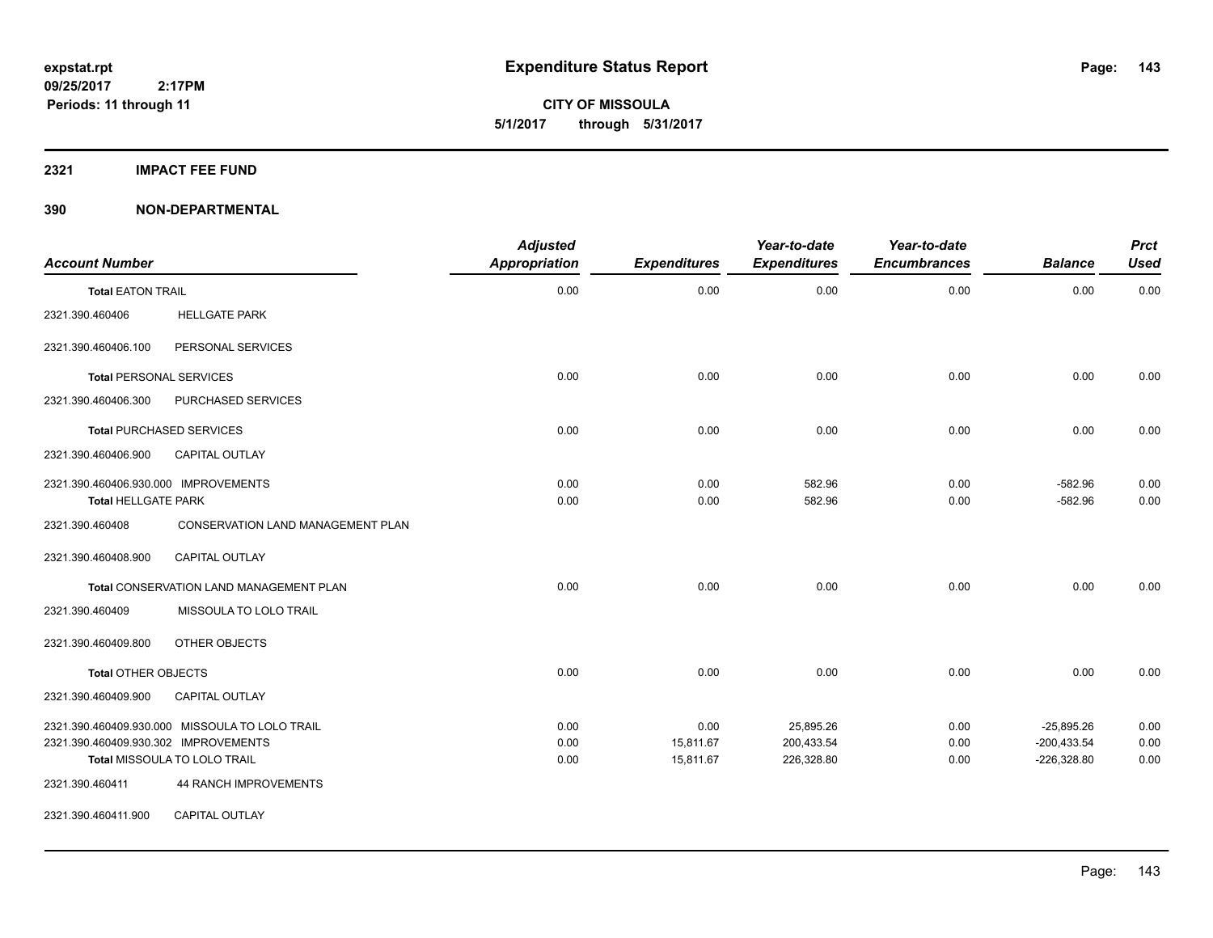# Expenditure Status Report

expstat.rpt
09/25/2017 2:17PM
Periods: 11 through 11

**CITY OF MISSOULA**
**5/1/2017 through 5/31/2017**

## 2321 IMPACT FEE FUND

## 390 NON-DEPARTMENTAL

| Account Number | | Adjusted Appropriation | Expenditures | Year-to-date Expenditures | Year-to-date Encumbrances | Balance | Prct Used |
|---|---|---|---|---|---|---|---|
| Total EATON TRAIL | | 0.00 | 0.00 | 0.00 | 0.00 | 0.00 | 0.00 |
| 2321.390.460406 | HELLGATE PARK | | | | | | |
| 2321.390.460406.100 | PERSONAL SERVICES | | | | | | |
| Total PERSONAL SERVICES | | 0.00 | 0.00 | 0.00 | 0.00 | 0.00 | 0.00 |
| 2321.390.460406.300 | PURCHASED SERVICES | | | | | | |
| Total PURCHASED SERVICES | | 0.00 | 0.00 | 0.00 | 0.00 | 0.00 | 0.00 |
| 2321.390.460406.900 | CAPITAL OUTLAY | | | | | | |
| 2321.390.460406.930.000 | IMPROVEMENTS | 0.00 | 0.00 | 582.96 | 0.00 | -582.96 | 0.00 |
| Total HELLGATE PARK | | 0.00 | 0.00 | 582.96 | 0.00 | -582.96 | 0.00 |
| 2321.390.460408 | CONSERVATION LAND MANAGEMENT PLAN | | | | | | |
| 2321.390.460408.900 | CAPITAL OUTLAY | | | | | | |
| Total CONSERVATION LAND MANAGEMENT PLAN | | 0.00 | 0.00 | 0.00 | 0.00 | 0.00 | 0.00 |
| 2321.390.460409 | MISSOULA TO LOLO TRAIL | | | | | | |
| 2321.390.460409.800 | OTHER OBJECTS | | | | | | |
| Total OTHER OBJECTS | | 0.00 | 0.00 | 0.00 | 0.00 | 0.00 | 0.00 |
| 2321.390.460409.900 | CAPITAL OUTLAY | | | | | | |
| 2321.390.460409.930.000 | MISSOULA TO LOLO TRAIL | 0.00 | 0.00 | 25,895.26 | 0.00 | -25,895.26 | 0.00 |
| 2321.390.460409.930.302 | IMPROVEMENTS | 0.00 | 15,811.67 | 200,433.54 | 0.00 | -200,433.54 | 0.00 |
| Total MISSOULA TO LOLO TRAIL | | 0.00 | 15,811.67 | 226,328.80 | 0.00 | -226,328.80 | 0.00 |
| 2321.390.460411 | 44 RANCH IMPROVEMENTS | | | | | | |
| 2321.390.460411.900 | CAPITAL OUTLAY | | | | | | |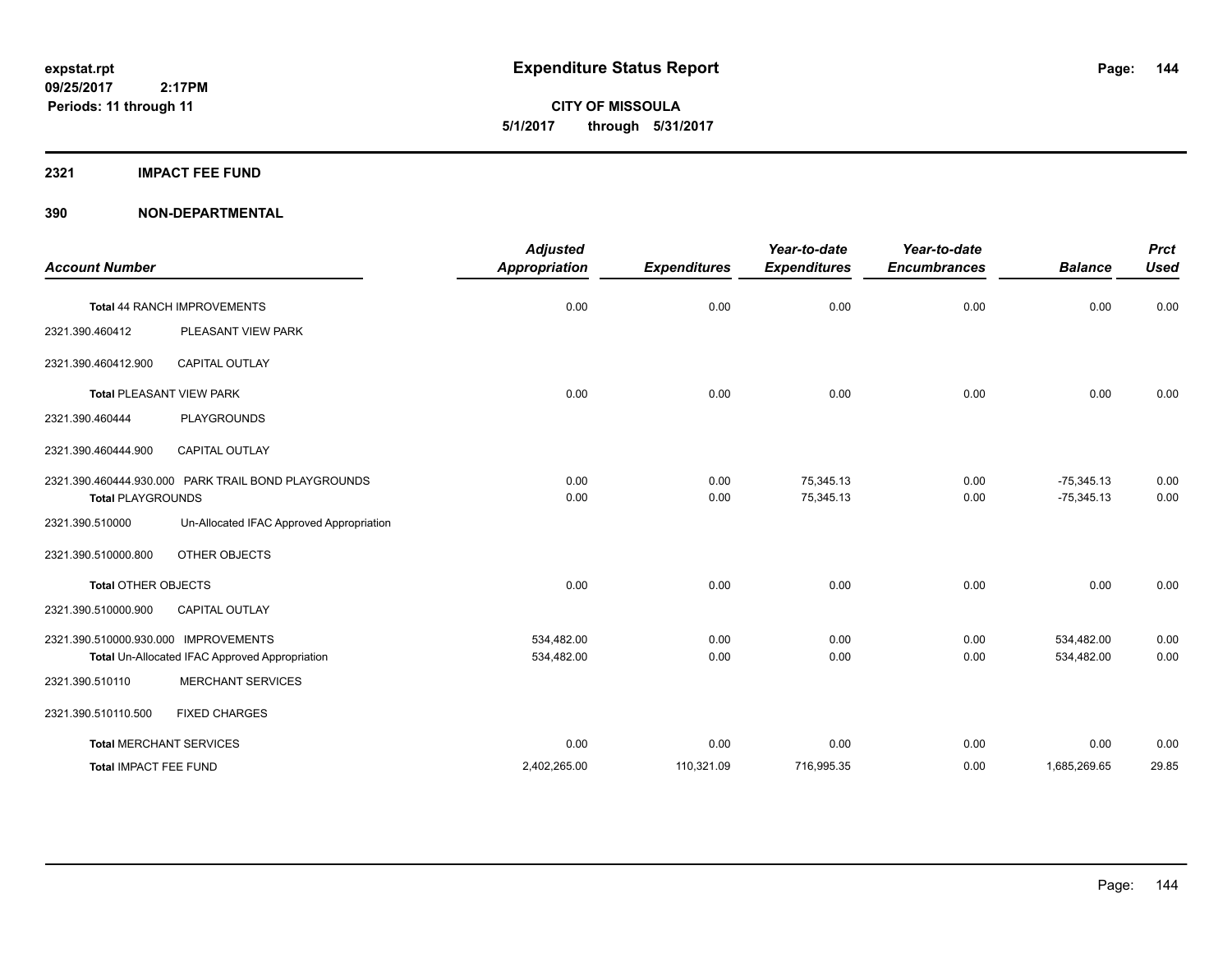# Expenditure Status Report

expstat.rpt
09/25/2017 2:17PM
Periods: 11 through 11

**CITY OF MISSOULA**
**5/1/2017 through 5/31/2017**

## 2321 IMPACT FEE FUND

## 390 NON-DEPARTMENTAL

| Account Number | | Adjusted Appropriation | Expenditures | Year-to-date Expenditures | Year-to-date Encumbrances | Balance | Prct Used |
|---|---|---|---|---|---|---|---|
| **Total** 44 RANCH IMPROVEMENTS | | 0.00 | 0.00 | 0.00 | 0.00 | 0.00 | 0.00 |
| 2321.390.460412 | PLEASANT VIEW PARK | | | | | | |
| 2321.390.460412.900 | CAPITAL OUTLAY | | | | | | |
| **Total** PLEASANT VIEW PARK | | 0.00 | 0.00 | 0.00 | 0.00 | 0.00 | 0.00 |
| 2321.390.460444 | PLAYGROUNDS | | | | | | |
| 2321.390.460444.900 | CAPITAL OUTLAY | | | | | | |
| 2321.390.460444.930.000 | PARK TRAIL BOND PLAYGROUNDS | 0.00 | 0.00 | 75,345.13 | 0.00 | -75,345.13 | 0.00 |
| **Total** PLAYGROUNDS | | 0.00 | 0.00 | 75,345.13 | 0.00 | -75,345.13 | 0.00 |
| 2321.390.510000 | Un-Allocated IFAC Approved Appropriation | | | | | | |
| 2321.390.510000.800 | OTHER OBJECTS | | | | | | |
| **Total** OTHER OBJECTS | | 0.00 | 0.00 | 0.00 | 0.00 | 0.00 | 0.00 |
| 2321.390.510000.900 | CAPITAL OUTLAY | | | | | | |
| 2321.390.510000.930.000 | IMPROVEMENTS | 534,482.00 | 0.00 | 0.00 | 0.00 | 534,482.00 | 0.00 |
| **Total** Un-Allocated IFAC Approved Appropriation | | 534,482.00 | 0.00 | 0.00 | 0.00 | 534,482.00 | 0.00 |
| 2321.390.510110 | MERCHANT SERVICES | | | | | | |
| 2321.390.510110.500 | FIXED CHARGES | | | | | | |
| **Total** MERCHANT SERVICES | | 0.00 | 0.00 | 0.00 | 0.00 | 0.00 | 0.00 |
| **Total** IMPACT FEE FUND | | 2,402,265.00 | 110,321.09 | 716,995.35 | 0.00 | 1,685,269.65 | 29.85 |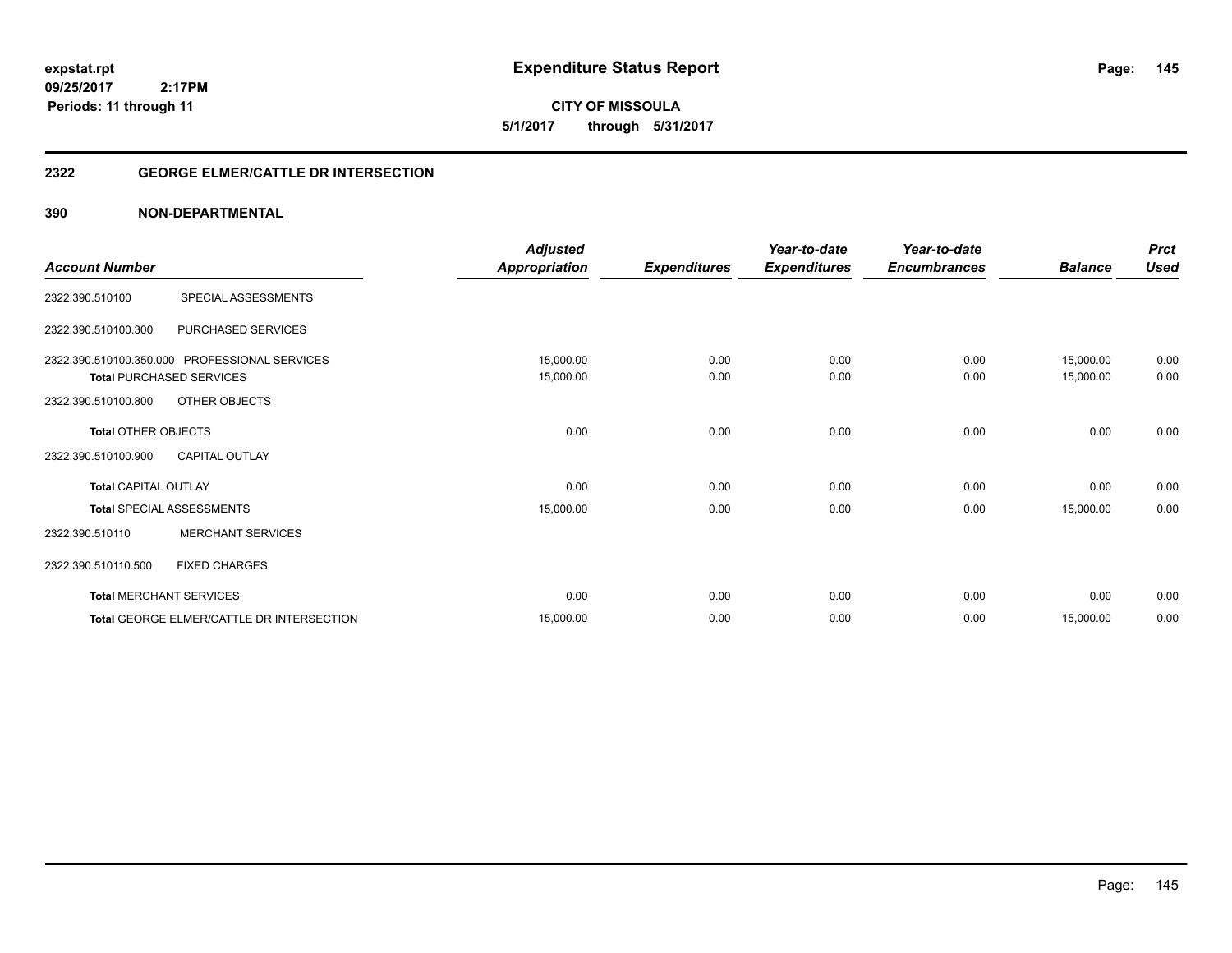**expstat.rpt**
**09/25/2017 2:17PM**
**Periods: 11 through 11**

# Expenditure Status Report

**CITY OF MISSOULA**
**5/1/2017 through 5/31/2017**

## 2322 GEORGE ELMER/CATTLE DR INTERSECTION

## 390 NON-DEPARTMENTAL

| Account Number | | Adjusted Appropriation | Expenditures | Year-to-date Expenditures | Year-to-date Encumbrances | Balance | Prct Used |
|---|---|---|---|---|---|---|---|
| 2322.390.510100 | SPECIAL ASSESSMENTS | | | | | | |
| 2322.390.510100.300 | PURCHASED SERVICES | | | | | | |
| 2322.390.510100.350.000 | PROFESSIONAL SERVICES | 15,000.00 | 0.00 | 0.00 | 0.00 | 15,000.00 | 0.00 |
| **Total** PURCHASED SERVICES | | 15,000.00 | 0.00 | 0.00 | 0.00 | 15,000.00 | 0.00 |
| 2322.390.510100.800 | OTHER OBJECTS | | | | | | |
| **Total** OTHER OBJECTS | | 0.00 | 0.00 | 0.00 | 0.00 | 0.00 | 0.00 |
| 2322.390.510100.900 | CAPITAL OUTLAY | | | | | | |
| **Total** CAPITAL OUTLAY | | 0.00 | 0.00 | 0.00 | 0.00 | 0.00 | 0.00 |
| **Total** SPECIAL ASSESSMENTS | | 15,000.00 | 0.00 | 0.00 | 0.00 | 15,000.00 | 0.00 |
| 2322.390.510110 | MERCHANT SERVICES | | | | | | |
| 2322.390.510110.500 | FIXED CHARGES | | | | | | |
| **Total** MERCHANT SERVICES | | 0.00 | 0.00 | 0.00 | 0.00 | 0.00 | 0.00 |
| **Total** GEORGE ELMER/CATTLE DR INTERSECTION | | 15,000.00 | 0.00 | 0.00 | 0.00 | 15,000.00 | 0.00 |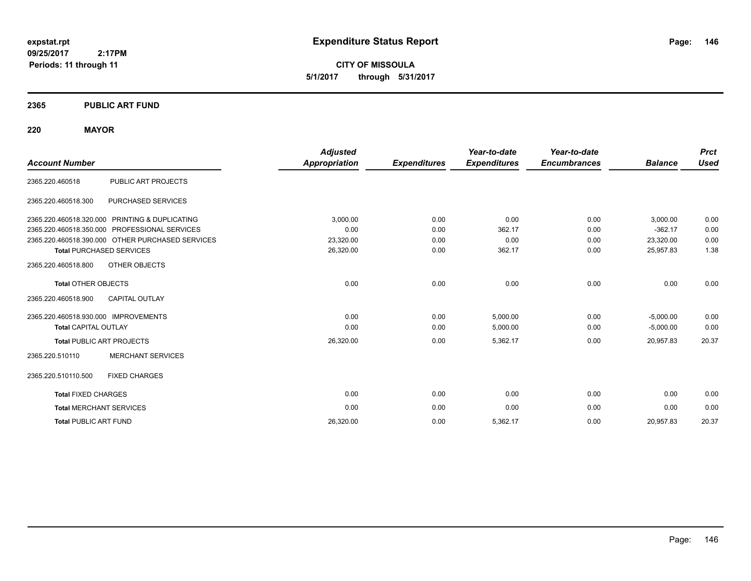**expstat.rpt**
**09/25/2017 2:17PM**
**Periods: 11 through 11**

# Expenditure Status Report

**CITY OF MISSOULA**
**5/1/2017 through 5/31/2017**

## 2365 PUBLIC ART FUND

### 220 MAYOR

| Account Number | | Adjusted Appropriation | Expenditures | Year-to-date Expenditures | Year-to-date Encumbrances | Balance | Prct Used |
|---|---|---|---|---|---|---|---|
| 2365.220.460518 | PUBLIC ART PROJECTS | | | | | | |
| 2365.220.460518.300 | PURCHASED SERVICES | | | | | | |
| 2365.220.460518.320.000 | PRINTING & DUPLICATING | 3,000.00 | 0.00 | 0.00 | 0.00 | 3,000.00 | 0.00 |
| 2365.220.460518.350.000 | PROFESSIONAL SERVICES | 0.00 | 0.00 | 362.17 | 0.00 | -362.17 | 0.00 |
| 2365.220.460518.390.000 | OTHER PURCHASED SERVICES | 23,320.00 | 0.00 | 0.00 | 0.00 | 23,320.00 | 0.00 |
| **Total** PURCHASED SERVICES | | 26,320.00 | 0.00 | 362.17 | 0.00 | 25,957.83 | 1.38 |
| 2365.220.460518.800 | OTHER OBJECTS | | | | | | |
| **Total** OTHER OBJECTS | | 0.00 | 0.00 | 0.00 | 0.00 | 0.00 | 0.00 |
| 2365.220.460518.900 | CAPITAL OUTLAY | | | | | | |
| 2365.220.460518.930.000 | IMPROVEMENTS | 0.00 | 0.00 | 5,000.00 | 0.00 | -5,000.00 | 0.00 |
| **Total** CAPITAL OUTLAY | | 0.00 | 0.00 | 5,000.00 | 0.00 | -5,000.00 | 0.00 |
| **Total** PUBLIC ART PROJECTS | | 26,320.00 | 0.00 | 5,362.17 | 0.00 | 20,957.83 | 20.37 |
| 2365.220.510110 | MERCHANT SERVICES | | | | | | |
| 2365.220.510110.500 | FIXED CHARGES | | | | | | |
| **Total** FIXED CHARGES | | 0.00 | 0.00 | 0.00 | 0.00 | 0.00 | 0.00 |
| **Total** MERCHANT SERVICES | | 0.00 | 0.00 | 0.00 | 0.00 | 0.00 | 0.00 |
| **Total** PUBLIC ART FUND | | 26,320.00 | 0.00 | 5,362.17 | 0.00 | 20,957.83 | 20.37 |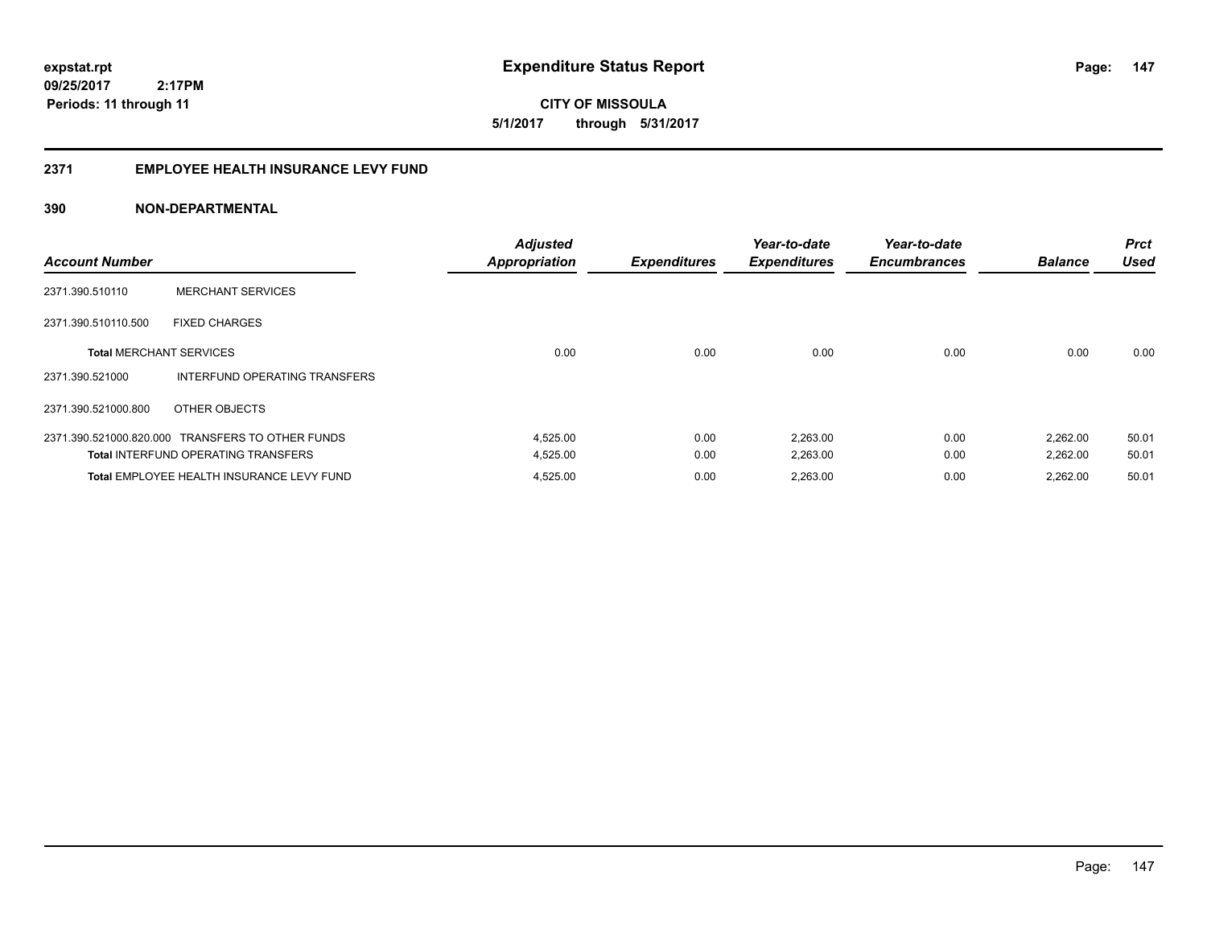**expstat.rpt**
**09/25/2017 2:17PM**
**Periods: 11 through 11**

# Expenditure Status Report

**CITY OF MISSOULA**
**5/1/2017 through 5/31/2017**

## 2371 EMPLOYEE HEALTH INSURANCE LEVY FUND

### 390 NON-DEPARTMENTAL

| Account Number | | Adjusted Appropriation | Expenditures | Year-to-date Expenditures | Year-to-date Encumbrances | Balance | Prct Used |
|---|---|---|---|---|---|---|---|
| 2371.390.510110 | MERCHANT SERVICES | | | | | | |
| 2371.390.510110.500 | FIXED CHARGES | | | | | | |
| **Total** MERCHANT SERVICES | | 0.00 | 0.00 | 0.00 | 0.00 | 0.00 | 0.00 |
| 2371.390.521000 | INTERFUND OPERATING TRANSFERS | | | | | | |
| 2371.390.521000.800 | OTHER OBJECTS | | | | | | |
| 2371.390.521000.820.000 | TRANSFERS TO OTHER FUNDS | 4,525.00 | 0.00 | 2,263.00 | 0.00 | 2,262.00 | 50.01 |
| **Total** INTERFUND OPERATING TRANSFERS | | 4,525.00 | 0.00 | 2,263.00 | 0.00 | 2,262.00 | 50.01 |
| **Total** EMPLOYEE HEALTH INSURANCE LEVY FUND | | 4,525.00 | 0.00 | 2,263.00 | 0.00 | 2,262.00 | 50.01 |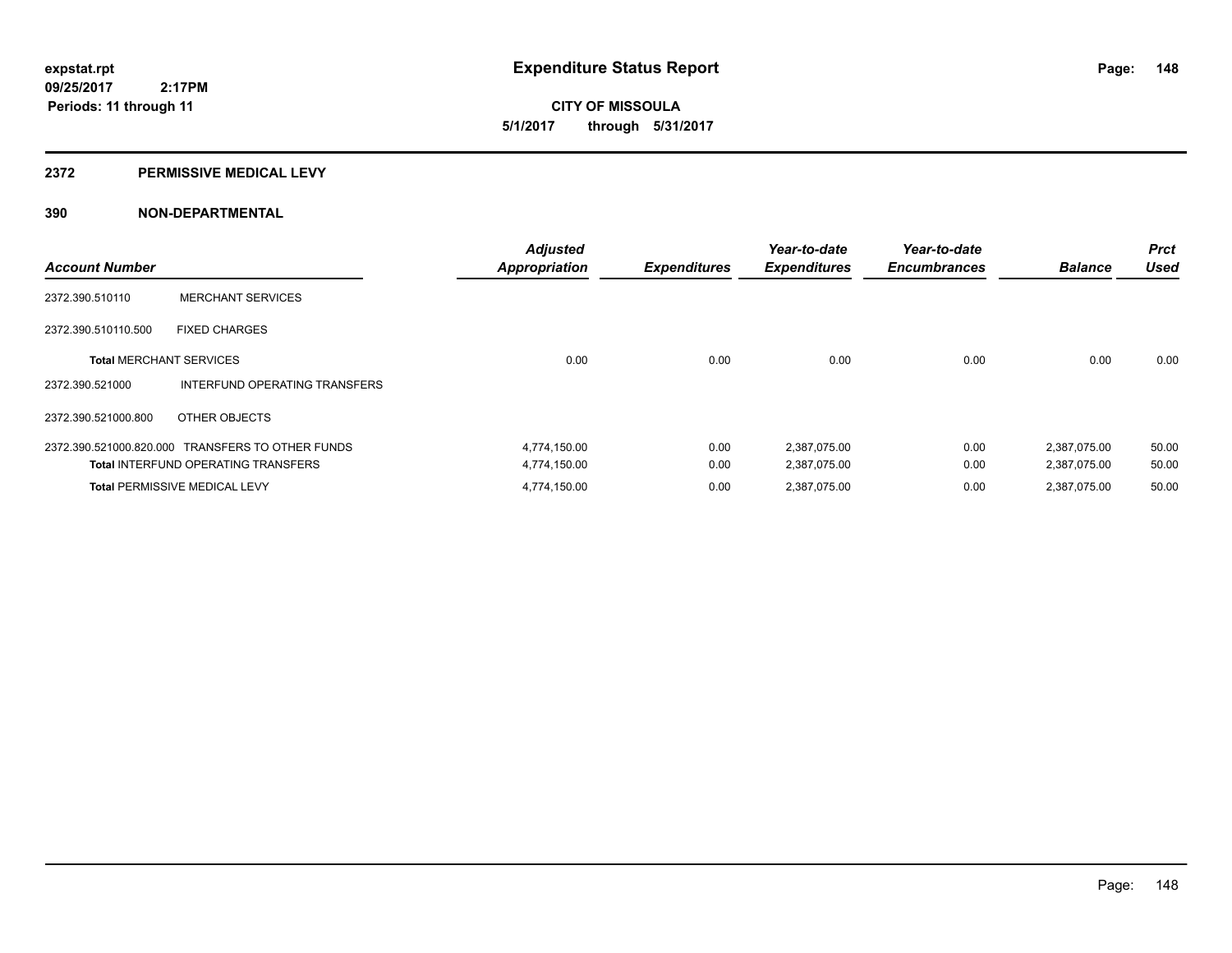**expstat.rpt**
**09/25/2017 2:17PM**
**Periods: 11 through 11**

# Expenditure Status Report

**CITY OF MISSOULA**
**5/1/2017 through 5/31/2017**

## 2372 PERMISSIVE MEDICAL LEVY

## 390 NON-DEPARTMENTAL

| Account Number | | Adjusted Appropriation | Expenditures | Year-to-date Expenditures | Year-to-date Encumbrances | Balance | Prct Used |
|---|---|---|---|---|---|---|---|
| 2372.390.510110 | MERCHANT SERVICES | | | | | | |
| 2372.390.510110.500 | FIXED CHARGES | | | | | | |
| **Total** MERCHANT SERVICES | | 0.00 | 0.00 | 0.00 | 0.00 | 0.00 | 0.00 |
| 2372.390.521000 | INTERFUND OPERATING TRANSFERS | | | | | | |
| 2372.390.521000.800 | OTHER OBJECTS | | | | | | |
| 2372.390.521000.820.000 | TRANSFERS TO OTHER FUNDS | 4,774,150.00 | 0.00 | 2,387,075.00 | 0.00 | 2,387,075.00 | 50.00 |
| **Total** INTERFUND OPERATING TRANSFERS | | 4,774,150.00 | 0.00 | 2,387,075.00 | 0.00 | 2,387,075.00 | 50.00 |
| **Total** PERMISSIVE MEDICAL LEVY | | 4,774,150.00 | 0.00 | 2,387,075.00 | 0.00 | 2,387,075.00 | 50.00 |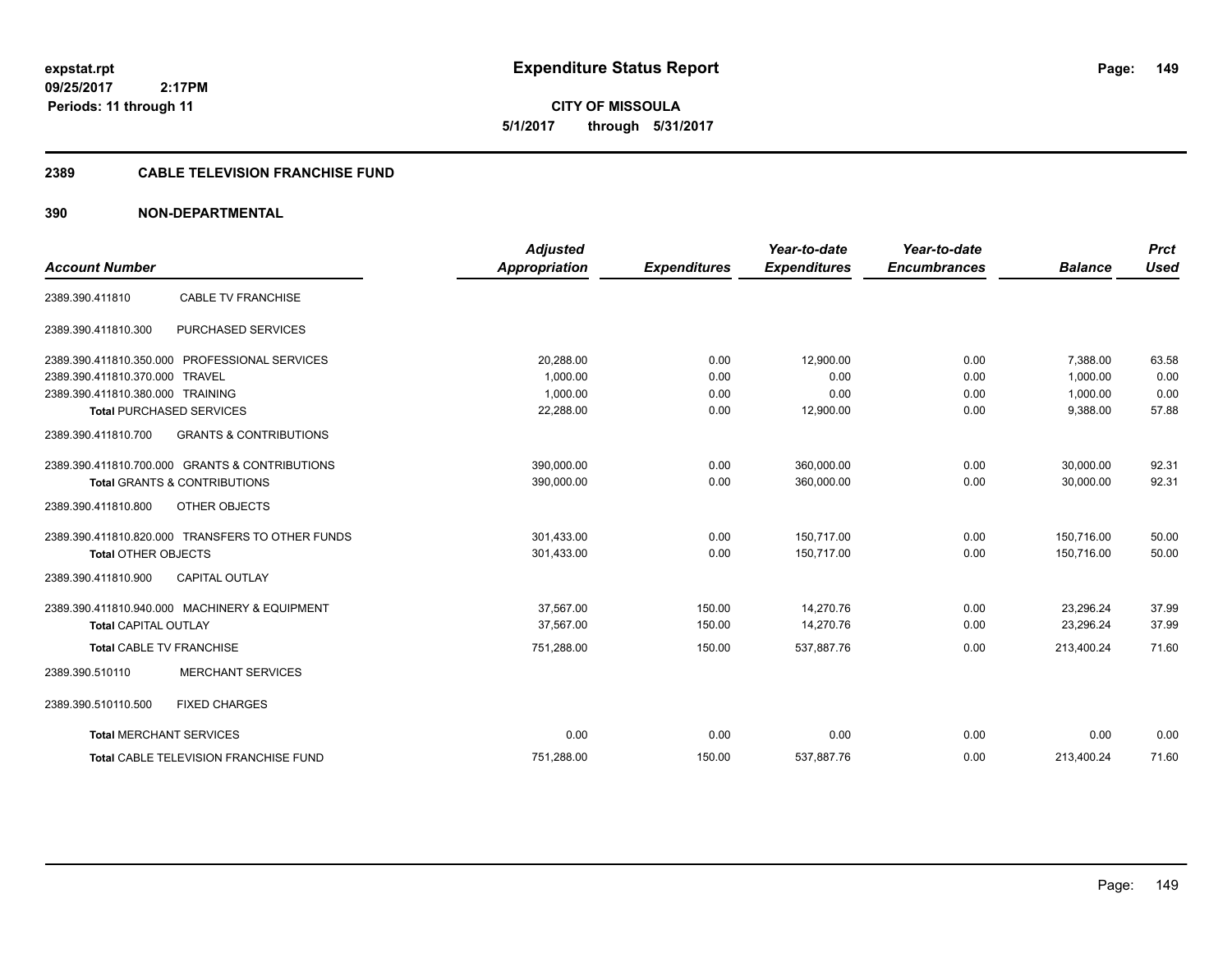**expstat.rpt**
**09/25/2017 2:17PM**
**Periods: 11 through 11**

# Expenditure Status Report

**CITY OF MISSOULA**
**5/1/2017 through 5/31/2017**

## 2389 CABLE TELEVISION FRANCHISE FUND

## 390 NON-DEPARTMENTAL

| Account Number | | Adjusted Appropriation | Expenditures | Year-to-date Expenditures | Year-to-date Encumbrances | Balance | Prct Used |
|---|---|---|---|---|---|---|---|
| 2389.390.411810 | CABLE TV FRANCHISE | | | | | | |
| 2389.390.411810.300 | PURCHASED SERVICES | | | | | | |
| 2389.390.411810.350.000 | PROFESSIONAL SERVICES | 20,288.00 | 0.00 | 12,900.00 | 0.00 | 7,388.00 | 63.58 |
| 2389.390.411810.370.000 | TRAVEL | 1,000.00 | 0.00 | 0.00 | 0.00 | 1,000.00 | 0.00 |
| 2389.390.411810.380.000 | TRAINING | 1,000.00 | 0.00 | 0.00 | 0.00 | 1,000.00 | 0.00 |
| **Total** PURCHASED SERVICES | | 22,288.00 | 0.00 | 12,900.00 | 0.00 | 9,388.00 | 57.88 |
| 2389.390.411810.700 | GRANTS & CONTRIBUTIONS | | | | | | |
| 2389.390.411810.700.000 | GRANTS & CONTRIBUTIONS | 390,000.00 | 0.00 | 360,000.00 | 0.00 | 30,000.00 | 92.31 |
| **Total** GRANTS & CONTRIBUTIONS | | 390,000.00 | 0.00 | 360,000.00 | 0.00 | 30,000.00 | 92.31 |
| 2389.390.411810.800 | OTHER OBJECTS | | | | | | |
| 2389.390.411810.820.000 | TRANSFERS TO OTHER FUNDS | 301,433.00 | 0.00 | 150,717.00 | 0.00 | 150,716.00 | 50.00 |
| **Total** OTHER OBJECTS | | 301,433.00 | 0.00 | 150,717.00 | 0.00 | 150,716.00 | 50.00 |
| 2389.390.411810.900 | CAPITAL OUTLAY | | | | | | |
| 2389.390.411810.940.000 | MACHINERY & EQUIPMENT | 37,567.00 | 150.00 | 14,270.76 | 0.00 | 23,296.24 | 37.99 |
| **Total** CAPITAL OUTLAY | | 37,567.00 | 150.00 | 14,270.76 | 0.00 | 23,296.24 | 37.99 |
| **Total** CABLE TV FRANCHISE | | 751,288.00 | 150.00 | 537,887.76 | 0.00 | 213,400.24 | 71.60 |
| 2389.390.510110 | MERCHANT SERVICES | | | | | | |
| 2389.390.510110.500 | FIXED CHARGES | | | | | | |
| **Total** MERCHANT SERVICES | | 0.00 | 0.00 | 0.00 | 0.00 | 0.00 | 0.00 |
| **Total** CABLE TELEVISION FRANCHISE FUND | | 751,288.00 | 150.00 | 537,887.76 | 0.00 | 213,400.24 | 71.60 |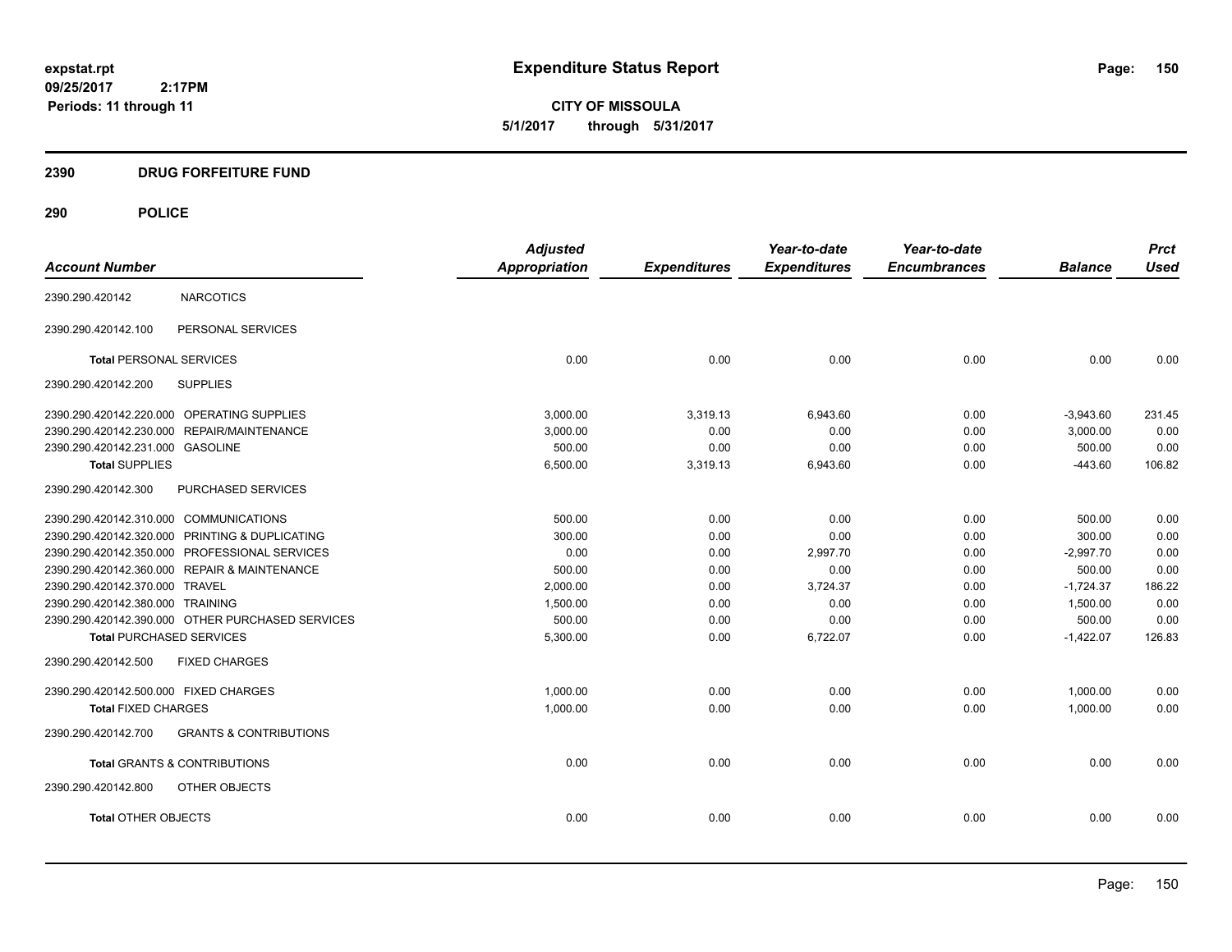# Expenditure Status Report

**CITY OF MISSOULA**

**5/1/2017 through 5/31/2017**

expstat.rpt
09/25/2017 2:17PM
Periods: 11 through 11

## 2390 DRUG FORFEITURE FUND

## 290 POLICE

| Account Number | | Adjusted Appropriation | Expenditures | Year-to-date Expenditures | Year-to-date Encumbrances | Balance | Prct Used |
|---|---|---|---|---|---|---|---|
| 2390.290.420142 | NARCOTICS | | | | | | |
| 2390.290.420142.100 | PERSONAL SERVICES | | | | | | |
| **Total** PERSONAL SERVICES | | 0.00 | 0.00 | 0.00 | 0.00 | 0.00 | 0.00 |
| 2390.290.420142.200 | SUPPLIES | | | | | | |
| 2390.290.420142.220.000 | OPERATING SUPPLIES | 3,000.00 | 3,319.13 | 6,943.60 | 0.00 | -3,943.60 | 231.45 |
| 2390.290.420142.230.000 | REPAIR/MAINTENANCE | 3,000.00 | 0.00 | 0.00 | 0.00 | 3,000.00 | 0.00 |
| 2390.290.420142.231.000 | GASOLINE | 500.00 | 0.00 | 0.00 | 0.00 | 500.00 | 0.00 |
| **Total** SUPPLIES | | 6,500.00 | 3,319.13 | 6,943.60 | 0.00 | -443.60 | 106.82 |
| 2390.290.420142.300 | PURCHASED SERVICES | | | | | | |
| 2390.290.420142.310.000 | COMMUNICATIONS | 500.00 | 0.00 | 0.00 | 0.00 | 500.00 | 0.00 |
| 2390.290.420142.320.000 | PRINTING & DUPLICATING | 300.00 | 0.00 | 0.00 | 0.00 | 300.00 | 0.00 |
| 2390.290.420142.350.000 | PROFESSIONAL SERVICES | 0.00 | 0.00 | 2,997.70 | 0.00 | -2,997.70 | 0.00 |
| 2390.290.420142.360.000 | REPAIR & MAINTENANCE | 500.00 | 0.00 | 0.00 | 0.00 | 500.00 | 0.00 |
| 2390.290.420142.370.000 | TRAVEL | 2,000.00 | 0.00 | 3,724.37 | 0.00 | -1,724.37 | 186.22 |
| 2390.290.420142.380.000 | TRAINING | 1,500.00 | 0.00 | 0.00 | 0.00 | 1,500.00 | 0.00 |
| 2390.290.420142.390.000 | OTHER PURCHASED SERVICES | 500.00 | 0.00 | 0.00 | 0.00 | 500.00 | 0.00 |
| **Total** PURCHASED SERVICES | | 5,300.00 | 0.00 | 6,722.07 | 0.00 | -1,422.07 | 126.83 |
| 2390.290.420142.500 | FIXED CHARGES | | | | | | |
| 2390.290.420142.500.000 | FIXED CHARGES | 1,000.00 | 0.00 | 0.00 | 0.00 | 1,000.00 | 0.00 |
| **Total** FIXED CHARGES | | 1,000.00 | 0.00 | 0.00 | 0.00 | 1,000.00 | 0.00 |
| 2390.290.420142.700 | GRANTS & CONTRIBUTIONS | | | | | | |
| **Total** GRANTS & CONTRIBUTIONS | | 0.00 | 0.00 | 0.00 | 0.00 | 0.00 | 0.00 |
| 2390.290.420142.800 | OTHER OBJECTS | | | | | | |
| **Total** OTHER OBJECTS | | 0.00 | 0.00 | 0.00 | 0.00 | 0.00 | 0.00 |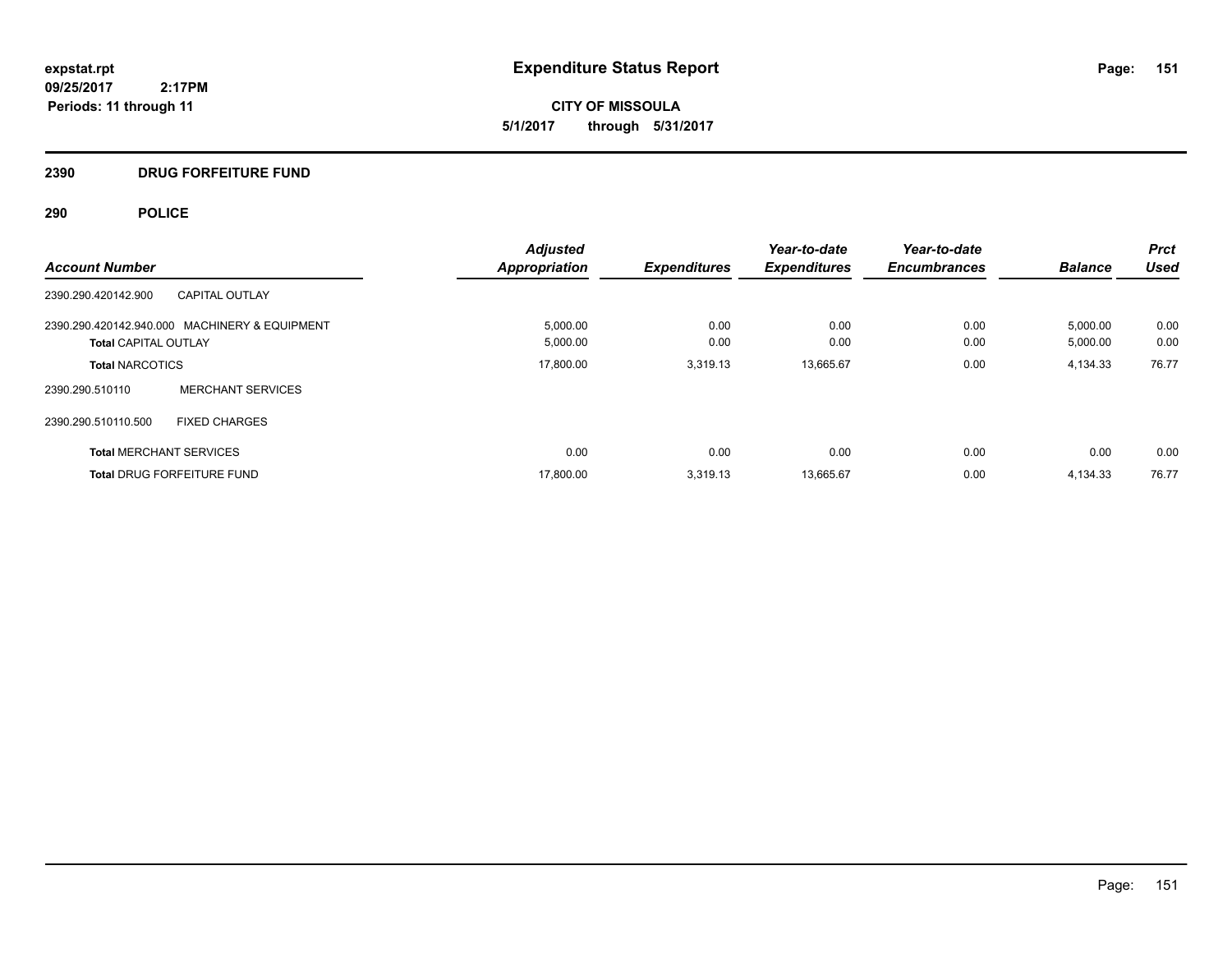# Expenditure Status Report

expstat.rpt
09/25/2017 2:17PM
Periods: 11 through 11

**CITY OF MISSOULA**
**5/1/2017 through 5/31/2017**

## 2390 DRUG FORFEITURE FUND

### 290 POLICE

| Account Number | | Adjusted Appropriation | Expenditures | Year-to-date Expenditures | Year-to-date Encumbrances | Balance | Prct Used |
|---|---|---|---|---|---|---|---|
| 2390.290.420142.900 | CAPITAL OUTLAY | | | | | | |
| 2390.290.420142.940.000 | MACHINERY & EQUIPMENT | 5,000.00 | 0.00 | 0.00 | 0.00 | 5,000.00 | 0.00 |
| **Total** CAPITAL OUTLAY | | 5,000.00 | 0.00 | 0.00 | 0.00 | 5,000.00 | 0.00 |
| **Total** NARCOTICS | | 17,800.00 | 3,319.13 | 13,665.67 | 0.00 | 4,134.33 | 76.77 |
| 2390.290.510110 | MERCHANT SERVICES | | | | | | |
| 2390.290.510110.500 | FIXED CHARGES | | | | | | |
| **Total** MERCHANT SERVICES | | 0.00 | 0.00 | 0.00 | 0.00 | 0.00 | 0.00 |
| **Total** DRUG FORFEITURE FUND | | 17,800.00 | 3,319.13 | 13,665.67 | 0.00 | 4,134.33 | 76.77 |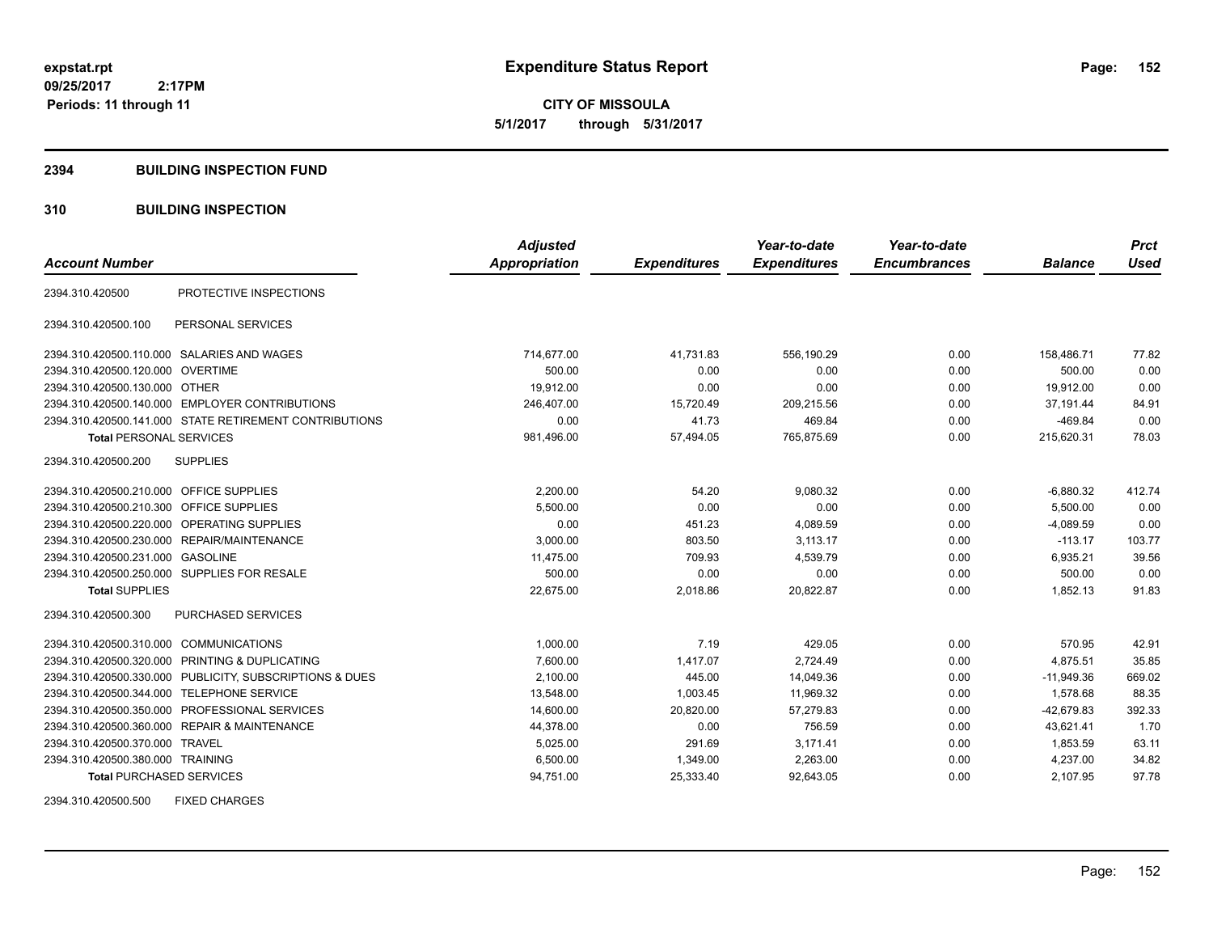# Expenditure Status Report

expstat.rpt
09/25/2017 2:17PM
Periods: 11 through 11

**CITY OF MISSOULA**
**5/1/2017 through 5/31/2017**

## 2394 BUILDING INSPECTION FUND

### 310 BUILDING INSPECTION

| Account Number | | Adjusted Appropriation | Expenditures | Year-to-date Expenditures | Year-to-date Encumbrances | Balance | Prct Used |
|---|---|---|---|---|---|---|---|
| 2394.310.420500 | PROTECTIVE INSPECTIONS | | | | | | |
| 2394.310.420500.100 | PERSONAL SERVICES | | | | | | |
| 2394.310.420500.110.000 | SALARIES AND WAGES | 714,677.00 | 41,731.83 | 556,190.29 | 0.00 | 158,486.71 | 77.82 |
| 2394.310.420500.120.000 | OVERTIME | 500.00 | 0.00 | 0.00 | 0.00 | 500.00 | 0.00 |
| 2394.310.420500.130.000 | OTHER | 19,912.00 | 0.00 | 0.00 | 0.00 | 19,912.00 | 0.00 |
| 2394.310.420500.140.000 | EMPLOYER CONTRIBUTIONS | 246,407.00 | 15,720.49 | 209,215.56 | 0.00 | 37,191.44 | 84.91 |
| 2394.310.420500.141.000 | STATE RETIREMENT CONTRIBUTIONS | 0.00 | 41.73 | 469.84 | 0.00 | -469.84 | 0.00 |
| **Total** PERSONAL SERVICES | | 981,496.00 | 57,494.05 | 765,875.69 | 0.00 | 215,620.31 | 78.03 |
| 2394.310.420500.200 | SUPPLIES | | | | | | |
| 2394.310.420500.210.000 | OFFICE SUPPLIES | 2,200.00 | 54.20 | 9,080.32 | 0.00 | -6,880.32 | 412.74 |
| 2394.310.420500.210.300 | OFFICE SUPPLIES | 5,500.00 | 0.00 | 0.00 | 0.00 | 5,500.00 | 0.00 |
| 2394.310.420500.220.000 | OPERATING SUPPLIES | 0.00 | 451.23 | 4,089.59 | 0.00 | -4,089.59 | 0.00 |
| 2394.310.420500.230.000 | REPAIR/MAINTENANCE | 3,000.00 | 803.50 | 3,113.17 | 0.00 | -113.17 | 103.77 |
| 2394.310.420500.231.000 | GASOLINE | 11,475.00 | 709.93 | 4,539.79 | 0.00 | 6,935.21 | 39.56 |
| 2394.310.420500.250.000 | SUPPLIES FOR RESALE | 500.00 | 0.00 | 0.00 | 0.00 | 500.00 | 0.00 |
| **Total** SUPPLIES | | 22,675.00 | 2,018.86 | 20,822.87 | 0.00 | 1,852.13 | 91.83 |
| 2394.310.420500.300 | PURCHASED SERVICES | | | | | | |
| 2394.310.420500.310.000 | COMMUNICATIONS | 1,000.00 | 7.19 | 429.05 | 0.00 | 570.95 | 42.91 |
| 2394.310.420500.320.000 | PRINTING & DUPLICATING | 7,600.00 | 1,417.07 | 2,724.49 | 0.00 | 4,875.51 | 35.85 |
| 2394.310.420500.330.000 | PUBLICITY, SUBSCRIPTIONS & DUES | 2,100.00 | 445.00 | 14,049.36 | 0.00 | -11,949.36 | 669.02 |
| 2394.310.420500.344.000 | TELEPHONE SERVICE | 13,548.00 | 1,003.45 | 11,969.32 | 0.00 | 1,578.68 | 88.35 |
| 2394.310.420500.350.000 | PROFESSIONAL SERVICES | 14,600.00 | 20,820.00 | 57,279.83 | 0.00 | -42,679.83 | 392.33 |
| 2394.310.420500.360.000 | REPAIR & MAINTENANCE | 44,378.00 | 0.00 | 756.59 | 0.00 | 43,621.41 | 1.70 |
| 2394.310.420500.370.000 | TRAVEL | 5,025.00 | 291.69 | 3,171.41 | 0.00 | 1,853.59 | 63.11 |
| 2394.310.420500.380.000 | TRAINING | 6,500.00 | 1,349.00 | 2,263.00 | 0.00 | 4,237.00 | 34.82 |
| **Total** PURCHASED SERVICES | | 94,751.00 | 25,333.40 | 92,643.05 | 0.00 | 2,107.95 | 97.78 |
| 2394.310.420500.500 | FIXED CHARGES | | | | | | |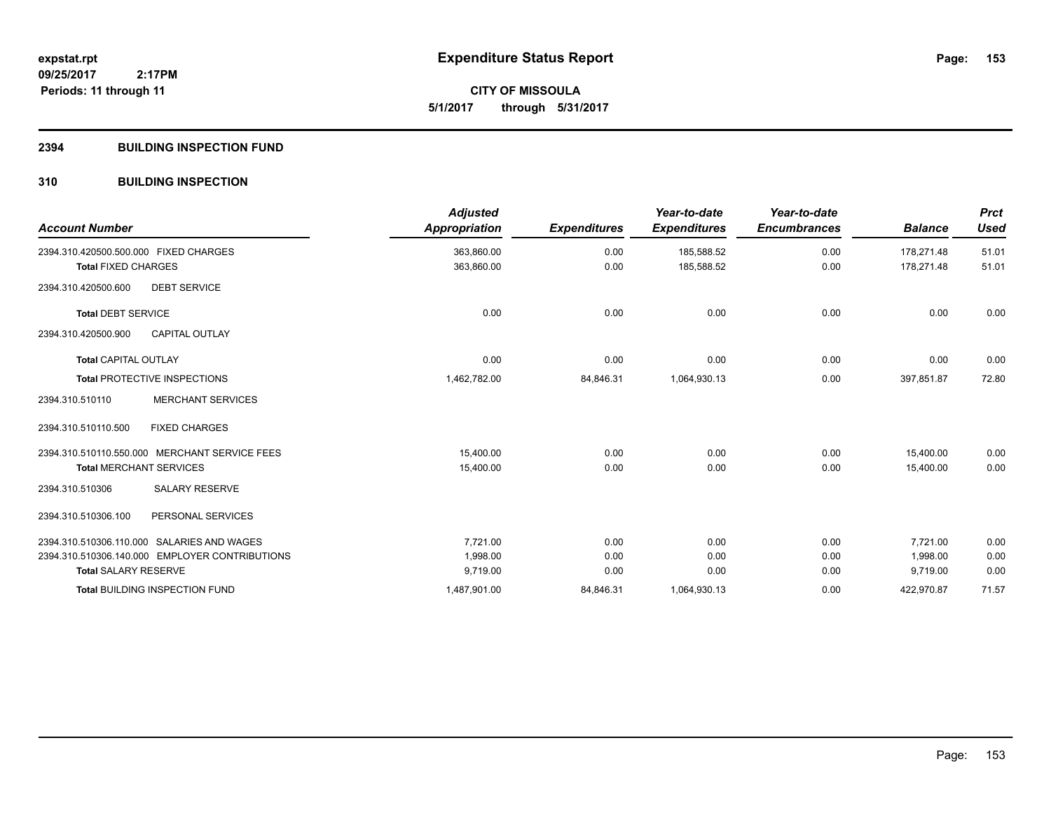# Expenditure Status Report

**CITY OF MISSOULA**

**5/1/2017 through 5/31/2017**

expstat.rpt
09/25/2017 2:17PM
Periods: 11 through 11

## 2394 BUILDING INSPECTION FUND

### 310 BUILDING INSPECTION

| Account Number | Adjusted Appropriation | Expenditures | Year-to-date Expenditures | Year-to-date Encumbrances | Balance | Prct Used |
|---|---|---|---|---|---|---|
| 2394.310.420500.500.000 FIXED CHARGES | 363,860.00 | 0.00 | 185,588.52 | 0.00 | 178,271.48 | 51.01 |
| **Total** FIXED CHARGES | 363,860.00 | 0.00 | 185,588.52 | 0.00 | 178,271.48 | 51.01 |
| 2394.310.420500.600 DEBT SERVICE | | | | | | |
| **Total** DEBT SERVICE | 0.00 | 0.00 | 0.00 | 0.00 | 0.00 | 0.00 |
| 2394.310.420500.900 CAPITAL OUTLAY | | | | | | |
| **Total** CAPITAL OUTLAY | 0.00 | 0.00 | 0.00 | 0.00 | 0.00 | 0.00 |
| **Total** PROTECTIVE INSPECTIONS | 1,462,782.00 | 84,846.31 | 1,064,930.13 | 0.00 | 397,851.87 | 72.80 |
| 2394.310.510110 MERCHANT SERVICES | | | | | | |
| 2394.310.510110.500 FIXED CHARGES | | | | | | |
| 2394.310.510110.550.000 MERCHANT SERVICE FEES | 15,400.00 | 0.00 | 0.00 | 0.00 | 15,400.00 | 0.00 |
| **Total** MERCHANT SERVICES | 15,400.00 | 0.00 | 0.00 | 0.00 | 15,400.00 | 0.00 |
| 2394.310.510306 SALARY RESERVE | | | | | | |
| 2394.310.510306.100 PERSONAL SERVICES | | | | | | |
| 2394.310.510306.110.000 SALARIES AND WAGES | 7,721.00 | 0.00 | 0.00 | 0.00 | 7,721.00 | 0.00 |
| 2394.310.510306.140.000 EMPLOYER CONTRIBUTIONS | 1,998.00 | 0.00 | 0.00 | 0.00 | 1,998.00 | 0.00 |
| **Total** SALARY RESERVE | 9,719.00 | 0.00 | 0.00 | 0.00 | 9,719.00 | 0.00 |
| **Total** BUILDING INSPECTION FUND | 1,487,901.00 | 84,846.31 | 1,064,930.13 | 0.00 | 422,970.87 | 71.57 |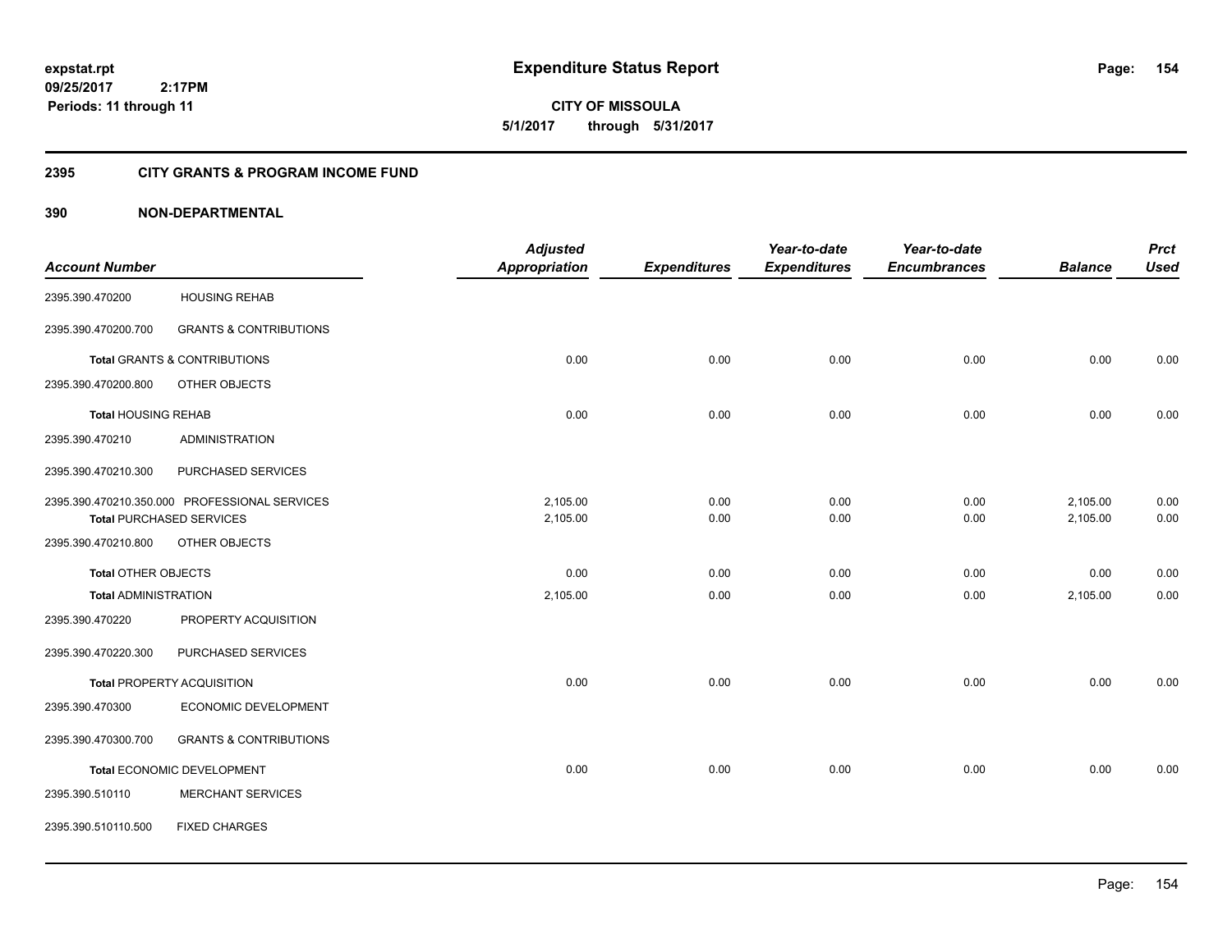# Expenditure Status Report

expstat.rpt
09/25/2017 2:17PM
Periods: 11 through 11

CITY OF MISSOULA
5/1/2017 through 5/31/2017

## 2395 CITY GRANTS & PROGRAM INCOME FUND

### 390 NON-DEPARTMENTAL

| Account Number | | Adjusted Appropriation | Expenditures | Year-to-date Expenditures | Year-to-date Encumbrances | Balance | Prct Used |
|---|---|---|---|---|---|---|---|
| 2395.390.470200 | HOUSING REHAB | | | | | | |
| 2395.390.470200.700 | GRANTS & CONTRIBUTIONS | | | | | | |
| **Total** GRANTS & CONTRIBUTIONS | | 0.00 | 0.00 | 0.00 | 0.00 | 0.00 | 0.00 |
| 2395.390.470200.800 | OTHER OBJECTS | | | | | | |
| **Total** HOUSING REHAB | | 0.00 | 0.00 | 0.00 | 0.00 | 0.00 | 0.00 |
| 2395.390.470210 | ADMINISTRATION | | | | | | |
| 2395.390.470210.300 | PURCHASED SERVICES | | | | | | |
| 2395.390.470210.350.000 | PROFESSIONAL SERVICES | 2,105.00 | 0.00 | 0.00 | 0.00 | 2,105.00 | 0.00 |
| **Total** PURCHASED SERVICES | | 2,105.00 | 0.00 | 0.00 | 0.00 | 2,105.00 | 0.00 |
| 2395.390.470210.800 | OTHER OBJECTS | | | | | | |
| **Total** OTHER OBJECTS | | 0.00 | 0.00 | 0.00 | 0.00 | 0.00 | 0.00 |
| **Total** ADMINISTRATION | | 2,105.00 | 0.00 | 0.00 | 0.00 | 2,105.00 | 0.00 |
| 2395.390.470220 | PROPERTY ACQUISITION | | | | | | |
| 2395.390.470220.300 | PURCHASED SERVICES | | | | | | |
| **Total** PROPERTY ACQUISITION | | 0.00 | 0.00 | 0.00 | 0.00 | 0.00 | 0.00 |
| 2395.390.470300 | ECONOMIC DEVELOPMENT | | | | | | |
| 2395.390.470300.700 | GRANTS & CONTRIBUTIONS | | | | | | |
| **Total** ECONOMIC DEVELOPMENT | | 0.00 | 0.00 | 0.00 | 0.00 | 0.00 | 0.00 |
| 2395.390.510110 | MERCHANT SERVICES | | | | | | |
| 2395.390.510110.500 | FIXED CHARGES | | | | | | |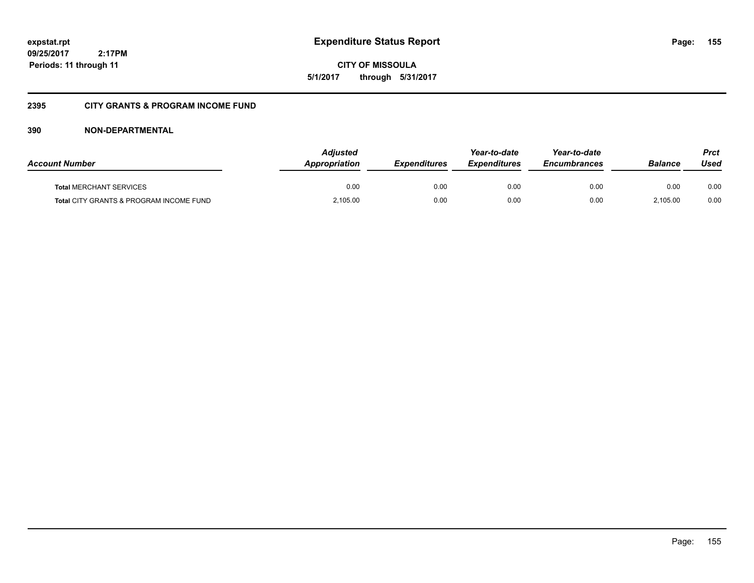**expstat.rpt**
**09/25/2017 2:17PM**
**Periods: 11 through 11**

# Expenditure Status Report

**CITY OF MISSOULA**
**5/1/2017 through 5/31/2017**

## 2395 CITY GRANTS & PROGRAM INCOME FUND

### 390 NON-DEPARTMENTAL

| Account Number | Adjusted Appropriation | Expenditures | Year-to-date Expenditures | Year-to-date Encumbrances | Balance | Prct Used |
|---|---|---|---|---|---|---|
| **Total** MERCHANT SERVICES | 0.00 | 0.00 | 0.00 | 0.00 | 0.00 | 0.00 |
| **Total** CITY GRANTS & PROGRAM INCOME FUND | 2,105.00 | 0.00 | 0.00 | 0.00 | 2,105.00 | 0.00 |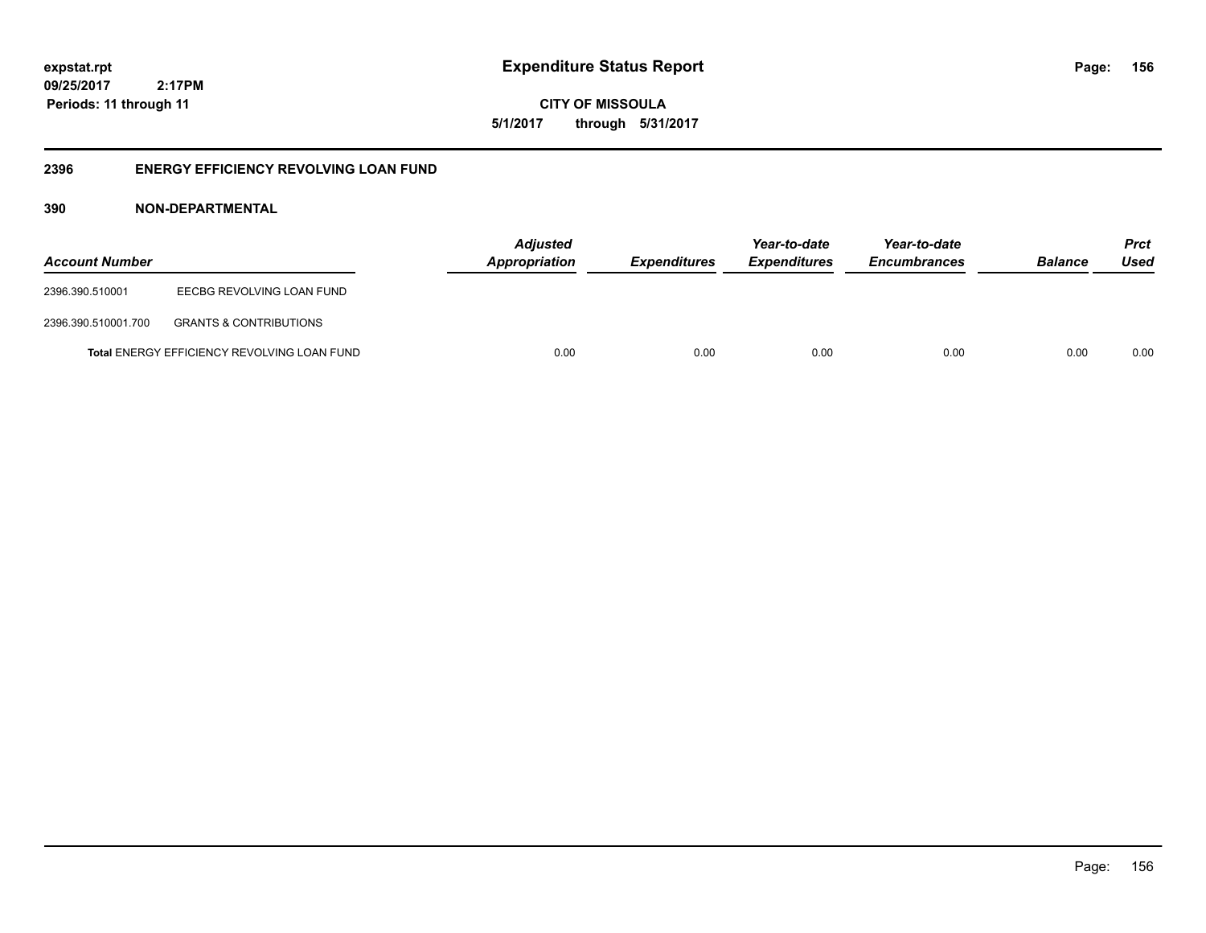expstat.rpt
09/25/2017 2:17PM
Periods: 11 through 11

# Expenditure Status Report

**CITY OF MISSOULA**
**5/1/2017 through 5/31/2017**

## 2396 ENERGY EFFICIENCY REVOLVING LOAN FUND

### 390 NON-DEPARTMENTAL

| Account Number | | Adjusted Appropriation | Expenditures | Year-to-date Expenditures | Year-to-date Encumbrances | Balance | Prct Used |
|---|---|---|---|---|---|---|---|
| 2396.390.510001 | EECBG REVOLVING LOAN FUND | | | | | | |
| 2396.390.510001.700 | GRANTS & CONTRIBUTIONS | | | | | | |
| **Total** ENERGY EFFICIENCY REVOLVING LOAN FUND | | 0.00 | 0.00 | 0.00 | 0.00 | 0.00 | 0.00 |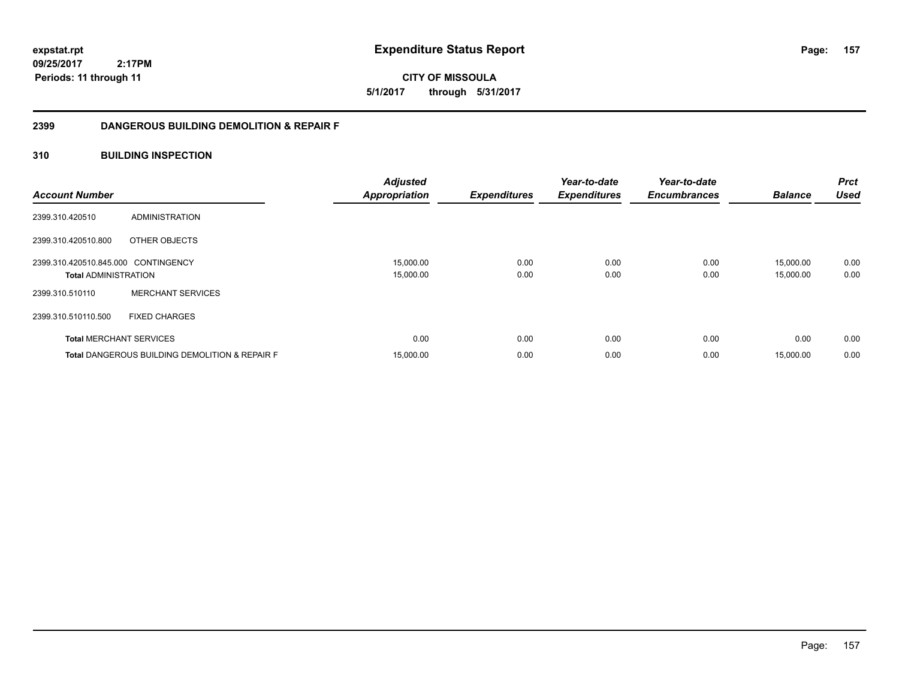**expstat.rpt**
**09/25/2017 2:17PM**
**Periods: 11 through 11**

# Expenditure Status Report

**CITY OF MISSOULA**
**5/1/2017 through 5/31/2017**

## 2399 DANGEROUS BUILDING DEMOLITION & REPAIR F

## 310 BUILDING INSPECTION

| Account Number | | Adjusted Appropriation | Expenditures | Year-to-date Expenditures | Year-to-date Encumbrances | Balance | Prct Used |
|---|---|---|---|---|---|---|---|
| 2399.310.420510 | ADMINISTRATION | | | | | | |
| 2399.310.420510.800 | OTHER OBJECTS | | | | | | |
| 2399.310.420510.845.000 | CONTINGENCY | 15,000.00 | 0.00 | 0.00 | 0.00 | 15,000.00 | 0.00 |
| **Total** ADMINISTRATION | | 15,000.00 | 0.00 | 0.00 | 0.00 | 15,000.00 | 0.00 |
| 2399.310.510110 | MERCHANT SERVICES | | | | | | |
| 2399.310.510110.500 | FIXED CHARGES | | | | | | |
| **Total** MERCHANT SERVICES | | 0.00 | 0.00 | 0.00 | 0.00 | 0.00 | 0.00 |
| **Total** DANGEROUS BUILDING DEMOLITION & REPAIR F | | 15,000.00 | 0.00 | 0.00 | 0.00 | 15,000.00 | 0.00 |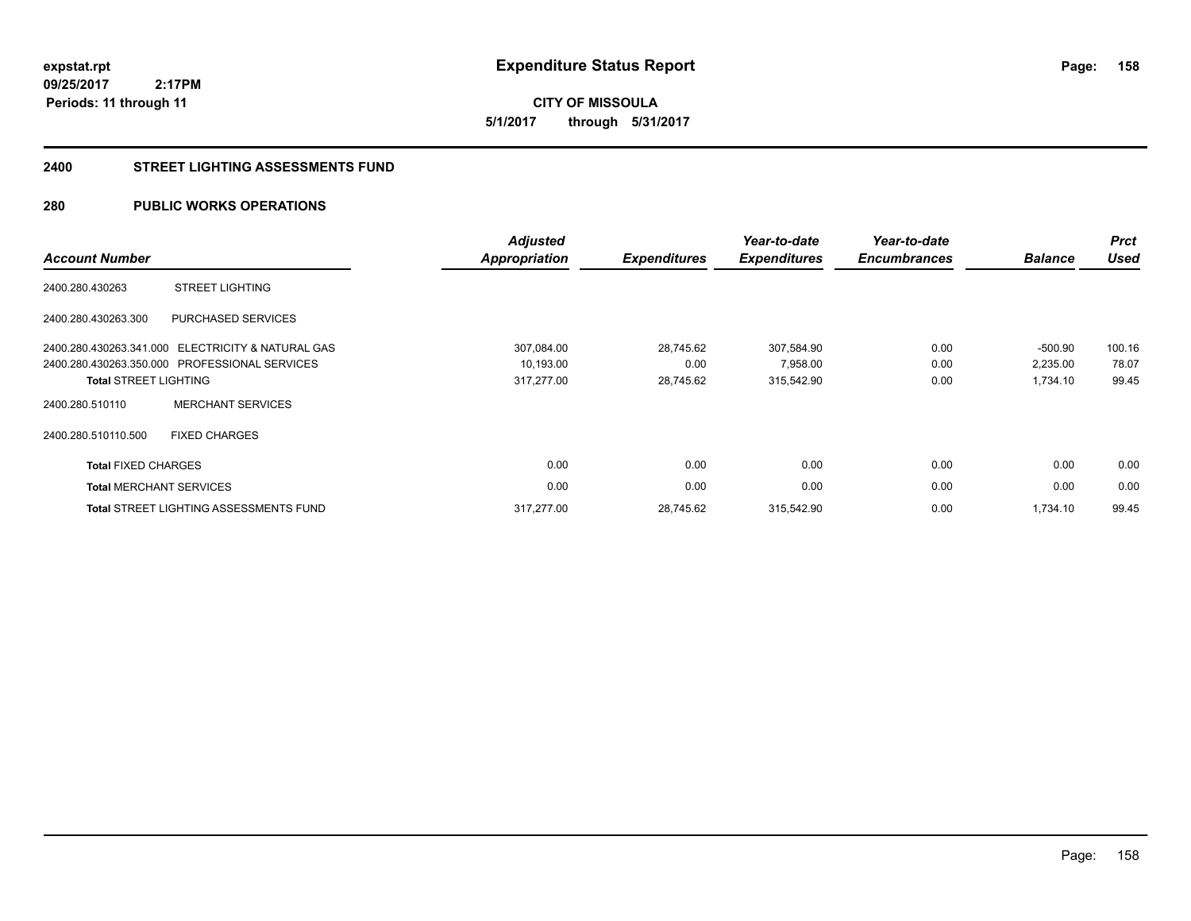**expstat.rpt**
**09/25/2017 2:17PM**
**Periods: 11 through 11**

# Expenditure Status Report

**CITY OF MISSOULA**
**5/1/2017 through 5/31/2017**

## 2400 STREET LIGHTING ASSESSMENTS FUND

## 280 PUBLIC WORKS OPERATIONS

| Account Number | | Adjusted Appropriation | Expenditures | Year-to-date Expenditures | Year-to-date Encumbrances | Balance | Prct Used |
|---|---|---|---|---|---|---|---|
| 2400.280.430263 | STREET LIGHTING | | | | | | |
| 2400.280.430263.300 | PURCHASED SERVICES | | | | | | |
| 2400.280.430263.341.000 | ELECTRICITY & NATURAL GAS | 307,084.00 | 28,745.62 | 307,584.90 | 0.00 | -500.90 | 100.16 |
| 2400.280.430263.350.000 | PROFESSIONAL SERVICES | 10,193.00 | 0.00 | 7,958.00 | 0.00 | 2,235.00 | 78.07 |
| **Total** STREET LIGHTING | | 317,277.00 | 28,745.62 | 315,542.90 | 0.00 | 1,734.10 | 99.45 |
| 2400.280.510110 | MERCHANT SERVICES | | | | | | |
| 2400.280.510110.500 | FIXED CHARGES | | | | | | |
| **Total** FIXED CHARGES | | 0.00 | 0.00 | 0.00 | 0.00 | 0.00 | 0.00 |
| **Total** MERCHANT SERVICES | | 0.00 | 0.00 | 0.00 | 0.00 | 0.00 | 0.00 |
| **Total** STREET LIGHTING ASSESSMENTS FUND | | 317,277.00 | 28,745.62 | 315,542.90 | 0.00 | 1,734.10 | 99.45 |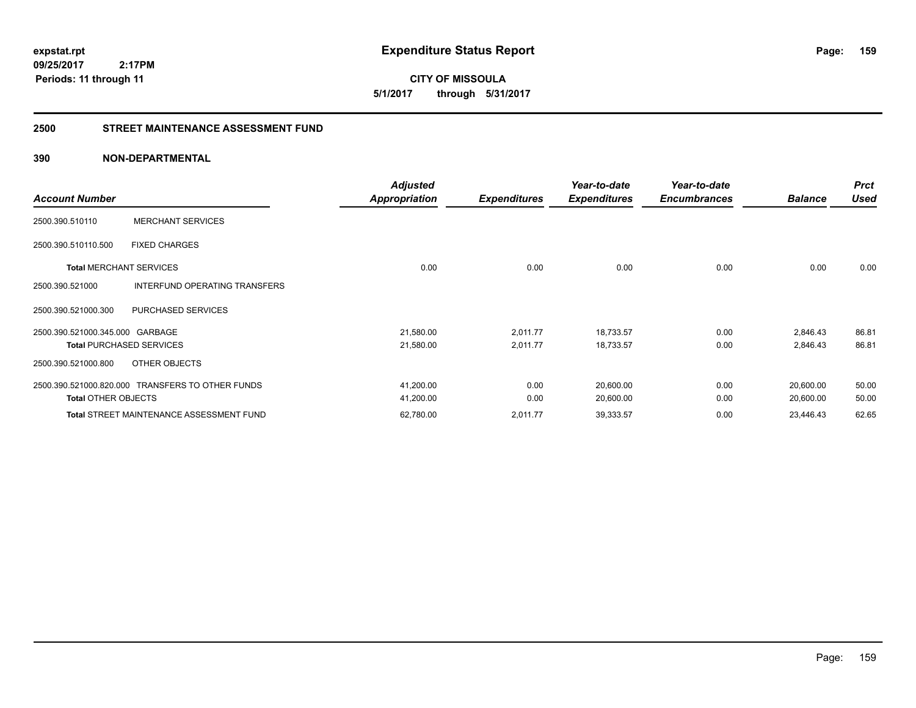**expstat.rpt**
**09/25/2017 2:17PM**
**Periods: 11 through 11**

# Expenditure Status Report

**CITY OF MISSOULA**
**5/1/2017 through 5/31/2017**

## 2500 STREET MAINTENANCE ASSESSMENT FUND

### 390 NON-DEPARTMENTAL

| Account Number | | Adjusted Appropriation | Expenditures | Year-to-date Expenditures | Year-to-date Encumbrances | Balance | Prct Used |
|---|---|---|---|---|---|---|---|
| 2500.390.510110 | MERCHANT SERVICES | | | | | | |
| 2500.390.510110.500 | FIXED CHARGES | | | | | | |
| **Total** MERCHANT SERVICES | | 0.00 | 0.00 | 0.00 | 0.00 | 0.00 | 0.00 |
| 2500.390.521000 | INTERFUND OPERATING TRANSFERS | | | | | | |
| 2500.390.521000.300 | PURCHASED SERVICES | | | | | | |
| 2500.390.521000.345.000 | GARBAGE | 21,580.00 | 2,011.77 | 18,733.57 | 0.00 | 2,846.43 | 86.81 |
| **Total** PURCHASED SERVICES | | 21,580.00 | 2,011.77 | 18,733.57 | 0.00 | 2,846.43 | 86.81 |
| 2500.390.521000.800 | OTHER OBJECTS | | | | | | |
| 2500.390.521000.820.000 | TRANSFERS TO OTHER FUNDS | 41,200.00 | 0.00 | 20,600.00 | 0.00 | 20,600.00 | 50.00 |
| **Total** OTHER OBJECTS | | 41,200.00 | 0.00 | 20,600.00 | 0.00 | 20,600.00 | 50.00 |
| **Total** STREET MAINTENANCE ASSESSMENT FUND | | 62,780.00 | 2,011.77 | 39,333.57 | 0.00 | 23,446.43 | 62.65 |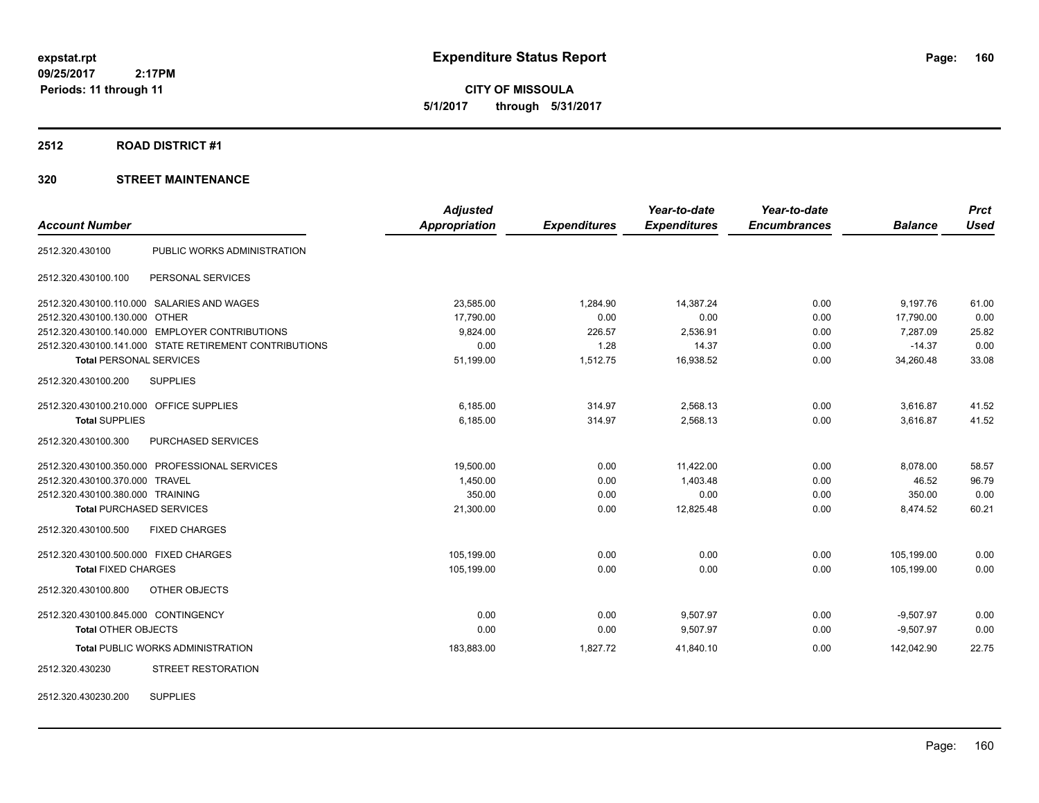# Expenditure Status Report

expstat.rpt
09/25/2017 2:17PM
Periods: 11 through 11

**CITY OF MISSOULA**
**5/1/2017 through 5/31/2017**

## 2512 ROAD DISTRICT #1

### 320 STREET MAINTENANCE

| Account Number | | Adjusted Appropriation | Expenditures | Year-to-date Expenditures | Year-to-date Encumbrances | Balance | Prct Used |
|---|---|---|---|---|---|---|---|
| 2512.320.430100 | PUBLIC WORKS ADMINISTRATION | | | | | | |
| 2512.320.430100.100 | PERSONAL SERVICES | | | | | | |
| 2512.320.430100.110.000 | SALARIES AND WAGES | 23,585.00 | 1,284.90 | 14,387.24 | 0.00 | 9,197.76 | 61.00 |
| 2512.320.430100.130.000 | OTHER | 17,790.00 | 0.00 | 0.00 | 0.00 | 17,790.00 | 0.00 |
| 2512.320.430100.140.000 | EMPLOYER CONTRIBUTIONS | 9,824.00 | 226.57 | 2,536.91 | 0.00 | 7,287.09 | 25.82 |
| 2512.320.430100.141.000 | STATE RETIREMENT CONTRIBUTIONS | 0.00 | 1.28 | 14.37 | 0.00 | -14.37 | 0.00 |
| **Total** PERSONAL SERVICES | | 51,199.00 | 1,512.75 | 16,938.52 | 0.00 | 34,260.48 | 33.08 |
| 2512.320.430100.200 | SUPPLIES | | | | | | |
| 2512.320.430100.210.000 | OFFICE SUPPLIES | 6,185.00 | 314.97 | 2,568.13 | 0.00 | 3,616.87 | 41.52 |
| **Total** SUPPLIES | | 6,185.00 | 314.97 | 2,568.13 | 0.00 | 3,616.87 | 41.52 |
| 2512.320.430100.300 | PURCHASED SERVICES | | | | | | |
| 2512.320.430100.350.000 | PROFESSIONAL SERVICES | 19,500.00 | 0.00 | 11,422.00 | 0.00 | 8,078.00 | 58.57 |
| 2512.320.430100.370.000 | TRAVEL | 1,450.00 | 0.00 | 1,403.48 | 0.00 | 46.52 | 96.79 |
| 2512.320.430100.380.000 | TRAINING | 350.00 | 0.00 | 0.00 | 0.00 | 350.00 | 0.00 |
| **Total** PURCHASED SERVICES | | 21,300.00 | 0.00 | 12,825.48 | 0.00 | 8,474.52 | 60.21 |
| 2512.320.430100.500 | FIXED CHARGES | | | | | | |
| 2512.320.430100.500.000 | FIXED CHARGES | 105,199.00 | 0.00 | 0.00 | 0.00 | 105,199.00 | 0.00 |
| **Total** FIXED CHARGES | | 105,199.00 | 0.00 | 0.00 | 0.00 | 105,199.00 | 0.00 |
| 2512.320.430100.800 | OTHER OBJECTS | | | | | | |
| 2512.320.430100.845.000 | CONTINGENCY | 0.00 | 0.00 | 9,507.97 | 0.00 | -9,507.97 | 0.00 |
| **Total** OTHER OBJECTS | | 0.00 | 0.00 | 9,507.97 | 0.00 | -9,507.97 | 0.00 |
| **Total** PUBLIC WORKS ADMINISTRATION | | 183,883.00 | 1,827.72 | 41,840.10 | 0.00 | 142,042.90 | 22.75 |
| 2512.320.430230 | STREET RESTORATION | | | | | | |
| 2512.320.430230.200 | SUPPLIES | | | | | | |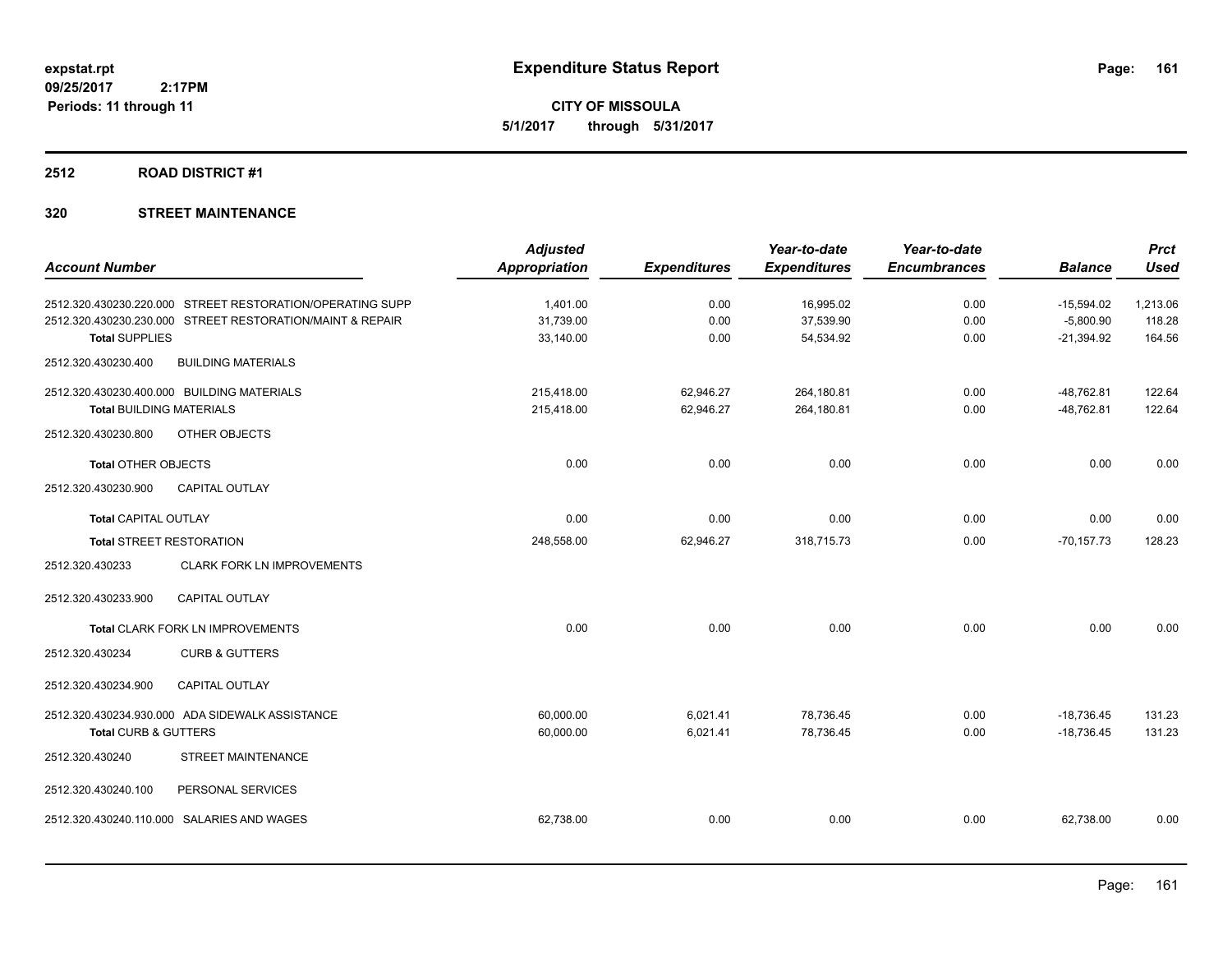# Expenditure Status Report

expstat.rpt
09/25/2017 2:17PM
Periods: 11 through 11

**CITY OF MISSOULA**
**5/1/2017 through 5/31/2017**

## 2512 ROAD DISTRICT #1

## 320 STREET MAINTENANCE

| Account Number | Adjusted Appropriation | Expenditures | Year-to-date Expenditures | Year-to-date Encumbrances | Balance | Prct Used |
|---|---|---|---|---|---|---|
| 2512.320.430230.220.000 STREET RESTORATION/OPERATING SUPP | 1,401.00 | 0.00 | 16,995.02 | 0.00 | -15,594.02 | 1,213.06 |
| 2512.320.430230.230.000 STREET RESTORATION/MAINT & REPAIR | 31,739.00 | 0.00 | 37,539.90 | 0.00 | -5,800.90 | 118.28 |
| **Total** SUPPLIES | 33,140.00 | 0.00 | 54,534.92 | 0.00 | -21,394.92 | 164.56 |
| 2512.320.430230.400 BUILDING MATERIALS | | | | | | |
| 2512.320.430230.400.000 BUILDING MATERIALS | 215,418.00 | 62,946.27 | 264,180.81 | 0.00 | -48,762.81 | 122.64 |
| **Total** BUILDING MATERIALS | 215,418.00 | 62,946.27 | 264,180.81 | 0.00 | -48,762.81 | 122.64 |
| 2512.320.430230.800 OTHER OBJECTS | | | | | | |
| **Total** OTHER OBJECTS | 0.00 | 0.00 | 0.00 | 0.00 | 0.00 | 0.00 |
| 2512.320.430230.900 CAPITAL OUTLAY | | | | | | |
| **Total** CAPITAL OUTLAY | 0.00 | 0.00 | 0.00 | 0.00 | 0.00 | 0.00 |
| **Total** STREET RESTORATION | 248,558.00 | 62,946.27 | 318,715.73 | 0.00 | -70,157.73 | 128.23 |
| 2512.320.430233 CLARK FORK LN IMPROVEMENTS | | | | | | |
| 2512.320.430233.900 CAPITAL OUTLAY | | | | | | |
| **Total** CLARK FORK LN IMPROVEMENTS | 0.00 | 0.00 | 0.00 | 0.00 | 0.00 | 0.00 |
| 2512.320.430234 CURB & GUTTERS | | | | | | |
| 2512.320.430234.900 CAPITAL OUTLAY | | | | | | |
| 2512.320.430234.930.000 ADA SIDEWALK ASSISTANCE | 60,000.00 | 6,021.41 | 78,736.45 | 0.00 | -18,736.45 | 131.23 |
| **Total** CURB & GUTTERS | 60,000.00 | 6,021.41 | 78,736.45 | 0.00 | -18,736.45 | 131.23 |
| 2512.320.430240 STREET MAINTENANCE | | | | | | |
| 2512.320.430240.100 PERSONAL SERVICES | | | | | | |
| 2512.320.430240.110.000 SALARIES AND WAGES | 62,738.00 | 0.00 | 0.00 | 0.00 | 62,738.00 | 0.00 |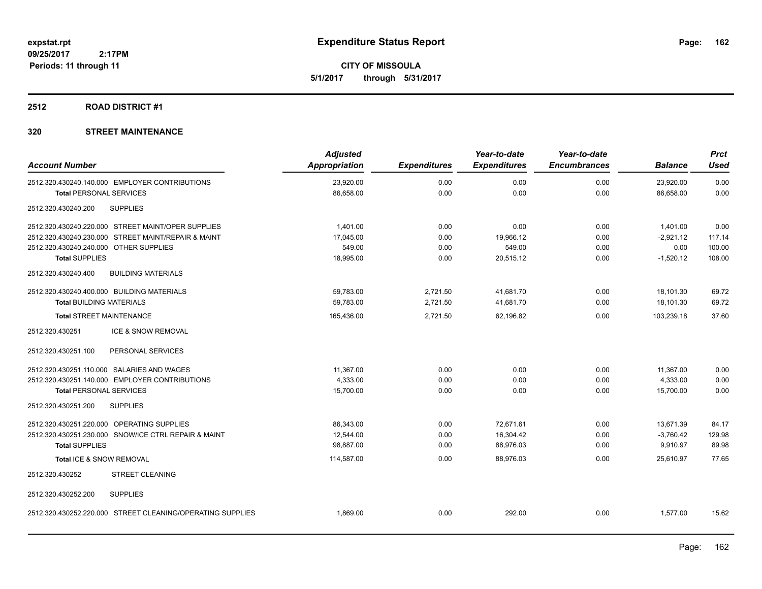# Expenditure Status Report

expstat.rpt
09/25/2017 2:17PM
Periods: 11 through 11

**CITY OF MISSOULA**
**5/1/2017 through 5/31/2017**

## 2512 ROAD DISTRICT #1

## 320 STREET MAINTENANCE

| Account Number | Adjusted Appropriation | Expenditures | Year-to-date Expenditures | Year-to-date Encumbrances | Balance | Prct Used |
|---|---|---|---|---|---|---|
| 2512.320.430240.140.000 EMPLOYER CONTRIBUTIONS | 23,920.00 | 0.00 | 0.00 | 0.00 | 23,920.00 | 0.00 |
| **Total** PERSONAL SERVICES | 86,658.00 | 0.00 | 0.00 | 0.00 | 86,658.00 | 0.00 |
| 2512.320.430240.200 SUPPLIES | | | | | | |
| 2512.320.430240.220.000 STREET MAINT/OPER SUPPLIES | 1,401.00 | 0.00 | 0.00 | 0.00 | 1,401.00 | 0.00 |
| 2512.320.430240.230.000 STREET MAINT/REPAIR & MAINT | 17,045.00 | 0.00 | 19,966.12 | 0.00 | -2,921.12 | 117.14 |
| 2512.320.430240.240.000 OTHER SUPPLIES | 549.00 | 0.00 | 549.00 | 0.00 | 0.00 | 100.00 |
| **Total** SUPPLIES | 18,995.00 | 0.00 | 20,515.12 | 0.00 | -1,520.12 | 108.00 |
| 2512.320.430240.400 BUILDING MATERIALS | | | | | | |
| 2512.320.430240.400.000 BUILDING MATERIALS | 59,783.00 | 2,721.50 | 41,681.70 | 0.00 | 18,101.30 | 69.72 |
| **Total** BUILDING MATERIALS | 59,783.00 | 2,721.50 | 41,681.70 | 0.00 | 18,101.30 | 69.72 |
| **Total** STREET MAINTENANCE | 165,436.00 | 2,721.50 | 62,196.82 | 0.00 | 103,239.18 | 37.60 |
| 2512.320.430251 ICE & SNOW REMOVAL | | | | | | |
| 2512.320.430251.100 PERSONAL SERVICES | | | | | | |
| 2512.320.430251.110.000 SALARIES AND WAGES | 11,367.00 | 0.00 | 0.00 | 0.00 | 11,367.00 | 0.00 |
| 2512.320.430251.140.000 EMPLOYER CONTRIBUTIONS | 4,333.00 | 0.00 | 0.00 | 0.00 | 4,333.00 | 0.00 |
| **Total** PERSONAL SERVICES | 15,700.00 | 0.00 | 0.00 | 0.00 | 15,700.00 | 0.00 |
| 2512.320.430251.200 SUPPLIES | | | | | | |
| 2512.320.430251.220.000 OPERATING SUPPLIES | 86,343.00 | 0.00 | 72,671.61 | 0.00 | 13,671.39 | 84.17 |
| 2512.320.430251.230.000 SNOW/ICE CTRL REPAIR & MAINT | 12,544.00 | 0.00 | 16,304.42 | 0.00 | -3,760.42 | 129.98 |
| **Total** SUPPLIES | 98,887.00 | 0.00 | 88,976.03 | 0.00 | 9,910.97 | 89.98 |
| **Total** ICE & SNOW REMOVAL | 114,587.00 | 0.00 | 88,976.03 | 0.00 | 25,610.97 | 77.65 |
| 2512.320.430252 STREET CLEANING | | | | | | |
| 2512.320.430252.200 SUPPLIES | | | | | | |
| 2512.320.430252.220.000 STREET CLEANING/OPERATING SUPPLIES | 1,869.00 | 0.00 | 292.00 | 0.00 | 1,577.00 | 15.62 |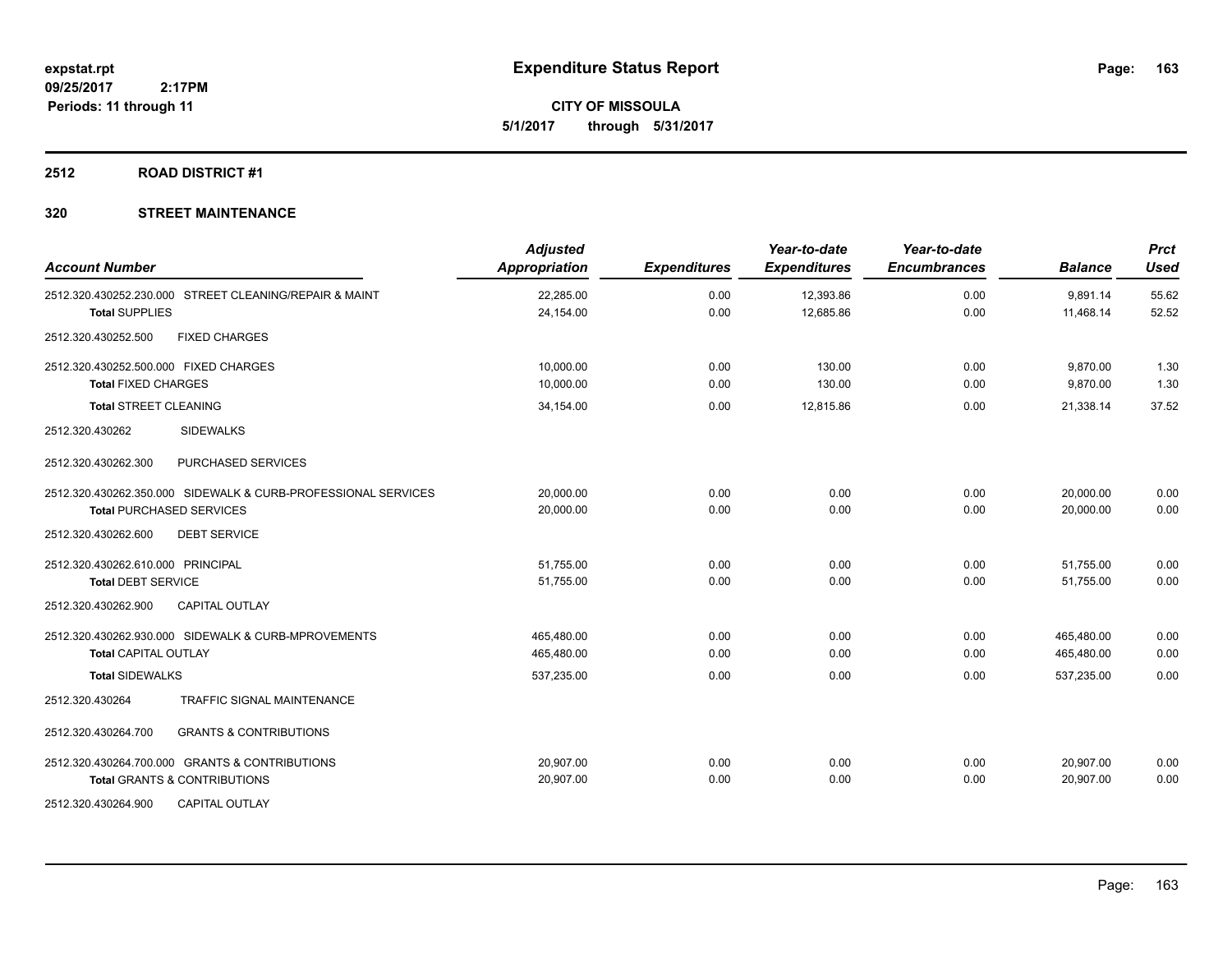expstat.rpt
09/25/2017 2:17PM
Periods: 11 through 11

# Expenditure Status Report

CITY OF MISSOULA
5/1/2017 through 5/31/2017

## 2512 ROAD DISTRICT #1

## 320 STREET MAINTENANCE

| Account Number | Adjusted Appropriation | Expenditures | Year-to-date Expenditures | Year-to-date Encumbrances | Balance | Prct Used |
|---|---|---|---|---|---|---|
| 2512.320.430252.230.000 STREET CLEANING/REPAIR & MAINT | 22,285.00 | 0.00 | 12,393.86 | 0.00 | 9,891.14 | 55.62 |
| **Total** SUPPLIES | 24,154.00 | 0.00 | 12,685.86 | 0.00 | 11,468.14 | 52.52 |
| 2512.320.430252.500 FIXED CHARGES | | | | | | |
| 2512.320.430252.500.000 FIXED CHARGES | 10,000.00 | 0.00 | 130.00 | 0.00 | 9,870.00 | 1.30 |
| **Total** FIXED CHARGES | 10,000.00 | 0.00 | 130.00 | 0.00 | 9,870.00 | 1.30 |
| **Total** STREET CLEANING | 34,154.00 | 0.00 | 12,815.86 | 0.00 | 21,338.14 | 37.52 |
| 2512.320.430262 SIDEWALKS | | | | | | |
| 2512.320.430262.300 PURCHASED SERVICES | | | | | | |
| 2512.320.430262.350.000 SIDEWALK & CURB-PROFESSIONAL SERVICES | 20,000.00 | 0.00 | 0.00 | 0.00 | 20,000.00 | 0.00 |
| **Total** PURCHASED SERVICES | 20,000.00 | 0.00 | 0.00 | 0.00 | 20,000.00 | 0.00 |
| 2512.320.430262.600 DEBT SERVICE | | | | | | |
| 2512.320.430262.610.000 PRINCIPAL | 51,755.00 | 0.00 | 0.00 | 0.00 | 51,755.00 | 0.00 |
| **Total** DEBT SERVICE | 51,755.00 | 0.00 | 0.00 | 0.00 | 51,755.00 | 0.00 |
| 2512.320.430262.900 CAPITAL OUTLAY | | | | | | |
| 2512.320.430262.930.000 SIDEWALK & CURB-MPROVEMENTS | 465,480.00 | 0.00 | 0.00 | 0.00 | 465,480.00 | 0.00 |
| **Total** CAPITAL OUTLAY | 465,480.00 | 0.00 | 0.00 | 0.00 | 465,480.00 | 0.00 |
| **Total** SIDEWALKS | 537,235.00 | 0.00 | 0.00 | 0.00 | 537,235.00 | 0.00 |
| 2512.320.430264 TRAFFIC SIGNAL MAINTENANCE | | | | | | |
| 2512.320.430264.700 GRANTS & CONTRIBUTIONS | | | | | | |
| 2512.320.430264.700.000 GRANTS & CONTRIBUTIONS | 20,907.00 | 0.00 | 0.00 | 0.00 | 20,907.00 | 0.00 |
| **Total** GRANTS & CONTRIBUTIONS | 20,907.00 | 0.00 | 0.00 | 0.00 | 20,907.00 | 0.00 |
| 2512.320.430264.900 CAPITAL OUTLAY | | | | | | |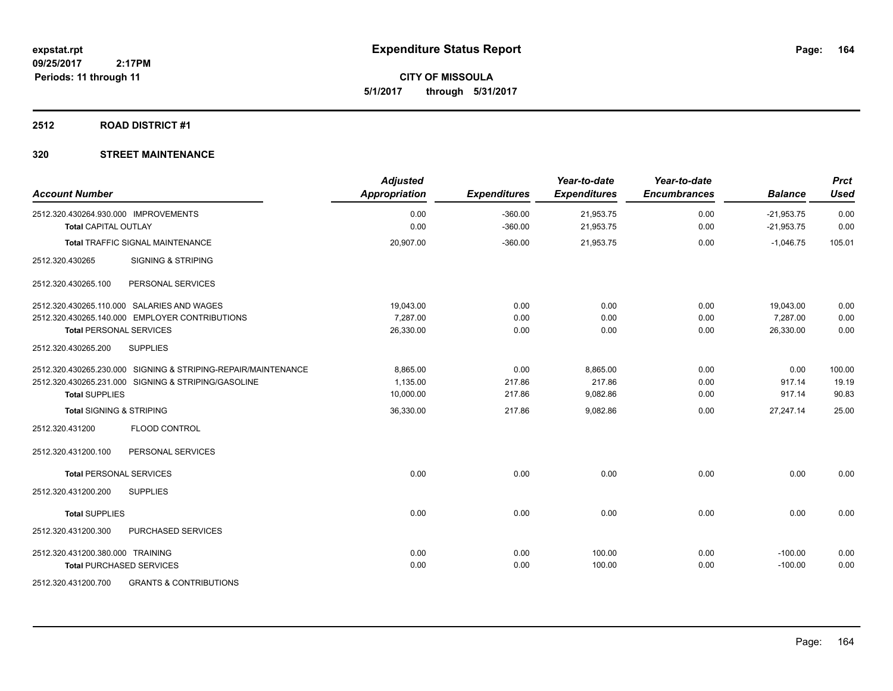**expstat.rpt**
**09/25/2017 2:17PM**
**Periods: 11 through 11**

# Expenditure Status Report

**CITY OF MISSOULA**
**5/1/2017 through 5/31/2017**

## 2512 ROAD DISTRICT #1

## 320 STREET MAINTENANCE

| Account Number | Adjusted Appropriation | Expenditures | Year-to-date Expenditures | Year-to-date Encumbrances | Balance | Prct Used |
|---|---|---|---|---|---|---|
| 2512.320.430264.930.000 IMPROVEMENTS | 0.00 | -360.00 | 21,953.75 | 0.00 | -21,953.75 | 0.00 |
| **Total** CAPITAL OUTLAY | 0.00 | -360.00 | 21,953.75 | 0.00 | -21,953.75 | 0.00 |
| **Total** TRAFFIC SIGNAL MAINTENANCE | 20,907.00 | -360.00 | 21,953.75 | 0.00 | -1,046.75 | 105.01 |
| 2512.320.430265 SIGNING & STRIPING | | | | | | |
| 2512.320.430265.100 PERSONAL SERVICES | | | | | | |
| 2512.320.430265.110.000 SALARIES AND WAGES | 19,043.00 | 0.00 | 0.00 | 0.00 | 19,043.00 | 0.00 |
| 2512.320.430265.140.000 EMPLOYER CONTRIBUTIONS | 7,287.00 | 0.00 | 0.00 | 0.00 | 7,287.00 | 0.00 |
| **Total** PERSONAL SERVICES | 26,330.00 | 0.00 | 0.00 | 0.00 | 26,330.00 | 0.00 |
| 2512.320.430265.200 SUPPLIES | | | | | | |
| 2512.320.430265.230.000 SIGNING & STRIPING-REPAIR/MAINTENANCE | 8,865.00 | 0.00 | 8,865.00 | 0.00 | 0.00 | 100.00 |
| 2512.320.430265.231.000 SIGNING & STRIPING/GASOLINE | 1,135.00 | 217.86 | 217.86 | 0.00 | 917.14 | 19.19 |
| **Total** SUPPLIES | 10,000.00 | 217.86 | 9,082.86 | 0.00 | 917.14 | 90.83 |
| **Total** SIGNING & STRIPING | 36,330.00 | 217.86 | 9,082.86 | 0.00 | 27,247.14 | 25.00 |
| 2512.320.431200 FLOOD CONTROL | | | | | | |
| 2512.320.431200.100 PERSONAL SERVICES | | | | | | |
| **Total** PERSONAL SERVICES | 0.00 | 0.00 | 0.00 | 0.00 | 0.00 | 0.00 |
| 2512.320.431200.200 SUPPLIES | | | | | | |
| **Total** SUPPLIES | 0.00 | 0.00 | 0.00 | 0.00 | 0.00 | 0.00 |
| 2512.320.431200.300 PURCHASED SERVICES | | | | | | |
| 2512.320.431200.380.000 TRAINING | 0.00 | 0.00 | 100.00 | 0.00 | -100.00 | 0.00 |
| **Total** PURCHASED SERVICES | 0.00 | 0.00 | 100.00 | 0.00 | -100.00 | 0.00 |
| 2512.320.431200.700 GRANTS & CONTRIBUTIONS | | | | | | |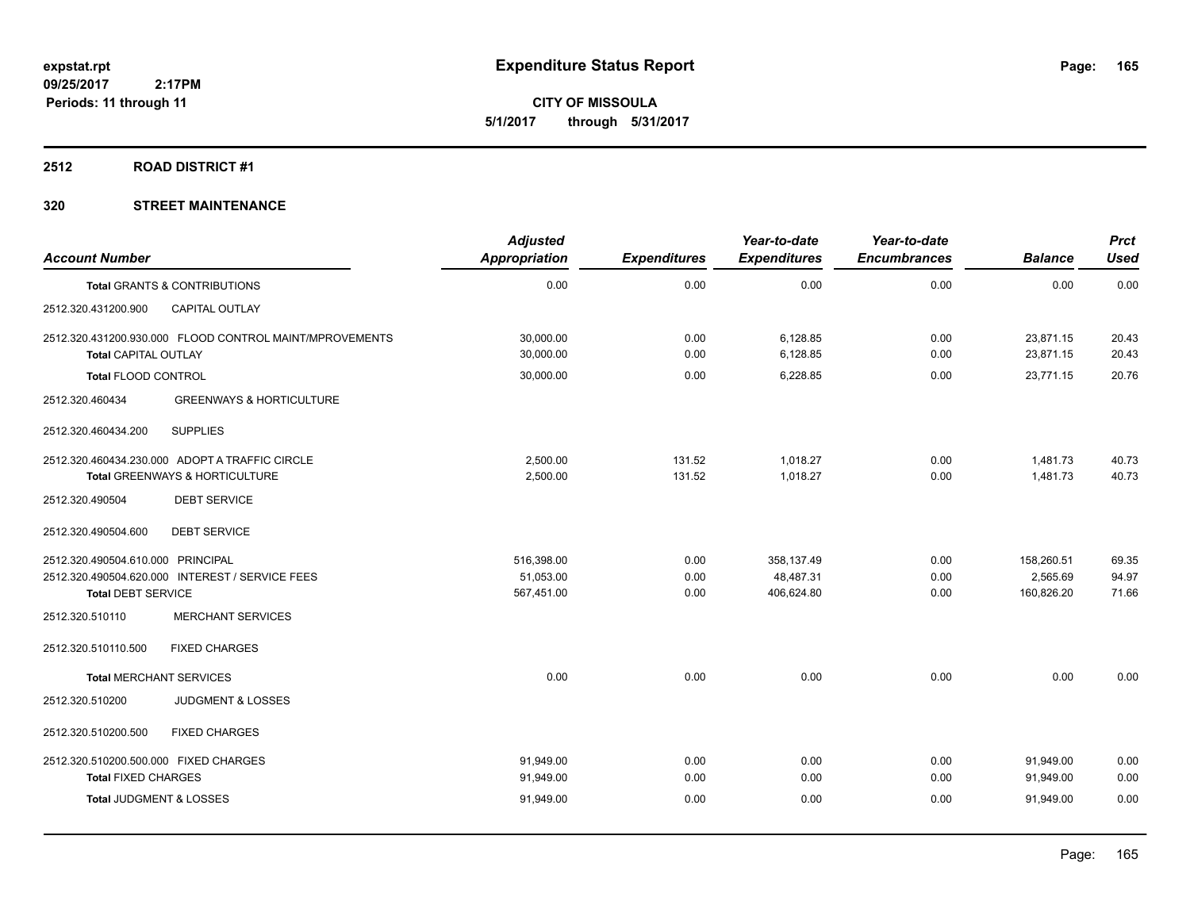# Expenditure Status Report

expstat.rpt
09/25/2017 2:17PM
Periods: 11 through 11

**CITY OF MISSOULA**
**5/1/2017 through 5/31/2017**

## 2512 ROAD DISTRICT #1

## 320 STREET MAINTENANCE

| Account Number | | Adjusted Appropriation | Expenditures | Year-to-date Expenditures | Year-to-date Encumbrances | Balance | Prct Used |
|---|---|---|---|---|---|---|---|
| **Total** GRANTS & CONTRIBUTIONS | | 0.00 | 0.00 | 0.00 | 0.00 | 0.00 | 0.00 |
| 2512.320.431200.900 | CAPITAL OUTLAY | | | | | | |
| 2512.320.431200.930.000 FLOOD CONTROL MAINT/MPROVEMENTS | | 30,000.00 | 0.00 | 6,128.85 | 0.00 | 23,871.15 | 20.43 |
| **Total** CAPITAL OUTLAY | | 30,000.00 | 0.00 | 6,128.85 | 0.00 | 23,871.15 | 20.43 |
| **Total** FLOOD CONTROL | | 30,000.00 | 0.00 | 6,228.85 | 0.00 | 23,771.15 | 20.76 |
| 2512.320.460434 | GREENWAYS & HORTICULTURE | | | | | | |
| 2512.320.460434.200 | SUPPLIES | | | | | | |
| 2512.320.460434.230.000 ADOPT A TRAFFIC CIRCLE | | 2,500.00 | 131.52 | 1,018.27 | 0.00 | 1,481.73 | 40.73 |
| **Total** GREENWAYS & HORTICULTURE | | 2,500.00 | 131.52 | 1,018.27 | 0.00 | 1,481.73 | 40.73 |
| 2512.320.490504 | DEBT SERVICE | | | | | | |
| 2512.320.490504.600 | DEBT SERVICE | | | | | | |
| 2512.320.490504.610.000 PRINCIPAL | | 516,398.00 | 0.00 | 358,137.49 | 0.00 | 158,260.51 | 69.35 |
| 2512.320.490504.620.000 INTEREST / SERVICE FEES | | 51,053.00 | 0.00 | 48,487.31 | 0.00 | 2,565.69 | 94.97 |
| **Total** DEBT SERVICE | | 567,451.00 | 0.00 | 406,624.80 | 0.00 | 160,826.20 | 71.66 |
| 2512.320.510110 | MERCHANT SERVICES | | | | | | |
| 2512.320.510110.500 | FIXED CHARGES | | | | | | |
| **Total** MERCHANT SERVICES | | 0.00 | 0.00 | 0.00 | 0.00 | 0.00 | 0.00 |
| 2512.320.510200 | JUDGMENT & LOSSES | | | | | | |
| 2512.320.510200.500 | FIXED CHARGES | | | | | | |
| 2512.320.510200.500.000 FIXED CHARGES | | 91,949.00 | 0.00 | 0.00 | 0.00 | 91,949.00 | 0.00 |
| **Total** FIXED CHARGES | | 91,949.00 | 0.00 | 0.00 | 0.00 | 91,949.00 | 0.00 |
| **Total** JUDGMENT & LOSSES | | 91,949.00 | 0.00 | 0.00 | 0.00 | 91,949.00 | 0.00 |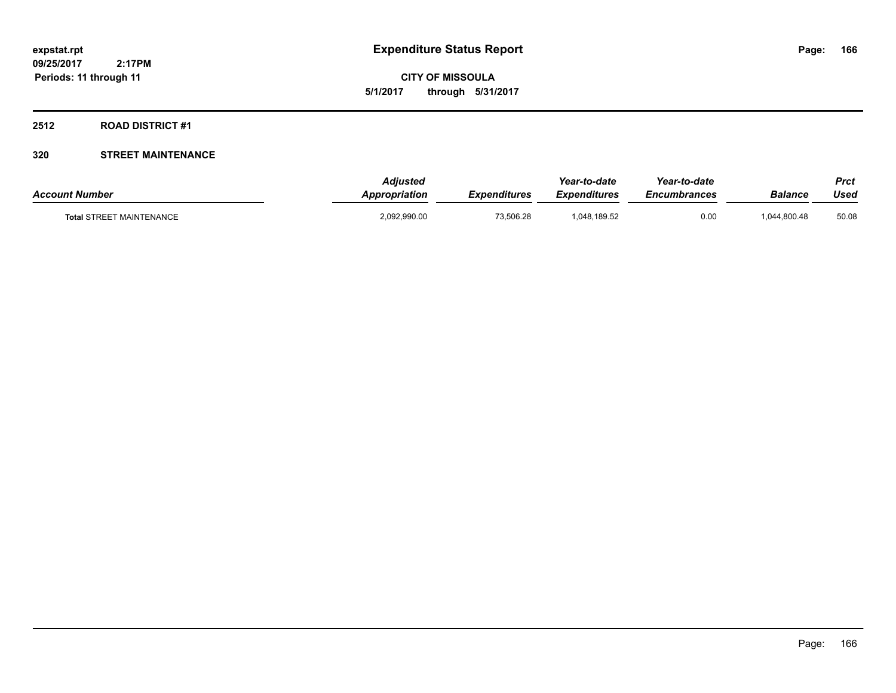# Expenditure Status Report

expstat.rpt
09/25/2017 2:17PM
Periods: 11 through 11

CITY OF MISSOULA
5/1/2017 through 5/31/2017

## 2512 ROAD DISTRICT #1

### 320 STREET MAINTENANCE

| Account Number | Adjusted Appropriation | Expenditures | Year-to-date Expenditures | Year-to-date Encumbrances | Balance | Prct Used |
|---|---|---|---|---|---|---|
| Total STREET MAINTENANCE | 2,092,990.00 | 73,506.28 | 1,048,189.52 | 0.00 | 1,044,800.48 | 50.08 |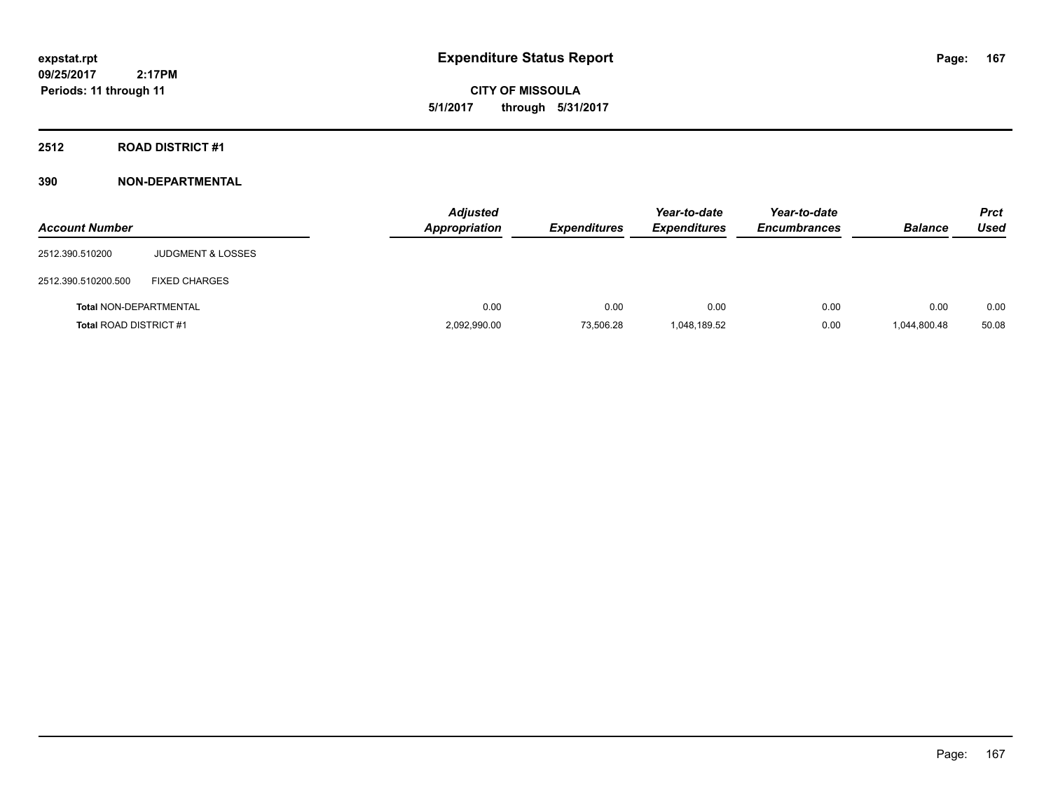**expstat.rpt**
**09/25/2017 2:17PM**
**Periods: 11 through 11**

# Expenditure Status Report

**CITY OF MISSOULA**
**5/1/2017 through 5/31/2017**

## 2512 ROAD DISTRICT #1

## 390 NON-DEPARTMENTAL

| Account Number | | Adjusted Appropriation | Expenditures | Year-to-date Expenditures | Year-to-date Encumbrances | Balance | Prct Used |
|---|---|---|---|---|---|---|---|
| 2512.390.510200 | JUDGMENT & LOSSES | | | | | | |
| 2512.390.510200.500 | FIXED CHARGES | | | | | | |
| **Total** NON-DEPARTMENTAL | | 0.00 | 0.00 | 0.00 | 0.00 | 0.00 | 0.00 |
| **Total** ROAD DISTRICT #1 | | 2,092,990.00 | 73,506.28 | 1,048,189.52 | 0.00 | 1,044,800.48 | 50.08 |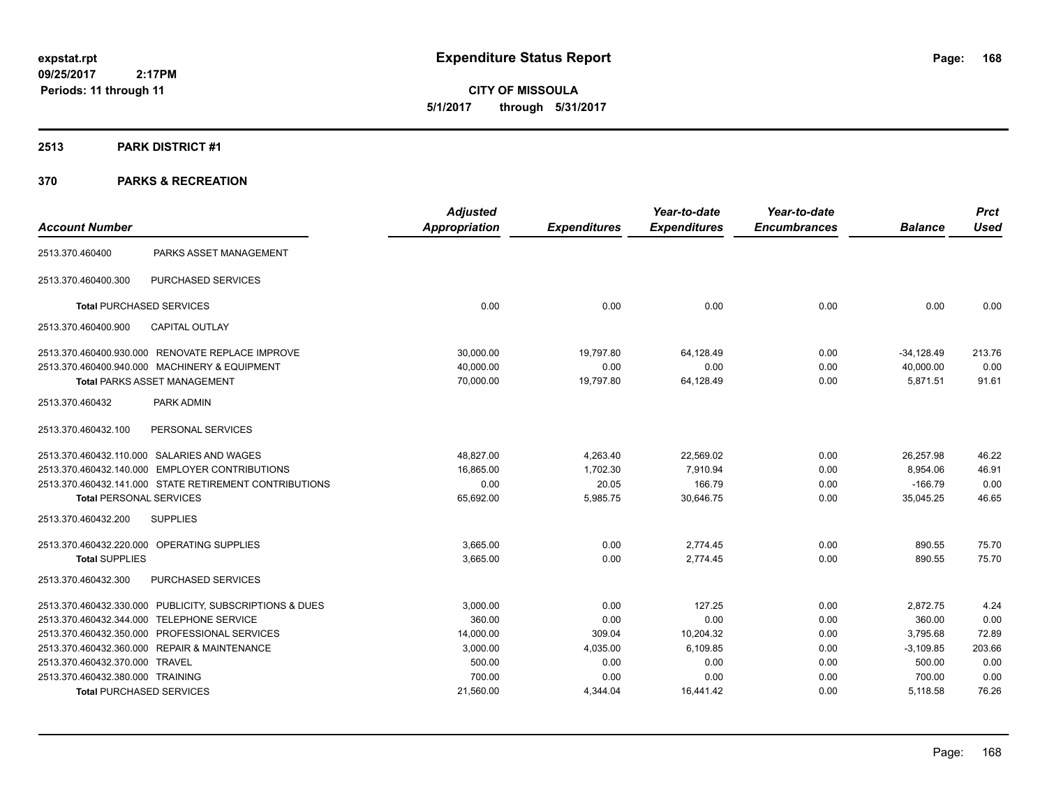# Expenditure Status Report

**CITY OF MISSOULA**

**5/1/2017 through 5/31/2017**

expstat.rpt
09/25/2017 2:17PM
Periods: 11 through 11

## 2513 PARK DISTRICT #1

## 370 PARKS & RECREATION

| Account Number | | Adjusted Appropriation | Expenditures | Year-to-date Expenditures | Year-to-date Encumbrances | Balance | Prct Used |
|---|---|---|---|---|---|---|---|
| 2513.370.460400 | PARKS ASSET MANAGEMENT | | | | | | |
| 2513.370.460400.300 | PURCHASED SERVICES | | | | | | |
| **Total** PURCHASED SERVICES | | 0.00 | 0.00 | 0.00 | 0.00 | 0.00 | 0.00 |
| 2513.370.460400.900 | CAPITAL OUTLAY | | | | | | |
| 2513.370.460400.930.000 | RENOVATE REPLACE IMPROVE | 30,000.00 | 19,797.80 | 64,128.49 | 0.00 | -34,128.49 | 213.76 |
| 2513.370.460400.940.000 | MACHINERY & EQUIPMENT | 40,000.00 | 0.00 | 0.00 | 0.00 | 40,000.00 | 0.00 |
| **Total** PARKS ASSET MANAGEMENT | | 70,000.00 | 19,797.80 | 64,128.49 | 0.00 | 5,871.51 | 91.61 |
| 2513.370.460432 | PARK ADMIN | | | | | | |
| 2513.370.460432.100 | PERSONAL SERVICES | | | | | | |
| 2513.370.460432.110.000 | SALARIES AND WAGES | 48,827.00 | 4,263.40 | 22,569.02 | 0.00 | 26,257.98 | 46.22 |
| 2513.370.460432.140.000 | EMPLOYER CONTRIBUTIONS | 16,865.00 | 1,702.30 | 7,910.94 | 0.00 | 8,954.06 | 46.91 |
| 2513.370.460432.141.000 | STATE RETIREMENT CONTRIBUTIONS | 0.00 | 20.05 | 166.79 | 0.00 | -166.79 | 0.00 |
| **Total** PERSONAL SERVICES | | 65,692.00 | 5,985.75 | 30,646.75 | 0.00 | 35,045.25 | 46.65 |
| 2513.370.460432.200 | SUPPLIES | | | | | | |
| 2513.370.460432.220.000 | OPERATING SUPPLIES | 3,665.00 | 0.00 | 2,774.45 | 0.00 | 890.55 | 75.70 |
| **Total** SUPPLIES | | 3,665.00 | 0.00 | 2,774.45 | 0.00 | 890.55 | 75.70 |
| 2513.370.460432.300 | PURCHASED SERVICES | | | | | | |
| 2513.370.460432.330.000 | PUBLICITY, SUBSCRIPTIONS & DUES | 3,000.00 | 0.00 | 127.25 | 0.00 | 2,872.75 | 4.24 |
| 2513.370.460432.344.000 | TELEPHONE SERVICE | 360.00 | 0.00 | 0.00 | 0.00 | 360.00 | 0.00 |
| 2513.370.460432.350.000 | PROFESSIONAL SERVICES | 14,000.00 | 309.04 | 10,204.32 | 0.00 | 3,795.68 | 72.89 |
| 2513.370.460432.360.000 | REPAIR & MAINTENANCE | 3,000.00 | 4,035.00 | 6,109.85 | 0.00 | -3,109.85 | 203.66 |
| 2513.370.460432.370.000 | TRAVEL | 500.00 | 0.00 | 0.00 | 0.00 | 500.00 | 0.00 |
| 2513.370.460432.380.000 | TRAINING | 700.00 | 0.00 | 0.00 | 0.00 | 700.00 | 0.00 |
| **Total** PURCHASED SERVICES | | 21,560.00 | 4,344.04 | 16,441.42 | 0.00 | 5,118.58 | 76.26 |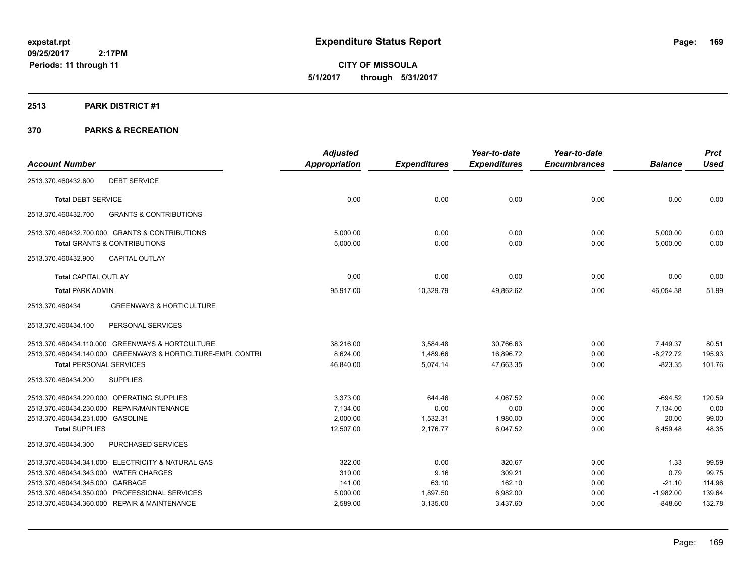# Expenditure Status Report

expstat.rpt
09/25/2017 2:17PM
Periods: 11 through 11

**CITY OF MISSOULA**
**5/1/2017 through 5/31/2017**

## 2513 PARK DISTRICT #1

## 370 PARKS & RECREATION

| Account Number | | Adjusted Appropriation | Expenditures | Year-to-date Expenditures | Year-to-date Encumbrances | Balance | Prct Used |
|---|---|---|---|---|---|---|---|
| 2513.370.460432.600 | DEBT SERVICE | | | | | | |
| **Total** DEBT SERVICE | | 0.00 | 0.00 | 0.00 | 0.00 | 0.00 | 0.00 |
| 2513.370.460432.700 | GRANTS & CONTRIBUTIONS | | | | | | |
| 2513.370.460432.700.000 | GRANTS & CONTRIBUTIONS | 5,000.00 | 0.00 | 0.00 | 0.00 | 5,000.00 | 0.00 |
| **Total** GRANTS & CONTRIBUTIONS | | 5,000.00 | 0.00 | 0.00 | 0.00 | 5,000.00 | 0.00 |
| 2513.370.460432.900 | CAPITAL OUTLAY | | | | | | |
| **Total** CAPITAL OUTLAY | | 0.00 | 0.00 | 0.00 | 0.00 | 0.00 | 0.00 |
| **Total** PARK ADMIN | | 95,917.00 | 10,329.79 | 49,862.62 | 0.00 | 46,054.38 | 51.99 |
| 2513.370.460434 | GREENWAYS & HORTICULTURE | | | | | | |
| 2513.370.460434.100 | PERSONAL SERVICES | | | | | | |
| 2513.370.460434.110.000 | GREENWAYS & HORTCULTURE | 38,216.00 | 3,584.48 | 30,766.63 | 0.00 | 7,449.37 | 80.51 |
| 2513.370.460434.140.000 | GREENWAYS & HORTICLTURE-EMPL CONTRI | 8,624.00 | 1,489.66 | 16,896.72 | 0.00 | -8,272.72 | 195.93 |
| **Total** PERSONAL SERVICES | | 46,840.00 | 5,074.14 | 47,663.35 | 0.00 | -823.35 | 101.76 |
| 2513.370.460434.200 | SUPPLIES | | | | | | |
| 2513.370.460434.220.000 | OPERATING SUPPLIES | 3,373.00 | 644.46 | 4,067.52 | 0.00 | -694.52 | 120.59 |
| 2513.370.460434.230.000 | REPAIR/MAINTENANCE | 7,134.00 | 0.00 | 0.00 | 0.00 | 7,134.00 | 0.00 |
| 2513.370.460434.231.000 | GASOLINE | 2,000.00 | 1,532.31 | 1,980.00 | 0.00 | 20.00 | 99.00 |
| **Total** SUPPLIES | | 12,507.00 | 2,176.77 | 6,047.52 | 0.00 | 6,459.48 | 48.35 |
| 2513.370.460434.300 | PURCHASED SERVICES | | | | | | |
| 2513.370.460434.341.000 | ELECTRICITY & NATURAL GAS | 322.00 | 0.00 | 320.67 | 0.00 | 1.33 | 99.59 |
| 2513.370.460434.343.000 | WATER CHARGES | 310.00 | 9.16 | 309.21 | 0.00 | 0.79 | 99.75 |
| 2513.370.460434.345.000 | GARBAGE | 141.00 | 63.10 | 162.10 | 0.00 | -21.10 | 114.96 |
| 2513.370.460434.350.000 | PROFESSIONAL SERVICES | 5,000.00 | 1,897.50 | 6,982.00 | 0.00 | -1,982.00 | 139.64 |
| 2513.370.460434.360.000 | REPAIR & MAINTENANCE | 2,589.00 | 3,135.00 | 3,437.60 | 0.00 | -848.60 | 132.78 |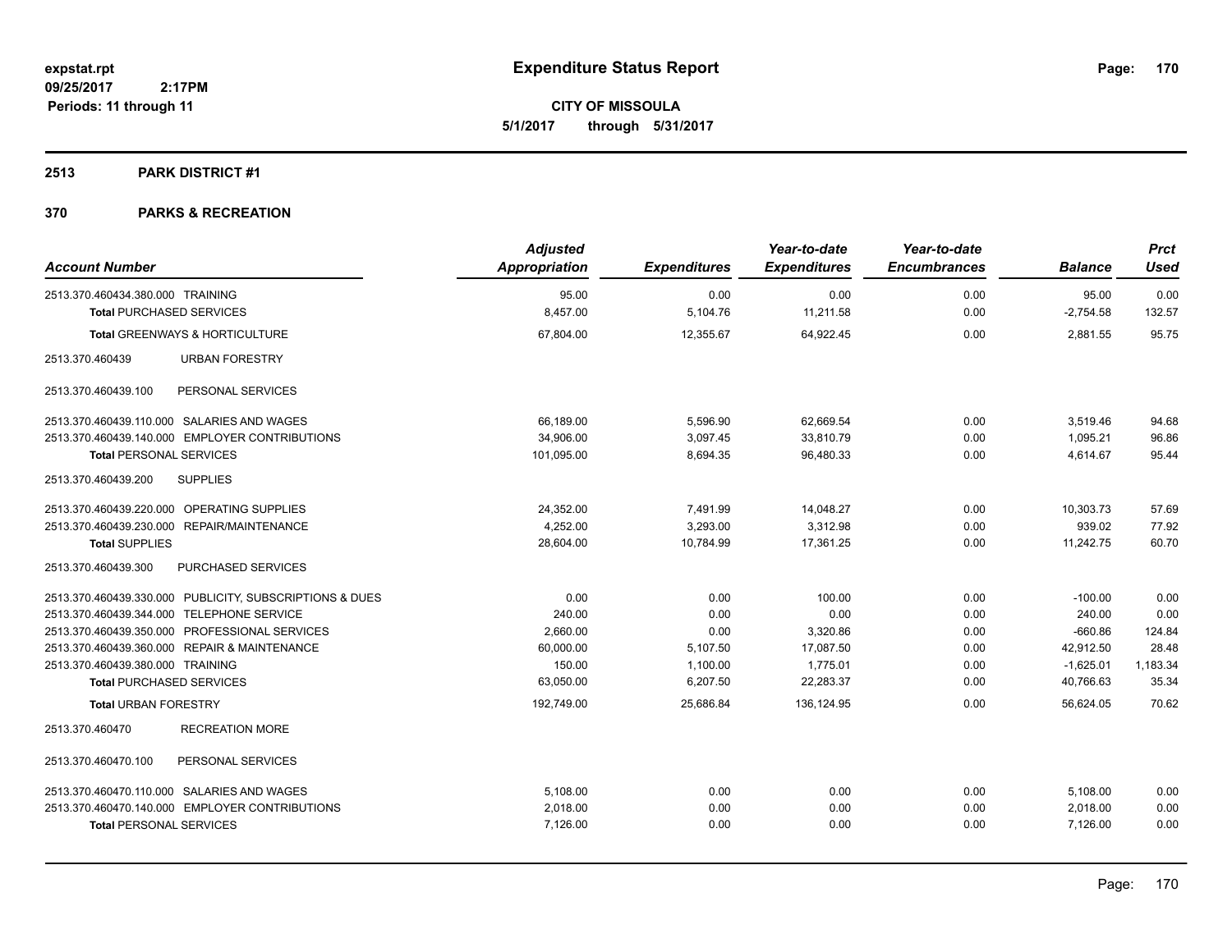**expstat.rpt**
**09/25/2017 2:17PM**
**Periods: 11 through 11**

# Expenditure Status Report

**CITY OF MISSOULA**
**5/1/2017 through 5/31/2017**

## 2513 PARK DISTRICT #1

## 370 PARKS & RECREATION

| Account Number | Adjusted Appropriation | Expenditures | Year-to-date Expenditures | Year-to-date Encumbrances | Balance | Prct Used |
|---|---|---|---|---|---|---|
| 2513.370.460434.380.000 TRAINING | 95.00 | 0.00 | 0.00 | 0.00 | 95.00 | 0.00 |
| **Total** PURCHASED SERVICES | 8,457.00 | 5,104.76 | 11,211.58 | 0.00 | -2,754.58 | 132.57 |
| **Total** GREENWAYS & HORTICULTURE | 67,804.00 | 12,355.67 | 64,922.45 | 0.00 | 2,881.55 | 95.75 |
| 2513.370.460439 URBAN FORESTRY | | | | | | |
| 2513.370.460439.100 PERSONAL SERVICES | | | | | | |
| 2513.370.460439.110.000 SALARIES AND WAGES | 66,189.00 | 5,596.90 | 62,669.54 | 0.00 | 3,519.46 | 94.68 |
| 2513.370.460439.140.000 EMPLOYER CONTRIBUTIONS | 34,906.00 | 3,097.45 | 33,810.79 | 0.00 | 1,095.21 | 96.86 |
| **Total** PERSONAL SERVICES | 101,095.00 | 8,694.35 | 96,480.33 | 0.00 | 4,614.67 | 95.44 |
| 2513.370.460439.200 SUPPLIES | | | | | | |
| 2513.370.460439.220.000 OPERATING SUPPLIES | 24,352.00 | 7,491.99 | 14,048.27 | 0.00 | 10,303.73 | 57.69 |
| 2513.370.460439.230.000 REPAIR/MAINTENANCE | 4,252.00 | 3,293.00 | 3,312.98 | 0.00 | 939.02 | 77.92 |
| **Total** SUPPLIES | 28,604.00 | 10,784.99 | 17,361.25 | 0.00 | 11,242.75 | 60.70 |
| 2513.370.460439.300 PURCHASED SERVICES | | | | | | |
| 2513.370.460439.330.000 PUBLICITY, SUBSCRIPTIONS & DUES | 0.00 | 0.00 | 100.00 | 0.00 | -100.00 | 0.00 |
| 2513.370.460439.344.000 TELEPHONE SERVICE | 240.00 | 0.00 | 0.00 | 0.00 | 240.00 | 0.00 |
| 2513.370.460439.350.000 PROFESSIONAL SERVICES | 2,660.00 | 0.00 | 3,320.86 | 0.00 | -660.86 | 124.84 |
| 2513.370.460439.360.000 REPAIR & MAINTENANCE | 60,000.00 | 5,107.50 | 17,087.50 | 0.00 | 42,912.50 | 28.48 |
| 2513.370.460439.380.000 TRAINING | 150.00 | 1,100.00 | 1,775.01 | 0.00 | -1,625.01 | 1,183.34 |
| **Total** PURCHASED SERVICES | 63,050.00 | 6,207.50 | 22,283.37 | 0.00 | 40,766.63 | 35.34 |
| **Total** URBAN FORESTRY | 192,749.00 | 25,686.84 | 136,124.95 | 0.00 | 56,624.05 | 70.62 |
| 2513.370.460470 RECREATION MORE | | | | | | |
| 2513.370.460470.100 PERSONAL SERVICES | | | | | | |
| 2513.370.460470.110.000 SALARIES AND WAGES | 5,108.00 | 0.00 | 0.00 | 0.00 | 5,108.00 | 0.00 |
| 2513.370.460470.140.000 EMPLOYER CONTRIBUTIONS | 2,018.00 | 0.00 | 0.00 | 0.00 | 2,018.00 | 0.00 |
| **Total** PERSONAL SERVICES | 7,126.00 | 0.00 | 0.00 | 0.00 | 7,126.00 | 0.00 |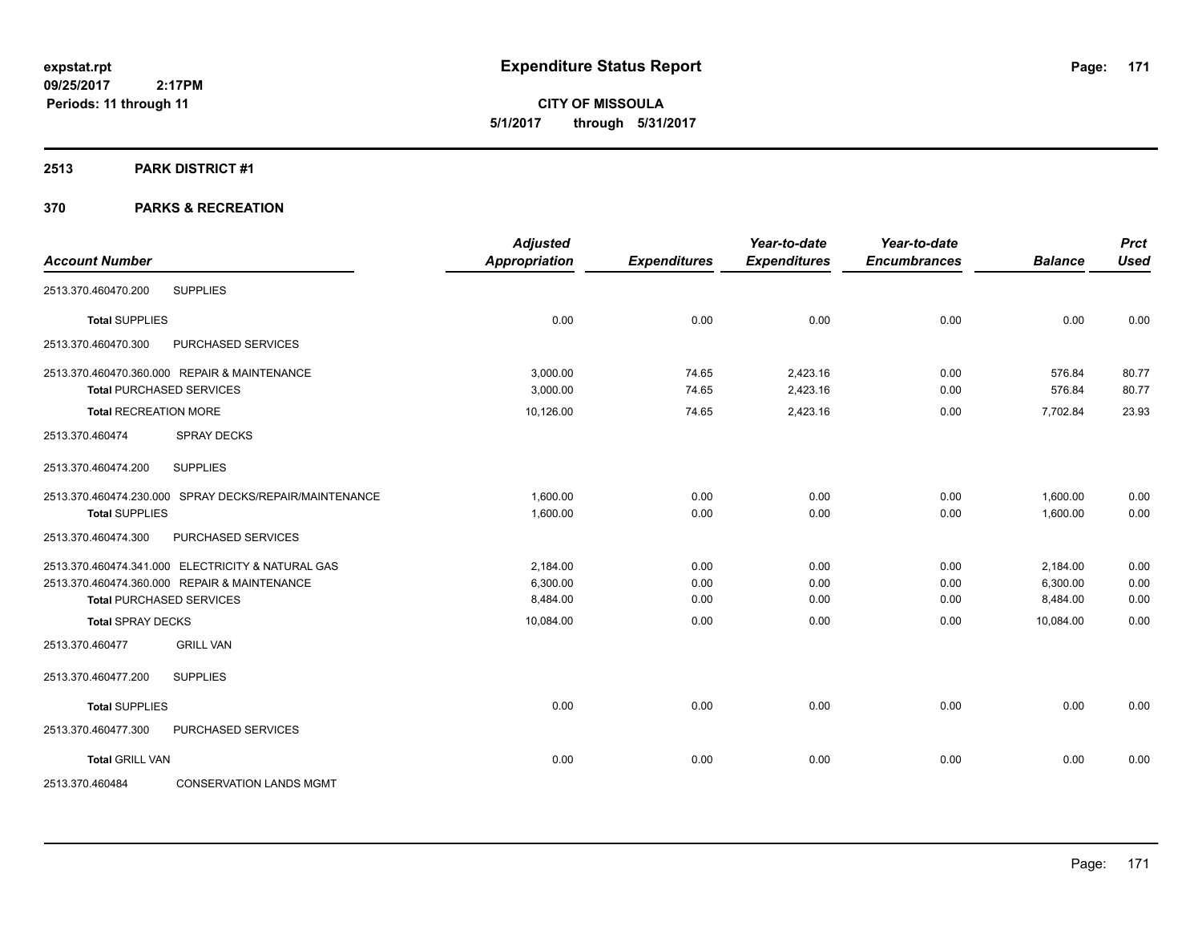# Expenditure Status Report

expstat.rpt
09/25/2017 2:17PM
Periods: 11 through 11

**CITY OF MISSOULA**
**5/1/2017 through 5/31/2017**

## 2513 PARK DISTRICT #1

## 370 PARKS & RECREATION

| Account Number | | Adjusted Appropriation | Expenditures | Year-to-date Expenditures | Year-to-date Encumbrances | Balance | Prct Used |
|---|---|---|---|---|---|---|---|
| 2513.370.460470.200 | SUPPLIES | | | | | | |
| **Total** SUPPLIES | | 0.00 | 0.00 | 0.00 | 0.00 | 0.00 | 0.00 |
| 2513.370.460470.300 | PURCHASED SERVICES | | | | | | |
| 2513.370.460470.360.000 | REPAIR & MAINTENANCE | 3,000.00 | 74.65 | 2,423.16 | 0.00 | 576.84 | 80.77 |
| **Total** PURCHASED SERVICES | | 3,000.00 | 74.65 | 2,423.16 | 0.00 | 576.84 | 80.77 |
| **Total** RECREATION MORE | | 10,126.00 | 74.65 | 2,423.16 | 0.00 | 7,702.84 | 23.93 |
| 2513.370.460474 | SPRAY DECKS | | | | | | |
| 2513.370.460474.200 | SUPPLIES | | | | | | |
| 2513.370.460474.230.000 | SPRAY DECKS/REPAIR/MAINTENANCE | 1,600.00 | 0.00 | 0.00 | 0.00 | 1,600.00 | 0.00 |
| **Total** SUPPLIES | | 1,600.00 | 0.00 | 0.00 | 0.00 | 1,600.00 | 0.00 |
| 2513.370.460474.300 | PURCHASED SERVICES | | | | | | |
| 2513.370.460474.341.000 | ELECTRICITY & NATURAL GAS | 2,184.00 | 0.00 | 0.00 | 0.00 | 2,184.00 | 0.00 |
| 2513.370.460474.360.000 | REPAIR & MAINTENANCE | 6,300.00 | 0.00 | 0.00 | 0.00 | 6,300.00 | 0.00 |
| **Total** PURCHASED SERVICES | | 8,484.00 | 0.00 | 0.00 | 0.00 | 8,484.00 | 0.00 |
| **Total** SPRAY DECKS | | 10,084.00 | 0.00 | 0.00 | 0.00 | 10,084.00 | 0.00 |
| 2513.370.460477 | GRILL VAN | | | | | | |
| 2513.370.460477.200 | SUPPLIES | | | | | | |
| **Total** SUPPLIES | | 0.00 | 0.00 | 0.00 | 0.00 | 0.00 | 0.00 |
| 2513.370.460477.300 | PURCHASED SERVICES | | | | | | |
| **Total** GRILL VAN | | 0.00 | 0.00 | 0.00 | 0.00 | 0.00 | 0.00 |
| 2513.370.460484 | CONSERVATION LANDS MGMT | | | | | | |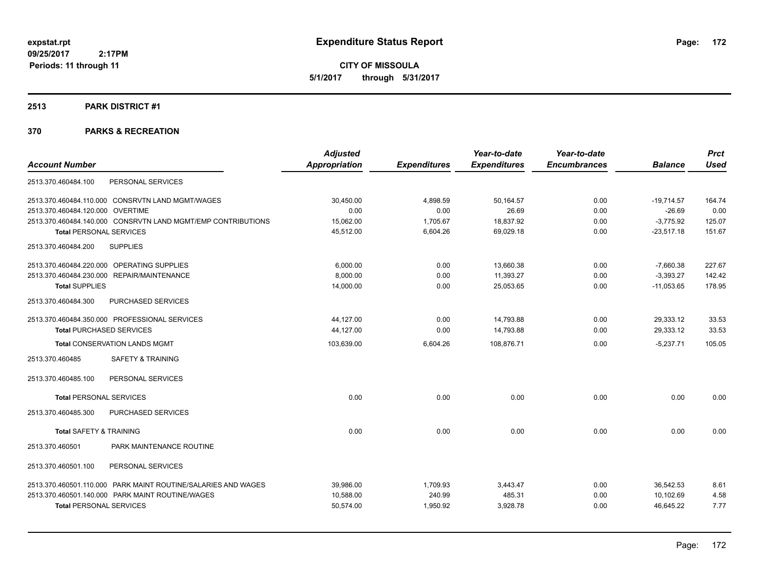# Expenditure Status Report

expstat.rpt
09/25/2017 2:17PM
Periods: 11 through 11

**CITY OF MISSOULA**
**5/1/2017 through 5/31/2017**

## 2513 PARK DISTRICT #1

## 370 PARKS & RECREATION

| Account Number | Adjusted Appropriation | Expenditures | Year-to-date Expenditures | Year-to-date Encumbrances | Balance | Prct Used |
|---|---|---|---|---|---|---|
| 2513.370.460484.100 PERSONAL SERVICES | | | | | | |
| 2513.370.460484.110.000 CONSRVTN LAND MGMT/WAGES | 30,450.00 | 4,898.59 | 50,164.57 | 0.00 | -19,714.57 | 164.74 |
| 2513.370.460484.120.000 OVERTIME | 0.00 | 0.00 | 26.69 | 0.00 | -26.69 | 0.00 |
| 2513.370.460484.140.000 CONSRVTN LAND MGMT/EMP CONTRIBUTIONS | 15,062.00 | 1,705.67 | 18,837.92 | 0.00 | -3,775.92 | 125.07 |
| **Total** PERSONAL SERVICES | 45,512.00 | 6,604.26 | 69,029.18 | 0.00 | -23,517.18 | 151.67 |
| 2513.370.460484.200 SUPPLIES | | | | | | |
| 2513.370.460484.220.000 OPERATING SUPPLIES | 6,000.00 | 0.00 | 13,660.38 | 0.00 | -7,660.38 | 227.67 |
| 2513.370.460484.230.000 REPAIR/MAINTENANCE | 8,000.00 | 0.00 | 11,393.27 | 0.00 | -3,393.27 | 142.42 |
| **Total** SUPPLIES | 14,000.00 | 0.00 | 25,053.65 | 0.00 | -11,053.65 | 178.95 |
| 2513.370.460484.300 PURCHASED SERVICES | | | | | | |
| 2513.370.460484.350.000 PROFESSIONAL SERVICES | 44,127.00 | 0.00 | 14,793.88 | 0.00 | 29,333.12 | 33.53 |
| **Total** PURCHASED SERVICES | 44,127.00 | 0.00 | 14,793.88 | 0.00 | 29,333.12 | 33.53 |
| **Total** CONSERVATION LANDS MGMT | 103,639.00 | 6,604.26 | 108,876.71 | 0.00 | -5,237.71 | 105.05 |
| 2513.370.460485 SAFETY & TRAINING | | | | | | |
| 2513.370.460485.100 PERSONAL SERVICES | | | | | | |
| **Total** PERSONAL SERVICES | 0.00 | 0.00 | 0.00 | 0.00 | 0.00 | 0.00 |
| 2513.370.460485.300 PURCHASED SERVICES | | | | | | |
| **Total** SAFETY & TRAINING | 0.00 | 0.00 | 0.00 | 0.00 | 0.00 | 0.00 |
| 2513.370.460501 PARK MAINTENANCE ROUTINE | | | | | | |
| 2513.370.460501.100 PERSONAL SERVICES | | | | | | |
| 2513.370.460501.110.000 PARK MAINT ROUTINE/SALARIES AND WAGES | 39,986.00 | 1,709.93 | 3,443.47 | 0.00 | 36,542.53 | 8.61 |
| 2513.370.460501.140.000 PARK MAINT ROUTINE/WAGES | 10,588.00 | 240.99 | 485.31 | 0.00 | 10,102.69 | 4.58 |
| **Total** PERSONAL SERVICES | 50,574.00 | 1,950.92 | 3,928.78 | 0.00 | 46,645.22 | 7.77 |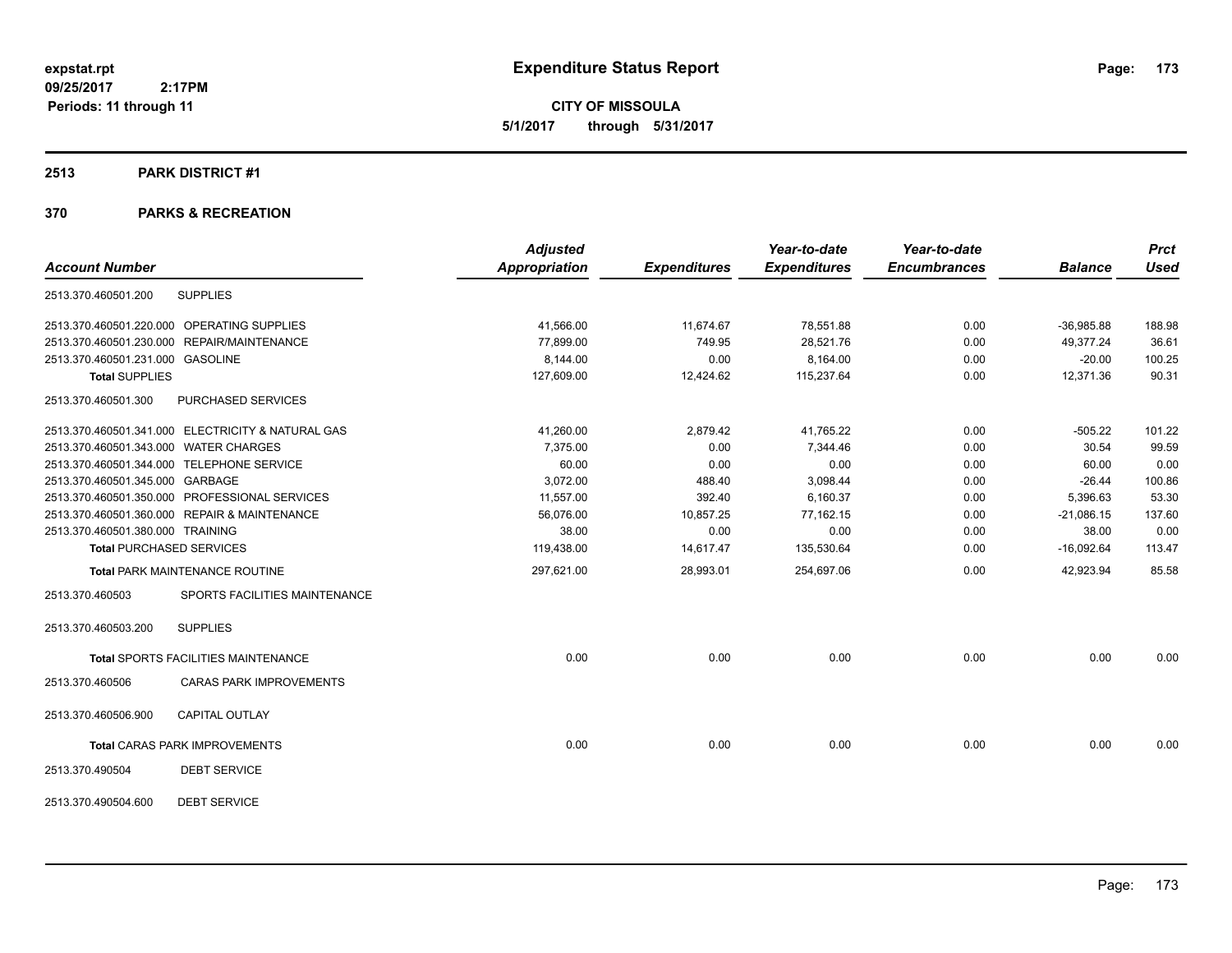**Expenditure Status Report**

**CITY OF MISSOULA**

**5/1/2017 through 5/31/2017**

expstat.rpt
09/25/2017 2:17PM
Periods: 11 through 11

## 2513 PARK DISTRICT #1

## 370 PARKS & RECREATION

| Account Number | | Adjusted Appropriation | Expenditures | Year-to-date Expenditures | Year-to-date Encumbrances | Balance | Prct Used |
|---|---|---|---|---|---|---|---|
| 2513.370.460501.200 | SUPPLIES | | | | | | |
| 2513.370.460501.220.000 | OPERATING SUPPLIES | 41,566.00 | 11,674.67 | 78,551.88 | 0.00 | -36,985.88 | 188.98 |
| 2513.370.460501.230.000 | REPAIR/MAINTENANCE | 77,899.00 | 749.95 | 28,521.76 | 0.00 | 49,377.24 | 36.61 |
| 2513.370.460501.231.000 | GASOLINE | 8,144.00 | 0.00 | 8,164.00 | 0.00 | -20.00 | 100.25 |
| **Total SUPPLIES** | | 127,609.00 | 12,424.62 | 115,237.64 | 0.00 | 12,371.36 | 90.31 |
| 2513.370.460501.300 | PURCHASED SERVICES | | | | | | |
| 2513.370.460501.341.000 | ELECTRICITY & NATURAL GAS | 41,260.00 | 2,879.42 | 41,765.22 | 0.00 | -505.22 | 101.22 |
| 2513.370.460501.343.000 | WATER CHARGES | 7,375.00 | 0.00 | 7,344.46 | 0.00 | 30.54 | 99.59 |
| 2513.370.460501.344.000 | TELEPHONE SERVICE | 60.00 | 0.00 | 0.00 | 0.00 | 60.00 | 0.00 |
| 2513.370.460501.345.000 | GARBAGE | 3,072.00 | 488.40 | 3,098.44 | 0.00 | -26.44 | 100.86 |
| 2513.370.460501.350.000 | PROFESSIONAL SERVICES | 11,557.00 | 392.40 | 6,160.37 | 0.00 | 5,396.63 | 53.30 |
| 2513.370.460501.360.000 | REPAIR & MAINTENANCE | 56,076.00 | 10,857.25 | 77,162.15 | 0.00 | -21,086.15 | 137.60 |
| 2513.370.460501.380.000 | TRAINING | 38.00 | 0.00 | 0.00 | 0.00 | 38.00 | 0.00 |
| **Total PURCHASED SERVICES** | | 119,438.00 | 14,617.47 | 135,530.64 | 0.00 | -16,092.64 | 113.47 |
| **Total PARK MAINTENANCE ROUTINE** | | 297,621.00 | 28,993.01 | 254,697.06 | 0.00 | 42,923.94 | 85.58 |
| 2513.370.460503 | SPORTS FACILITIES MAINTENANCE | | | | | | |
| 2513.370.460503.200 | SUPPLIES | | | | | | |
| **Total SPORTS FACILITIES MAINTENANCE** | | 0.00 | 0.00 | 0.00 | 0.00 | 0.00 | 0.00 |
| 2513.370.460506 | CARAS PARK IMPROVEMENTS | | | | | | |
| 2513.370.460506.900 | CAPITAL OUTLAY | | | | | | |
| **Total CARAS PARK IMPROVEMENTS** | | 0.00 | 0.00 | 0.00 | 0.00 | 0.00 | 0.00 |
| 2513.370.490504 | DEBT SERVICE | | | | | | |
| 2513.370.490504.600 | DEBT SERVICE | | | | | | |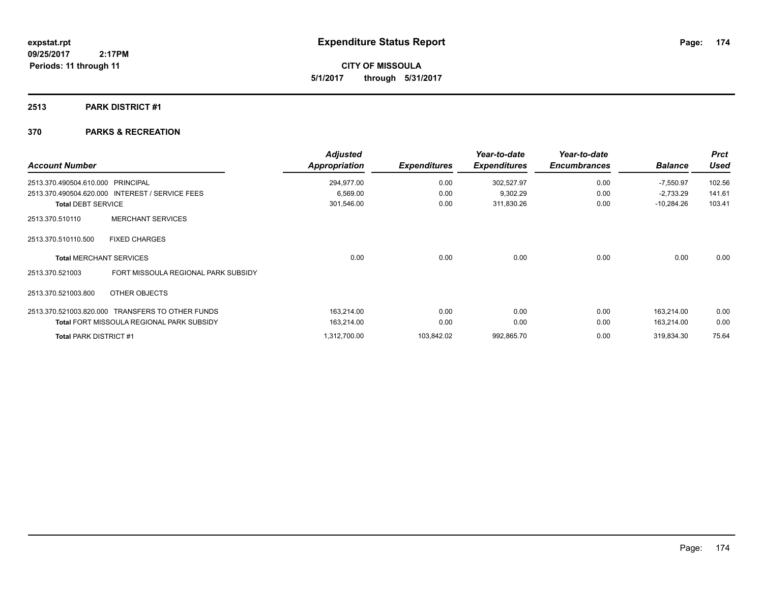**expstat.rpt**
**09/25/2017 2:17PM**
**Periods: 11 through 11**

# Expenditure Status Report

**CITY OF MISSOULA**
**5/1/2017 through 5/31/2017**

## 2513 PARK DISTRICT #1

## 370 PARKS & RECREATION

| Account Number | | Adjusted Appropriation | Expenditures | Year-to-date Expenditures | Year-to-date Encumbrances | Balance | Prct Used |
|---|---|---|---|---|---|---|---|
| 2513.370.490504.610.000 | PRINCIPAL | 294,977.00 | 0.00 | 302,527.97 | 0.00 | -7,550.97 | 102.56 |
| 2513.370.490504.620.000 | INTEREST / SERVICE FEES | 6,569.00 | 0.00 | 9,302.29 | 0.00 | -2,733.29 | 141.61 |
| **Total** DEBT SERVICE | | 301,546.00 | 0.00 | 311,830.26 | 0.00 | -10,284.26 | 103.41 |
| 2513.370.510110 | MERCHANT SERVICES | | | | | | |
| 2513.370.510110.500 | FIXED CHARGES | | | | | | |
| **Total** MERCHANT SERVICES | | 0.00 | 0.00 | 0.00 | 0.00 | 0.00 | 0.00 |
| 2513.370.521003 | FORT MISSOULA REGIONAL PARK SUBSIDY | | | | | | |
| 2513.370.521003.800 | OTHER OBJECTS | | | | | | |
| 2513.370.521003.820.000 | TRANSFERS TO OTHER FUNDS | 163,214.00 | 0.00 | 0.00 | 0.00 | 163,214.00 | 0.00 |
| **Total** FORT MISSOULA REGIONAL PARK SUBSIDY | | 163,214.00 | 0.00 | 0.00 | 0.00 | 163,214.00 | 0.00 |
| **Total** PARK DISTRICT #1 | | 1,312,700.00 | 103,842.02 | 992,865.70 | 0.00 | 319,834.30 | 75.64 |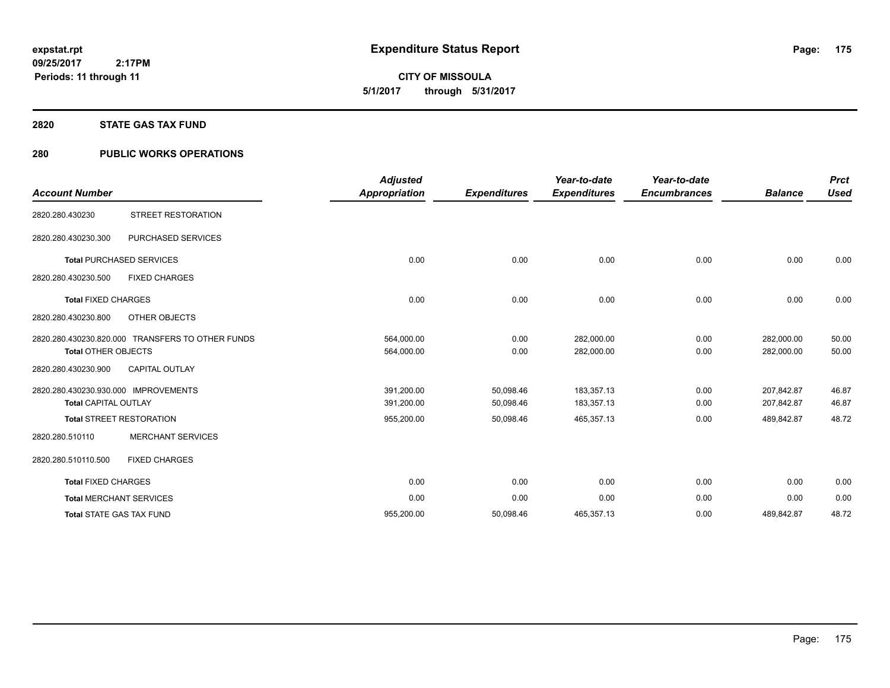# Expenditure Status Report

**CITY OF MISSOULA**

**5/1/2017 through 5/31/2017**

expstat.rpt
09/25/2017 2:17PM
Periods: 11 through 11

## 2820 STATE GAS TAX FUND

## 280 PUBLIC WORKS OPERATIONS

| Account Number | | Adjusted Appropriation | Expenditures | Year-to-date Expenditures | Year-to-date Encumbrances | Balance | Prct Used |
|---|---|---|---|---|---|---|---|
| 2820.280.430230 | STREET RESTORATION | | | | | | |
| 2820.280.430230.300 | PURCHASED SERVICES | | | | | | |
| Total PURCHASED SERVICES | | 0.00 | 0.00 | 0.00 | 0.00 | 0.00 | 0.00 |
| 2820.280.430230.500 | FIXED CHARGES | | | | | | |
| Total FIXED CHARGES | | 0.00 | 0.00 | 0.00 | 0.00 | 0.00 | 0.00 |
| 2820.280.430230.800 | OTHER OBJECTS | | | | | | |
| 2820.280.430230.820.000 | TRANSFERS TO OTHER FUNDS | 564,000.00 | 0.00 | 282,000.00 | 0.00 | 282,000.00 | 50.00 |
| Total OTHER OBJECTS | | 564,000.00 | 0.00 | 282,000.00 | 0.00 | 282,000.00 | 50.00 |
| 2820.280.430230.900 | CAPITAL OUTLAY | | | | | | |
| 2820.280.430230.930.000 | IMPROVEMENTS | 391,200.00 | 50,098.46 | 183,357.13 | 0.00 | 207,842.87 | 46.87 |
| Total CAPITAL OUTLAY | | 391,200.00 | 50,098.46 | 183,357.13 | 0.00 | 207,842.87 | 46.87 |
| Total STREET RESTORATION | | 955,200.00 | 50,098.46 | 465,357.13 | 0.00 | 489,842.87 | 48.72 |
| 2820.280.510110 | MERCHANT SERVICES | | | | | | |
| 2820.280.510110.500 | FIXED CHARGES | | | | | | |
| Total FIXED CHARGES | | 0.00 | 0.00 | 0.00 | 0.00 | 0.00 | 0.00 |
| Total MERCHANT SERVICES | | 0.00 | 0.00 | 0.00 | 0.00 | 0.00 | 0.00 |
| Total STATE GAS TAX FUND | | 955,200.00 | 50,098.46 | 465,357.13 | 0.00 | 489,842.87 | 48.72 |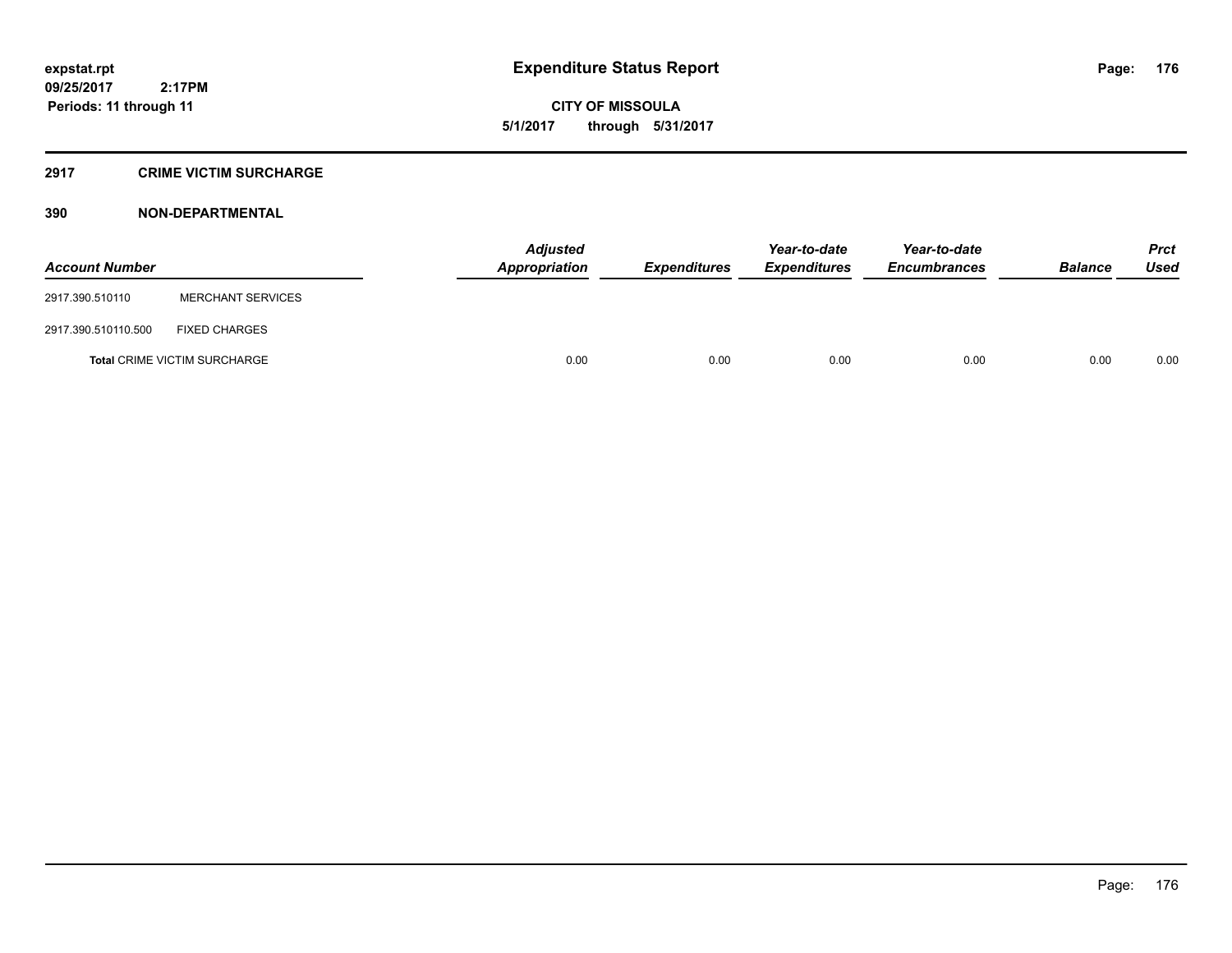**expstat.rpt**
**09/25/2017 2:17PM**
**Periods: 11 through 11**

# Expenditure Status Report

**CITY OF MISSOULA**
**5/1/2017 through 5/31/2017**

## 2917 CRIME VICTIM SURCHARGE

### 390 NON-DEPARTMENTAL

| Account Number | | Adjusted Appropriation | Expenditures | Year-to-date Expenditures | Year-to-date Encumbrances | Balance | Prct Used |
|---|---|---|---|---|---|---|---|
| 2917.390.510110 | MERCHANT SERVICES | | | | | | |
| 2917.390.510110.500 | FIXED CHARGES | | | | | | |
| **Total** CRIME VICTIM SURCHARGE | | 0.00 | 0.00 | 0.00 | 0.00 | 0.00 | 0.00 |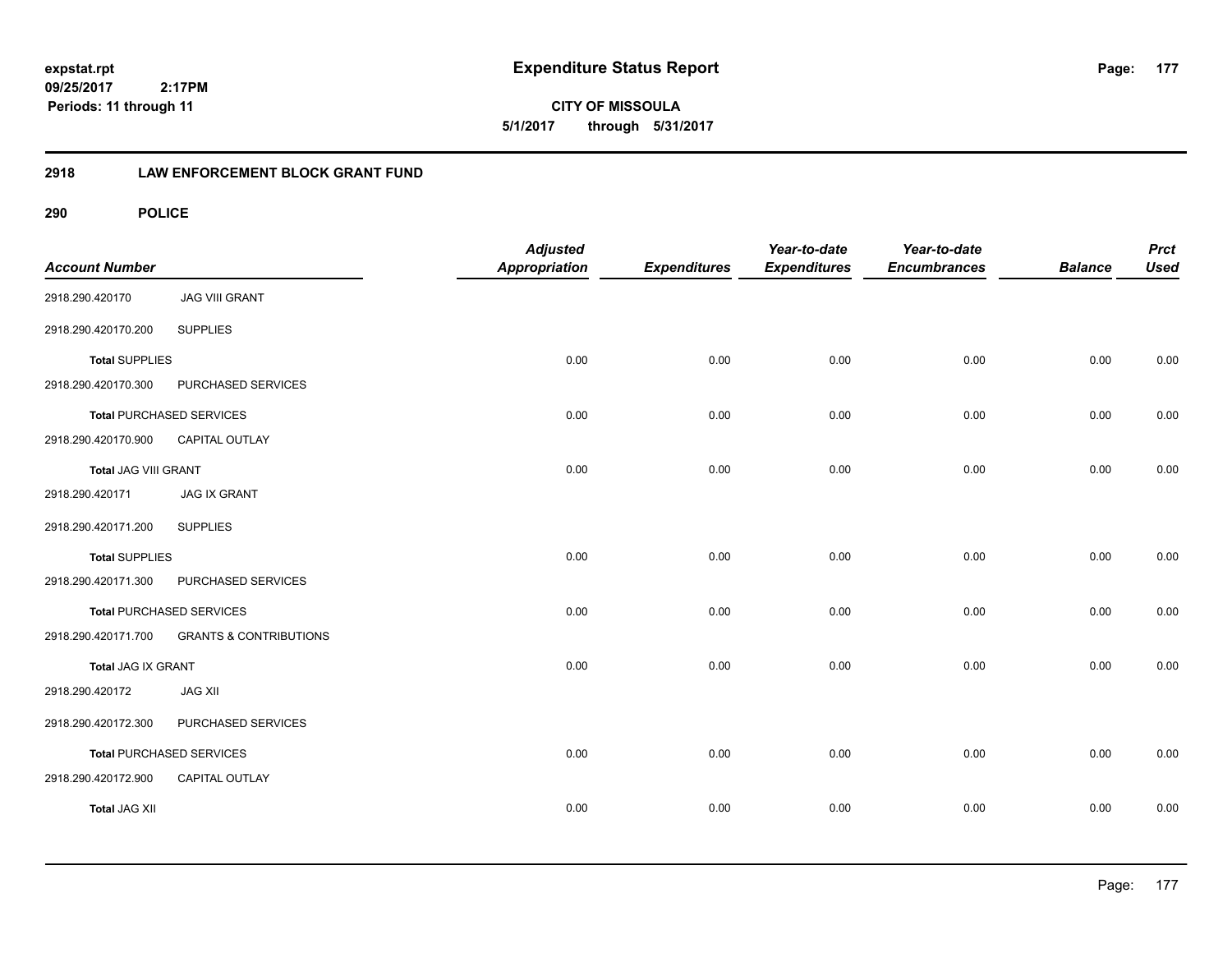# Expenditure Status Report

expstat.rpt
09/25/2017 2:17PM
Periods: 11 through 11

**CITY OF MISSOULA**
**5/1/2017 through 5/31/2017**

## 2918 LAW ENFORCEMENT BLOCK GRANT FUND

### 290 POLICE

| Account Number | | Adjusted Appropriation | Expenditures | Year-to-date Expenditures | Year-to-date Encumbrances | Balance | Prct Used |
|---|---|---|---|---|---|---|---|
| 2918.290.420170 | JAG VIII GRANT | | | | | | |
| 2918.290.420170.200 | SUPPLIES | | | | | | |
| **Total** SUPPLIES | | 0.00 | 0.00 | 0.00 | 0.00 | 0.00 | 0.00 |
| 2918.290.420170.300 | PURCHASED SERVICES | | | | | | |
| **Total** PURCHASED SERVICES | | 0.00 | 0.00 | 0.00 | 0.00 | 0.00 | 0.00 |
| 2918.290.420170.900 | CAPITAL OUTLAY | | | | | | |
| **Total** JAG VIII GRANT | | 0.00 | 0.00 | 0.00 | 0.00 | 0.00 | 0.00 |
| 2918.290.420171 | JAG IX GRANT | | | | | | |
| 2918.290.420171.200 | SUPPLIES | | | | | | |
| **Total** SUPPLIES | | 0.00 | 0.00 | 0.00 | 0.00 | 0.00 | 0.00 |
| 2918.290.420171.300 | PURCHASED SERVICES | | | | | | |
| **Total** PURCHASED SERVICES | | 0.00 | 0.00 | 0.00 | 0.00 | 0.00 | 0.00 |
| 2918.290.420171.700 | GRANTS & CONTRIBUTIONS | | | | | | |
| **Total** JAG IX GRANT | | 0.00 | 0.00 | 0.00 | 0.00 | 0.00 | 0.00 |
| 2918.290.420172 | JAG XII | | | | | | |
| 2918.290.420172.300 | PURCHASED SERVICES | | | | | | |
| **Total** PURCHASED SERVICES | | 0.00 | 0.00 | 0.00 | 0.00 | 0.00 | 0.00 |
| 2918.290.420172.900 | CAPITAL OUTLAY | | | | | | |
| **Total** JAG XII | | 0.00 | 0.00 | 0.00 | 0.00 | 0.00 | 0.00 |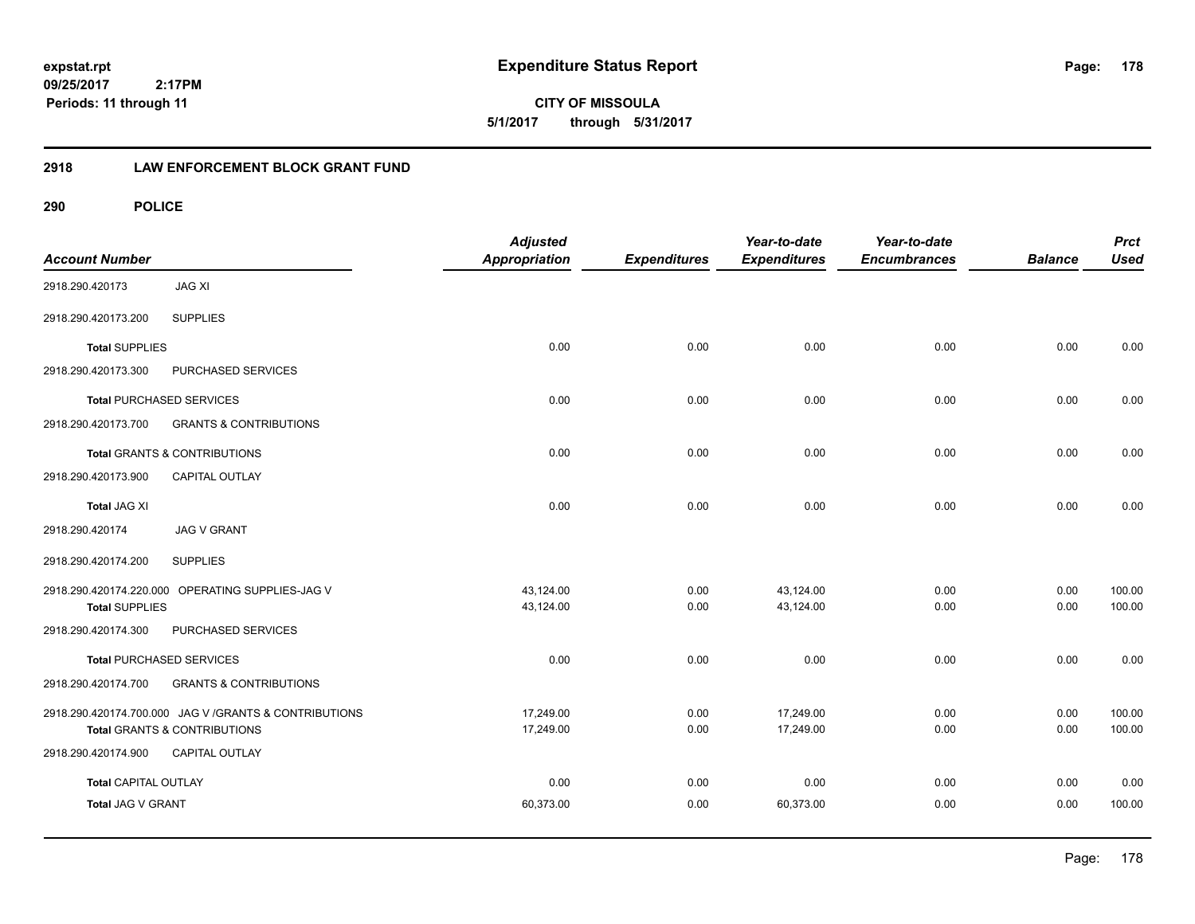# Expenditure Status Report

**CITY OF MISSOULA**

**5/1/2017 through 5/31/2017**

expstat.rpt
09/25/2017 2:17PM
Periods: 11 through 11

## 2918 LAW ENFORCEMENT BLOCK GRANT FUND

### 290 POLICE

| Account Number | | Adjusted Appropriation | Expenditures | Year-to-date Expenditures | Year-to-date Encumbrances | Balance | Prct Used |
|---|---|---|---|---|---|---|---|
| 2918.290.420173 | JAG XI | | | | | | |
| 2918.290.420173.200 | SUPPLIES | | | | | | |
| **Total** SUPPLIES | | 0.00 | 0.00 | 0.00 | 0.00 | 0.00 | 0.00 |
| 2918.290.420173.300 | PURCHASED SERVICES | | | | | | |
| **Total** PURCHASED SERVICES | | 0.00 | 0.00 | 0.00 | 0.00 | 0.00 | 0.00 |
| 2918.290.420173.700 | GRANTS & CONTRIBUTIONS | | | | | | |
| **Total** GRANTS & CONTRIBUTIONS | | 0.00 | 0.00 | 0.00 | 0.00 | 0.00 | 0.00 |
| 2918.290.420173.900 | CAPITAL OUTLAY | | | | | | |
| **Total** JAG XI | | 0.00 | 0.00 | 0.00 | 0.00 | 0.00 | 0.00 |
| 2918.290.420174 | JAG V GRANT | | | | | | |
| 2918.290.420174.200 | SUPPLIES | | | | | | |
| 2918.290.420174.220.000 | OPERATING SUPPLIES-JAG V | 43,124.00 | 0.00 | 43,124.00 | 0.00 | 0.00 | 100.00 |
| **Total** SUPPLIES | | 43,124.00 | 0.00 | 43,124.00 | 0.00 | 0.00 | 100.00 |
| 2918.290.420174.300 | PURCHASED SERVICES | | | | | | |
| **Total** PURCHASED SERVICES | | 0.00 | 0.00 | 0.00 | 0.00 | 0.00 | 0.00 |
| 2918.290.420174.700 | GRANTS & CONTRIBUTIONS | | | | | | |
| 2918.290.420174.700.000 | JAG V /GRANTS & CONTRIBUTIONS | 17,249.00 | 0.00 | 17,249.00 | 0.00 | 0.00 | 100.00 |
| **Total** GRANTS & CONTRIBUTIONS | | 17,249.00 | 0.00 | 17,249.00 | 0.00 | 0.00 | 100.00 |
| 2918.290.420174.900 | CAPITAL OUTLAY | | | | | | |
| **Total** CAPITAL OUTLAY | | 0.00 | 0.00 | 0.00 | 0.00 | 0.00 | 0.00 |
| **Total** JAG V GRANT | | 60,373.00 | 0.00 | 60,373.00 | 0.00 | 0.00 | 100.00 |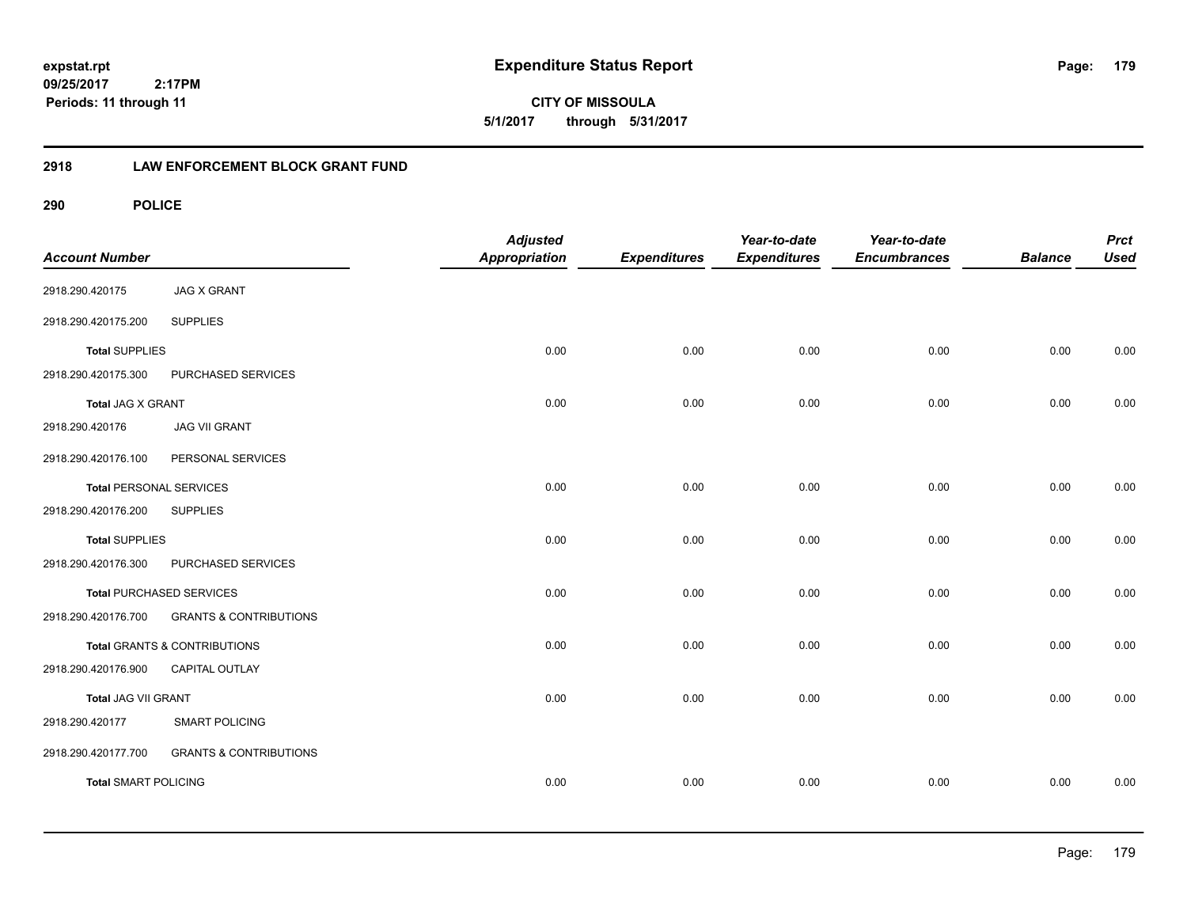**expstat.rpt**
**09/25/2017 2:17PM**
**Periods: 11 through 11**

# Expenditure Status Report

**CITY OF MISSOULA**
**5/1/2017 through 5/31/2017**

## 2918 LAW ENFORCEMENT BLOCK GRANT FUND

### 290 POLICE

| Account Number | | Adjusted Appropriation | Expenditures | Year-to-date Expenditures | Year-to-date Encumbrances | Balance | Prct Used |
|---|---|---|---|---|---|---|---|
| 2918.290.420175 | JAG X GRANT | | | | | | |
| 2918.290.420175.200 | SUPPLIES | | | | | | |
| **Total** SUPPLIES | | 0.00 | 0.00 | 0.00 | 0.00 | 0.00 | 0.00 |
| 2918.290.420175.300 | PURCHASED SERVICES | | | | | | |
| **Total** JAG X GRANT | | 0.00 | 0.00 | 0.00 | 0.00 | 0.00 | 0.00 |
| 2918.290.420176 | JAG VII GRANT | | | | | | |
| 2918.290.420176.100 | PERSONAL SERVICES | | | | | | |
| **Total** PERSONAL SERVICES | | 0.00 | 0.00 | 0.00 | 0.00 | 0.00 | 0.00 |
| 2918.290.420176.200 | SUPPLIES | | | | | | |
| **Total** SUPPLIES | | 0.00 | 0.00 | 0.00 | 0.00 | 0.00 | 0.00 |
| 2918.290.420176.300 | PURCHASED SERVICES | | | | | | |
| **Total** PURCHASED SERVICES | | 0.00 | 0.00 | 0.00 | 0.00 | 0.00 | 0.00 |
| 2918.290.420176.700 | GRANTS & CONTRIBUTIONS | | | | | | |
| **Total** GRANTS & CONTRIBUTIONS | | 0.00 | 0.00 | 0.00 | 0.00 | 0.00 | 0.00 |
| 2918.290.420176.900 | CAPITAL OUTLAY | | | | | | |
| **Total** JAG VII GRANT | | 0.00 | 0.00 | 0.00 | 0.00 | 0.00 | 0.00 |
| 2918.290.420177 | SMART POLICING | | | | | | |
| 2918.290.420177.700 | GRANTS & CONTRIBUTIONS | | | | | | |
| **Total** SMART POLICING | | 0.00 | 0.00 | 0.00 | 0.00 | 0.00 | 0.00 |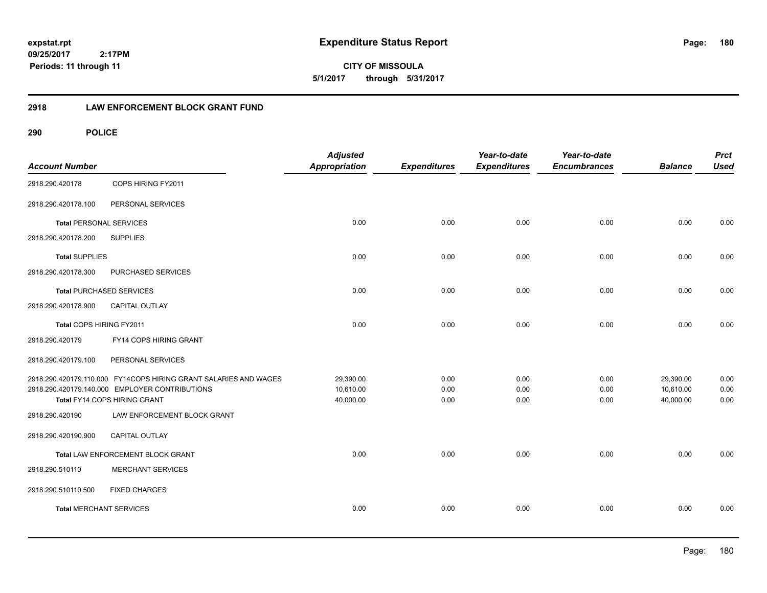# Expenditure Status Report

expstat.rpt
09/25/2017 2:17PM
Periods: 11 through 11

**CITY OF MISSOULA**
**5/1/2017 through 5/31/2017**

## 2918 LAW ENFORCEMENT BLOCK GRANT FUND

### 290 POLICE

| Account Number | | Adjusted Appropriation | Expenditures | Year-to-date Expenditures | Year-to-date Encumbrances | Balance | Prct Used |
|---|---|---|---|---|---|---|---|
| 2918.290.420178 | COPS HIRING FY2011 | | | | | | |
| 2918.290.420178.100 | PERSONAL SERVICES | | | | | | |
| **Total** PERSONAL SERVICES | | 0.00 | 0.00 | 0.00 | 0.00 | 0.00 | 0.00 |
| 2918.290.420178.200 | SUPPLIES | | | | | | |
| **Total** SUPPLIES | | 0.00 | 0.00 | 0.00 | 0.00 | 0.00 | 0.00 |
| 2918.290.420178.300 | PURCHASED SERVICES | | | | | | |
| **Total** PURCHASED SERVICES | | 0.00 | 0.00 | 0.00 | 0.00 | 0.00 | 0.00 |
| 2918.290.420178.900 | CAPITAL OUTLAY | | | | | | |
| Total COPS HIRING FY2011 | | 0.00 | 0.00 | 0.00 | 0.00 | 0.00 | 0.00 |
| 2918.290.420179 | FY14 COPS HIRING GRANT | | | | | | |
| 2918.290.420179.100 | PERSONAL SERVICES | | | | | | |
| 2918.290.420179.110.000 | FY14COPS HIRING GRANT SALARIES AND WAGES | 29,390.00 | 0.00 | 0.00 | 0.00 | 29,390.00 | 0.00 |
| 2918.290.420179.140.000 | EMPLOYER CONTRIBUTIONS | 10,610.00 | 0.00 | 0.00 | 0.00 | 10,610.00 | 0.00 |
| Total FY14 COPS HIRING GRANT | | 40,000.00 | 0.00 | 0.00 | 0.00 | 40,000.00 | 0.00 |
| 2918.290.420190 | LAW ENFORCEMENT BLOCK GRANT | | | | | | |
| 2918.290.420190.900 | CAPITAL OUTLAY | | | | | | |
| Total LAW ENFORCEMENT BLOCK GRANT | | 0.00 | 0.00 | 0.00 | 0.00 | 0.00 | 0.00 |
| 2918.290.510110 | MERCHANT SERVICES | | | | | | |
| 2918.290.510110.500 | FIXED CHARGES | | | | | | |
| **Total** MERCHANT SERVICES | | 0.00 | 0.00 | 0.00 | 0.00 | 0.00 | 0.00 |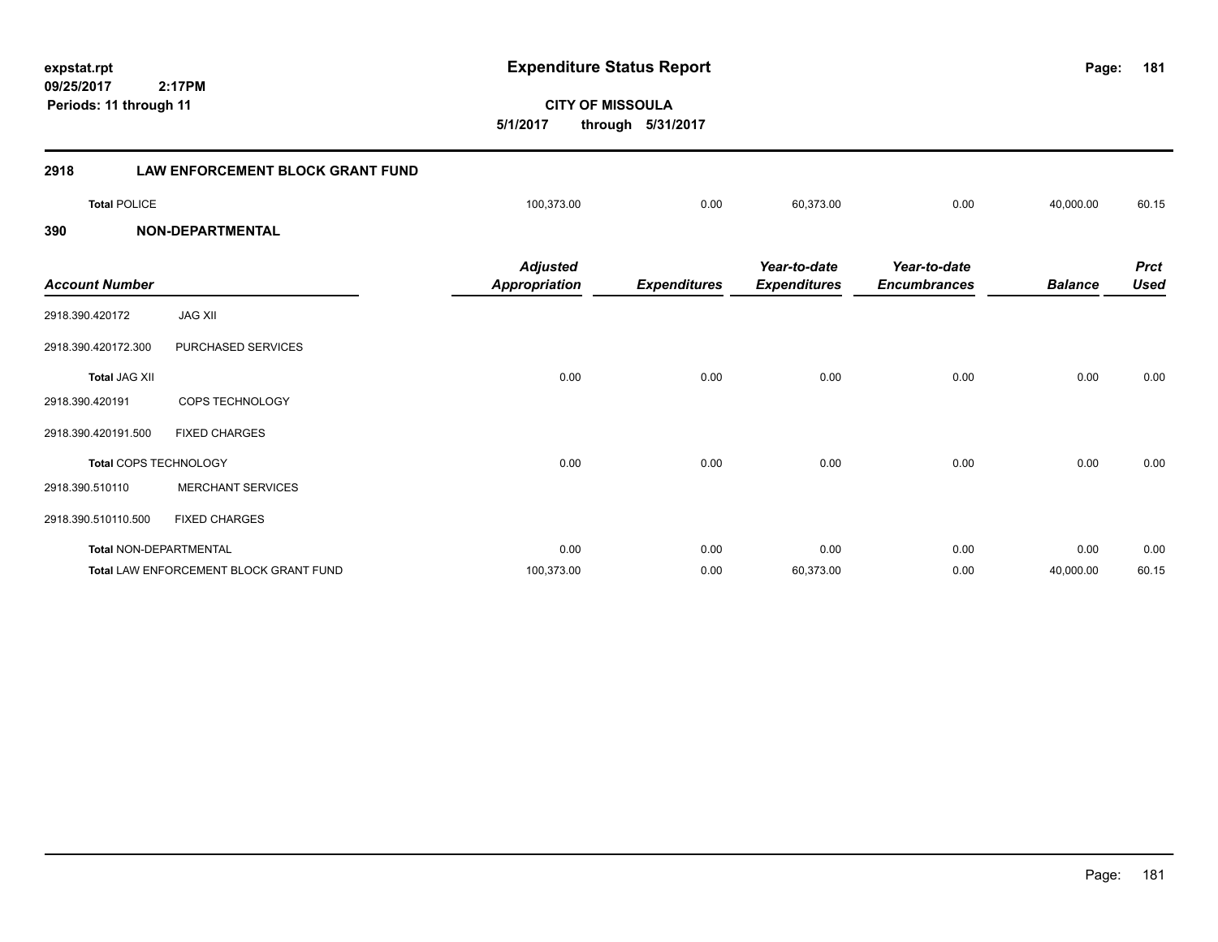**Expenditure Status Report**

**CITY OF MISSOULA**

**5/1/2017 through 5/31/2017**

expstat.rpt
09/25/2017 2:17PM
Periods: 11 through 11

## 2918 LAW ENFORCEMENT BLOCK GRANT FUND

| | Adjusted Appropriation | Expenditures | Year-to-date Expenditures | Year-to-date Encumbrances | Balance | Prct Used |
|---|---|---|---|---|---|---|
| **Total** POLICE | 100,373.00 | 0.00 | 60,373.00 | 0.00 | 40,000.00 | 60.15 |

## 390 NON-DEPARTMENTAL

| Account Number | | Adjusted Appropriation | Expenditures | Year-to-date Expenditures | Year-to-date Encumbrances | Balance | Prct Used |
|---|---|---|---|---|---|---|---|
| 2918.390.420172 | JAG XII | | | | | | |
| 2918.390.420172.300 | PURCHASED SERVICES | | | | | | |
| **Total** JAG XII | | 0.00 | 0.00 | 0.00 | 0.00 | 0.00 | 0.00 |
| 2918.390.420191 | COPS TECHNOLOGY | | | | | | |
| 2918.390.420191.500 | FIXED CHARGES | | | | | | |
| **Total** COPS TECHNOLOGY | | 0.00 | 0.00 | 0.00 | 0.00 | 0.00 | 0.00 |
| 2918.390.510110 | MERCHANT SERVICES | | | | | | |
| 2918.390.510110.500 | FIXED CHARGES | | | | | | |
| **Total** NON-DEPARTMENTAL | | 0.00 | 0.00 | 0.00 | 0.00 | 0.00 | 0.00 |
| **Total** LAW ENFORCEMENT BLOCK GRANT FUND | | 100,373.00 | 0.00 | 60,373.00 | 0.00 | 40,000.00 | 60.15 |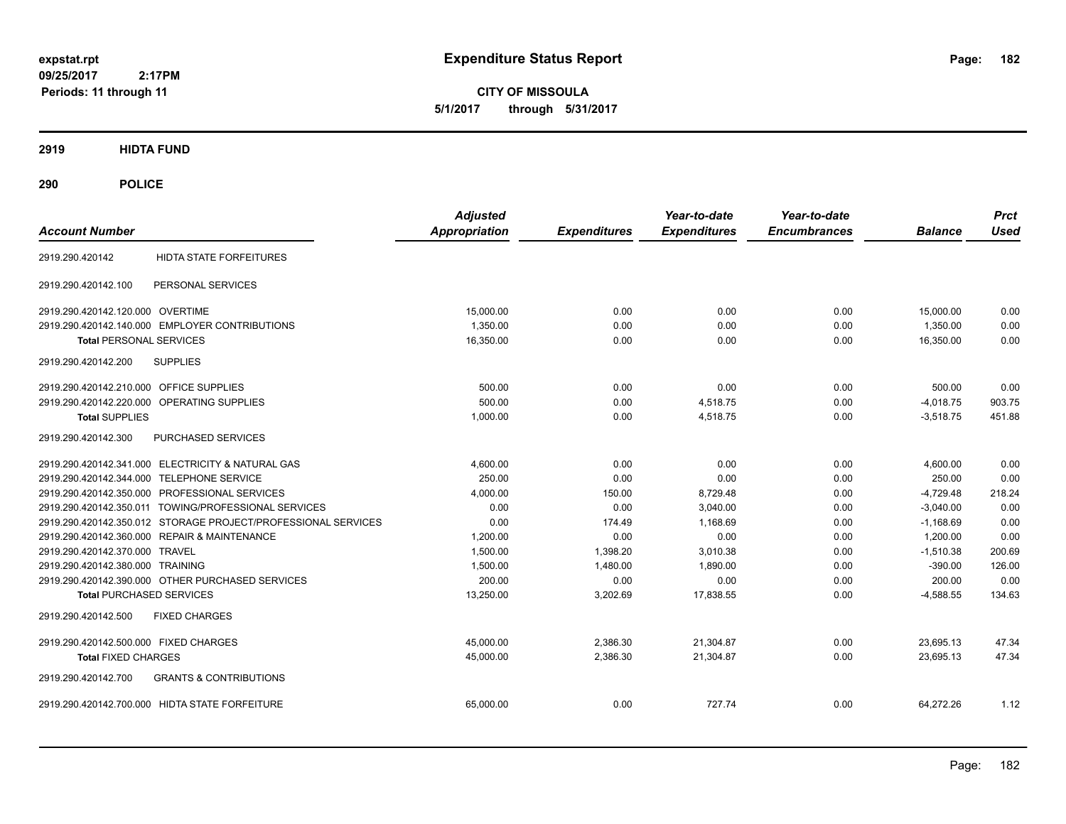# Expenditure Status Report

expstat.rpt
09/25/2017 2:17PM
Periods: 11 through 11

**CITY OF MISSOULA**
**5/1/2017 through 5/31/2017**

## 2919 HIDTA FUND

## 290 POLICE

| Account Number | | Adjusted Appropriation | Expenditures | Year-to-date Expenditures | Year-to-date Encumbrances | Balance | Prct Used |
|---|---|---|---|---|---|---|---|
| 2919.290.420142 | HIDTA STATE FORFEITURES | | | | | | |
| 2919.290.420142.100 | PERSONAL SERVICES | | | | | | |
| 2919.290.420142.120.000 | OVERTIME | 15,000.00 | 0.00 | 0.00 | 0.00 | 15,000.00 | 0.00 |
| 2919.290.420142.140.000 | EMPLOYER CONTRIBUTIONS | 1,350.00 | 0.00 | 0.00 | 0.00 | 1,350.00 | 0.00 |
| **Total** PERSONAL SERVICES | | 16,350.00 | 0.00 | 0.00 | 0.00 | 16,350.00 | 0.00 |
| 2919.290.420142.200 | SUPPLIES | | | | | | |
| 2919.290.420142.210.000 | OFFICE SUPPLIES | 500.00 | 0.00 | 0.00 | 0.00 | 500.00 | 0.00 |
| 2919.290.420142.220.000 | OPERATING SUPPLIES | 500.00 | 0.00 | 4,518.75 | 0.00 | -4,018.75 | 903.75 |
| **Total** SUPPLIES | | 1,000.00 | 0.00 | 4,518.75 | 0.00 | -3,518.75 | 451.88 |
| 2919.290.420142.300 | PURCHASED SERVICES | | | | | | |
| 2919.290.420142.341.000 | ELECTRICITY & NATURAL GAS | 4,600.00 | 0.00 | 0.00 | 0.00 | 4,600.00 | 0.00 |
| 2919.290.420142.344.000 | TELEPHONE SERVICE | 250.00 | 0.00 | 0.00 | 0.00 | 250.00 | 0.00 |
| 2919.290.420142.350.000 | PROFESSIONAL SERVICES | 4,000.00 | 150.00 | 8,729.48 | 0.00 | -4,729.48 | 218.24 |
| 2919.290.420142.350.011 | TOWING/PROFESSIONAL SERVICES | 0.00 | 0.00 | 3,040.00 | 0.00 | -3,040.00 | 0.00 |
| 2919.290.420142.350.012 | STORAGE PROJECT/PROFESSIONAL SERVICES | 0.00 | 174.49 | 1,168.69 | 0.00 | -1,168.69 | 0.00 |
| 2919.290.420142.360.000 | REPAIR & MAINTENANCE | 1,200.00 | 0.00 | 0.00 | 0.00 | 1,200.00 | 0.00 |
| 2919.290.420142.370.000 | TRAVEL | 1,500.00 | 1,398.20 | 3,010.38 | 0.00 | -1,510.38 | 200.69 |
| 2919.290.420142.380.000 | TRAINING | 1,500.00 | 1,480.00 | 1,890.00 | 0.00 | -390.00 | 126.00 |
| 2919.290.420142.390.000 | OTHER PURCHASED SERVICES | 200.00 | 0.00 | 0.00 | 0.00 | 200.00 | 0.00 |
| **Total** PURCHASED SERVICES | | 13,250.00 | 3,202.69 | 17,838.55 | 0.00 | -4,588.55 | 134.63 |
| 2919.290.420142.500 | FIXED CHARGES | | | | | | |
| 2919.290.420142.500.000 | FIXED CHARGES | 45,000.00 | 2,386.30 | 21,304.87 | 0.00 | 23,695.13 | 47.34 |
| **Total** FIXED CHARGES | | 45,000.00 | 2,386.30 | 21,304.87 | 0.00 | 23,695.13 | 47.34 |
| 2919.290.420142.700 | GRANTS & CONTRIBUTIONS | | | | | | |
| 2919.290.420142.700.000 | HIDTA STATE FORFEITURE | 65,000.00 | 0.00 | 727.74 | 0.00 | 64,272.26 | 1.12 |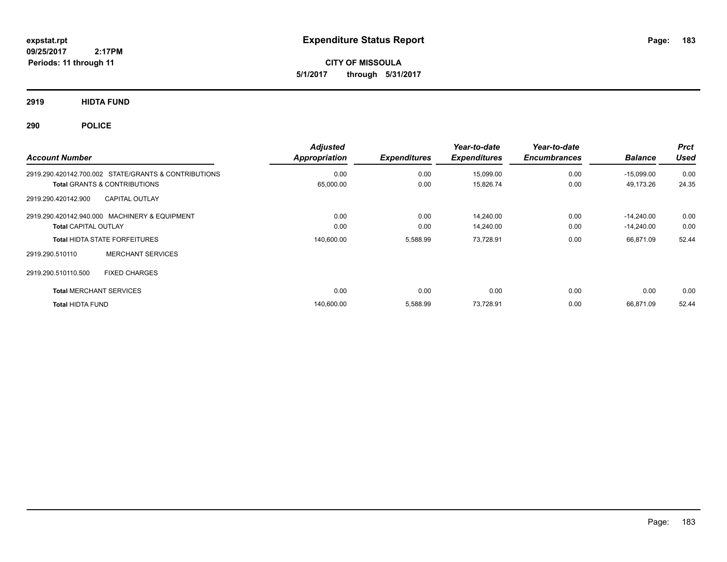# Expenditure Status Report

**CITY OF MISSOULA**

**5/1/2017 through 5/31/2017**

expstat.rpt
09/25/2017 2:17PM
Periods: 11 through 11

## 2919 HIDTA FUND

## 290 POLICE

| Account Number | Adjusted Appropriation | Expenditures | Year-to-date Expenditures | Year-to-date Encumbrances | Balance | Prct Used |
|---|---|---|---|---|---|---|
| 2919.290.420142.700.002 STATE/GRANTS & CONTRIBUTIONS | 0.00 | 0.00 | 15,099.00 | 0.00 | -15,099.00 | 0.00 |
| **Total** GRANTS & CONTRIBUTIONS | 65,000.00 | 0.00 | 15,826.74 | 0.00 | 49,173.26 | 24.35 |
| 2919.290.420142.900 CAPITAL OUTLAY | | | | | | |
| 2919.290.420142.940.000 MACHINERY & EQUIPMENT | 0.00 | 0.00 | 14,240.00 | 0.00 | -14,240.00 | 0.00 |
| **Total** CAPITAL OUTLAY | 0.00 | 0.00 | 14,240.00 | 0.00 | -14,240.00 | 0.00 |
| **Total** HIDTA STATE FORFEITURES | 140,600.00 | 5,588.99 | 73,728.91 | 0.00 | 66,871.09 | 52.44 |
| 2919.290.510110 MERCHANT SERVICES | | | | | | |
| 2919.290.510110.500 FIXED CHARGES | | | | | | |
| **Total** MERCHANT SERVICES | 0.00 | 0.00 | 0.00 | 0.00 | 0.00 | 0.00 |
| **Total** HIDTA FUND | 140,600.00 | 5,588.99 | 73,728.91 | 0.00 | 66,871.09 | 52.44 |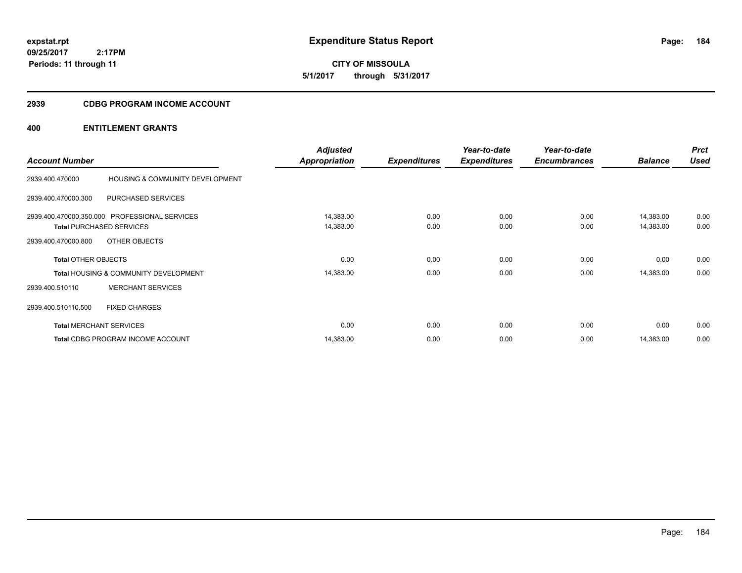**expstat.rpt**
**09/25/2017 2:17PM**
**Periods: 11 through 11**

# Expenditure Status Report

**CITY OF MISSOULA**
**5/1/2017 through 5/31/2017**

## 2939 CDBG PROGRAM INCOME ACCOUNT

## 400 ENTITLEMENT GRANTS

| Account Number | | Adjusted Appropriation | Expenditures | Year-to-date Expenditures | Year-to-date Encumbrances | Balance | Prct Used |
|---|---|---|---|---|---|---|---|
| 2939.400.470000 | HOUSING & COMMUNITY DEVELOPMENT | | | | | | |
| 2939.400.470000.300 | PURCHASED SERVICES | | | | | | |
| 2939.400.470000.350.000 | PROFESSIONAL SERVICES | 14,383.00 | 0.00 | 0.00 | 0.00 | 14,383.00 | 0.00 |
| **Total** PURCHASED SERVICES | | 14,383.00 | 0.00 | 0.00 | 0.00 | 14,383.00 | 0.00 |
| 2939.400.470000.800 | OTHER OBJECTS | | | | | | |
| **Total** OTHER OBJECTS | | 0.00 | 0.00 | 0.00 | 0.00 | 0.00 | 0.00 |
| **Total** HOUSING & COMMUNITY DEVELOPMENT | | 14,383.00 | 0.00 | 0.00 | 0.00 | 14,383.00 | 0.00 |
| 2939.400.510110 | MERCHANT SERVICES | | | | | | |
| 2939.400.510110.500 | FIXED CHARGES | | | | | | |
| **Total** MERCHANT SERVICES | | 0.00 | 0.00 | 0.00 | 0.00 | 0.00 | 0.00 |
| **Total** CDBG PROGRAM INCOME ACCOUNT | | 14,383.00 | 0.00 | 0.00 | 0.00 | 14,383.00 | 0.00 |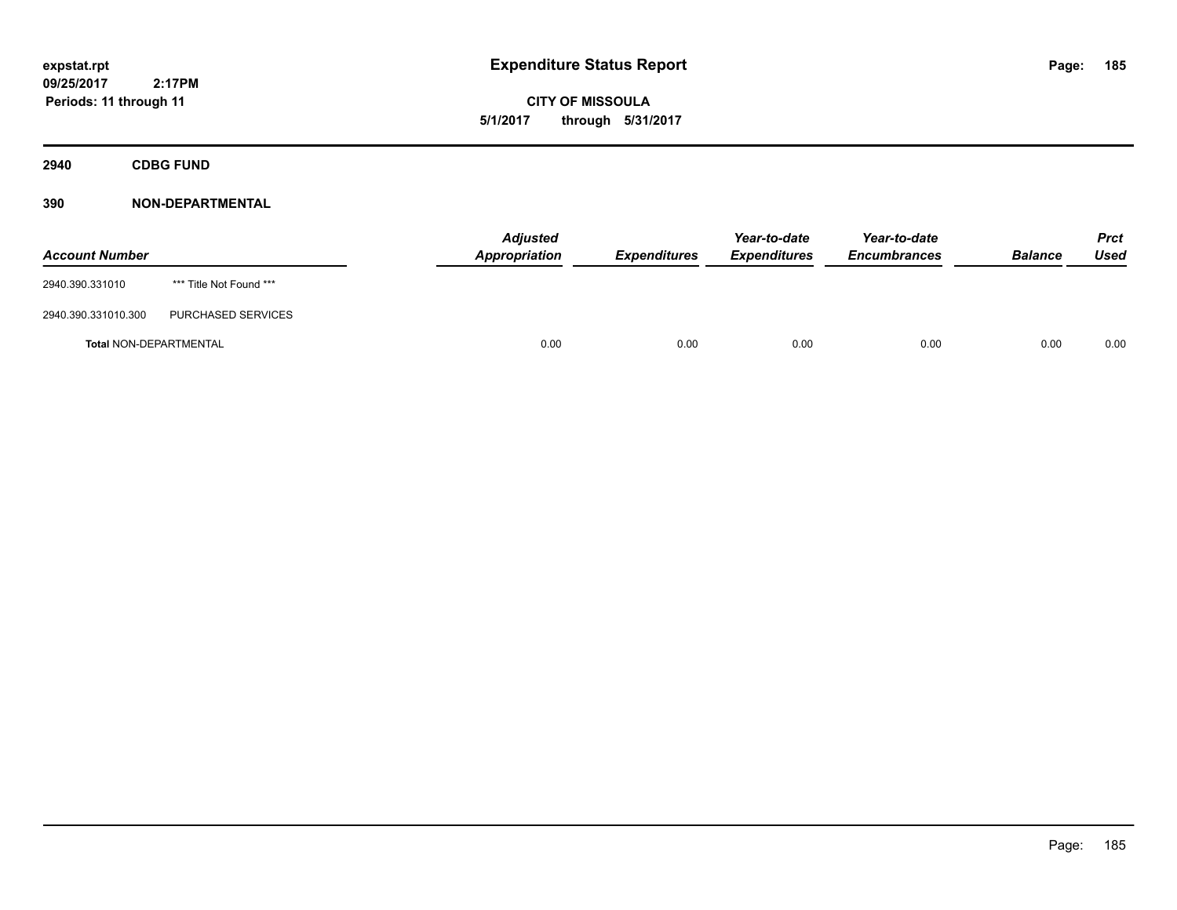**Expenditure Status Report**

**CITY OF MISSOULA**

**5/1/2017 through 5/31/2017**

expstat.rpt
09/25/2017 2:17PM
Periods: 11 through 11

## 2940 CDBG FUND

### 390 NON-DEPARTMENTAL

| Account Number | | Adjusted Appropriation | Expenditures | Year-to-date Expenditures | Year-to-date Encumbrances | Balance | Prct Used |
|---|---|---|---|---|---|---|---|
| 2940.390.331010 | *** Title Not Found *** | | | | | | |
| 2940.390.331010.300 | PURCHASED SERVICES | | | | | | |
| **Total** NON-DEPARTMENTAL | | 0.00 | 0.00 | 0.00 | 0.00 | 0.00 | 0.00 |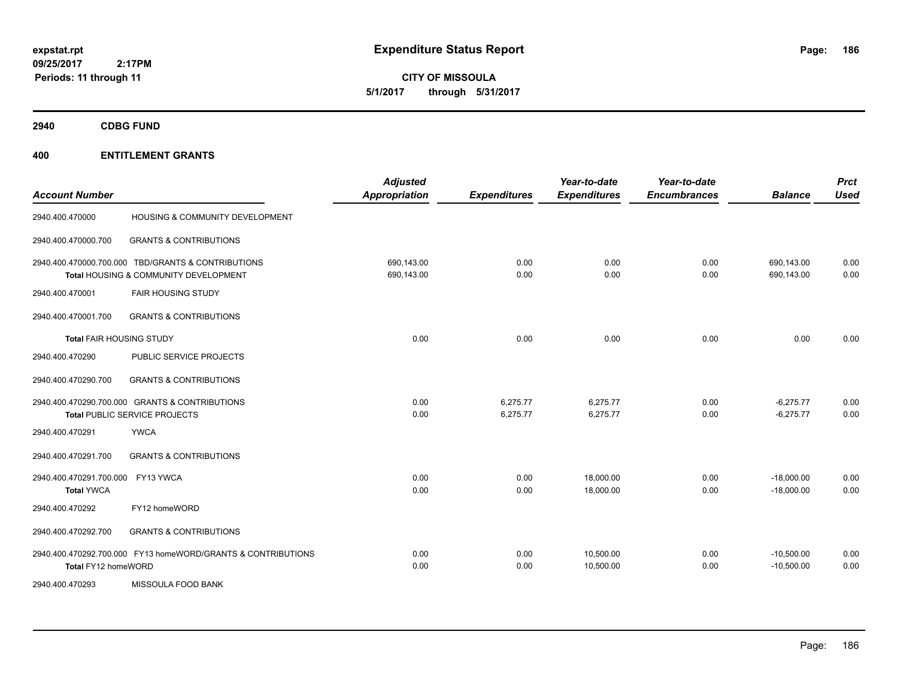**expstat.rpt**
**09/25/2017 2:17PM**
**Periods: 11 through 11**

# Expenditure Status Report

**CITY OF MISSOULA**
**5/1/2017 through 5/31/2017**

## 2940 CDBG FUND

## 400 ENTITLEMENT GRANTS

| Account Number | | Adjusted Appropriation | Expenditures | Year-to-date Expenditures | Year-to-date Encumbrances | Balance | Prct Used |
|---|---|---|---|---|---|---|---|
| 2940.400.470000 | HOUSING & COMMUNITY DEVELOPMENT | | | | | | |
| 2940.400.470000.700 | GRANTS & CONTRIBUTIONS | | | | | | |
| 2940.400.470000.700.000 | TBD/GRANTS & CONTRIBUTIONS | 690,143.00 | 0.00 | 0.00 | 0.00 | 690,143.00 | 0.00 |
| **Total** HOUSING & COMMUNITY DEVELOPMENT | | 690,143.00 | 0.00 | 0.00 | 0.00 | 690,143.00 | 0.00 |
| 2940.400.470001 | FAIR HOUSING STUDY | | | | | | |
| 2940.400.470001.700 | GRANTS & CONTRIBUTIONS | | | | | | |
| **Total** FAIR HOUSING STUDY | | 0.00 | 0.00 | 0.00 | 0.00 | 0.00 | 0.00 |
| 2940.400.470290 | PUBLIC SERVICE PROJECTS | | | | | | |
| 2940.400.470290.700 | GRANTS & CONTRIBUTIONS | | | | | | |
| 2940.400.470290.700.000 | GRANTS & CONTRIBUTIONS | 0.00 | 6,275.77 | 6,275.77 | 0.00 | -6,275.77 | 0.00 |
| **Total** PUBLIC SERVICE PROJECTS | | 0.00 | 6,275.77 | 6,275.77 | 0.00 | -6,275.77 | 0.00 |
| 2940.400.470291 | YWCA | | | | | | |
| 2940.400.470291.700 | GRANTS & CONTRIBUTIONS | | | | | | |
| 2940.400.470291.700.000 | FY13 YWCA | 0.00 | 0.00 | 18,000.00 | 0.00 | -18,000.00 | 0.00 |
| **Total** YWCA | | 0.00 | 0.00 | 18,000.00 | 0.00 | -18,000.00 | 0.00 |
| 2940.400.470292 | FY12 homeWORD | | | | | | |
| 2940.400.470292.700 | GRANTS & CONTRIBUTIONS | | | | | | |
| 2940.400.470292.700.000 | FY13 homeWORD/GRANTS & CONTRIBUTIONS | 0.00 | 0.00 | 10,500.00 | 0.00 | -10,500.00 | 0.00 |
| **Total** FY12 homeWORD | | 0.00 | 0.00 | 10,500.00 | 0.00 | -10,500.00 | 0.00 |
| 2940.400.470293 | MISSOULA FOOD BANK | | | | | | |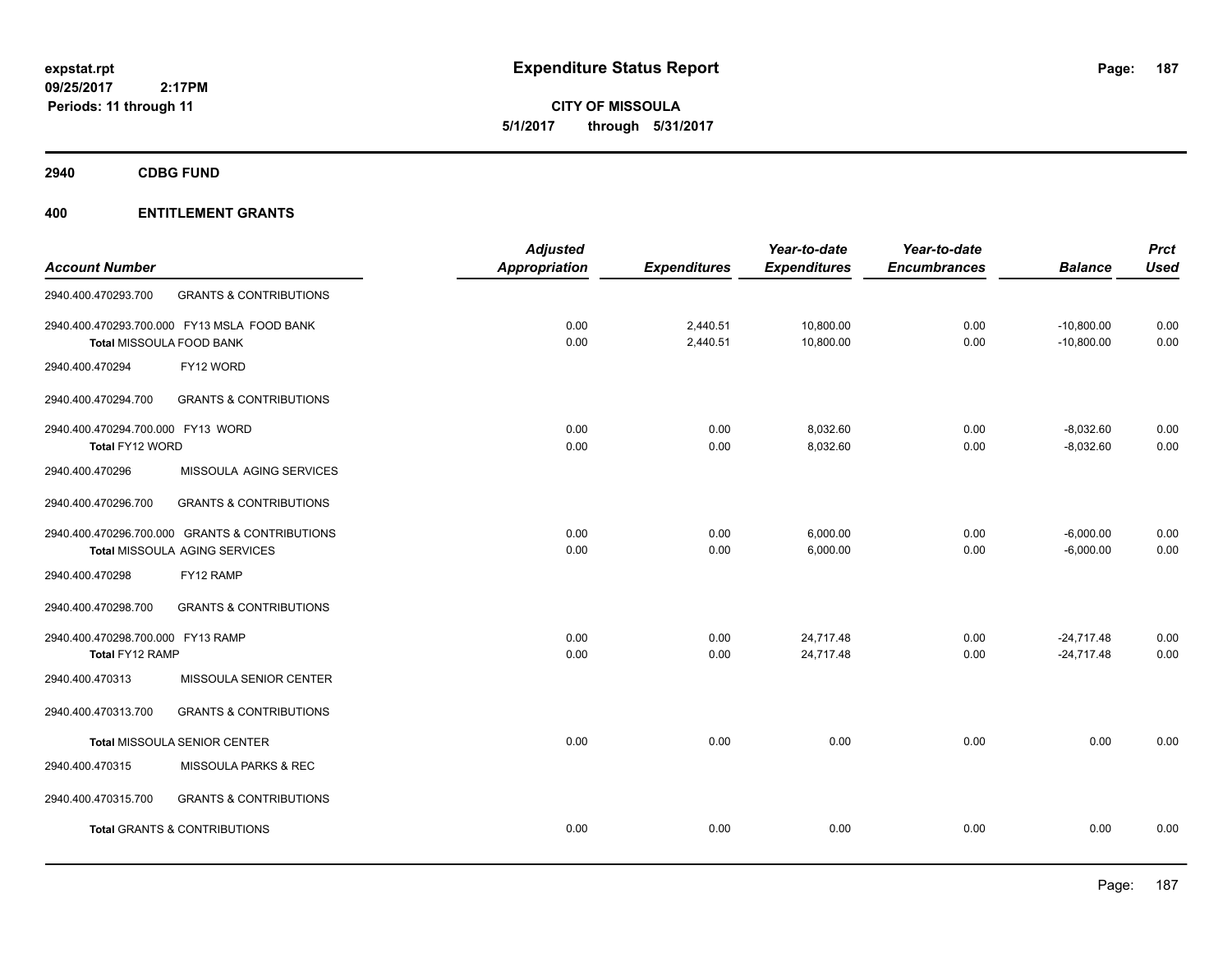**expstat.rpt**
**09/25/2017 2:17PM**
**Periods: 11 through 11**

# Expenditure Status Report

**CITY OF MISSOULA**
**5/1/2017 through 5/31/2017**

## 2940 CDBG FUND

## 400 ENTITLEMENT GRANTS

| Account Number | | Adjusted Appropriation | Expenditures | Year-to-date Expenditures | Year-to-date Encumbrances | Balance | Prct Used |
|---|---|---|---|---|---|---|---|
| 2940.400.470293.700 | GRANTS & CONTRIBUTIONS | | | | | | |
| 2940.400.470293.700.000 | FY13 MSLA FOOD BANK | 0.00 | 2,440.51 | 10,800.00 | 0.00 | -10,800.00 | 0.00 |
| **Total** MISSOULA FOOD BANK | | 0.00 | 2,440.51 | 10,800.00 | 0.00 | -10,800.00 | 0.00 |
| 2940.400.470294 | FY12 WORD | | | | | | |
| 2940.400.470294.700 | GRANTS & CONTRIBUTIONS | | | | | | |
| 2940.400.470294.700.000 | FY13 WORD | 0.00 | 0.00 | 8,032.60 | 0.00 | -8,032.60 | 0.00 |
| **Total** FY12 WORD | | 0.00 | 0.00 | 8,032.60 | 0.00 | -8,032.60 | 0.00 |
| 2940.400.470296 | MISSOULA AGING SERVICES | | | | | | |
| 2940.400.470296.700 | GRANTS & CONTRIBUTIONS | | | | | | |
| 2940.400.470296.700.000 | GRANTS & CONTRIBUTIONS | 0.00 | 0.00 | 6,000.00 | 0.00 | -6,000.00 | 0.00 |
| **Total** MISSOULA AGING SERVICES | | 0.00 | 0.00 | 6,000.00 | 0.00 | -6,000.00 | 0.00 |
| 2940.400.470298 | FY12 RAMP | | | | | | |
| 2940.400.470298.700 | GRANTS & CONTRIBUTIONS | | | | | | |
| 2940.400.470298.700.000 | FY13 RAMP | 0.00 | 0.00 | 24,717.48 | 0.00 | -24,717.48 | 0.00 |
| **Total** FY12 RAMP | | 0.00 | 0.00 | 24,717.48 | 0.00 | -24,717.48 | 0.00 |
| 2940.400.470313 | MISSOULA SENIOR CENTER | | | | | | |
| 2940.400.470313.700 | GRANTS & CONTRIBUTIONS | | | | | | |
| **Total** MISSOULA SENIOR CENTER | | 0.00 | 0.00 | 0.00 | 0.00 | 0.00 | 0.00 |
| 2940.400.470315 | MISSOULA PARKS & REC | | | | | | |
| 2940.400.470315.700 | GRANTS & CONTRIBUTIONS | | | | | | |
| **Total** GRANTS & CONTRIBUTIONS | | 0.00 | 0.00 | 0.00 | 0.00 | 0.00 | 0.00 |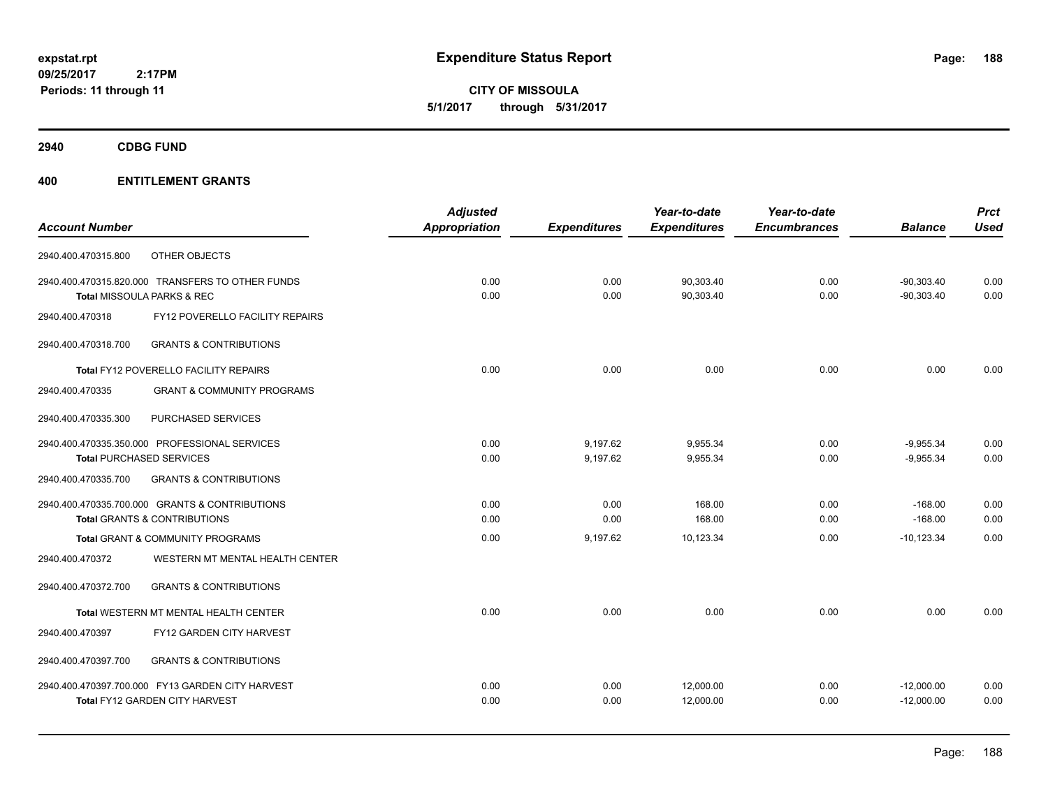**expstat.rpt**
**09/25/2017 2:17PM**
**Periods: 11 through 11**

# Expenditure Status Report

**CITY OF MISSOULA**
**5/1/2017 through 5/31/2017**

## 2940 CDBG FUND

## 400 ENTITLEMENT GRANTS

| Account Number | | Adjusted Appropriation | Expenditures | Year-to-date Expenditures | Year-to-date Encumbrances | Balance | Prct Used |
|---|---|---|---|---|---|---|---|
| 2940.400.470315.800 | OTHER OBJECTS | | | | | | |
| 2940.400.470315.820.000 | TRANSFERS TO OTHER FUNDS | 0.00 | 0.00 | 90,303.40 | 0.00 | -90,303.40 | 0.00 |
| Total MISSOULA PARKS & REC | | 0.00 | 0.00 | 90,303.40 | 0.00 | -90,303.40 | 0.00 |
| 2940.400.470318 | FY12 POVERELLO FACILITY REPAIRS | | | | | | |
| 2940.400.470318.700 | GRANTS & CONTRIBUTIONS | | | | | | |
| Total FY12 POVERELLO FACILITY REPAIRS | | 0.00 | 0.00 | 0.00 | 0.00 | 0.00 | 0.00 |
| 2940.400.470335 | GRANT & COMMUNITY PROGRAMS | | | | | | |
| 2940.400.470335.300 | PURCHASED SERVICES | | | | | | |
| 2940.400.470335.350.000 | PROFESSIONAL SERVICES | 0.00 | 9,197.62 | 9,955.34 | 0.00 | -9,955.34 | 0.00 |
| Total PURCHASED SERVICES | | 0.00 | 9,197.62 | 9,955.34 | 0.00 | -9,955.34 | 0.00 |
| 2940.400.470335.700 | GRANTS & CONTRIBUTIONS | | | | | | |
| 2940.400.470335.700.000 | GRANTS & CONTRIBUTIONS | 0.00 | 0.00 | 168.00 | 0.00 | -168.00 | 0.00 |
| Total GRANTS & CONTRIBUTIONS | | 0.00 | 0.00 | 168.00 | 0.00 | -168.00 | 0.00 |
| Total GRANT & COMMUNITY PROGRAMS | | 0.00 | 9,197.62 | 10,123.34 | 0.00 | -10,123.34 | 0.00 |
| 2940.400.470372 | WESTERN MT MENTAL HEALTH CENTER | | | | | | |
| 2940.400.470372.700 | GRANTS & CONTRIBUTIONS | | | | | | |
| Total WESTERN MT MENTAL HEALTH CENTER | | 0.00 | 0.00 | 0.00 | 0.00 | 0.00 | 0.00 |
| 2940.400.470397 | FY12 GARDEN CITY HARVEST | | | | | | |
| 2940.400.470397.700 | GRANTS & CONTRIBUTIONS | | | | | | |
| 2940.400.470397.700.000 | FY13 GARDEN CITY HARVEST | 0.00 | 0.00 | 12,000.00 | 0.00 | -12,000.00 | 0.00 |
| Total FY12 GARDEN CITY HARVEST | | 0.00 | 0.00 | 12,000.00 | 0.00 | -12,000.00 | 0.00 |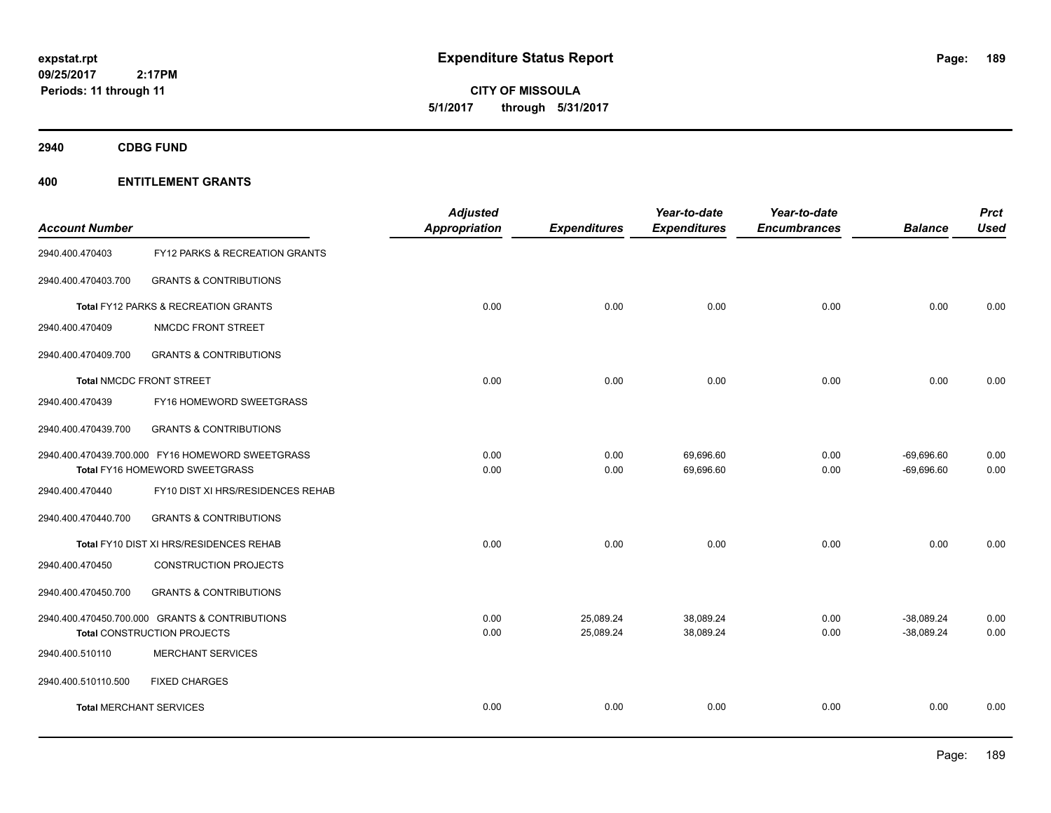**Expenditure Status Report**

**CITY OF MISSOULA**

**5/1/2017 through 5/31/2017**

expstat.rpt
09/25/2017 2:17PM
Periods: 11 through 11

## 2940 CDBG FUND

## 400 ENTITLEMENT GRANTS

| Account Number | | Adjusted Appropriation | Expenditures | Year-to-date Expenditures | Year-to-date Encumbrances | Balance | Prct Used |
|---|---|---|---|---|---|---|---|
| 2940.400.470403 | FY12 PARKS & RECREATION GRANTS | | | | | | |
| 2940.400.470403.700 | GRANTS & CONTRIBUTIONS | | | | | | |
| **Total** FY12 PARKS & RECREATION GRANTS | | 0.00 | 0.00 | 0.00 | 0.00 | 0.00 | 0.00 |
| 2940.400.470409 | NMCDC FRONT STREET | | | | | | |
| 2940.400.470409.700 | GRANTS & CONTRIBUTIONS | | | | | | |
| **Total** NMCDC FRONT STREET | | 0.00 | 0.00 | 0.00 | 0.00 | 0.00 | 0.00 |
| 2940.400.470439 | FY16 HOMEWORD SWEETGRASS | | | | | | |
| 2940.400.470439.700 | GRANTS & CONTRIBUTIONS | | | | | | |
| 2940.400.470439.700.000 | FY16 HOMEWORD SWEETGRASS | 0.00 | 0.00 | 69,696.60 | 0.00 | -69,696.60 | 0.00 |
| **Total** FY16 HOMEWORD SWEETGRASS | | 0.00 | 0.00 | 69,696.60 | 0.00 | -69,696.60 | 0.00 |
| 2940.400.470440 | FY10 DIST XI HRS/RESIDENCES REHAB | | | | | | |
| 2940.400.470440.700 | GRANTS & CONTRIBUTIONS | | | | | | |
| **Total** FY10 DIST XI HRS/RESIDENCES REHAB | | 0.00 | 0.00 | 0.00 | 0.00 | 0.00 | 0.00 |
| 2940.400.470450 | CONSTRUCTION PROJECTS | | | | | | |
| 2940.400.470450.700 | GRANTS & CONTRIBUTIONS | | | | | | |
| 2940.400.470450.700.000 | GRANTS & CONTRIBUTIONS | 0.00 | 25,089.24 | 38,089.24 | 0.00 | -38,089.24 | 0.00 |
| **Total** CONSTRUCTION PROJECTS | | 0.00 | 25,089.24 | 38,089.24 | 0.00 | -38,089.24 | 0.00 |
| 2940.400.510110 | MERCHANT SERVICES | | | | | | |
| 2940.400.510110.500 | FIXED CHARGES | | | | | | |
| **Total** MERCHANT SERVICES | | 0.00 | 0.00 | 0.00 | 0.00 | 0.00 | 0.00 |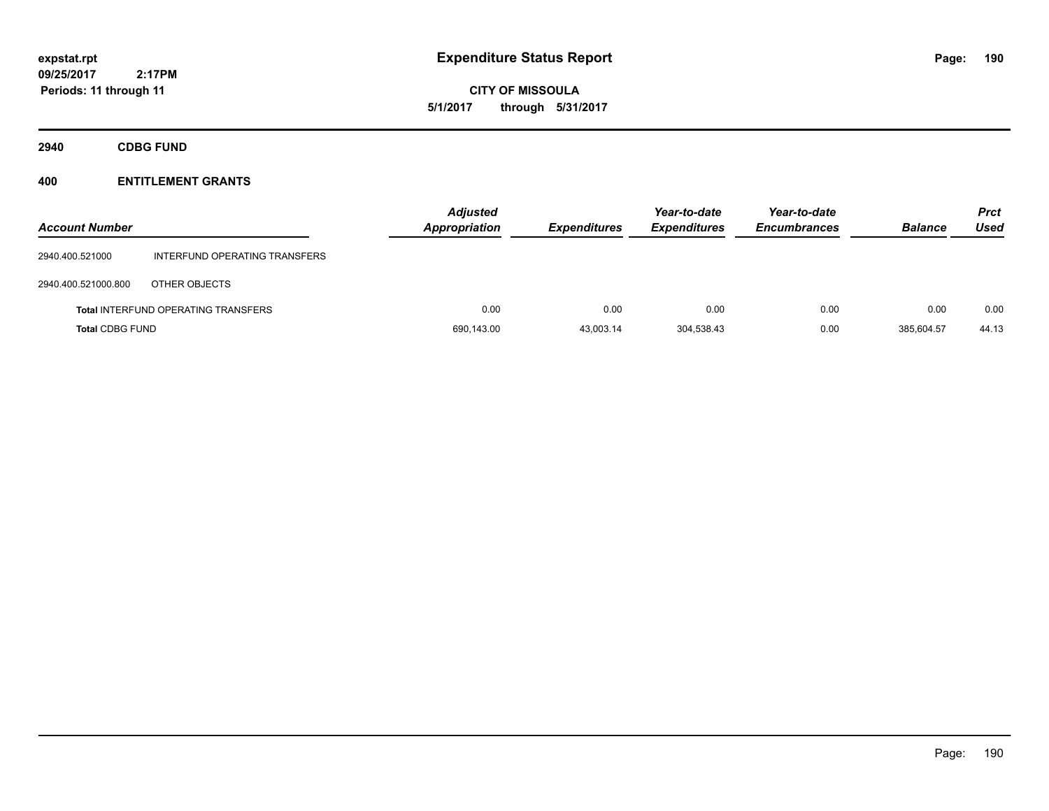**Expenditure Status Report**

**CITY OF MISSOULA**

**5/1/2017 through 5/31/2017**

expstat.rpt
09/25/2017 2:17PM
Periods: 11 through 11

## 2940 CDBG FUND

### 400 ENTITLEMENT GRANTS

| Account Number | | Adjusted Appropriation | Expenditures | Year-to-date Expenditures | Year-to-date Encumbrances | Balance | Prct Used |
|---|---|---|---|---|---|---|---|
| 2940.400.521000 | INTERFUND OPERATING TRANSFERS | | | | | | |
| 2940.400.521000.800 | OTHER OBJECTS | | | | | | |
| **Total** INTERFUND OPERATING TRANSFERS | | 0.00 | 0.00 | 0.00 | 0.00 | 0.00 | 0.00 |
| **Total** CDBG FUND | | 690,143.00 | 43,003.14 | 304,538.43 | 0.00 | 385,604.57 | 44.13 |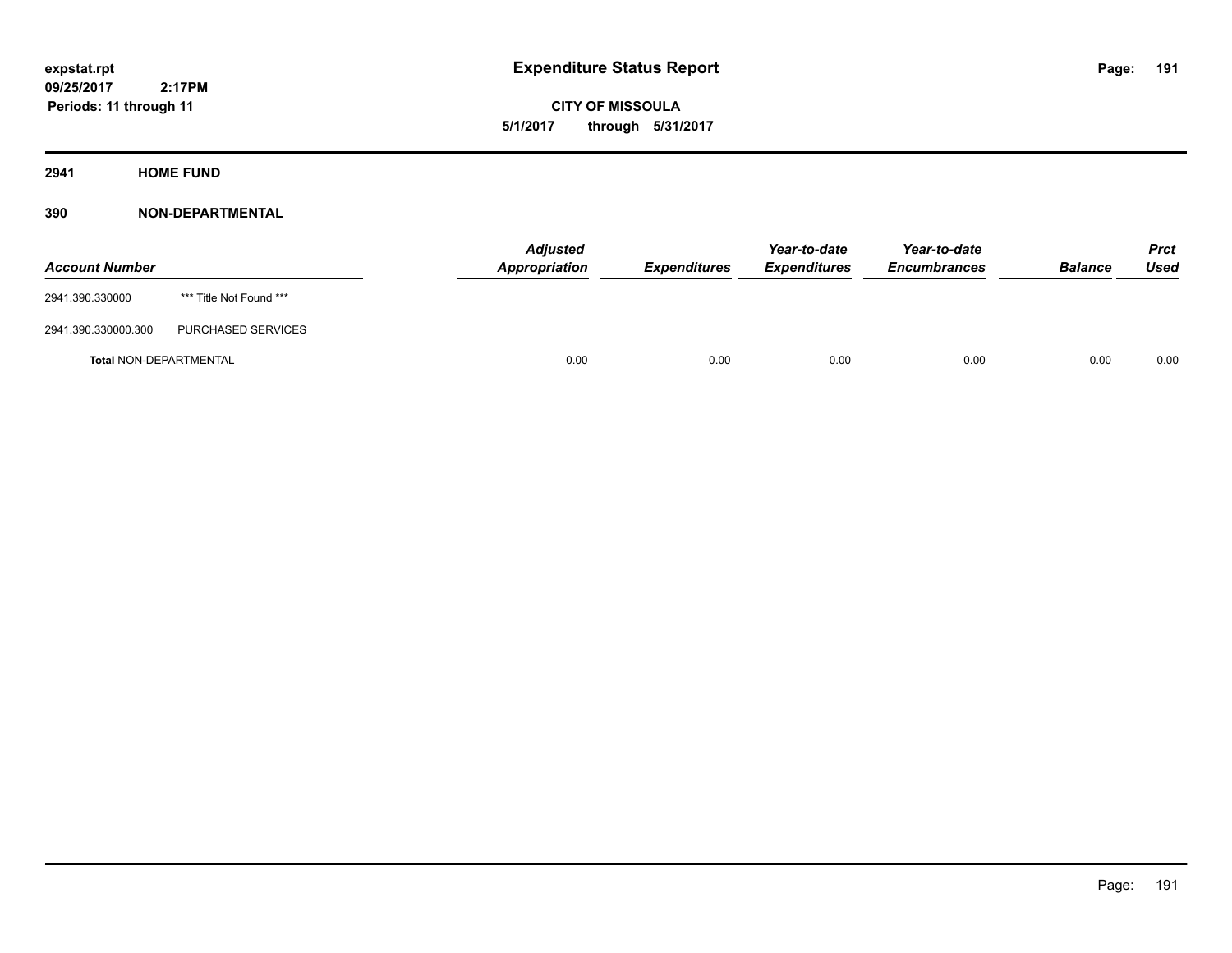**expstat.rpt**
**09/25/2017 2:17PM**
**Periods: 11 through 11**

# Expenditure Status Report

**CITY OF MISSOULA**
**5/1/2017 through 5/31/2017**

## 2941 HOME FUND

### 390 NON-DEPARTMENTAL

| Account Number | | Adjusted Appropriation | Expenditures | Year-to-date Expenditures | Year-to-date Encumbrances | Balance | Prct Used |
|---|---|---|---|---|---|---|---|
| 2941.390.330000 | *** Title Not Found *** | | | | | | |
| 2941.390.330000.300 | PURCHASED SERVICES | | | | | | |
| **Total** NON-DEPARTMENTAL | | 0.00 | 0.00 | 0.00 | 0.00 | 0.00 | 0.00 |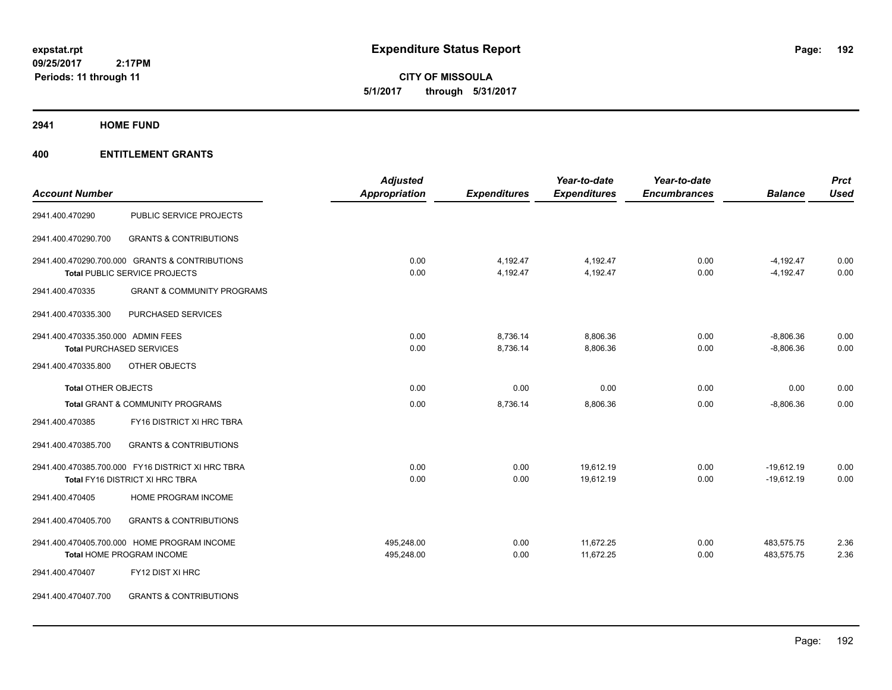**expstat.rpt**
**09/25/2017 2:17PM**
**Periods: 11 through 11**

# Expenditure Status Report

**CITY OF MISSOULA**
**5/1/2017 through 5/31/2017**

## 2941 HOME FUND

## 400 ENTITLEMENT GRANTS

| Account Number | | Adjusted Appropriation | Expenditures | Year-to-date Expenditures | Year-to-date Encumbrances | Balance | Prct Used |
|---|---|---|---|---|---|---|---|
| 2941.400.470290 | PUBLIC SERVICE PROJECTS | | | | | | |
| 2941.400.470290.700 | GRANTS & CONTRIBUTIONS | | | | | | |
| 2941.400.470290.700.000 | GRANTS & CONTRIBUTIONS | 0.00 | 4,192.47 | 4,192.47 | 0.00 | -4,192.47 | 0.00 |
| **Total** PUBLIC SERVICE PROJECTS | | 0.00 | 4,192.47 | 4,192.47 | 0.00 | -4,192.47 | 0.00 |
| 2941.400.470335 | GRANT & COMMUNITY PROGRAMS | | | | | | |
| 2941.400.470335.300 | PURCHASED SERVICES | | | | | | |
| 2941.400.470335.350.000 | ADMIN FEES | 0.00 | 8,736.14 | 8,806.36 | 0.00 | -8,806.36 | 0.00 |
| **Total** PURCHASED SERVICES | | 0.00 | 8,736.14 | 8,806.36 | 0.00 | -8,806.36 | 0.00 |
| 2941.400.470335.800 | OTHER OBJECTS | | | | | | |
| **Total** OTHER OBJECTS | | 0.00 | 0.00 | 0.00 | 0.00 | 0.00 | 0.00 |
| **Total** GRANT & COMMUNITY PROGRAMS | | 0.00 | 8,736.14 | 8,806.36 | 0.00 | -8,806.36 | 0.00 |
| 2941.400.470385 | FY16 DISTRICT XI HRC TBRA | | | | | | |
| 2941.400.470385.700 | GRANTS & CONTRIBUTIONS | | | | | | |
| 2941.400.470385.700.000 | FY16 DISTRICT XI HRC TBRA | 0.00 | 0.00 | 19,612.19 | 0.00 | -19,612.19 | 0.00 |
| **Total** FY16 DISTRICT XI HRC TBRA | | 0.00 | 0.00 | 19,612.19 | 0.00 | -19,612.19 | 0.00 |
| 2941.400.470405 | HOME PROGRAM INCOME | | | | | | |
| 2941.400.470405.700 | GRANTS & CONTRIBUTIONS | | | | | | |
| 2941.400.470405.700.000 | HOME PROGRAM INCOME | 495,248.00 | 0.00 | 11,672.25 | 0.00 | 483,575.75 | 2.36 |
| **Total** HOME PROGRAM INCOME | | 495,248.00 | 0.00 | 11,672.25 | 0.00 | 483,575.75 | 2.36 |
| 2941.400.470407 | FY12 DIST XI HRC | | | | | | |
| 2941.400.470407.700 | GRANTS & CONTRIBUTIONS | | | | | | |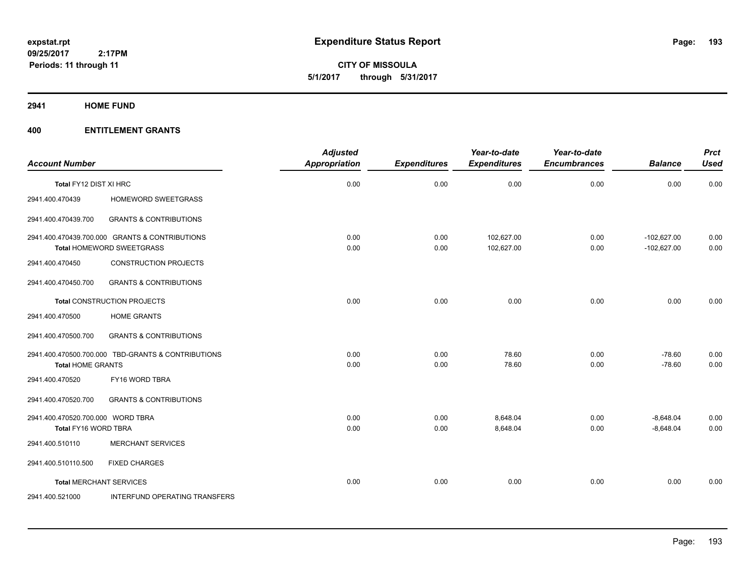**expstat.rpt**
**09/25/2017 2:17PM**
**Periods: 11 through 11**

# Expenditure Status Report

**CITY OF MISSOULA**
**5/1/2017 through 5/31/2017**

## 2941 HOME FUND

## 400 ENTITLEMENT GRANTS

| Account Number | | Adjusted Appropriation | Expenditures | Year-to-date Expenditures | Year-to-date Encumbrances | Balance | Prct Used |
|---|---|---|---|---|---|---|---|
| **Total** FY12 DIST XI HRC | | 0.00 | 0.00 | 0.00 | 0.00 | 0.00 | 0.00 |
| 2941.400.470439 | HOMEWORD SWEETGRASS | | | | | | |
| 2941.400.470439.700 | GRANTS & CONTRIBUTIONS | | | | | | |
| 2941.400.470439.700.000 | GRANTS & CONTRIBUTIONS | 0.00 | 0.00 | 102,627.00 | 0.00 | -102,627.00 | 0.00 |
| **Total** HOMEWORD SWEETGRASS | | 0.00 | 0.00 | 102,627.00 | 0.00 | -102,627.00 | 0.00 |
| 2941.400.470450 | CONSTRUCTION PROJECTS | | | | | | |
| 2941.400.470450.700 | GRANTS & CONTRIBUTIONS | | | | | | |
| **Total** CONSTRUCTION PROJECTS | | 0.00 | 0.00 | 0.00 | 0.00 | 0.00 | 0.00 |
| 2941.400.470500 | HOME GRANTS | | | | | | |
| 2941.400.470500.700 | GRANTS & CONTRIBUTIONS | | | | | | |
| 2941.400.470500.700.000 | TBD-GRANTS & CONTRIBUTIONS | 0.00 | 0.00 | 78.60 | 0.00 | -78.60 | 0.00 |
| **Total** HOME GRANTS | | 0.00 | 0.00 | 78.60 | 0.00 | -78.60 | 0.00 |
| 2941.400.470520 | FY16 WORD TBRA | | | | | | |
| 2941.400.470520.700 | GRANTS & CONTRIBUTIONS | | | | | | |
| 2941.400.470520.700.000 | WORD TBRA | 0.00 | 0.00 | 8,648.04 | 0.00 | -8,648.04 | 0.00 |
| **Total** FY16 WORD TBRA | | 0.00 | 0.00 | 8,648.04 | 0.00 | -8,648.04 | 0.00 |
| 2941.400.510110 | MERCHANT SERVICES | | | | | | |
| 2941.400.510110.500 | FIXED CHARGES | | | | | | |
| **Total** MERCHANT SERVICES | | 0.00 | 0.00 | 0.00 | 0.00 | 0.00 | 0.00 |
| 2941.400.521000 | INTERFUND OPERATING TRANSFERS | | | | | | |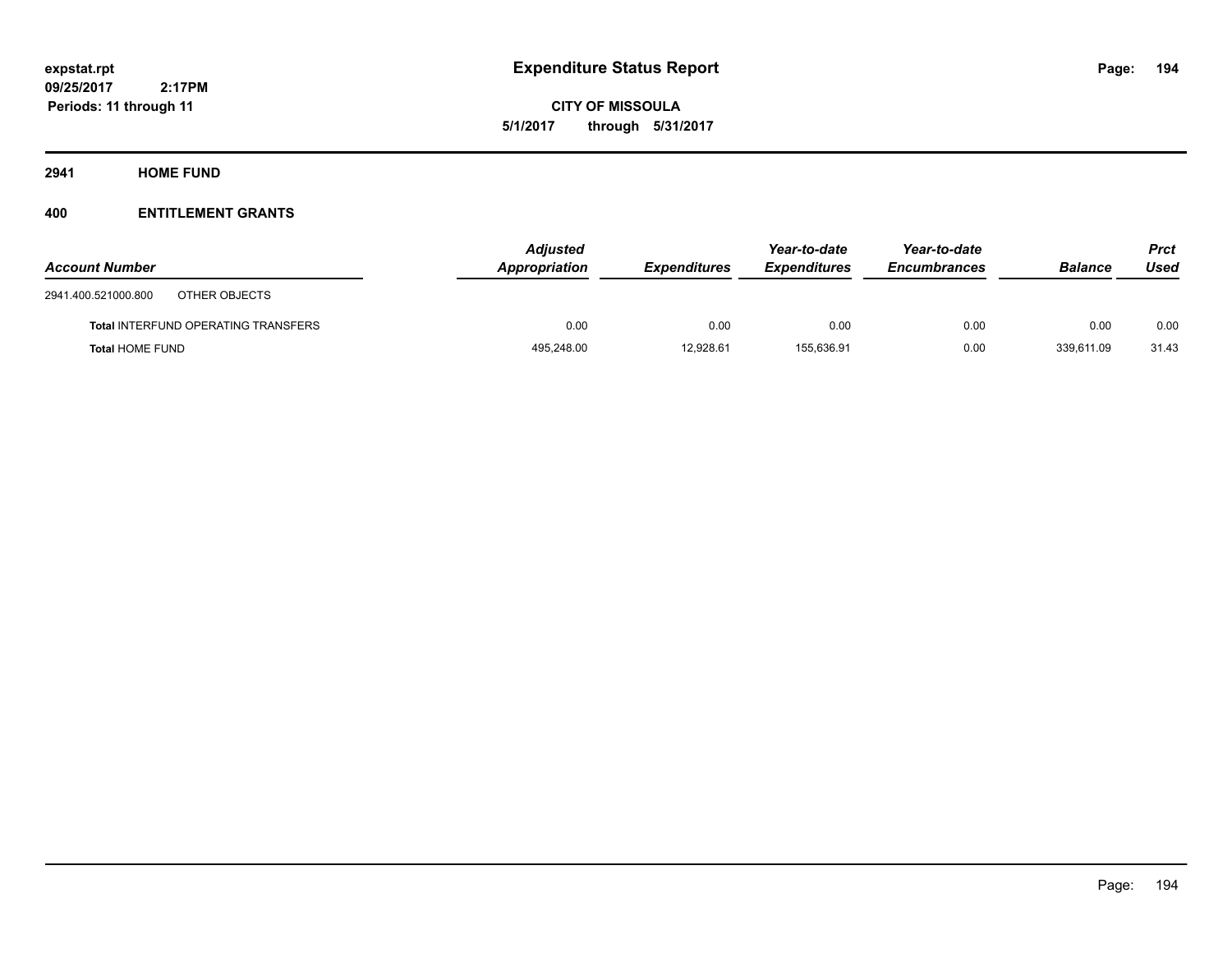**expstat.rpt**
**09/25/2017 2:17PM**
**Periods: 11 through 11**

# Expenditure Status Report

**CITY OF MISSOULA**
**5/1/2017 through 5/31/2017**

## 2941 HOME FUND

### 400 ENTITLEMENT GRANTS

| Account Number | Adjusted Appropriation | Expenditures | Year-to-date Expenditures | Year-to-date Encumbrances | Balance | Prct Used |
|---|---|---|---|---|---|---|
| 2941.400.521000.800 OTHER OBJECTS | | | | | | |
| **Total** INTERFUND OPERATING TRANSFERS | 0.00 | 0.00 | 0.00 | 0.00 | 0.00 | 0.00 |
| **Total** HOME FUND | 495,248.00 | 12,928.61 | 155,636.91 | 0.00 | 339,611.09 | 31.43 |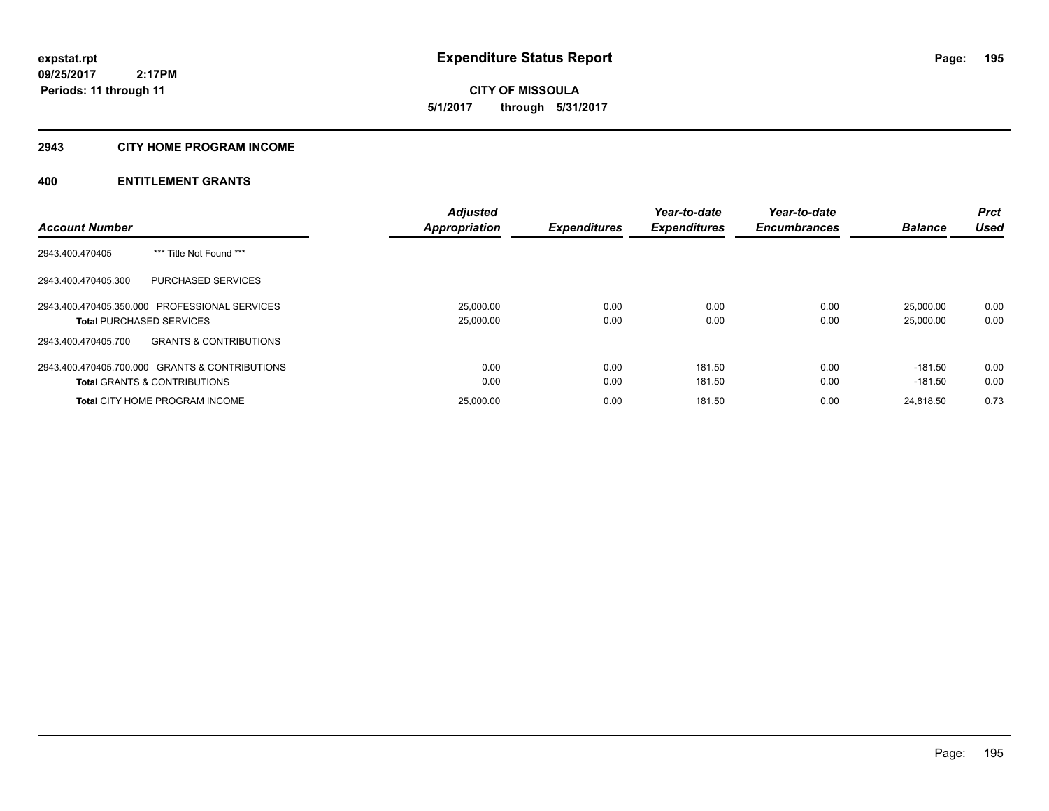**expstat.rpt**
**09/25/2017 2:17PM**
**Periods: 11 through 11**

# Expenditure Status Report

**CITY OF MISSOULA**
**5/1/2017 through 5/31/2017**

## 2943 CITY HOME PROGRAM INCOME

## 400 ENTITLEMENT GRANTS

| Account Number | | Adjusted Appropriation | Expenditures | Year-to-date Expenditures | Year-to-date Encumbrances | Balance | Prct Used |
|---|---|---|---|---|---|---|---|
| 2943.400.470405 | *** Title Not Found *** | | | | | | |
| 2943.400.470405.300 | PURCHASED SERVICES | | | | | | |
| 2943.400.470405.350.000 | PROFESSIONAL SERVICES | 25,000.00 | 0.00 | 0.00 | 0.00 | 25,000.00 | 0.00 |
| **Total** PURCHASED SERVICES | | 25,000.00 | 0.00 | 0.00 | 0.00 | 25,000.00 | 0.00 |
| 2943.400.470405.700 | GRANTS & CONTRIBUTIONS | | | | | | |
| 2943.400.470405.700.000 | GRANTS & CONTRIBUTIONS | 0.00 | 0.00 | 181.50 | 0.00 | -181.50 | 0.00 |
| **Total** GRANTS & CONTRIBUTIONS | | 0.00 | 0.00 | 181.50 | 0.00 | -181.50 | 0.00 |
| **Total** CITY HOME PROGRAM INCOME | | 25,000.00 | 0.00 | 181.50 | 0.00 | 24,818.50 | 0.73 |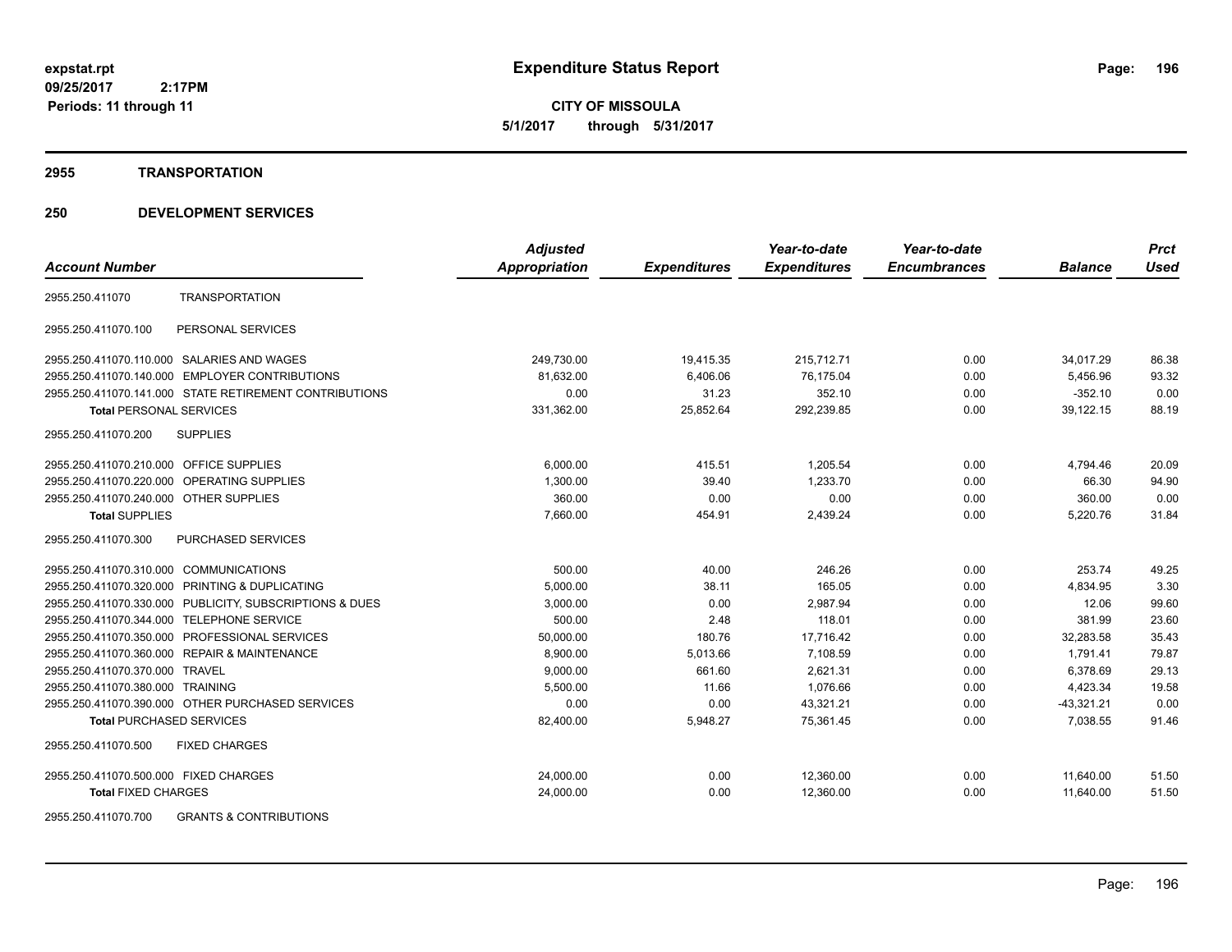# Expenditure Status Report

**CITY OF MISSOULA**

**5/1/2017 through 5/31/2017**

expstat.rpt
09/25/2017 2:17PM
Periods: 11 through 11

## 2955 TRANSPORTATION

## 250 DEVELOPMENT SERVICES

| Account Number | | Adjusted Appropriation | Expenditures | Year-to-date Expenditures | Year-to-date Encumbrances | Balance | Prct Used |
|---|---|---|---|---|---|---|---|
| 2955.250.411070 | TRANSPORTATION | | | | | | |
| 2955.250.411070.100 | PERSONAL SERVICES | | | | | | |
| 2955.250.411070.110.000 | SALARIES AND WAGES | 249,730.00 | 19,415.35 | 215,712.71 | 0.00 | 34,017.29 | 86.38 |
| 2955.250.411070.140.000 | EMPLOYER CONTRIBUTIONS | 81,632.00 | 6,406.06 | 76,175.04 | 0.00 | 5,456.96 | 93.32 |
| 2955.250.411070.141.000 | STATE RETIREMENT CONTRIBUTIONS | 0.00 | 31.23 | 352.10 | 0.00 | -352.10 | 0.00 |
| **Total** PERSONAL SERVICES | | 331,362.00 | 25,852.64 | 292,239.85 | 0.00 | 39,122.15 | 88.19 |
| 2955.250.411070.200 | SUPPLIES | | | | | | |
| 2955.250.411070.210.000 | OFFICE SUPPLIES | 6,000.00 | 415.51 | 1,205.54 | 0.00 | 4,794.46 | 20.09 |
| 2955.250.411070.220.000 | OPERATING SUPPLIES | 1,300.00 | 39.40 | 1,233.70 | 0.00 | 66.30 | 94.90 |
| 2955.250.411070.240.000 | OTHER SUPPLIES | 360.00 | 0.00 | 0.00 | 0.00 | 360.00 | 0.00 |
| **Total** SUPPLIES | | 7,660.00 | 454.91 | 2,439.24 | 0.00 | 5,220.76 | 31.84 |
| 2955.250.411070.300 | PURCHASED SERVICES | | | | | | |
| 2955.250.411070.310.000 | COMMUNICATIONS | 500.00 | 40.00 | 246.26 | 0.00 | 253.74 | 49.25 |
| 2955.250.411070.320.000 | PRINTING & DUPLICATING | 5,000.00 | 38.11 | 165.05 | 0.00 | 4,834.95 | 3.30 |
| 2955.250.411070.330.000 | PUBLICITY, SUBSCRIPTIONS & DUES | 3,000.00 | 0.00 | 2,987.94 | 0.00 | 12.06 | 99.60 |
| 2955.250.411070.344.000 | TELEPHONE SERVICE | 500.00 | 2.48 | 118.01 | 0.00 | 381.99 | 23.60 |
| 2955.250.411070.350.000 | PROFESSIONAL SERVICES | 50,000.00 | 180.76 | 17,716.42 | 0.00 | 32,283.58 | 35.43 |
| 2955.250.411070.360.000 | REPAIR & MAINTENANCE | 8,900.00 | 5,013.66 | 7,108.59 | 0.00 | 1,791.41 | 79.87 |
| 2955.250.411070.370.000 | TRAVEL | 9,000.00 | 661.60 | 2,621.31 | 0.00 | 6,378.69 | 29.13 |
| 2955.250.411070.380.000 | TRAINING | 5,500.00 | 11.66 | 1,076.66 | 0.00 | 4,423.34 | 19.58 |
| 2955.250.411070.390.000 | OTHER PURCHASED SERVICES | 0.00 | 0.00 | 43,321.21 | 0.00 | -43,321.21 | 0.00 |
| **Total** PURCHASED SERVICES | | 82,400.00 | 5,948.27 | 75,361.45 | 0.00 | 7,038.55 | 91.46 |
| 2955.250.411070.500 | FIXED CHARGES | | | | | | |
| 2955.250.411070.500.000 | FIXED CHARGES | 24,000.00 | 0.00 | 12,360.00 | 0.00 | 11,640.00 | 51.50 |
| **Total** FIXED CHARGES | | 24,000.00 | 0.00 | 12,360.00 | 0.00 | 11,640.00 | 51.50 |
| 2955.250.411070.700 | GRANTS & CONTRIBUTIONS | | | | | | |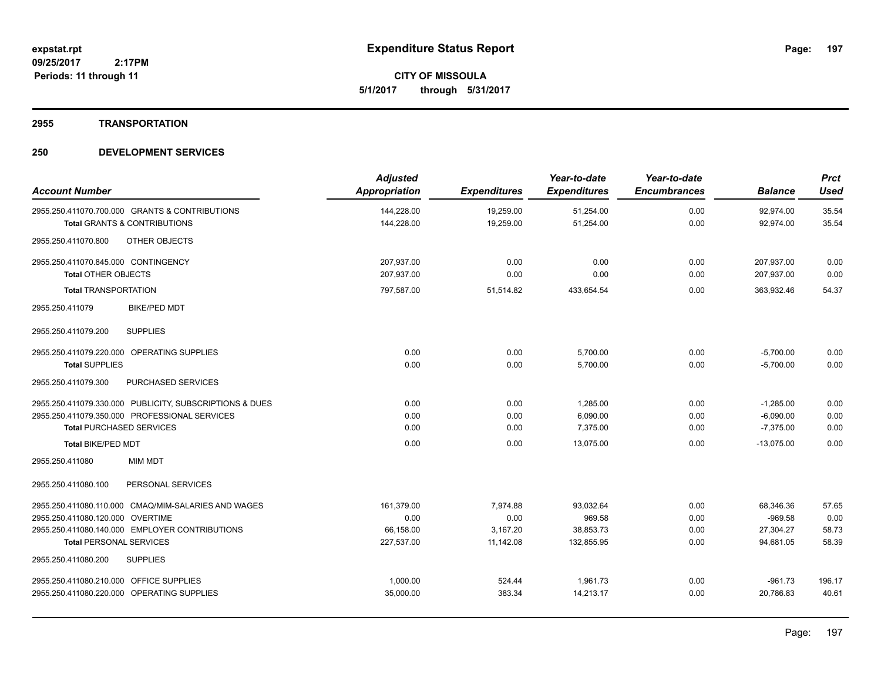**expstat.rpt**
**09/25/2017 2:17PM**
**Periods: 11 through 11**

# Expenditure Status Report

**CITY OF MISSOULA**
**5/1/2017 through 5/31/2017**

## 2955 TRANSPORTATION

## 250 DEVELOPMENT SERVICES

| Account Number | Adjusted Appropriation | Expenditures | Year-to-date Expenditures | Year-to-date Encumbrances | Balance | Prct Used |
|---|---|---|---|---|---|---|
| 2955.250.411070.700.000 GRANTS & CONTRIBUTIONS | 144,228.00 | 19,259.00 | 51,254.00 | 0.00 | 92,974.00 | 35.54 |
| **Total** GRANTS & CONTRIBUTIONS | 144,228.00 | 19,259.00 | 51,254.00 | 0.00 | 92,974.00 | 35.54 |
| 2955.250.411070.800 OTHER OBJECTS | | | | | | |
| 2955.250.411070.845.000 CONTINGENCY | 207,937.00 | 0.00 | 0.00 | 0.00 | 207,937.00 | 0.00 |
| **Total** OTHER OBJECTS | 207,937.00 | 0.00 | 0.00 | 0.00 | 207,937.00 | 0.00 |
| **Total** TRANSPORTATION | 797,587.00 | 51,514.82 | 433,654.54 | 0.00 | 363,932.46 | 54.37 |
| 2955.250.411079 BIKE/PED MDT | | | | | | |
| 2955.250.411079.200 SUPPLIES | | | | | | |
| 2955.250.411079.220.000 OPERATING SUPPLIES | 0.00 | 0.00 | 5,700.00 | 0.00 | -5,700.00 | 0.00 |
| **Total** SUPPLIES | 0.00 | 0.00 | 5,700.00 | 0.00 | -5,700.00 | 0.00 |
| 2955.250.411079.300 PURCHASED SERVICES | | | | | | |
| 2955.250.411079.330.000 PUBLICITY, SUBSCRIPTIONS & DUES | 0.00 | 0.00 | 1,285.00 | 0.00 | -1,285.00 | 0.00 |
| 2955.250.411079.350.000 PROFESSIONAL SERVICES | 0.00 | 0.00 | 6,090.00 | 0.00 | -6,090.00 | 0.00 |
| **Total** PURCHASED SERVICES | 0.00 | 0.00 | 7,375.00 | 0.00 | -7,375.00 | 0.00 |
| **Total** BIKE/PED MDT | 0.00 | 0.00 | 13,075.00 | 0.00 | -13,075.00 | 0.00 |
| 2955.250.411080 MIM MDT | | | | | | |
| 2955.250.411080.100 PERSONAL SERVICES | | | | | | |
| 2955.250.411080.110.000 CMAQ/MIM-SALARIES AND WAGES | 161,379.00 | 7,974.88 | 93,032.64 | 0.00 | 68,346.36 | 57.65 |
| 2955.250.411080.120.000 OVERTIME | 0.00 | 0.00 | 969.58 | 0.00 | -969.58 | 0.00 |
| 2955.250.411080.140.000 EMPLOYER CONTRIBUTIONS | 66,158.00 | 3,167.20 | 38,853.73 | 0.00 | 27,304.27 | 58.73 |
| **Total** PERSONAL SERVICES | 227,537.00 | 11,142.08 | 132,855.95 | 0.00 | 94,681.05 | 58.39 |
| 2955.250.411080.200 SUPPLIES | | | | | | |
| 2955.250.411080.210.000 OFFICE SUPPLIES | 1,000.00 | 524.44 | 1,961.73 | 0.00 | -961.73 | 196.17 |
| 2955.250.411080.220.000 OPERATING SUPPLIES | 35,000.00 | 383.34 | 14,213.17 | 0.00 | 20,786.83 | 40.61 |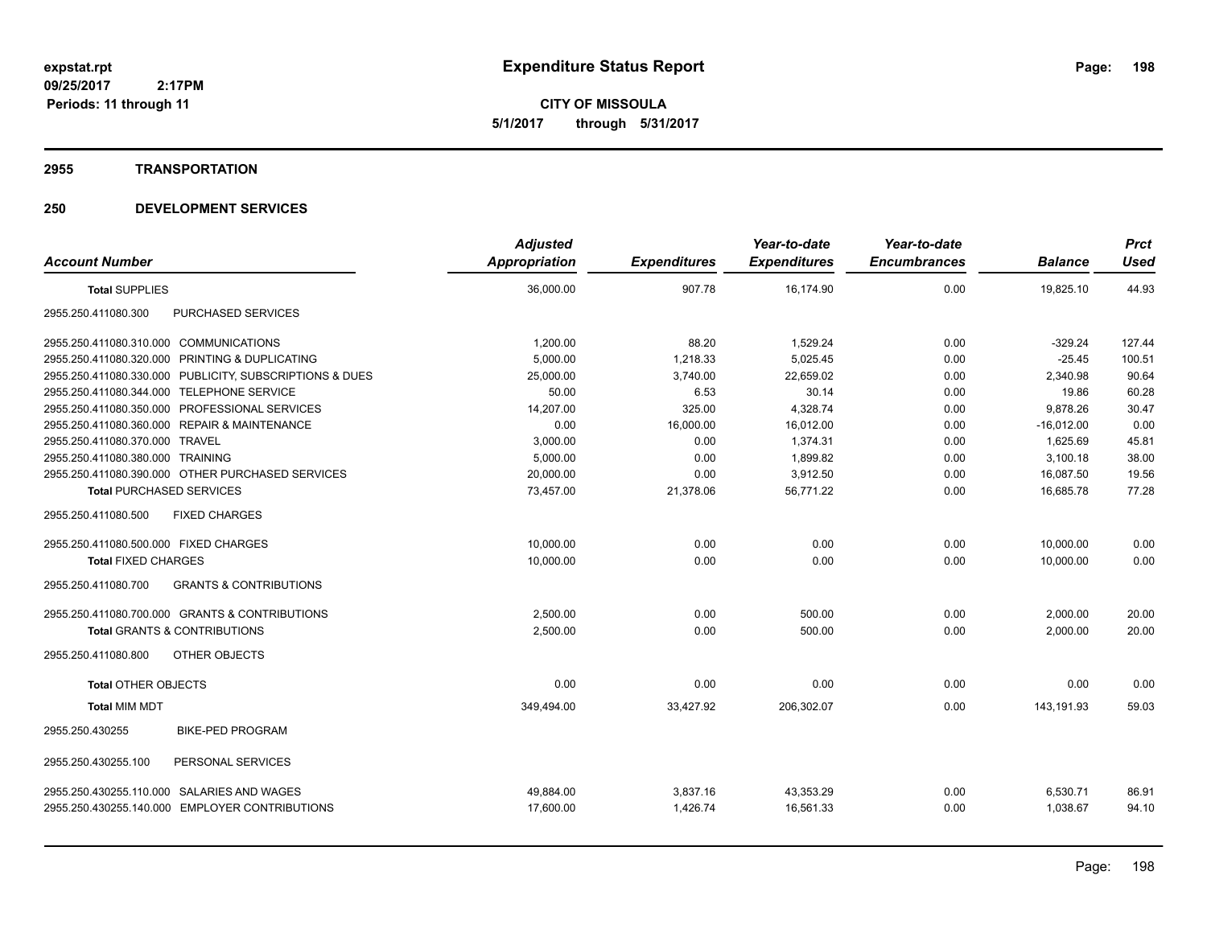# Expenditure Status Report

expstat.rpt
09/25/2017 2:17PM
Periods: 11 through 11

**CITY OF MISSOULA**
**5/1/2017 through 5/31/2017**

## 2955 TRANSPORTATION

## 250 DEVELOPMENT SERVICES

| Account Number | Adjusted Appropriation | Expenditures | Year-to-date Expenditures | Year-to-date Encumbrances | Balance | Prct Used |
|---|---|---|---|---|---|---|
| **Total** SUPPLIES | 36,000.00 | 907.78 | 16,174.90 | 0.00 | 19,825.10 | 44.93 |
| 2955.250.411080.300 PURCHASED SERVICES | | | | | | |
| 2955.250.411080.310.000 COMMUNICATIONS | 1,200.00 | 88.20 | 1,529.24 | 0.00 | -329.24 | 127.44 |
| 2955.250.411080.320.000 PRINTING & DUPLICATING | 5,000.00 | 1,218.33 | 5,025.45 | 0.00 | -25.45 | 100.51 |
| 2955.250.411080.330.000 PUBLICITY, SUBSCRIPTIONS & DUES | 25,000.00 | 3,740.00 | 22,659.02 | 0.00 | 2,340.98 | 90.64 |
| 2955.250.411080.344.000 TELEPHONE SERVICE | 50.00 | 6.53 | 30.14 | 0.00 | 19.86 | 60.28 |
| 2955.250.411080.350.000 PROFESSIONAL SERVICES | 14,207.00 | 325.00 | 4,328.74 | 0.00 | 9,878.26 | 30.47 |
| 2955.250.411080.360.000 REPAIR & MAINTENANCE | 0.00 | 16,000.00 | 16,012.00 | 0.00 | -16,012.00 | 0.00 |
| 2955.250.411080.370.000 TRAVEL | 3,000.00 | 0.00 | 1,374.31 | 0.00 | 1,625.69 | 45.81 |
| 2955.250.411080.380.000 TRAINING | 5,000.00 | 0.00 | 1,899.82 | 0.00 | 3,100.18 | 38.00 |
| 2955.250.411080.390.000 OTHER PURCHASED SERVICES | 20,000.00 | 0.00 | 3,912.50 | 0.00 | 16,087.50 | 19.56 |
| **Total** PURCHASED SERVICES | 73,457.00 | 21,378.06 | 56,771.22 | 0.00 | 16,685.78 | 77.28 |
| 2955.250.411080.500 FIXED CHARGES | | | | | | |
| 2955.250.411080.500.000 FIXED CHARGES | 10,000.00 | 0.00 | 0.00 | 0.00 | 10,000.00 | 0.00 |
| **Total** FIXED CHARGES | 10,000.00 | 0.00 | 0.00 | 0.00 | 10,000.00 | 0.00 |
| 2955.250.411080.700 GRANTS & CONTRIBUTIONS | | | | | | |
| 2955.250.411080.700.000 GRANTS & CONTRIBUTIONS | 2,500.00 | 0.00 | 500.00 | 0.00 | 2,000.00 | 20.00 |
| **Total** GRANTS & CONTRIBUTIONS | 2,500.00 | 0.00 | 500.00 | 0.00 | 2,000.00 | 20.00 |
| 2955.250.411080.800 OTHER OBJECTS | | | | | | |
| **Total** OTHER OBJECTS | 0.00 | 0.00 | 0.00 | 0.00 | 0.00 | 0.00 |
| **Total** MIM MDT | 349,494.00 | 33,427.92 | 206,302.07 | 0.00 | 143,191.93 | 59.03 |
| 2955.250.430255 BIKE-PED PROGRAM | | | | | | |
| 2955.250.430255.100 PERSONAL SERVICES | | | | | | |
| 2955.250.430255.110.000 SALARIES AND WAGES | 49,884.00 | 3,837.16 | 43,353.29 | 0.00 | 6,530.71 | 86.91 |
| 2955.250.430255.140.000 EMPLOYER CONTRIBUTIONS | 17,600.00 | 1,426.74 | 16,561.33 | 0.00 | 1,038.67 | 94.10 |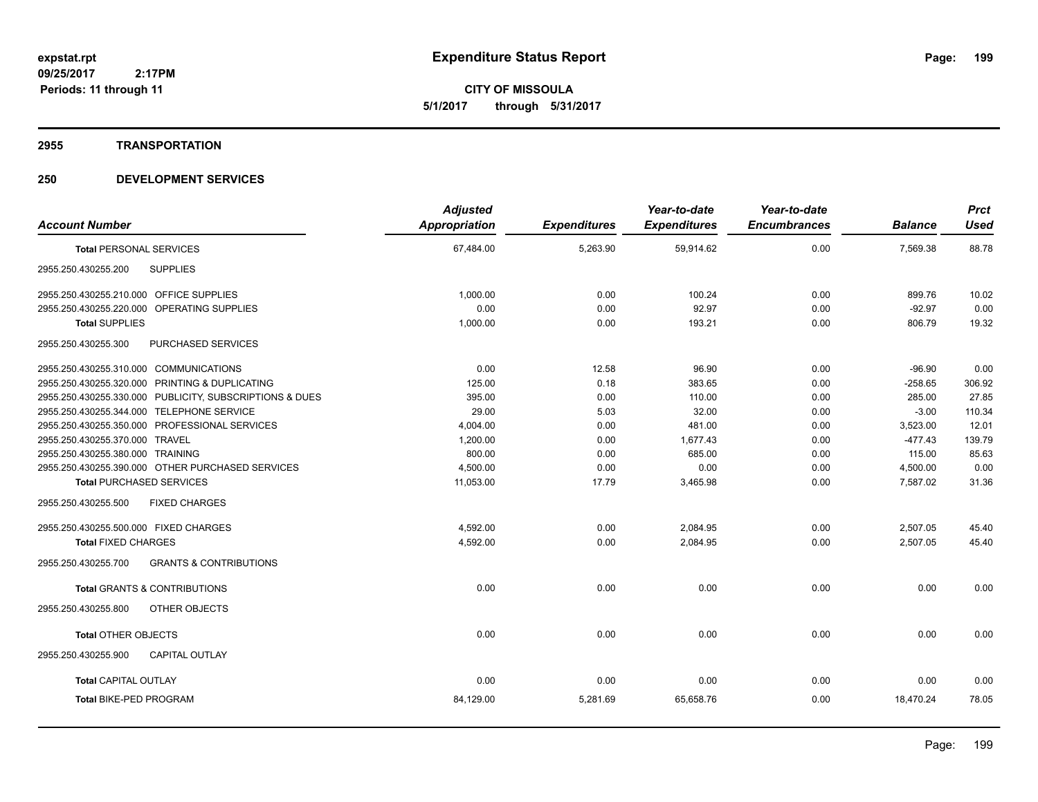**expstat.rpt**
**09/25/2017 2:17PM**
**Periods: 11 through 11**

# Expenditure Status Report

**CITY OF MISSOULA**
**5/1/2017 through 5/31/2017**

## 2955 TRANSPORTATION

## 250 DEVELOPMENT SERVICES

| Account Number | Adjusted Appropriation | Expenditures | Year-to-date Expenditures | Year-to-date Encumbrances | Balance | Prct Used |
|---|---|---|---|---|---|---|
| **Total** PERSONAL SERVICES | 67,484.00 | 5,263.90 | 59,914.62 | 0.00 | 7,569.38 | 88.78 |
| 2955.250.430255.200 SUPPLIES | | | | | | |
| 2955.250.430255.210.000 OFFICE SUPPLIES | 1,000.00 | 0.00 | 100.24 | 0.00 | 899.76 | 10.02 |
| 2955.250.430255.220.000 OPERATING SUPPLIES | 0.00 | 0.00 | 92.97 | 0.00 | -92.97 | 0.00 |
| **Total** SUPPLIES | 1,000.00 | 0.00 | 193.21 | 0.00 | 806.79 | 19.32 |
| 2955.250.430255.300 PURCHASED SERVICES | | | | | | |
| 2955.250.430255.310.000 COMMUNICATIONS | 0.00 | 12.58 | 96.90 | 0.00 | -96.90 | 0.00 |
| 2955.250.430255.320.000 PRINTING & DUPLICATING | 125.00 | 0.18 | 383.65 | 0.00 | -258.65 | 306.92 |
| 2955.250.430255.330.000 PUBLICITY, SUBSCRIPTIONS & DUES | 395.00 | 0.00 | 110.00 | 0.00 | 285.00 | 27.85 |
| 2955.250.430255.344.000 TELEPHONE SERVICE | 29.00 | 5.03 | 32.00 | 0.00 | -3.00 | 110.34 |
| 2955.250.430255.350.000 PROFESSIONAL SERVICES | 4,004.00 | 0.00 | 481.00 | 0.00 | 3,523.00 | 12.01 |
| 2955.250.430255.370.000 TRAVEL | 1,200.00 | 0.00 | 1,677.43 | 0.00 | -477.43 | 139.79 |
| 2955.250.430255.380.000 TRAINING | 800.00 | 0.00 | 685.00 | 0.00 | 115.00 | 85.63 |
| 2955.250.430255.390.000 OTHER PURCHASED SERVICES | 4,500.00 | 0.00 | 0.00 | 0.00 | 4,500.00 | 0.00 |
| **Total** PURCHASED SERVICES | 11,053.00 | 17.79 | 3,465.98 | 0.00 | 7,587.02 | 31.36 |
| 2955.250.430255.500 FIXED CHARGES | | | | | | |
| 2955.250.430255.500.000 FIXED CHARGES | 4,592.00 | 0.00 | 2,084.95 | 0.00 | 2,507.05 | 45.40 |
| **Total** FIXED CHARGES | 4,592.00 | 0.00 | 2,084.95 | 0.00 | 2,507.05 | 45.40 |
| 2955.250.430255.700 GRANTS & CONTRIBUTIONS | | | | | | |
| **Total** GRANTS & CONTRIBUTIONS | 0.00 | 0.00 | 0.00 | 0.00 | 0.00 | 0.00 |
| 2955.250.430255.800 OTHER OBJECTS | | | | | | |
| **Total** OTHER OBJECTS | 0.00 | 0.00 | 0.00 | 0.00 | 0.00 | 0.00 |
| 2955.250.430255.900 CAPITAL OUTLAY | | | | | | |
| **Total** CAPITAL OUTLAY | 0.00 | 0.00 | 0.00 | 0.00 | 0.00 | 0.00 |
| **Total BIKE-PED PROGRAM** | 84,129.00 | 5,281.69 | 65,658.76 | 0.00 | 18,470.24 | 78.05 |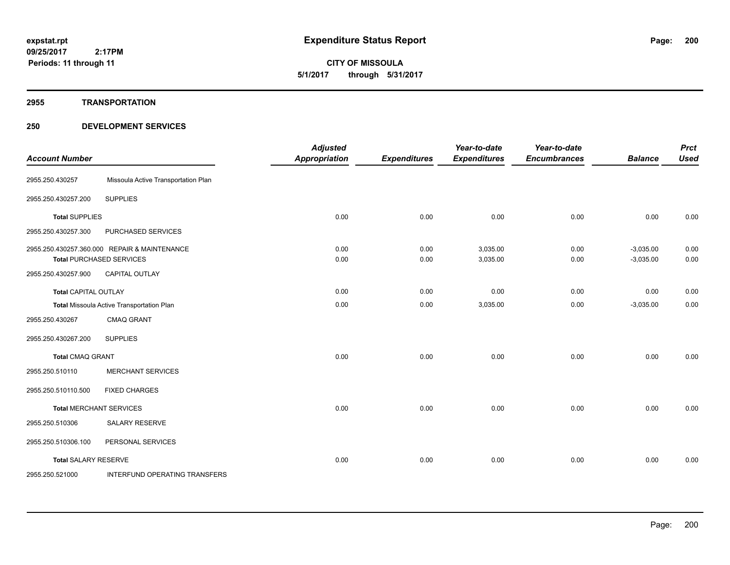**expstat.rpt**
**09/25/2017 2:17PM**
**Periods: 11 through 11**

# Expenditure Status Report

**CITY OF MISSOULA**
**5/1/2017 through 5/31/2017**

## 2955 TRANSPORTATION

## 250 DEVELOPMENT SERVICES

| Account Number | | Adjusted Appropriation | Expenditures | Year-to-date Expenditures | Year-to-date Encumbrances | Balance | Prct Used |
|---|---|---|---|---|---|---|---|
| 2955.250.430257 | Missoula Active Transportation Plan | | | | | | |
| 2955.250.430257.200 | SUPPLIES | | | | | | |
| **Total** SUPPLIES | | 0.00 | 0.00 | 0.00 | 0.00 | 0.00 | 0.00 |
| 2955.250.430257.300 | PURCHASED SERVICES | | | | | | |
| 2955.250.430257.360.000 | REPAIR & MAINTENANCE | 0.00 | 0.00 | 3,035.00 | 0.00 | -3,035.00 | 0.00 |
| **Total** PURCHASED SERVICES | | 0.00 | 0.00 | 3,035.00 | 0.00 | -3,035.00 | 0.00 |
| 2955.250.430257.900 | CAPITAL OUTLAY | | | | | | |
| **Total** CAPITAL OUTLAY | | 0.00 | 0.00 | 0.00 | 0.00 | 0.00 | 0.00 |
| **Total** Missoula Active Transportation Plan | | 0.00 | 0.00 | 3,035.00 | 0.00 | -3,035.00 | 0.00 |
| 2955.250.430267 | CMAQ GRANT | | | | | | |
| 2955.250.430267.200 | SUPPLIES | | | | | | |
| **Total** CMAQ GRANT | | 0.00 | 0.00 | 0.00 | 0.00 | 0.00 | 0.00 |
| 2955.250.510110 | MERCHANT SERVICES | | | | | | |
| 2955.250.510110.500 | FIXED CHARGES | | | | | | |
| **Total** MERCHANT SERVICES | | 0.00 | 0.00 | 0.00 | 0.00 | 0.00 | 0.00 |
| 2955.250.510306 | SALARY RESERVE | | | | | | |
| 2955.250.510306.100 | PERSONAL SERVICES | | | | | | |
| **Total** SALARY RESERVE | | 0.00 | 0.00 | 0.00 | 0.00 | 0.00 | 0.00 |
| 2955.250.521000 | INTERFUND OPERATING TRANSFERS | | | | | | |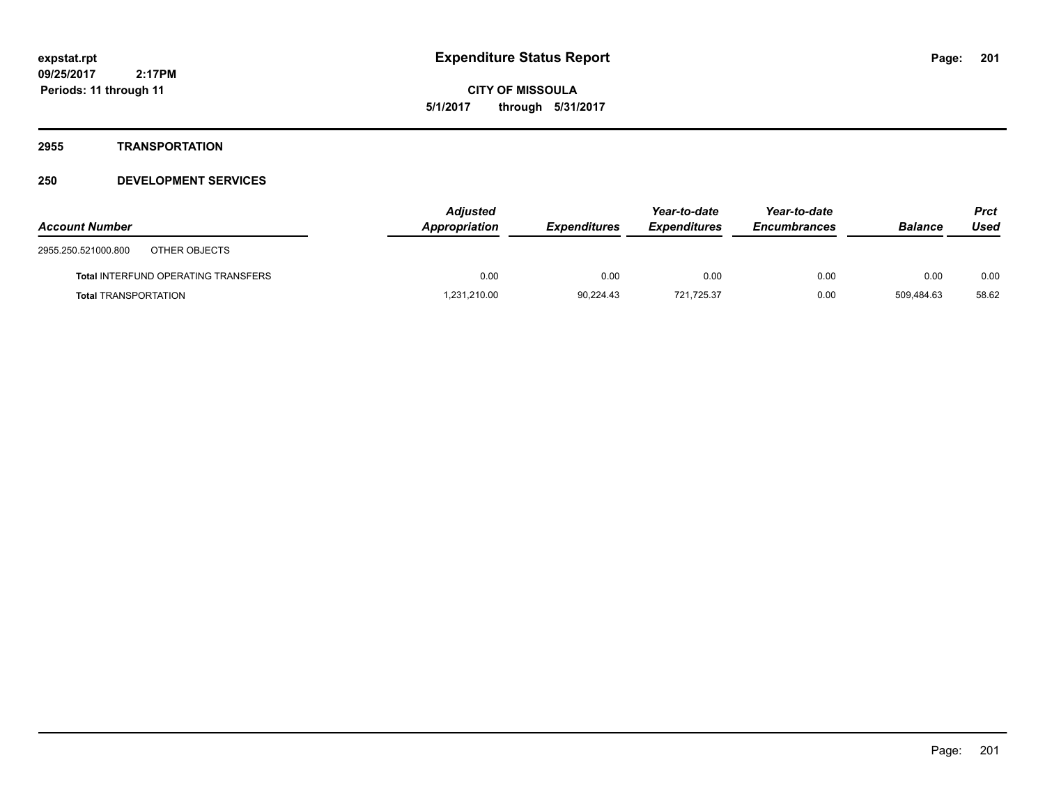# Expenditure Status Report

**CITY OF MISSOULA**

**5/1/2017 through 5/31/2017**

expstat.rpt
09/25/2017 2:17PM
Periods: 11 through 11

## 2955 TRANSPORTATION

## 250 DEVELOPMENT SERVICES

| Account Number | | Adjusted Appropriation | Expenditures | Year-to-date Expenditures | Year-to-date Encumbrances | Balance | Prct Used |
|---|---|---|---|---|---|---|---|
| 2955.250.521000.800 | OTHER OBJECTS | | | | | | |
| **Total** INTERFUND OPERATING TRANSFERS | | 0.00 | 0.00 | 0.00 | 0.00 | 0.00 | 0.00 |
| **Total** TRANSPORTATION | | 1,231,210.00 | 90,224.43 | 721,725.37 | 0.00 | 509,484.63 | 58.62 |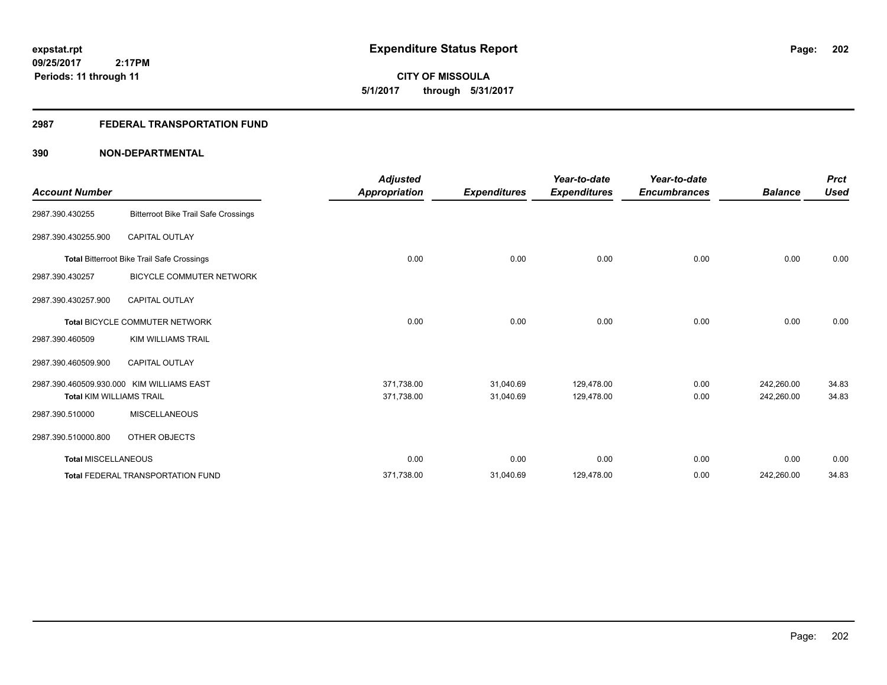**expstat.rpt**
**09/25/2017 2:17PM**
**Periods: 11 through 11**

# Expenditure Status Report

**CITY OF MISSOULA**
**5/1/2017 through 5/31/2017**

## 2987 FEDERAL TRANSPORTATION FUND

### 390 NON-DEPARTMENTAL

| Account Number | | Adjusted Appropriation | Expenditures | Year-to-date Expenditures | Year-to-date Encumbrances | Balance | Prct Used |
|---|---|---|---|---|---|---|---|
| 2987.390.430255 | Bitterroot Bike Trail Safe Crossings | | | | | | |
| 2987.390.430255.900 | CAPITAL OUTLAY | | | | | | |
| **Total** Bitterroot Bike Trail Safe Crossings | | 0.00 | 0.00 | 0.00 | 0.00 | 0.00 | 0.00 |
| 2987.390.430257 | BICYCLE COMMUTER NETWORK | | | | | | |
| 2987.390.430257.900 | CAPITAL OUTLAY | | | | | | |
| **Total** BICYCLE COMMUTER NETWORK | | 0.00 | 0.00 | 0.00 | 0.00 | 0.00 | 0.00 |
| 2987.390.460509 | KIM WILLIAMS TRAIL | | | | | | |
| 2987.390.460509.900 | CAPITAL OUTLAY | | | | | | |
| 2987.390.460509.930.000 | KIM WILLIAMS EAST | 371,738.00 | 31,040.69 | 129,478.00 | 0.00 | 242,260.00 | 34.83 |
| **Total** KIM WILLIAMS TRAIL | | 371,738.00 | 31,040.69 | 129,478.00 | 0.00 | 242,260.00 | 34.83 |
| 2987.390.510000 | MISCELLANEOUS | | | | | | |
| 2987.390.510000.800 | OTHER OBJECTS | | | | | | |
| **Total** MISCELLANEOUS | | 0.00 | 0.00 | 0.00 | 0.00 | 0.00 | 0.00 |
| **Total** FEDERAL TRANSPORTATION FUND | | 371,738.00 | 31,040.69 | 129,478.00 | 0.00 | 242,260.00 | 34.83 |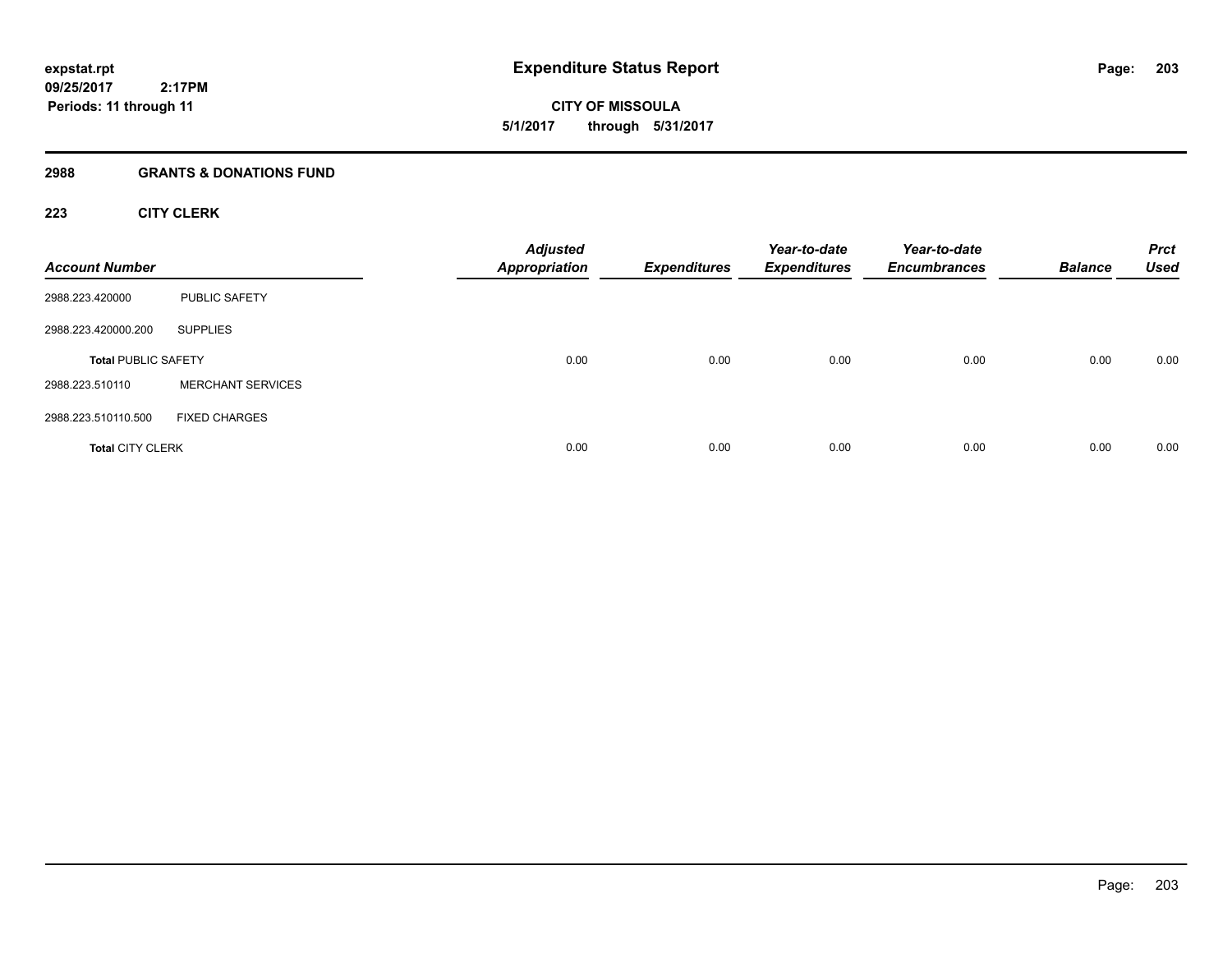# Expenditure Status Report

expstat.rpt
09/25/2017 2:17PM
Periods: 11 through 11

**CITY OF MISSOULA**
**5/1/2017 through 5/31/2017**

## 2988 GRANTS & DONATIONS FUND

### 223 CITY CLERK

| Account Number | | Adjusted Appropriation | Expenditures | Year-to-date Expenditures | Year-to-date Encumbrances | Balance | Prct Used |
|---|---|---|---|---|---|---|---|
| 2988.223.420000 | PUBLIC SAFETY | | | | | | |
| 2988.223.420000.200 | SUPPLIES | | | | | | |
| **Total** PUBLIC SAFETY | | 0.00 | 0.00 | 0.00 | 0.00 | 0.00 | 0.00 |
| 2988.223.510110 | MERCHANT SERVICES | | | | | | |
| 2988.223.510110.500 | FIXED CHARGES | | | | | | |
| **Total** CITY CLERK | | 0.00 | 0.00 | 0.00 | 0.00 | 0.00 | 0.00 |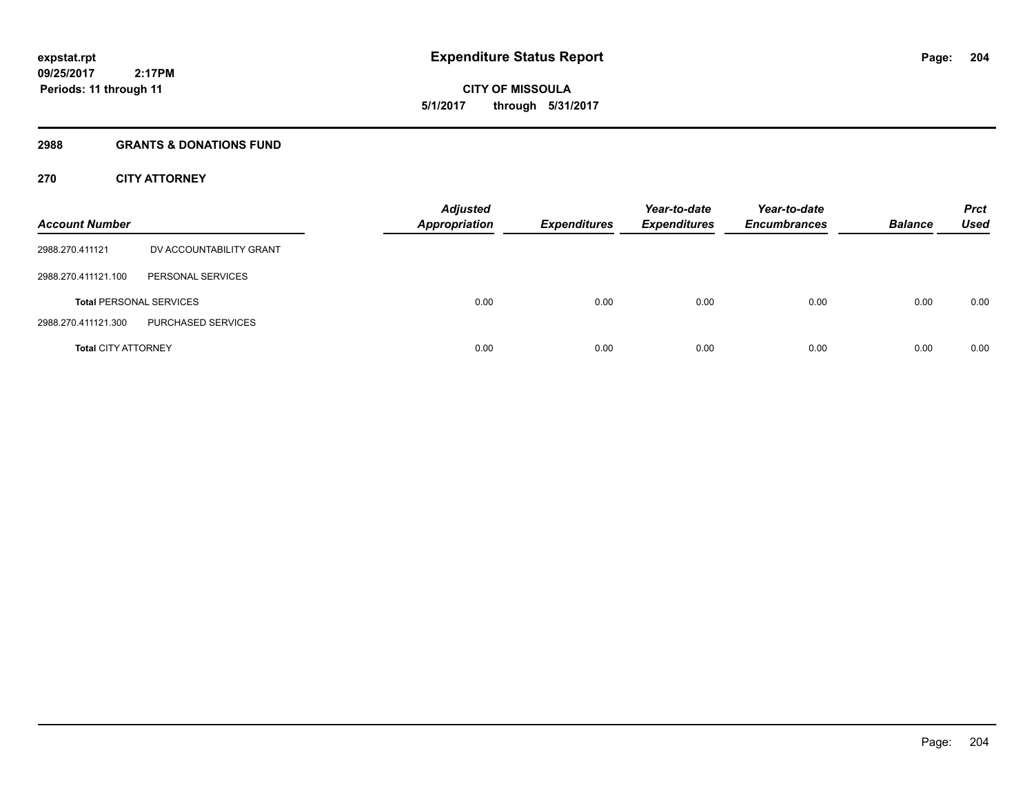**expstat.rpt**
**09/25/2017 2:17PM**
**Periods: 11 through 11**

# Expenditure Status Report

**CITY OF MISSOULA**
**5/1/2017 through 5/31/2017**

## 2988 GRANTS & DONATIONS FUND

### 270 CITY ATTORNEY

| Account Number | | Adjusted Appropriation | Expenditures | Year-to-date Expenditures | Year-to-date Encumbrances | Balance | Prct Used |
|---|---|---|---|---|---|---|---|
| 2988.270.411121 | DV ACCOUNTABILITY GRANT | | | | | | |
| 2988.270.411121.100 | PERSONAL SERVICES | | | | | | |
| **Total** PERSONAL SERVICES | | 0.00 | 0.00 | 0.00 | 0.00 | 0.00 | 0.00 |
| 2988.270.411121.300 | PURCHASED SERVICES | | | | | | |
| **Total** CITY ATTORNEY | | 0.00 | 0.00 | 0.00 | 0.00 | 0.00 | 0.00 |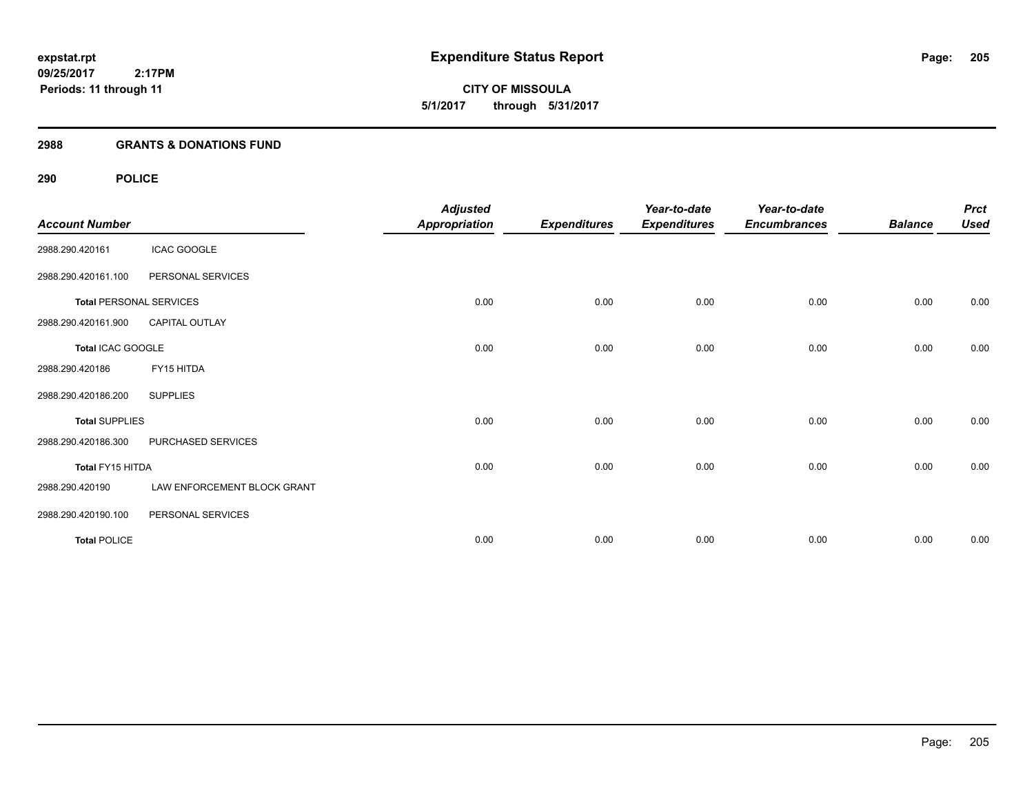**expstat.rpt**
**09/25/2017 2:17PM**
**Periods: 11 through 11**

# Expenditure Status Report

**CITY OF MISSOULA**
**5/1/2017 through 5/31/2017**

## 2988 GRANTS & DONATIONS FUND

## 290 POLICE

| Account Number | | Adjusted Appropriation | Expenditures | Year-to-date Expenditures | Year-to-date Encumbrances | Balance | Prct Used |
|---|---|---|---|---|---|---|---|
| 2988.290.420161 | ICAC GOOGLE | | | | | | |
| 2988.290.420161.100 | PERSONAL SERVICES | | | | | | |
| **Total** PERSONAL SERVICES | | 0.00 | 0.00 | 0.00 | 0.00 | 0.00 | 0.00 |
| 2988.290.420161.900 | CAPITAL OUTLAY | | | | | | |
| **Total** ICAC GOOGLE | | 0.00 | 0.00 | 0.00 | 0.00 | 0.00 | 0.00 |
| 2988.290.420186 | FY15 HITDA | | | | | | |
| 2988.290.420186.200 | SUPPLIES | | | | | | |
| **Total** SUPPLIES | | 0.00 | 0.00 | 0.00 | 0.00 | 0.00 | 0.00 |
| 2988.290.420186.300 | PURCHASED SERVICES | | | | | | |
| **Total** FY15 HITDA | | 0.00 | 0.00 | 0.00 | 0.00 | 0.00 | 0.00 |
| 2988.290.420190 | LAW ENFORCEMENT BLOCK GRANT | | | | | | |
| 2988.290.420190.100 | PERSONAL SERVICES | | | | | | |
| **Total** POLICE | | 0.00 | 0.00 | 0.00 | 0.00 | 0.00 | 0.00 |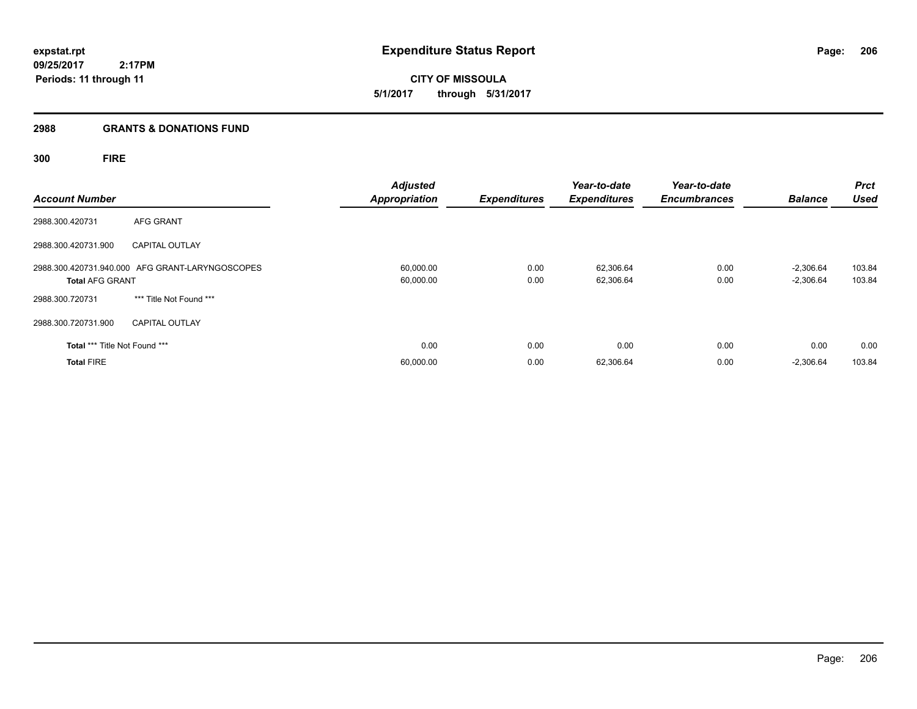# Expenditure Status Report

expstat.rpt
09/25/2017 2:17PM
Periods: 11 through 11

**CITY OF MISSOULA**
**5/1/2017 through 5/31/2017**

## 2988 GRANTS & DONATIONS FUND

### 300 FIRE

| Account Number | | Adjusted Appropriation | Expenditures | Year-to-date Expenditures | Year-to-date Encumbrances | Balance | Prct Used |
|---|---|---|---|---|---|---|---|
| 2988.300.420731 | AFG GRANT | | | | | | |
| 2988.300.420731.900 | CAPITAL OUTLAY | | | | | | |
| 2988.300.420731.940.000 | AFG GRANT-LARYNGOSCOPES | 60,000.00 | 0.00 | 62,306.64 | 0.00 | -2,306.64 | 103.84 |
| **Total** AFG GRANT | | 60,000.00 | 0.00 | 62,306.64 | 0.00 | -2,306.64 | 103.84 |
| 2988.300.720731 | *** Title Not Found *** | | | | | | |
| 2988.300.720731.900 | CAPITAL OUTLAY | | | | | | |
| **Total** *** Title Not Found *** | | 0.00 | 0.00 | 0.00 | 0.00 | 0.00 | 0.00 |
| **Total** FIRE | | 60,000.00 | 0.00 | 62,306.64 | 0.00 | -2,306.64 | 103.84 |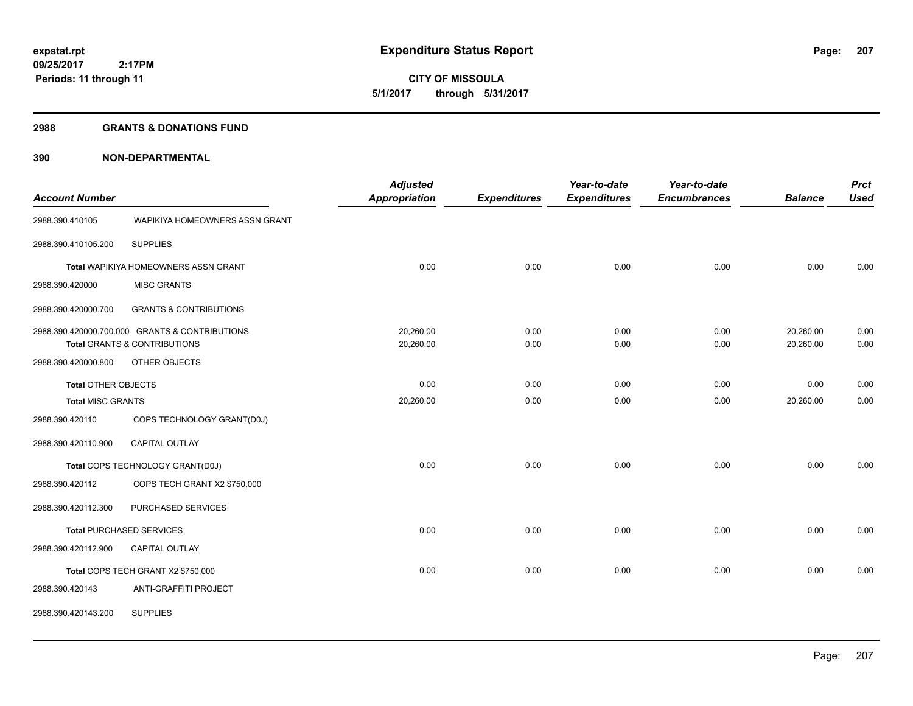**expstat.rpt**
**09/25/2017 2:17PM**
**Periods: 11 through 11**

# Expenditure Status Report

**CITY OF MISSOULA**
**5/1/2017 through 5/31/2017**

## 2988 GRANTS & DONATIONS FUND

## 390 NON-DEPARTMENTAL

| Account Number | | Adjusted Appropriation | Expenditures | Year-to-date Expenditures | Year-to-date Encumbrances | Balance | Prct Used |
|---|---|---|---|---|---|---|---|
| 2988.390.410105 | WAPIKIYA HOMEOWNERS ASSN GRANT | | | | | | |
| 2988.390.410105.200 | SUPPLIES | | | | | | |
| Total WAPIKIYA HOMEOWNERS ASSN GRANT | | 0.00 | 0.00 | 0.00 | 0.00 | 0.00 | 0.00 |
| 2988.390.420000 | MISC GRANTS | | | | | | |
| 2988.390.420000.700 | GRANTS & CONTRIBUTIONS | | | | | | |
| 2988.390.420000.700.000 | GRANTS & CONTRIBUTIONS | 20,260.00 | 0.00 | 0.00 | 0.00 | 20,260.00 | 0.00 |
| Total GRANTS & CONTRIBUTIONS | | 20,260.00 | 0.00 | 0.00 | 0.00 | 20,260.00 | 0.00 |
| 2988.390.420000.800 | OTHER OBJECTS | | | | | | |
| Total OTHER OBJECTS | | 0.00 | 0.00 | 0.00 | 0.00 | 0.00 | 0.00 |
| Total MISC GRANTS | | 20,260.00 | 0.00 | 0.00 | 0.00 | 20,260.00 | 0.00 |
| 2988.390.420110 | COPS TECHNOLOGY GRANT(D0J) | | | | | | |
| 2988.390.420110.900 | CAPITAL OUTLAY | | | | | | |
| Total COPS TECHNOLOGY GRANT(D0J) | | 0.00 | 0.00 | 0.00 | 0.00 | 0.00 | 0.00 |
| 2988.390.420112 | COPS TECH GRANT X2 $750,000 | | | | | | |
| 2988.390.420112.300 | PURCHASED SERVICES | | | | | | |
| Total PURCHASED SERVICES | | 0.00 | 0.00 | 0.00 | 0.00 | 0.00 | 0.00 |
| 2988.390.420112.900 | CAPITAL OUTLAY | | | | | | |
| Total COPS TECH GRANT X2 $750,000 | | 0.00 | 0.00 | 0.00 | 0.00 | 0.00 | 0.00 |
| 2988.390.420143 | ANTI-GRAFFITI PROJECT | | | | | | |
| 2988.390.420143.200 | SUPPLIES | | | | | | |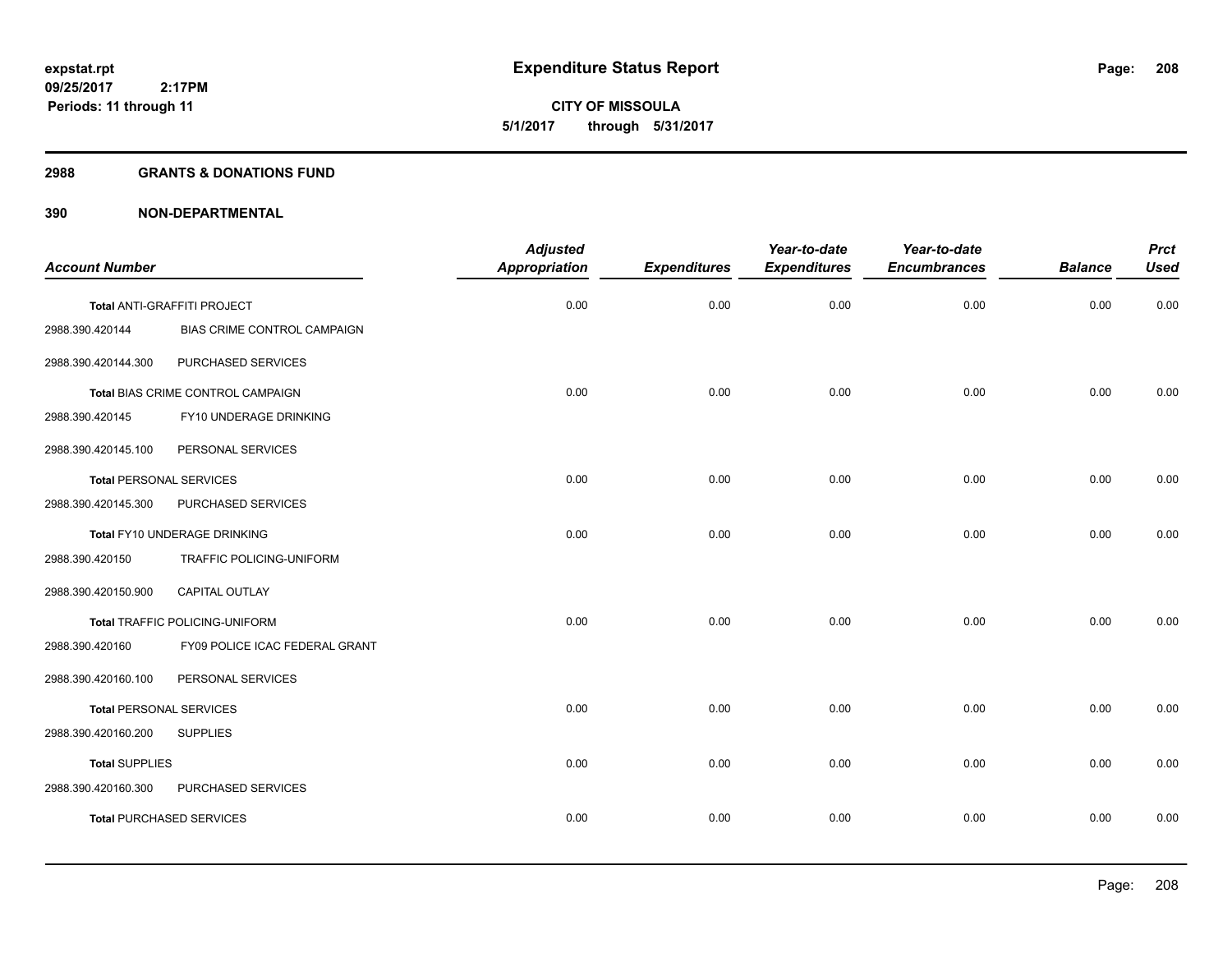**expstat.rpt**
**09/25/2017 2:17PM**
**Periods: 11 through 11**

# Expenditure Status Report

**CITY OF MISSOULA**
**5/1/2017 through 5/31/2017**

## 2988 GRANTS & DONATIONS FUND

## 390 NON-DEPARTMENTAL

| Account Number | | Adjusted Appropriation | Expenditures | Year-to-date Expenditures | Year-to-date Encumbrances | Balance | Prct Used |
|---|---|---|---|---|---|---|---|
| **Total** ANTI-GRAFFITI PROJECT | | 0.00 | 0.00 | 0.00 | 0.00 | 0.00 | 0.00 |
| 2988.390.420144 | BIAS CRIME CONTROL CAMPAIGN | | | | | | |
| 2988.390.420144.300 | PURCHASED SERVICES | | | | | | |
| **Total** BIAS CRIME CONTROL CAMPAIGN | | 0.00 | 0.00 | 0.00 | 0.00 | 0.00 | 0.00 |
| 2988.390.420145 | FY10 UNDERAGE DRINKING | | | | | | |
| 2988.390.420145.100 | PERSONAL SERVICES | | | | | | |
| **Total** PERSONAL SERVICES | | 0.00 | 0.00 | 0.00 | 0.00 | 0.00 | 0.00 |
| 2988.390.420145.300 | PURCHASED SERVICES | | | | | | |
| **Total** FY10 UNDERAGE DRINKING | | 0.00 | 0.00 | 0.00 | 0.00 | 0.00 | 0.00 |
| 2988.390.420150 | TRAFFIC POLICING-UNIFORM | | | | | | |
| 2988.390.420150.900 | CAPITAL OUTLAY | | | | | | |
| **Total** TRAFFIC POLICING-UNIFORM | | 0.00 | 0.00 | 0.00 | 0.00 | 0.00 | 0.00 |
| 2988.390.420160 | FY09 POLICE ICAC FEDERAL GRANT | | | | | | |
| 2988.390.420160.100 | PERSONAL SERVICES | | | | | | |
| **Total** PERSONAL SERVICES | | 0.00 | 0.00 | 0.00 | 0.00 | 0.00 | 0.00 |
| 2988.390.420160.200 | SUPPLIES | | | | | | |
| **Total** SUPPLIES | | 0.00 | 0.00 | 0.00 | 0.00 | 0.00 | 0.00 |
| 2988.390.420160.300 | PURCHASED SERVICES | | | | | | |
| **Total** PURCHASED SERVICES | | 0.00 | 0.00 | 0.00 | 0.00 | 0.00 | 0.00 |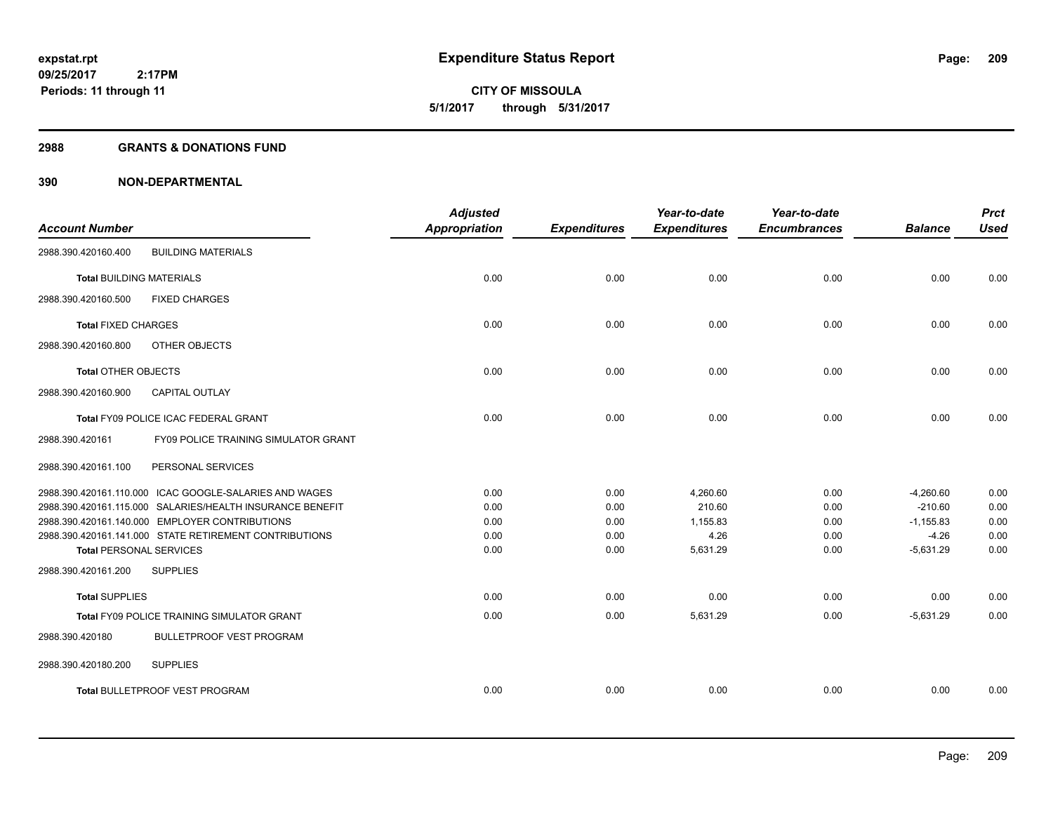**expstat.rpt**
**09/25/2017 2:17PM**
**Periods: 11 through 11**

# Expenditure Status Report

**CITY OF MISSOULA**
**5/1/2017 through 5/31/2017**

## 2988 GRANTS & DONATIONS FUND

## 390 NON-DEPARTMENTAL

| Account Number | Adjusted Appropriation | Expenditures | Year-to-date Expenditures | Year-to-date Encumbrances | Balance | Prct Used |
|---|---|---|---|---|---|---|
| 2988.390.420160.400 BUILDING MATERIALS | | | | | | |
| **Total** BUILDING MATERIALS | 0.00 | 0.00 | 0.00 | 0.00 | 0.00 | 0.00 |
| 2988.390.420160.500 FIXED CHARGES | | | | | | |
| **Total** FIXED CHARGES | 0.00 | 0.00 | 0.00 | 0.00 | 0.00 | 0.00 |
| 2988.390.420160.800 OTHER OBJECTS | | | | | | |
| **Total** OTHER OBJECTS | 0.00 | 0.00 | 0.00 | 0.00 | 0.00 | 0.00 |
| 2988.390.420160.900 CAPITAL OUTLAY | | | | | | |
| **Total** FY09 POLICE ICAC FEDERAL GRANT | 0.00 | 0.00 | 0.00 | 0.00 | 0.00 | 0.00 |
| 2988.390.420161 FY09 POLICE TRAINING SIMULATOR GRANT | | | | | | |
| 2988.390.420161.100 PERSONAL SERVICES | | | | | | |
| 2988.390.420161.110.000 ICAC GOOGLE-SALARIES AND WAGES | 0.00 | 0.00 | 4,260.60 | 0.00 | -4,260.60 | 0.00 |
| 2988.390.420161.115.000 SALARIES/HEALTH INSURANCE BENEFIT | 0.00 | 0.00 | 210.60 | 0.00 | -210.60 | 0.00 |
| 2988.390.420161.140.000 EMPLOYER CONTRIBUTIONS | 0.00 | 0.00 | 1,155.83 | 0.00 | -1,155.83 | 0.00 |
| 2988.390.420161.141.000 STATE RETIREMENT CONTRIBUTIONS | 0.00 | 0.00 | 4.26 | 0.00 | -4.26 | 0.00 |
| **Total** PERSONAL SERVICES | 0.00 | 0.00 | 5,631.29 | 0.00 | -5,631.29 | 0.00 |
| 2988.390.420161.200 SUPPLIES | | | | | | |
| **Total** SUPPLIES | 0.00 | 0.00 | 0.00 | 0.00 | 0.00 | 0.00 |
| **Total** FY09 POLICE TRAINING SIMULATOR GRANT | 0.00 | 0.00 | 5,631.29 | 0.00 | -5,631.29 | 0.00 |
| 2988.390.420180 BULLETPROOF VEST PROGRAM | | | | | | |
| 2988.390.420180.200 SUPPLIES | | | | | | |
| **Total** BULLETPROOF VEST PROGRAM | 0.00 | 0.00 | 0.00 | 0.00 | 0.00 | 0.00 |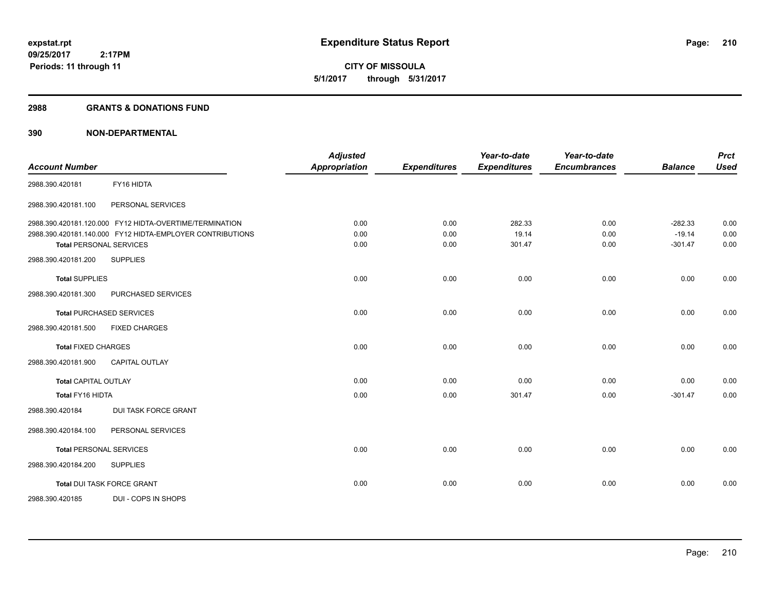**expstat.rpt**
**09/25/2017 2:17PM**
**Periods: 11 through 11**

# Expenditure Status Report

**CITY OF MISSOULA**
**5/1/2017 through 5/31/2017**

## 2988 GRANTS & DONATIONS FUND

## 390 NON-DEPARTMENTAL

| Account Number | | Adjusted Appropriation | Expenditures | Year-to-date Expenditures | Year-to-date Encumbrances | Balance | Prct Used |
|---|---|---|---|---|---|---|---|
| 2988.390.420181 | FY16 HIDTA | | | | | | |
| 2988.390.420181.100 | PERSONAL SERVICES | | | | | | |
| 2988.390.420181.120.000 | FY12 HIDTA-OVERTIME/TERMINATION | 0.00 | 0.00 | 282.33 | 0.00 | -282.33 | 0.00 |
| 2988.390.420181.140.000 | FY12 HIDTA-EMPLOYER CONTRIBUTIONS | 0.00 | 0.00 | 19.14 | 0.00 | -19.14 | 0.00 |
| **Total** PERSONAL SERVICES | | 0.00 | 0.00 | 301.47 | 0.00 | -301.47 | 0.00 |
| 2988.390.420181.200 | SUPPLIES | | | | | | |
| **Total** SUPPLIES | | 0.00 | 0.00 | 0.00 | 0.00 | 0.00 | 0.00 |
| 2988.390.420181.300 | PURCHASED SERVICES | | | | | | |
| **Total** PURCHASED SERVICES | | 0.00 | 0.00 | 0.00 | 0.00 | 0.00 | 0.00 |
| 2988.390.420181.500 | FIXED CHARGES | | | | | | |
| **Total** FIXED CHARGES | | 0.00 | 0.00 | 0.00 | 0.00 | 0.00 | 0.00 |
| 2988.390.420181.900 | CAPITAL OUTLAY | | | | | | |
| **Total** CAPITAL OUTLAY | | 0.00 | 0.00 | 0.00 | 0.00 | 0.00 | 0.00 |
| **Total FY16 HIDTA** | | 0.00 | 0.00 | 301.47 | 0.00 | -301.47 | 0.00 |
| 2988.390.420184 | DUI TASK FORCE GRANT | | | | | | |
| 2988.390.420184.100 | PERSONAL SERVICES | | | | | | |
| **Total** PERSONAL SERVICES | | 0.00 | 0.00 | 0.00 | 0.00 | 0.00 | 0.00 |
| 2988.390.420184.200 | SUPPLIES | | | | | | |
| **Total** DUI TASK FORCE GRANT | | 0.00 | 0.00 | 0.00 | 0.00 | 0.00 | 0.00 |
| 2988.390.420185 | DUI - COPS IN SHOPS | | | | | | |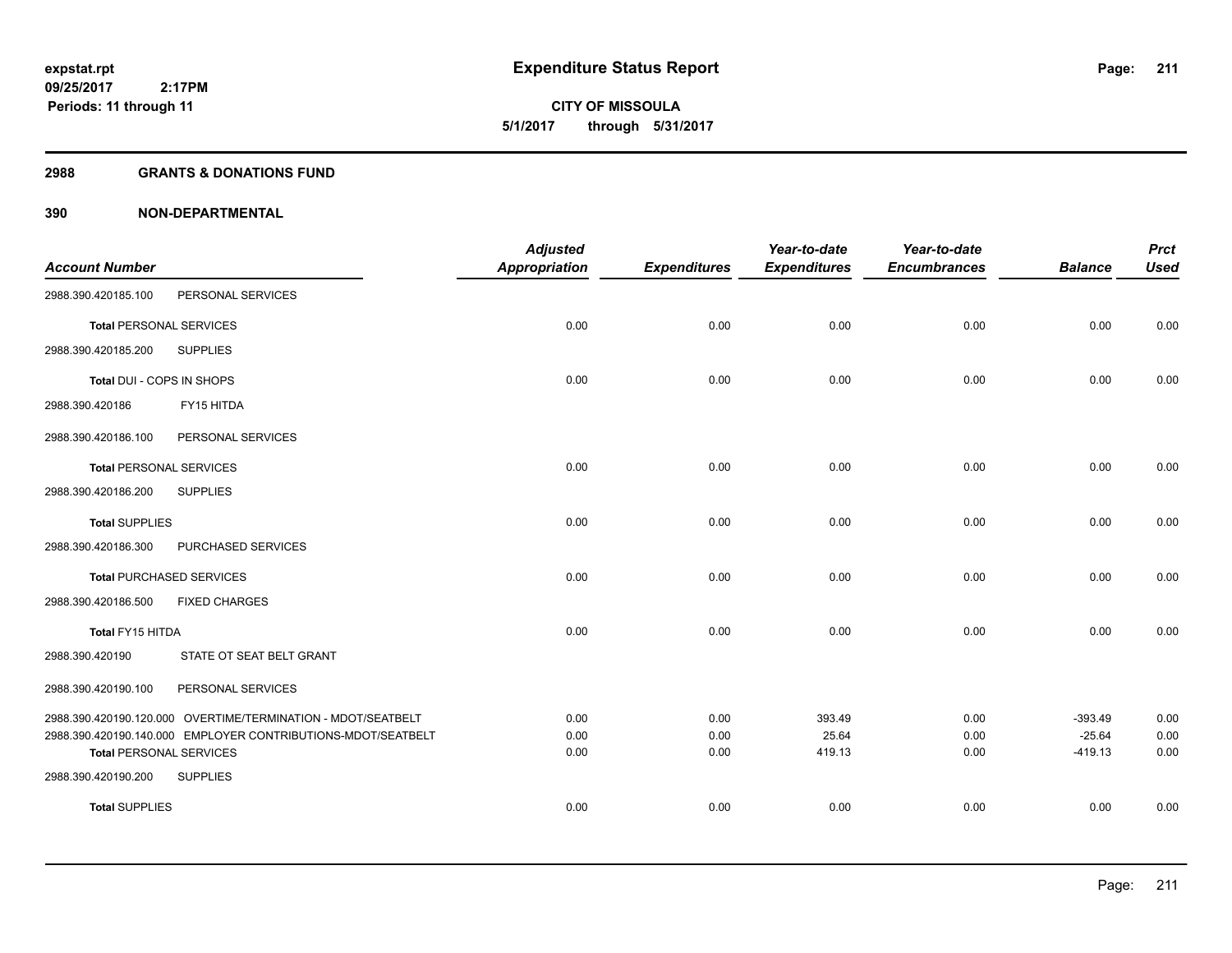**expstat.rpt**
**09/25/2017 2:17PM**
**Periods: 11 through 11**

# Expenditure Status Report

**CITY OF MISSOULA**
**5/1/2017 through 5/31/2017**

## 2988 GRANTS & DONATIONS FUND

## 390 NON-DEPARTMENTAL

| Account Number | | Adjusted Appropriation | Expenditures | Year-to-date Expenditures | Year-to-date Encumbrances | Balance | Prct Used |
|---|---|---|---|---|---|---|---|
| 2988.390.420185.100 | PERSONAL SERVICES | | | | | | |
| **Total** PERSONAL SERVICES | | 0.00 | 0.00 | 0.00 | 0.00 | 0.00 | 0.00 |
| 2988.390.420185.200 | SUPPLIES | | | | | | |
| **Total DUI - COPS IN SHOPS** | | 0.00 | 0.00 | 0.00 | 0.00 | 0.00 | 0.00 |
| 2988.390.420186 | FY15 HITDA | | | | | | |
| 2988.390.420186.100 | PERSONAL SERVICES | | | | | | |
| **Total** PERSONAL SERVICES | | 0.00 | 0.00 | 0.00 | 0.00 | 0.00 | 0.00 |
| 2988.390.420186.200 | SUPPLIES | | | | | | |
| **Total** SUPPLIES | | 0.00 | 0.00 | 0.00 | 0.00 | 0.00 | 0.00 |
| 2988.390.420186.300 | PURCHASED SERVICES | | | | | | |
| **Total** PURCHASED SERVICES | | 0.00 | 0.00 | 0.00 | 0.00 | 0.00 | 0.00 |
| 2988.390.420186.500 | FIXED CHARGES | | | | | | |
| **Total FY15 HITDA** | | 0.00 | 0.00 | 0.00 | 0.00 | 0.00 | 0.00 |
| 2988.390.420190 | STATE OT SEAT BELT GRANT | | | | | | |
| 2988.390.420190.100 | PERSONAL SERVICES | | | | | | |
| 2988.390.420190.120.000 | OVERTIME/TERMINATION - MDOT/SEATBELT | 0.00 | 0.00 | 393.49 | 0.00 | -393.49 | 0.00 |
| 2988.390.420190.140.000 | EMPLOYER CONTRIBUTIONS-MDOT/SEATBELT | 0.00 | 0.00 | 25.64 | 0.00 | -25.64 | 0.00 |
| **Total** PERSONAL SERVICES | | 0.00 | 0.00 | 419.13 | 0.00 | -419.13 | 0.00 |
| 2988.390.420190.200 | SUPPLIES | | | | | | |
| **Total** SUPPLIES | | 0.00 | 0.00 | 0.00 | 0.00 | 0.00 | 0.00 |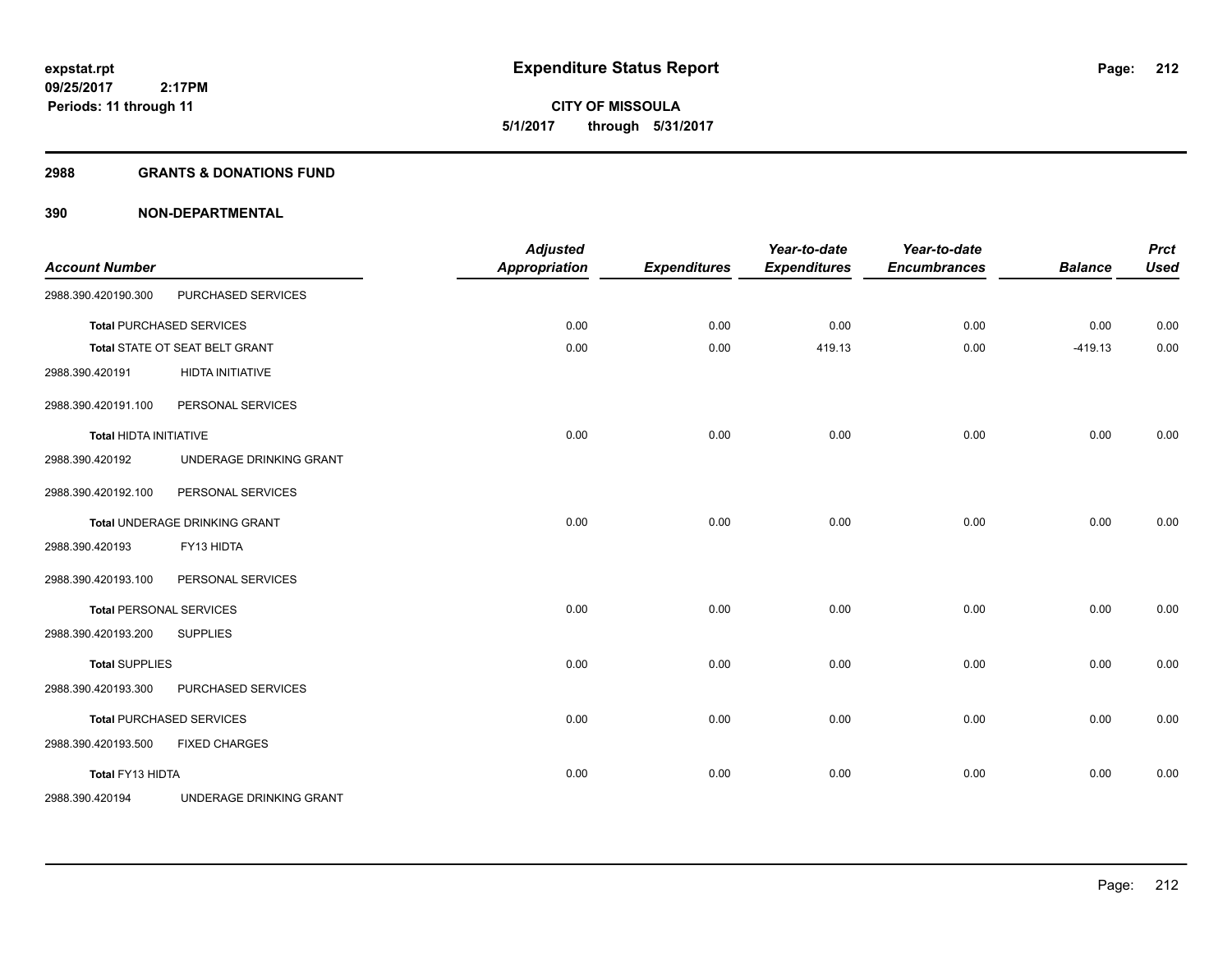# Expenditure Status Report

expstat.rpt
09/25/2017 2:17PM
Periods: 11 through 11

**CITY OF MISSOULA**
**5/1/2017 through 5/31/2017**

## 2988 GRANTS & DONATIONS FUND

## 390 NON-DEPARTMENTAL

| Account Number | | Adjusted Appropriation | Expenditures | Year-to-date Expenditures | Year-to-date Encumbrances | Balance | Prct Used |
|---|---|---|---|---|---|---|---|
| 2988.390.420190.300 | PURCHASED SERVICES | | | | | | |
| Total PURCHASED SERVICES | | 0.00 | 0.00 | 0.00 | 0.00 | 0.00 | 0.00 |
| Total STATE OT SEAT BELT GRANT | | 0.00 | 0.00 | 419.13 | 0.00 | -419.13 | 0.00 |
| 2988.390.420191 | HIDTA INITIATIVE | | | | | | |
| 2988.390.420191.100 | PERSONAL SERVICES | | | | | | |
| Total HIDTA INITIATIVE | | 0.00 | 0.00 | 0.00 | 0.00 | 0.00 | 0.00 |
| 2988.390.420192 | UNDERAGE DRINKING GRANT | | | | | | |
| 2988.390.420192.100 | PERSONAL SERVICES | | | | | | |
| Total UNDERAGE DRINKING GRANT | | 0.00 | 0.00 | 0.00 | 0.00 | 0.00 | 0.00 |
| 2988.390.420193 | FY13 HIDTA | | | | | | |
| 2988.390.420193.100 | PERSONAL SERVICES | | | | | | |
| Total PERSONAL SERVICES | | 0.00 | 0.00 | 0.00 | 0.00 | 0.00 | 0.00 |
| 2988.390.420193.200 | SUPPLIES | | | | | | |
| Total SUPPLIES | | 0.00 | 0.00 | 0.00 | 0.00 | 0.00 | 0.00 |
| 2988.390.420193.300 | PURCHASED SERVICES | | | | | | |
| Total PURCHASED SERVICES | | 0.00 | 0.00 | 0.00 | 0.00 | 0.00 | 0.00 |
| 2988.390.420193.500 | FIXED CHARGES | | | | | | |
| Total FY13 HIDTA | | 0.00 | 0.00 | 0.00 | 0.00 | 0.00 | 0.00 |
| 2988.390.420194 | UNDERAGE DRINKING GRANT | | | | | | |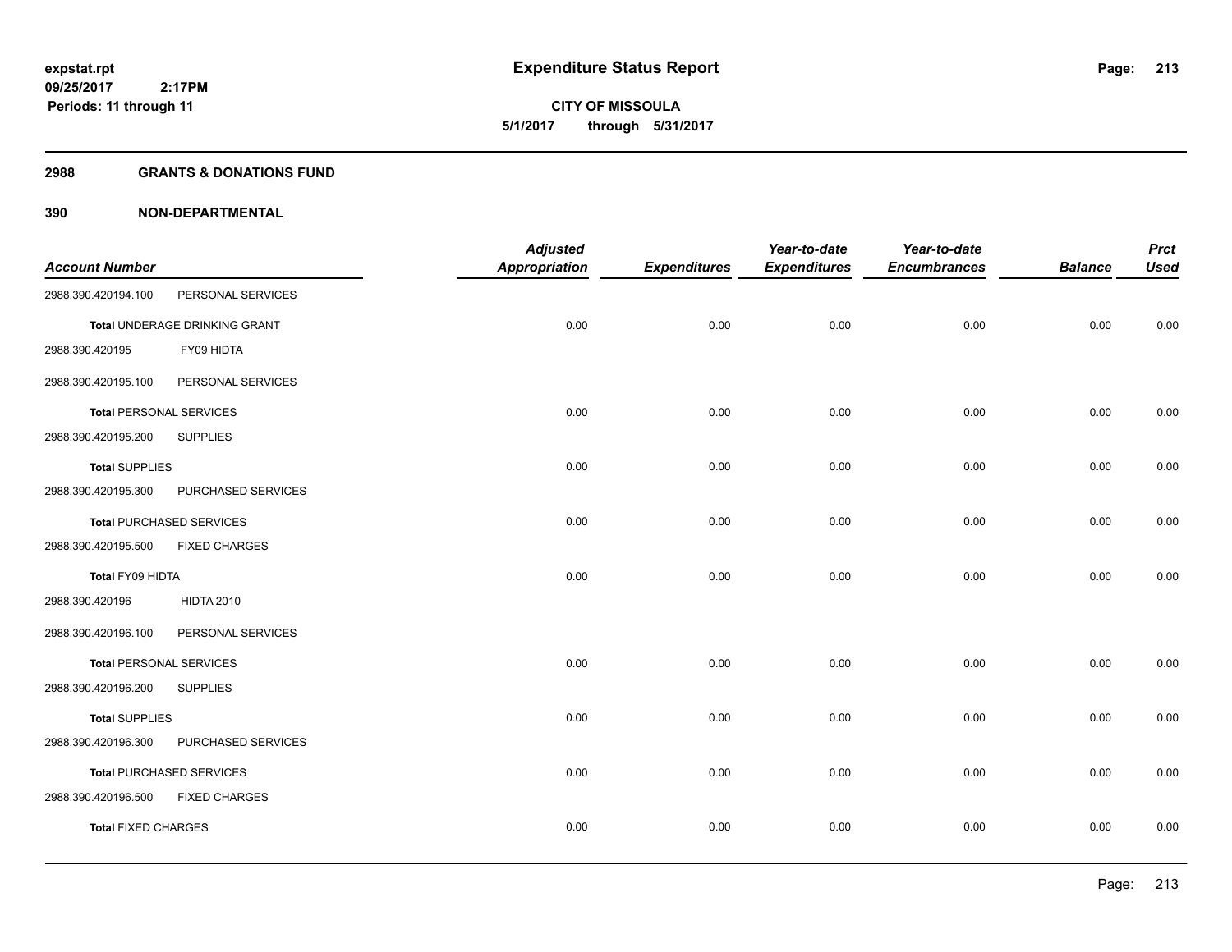**expstat.rpt**
**09/25/2017 2:17PM**
**Periods: 11 through 11**

# Expenditure Status Report

**CITY OF MISSOULA**
**5/1/2017 through 5/31/2017**

## 2988 GRANTS & DONATIONS FUND

## 390 NON-DEPARTMENTAL

| Account Number | | Adjusted Appropriation | Expenditures | Year-to-date Expenditures | Year-to-date Encumbrances | Balance | Prct Used |
|---|---|---|---|---|---|---|---|
| 2988.390.420194.100 | PERSONAL SERVICES | | | | | | |
| **Total** UNDERAGE DRINKING GRANT | | 0.00 | 0.00 | 0.00 | 0.00 | 0.00 | 0.00 |
| 2988.390.420195 | FY09 HIDTA | | | | | | |
| 2988.390.420195.100 | PERSONAL SERVICES | | | | | | |
| **Total** PERSONAL SERVICES | | 0.00 | 0.00 | 0.00 | 0.00 | 0.00 | 0.00 |
| 2988.390.420195.200 | SUPPLIES | | | | | | |
| **Total** SUPPLIES | | 0.00 | 0.00 | 0.00 | 0.00 | 0.00 | 0.00 |
| 2988.390.420195.300 | PURCHASED SERVICES | | | | | | |
| **Total** PURCHASED SERVICES | | 0.00 | 0.00 | 0.00 | 0.00 | 0.00 | 0.00 |
| 2988.390.420195.500 | FIXED CHARGES | | | | | | |
| **Total** FY09 HIDTA | | 0.00 | 0.00 | 0.00 | 0.00 | 0.00 | 0.00 |
| 2988.390.420196 | HIDTA 2010 | | | | | | |
| 2988.390.420196.100 | PERSONAL SERVICES | | | | | | |
| **Total** PERSONAL SERVICES | | 0.00 | 0.00 | 0.00 | 0.00 | 0.00 | 0.00 |
| 2988.390.420196.200 | SUPPLIES | | | | | | |
| **Total** SUPPLIES | | 0.00 | 0.00 | 0.00 | 0.00 | 0.00 | 0.00 |
| 2988.390.420196.300 | PURCHASED SERVICES | | | | | | |
| **Total** PURCHASED SERVICES | | 0.00 | 0.00 | 0.00 | 0.00 | 0.00 | 0.00 |
| 2988.390.420196.500 | FIXED CHARGES | | | | | | |
| **Total** FIXED CHARGES | | 0.00 | 0.00 | 0.00 | 0.00 | 0.00 | 0.00 |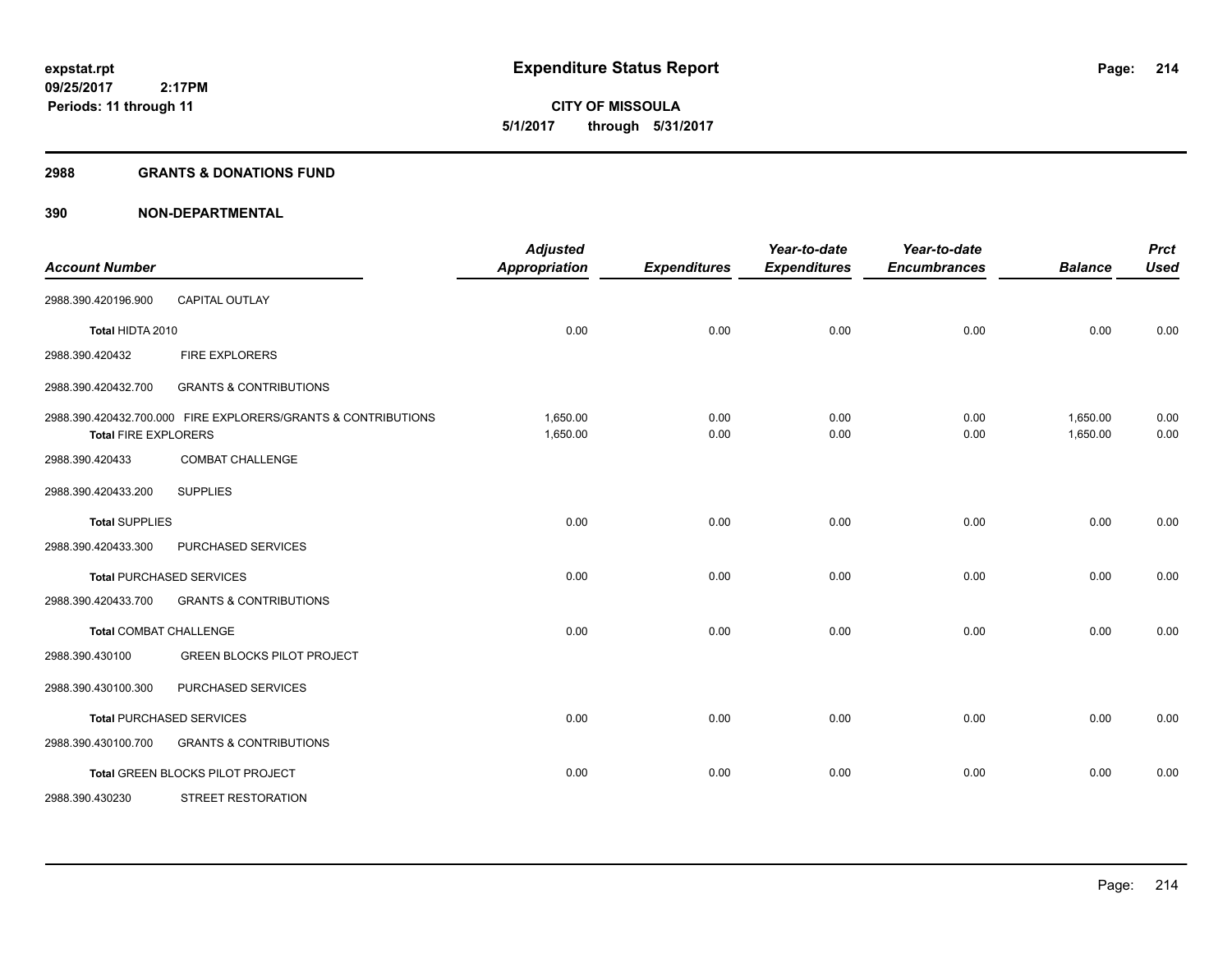**expstat.rpt**
**09/25/2017 2:17PM**
**Periods: 11 through 11**

# Expenditure Status Report

**CITY OF MISSOULA**
**5/1/2017 through 5/31/2017**

## 2988 GRANTS & DONATIONS FUND

## 390 NON-DEPARTMENTAL

| Account Number | | Adjusted Appropriation | Expenditures | Year-to-date Expenditures | Year-to-date Encumbrances | Balance | Prct Used |
|---|---|---|---|---|---|---|---|
| 2988.390.420196.900 | CAPITAL OUTLAY | | | | | | |
| **Total** HIDTA 2010 | | 0.00 | 0.00 | 0.00 | 0.00 | 0.00 | 0.00 |
| 2988.390.420432 | FIRE EXPLORERS | | | | | | |
| 2988.390.420432.700 | GRANTS & CONTRIBUTIONS | | | | | | |
| 2988.390.420432.700.000 | FIRE EXPLORERS/GRANTS & CONTRIBUTIONS | 1,650.00 | 0.00 | 0.00 | 0.00 | 1,650.00 | 0.00 |
| **Total** FIRE EXPLORERS | | 1,650.00 | 0.00 | 0.00 | 0.00 | 1,650.00 | 0.00 |
| 2988.390.420433 | COMBAT CHALLENGE | | | | | | |
| 2988.390.420433.200 | SUPPLIES | | | | | | |
| **Total** SUPPLIES | | 0.00 | 0.00 | 0.00 | 0.00 | 0.00 | 0.00 |
| 2988.390.420433.300 | PURCHASED SERVICES | | | | | | |
| **Total** PURCHASED SERVICES | | 0.00 | 0.00 | 0.00 | 0.00 | 0.00 | 0.00 |
| 2988.390.420433.700 | GRANTS & CONTRIBUTIONS | | | | | | |
| **Total** COMBAT CHALLENGE | | 0.00 | 0.00 | 0.00 | 0.00 | 0.00 | 0.00 |
| 2988.390.430100 | GREEN BLOCKS PILOT PROJECT | | | | | | |
| 2988.390.430100.300 | PURCHASED SERVICES | | | | | | |
| **Total** PURCHASED SERVICES | | 0.00 | 0.00 | 0.00 | 0.00 | 0.00 | 0.00 |
| 2988.390.430100.700 | GRANTS & CONTRIBUTIONS | | | | | | |
| **Total** GREEN BLOCKS PILOT PROJECT | | 0.00 | 0.00 | 0.00 | 0.00 | 0.00 | 0.00 |
| 2988.390.430230 | STREET RESTORATION | | | | | | |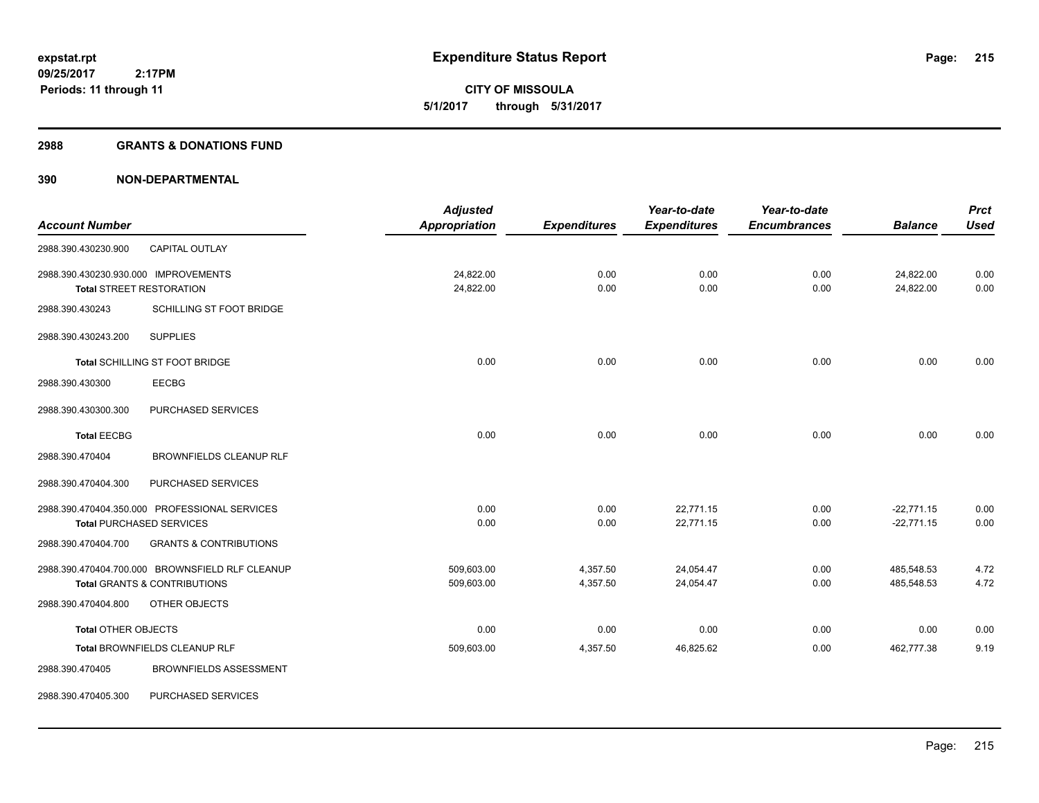**expstat.rpt**
**09/25/2017 2:17PM**
**Periods: 11 through 11**

# Expenditure Status Report

**CITY OF MISSOULA**
**5/1/2017 through 5/31/2017**

## 2988 GRANTS & DONATIONS FUND

## 390 NON-DEPARTMENTAL

| Account Number | | Adjusted Appropriation | Expenditures | Year-to-date Expenditures | Year-to-date Encumbrances | Balance | Prct Used |
|---|---|---|---|---|---|---|---|
| 2988.390.430230.900 | CAPITAL OUTLAY | | | | | | |
| 2988.390.430230.930.000 | IMPROVEMENTS | 24,822.00 | 0.00 | 0.00 | 0.00 | 24,822.00 | 0.00 |
| **Total** STREET RESTORATION | | 24,822.00 | 0.00 | 0.00 | 0.00 | 24,822.00 | 0.00 |
| 2988.390.430243 | SCHILLING ST FOOT BRIDGE | | | | | | |
| 2988.390.430243.200 | SUPPLIES | | | | | | |
| **Total** SCHILLING ST FOOT BRIDGE | | 0.00 | 0.00 | 0.00 | 0.00 | 0.00 | 0.00 |
| 2988.390.430300 | EECBG | | | | | | |
| 2988.390.430300.300 | PURCHASED SERVICES | | | | | | |
| **Total** EECBG | | 0.00 | 0.00 | 0.00 | 0.00 | 0.00 | 0.00 |
| 2988.390.470404 | BROWNFIELDS CLEANUP RLF | | | | | | |
| 2988.390.470404.300 | PURCHASED SERVICES | | | | | | |
| 2988.390.470404.350.000 | PROFESSIONAL SERVICES | 0.00 | 0.00 | 22,771.15 | 0.00 | -22,771.15 | 0.00 |
| **Total** PURCHASED SERVICES | | 0.00 | 0.00 | 22,771.15 | 0.00 | -22,771.15 | 0.00 |
| 2988.390.470404.700 | GRANTS & CONTRIBUTIONS | | | | | | |
| 2988.390.470404.700.000 | BROWNSFIELD RLF CLEANUP | 509,603.00 | 4,357.50 | 24,054.47 | 0.00 | 485,548.53 | 4.72 |
| **Total** GRANTS & CONTRIBUTIONS | | 509,603.00 | 4,357.50 | 24,054.47 | 0.00 | 485,548.53 | 4.72 |
| 2988.390.470404.800 | OTHER OBJECTS | | | | | | |
| **Total** OTHER OBJECTS | | 0.00 | 0.00 | 0.00 | 0.00 | 0.00 | 0.00 |
| **Total** BROWNFIELDS CLEANUP RLF | | 509,603.00 | 4,357.50 | 46,825.62 | 0.00 | 462,777.38 | 9.19 |
| 2988.390.470405 | BROWNFIELDS ASSESSMENT | | | | | | |
| 2988.390.470405.300 | PURCHASED SERVICES | | | | | | |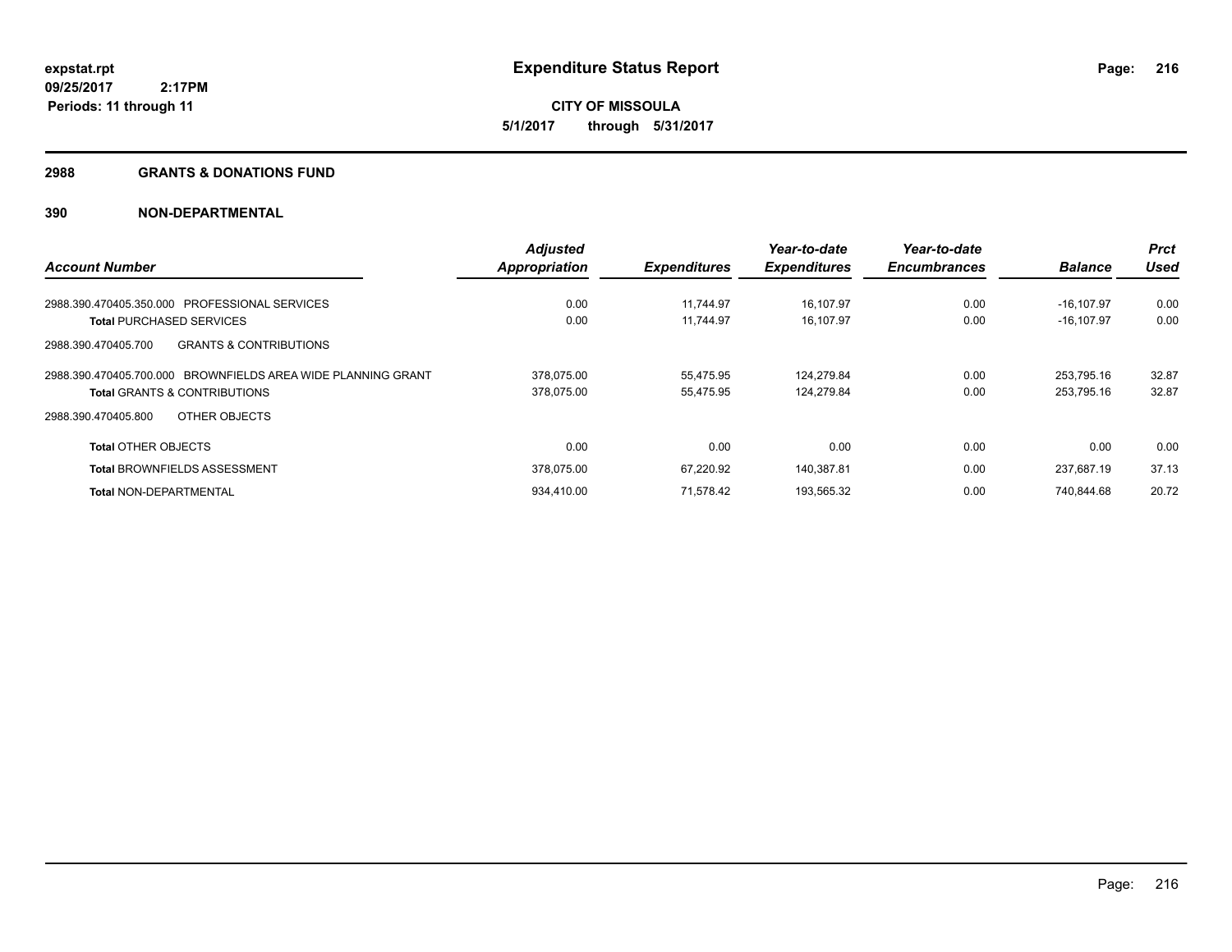**expstat.rpt**
**09/25/2017 2:17PM**
**Periods: 11 through 11**

# Expenditure Status Report

**CITY OF MISSOULA**
**5/1/2017 through 5/31/2017**

## 2988 GRANTS & DONATIONS FUND

## 390 NON-DEPARTMENTAL

| Account Number | Adjusted Appropriation | Expenditures | Year-to-date Expenditures | Year-to-date Encumbrances | Balance | Prct Used |
|---|---|---|---|---|---|---|
| 2988.390.470405.350.000 PROFESSIONAL SERVICES | 0.00 | 11,744.97 | 16,107.97 | 0.00 | -16,107.97 | 0.00 |
| **Total** PURCHASED SERVICES | 0.00 | 11,744.97 | 16,107.97 | 0.00 | -16,107.97 | 0.00 |
| 2988.390.470405.700 GRANTS & CONTRIBUTIONS | | | | | | |
| 2988.390.470405.700.000 BROWNFIELDS AREA WIDE PLANNING GRANT | 378,075.00 | 55,475.95 | 124,279.84 | 0.00 | 253,795.16 | 32.87 |
| **Total** GRANTS & CONTRIBUTIONS | 378,075.00 | 55,475.95 | 124,279.84 | 0.00 | 253,795.16 | 32.87 |
| 2988.390.470405.800 OTHER OBJECTS | | | | | | |
| **Total** OTHER OBJECTS | 0.00 | 0.00 | 0.00 | 0.00 | 0.00 | 0.00 |
| **Total** BROWNFIELDS ASSESSMENT | 378,075.00 | 67,220.92 | 140,387.81 | 0.00 | 237,687.19 | 37.13 |
| **Total** NON-DEPARTMENTAL | 934,410.00 | 71,578.42 | 193,565.32 | 0.00 | 740,844.68 | 20.72 |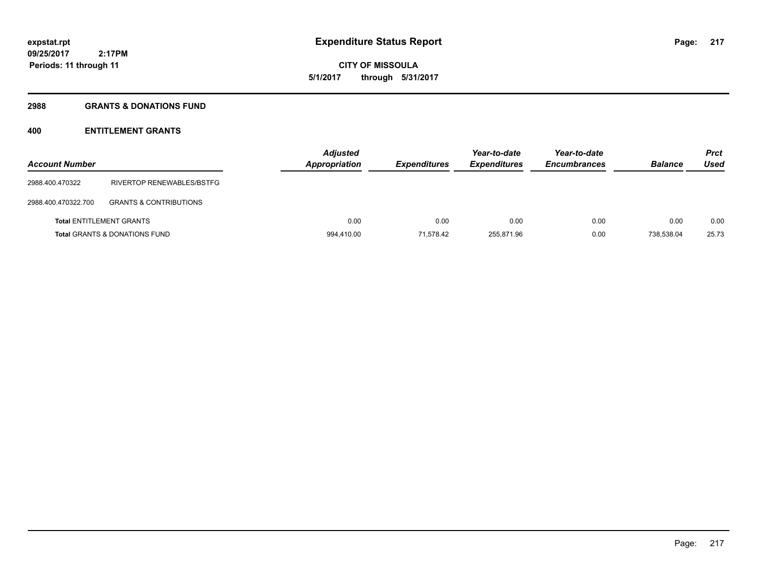**expstat.rpt**
**09/25/2017 2:17PM**
**Periods: 11 through 11**

# Expenditure Status Report

**CITY OF MISSOULA**
**5/1/2017 through 5/31/2017**

## 2988 GRANTS & DONATIONS FUND

### 400 ENTITLEMENT GRANTS

| Account Number | | Adjusted Appropriation | Expenditures | Year-to-date Expenditures | Year-to-date Encumbrances | Balance | Prct Used |
|---|---|---|---|---|---|---|---|
| 2988.400.470322 | RIVERTOP RENEWABLES/BSTFG | | | | | | |
| 2988.400.470322.700 | GRANTS & CONTRIBUTIONS | | | | | | |
| **Total** ENTITLEMENT GRANTS | | 0.00 | 0.00 | 0.00 | 0.00 | 0.00 | 0.00 |
| **Total** GRANTS & DONATIONS FUND | | 994,410.00 | 71,578.42 | 255,871.96 | 0.00 | 738,538.04 | 25.73 |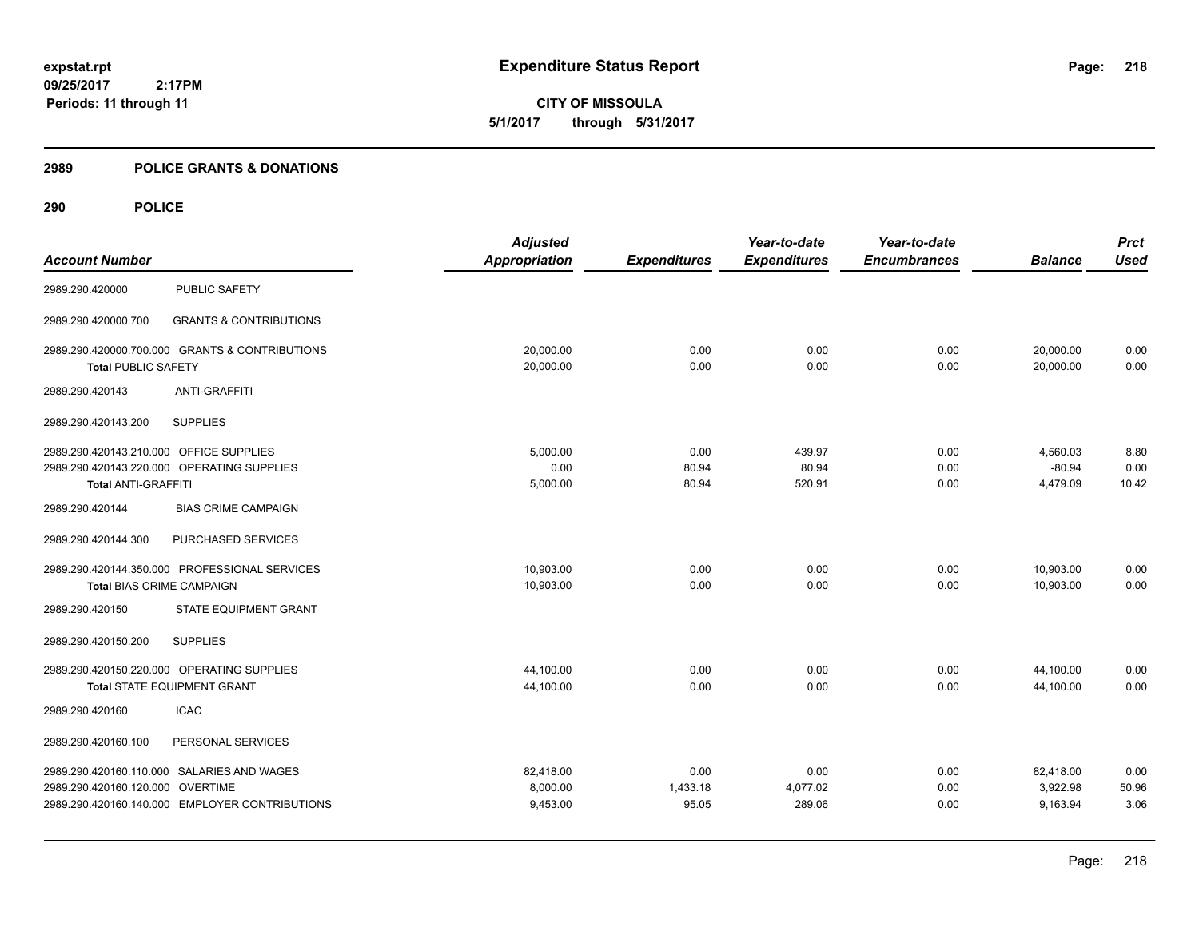**expstat.rpt**
**09/25/2017 2:17PM**
**Periods: 11 through 11**

# Expenditure Status Report

**CITY OF MISSOULA**
**5/1/2017 through 5/31/2017**

## 2989 POLICE GRANTS & DONATIONS

### 290 POLICE

| Account Number | | Adjusted Appropriation | Expenditures | Year-to-date Expenditures | Year-to-date Encumbrances | Balance | Prct Used |
|---|---|---|---|---|---|---|---|
| 2989.290.420000 | PUBLIC SAFETY | | | | | | |
| 2989.290.420000.700 | GRANTS & CONTRIBUTIONS | | | | | | |
| 2989.290.420000.700.000 | GRANTS & CONTRIBUTIONS | 20,000.00 | 0.00 | 0.00 | 0.00 | 20,000.00 | 0.00 |
| **Total** PUBLIC SAFETY | | 20,000.00 | 0.00 | 0.00 | 0.00 | 20,000.00 | 0.00 |
| 2989.290.420143 | ANTI-GRAFFITI | | | | | | |
| 2989.290.420143.200 | SUPPLIES | | | | | | |
| 2989.290.420143.210.000 | OFFICE SUPPLIES | 5,000.00 | 0.00 | 439.97 | 0.00 | 4,560.03 | 8.80 |
| 2989.290.420143.220.000 | OPERATING SUPPLIES | 0.00 | 80.94 | 80.94 | 0.00 | -80.94 | 0.00 |
| **Total** ANTI-GRAFFITI | | 5,000.00 | 80.94 | 520.91 | 0.00 | 4,479.09 | 10.42 |
| 2989.290.420144 | BIAS CRIME CAMPAIGN | | | | | | |
| 2989.290.420144.300 | PURCHASED SERVICES | | | | | | |
| 2989.290.420144.350.000 | PROFESSIONAL SERVICES | 10,903.00 | 0.00 | 0.00 | 0.00 | 10,903.00 | 0.00 |
| **Total** BIAS CRIME CAMPAIGN | | 10,903.00 | 0.00 | 0.00 | 0.00 | 10,903.00 | 0.00 |
| 2989.290.420150 | STATE EQUIPMENT GRANT | | | | | | |
| 2989.290.420150.200 | SUPPLIES | | | | | | |
| 2989.290.420150.220.000 | OPERATING SUPPLIES | 44,100.00 | 0.00 | 0.00 | 0.00 | 44,100.00 | 0.00 |
| **Total** STATE EQUIPMENT GRANT | | 44,100.00 | 0.00 | 0.00 | 0.00 | 44,100.00 | 0.00 |
| 2989.290.420160 | ICAC | | | | | | |
| 2989.290.420160.100 | PERSONAL SERVICES | | | | | | |
| 2989.290.420160.110.000 | SALARIES AND WAGES | 82,418.00 | 0.00 | 0.00 | 0.00 | 82,418.00 | 0.00 |
| 2989.290.420160.120.000 | OVERTIME | 8,000.00 | 1,433.18 | 4,077.02 | 0.00 | 3,922.98 | 50.96 |
| 2989.290.420160.140.000 | EMPLOYER CONTRIBUTIONS | 9,453.00 | 95.05 | 289.06 | 0.00 | 9,163.94 | 3.06 |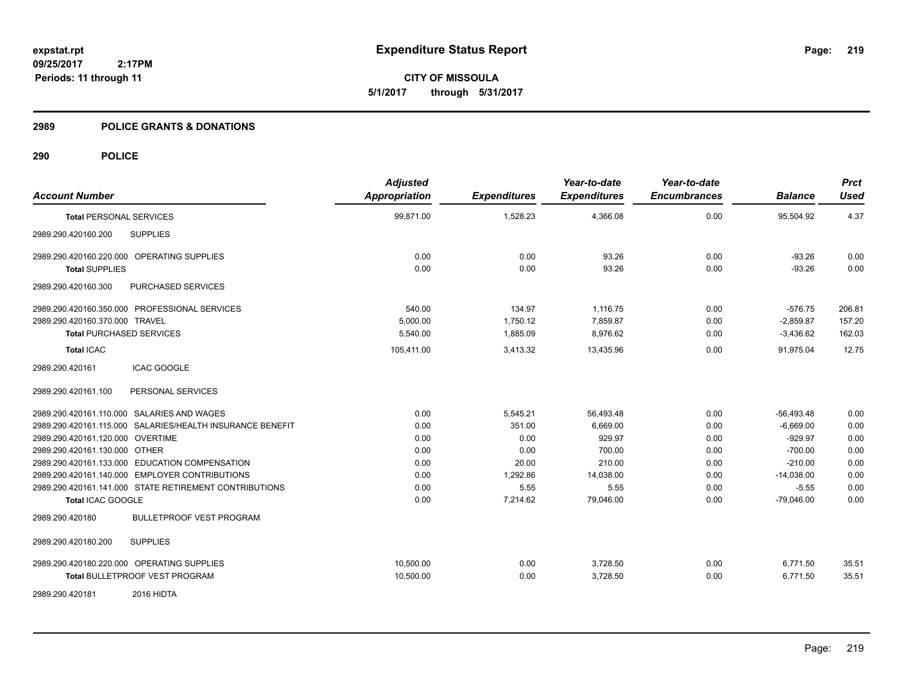# Expenditure Status Report

**CITY OF MISSOULA**

**5/1/2017 through 5/31/2017**

expstat.rpt
09/25/2017 2:17PM
Periods: 11 through 11

## 2989 POLICE GRANTS & DONATIONS

## 290 POLICE

| Account Number | Adjusted Appropriation | Expenditures | Year-to-date Expenditures | Year-to-date Encumbrances | Balance | Prct Used |
|---|---|---|---|---|---|---|
| **Total** PERSONAL SERVICES | 99,871.00 | 1,528.23 | 4,366.08 | 0.00 | 95,504.92 | 4.37 |
| 2989.290.420160.200 SUPPLIES | | | | | | |
| 2989.290.420160.220.000 OPERATING SUPPLIES | 0.00 | 0.00 | 93.26 | 0.00 | -93.26 | 0.00 |
| **Total** SUPPLIES | 0.00 | 0.00 | 93.26 | 0.00 | -93.26 | 0.00 |
| 2989.290.420160.300 PURCHASED SERVICES | | | | | | |
| 2989.290.420160.350.000 PROFESSIONAL SERVICES | 540.00 | 134.97 | 1,116.75 | 0.00 | -576.75 | 206.81 |
| 2989.290.420160.370.000 TRAVEL | 5,000.00 | 1,750.12 | 7,859.87 | 0.00 | -2,859.87 | 157.20 |
| **Total** PURCHASED SERVICES | 5,540.00 | 1,885.09 | 8,976.62 | 0.00 | -3,436.62 | 162.03 |
| **Total** ICAC | 105,411.00 | 3,413.32 | 13,435.96 | 0.00 | 91,975.04 | 12.75 |
| 2989.290.420161 ICAC GOOGLE | | | | | | |
| 2989.290.420161.100 PERSONAL SERVICES | | | | | | |
| 2989.290.420161.110.000 SALARIES AND WAGES | 0.00 | 5,545.21 | 56,493.48 | 0.00 | -56,493.48 | 0.00 |
| 2989.290.420161.115.000 SALARIES/HEALTH INSURANCE BENEFIT | 0.00 | 351.00 | 6,669.00 | 0.00 | -6,669.00 | 0.00 |
| 2989.290.420161.120.000 OVERTIME | 0.00 | 0.00 | 929.97 | 0.00 | -929.97 | 0.00 |
| 2989.290.420161.130.000 OTHER | 0.00 | 0.00 | 700.00 | 0.00 | -700.00 | 0.00 |
| 2989.290.420161.133.000 EDUCATION COMPENSATION | 0.00 | 20.00 | 210.00 | 0.00 | -210.00 | 0.00 |
| 2989.290.420161.140.000 EMPLOYER CONTRIBUTIONS | 0.00 | 1,292.86 | 14,038.00 | 0.00 | -14,038.00 | 0.00 |
| 2989.290.420161.141.000 STATE RETIREMENT CONTRIBUTIONS | 0.00 | 5.55 | 5.55 | 0.00 | -5.55 | 0.00 |
| **Total** ICAC GOOGLE | 0.00 | 7,214.62 | 79,046.00 | 0.00 | -79,046.00 | 0.00 |
| 2989.290.420180 BULLETPROOF VEST PROGRAM | | | | | | |
| 2989.290.420180.200 SUPPLIES | | | | | | |
| 2989.290.420180.220.000 OPERATING SUPPLIES | 10,500.00 | 0.00 | 3,728.50 | 0.00 | 6,771.50 | 35.51 |
| **Total** BULLETPROOF VEST PROGRAM | 10,500.00 | 0.00 | 3,728.50 | 0.00 | 6,771.50 | 35.51 |
| 2989.290.420181 2016 HIDTA | | | | | | |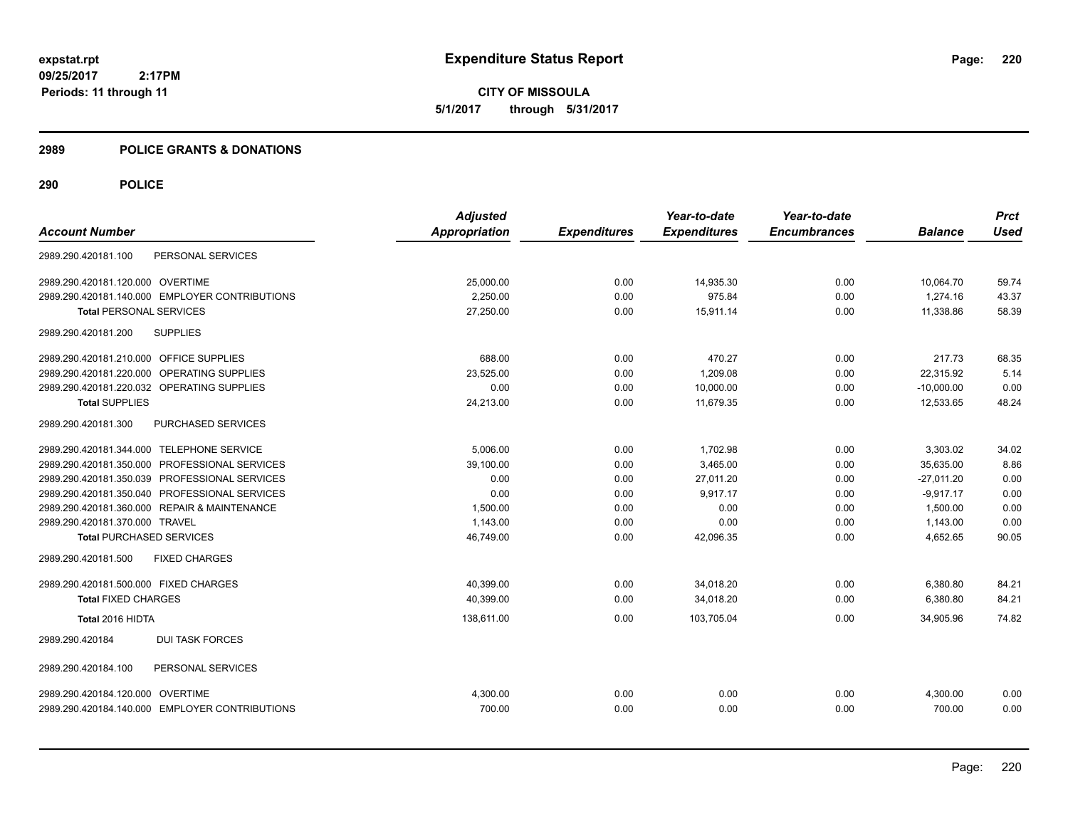# Expenditure Status Report

**CITY OF MISSOULA**

**5/1/2017 through 5/31/2017**

expstat.rpt
09/25/2017 2:17PM
Periods: 11 through 11

## 2989 POLICE GRANTS & DONATIONS

## 290 POLICE

| Account Number | Adjusted Appropriation | Expenditures | Year-to-date Expenditures | Year-to-date Encumbrances | Balance | Prct Used |
|---|---|---|---|---|---|---|
| 2989.290.420181.100 PERSONAL SERVICES | | | | | | |
| 2989.290.420181.120.000 OVERTIME | 25,000.00 | 0.00 | 14,935.30 | 0.00 | 10,064.70 | 59.74 |
| 2989.290.420181.140.000 EMPLOYER CONTRIBUTIONS | 2,250.00 | 0.00 | 975.84 | 0.00 | 1,274.16 | 43.37 |
| **Total** PERSONAL SERVICES | 27,250.00 | 0.00 | 15,911.14 | 0.00 | 11,338.86 | 58.39 |
| 2989.290.420181.200 SUPPLIES | | | | | | |
| 2989.290.420181.210.000 OFFICE SUPPLIES | 688.00 | 0.00 | 470.27 | 0.00 | 217.73 | 68.35 |
| 2989.290.420181.220.000 OPERATING SUPPLIES | 23,525.00 | 0.00 | 1,209.08 | 0.00 | 22,315.92 | 5.14 |
| 2989.290.420181.220.032 OPERATING SUPPLIES | 0.00 | 0.00 | 10,000.00 | 0.00 | -10,000.00 | 0.00 |
| **Total** SUPPLIES | 24,213.00 | 0.00 | 11,679.35 | 0.00 | 12,533.65 | 48.24 |
| 2989.290.420181.300 PURCHASED SERVICES | | | | | | |
| 2989.290.420181.344.000 TELEPHONE SERVICE | 5,006.00 | 0.00 | 1,702.98 | 0.00 | 3,303.02 | 34.02 |
| 2989.290.420181.350.000 PROFESSIONAL SERVICES | 39,100.00 | 0.00 | 3,465.00 | 0.00 | 35,635.00 | 8.86 |
| 2989.290.420181.350.039 PROFESSIONAL SERVICES | 0.00 | 0.00 | 27,011.20 | 0.00 | -27,011.20 | 0.00 |
| 2989.290.420181.350.040 PROFESSIONAL SERVICES | 0.00 | 0.00 | 9,917.17 | 0.00 | -9,917.17 | 0.00 |
| 2989.290.420181.360.000 REPAIR & MAINTENANCE | 1,500.00 | 0.00 | 0.00 | 0.00 | 1,500.00 | 0.00 |
| 2989.290.420181.370.000 TRAVEL | 1,143.00 | 0.00 | 0.00 | 0.00 | 1,143.00 | 0.00 |
| **Total** PURCHASED SERVICES | 46,749.00 | 0.00 | 42,096.35 | 0.00 | 4,652.65 | 90.05 |
| 2989.290.420181.500 FIXED CHARGES | | | | | | |
| 2989.290.420181.500.000 FIXED CHARGES | 40,399.00 | 0.00 | 34,018.20 | 0.00 | 6,380.80 | 84.21 |
| **Total** FIXED CHARGES | 40,399.00 | 0.00 | 34,018.20 | 0.00 | 6,380.80 | 84.21 |
| **Total 2016 HIDTA** | 138,611.00 | 0.00 | 103,705.04 | 0.00 | 34,905.96 | 74.82 |
| 2989.290.420184 DUI TASK FORCES | | | | | | |
| 2989.290.420184.100 PERSONAL SERVICES | | | | | | |
| 2989.290.420184.120.000 OVERTIME | 4,300.00 | 0.00 | 0.00 | 0.00 | 4,300.00 | 0.00 |
| 2989.290.420184.140.000 EMPLOYER CONTRIBUTIONS | 700.00 | 0.00 | 0.00 | 0.00 | 700.00 | 0.00 |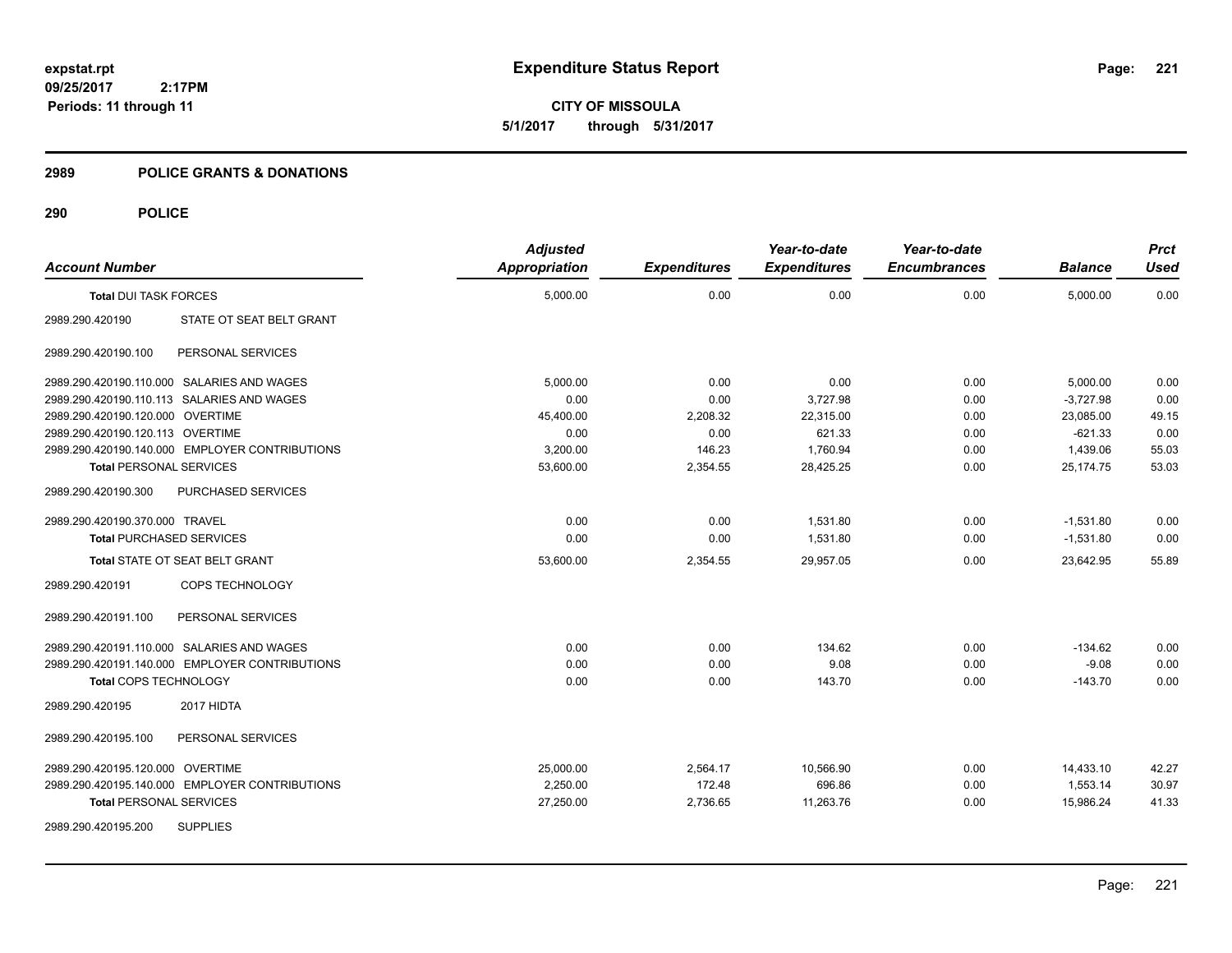# Expenditure Status Report

**CITY OF MISSOULA**

**5/1/2017 through 5/31/2017**

expstat.rpt
09/25/2017 2:17PM
Periods: 11 through 11

## 2989 POLICE GRANTS & DONATIONS

## 290 POLICE

| Account Number | | Adjusted Appropriation | Expenditures | Year-to-date Expenditures | Year-to-date Encumbrances | Balance | Prct Used |
|---|---|---|---|---|---|---|---|
| **Total** DUI TASK FORCES | | 5,000.00 | 0.00 | 0.00 | 0.00 | 5,000.00 | 0.00 |
| 2989.290.420190 | STATE OT SEAT BELT GRANT | | | | | | |
| 2989.290.420190.100 | PERSONAL SERVICES | | | | | | |
| 2989.290.420190.110.000 | SALARIES AND WAGES | 5,000.00 | 0.00 | 0.00 | 0.00 | 5,000.00 | 0.00 |
| 2989.290.420190.110.113 | SALARIES AND WAGES | 0.00 | 0.00 | 3,727.98 | 0.00 | -3,727.98 | 0.00 |
| 2989.290.420190.120.000 | OVERTIME | 45,400.00 | 2,208.32 | 22,315.00 | 0.00 | 23,085.00 | 49.15 |
| 2989.290.420190.120.113 | OVERTIME | 0.00 | 0.00 | 621.33 | 0.00 | -621.33 | 0.00 |
| 2989.290.420190.140.000 | EMPLOYER CONTRIBUTIONS | 3,200.00 | 146.23 | 1,760.94 | 0.00 | 1,439.06 | 55.03 |
| **Total** PERSONAL SERVICES | | 53,600.00 | 2,354.55 | 28,425.25 | 0.00 | 25,174.75 | 53.03 |
| 2989.290.420190.300 | PURCHASED SERVICES | | | | | | |
| 2989.290.420190.370.000 | TRAVEL | 0.00 | 0.00 | 1,531.80 | 0.00 | -1,531.80 | 0.00 |
| **Total** PURCHASED SERVICES | | 0.00 | 0.00 | 1,531.80 | 0.00 | -1,531.80 | 0.00 |
| **Total** STATE OT SEAT BELT GRANT | | 53,600.00 | 2,354.55 | 29,957.05 | 0.00 | 23,642.95 | 55.89 |
| 2989.290.420191 | COPS TECHNOLOGY | | | | | | |
| 2989.290.420191.100 | PERSONAL SERVICES | | | | | | |
| 2989.290.420191.110.000 | SALARIES AND WAGES | 0.00 | 0.00 | 134.62 | 0.00 | -134.62 | 0.00 |
| 2989.290.420191.140.000 | EMPLOYER CONTRIBUTIONS | 0.00 | 0.00 | 9.08 | 0.00 | -9.08 | 0.00 |
| **Total** COPS TECHNOLOGY | | 0.00 | 0.00 | 143.70 | 0.00 | -143.70 | 0.00 |
| 2989.290.420195 | 2017 HIDTA | | | | | | |
| 2989.290.420195.100 | PERSONAL SERVICES | | | | | | |
| 2989.290.420195.120.000 | OVERTIME | 25,000.00 | 2,564.17 | 10,566.90 | 0.00 | 14,433.10 | 42.27 |
| 2989.290.420195.140.000 | EMPLOYER CONTRIBUTIONS | 2,250.00 | 172.48 | 696.86 | 0.00 | 1,553.14 | 30.97 |
| **Total** PERSONAL SERVICES | | 27,250.00 | 2,736.65 | 11,263.76 | 0.00 | 15,986.24 | 41.33 |
| 2989.290.420195.200 | SUPPLIES | | | | | | |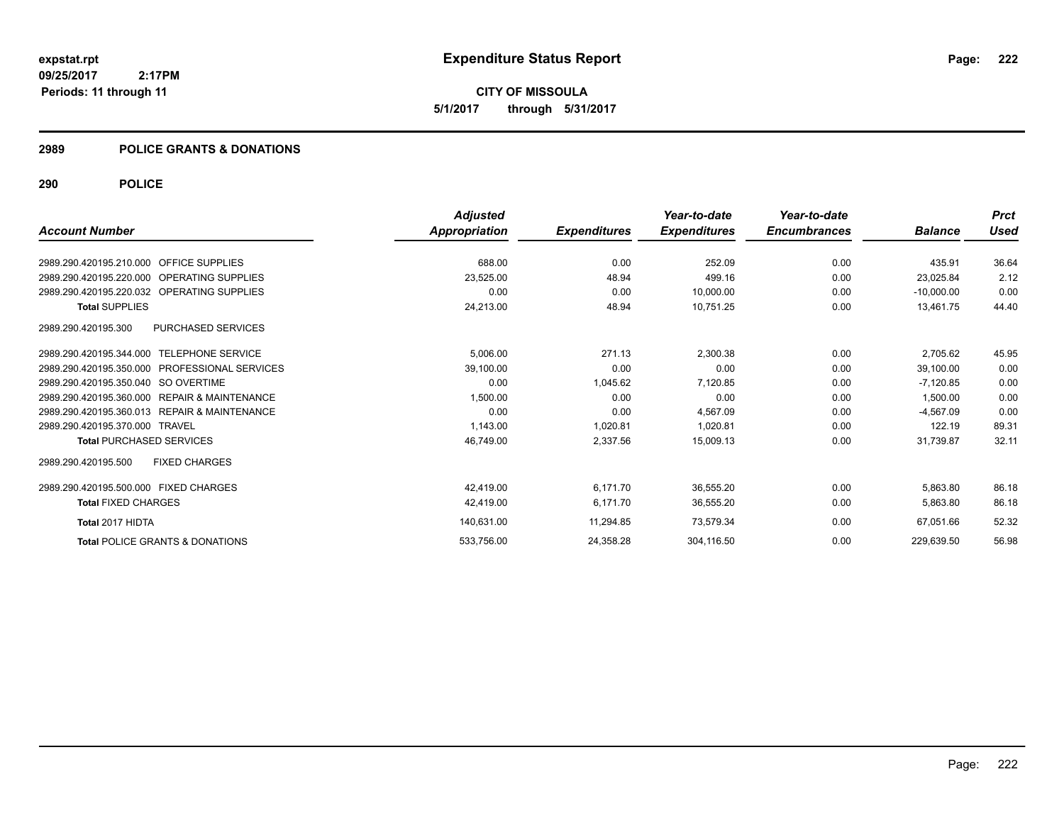**expstat.rpt**
**09/25/2017 2:17PM**
**Periods: 11 through 11**

# Expenditure Status Report

**CITY OF MISSOULA**
**5/1/2017 through 5/31/2017**

## 2989 POLICE GRANTS & DONATIONS

## 290 POLICE

| Account Number | | Adjusted Appropriation | Expenditures | Year-to-date Expenditures | Year-to-date Encumbrances | Balance | Prct Used |
|---|---|---|---|---|---|---|---|
| 2989.290.420195.210.000 | OFFICE SUPPLIES | 688.00 | 0.00 | 252.09 | 0.00 | 435.91 | 36.64 |
| 2989.290.420195.220.000 | OPERATING SUPPLIES | 23,525.00 | 48.94 | 499.16 | 0.00 | 23,025.84 | 2.12 |
| 2989.290.420195.220.032 | OPERATING SUPPLIES | 0.00 | 0.00 | 10,000.00 | 0.00 | -10,000.00 | 0.00 |
| **Total** SUPPLIES | | 24,213.00 | 48.94 | 10,751.25 | 0.00 | 13,461.75 | 44.40 |
| 2989.290.420195.300 | PURCHASED SERVICES | | | | | | |
| 2989.290.420195.344.000 | TELEPHONE SERVICE | 5,006.00 | 271.13 | 2,300.38 | 0.00 | 2,705.62 | 45.95 |
| 2989.290.420195.350.000 | PROFESSIONAL SERVICES | 39,100.00 | 0.00 | 0.00 | 0.00 | 39,100.00 | 0.00 |
| 2989.290.420195.350.040 | SO OVERTIME | 0.00 | 1,045.62 | 7,120.85 | 0.00 | -7,120.85 | 0.00 |
| 2989.290.420195.360.000 | REPAIR & MAINTENANCE | 1,500.00 | 0.00 | 0.00 | 0.00 | 1,500.00 | 0.00 |
| 2989.290.420195.360.013 | REPAIR & MAINTENANCE | 0.00 | 0.00 | 4,567.09 | 0.00 | -4,567.09 | 0.00 |
| 2989.290.420195.370.000 | TRAVEL | 1,143.00 | 1,020.81 | 1,020.81 | 0.00 | 122.19 | 89.31 |
| **Total** PURCHASED SERVICES | | 46,749.00 | 2,337.56 | 15,009.13 | 0.00 | 31,739.87 | 32.11 |
| 2989.290.420195.500 | FIXED CHARGES | | | | | | |
| 2989.290.420195.500.000 | FIXED CHARGES | 42,419.00 | 6,171.70 | 36,555.20 | 0.00 | 5,863.80 | 86.18 |
| **Total** FIXED CHARGES | | 42,419.00 | 6,171.70 | 36,555.20 | 0.00 | 5,863.80 | 86.18 |
| **Total** 2017 HIDTA | | 140,631.00 | 11,294.85 | 73,579.34 | 0.00 | 67,051.66 | 52.32 |
| **Total** POLICE GRANTS & DONATIONS | | 533,756.00 | 24,358.28 | 304,116.50 | 0.00 | 229,639.50 | 56.98 |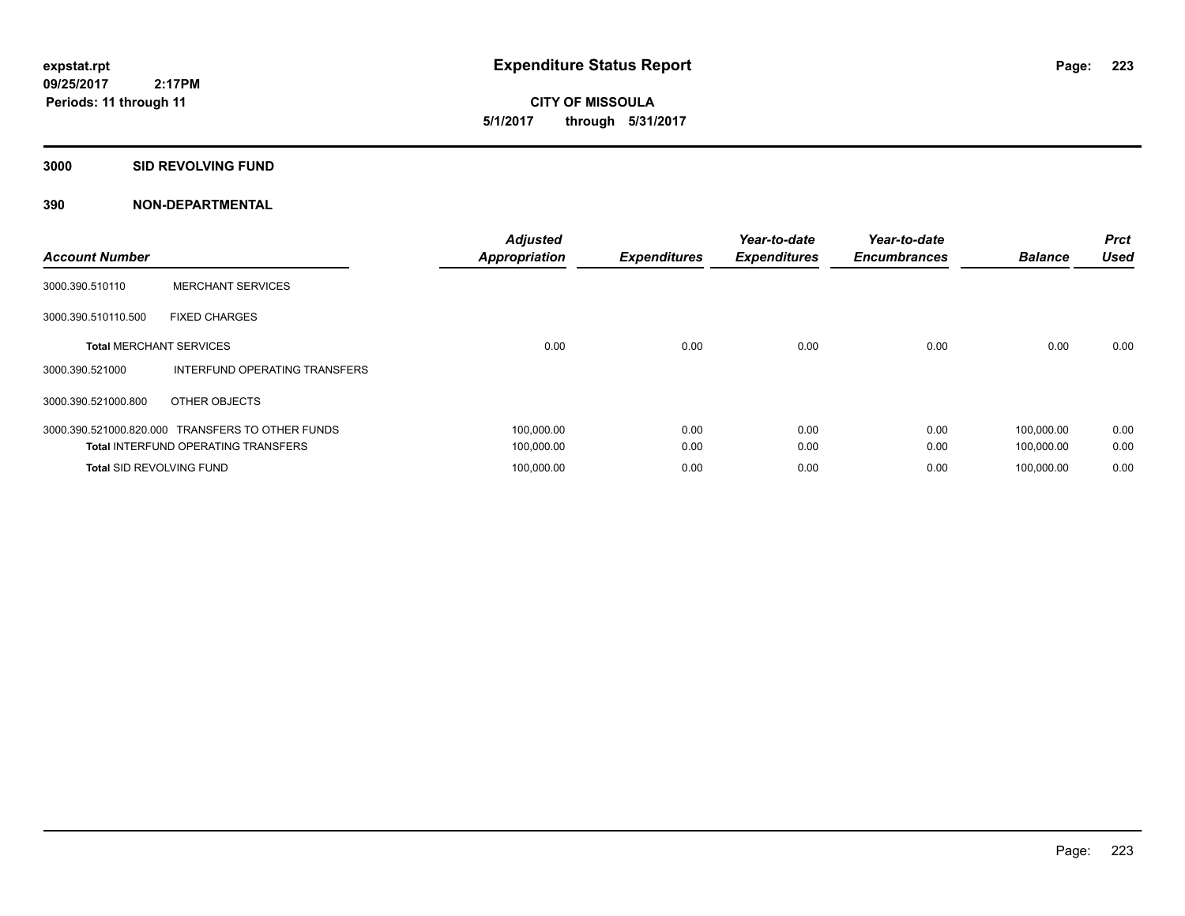**expstat.rpt**
**09/25/2017 2:17PM**
**Periods: 11 through 11**

# Expenditure Status Report

**CITY OF MISSOULA**
**5/1/2017 through 5/31/2017**

## 3000 SID REVOLVING FUND

### 390 NON-DEPARTMENTAL

| Account Number | | Adjusted Appropriation | Expenditures | Year-to-date Expenditures | Year-to-date Encumbrances | Balance | Prct Used |
|---|---|---|---|---|---|---|---|
| 3000.390.510110 | MERCHANT SERVICES | | | | | | |
| 3000.390.510110.500 | FIXED CHARGES | | | | | | |
| **Total** MERCHANT SERVICES | | 0.00 | 0.00 | 0.00 | 0.00 | 0.00 | 0.00 |
| 3000.390.521000 | INTERFUND OPERATING TRANSFERS | | | | | | |
| 3000.390.521000.800 | OTHER OBJECTS | | | | | | |
| 3000.390.521000.820.000 | TRANSFERS TO OTHER FUNDS | 100,000.00 | 0.00 | 0.00 | 0.00 | 100,000.00 | 0.00 |
| **Total** INTERFUND OPERATING TRANSFERS | | 100,000.00 | 0.00 | 0.00 | 0.00 | 100,000.00 | 0.00 |
| **Total** SID REVOLVING FUND | | 100,000.00 | 0.00 | 0.00 | 0.00 | 100,000.00 | 0.00 |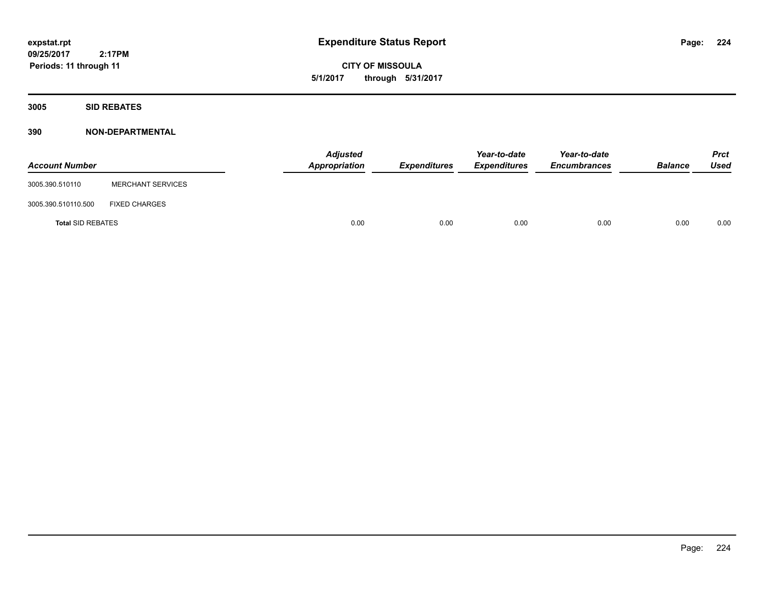# Expenditure Status Report

expstat.rpt
09/25/2017 2:17PM
Periods: 11 through 11

**CITY OF MISSOULA**
**5/1/2017 through 5/31/2017**

## 3005 SID REBATES

### 390 NON-DEPARTMENTAL

| Account Number | | Adjusted Appropriation | Expenditures | Year-to-date Expenditures | Year-to-date Encumbrances | Balance | Prct Used |
|---|---|---|---|---|---|---|---|
| 3005.390.510110 | MERCHANT SERVICES | | | | | | |
| 3005.390.510110.500 | FIXED CHARGES | | | | | | |
| **Total** SID REBATES | | 0.00 | 0.00 | 0.00 | 0.00 | 0.00 | 0.00 |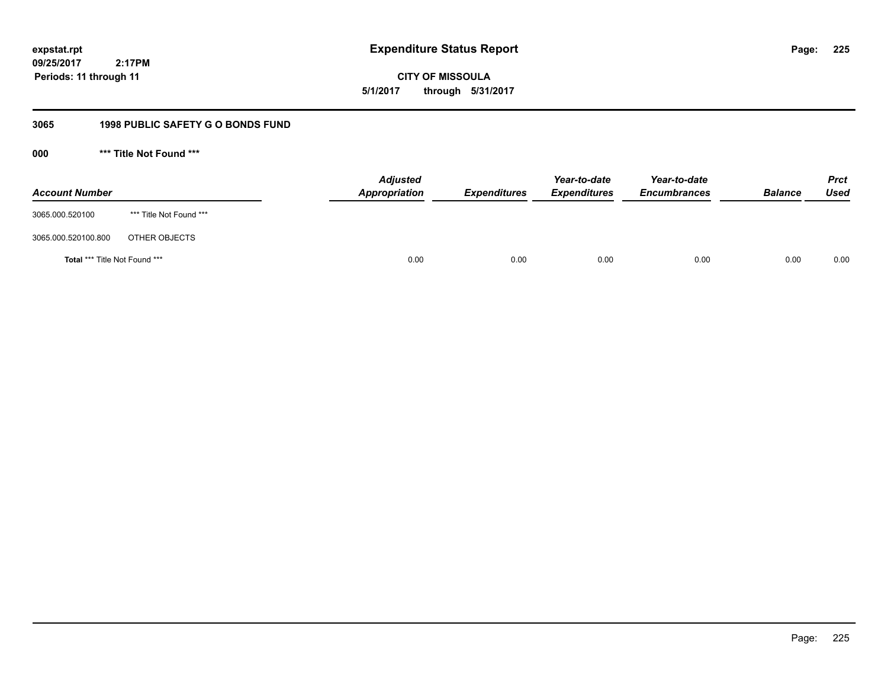**expstat.rpt**
**09/25/2017 2:17PM**
**Periods: 11 through 11**

# Expenditure Status Report

**CITY OF MISSOULA**
**5/1/2017 through 5/31/2017**

## 3065 1998 PUBLIC SAFETY G O BONDS FUND

### 000 *** Title Not Found ***

| Account Number | | Adjusted Appropriation | Expenditures | Year-to-date Expenditures | Year-to-date Encumbrances | Balance | Prct Used |
|---|---|---|---|---|---|---|---|
| 3065.000.520100 | *** Title Not Found *** | | | | | | |
| 3065.000.520100.800 | OTHER OBJECTS | | | | | | |
| **Total** *** Title Not Found *** | | 0.00 | 0.00 | 0.00 | 0.00 | 0.00 | 0.00 |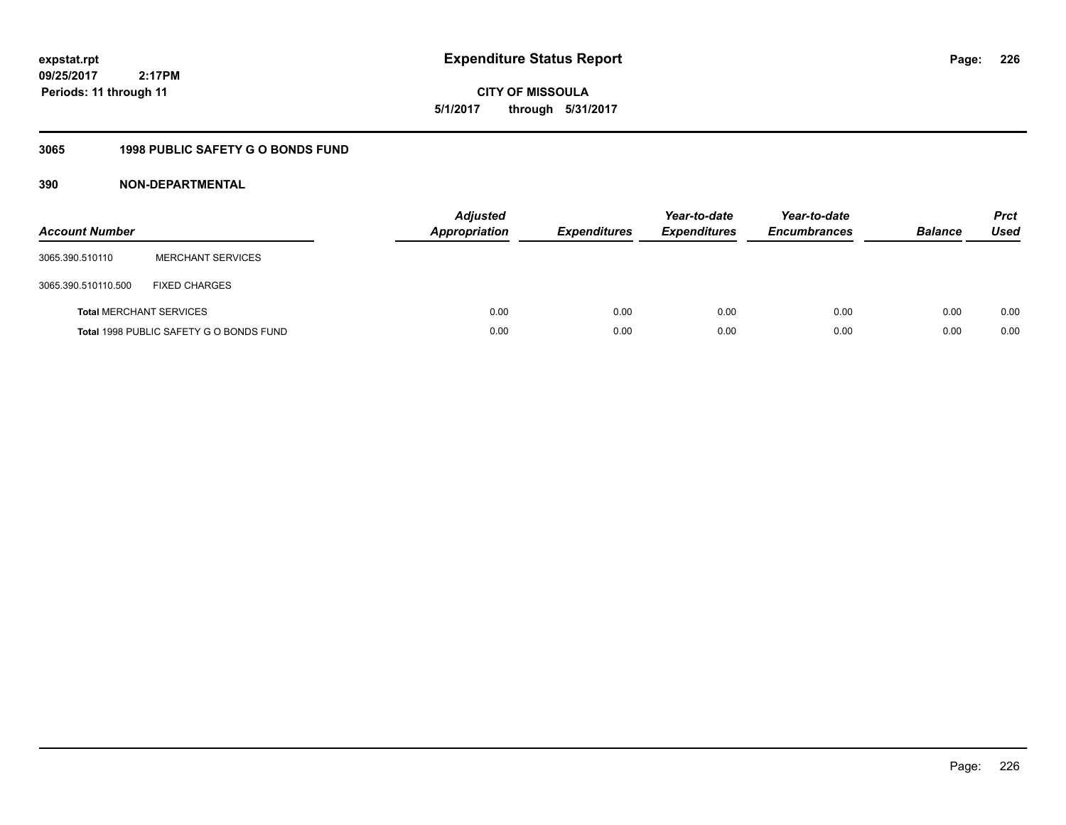expstat.rpt
09/25/2017 2:17PM
Periods: 11 through 11

# Expenditure Status Report

**CITY OF MISSOULA**
**5/1/2017 through 5/31/2017**

## 3065 1998 PUBLIC SAFETY G O BONDS FUND

### 390 NON-DEPARTMENTAL

| Account Number | | Adjusted Appropriation | Expenditures | Year-to-date Expenditures | Year-to-date Encumbrances | Balance | Prct Used |
|---|---|---|---|---|---|---|---|
| 3065.390.510110 | MERCHANT SERVICES | | | | | | |
| 3065.390.510110.500 | FIXED CHARGES | | | | | | |
| **Total** MERCHANT SERVICES | | 0.00 | 0.00 | 0.00 | 0.00 | 0.00 | 0.00 |
| **Total** 1998 PUBLIC SAFETY G O BONDS FUND | | 0.00 | 0.00 | 0.00 | 0.00 | 0.00 | 0.00 |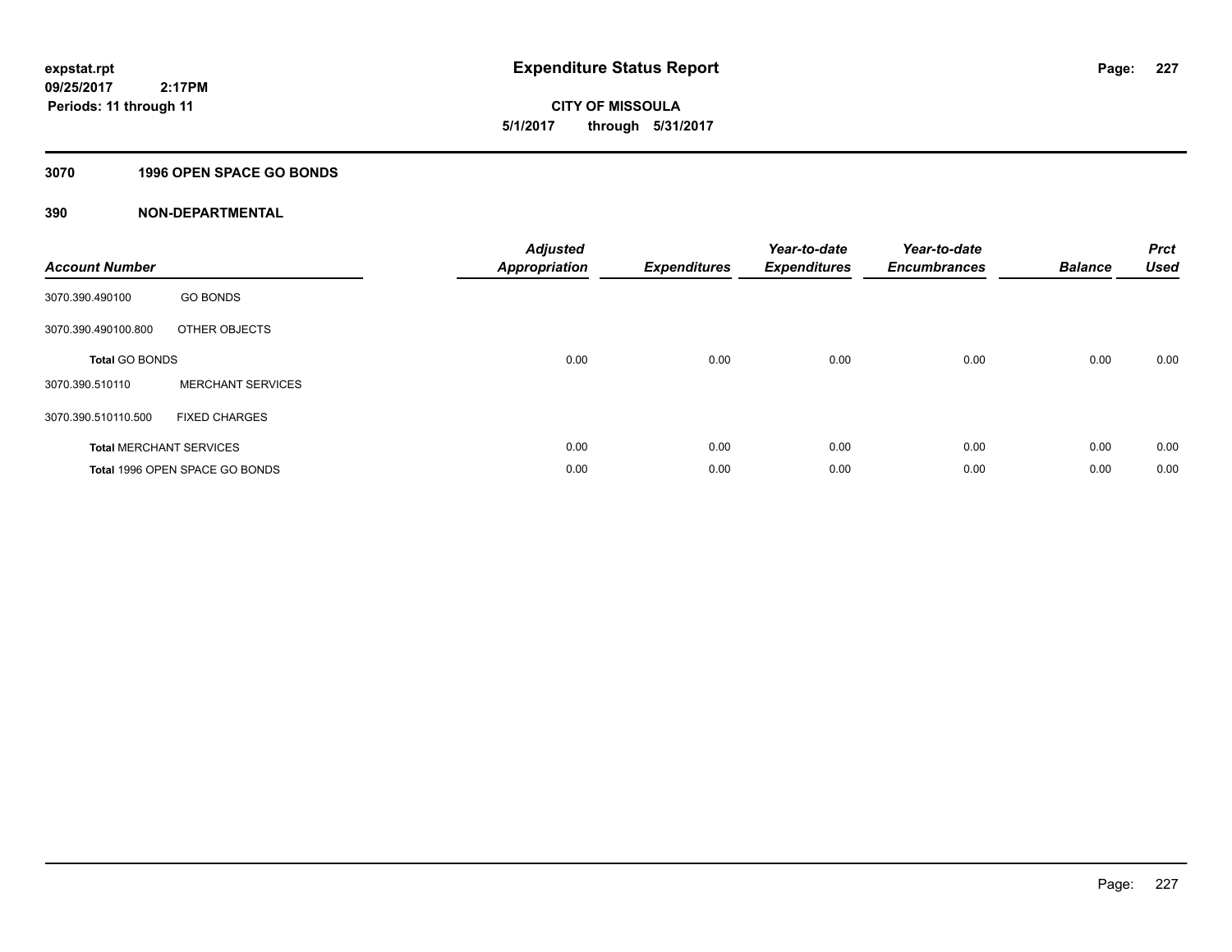**expstat.rpt**
**09/25/2017 2:17PM**
**Periods: 11 through 11**

# Expenditure Status Report

**CITY OF MISSOULA**
**5/1/2017 through 5/31/2017**

## 3070 1996 OPEN SPACE GO BONDS

### 390 NON-DEPARTMENTAL

| Account Number | | Adjusted Appropriation | Expenditures | Year-to-date Expenditures | Year-to-date Encumbrances | Balance | Prct Used |
|---|---|---|---|---|---|---|---|
| 3070.390.490100 | GO BONDS | | | | | | |
| 3070.390.490100.800 | OTHER OBJECTS | | | | | | |
| **Total** GO BONDS | | 0.00 | 0.00 | 0.00 | 0.00 | 0.00 | 0.00 |
| 3070.390.510110 | MERCHANT SERVICES | | | | | | |
| 3070.390.510110.500 | FIXED CHARGES | | | | | | |
| **Total** MERCHANT SERVICES | | 0.00 | 0.00 | 0.00 | 0.00 | 0.00 | 0.00 |
| **Total** 1996 OPEN SPACE GO BONDS | | 0.00 | 0.00 | 0.00 | 0.00 | 0.00 | 0.00 |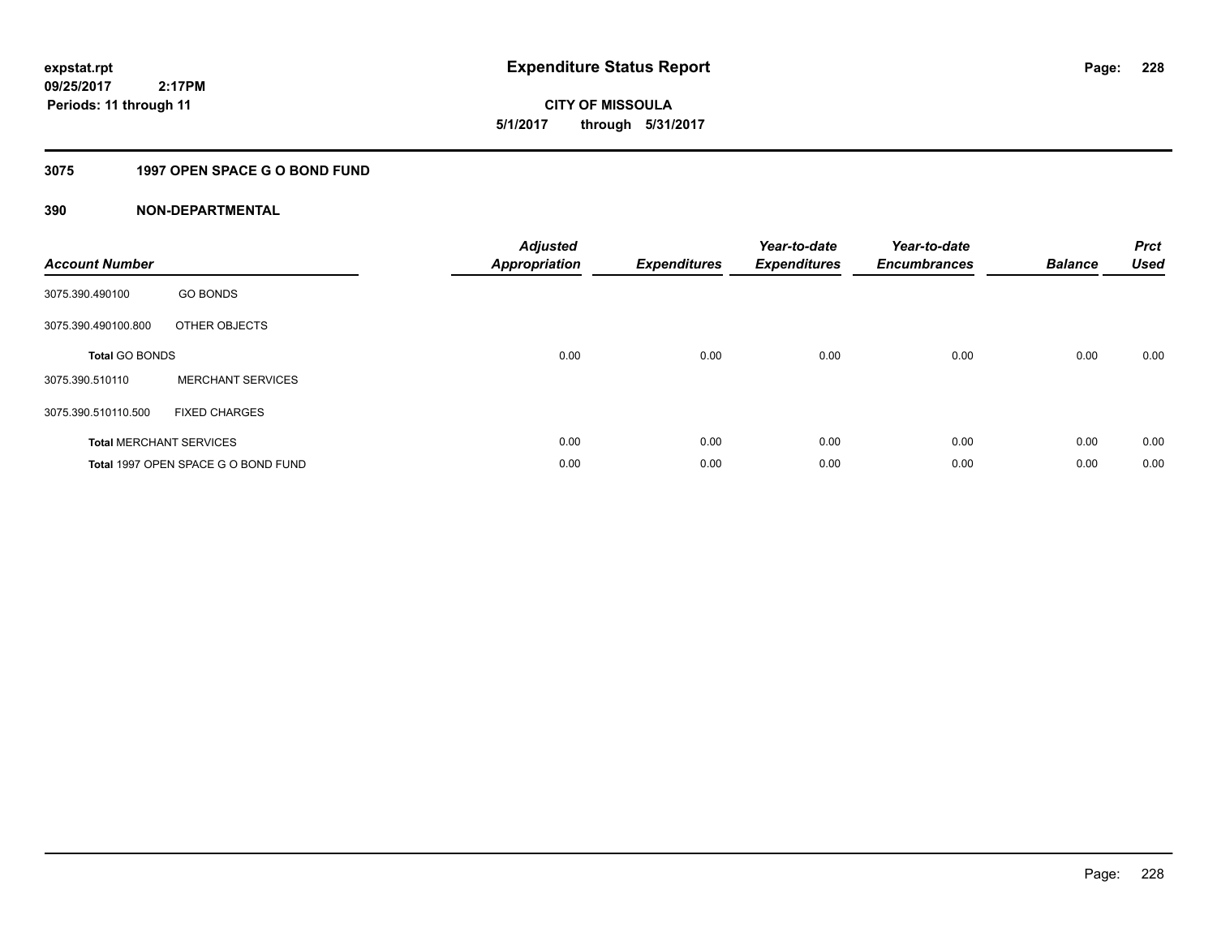**expstat.rpt**
**09/25/2017 2:17PM**
**Periods: 11 through 11**

# Expenditure Status Report

**CITY OF MISSOULA**
**5/1/2017 through 5/31/2017**

## 3075 1997 OPEN SPACE G O BOND FUND

## 390 NON-DEPARTMENTAL

| Account Number | | Adjusted Appropriation | Expenditures | Year-to-date Expenditures | Year-to-date Encumbrances | Balance | Prct Used |
|---|---|---|---|---|---|---|---|
| 3075.390.490100 | GO BONDS | | | | | | |
| 3075.390.490100.800 | OTHER OBJECTS | | | | | | |
| **Total** GO BONDS | | 0.00 | 0.00 | 0.00 | 0.00 | 0.00 | 0.00 |
| 3075.390.510110 | MERCHANT SERVICES | | | | | | |
| 3075.390.510110.500 | FIXED CHARGES | | | | | | |
| **Total** MERCHANT SERVICES | | 0.00 | 0.00 | 0.00 | 0.00 | 0.00 | 0.00 |
| **Total** 1997 OPEN SPACE G O BOND FUND | | 0.00 | 0.00 | 0.00 | 0.00 | 0.00 | 0.00 |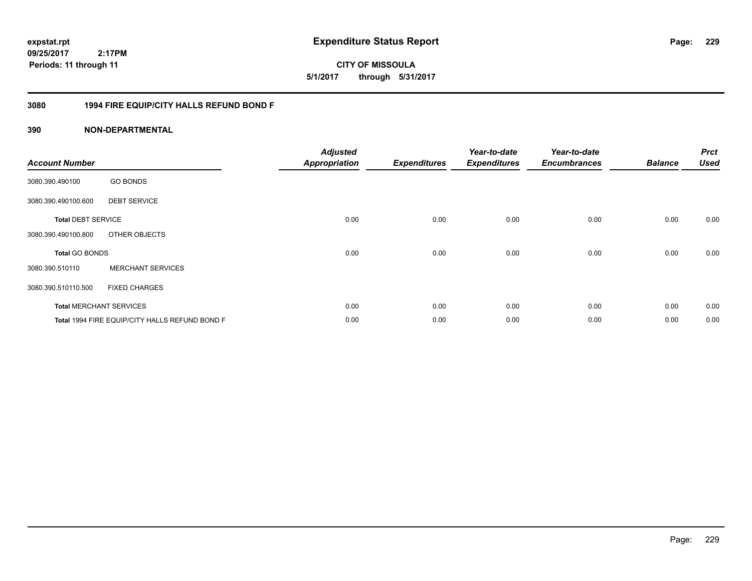**expstat.rpt**
**09/25/2017 2:17PM**
**Periods: 11 through 11**

# Expenditure Status Report

**CITY OF MISSOULA**
**5/1/2017 through 5/31/2017**

## 3080 1994 FIRE EQUIP/CITY HALLS REFUND BOND F

### 390 NON-DEPARTMENTAL

| Account Number | | Adjusted Appropriation | Expenditures | Year-to-date Expenditures | Year-to-date Encumbrances | Balance | Prct Used |
|---|---|---|---|---|---|---|---|
| 3080.390.490100 | GO BONDS | | | | | | |
| 3080.390.490100.600 | DEBT SERVICE | | | | | | |
| **Total** DEBT SERVICE | | 0.00 | 0.00 | 0.00 | 0.00 | 0.00 | 0.00 |
| 3080.390.490100.800 | OTHER OBJECTS | | | | | | |
| **Total** GO BONDS | | 0.00 | 0.00 | 0.00 | 0.00 | 0.00 | 0.00 |
| 3080.390.510110 | MERCHANT SERVICES | | | | | | |
| 3080.390.510110.500 | FIXED CHARGES | | | | | | |
| **Total** MERCHANT SERVICES | | 0.00 | 0.00 | 0.00 | 0.00 | 0.00 | 0.00 |
| **Total** 1994 FIRE EQUIP/CITY HALLS REFUND BOND F | | 0.00 | 0.00 | 0.00 | 0.00 | 0.00 | 0.00 |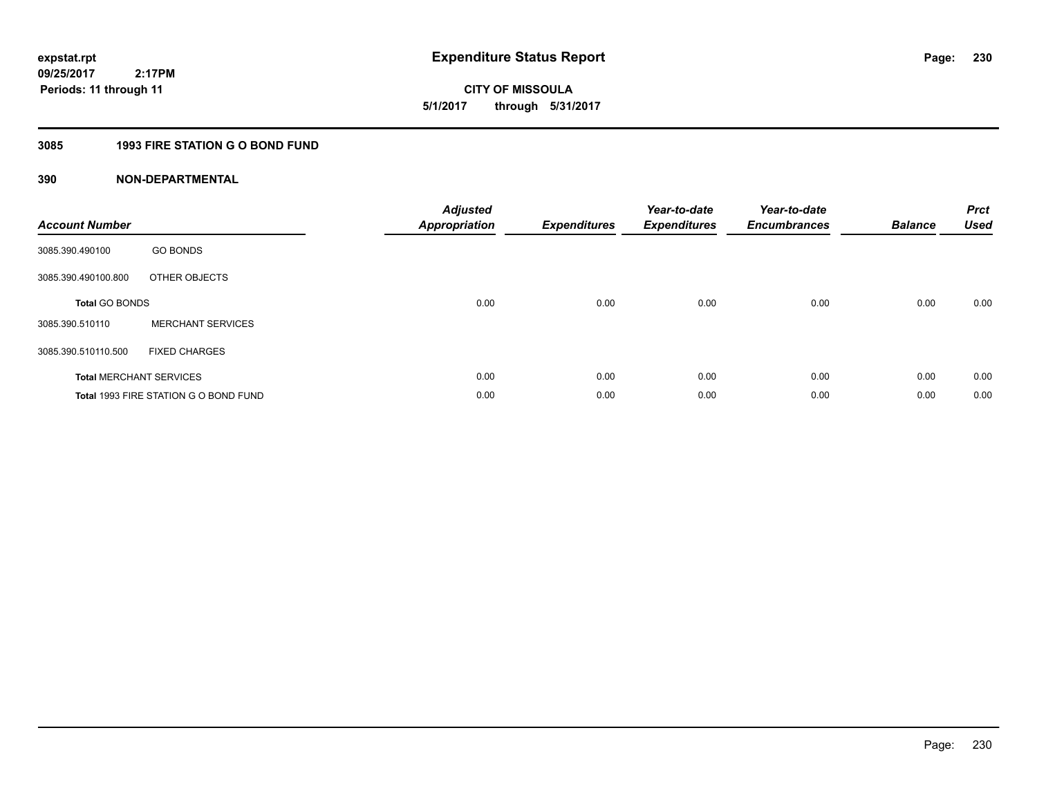# Expenditure Status Report

expstat.rpt
09/25/2017 2:17PM
Periods: 11 through 11

CITY OF MISSOULA
5/1/2017 through 5/31/2017

## 3085 1993 FIRE STATION G O BOND FUND

### 390 NON-DEPARTMENTAL

| Account Number | | Adjusted Appropriation | Expenditures | Year-to-date Expenditures | Year-to-date Encumbrances | Balance | Prct Used |
|---|---|---|---|---|---|---|---|
| 3085.390.490100 | GO BONDS | | | | | | |
| 3085.390.490100.800 | OTHER OBJECTS | | | | | | |
| **Total** GO BONDS | | 0.00 | 0.00 | 0.00 | 0.00 | 0.00 | 0.00 |
| 3085.390.510110 | MERCHANT SERVICES | | | | | | |
| 3085.390.510110.500 | FIXED CHARGES | | | | | | |
| **Total** MERCHANT SERVICES | | 0.00 | 0.00 | 0.00 | 0.00 | 0.00 | 0.00 |
| **Total** 1993 FIRE STATION G O BOND FUND | | 0.00 | 0.00 | 0.00 | 0.00 | 0.00 | 0.00 |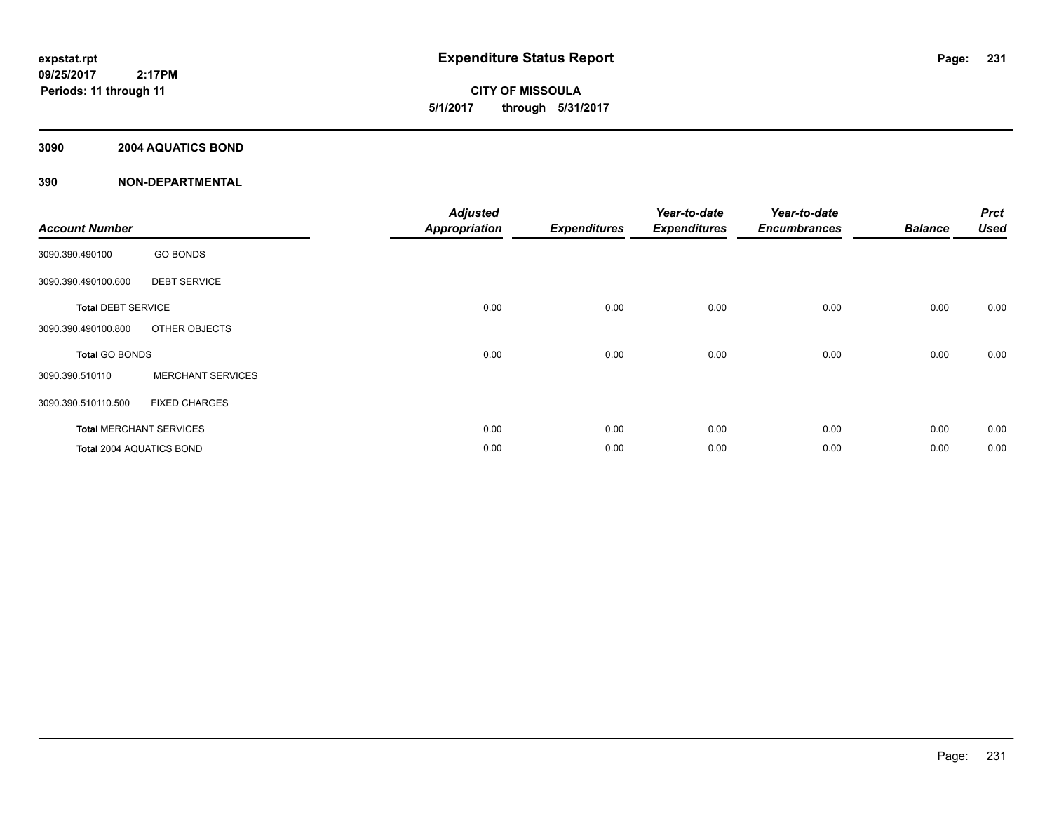**expstat.rpt**
**09/25/2017 2:17PM**
**Periods: 11 through 11**

# Expenditure Status Report

**CITY OF MISSOULA**
**5/1/2017 through 5/31/2017**

## 3090 2004 AQUATICS BOND

### 390 NON-DEPARTMENTAL

| Account Number | | Adjusted Appropriation | Expenditures | Year-to-date Expenditures | Year-to-date Encumbrances | Balance | Prct Used |
|---|---|---|---|---|---|---|---|
| 3090.390.490100 | GO BONDS | | | | | | |
| 3090.390.490100.600 | DEBT SERVICE | | | | | | |
| **Total** DEBT SERVICE | | 0.00 | 0.00 | 0.00 | 0.00 | 0.00 | 0.00 |
| 3090.390.490100.800 | OTHER OBJECTS | | | | | | |
| **Total** GO BONDS | | 0.00 | 0.00 | 0.00 | 0.00 | 0.00 | 0.00 |
| 3090.390.510110 | MERCHANT SERVICES | | | | | | |
| 3090.390.510110.500 | FIXED CHARGES | | | | | | |
| **Total** MERCHANT SERVICES | | 0.00 | 0.00 | 0.00 | 0.00 | 0.00 | 0.00 |
| **Total** 2004 AQUATICS BOND | | 0.00 | 0.00 | 0.00 | 0.00 | 0.00 | 0.00 |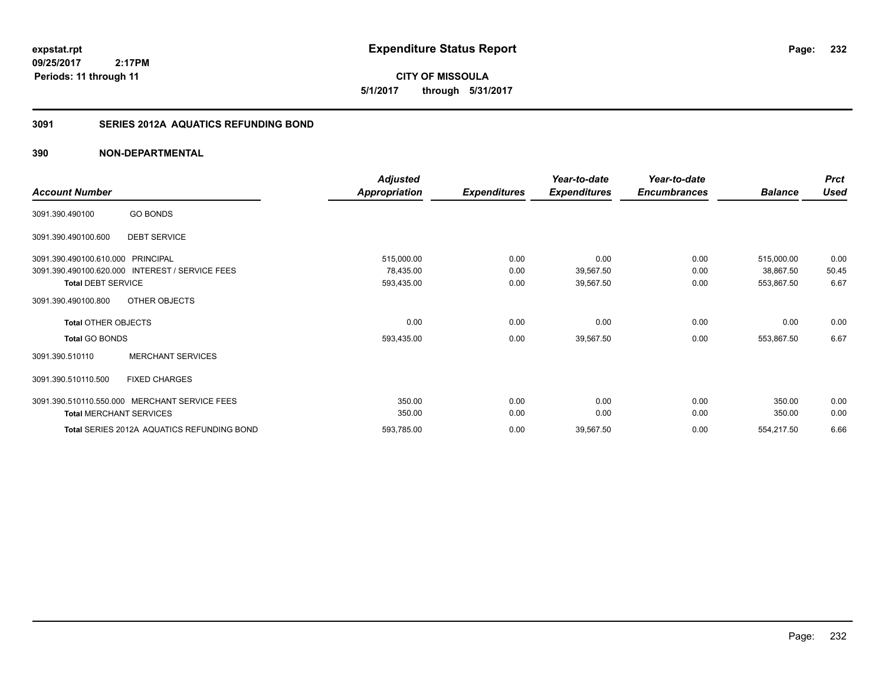**expstat.rpt**
**09/25/2017 2:17PM**
**Periods: 11 through 11**

# Expenditure Status Report

**CITY OF MISSOULA**
**5/1/2017 through 5/31/2017**

## 3091 SERIES 2012A AQUATICS REFUNDING BOND

### 390 NON-DEPARTMENTAL

| Account Number | | Adjusted Appropriation | Expenditures | Year-to-date Expenditures | Year-to-date Encumbrances | Balance | Prct Used |
|---|---|---|---|---|---|---|---|
| 3091.390.490100 | GO BONDS | | | | | | |
| 3091.390.490100.600 | DEBT SERVICE | | | | | | |
| 3091.390.490100.610.000 | PRINCIPAL | 515,000.00 | 0.00 | 0.00 | 0.00 | 515,000.00 | 0.00 |
| 3091.390.490100.620.000 | INTEREST / SERVICE FEES | 78,435.00 | 0.00 | 39,567.50 | 0.00 | 38,867.50 | 50.45 |
| **Total** DEBT SERVICE | | 593,435.00 | 0.00 | 39,567.50 | 0.00 | 553,867.50 | 6.67 |
| 3091.390.490100.800 | OTHER OBJECTS | | | | | | |
| **Total** OTHER OBJECTS | | 0.00 | 0.00 | 0.00 | 0.00 | 0.00 | 0.00 |
| **Total** GO BONDS | | 593,435.00 | 0.00 | 39,567.50 | 0.00 | 553,867.50 | 6.67 |
| 3091.390.510110 | MERCHANT SERVICES | | | | | | |
| 3091.390.510110.500 | FIXED CHARGES | | | | | | |
| 3091.390.510110.550.000 | MERCHANT SERVICE FEES | 350.00 | 0.00 | 0.00 | 0.00 | 350.00 | 0.00 |
| **Total** MERCHANT SERVICES | | 350.00 | 0.00 | 0.00 | 0.00 | 350.00 | 0.00 |
| **Total** SERIES 2012A AQUATICS REFUNDING BOND | | 593,785.00 | 0.00 | 39,567.50 | 0.00 | 554,217.50 | 6.66 |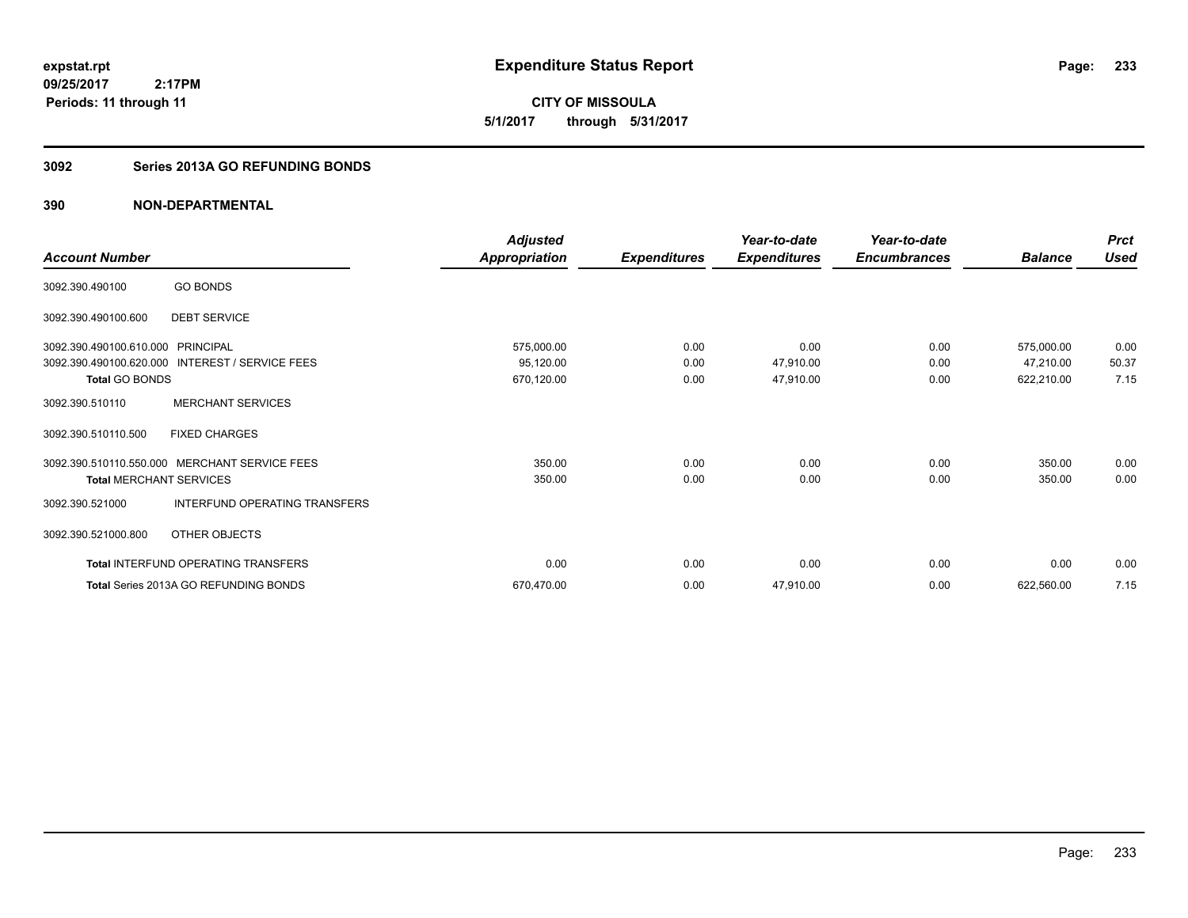**expstat.rpt**
**09/25/2017 2:17PM**
**Periods: 11 through 11**

# Expenditure Status Report

**CITY OF MISSOULA**
**5/1/2017 through 5/31/2017**

## 3092 Series 2013A GO REFUNDING BONDS

### 390 NON-DEPARTMENTAL

| Account Number | | Adjusted Appropriation | Expenditures | Year-to-date Expenditures | Year-to-date Encumbrances | Balance | Prct Used |
|---|---|---|---|---|---|---|---|
| 3092.390.490100 | GO BONDS | | | | | | |
| 3092.390.490100.600 | DEBT SERVICE | | | | | | |
| 3092.390.490100.610.000 | PRINCIPAL | 575,000.00 | 0.00 | 0.00 | 0.00 | 575,000.00 | 0.00 |
| 3092.390.490100.620.000 | INTEREST / SERVICE FEES | 95,120.00 | 0.00 | 47,910.00 | 0.00 | 47,210.00 | 50.37 |
| **Total** GO BONDS | | 670,120.00 | 0.00 | 47,910.00 | 0.00 | 622,210.00 | 7.15 |
| 3092.390.510110 | MERCHANT SERVICES | | | | | | |
| 3092.390.510110.500 | FIXED CHARGES | | | | | | |
| 3092.390.510110.550.000 | MERCHANT SERVICE FEES | 350.00 | 0.00 | 0.00 | 0.00 | 350.00 | 0.00 |
| **Total** MERCHANT SERVICES | | 350.00 | 0.00 | 0.00 | 0.00 | 350.00 | 0.00 |
| 3092.390.521000 | INTERFUND OPERATING TRANSFERS | | | | | | |
| 3092.390.521000.800 | OTHER OBJECTS | | | | | | |
| **Total** INTERFUND OPERATING TRANSFERS | | 0.00 | 0.00 | 0.00 | 0.00 | 0.00 | 0.00 |
| **Total** Series 2013A GO REFUNDING BONDS | | 670,470.00 | 0.00 | 47,910.00 | 0.00 | 622,560.00 | 7.15 |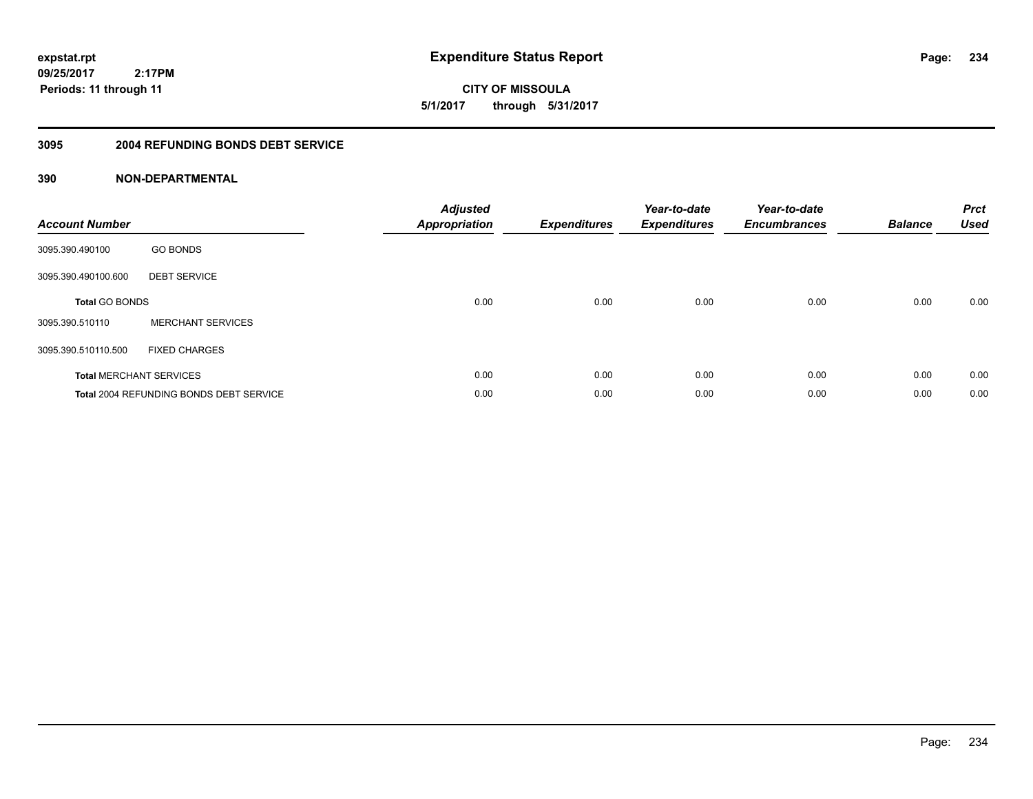**expstat.rpt**
**09/25/2017 2:17PM**
**Periods: 11 through 11**

# Expenditure Status Report

**CITY OF MISSOULA**
**5/1/2017 through 5/31/2017**

## 3095 2004 REFUNDING BONDS DEBT SERVICE

### 390 NON-DEPARTMENTAL

| Account Number | | Adjusted Appropriation | Expenditures | Year-to-date Expenditures | Year-to-date Encumbrances | Balance | Prct Used |
|---|---|---|---|---|---|---|---|
| 3095.390.490100 | GO BONDS | | | | | | |
| 3095.390.490100.600 | DEBT SERVICE | | | | | | |
| **Total** GO BONDS | | 0.00 | 0.00 | 0.00 | 0.00 | 0.00 | 0.00 |
| 3095.390.510110 | MERCHANT SERVICES | | | | | | |
| 3095.390.510110.500 | FIXED CHARGES | | | | | | |
| **Total** MERCHANT SERVICES | | 0.00 | 0.00 | 0.00 | 0.00 | 0.00 | 0.00 |
| **Total** 2004 REFUNDING BONDS DEBT SERVICE | | 0.00 | 0.00 | 0.00 | 0.00 | 0.00 | 0.00 |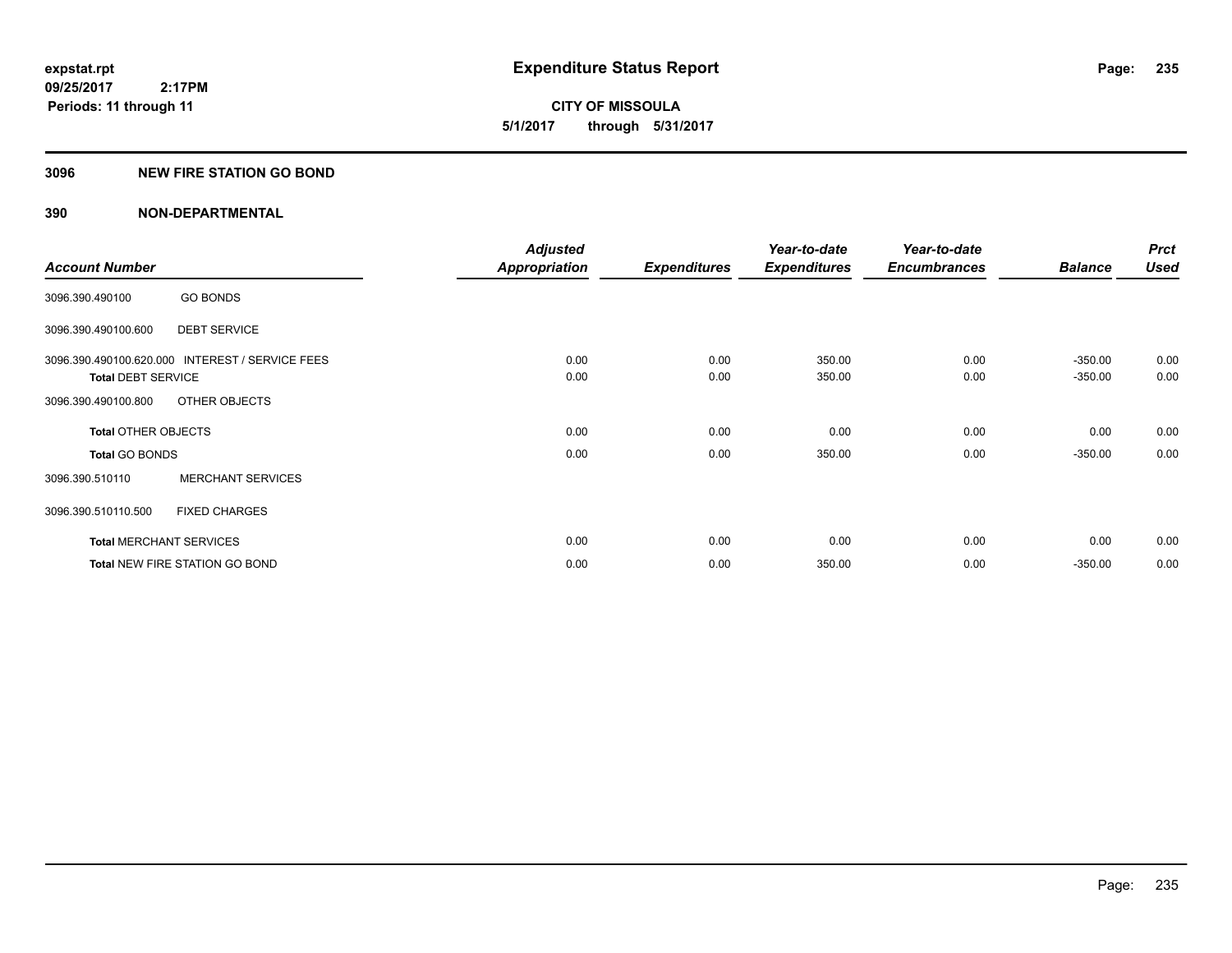# Expenditure Status Report

expstat.rpt
09/25/2017 2:17PM
Periods: 11 through 11

**CITY OF MISSOULA**
**5/1/2017 through 5/31/2017**

## 3096 NEW FIRE STATION GO BOND

### 390 NON-DEPARTMENTAL

| Account Number | | Adjusted Appropriation | Expenditures | Year-to-date Expenditures | Year-to-date Encumbrances | Balance | Prct Used |
|---|---|---|---|---|---|---|---|
| 3096.390.490100 | GO BONDS | | | | | | |
| 3096.390.490100.600 | DEBT SERVICE | | | | | | |
| 3096.390.490100.620.000 | INTEREST / SERVICE FEES | 0.00 | 0.00 | 350.00 | 0.00 | -350.00 | 0.00 |
| **Total** DEBT SERVICE | | 0.00 | 0.00 | 350.00 | 0.00 | -350.00 | 0.00 |
| 3096.390.490100.800 | OTHER OBJECTS | | | | | | |
| **Total** OTHER OBJECTS | | 0.00 | 0.00 | 0.00 | 0.00 | 0.00 | 0.00 |
| **Total** GO BONDS | | 0.00 | 0.00 | 350.00 | 0.00 | -350.00 | 0.00 |
| 3096.390.510110 | MERCHANT SERVICES | | | | | | |
| 3096.390.510110.500 | FIXED CHARGES | | | | | | |
| **Total** MERCHANT SERVICES | | 0.00 | 0.00 | 0.00 | 0.00 | 0.00 | 0.00 |
| **Total** NEW FIRE STATION GO BOND | | 0.00 | 0.00 | 350.00 | 0.00 | -350.00 | 0.00 |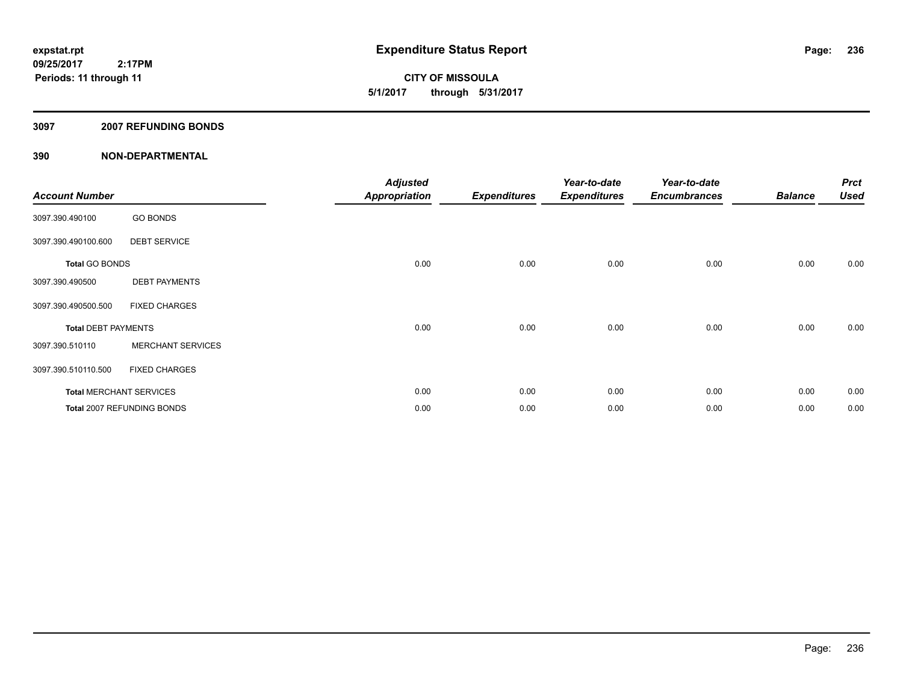**expstat.rpt**
**09/25/2017 2:17PM**
**Periods: 11 through 11**

# Expenditure Status Report

**CITY OF MISSOULA**
**5/1/2017 through 5/31/2017**

## 3097 2007 REFUNDING BONDS

## 390 NON-DEPARTMENTAL

| Account Number | | Adjusted Appropriation | Expenditures | Year-to-date Expenditures | Year-to-date Encumbrances | Balance | Prct Used |
|---|---|---|---|---|---|---|---|
| 3097.390.490100 | GO BONDS | | | | | | |
| 3097.390.490100.600 | DEBT SERVICE | | | | | | |
| **Total** GO BONDS | | 0.00 | 0.00 | 0.00 | 0.00 | 0.00 | 0.00 |
| 3097.390.490500 | DEBT PAYMENTS | | | | | | |
| 3097.390.490500.500 | FIXED CHARGES | | | | | | |
| **Total** DEBT PAYMENTS | | 0.00 | 0.00 | 0.00 | 0.00 | 0.00 | 0.00 |
| 3097.390.510110 | MERCHANT SERVICES | | | | | | |
| 3097.390.510110.500 | FIXED CHARGES | | | | | | |
| **Total** MERCHANT SERVICES | | 0.00 | 0.00 | 0.00 | 0.00 | 0.00 | 0.00 |
| **Total** 2007 REFUNDING BONDS | | 0.00 | 0.00 | 0.00 | 0.00 | 0.00 | 0.00 |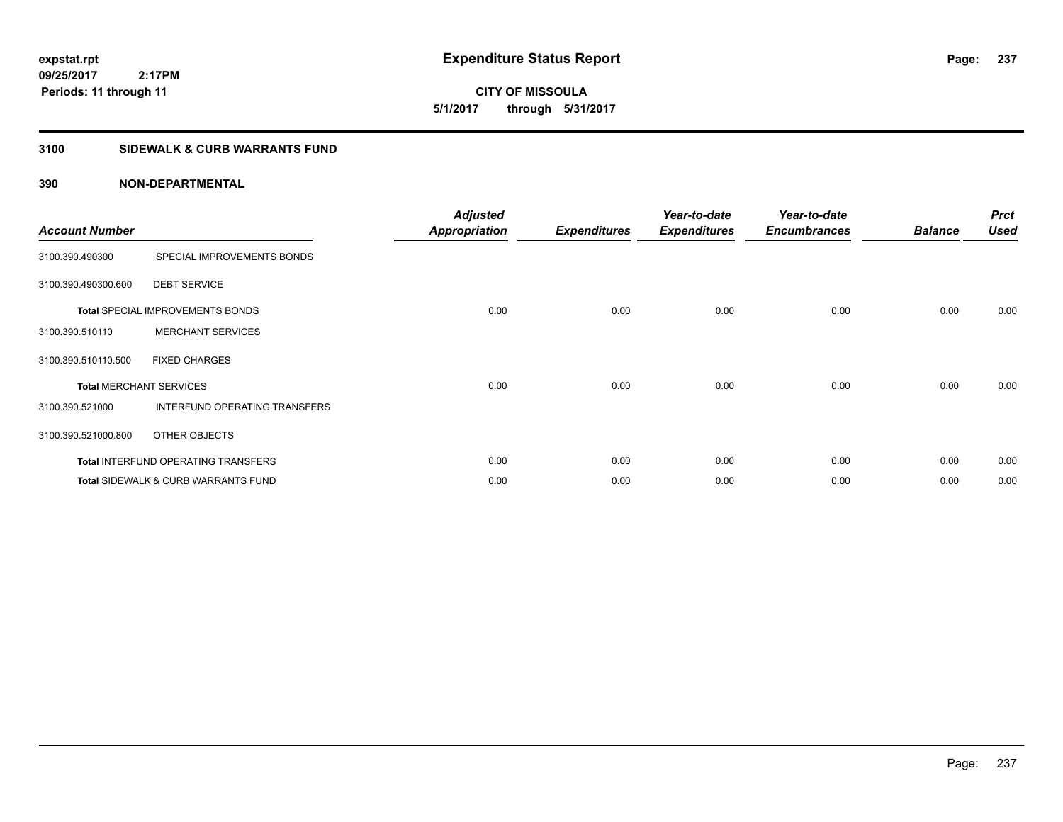# Expenditure Status Report

expstat.rpt
09/25/2017 2:17PM
Periods: 11 through 11

**CITY OF MISSOULA**
**5/1/2017 through 5/31/2017**

## 3100 SIDEWALK & CURB WARRANTS FUND

### 390 NON-DEPARTMENTAL

| Account Number | | Adjusted Appropriation | Expenditures | Year-to-date Expenditures | Year-to-date Encumbrances | Balance | Prct Used |
|---|---|---|---|---|---|---|---|
| 3100.390.490300 | SPECIAL IMPROVEMENTS BONDS | | | | | | |
| 3100.390.490300.600 | DEBT SERVICE | | | | | | |
| **Total** SPECIAL IMPROVEMENTS BONDS | | 0.00 | 0.00 | 0.00 | 0.00 | 0.00 | 0.00 |
| 3100.390.510110 | MERCHANT SERVICES | | | | | | |
| 3100.390.510110.500 | FIXED CHARGES | | | | | | |
| **Total** MERCHANT SERVICES | | 0.00 | 0.00 | 0.00 | 0.00 | 0.00 | 0.00 |
| 3100.390.521000 | INTERFUND OPERATING TRANSFERS | | | | | | |
| 3100.390.521000.800 | OTHER OBJECTS | | | | | | |
| **Total** INTERFUND OPERATING TRANSFERS | | 0.00 | 0.00 | 0.00 | 0.00 | 0.00 | 0.00 |
| **Total** SIDEWALK & CURB WARRANTS FUND | | 0.00 | 0.00 | 0.00 | 0.00 | 0.00 | 0.00 |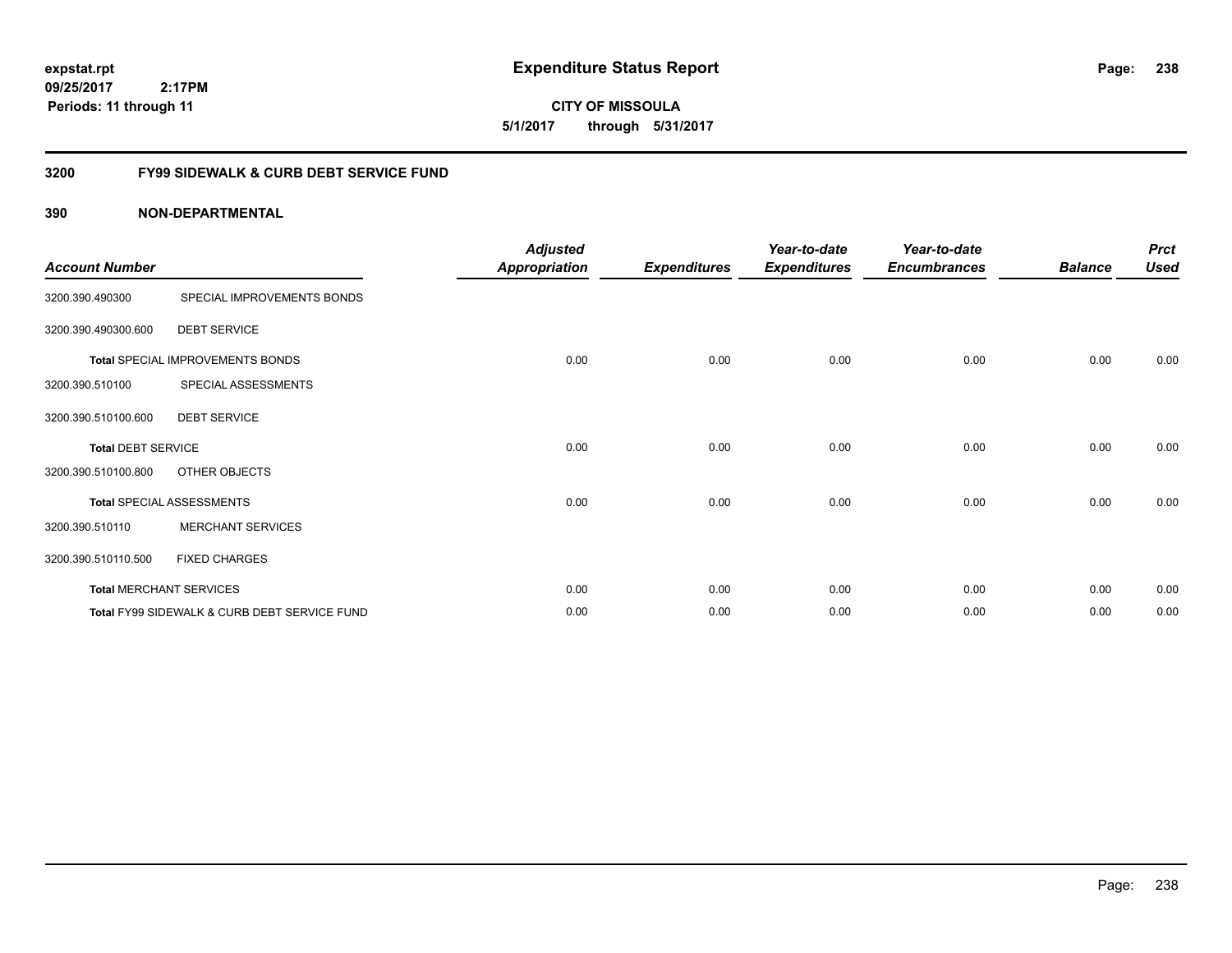**expstat.rpt**
**09/25/2017 2:17PM**
**Periods: 11 through 11**

# Expenditure Status Report

**CITY OF MISSOULA**
**5/1/2017 through 5/31/2017**

## 3200 FY99 SIDEWALK & CURB DEBT SERVICE FUND

### 390 NON-DEPARTMENTAL

| Account Number | | Adjusted Appropriation | Expenditures | Year-to-date Expenditures | Year-to-date Encumbrances | Balance | Prct Used |
|---|---|---|---|---|---|---|---|
| 3200.390.490300 | SPECIAL IMPROVEMENTS BONDS | | | | | | |
| 3200.390.490300.600 | DEBT SERVICE | | | | | | |
| **Total** SPECIAL IMPROVEMENTS BONDS | | 0.00 | 0.00 | 0.00 | 0.00 | 0.00 | 0.00 |
| 3200.390.510100 | SPECIAL ASSESSMENTS | | | | | | |
| 3200.390.510100.600 | DEBT SERVICE | | | | | | |
| **Total** DEBT SERVICE | | 0.00 | 0.00 | 0.00 | 0.00 | 0.00 | 0.00 |
| 3200.390.510100.800 | OTHER OBJECTS | | | | | | |
| **Total** SPECIAL ASSESSMENTS | | 0.00 | 0.00 | 0.00 | 0.00 | 0.00 | 0.00 |
| 3200.390.510110 | MERCHANT SERVICES | | | | | | |
| 3200.390.510110.500 | FIXED CHARGES | | | | | | |
| **Total** MERCHANT SERVICES | | 0.00 | 0.00 | 0.00 | 0.00 | 0.00 | 0.00 |
| **Total** FY99 SIDEWALK & CURB DEBT SERVICE FUND | | 0.00 | 0.00 | 0.00 | 0.00 | 0.00 | 0.00 |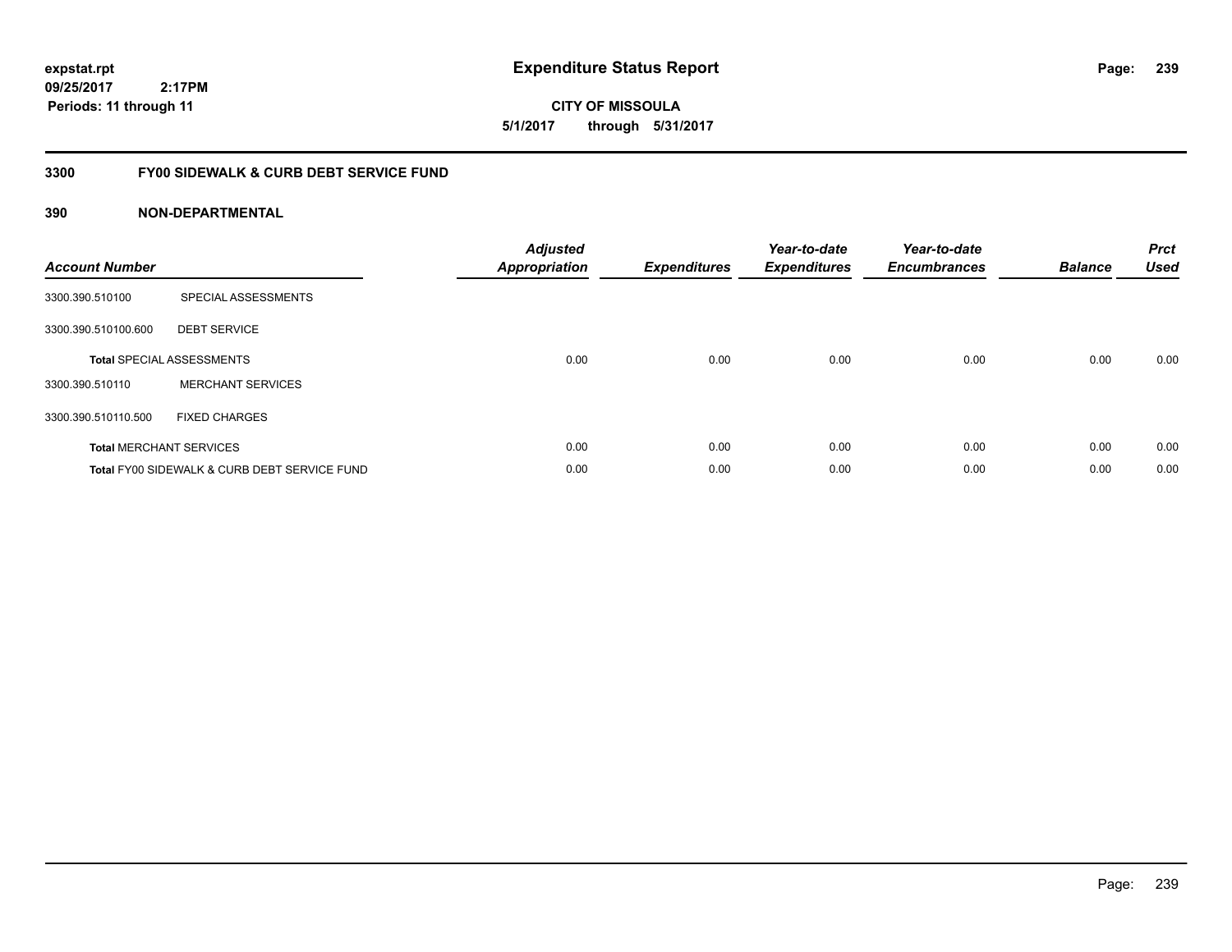**expstat.rpt**
**09/25/2017 2:17PM**
**Periods: 11 through 11**

# Expenditure Status Report

**CITY OF MISSOULA**
**5/1/2017 through 5/31/2017**

## 3300 FY00 SIDEWALK & CURB DEBT SERVICE FUND

### 390 NON-DEPARTMENTAL

| Account Number | | Adjusted Appropriation | Expenditures | Year-to-date Expenditures | Year-to-date Encumbrances | Balance | Prct Used |
|---|---|---|---|---|---|---|---|
| 3300.390.510100 | SPECIAL ASSESSMENTS | | | | | | |
| 3300.390.510100.600 | DEBT SERVICE | | | | | | |
| **Total** SPECIAL ASSESSMENTS | | 0.00 | 0.00 | 0.00 | 0.00 | 0.00 | 0.00 |
| 3300.390.510110 | MERCHANT SERVICES | | | | | | |
| 3300.390.510110.500 | FIXED CHARGES | | | | | | |
| **Total** MERCHANT SERVICES | | 0.00 | 0.00 | 0.00 | 0.00 | 0.00 | 0.00 |
| **Total** FY00 SIDEWALK & CURB DEBT SERVICE FUND | | 0.00 | 0.00 | 0.00 | 0.00 | 0.00 | 0.00 |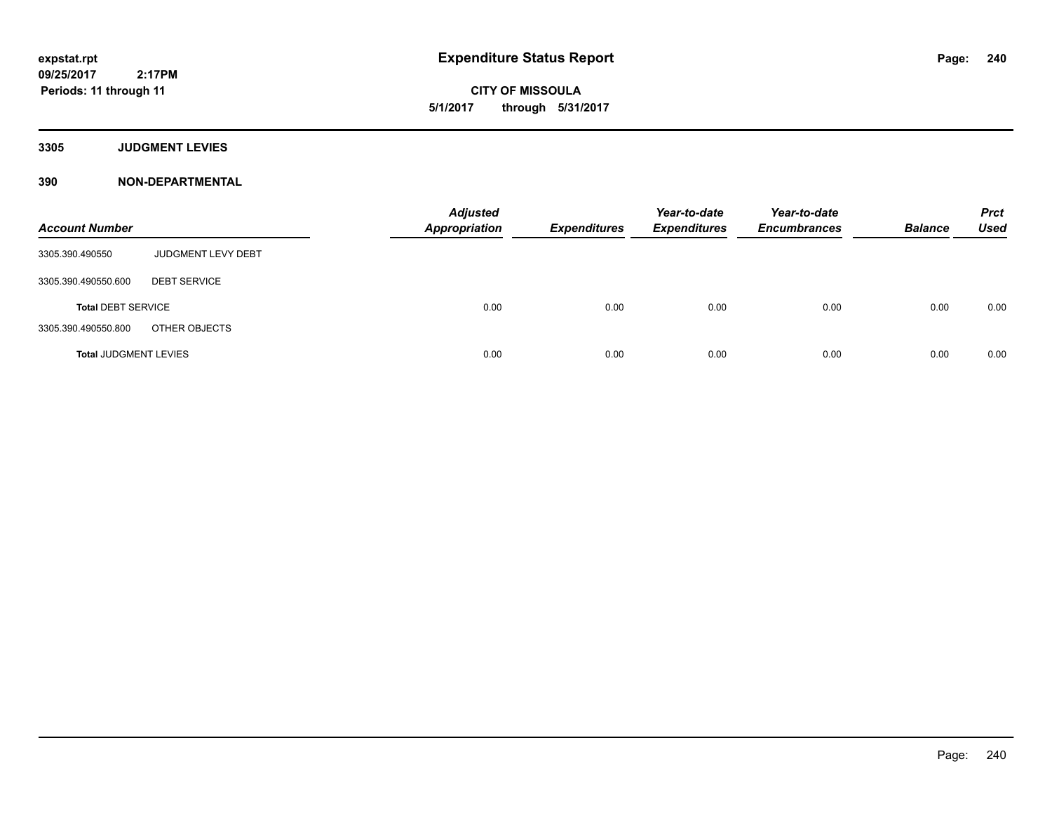**expstat.rpt**
**09/25/2017 2:17PM**
**Periods: 11 through 11**

# Expenditure Status Report

**CITY OF MISSOULA**
**5/1/2017 through 5/31/2017**

## 3305 JUDGMENT LEVIES

## 390 NON-DEPARTMENTAL

| Account Number | | Adjusted Appropriation | Expenditures | Year-to-date Expenditures | Year-to-date Encumbrances | Balance | Prct Used |
|---|---|---|---|---|---|---|---|
| 3305.390.490550 | JUDGMENT LEVY DEBT | | | | | | |
| 3305.390.490550.600 | DEBT SERVICE | | | | | | |
| **Total** DEBT SERVICE | | 0.00 | 0.00 | 0.00 | 0.00 | 0.00 | 0.00 |
| 3305.390.490550.800 | OTHER OBJECTS | | | | | | |
| **Total** JUDGMENT LEVIES | | 0.00 | 0.00 | 0.00 | 0.00 | 0.00 | 0.00 |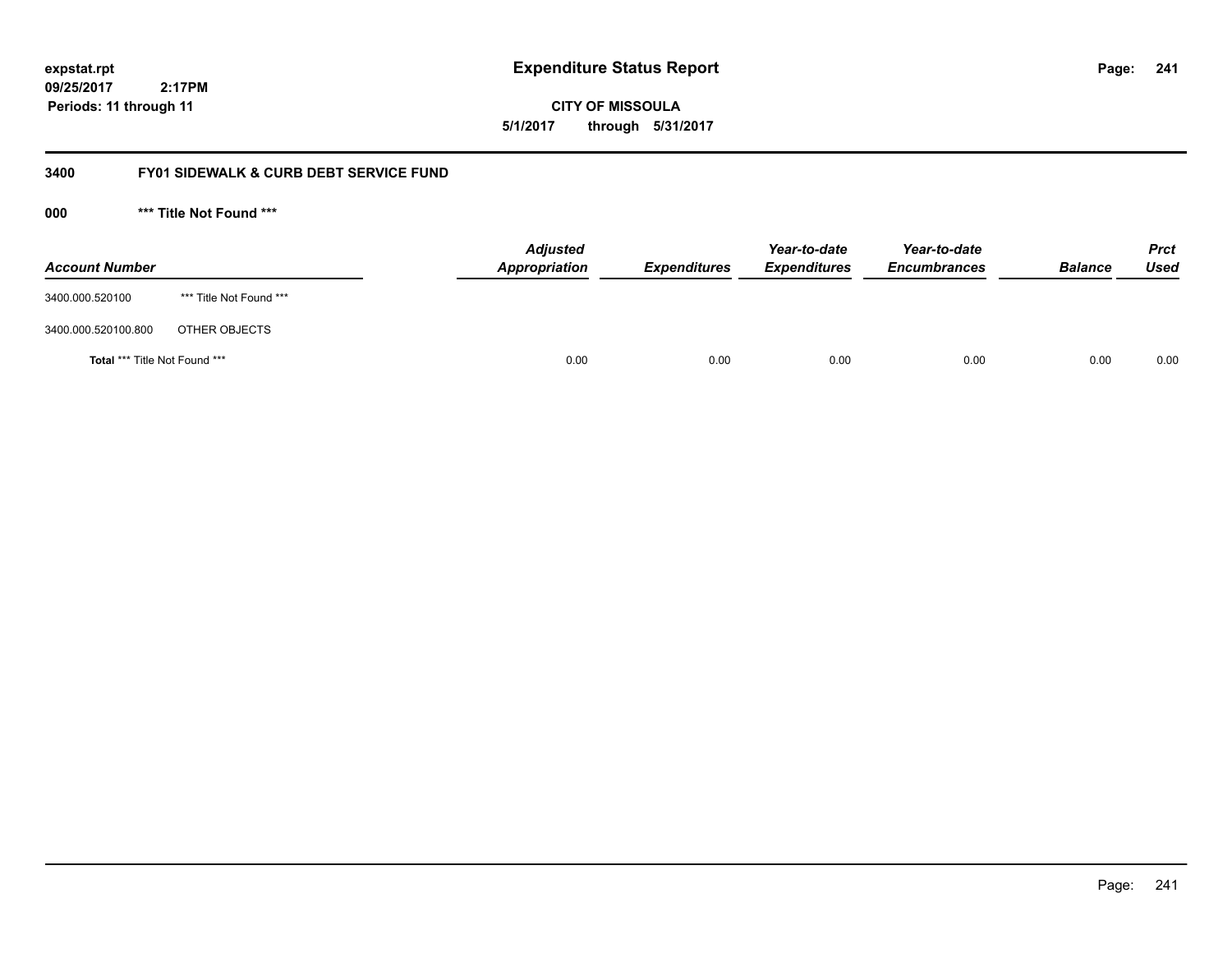**expstat.rpt**
**09/25/2017 2:17PM**
**Periods: 11 through 11**

# Expenditure Status Report

**CITY OF MISSOULA**
**5/1/2017 through 5/31/2017**

## 3400 FY01 SIDEWALK & CURB DEBT SERVICE FUND

### 000 *** Title Not Found ***

| Account Number | | Adjusted Appropriation | Expenditures | Year-to-date Expenditures | Year-to-date Encumbrances | Balance | Prct Used |
|---|---|---|---|---|---|---|---|
| 3400.000.520100 | *** Title Not Found *** | | | | | | |
| 3400.000.520100.800 | OTHER OBJECTS | | | | | | |
| **Total** *** Title Not Found *** | | 0.00 | 0.00 | 0.00 | 0.00 | 0.00 | 0.00 |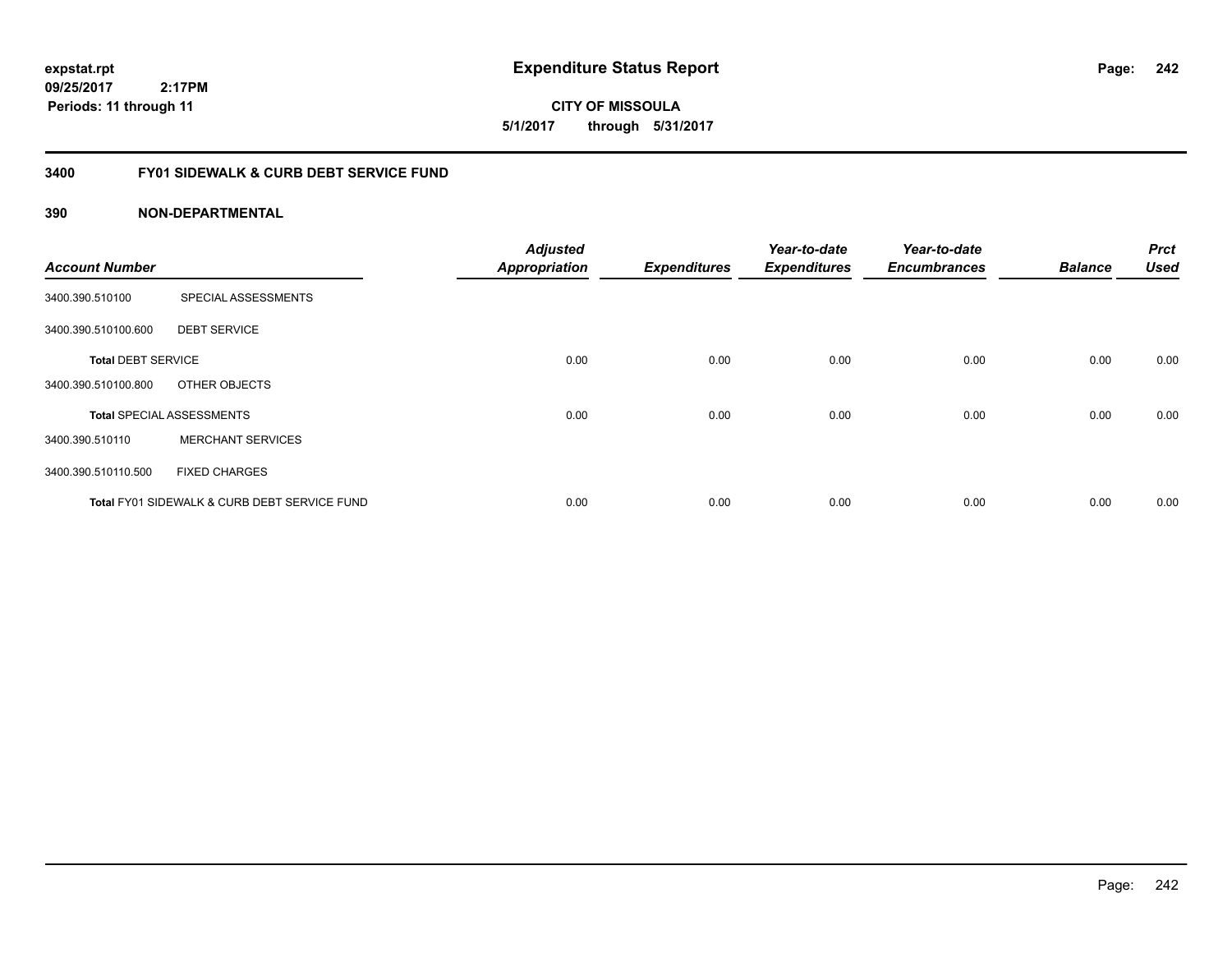**expstat.rpt**
**09/25/2017 2:17PM**
**Periods: 11 through 11**

# Expenditure Status Report

**CITY OF MISSOULA**
**5/1/2017 through 5/31/2017**

## 3400 FY01 SIDEWALK & CURB DEBT SERVICE FUND

### 390 NON-DEPARTMENTAL

| Account Number | | Adjusted Appropriation | Expenditures | Year-to-date Expenditures | Year-to-date Encumbrances | Balance | Prct Used |
|---|---|---|---|---|---|---|---|
| 3400.390.510100 | SPECIAL ASSESSMENTS | | | | | | |
| 3400.390.510100.600 | DEBT SERVICE | | | | | | |
| **Total** DEBT SERVICE | | 0.00 | 0.00 | 0.00 | 0.00 | 0.00 | 0.00 |
| 3400.390.510100.800 | OTHER OBJECTS | | | | | | |
| **Total** SPECIAL ASSESSMENTS | | 0.00 | 0.00 | 0.00 | 0.00 | 0.00 | 0.00 |
| 3400.390.510110 | MERCHANT SERVICES | | | | | | |
| 3400.390.510110.500 | FIXED CHARGES | | | | | | |
| **Total** FY01 SIDEWALK & CURB DEBT SERVICE FUND | | 0.00 | 0.00 | 0.00 | 0.00 | 0.00 | 0.00 |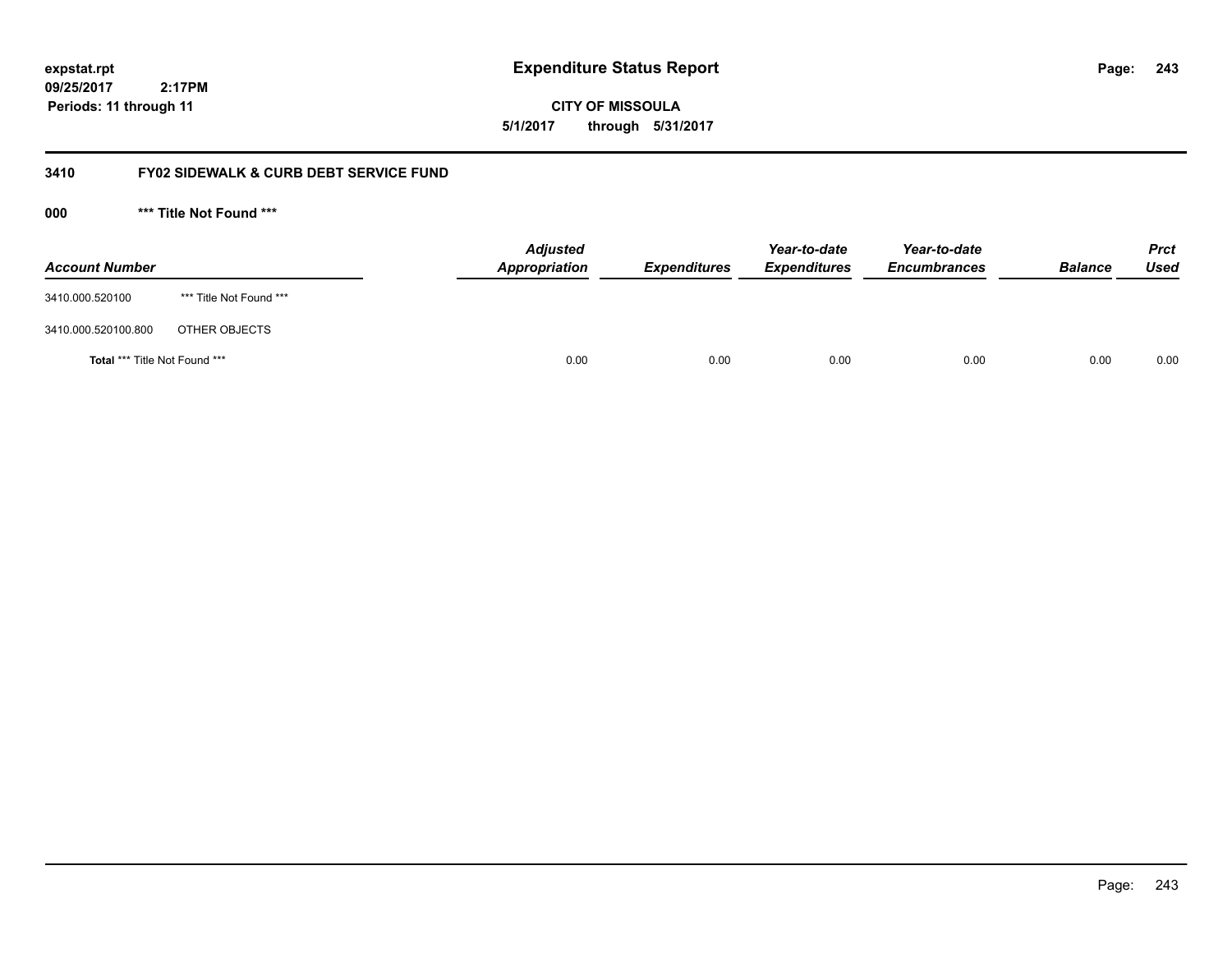# Expenditure Status Report

expstat.rpt
09/25/2017 2:17PM
Periods: 11 through 11

**CITY OF MISSOULA**
**5/1/2017 through 5/31/2017**

## 3410 FY02 SIDEWALK & CURB DEBT SERVICE FUND

### 000 *** Title Not Found ***

| Account Number | | Adjusted Appropriation | Expenditures | Year-to-date Expenditures | Year-to-date Encumbrances | Balance | Prct Used |
|---|---|---|---|---|---|---|---|
| 3410.000.520100 | *** Title Not Found *** | | | | | | |
| 3410.000.520100.800 | OTHER OBJECTS | | | | | | |
| **Total** *** Title Not Found *** | | 0.00 | 0.00 | 0.00 | 0.00 | 0.00 | 0.00 |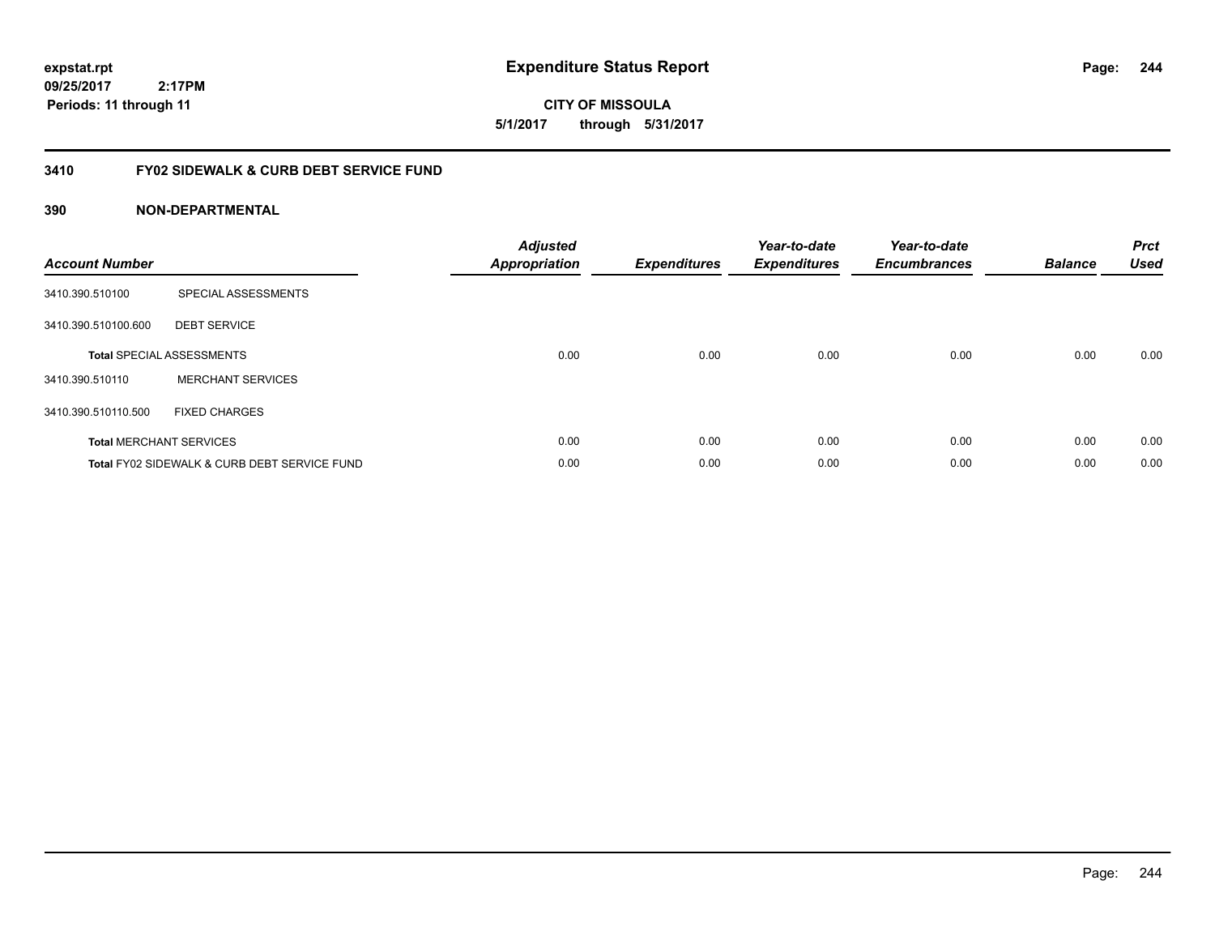**expstat.rpt**
**09/25/2017 2:17PM**
**Periods: 11 through 11**

# Expenditure Status Report

**CITY OF MISSOULA**
**5/1/2017 through 5/31/2017**

## 3410 FY02 SIDEWALK & CURB DEBT SERVICE FUND

### 390 NON-DEPARTMENTAL

| Account Number | | Adjusted Appropriation | Expenditures | Year-to-date Expenditures | Year-to-date Encumbrances | Balance | Prct Used |
|---|---|---|---|---|---|---|---|
| 3410.390.510100 | SPECIAL ASSESSMENTS | | | | | | |
| 3410.390.510100.600 | DEBT SERVICE | | | | | | |
| **Total** SPECIAL ASSESSMENTS | | 0.00 | 0.00 | 0.00 | 0.00 | 0.00 | 0.00 |
| 3410.390.510110 | MERCHANT SERVICES | | | | | | |
| 3410.390.510110.500 | FIXED CHARGES | | | | | | |
| **Total** MERCHANT SERVICES | | 0.00 | 0.00 | 0.00 | 0.00 | 0.00 | 0.00 |
| **Total** FY02 SIDEWALK & CURB DEBT SERVICE FUND | | 0.00 | 0.00 | 0.00 | 0.00 | 0.00 | 0.00 |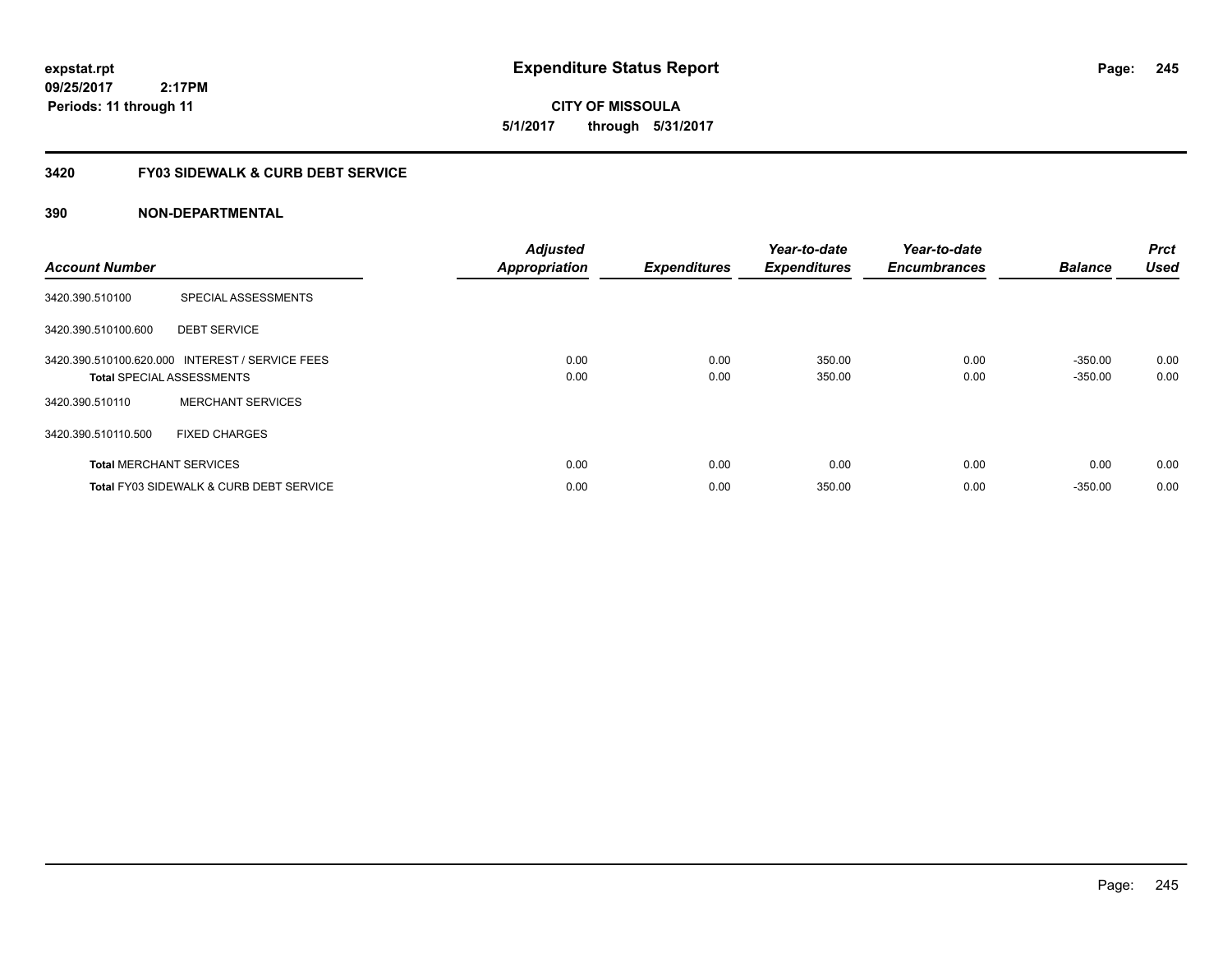**expstat.rpt**
**09/25/2017 2:17PM**
**Periods: 11 through 11**

# Expenditure Status Report

**CITY OF MISSOULA**
**5/1/2017 through 5/31/2017**

## 3420 FY03 SIDEWALK & CURB DEBT SERVICE

### 390 NON-DEPARTMENTAL

| Account Number | | Adjusted Appropriation | Expenditures | Year-to-date Expenditures | Year-to-date Encumbrances | Balance | Prct Used |
|---|---|---|---|---|---|---|---|
| 3420.390.510100 | SPECIAL ASSESSMENTS | | | | | | |
| 3420.390.510100.600 | DEBT SERVICE | | | | | | |
| 3420.390.510100.620.000 | INTEREST / SERVICE FEES | 0.00 | 0.00 | 350.00 | 0.00 | -350.00 | 0.00 |
| **Total** SPECIAL ASSESSMENTS | | 0.00 | 0.00 | 350.00 | 0.00 | -350.00 | 0.00 |
| 3420.390.510110 | MERCHANT SERVICES | | | | | | |
| 3420.390.510110.500 | FIXED CHARGES | | | | | | |
| **Total** MERCHANT SERVICES | | 0.00 | 0.00 | 0.00 | 0.00 | 0.00 | 0.00 |
| **Total** FY03 SIDEWALK & CURB DEBT SERVICE | | 0.00 | 0.00 | 350.00 | 0.00 | -350.00 | 0.00 |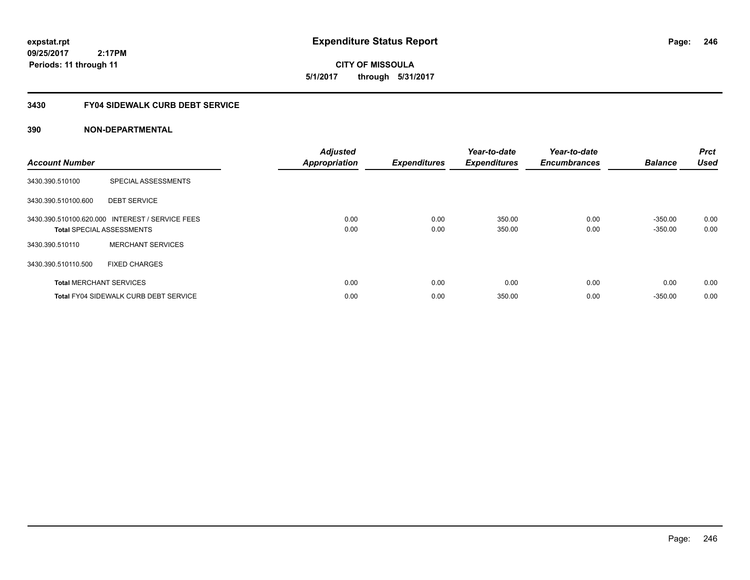expstat.rpt
09/25/2017 2:17PM
Periods: 11 through 11

# Expenditure Status Report

**CITY OF MISSOULA**
**5/1/2017 through 5/31/2017**

## 3430 FY04 SIDEWALK CURB DEBT SERVICE

### 390 NON-DEPARTMENTAL

| Account Number | | Adjusted Appropriation | Expenditures | Year-to-date Expenditures | Year-to-date Encumbrances | Balance | Prct Used |
|---|---|---|---|---|---|---|---|
| 3430.390.510100 | SPECIAL ASSESSMENTS | | | | | | |
| 3430.390.510100.600 | DEBT SERVICE | | | | | | |
| 3430.390.510100.620.000 | INTEREST / SERVICE FEES | 0.00 | 0.00 | 350.00 | 0.00 | -350.00 | 0.00 |
| **Total** SPECIAL ASSESSMENTS | | 0.00 | 0.00 | 350.00 | 0.00 | -350.00 | 0.00 |
| 3430.390.510110 | MERCHANT SERVICES | | | | | | |
| 3430.390.510110.500 | FIXED CHARGES | | | | | | |
| **Total** MERCHANT SERVICES | | 0.00 | 0.00 | 0.00 | 0.00 | 0.00 | 0.00 |
| **Total** FY04 SIDEWALK CURB DEBT SERVICE | | 0.00 | 0.00 | 350.00 | 0.00 | -350.00 | 0.00 |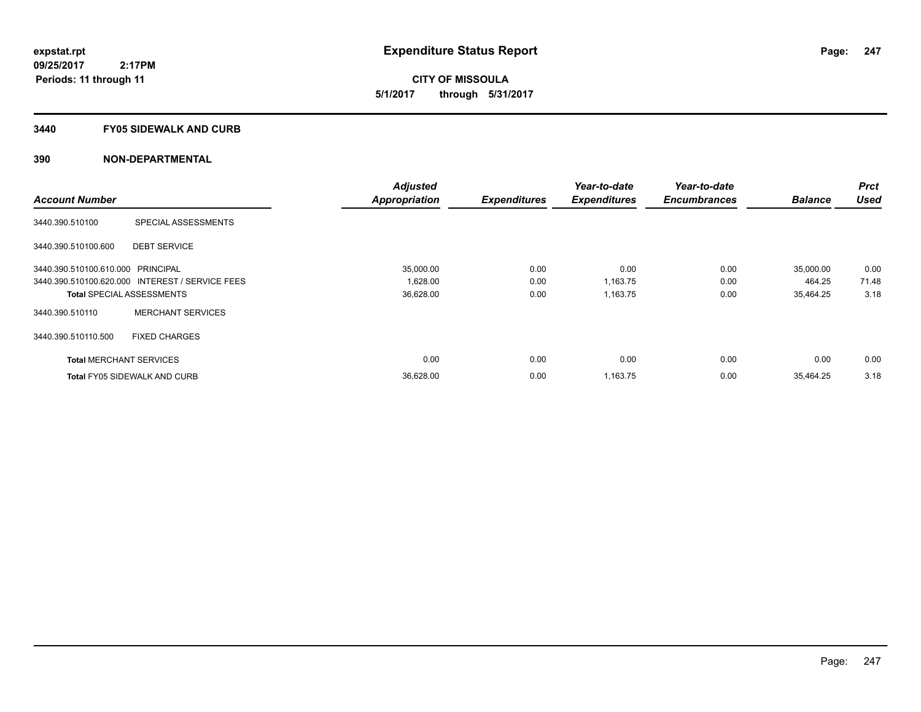**expstat.rpt**
**09/25/2017 2:17PM**
**Periods: 11 through 11**

# Expenditure Status Report

**CITY OF MISSOULA**
**5/1/2017 through 5/31/2017**

## 3440 FY05 SIDEWALK AND CURB

## 390 NON-DEPARTMENTAL

| Account Number | | Adjusted Appropriation | Expenditures | Year-to-date Expenditures | Year-to-date Encumbrances | Balance | Prct Used |
|---|---|---|---|---|---|---|---|
| 3440.390.510100 | SPECIAL ASSESSMENTS | | | | | | |
| 3440.390.510100.600 | DEBT SERVICE | | | | | | |
| 3440.390.510100.610.000 | PRINCIPAL | 35,000.00 | 0.00 | 0.00 | 0.00 | 35,000.00 | 0.00 |
| 3440.390.510100.620.000 | INTEREST / SERVICE FEES | 1,628.00 | 0.00 | 1,163.75 | 0.00 | 464.25 | 71.48 |
| **Total** SPECIAL ASSESSMENTS | | 36,628.00 | 0.00 | 1,163.75 | 0.00 | 35,464.25 | 3.18 |
| 3440.390.510110 | MERCHANT SERVICES | | | | | | |
| 3440.390.510110.500 | FIXED CHARGES | | | | | | |
| **Total** MERCHANT SERVICES | | 0.00 | 0.00 | 0.00 | 0.00 | 0.00 | 0.00 |
| **Total** FY05 SIDEWALK AND CURB | | 36,628.00 | 0.00 | 1,163.75 | 0.00 | 35,464.25 | 3.18 |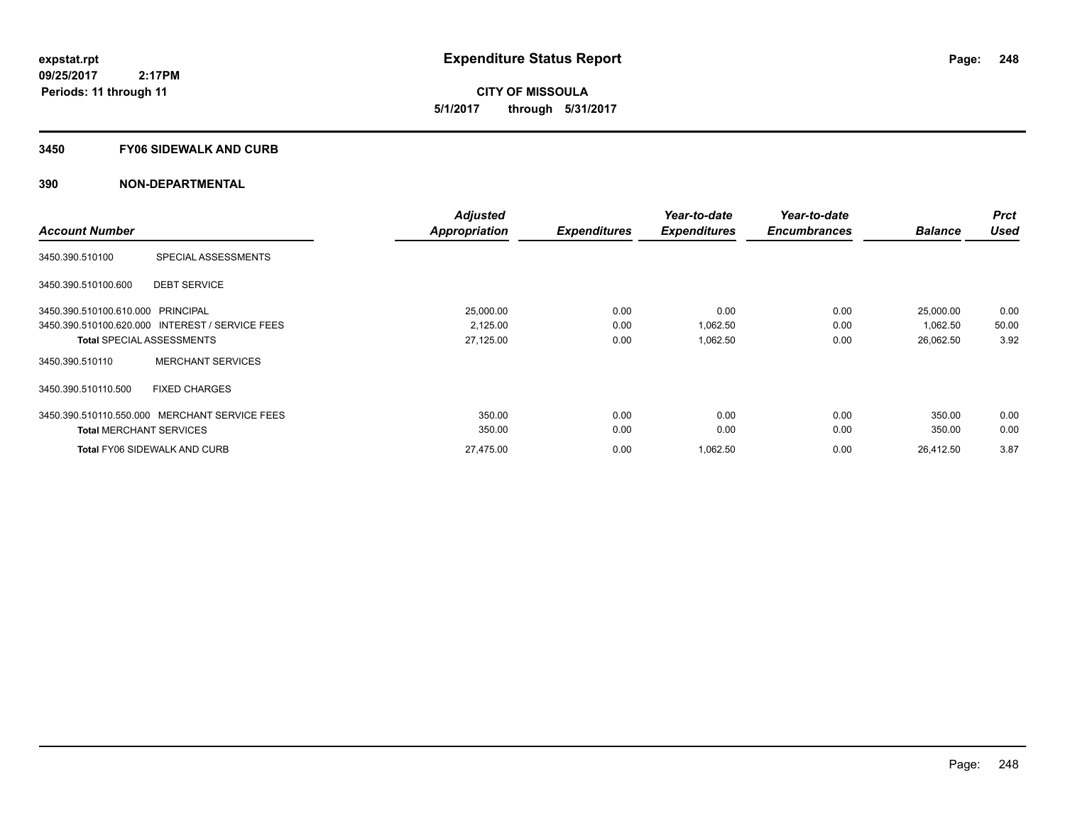expstat.rpt
09/25/2017 2:17PM
Periods: 11 through 11

# Expenditure Status Report

**CITY OF MISSOULA**
**5/1/2017 through 5/31/2017**

## 3450 FY06 SIDEWALK AND CURB

### 390 NON-DEPARTMENTAL

| Account Number | | Adjusted Appropriation | Expenditures | Year-to-date Expenditures | Year-to-date Encumbrances | Balance | Prct Used |
|---|---|---|---|---|---|---|---|
| 3450.390.510100 | SPECIAL ASSESSMENTS | | | | | | |
| 3450.390.510100.600 | DEBT SERVICE | | | | | | |
| 3450.390.510100.610.000 | PRINCIPAL | 25,000.00 | 0.00 | 0.00 | 0.00 | 25,000.00 | 0.00 |
| 3450.390.510100.620.000 | INTEREST / SERVICE FEES | 2,125.00 | 0.00 | 1,062.50 | 0.00 | 1,062.50 | 50.00 |
| **Total** SPECIAL ASSESSMENTS | | 27,125.00 | 0.00 | 1,062.50 | 0.00 | 26,062.50 | 3.92 |
| 3450.390.510110 | MERCHANT SERVICES | | | | | | |
| 3450.390.510110.500 | FIXED CHARGES | | | | | | |
| 3450.390.510110.550.000 | MERCHANT SERVICE FEES | 350.00 | 0.00 | 0.00 | 0.00 | 350.00 | 0.00 |
| **Total** MERCHANT SERVICES | | 350.00 | 0.00 | 0.00 | 0.00 | 350.00 | 0.00 |
| **Total** FY06 SIDEWALK AND CURB | | 27,475.00 | 0.00 | 1,062.50 | 0.00 | 26,412.50 | 3.87 |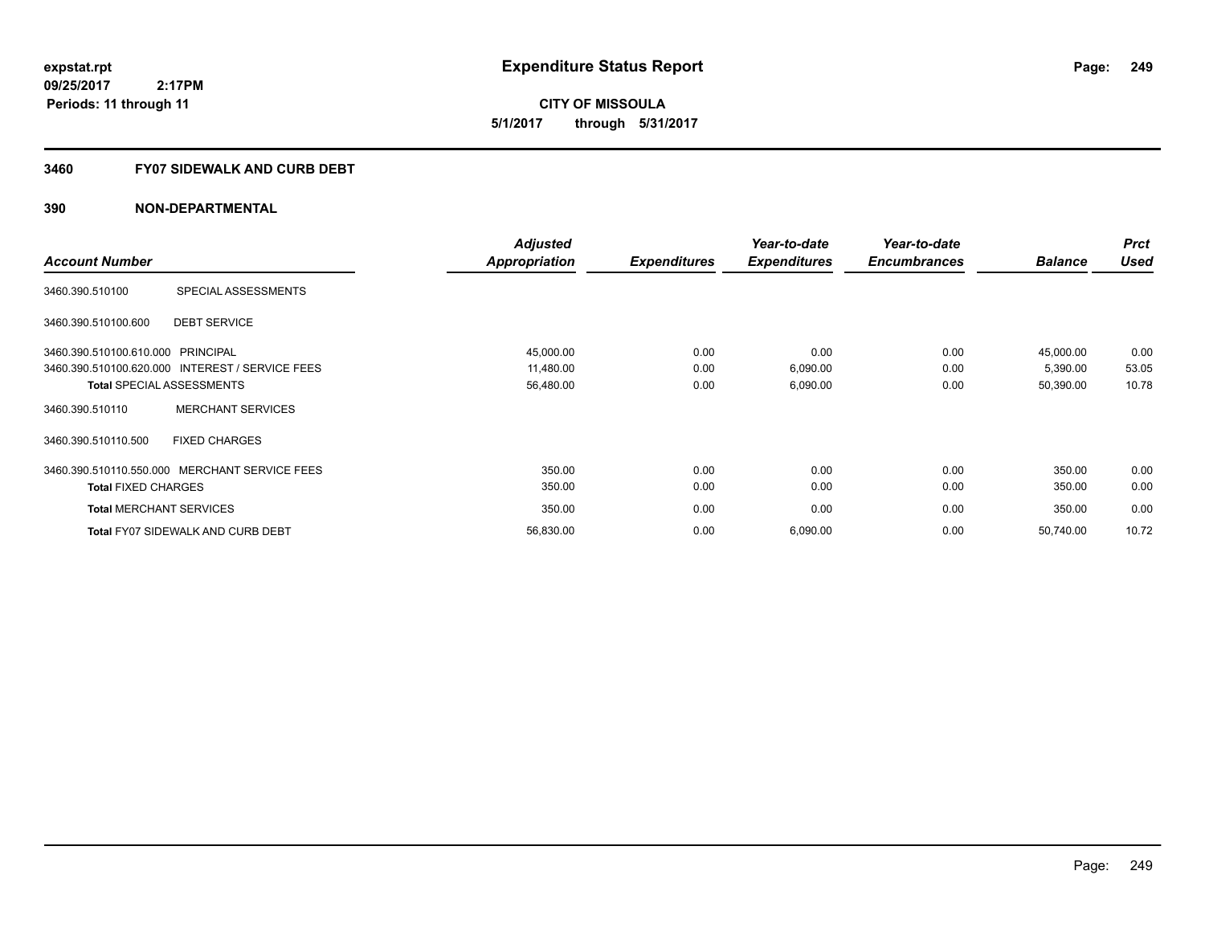**expstat.rpt**
**09/25/2017 2:17PM**
**Periods: 11 through 11**

# Expenditure Status Report

**CITY OF MISSOULA**
**5/1/2017 through 5/31/2017**

## 3460 FY07 SIDEWALK AND CURB DEBT

### 390 NON-DEPARTMENTAL

| Account Number | | Adjusted Appropriation | Expenditures | Year-to-date Expenditures | Year-to-date Encumbrances | Balance | Prct Used |
|---|---|---|---|---|---|---|---|
| 3460.390.510100 | SPECIAL ASSESSMENTS | | | | | | |
| 3460.390.510100.600 | DEBT SERVICE | | | | | | |
| 3460.390.510100.610.000 | PRINCIPAL | 45,000.00 | 0.00 | 0.00 | 0.00 | 45,000.00 | 0.00 |
| 3460.390.510100.620.000 | INTEREST / SERVICE FEES | 11,480.00 | 0.00 | 6,090.00 | 0.00 | 5,390.00 | 53.05 |
| **Total** SPECIAL ASSESSMENTS | | 56,480.00 | 0.00 | 6,090.00 | 0.00 | 50,390.00 | 10.78 |
| 3460.390.510110 | MERCHANT SERVICES | | | | | | |
| 3460.390.510110.500 | FIXED CHARGES | | | | | | |
| 3460.390.510110.550.000 | MERCHANT SERVICE FEES | 350.00 | 0.00 | 0.00 | 0.00 | 350.00 | 0.00 |
| **Total** FIXED CHARGES | | 350.00 | 0.00 | 0.00 | 0.00 | 350.00 | 0.00 |
| **Total** MERCHANT SERVICES | | 350.00 | 0.00 | 0.00 | 0.00 | 350.00 | 0.00 |
| **Total** FY07 SIDEWALK AND CURB DEBT | | 56,830.00 | 0.00 | 6,090.00 | 0.00 | 50,740.00 | 10.72 |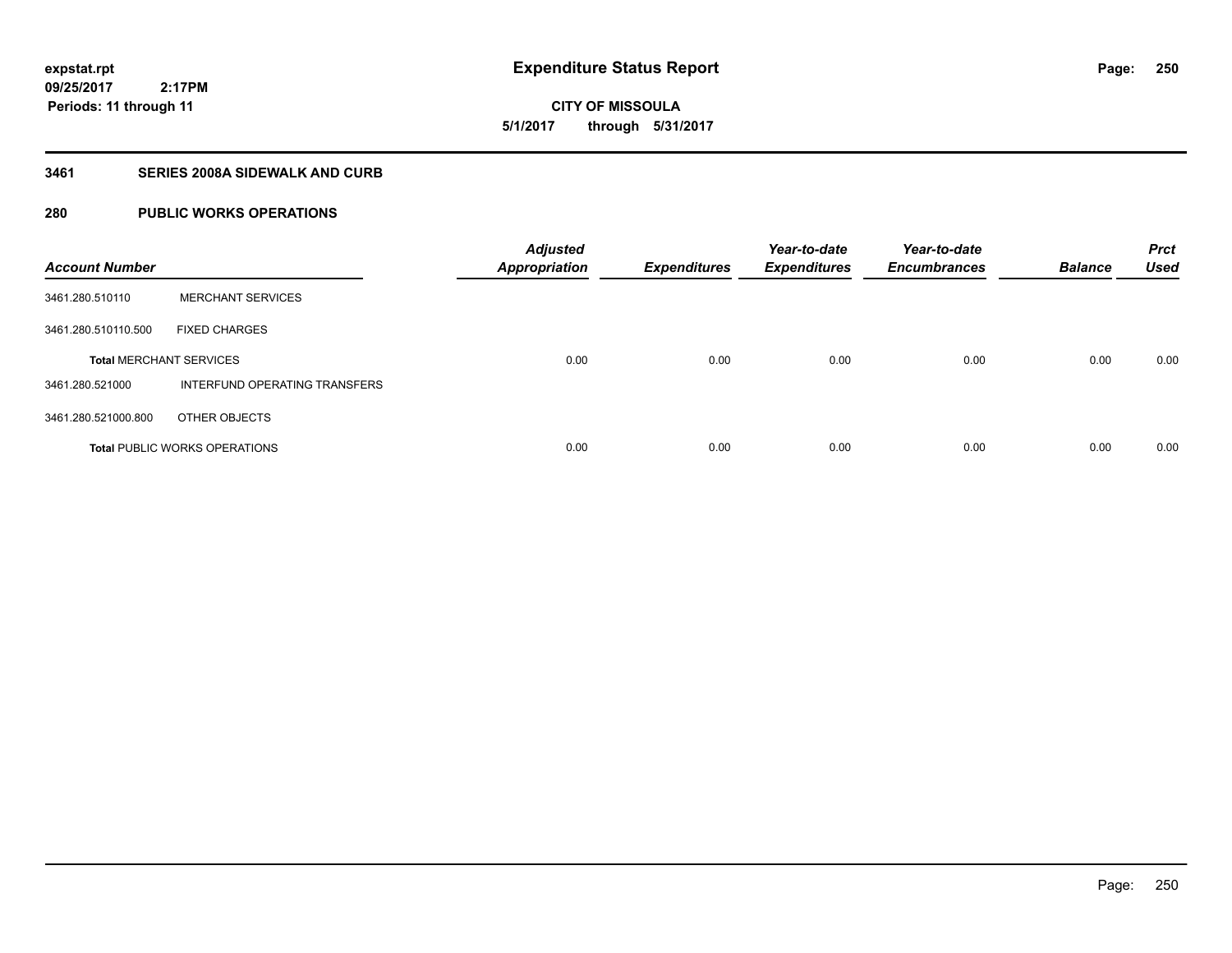expstat.rpt
09/25/2017 2:17PM
Periods: 11 through 11

# Expenditure Status Report

CITY OF MISSOULA
5/1/2017 through 5/31/2017

## 3461 SERIES 2008A SIDEWALK AND CURB

## 280 PUBLIC WORKS OPERATIONS

| Account Number | | Adjusted Appropriation | Expenditures | Year-to-date Expenditures | Year-to-date Encumbrances | Balance | Prct Used |
|---|---|---|---|---|---|---|---|
| 3461.280.510110 | MERCHANT SERVICES | | | | | | |
| 3461.280.510110.500 | FIXED CHARGES | | | | | | |
| **Total** MERCHANT SERVICES | | 0.00 | 0.00 | 0.00 | 0.00 | 0.00 | 0.00 |
| 3461.280.521000 | INTERFUND OPERATING TRANSFERS | | | | | | |
| 3461.280.521000.800 | OTHER OBJECTS | | | | | | |
| **Total** PUBLIC WORKS OPERATIONS | | 0.00 | 0.00 | 0.00 | 0.00 | 0.00 | 0.00 |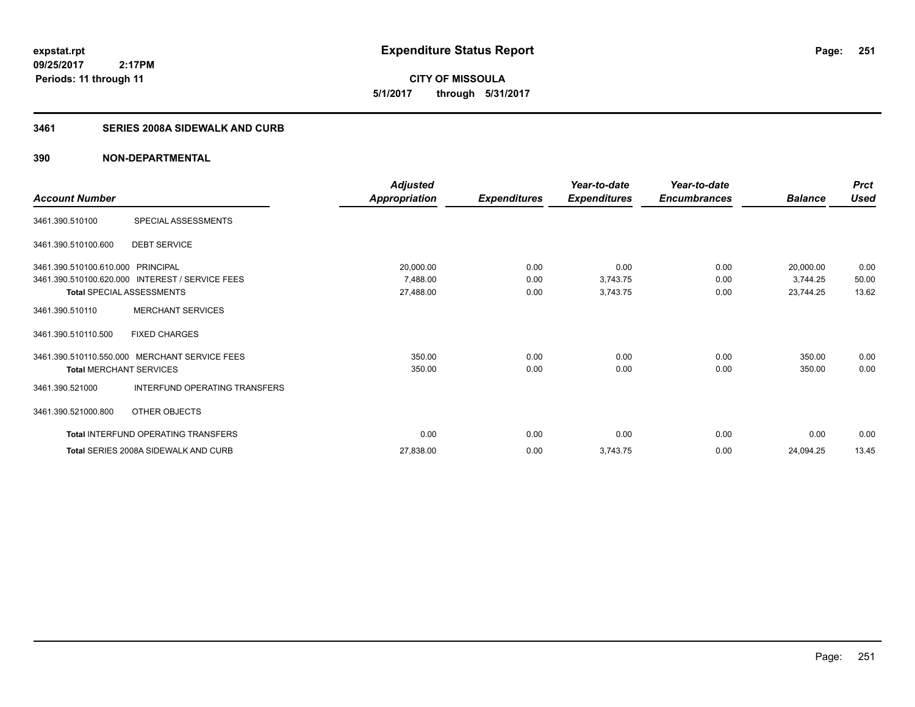**expstat.rpt**
**09/25/2017 2:17PM**
**Periods: 11 through 11**

# Expenditure Status Report

**CITY OF MISSOULA**
**5/1/2017 through 5/31/2017**

## 3461 SERIES 2008A SIDEWALK AND CURB

## 390 NON-DEPARTMENTAL

| Account Number | | Adjusted Appropriation | Expenditures | Year-to-date Expenditures | Year-to-date Encumbrances | Balance | Prct Used |
|---|---|---|---|---|---|---|---|
| 3461.390.510100 | SPECIAL ASSESSMENTS | | | | | | |
| 3461.390.510100.600 | DEBT SERVICE | | | | | | |
| 3461.390.510100.610.000 | PRINCIPAL | 20,000.00 | 0.00 | 0.00 | 0.00 | 20,000.00 | 0.00 |
| 3461.390.510100.620.000 | INTEREST / SERVICE FEES | 7,488.00 | 0.00 | 3,743.75 | 0.00 | 3,744.25 | 50.00 |
| **Total** SPECIAL ASSESSMENTS | | 27,488.00 | 0.00 | 3,743.75 | 0.00 | 23,744.25 | 13.62 |
| 3461.390.510110 | MERCHANT SERVICES | | | | | | |
| 3461.390.510110.500 | FIXED CHARGES | | | | | | |
| 3461.390.510110.550.000 | MERCHANT SERVICE FEES | 350.00 | 0.00 | 0.00 | 0.00 | 350.00 | 0.00 |
| **Total** MERCHANT SERVICES | | 350.00 | 0.00 | 0.00 | 0.00 | 350.00 | 0.00 |
| 3461.390.521000 | INTERFUND OPERATING TRANSFERS | | | | | | |
| 3461.390.521000.800 | OTHER OBJECTS | | | | | | |
| **Total** INTERFUND OPERATING TRANSFERS | | 0.00 | 0.00 | 0.00 | 0.00 | 0.00 | 0.00 |
| **Total** SERIES 2008A SIDEWALK AND CURB | | 27,838.00 | 0.00 | 3,743.75 | 0.00 | 24,094.25 | 13.45 |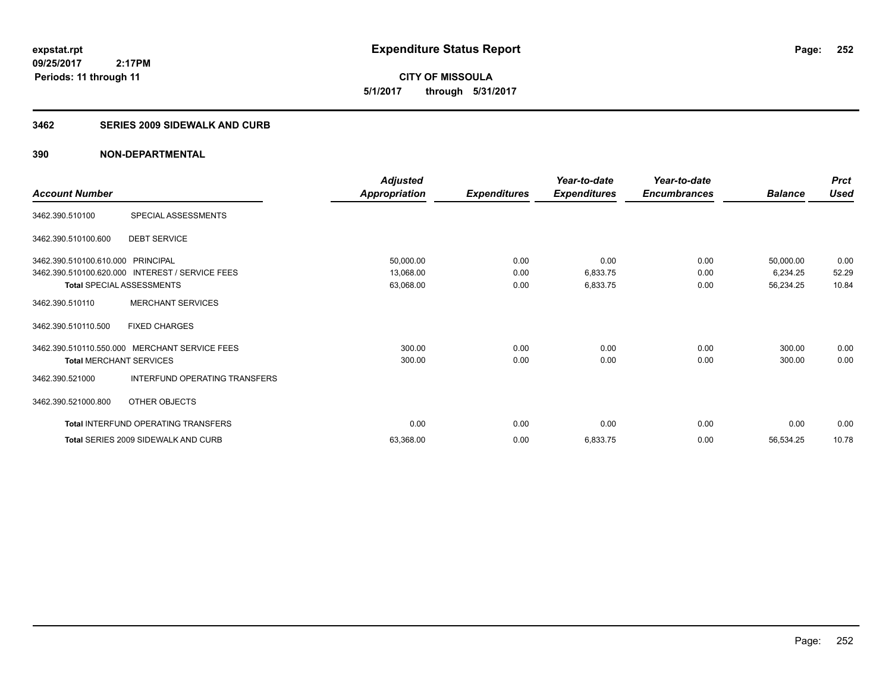# Expenditure Status Report

**CITY OF MISSOULA**

**5/1/2017 through 5/31/2017**

expstat.rpt
09/25/2017 2:17PM
Periods: 11 through 11

## 3462 SERIES 2009 SIDEWALK AND CURB

## 390 NON-DEPARTMENTAL

| Account Number | | Adjusted Appropriation | Expenditures | Year-to-date Expenditures | Year-to-date Encumbrances | Balance | Prct Used |
|---|---|---|---|---|---|---|---|
| 3462.390.510100 | SPECIAL ASSESSMENTS | | | | | | |
| 3462.390.510100.600 | DEBT SERVICE | | | | | | |
| 3462.390.510100.610.000 | PRINCIPAL | 50,000.00 | 0.00 | 0.00 | 0.00 | 50,000.00 | 0.00 |
| 3462.390.510100.620.000 | INTEREST / SERVICE FEES | 13,068.00 | 0.00 | 6,833.75 | 0.00 | 6,234.25 | 52.29 |
| **Total** SPECIAL ASSESSMENTS | | 63,068.00 | 0.00 | 6,833.75 | 0.00 | 56,234.25 | 10.84 |
| 3462.390.510110 | MERCHANT SERVICES | | | | | | |
| 3462.390.510110.500 | FIXED CHARGES | | | | | | |
| 3462.390.510110.550.000 | MERCHANT SERVICE FEES | 300.00 | 0.00 | 0.00 | 0.00 | 300.00 | 0.00 |
| **Total** MERCHANT SERVICES | | 300.00 | 0.00 | 0.00 | 0.00 | 300.00 | 0.00 |
| 3462.390.521000 | INTERFUND OPERATING TRANSFERS | | | | | | |
| 3462.390.521000.800 | OTHER OBJECTS | | | | | | |
| **Total** INTERFUND OPERATING TRANSFERS | | 0.00 | 0.00 | 0.00 | 0.00 | 0.00 | 0.00 |
| **Total** SERIES 2009 SIDEWALK AND CURB | | 63,368.00 | 0.00 | 6,833.75 | 0.00 | 56,534.25 | 10.78 |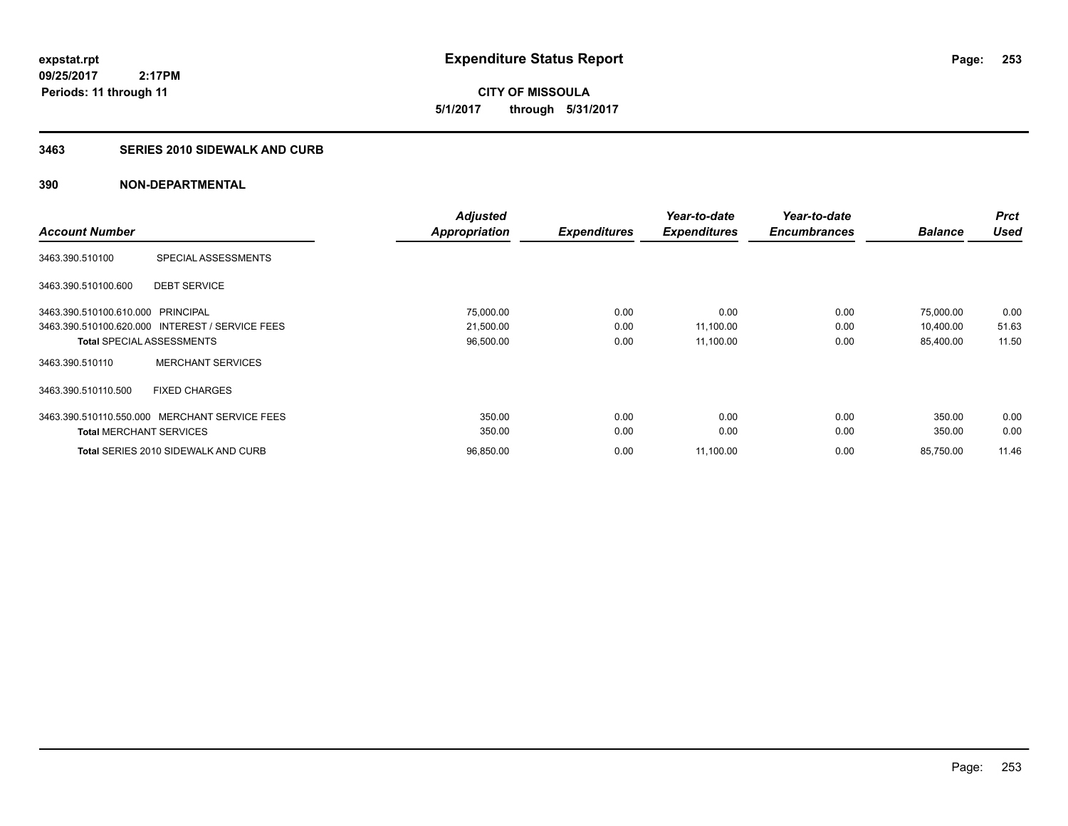expstat.rpt
09/25/2017 2:17PM
Periods: 11 through 11

# Expenditure Status Report

CITY OF MISSOULA
5/1/2017 through 5/31/2017

## 3463 SERIES 2010 SIDEWALK AND CURB

## 390 NON-DEPARTMENTAL

| Account Number | | Adjusted Appropriation | Expenditures | Year-to-date Expenditures | Year-to-date Encumbrances | Balance | Prct Used |
|---|---|---|---|---|---|---|---|
| 3463.390.510100 | SPECIAL ASSESSMENTS | | | | | | |
| 3463.390.510100.600 | DEBT SERVICE | | | | | | |
| 3463.390.510100.610.000 | PRINCIPAL | 75,000.00 | 0.00 | 0.00 | 0.00 | 75,000.00 | 0.00 |
| 3463.390.510100.620.000 | INTEREST / SERVICE FEES | 21,500.00 | 0.00 | 11,100.00 | 0.00 | 10,400.00 | 51.63 |
| **Total** SPECIAL ASSESSMENTS | | 96,500.00 | 0.00 | 11,100.00 | 0.00 | 85,400.00 | 11.50 |
| 3463.390.510110 | MERCHANT SERVICES | | | | | | |
| 3463.390.510110.500 | FIXED CHARGES | | | | | | |
| 3463.390.510110.550.000 | MERCHANT SERVICE FEES | 350.00 | 0.00 | 0.00 | 0.00 | 350.00 | 0.00 |
| **Total** MERCHANT SERVICES | | 350.00 | 0.00 | 0.00 | 0.00 | 350.00 | 0.00 |
| **Total** SERIES 2010 SIDEWALK AND CURB | | 96,850.00 | 0.00 | 11,100.00 | 0.00 | 85,750.00 | 11.46 |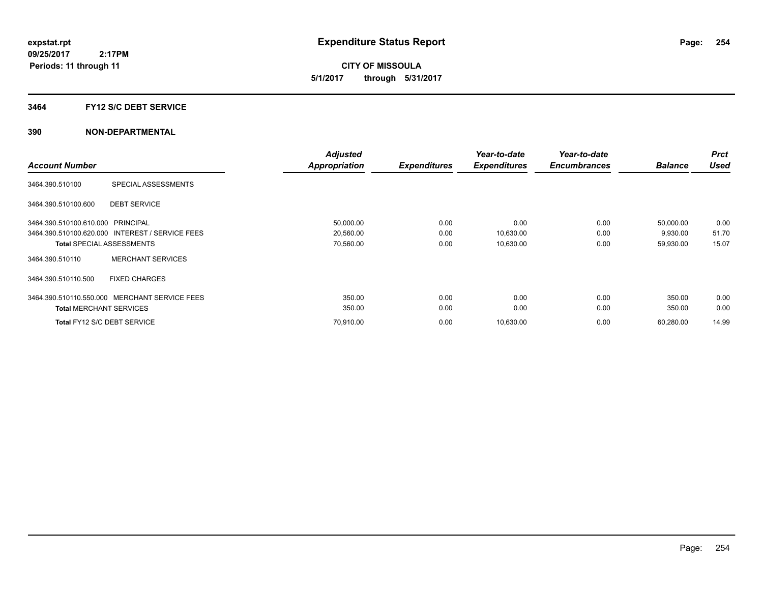**expstat.rpt**
**09/25/2017 2:17PM**
**Periods: 11 through 11**

# Expenditure Status Report

**CITY OF MISSOULA**
**5/1/2017 through 5/31/2017**

## 3464 FY12 S/C DEBT SERVICE

## 390 NON-DEPARTMENTAL

| Account Number | | Adjusted Appropriation | Expenditures | Year-to-date Expenditures | Year-to-date Encumbrances | Balance | Prct Used |
|---|---|---|---|---|---|---|---|
| 3464.390.510100 | SPECIAL ASSESSMENTS | | | | | | |
| 3464.390.510100.600 | DEBT SERVICE | | | | | | |
| 3464.390.510100.610.000 | PRINCIPAL | 50,000.00 | 0.00 | 0.00 | 0.00 | 50,000.00 | 0.00 |
| 3464.390.510100.620.000 | INTEREST / SERVICE FEES | 20,560.00 | 0.00 | 10,630.00 | 0.00 | 9,930.00 | 51.70 |
| **Total** SPECIAL ASSESSMENTS | | 70,560.00 | 0.00 | 10,630.00 | 0.00 | 59,930.00 | 15.07 |
| 3464.390.510110 | MERCHANT SERVICES | | | | | | |
| 3464.390.510110.500 | FIXED CHARGES | | | | | | |
| 3464.390.510110.550.000 | MERCHANT SERVICE FEES | 350.00 | 0.00 | 0.00 | 0.00 | 350.00 | 0.00 |
| **Total** MERCHANT SERVICES | | 350.00 | 0.00 | 0.00 | 0.00 | 350.00 | 0.00 |
| **Total** FY12 S/C DEBT SERVICE | | 70,910.00 | 0.00 | 10,630.00 | 0.00 | 60,280.00 | 14.99 |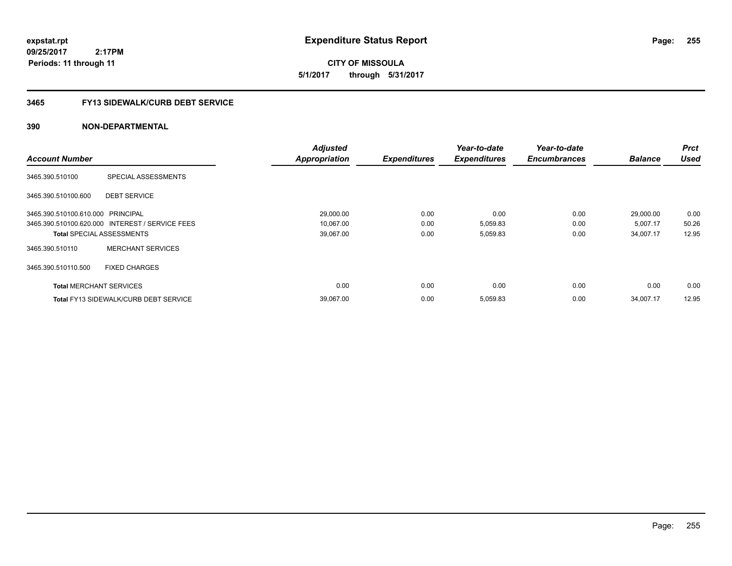expstat.rpt
09/25/2017 2:17PM
Periods: 11 through 11

# Expenditure Status Report

**CITY OF MISSOULA**
**5/1/2017 through 5/31/2017**

## 3465 FY13 SIDEWALK/CURB DEBT SERVICE

### 390 NON-DEPARTMENTAL

| Account Number | | Adjusted Appropriation | Expenditures | Year-to-date Expenditures | Year-to-date Encumbrances | Balance | Prct Used |
|---|---|---|---|---|---|---|---|
| 3465.390.510100 | SPECIAL ASSESSMENTS | | | | | | |
| 3465.390.510100.600 | DEBT SERVICE | | | | | | |
| 3465.390.510100.610.000 | PRINCIPAL | 29,000.00 | 0.00 | 0.00 | 0.00 | 29,000.00 | 0.00 |
| 3465.390.510100.620.000 | INTEREST / SERVICE FEES | 10,067.00 | 0.00 | 5,059.83 | 0.00 | 5,007.17 | 50.26 |
| **Total** SPECIAL ASSESSMENTS | | 39,067.00 | 0.00 | 5,059.83 | 0.00 | 34,007.17 | 12.95 |
| 3465.390.510110 | MERCHANT SERVICES | | | | | | |
| 3465.390.510110.500 | FIXED CHARGES | | | | | | |
| **Total** MERCHANT SERVICES | | 0.00 | 0.00 | 0.00 | 0.00 | 0.00 | 0.00 |
| **Total** FY13 SIDEWALK/CURB DEBT SERVICE | | 39,067.00 | 0.00 | 5,059.83 | 0.00 | 34,007.17 | 12.95 |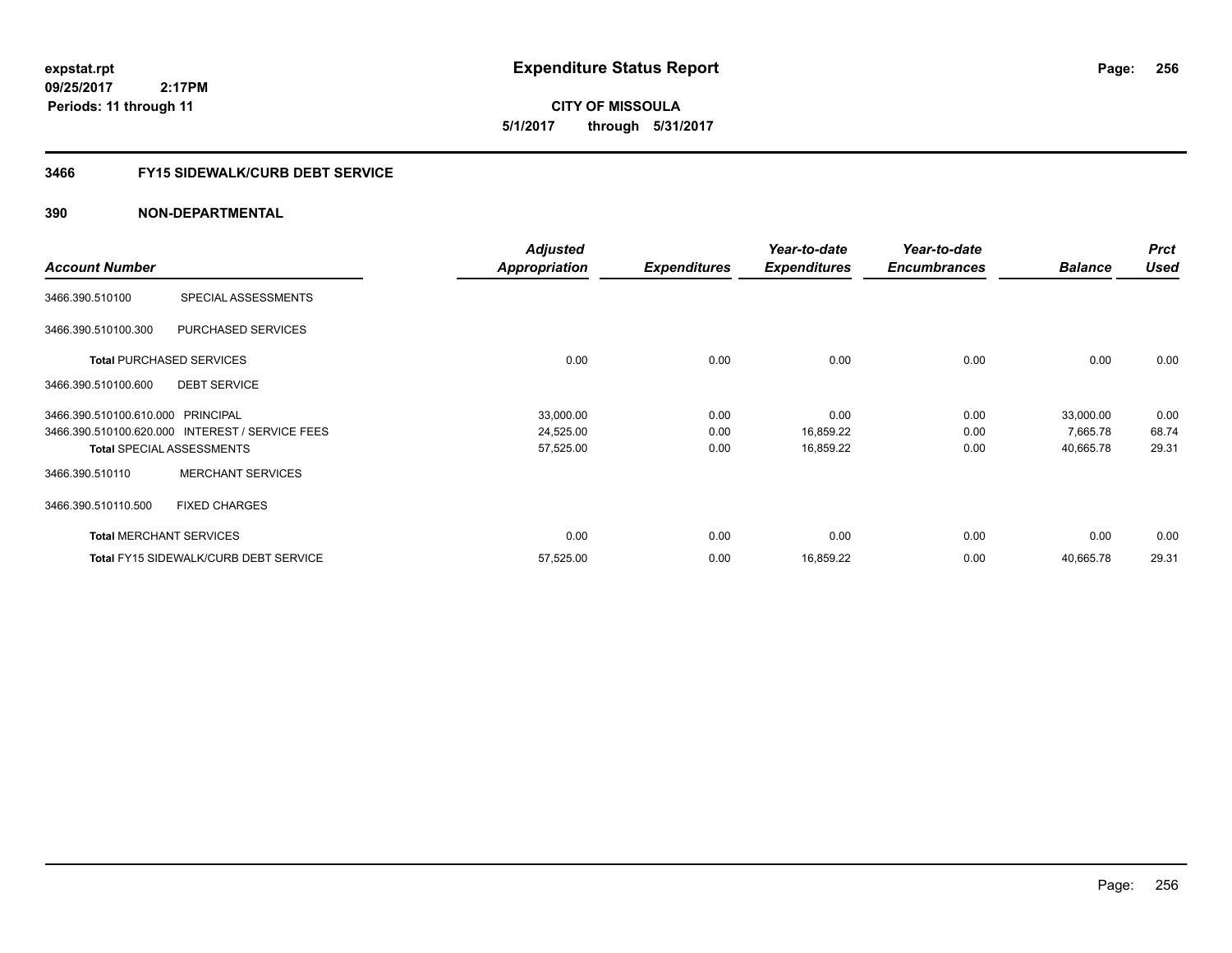**expstat.rpt**
**09/25/2017 2:17PM**
**Periods: 11 through 11**

# Expenditure Status Report

**CITY OF MISSOULA**
**5/1/2017 through 5/31/2017**

## 3466 FY15 SIDEWALK/CURB DEBT SERVICE

### 390 NON-DEPARTMENTAL

| Account Number | | Adjusted Appropriation | Expenditures | Year-to-date Expenditures | Year-to-date Encumbrances | Balance | Prct Used |
|---|---|---|---|---|---|---|---|
| 3466.390.510100 | SPECIAL ASSESSMENTS | | | | | | |
| 3466.390.510100.300 | PURCHASED SERVICES | | | | | | |
| **Total** PURCHASED SERVICES | | 0.00 | 0.00 | 0.00 | 0.00 | 0.00 | 0.00 |
| 3466.390.510100.600 | DEBT SERVICE | | | | | | |
| 3466.390.510100.610.000 | PRINCIPAL | 33,000.00 | 0.00 | 0.00 | 0.00 | 33,000.00 | 0.00 |
| 3466.390.510100.620.000 | INTEREST / SERVICE FEES | 24,525.00 | 0.00 | 16,859.22 | 0.00 | 7,665.78 | 68.74 |
| **Total** SPECIAL ASSESSMENTS | | 57,525.00 | 0.00 | 16,859.22 | 0.00 | 40,665.78 | 29.31 |
| 3466.390.510110 | MERCHANT SERVICES | | | | | | |
| 3466.390.510110.500 | FIXED CHARGES | | | | | | |
| **Total** MERCHANT SERVICES | | 0.00 | 0.00 | 0.00 | 0.00 | 0.00 | 0.00 |
| **Total** FY15 SIDEWALK/CURB DEBT SERVICE | | 57,525.00 | 0.00 | 16,859.22 | 0.00 | 40,665.78 | 29.31 |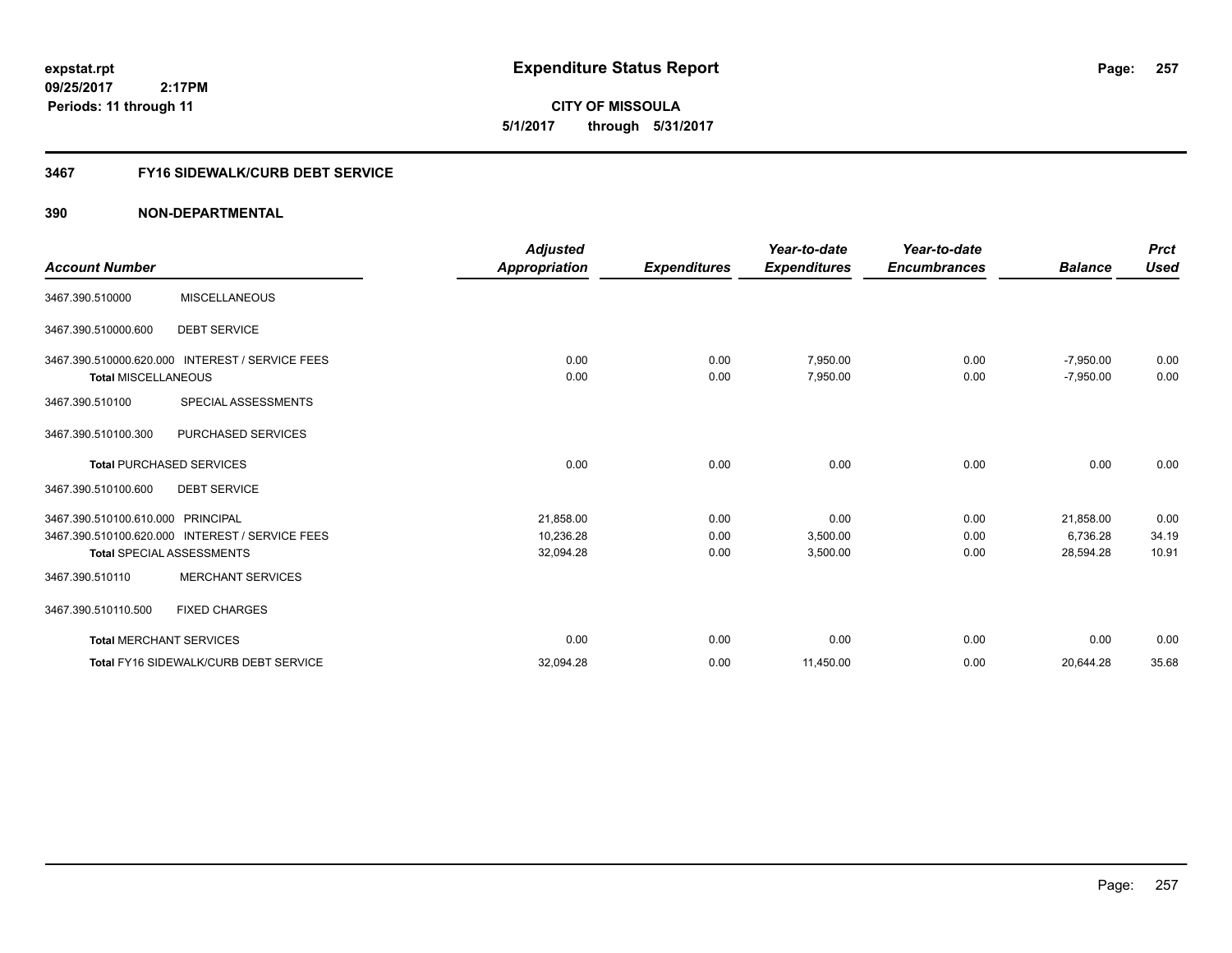# Expenditure Status Report

expstat.rpt
09/25/2017 2:17PM
Periods: 11 through 11

**CITY OF MISSOULA**
**5/1/2017 through 5/31/2017**

## 3467 FY16 SIDEWALK/CURB DEBT SERVICE

### 390 NON-DEPARTMENTAL

| Account Number | | Adjusted Appropriation | Expenditures | Year-to-date Expenditures | Year-to-date Encumbrances | Balance | Prct Used |
|---|---|---|---|---|---|---|---|
| 3467.390.510000 | MISCELLANEOUS | | | | | | |
| 3467.390.510000.600 | DEBT SERVICE | | | | | | |
| 3467.390.510000.620.000 | INTEREST / SERVICE FEES | 0.00 | 0.00 | 7,950.00 | 0.00 | -7,950.00 | 0.00 |
| **Total** MISCELLANEOUS | | 0.00 | 0.00 | 7,950.00 | 0.00 | -7,950.00 | 0.00 |
| 3467.390.510100 | SPECIAL ASSESSMENTS | | | | | | |
| 3467.390.510100.300 | PURCHASED SERVICES | | | | | | |
| **Total** PURCHASED SERVICES | | 0.00 | 0.00 | 0.00 | 0.00 | 0.00 | 0.00 |
| 3467.390.510100.600 | DEBT SERVICE | | | | | | |
| 3467.390.510100.610.000 | PRINCIPAL | 21,858.00 | 0.00 | 0.00 | 0.00 | 21,858.00 | 0.00 |
| 3467.390.510100.620.000 | INTEREST / SERVICE FEES | 10,236.28 | 0.00 | 3,500.00 | 0.00 | 6,736.28 | 34.19 |
| **Total** SPECIAL ASSESSMENTS | | 32,094.28 | 0.00 | 3,500.00 | 0.00 | 28,594.28 | 10.91 |
| 3467.390.510110 | MERCHANT SERVICES | | | | | | |
| 3467.390.510110.500 | FIXED CHARGES | | | | | | |
| **Total** MERCHANT SERVICES | | 0.00 | 0.00 | 0.00 | 0.00 | 0.00 | 0.00 |
| **Total** FY16 SIDEWALK/CURB DEBT SERVICE | | 32,094.28 | 0.00 | 11,450.00 | 0.00 | 20,644.28 | 35.68 |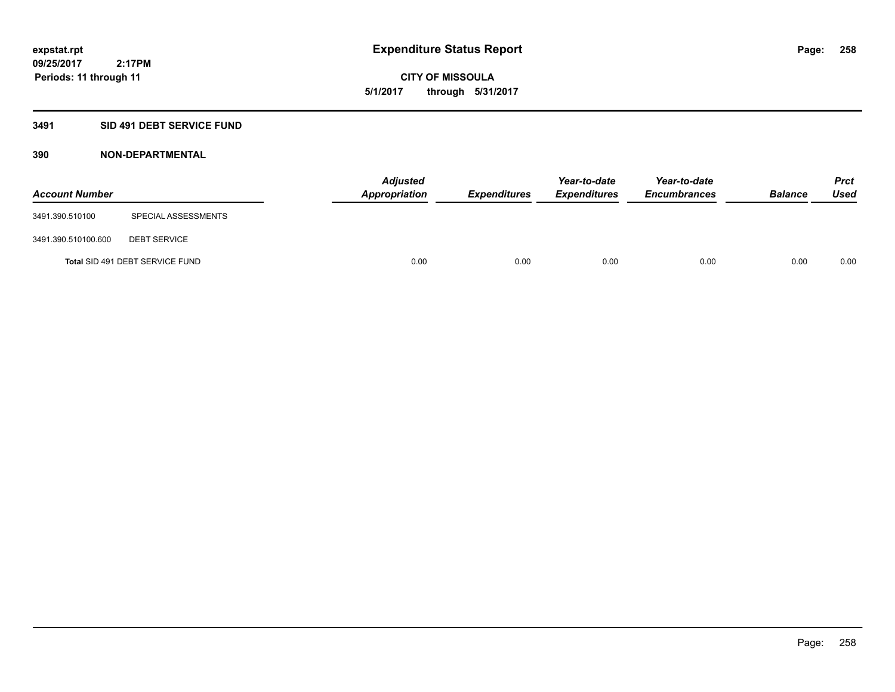**expstat.rpt**
**09/25/2017 2:17PM**
**Periods: 11 through 11**

# Expenditure Status Report

**CITY OF MISSOULA**
**5/1/2017 through 5/31/2017**

## 3491 SID 491 DEBT SERVICE FUND

### 390 NON-DEPARTMENTAL

| Account Number | | Adjusted Appropriation | Expenditures | Year-to-date Expenditures | Year-to-date Encumbrances | Balance | Prct Used |
|---|---|---|---|---|---|---|---|
| 3491.390.510100 | SPECIAL ASSESSMENTS | | | | | | |
| 3491.390.510100.600 | DEBT SERVICE | | | | | | |
| Total SID 491 DEBT SERVICE FUND | | 0.00 | 0.00 | 0.00 | 0.00 | 0.00 | 0.00 |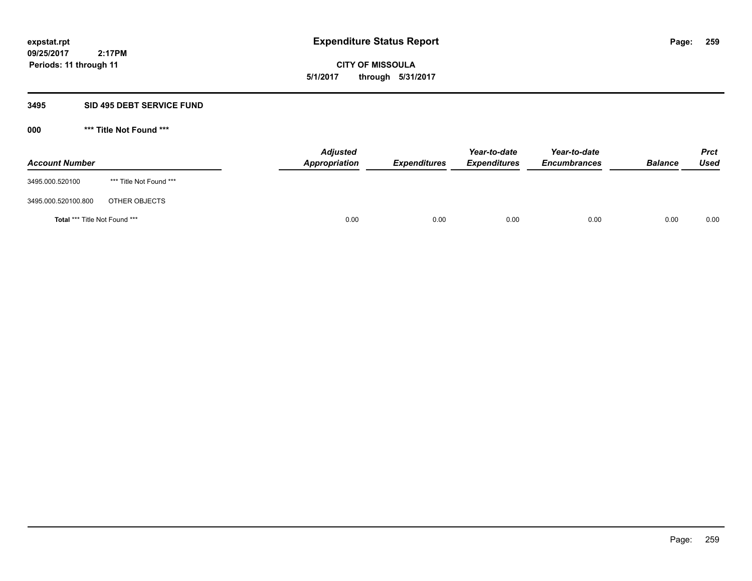## 3495 SID 495 DEBT SERVICE FUND

### 000 *** Title Not Found ***

| Account Number | | Adjusted Appropriation | Expenditures | Year-to-date Expenditures | Year-to-date Encumbrances | Balance | Prct Used |
|---|---|---|---|---|---|---|---|
| 3495.000.520100 | *** Title Not Found *** | | | | | | |
| 3495.000.520100.800 | OTHER OBJECTS | | | | | | |
| **Total** *** Title Not Found *** | | 0.00 | 0.00 | 0.00 | 0.00 | 0.00 | 0.00 |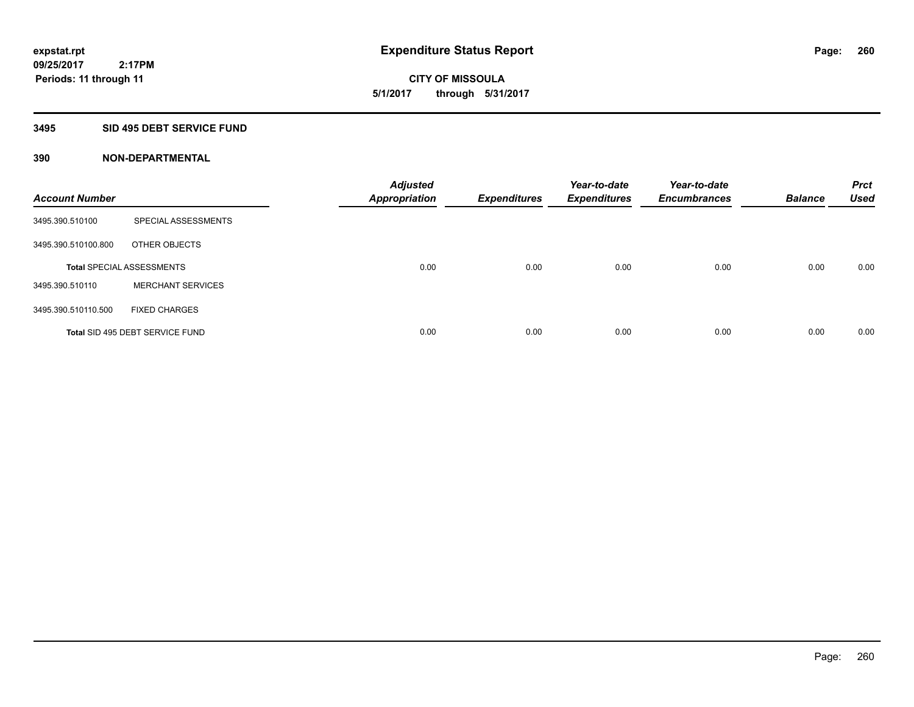**expstat.rpt**
**09/25/2017 2:17PM**
**Periods: 11 through 11**

# Expenditure Status Report

**CITY OF MISSOULA**
**5/1/2017 through 5/31/2017**

## 3495 SID 495 DEBT SERVICE FUND

## 390 NON-DEPARTMENTAL

| Account Number | | Adjusted Appropriation | Expenditures | Year-to-date Expenditures | Year-to-date Encumbrances | Balance | Prct Used |
|---|---|---|---|---|---|---|---|
| 3495.390.510100 | SPECIAL ASSESSMENTS | | | | | | |
| 3495.390.510100.800 | OTHER OBJECTS | | | | | | |
| **Total** SPECIAL ASSESSMENTS | | 0.00 | 0.00 | 0.00 | 0.00 | 0.00 | 0.00 |
| 3495.390.510110 | MERCHANT SERVICES | | | | | | |
| 3495.390.510110.500 | FIXED CHARGES | | | | | | |
| **Total** SID 495 DEBT SERVICE FUND | | 0.00 | 0.00 | 0.00 | 0.00 | 0.00 | 0.00 |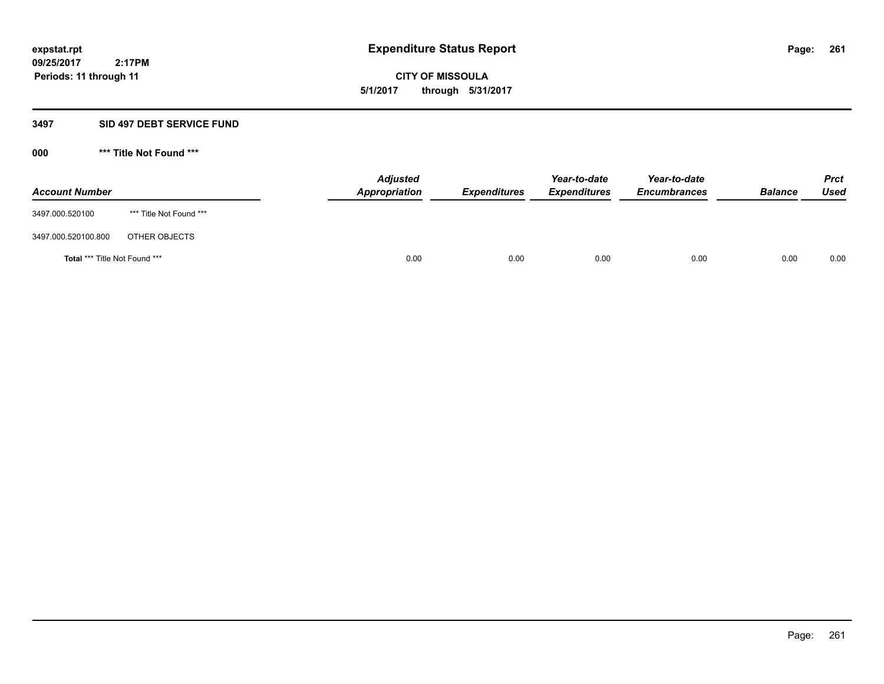expstat.rpt
09/25/2017 2:17PM
Periods: 11 through 11

# Expenditure Status Report

CITY OF MISSOULA
5/1/2017 through 5/31/2017

## 3497 SID 497 DEBT SERVICE FUND

### 000 *** Title Not Found ***

| Account Number | | Adjusted Appropriation | Expenditures | Year-to-date Expenditures | Year-to-date Encumbrances | Balance | Prct Used |
|---|---|---|---|---|---|---|---|
| 3497.000.520100 | *** Title Not Found *** | | | | | | |
| 3497.000.520100.800 | OTHER OBJECTS | | | | | | |
| **Total** *** Title Not Found *** | | 0.00 | 0.00 | 0.00 | 0.00 | 0.00 | 0.00 |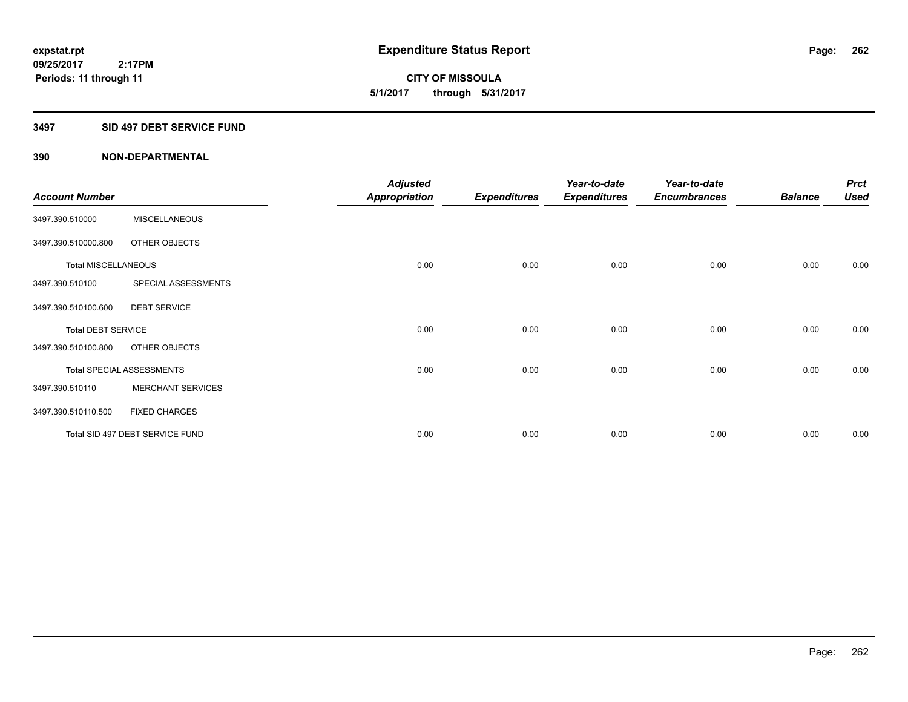**expstat.rpt**
**09/25/2017 2:17PM**
**Periods: 11 through 11**

# Expenditure Status Report

**CITY OF MISSOULA**
**5/1/2017 through 5/31/2017**

## 3497 SID 497 DEBT SERVICE FUND

### 390 NON-DEPARTMENTAL

| Account Number | | Adjusted Appropriation | Expenditures | Year-to-date Expenditures | Year-to-date Encumbrances | Balance | Prct Used |
|---|---|---|---|---|---|---|---|
| 3497.390.510000 | MISCELLANEOUS | | | | | | |
| 3497.390.510000.800 | OTHER OBJECTS | | | | | | |
| **Total** MISCELLANEOUS | | 0.00 | 0.00 | 0.00 | 0.00 | 0.00 | 0.00 |
| 3497.390.510100 | SPECIAL ASSESSMENTS | | | | | | |
| 3497.390.510100.600 | DEBT SERVICE | | | | | | |
| **Total** DEBT SERVICE | | 0.00 | 0.00 | 0.00 | 0.00 | 0.00 | 0.00 |
| 3497.390.510100.800 | OTHER OBJECTS | | | | | | |
| **Total** SPECIAL ASSESSMENTS | | 0.00 | 0.00 | 0.00 | 0.00 | 0.00 | 0.00 |
| 3497.390.510110 | MERCHANT SERVICES | | | | | | |
| 3497.390.510110.500 | FIXED CHARGES | | | | | | |
| **Total** SID 497 DEBT SERVICE FUND | | 0.00 | 0.00 | 0.00 | 0.00 | 0.00 | 0.00 |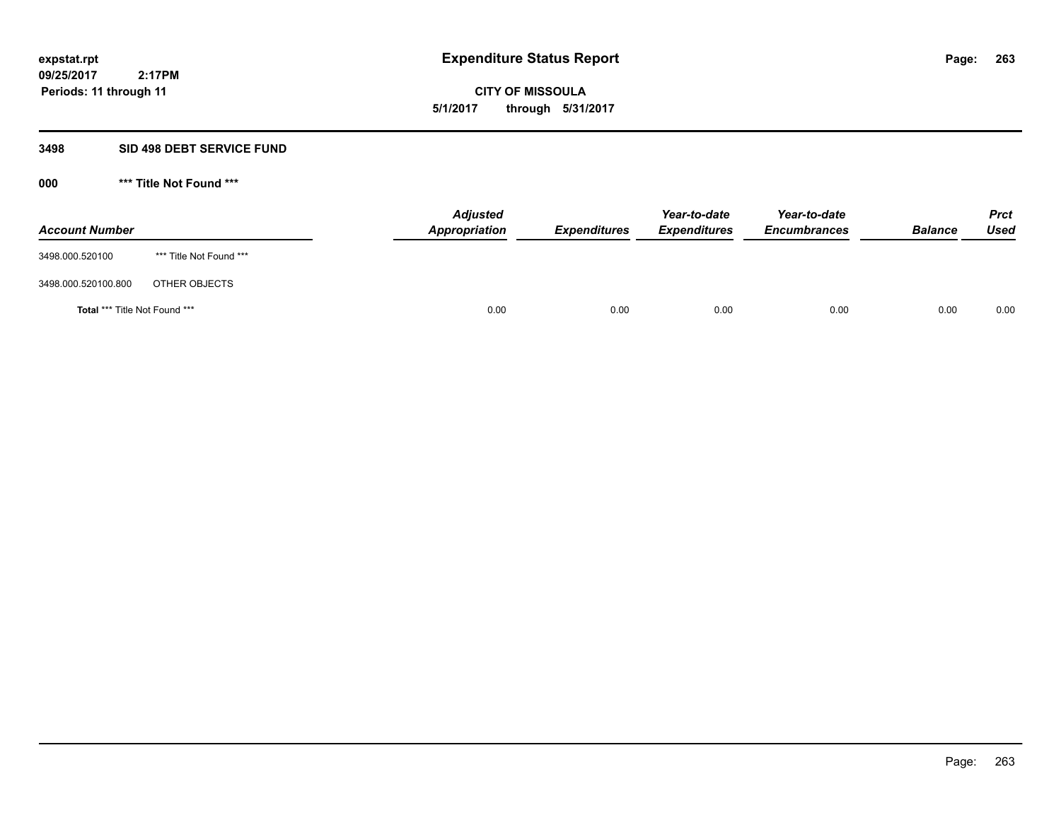**expstat.rpt**
**09/25/2017 2:17PM**
**Periods: 11 through 11**

# Expenditure Status Report

**CITY OF MISSOULA**
**5/1/2017 through 5/31/2017**

## 3498 SID 498 DEBT SERVICE FUND

### 000 *** Title Not Found ***

| Account Number | | Adjusted Appropriation | Expenditures | Year-to-date Expenditures | Year-to-date Encumbrances | Balance | Prct Used |
|---|---|---|---|---|---|---|---|
| 3498.000.520100 | *** Title Not Found *** | | | | | | |
| 3498.000.520100.800 | OTHER OBJECTS | | | | | | |
| **Total** *** Title Not Found *** | | 0.00 | 0.00 | 0.00 | 0.00 | 0.00 | 0.00 |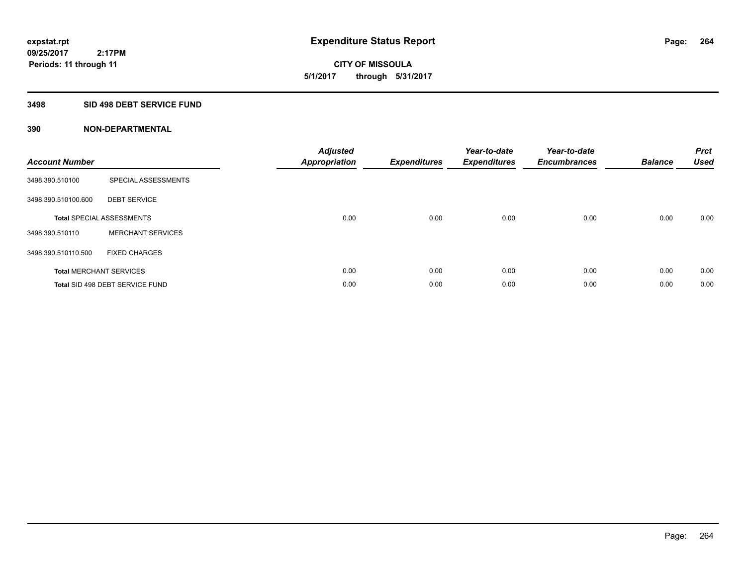# Expenditure Status Report

expstat.rpt
09/25/2017 2:17PM
Periods: 11 through 11

**CITY OF MISSOULA**
**5/1/2017 through 5/31/2017**

## 3498 SID 498 DEBT SERVICE FUND

### 390 NON-DEPARTMENTAL

| Account Number | | Adjusted Appropriation | Expenditures | Year-to-date Expenditures | Year-to-date Encumbrances | Balance | Prct Used |
|---|---|---|---|---|---|---|---|
| 3498.390.510100 | SPECIAL ASSESSMENTS | | | | | | |
| 3498.390.510100.600 | DEBT SERVICE | | | | | | |
| **Total** SPECIAL ASSESSMENTS | | 0.00 | 0.00 | 0.00 | 0.00 | 0.00 | 0.00 |
| 3498.390.510110 | MERCHANT SERVICES | | | | | | |
| 3498.390.510110.500 | FIXED CHARGES | | | | | | |
| **Total** MERCHANT SERVICES | | 0.00 | 0.00 | 0.00 | 0.00 | 0.00 | 0.00 |
| **Total** SID 498 DEBT SERVICE FUND | | 0.00 | 0.00 | 0.00 | 0.00 | 0.00 | 0.00 |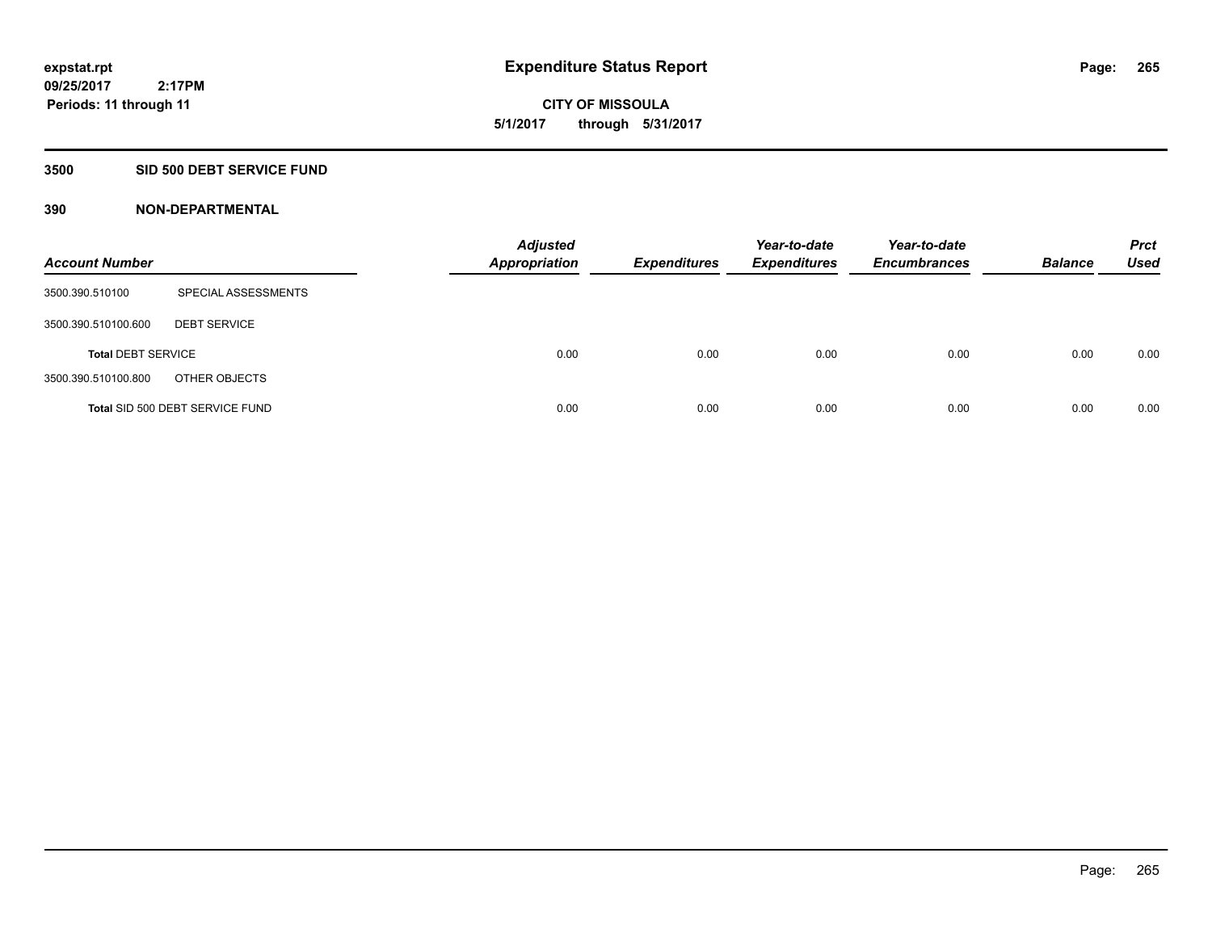**expstat.rpt**
**09/25/2017 2:17PM**
**Periods: 11 through 11**

# Expenditure Status Report

**CITY OF MISSOULA**
**5/1/2017 through 5/31/2017**

## 3500 SID 500 DEBT SERVICE FUND

### 390 NON-DEPARTMENTAL

| Account Number | | Adjusted Appropriation | Expenditures | Year-to-date Expenditures | Year-to-date Encumbrances | Balance | Prct Used |
|---|---|---|---|---|---|---|---|
| 3500.390.510100 | SPECIAL ASSESSMENTS | | | | | | |
| 3500.390.510100.600 | DEBT SERVICE | | | | | | |
| **Total** DEBT SERVICE | | 0.00 | 0.00 | 0.00 | 0.00 | 0.00 | 0.00 |
| 3500.390.510100.800 | OTHER OBJECTS | | | | | | |
| **Total** SID 500 DEBT SERVICE FUND | | 0.00 | 0.00 | 0.00 | 0.00 | 0.00 | 0.00 |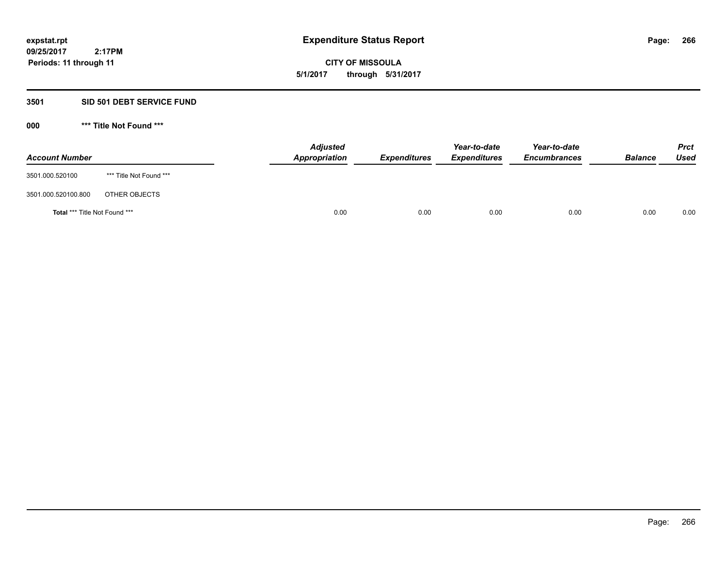**expstat.rpt**
**09/25/2017 2:17PM**
**Periods: 11 through 11**

# Expenditure Status Report

**CITY OF MISSOULA**
**5/1/2017 through 5/31/2017**

## 3501 SID 501 DEBT SERVICE FUND

### 000 *** Title Not Found ***

| Account Number | | Adjusted Appropriation | Expenditures | Year-to-date Expenditures | Year-to-date Encumbrances | Balance | Prct Used |
|---|---|---|---|---|---|---|---|
| 3501.000.520100 | *** Title Not Found *** | | | | | | |
| 3501.000.520100.800 | OTHER OBJECTS | | | | | | |
| **Total** *** Title Not Found *** | | 0.00 | 0.00 | 0.00 | 0.00 | 0.00 | 0.00 |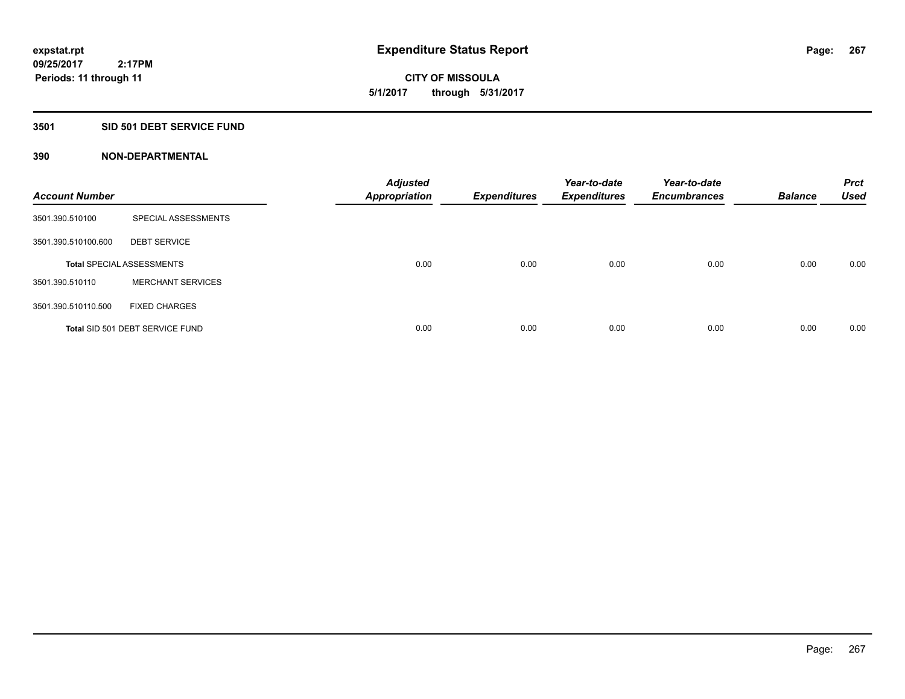**expstat.rpt**
**09/25/2017 2:17PM**
**Periods: 11 through 11**

# Expenditure Status Report

**CITY OF MISSOULA**
**5/1/2017 through 5/31/2017**

## 3501 SID 501 DEBT SERVICE FUND

### 390 NON-DEPARTMENTAL

| Account Number | | Adjusted Appropriation | Expenditures | Year-to-date Expenditures | Year-to-date Encumbrances | Balance | Prct Used |
|---|---|---|---|---|---|---|---|
| 3501.390.510100 | SPECIAL ASSESSMENTS | | | | | | |
| 3501.390.510100.600 | DEBT SERVICE | | | | | | |
| **Total** SPECIAL ASSESSMENTS | | 0.00 | 0.00 | 0.00 | 0.00 | 0.00 | 0.00 |
| 3501.390.510110 | MERCHANT SERVICES | | | | | | |
| 3501.390.510110.500 | FIXED CHARGES | | | | | | |
| **Total** SID 501 DEBT SERVICE FUND | | 0.00 | 0.00 | 0.00 | 0.00 | 0.00 | 0.00 |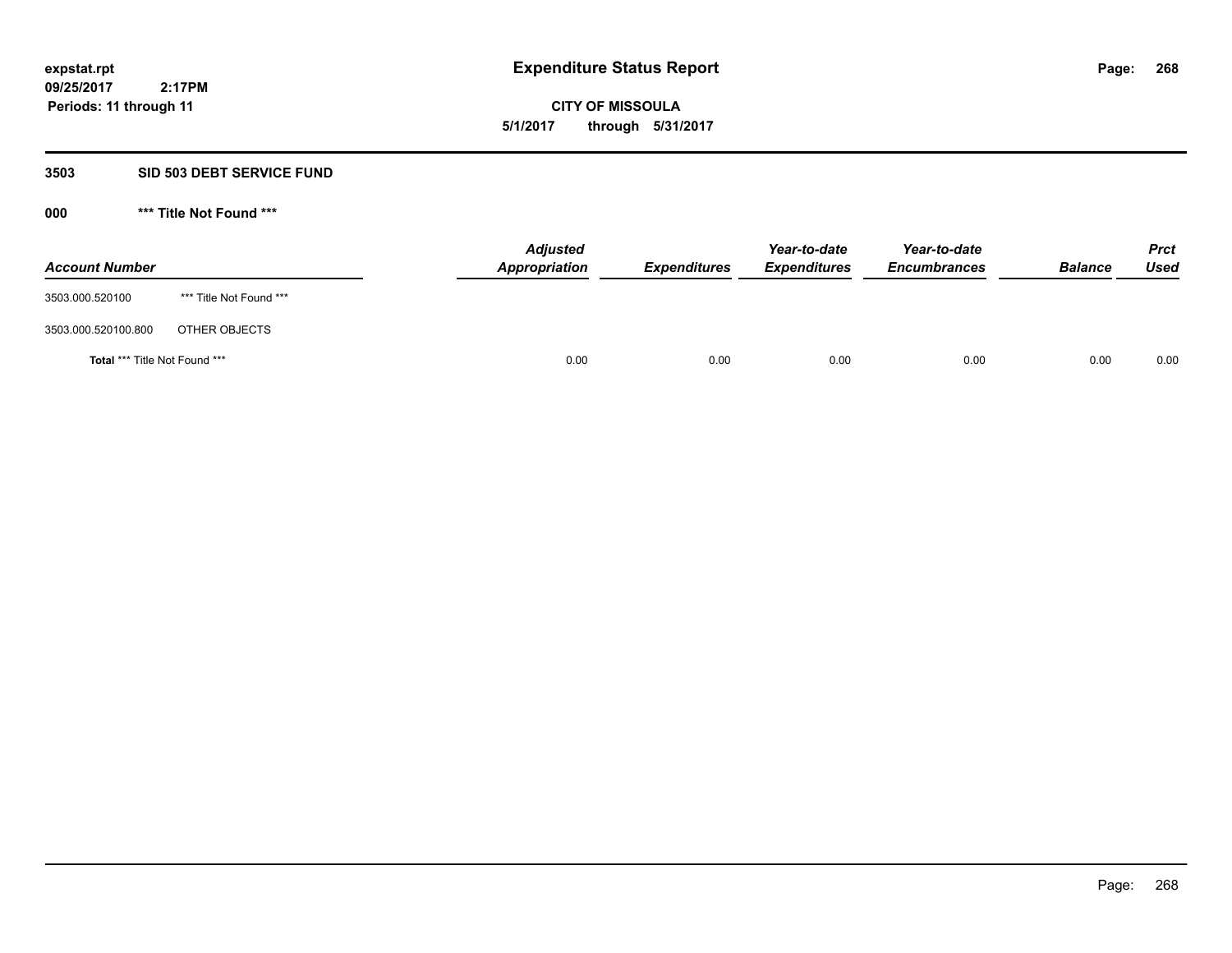**expstat.rpt**
**09/25/2017 2:17PM**
**Periods: 11 through 11**

# Expenditure Status Report

**CITY OF MISSOULA**
**5/1/2017 through 5/31/2017**

## 3503 SID 503 DEBT SERVICE FUND

### 000 *** Title Not Found ***

| Account Number | | Adjusted Appropriation | Expenditures | Year-to-date Expenditures | Year-to-date Encumbrances | Balance | Prct Used |
|---|---|---|---|---|---|---|---|
| 3503.000.520100 | *** Title Not Found *** | | | | | | |
| 3503.000.520100.800 | OTHER OBJECTS | | | | | | |
| **Total** *** Title Not Found *** | | 0.00 | 0.00 | 0.00 | 0.00 | 0.00 | 0.00 |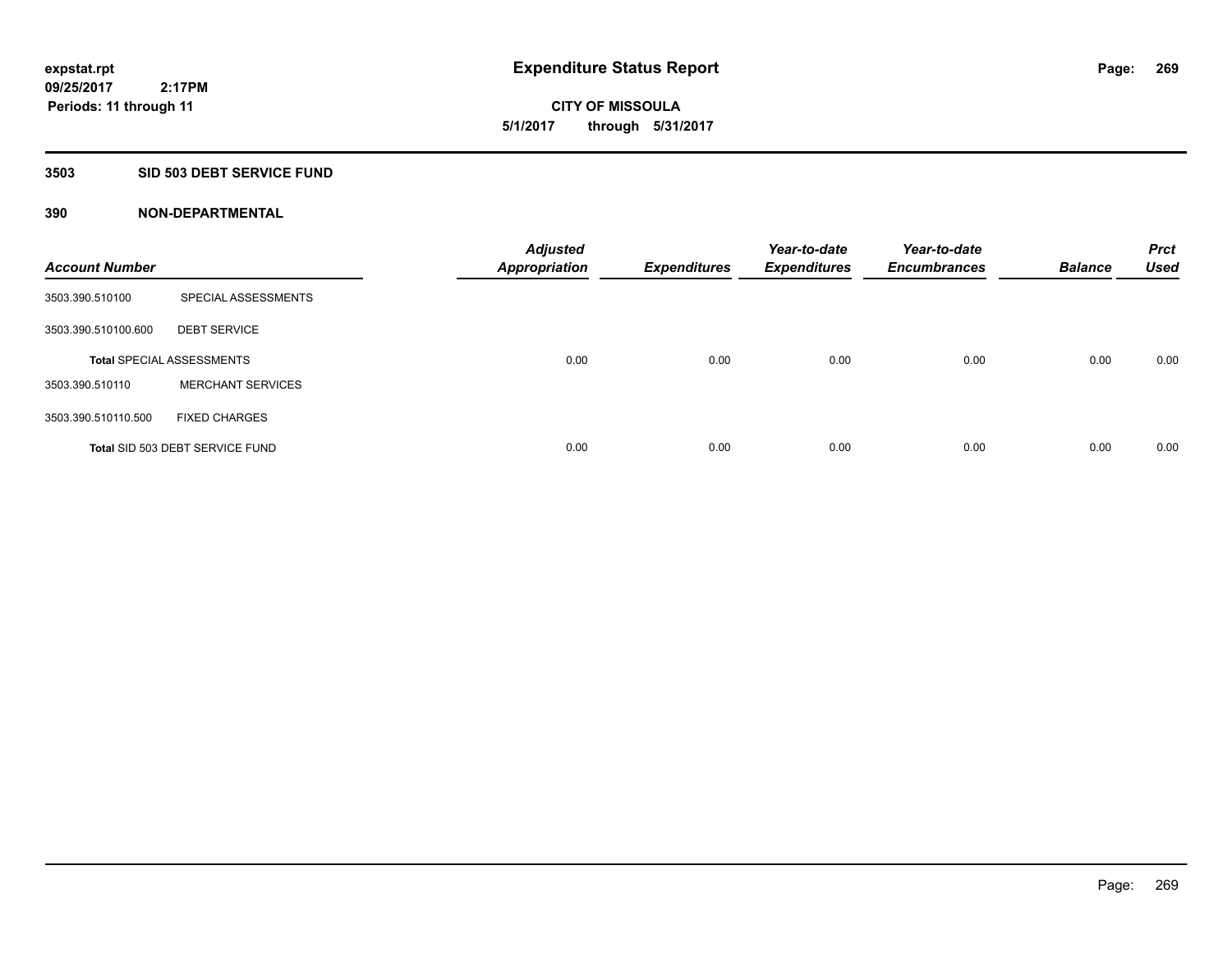expstat.rpt
09/25/2017 2:17PM
Periods: 11 through 11

# Expenditure Status Report

CITY OF MISSOULA
5/1/2017 through 5/31/2017

## 3503 SID 503 DEBT SERVICE FUND

### 390 NON-DEPARTMENTAL

| Account Number | | Adjusted Appropriation | Expenditures | Year-to-date Expenditures | Year-to-date Encumbrances | Balance | Prct Used |
|---|---|---|---|---|---|---|---|
| 3503.390.510100 | SPECIAL ASSESSMENTS | | | | | | |
| 3503.390.510100.600 | DEBT SERVICE | | | | | | |
| Total SPECIAL ASSESSMENTS | | 0.00 | 0.00 | 0.00 | 0.00 | 0.00 | 0.00 |
| 3503.390.510110 | MERCHANT SERVICES | | | | | | |
| 3503.390.510110.500 | FIXED CHARGES | | | | | | |
| Total SID 503 DEBT SERVICE FUND | | 0.00 | 0.00 | 0.00 | 0.00 | 0.00 | 0.00 |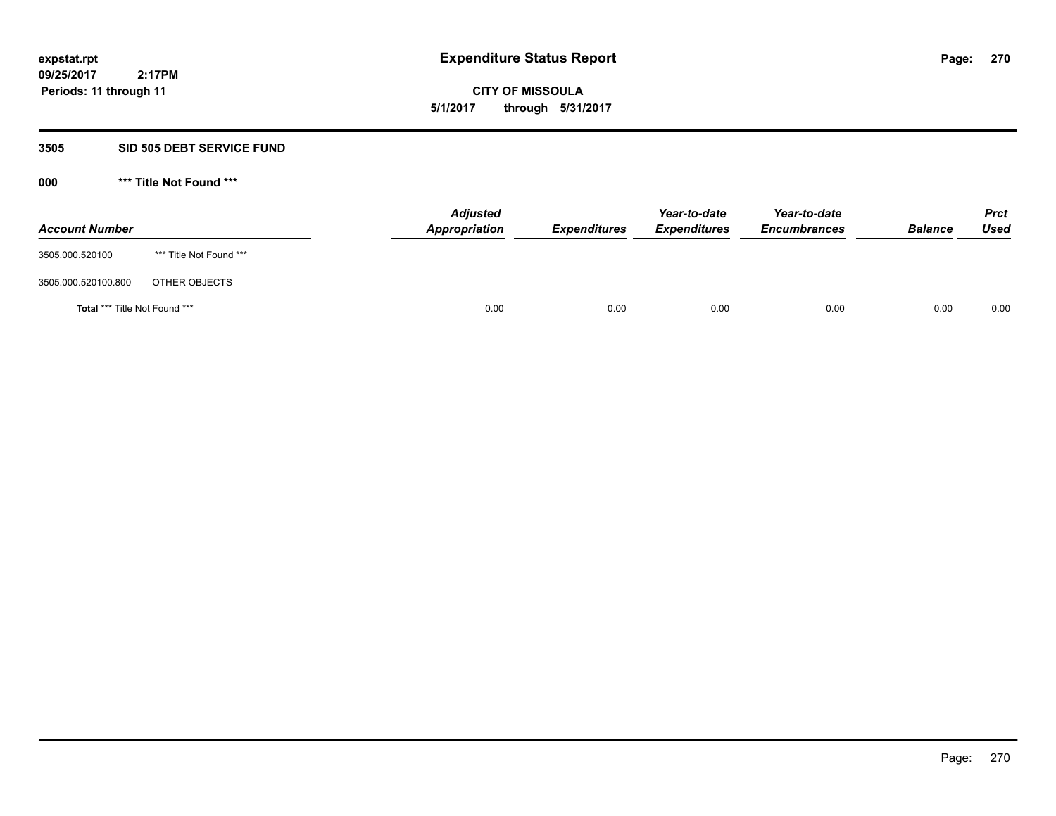**expstat.rpt**
**09/25/2017 2:17PM**
**Periods: 11 through 11**

# Expenditure Status Report

**CITY OF MISSOULA**
**5/1/2017 through 5/31/2017**

## 3505 SID 505 DEBT SERVICE FUND

### 000 *** Title Not Found ***

| Account Number | | Adjusted Appropriation | Expenditures | Year-to-date Expenditures | Year-to-date Encumbrances | Balance | Prct Used |
|---|---|---|---|---|---|---|---|
| 3505.000.520100 | *** Title Not Found *** | | | | | | |
| 3505.000.520100.800 | OTHER OBJECTS | | | | | | |
| **Total** *** Title Not Found *** | | 0.00 | 0.00 | 0.00 | 0.00 | 0.00 | 0.00 |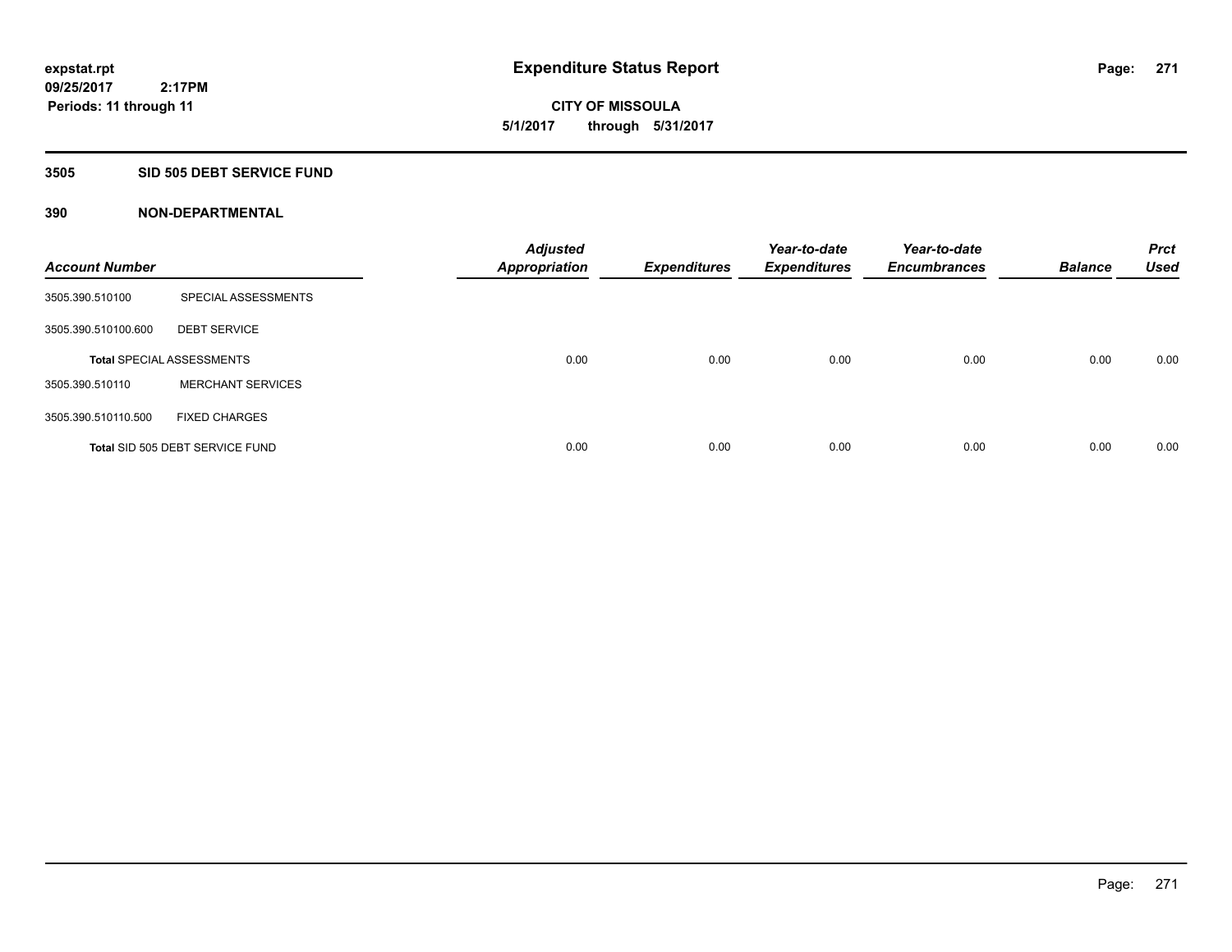**expstat.rpt**
**09/25/2017 2:17PM**
**Periods: 11 through 11**

# Expenditure Status Report

**CITY OF MISSOULA**
**5/1/2017 through 5/31/2017**

## 3505 SID 505 DEBT SERVICE FUND

### 390 NON-DEPARTMENTAL

| Account Number | | Adjusted Appropriation | Expenditures | Year-to-date Expenditures | Year-to-date Encumbrances | Balance | Prct Used |
|---|---|---|---|---|---|---|---|
| 3505.390.510100 | SPECIAL ASSESSMENTS | | | | | | |
| 3505.390.510100.600 | DEBT SERVICE | | | | | | |
| **Total** SPECIAL ASSESSMENTS | | 0.00 | 0.00 | 0.00 | 0.00 | 0.00 | 0.00 |
| 3505.390.510110 | MERCHANT SERVICES | | | | | | |
| 3505.390.510110.500 | FIXED CHARGES | | | | | | |
| **Total** SID 505 DEBT SERVICE FUND | | 0.00 | 0.00 | 0.00 | 0.00 | 0.00 | 0.00 |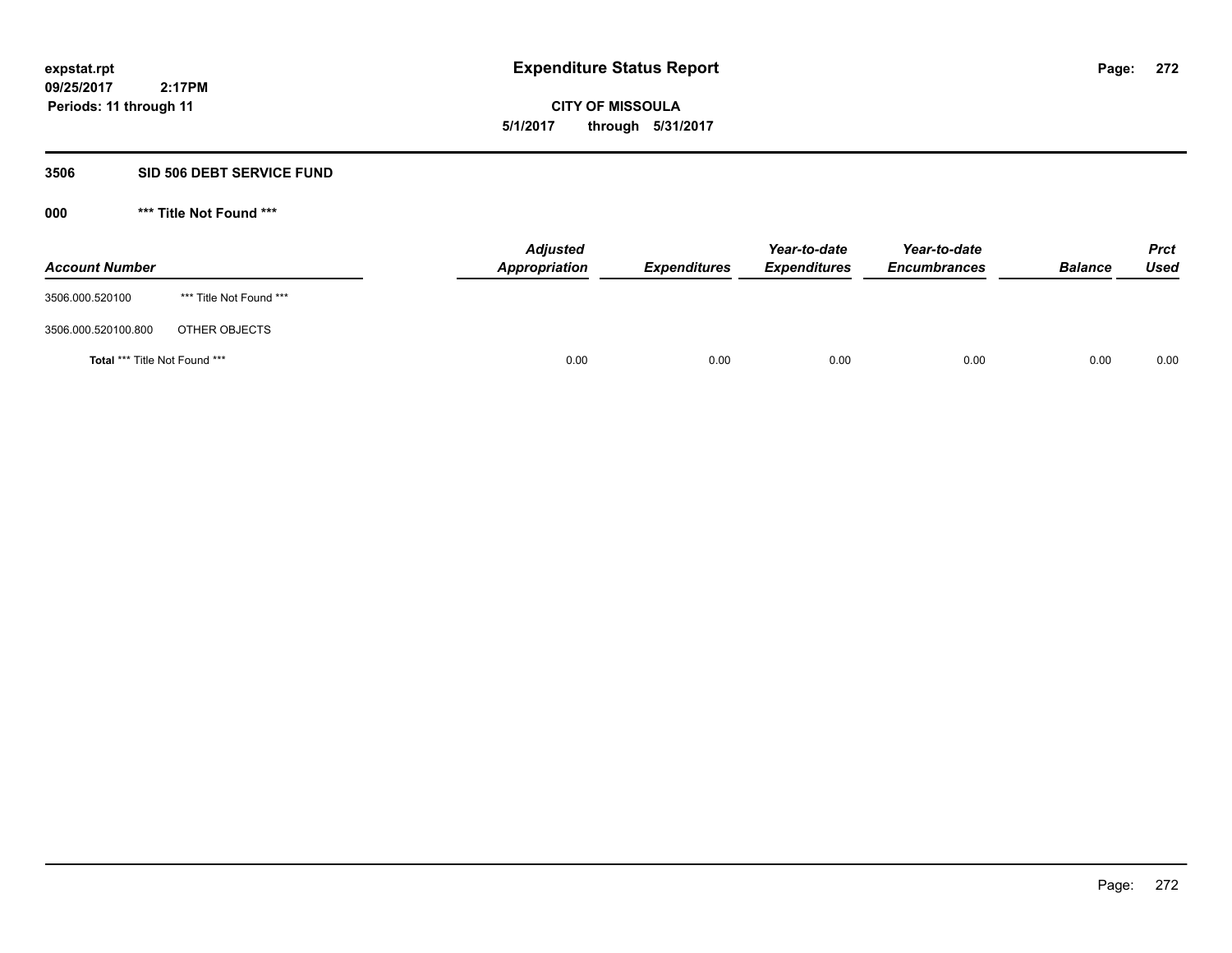**expstat.rpt**
**09/25/2017 2:17PM**
**Periods: 11 through 11**

# Expenditure Status Report

**CITY OF MISSOULA**
**5/1/2017 through 5/31/2017**

## 3506 SID 506 DEBT SERVICE FUND

### 000 *** Title Not Found ***

| Account Number | | Adjusted Appropriation | Expenditures | Year-to-date Expenditures | Year-to-date Encumbrances | Balance | Prct Used |
|---|---|---|---|---|---|---|---|
| 3506.000.520100 | *** Title Not Found *** | | | | | | |
| 3506.000.520100.800 | OTHER OBJECTS | | | | | | |
| **Total** *** Title Not Found *** | | 0.00 | 0.00 | 0.00 | 0.00 | 0.00 | 0.00 |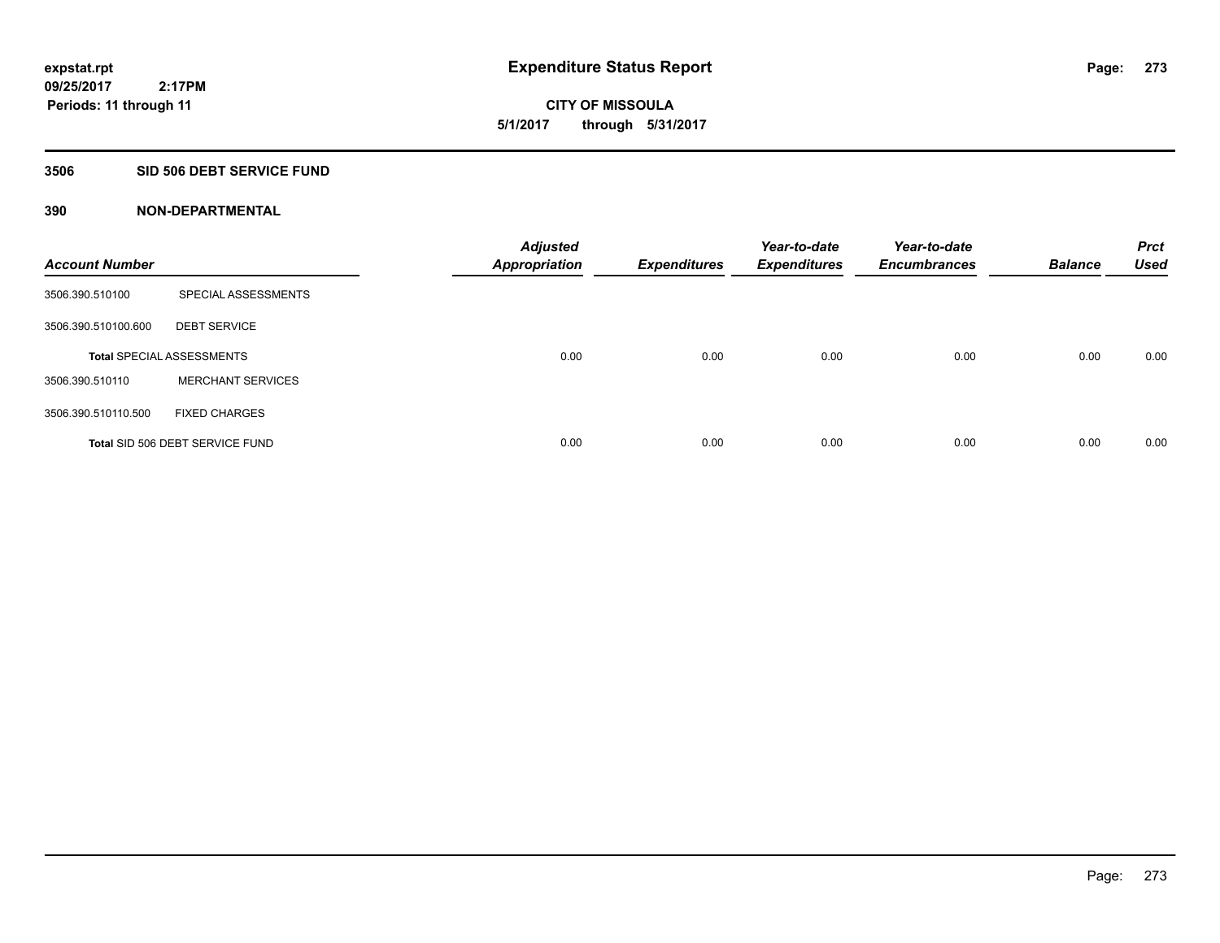**expstat.rpt**
**09/25/2017 2:17PM**
**Periods: 11 through 11**

# Expenditure Status Report

**CITY OF MISSOULA**
**5/1/2017 through 5/31/2017**

## 3506 SID 506 DEBT SERVICE FUND

## 390 NON-DEPARTMENTAL

| Account Number | | Adjusted Appropriation | Expenditures | Year-to-date Expenditures | Year-to-date Encumbrances | Balance | Prct Used |
|---|---|---|---|---|---|---|---|
| 3506.390.510100 | SPECIAL ASSESSMENTS | | | | | | |
| 3506.390.510100.600 | DEBT SERVICE | | | | | | |
| **Total** SPECIAL ASSESSMENTS | | 0.00 | 0.00 | 0.00 | 0.00 | 0.00 | 0.00 |
| 3506.390.510110 | MERCHANT SERVICES | | | | | | |
| 3506.390.510110.500 | FIXED CHARGES | | | | | | |
| **Total** SID 506 DEBT SERVICE FUND | | 0.00 | 0.00 | 0.00 | 0.00 | 0.00 | 0.00 |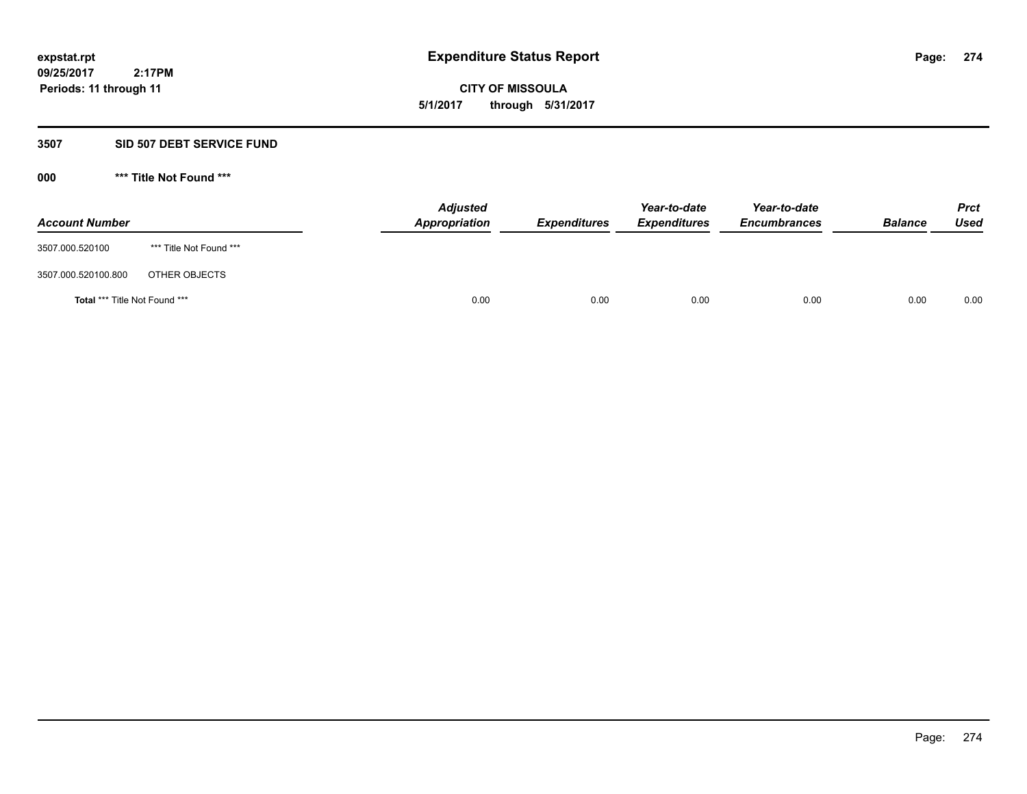**expstat.rpt**
**09/25/2017 2:17PM**
**Periods: 11 through 11**

# Expenditure Status Report

**CITY OF MISSOULA**
**5/1/2017 through 5/31/2017**

## 3507 SID 507 DEBT SERVICE FUND

### 000 *** Title Not Found ***

| Account Number | | Adjusted Appropriation | Expenditures | Year-to-date Expenditures | Year-to-date Encumbrances | Balance | Prct Used |
|---|---|---|---|---|---|---|---|
| 3507.000.520100 | *** Title Not Found *** | | | | | | |
| 3507.000.520100.800 | OTHER OBJECTS | | | | | | |
| **Total** *** Title Not Found *** | | 0.00 | 0.00 | 0.00 | 0.00 | 0.00 | 0.00 |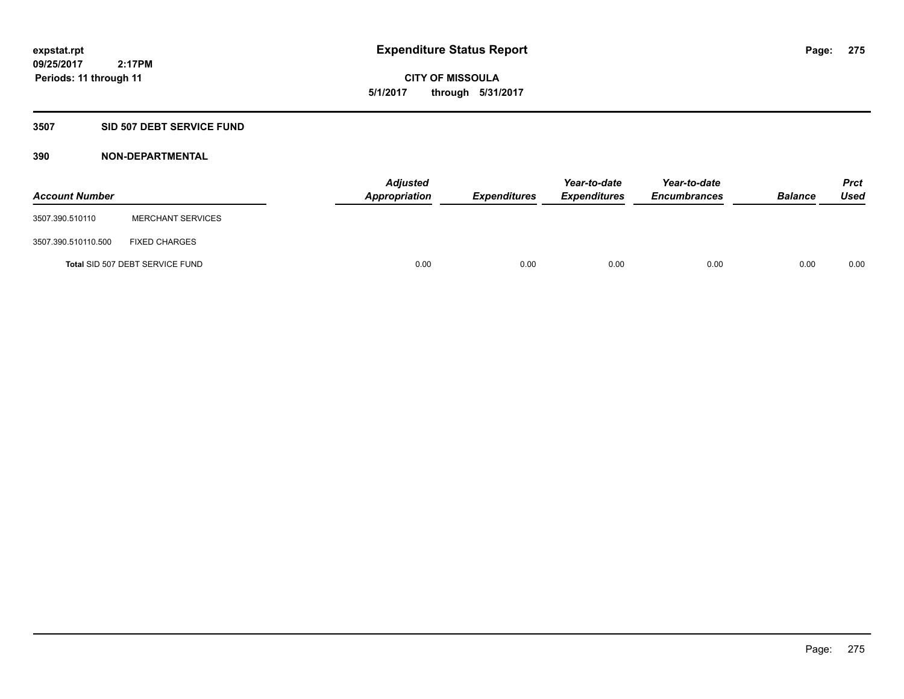**Expenditure Status Report**

**CITY OF MISSOULA**

**5/1/2017 through 5/31/2017**

expstat.rpt
09/25/2017 2:17PM
Periods: 11 through 11

## 3507 SID 507 DEBT SERVICE FUND

### 390 NON-DEPARTMENTAL

| Account Number | | Adjusted Appropriation | Expenditures | Year-to-date Expenditures | Year-to-date Encumbrances | Balance | Prct Used |
|---|---|---|---|---|---|---|---|
| 3507.390.510110 | MERCHANT SERVICES | | | | | | |
| 3507.390.510110.500 | FIXED CHARGES | | | | | | |
| Total SID 507 DEBT SERVICE FUND | | 0.00 | 0.00 | 0.00 | 0.00 | 0.00 | 0.00 |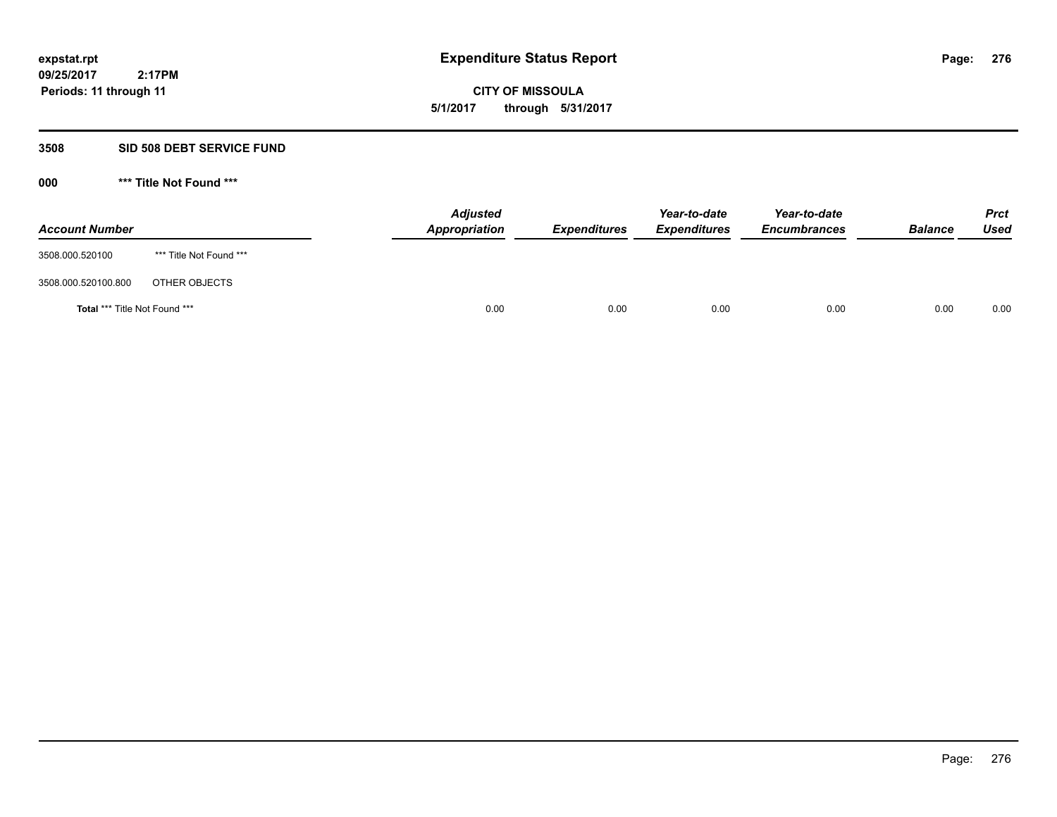# Expenditure Status Report

expstat.rpt
09/25/2017 2:17PM
Periods: 11 through 11

**CITY OF MISSOULA**
**5/1/2017 through 5/31/2017**

## 3508 SID 508 DEBT SERVICE FUND

### 000 *** Title Not Found ***

| Account Number | | Adjusted Appropriation | Expenditures | Year-to-date Expenditures | Year-to-date Encumbrances | Balance | Prct Used |
|---|---|---|---|---|---|---|---|
| 3508.000.520100 | *** Title Not Found *** | | | | | | |
| 3508.000.520100.800 | OTHER OBJECTS | | | | | | |
| **Total** *** Title Not Found *** | | 0.00 | 0.00 | 0.00 | 0.00 | 0.00 | 0.00 |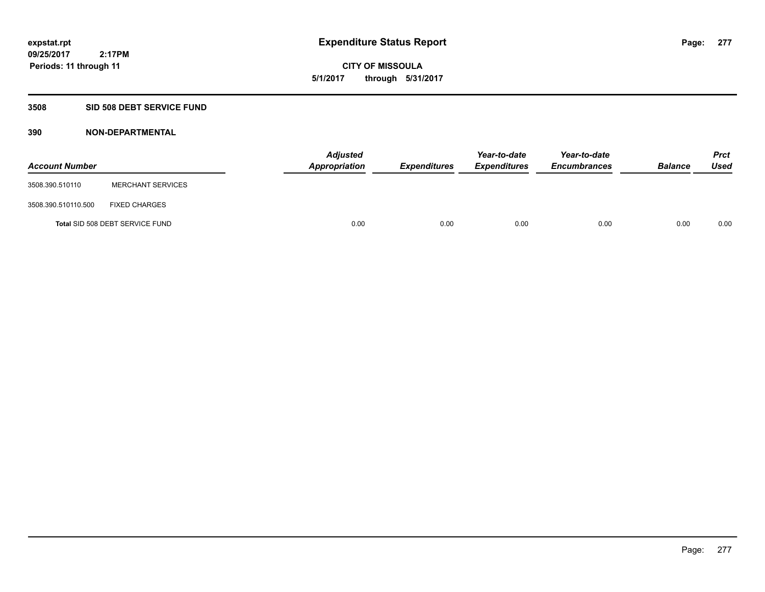# Expenditure Status Report

**CITY OF MISSOULA**

**5/1/2017 through 5/31/2017**

expstat.rpt
09/25/2017 2:17PM
Periods: 11 through 11

## 3508 SID 508 DEBT SERVICE FUND

### 390 NON-DEPARTMENTAL

| Account Number | | Adjusted Appropriation | Expenditures | Year-to-date Expenditures | Year-to-date Encumbrances | Balance | Prct Used |
|---|---|---|---|---|---|---|---|
| 3508.390.510110 | MERCHANT SERVICES | | | | | | |
| 3508.390.510110.500 | FIXED CHARGES | | | | | | |
| **Total** SID 508 DEBT SERVICE FUND | | 0.00 | 0.00 | 0.00 | 0.00 | 0.00 | 0.00 |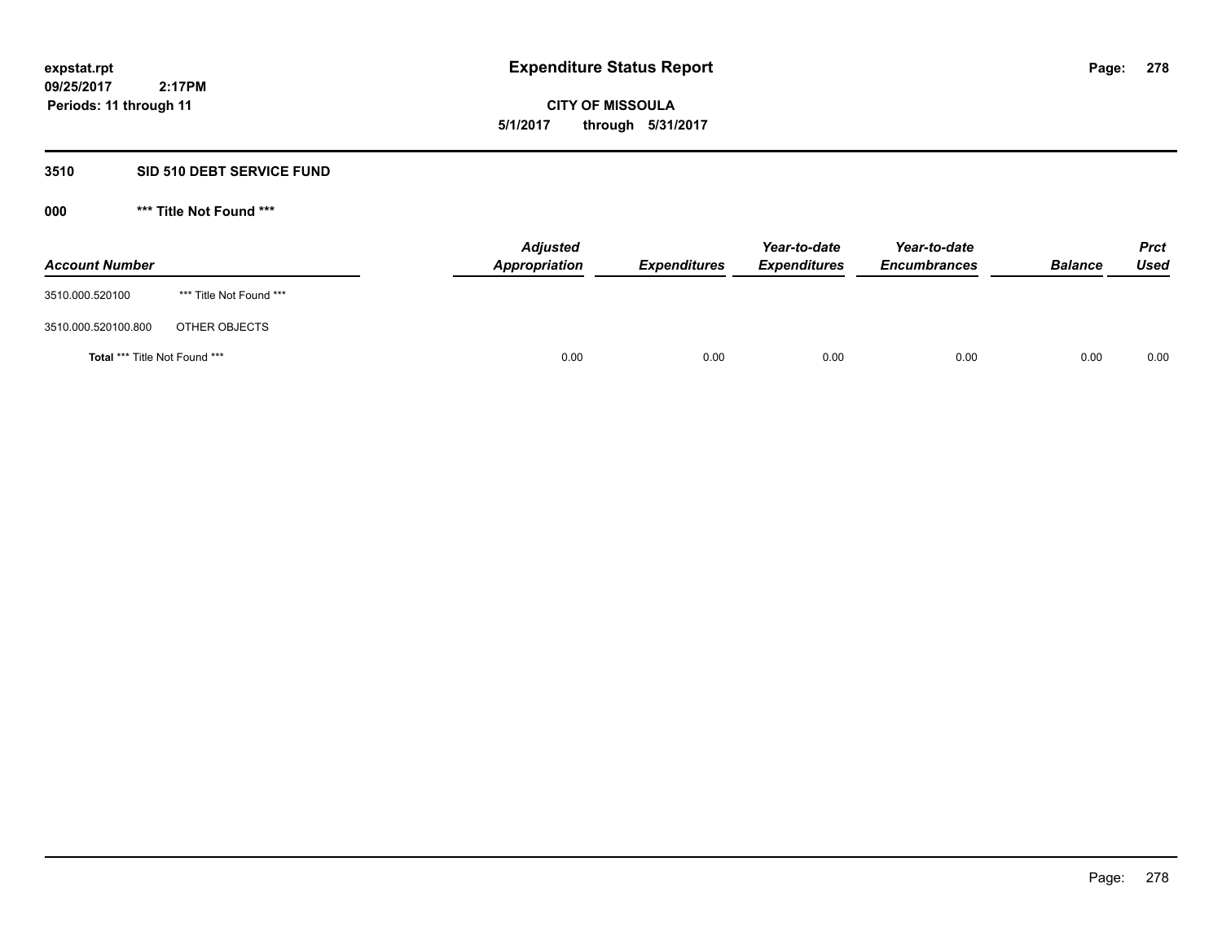# Expenditure Status Report

**expstat.rpt**
**09/25/2017 2:17PM**
**Periods: 11 through 11**

**CITY OF MISSOULA**
**5/1/2017 through 5/31/2017**

## 3510 SID 510 DEBT SERVICE FUND

### 000 *** Title Not Found ***

| Account Number | | *Adjusted Appropriation* | *Expenditures* | *Year-to-date Expenditures* | *Year-to-date Encumbrances* | *Balance* | *Prct Used* |
|---|---|---|---|---|---|---|---|
| 3510.000.520100 | *** Title Not Found *** | | | | | | |
| 3510.000.520100.800 | OTHER OBJECTS | | | | | | |
| **Total** *** Title Not Found *** | | 0.00 | 0.00 | 0.00 | 0.00 | 0.00 | 0.00 |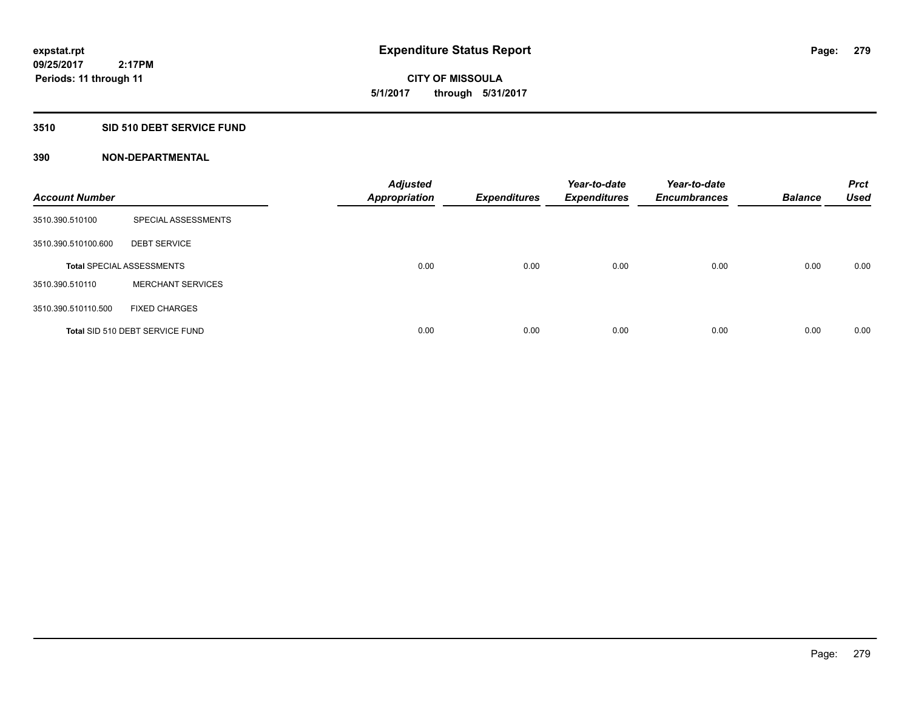**expstat.rpt**
**09/25/2017 2:17PM**
**Periods: 11 through 11**

# Expenditure Status Report

**CITY OF MISSOULA**
**5/1/2017 through 5/31/2017**

## 3510 SID 510 DEBT SERVICE FUND

### 390 NON-DEPARTMENTAL

| Account Number | | Adjusted Appropriation | Expenditures | Year-to-date Expenditures | Year-to-date Encumbrances | Balance | Prct Used |
|---|---|---|---|---|---|---|---|
| 3510.390.510100 | SPECIAL ASSESSMENTS | | | | | | |
| 3510.390.510100.600 | DEBT SERVICE | | | | | | |
| **Total** SPECIAL ASSESSMENTS | | 0.00 | 0.00 | 0.00 | 0.00 | 0.00 | 0.00 |
| 3510.390.510110 | MERCHANT SERVICES | | | | | | |
| 3510.390.510110.500 | FIXED CHARGES | | | | | | |
| **Total** SID 510 DEBT SERVICE FUND | | 0.00 | 0.00 | 0.00 | 0.00 | 0.00 | 0.00 |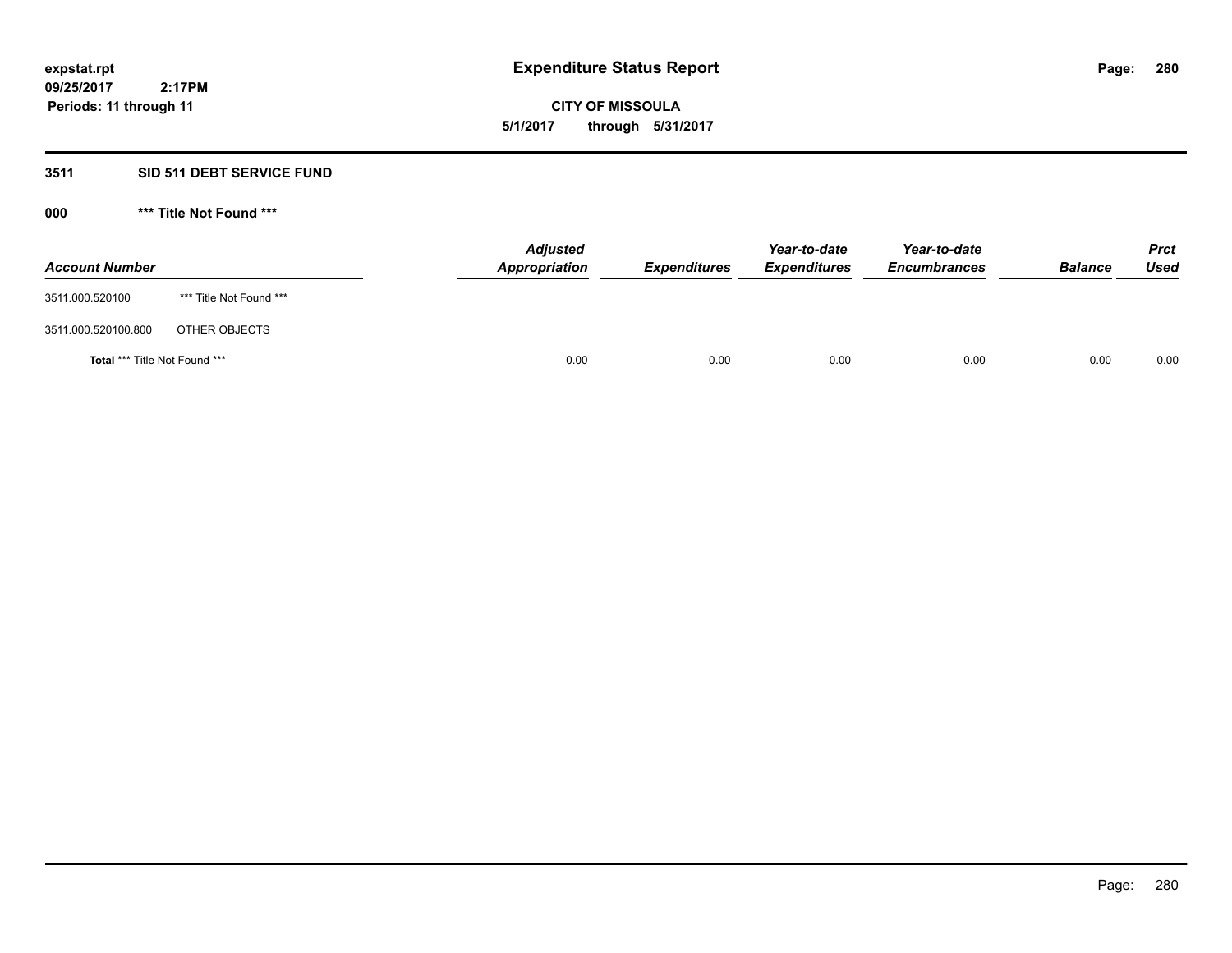**expstat.rpt**
**09/25/2017 2:17PM**
**Periods: 11 through 11**

# Expenditure Status Report

**CITY OF MISSOULA**
**5/1/2017 through 5/31/2017**

## 3511 SID 511 DEBT SERVICE FUND

### 000 *** Title Not Found ***

| Account Number | | Adjusted Appropriation | Expenditures | Year-to-date Expenditures | Year-to-date Encumbrances | Balance | Prct Used |
|---|---|---|---|---|---|---|---|
| 3511.000.520100 | *** Title Not Found *** | | | | | | |
| 3511.000.520100.800 | OTHER OBJECTS | | | | | | |
| **Total** *** Title Not Found *** | | 0.00 | 0.00 | 0.00 | 0.00 | 0.00 | 0.00 |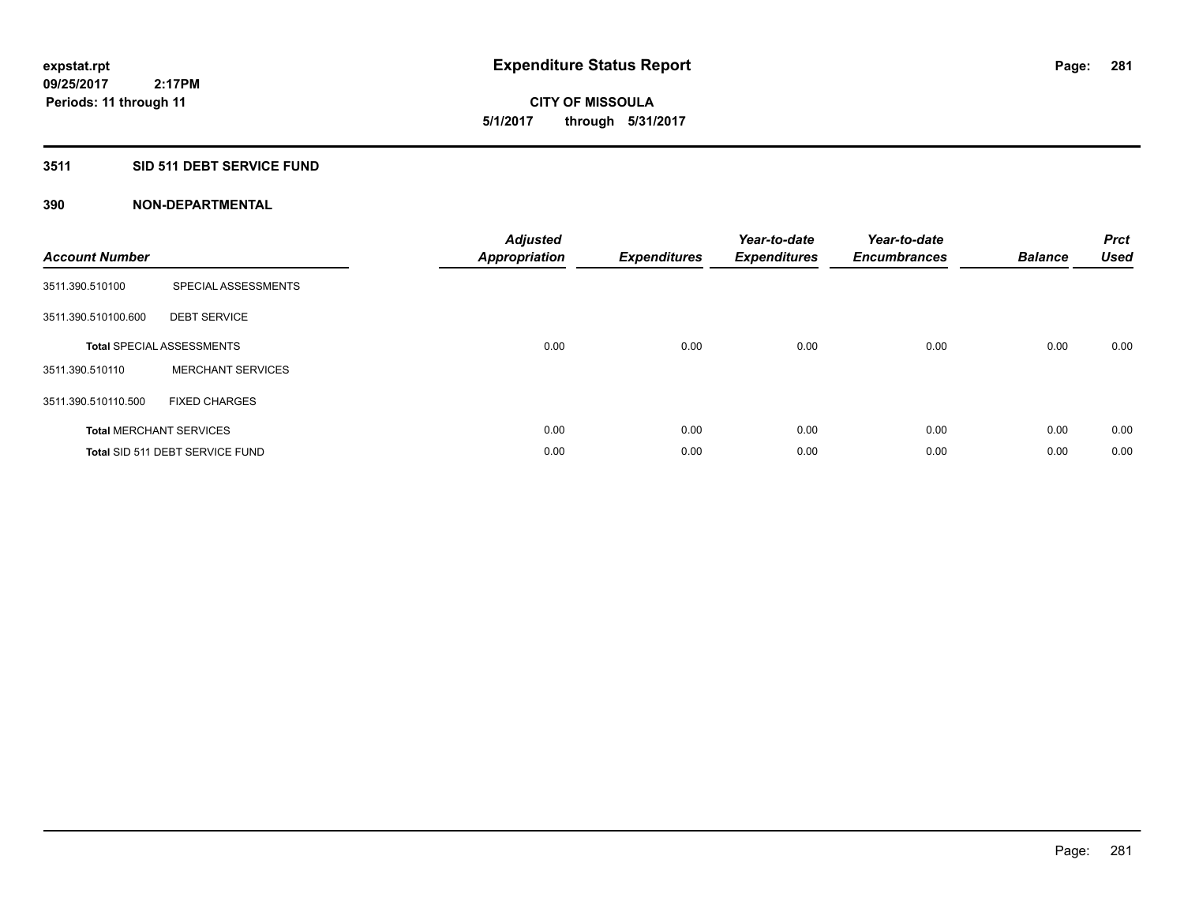**expstat.rpt**
**09/25/2017 2:17PM**
**Periods: 11 through 11**

# Expenditure Status Report

**CITY OF MISSOULA**
**5/1/2017 through 5/31/2017**

## 3511 SID 511 DEBT SERVICE FUND

### 390 NON-DEPARTMENTAL

| Account Number | | Adjusted Appropriation | Expenditures | Year-to-date Expenditures | Year-to-date Encumbrances | Balance | Prct Used |
|---|---|---|---|---|---|---|---|
| 3511.390.510100 | SPECIAL ASSESSMENTS | | | | | | |
| 3511.390.510100.600 | DEBT SERVICE | | | | | | |
| **Total** SPECIAL ASSESSMENTS | | 0.00 | 0.00 | 0.00 | 0.00 | 0.00 | 0.00 |
| 3511.390.510110 | MERCHANT SERVICES | | | | | | |
| 3511.390.510110.500 | FIXED CHARGES | | | | | | |
| **Total** MERCHANT SERVICES | | 0.00 | 0.00 | 0.00 | 0.00 | 0.00 | 0.00 |
| **Total** SID 511 DEBT SERVICE FUND | | 0.00 | 0.00 | 0.00 | 0.00 | 0.00 | 0.00 |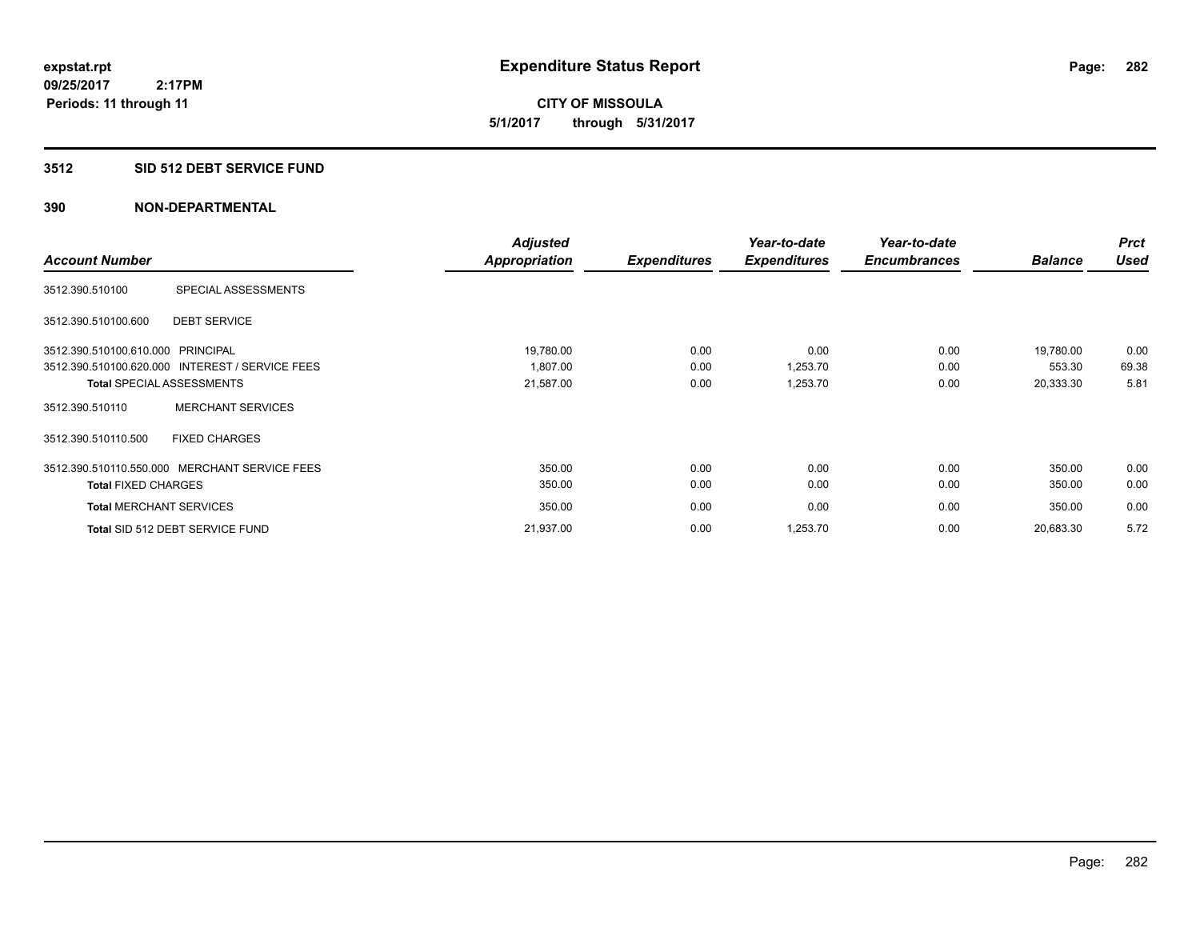# Expenditure Status Report

expstat.rpt
09/25/2017 2:17PM
Periods: 11 through 11

**CITY OF MISSOULA**
**5/1/2017 through 5/31/2017**

## 3512 SID 512 DEBT SERVICE FUND

### 390 NON-DEPARTMENTAL

| Account Number | | Adjusted Appropriation | Expenditures | Year-to-date Expenditures | Year-to-date Encumbrances | Balance | Prct Used |
|---|---|---|---|---|---|---|---|
| 3512.390.510100 | SPECIAL ASSESSMENTS | | | | | | |
| 3512.390.510100.600 | DEBT SERVICE | | | | | | |
| 3512.390.510100.610.000 | PRINCIPAL | 19,780.00 | 0.00 | 0.00 | 0.00 | 19,780.00 | 0.00 |
| 3512.390.510100.620.000 | INTEREST / SERVICE FEES | 1,807.00 | 0.00 | 1,253.70 | 0.00 | 553.30 | 69.38 |
| **Total** SPECIAL ASSESSMENTS | | 21,587.00 | 0.00 | 1,253.70 | 0.00 | 20,333.30 | 5.81 |
| 3512.390.510110 | MERCHANT SERVICES | | | | | | |
| 3512.390.510110.500 | FIXED CHARGES | | | | | | |
| 3512.390.510110.550.000 | MERCHANT SERVICE FEES | 350.00 | 0.00 | 0.00 | 0.00 | 350.00 | 0.00 |
| **Total** FIXED CHARGES | | 350.00 | 0.00 | 0.00 | 0.00 | 350.00 | 0.00 |
| **Total** MERCHANT SERVICES | | 350.00 | 0.00 | 0.00 | 0.00 | 350.00 | 0.00 |
| **Total** SID 512 DEBT SERVICE FUND | | 21,937.00 | 0.00 | 1,253.70 | 0.00 | 20,683.30 | 5.72 |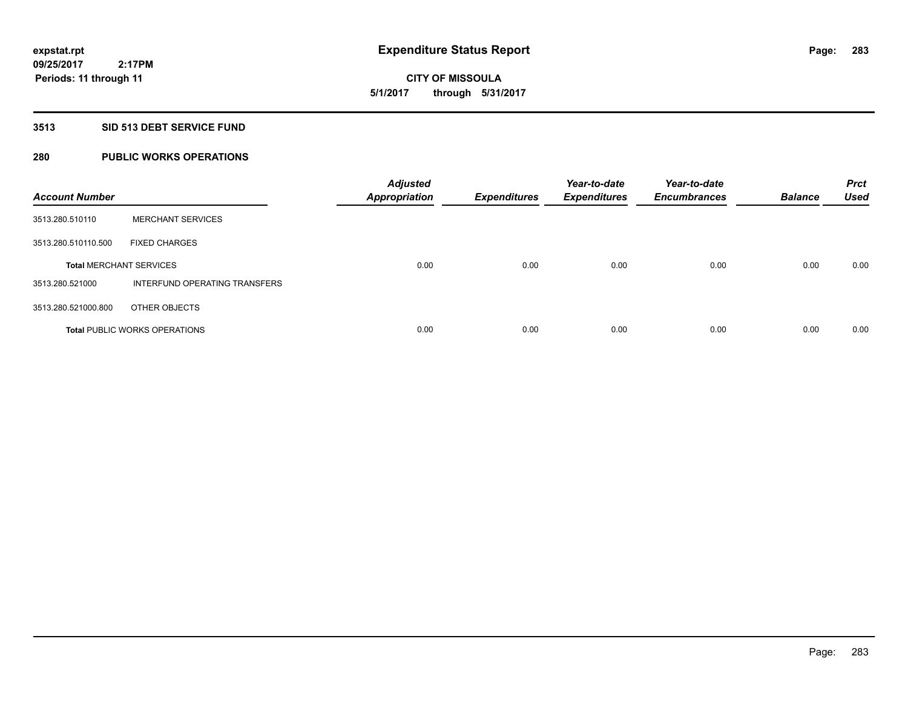**expstat.rpt**
**09/25/2017 2:17PM**
**Periods: 11 through 11**

# Expenditure Status Report

**CITY OF MISSOULA**
**5/1/2017 through 5/31/2017**

## 3513 SID 513 DEBT SERVICE FUND

## 280 PUBLIC WORKS OPERATIONS

| Account Number | | Adjusted Appropriation | Expenditures | Year-to-date Expenditures | Year-to-date Encumbrances | Balance | Prct Used |
|---|---|---|---|---|---|---|---|
| 3513.280.510110 | MERCHANT SERVICES | | | | | | |
| 3513.280.510110.500 | FIXED CHARGES | | | | | | |
| **Total** MERCHANT SERVICES | | 0.00 | 0.00 | 0.00 | 0.00 | 0.00 | 0.00 |
| 3513.280.521000 | INTERFUND OPERATING TRANSFERS | | | | | | |
| 3513.280.521000.800 | OTHER OBJECTS | | | | | | |
| **Total** PUBLIC WORKS OPERATIONS | | 0.00 | 0.00 | 0.00 | 0.00 | 0.00 | 0.00 |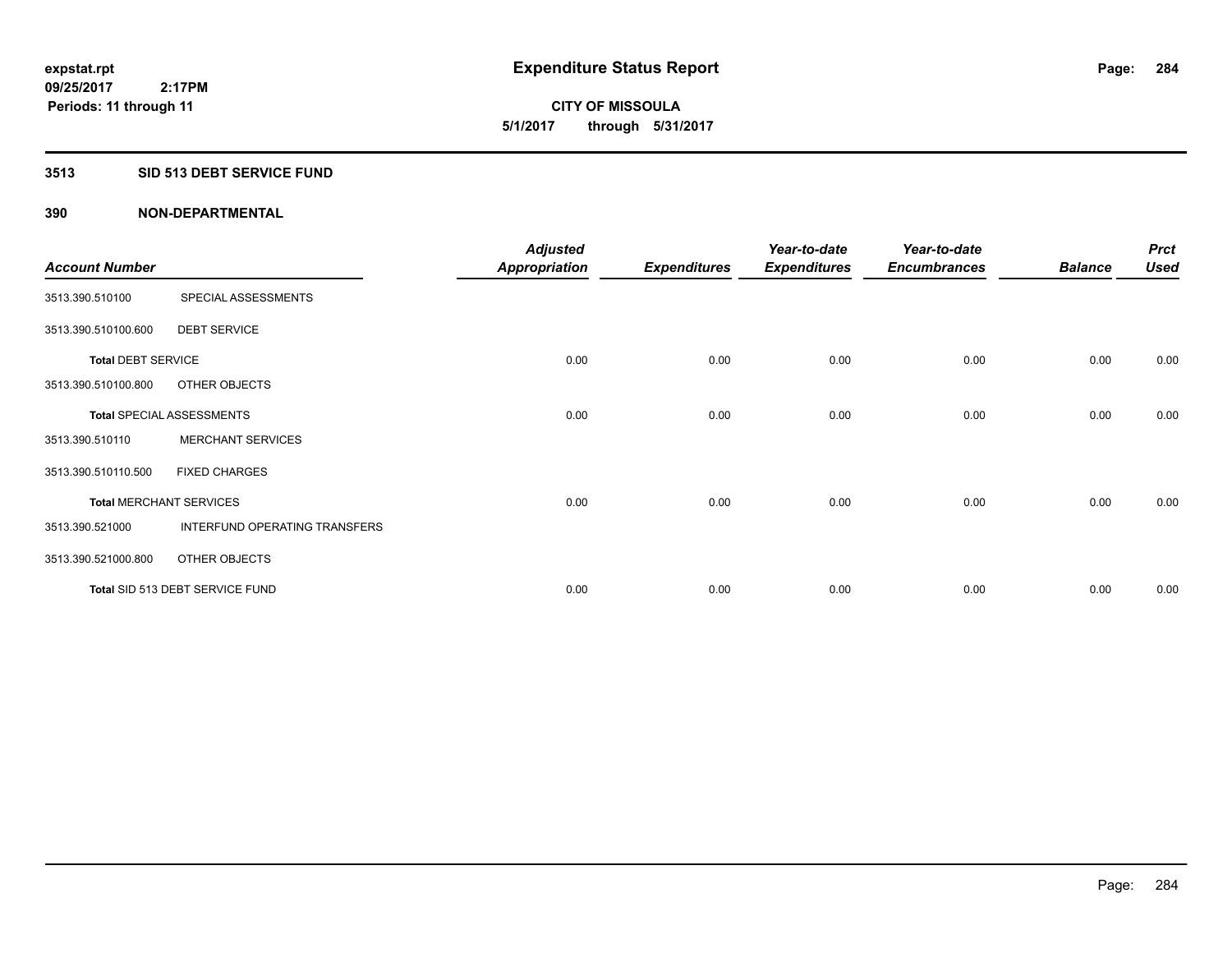**expstat.rpt**
**09/25/2017 2:17PM**
**Periods: 11 through 11**

# Expenditure Status Report

**CITY OF MISSOULA**
**5/1/2017 through 5/31/2017**

## 3513 SID 513 DEBT SERVICE FUND

### 390 NON-DEPARTMENTAL

| Account Number | | Adjusted Appropriation | Expenditures | Year-to-date Expenditures | Year-to-date Encumbrances | Balance | Prct Used |
|---|---|---|---|---|---|---|---|
| 3513.390.510100 | SPECIAL ASSESSMENTS | | | | | | |
| 3513.390.510100.600 | DEBT SERVICE | | | | | | |
| **Total** DEBT SERVICE | | 0.00 | 0.00 | 0.00 | 0.00 | 0.00 | 0.00 |
| 3513.390.510100.800 | OTHER OBJECTS | | | | | | |
| **Total** SPECIAL ASSESSMENTS | | 0.00 | 0.00 | 0.00 | 0.00 | 0.00 | 0.00 |
| 3513.390.510110 | MERCHANT SERVICES | | | | | | |
| 3513.390.510110.500 | FIXED CHARGES | | | | | | |
| **Total** MERCHANT SERVICES | | 0.00 | 0.00 | 0.00 | 0.00 | 0.00 | 0.00 |
| 3513.390.521000 | INTERFUND OPERATING TRANSFERS | | | | | | |
| 3513.390.521000.800 | OTHER OBJECTS | | | | | | |
| **Total** SID 513 DEBT SERVICE FUND | | 0.00 | 0.00 | 0.00 | 0.00 | 0.00 | 0.00 |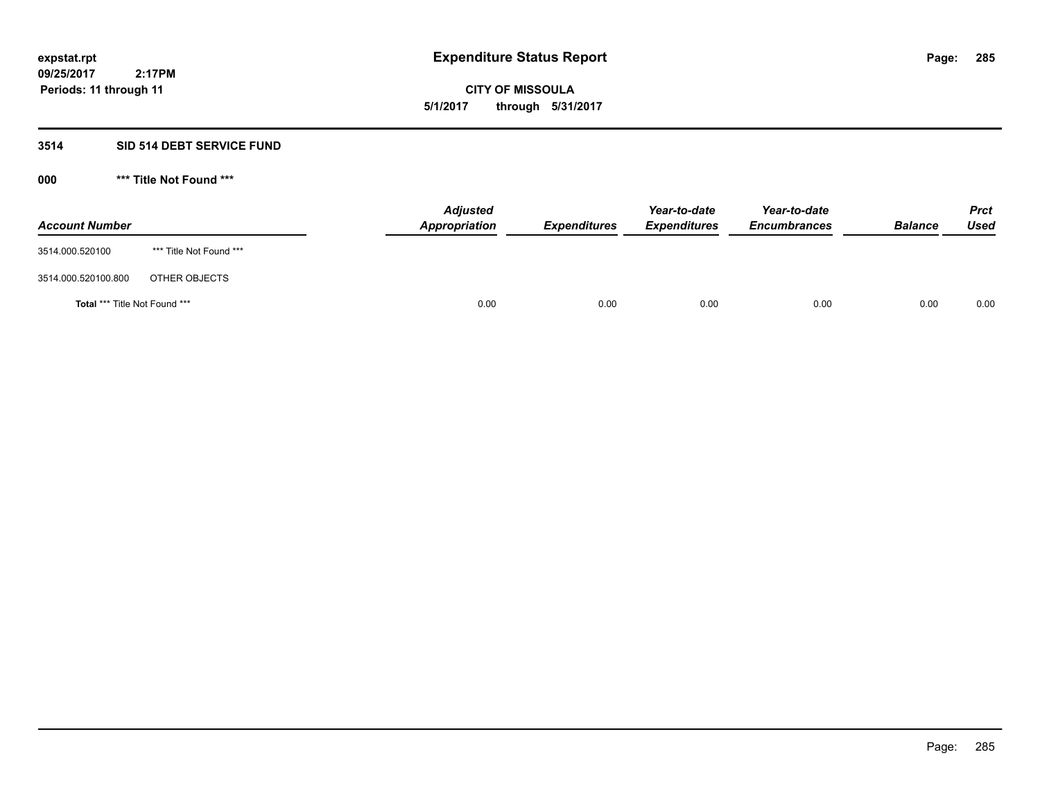## 3514 SID 514 DEBT SERVICE FUND

### 000 *** Title Not Found ***

| Account Number | | Adjusted Appropriation | Expenditures | Year-to-date Expenditures | Year-to-date Encumbrances | Balance | Prct Used |
|---|---|---|---|---|---|---|---|
| 3514.000.520100 | *** Title Not Found *** | | | | | | |
| 3514.000.520100.800 | OTHER OBJECTS | | | | | | |
| **Total** *** Title Not Found *** | | 0.00 | 0.00 | 0.00 | 0.00 | 0.00 | 0.00 |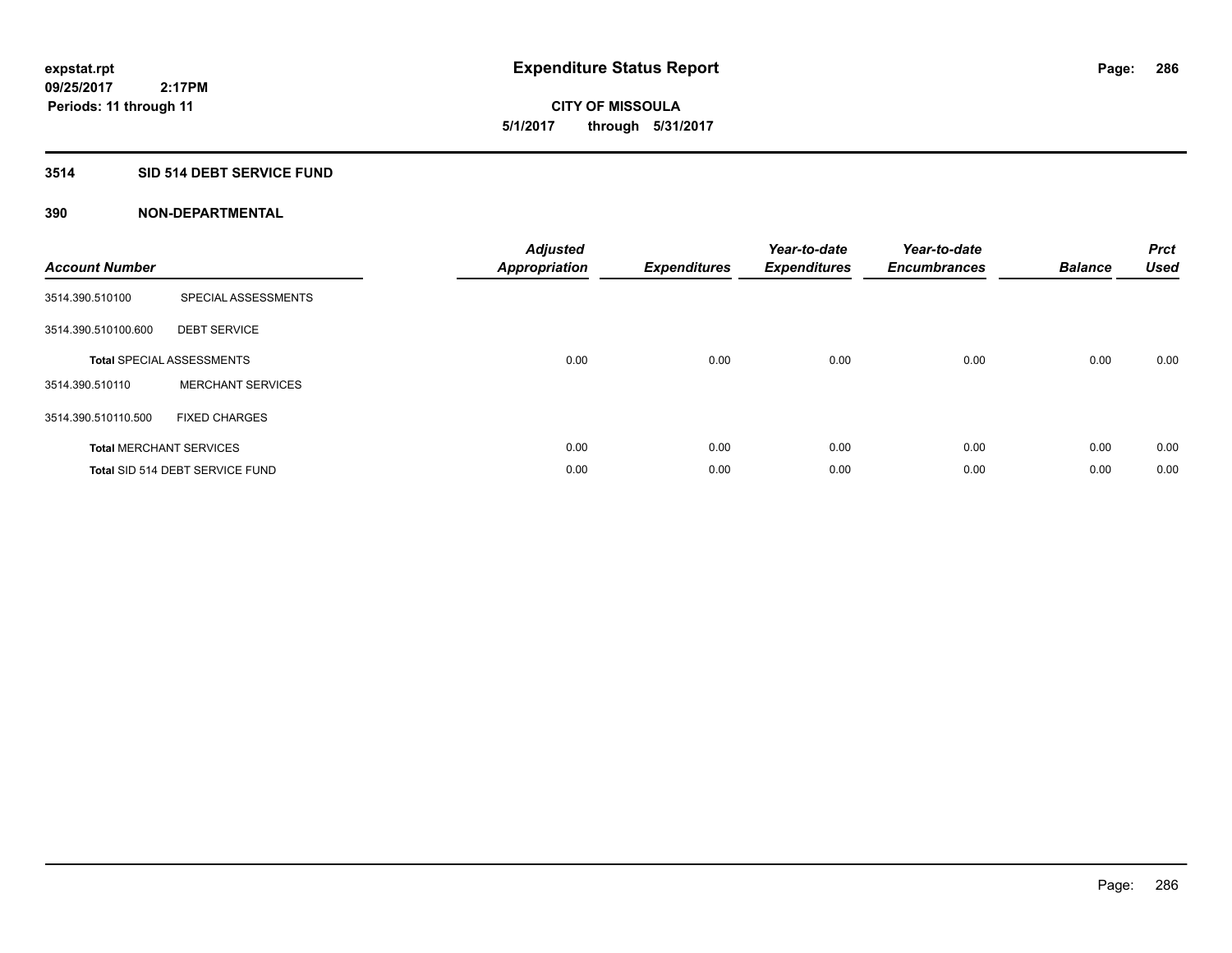**expstat.rpt**
**09/25/2017 2:17PM**
**Periods: 11 through 11**

# Expenditure Status Report

**CITY OF MISSOULA**
**5/1/2017 through 5/31/2017**

## 3514 SID 514 DEBT SERVICE FUND

### 390 NON-DEPARTMENTAL

| Account Number | | Adjusted Appropriation | Expenditures | Year-to-date Expenditures | Year-to-date Encumbrances | Balance | Prct Used |
|---|---|---|---|---|---|---|---|
| 3514.390.510100 | SPECIAL ASSESSMENTS | | | | | | |
| 3514.390.510100.600 | DEBT SERVICE | | | | | | |
| **Total** SPECIAL ASSESSMENTS | | 0.00 | 0.00 | 0.00 | 0.00 | 0.00 | 0.00 |
| 3514.390.510110 | MERCHANT SERVICES | | | | | | |
| 3514.390.510110.500 | FIXED CHARGES | | | | | | |
| **Total** MERCHANT SERVICES | | 0.00 | 0.00 | 0.00 | 0.00 | 0.00 | 0.00 |
| **Total** SID 514 DEBT SERVICE FUND | | 0.00 | 0.00 | 0.00 | 0.00 | 0.00 | 0.00 |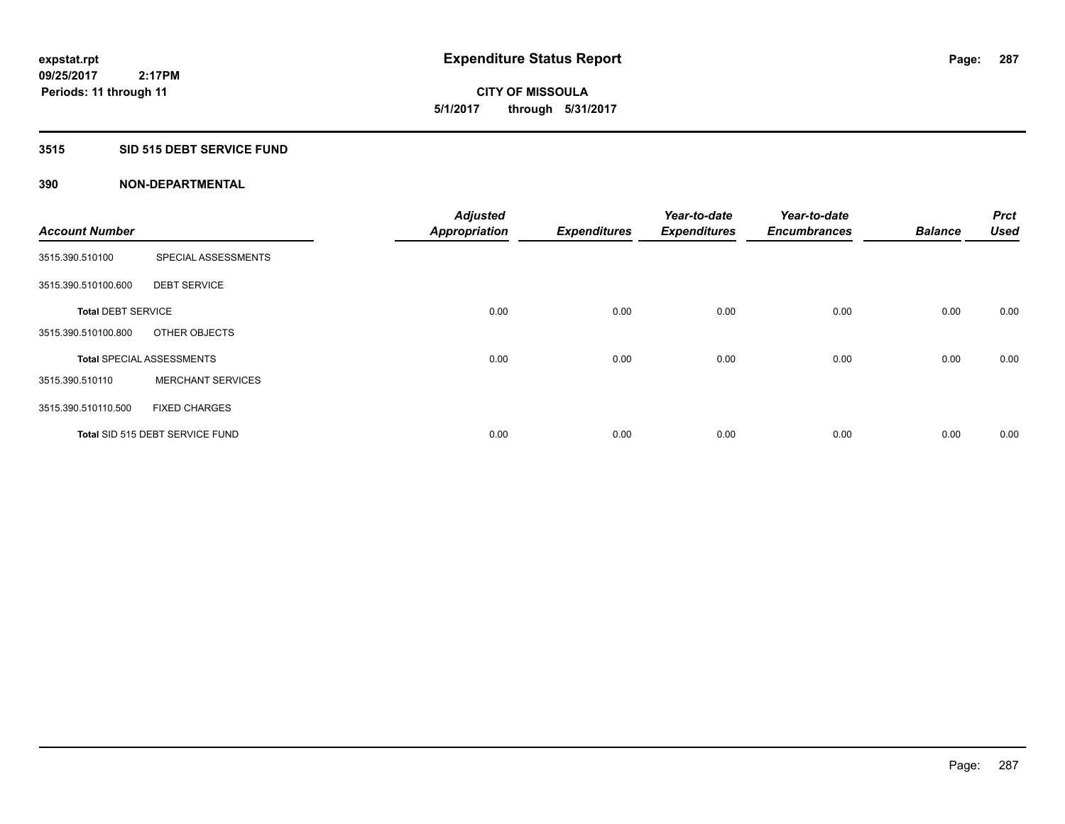**expstat.rpt**
**09/25/2017 2:17PM**
**Periods: 11 through 11**

# Expenditure Status Report

**CITY OF MISSOULA**
**5/1/2017 through 5/31/2017**

## 3515 SID 515 DEBT SERVICE FUND

### 390 NON-DEPARTMENTAL

| Account Number | | Adjusted Appropriation | Expenditures | Year-to-date Expenditures | Year-to-date Encumbrances | Balance | Prct Used |
|---|---|---|---|---|---|---|---|
| 3515.390.510100 | SPECIAL ASSESSMENTS | | | | | | |
| 3515.390.510100.600 | DEBT SERVICE | | | | | | |
| **Total** DEBT SERVICE | | 0.00 | 0.00 | 0.00 | 0.00 | 0.00 | 0.00 |
| 3515.390.510100.800 | OTHER OBJECTS | | | | | | |
| **Total** SPECIAL ASSESSMENTS | | 0.00 | 0.00 | 0.00 | 0.00 | 0.00 | 0.00 |
| 3515.390.510110 | MERCHANT SERVICES | | | | | | |
| 3515.390.510110.500 | FIXED CHARGES | | | | | | |
| **Total** SID 515 DEBT SERVICE FUND | | 0.00 | 0.00 | 0.00 | 0.00 | 0.00 | 0.00 |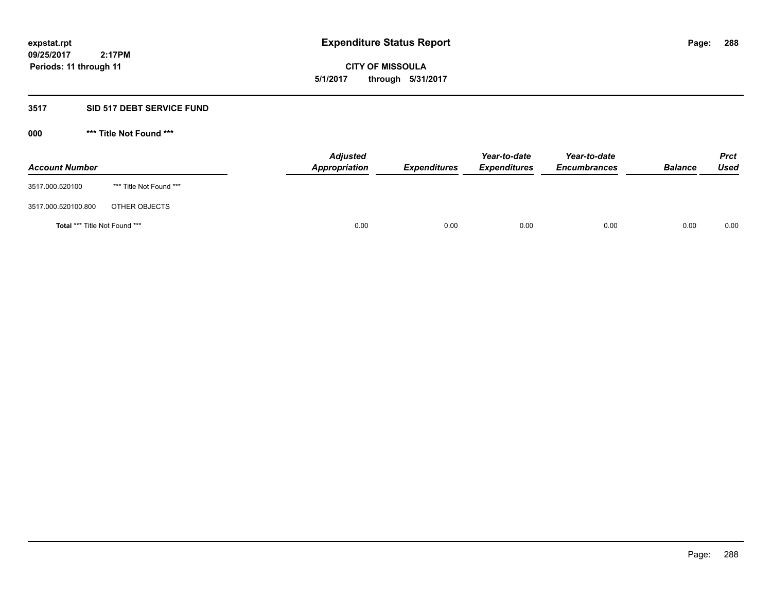**expstat.rpt**
**09/25/2017 2:17PM**
**Periods: 11 through 11**

# Expenditure Status Report

**CITY OF MISSOULA**
**5/1/2017 through 5/31/2017**

## 3517 SID 517 DEBT SERVICE FUND

### 000 *** Title Not Found ***

| Account Number | | Adjusted Appropriation | Expenditures | Year-to-date Expenditures | Year-to-date Encumbrances | Balance | Prct Used |
|---|---|---|---|---|---|---|---|
| 3517.000.520100 | *** Title Not Found *** | | | | | | |
| 3517.000.520100.800 | OTHER OBJECTS | | | | | | |
| **Total** *** Title Not Found *** | | 0.00 | 0.00 | 0.00 | 0.00 | 0.00 | 0.00 |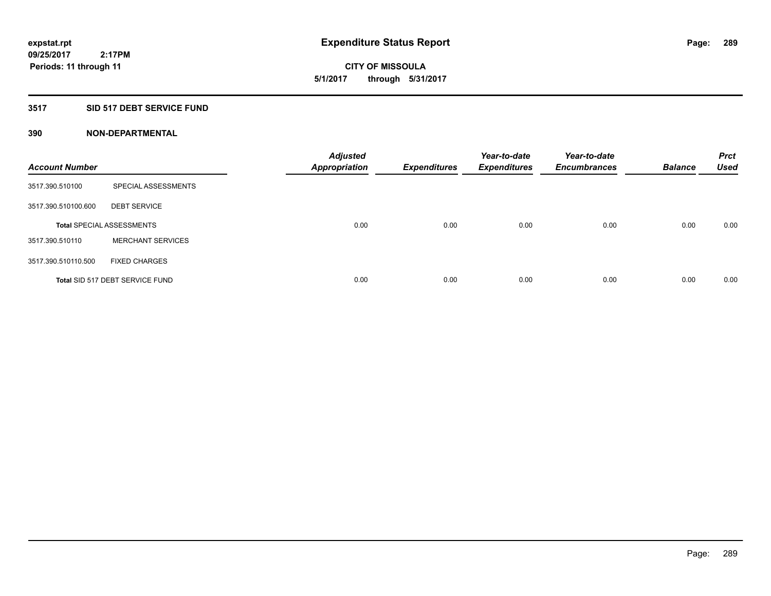**expstat.rpt**
**09/25/2017 2:17PM**
**Periods: 11 through 11**

# Expenditure Status Report

**CITY OF MISSOULA**
**5/1/2017 through 5/31/2017**

## 3517 SID 517 DEBT SERVICE FUND

### 390 NON-DEPARTMENTAL

| Account Number | | Adjusted Appropriation | Expenditures | Year-to-date Expenditures | Year-to-date Encumbrances | Balance | Prct Used |
|---|---|---|---|---|---|---|---|
| 3517.390.510100 | SPECIAL ASSESSMENTS | | | | | | |
| 3517.390.510100.600 | DEBT SERVICE | | | | | | |
| **Total** SPECIAL ASSESSMENTS | | 0.00 | 0.00 | 0.00 | 0.00 | 0.00 | 0.00 |
| 3517.390.510110 | MERCHANT SERVICES | | | | | | |
| 3517.390.510110.500 | FIXED CHARGES | | | | | | |
| **Total** SID 517 DEBT SERVICE FUND | | 0.00 | 0.00 | 0.00 | 0.00 | 0.00 | 0.00 |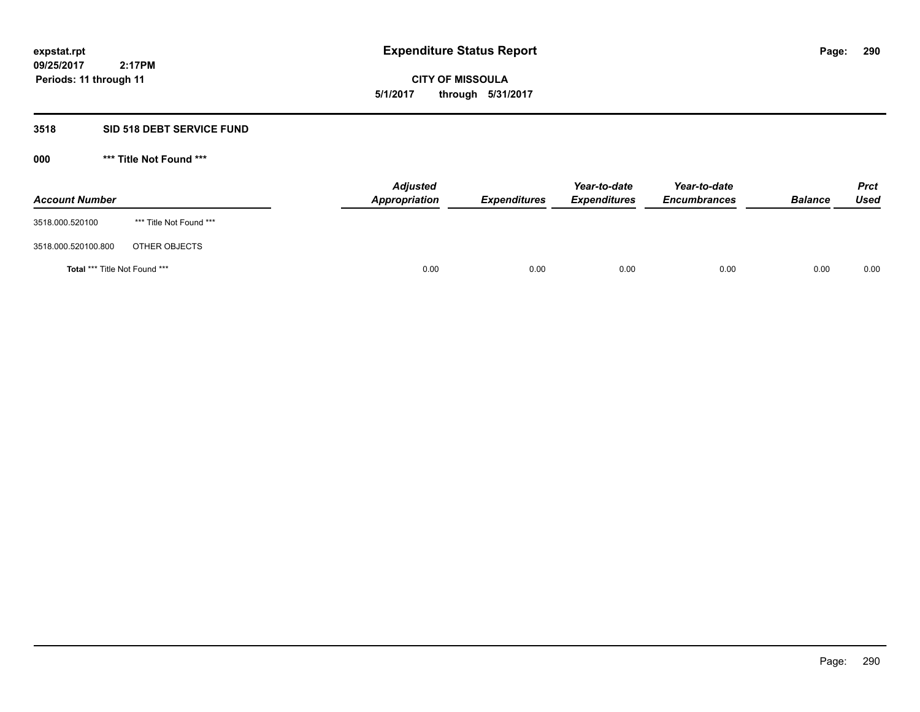expstat.rpt
09/25/2017 2:17PM
Periods: 11 through 11

# Expenditure Status Report

CITY OF MISSOULA
5/1/2017 through 5/31/2017

## 3518 SID 518 DEBT SERVICE FUND

### 000 *** Title Not Found ***

| Account Number | | Adjusted Appropriation | Expenditures | Year-to-date Expenditures | Year-to-date Encumbrances | Balance | Prct Used |
|---|---|---|---|---|---|---|---|
| 3518.000.520100 | *** Title Not Found *** | | | | | | |
| 3518.000.520100.800 | OTHER OBJECTS | | | | | | |
| **Total** *** Title Not Found *** | | 0.00 | 0.00 | 0.00 | 0.00 | 0.00 | 0.00 |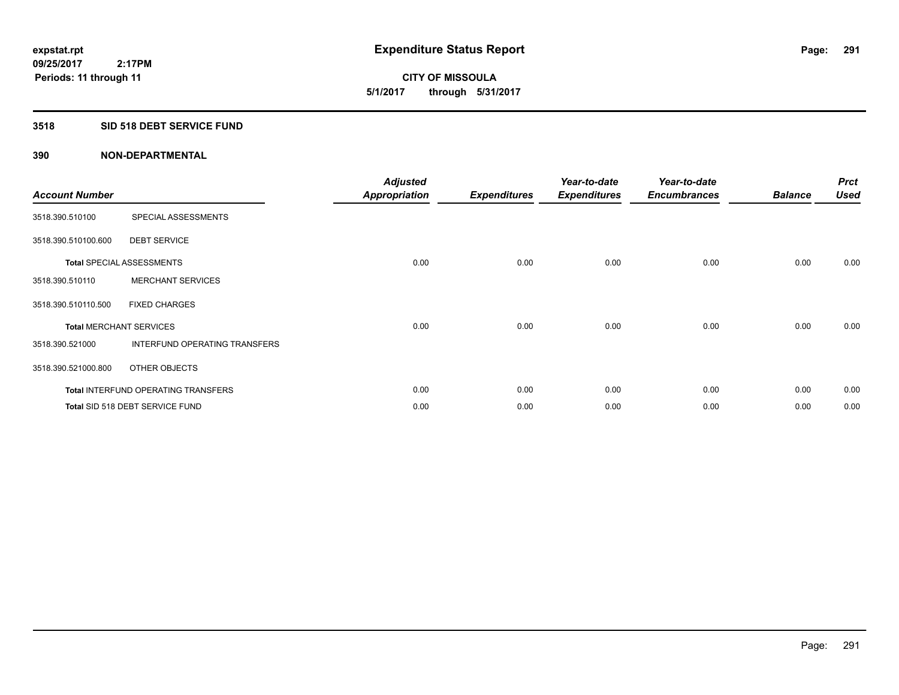**expstat.rpt**
**09/25/2017 2:17PM**
**Periods: 11 through 11**

# Expenditure Status Report

**CITY OF MISSOULA**
**5/1/2017 through 5/31/2017**

## 3518 SID 518 DEBT SERVICE FUND

## 390 NON-DEPARTMENTAL

| Account Number | | Adjusted Appropriation | Expenditures | Year-to-date Expenditures | Year-to-date Encumbrances | Balance | Prct Used |
|---|---|---|---|---|---|---|---|
| 3518.390.510100 | SPECIAL ASSESSMENTS | | | | | | |
| 3518.390.510100.600 | DEBT SERVICE | | | | | | |
| **Total** SPECIAL ASSESSMENTS | | 0.00 | 0.00 | 0.00 | 0.00 | 0.00 | 0.00 |
| 3518.390.510110 | MERCHANT SERVICES | | | | | | |
| 3518.390.510110.500 | FIXED CHARGES | | | | | | |
| **Total** MERCHANT SERVICES | | 0.00 | 0.00 | 0.00 | 0.00 | 0.00 | 0.00 |
| 3518.390.521000 | INTERFUND OPERATING TRANSFERS | | | | | | |
| 3518.390.521000.800 | OTHER OBJECTS | | | | | | |
| **Total** INTERFUND OPERATING TRANSFERS | | 0.00 | 0.00 | 0.00 | 0.00 | 0.00 | 0.00 |
| **Total** SID 518 DEBT SERVICE FUND | | 0.00 | 0.00 | 0.00 | 0.00 | 0.00 | 0.00 |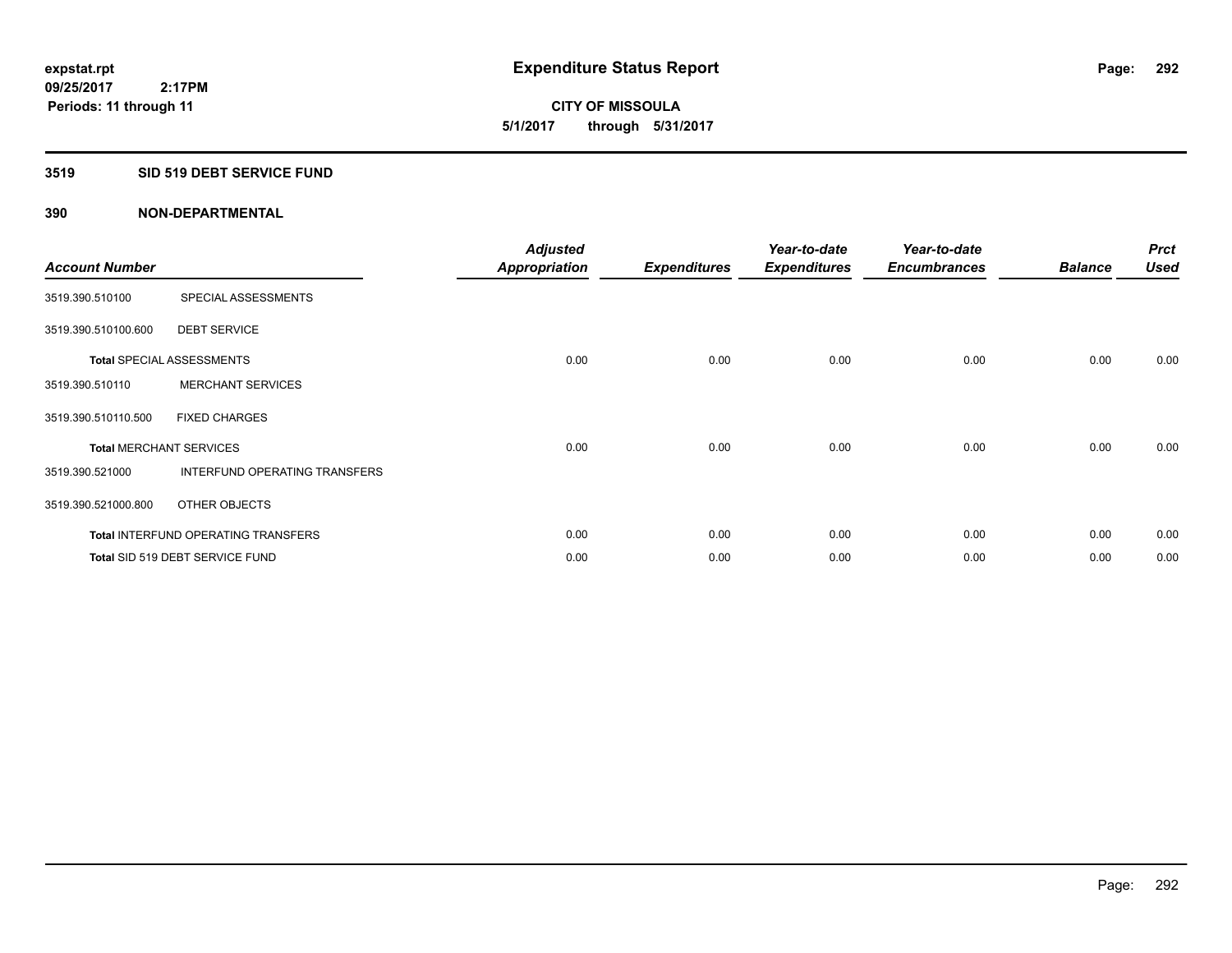**expstat.rpt**
**09/25/2017 2:17PM**
**Periods: 11 through 11**

# Expenditure Status Report

**CITY OF MISSOULA**
**5/1/2017 through 5/31/2017**

## 3519 SID 519 DEBT SERVICE FUND

## 390 NON-DEPARTMENTAL

| Account Number | | Adjusted Appropriation | Expenditures | Year-to-date Expenditures | Year-to-date Encumbrances | Balance | Prct Used |
|---|---|---|---|---|---|---|---|
| 3519.390.510100 | SPECIAL ASSESSMENTS | | | | | | |
| 3519.390.510100.600 | DEBT SERVICE | | | | | | |
| Total SPECIAL ASSESSMENTS | | 0.00 | 0.00 | 0.00 | 0.00 | 0.00 | 0.00 |
| 3519.390.510110 | MERCHANT SERVICES | | | | | | |
| 3519.390.510110.500 | FIXED CHARGES | | | | | | |
| Total MERCHANT SERVICES | | 0.00 | 0.00 | 0.00 | 0.00 | 0.00 | 0.00 |
| 3519.390.521000 | INTERFUND OPERATING TRANSFERS | | | | | | |
| 3519.390.521000.800 | OTHER OBJECTS | | | | | | |
| Total INTERFUND OPERATING TRANSFERS | | 0.00 | 0.00 | 0.00 | 0.00 | 0.00 | 0.00 |
| Total SID 519 DEBT SERVICE FUND | | 0.00 | 0.00 | 0.00 | 0.00 | 0.00 | 0.00 |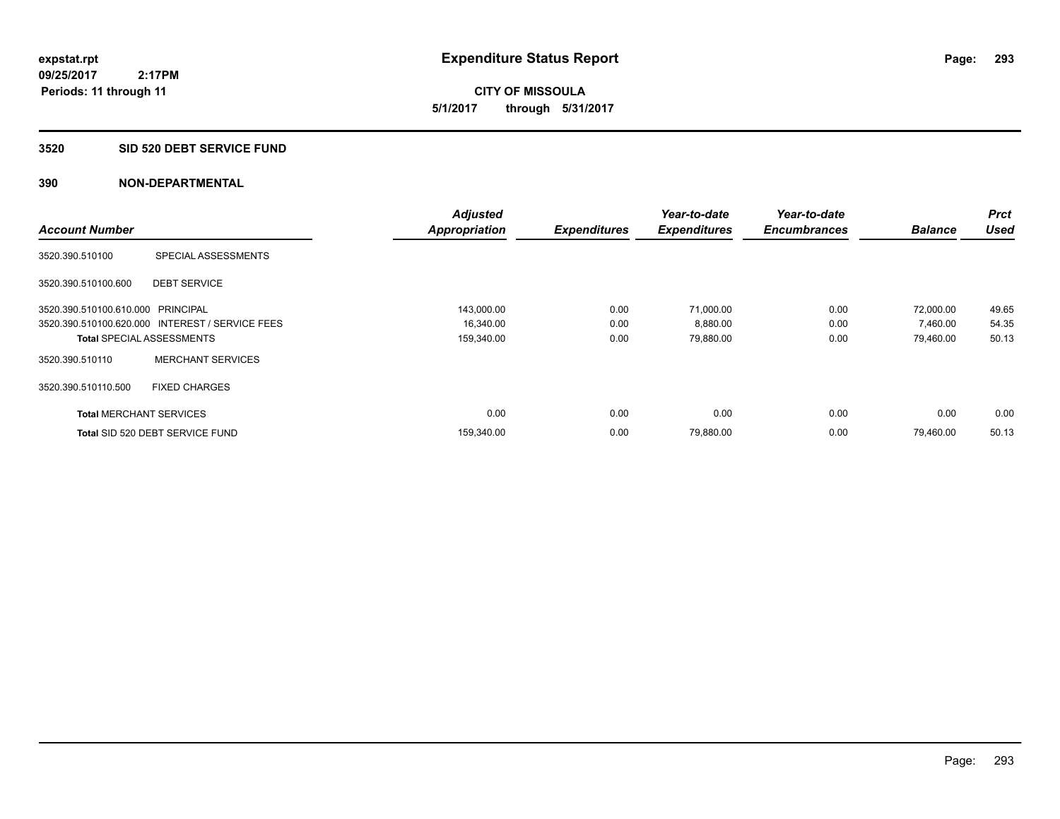**expstat.rpt**
**09/25/2017 2:17PM**
**Periods: 11 through 11**

# Expenditure Status Report

**CITY OF MISSOULA**
**5/1/2017 through 5/31/2017**

## 3520 SID 520 DEBT SERVICE FUND

## 390 NON-DEPARTMENTAL

| Account Number | | Adjusted Appropriation | Expenditures | Year-to-date Expenditures | Year-to-date Encumbrances | Balance | Prct Used |
|---|---|---|---|---|---|---|---|
| 3520.390.510100 | SPECIAL ASSESSMENTS | | | | | | |
| 3520.390.510100.600 | DEBT SERVICE | | | | | | |
| 3520.390.510100.610.000 | PRINCIPAL | 143,000.00 | 0.00 | 71,000.00 | 0.00 | 72,000.00 | 49.65 |
| 3520.390.510100.620.000 | INTEREST / SERVICE FEES | 16,340.00 | 0.00 | 8,880.00 | 0.00 | 7,460.00 | 54.35 |
| **Total** SPECIAL ASSESSMENTS | | 159,340.00 | 0.00 | 79,880.00 | 0.00 | 79,460.00 | 50.13 |
| 3520.390.510110 | MERCHANT SERVICES | | | | | | |
| 3520.390.510110.500 | FIXED CHARGES | | | | | | |
| **Total** MERCHANT SERVICES | | 0.00 | 0.00 | 0.00 | 0.00 | 0.00 | 0.00 |
| **Total** SID 520 DEBT SERVICE FUND | | 159,340.00 | 0.00 | 79,880.00 | 0.00 | 79,460.00 | 50.13 |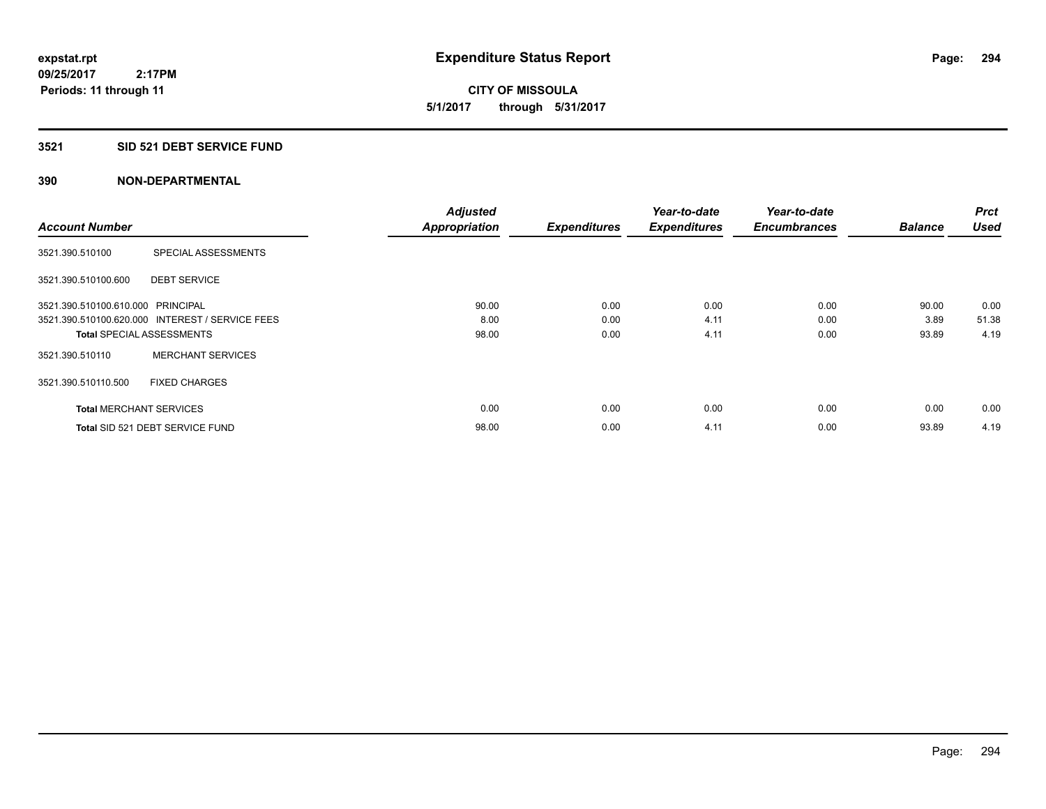expstat.rpt
09/25/2017 2:17PM
Periods: 11 through 11

# Expenditure Status Report

**CITY OF MISSOULA**
**5/1/2017 through 5/31/2017**

## 3521 SID 521 DEBT SERVICE FUND

## 390 NON-DEPARTMENTAL

| Account Number | | Adjusted Appropriation | Expenditures | Year-to-date Expenditures | Year-to-date Encumbrances | Balance | Prct Used |
|---|---|---|---|---|---|---|---|
| 3521.390.510100 | SPECIAL ASSESSMENTS | | | | | | |
| 3521.390.510100.600 | DEBT SERVICE | | | | | | |
| 3521.390.510100.610.000 | PRINCIPAL | 90.00 | 0.00 | 0.00 | 0.00 | 90.00 | 0.00 |
| 3521.390.510100.620.000 | INTEREST / SERVICE FEES | 8.00 | 0.00 | 4.11 | 0.00 | 3.89 | 51.38 |
| **Total** SPECIAL ASSESSMENTS | | 98.00 | 0.00 | 4.11 | 0.00 | 93.89 | 4.19 |
| 3521.390.510110 | MERCHANT SERVICES | | | | | | |
| 3521.390.510110.500 | FIXED CHARGES | | | | | | |
| **Total** MERCHANT SERVICES | | 0.00 | 0.00 | 0.00 | 0.00 | 0.00 | 0.00 |
| **Total** SID 521 DEBT SERVICE FUND | | 98.00 | 0.00 | 4.11 | 0.00 | 93.89 | 4.19 |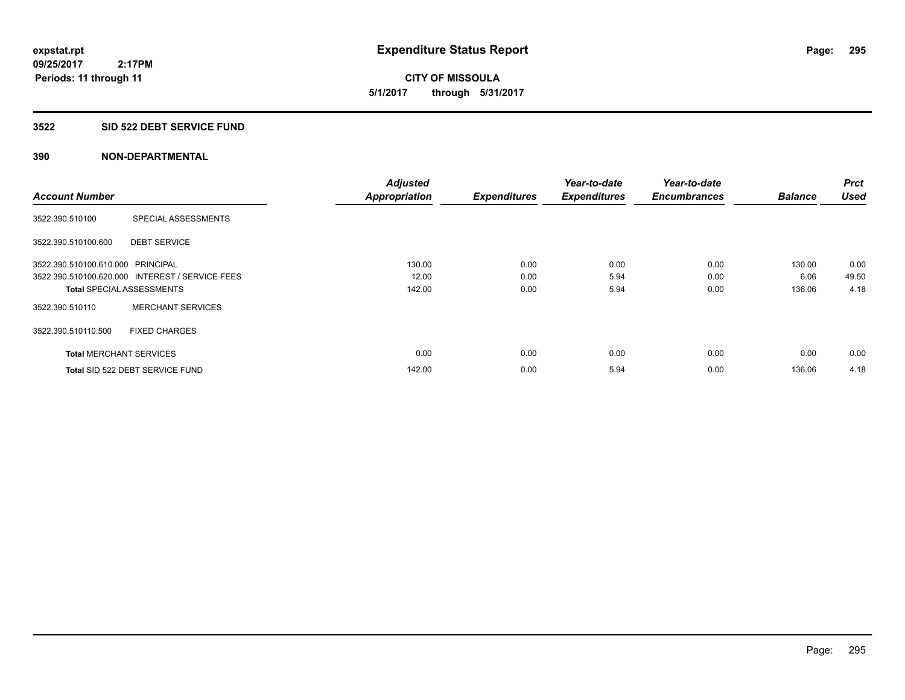**expstat.rpt**
**09/25/2017 2:17PM**
**Periods: 11 through 11**

# Expenditure Status Report

**CITY OF MISSOULA**
**5/1/2017 through 5/31/2017**

## 3522 SID 522 DEBT SERVICE FUND

### 390 NON-DEPARTMENTAL

| Account Number | | Adjusted Appropriation | Expenditures | Year-to-date Expenditures | Year-to-date Encumbrances | Balance | Prct Used |
|---|---|---|---|---|---|---|---|
| 3522.390.510100 | SPECIAL ASSESSMENTS | | | | | | |
| 3522.390.510100.600 | DEBT SERVICE | | | | | | |
| 3522.390.510100.610.000 | PRINCIPAL | 130.00 | 0.00 | 0.00 | 0.00 | 130.00 | 0.00 |
| 3522.390.510100.620.000 | INTEREST / SERVICE FEES | 12.00 | 0.00 | 5.94 | 0.00 | 6.06 | 49.50 |
| **Total** SPECIAL ASSESSMENTS | | 142.00 | 0.00 | 5.94 | 0.00 | 136.06 | 4.18 |
| 3522.390.510110 | MERCHANT SERVICES | | | | | | |
| 3522.390.510110.500 | FIXED CHARGES | | | | | | |
| **Total** MERCHANT SERVICES | | 0.00 | 0.00 | 0.00 | 0.00 | 0.00 | 0.00 |
| **Total** SID 522 DEBT SERVICE FUND | | 142.00 | 0.00 | 5.94 | 0.00 | 136.06 | 4.18 |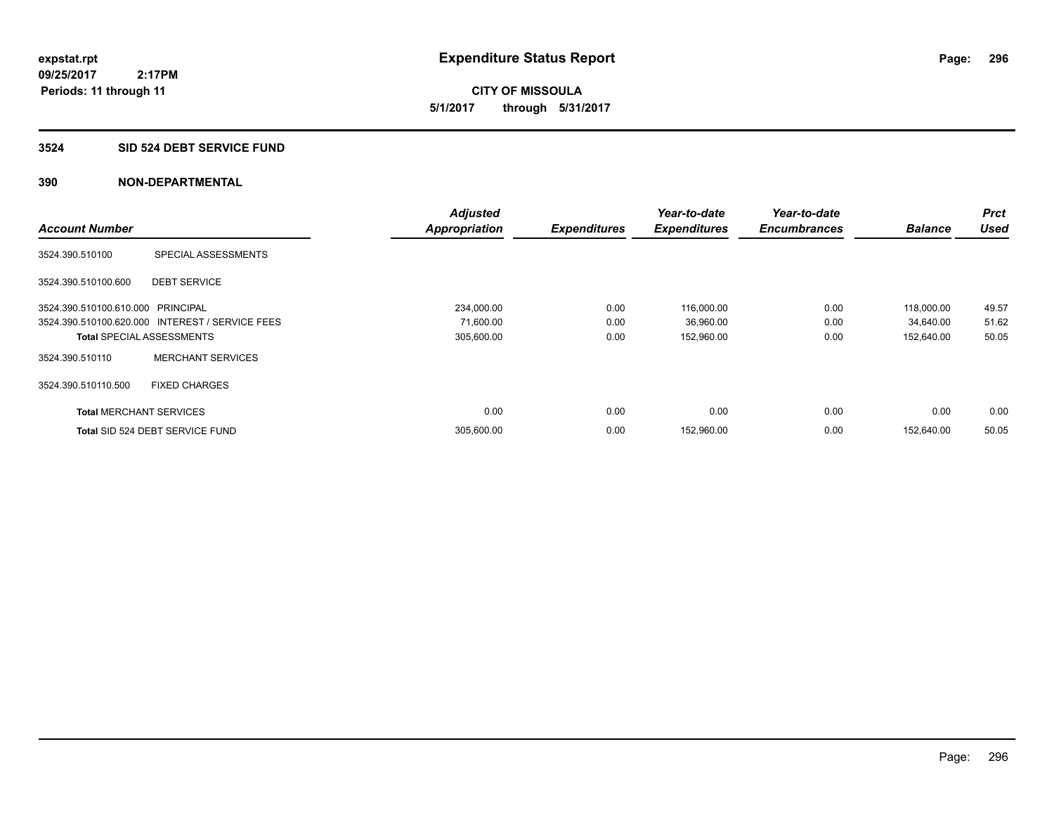**expstat.rpt**
**09/25/2017 2:17PM**
**Periods: 11 through 11**

# Expenditure Status Report

**CITY OF MISSOULA**
**5/1/2017 through 5/31/2017**

## 3524 SID 524 DEBT SERVICE FUND

## 390 NON-DEPARTMENTAL

| Account Number | | Adjusted Appropriation | Expenditures | Year-to-date Expenditures | Year-to-date Encumbrances | Balance | Prct Used |
|---|---|---|---|---|---|---|---|
| 3524.390.510100 | SPECIAL ASSESSMENTS | | | | | | |
| 3524.390.510100.600 | DEBT SERVICE | | | | | | |
| 3524.390.510100.610.000 | PRINCIPAL | 234,000.00 | 0.00 | 116,000.00 | 0.00 | 118,000.00 | 49.57 |
| 3524.390.510100.620.000 | INTEREST / SERVICE FEES | 71,600.00 | 0.00 | 36,960.00 | 0.00 | 34,640.00 | 51.62 |
| **Total** SPECIAL ASSESSMENTS | | 305,600.00 | 0.00 | 152,960.00 | 0.00 | 152,640.00 | 50.05 |
| 3524.390.510110 | MERCHANT SERVICES | | | | | | |
| 3524.390.510110.500 | FIXED CHARGES | | | | | | |
| **Total** MERCHANT SERVICES | | 0.00 | 0.00 | 0.00 | 0.00 | 0.00 | 0.00 |
| **Total** SID 524 DEBT SERVICE FUND | | 305,600.00 | 0.00 | 152,960.00 | 0.00 | 152,640.00 | 50.05 |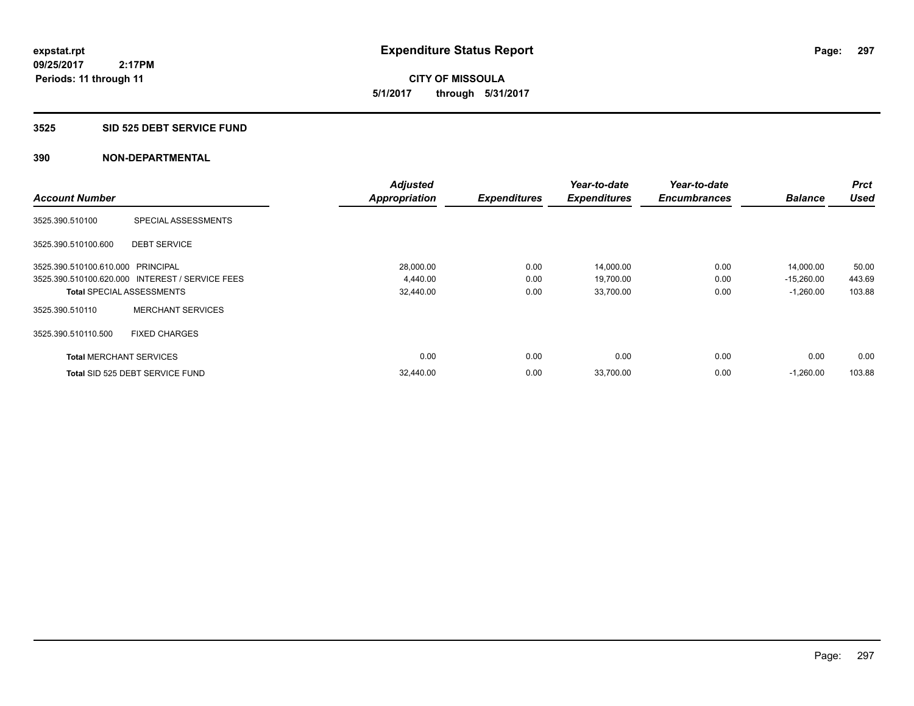expstat.rpt
09/25/2017 2:17PM
Periods: 11 through 11

# Expenditure Status Report

**CITY OF MISSOULA**
**5/1/2017 through 5/31/2017**

## 3525 SID 525 DEBT SERVICE FUND

### 390 NON-DEPARTMENTAL

| Account Number | | Adjusted Appropriation | Expenditures | Year-to-date Expenditures | Year-to-date Encumbrances | Balance | Prct Used |
|---|---|---|---|---|---|---|---|
| 3525.390.510100 | SPECIAL ASSESSMENTS | | | | | | |
| 3525.390.510100.600 | DEBT SERVICE | | | | | | |
| 3525.390.510100.610.000 | PRINCIPAL | 28,000.00 | 0.00 | 14,000.00 | 0.00 | 14,000.00 | 50.00 |
| 3525.390.510100.620.000 | INTEREST / SERVICE FEES | 4,440.00 | 0.00 | 19,700.00 | 0.00 | -15,260.00 | 443.69 |
| **Total** SPECIAL ASSESSMENTS | | 32,440.00 | 0.00 | 33,700.00 | 0.00 | -1,260.00 | 103.88 |
| 3525.390.510110 | MERCHANT SERVICES | | | | | | |
| 3525.390.510110.500 | FIXED CHARGES | | | | | | |
| **Total** MERCHANT SERVICES | | 0.00 | 0.00 | 0.00 | 0.00 | 0.00 | 0.00 |
| **Total** SID 525 DEBT SERVICE FUND | | 32,440.00 | 0.00 | 33,700.00 | 0.00 | -1,260.00 | 103.88 |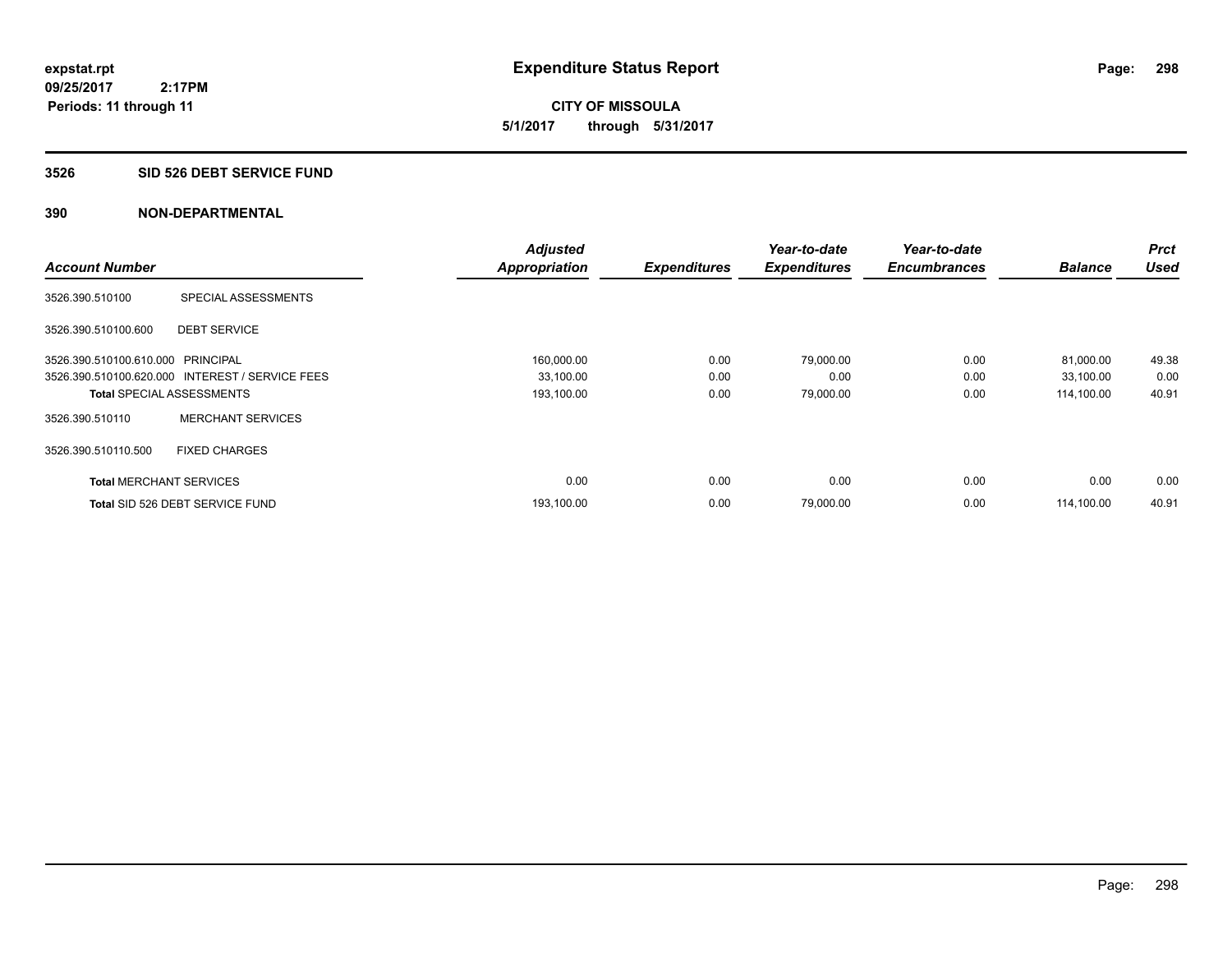**expstat.rpt**
**09/25/2017 2:17PM**
**Periods: 11 through 11**

# Expenditure Status Report

**CITY OF MISSOULA**
**5/1/2017 through 5/31/2017**

## 3526 SID 526 DEBT SERVICE FUND

### 390 NON-DEPARTMENTAL

| Account Number | | Adjusted Appropriation | Expenditures | Year-to-date Expenditures | Year-to-date Encumbrances | Balance | Prct Used |
|---|---|---|---|---|---|---|---|
| 3526.390.510100 | SPECIAL ASSESSMENTS | | | | | | |
| 3526.390.510100.600 | DEBT SERVICE | | | | | | |
| 3526.390.510100.610.000 | PRINCIPAL | 160,000.00 | 0.00 | 79,000.00 | 0.00 | 81,000.00 | 49.38 |
| 3526.390.510100.620.000 | INTEREST / SERVICE FEES | 33,100.00 | 0.00 | 0.00 | 0.00 | 33,100.00 | 0.00 |
| **Total** SPECIAL ASSESSMENTS | | 193,100.00 | 0.00 | 79,000.00 | 0.00 | 114,100.00 | 40.91 |
| 3526.390.510110 | MERCHANT SERVICES | | | | | | |
| 3526.390.510110.500 | FIXED CHARGES | | | | | | |
| **Total** MERCHANT SERVICES | | 0.00 | 0.00 | 0.00 | 0.00 | 0.00 | 0.00 |
| **Total** SID 526 DEBT SERVICE FUND | | 193,100.00 | 0.00 | 79,000.00 | 0.00 | 114,100.00 | 40.91 |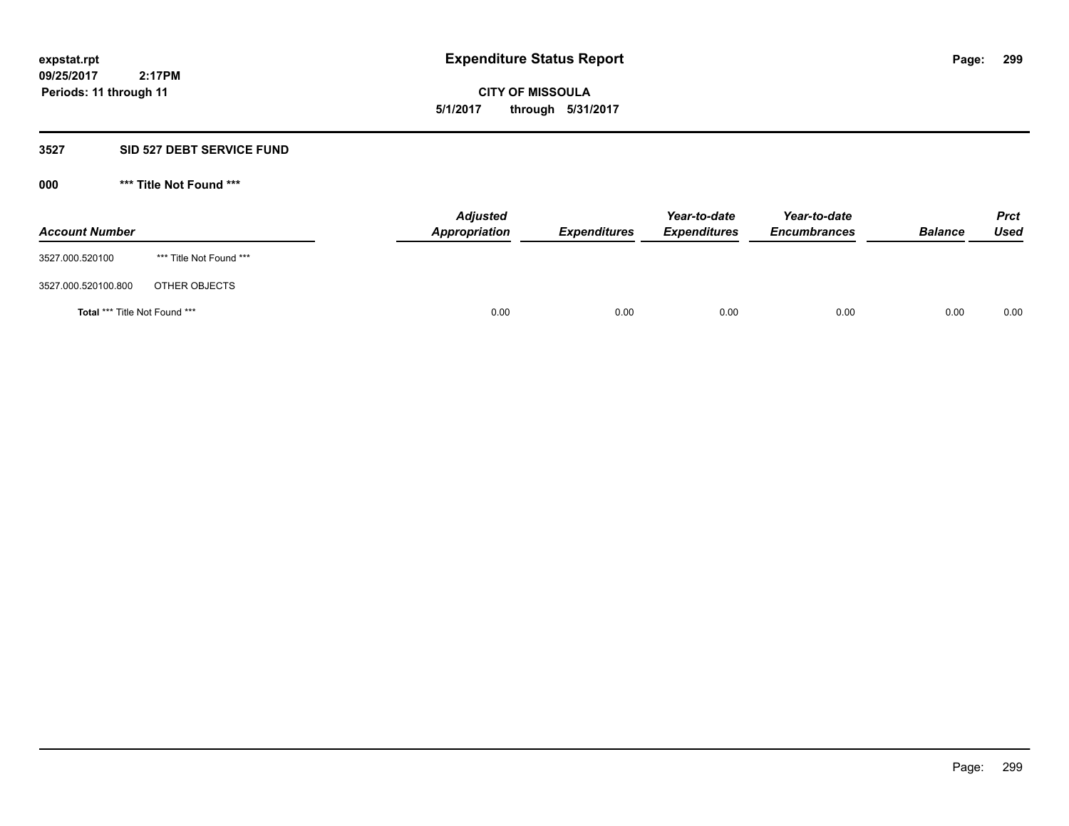**expstat.rpt**
**09/25/2017 2:17PM**
**Periods: 11 through 11**

# Expenditure Status Report

**CITY OF MISSOULA**
**5/1/2017 through 5/31/2017**

## 3527 SID 527 DEBT SERVICE FUND

### 000 *** Title Not Found ***

| Account Number | | Adjusted Appropriation | Expenditures | Year-to-date Expenditures | Year-to-date Encumbrances | Balance | Prct Used |
|---|---|---|---|---|---|---|---|
| 3527.000.520100 | *** Title Not Found *** | | | | | | |
| 3527.000.520100.800 | OTHER OBJECTS | | | | | | |
| **Total** *** Title Not Found *** | | 0.00 | 0.00 | 0.00 | 0.00 | 0.00 | 0.00 |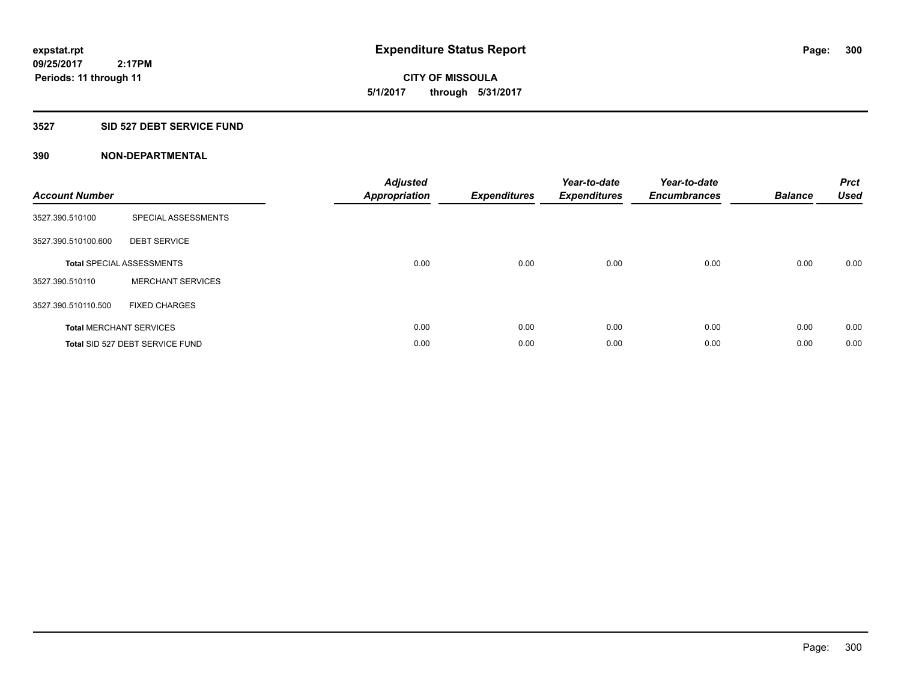**expstat.rpt**
**09/25/2017 2:17PM**
**Periods: 11 through 11**

# Expenditure Status Report

**CITY OF MISSOULA**
**5/1/2017 through 5/31/2017**

## 3527 SID 527 DEBT SERVICE FUND

### 390 NON-DEPARTMENTAL

| Account Number | | Adjusted Appropriation | Expenditures | Year-to-date Expenditures | Year-to-date Encumbrances | Balance | Prct Used |
|---|---|---|---|---|---|---|---|
| 3527.390.510100 | SPECIAL ASSESSMENTS | | | | | | |
| 3527.390.510100.600 | DEBT SERVICE | | | | | | |
| **Total** SPECIAL ASSESSMENTS | | 0.00 | 0.00 | 0.00 | 0.00 | 0.00 | 0.00 |
| 3527.390.510110 | MERCHANT SERVICES | | | | | | |
| 3527.390.510110.500 | FIXED CHARGES | | | | | | |
| **Total** MERCHANT SERVICES | | 0.00 | 0.00 | 0.00 | 0.00 | 0.00 | 0.00 |
| **Total** SID 527 DEBT SERVICE FUND | | 0.00 | 0.00 | 0.00 | 0.00 | 0.00 | 0.00 |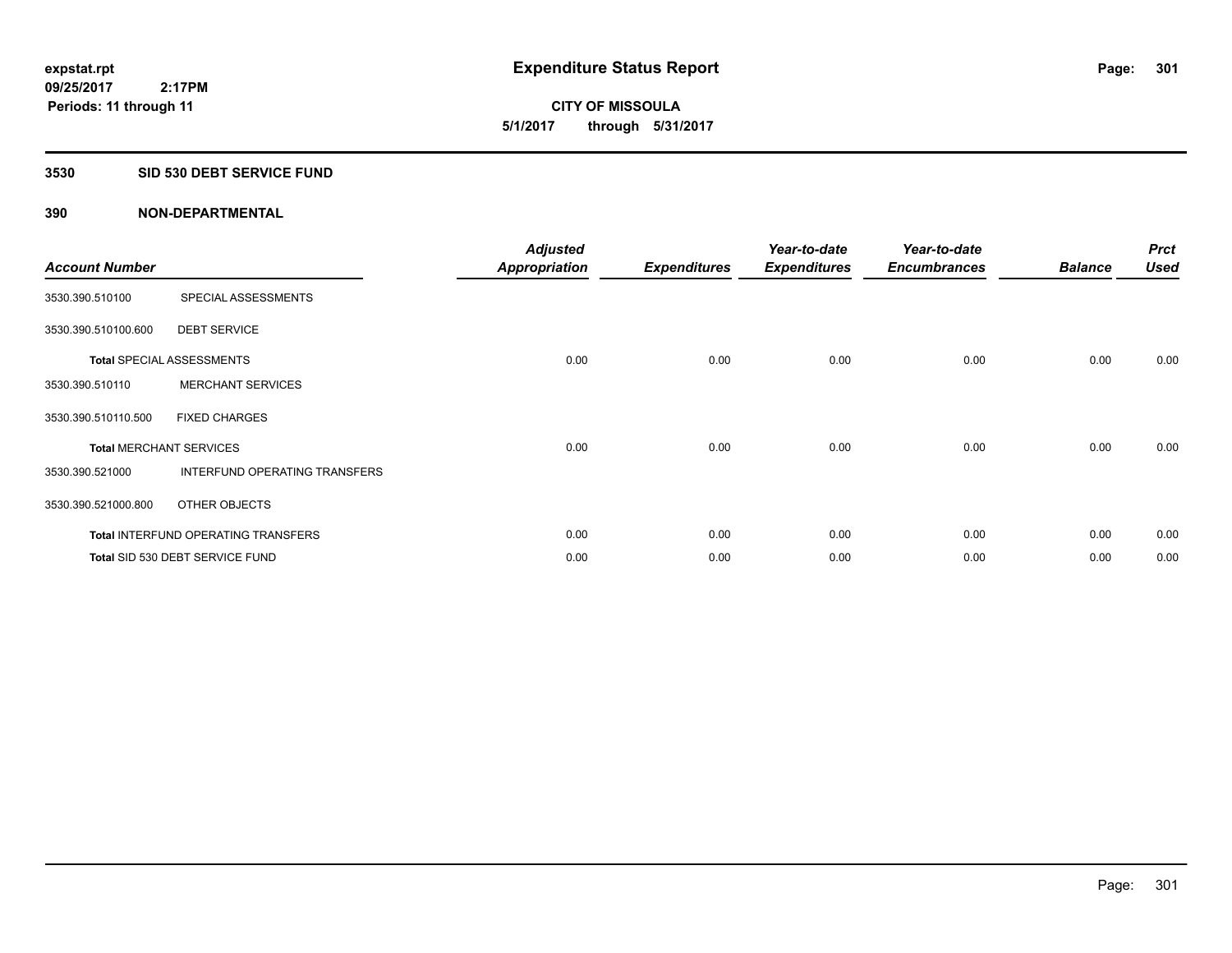**expstat.rpt**
**09/25/2017 2:17PM**
**Periods: 11 through 11**

# Expenditure Status Report

**CITY OF MISSOULA**
**5/1/2017 through 5/31/2017**

## 3530 SID 530 DEBT SERVICE FUND

### 390 NON-DEPARTMENTAL

| Account Number | | Adjusted Appropriation | Expenditures | Year-to-date Expenditures | Year-to-date Encumbrances | Balance | Prct Used |
|---|---|---|---|---|---|---|---|
| 3530.390.510100 | SPECIAL ASSESSMENTS | | | | | | |
| 3530.390.510100.600 | DEBT SERVICE | | | | | | |
| **Total** SPECIAL ASSESSMENTS | | 0.00 | 0.00 | 0.00 | 0.00 | 0.00 | 0.00 |
| 3530.390.510110 | MERCHANT SERVICES | | | | | | |
| 3530.390.510110.500 | FIXED CHARGES | | | | | | |
| **Total** MERCHANT SERVICES | | 0.00 | 0.00 | 0.00 | 0.00 | 0.00 | 0.00 |
| 3530.390.521000 | INTERFUND OPERATING TRANSFERS | | | | | | |
| 3530.390.521000.800 | OTHER OBJECTS | | | | | | |
| **Total** INTERFUND OPERATING TRANSFERS | | 0.00 | 0.00 | 0.00 | 0.00 | 0.00 | 0.00 |
| **Total** SID 530 DEBT SERVICE FUND | | 0.00 | 0.00 | 0.00 | 0.00 | 0.00 | 0.00 |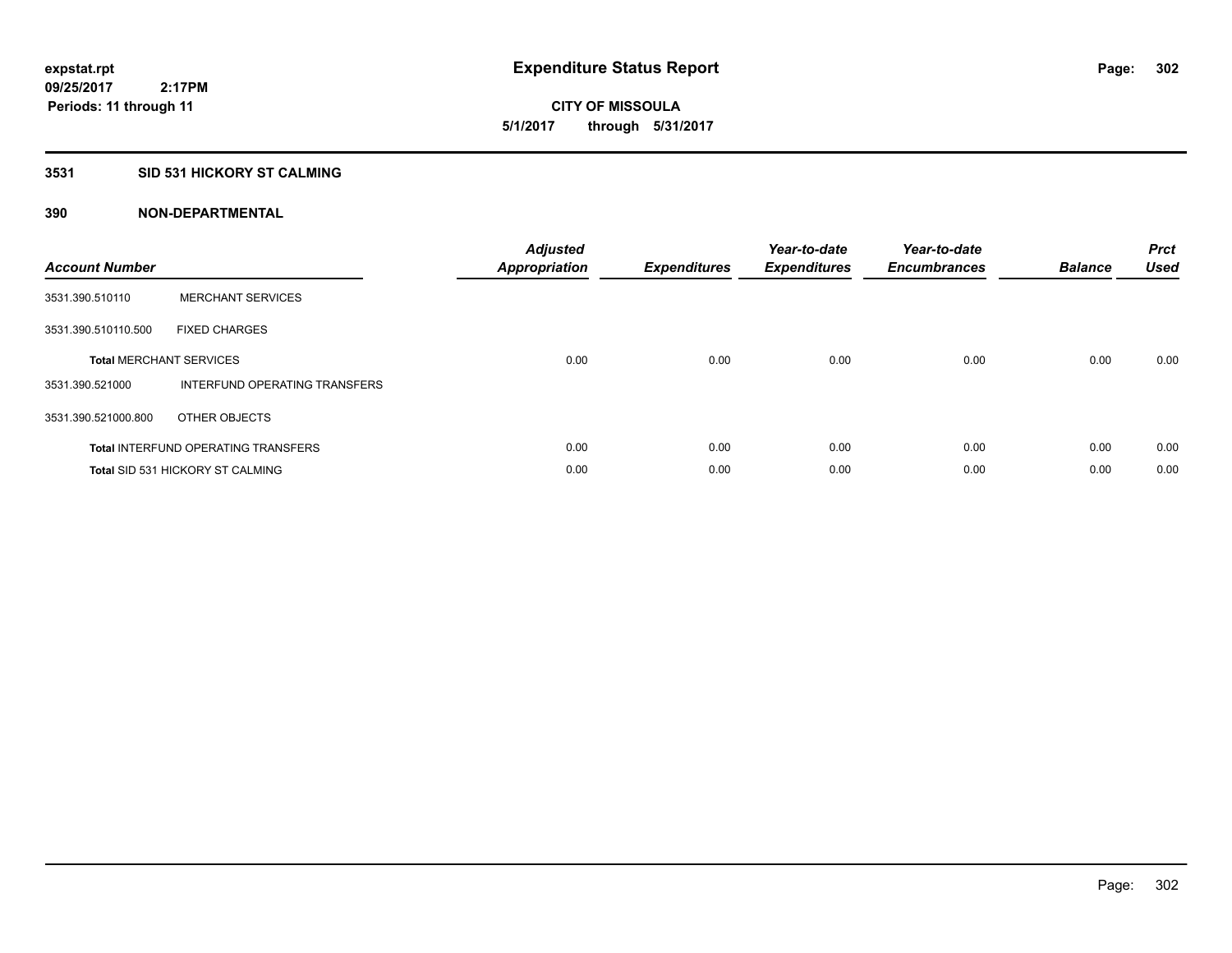expstat.rpt
09/25/2017 2:17PM
Periods: 11 through 11

# Expenditure Status Report

CITY OF MISSOULA
5/1/2017 through 5/31/2017

## 3531 SID 531 HICKORY ST CALMING

### 390 NON-DEPARTMENTAL

| Account Number | | Adjusted Appropriation | Expenditures | Year-to-date Expenditures | Year-to-date Encumbrances | Balance | Prct Used |
|---|---|---|---|---|---|---|---|
| 3531.390.510110 | MERCHANT SERVICES | | | | | | |
| 3531.390.510110.500 | FIXED CHARGES | | | | | | |
| **Total** MERCHANT SERVICES | | 0.00 | 0.00 | 0.00 | 0.00 | 0.00 | 0.00 |
| 3531.390.521000 | INTERFUND OPERATING TRANSFERS | | | | | | |
| 3531.390.521000.800 | OTHER OBJECTS | | | | | | |
| **Total** INTERFUND OPERATING TRANSFERS | | 0.00 | 0.00 | 0.00 | 0.00 | 0.00 | 0.00 |
| **Total** SID 531 HICKORY ST CALMING | | 0.00 | 0.00 | 0.00 | 0.00 | 0.00 | 0.00 |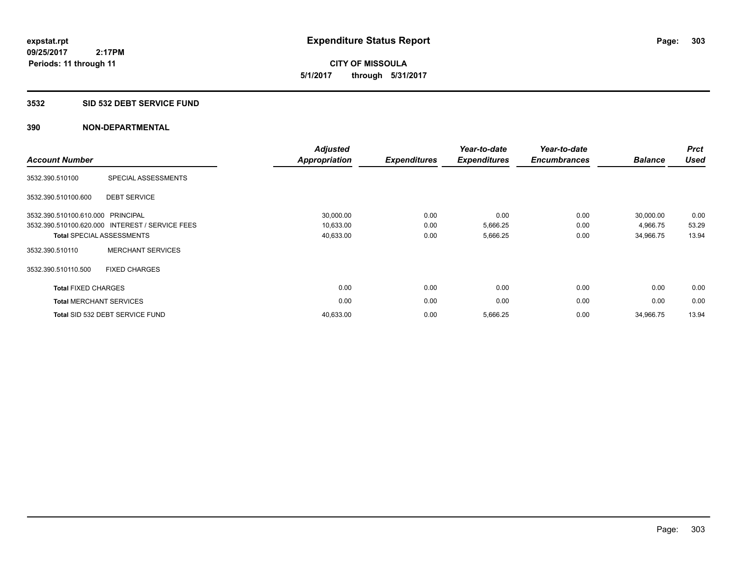**expstat.rpt**
**09/25/2017 2:17PM**
**Periods: 11 through 11**

# Expenditure Status Report

**CITY OF MISSOULA**
**5/1/2017 through 5/31/2017**

## 3532 SID 532 DEBT SERVICE FUND

### 390 NON-DEPARTMENTAL

| Account Number | | Adjusted Appropriation | Expenditures | Year-to-date Expenditures | Year-to-date Encumbrances | Balance | Prct Used |
|---|---|---|---|---|---|---|---|
| 3532.390.510100 | SPECIAL ASSESSMENTS | | | | | | |
| 3532.390.510100.600 | DEBT SERVICE | | | | | | |
| 3532.390.510100.610.000 | PRINCIPAL | 30,000.00 | 0.00 | 0.00 | 0.00 | 30,000.00 | 0.00 |
| 3532.390.510100.620.000 | INTEREST / SERVICE FEES | 10,633.00 | 0.00 | 5,666.25 | 0.00 | 4,966.75 | 53.29 |
| **Total** SPECIAL ASSESSMENTS | | 40,633.00 | 0.00 | 5,666.25 | 0.00 | 34,966.75 | 13.94 |
| 3532.390.510110 | MERCHANT SERVICES | | | | | | |
| 3532.390.510110.500 | FIXED CHARGES | | | | | | |
| **Total** FIXED CHARGES | | 0.00 | 0.00 | 0.00 | 0.00 | 0.00 | 0.00 |
| **Total** MERCHANT SERVICES | | 0.00 | 0.00 | 0.00 | 0.00 | 0.00 | 0.00 |
| **Total** SID 532 DEBT SERVICE FUND | | 40,633.00 | 0.00 | 5,666.25 | 0.00 | 34,966.75 | 13.94 |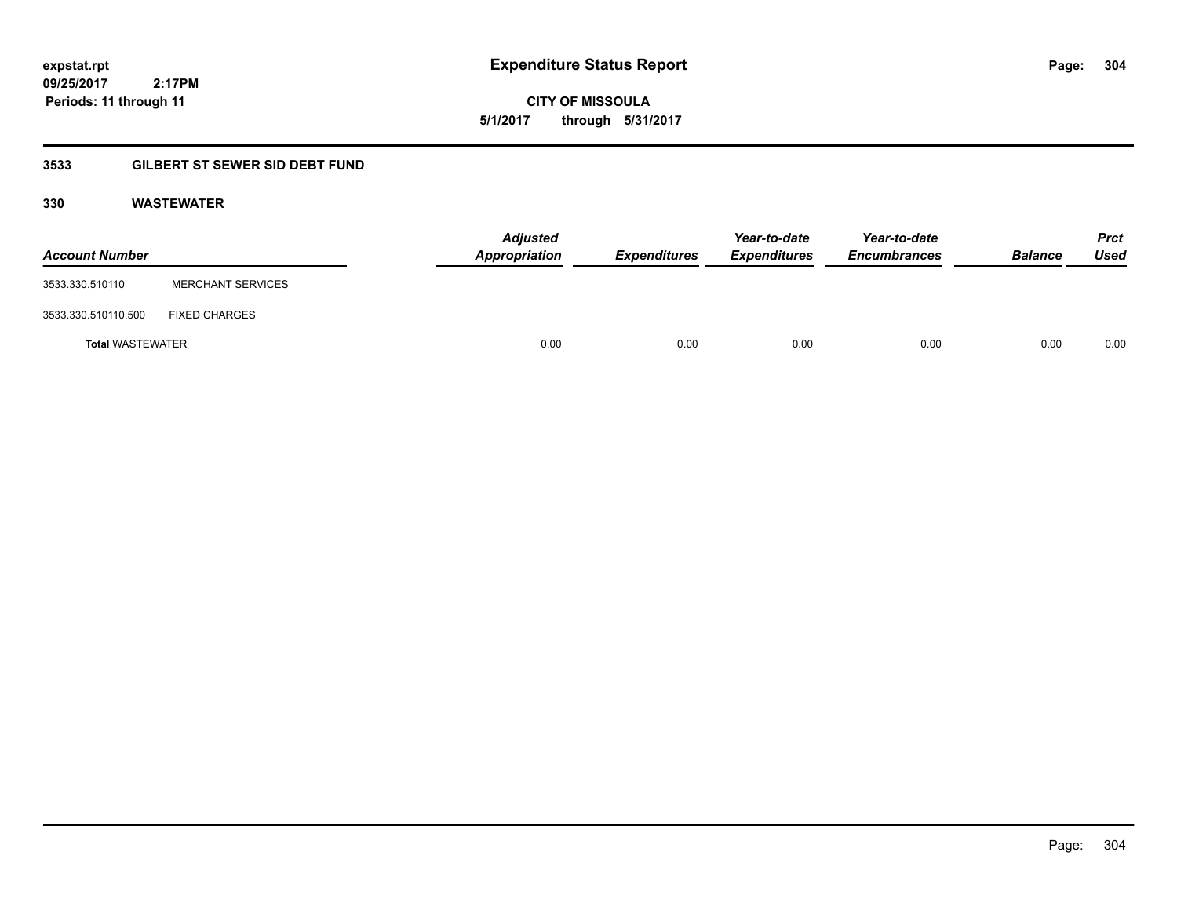**expstat.rpt**
**09/25/2017 2:17PM**
**Periods: 11 through 11**

# Expenditure Status Report

**CITY OF MISSOULA**
**5/1/2017 through 5/31/2017**

## 3533 GILBERT ST SEWER SID DEBT FUND

### 330 WASTEWATER

| Account Number | | Adjusted Appropriation | Expenditures | Year-to-date Expenditures | Year-to-date Encumbrances | Balance | Prct Used |
|---|---|---|---|---|---|---|---|
| 3533.330.510110 | MERCHANT SERVICES | | | | | | |
| 3533.330.510110.500 | FIXED CHARGES | | | | | | |
| **Total** WASTEWATER | | 0.00 | 0.00 | 0.00 | 0.00 | 0.00 | 0.00 |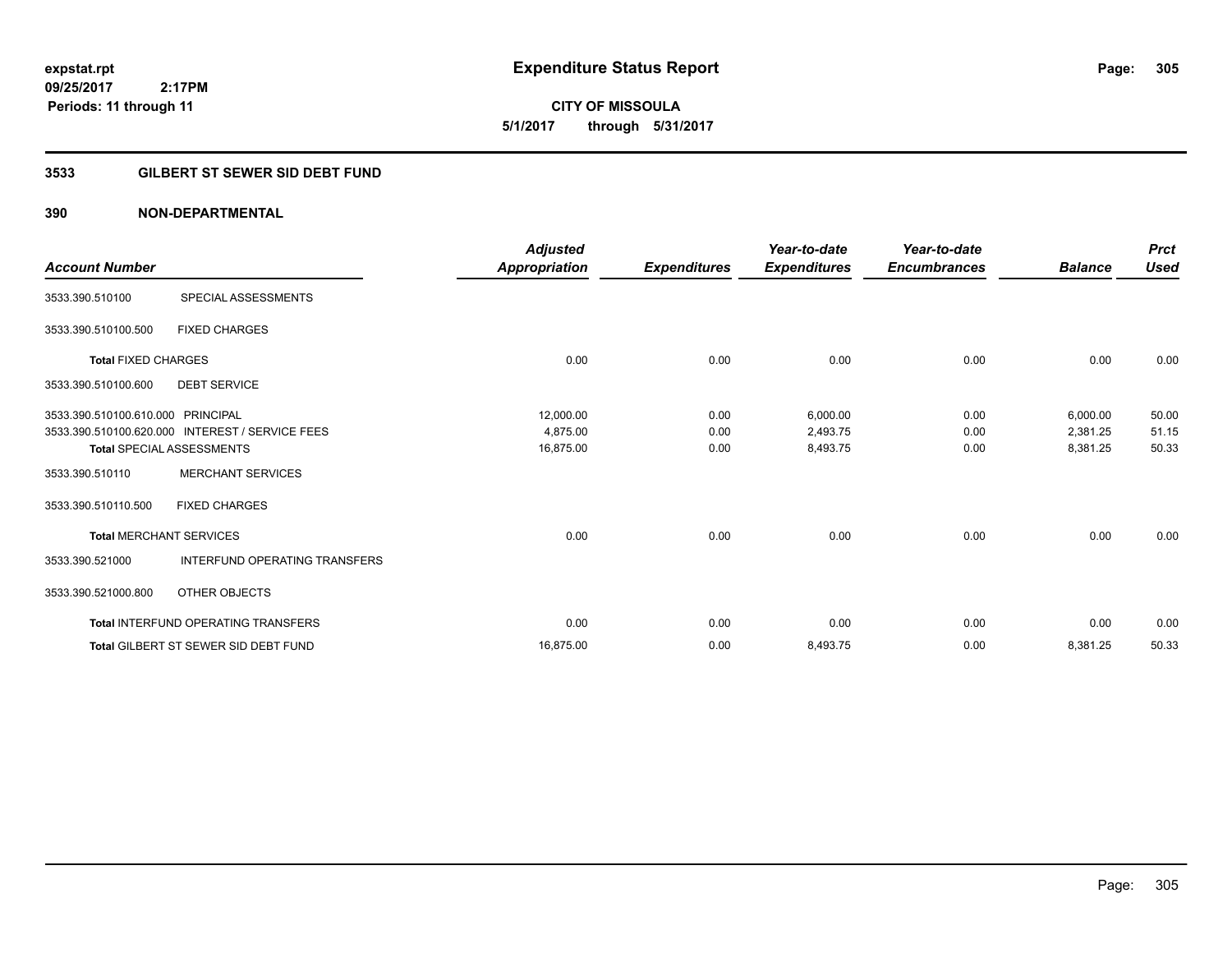expstat.rpt
09/25/2017 2:17PM
Periods: 11 through 11

# Expenditure Status Report

**CITY OF MISSOULA**
**5/1/2017 through 5/31/2017**

## 3533 GILBERT ST SEWER SID DEBT FUND

## 390 NON-DEPARTMENTAL

| Account Number | | Adjusted Appropriation | Expenditures | Year-to-date Expenditures | Year-to-date Encumbrances | Balance | Prct Used |
|---|---|---|---|---|---|---|---|
| 3533.390.510100 | SPECIAL ASSESSMENTS | | | | | | |
| 3533.390.510100.500 | FIXED CHARGES | | | | | | |
| **Total** FIXED CHARGES | | 0.00 | 0.00 | 0.00 | 0.00 | 0.00 | 0.00 |
| 3533.390.510100.600 | DEBT SERVICE | | | | | | |
| 3533.390.510100.610.000 | PRINCIPAL | 12,000.00 | 0.00 | 6,000.00 | 0.00 | 6,000.00 | 50.00 |
| 3533.390.510100.620.000 | INTEREST / SERVICE FEES | 4,875.00 | 0.00 | 2,493.75 | 0.00 | 2,381.25 | 51.15 |
| **Total** SPECIAL ASSESSMENTS | | 16,875.00 | 0.00 | 8,493.75 | 0.00 | 8,381.25 | 50.33 |
| 3533.390.510110 | MERCHANT SERVICES | | | | | | |
| 3533.390.510110.500 | FIXED CHARGES | | | | | | |
| **Total** MERCHANT SERVICES | | 0.00 | 0.00 | 0.00 | 0.00 | 0.00 | 0.00 |
| 3533.390.521000 | INTERFUND OPERATING TRANSFERS | | | | | | |
| 3533.390.521000.800 | OTHER OBJECTS | | | | | | |
| **Total** INTERFUND OPERATING TRANSFERS | | 0.00 | 0.00 | 0.00 | 0.00 | 0.00 | 0.00 |
| **Total** GILBERT ST SEWER SID DEBT FUND | | 16,875.00 | 0.00 | 8,493.75 | 0.00 | 8,381.25 | 50.33 |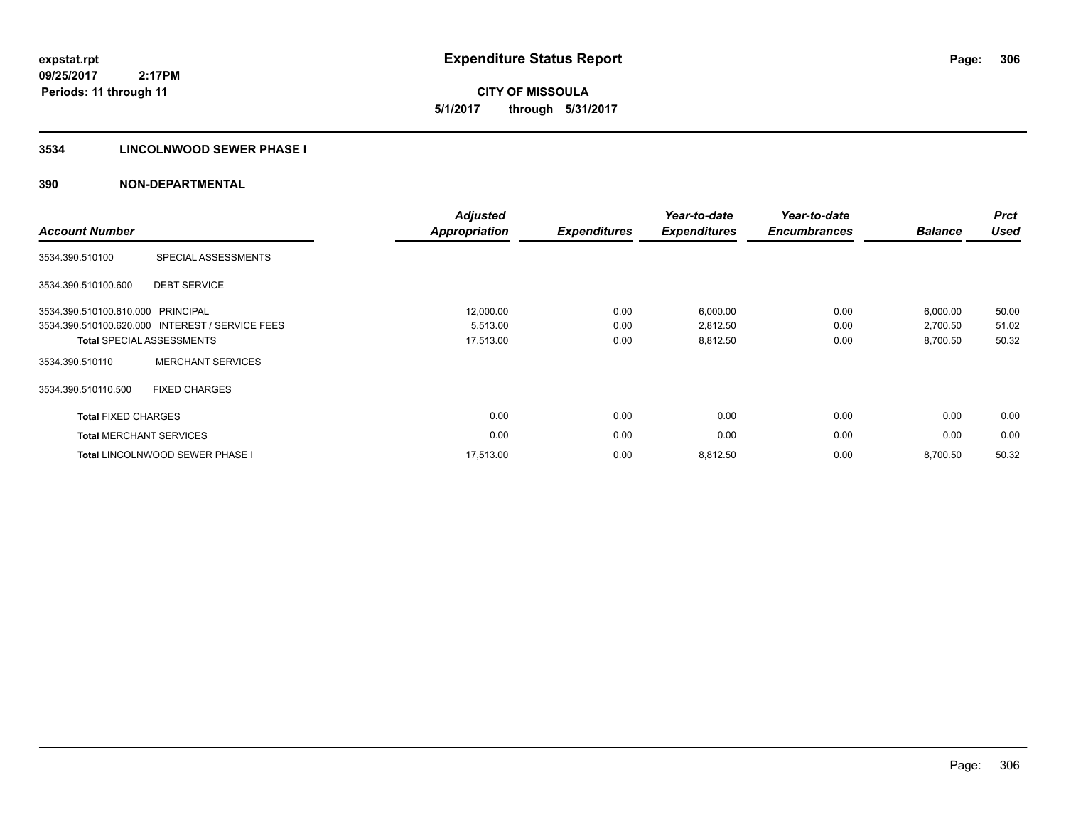**expstat.rpt**
**09/25/2017 2:17PM**
**Periods: 11 through 11**

# Expenditure Status Report

**CITY OF MISSOULA**
**5/1/2017 through 5/31/2017**

## 3534 LINCOLNWOOD SEWER PHASE I

## 390 NON-DEPARTMENTAL

| Account Number | | Adjusted Appropriation | Expenditures | Year-to-date Expenditures | Year-to-date Encumbrances | Balance | Prct Used |
|---|---|---|---|---|---|---|---|
| 3534.390.510100 | SPECIAL ASSESSMENTS | | | | | | |
| 3534.390.510100.600 | DEBT SERVICE | | | | | | |
| 3534.390.510100.610.000 | PRINCIPAL | 12,000.00 | 0.00 | 6,000.00 | 0.00 | 6,000.00 | 50.00 |
| 3534.390.510100.620.000 | INTEREST / SERVICE FEES | 5,513.00 | 0.00 | 2,812.50 | 0.00 | 2,700.50 | 51.02 |
| **Total** SPECIAL ASSESSMENTS | | 17,513.00 | 0.00 | 8,812.50 | 0.00 | 8,700.50 | 50.32 |
| 3534.390.510110 | MERCHANT SERVICES | | | | | | |
| 3534.390.510110.500 | FIXED CHARGES | | | | | | |
| **Total** FIXED CHARGES | | 0.00 | 0.00 | 0.00 | 0.00 | 0.00 | 0.00 |
| **Total** MERCHANT SERVICES | | 0.00 | 0.00 | 0.00 | 0.00 | 0.00 | 0.00 |
| **Total** LINCOLNWOOD SEWER PHASE I | | 17,513.00 | 0.00 | 8,812.50 | 0.00 | 8,700.50 | 50.32 |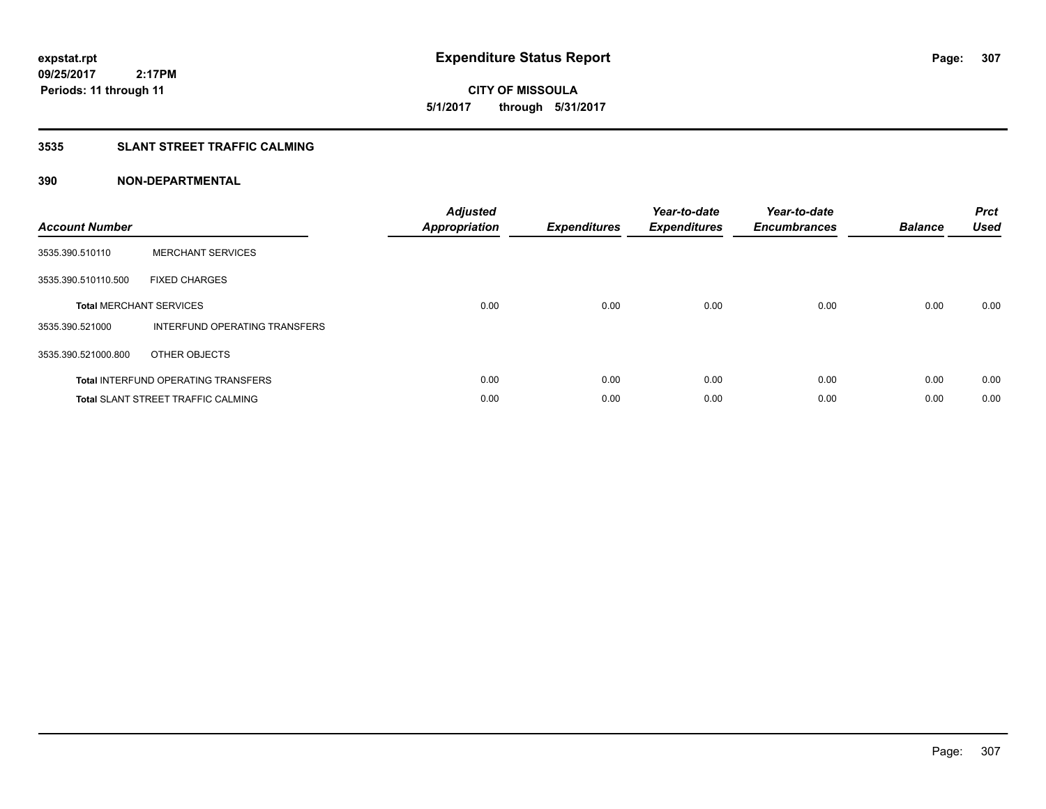# Expenditure Status Report

expstat.rpt
09/25/2017 2:17PM
Periods: 11 through 11

**CITY OF MISSOULA**
**5/1/2017 through 5/31/2017**

## 3535 SLANT STREET TRAFFIC CALMING

### 390 NON-DEPARTMENTAL

| Account Number | | Adjusted Appropriation | Expenditures | Year-to-date Expenditures | Year-to-date Encumbrances | Balance | Prct Used |
|---|---|---|---|---|---|---|---|
| 3535.390.510110 | MERCHANT SERVICES | | | | | | |
| 3535.390.510110.500 | FIXED CHARGES | | | | | | |
| **Total** MERCHANT SERVICES | | 0.00 | 0.00 | 0.00 | 0.00 | 0.00 | 0.00 |
| 3535.390.521000 | INTERFUND OPERATING TRANSFERS | | | | | | |
| 3535.390.521000.800 | OTHER OBJECTS | | | | | | |
| **Total** INTERFUND OPERATING TRANSFERS | | 0.00 | 0.00 | 0.00 | 0.00 | 0.00 | 0.00 |
| **Total** SLANT STREET TRAFFIC CALMING | | 0.00 | 0.00 | 0.00 | 0.00 | 0.00 | 0.00 |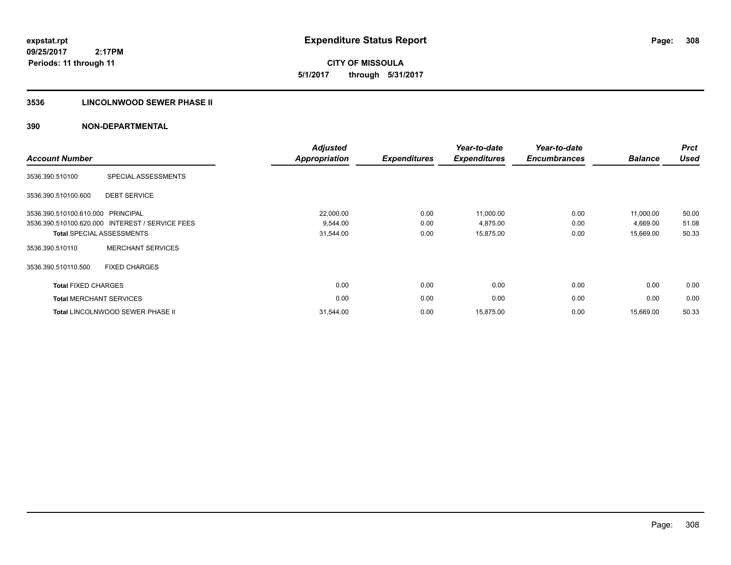**expstat.rpt**
**09/25/2017 2:17PM**
**Periods: 11 through 11**

# Expenditure Status Report

**CITY OF MISSOULA**
**5/1/2017 through 5/31/2017**

## 3536 LINCOLNWOOD SEWER PHASE II

## 390 NON-DEPARTMENTAL

| Account Number | | Adjusted Appropriation | Expenditures | Year-to-date Expenditures | Year-to-date Encumbrances | Balance | Prct Used |
|---|---|---|---|---|---|---|---|
| 3536.390.510100 | SPECIAL ASSESSMENTS | | | | | | |
| 3536.390.510100.600 | DEBT SERVICE | | | | | | |
| 3536.390.510100.610.000 | PRINCIPAL | 22,000.00 | 0.00 | 11,000.00 | 0.00 | 11,000.00 | 50.00 |
| 3536.390.510100.620.000 | INTEREST / SERVICE FEES | 9,544.00 | 0.00 | 4,875.00 | 0.00 | 4,669.00 | 51.08 |
| **Total** SPECIAL ASSESSMENTS | | 31,544.00 | 0.00 | 15,875.00 | 0.00 | 15,669.00 | 50.33 |
| 3536.390.510110 | MERCHANT SERVICES | | | | | | |
| 3536.390.510110.500 | FIXED CHARGES | | | | | | |
| **Total** FIXED CHARGES | | 0.00 | 0.00 | 0.00 | 0.00 | 0.00 | 0.00 |
| **Total** MERCHANT SERVICES | | 0.00 | 0.00 | 0.00 | 0.00 | 0.00 | 0.00 |
| **Total** LINCOLNWOOD SEWER PHASE II | | 31,544.00 | 0.00 | 15,875.00 | 0.00 | 15,669.00 | 50.33 |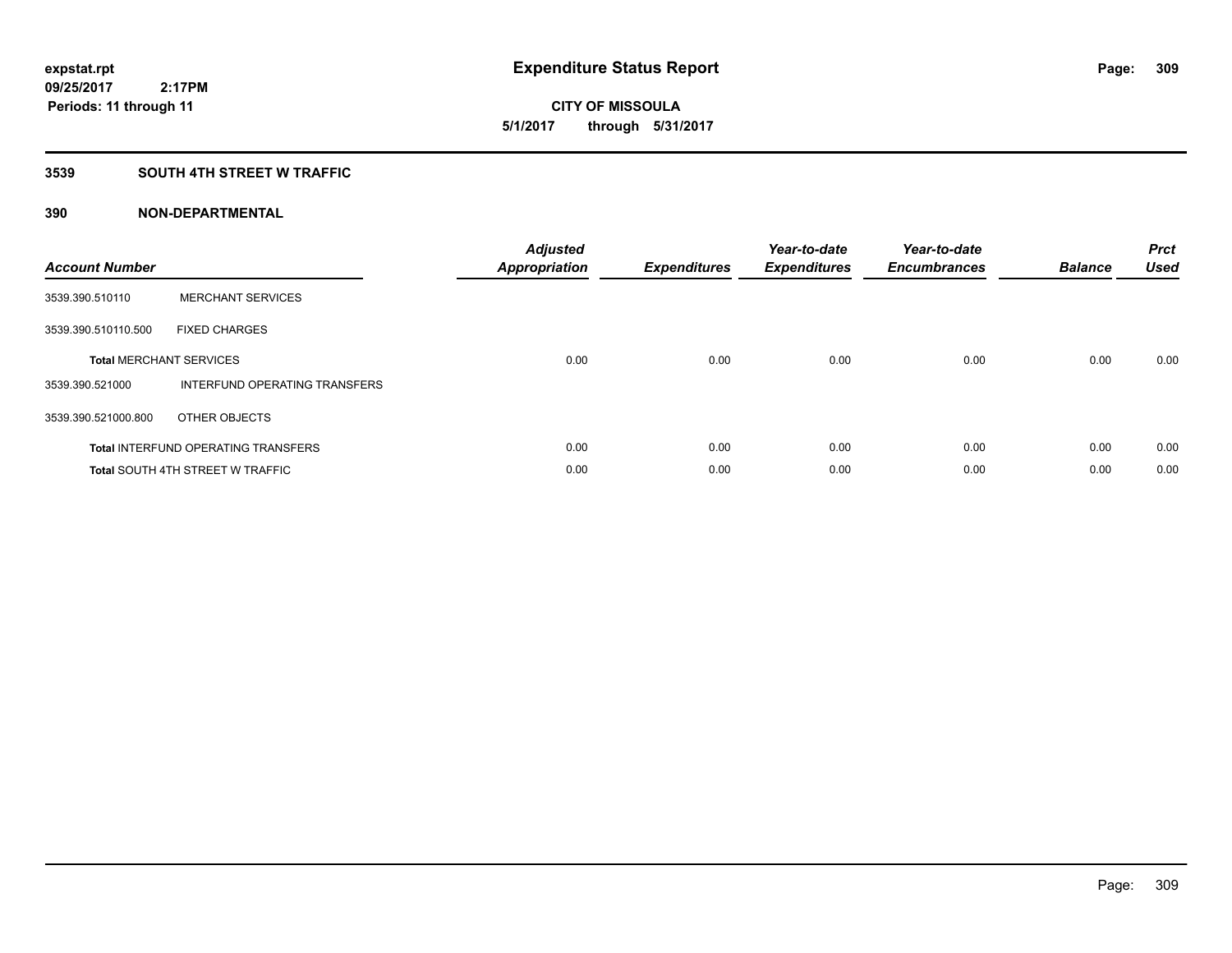**expstat.rpt**
**09/25/2017 2:17PM**
**Periods: 11 through 11**

# Expenditure Status Report

**CITY OF MISSOULA**
**5/1/2017 through 5/31/2017**

## 3539 SOUTH 4TH STREET W TRAFFIC

### 390 NON-DEPARTMENTAL

| Account Number | | Adjusted Appropriation | Expenditures | Year-to-date Expenditures | Year-to-date Encumbrances | Balance | Prct Used |
|---|---|---|---|---|---|---|---|
| 3539.390.510110 | MERCHANT SERVICES | | | | | | |
| 3539.390.510110.500 | FIXED CHARGES | | | | | | |
| **Total** MERCHANT SERVICES | | 0.00 | 0.00 | 0.00 | 0.00 | 0.00 | 0.00 |
| 3539.390.521000 | INTERFUND OPERATING TRANSFERS | | | | | | |
| 3539.390.521000.800 | OTHER OBJECTS | | | | | | |
| **Total** INTERFUND OPERATING TRANSFERS | | 0.00 | 0.00 | 0.00 | 0.00 | 0.00 | 0.00 |
| **Total** SOUTH 4TH STREET W TRAFFIC | | 0.00 | 0.00 | 0.00 | 0.00 | 0.00 | 0.00 |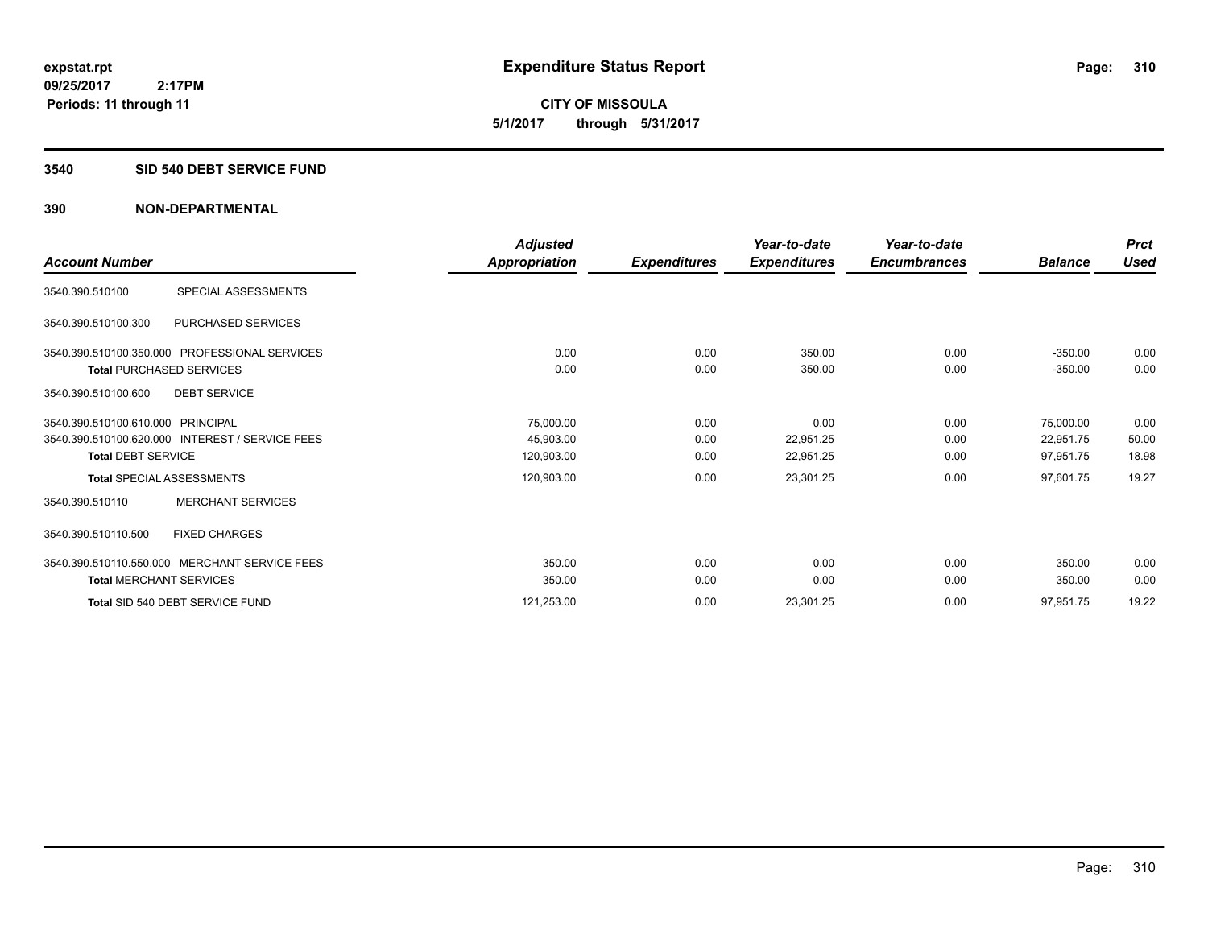**expstat.rpt**
**09/25/2017 2:17PM**
**Periods: 11 through 11**

# Expenditure Status Report

**CITY OF MISSOULA**
**5/1/2017 through 5/31/2017**

## 3540 SID 540 DEBT SERVICE FUND

## 390 NON-DEPARTMENTAL

| Account Number | | Adjusted Appropriation | Expenditures | Year-to-date Expenditures | Year-to-date Encumbrances | Balance | Prct Used |
|---|---|---|---|---|---|---|---|
| 3540.390.510100 | SPECIAL ASSESSMENTS | | | | | | |
| 3540.390.510100.300 | PURCHASED SERVICES | | | | | | |
| 3540.390.510100.350.000 | PROFESSIONAL SERVICES | 0.00 | 0.00 | 350.00 | 0.00 | -350.00 | 0.00 |
| **Total** PURCHASED SERVICES | | 0.00 | 0.00 | 350.00 | 0.00 | -350.00 | 0.00 |
| 3540.390.510100.600 | DEBT SERVICE | | | | | | |
| 3540.390.510100.610.000 | PRINCIPAL | 75,000.00 | 0.00 | 0.00 | 0.00 | 75,000.00 | 0.00 |
| 3540.390.510100.620.000 | INTEREST / SERVICE FEES | 45,903.00 | 0.00 | 22,951.25 | 0.00 | 22,951.75 | 50.00 |
| **Total** DEBT SERVICE | | 120,903.00 | 0.00 | 22,951.25 | 0.00 | 97,951.75 | 18.98 |
| **Total** SPECIAL ASSESSMENTS | | 120,903.00 | 0.00 | 23,301.25 | 0.00 | 97,601.75 | 19.27 |
| 3540.390.510110 | MERCHANT SERVICES | | | | | | |
| 3540.390.510110.500 | FIXED CHARGES | | | | | | |
| 3540.390.510110.550.000 | MERCHANT SERVICE FEES | 350.00 | 0.00 | 0.00 | 0.00 | 350.00 | 0.00 |
| **Total** MERCHANT SERVICES | | 350.00 | 0.00 | 0.00 | 0.00 | 350.00 | 0.00 |
| **Total** SID 540 DEBT SERVICE FUND | | 121,253.00 | 0.00 | 23,301.25 | 0.00 | 97,951.75 | 19.22 |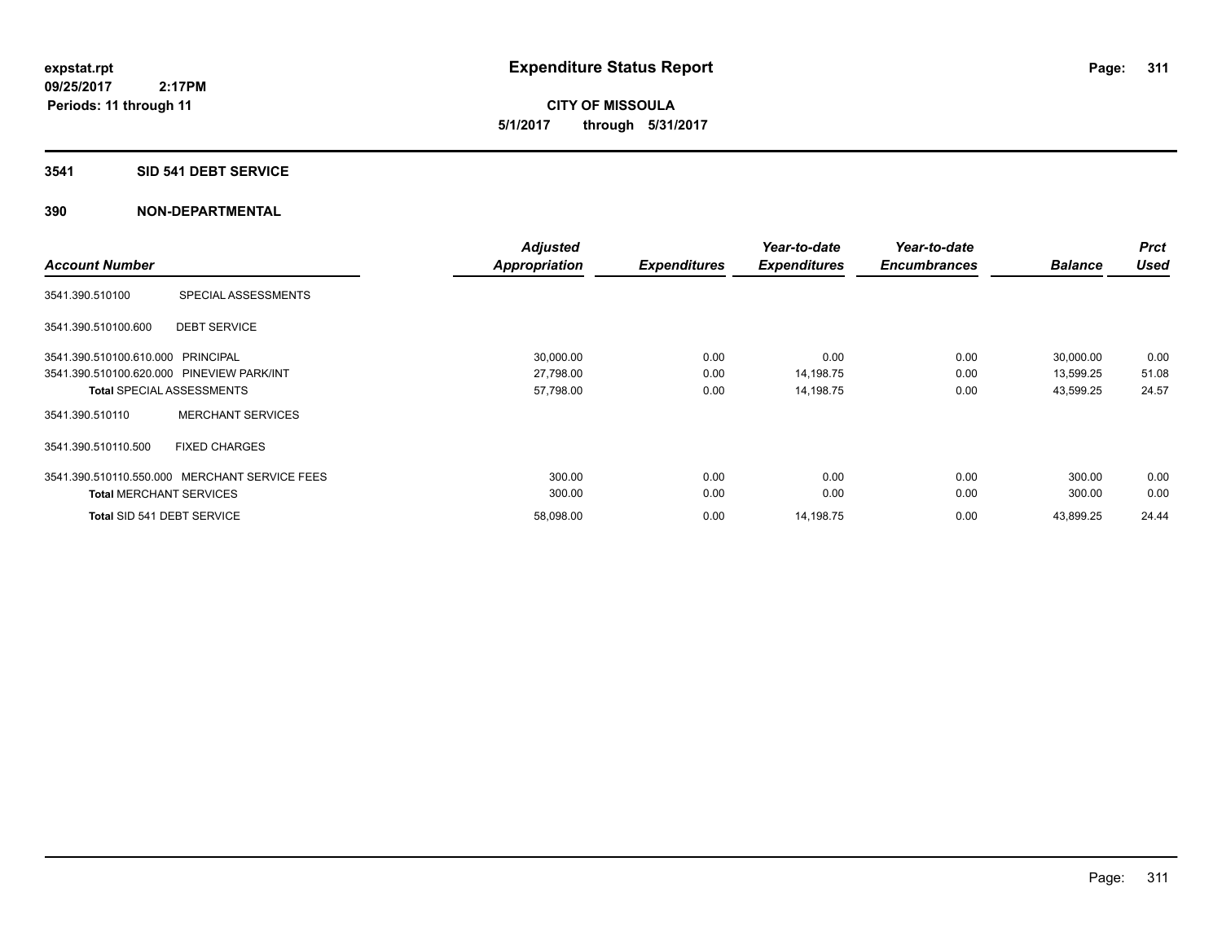# Expenditure Status Report

expstat.rpt
09/25/2017 2:17PM
Periods: 11 through 11

**CITY OF MISSOULA**
**5/1/2017 through 5/31/2017**

## 3541 SID 541 DEBT SERVICE

## 390 NON-DEPARTMENTAL

| Account Number | | Adjusted Appropriation | Expenditures | Year-to-date Expenditures | Year-to-date Encumbrances | Balance | Prct Used |
|---|---|---|---|---|---|---|---|
| 3541.390.510100 | SPECIAL ASSESSMENTS | | | | | | |
| 3541.390.510100.600 | DEBT SERVICE | | | | | | |
| 3541.390.510100.610.000 | PRINCIPAL | 30,000.00 | 0.00 | 0.00 | 0.00 | 30,000.00 | 0.00 |
| 3541.390.510100.620.000 | PINEVIEW PARK/INT | 27,798.00 | 0.00 | 14,198.75 | 0.00 | 13,599.25 | 51.08 |
| **Total** SPECIAL ASSESSMENTS | | 57,798.00 | 0.00 | 14,198.75 | 0.00 | 43,599.25 | 24.57 |
| 3541.390.510110 | MERCHANT SERVICES | | | | | | |
| 3541.390.510110.500 | FIXED CHARGES | | | | | | |
| 3541.390.510110.550.000 | MERCHANT SERVICE FEES | 300.00 | 0.00 | 0.00 | 0.00 | 300.00 | 0.00 |
| **Total** MERCHANT SERVICES | | 300.00 | 0.00 | 0.00 | 0.00 | 300.00 | 0.00 |
| **Total** SID 541 DEBT SERVICE | | 58,098.00 | 0.00 | 14,198.75 | 0.00 | 43,899.25 | 24.44 |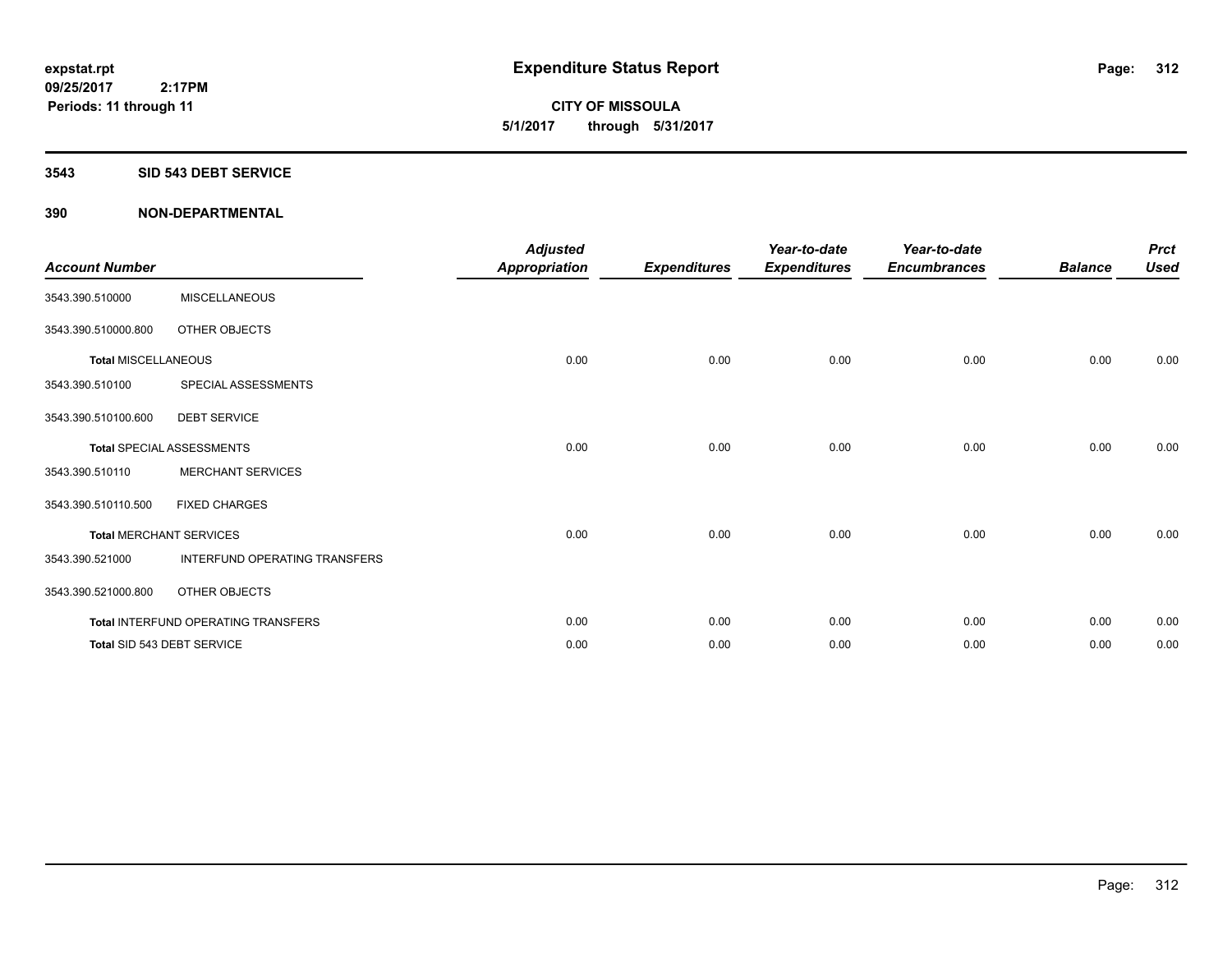**expstat.rpt**
**09/25/2017 2:17PM**
**Periods: 11 through 11**

# Expenditure Status Report

**CITY OF MISSOULA**
**5/1/2017 through 5/31/2017**

**3543 SID 543 DEBT SERVICE**

**390 NON-DEPARTMENTAL**

| Account Number | | Adjusted Appropriation | Expenditures | Year-to-date Expenditures | Year-to-date Encumbrances | Balance | Prct Used |
|---|---|---|---|---|---|---|---|
| 3543.390.510000 | MISCELLANEOUS | | | | | | |
| 3543.390.510000.800 | OTHER OBJECTS | | | | | | |
| **Total** MISCELLANEOUS | | 0.00 | 0.00 | 0.00 | 0.00 | 0.00 | 0.00 |
| 3543.390.510100 | SPECIAL ASSESSMENTS | | | | | | |
| 3543.390.510100.600 | DEBT SERVICE | | | | | | |
| **Total** SPECIAL ASSESSMENTS | | 0.00 | 0.00 | 0.00 | 0.00 | 0.00 | 0.00 |
| 3543.390.510110 | MERCHANT SERVICES | | | | | | |
| 3543.390.510110.500 | FIXED CHARGES | | | | | | |
| **Total** MERCHANT SERVICES | | 0.00 | 0.00 | 0.00 | 0.00 | 0.00 | 0.00 |
| 3543.390.521000 | INTERFUND OPERATING TRANSFERS | | | | | | |
| 3543.390.521000.800 | OTHER OBJECTS | | | | | | |
| **Total** INTERFUND OPERATING TRANSFERS | | 0.00 | 0.00 | 0.00 | 0.00 | 0.00 | 0.00 |
| **Total** SID 543 DEBT SERVICE | | 0.00 | 0.00 | 0.00 | 0.00 | 0.00 | 0.00 |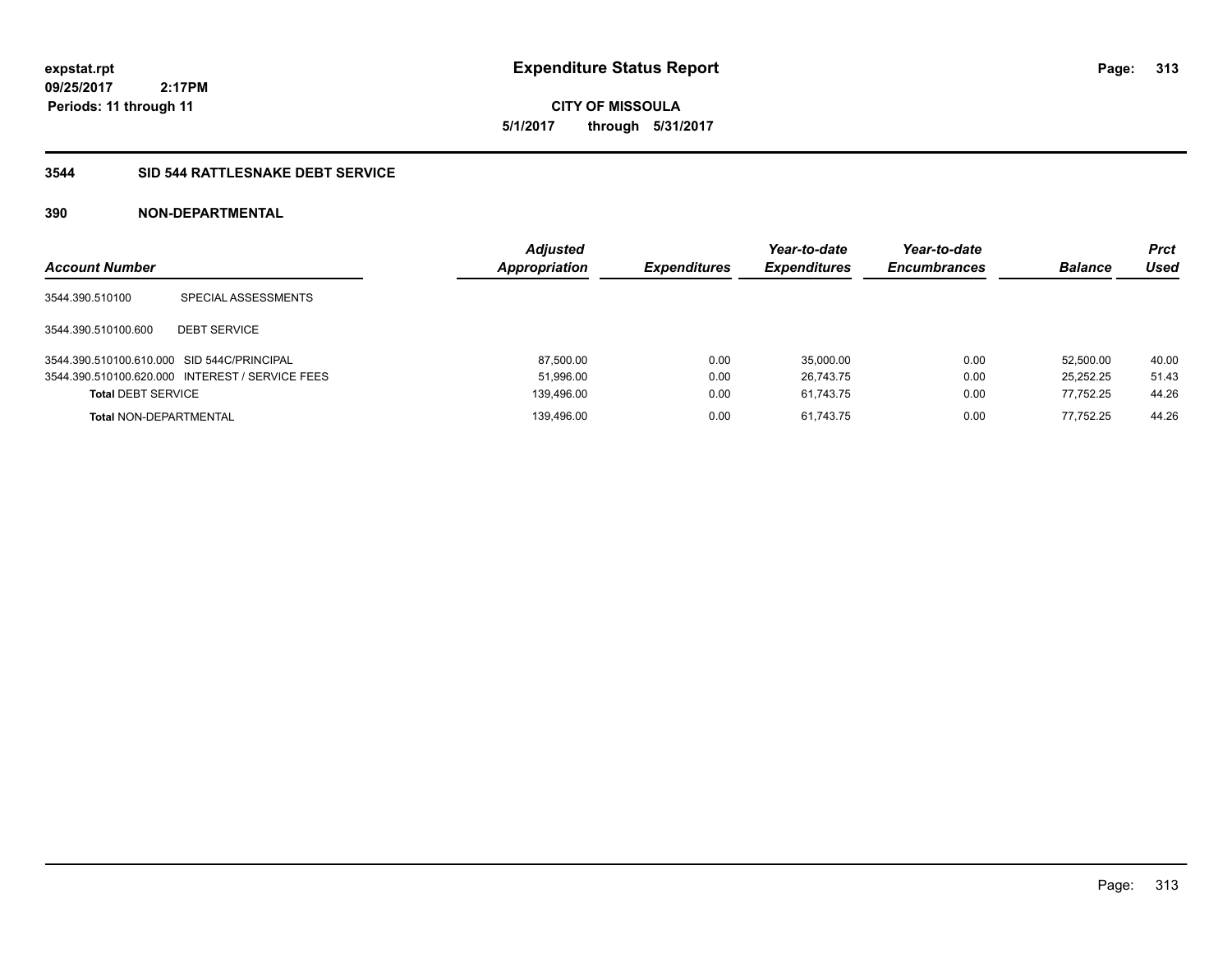**expstat.rpt**
**09/25/2017 2:17PM**
**Periods: 11 through 11**

# Expenditure Status Report

**CITY OF MISSOULA**
**5/1/2017 through 5/31/2017**

## 3544 SID 544 RATTLESNAKE DEBT SERVICE

### 390 NON-DEPARTMENTAL

| Account Number | | Adjusted Appropriation | Expenditures | Year-to-date Expenditures | Year-to-date Encumbrances | Balance | Prct Used |
|---|---|---|---|---|---|---|---|
| 3544.390.510100 | SPECIAL ASSESSMENTS | | | | | | |
| 3544.390.510100.600 | DEBT SERVICE | | | | | | |
| 3544.390.510100.610.000 | SID 544C/PRINCIPAL | 87,500.00 | 0.00 | 35,000.00 | 0.00 | 52,500.00 | 40.00 |
| 3544.390.510100.620.000 | INTEREST / SERVICE FEES | 51,996.00 | 0.00 | 26,743.75 | 0.00 | 25,252.25 | 51.43 |
| **Total** DEBT SERVICE | | 139,496.00 | 0.00 | 61,743.75 | 0.00 | 77,752.25 | 44.26 |
| **Total** NON-DEPARTMENTAL | | 139,496.00 | 0.00 | 61,743.75 | 0.00 | 77,752.25 | 44.26 |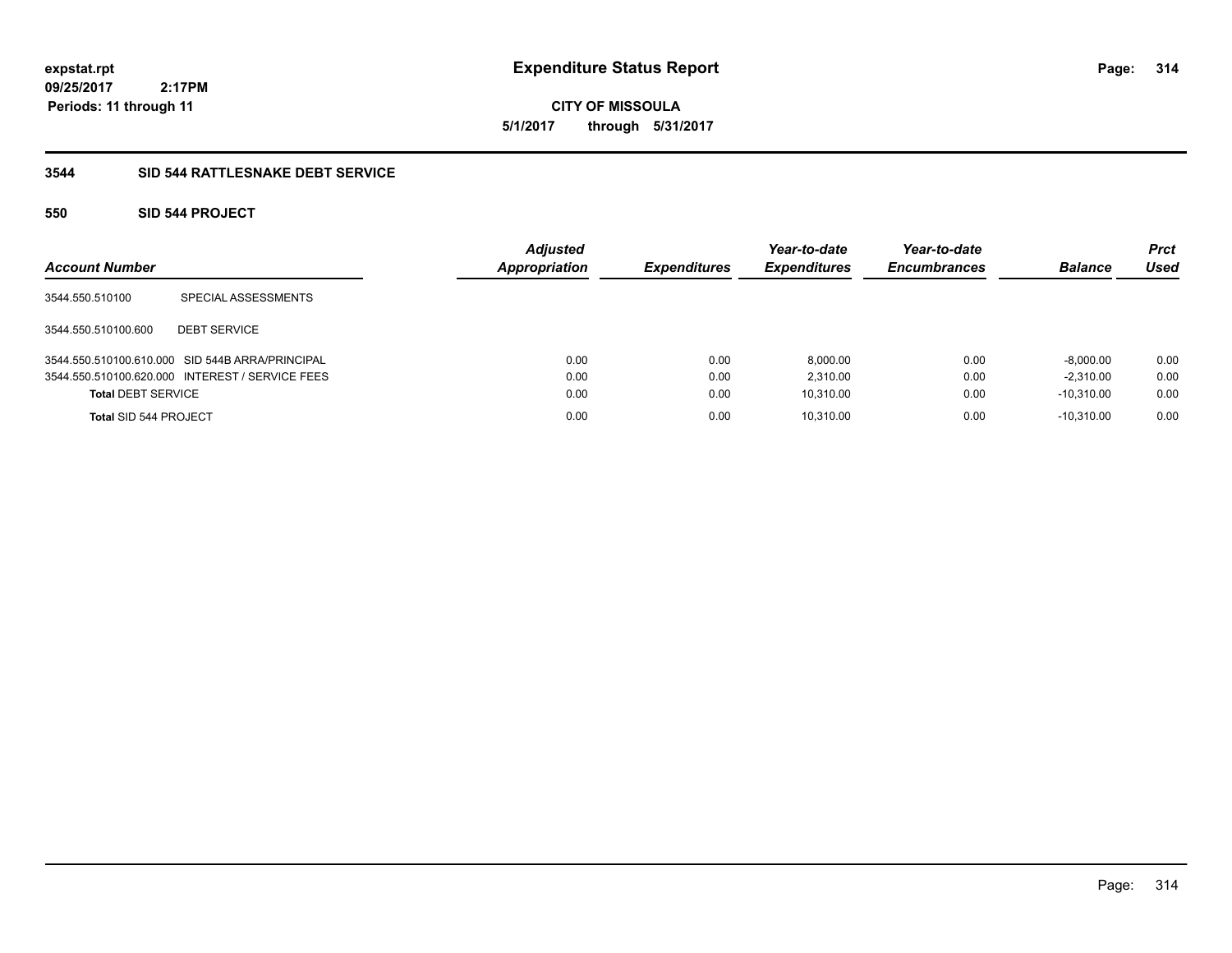**expstat.rpt**
**09/25/2017 2:17PM**
**Periods: 11 through 11**

# Expenditure Status Report

**CITY OF MISSOULA**
**5/1/2017 through 5/31/2017**

## 3544 SID 544 RATTLESNAKE DEBT SERVICE

### 550 SID 544 PROJECT

| Account Number | | Adjusted Appropriation | Expenditures | Year-to-date Expenditures | Year-to-date Encumbrances | Balance | Prct Used |
|---|---|---|---|---|---|---|---|
| 3544.550.510100 | SPECIAL ASSESSMENTS | | | | | | |
| 3544.550.510100.600 | DEBT SERVICE | | | | | | |
| 3544.550.510100.610.000 | SID 544B ARRA/PRINCIPAL | 0.00 | 0.00 | 8,000.00 | 0.00 | -8,000.00 | 0.00 |
| 3544.550.510100.620.000 | INTEREST / SERVICE FEES | 0.00 | 0.00 | 2,310.00 | 0.00 | -2,310.00 | 0.00 |
| **Total** DEBT SERVICE | | 0.00 | 0.00 | 10,310.00 | 0.00 | -10,310.00 | 0.00 |
| **Total** SID 544 PROJECT | | 0.00 | 0.00 | 10,310.00 | 0.00 | -10,310.00 | 0.00 |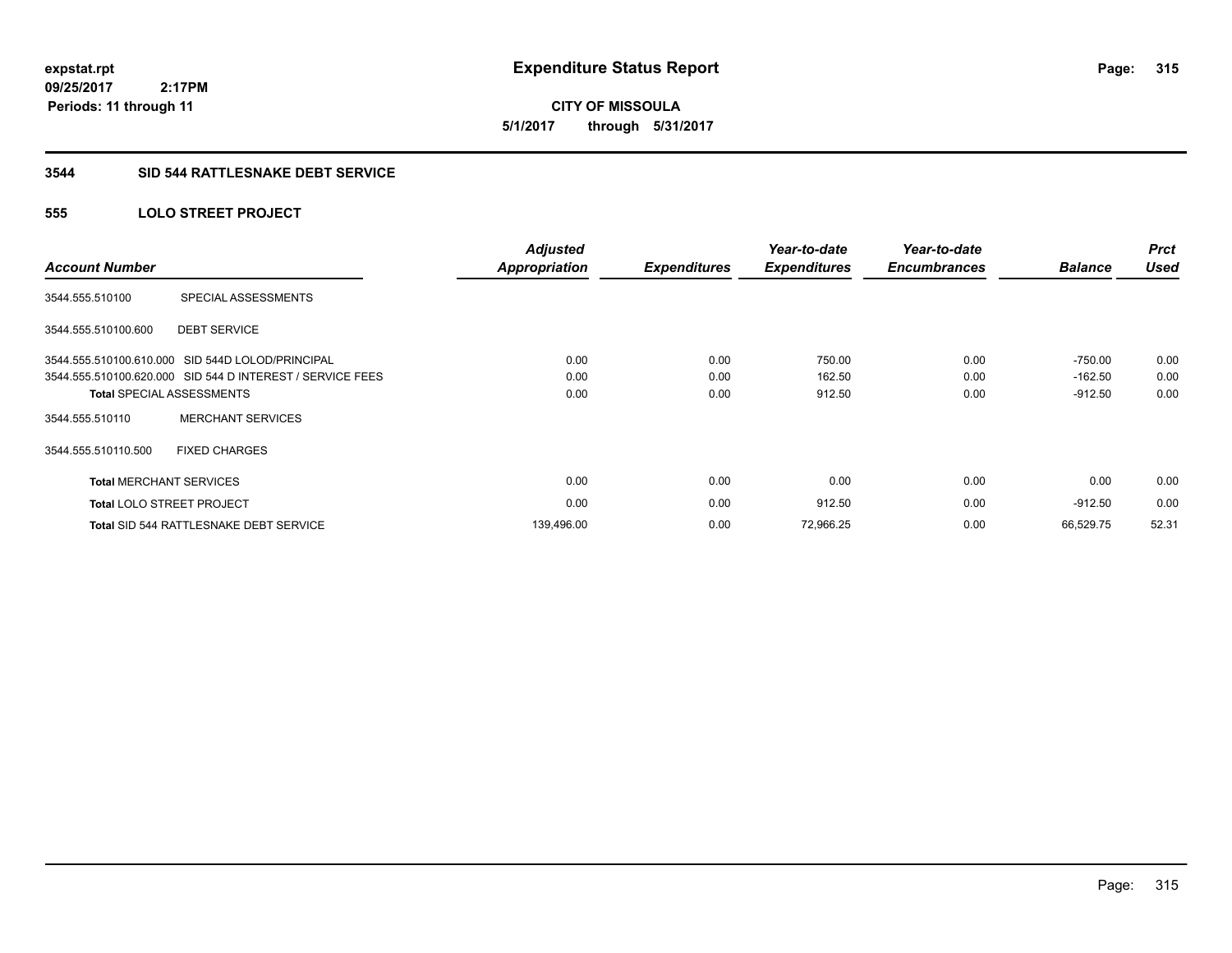**expstat.rpt**
**09/25/2017 2:17PM**
**Periods: 11 through 11**

# Expenditure Status Report

**CITY OF MISSOULA**
**5/1/2017 through 5/31/2017**

## 3544 SID 544 RATTLESNAKE DEBT SERVICE

### 555 LOLO STREET PROJECT

| Account Number | | Adjusted Appropriation | Expenditures | Year-to-date Expenditures | Year-to-date Encumbrances | Balance | Prct Used |
|---|---|---|---|---|---|---|---|
| 3544.555.510100 | SPECIAL ASSESSMENTS | | | | | | |
| 3544.555.510100.600 | DEBT SERVICE | | | | | | |
| 3544.555.510100.610.000 | SID 544D LOLOD/PRINCIPAL | 0.00 | 0.00 | 750.00 | 0.00 | -750.00 | 0.00 |
| 3544.555.510100.620.000 | SID 544 D INTEREST / SERVICE FEES | 0.00 | 0.00 | 162.50 | 0.00 | -162.50 | 0.00 |
| **Total** SPECIAL ASSESSMENTS | | 0.00 | 0.00 | 912.50 | 0.00 | -912.50 | 0.00 |
| 3544.555.510110 | MERCHANT SERVICES | | | | | | |
| 3544.555.510110.500 | FIXED CHARGES | | | | | | |
| **Total** MERCHANT SERVICES | | 0.00 | 0.00 | 0.00 | 0.00 | 0.00 | 0.00 |
| **Total** LOLO STREET PROJECT | | 0.00 | 0.00 | 912.50 | 0.00 | -912.50 | 0.00 |
| **Total** SID 544 RATTLESNAKE DEBT SERVICE | | 139,496.00 | 0.00 | 72,966.25 | 0.00 | 66,529.75 | 52.31 |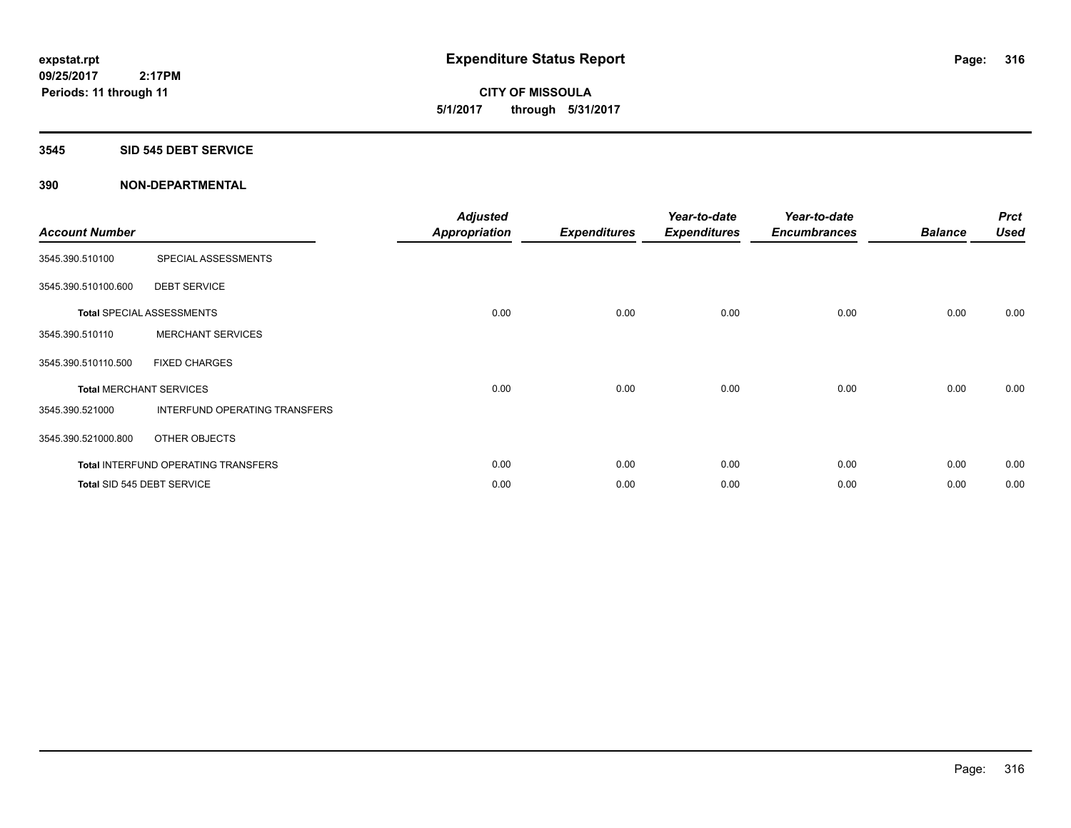**expstat.rpt**
**09/25/2017 2:17PM**
**Periods: 11 through 11**

# Expenditure Status Report

**CITY OF MISSOULA**
**5/1/2017 through 5/31/2017**

## 3545 SID 545 DEBT SERVICE

## 390 NON-DEPARTMENTAL

| Account Number | | Adjusted Appropriation | Expenditures | Year-to-date Expenditures | Year-to-date Encumbrances | Balance | Prct Used |
|---|---|---|---|---|---|---|---|
| 3545.390.510100 | SPECIAL ASSESSMENTS | | | | | | |
| 3545.390.510100.600 | DEBT SERVICE | | | | | | |
| Total SPECIAL ASSESSMENTS | | 0.00 | 0.00 | 0.00 | 0.00 | 0.00 | 0.00 |
| 3545.390.510110 | MERCHANT SERVICES | | | | | | |
| 3545.390.510110.500 | FIXED CHARGES | | | | | | |
| Total MERCHANT SERVICES | | 0.00 | 0.00 | 0.00 | 0.00 | 0.00 | 0.00 |
| 3545.390.521000 | INTERFUND OPERATING TRANSFERS | | | | | | |
| 3545.390.521000.800 | OTHER OBJECTS | | | | | | |
| Total INTERFUND OPERATING TRANSFERS | | 0.00 | 0.00 | 0.00 | 0.00 | 0.00 | 0.00 |
| Total SID 545 DEBT SERVICE | | 0.00 | 0.00 | 0.00 | 0.00 | 0.00 | 0.00 |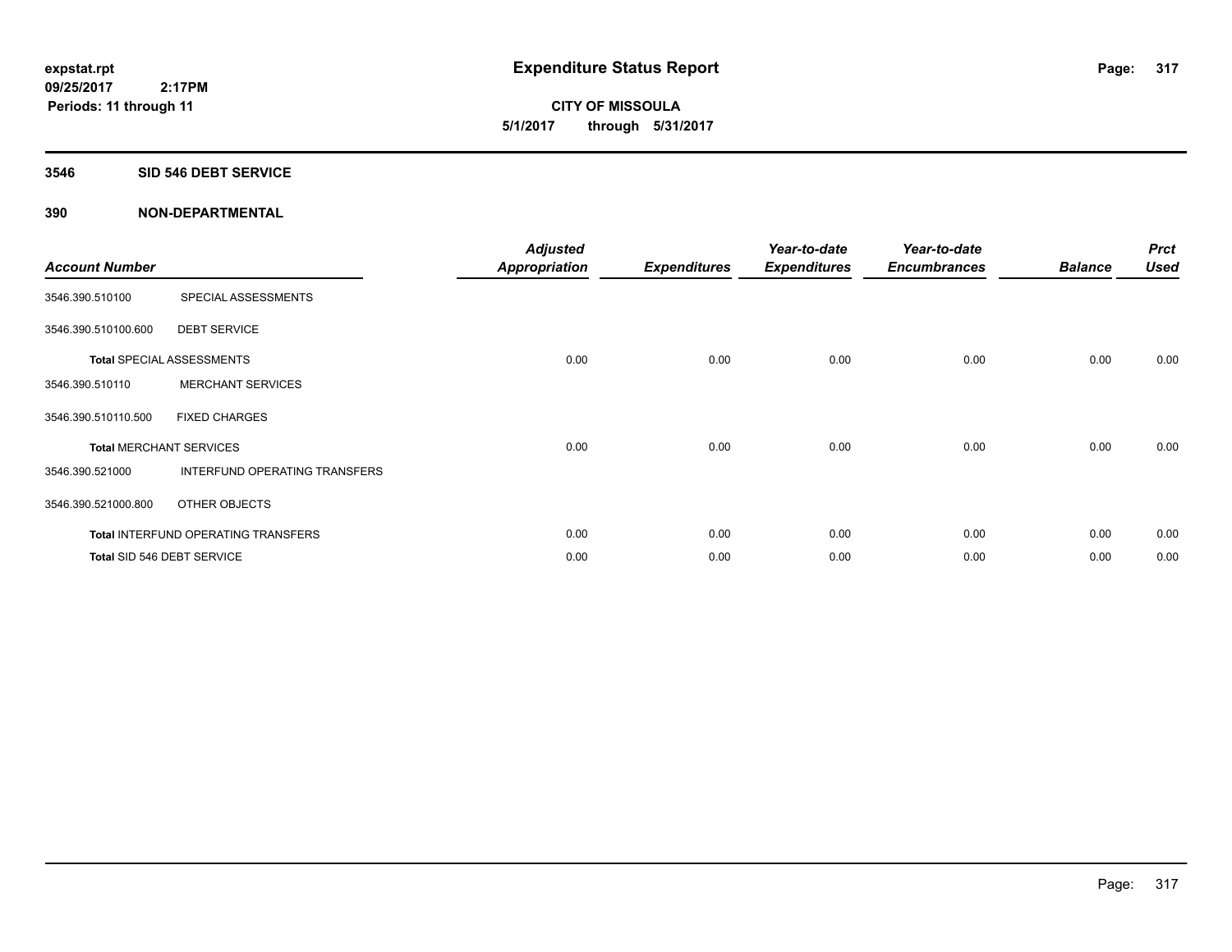**expstat.rpt**
**09/25/2017 2:17PM**
**Periods: 11 through 11**

# Expenditure Status Report

**CITY OF MISSOULA**
**5/1/2017 through 5/31/2017**

## 3546 SID 546 DEBT SERVICE

## 390 NON-DEPARTMENTAL

| Account Number | | Adjusted Appropriation | Expenditures | Year-to-date Expenditures | Year-to-date Encumbrances | Balance | Prct Used |
|---|---|---|---|---|---|---|---|
| 3546.390.510100 | SPECIAL ASSESSMENTS | | | | | | |
| 3546.390.510100.600 | DEBT SERVICE | | | | | | |
| **Total** SPECIAL ASSESSMENTS | | 0.00 | 0.00 | 0.00 | 0.00 | 0.00 | 0.00 |
| 3546.390.510110 | MERCHANT SERVICES | | | | | | |
| 3546.390.510110.500 | FIXED CHARGES | | | | | | |
| **Total** MERCHANT SERVICES | | 0.00 | 0.00 | 0.00 | 0.00 | 0.00 | 0.00 |
| 3546.390.521000 | INTERFUND OPERATING TRANSFERS | | | | | | |
| 3546.390.521000.800 | OTHER OBJECTS | | | | | | |
| **Total** INTERFUND OPERATING TRANSFERS | | 0.00 | 0.00 | 0.00 | 0.00 | 0.00 | 0.00 |
| **Total** SID 546 DEBT SERVICE | | 0.00 | 0.00 | 0.00 | 0.00 | 0.00 | 0.00 |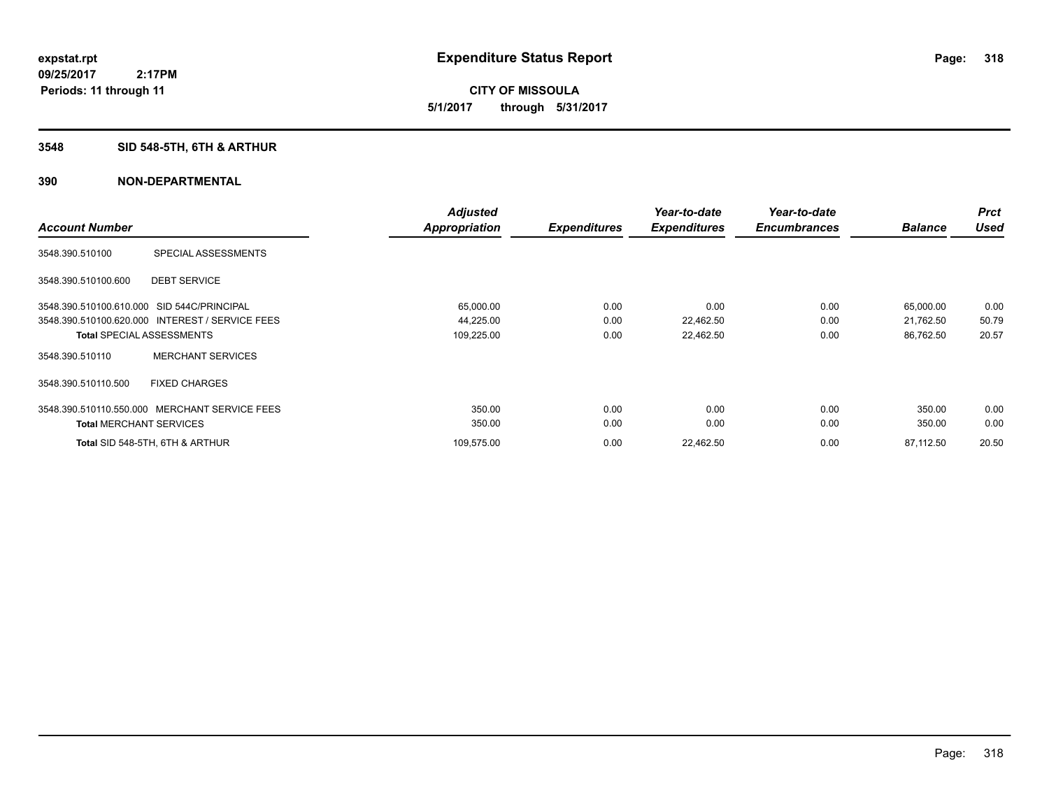# Expenditure Status Report

expstat.rpt
09/25/2017 2:17PM
Periods: 11 through 11

**CITY OF MISSOULA**
**5/1/2017 through 5/31/2017**

## 3548 SID 548-5TH, 6TH & ARTHUR

### 390 NON-DEPARTMENTAL

| Account Number | | Adjusted Appropriation | Expenditures | Year-to-date Expenditures | Year-to-date Encumbrances | Balance | Prct Used |
|---|---|---|---|---|---|---|---|
| 3548.390.510100 | SPECIAL ASSESSMENTS | | | | | | |
| 3548.390.510100.600 | DEBT SERVICE | | | | | | |
| 3548.390.510100.610.000 | SID 544C/PRINCIPAL | 65,000.00 | 0.00 | 0.00 | 0.00 | 65,000.00 | 0.00 |
| 3548.390.510100.620.000 | INTEREST / SERVICE FEES | 44,225.00 | 0.00 | 22,462.50 | 0.00 | 21,762.50 | 50.79 |
| **Total** SPECIAL ASSESSMENTS | | 109,225.00 | 0.00 | 22,462.50 | 0.00 | 86,762.50 | 20.57 |
| 3548.390.510110 | MERCHANT SERVICES | | | | | | |
| 3548.390.510110.500 | FIXED CHARGES | | | | | | |
| 3548.390.510110.550.000 | MERCHANT SERVICE FEES | 350.00 | 0.00 | 0.00 | 0.00 | 350.00 | 0.00 |
| **Total** MERCHANT SERVICES | | 350.00 | 0.00 | 0.00 | 0.00 | 350.00 | 0.00 |
| **Total** SID 548-5TH, 6TH & ARTHUR | | 109,575.00 | 0.00 | 22,462.50 | 0.00 | 87,112.50 | 20.50 |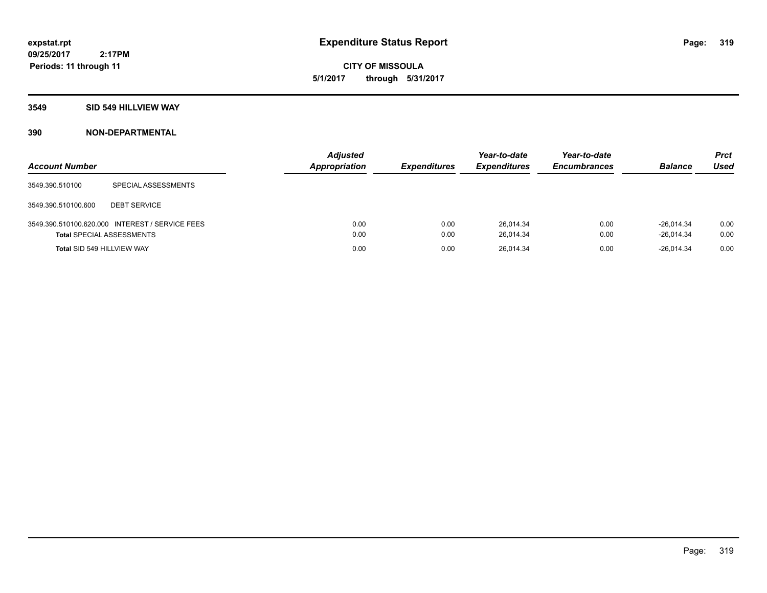**expstat.rpt**
**09/25/2017 2:17PM**
**Periods: 11 through 11**

# Expenditure Status Report

**CITY OF MISSOULA**
**5/1/2017 through 5/31/2017**

## 3549 SID 549 HILLVIEW WAY

## 390 NON-DEPARTMENTAL

| Account Number | | Adjusted Appropriation | Expenditures | Year-to-date Expenditures | Year-to-date Encumbrances | Balance | Prct Used |
|---|---|---|---|---|---|---|---|
| 3549.390.510100 | SPECIAL ASSESSMENTS | | | | | | |
| 3549.390.510100.600 | DEBT SERVICE | | | | | | |
| 3549.390.510100.620.000 | INTEREST / SERVICE FEES | 0.00 | 0.00 | 26,014.34 | 0.00 | -26,014.34 | 0.00 |
| **Total** SPECIAL ASSESSMENTS | | 0.00 | 0.00 | 26,014.34 | 0.00 | -26,014.34 | 0.00 |
| **Total** SID 549 HILLVIEW WAY | | 0.00 | 0.00 | 26,014.34 | 0.00 | -26,014.34 | 0.00 |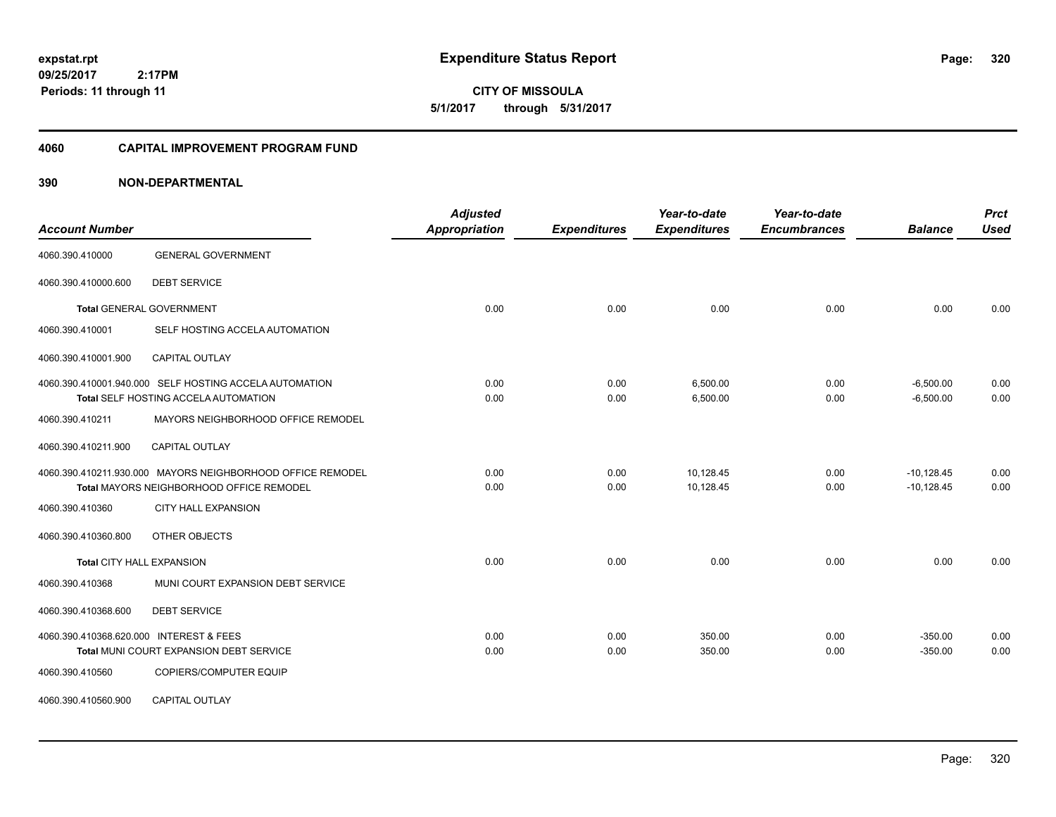**expstat.rpt**
**09/25/2017 2:17PM**
**Periods: 11 through 11**

# Expenditure Status Report

**CITY OF MISSOULA**
**5/1/2017 through 5/31/2017**

## 4060 CAPITAL IMPROVEMENT PROGRAM FUND

### 390 NON-DEPARTMENTAL

| Account Number | | Adjusted Appropriation | Expenditures | Year-to-date Expenditures | Year-to-date Encumbrances | Balance | Prct Used |
|---|---|---|---|---|---|---|---|
| 4060.390.410000 | GENERAL GOVERNMENT | | | | | | |
| 4060.390.410000.600 | DEBT SERVICE | | | | | | |
| **Total** GENERAL GOVERNMENT | | 0.00 | 0.00 | 0.00 | 0.00 | 0.00 | 0.00 |
| 4060.390.410001 | SELF HOSTING ACCELA AUTOMATION | | | | | | |
| 4060.390.410001.900 | CAPITAL OUTLAY | | | | | | |
| 4060.390.410001.940.000 | SELF HOSTING ACCELA AUTOMATION | 0.00 | 0.00 | 6,500.00 | 0.00 | -6,500.00 | 0.00 |
| **Total** SELF HOSTING ACCELA AUTOMATION | | 0.00 | 0.00 | 6,500.00 | 0.00 | -6,500.00 | 0.00 |
| 4060.390.410211 | MAYORS NEIGHBORHOOD OFFICE REMODEL | | | | | | |
| 4060.390.410211.900 | CAPITAL OUTLAY | | | | | | |
| 4060.390.410211.930.000 | MAYORS NEIGHBORHOOD OFFICE REMODEL | 0.00 | 0.00 | 10,128.45 | 0.00 | -10,128.45 | 0.00 |
| **Total** MAYORS NEIGHBORHOOD OFFICE REMODEL | | 0.00 | 0.00 | 10,128.45 | 0.00 | -10,128.45 | 0.00 |
| 4060.390.410360 | CITY HALL EXPANSION | | | | | | |
| 4060.390.410360.800 | OTHER OBJECTS | | | | | | |
| **Total** CITY HALL EXPANSION | | 0.00 | 0.00 | 0.00 | 0.00 | 0.00 | 0.00 |
| 4060.390.410368 | MUNI COURT EXPANSION DEBT SERVICE | | | | | | |
| 4060.390.410368.600 | DEBT SERVICE | | | | | | |
| 4060.390.410368.620.000 | INTEREST & FEES | 0.00 | 0.00 | 350.00 | 0.00 | -350.00 | 0.00 |
| **Total** MUNI COURT EXPANSION DEBT SERVICE | | 0.00 | 0.00 | 350.00 | 0.00 | -350.00 | 0.00 |
| 4060.390.410560 | COPIERS/COMPUTER EQUIP | | | | | | |
| 4060.390.410560.900 | CAPITAL OUTLAY | | | | | | |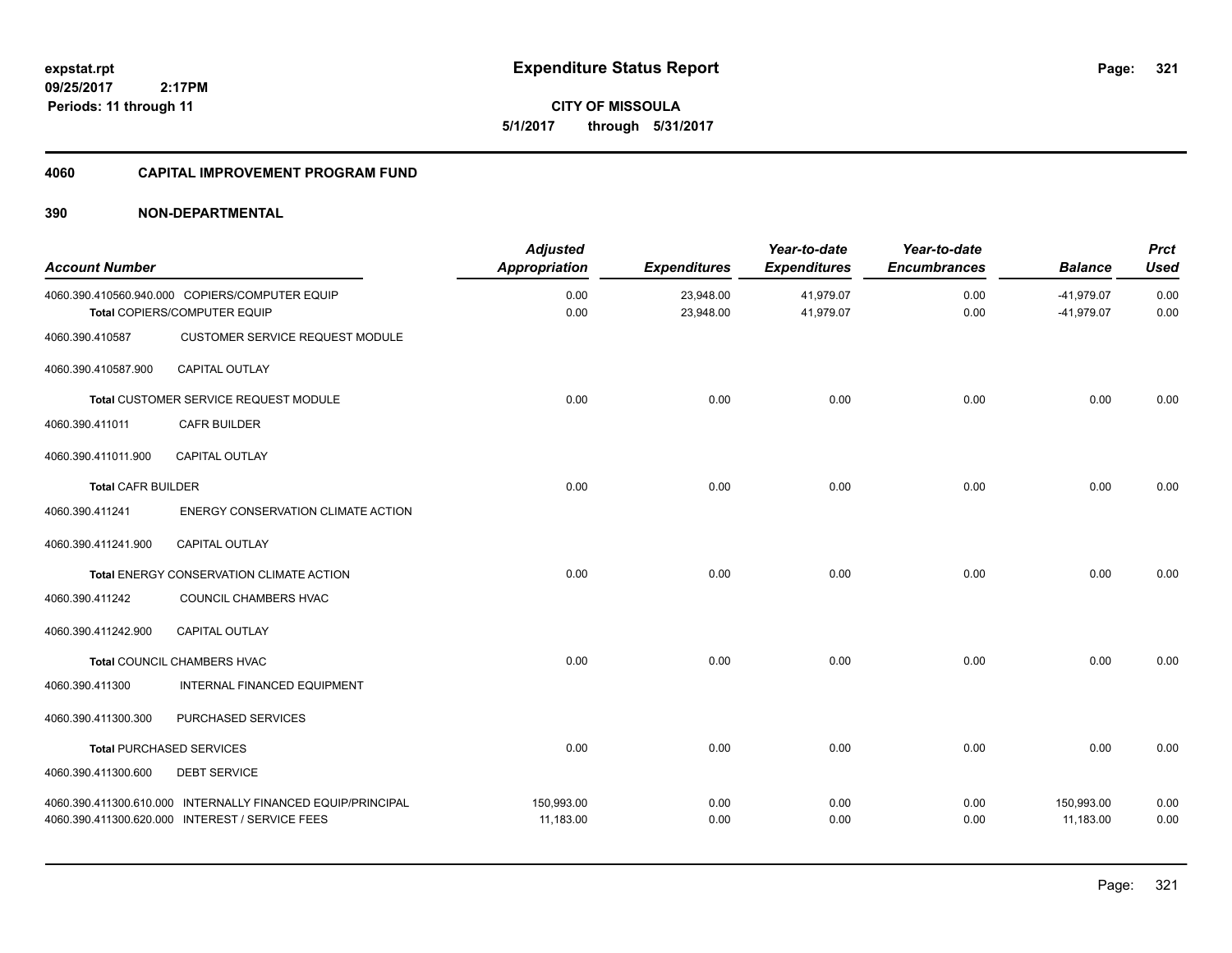**expstat.rpt**
**09/25/2017 2:17PM**
**Periods: 11 through 11**

# Expenditure Status Report

**CITY OF MISSOULA**
**5/1/2017 through 5/31/2017**

## 4060 CAPITAL IMPROVEMENT PROGRAM FUND

### 390 NON-DEPARTMENTAL

| Account Number | | Adjusted Appropriation | Expenditures | Year-to-date Expenditures | Year-to-date Encumbrances | Balance | Prct Used |
|---|---|---|---|---|---|---|---|
| 4060.390.410560.940.000 | COPIERS/COMPUTER EQUIP | 0.00 | 23,948.00 | 41,979.07 | 0.00 | -41,979.07 | 0.00 |
| | **Total** COPIERS/COMPUTER EQUIP | 0.00 | 23,948.00 | 41,979.07 | 0.00 | -41,979.07 | 0.00 |
| 4060.390.410587 | CUSTOMER SERVICE REQUEST MODULE | | | | | | |
| 4060.390.410587.900 | CAPITAL OUTLAY | | | | | | |
| | **Total** CUSTOMER SERVICE REQUEST MODULE | 0.00 | 0.00 | 0.00 | 0.00 | 0.00 | 0.00 |
| 4060.390.411011 | CAFR BUILDER | | | | | | |
| 4060.390.411011.900 | CAPITAL OUTLAY | | | | | | |
| | **Total** CAFR BUILDER | 0.00 | 0.00 | 0.00 | 0.00 | 0.00 | 0.00 |
| 4060.390.411241 | ENERGY CONSERVATION CLIMATE ACTION | | | | | | |
| 4060.390.411241.900 | CAPITAL OUTLAY | | | | | | |
| | **Total** ENERGY CONSERVATION CLIMATE ACTION | 0.00 | 0.00 | 0.00 | 0.00 | 0.00 | 0.00 |
| 4060.390.411242 | COUNCIL CHAMBERS HVAC | | | | | | |
| 4060.390.411242.900 | CAPITAL OUTLAY | | | | | | |
| | **Total** COUNCIL CHAMBERS HVAC | 0.00 | 0.00 | 0.00 | 0.00 | 0.00 | 0.00 |
| 4060.390.411300 | INTERNAL FINANCED EQUIPMENT | | | | | | |
| 4060.390.411300.300 | PURCHASED SERVICES | | | | | | |
| | **Total** PURCHASED SERVICES | 0.00 | 0.00 | 0.00 | 0.00 | 0.00 | 0.00 |
| 4060.390.411300.600 | DEBT SERVICE | | | | | | |
| 4060.390.411300.610.000 | INTERNALLY FINANCED EQUIP/PRINCIPAL | 150,993.00 | 0.00 | 0.00 | 0.00 | 150,993.00 | 0.00 |
| 4060.390.411300.620.000 | INTEREST / SERVICE FEES | 11,183.00 | 0.00 | 0.00 | 0.00 | 11,183.00 | 0.00 |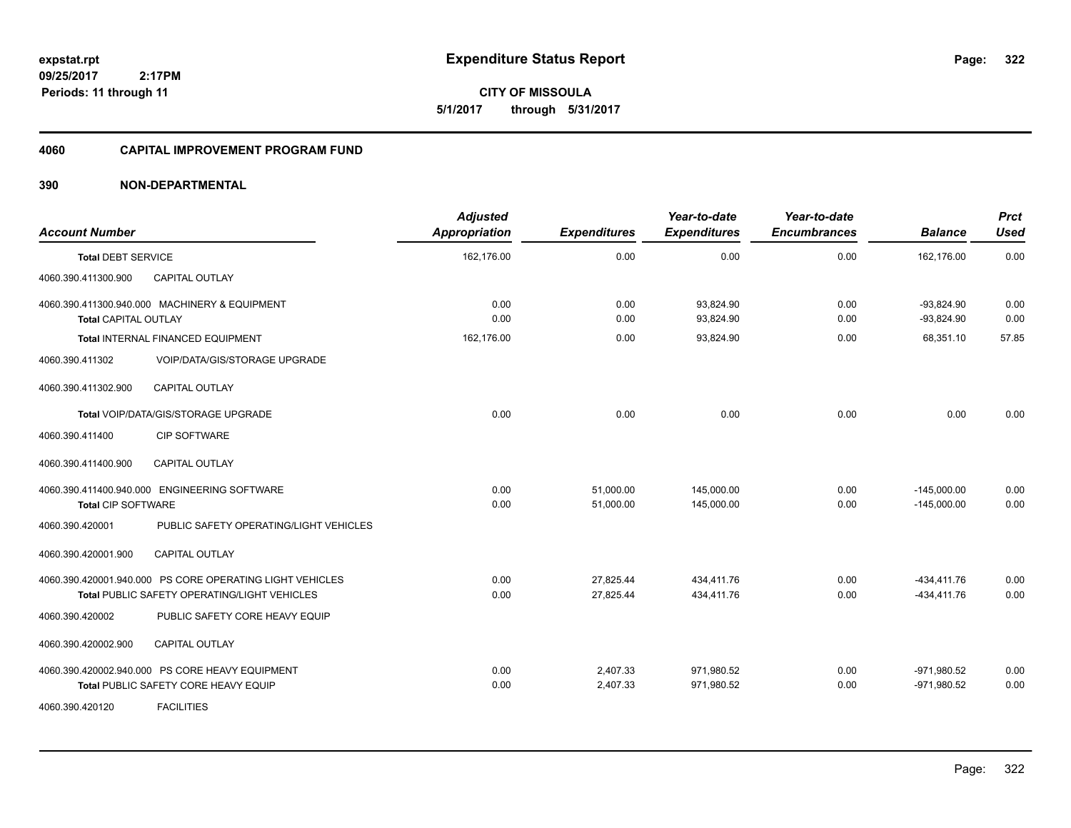# Expenditure Status Report

expstat.rpt
09/25/2017 2:17PM
Periods: 11 through 11

**CITY OF MISSOULA**
**5/1/2017 through 5/31/2017**

## 4060 CAPITAL IMPROVEMENT PROGRAM FUND

## 390 NON-DEPARTMENTAL

| Account Number | | Adjusted Appropriation | Expenditures | Year-to-date Expenditures | Year-to-date Encumbrances | Balance | Prct Used |
|---|---|---|---|---|---|---|---|
| **Total DEBT SERVICE** | | 162,176.00 | 0.00 | 0.00 | 0.00 | 162,176.00 | 0.00 |
| 4060.390.411300.900 | CAPITAL OUTLAY | | | | | | |
| 4060.390.411300.940.000 | MACHINERY & EQUIPMENT | 0.00 | 0.00 | 93,824.90 | 0.00 | -93,824.90 | 0.00 |
| **Total CAPITAL OUTLAY** | | 0.00 | 0.00 | 93,824.90 | 0.00 | -93,824.90 | 0.00 |
| **Total INTERNAL FINANCED EQUIPMENT** | | 162,176.00 | 0.00 | 93,824.90 | 0.00 | 68,351.10 | 57.85 |
| 4060.390.411302 | VOIP/DATA/GIS/STORAGE UPGRADE | | | | | | |
| 4060.390.411302.900 | CAPITAL OUTLAY | | | | | | |
| **Total VOIP/DATA/GIS/STORAGE UPGRADE** | | 0.00 | 0.00 | 0.00 | 0.00 | 0.00 | 0.00 |
| 4060.390.411400 | CIP SOFTWARE | | | | | | |
| 4060.390.411400.900 | CAPITAL OUTLAY | | | | | | |
| 4060.390.411400.940.000 | ENGINEERING SOFTWARE | 0.00 | 51,000.00 | 145,000.00 | 0.00 | -145,000.00 | 0.00 |
| **Total CIP SOFTWARE** | | 0.00 | 51,000.00 | 145,000.00 | 0.00 | -145,000.00 | 0.00 |
| 4060.390.420001 | PUBLIC SAFETY OPERATING/LIGHT VEHICLES | | | | | | |
| 4060.390.420001.900 | CAPITAL OUTLAY | | | | | | |
| 4060.390.420001.940.000 | PS CORE OPERATING LIGHT VEHICLES | 0.00 | 27,825.44 | 434,411.76 | 0.00 | -434,411.76 | 0.00 |
| **Total PUBLIC SAFETY OPERATING/LIGHT VEHICLES** | | 0.00 | 27,825.44 | 434,411.76 | 0.00 | -434,411.76 | 0.00 |
| 4060.390.420002 | PUBLIC SAFETY CORE HEAVY EQUIP | | | | | | |
| 4060.390.420002.900 | CAPITAL OUTLAY | | | | | | |
| 4060.390.420002.940.000 | PS CORE HEAVY EQUIPMENT | 0.00 | 2,407.33 | 971,980.52 | 0.00 | -971,980.52 | 0.00 |
| **Total PUBLIC SAFETY CORE HEAVY EQUIP** | | 0.00 | 2,407.33 | 971,980.52 | 0.00 | -971,980.52 | 0.00 |
| 4060.390.420120 | FACILITIES | | | | | | |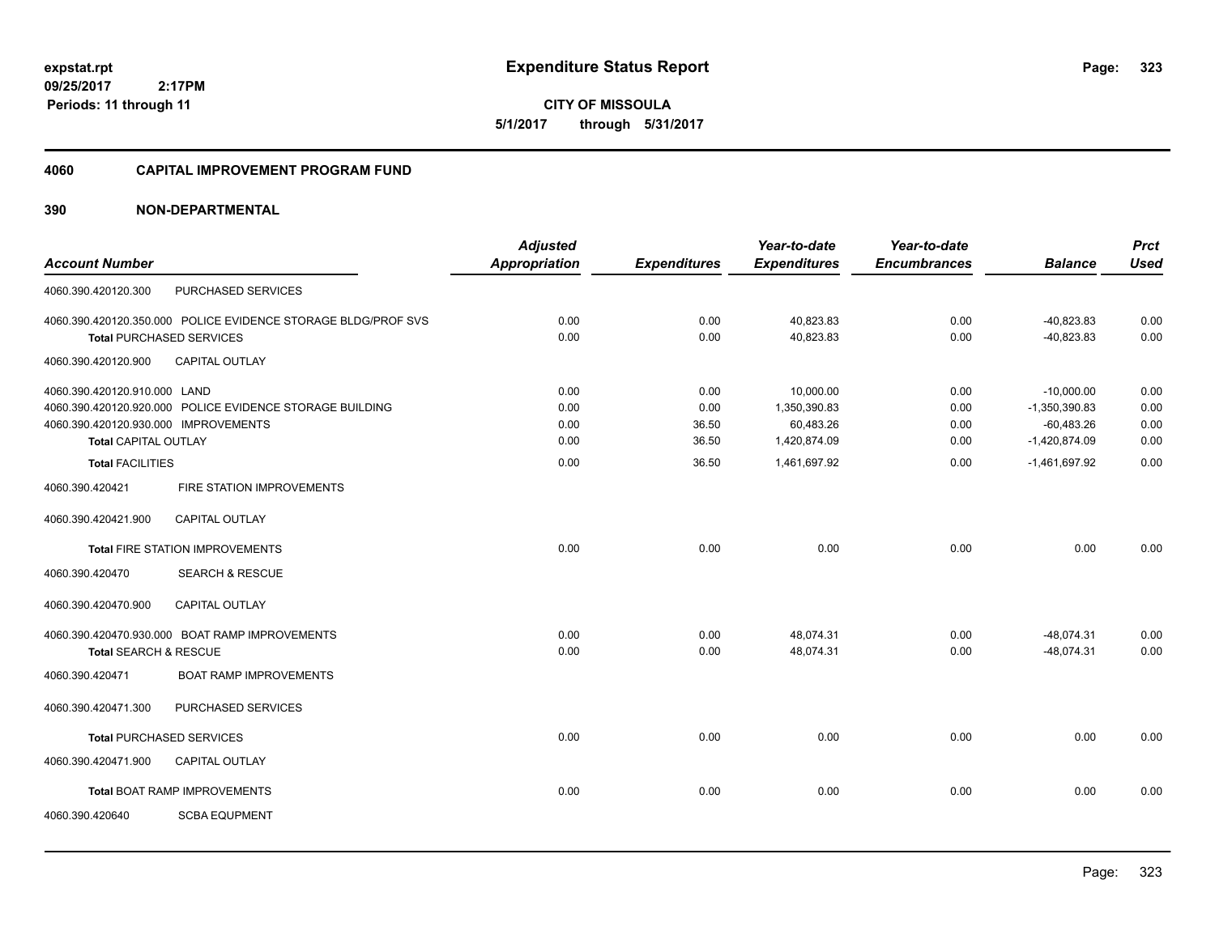# Expenditure Status Report

expstat.rpt
09/25/2017 2:17PM
Periods: 11 through 11

**CITY OF MISSOULA**
5/1/2017 through 5/31/2017

## 4060 CAPITAL IMPROVEMENT PROGRAM FUND

## 390 NON-DEPARTMENTAL

| Account Number | | Adjusted Appropriation | Expenditures | Year-to-date Expenditures | Year-to-date Encumbrances | Balance | Prct Used |
|---|---|---|---|---|---|---|---|
| 4060.390.420120.300 | PURCHASED SERVICES | | | | | | |
| 4060.390.420120.350.000 | POLICE EVIDENCE STORAGE BLDG/PROF SVS | 0.00 | 0.00 | 40,823.83 | 0.00 | -40,823.83 | 0.00 |
| **Total** PURCHASED SERVICES | | 0.00 | 0.00 | 40,823.83 | 0.00 | -40,823.83 | 0.00 |
| 4060.390.420120.900 | CAPITAL OUTLAY | | | | | | |
| 4060.390.420120.910.000 | LAND | 0.00 | 0.00 | 10,000.00 | 0.00 | -10,000.00 | 0.00 |
| 4060.390.420120.920.000 | POLICE EVIDENCE STORAGE BUILDING | 0.00 | 0.00 | 1,350,390.83 | 0.00 | -1,350,390.83 | 0.00 |
| 4060.390.420120.930.000 | IMPROVEMENTS | 0.00 | 36.50 | 60,483.26 | 0.00 | -60,483.26 | 0.00 |
| **Total** CAPITAL OUTLAY | | 0.00 | 36.50 | 1,420,874.09 | 0.00 | -1,420,874.09 | 0.00 |
| **Total** FACILITIES | | 0.00 | 36.50 | 1,461,697.92 | 0.00 | -1,461,697.92 | 0.00 |
| 4060.390.420421 | FIRE STATION IMPROVEMENTS | | | | | | |
| 4060.390.420421.900 | CAPITAL OUTLAY | | | | | | |
| **Total** FIRE STATION IMPROVEMENTS | | 0.00 | 0.00 | 0.00 | 0.00 | 0.00 | 0.00 |
| 4060.390.420470 | SEARCH & RESCUE | | | | | | |
| 4060.390.420470.900 | CAPITAL OUTLAY | | | | | | |
| 4060.390.420470.930.000 | BOAT RAMP IMPROVEMENTS | 0.00 | 0.00 | 48,074.31 | 0.00 | -48,074.31 | 0.00 |
| **Total** SEARCH & RESCUE | | 0.00 | 0.00 | 48,074.31 | 0.00 | -48,074.31 | 0.00 |
| 4060.390.420471 | BOAT RAMP IMPROVEMENTS | | | | | | |
| 4060.390.420471.300 | PURCHASED SERVICES | | | | | | |
| **Total** PURCHASED SERVICES | | 0.00 | 0.00 | 0.00 | 0.00 | 0.00 | 0.00 |
| 4060.390.420471.900 | CAPITAL OUTLAY | | | | | | |
| **Total** BOAT RAMP IMPROVEMENTS | | 0.00 | 0.00 | 0.00 | 0.00 | 0.00 | 0.00 |
| 4060.390.420640 | SCBA EQUPMENT | | | | | | |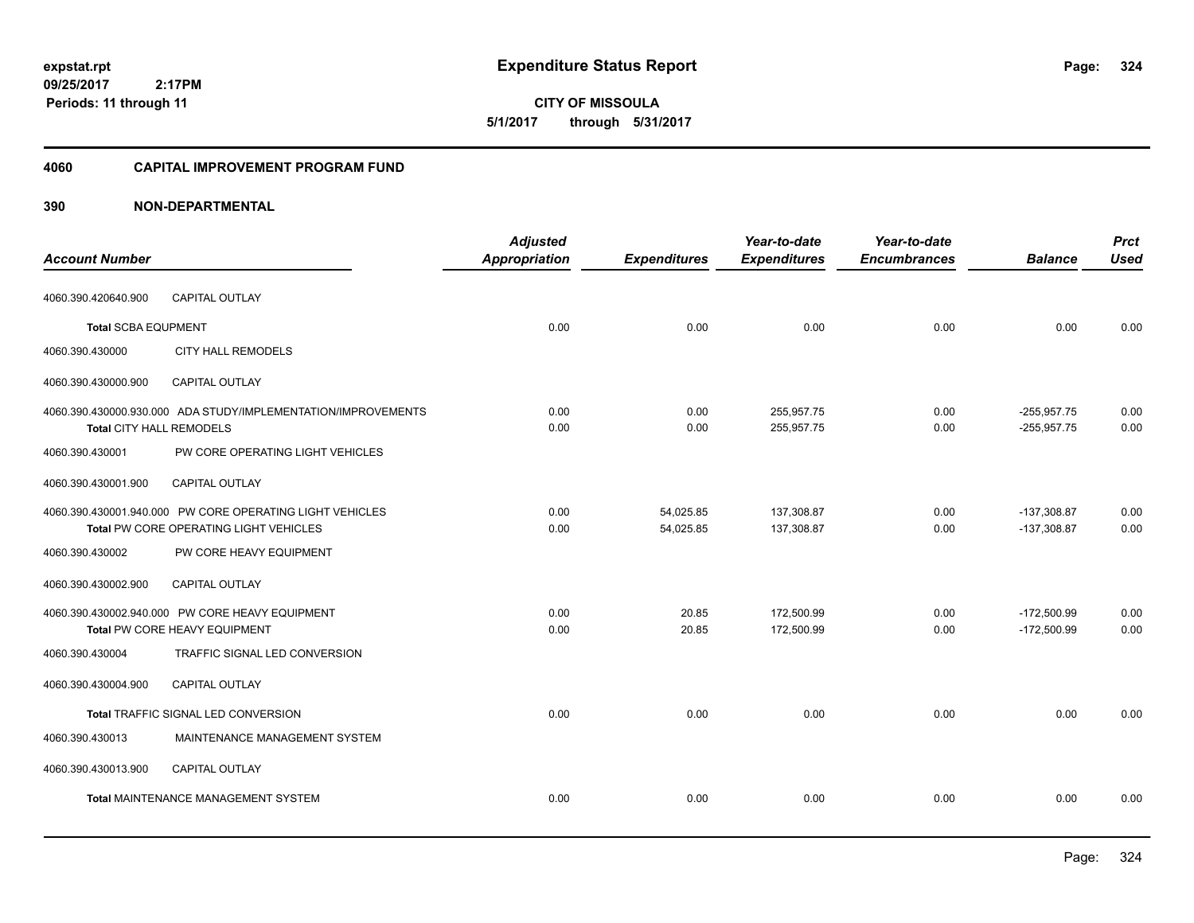**expstat.rpt**
**09/25/2017 2:17PM**
**Periods: 11 through 11**

# Expenditure Status Report

**CITY OF MISSOULA**
**5/1/2017 through 5/31/2017**

## 4060 CAPITAL IMPROVEMENT PROGRAM FUND

## 390 NON-DEPARTMENTAL

| Account Number | | Adjusted Appropriation | Expenditures | Year-to-date Expenditures | Year-to-date Encumbrances | Balance | Prct Used |
|---|---|---|---|---|---|---|---|
| 4060.390.420640.900 | CAPITAL OUTLAY | | | | | | |
| **Total** SCBA EQUPMENT | | 0.00 | 0.00 | 0.00 | 0.00 | 0.00 | 0.00 |
| 4060.390.430000 | CITY HALL REMODELS | | | | | | |
| 4060.390.430000.900 | CAPITAL OUTLAY | | | | | | |
| 4060.390.430000.930.000 | ADA STUDY/IMPLEMENTATION/IMPROVEMENTS | 0.00 | 0.00 | 255,957.75 | 0.00 | -255,957.75 | 0.00 |
| **Total** CITY HALL REMODELS | | 0.00 | 0.00 | 255,957.75 | 0.00 | -255,957.75 | 0.00 |
| 4060.390.430001 | PW CORE OPERATING LIGHT VEHICLES | | | | | | |
| 4060.390.430001.900 | CAPITAL OUTLAY | | | | | | |
| 4060.390.430001.940.000 | PW CORE OPERATING LIGHT VEHICLES | 0.00 | 54,025.85 | 137,308.87 | 0.00 | -137,308.87 | 0.00 |
| **Total** PW CORE OPERATING LIGHT VEHICLES | | 0.00 | 54,025.85 | 137,308.87 | 0.00 | -137,308.87 | 0.00 |
| 4060.390.430002 | PW CORE HEAVY EQUIPMENT | | | | | | |
| 4060.390.430002.900 | CAPITAL OUTLAY | | | | | | |
| 4060.390.430002.940.000 | PW CORE HEAVY EQUIPMENT | 0.00 | 20.85 | 172,500.99 | 0.00 | -172,500.99 | 0.00 |
| **Total** PW CORE HEAVY EQUIPMENT | | 0.00 | 20.85 | 172,500.99 | 0.00 | -172,500.99 | 0.00 |
| 4060.390.430004 | TRAFFIC SIGNAL LED CONVERSION | | | | | | |
| 4060.390.430004.900 | CAPITAL OUTLAY | | | | | | |
| **Total** TRAFFIC SIGNAL LED CONVERSION | | 0.00 | 0.00 | 0.00 | 0.00 | 0.00 | 0.00 |
| 4060.390.430013 | MAINTENANCE MANAGEMENT SYSTEM | | | | | | |
| 4060.390.430013.900 | CAPITAL OUTLAY | | | | | | |
| **Total** MAINTENANCE MANAGEMENT SYSTEM | | 0.00 | 0.00 | 0.00 | 0.00 | 0.00 | 0.00 |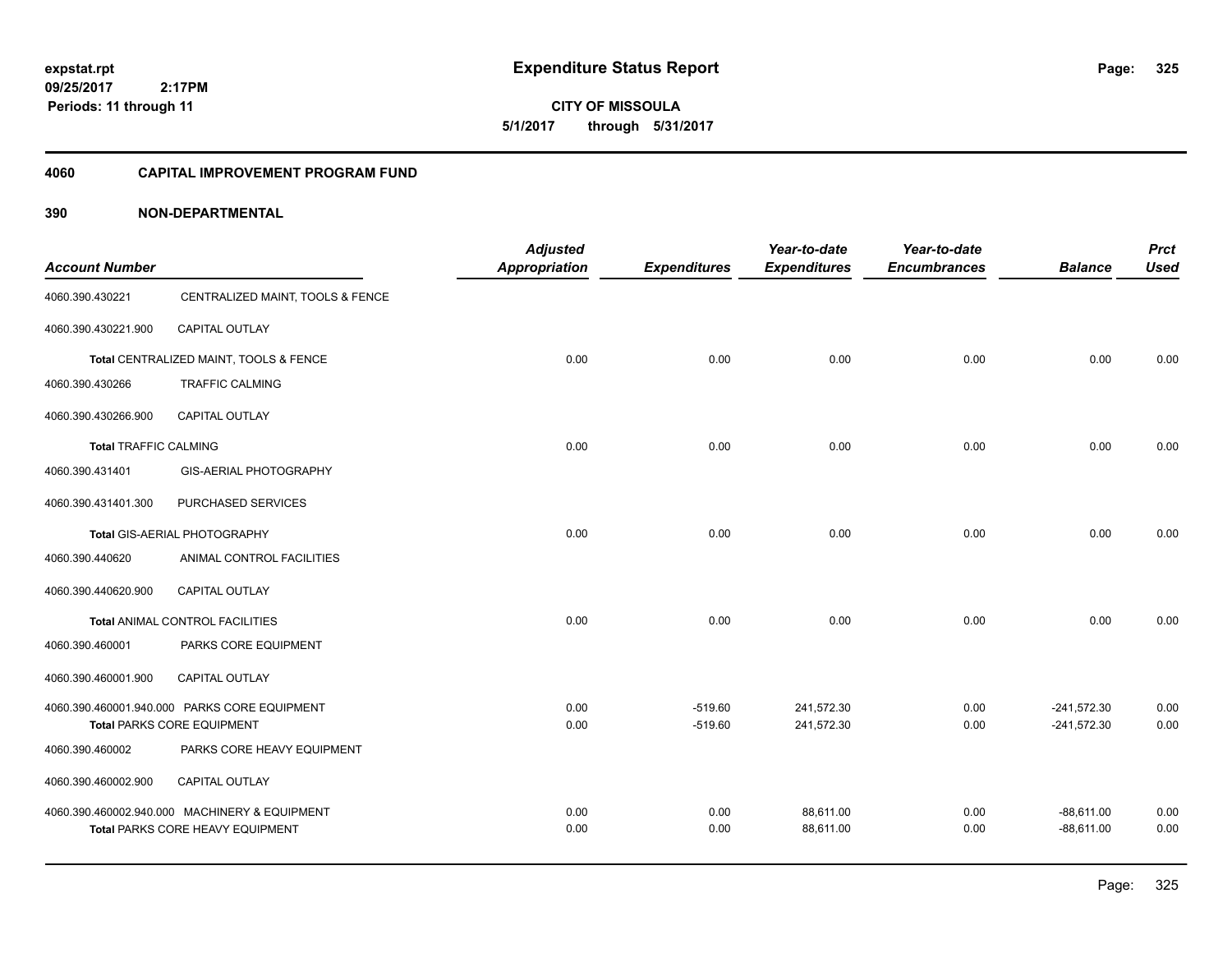**expstat.rpt**
**09/25/2017 2:17PM**
**Periods: 11 through 11**

# Expenditure Status Report

**CITY OF MISSOULA**
**5/1/2017 through 5/31/2017**

## 4060 CAPITAL IMPROVEMENT PROGRAM FUND

## 390 NON-DEPARTMENTAL

| Account Number | | Adjusted Appropriation | Expenditures | Year-to-date Expenditures | Year-to-date Encumbrances | Balance | Prct Used |
|---|---|---|---|---|---|---|---|
| 4060.390.430221 | CENTRALIZED MAINT, TOOLS & FENCE | | | | | | |
| 4060.390.430221.900 | CAPITAL OUTLAY | | | | | | |
| **Total** CENTRALIZED MAINT, TOOLS & FENCE | | 0.00 | 0.00 | 0.00 | 0.00 | 0.00 | 0.00 |
| 4060.390.430266 | TRAFFIC CALMING | | | | | | |
| 4060.390.430266.900 | CAPITAL OUTLAY | | | | | | |
| **Total** TRAFFIC CALMING | | 0.00 | 0.00 | 0.00 | 0.00 | 0.00 | 0.00 |
| 4060.390.431401 | GIS-AERIAL PHOTOGRAPHY | | | | | | |
| 4060.390.431401.300 | PURCHASED SERVICES | | | | | | |
| **Total** GIS-AERIAL PHOTOGRAPHY | | 0.00 | 0.00 | 0.00 | 0.00 | 0.00 | 0.00 |
| 4060.390.440620 | ANIMAL CONTROL FACILITIES | | | | | | |
| 4060.390.440620.900 | CAPITAL OUTLAY | | | | | | |
| **Total** ANIMAL CONTROL FACILITIES | | 0.00 | 0.00 | 0.00 | 0.00 | 0.00 | 0.00 |
| 4060.390.460001 | PARKS CORE EQUIPMENT | | | | | | |
| 4060.390.460001.900 | CAPITAL OUTLAY | | | | | | |
| 4060.390.460001.940.000 | PARKS CORE EQUIPMENT | 0.00 | -519.60 | 241,572.30 | 0.00 | -241,572.30 | 0.00 |
| **Total** PARKS CORE EQUIPMENT | | 0.00 | -519.60 | 241,572.30 | 0.00 | -241,572.30 | 0.00 |
| 4060.390.460002 | PARKS CORE HEAVY EQUIPMENT | | | | | | |
| 4060.390.460002.900 | CAPITAL OUTLAY | | | | | | |
| 4060.390.460002.940.000 | MACHINERY & EQUIPMENT | 0.00 | 0.00 | 88,611.00 | 0.00 | -88,611.00 | 0.00 |
| **Total** PARKS CORE HEAVY EQUIPMENT | | 0.00 | 0.00 | 88,611.00 | 0.00 | -88,611.00 | 0.00 |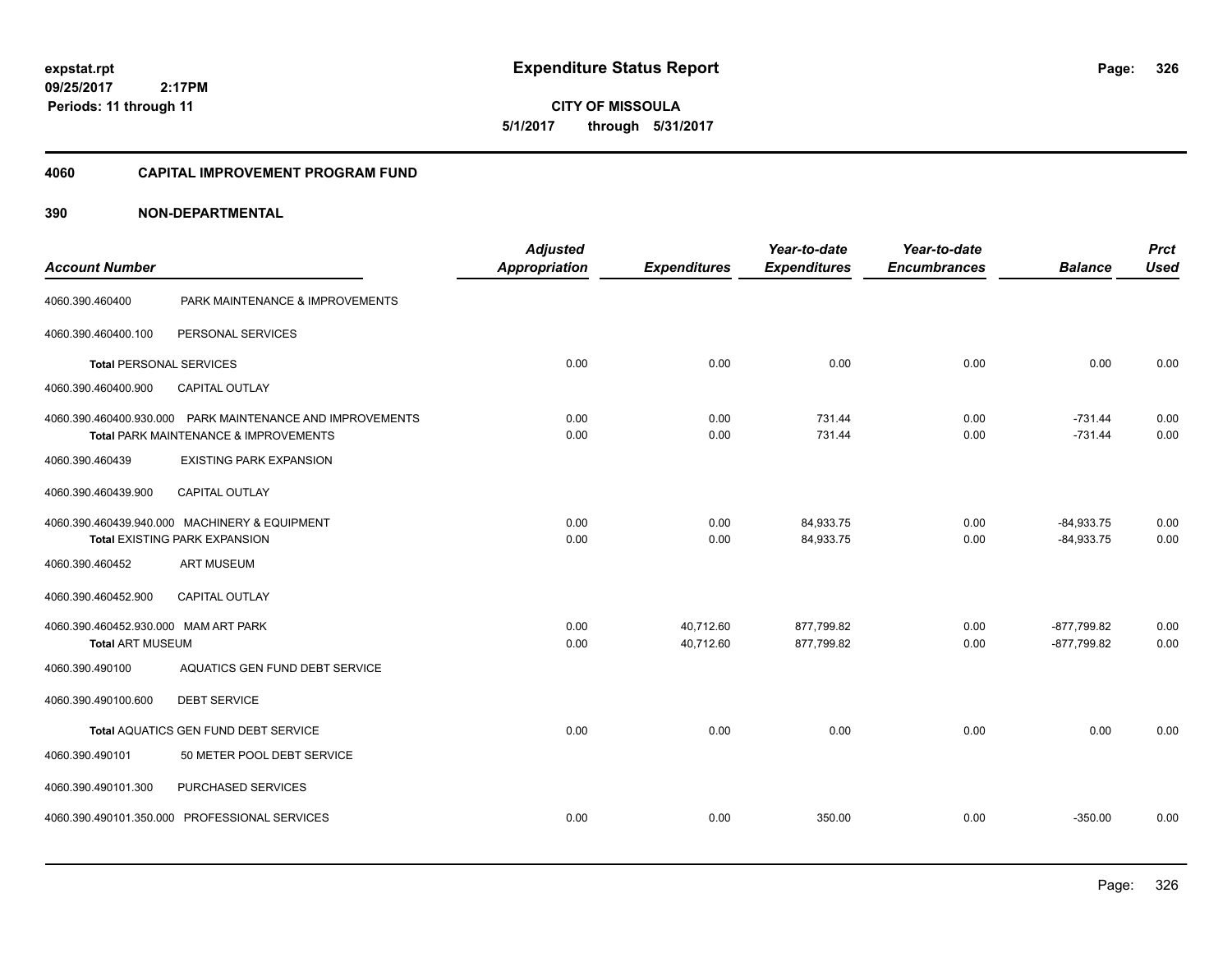**expstat.rpt**
**09/25/2017 2:17PM**
**Periods: 11 through 11**

# Expenditure Status Report

**CITY OF MISSOULA**
**5/1/2017 through 5/31/2017**

## 4060 CAPITAL IMPROVEMENT PROGRAM FUND

### 390 NON-DEPARTMENTAL

| Account Number | | Adjusted Appropriation | Expenditures | Year-to-date Expenditures | Year-to-date Encumbrances | Balance | Prct Used |
|---|---|---|---|---|---|---|---|
| 4060.390.460400 | PARK MAINTENANCE & IMPROVEMENTS | | | | | | |
| 4060.390.460400.100 | PERSONAL SERVICES | | | | | | |
| **Total** PERSONAL SERVICES | | 0.00 | 0.00 | 0.00 | 0.00 | 0.00 | 0.00 |
| 4060.390.460400.900 | CAPITAL OUTLAY | | | | | | |
| 4060.390.460400.930.000 | PARK MAINTENANCE AND IMPROVEMENTS | 0.00 | 0.00 | 731.44 | 0.00 | -731.44 | 0.00 |
| **Total** PARK MAINTENANCE & IMPROVEMENTS | | 0.00 | 0.00 | 731.44 | 0.00 | -731.44 | 0.00 |
| 4060.390.460439 | EXISTING PARK EXPANSION | | | | | | |
| 4060.390.460439.900 | CAPITAL OUTLAY | | | | | | |
| 4060.390.460439.940.000 | MACHINERY & EQUIPMENT | 0.00 | 0.00 | 84,933.75 | 0.00 | -84,933.75 | 0.00 |
| **Total** EXISTING PARK EXPANSION | | 0.00 | 0.00 | 84,933.75 | 0.00 | -84,933.75 | 0.00 |
| 4060.390.460452 | ART MUSEUM | | | | | | |
| 4060.390.460452.900 | CAPITAL OUTLAY | | | | | | |
| 4060.390.460452.930.000 | MAM ART PARK | 0.00 | 40,712.60 | 877,799.82 | 0.00 | -877,799.82 | 0.00 |
| **Total** ART MUSEUM | | 0.00 | 40,712.60 | 877,799.82 | 0.00 | -877,799.82 | 0.00 |
| 4060.390.490100 | AQUATICS GEN FUND DEBT SERVICE | | | | | | |
| 4060.390.490100.600 | DEBT SERVICE | | | | | | |
| **Total** AQUATICS GEN FUND DEBT SERVICE | | 0.00 | 0.00 | 0.00 | 0.00 | 0.00 | 0.00 |
| 4060.390.490101 | 50 METER POOL DEBT SERVICE | | | | | | |
| 4060.390.490101.300 | PURCHASED SERVICES | | | | | | |
| 4060.390.490101.350.000 | PROFESSIONAL SERVICES | 0.00 | 0.00 | 350.00 | 0.00 | -350.00 | 0.00 |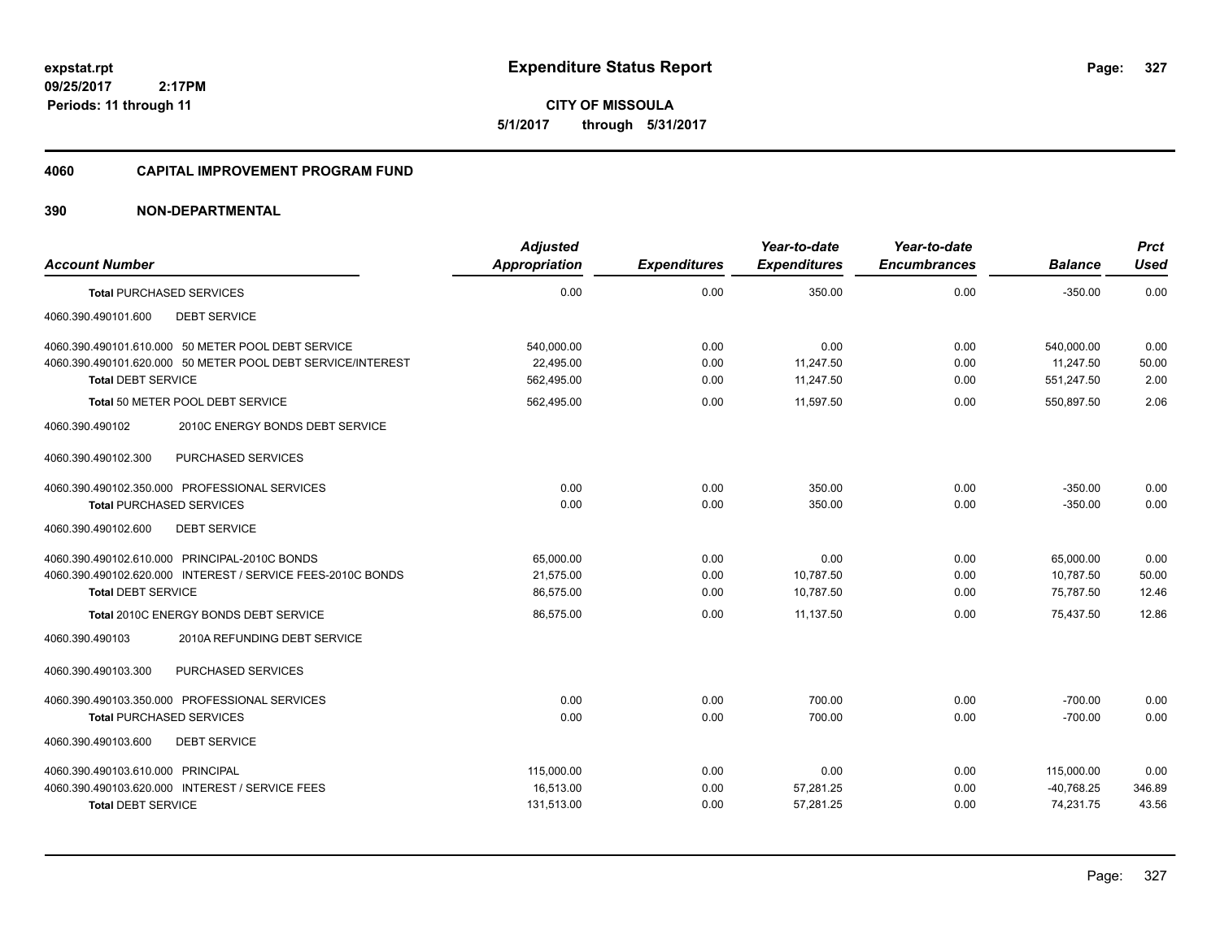# Expenditure Status Report

**CITY OF MISSOULA**

**5/1/2017 through 5/31/2017**

expstat.rpt
09/25/2017 2:17PM
Periods: 11 through 11

## 4060 CAPITAL IMPROVEMENT PROGRAM FUND

## 390 NON-DEPARTMENTAL

| Account Number | Adjusted Appropriation | Expenditures | Year-to-date Expenditures | Year-to-date Encumbrances | Balance | Prct Used |
|---|---|---|---|---|---|---|
| **Total** PURCHASED SERVICES | 0.00 | 0.00 | 350.00 | 0.00 | -350.00 | 0.00 |
| 4060.390.490101.600 DEBT SERVICE | | | | | | |
| 4060.390.490101.610.000 50 METER POOL DEBT SERVICE | 540,000.00 | 0.00 | 0.00 | 0.00 | 540,000.00 | 0.00 |
| 4060.390.490101.620.000 50 METER POOL DEBT SERVICE/INTEREST | 22,495.00 | 0.00 | 11,247.50 | 0.00 | 11,247.50 | 50.00 |
| **Total** DEBT SERVICE | 562,495.00 | 0.00 | 11,247.50 | 0.00 | 551,247.50 | 2.00 |
| **Total** 50 METER POOL DEBT SERVICE | 562,495.00 | 0.00 | 11,597.50 | 0.00 | 550,897.50 | 2.06 |
| 4060.390.490102 2010C ENERGY BONDS DEBT SERVICE | | | | | | |
| 4060.390.490102.300 PURCHASED SERVICES | | | | | | |
| 4060.390.490102.350.000 PROFESSIONAL SERVICES | 0.00 | 0.00 | 350.00 | 0.00 | -350.00 | 0.00 |
| **Total** PURCHASED SERVICES | 0.00 | 0.00 | 350.00 | 0.00 | -350.00 | 0.00 |
| 4060.390.490102.600 DEBT SERVICE | | | | | | |
| 4060.390.490102.610.000 PRINCIPAL-2010C BONDS | 65,000.00 | 0.00 | 0.00 | 0.00 | 65,000.00 | 0.00 |
| 4060.390.490102.620.000 INTEREST / SERVICE FEES-2010C BONDS | 21,575.00 | 0.00 | 10,787.50 | 0.00 | 10,787.50 | 50.00 |
| **Total** DEBT SERVICE | 86,575.00 | 0.00 | 10,787.50 | 0.00 | 75,787.50 | 12.46 |
| **Total** 2010C ENERGY BONDS DEBT SERVICE | 86,575.00 | 0.00 | 11,137.50 | 0.00 | 75,437.50 | 12.86 |
| 4060.390.490103 2010A REFUNDING DEBT SERVICE | | | | | | |
| 4060.390.490103.300 PURCHASED SERVICES | | | | | | |
| 4060.390.490103.350.000 PROFESSIONAL SERVICES | 0.00 | 0.00 | 700.00 | 0.00 | -700.00 | 0.00 |
| **Total** PURCHASED SERVICES | 0.00 | 0.00 | 700.00 | 0.00 | -700.00 | 0.00 |
| 4060.390.490103.600 DEBT SERVICE | | | | | | |
| 4060.390.490103.610.000 PRINCIPAL | 115,000.00 | 0.00 | 0.00 | 0.00 | 115,000.00 | 0.00 |
| 4060.390.490103.620.000 INTEREST / SERVICE FEES | 16,513.00 | 0.00 | 57,281.25 | 0.00 | -40,768.25 | 346.89 |
| **Total** DEBT SERVICE | 131,513.00 | 0.00 | 57,281.25 | 0.00 | 74,231.75 | 43.56 |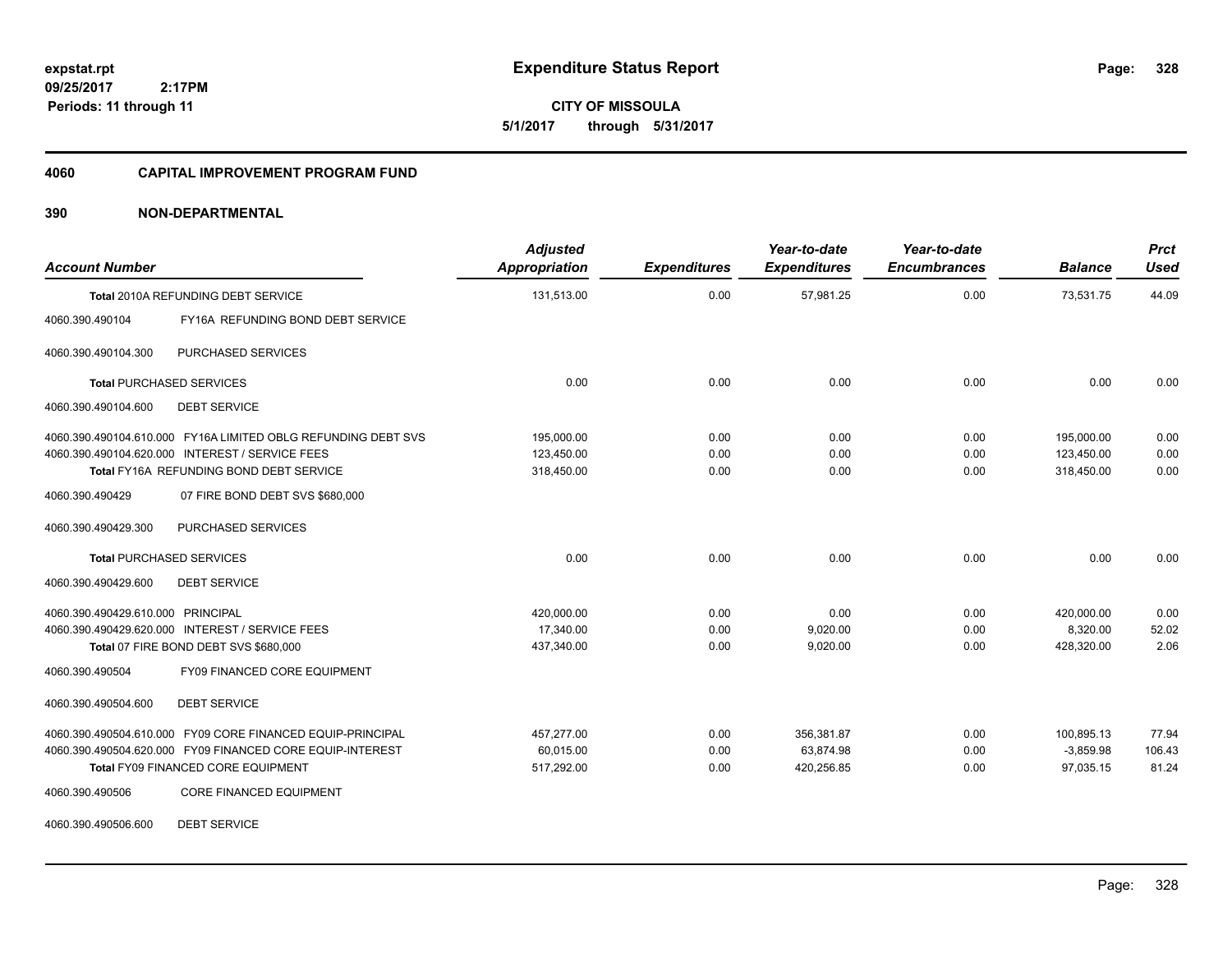**expstat.rpt**
**09/25/2017 2:17PM**
**Periods: 11 through 11**

# Expenditure Status Report

**CITY OF MISSOULA**
**5/1/2017 through 5/31/2017**

## 4060 CAPITAL IMPROVEMENT PROGRAM FUND

### 390 NON-DEPARTMENTAL

| Account Number | Adjusted Appropriation | Expenditures | Year-to-date Expenditures | Year-to-date Encumbrances | Balance | Prct Used |
|---|---|---|---|---|---|---|
| **Total** 2010A REFUNDING DEBT SERVICE | 131,513.00 | 0.00 | 57,981.25 | 0.00 | 73,531.75 | 44.09 |
| 4060.390.490104 FY16A REFUNDING BOND DEBT SERVICE | | | | | | |
| 4060.390.490104.300 PURCHASED SERVICES | | | | | | |
| **Total** PURCHASED SERVICES | 0.00 | 0.00 | 0.00 | 0.00 | 0.00 | 0.00 |
| 4060.390.490104.600 DEBT SERVICE | | | | | | |
| 4060.390.490104.610.000 FY16A LIMITED OBLG REFUNDING DEBT SVS | 195,000.00 | 0.00 | 0.00 | 0.00 | 195,000.00 | 0.00 |
| 4060.390.490104.620.000 INTEREST / SERVICE FEES | 123,450.00 | 0.00 | 0.00 | 0.00 | 123,450.00 | 0.00 |
| **Total** FY16A REFUNDING BOND DEBT SERVICE | 318,450.00 | 0.00 | 0.00 | 0.00 | 318,450.00 | 0.00 |
| 4060.390.490429 07 FIRE BOND DEBT SVS $680,000 | | | | | | |
| 4060.390.490429.300 PURCHASED SERVICES | | | | | | |
| **Total** PURCHASED SERVICES | 0.00 | 0.00 | 0.00 | 0.00 | 0.00 | 0.00 |
| 4060.390.490429.600 DEBT SERVICE | | | | | | |
| 4060.390.490429.610.000 PRINCIPAL | 420,000.00 | 0.00 | 0.00 | 0.00 | 420,000.00 | 0.00 |
| 4060.390.490429.620.000 INTEREST / SERVICE FEES | 17,340.00 | 0.00 | 9,020.00 | 0.00 | 8,320.00 | 52.02 |
| **Total** 07 FIRE BOND DEBT SVS $680,000 | 437,340.00 | 0.00 | 9,020.00 | 0.00 | 428,320.00 | 2.06 |
| 4060.390.490504 FY09 FINANCED CORE EQUIPMENT | | | | | | |
| 4060.390.490504.600 DEBT SERVICE | | | | | | |
| 4060.390.490504.610.000 FY09 CORE FINANCED EQUIP-PRINCIPAL | 457,277.00 | 0.00 | 356,381.87 | 0.00 | 100,895.13 | 77.94 |
| 4060.390.490504.620.000 FY09 FINANCED CORE EQUIP-INTEREST | 60,015.00 | 0.00 | 63,874.98 | 0.00 | -3,859.98 | 106.43 |
| **Total** FY09 FINANCED CORE EQUIPMENT | 517,292.00 | 0.00 | 420,256.85 | 0.00 | 97,035.15 | 81.24 |
| 4060.390.490506 CORE FINANCED EQUIPMENT | | | | | | |
| 4060.390.490506.600 DEBT SERVICE | | | | | | |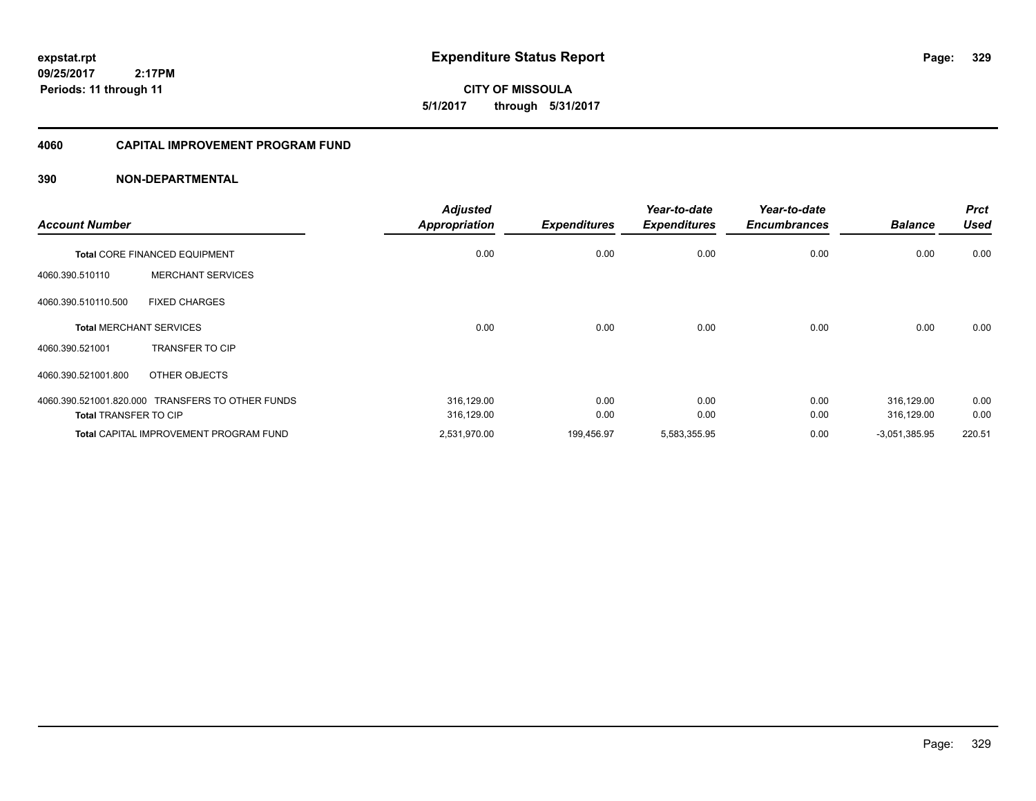# Expenditure Status Report

expstat.rpt
09/25/2017 2:17PM
Periods: 11 through 11

**CITY OF MISSOULA**
**5/1/2017 through 5/31/2017**

## 4060 CAPITAL IMPROVEMENT PROGRAM FUND

### 390 NON-DEPARTMENTAL

| Account Number | | Adjusted Appropriation | Expenditures | Year-to-date Expenditures | Year-to-date Encumbrances | Balance | Prct Used |
|---|---|---|---|---|---|---|---|
| **Total** CORE FINANCED EQUIPMENT | | 0.00 | 0.00 | 0.00 | 0.00 | 0.00 | 0.00 |
| 4060.390.510110 | MERCHANT SERVICES | | | | | | |
| 4060.390.510110.500 | FIXED CHARGES | | | | | | |
| **Total** MERCHANT SERVICES | | 0.00 | 0.00 | 0.00 | 0.00 | 0.00 | 0.00 |
| 4060.390.521001 | TRANSFER TO CIP | | | | | | |
| 4060.390.521001.800 | OTHER OBJECTS | | | | | | |
| 4060.390.521001.820.000 | TRANSFERS TO OTHER FUNDS | 316,129.00 | 0.00 | 0.00 | 0.00 | 316,129.00 | 0.00 |
| **Total** TRANSFER TO CIP | | 316,129.00 | 0.00 | 0.00 | 0.00 | 316,129.00 | 0.00 |
| **Total** CAPITAL IMPROVEMENT PROGRAM FUND | | 2,531,970.00 | 199,456.97 | 5,583,355.95 | 0.00 | -3,051,385.95 | 220.51 |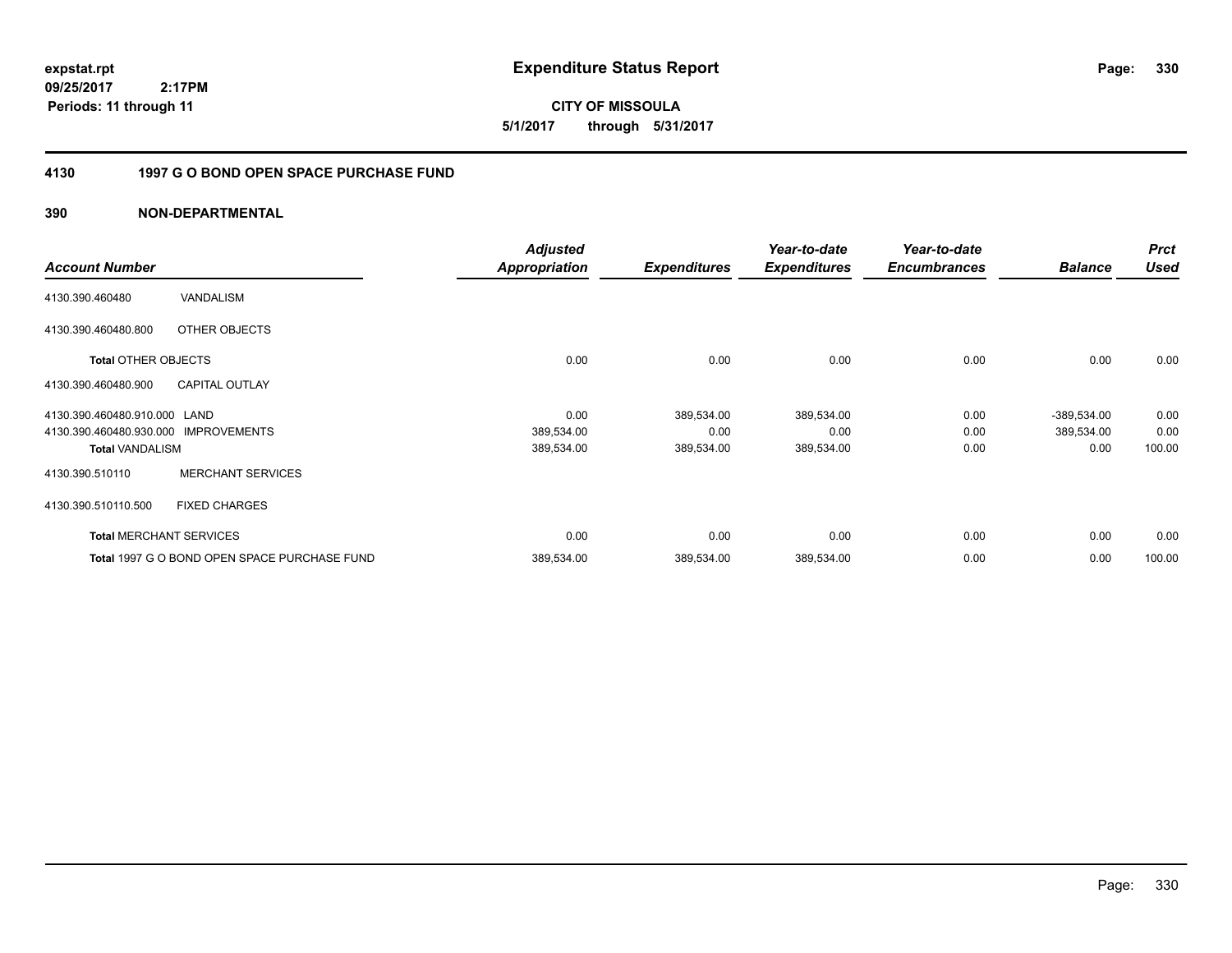**expstat.rpt**
**09/25/2017 2:17PM**
**Periods: 11 through 11**

# Expenditure Status Report

**CITY OF MISSOULA**
**5/1/2017 through 5/31/2017**

## 4130 1997 G O BOND OPEN SPACE PURCHASE FUND

### 390 NON-DEPARTMENTAL

| Account Number | | Adjusted Appropriation | Expenditures | Year-to-date Expenditures | Year-to-date Encumbrances | Balance | Prct Used |
|---|---|---|---|---|---|---|---|
| 4130.390.460480 | VANDALISM | | | | | | |
| 4130.390.460480.800 | OTHER OBJECTS | | | | | | |
| **Total** OTHER OBJECTS | | 0.00 | 0.00 | 0.00 | 0.00 | 0.00 | 0.00 |
| 4130.390.460480.900 | CAPITAL OUTLAY | | | | | | |
| 4130.390.460480.910.000 | LAND | 0.00 | 389,534.00 | 389,534.00 | 0.00 | -389,534.00 | 0.00 |
| 4130.390.460480.930.000 | IMPROVEMENTS | 389,534.00 | 0.00 | 0.00 | 0.00 | 389,534.00 | 0.00 |
| **Total VANDALISM** | | 389,534.00 | 389,534.00 | 389,534.00 | 0.00 | 0.00 | 100.00 |
| 4130.390.510110 | MERCHANT SERVICES | | | | | | |
| 4130.390.510110.500 | FIXED CHARGES | | | | | | |
| **Total** MERCHANT SERVICES | | 0.00 | 0.00 | 0.00 | 0.00 | 0.00 | 0.00 |
| **Total** 1997 G O BOND OPEN SPACE PURCHASE FUND | | 389,534.00 | 389,534.00 | 389,534.00 | 0.00 | 0.00 | 100.00 |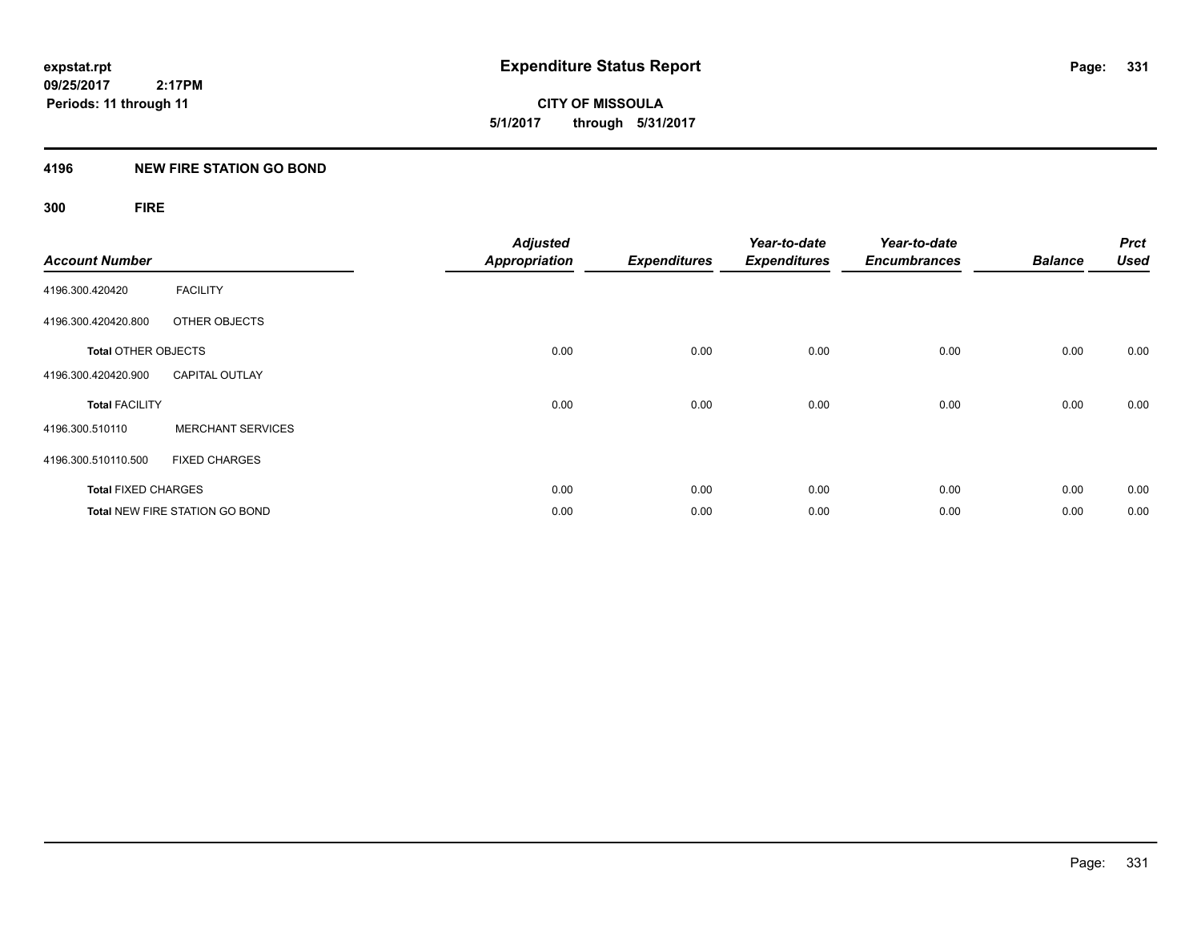**expstat.rpt**
**09/25/2017 2:17PM**
**Periods: 11 through 11**

# Expenditure Status Report

**CITY OF MISSOULA**
**5/1/2017 through 5/31/2017**

## 4196 NEW FIRE STATION GO BOND

### 300 FIRE

| Account Number | | Adjusted Appropriation | Expenditures | Year-to-date Expenditures | Year-to-date Encumbrances | Balance | Prct Used |
|---|---|---|---|---|---|---|---|
| 4196.300.420420 | FACILITY | | | | | | |
| 4196.300.420420.800 | OTHER OBJECTS | | | | | | |
| **Total** OTHER OBJECTS | | 0.00 | 0.00 | 0.00 | 0.00 | 0.00 | 0.00 |
| 4196.300.420420.900 | CAPITAL OUTLAY | | | | | | |
| **Total** FACILITY | | 0.00 | 0.00 | 0.00 | 0.00 | 0.00 | 0.00 |
| 4196.300.510110 | MERCHANT SERVICES | | | | | | |
| 4196.300.510110.500 | FIXED CHARGES | | | | | | |
| **Total** FIXED CHARGES | | 0.00 | 0.00 | 0.00 | 0.00 | 0.00 | 0.00 |
| **Total** NEW FIRE STATION GO BOND | | 0.00 | 0.00 | 0.00 | 0.00 | 0.00 | 0.00 |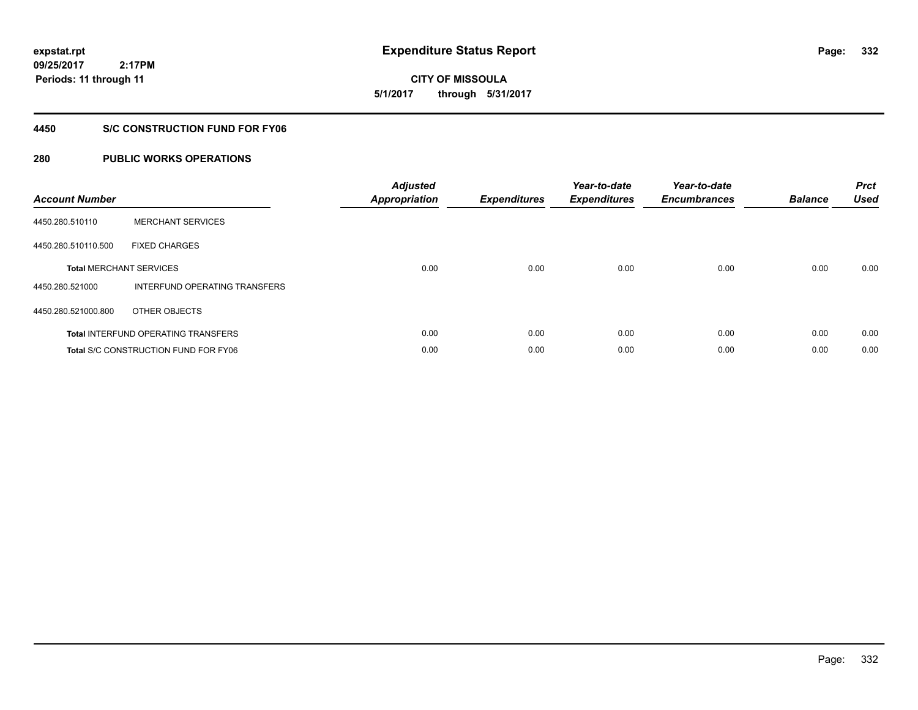**expstat.rpt**
**09/25/2017 2:17PM**
**Periods: 11 through 11**

# Expenditure Status Report

**CITY OF MISSOULA**
**5/1/2017 through 5/31/2017**

## 4450 S/C CONSTRUCTION FUND FOR FY06

## 280 PUBLIC WORKS OPERATIONS

| Account Number | | Adjusted Appropriation | Expenditures | Year-to-date Expenditures | Year-to-date Encumbrances | Balance | Prct Used |
|---|---|---|---|---|---|---|---|
| 4450.280.510110 | MERCHANT SERVICES | | | | | | |
| 4450.280.510110.500 | FIXED CHARGES | | | | | | |
| **Total** MERCHANT SERVICES | | 0.00 | 0.00 | 0.00 | 0.00 | 0.00 | 0.00 |
| 4450.280.521000 | INTERFUND OPERATING TRANSFERS | | | | | | |
| 4450.280.521000.800 | OTHER OBJECTS | | | | | | |
| **Total** INTERFUND OPERATING TRANSFERS | | 0.00 | 0.00 | 0.00 | 0.00 | 0.00 | 0.00 |
| **Total** S/C CONSTRUCTION FUND FOR FY06 | | 0.00 | 0.00 | 0.00 | 0.00 | 0.00 | 0.00 |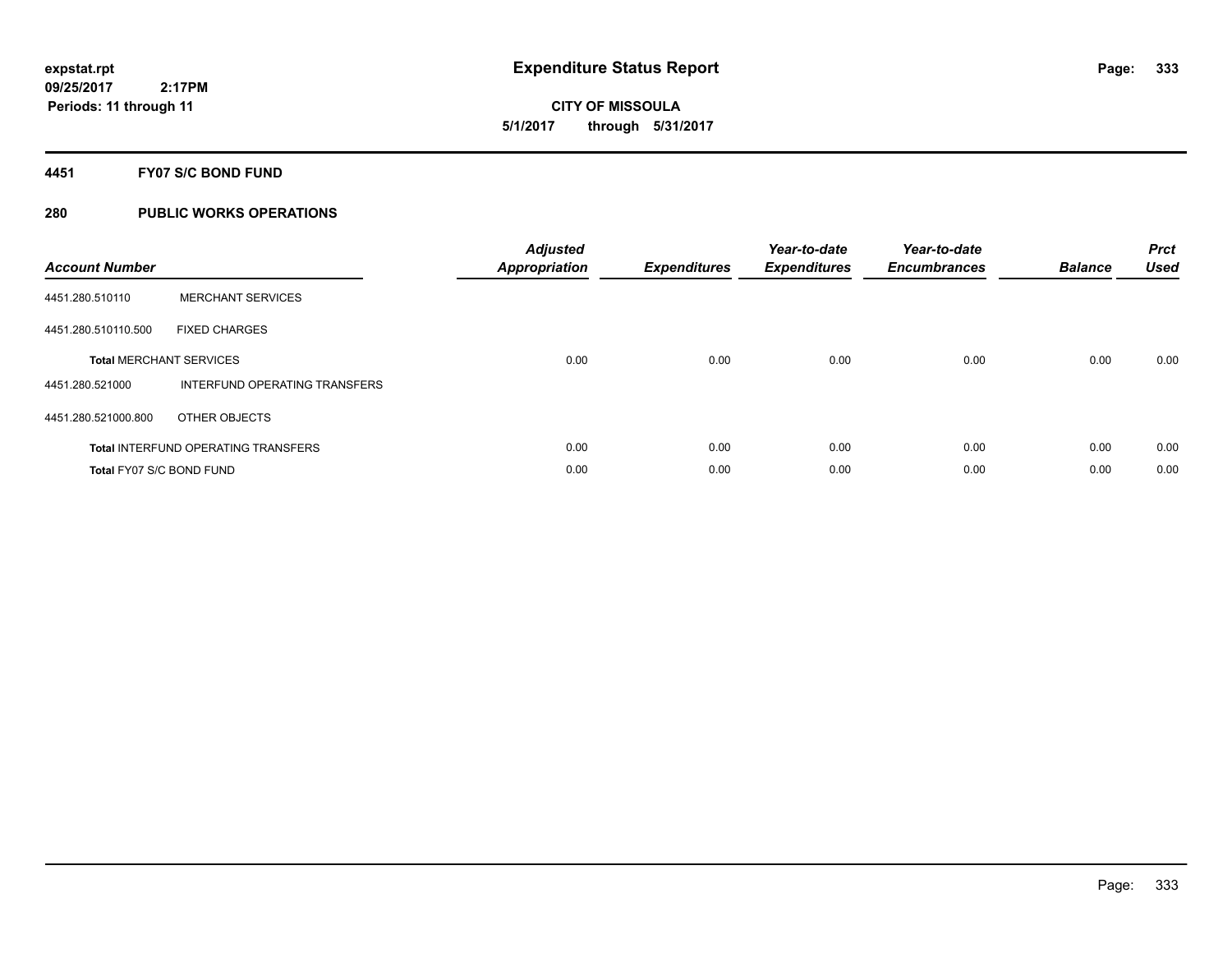expstat.rpt
09/25/2017 2:17PM
Periods: 11 through 11

# Expenditure Status Report

CITY OF MISSOULA
5/1/2017 through 5/31/2017

## 4451 FY07 S/C BOND FUND

## 280 PUBLIC WORKS OPERATIONS

| Account Number | | Adjusted Appropriation | Expenditures | Year-to-date Expenditures | Year-to-date Encumbrances | Balance | Prct Used |
|---|---|---|---|---|---|---|---|
| 4451.280.510110 | MERCHANT SERVICES | | | | | | |
| 4451.280.510110.500 | FIXED CHARGES | | | | | | |
| **Total** MERCHANT SERVICES | | 0.00 | 0.00 | 0.00 | 0.00 | 0.00 | 0.00 |
| 4451.280.521000 | INTERFUND OPERATING TRANSFERS | | | | | | |
| 4451.280.521000.800 | OTHER OBJECTS | | | | | | |
| **Total** INTERFUND OPERATING TRANSFERS | | 0.00 | 0.00 | 0.00 | 0.00 | 0.00 | 0.00 |
| **Total** FY07 S/C BOND FUND | | 0.00 | 0.00 | 0.00 | 0.00 | 0.00 | 0.00 |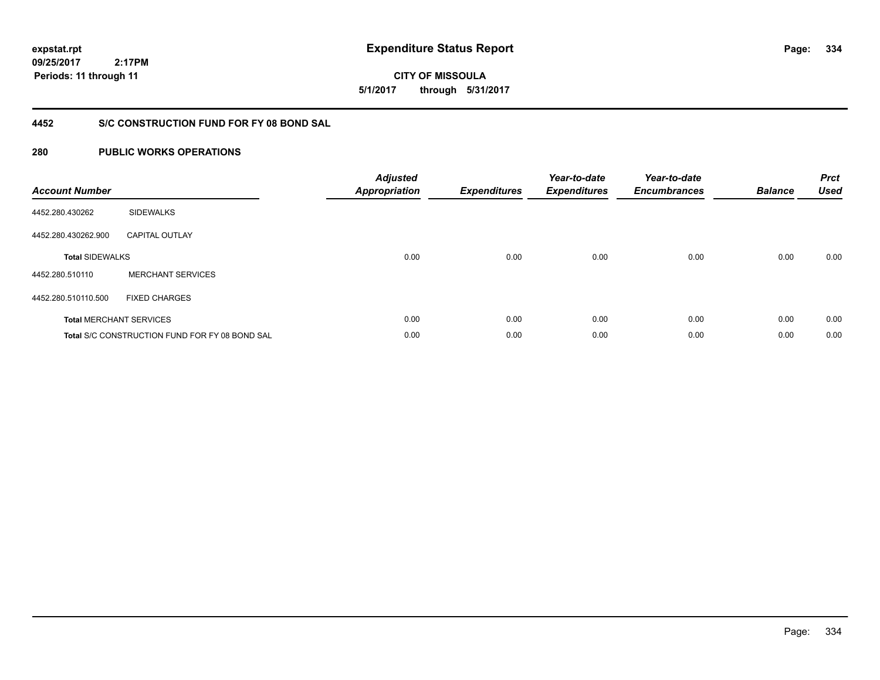**expstat.rpt**
**09/25/2017 2:17PM**
**Periods: 11 through 11**

# Expenditure Status Report

**CITY OF MISSOULA**
**5/1/2017 through 5/31/2017**

## 4452 S/C CONSTRUCTION FUND FOR FY 08 BOND SAL

## 280 PUBLIC WORKS OPERATIONS

| Account Number | | Adjusted Appropriation | Expenditures | Year-to-date Expenditures | Year-to-date Encumbrances | Balance | Prct Used |
|---|---|---|---|---|---|---|---|
| 4452.280.430262 | SIDEWALKS | | | | | | |
| 4452.280.430262.900 | CAPITAL OUTLAY | | | | | | |
| **Total** SIDEWALKS | | 0.00 | 0.00 | 0.00 | 0.00 | 0.00 | 0.00 |
| 4452.280.510110 | MERCHANT SERVICES | | | | | | |
| 4452.280.510110.500 | FIXED CHARGES | | | | | | |
| **Total** MERCHANT SERVICES | | 0.00 | 0.00 | 0.00 | 0.00 | 0.00 | 0.00 |
| **Total** S/C CONSTRUCTION FUND FOR FY 08 BOND SAL | | 0.00 | 0.00 | 0.00 | 0.00 | 0.00 | 0.00 |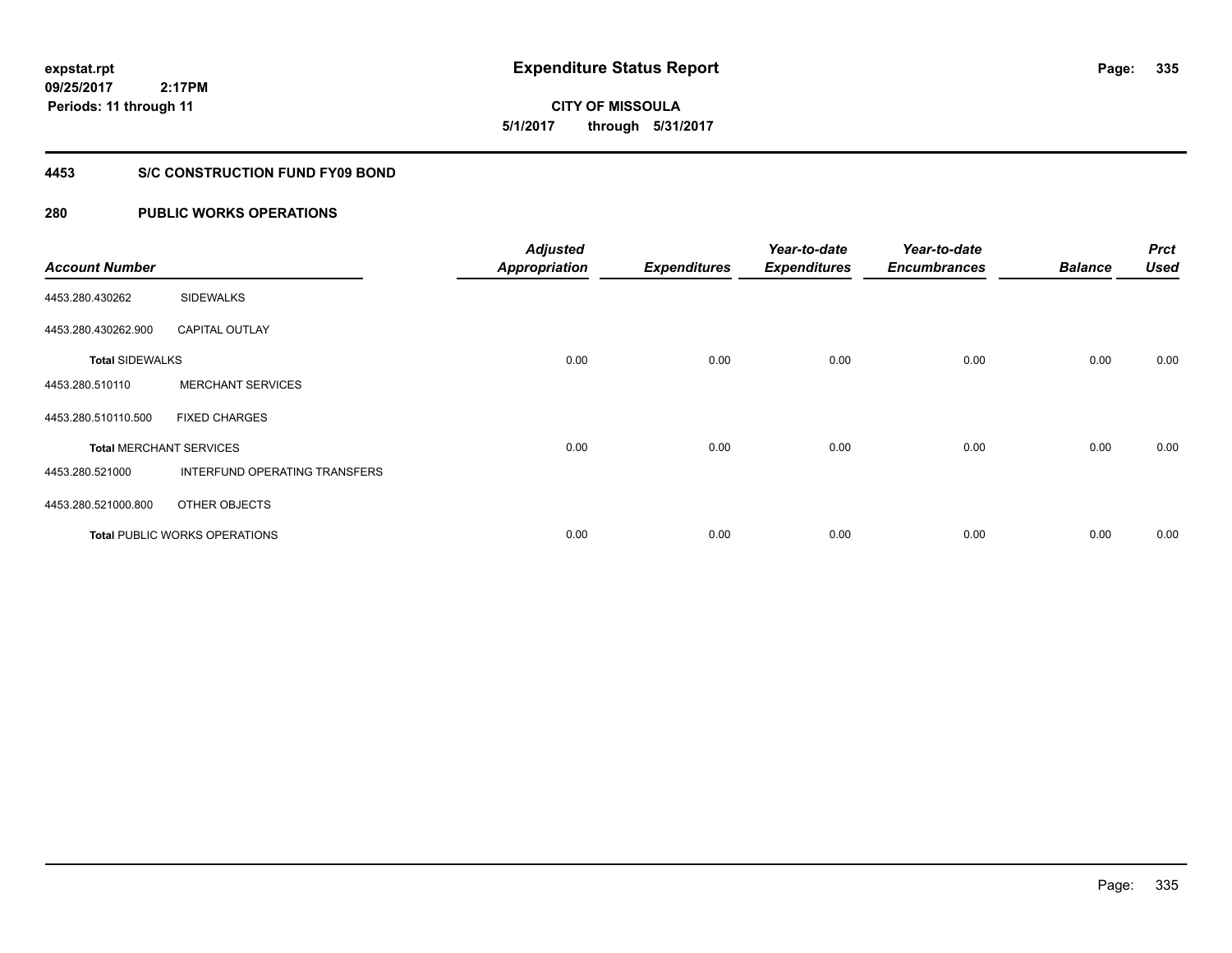**expstat.rpt**
**09/25/2017 2:17PM**
**Periods: 11 through 11**

# Expenditure Status Report

**CITY OF MISSOULA**
**5/1/2017 through 5/31/2017**

## 4453 S/C CONSTRUCTION FUND FY09 BOND

## 280 PUBLIC WORKS OPERATIONS

| Account Number | | Adjusted Appropriation | Expenditures | Year-to-date Expenditures | Year-to-date Encumbrances | Balance | Prct Used |
|---|---|---|---|---|---|---|---|
| 4453.280.430262 | SIDEWALKS | | | | | | |
| 4453.280.430262.900 | CAPITAL OUTLAY | | | | | | |
| **Total** SIDEWALKS | | 0.00 | 0.00 | 0.00 | 0.00 | 0.00 | 0.00 |
| 4453.280.510110 | MERCHANT SERVICES | | | | | | |
| 4453.280.510110.500 | FIXED CHARGES | | | | | | |
| **Total** MERCHANT SERVICES | | 0.00 | 0.00 | 0.00 | 0.00 | 0.00 | 0.00 |
| 4453.280.521000 | INTERFUND OPERATING TRANSFERS | | | | | | |
| 4453.280.521000.800 | OTHER OBJECTS | | | | | | |
| **Total** PUBLIC WORKS OPERATIONS | | 0.00 | 0.00 | 0.00 | 0.00 | 0.00 | 0.00 |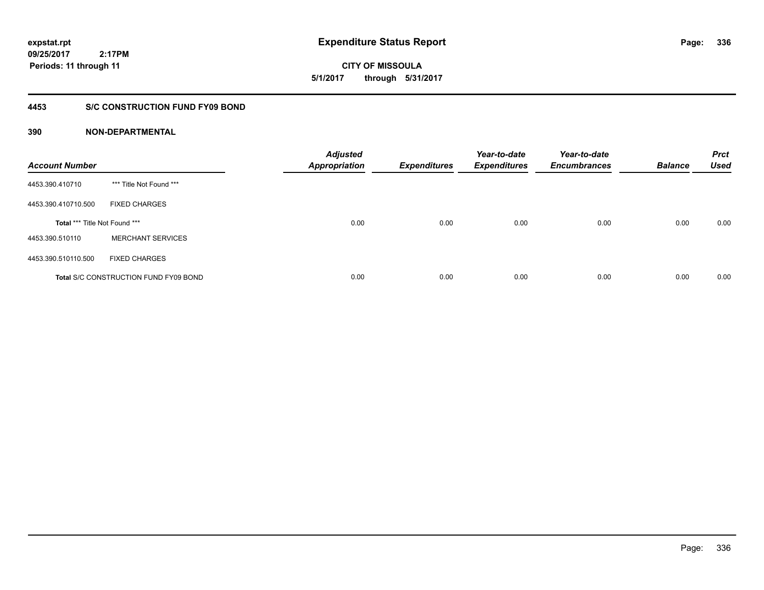**expstat.rpt**
**09/25/2017 2:17PM**
**Periods: 11 through 11**

# Expenditure Status Report

**CITY OF MISSOULA**
**5/1/2017 through 5/31/2017**

## 4453 S/C CONSTRUCTION FUND FY09 BOND

### 390 NON-DEPARTMENTAL

| Account Number | | Adjusted Appropriation | Expenditures | Year-to-date Expenditures | Year-to-date Encumbrances | Balance | Prct Used |
|---|---|---|---|---|---|---|---|
| 4453.390.410710 | *** Title Not Found *** | | | | | | |
| 4453.390.410710.500 | FIXED CHARGES | | | | | | |
| **Total** *** Title Not Found *** | | 0.00 | 0.00 | 0.00 | 0.00 | 0.00 | 0.00 |
| 4453.390.510110 | MERCHANT SERVICES | | | | | | |
| 4453.390.510110.500 | FIXED CHARGES | | | | | | |
| **Total** S/C CONSTRUCTION FUND FY09 BOND | | 0.00 | 0.00 | 0.00 | 0.00 | 0.00 | 0.00 |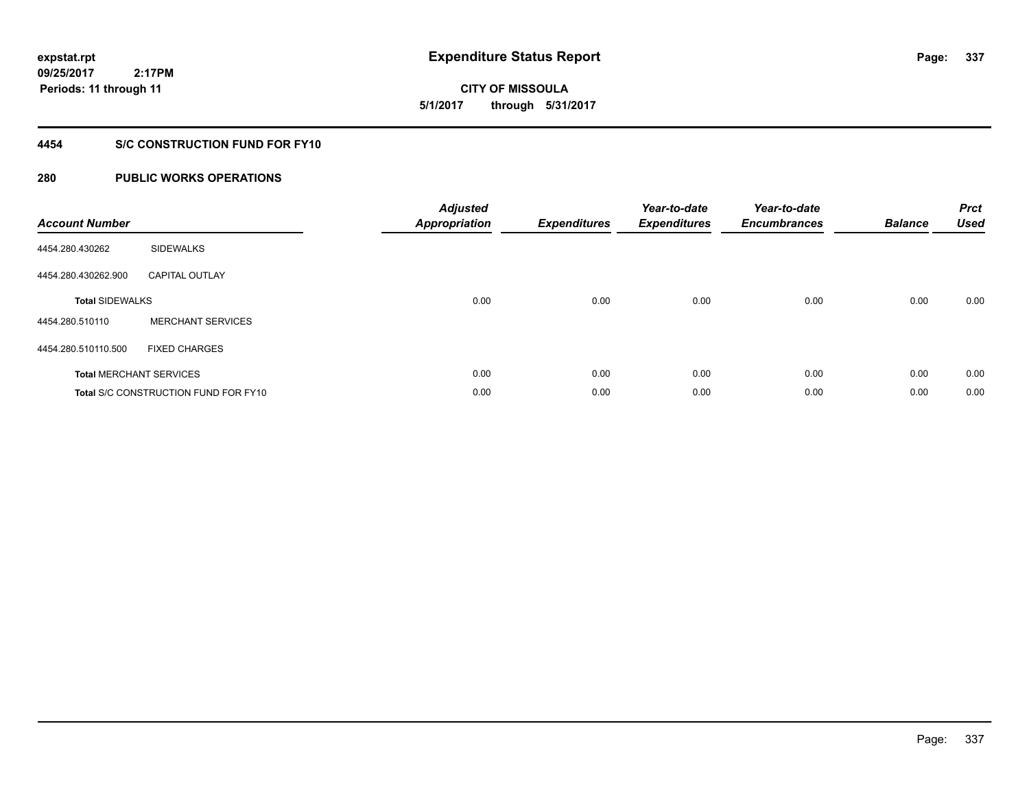**expstat.rpt**
**09/25/2017 2:17PM**
**Periods: 11 through 11**

# Expenditure Status Report

**CITY OF MISSOULA**
**5/1/2017 through 5/31/2017**

## 4454 S/C CONSTRUCTION FUND FOR FY10

## 280 PUBLIC WORKS OPERATIONS

| Account Number | | Adjusted Appropriation | Expenditures | Year-to-date Expenditures | Year-to-date Encumbrances | Balance | Prct Used |
|---|---|---|---|---|---|---|---|
| 4454.280.430262 | SIDEWALKS | | | | | | |
| 4454.280.430262.900 | CAPITAL OUTLAY | | | | | | |
| **Total** SIDEWALKS | | 0.00 | 0.00 | 0.00 | 0.00 | 0.00 | 0.00 |
| 4454.280.510110 | MERCHANT SERVICES | | | | | | |
| 4454.280.510110.500 | FIXED CHARGES | | | | | | |
| **Total** MERCHANT SERVICES | | 0.00 | 0.00 | 0.00 | 0.00 | 0.00 | 0.00 |
| **Total** S/C CONSTRUCTION FUND FOR FY10 | | 0.00 | 0.00 | 0.00 | 0.00 | 0.00 | 0.00 |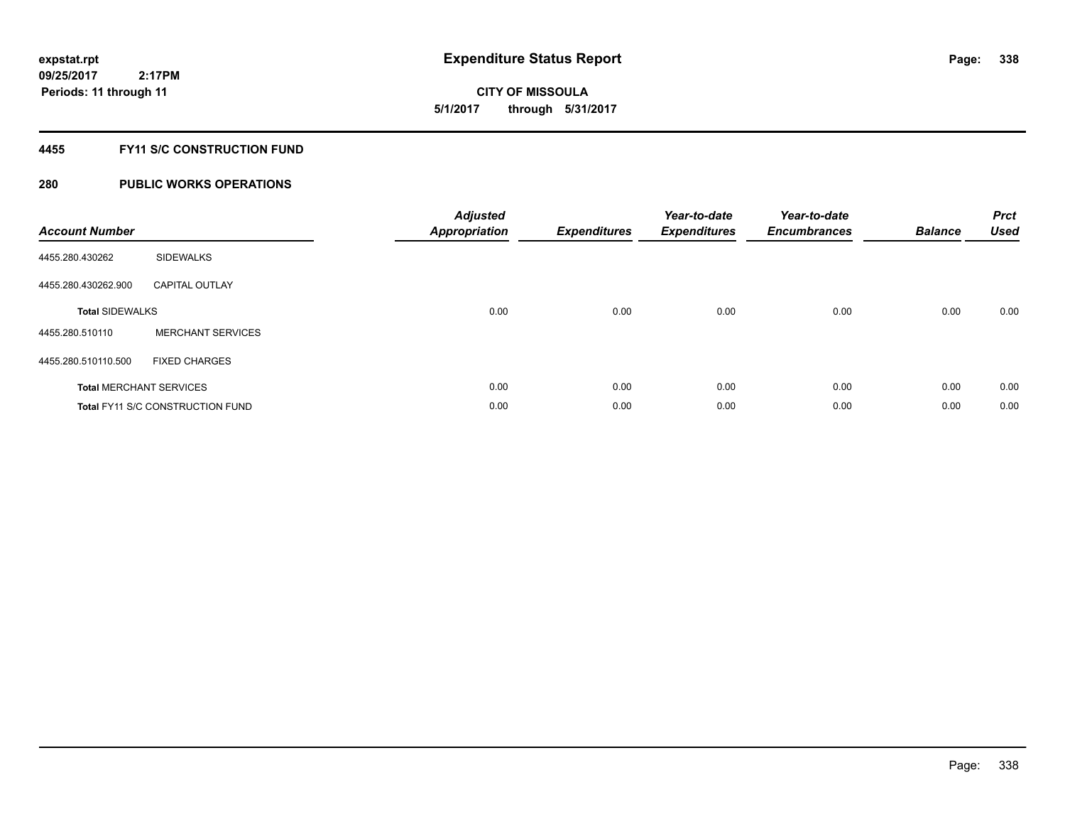**expstat.rpt**
**09/25/2017 2:17PM**
**Periods: 11 through 11**

# Expenditure Status Report

**CITY OF MISSOULA**
**5/1/2017 through 5/31/2017**

## 4455 FY11 S/C CONSTRUCTION FUND

## 280 PUBLIC WORKS OPERATIONS

| Account Number | | Adjusted Appropriation | Expenditures | Year-to-date Expenditures | Year-to-date Encumbrances | Balance | Prct Used |
|---|---|---|---|---|---|---|---|
| 4455.280.430262 | SIDEWALKS | | | | | | |
| 4455.280.430262.900 | CAPITAL OUTLAY | | | | | | |
| **Total** SIDEWALKS | | 0.00 | 0.00 | 0.00 | 0.00 | 0.00 | 0.00 |
| 4455.280.510110 | MERCHANT SERVICES | | | | | | |
| 4455.280.510110.500 | FIXED CHARGES | | | | | | |
| **Total** MERCHANT SERVICES | | 0.00 | 0.00 | 0.00 | 0.00 | 0.00 | 0.00 |
| **Total** FY11 S/C CONSTRUCTION FUND | | 0.00 | 0.00 | 0.00 | 0.00 | 0.00 | 0.00 |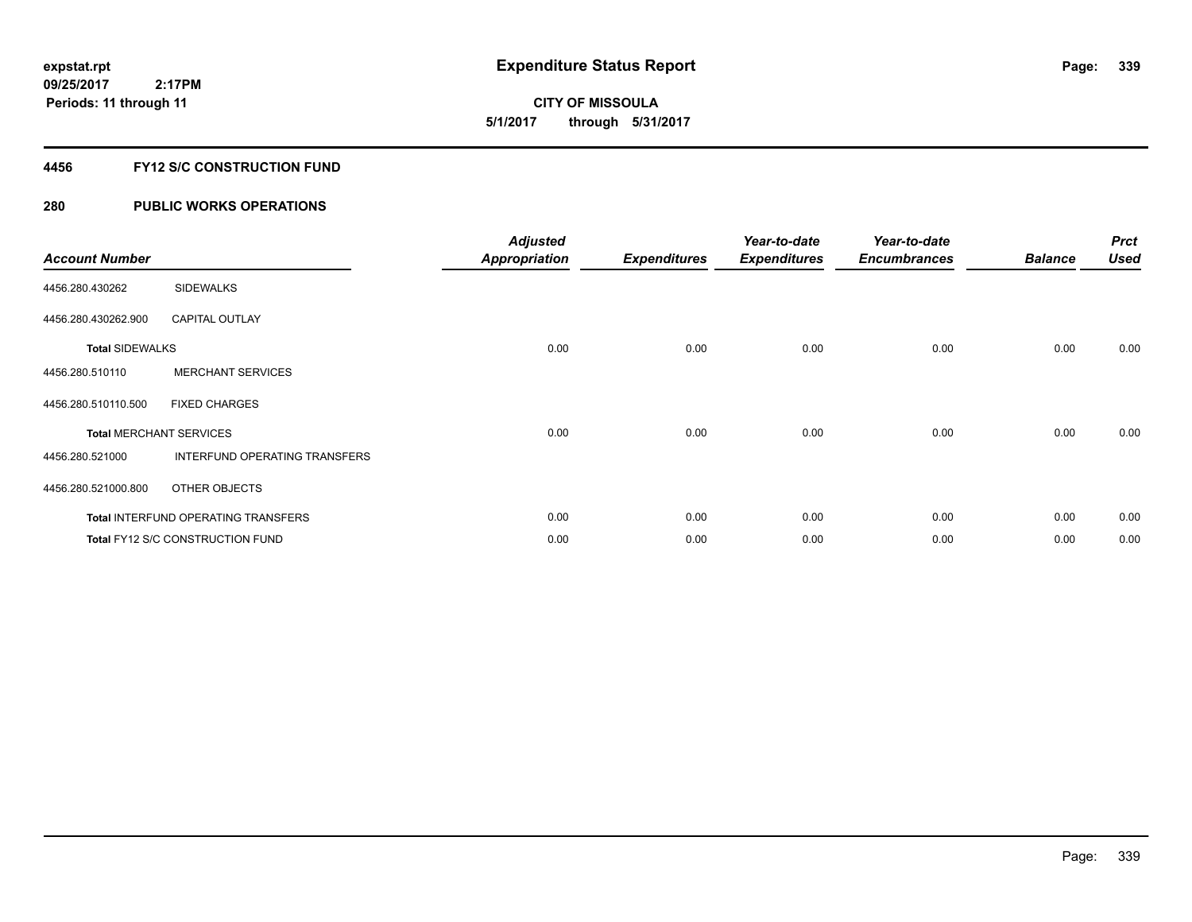**expstat.rpt**
**09/25/2017 2:17PM**
**Periods: 11 through 11**

# Expenditure Status Report

**CITY OF MISSOULA**
**5/1/2017 through 5/31/2017**

## 4456 FY12 S/C CONSTRUCTION FUND

## 280 PUBLIC WORKS OPERATIONS

| Account Number | | Adjusted Appropriation | Expenditures | Year-to-date Expenditures | Year-to-date Encumbrances | Balance | Prct Used |
|---|---|---|---|---|---|---|---|
| 4456.280.430262 | SIDEWALKS | | | | | | |
| 4456.280.430262.900 | CAPITAL OUTLAY | | | | | | |
| **Total** SIDEWALKS | | 0.00 | 0.00 | 0.00 | 0.00 | 0.00 | 0.00 |
| 4456.280.510110 | MERCHANT SERVICES | | | | | | |
| 4456.280.510110.500 | FIXED CHARGES | | | | | | |
| **Total** MERCHANT SERVICES | | 0.00 | 0.00 | 0.00 | 0.00 | 0.00 | 0.00 |
| 4456.280.521000 | INTERFUND OPERATING TRANSFERS | | | | | | |
| 4456.280.521000.800 | OTHER OBJECTS | | | | | | |
| **Total** INTERFUND OPERATING TRANSFERS | | 0.00 | 0.00 | 0.00 | 0.00 | 0.00 | 0.00 |
| **Total** FY12 S/C CONSTRUCTION FUND | | 0.00 | 0.00 | 0.00 | 0.00 | 0.00 | 0.00 |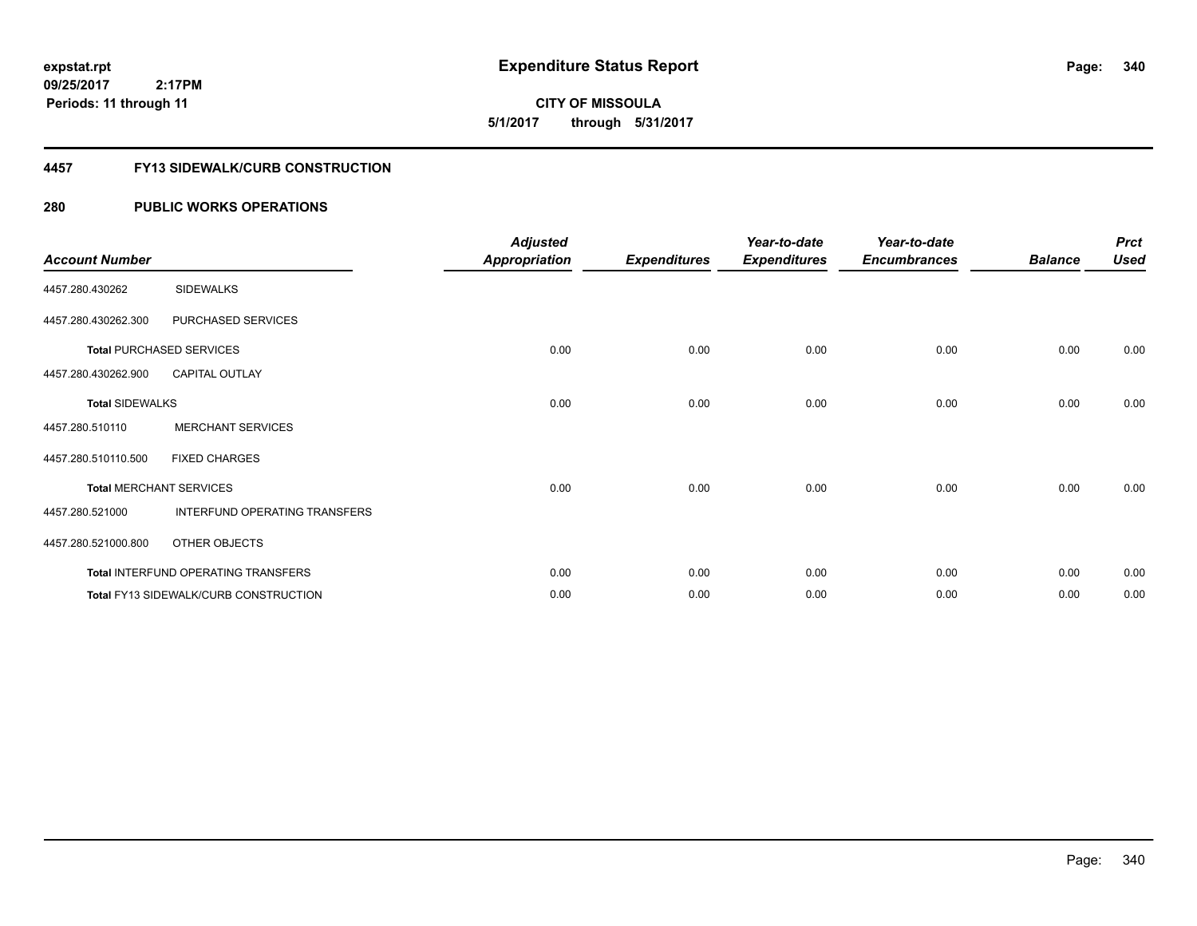**expstat.rpt**
**09/25/2017 2:17PM**
**Periods: 11 through 11**

# Expenditure Status Report

**CITY OF MISSOULA**
**5/1/2017 through 5/31/2017**

## 4457 FY13 SIDEWALK/CURB CONSTRUCTION

## 280 PUBLIC WORKS OPERATIONS

| Account Number | | Adjusted Appropriation | Expenditures | Year-to-date Expenditures | Year-to-date Encumbrances | Balance | Prct Used |
|---|---|---|---|---|---|---|---|
| 4457.280.430262 | SIDEWALKS | | | | | | |
| 4457.280.430262.300 | PURCHASED SERVICES | | | | | | |
| **Total** PURCHASED SERVICES | | 0.00 | 0.00 | 0.00 | 0.00 | 0.00 | 0.00 |
| 4457.280.430262.900 | CAPITAL OUTLAY | | | | | | |
| **Total** SIDEWALKS | | 0.00 | 0.00 | 0.00 | 0.00 | 0.00 | 0.00 |
| 4457.280.510110 | MERCHANT SERVICES | | | | | | |
| 4457.280.510110.500 | FIXED CHARGES | | | | | | |
| **Total** MERCHANT SERVICES | | 0.00 | 0.00 | 0.00 | 0.00 | 0.00 | 0.00 |
| 4457.280.521000 | INTERFUND OPERATING TRANSFERS | | | | | | |
| 4457.280.521000.800 | OTHER OBJECTS | | | | | | |
| **Total** INTERFUND OPERATING TRANSFERS | | 0.00 | 0.00 | 0.00 | 0.00 | 0.00 | 0.00 |
| **Total** FY13 SIDEWALK/CURB CONSTRUCTION | | 0.00 | 0.00 | 0.00 | 0.00 | 0.00 | 0.00 |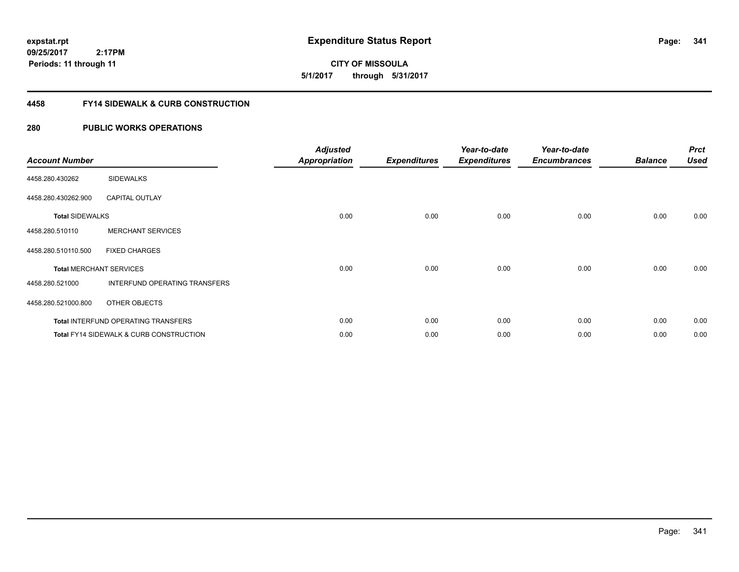**expstat.rpt**
**09/25/2017 2:17PM**
**Periods: 11 through 11**

# Expenditure Status Report

**CITY OF MISSOULA**
**5/1/2017 through 5/31/2017**

## 4458 FY14 SIDEWALK & CURB CONSTRUCTION

## 280 PUBLIC WORKS OPERATIONS

| Account Number | | Adjusted Appropriation | Expenditures | Year-to-date Expenditures | Year-to-date Encumbrances | Balance | Prct Used |
|---|---|---|---|---|---|---|---|
| 4458.280.430262 | SIDEWALKS | | | | | | |
| 4458.280.430262.900 | CAPITAL OUTLAY | | | | | | |
| **Total** SIDEWALKS | | 0.00 | 0.00 | 0.00 | 0.00 | 0.00 | 0.00 |
| 4458.280.510110 | MERCHANT SERVICES | | | | | | |
| 4458.280.510110.500 | FIXED CHARGES | | | | | | |
| **Total** MERCHANT SERVICES | | 0.00 | 0.00 | 0.00 | 0.00 | 0.00 | 0.00 |
| 4458.280.521000 | INTERFUND OPERATING TRANSFERS | | | | | | |
| 4458.280.521000.800 | OTHER OBJECTS | | | | | | |
| **Total** INTERFUND OPERATING TRANSFERS | | 0.00 | 0.00 | 0.00 | 0.00 | 0.00 | 0.00 |
| **Total** FY14 SIDEWALK & CURB CONSTRUCTION | | 0.00 | 0.00 | 0.00 | 0.00 | 0.00 | 0.00 |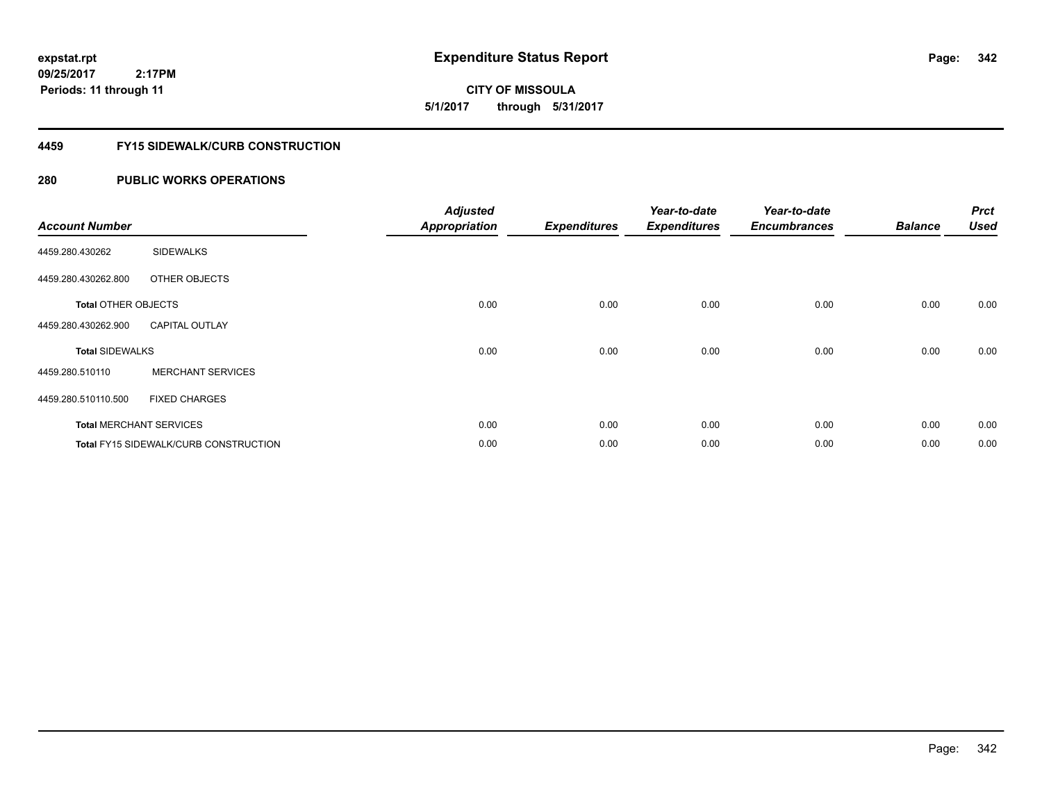# Expenditure Status Report

**CITY OF MISSOULA**

**5/1/2017 through 5/31/2017**

expstat.rpt
09/25/2017 2:17PM
Periods: 11 through 11

## 4459 FY15 SIDEWALK/CURB CONSTRUCTION

## 280 PUBLIC WORKS OPERATIONS

| Account Number | | Adjusted Appropriation | Expenditures | Year-to-date Expenditures | Year-to-date Encumbrances | Balance | Prct Used |
|---|---|---|---|---|---|---|---|
| 4459.280.430262 | SIDEWALKS | | | | | | |
| 4459.280.430262.800 | OTHER OBJECTS | | | | | | |
| **Total** OTHER OBJECTS | | 0.00 | 0.00 | 0.00 | 0.00 | 0.00 | 0.00 |
| 4459.280.430262.900 | CAPITAL OUTLAY | | | | | | |
| **Total** SIDEWALKS | | 0.00 | 0.00 | 0.00 | 0.00 | 0.00 | 0.00 |
| 4459.280.510110 | MERCHANT SERVICES | | | | | | |
| 4459.280.510110.500 | FIXED CHARGES | | | | | | |
| **Total** MERCHANT SERVICES | | 0.00 | 0.00 | 0.00 | 0.00 | 0.00 | 0.00 |
| **Total** FY15 SIDEWALK/CURB CONSTRUCTION | | 0.00 | 0.00 | 0.00 | 0.00 | 0.00 | 0.00 |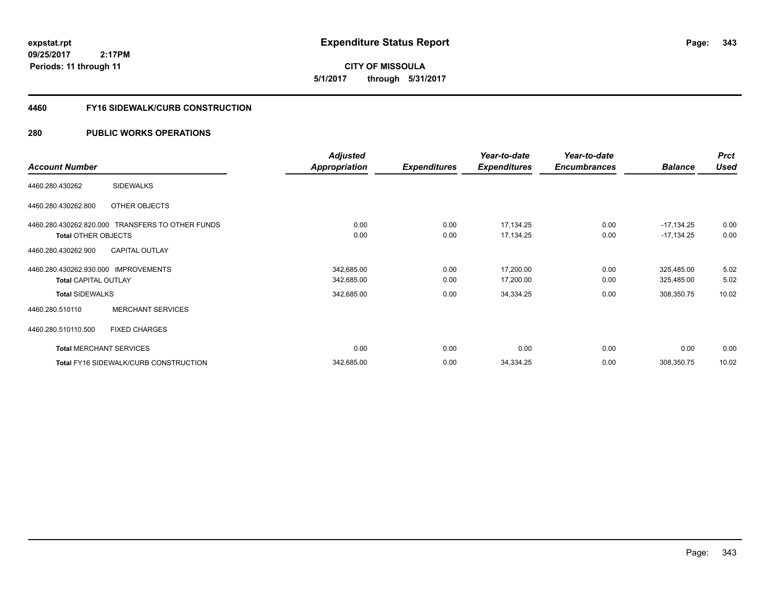**Expenditure Status Report**

**CITY OF MISSOULA**

**5/1/2017 through 5/31/2017**

expstat.rpt
09/25/2017 2:17PM
Periods: 11 through 11

## 4460 FY16 SIDEWALK/CURB CONSTRUCTION

## 280 PUBLIC WORKS OPERATIONS

| Account Number | | Adjusted Appropriation | Expenditures | Year-to-date Expenditures | Year-to-date Encumbrances | Balance | Prct Used |
|---|---|---|---|---|---|---|---|
| 4460.280.430262 | SIDEWALKS | | | | | | |
| 4460.280.430262.800 | OTHER OBJECTS | | | | | | |
| 4460.280.430262.820.000 | TRANSFERS TO OTHER FUNDS | 0.00 | 0.00 | 17,134.25 | 0.00 | -17,134.25 | 0.00 |
| **Total** OTHER OBJECTS | | 0.00 | 0.00 | 17,134.25 | 0.00 | -17,134.25 | 0.00 |
| 4460.280.430262.900 | CAPITAL OUTLAY | | | | | | |
| 4460.280.430262.930.000 | IMPROVEMENTS | 342,685.00 | 0.00 | 17,200.00 | 0.00 | 325,485.00 | 5.02 |
| **Total** CAPITAL OUTLAY | | 342,685.00 | 0.00 | 17,200.00 | 0.00 | 325,485.00 | 5.02 |
| **Total** SIDEWALKS | | 342,685.00 | 0.00 | 34,334.25 | 0.00 | 308,350.75 | 10.02 |
| 4460.280.510110 | MERCHANT SERVICES | | | | | | |
| 4460.280.510110.500 | FIXED CHARGES | | | | | | |
| **Total** MERCHANT SERVICES | | 0.00 | 0.00 | 0.00 | 0.00 | 0.00 | 0.00 |
| **Total** FY16 SIDEWALK/CURB CONSTRUCTION | | 342,685.00 | 0.00 | 34,334.25 | 0.00 | 308,350.75 | 10.02 |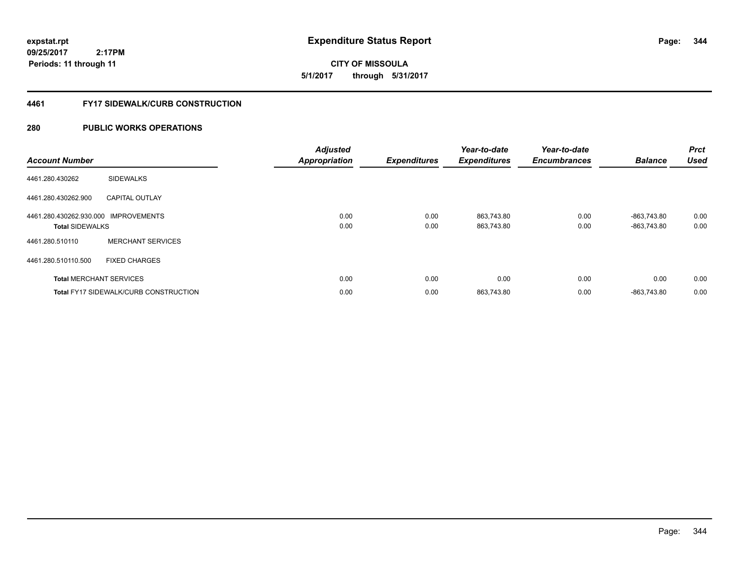**expstat.rpt**
**09/25/2017 2:17PM**
**Periods: 11 through 11**

# Expenditure Status Report

**CITY OF MISSOULA**
**5/1/2017 through 5/31/2017**

## 4461 FY17 SIDEWALK/CURB CONSTRUCTION

## 280 PUBLIC WORKS OPERATIONS

| Account Number | | Adjusted Appropriation | Expenditures | Year-to-date Expenditures | Year-to-date Encumbrances | Balance | Prct Used |
|---|---|---|---|---|---|---|---|
| 4461.280.430262 | SIDEWALKS | | | | | | |
| 4461.280.430262.900 | CAPITAL OUTLAY | | | | | | |
| 4461.280.430262.930.000 | IMPROVEMENTS | 0.00 | 0.00 | 863,743.80 | 0.00 | -863,743.80 | 0.00 |
| **Total** SIDEWALKS | | 0.00 | 0.00 | 863,743.80 | 0.00 | -863,743.80 | 0.00 |
| 4461.280.510110 | MERCHANT SERVICES | | | | | | |
| 4461.280.510110.500 | FIXED CHARGES | | | | | | |
| **Total** MERCHANT SERVICES | | 0.00 | 0.00 | 0.00 | 0.00 | 0.00 | 0.00 |
| **Total** FY17 SIDEWALK/CURB CONSTRUCTION | | 0.00 | 0.00 | 863,743.80 | 0.00 | -863,743.80 | 0.00 |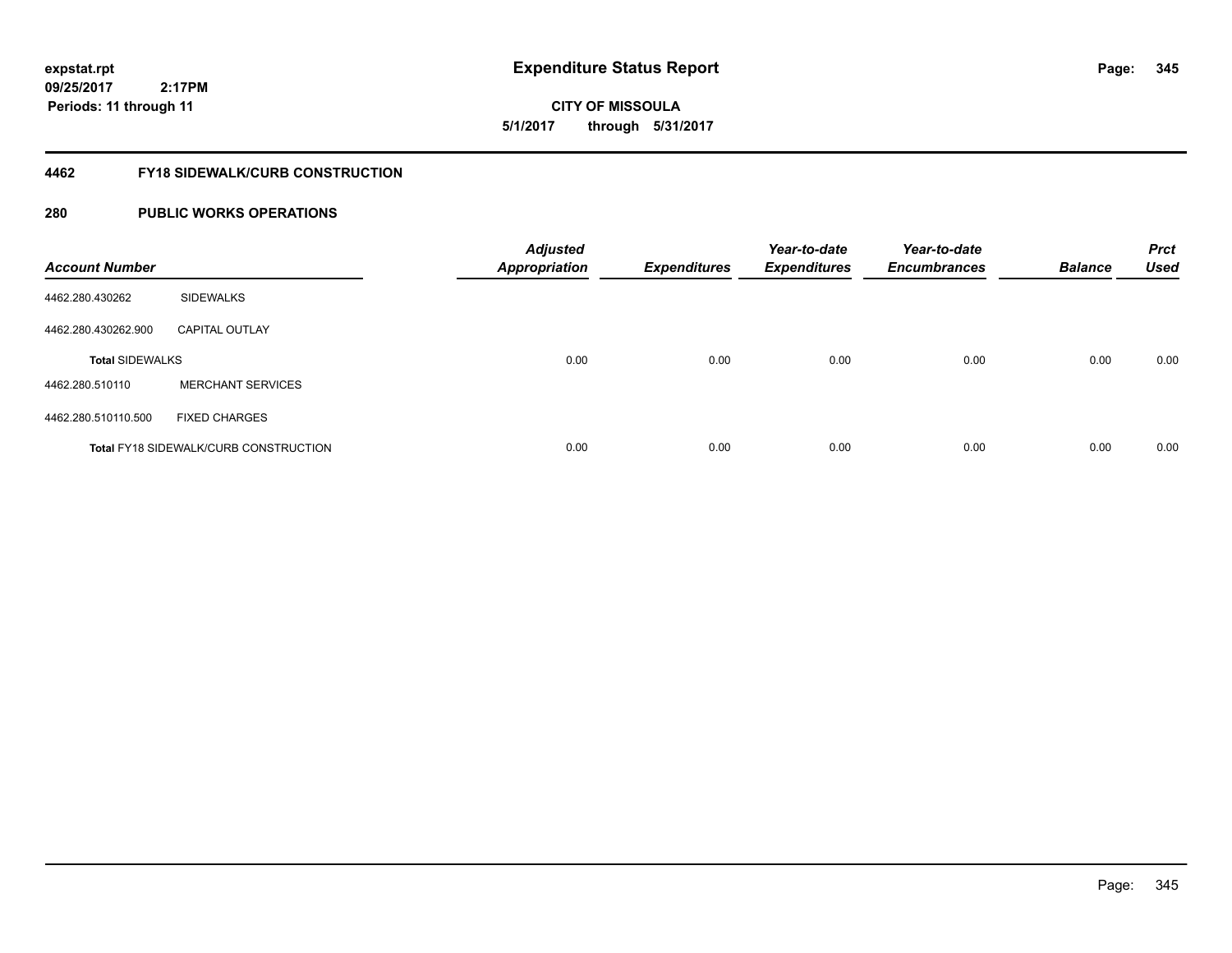expstat.rpt
09/25/2017 2:17PM
Periods: 11 through 11

# Expenditure Status Report

CITY OF MISSOULA
5/1/2017 through 5/31/2017

## 4462 FY18 SIDEWALK/CURB CONSTRUCTION

## 280 PUBLIC WORKS OPERATIONS

| Account Number | | Adjusted Appropriation | Expenditures | Year-to-date Expenditures | Year-to-date Encumbrances | Balance | Prct Used |
|---|---|---|---|---|---|---|---|
| 4462.280.430262 | SIDEWALKS | | | | | | |
| 4462.280.430262.900 | CAPITAL OUTLAY | | | | | | |
| **Total SIDEWALKS** | | 0.00 | 0.00 | 0.00 | 0.00 | 0.00 | 0.00 |
| 4462.280.510110 | MERCHANT SERVICES | | | | | | |
| 4462.280.510110.500 | FIXED CHARGES | | | | | | |
| **Total FY18 SIDEWALK/CURB CONSTRUCTION** | | 0.00 | 0.00 | 0.00 | 0.00 | 0.00 | 0.00 |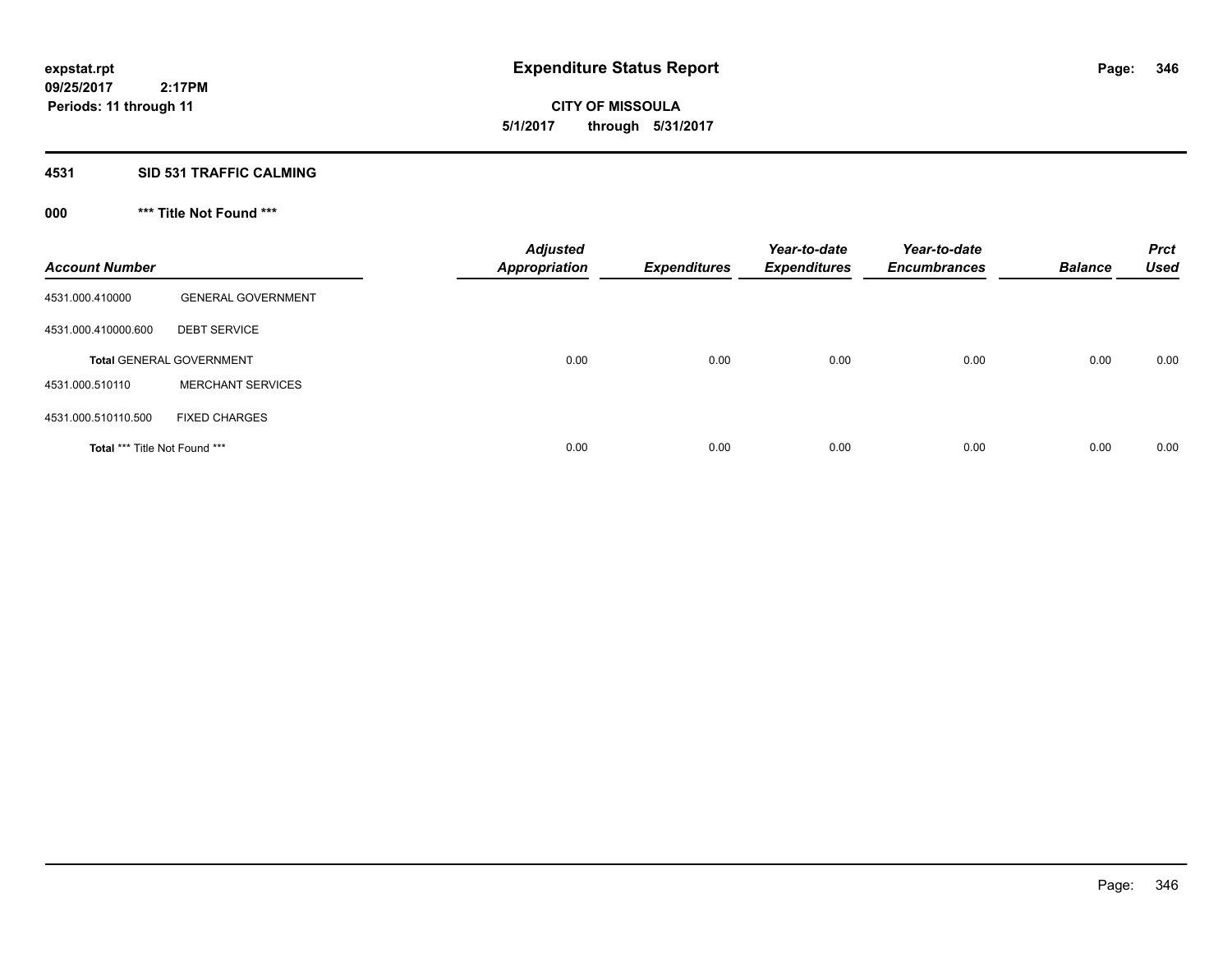**expstat.rpt**
**09/25/2017 2:17PM**
**Periods: 11 through 11**

# Expenditure Status Report

**CITY OF MISSOULA**
**5/1/2017 through 5/31/2017**

## 4531 SID 531 TRAFFIC CALMING

### 000 *** Title Not Found ***

| Account Number | | Adjusted Appropriation | Expenditures | Year-to-date Expenditures | Year-to-date Encumbrances | Balance | Prct Used |
|---|---|---|---|---|---|---|---|
| 4531.000.410000 | GENERAL GOVERNMENT | | | | | | |
| 4531.000.410000.600 | DEBT SERVICE | | | | | | |
| **Total** GENERAL GOVERNMENT | | 0.00 | 0.00 | 0.00 | 0.00 | 0.00 | 0.00 |
| 4531.000.510110 | MERCHANT SERVICES | | | | | | |
| 4531.000.510110.500 | FIXED CHARGES | | | | | | |
| **Total** *** Title Not Found *** | | 0.00 | 0.00 | 0.00 | 0.00 | 0.00 | 0.00 |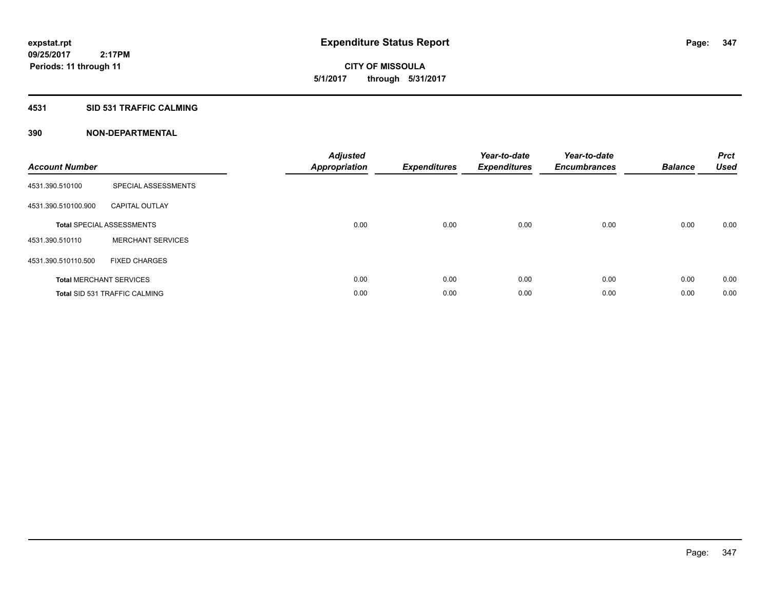**expstat.rpt**
**09/25/2017 2:17PM**
**Periods: 11 through 11**

# Expenditure Status Report

**CITY OF MISSOULA**
**5/1/2017 through 5/31/2017**

## 4531 SID 531 TRAFFIC CALMING

## 390 NON-DEPARTMENTAL

| Account Number | | Adjusted Appropriation | Expenditures | Year-to-date Expenditures | Year-to-date Encumbrances | Balance | Prct Used |
|---|---|---|---|---|---|---|---|
| 4531.390.510100 | SPECIAL ASSESSMENTS | | | | | | |
| 4531.390.510100.900 | CAPITAL OUTLAY | | | | | | |
| **Total** SPECIAL ASSESSMENTS | | 0.00 | 0.00 | 0.00 | 0.00 | 0.00 | 0.00 |
| 4531.390.510110 | MERCHANT SERVICES | | | | | | |
| 4531.390.510110.500 | FIXED CHARGES | | | | | | |
| **Total** MERCHANT SERVICES | | 0.00 | 0.00 | 0.00 | 0.00 | 0.00 | 0.00 |
| **Total** SID 531 TRAFFIC CALMING | | 0.00 | 0.00 | 0.00 | 0.00 | 0.00 | 0.00 |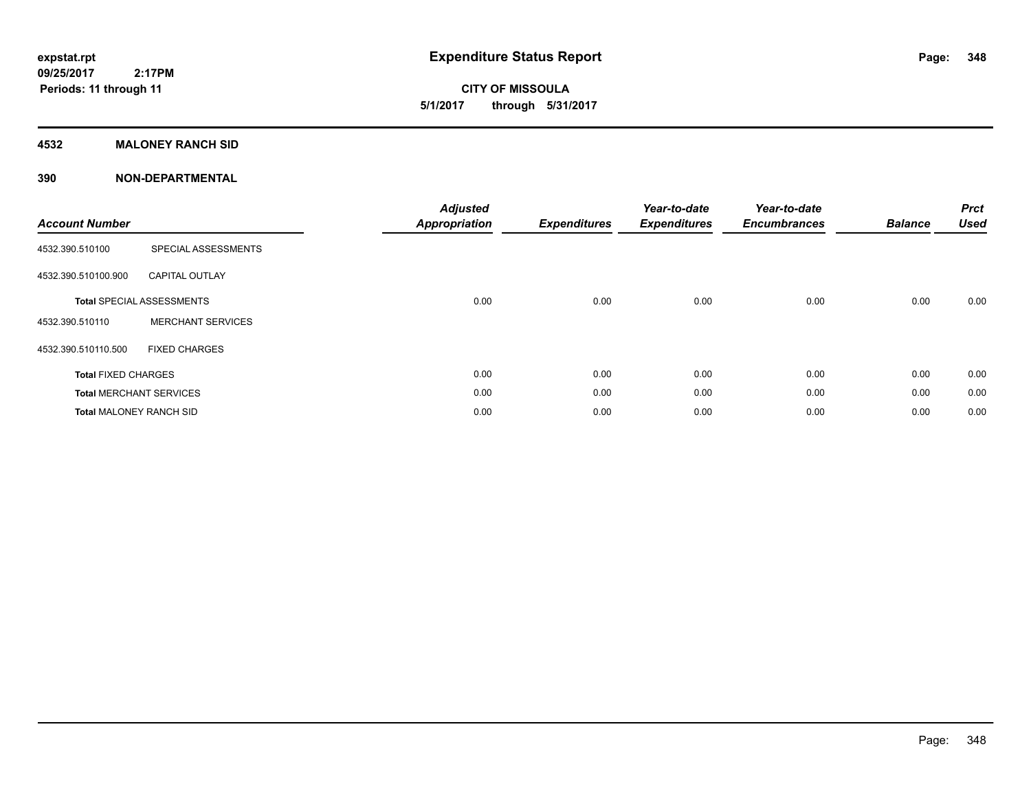# Expenditure Status Report

expstat.rpt
09/25/2017 2:17PM
Periods: 11 through 11

**CITY OF MISSOULA**
**5/1/2017 through 5/31/2017**

## 4532 MALONEY RANCH SID

## 390 NON-DEPARTMENTAL

| Account Number | | Adjusted Appropriation | Expenditures | Year-to-date Expenditures | Year-to-date Encumbrances | Balance | Prct Used |
|---|---|---|---|---|---|---|---|
| 4532.390.510100 | SPECIAL ASSESSMENTS | | | | | | |
| 4532.390.510100.900 | CAPITAL OUTLAY | | | | | | |
| **Total** SPECIAL ASSESSMENTS | | 0.00 | 0.00 | 0.00 | 0.00 | 0.00 | 0.00 |
| 4532.390.510110 | MERCHANT SERVICES | | | | | | |
| 4532.390.510110.500 | FIXED CHARGES | | | | | | |
| **Total** FIXED CHARGES | | 0.00 | 0.00 | 0.00 | 0.00 | 0.00 | 0.00 |
| **Total** MERCHANT SERVICES | | 0.00 | 0.00 | 0.00 | 0.00 | 0.00 | 0.00 |
| **Total** MALONEY RANCH SID | | 0.00 | 0.00 | 0.00 | 0.00 | 0.00 | 0.00 |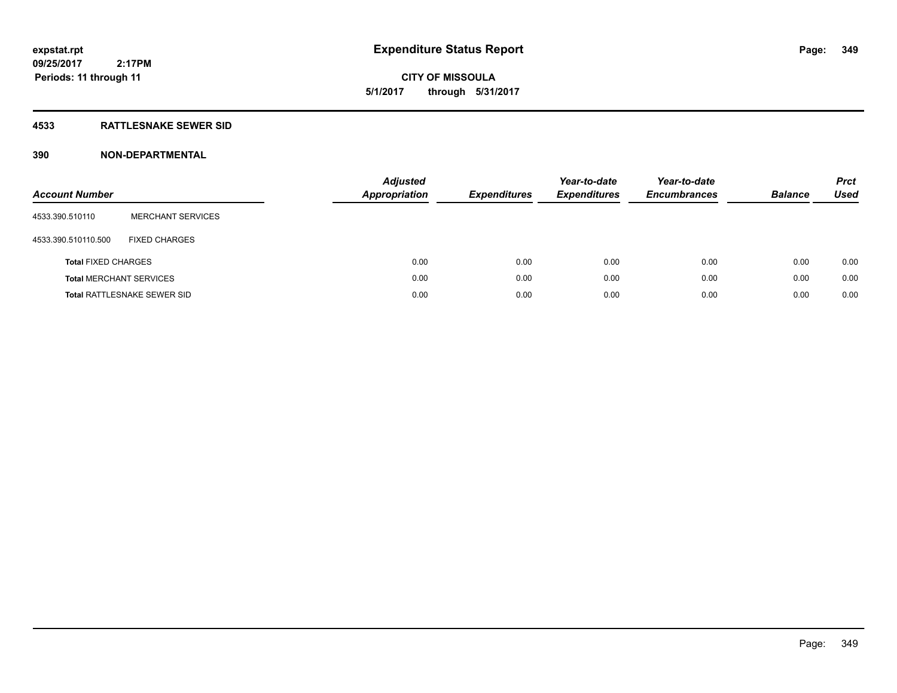expstat.rpt
09/25/2017 2:17PM
Periods: 11 through 11

# Expenditure Status Report

**CITY OF MISSOULA**
**5/1/2017 through 5/31/2017**

## 4533 RATTLESNAKE SEWER SID

## 390 NON-DEPARTMENTAL

| Account Number | | Adjusted Appropriation | Expenditures | Year-to-date Expenditures | Year-to-date Encumbrances | Balance | Prct Used |
|---|---|---|---|---|---|---|---|
| 4533.390.510110 | MERCHANT SERVICES | | | | | | |
| 4533.390.510110.500 | FIXED CHARGES | | | | | | |
| **Total** FIXED CHARGES | | 0.00 | 0.00 | 0.00 | 0.00 | 0.00 | 0.00 |
| **Total** MERCHANT SERVICES | | 0.00 | 0.00 | 0.00 | 0.00 | 0.00 | 0.00 |
| **Total** RATTLESNAKE SEWER SID | | 0.00 | 0.00 | 0.00 | 0.00 | 0.00 | 0.00 |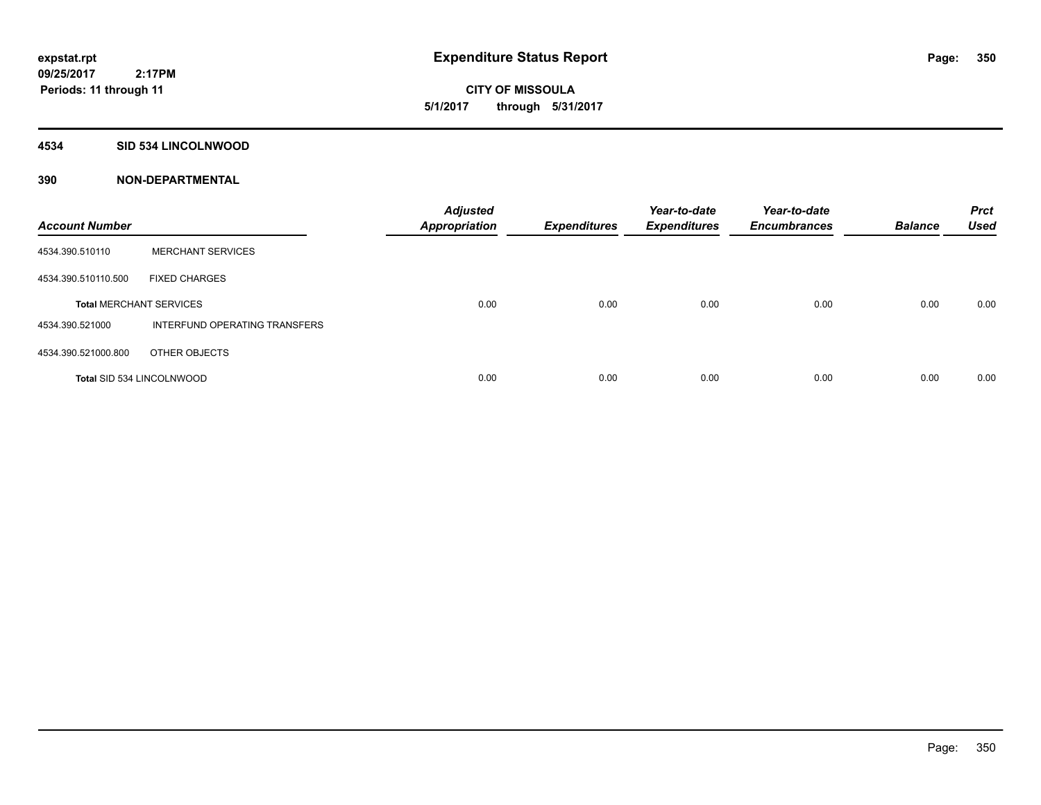**expstat.rpt**
**09/25/2017 2:17PM**
**Periods: 11 through 11**

# Expenditure Status Report

**CITY OF MISSOULA**
**5/1/2017 through 5/31/2017**

## 4534 SID 534 LINCOLNWOOD

## 390 NON-DEPARTMENTAL

| Account Number | | Adjusted Appropriation | Expenditures | Year-to-date Expenditures | Year-to-date Encumbrances | Balance | Prct Used |
|---|---|---|---|---|---|---|---|
| 4534.390.510110 | MERCHANT SERVICES | | | | | | |
| 4534.390.510110.500 | FIXED CHARGES | | | | | | |
| **Total** MERCHANT SERVICES | | 0.00 | 0.00 | 0.00 | 0.00 | 0.00 | 0.00 |
| 4534.390.521000 | INTERFUND OPERATING TRANSFERS | | | | | | |
| 4534.390.521000.800 | OTHER OBJECTS | | | | | | |
| **Total** SID 534 LINCOLNWOOD | | 0.00 | 0.00 | 0.00 | 0.00 | 0.00 | 0.00 |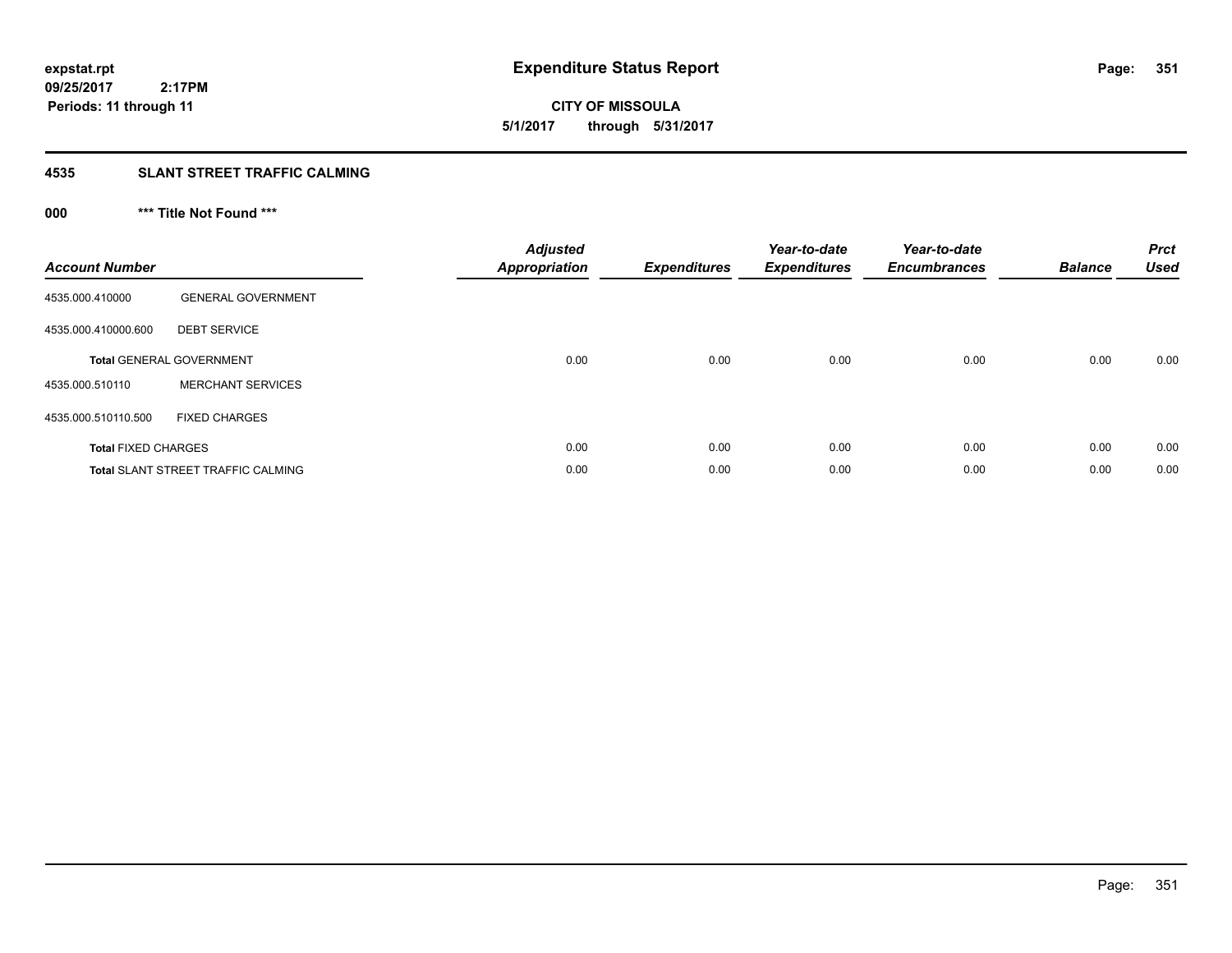**expstat.rpt**
**09/25/2017 2:17PM**
**Periods: 11 through 11**

# Expenditure Status Report

**CITY OF MISSOULA**
**5/1/2017 through 5/31/2017**

## 4535 SLANT STREET TRAFFIC CALMING

### 000 *** Title Not Found ***

| Account Number | | Adjusted Appropriation | Expenditures | Year-to-date Expenditures | Year-to-date Encumbrances | Balance | Prct Used |
|---|---|---|---|---|---|---|---|
| 4535.000.410000 | GENERAL GOVERNMENT | | | | | | |
| 4535.000.410000.600 | DEBT SERVICE | | | | | | |
| **Total** GENERAL GOVERNMENT | | 0.00 | 0.00 | 0.00 | 0.00 | 0.00 | 0.00 |
| 4535.000.510110 | MERCHANT SERVICES | | | | | | |
| 4535.000.510110.500 | FIXED CHARGES | | | | | | |
| **Total** FIXED CHARGES | | 0.00 | 0.00 | 0.00 | 0.00 | 0.00 | 0.00 |
| **Total** SLANT STREET TRAFFIC CALMING | | 0.00 | 0.00 | 0.00 | 0.00 | 0.00 | 0.00 |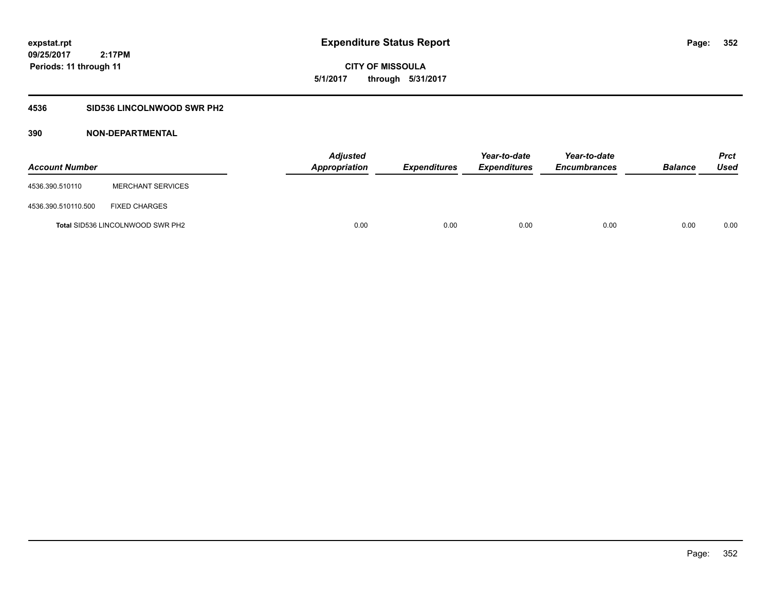# Expenditure Status Report

expstat.rpt
09/25/2017 2:17PM
Periods: 11 through 11

**CITY OF MISSOULA**
**5/1/2017 through 5/31/2017**

## 4536 SID536 LINCOLNWOOD SWR PH2

## 390 NON-DEPARTMENTAL

| Account Number | | Adjusted Appropriation | Expenditures | Year-to-date Expenditures | Year-to-date Encumbrances | Balance | Prct Used |
|---|---|---|---|---|---|---|---|
| 4536.390.510110 | MERCHANT SERVICES | | | | | | |
| 4536.390.510110.500 | FIXED CHARGES | | | | | | |
| **Total** SID536 LINCOLNWOOD SWR PH2 | | 0.00 | 0.00 | 0.00 | 0.00 | 0.00 | 0.00 |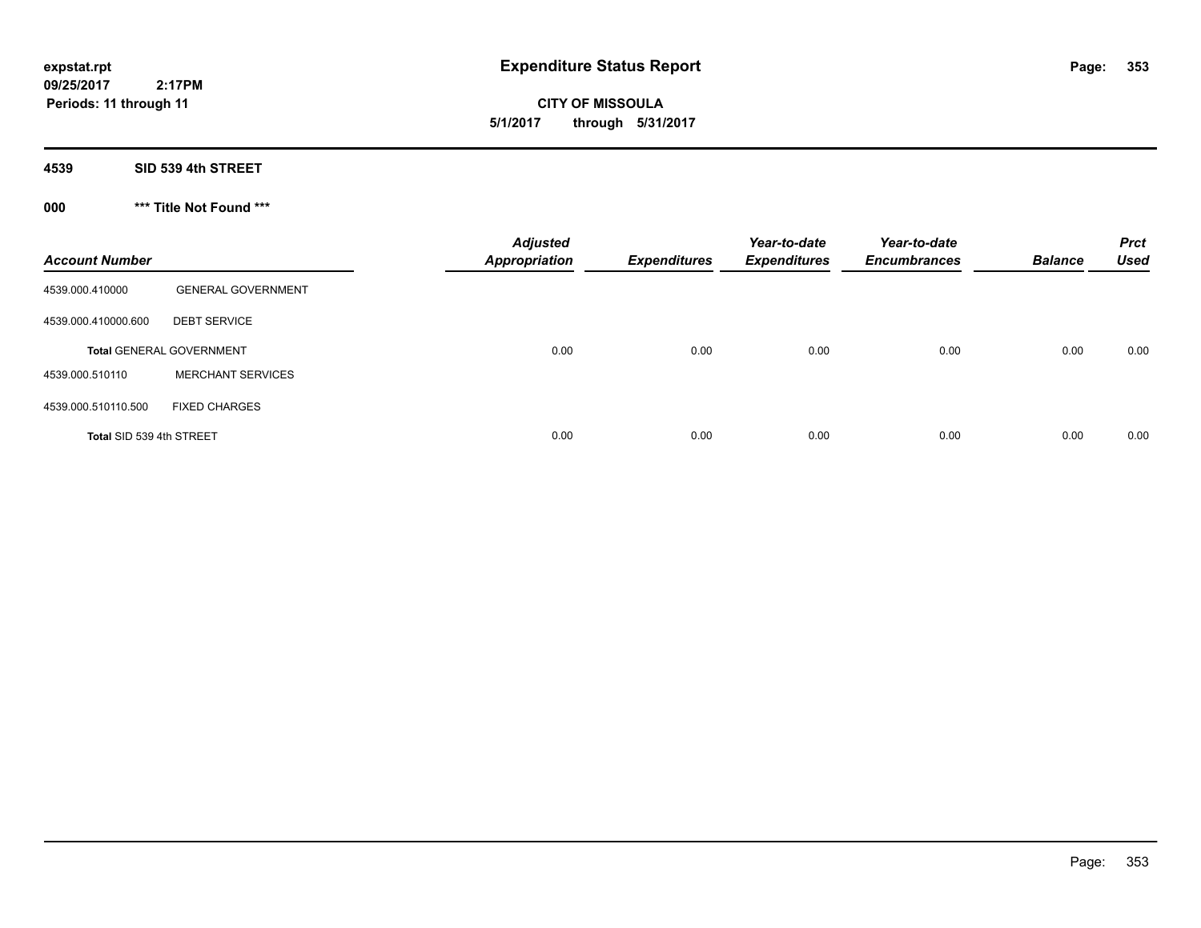**expstat.rpt**
**09/25/2017 2:17PM**
**Periods: 11 through 11**

# Expenditure Status Report

**CITY OF MISSOULA**
**5/1/2017 through 5/31/2017**

## 4539 SID 539 4th STREET

### 000 *** Title Not Found ***

| Account Number | | Adjusted Appropriation | Expenditures | Year-to-date Expenditures | Year-to-date Encumbrances | Balance | Prct Used |
|---|---|---|---|---|---|---|---|
| 4539.000.410000 | GENERAL GOVERNMENT | | | | | | |
| 4539.000.410000.600 | DEBT SERVICE | | | | | | |
| **Total** GENERAL GOVERNMENT | | 0.00 | 0.00 | 0.00 | 0.00 | 0.00 | 0.00 |
| 4539.000.510110 | MERCHANT SERVICES | | | | | | |
| 4539.000.510110.500 | FIXED CHARGES | | | | | | |
| **Total SID 539 4th STREET** | | 0.00 | 0.00 | 0.00 | 0.00 | 0.00 | 0.00 |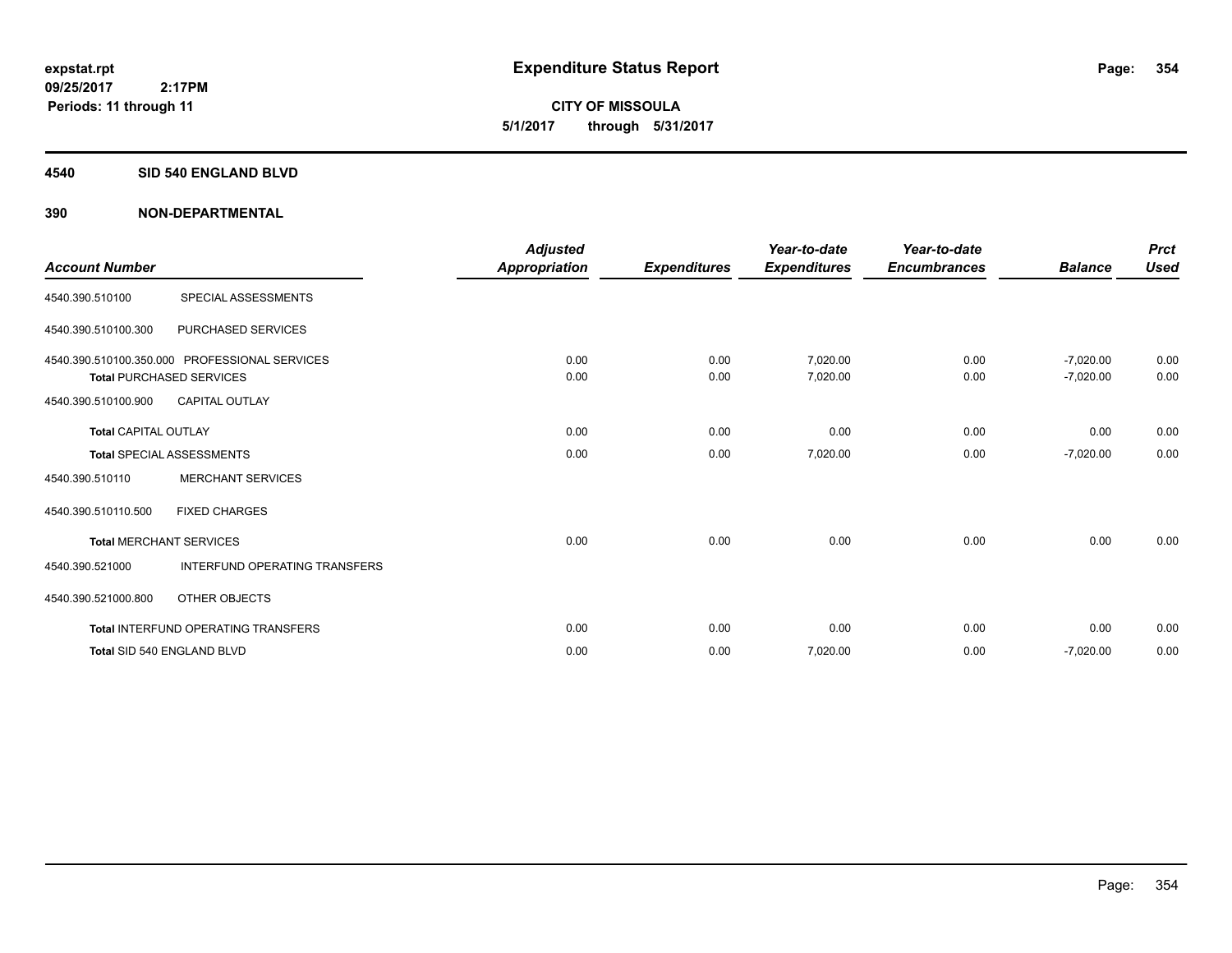# Expenditure Status Report

expstat.rpt
09/25/2017 2:17PM
Periods: 11 through 11

**CITY OF MISSOULA**
**5/1/2017 through 5/31/2017**

## 4540 SID 540 ENGLAND BLVD

## 390 NON-DEPARTMENTAL

| Account Number | | Adjusted Appropriation | Expenditures | Year-to-date Expenditures | Year-to-date Encumbrances | Balance | Prct Used |
|---|---|---|---|---|---|---|---|
| 4540.390.510100 | SPECIAL ASSESSMENTS | | | | | | |
| 4540.390.510100.300 | PURCHASED SERVICES | | | | | | |
| 4540.390.510100.350.000 | PROFESSIONAL SERVICES | 0.00 | 0.00 | 7,020.00 | 0.00 | -7,020.00 | 0.00 |
| **Total** PURCHASED SERVICES | | 0.00 | 0.00 | 7,020.00 | 0.00 | -7,020.00 | 0.00 |
| 4540.390.510100.900 | CAPITAL OUTLAY | | | | | | |
| **Total** CAPITAL OUTLAY | | 0.00 | 0.00 | 0.00 | 0.00 | 0.00 | 0.00 |
| **Total** SPECIAL ASSESSMENTS | | 0.00 | 0.00 | 7,020.00 | 0.00 | -7,020.00 | 0.00 |
| 4540.390.510110 | MERCHANT SERVICES | | | | | | |
| 4540.390.510110.500 | FIXED CHARGES | | | | | | |
| **Total** MERCHANT SERVICES | | 0.00 | 0.00 | 0.00 | 0.00 | 0.00 | 0.00 |
| 4540.390.521000 | INTERFUND OPERATING TRANSFERS | | | | | | |
| 4540.390.521000.800 | OTHER OBJECTS | | | | | | |
| **Total** INTERFUND OPERATING TRANSFERS | | 0.00 | 0.00 | 0.00 | 0.00 | 0.00 | 0.00 |
| **Total** SID 540 ENGLAND BLVD | | 0.00 | 0.00 | 7,020.00 | 0.00 | -7,020.00 | 0.00 |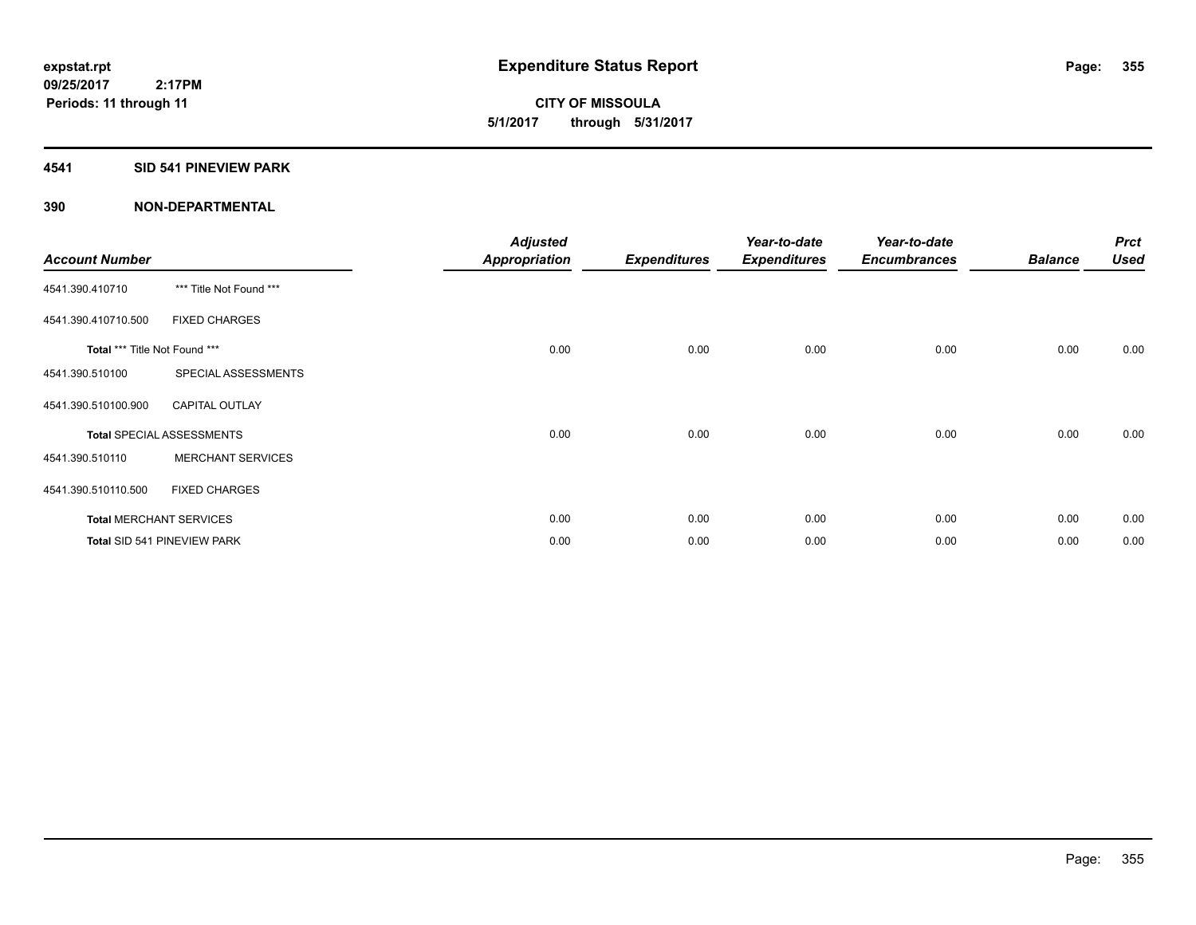**expstat.rpt**
**09/25/2017 2:17PM**
**Periods: 11 through 11**

# Expenditure Status Report

**CITY OF MISSOULA**
**5/1/2017 through 5/31/2017**

## 4541 SID 541 PINEVIEW PARK

## 390 NON-DEPARTMENTAL

| Account Number | | Adjusted Appropriation | Expenditures | Year-to-date Expenditures | Year-to-date Encumbrances | Balance | Prct Used |
|---|---|---|---|---|---|---|---|
| 4541.390.410710 | *** Title Not Found *** | | | | | | |
| 4541.390.410710.500 | FIXED CHARGES | | | | | | |
| **Total** *** Title Not Found *** | | 0.00 | 0.00 | 0.00 | 0.00 | 0.00 | 0.00 |
| 4541.390.510100 | SPECIAL ASSESSMENTS | | | | | | |
| 4541.390.510100.900 | CAPITAL OUTLAY | | | | | | |
| **Total** SPECIAL ASSESSMENTS | | 0.00 | 0.00 | 0.00 | 0.00 | 0.00 | 0.00 |
| 4541.390.510110 | MERCHANT SERVICES | | | | | | |
| 4541.390.510110.500 | FIXED CHARGES | | | | | | |
| **Total** MERCHANT SERVICES | | 0.00 | 0.00 | 0.00 | 0.00 | 0.00 | 0.00 |
| **Total** SID 541 PINEVIEW PARK | | 0.00 | 0.00 | 0.00 | 0.00 | 0.00 | 0.00 |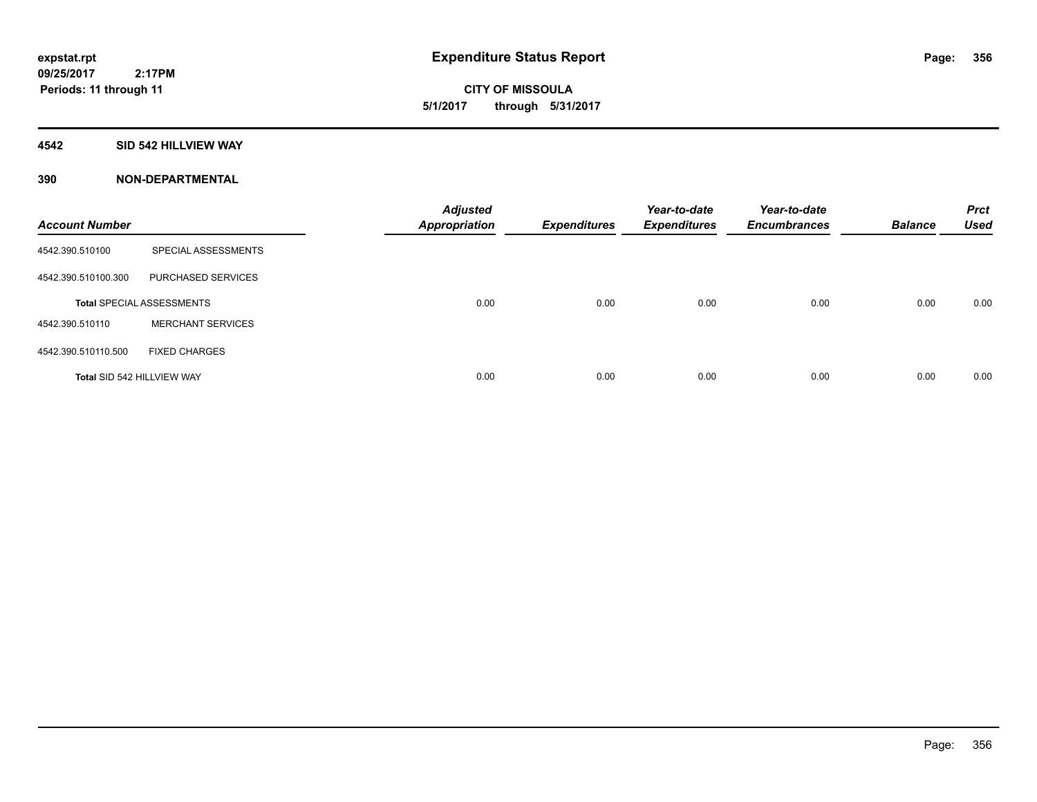expstat.rpt
09/25/2017 2:17PM
Periods: 11 through 11

# Expenditure Status Report

CITY OF MISSOULA
5/1/2017 through 5/31/2017

**4542 SID 542 HILLVIEW WAY**

**390 NON-DEPARTMENTAL**

| Account Number | | Adjusted Appropriation | Expenditures | Year-to-date Expenditures | Year-to-date Encumbrances | Balance | Prct Used |
|---|---|---|---|---|---|---|---|
| 4542.390.510100 | SPECIAL ASSESSMENTS | | | | | | |
| 4542.390.510100.300 | PURCHASED SERVICES | | | | | | |
| **Total** SPECIAL ASSESSMENTS | | 0.00 | 0.00 | 0.00 | 0.00 | 0.00 | 0.00 |
| 4542.390.510110 | MERCHANT SERVICES | | | | | | |
| 4542.390.510110.500 | FIXED CHARGES | | | | | | |
| **Total** SID 542 HILLVIEW WAY | | 0.00 | 0.00 | 0.00 | 0.00 | 0.00 | 0.00 |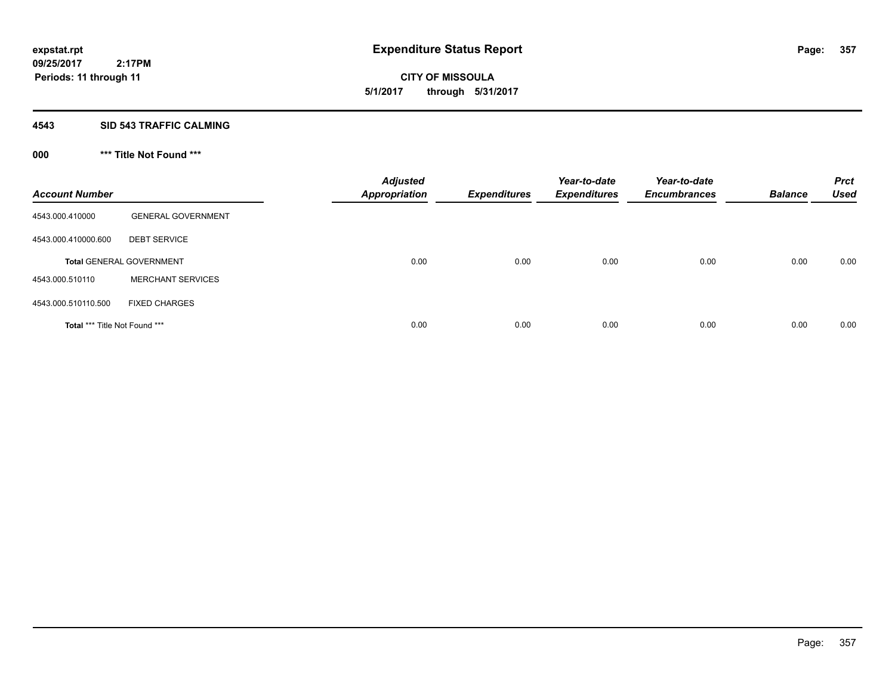# Expenditure Status Report

**CITY OF MISSOULA**
**5/1/2017 through 5/31/2017**

expstat.rpt
09/25/2017 2:17PM
Periods: 11 through 11

## 4543 SID 543 TRAFFIC CALMING

### 000 *** Title Not Found ***

| Account Number | | Adjusted Appropriation | Expenditures | Year-to-date Expenditures | Year-to-date Encumbrances | Balance | Prct Used |
|---|---|---|---|---|---|---|---|
| 4543.000.410000 | GENERAL GOVERNMENT | | | | | | |
| 4543.000.410000.600 | DEBT SERVICE | | | | | | |
| **Total** GENERAL GOVERNMENT | | 0.00 | 0.00 | 0.00 | 0.00 | 0.00 | 0.00 |
| 4543.000.510110 | MERCHANT SERVICES | | | | | | |
| 4543.000.510110.500 | FIXED CHARGES | | | | | | |
| **Total** *** Title Not Found *** | | 0.00 | 0.00 | 0.00 | 0.00 | 0.00 | 0.00 |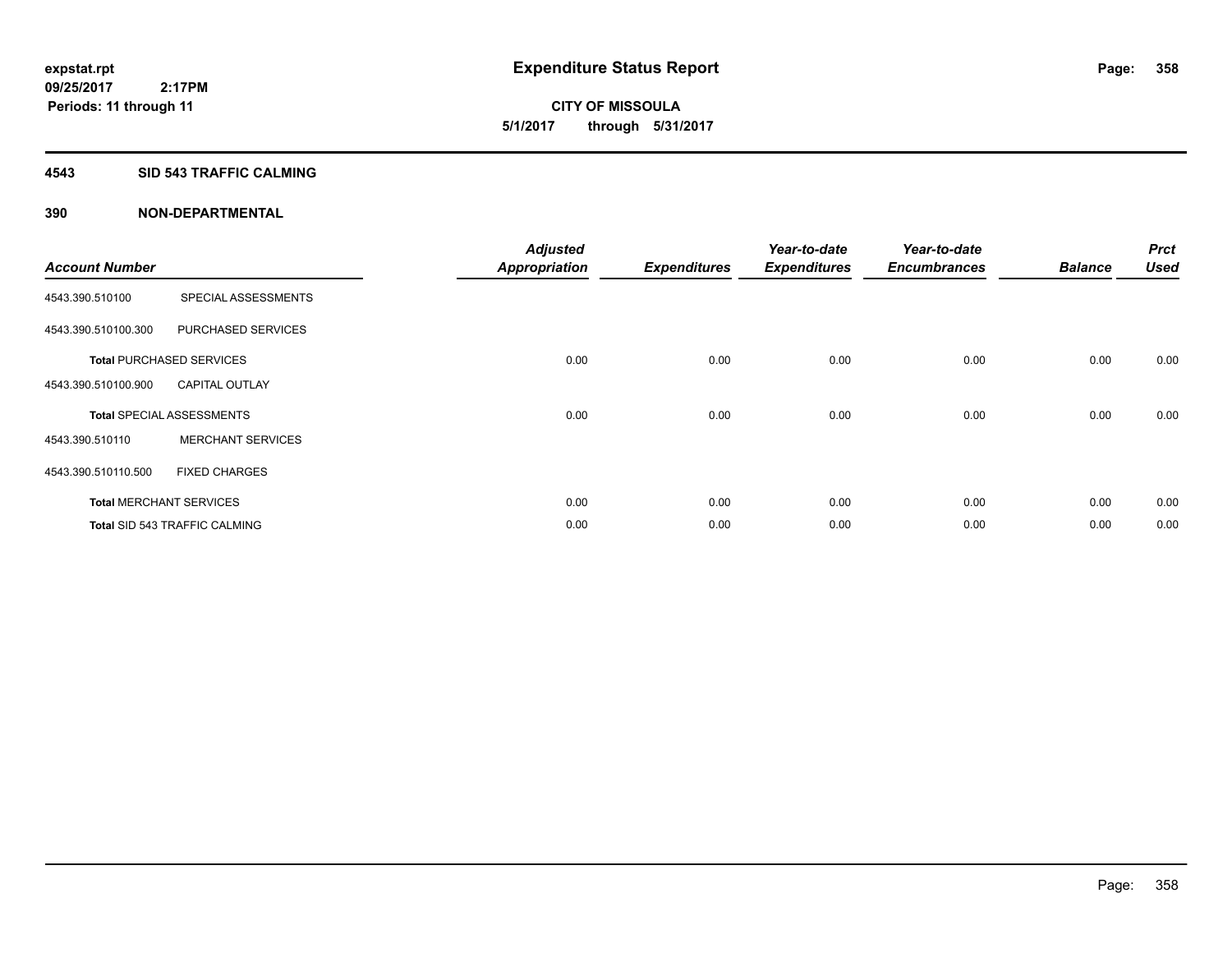expstat.rpt
09/25/2017 2:17PM
Periods: 11 through 11

# Expenditure Status Report

**CITY OF MISSOULA**
**5/1/2017 through 5/31/2017**

## 4543 SID 543 TRAFFIC CALMING

## 390 NON-DEPARTMENTAL

| Account Number | | Adjusted Appropriation | Expenditures | Year-to-date Expenditures | Year-to-date Encumbrances | Balance | Prct Used |
|---|---|---|---|---|---|---|---|
| 4543.390.510100 | SPECIAL ASSESSMENTS | | | | | | |
| 4543.390.510100.300 | PURCHASED SERVICES | | | | | | |
| **Total** PURCHASED SERVICES | | 0.00 | 0.00 | 0.00 | 0.00 | 0.00 | 0.00 |
| 4543.390.510100.900 | CAPITAL OUTLAY | | | | | | |
| **Total** SPECIAL ASSESSMENTS | | 0.00 | 0.00 | 0.00 | 0.00 | 0.00 | 0.00 |
| 4543.390.510110 | MERCHANT SERVICES | | | | | | |
| 4543.390.510110.500 | FIXED CHARGES | | | | | | |
| **Total** MERCHANT SERVICES | | 0.00 | 0.00 | 0.00 | 0.00 | 0.00 | 0.00 |
| **Total** SID 543 TRAFFIC CALMING | | 0.00 | 0.00 | 0.00 | 0.00 | 0.00 | 0.00 |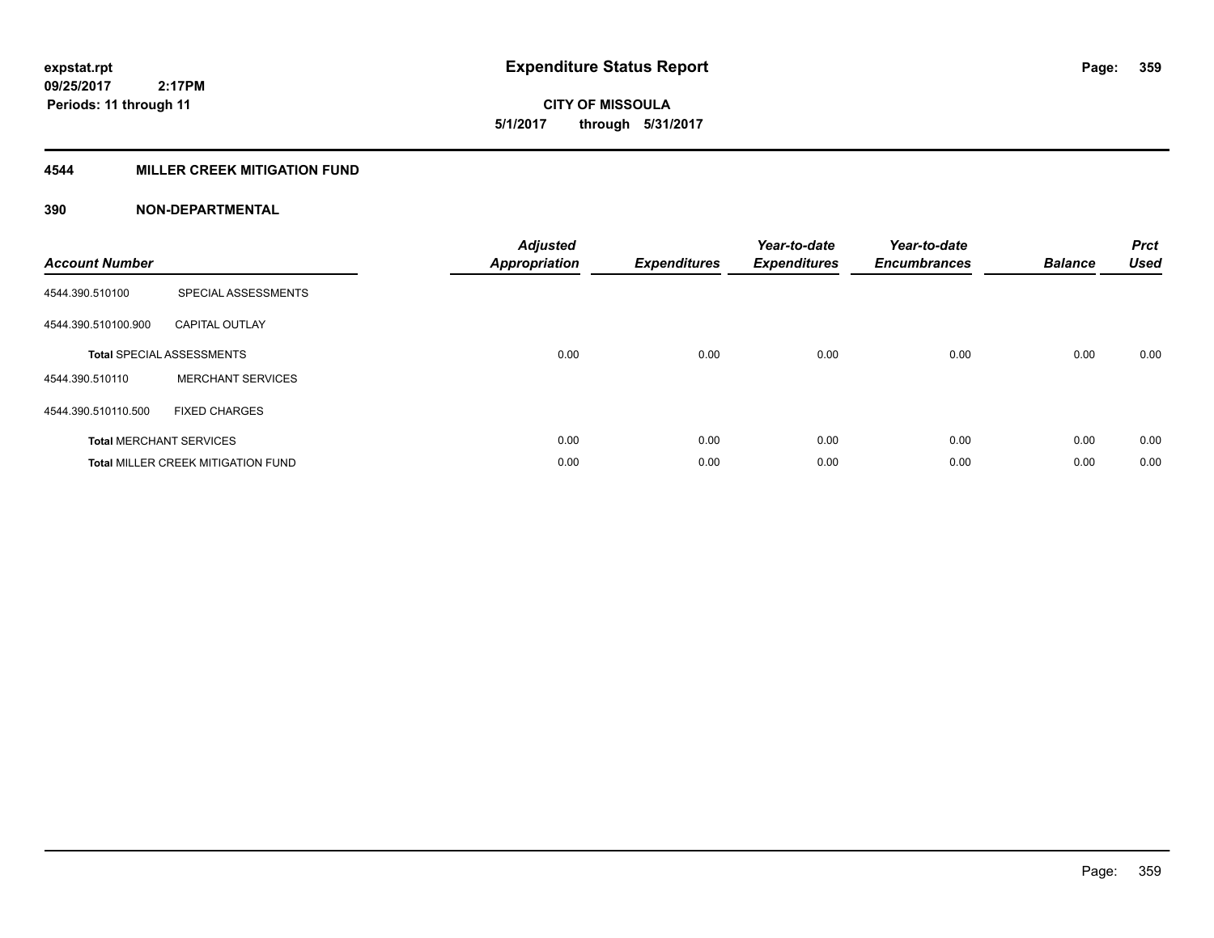**expstat.rpt**
**09/25/2017 2:17PM**
**Periods: 11 through 11**

# Expenditure Status Report

**CITY OF MISSOULA**
**5/1/2017 through 5/31/2017**

## 4544 MILLER CREEK MITIGATION FUND

## 390 NON-DEPARTMENTAL

| Account Number | | Adjusted Appropriation | Expenditures | Year-to-date Expenditures | Year-to-date Encumbrances | Balance | Prct Used |
|---|---|---|---|---|---|---|---|
| 4544.390.510100 | SPECIAL ASSESSMENTS | | | | | | |
| 4544.390.510100.900 | CAPITAL OUTLAY | | | | | | |
| **Total** SPECIAL ASSESSMENTS | | 0.00 | 0.00 | 0.00 | 0.00 | 0.00 | 0.00 |
| 4544.390.510110 | MERCHANT SERVICES | | | | | | |
| 4544.390.510110.500 | FIXED CHARGES | | | | | | |
| **Total** MERCHANT SERVICES | | 0.00 | 0.00 | 0.00 | 0.00 | 0.00 | 0.00 |
| **Total** MILLER CREEK MITIGATION FUND | | 0.00 | 0.00 | 0.00 | 0.00 | 0.00 | 0.00 |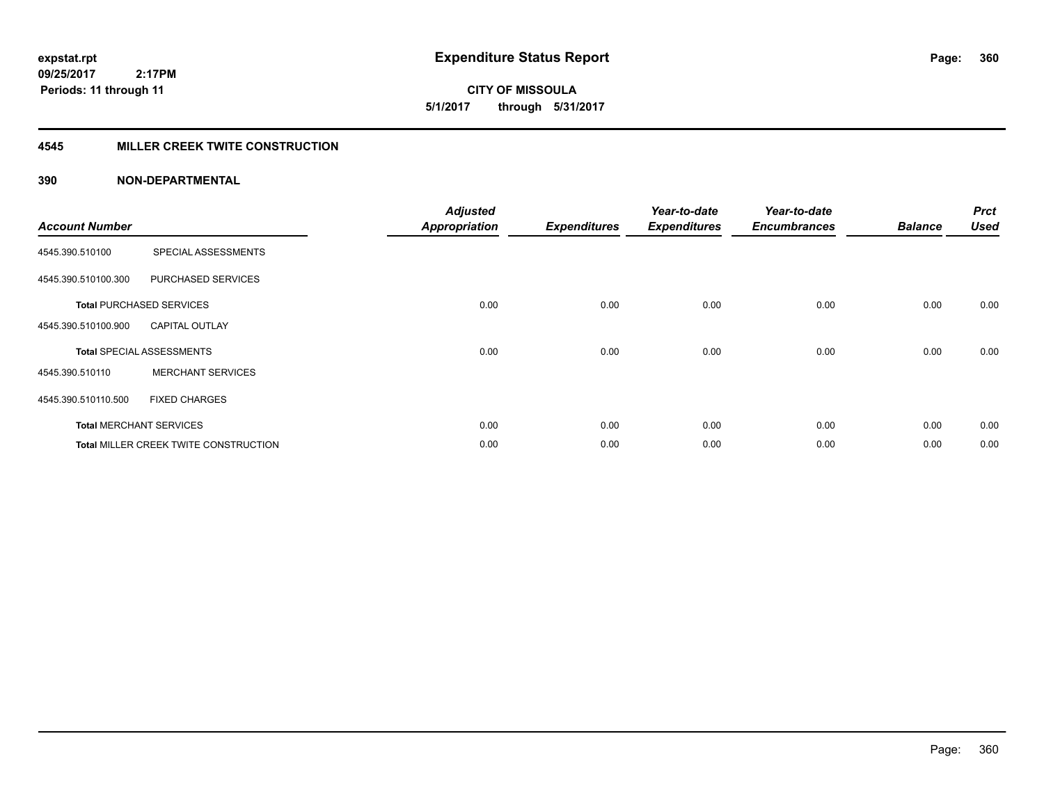**expstat.rpt**
**09/25/2017 2:17PM**
**Periods: 11 through 11**

# Expenditure Status Report

**CITY OF MISSOULA**
**5/1/2017 through 5/31/2017**

## 4545 MILLER CREEK TWITE CONSTRUCTION

### 390 NON-DEPARTMENTAL

| Account Number | | Adjusted Appropriation | Expenditures | Year-to-date Expenditures | Year-to-date Encumbrances | Balance | Prct Used |
|---|---|---|---|---|---|---|---|
| 4545.390.510100 | SPECIAL ASSESSMENTS | | | | | | |
| 4545.390.510100.300 | PURCHASED SERVICES | | | | | | |
| **Total** PURCHASED SERVICES | | 0.00 | 0.00 | 0.00 | 0.00 | 0.00 | 0.00 |
| 4545.390.510100.900 | CAPITAL OUTLAY | | | | | | |
| **Total** SPECIAL ASSESSMENTS | | 0.00 | 0.00 | 0.00 | 0.00 | 0.00 | 0.00 |
| 4545.390.510110 | MERCHANT SERVICES | | | | | | |
| 4545.390.510110.500 | FIXED CHARGES | | | | | | |
| **Total** MERCHANT SERVICES | | 0.00 | 0.00 | 0.00 | 0.00 | 0.00 | 0.00 |
| **Total** MILLER CREEK TWITE CONSTRUCTION | | 0.00 | 0.00 | 0.00 | 0.00 | 0.00 | 0.00 |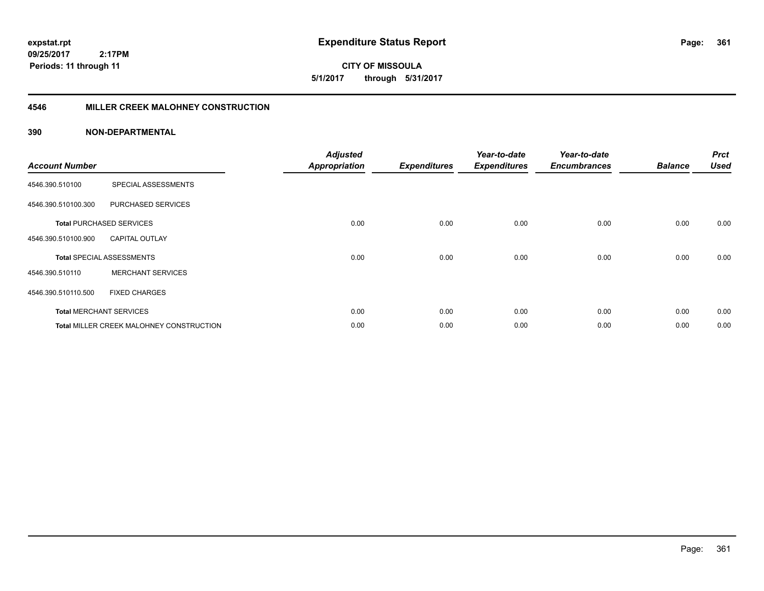**expstat.rpt**
**09/25/2017 2:17PM**
**Periods: 11 through 11**

# Expenditure Status Report

**CITY OF MISSOULA**
**5/1/2017 through 5/31/2017**

## 4546 MILLER CREEK MALOHNEY CONSTRUCTION

### 390 NON-DEPARTMENTAL

| Account Number | | Adjusted Appropriation | Expenditures | Year-to-date Expenditures | Year-to-date Encumbrances | Balance | Prct Used |
|---|---|---|---|---|---|---|---|
| 4546.390.510100 | SPECIAL ASSESSMENTS | | | | | | |
| 4546.390.510100.300 | PURCHASED SERVICES | | | | | | |
| **Total** PURCHASED SERVICES | | 0.00 | 0.00 | 0.00 | 0.00 | 0.00 | 0.00 |
| 4546.390.510100.900 | CAPITAL OUTLAY | | | | | | |
| **Total** SPECIAL ASSESSMENTS | | 0.00 | 0.00 | 0.00 | 0.00 | 0.00 | 0.00 |
| 4546.390.510110 | MERCHANT SERVICES | | | | | | |
| 4546.390.510110.500 | FIXED CHARGES | | | | | | |
| **Total** MERCHANT SERVICES | | 0.00 | 0.00 | 0.00 | 0.00 | 0.00 | 0.00 |
| **Total** MILLER CREEK MALOHNEY CONSTRUCTION | | 0.00 | 0.00 | 0.00 | 0.00 | 0.00 | 0.00 |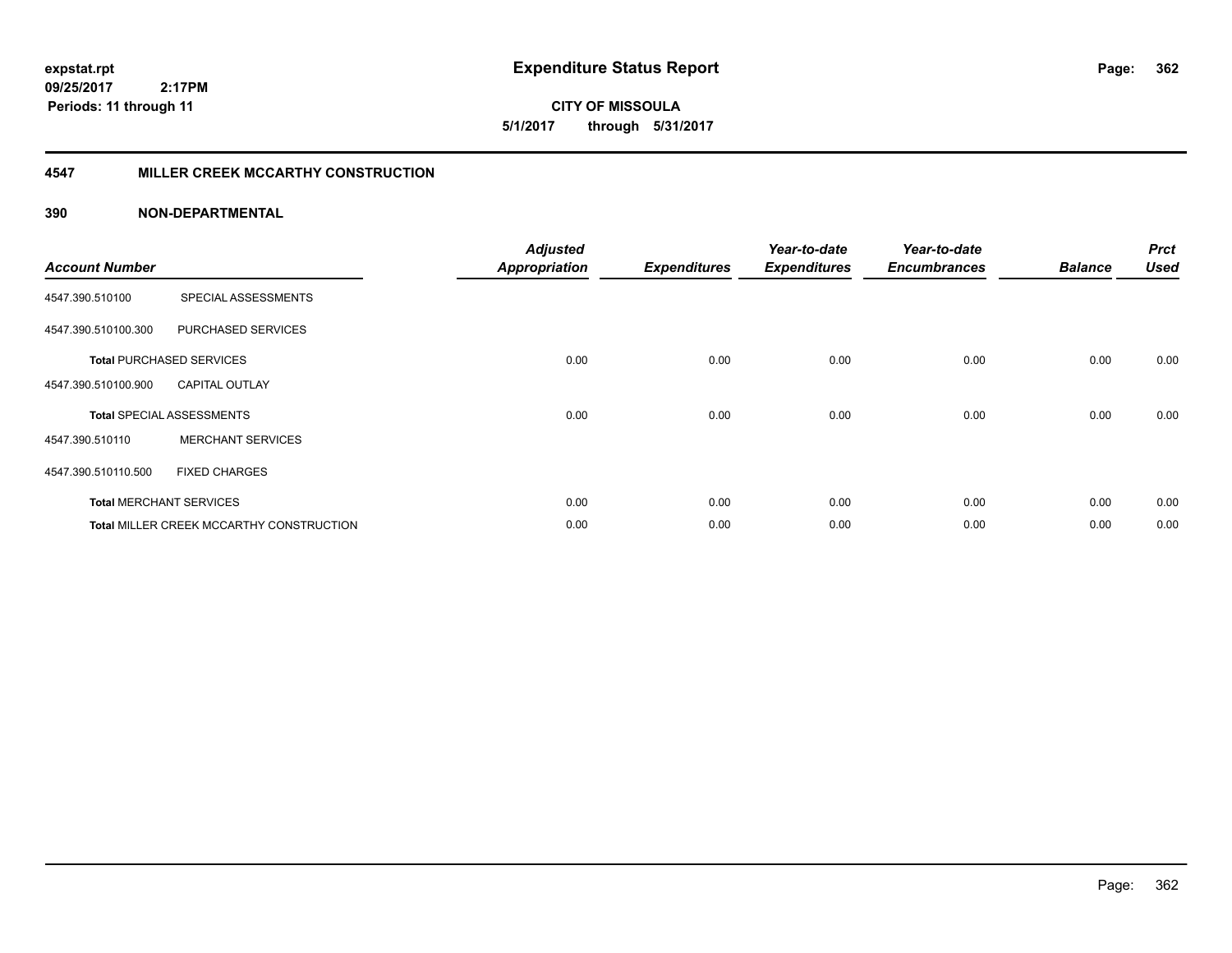**expstat.rpt**
**09/25/2017 2:17PM**
**Periods: 11 through 11**

# Expenditure Status Report

**CITY OF MISSOULA**
**5/1/2017 through 5/31/2017**

## 4547 MILLER CREEK MCCARTHY CONSTRUCTION

### 390 NON-DEPARTMENTAL

| Account Number | | Adjusted Appropriation | Expenditures | Year-to-date Expenditures | Year-to-date Encumbrances | Balance | Prct Used |
|---|---|---|---|---|---|---|---|
| 4547.390.510100 | SPECIAL ASSESSMENTS | | | | | | |
| 4547.390.510100.300 | PURCHASED SERVICES | | | | | | |
| **Total** PURCHASED SERVICES | | 0.00 | 0.00 | 0.00 | 0.00 | 0.00 | 0.00 |
| 4547.390.510100.900 | CAPITAL OUTLAY | | | | | | |
| **Total** SPECIAL ASSESSMENTS | | 0.00 | 0.00 | 0.00 | 0.00 | 0.00 | 0.00 |
| 4547.390.510110 | MERCHANT SERVICES | | | | | | |
| 4547.390.510110.500 | FIXED CHARGES | | | | | | |
| **Total** MERCHANT SERVICES | | 0.00 | 0.00 | 0.00 | 0.00 | 0.00 | 0.00 |
| **Total** MILLER CREEK MCCARTHY CONSTRUCTION | | 0.00 | 0.00 | 0.00 | 0.00 | 0.00 | 0.00 |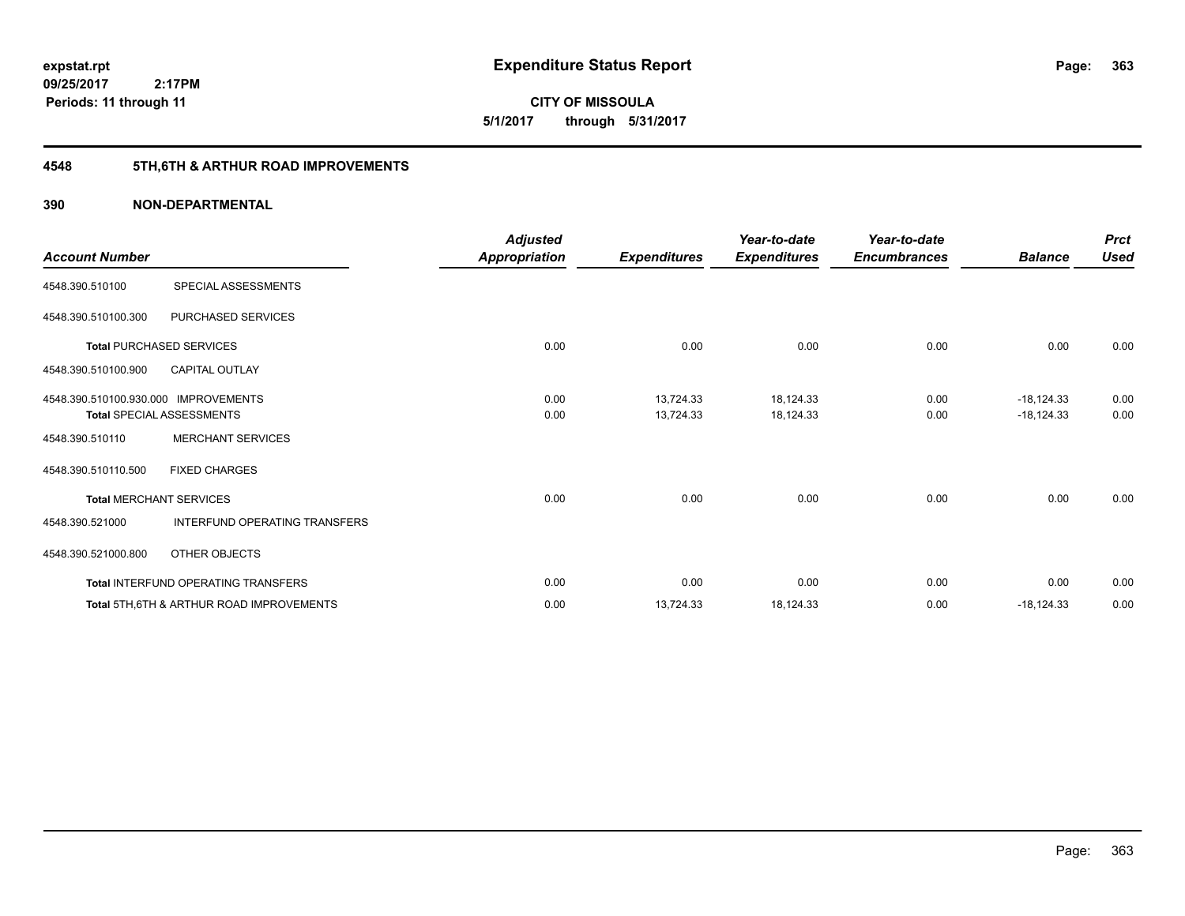**expstat.rpt**
**09/25/2017 2:17PM**
**Periods: 11 through 11**

# Expenditure Status Report

**CITY OF MISSOULA**
**5/1/2017 through 5/31/2017**

## 4548 5TH,6TH & ARTHUR ROAD IMPROVEMENTS

### 390 NON-DEPARTMENTAL

| Account Number | | Adjusted Appropriation | Expenditures | Year-to-date Expenditures | Year-to-date Encumbrances | Balance | Prct Used |
|---|---|---|---|---|---|---|---|
| 4548.390.510100 | SPECIAL ASSESSMENTS | | | | | | |
| 4548.390.510100.300 | PURCHASED SERVICES | | | | | | |
| **Total** PURCHASED SERVICES | | 0.00 | 0.00 | 0.00 | 0.00 | 0.00 | 0.00 |
| 4548.390.510100.900 | CAPITAL OUTLAY | | | | | | |
| 4548.390.510100.930.000 | IMPROVEMENTS | 0.00 | 13,724.33 | 18,124.33 | 0.00 | -18,124.33 | 0.00 |
| **Total** SPECIAL ASSESSMENTS | | 0.00 | 13,724.33 | 18,124.33 | 0.00 | -18,124.33 | 0.00 |
| 4548.390.510110 | MERCHANT SERVICES | | | | | | |
| 4548.390.510110.500 | FIXED CHARGES | | | | | | |
| **Total** MERCHANT SERVICES | | 0.00 | 0.00 | 0.00 | 0.00 | 0.00 | 0.00 |
| 4548.390.521000 | INTERFUND OPERATING TRANSFERS | | | | | | |
| 4548.390.521000.800 | OTHER OBJECTS | | | | | | |
| **Total** INTERFUND OPERATING TRANSFERS | | 0.00 | 0.00 | 0.00 | 0.00 | 0.00 | 0.00 |
| **Total** 5TH,6TH & ARTHUR ROAD IMPROVEMENTS | | 0.00 | 13,724.33 | 18,124.33 | 0.00 | -18,124.33 | 0.00 |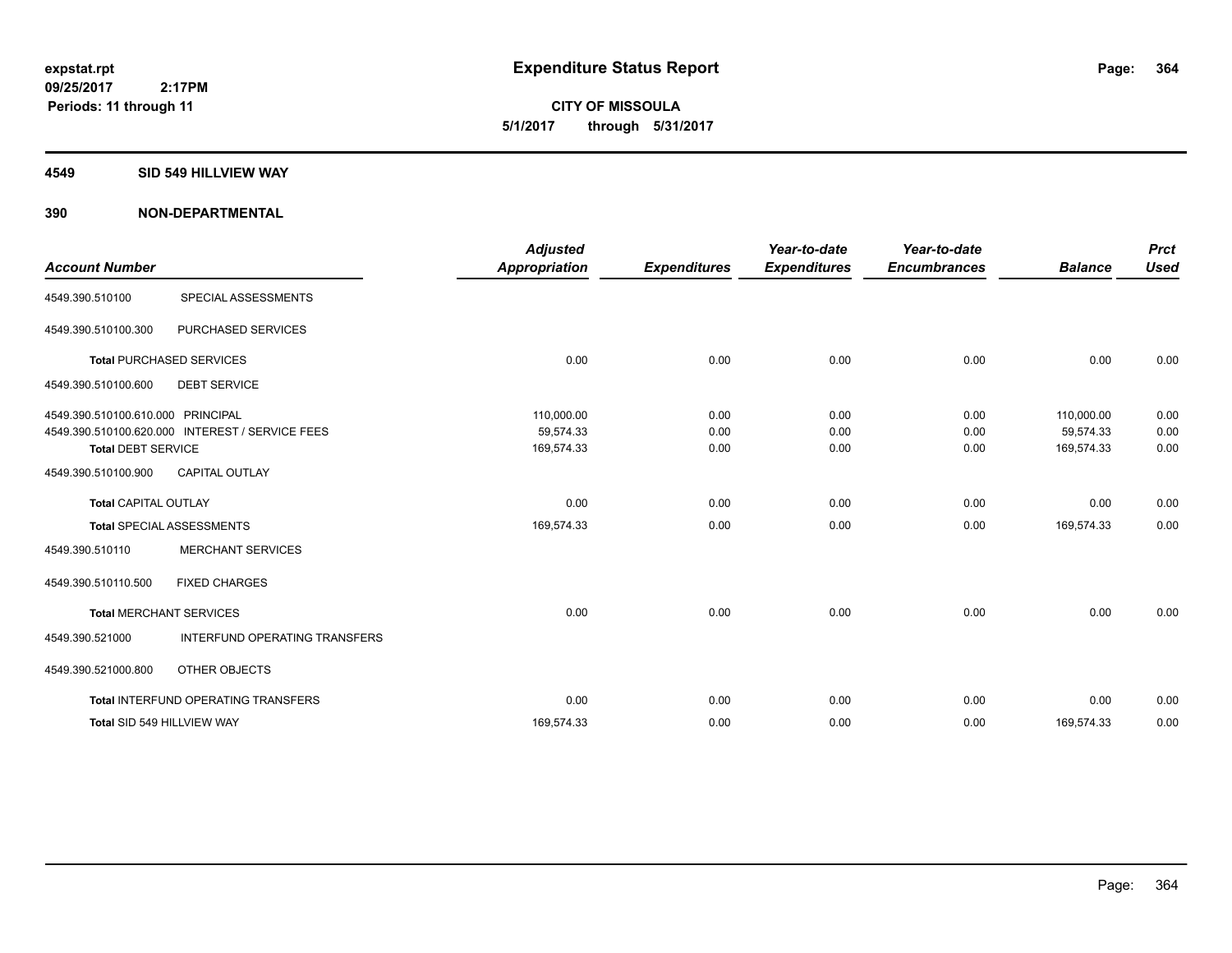**expstat.rpt**
**09/25/2017 2:17PM**
**Periods: 11 through 11**

# Expenditure Status Report

**CITY OF MISSOULA**
**5/1/2017 through 5/31/2017**

## 4549 SID 549 HILLVIEW WAY

## 390 NON-DEPARTMENTAL

| Account Number | | Adjusted Appropriation | Expenditures | Year-to-date Expenditures | Year-to-date Encumbrances | Balance | Prct Used |
|---|---|---|---|---|---|---|---|
| 4549.390.510100 | SPECIAL ASSESSMENTS | | | | | | |
| 4549.390.510100.300 | PURCHASED SERVICES | | | | | | |
| Total PURCHASED SERVICES | | 0.00 | 0.00 | 0.00 | 0.00 | 0.00 | 0.00 |
| 4549.390.510100.600 | DEBT SERVICE | | | | | | |
| 4549.390.510100.610.000 | PRINCIPAL | 110,000.00 | 0.00 | 0.00 | 0.00 | 110,000.00 | 0.00 |
| 4549.390.510100.620.000 | INTEREST / SERVICE FEES | 59,574.33 | 0.00 | 0.00 | 0.00 | 59,574.33 | 0.00 |
| Total DEBT SERVICE | | 169,574.33 | 0.00 | 0.00 | 0.00 | 169,574.33 | 0.00 |
| 4549.390.510100.900 | CAPITAL OUTLAY | | | | | | |
| Total CAPITAL OUTLAY | | 0.00 | 0.00 | 0.00 | 0.00 | 0.00 | 0.00 |
| Total SPECIAL ASSESSMENTS | | 169,574.33 | 0.00 | 0.00 | 0.00 | 169,574.33 | 0.00 |
| 4549.390.510110 | MERCHANT SERVICES | | | | | | |
| 4549.390.510110.500 | FIXED CHARGES | | | | | | |
| Total MERCHANT SERVICES | | 0.00 | 0.00 | 0.00 | 0.00 | 0.00 | 0.00 |
| 4549.390.521000 | INTERFUND OPERATING TRANSFERS | | | | | | |
| 4549.390.521000.800 | OTHER OBJECTS | | | | | | |
| Total INTERFUND OPERATING TRANSFERS | | 0.00 | 0.00 | 0.00 | 0.00 | 0.00 | 0.00 |
| Total SID 549 HILLVIEW WAY | | 169,574.33 | 0.00 | 0.00 | 0.00 | 169,574.33 | 0.00 |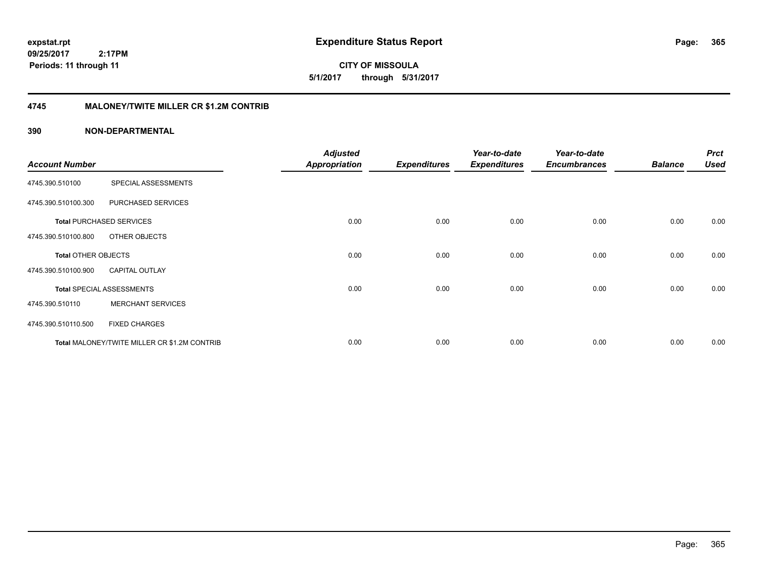**expstat.rpt**
**09/25/2017 2:17PM**
**Periods: 11 through 11**

# Expenditure Status Report

**CITY OF MISSOULA**
**5/1/2017 through 5/31/2017**

## 4745 MALONEY/TWITE MILLER CR $1.2M CONTRIB

### 390 NON-DEPARTMENTAL

| Account Number | | Adjusted Appropriation | Expenditures | Year-to-date Expenditures | Year-to-date Encumbrances | Balance | Prct Used |
|---|---|---|---|---|---|---|---|
| 4745.390.510100 | SPECIAL ASSESSMENTS | | | | | | |
| 4745.390.510100.300 | PURCHASED SERVICES | | | | | | |
| **Total** PURCHASED SERVICES | | 0.00 | 0.00 | 0.00 | 0.00 | 0.00 | 0.00 |
| 4745.390.510100.800 | OTHER OBJECTS | | | | | | |
| **Total** OTHER OBJECTS | | 0.00 | 0.00 | 0.00 | 0.00 | 0.00 | 0.00 |
| 4745.390.510100.900 | CAPITAL OUTLAY | | | | | | |
| **Total** SPECIAL ASSESSMENTS | | 0.00 | 0.00 | 0.00 | 0.00 | 0.00 | 0.00 |
| 4745.390.510110 | MERCHANT SERVICES | | | | | | |
| 4745.390.510110.500 | FIXED CHARGES | | | | | | |
| **Total** MALONEY/TWITE MILLER CR $1.2M CONTRIB | | 0.00 | 0.00 | 0.00 | 0.00 | 0.00 | 0.00 |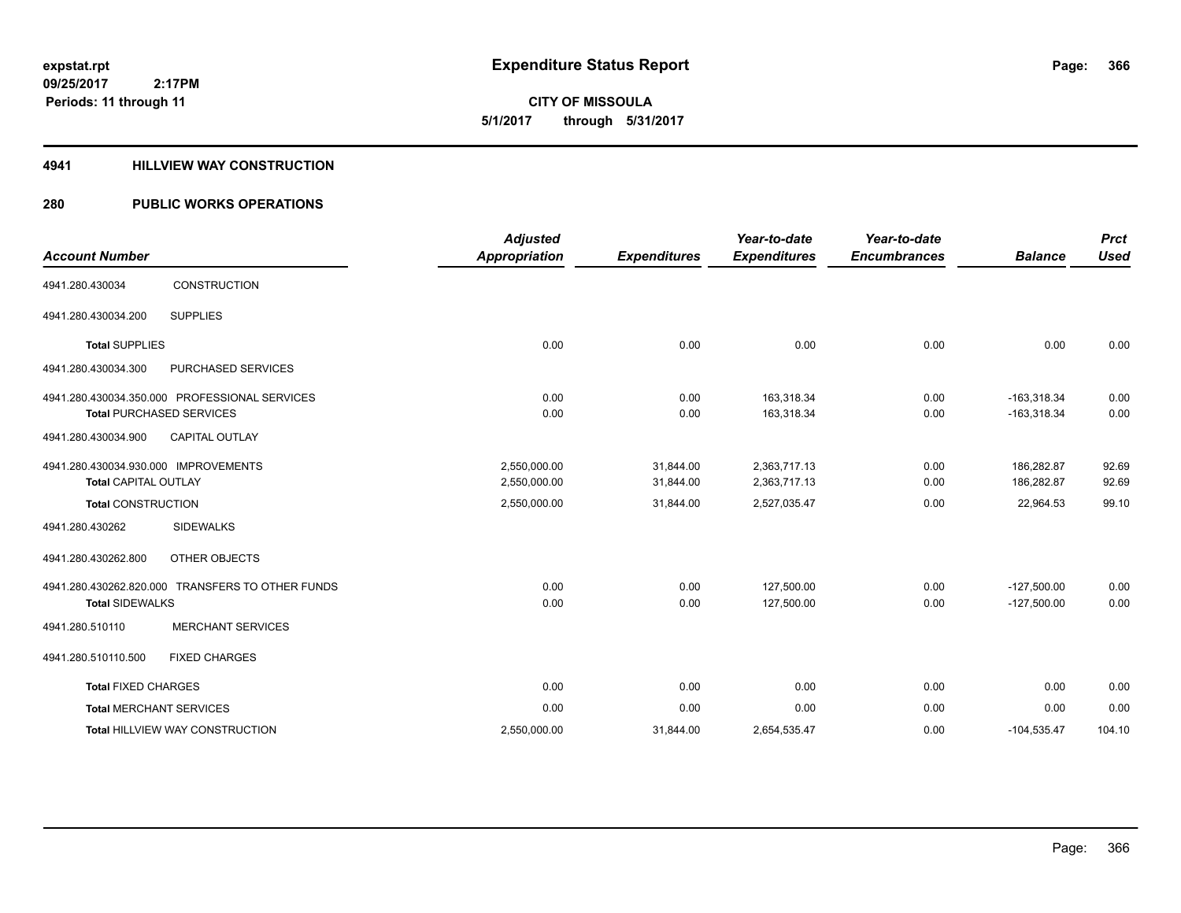expstat.rpt
09/25/2017 2:17PM
Periods: 11 through 11

# Expenditure Status Report

**CITY OF MISSOULA**
**5/1/2017 through 5/31/2017**

## 4941 HILLVIEW WAY CONSTRUCTION

## 280 PUBLIC WORKS OPERATIONS

| Account Number | | Adjusted Appropriation | Expenditures | Year-to-date Expenditures | Year-to-date Encumbrances | Balance | Prct Used |
|---|---|---|---|---|---|---|---|
| 4941.280.430034 | CONSTRUCTION | | | | | | |
| 4941.280.430034.200 | SUPPLIES | | | | | | |
| **Total** SUPPLIES | | 0.00 | 0.00 | 0.00 | 0.00 | 0.00 | 0.00 |
| 4941.280.430034.300 | PURCHASED SERVICES | | | | | | |
| 4941.280.430034.350.000 | PROFESSIONAL SERVICES | 0.00 | 0.00 | 163,318.34 | 0.00 | -163,318.34 | 0.00 |
| **Total** PURCHASED SERVICES | | 0.00 | 0.00 | 163,318.34 | 0.00 | -163,318.34 | 0.00 |
| 4941.280.430034.900 | CAPITAL OUTLAY | | | | | | |
| 4941.280.430034.930.000 | IMPROVEMENTS | 2,550,000.00 | 31,844.00 | 2,363,717.13 | 0.00 | 186,282.87 | 92.69 |
| **Total** CAPITAL OUTLAY | | 2,550,000.00 | 31,844.00 | 2,363,717.13 | 0.00 | 186,282.87 | 92.69 |
| **Total** CONSTRUCTION | | 2,550,000.00 | 31,844.00 | 2,527,035.47 | 0.00 | 22,964.53 | 99.10 |
| 4941.280.430262 | SIDEWALKS | | | | | | |
| 4941.280.430262.800 | OTHER OBJECTS | | | | | | |
| 4941.280.430262.820.000 | TRANSFERS TO OTHER FUNDS | 0.00 | 0.00 | 127,500.00 | 0.00 | -127,500.00 | 0.00 |
| **Total** SIDEWALKS | | 0.00 | 0.00 | 127,500.00 | 0.00 | -127,500.00 | 0.00 |
| 4941.280.510110 | MERCHANT SERVICES | | | | | | |
| 4941.280.510110.500 | FIXED CHARGES | | | | | | |
| **Total** FIXED CHARGES | | 0.00 | 0.00 | 0.00 | 0.00 | 0.00 | 0.00 |
| **Total** MERCHANT SERVICES | | 0.00 | 0.00 | 0.00 | 0.00 | 0.00 | 0.00 |
| **Total** HILLVIEW WAY CONSTRUCTION | | 2,550,000.00 | 31,844.00 | 2,654,535.47 | 0.00 | -104,535.47 | 104.10 |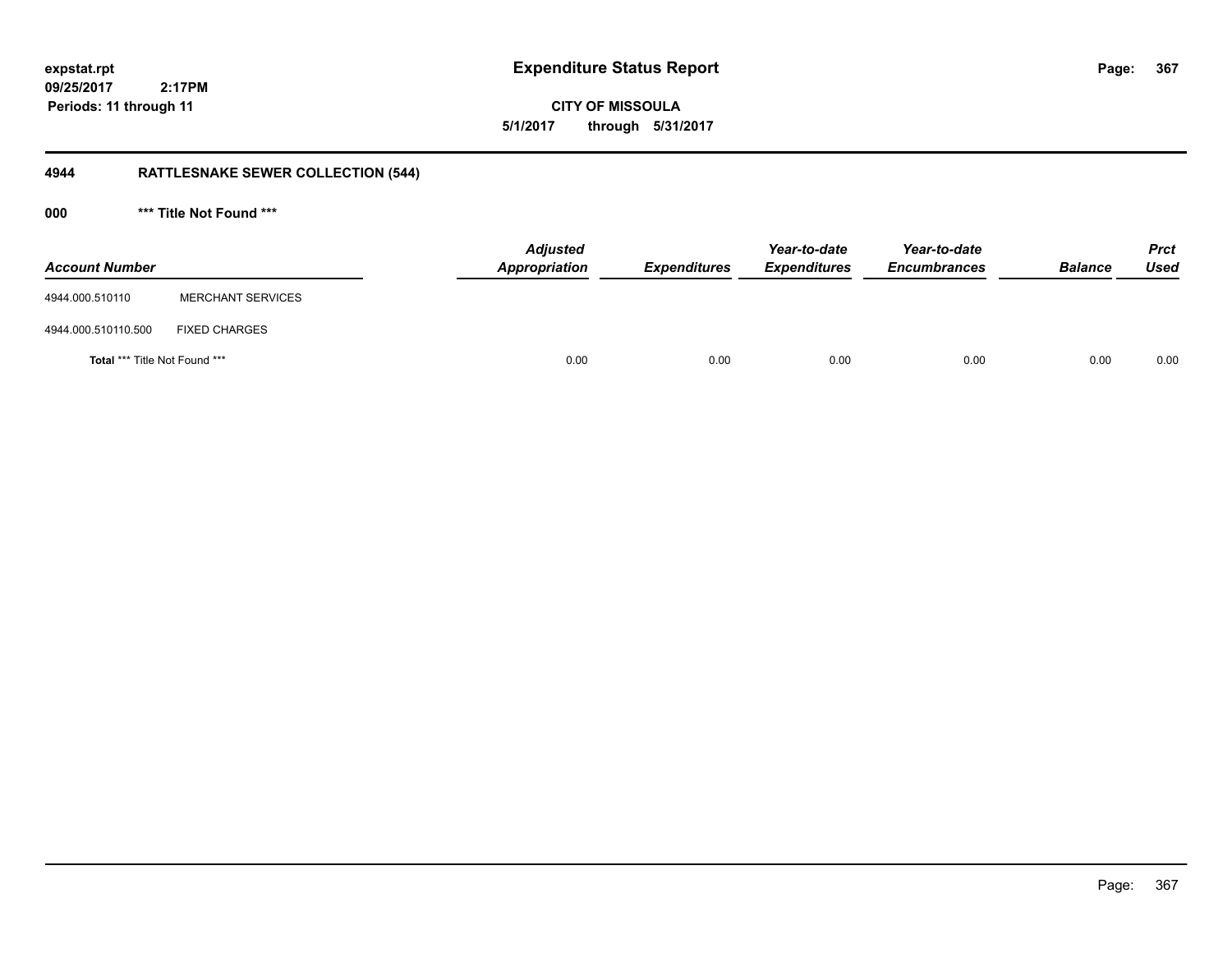# Expenditure Status Report

expstat.rpt
09/25/2017 2:17PM
Periods: 11 through 11

**CITY OF MISSOULA**
**5/1/2017 through 5/31/2017**

## 4944 RATTLESNAKE SEWER COLLECTION (544)

### 000 *** Title Not Found ***

| Account Number | | Adjusted Appropriation | Expenditures | Year-to-date Expenditures | Year-to-date Encumbrances | Balance | Prct Used |
|---|---|---|---|---|---|---|---|
| 4944.000.510110 | MERCHANT SERVICES | | | | | | |
| 4944.000.510110.500 | FIXED CHARGES | | | | | | |
| **Total** *** Title Not Found *** | | 0.00 | 0.00 | 0.00 | 0.00 | 0.00 | 0.00 |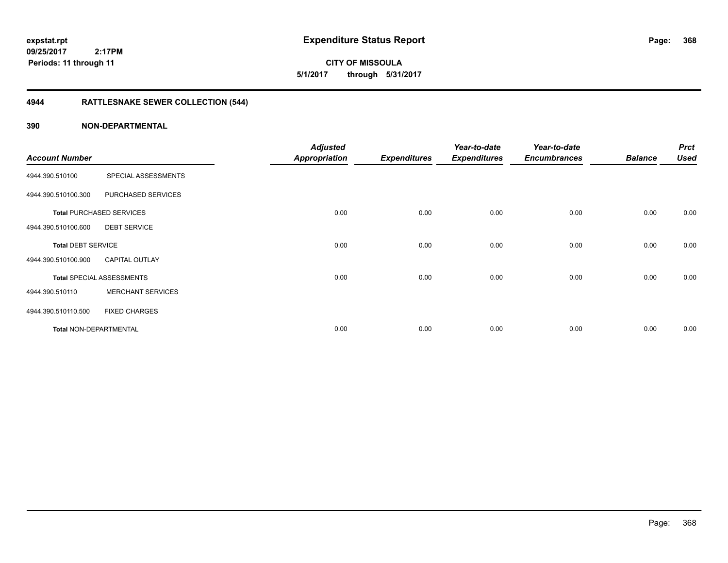**expstat.rpt**
**09/25/2017 2:17PM**
**Periods: 11 through 11**

# Expenditure Status Report

**CITY OF MISSOULA**
**5/1/2017 through 5/31/2017**

## 4944 RATTLESNAKE SEWER COLLECTION (544)

## 390 NON-DEPARTMENTAL

| Account Number | | Adjusted Appropriation | Expenditures | Year-to-date Expenditures | Year-to-date Encumbrances | Balance | Prct Used |
|---|---|---|---|---|---|---|---|
| 4944.390.510100 | SPECIAL ASSESSMENTS | | | | | | |
| 4944.390.510100.300 | PURCHASED SERVICES | | | | | | |
| **Total** PURCHASED SERVICES | | 0.00 | 0.00 | 0.00 | 0.00 | 0.00 | 0.00 |
| 4944.390.510100.600 | DEBT SERVICE | | | | | | |
| **Total** DEBT SERVICE | | 0.00 | 0.00 | 0.00 | 0.00 | 0.00 | 0.00 |
| 4944.390.510100.900 | CAPITAL OUTLAY | | | | | | |
| **Total** SPECIAL ASSESSMENTS | | 0.00 | 0.00 | 0.00 | 0.00 | 0.00 | 0.00 |
| 4944.390.510110 | MERCHANT SERVICES | | | | | | |
| 4944.390.510110.500 | FIXED CHARGES | | | | | | |
| **Total** NON-DEPARTMENTAL | | 0.00 | 0.00 | 0.00 | 0.00 | 0.00 | 0.00 |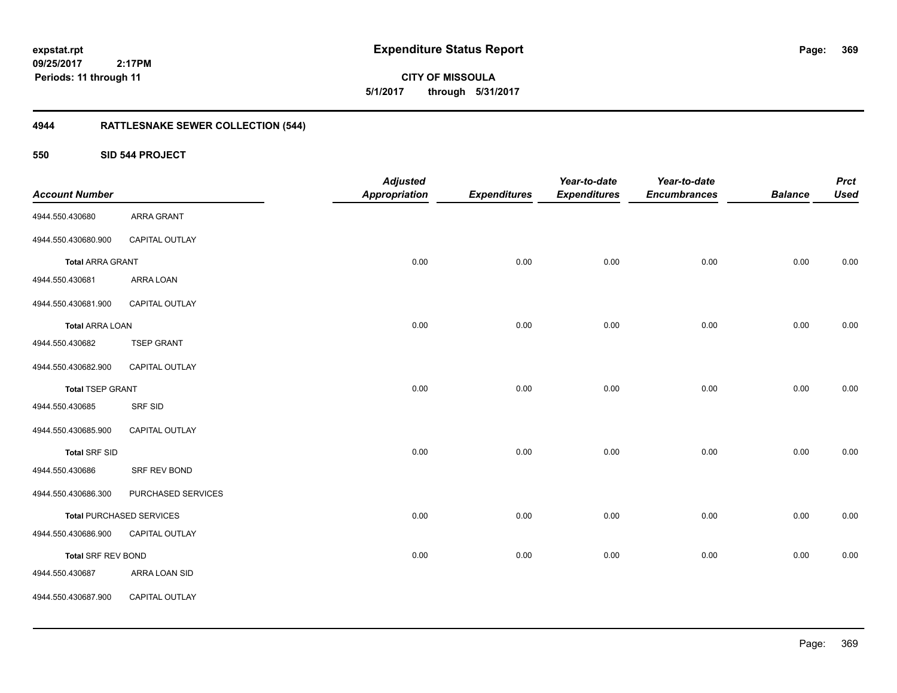**expstat.rpt**
**09/25/2017 2:17PM**
**Periods: 11 through 11**

# Expenditure Status Report

**CITY OF MISSOULA**
**5/1/2017 through 5/31/2017**

## 4944 RATTLESNAKE SEWER COLLECTION (544)

### 550 SID 544 PROJECT

| Account Number | | Adjusted Appropriation | Expenditures | Year-to-date Expenditures | Year-to-date Encumbrances | Balance | Prct Used |
|---|---|---|---|---|---|---|---|
| 4944.550.430680 | ARRA GRANT | | | | | | |
| 4944.550.430680.900 | CAPITAL OUTLAY | | | | | | |
| **Total** ARRA GRANT | | 0.00 | 0.00 | 0.00 | 0.00 | 0.00 | 0.00 |
| 4944.550.430681 | ARRA LOAN | | | | | | |
| 4944.550.430681.900 | CAPITAL OUTLAY | | | | | | |
| **Total** ARRA LOAN | | 0.00 | 0.00 | 0.00 | 0.00 | 0.00 | 0.00 |
| 4944.550.430682 | TSEP GRANT | | | | | | |
| 4944.550.430682.900 | CAPITAL OUTLAY | | | | | | |
| **Total** TSEP GRANT | | 0.00 | 0.00 | 0.00 | 0.00 | 0.00 | 0.00 |
| 4944.550.430685 | SRF SID | | | | | | |
| 4944.550.430685.900 | CAPITAL OUTLAY | | | | | | |
| **Total** SRF SID | | 0.00 | 0.00 | 0.00 | 0.00 | 0.00 | 0.00 |
| 4944.550.430686 | SRF REV BOND | | | | | | |
| 4944.550.430686.300 | PURCHASED SERVICES | | | | | | |
| **Total** PURCHASED SERVICES | | 0.00 | 0.00 | 0.00 | 0.00 | 0.00 | 0.00 |
| 4944.550.430686.900 | CAPITAL OUTLAY | | | | | | |
| **Total** SRF REV BOND | | 0.00 | 0.00 | 0.00 | 0.00 | 0.00 | 0.00 |
| 4944.550.430687 | ARRA LOAN SID | | | | | | |
| 4944.550.430687.900 | CAPITAL OUTLAY | | | | | | |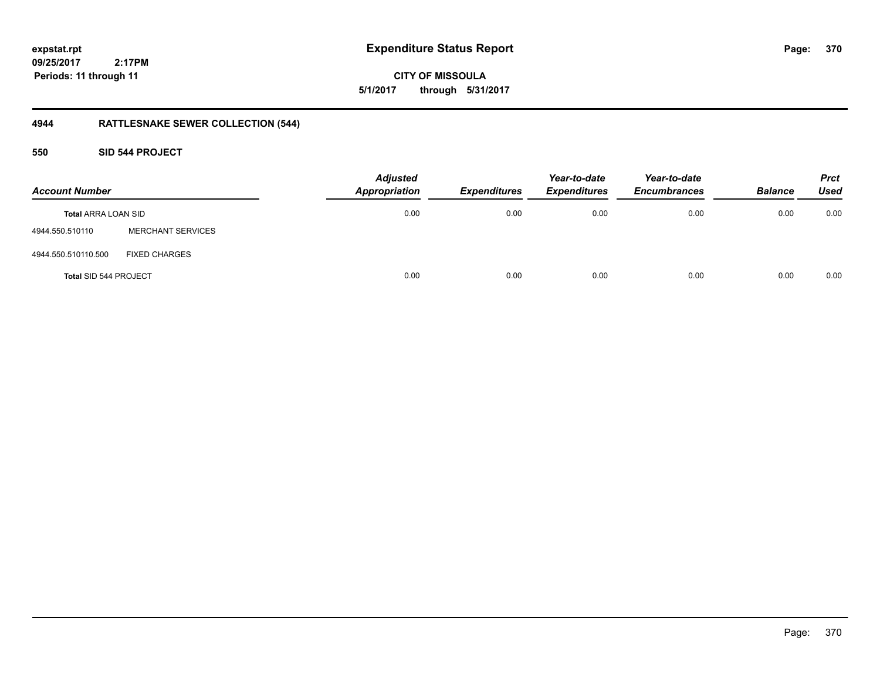expstat.rpt
09/25/2017 2:17PM
Periods: 11 through 11

# Expenditure Status Report

CITY OF MISSOULA
5/1/2017 through 5/31/2017

## 4944 RATTLESNAKE SEWER COLLECTION (544)

### 550 SID 544 PROJECT

| Account Number | | Adjusted Appropriation | Expenditures | Year-to-date Expenditures | Year-to-date Encumbrances | Balance | Prct Used |
|---|---|---|---|---|---|---|---|
| **Total** ARRA LOAN SID | | 0.00 | 0.00 | 0.00 | 0.00 | 0.00 | 0.00 |
| 4944.550.510110 | MERCHANT SERVICES | | | | | | |
| 4944.550.510110.500 | FIXED CHARGES | | | | | | |
| **Total** SID 544 PROJECT | | 0.00 | 0.00 | 0.00 | 0.00 | 0.00 | 0.00 |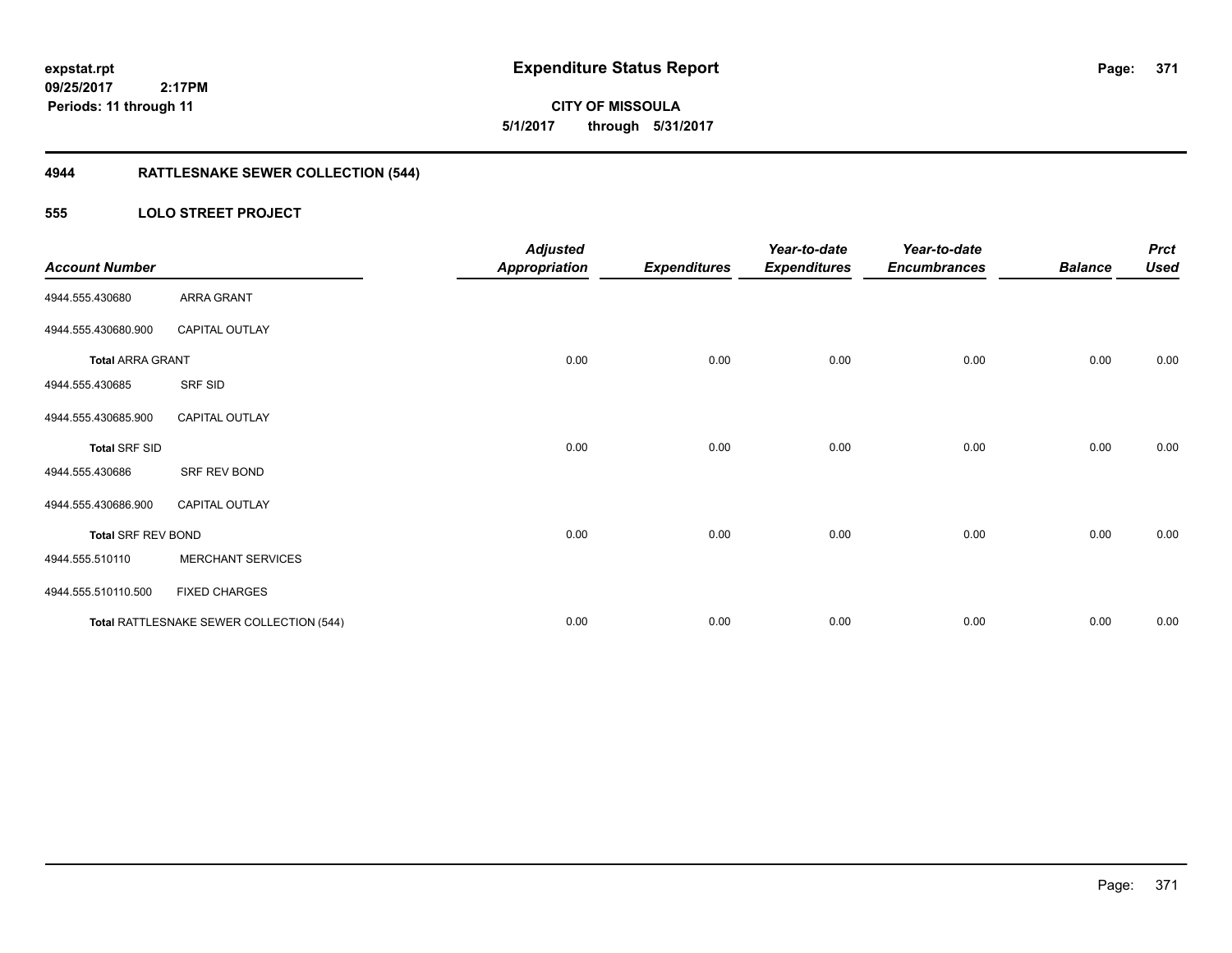**expstat.rpt**
**09/25/2017 2:17PM**
**Periods: 11 through 11**

# Expenditure Status Report

**CITY OF MISSOULA**
**5/1/2017 through 5/31/2017**

## 4944 RATTLESNAKE SEWER COLLECTION (544)

### 555 LOLO STREET PROJECT

| Account Number | | Adjusted Appropriation | Expenditures | Year-to-date Expenditures | Year-to-date Encumbrances | Balance | Prct Used |
|---|---|---|---|---|---|---|---|
| 4944.555.430680 | ARRA GRANT | | | | | | |
| 4944.555.430680.900 | CAPITAL OUTLAY | | | | | | |
| **Total** ARRA GRANT | | 0.00 | 0.00 | 0.00 | 0.00 | 0.00 | 0.00 |
| 4944.555.430685 | SRF SID | | | | | | |
| 4944.555.430685.900 | CAPITAL OUTLAY | | | | | | |
| **Total** SRF SID | | 0.00 | 0.00 | 0.00 | 0.00 | 0.00 | 0.00 |
| 4944.555.430686 | SRF REV BOND | | | | | | |
| 4944.555.430686.900 | CAPITAL OUTLAY | | | | | | |
| **Total** SRF REV BOND | | 0.00 | 0.00 | 0.00 | 0.00 | 0.00 | 0.00 |
| 4944.555.510110 | MERCHANT SERVICES | | | | | | |
| 4944.555.510110.500 | FIXED CHARGES | | | | | | |
| **Total** RATTLESNAKE SEWER COLLECTION (544) | | 0.00 | 0.00 | 0.00 | 0.00 | 0.00 | 0.00 |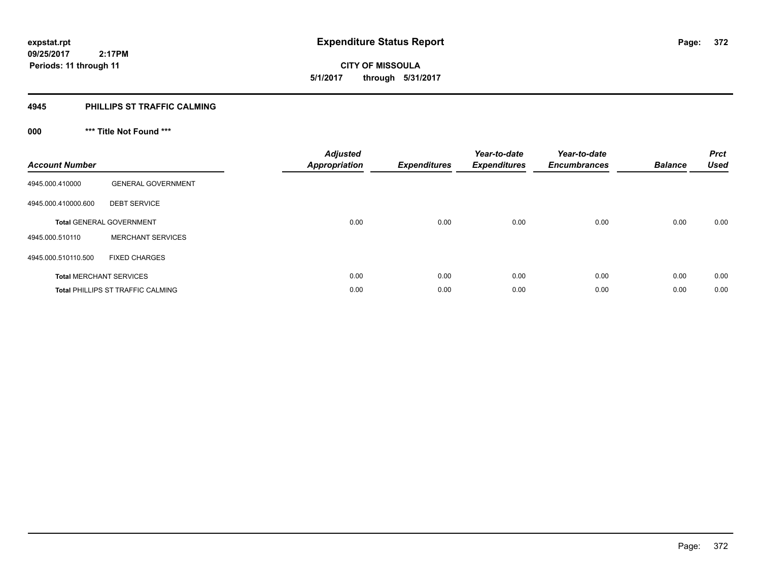# Expenditure Status Report

expstat.rpt
09/25/2017 2:17PM
Periods: 11 through 11

**CITY OF MISSOULA**
**5/1/2017 through 5/31/2017**

## 4945 PHILLIPS ST TRAFFIC CALMING

### 000 *** Title Not Found ***

| Account Number | | Adjusted Appropriation | Expenditures | Year-to-date Expenditures | Year-to-date Encumbrances | Balance | Prct Used |
|---|---|---|---|---|---|---|---|
| 4945.000.410000 | GENERAL GOVERNMENT | | | | | | |
| 4945.000.410000.600 | DEBT SERVICE | | | | | | |
| **Total** GENERAL GOVERNMENT | | 0.00 | 0.00 | 0.00 | 0.00 | 0.00 | 0.00 |
| 4945.000.510110 | MERCHANT SERVICES | | | | | | |
| 4945.000.510110.500 | FIXED CHARGES | | | | | | |
| **Total** MERCHANT SERVICES | | 0.00 | 0.00 | 0.00 | 0.00 | 0.00 | 0.00 |
| **Total** PHILLIPS ST TRAFFIC CALMING | | 0.00 | 0.00 | 0.00 | 0.00 | 0.00 | 0.00 |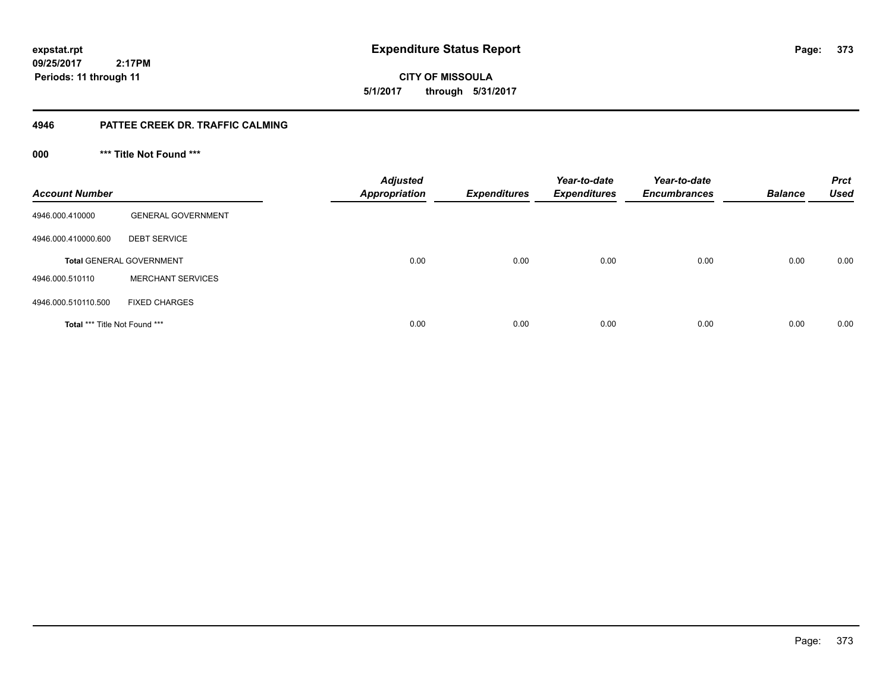expstat.rpt
09/25/2017 2:17PM
Periods: 11 through 11

# Expenditure Status Report

**CITY OF MISSOULA**
**5/1/2017 through 5/31/2017**

## 4946 PATTEE CREEK DR. TRAFFIC CALMING

### 000 *** Title Not Found ***

| Account Number | | Adjusted Appropriation | Expenditures | Year-to-date Expenditures | Year-to-date Encumbrances | Balance | Prct Used |
|---|---|---|---|---|---|---|---|
| 4946.000.410000 | GENERAL GOVERNMENT | | | | | | |
| 4946.000.410000.600 | DEBT SERVICE | | | | | | |
| **Total** GENERAL GOVERNMENT | | 0.00 | 0.00 | 0.00 | 0.00 | 0.00 | 0.00 |
| 4946.000.510110 | MERCHANT SERVICES | | | | | | |
| 4946.000.510110.500 | FIXED CHARGES | | | | | | |
| **Total** *** Title Not Found *** | | 0.00 | 0.00 | 0.00 | 0.00 | 0.00 | 0.00 |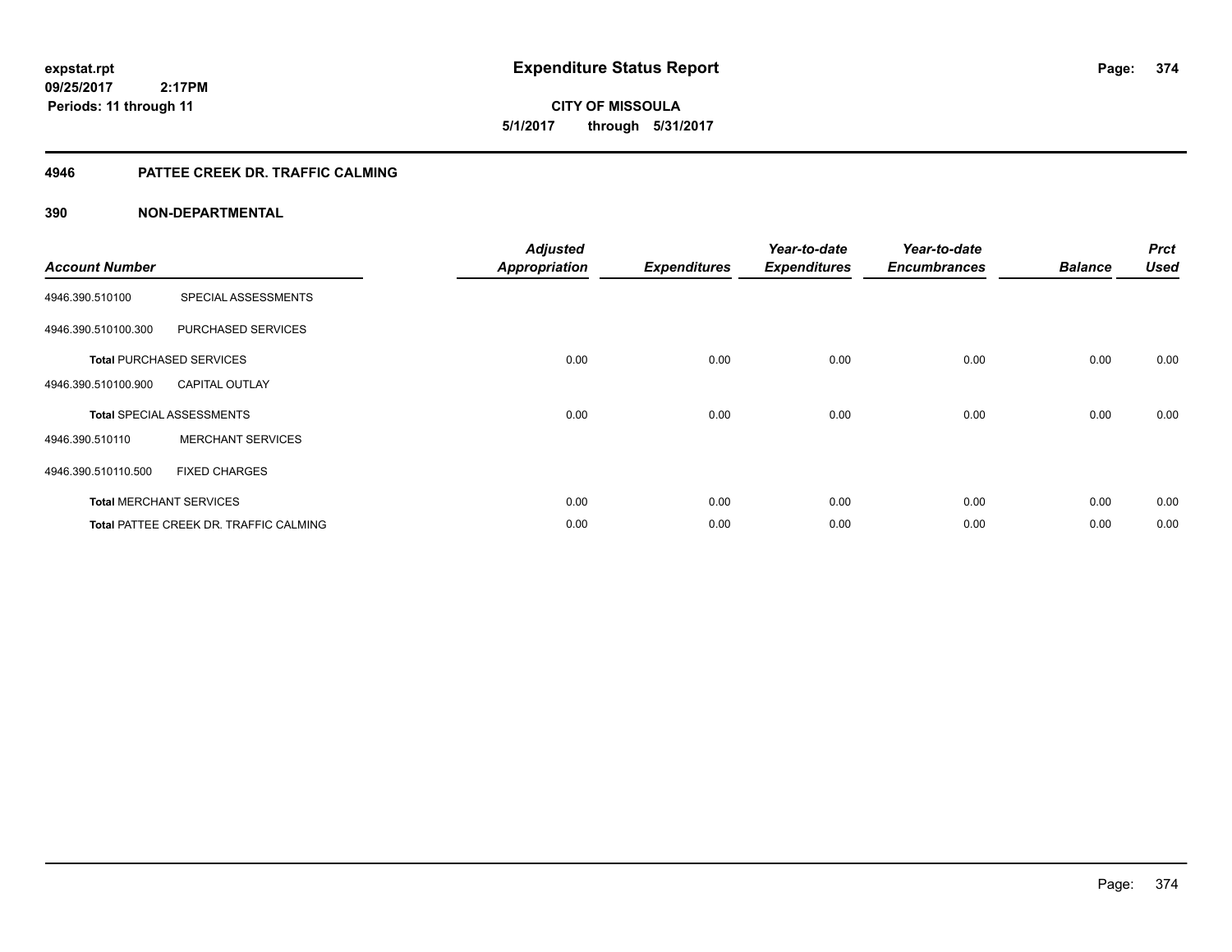# Expenditure Status Report

**expstat.rpt**
**09/25/2017 2:17PM**
**Periods: 11 through 11**

**CITY OF MISSOULA**
**5/1/2017 through 5/31/2017**

## 4946 PATTEE CREEK DR. TRAFFIC CALMING

## 390 NON-DEPARTMENTAL

| Account Number | | Adjusted Appropriation | Expenditures | Year-to-date Expenditures | Year-to-date Encumbrances | Balance | Prct Used |
|---|---|---|---|---|---|---|---|
| 4946.390.510100 | SPECIAL ASSESSMENTS | | | | | | |
| 4946.390.510100.300 | PURCHASED SERVICES | | | | | | |
| **Total** PURCHASED SERVICES | | 0.00 | 0.00 | 0.00 | 0.00 | 0.00 | 0.00 |
| 4946.390.510100.900 | CAPITAL OUTLAY | | | | | | |
| **Total** SPECIAL ASSESSMENTS | | 0.00 | 0.00 | 0.00 | 0.00 | 0.00 | 0.00 |
| 4946.390.510110 | MERCHANT SERVICES | | | | | | |
| 4946.390.510110.500 | FIXED CHARGES | | | | | | |
| **Total** MERCHANT SERVICES | | 0.00 | 0.00 | 0.00 | 0.00 | 0.00 | 0.00 |
| **Total** PATTEE CREEK DR. TRAFFIC CALMING | | 0.00 | 0.00 | 0.00 | 0.00 | 0.00 | 0.00 |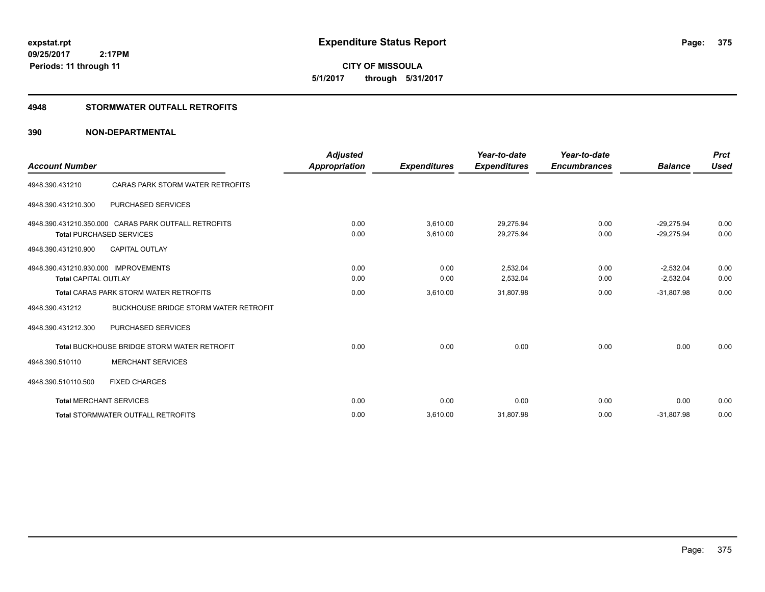expstat.rpt
09/25/2017 2:17PM
Periods: 11 through 11

# Expenditure Status Report

**CITY OF MISSOULA**
**5/1/2017 through 5/31/2017**

## 4948 STORMWATER OUTFALL RETROFITS

## 390 NON-DEPARTMENTAL

| Account Number | | Adjusted Appropriation | Expenditures | Year-to-date Expenditures | Year-to-date Encumbrances | Balance | Prct Used |
|---|---|---|---|---|---|---|---|
| 4948.390.431210 | CARAS PARK STORM WATER RETROFITS | | | | | | |
| 4948.390.431210.300 | PURCHASED SERVICES | | | | | | |
| 4948.390.431210.350.000 | CARAS PARK OUTFALL RETROFITS | 0.00 | 3,610.00 | 29,275.94 | 0.00 | -29,275.94 | 0.00 |
| **Total** PURCHASED SERVICES | | 0.00 | 3,610.00 | 29,275.94 | 0.00 | -29,275.94 | 0.00 |
| 4948.390.431210.900 | CAPITAL OUTLAY | | | | | | |
| 4948.390.431210.930.000 | IMPROVEMENTS | 0.00 | 0.00 | 2,532.04 | 0.00 | -2,532.04 | 0.00 |
| **Total** CAPITAL OUTLAY | | 0.00 | 0.00 | 2,532.04 | 0.00 | -2,532.04 | 0.00 |
| **Total** CARAS PARK STORM WATER RETROFITS | | 0.00 | 3,610.00 | 31,807.98 | 0.00 | -31,807.98 | 0.00 |
| 4948.390.431212 | BUCKHOUSE BRIDGE STORM WATER RETROFIT | | | | | | |
| 4948.390.431212.300 | PURCHASED SERVICES | | | | | | |
| **Total** BUCKHOUSE BRIDGE STORM WATER RETROFIT | | 0.00 | 0.00 | 0.00 | 0.00 | 0.00 | 0.00 |
| 4948.390.510110 | MERCHANT SERVICES | | | | | | |
| 4948.390.510110.500 | FIXED CHARGES | | | | | | |
| **Total** MERCHANT SERVICES | | 0.00 | 0.00 | 0.00 | 0.00 | 0.00 | 0.00 |
| **Total** STORMWATER OUTFALL RETROFITS | | 0.00 | 3,610.00 | 31,807.98 | 0.00 | -31,807.98 | 0.00 |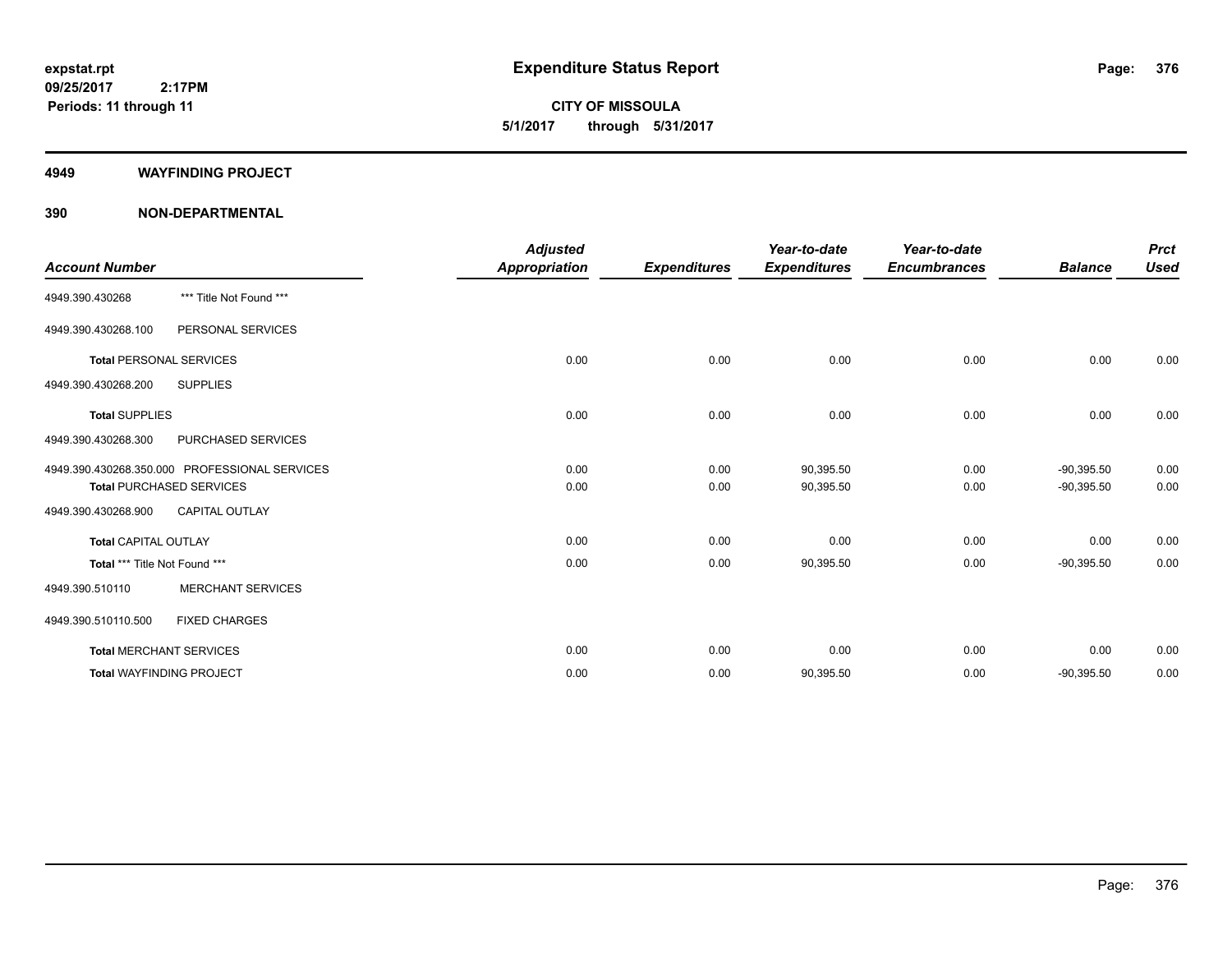**expstat.rpt**
**09/25/2017 2:17PM**
**Periods: 11 through 11**

# Expenditure Status Report

**CITY OF MISSOULA**
**5/1/2017 through 5/31/2017**

## 4949 WAYFINDING PROJECT

## 390 NON-DEPARTMENTAL

| Account Number | | Adjusted Appropriation | Expenditures | Year-to-date Expenditures | Year-to-date Encumbrances | Balance | Prct Used |
|---|---|---|---|---|---|---|---|
| 4949.390.430268 | *** Title Not Found *** | | | | | | |
| 4949.390.430268.100 | PERSONAL SERVICES | | | | | | |
| **Total** PERSONAL SERVICES | | 0.00 | 0.00 | 0.00 | 0.00 | 0.00 | 0.00 |
| 4949.390.430268.200 | SUPPLIES | | | | | | |
| **Total** SUPPLIES | | 0.00 | 0.00 | 0.00 | 0.00 | 0.00 | 0.00 |
| 4949.390.430268.300 | PURCHASED SERVICES | | | | | | |
| 4949.390.430268.350.000 | PROFESSIONAL SERVICES | 0.00 | 0.00 | 90,395.50 | 0.00 | -90,395.50 | 0.00 |
| **Total** PURCHASED SERVICES | | 0.00 | 0.00 | 90,395.50 | 0.00 | -90,395.50 | 0.00 |
| 4949.390.430268.900 | CAPITAL OUTLAY | | | | | | |
| **Total** CAPITAL OUTLAY | | 0.00 | 0.00 | 0.00 | 0.00 | 0.00 | 0.00 |
| **Total** *** Title Not Found *** | | 0.00 | 0.00 | 90,395.50 | 0.00 | -90,395.50 | 0.00 |
| 4949.390.510110 | MERCHANT SERVICES | | | | | | |
| 4949.390.510110.500 | FIXED CHARGES | | | | | | |
| **Total** MERCHANT SERVICES | | 0.00 | 0.00 | 0.00 | 0.00 | 0.00 | 0.00 |
| **Total** WAYFINDING PROJECT | | 0.00 | 0.00 | 90,395.50 | 0.00 | -90,395.50 | 0.00 |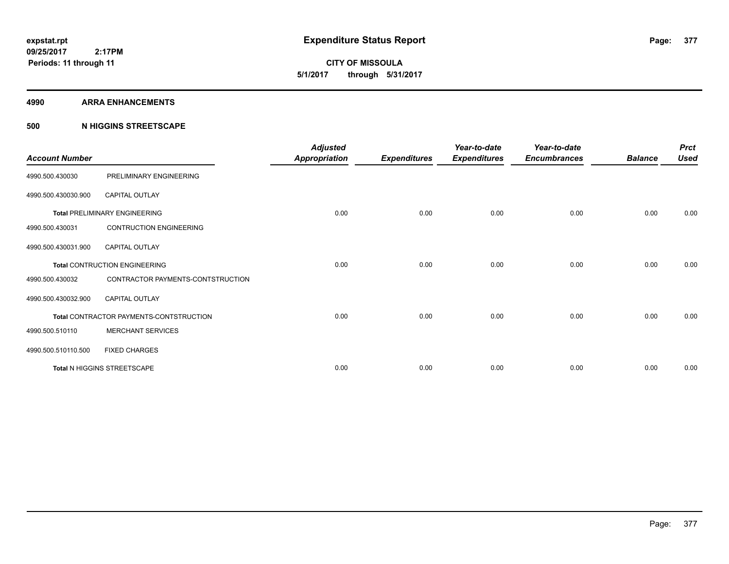**expstat.rpt**
**09/25/2017 2:17PM**
**Periods: 11 through 11**

# Expenditure Status Report

**CITY OF MISSOULA**
**5/1/2017 through 5/31/2017**

## 4990 ARRA ENHANCEMENTS

### 500 N HIGGINS STREETSCAPE

| Account Number | | Adjusted Appropriation | Expenditures | Year-to-date Expenditures | Year-to-date Encumbrances | Balance | Prct Used |
|---|---|---|---|---|---|---|---|
| 4990.500.430030 | PRELIMINARY ENGINEERING | | | | | | |
| 4990.500.430030.900 | CAPITAL OUTLAY | | | | | | |
| **Total** PRELIMINARY ENGINEERING | | 0.00 | 0.00 | 0.00 | 0.00 | 0.00 | 0.00 |
| 4990.500.430031 | CONTRUCTION ENGINEERING | | | | | | |
| 4990.500.430031.900 | CAPITAL OUTLAY | | | | | | |
| **Total** CONTRUCTION ENGINEERING | | 0.00 | 0.00 | 0.00 | 0.00 | 0.00 | 0.00 |
| 4990.500.430032 | CONTRACTOR PAYMENTS-CONTSTRUCTION | | | | | | |
| 4990.500.430032.900 | CAPITAL OUTLAY | | | | | | |
| **Total** CONTRACTOR PAYMENTS-CONTSTRUCTION | | 0.00 | 0.00 | 0.00 | 0.00 | 0.00 | 0.00 |
| 4990.500.510110 | MERCHANT SERVICES | | | | | | |
| 4990.500.510110.500 | FIXED CHARGES | | | | | | |
| **Total** N HIGGINS STREETSCAPE | | 0.00 | 0.00 | 0.00 | 0.00 | 0.00 | 0.00 |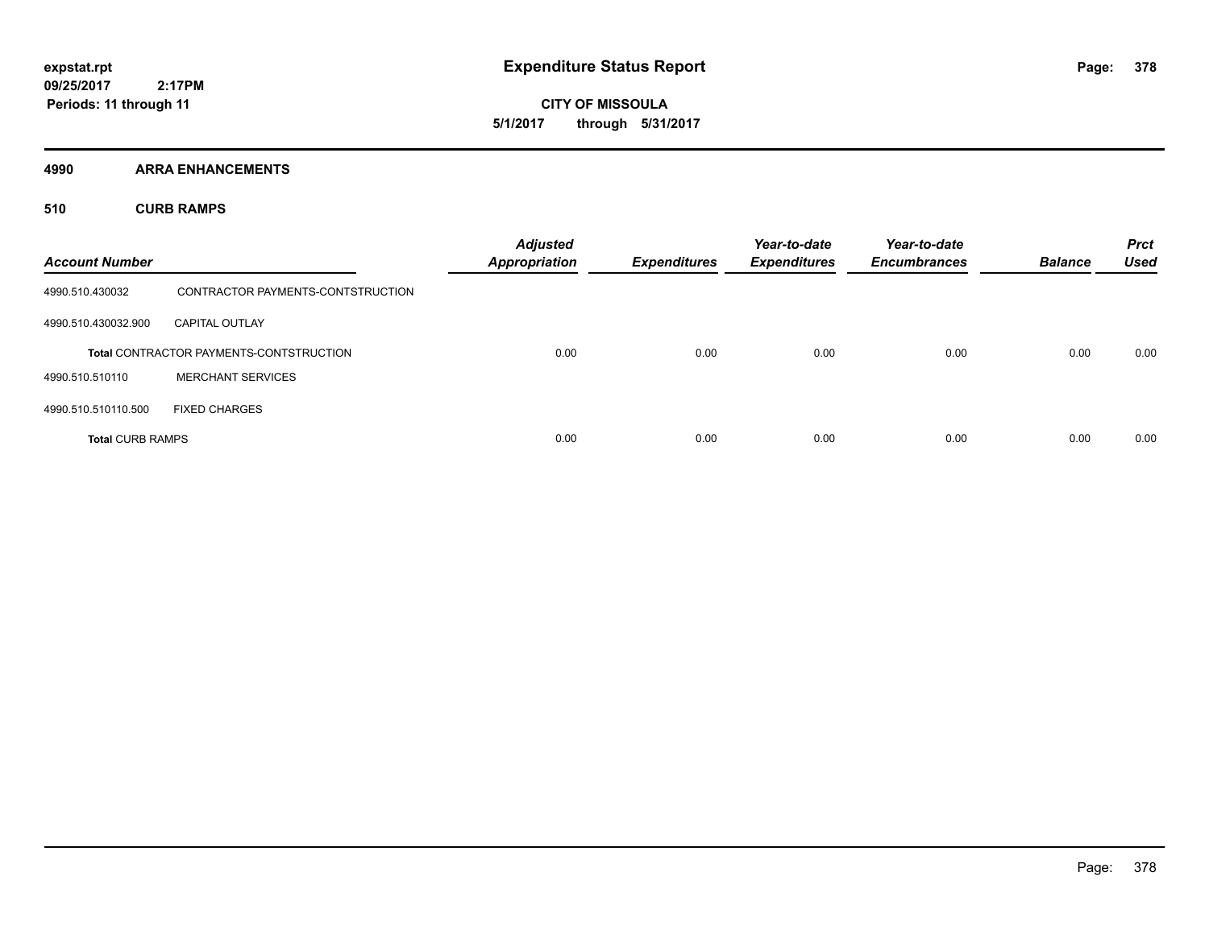# Expenditure Status Report

**expstat.rpt**
**09/25/2017 2:17PM**
**Periods: 11 through 11**

**CITY OF MISSOULA**
**5/1/2017 through 5/31/2017**

## 4990 ARRA ENHANCEMENTS

### 510 CURB RAMPS

| Account Number | | Adjusted Appropriation | Expenditures | Year-to-date Expenditures | Year-to-date Encumbrances | Balance | Prct Used |
|---|---|---|---|---|---|---|---|
| 4990.510.430032 | CONTRACTOR PAYMENTS-CONTSTRUCTION | | | | | | |
| 4990.510.430032.900 | CAPITAL OUTLAY | | | | | | |
| **Total** CONTRACTOR PAYMENTS-CONTSTRUCTION | | 0.00 | 0.00 | 0.00 | 0.00 | 0.00 | 0.00 |
| 4990.510.510110 | MERCHANT SERVICES | | | | | | |
| 4990.510.510110.500 | FIXED CHARGES | | | | | | |
| **Total** CURB RAMPS | | 0.00 | 0.00 | 0.00 | 0.00 | 0.00 | 0.00 |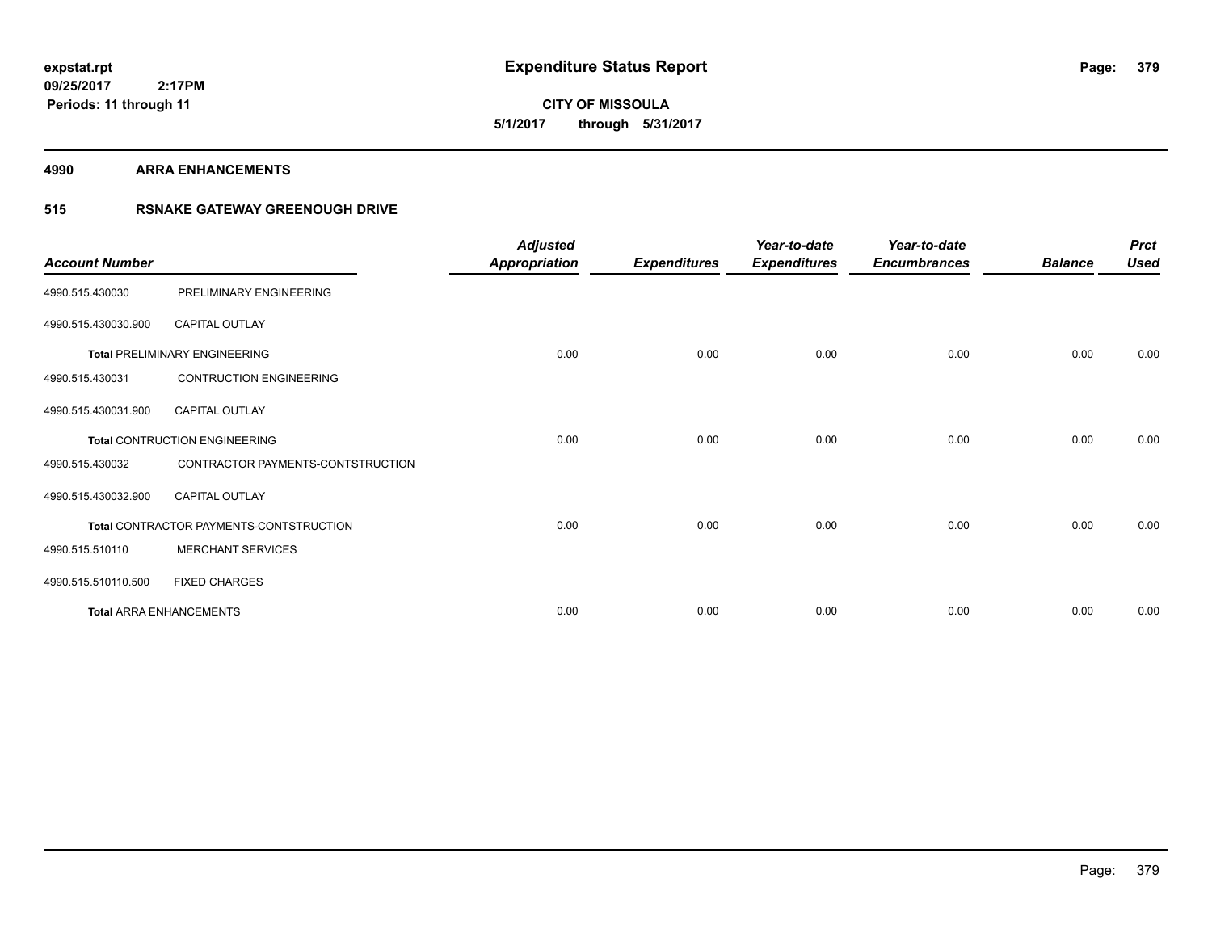**expstat.rpt**
**09/25/2017 2:17PM**
**Periods: 11 through 11**

# Expenditure Status Report

**CITY OF MISSOULA**
**5/1/2017 through 5/31/2017**

## 4990 ARRA ENHANCEMENTS

## 515 RSNAKE GATEWAY GREENOUGH DRIVE

| Account Number | | Adjusted Appropriation | Expenditures | Year-to-date Expenditures | Year-to-date Encumbrances | Balance | Prct Used |
|---|---|---|---|---|---|---|---|
| 4990.515.430030 | PRELIMINARY ENGINEERING | | | | | | |
| 4990.515.430030.900 | CAPITAL OUTLAY | | | | | | |
| **Total** PRELIMINARY ENGINEERING | | 0.00 | 0.00 | 0.00 | 0.00 | 0.00 | 0.00 |
| 4990.515.430031 | CONTRUCTION ENGINEERING | | | | | | |
| 4990.515.430031.900 | CAPITAL OUTLAY | | | | | | |
| **Total** CONTRUCTION ENGINEERING | | 0.00 | 0.00 | 0.00 | 0.00 | 0.00 | 0.00 |
| 4990.515.430032 | CONTRACTOR PAYMENTS-CONTSTRUCTION | | | | | | |
| 4990.515.430032.900 | CAPITAL OUTLAY | | | | | | |
| **Total** CONTRACTOR PAYMENTS-CONTSTRUCTION | | 0.00 | 0.00 | 0.00 | 0.00 | 0.00 | 0.00 |
| 4990.515.510110 | MERCHANT SERVICES | | | | | | |
| 4990.515.510110.500 | FIXED CHARGES | | | | | | |
| **Total** ARRA ENHANCEMENTS | | 0.00 | 0.00 | 0.00 | 0.00 | 0.00 | 0.00 |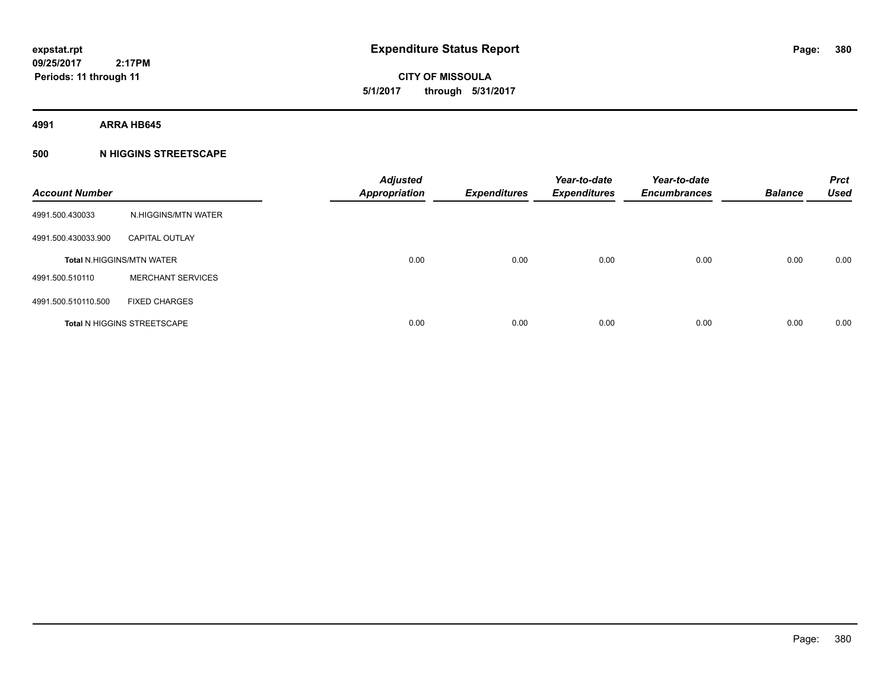# Expenditure Status Report

**expstat.rpt**
**09/25/2017 2:17PM**
**Periods: 11 through 11**

**CITY OF MISSOULA**
**5/1/2017 through 5/31/2017**

## 4991 ARRA HB645

## 500 N HIGGINS STREETSCAPE

| Account Number | | Adjusted Appropriation | Expenditures | Year-to-date Expenditures | Year-to-date Encumbrances | Balance | Prct Used |
|---|---|---|---|---|---|---|---|
| 4991.500.430033 | N.HIGGINS/MTN WATER | | | | | | |
| 4991.500.430033.900 | CAPITAL OUTLAY | | | | | | |
| Total N.HIGGINS/MTN WATER | | 0.00 | 0.00 | 0.00 | 0.00 | 0.00 | 0.00 |
| 4991.500.510110 | MERCHANT SERVICES | | | | | | |
| 4991.500.510110.500 | FIXED CHARGES | | | | | | |
| Total N HIGGINS STREETSCAPE | | 0.00 | 0.00 | 0.00 | 0.00 | 0.00 | 0.00 |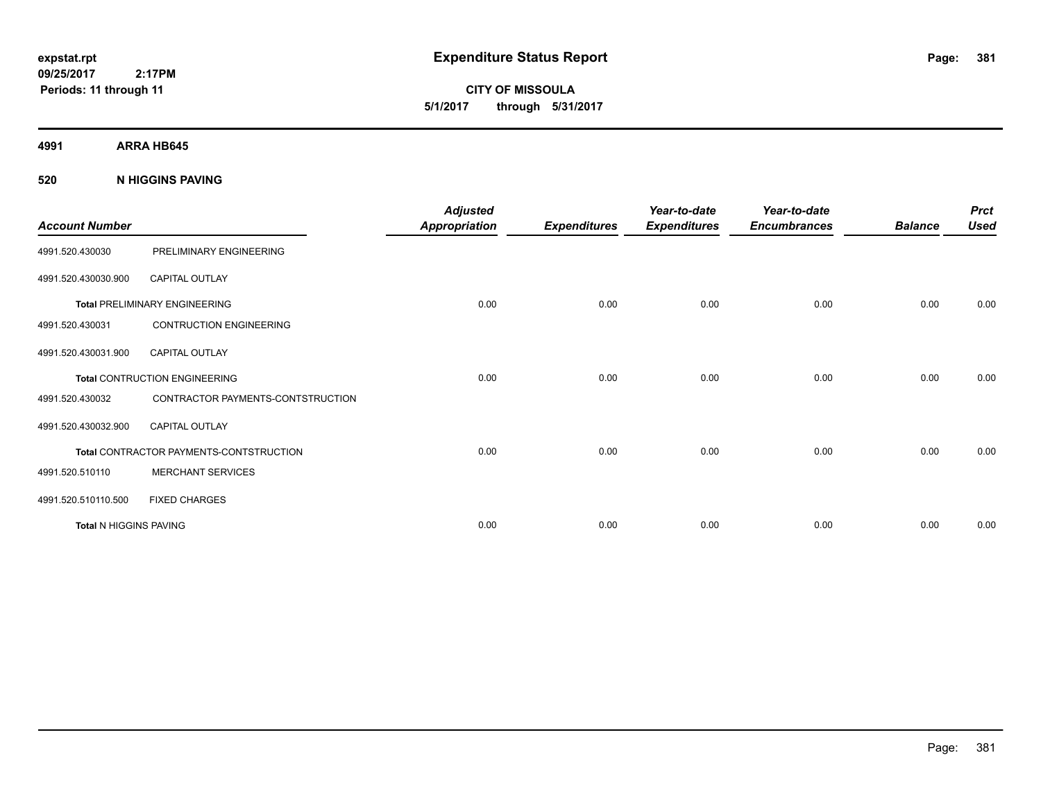**expstat.rpt**
**09/25/2017 2:17PM**
**Periods: 11 through 11**

# Expenditure Status Report

**CITY OF MISSOULA**
**5/1/2017 through 5/31/2017**

**4991 ARRA HB645**

**520 N HIGGINS PAVING**

| Account Number | | Adjusted Appropriation | Expenditures | Year-to-date Expenditures | Year-to-date Encumbrances | Balance | Prct Used |
|---|---|---|---|---|---|---|---|
| 4991.520.430030 | PRELIMINARY ENGINEERING | | | | | | |
| 4991.520.430030.900 | CAPITAL OUTLAY | | | | | | |
| **Total** PRELIMINARY ENGINEERING | | 0.00 | 0.00 | 0.00 | 0.00 | 0.00 | 0.00 |
| 4991.520.430031 | CONTRUCTION ENGINEERING | | | | | | |
| 4991.520.430031.900 | CAPITAL OUTLAY | | | | | | |
| **Total** CONTRUCTION ENGINEERING | | 0.00 | 0.00 | 0.00 | 0.00 | 0.00 | 0.00 |
| 4991.520.430032 | CONTRACTOR PAYMENTS-CONTSTRUCTION | | | | | | |
| 4991.520.430032.900 | CAPITAL OUTLAY | | | | | | |
| **Total** CONTRACTOR PAYMENTS-CONTSTRUCTION | | 0.00 | 0.00 | 0.00 | 0.00 | 0.00 | 0.00 |
| 4991.520.510110 | MERCHANT SERVICES | | | | | | |
| 4991.520.510110.500 | FIXED CHARGES | | | | | | |
| **Total** N HIGGINS PAVING | | 0.00 | 0.00 | 0.00 | 0.00 | 0.00 | 0.00 |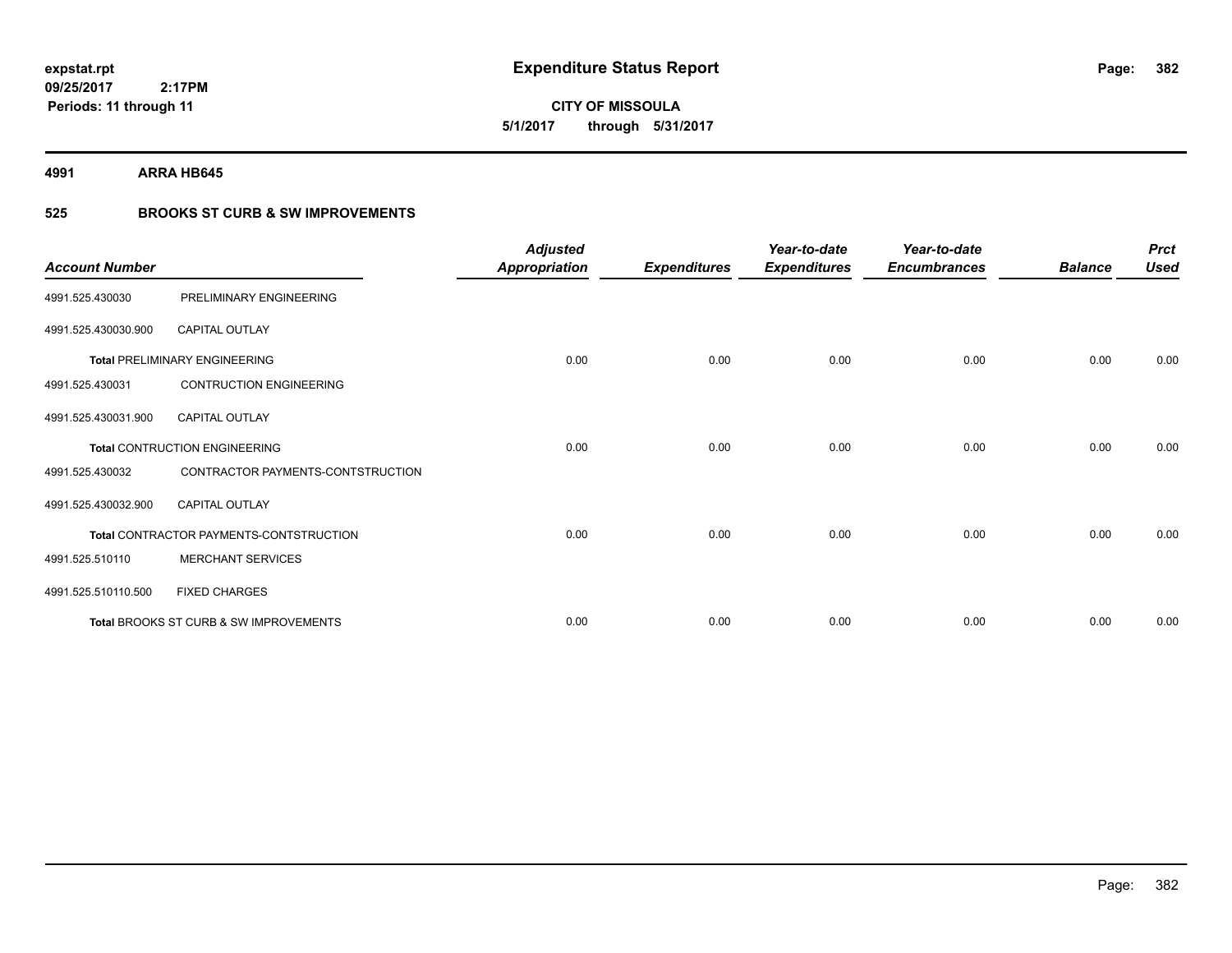**expstat.rpt**
**09/25/2017 2:17PM**
**Periods: 11 through 11**

# Expenditure Status Report

**CITY OF MISSOULA**
**5/1/2017 through 5/31/2017**

**4991 ARRA HB645**

**525 BROOKS ST CURB & SW IMPROVEMENTS**

| Account Number | | Adjusted Appropriation | Expenditures | Year-to-date Expenditures | Year-to-date Encumbrances | Balance | Prct Used |
|---|---|---|---|---|---|---|---|
| 4991.525.430030 | PRELIMINARY ENGINEERING | | | | | | |
| 4991.525.430030.900 | CAPITAL OUTLAY | | | | | | |
| **Total** PRELIMINARY ENGINEERING | | 0.00 | 0.00 | 0.00 | 0.00 | 0.00 | 0.00 |
| 4991.525.430031 | CONTRUCTION ENGINEERING | | | | | | |
| 4991.525.430031.900 | CAPITAL OUTLAY | | | | | | |
| **Total** CONTRUCTION ENGINEERING | | 0.00 | 0.00 | 0.00 | 0.00 | 0.00 | 0.00 |
| 4991.525.430032 | CONTRACTOR PAYMENTS-CONTSTRUCTION | | | | | | |
| 4991.525.430032.900 | CAPITAL OUTLAY | | | | | | |
| **Total** CONTRACTOR PAYMENTS-CONTSTRUCTION | | 0.00 | 0.00 | 0.00 | 0.00 | 0.00 | 0.00 |
| 4991.525.510110 | MERCHANT SERVICES | | | | | | |
| 4991.525.510110.500 | FIXED CHARGES | | | | | | |
| **Total** BROOKS ST CURB & SW IMPROVEMENTS | | 0.00 | 0.00 | 0.00 | 0.00 | 0.00 | 0.00 |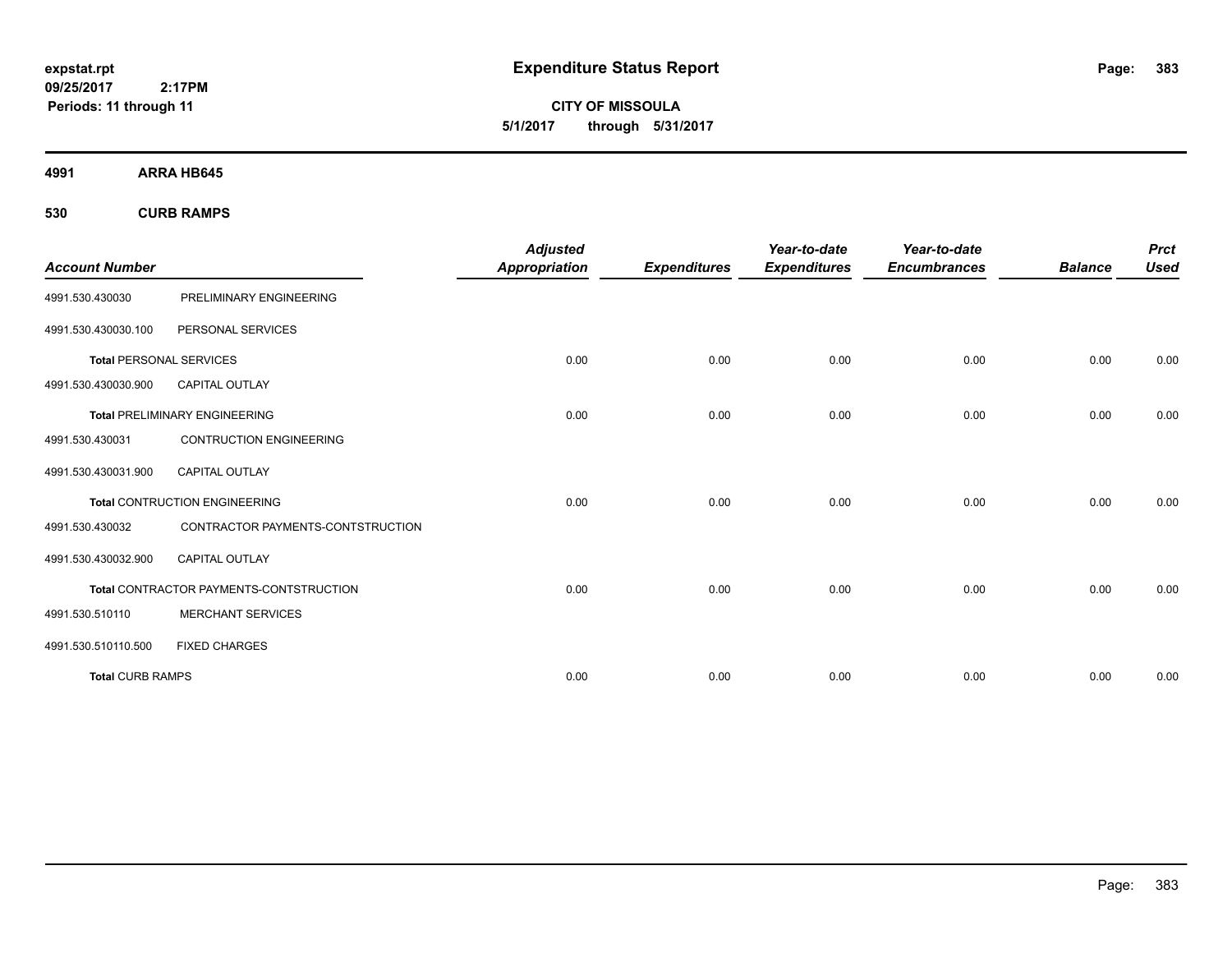expstat.rpt
09/25/2017 2:17PM
Periods: 11 through 11

# Expenditure Status Report

CITY OF MISSOULA
5/1/2017 through 5/31/2017

**4991 ARRA HB645**

**530 CURB RAMPS**

| Account Number | | Adjusted Appropriation | Expenditures | Year-to-date Expenditures | Year-to-date Encumbrances | Balance | Prct Used |
|---|---|---|---|---|---|---|---|
| 4991.530.430030 | PRELIMINARY ENGINEERING | | | | | | |
| 4991.530.430030.100 | PERSONAL SERVICES | | | | | | |
| **Total** PERSONAL SERVICES | | 0.00 | 0.00 | 0.00 | 0.00 | 0.00 | 0.00 |
| 4991.530.430030.900 | CAPITAL OUTLAY | | | | | | |
| **Total** PRELIMINARY ENGINEERING | | 0.00 | 0.00 | 0.00 | 0.00 | 0.00 | 0.00 |
| 4991.530.430031 | CONTRUCTION ENGINEERING | | | | | | |
| 4991.530.430031.900 | CAPITAL OUTLAY | | | | | | |
| **Total** CONTRUCTION ENGINEERING | | 0.00 | 0.00 | 0.00 | 0.00 | 0.00 | 0.00 |
| 4991.530.430032 | CONTRACTOR PAYMENTS-CONTSTRUCTION | | | | | | |
| 4991.530.430032.900 | CAPITAL OUTLAY | | | | | | |
| **Total** CONTRACTOR PAYMENTS-CONTSTRUCTION | | 0.00 | 0.00 | 0.00 | 0.00 | 0.00 | 0.00 |
| 4991.530.510110 | MERCHANT SERVICES | | | | | | |
| 4991.530.510110.500 | FIXED CHARGES | | | | | | |
| **Total** CURB RAMPS | | 0.00 | 0.00 | 0.00 | 0.00 | 0.00 | 0.00 |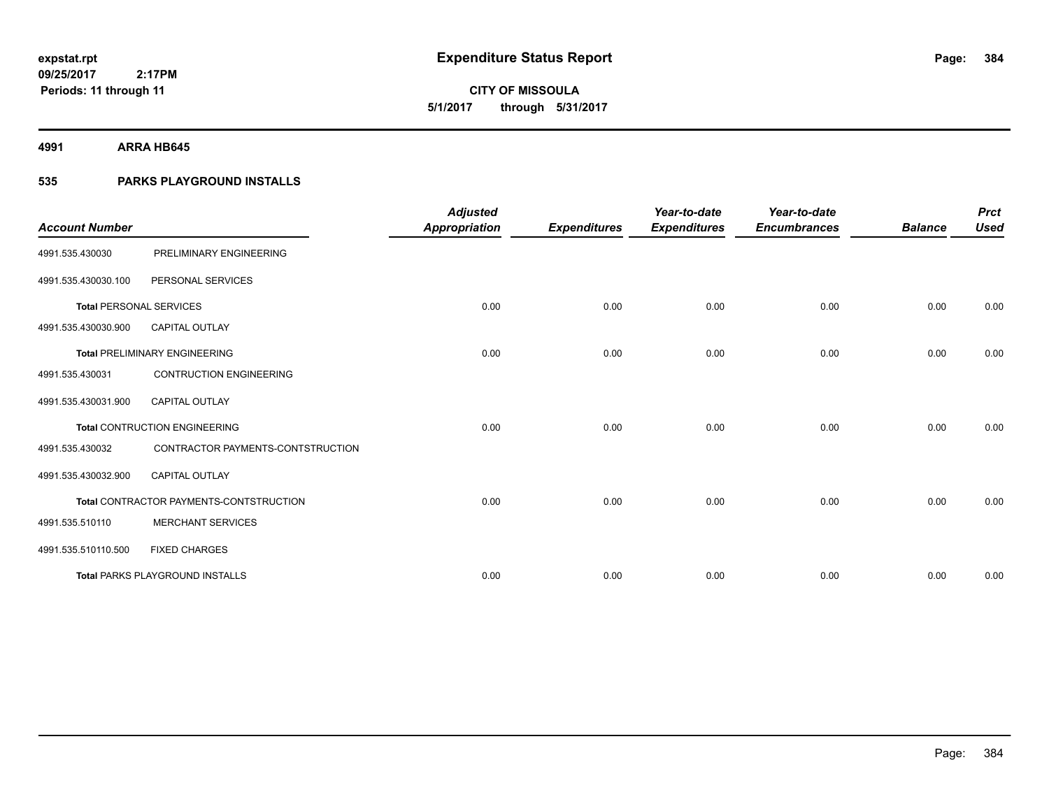**expstat.rpt**
**09/25/2017 2:17PM**
**Periods: 11 through 11**

# Expenditure Status Report

**CITY OF MISSOULA**
**5/1/2017 through 5/31/2017**

## 4991 ARRA HB645

### 535 PARKS PLAYGROUND INSTALLS

| Account Number | | Adjusted Appropriation | Expenditures | Year-to-date Expenditures | Year-to-date Encumbrances | Balance | Prct Used |
|---|---|---|---|---|---|---|---|
| 4991.535.430030 | PRELIMINARY ENGINEERING | | | | | | |
| 4991.535.430030.100 | PERSONAL SERVICES | | | | | | |
| **Total** PERSONAL SERVICES | | 0.00 | 0.00 | 0.00 | 0.00 | 0.00 | 0.00 |
| 4991.535.430030.900 | CAPITAL OUTLAY | | | | | | |
| **Total** PRELIMINARY ENGINEERING | | 0.00 | 0.00 | 0.00 | 0.00 | 0.00 | 0.00 |
| 4991.535.430031 | CONTRUCTION ENGINEERING | | | | | | |
| 4991.535.430031.900 | CAPITAL OUTLAY | | | | | | |
| **Total** CONTRUCTION ENGINEERING | | 0.00 | 0.00 | 0.00 | 0.00 | 0.00 | 0.00 |
| 4991.535.430032 | CONTRACTOR PAYMENTS-CONTSTRUCTION | | | | | | |
| 4991.535.430032.900 | CAPITAL OUTLAY | | | | | | |
| **Total** CONTRACTOR PAYMENTS-CONTSTRUCTION | | 0.00 | 0.00 | 0.00 | 0.00 | 0.00 | 0.00 |
| 4991.535.510110 | MERCHANT SERVICES | | | | | | |
| 4991.535.510110.500 | FIXED CHARGES | | | | | | |
| **Total** PARKS PLAYGROUND INSTALLS | | 0.00 | 0.00 | 0.00 | 0.00 | 0.00 | 0.00 |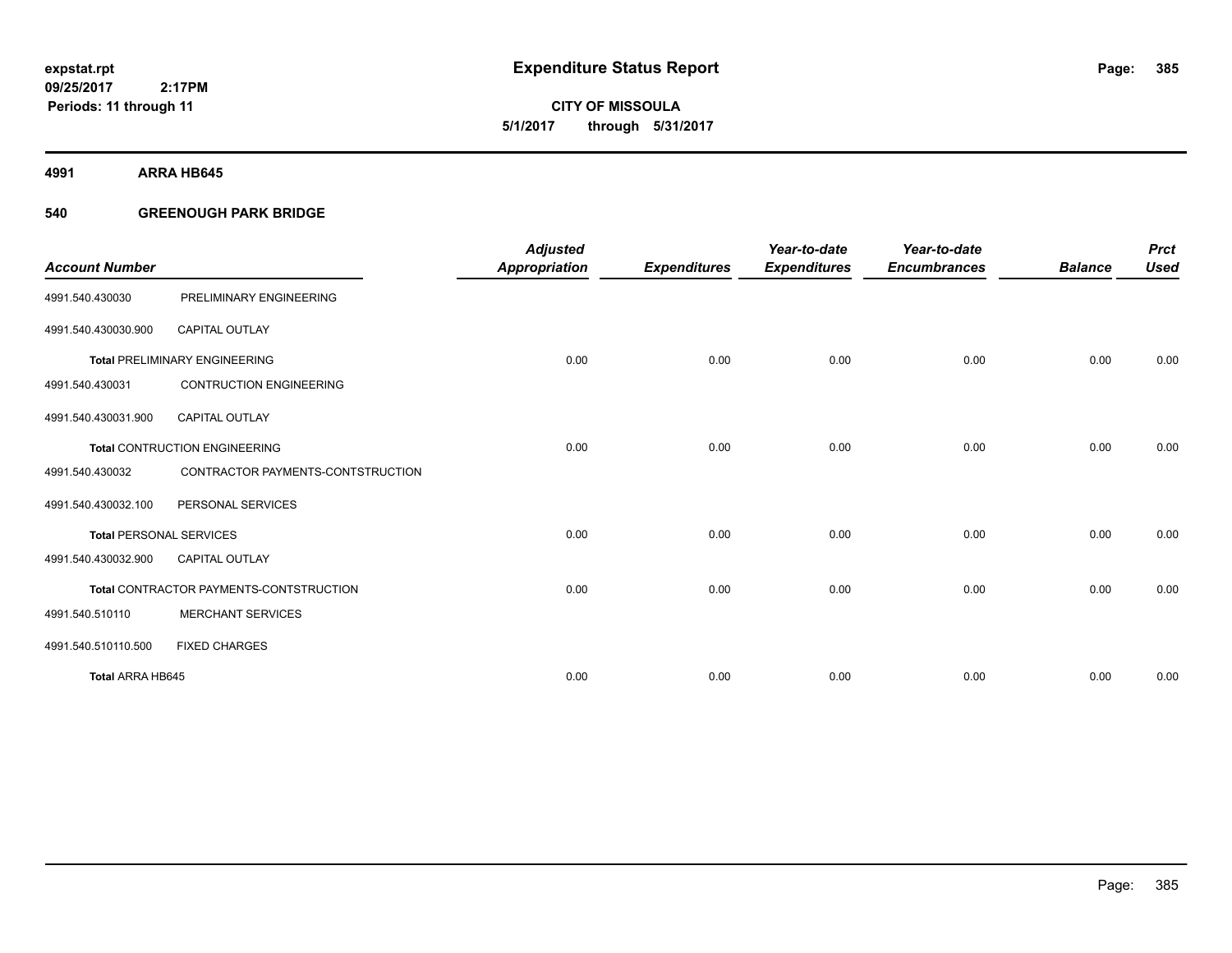expstat.rpt
09/25/2017 2:17PM
Periods: 11 through 11

# Expenditure Status Report

CITY OF MISSOULA
5/1/2017 through 5/31/2017

**4991 ARRA HB645**

**540 GREENOUGH PARK BRIDGE**

| Account Number | | Adjusted Appropriation | Expenditures | Year-to-date Expenditures | Year-to-date Encumbrances | Balance | Prct Used |
|---|---|---|---|---|---|---|---|
| 4991.540.430030 | PRELIMINARY ENGINEERING | | | | | | |
| 4991.540.430030.900 | CAPITAL OUTLAY | | | | | | |
| **Total** PRELIMINARY ENGINEERING | | 0.00 | 0.00 | 0.00 | 0.00 | 0.00 | 0.00 |
| 4991.540.430031 | CONTRUCTION ENGINEERING | | | | | | |
| 4991.540.430031.900 | CAPITAL OUTLAY | | | | | | |
| **Total** CONTRUCTION ENGINEERING | | 0.00 | 0.00 | 0.00 | 0.00 | 0.00 | 0.00 |
| 4991.540.430032 | CONTRACTOR PAYMENTS-CONTSTRUCTION | | | | | | |
| 4991.540.430032.100 | PERSONAL SERVICES | | | | | | |
| **Total** PERSONAL SERVICES | | 0.00 | 0.00 | 0.00 | 0.00 | 0.00 | 0.00 |
| 4991.540.430032.900 | CAPITAL OUTLAY | | | | | | |
| **Total** CONTRACTOR PAYMENTS-CONTSTRUCTION | | 0.00 | 0.00 | 0.00 | 0.00 | 0.00 | 0.00 |
| 4991.540.510110 | MERCHANT SERVICES | | | | | | |
| 4991.540.510110.500 | FIXED CHARGES | | | | | | |
| **Total ARRA HB645** | | 0.00 | 0.00 | 0.00 | 0.00 | 0.00 | 0.00 |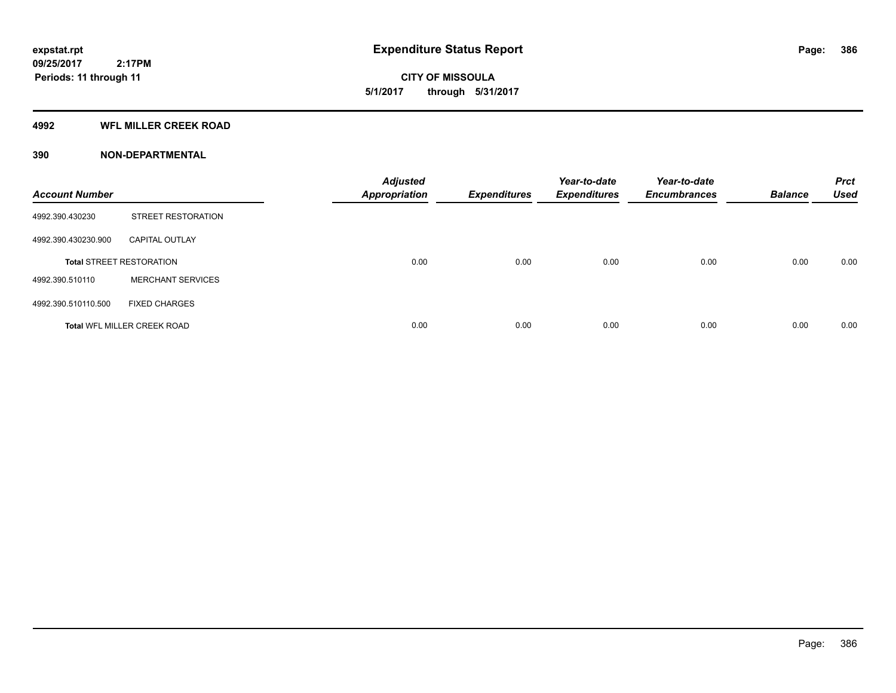# Expenditure Status Report

expstat.rpt
09/25/2017 2:17PM
Periods: 11 through 11

**CITY OF MISSOULA**
**5/1/2017 through 5/31/2017**

## 4992 WFL MILLER CREEK ROAD

### 390 NON-DEPARTMENTAL

| Account Number | | Adjusted Appropriation | Expenditures | Year-to-date Expenditures | Year-to-date Encumbrances | Balance | Prct Used |
|---|---|---|---|---|---|---|---|
| 4992.390.430230 | STREET RESTORATION | | | | | | |
| 4992.390.430230.900 | CAPITAL OUTLAY | | | | | | |
| **Total** STREET RESTORATION | | 0.00 | 0.00 | 0.00 | 0.00 | 0.00 | 0.00 |
| 4992.390.510110 | MERCHANT SERVICES | | | | | | |
| 4992.390.510110.500 | FIXED CHARGES | | | | | | |
| **Total** WFL MILLER CREEK ROAD | | 0.00 | 0.00 | 0.00 | 0.00 | 0.00 | 0.00 |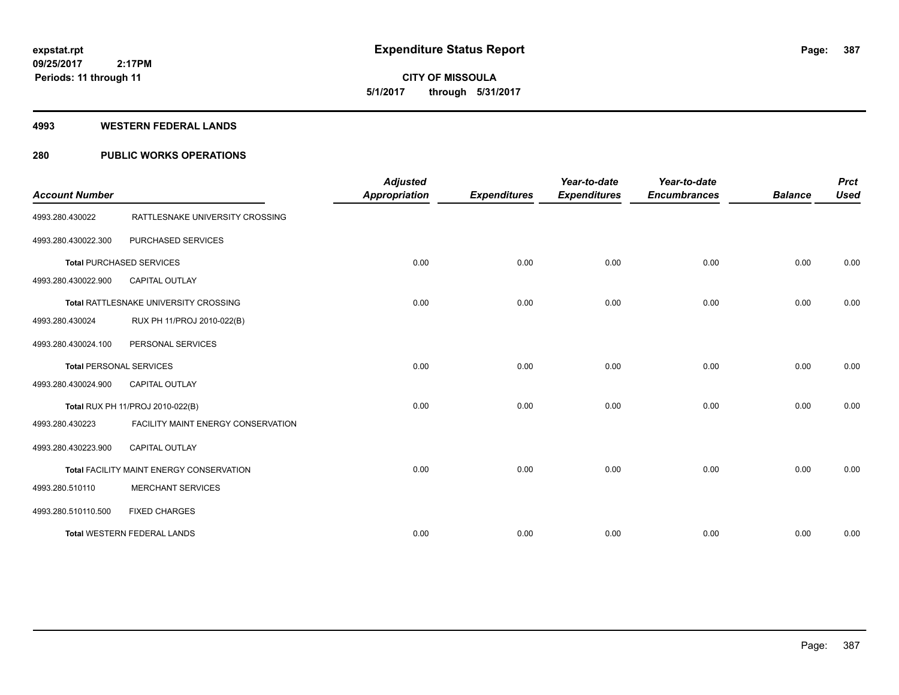**expstat.rpt**
**09/25/2017 2:17PM**
**Periods: 11 through 11**

# Expenditure Status Report

**CITY OF MISSOULA**
**5/1/2017 through 5/31/2017**

## 4993 WESTERN FEDERAL LANDS

## 280 PUBLIC WORKS OPERATIONS

| Account Number | | Adjusted Appropriation | Expenditures | Year-to-date Expenditures | Year-to-date Encumbrances | Balance | Prct Used |
|---|---|---|---|---|---|---|---|
| 4993.280.430022 | RATTLESNAKE UNIVERSITY CROSSING | | | | | | |
| 4993.280.430022.300 | PURCHASED SERVICES | | | | | | |
| **Total** PURCHASED SERVICES | | 0.00 | 0.00 | 0.00 | 0.00 | 0.00 | 0.00 |
| 4993.280.430022.900 | CAPITAL OUTLAY | | | | | | |
| **Total** RATTLESNAKE UNIVERSITY CROSSING | | 0.00 | 0.00 | 0.00 | 0.00 | 0.00 | 0.00 |
| 4993.280.430024 | RUX PH 11/PROJ 2010-022(B) | | | | | | |
| 4993.280.430024.100 | PERSONAL SERVICES | | | | | | |
| **Total** PERSONAL SERVICES | | 0.00 | 0.00 | 0.00 | 0.00 | 0.00 | 0.00 |
| 4993.280.430024.900 | CAPITAL OUTLAY | | | | | | |
| **Total** RUX PH 11/PROJ 2010-022(B) | | 0.00 | 0.00 | 0.00 | 0.00 | 0.00 | 0.00 |
| 4993.280.430223 | FACILITY MAINT ENERGY CONSERVATION | | | | | | |
| 4993.280.430223.900 | CAPITAL OUTLAY | | | | | | |
| **Total** FACILITY MAINT ENERGY CONSERVATION | | 0.00 | 0.00 | 0.00 | 0.00 | 0.00 | 0.00 |
| 4993.280.510110 | MERCHANT SERVICES | | | | | | |
| 4993.280.510110.500 | FIXED CHARGES | | | | | | |
| **Total** WESTERN FEDERAL LANDS | | 0.00 | 0.00 | 0.00 | 0.00 | 0.00 | 0.00 |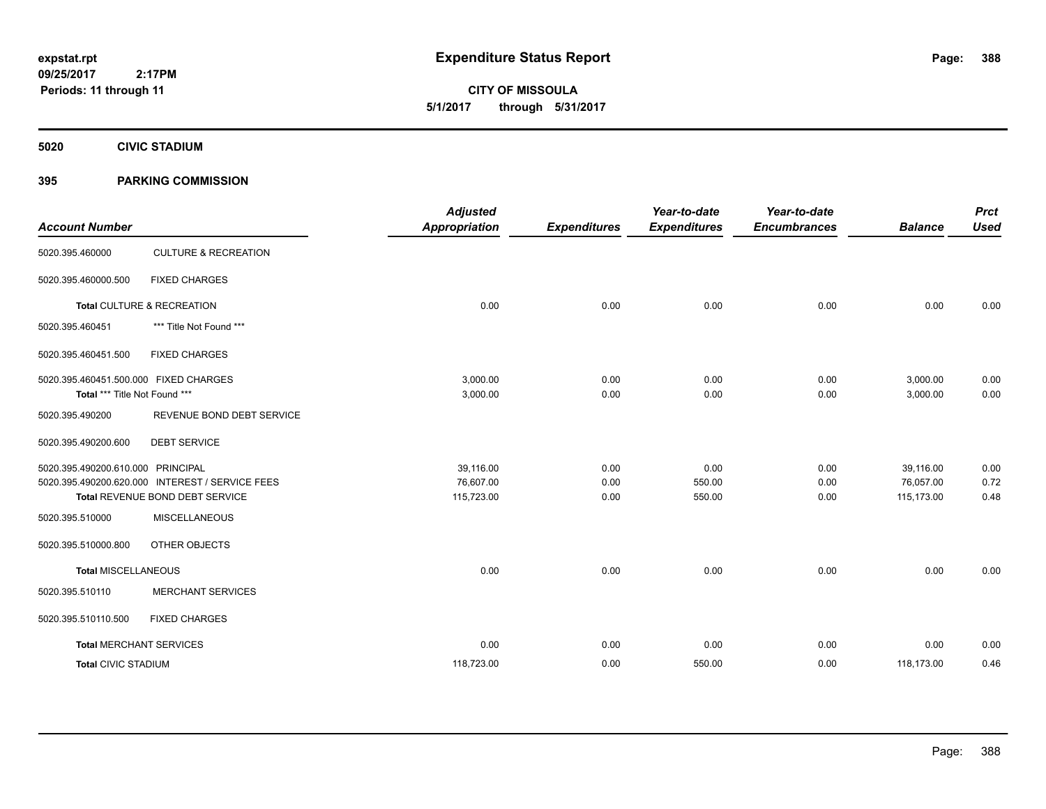# Expenditure Status Report

expstat.rpt
09/25/2017 2:17PM
Periods: 11 through 11

**CITY OF MISSOULA**
**5/1/2017 through 5/31/2017**

## 5020 CIVIC STADIUM

## 395 PARKING COMMISSION

| Account Number | | Adjusted Appropriation | Expenditures | Year-to-date Expenditures | Year-to-date Encumbrances | Balance | Prct Used |
|---|---|---|---|---|---|---|---|
| 5020.395.460000 | CULTURE & RECREATION | | | | | | |
| 5020.395.460000.500 | FIXED CHARGES | | | | | | |
| **Total** CULTURE & RECREATION | | 0.00 | 0.00 | 0.00 | 0.00 | 0.00 | 0.00 |
| 5020.395.460451 | *** Title Not Found *** | | | | | | |
| 5020.395.460451.500 | FIXED CHARGES | | | | | | |
| 5020.395.460451.500.000 | FIXED CHARGES | 3,000.00 | 0.00 | 0.00 | 0.00 | 3,000.00 | 0.00 |
| **Total** *** Title Not Found *** | | 3,000.00 | 0.00 | 0.00 | 0.00 | 3,000.00 | 0.00 |
| 5020.395.490200 | REVENUE BOND DEBT SERVICE | | | | | | |
| 5020.395.490200.600 | DEBT SERVICE | | | | | | |
| 5020.395.490200.610.000 | PRINCIPAL | 39,116.00 | 0.00 | 0.00 | 0.00 | 39,116.00 | 0.00 |
| 5020.395.490200.620.000 | INTEREST / SERVICE FEES | 76,607.00 | 0.00 | 550.00 | 0.00 | 76,057.00 | 0.72 |
| **Total** REVENUE BOND DEBT SERVICE | | 115,723.00 | 0.00 | 550.00 | 0.00 | 115,173.00 | 0.48 |
| 5020.395.510000 | MISCELLANEOUS | | | | | | |
| 5020.395.510000.800 | OTHER OBJECTS | | | | | | |
| **Total** MISCELLANEOUS | | 0.00 | 0.00 | 0.00 | 0.00 | 0.00 | 0.00 |
| 5020.395.510110 | MERCHANT SERVICES | | | | | | |
| 5020.395.510110.500 | FIXED CHARGES | | | | | | |
| **Total** MERCHANT SERVICES | | 0.00 | 0.00 | 0.00 | 0.00 | 0.00 | 0.00 |
| **Total** CIVIC STADIUM | | 118,723.00 | 0.00 | 550.00 | 0.00 | 118,173.00 | 0.46 |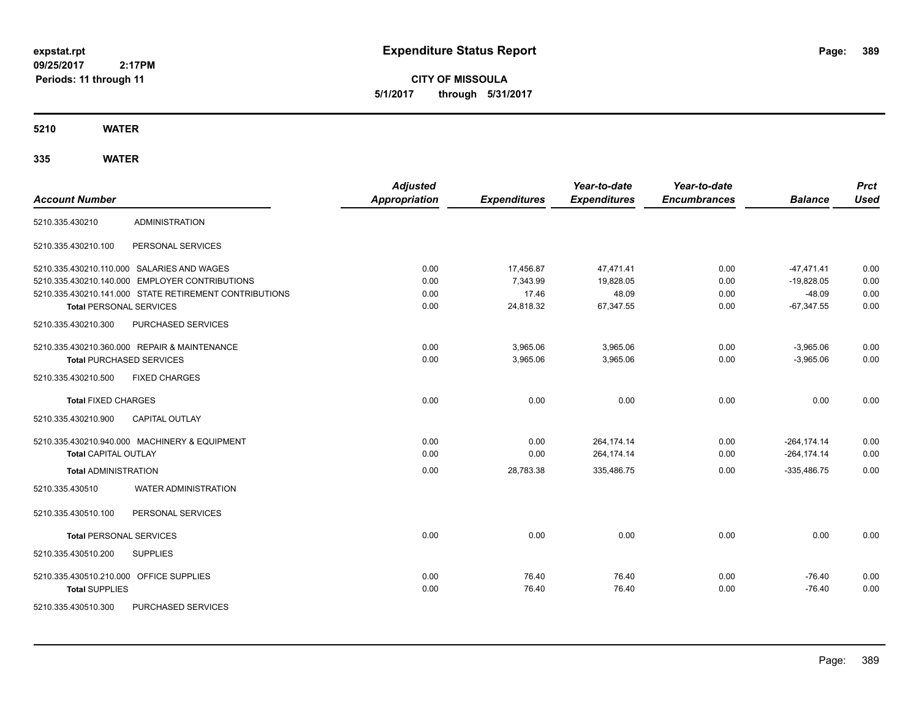# Expenditure Status Report

expstat.rpt
09/25/2017 2:17PM
Periods: 11 through 11

**CITY OF MISSOULA**
**5/1/2017 through 5/31/2017**

## 5210 WATER

### 335 WATER

| Account Number | | Adjusted Appropriation | Expenditures | Year-to-date Expenditures | Year-to-date Encumbrances | Balance | Prct Used |
|---|---|---|---|---|---|---|---|
| 5210.335.430210 | ADMINISTRATION | | | | | | |
| 5210.335.430210.100 | PERSONAL SERVICES | | | | | | |
| 5210.335.430210.110.000 | SALARIES AND WAGES | 0.00 | 17,456.87 | 47,471.41 | 0.00 | -47,471.41 | 0.00 |
| 5210.335.430210.140.000 | EMPLOYER CONTRIBUTIONS | 0.00 | 7,343.99 | 19,828.05 | 0.00 | -19,828.05 | 0.00 |
| 5210.335.430210.141.000 | STATE RETIREMENT CONTRIBUTIONS | 0.00 | 17.46 | 48.09 | 0.00 | -48.09 | 0.00 |
| **Total** PERSONAL SERVICES | | 0.00 | 24,818.32 | 67,347.55 | 0.00 | -67,347.55 | 0.00 |
| 5210.335.430210.300 | PURCHASED SERVICES | | | | | | |
| 5210.335.430210.360.000 | REPAIR & MAINTENANCE | 0.00 | 3,965.06 | 3,965.06 | 0.00 | -3,965.06 | 0.00 |
| **Total** PURCHASED SERVICES | | 0.00 | 3,965.06 | 3,965.06 | 0.00 | -3,965.06 | 0.00 |
| 5210.335.430210.500 | FIXED CHARGES | | | | | | |
| **Total** FIXED CHARGES | | 0.00 | 0.00 | 0.00 | 0.00 | 0.00 | 0.00 |
| 5210.335.430210.900 | CAPITAL OUTLAY | | | | | | |
| 5210.335.430210.940.000 | MACHINERY & EQUIPMENT | 0.00 | 0.00 | 264,174.14 | 0.00 | -264,174.14 | 0.00 |
| **Total** CAPITAL OUTLAY | | 0.00 | 0.00 | 264,174.14 | 0.00 | -264,174.14 | 0.00 |
| **Total** ADMINISTRATION | | 0.00 | 28,783.38 | 335,486.75 | 0.00 | -335,486.75 | 0.00 |
| 5210.335.430510 | WATER ADMINISTRATION | | | | | | |
| 5210.335.430510.100 | PERSONAL SERVICES | | | | | | |
| **Total** PERSONAL SERVICES | | 0.00 | 0.00 | 0.00 | 0.00 | 0.00 | 0.00 |
| 5210.335.430510.200 | SUPPLIES | | | | | | |
| 5210.335.430510.210.000 | OFFICE SUPPLIES | 0.00 | 76.40 | 76.40 | 0.00 | -76.40 | 0.00 |
| **Total** SUPPLIES | | 0.00 | 76.40 | 76.40 | 0.00 | -76.40 | 0.00 |
| 5210.335.430510.300 | PURCHASED SERVICES | | | | | | |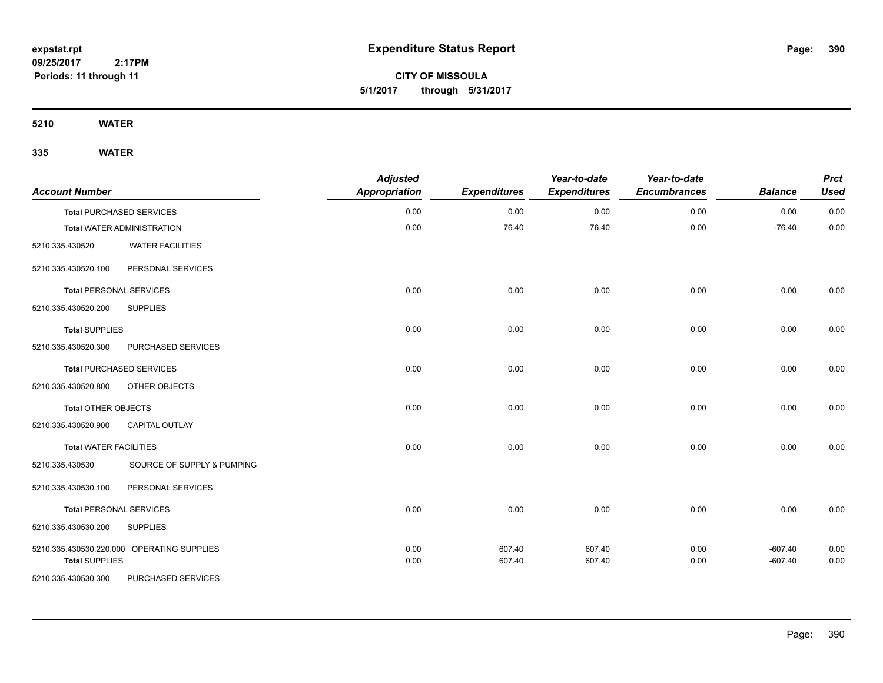# Expenditure Status Report

**CITY OF MISSOULA**

**5/1/2017 through 5/31/2017**

expstat.rpt
09/25/2017 2:17PM
Periods: 11 through 11

## 5210 WATER

## 335 WATER

| Account Number | | Adjusted Appropriation | Expenditures | Year-to-date Expenditures | Year-to-date Encumbrances | Balance | Prct Used |
|---|---|---|---|---|---|---|---|
| **Total** PURCHASED SERVICES | | 0.00 | 0.00 | 0.00 | 0.00 | 0.00 | 0.00 |
| **Total** WATER ADMINISTRATION | | 0.00 | 76.40 | 76.40 | 0.00 | -76.40 | 0.00 |
| 5210.335.430520 | WATER FACILITIES | | | | | | |
| 5210.335.430520.100 | PERSONAL SERVICES | | | | | | |
| **Total** PERSONAL SERVICES | | 0.00 | 0.00 | 0.00 | 0.00 | 0.00 | 0.00 |
| 5210.335.430520.200 | SUPPLIES | | | | | | |
| **Total** SUPPLIES | | 0.00 | 0.00 | 0.00 | 0.00 | 0.00 | 0.00 |
| 5210.335.430520.300 | PURCHASED SERVICES | | | | | | |
| **Total** PURCHASED SERVICES | | 0.00 | 0.00 | 0.00 | 0.00 | 0.00 | 0.00 |
| 5210.335.430520.800 | OTHER OBJECTS | | | | | | |
| **Total** OTHER OBJECTS | | 0.00 | 0.00 | 0.00 | 0.00 | 0.00 | 0.00 |
| 5210.335.430520.900 | CAPITAL OUTLAY | | | | | | |
| **Total** WATER FACILITIES | | 0.00 | 0.00 | 0.00 | 0.00 | 0.00 | 0.00 |
| 5210.335.430530 | SOURCE OF SUPPLY & PUMPING | | | | | | |
| 5210.335.430530.100 | PERSONAL SERVICES | | | | | | |
| **Total** PERSONAL SERVICES | | 0.00 | 0.00 | 0.00 | 0.00 | 0.00 | 0.00 |
| 5210.335.430530.200 | SUPPLIES | | | | | | |
| 5210.335.430530.220.000 | OPERATING SUPPLIES | 0.00 | 607.40 | 607.40 | 0.00 | -607.40 | 0.00 |
| **Total** SUPPLIES | | 0.00 | 607.40 | 607.40 | 0.00 | -607.40 | 0.00 |
| 5210.335.430530.300 | PURCHASED SERVICES | | | | | | |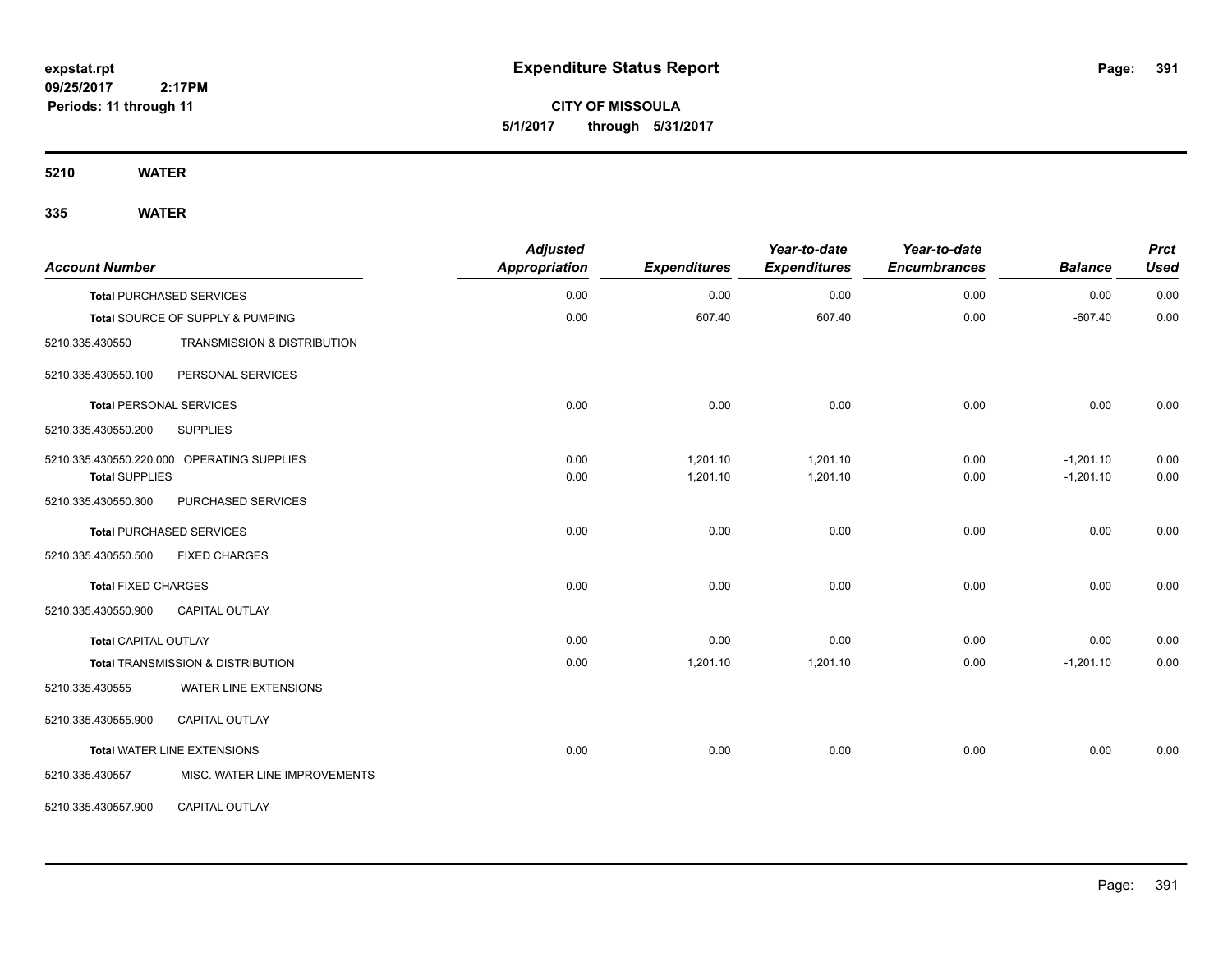# Expenditure Status Report

**CITY OF MISSOULA**

**5/1/2017 through 5/31/2017**

expstat.rpt
09/25/2017 2:17PM
Periods: 11 through 11

## 5210 WATER

## 335 WATER

| Account Number | | Adjusted Appropriation | Expenditures | Year-to-date Expenditures | Year-to-date Encumbrances | Balance | Prct Used |
|---|---|---|---|---|---|---|---|
| **Total** PURCHASED SERVICES | | 0.00 | 0.00 | 0.00 | 0.00 | 0.00 | 0.00 |
| **Total** SOURCE OF SUPPLY & PUMPING | | 0.00 | 607.40 | 607.40 | 0.00 | -607.40 | 0.00 |
| 5210.335.430550 | TRANSMISSION & DISTRIBUTION | | | | | | |
| 5210.335.430550.100 | PERSONAL SERVICES | | | | | | |
| **Total** PERSONAL SERVICES | | 0.00 | 0.00 | 0.00 | 0.00 | 0.00 | 0.00 |
| 5210.335.430550.200 | SUPPLIES | | | | | | |
| 5210.335.430550.220.000 | OPERATING SUPPLIES | 0.00 | 1,201.10 | 1,201.10 | 0.00 | -1,201.10 | 0.00 |
| **Total** SUPPLIES | | 0.00 | 1,201.10 | 1,201.10 | 0.00 | -1,201.10 | 0.00 |
| 5210.335.430550.300 | PURCHASED SERVICES | | | | | | |
| **Total** PURCHASED SERVICES | | 0.00 | 0.00 | 0.00 | 0.00 | 0.00 | 0.00 |
| 5210.335.430550.500 | FIXED CHARGES | | | | | | |
| **Total** FIXED CHARGES | | 0.00 | 0.00 | 0.00 | 0.00 | 0.00 | 0.00 |
| 5210.335.430550.900 | CAPITAL OUTLAY | | | | | | |
| **Total** CAPITAL OUTLAY | | 0.00 | 0.00 | 0.00 | 0.00 | 0.00 | 0.00 |
| **Total** TRANSMISSION & DISTRIBUTION | | 0.00 | 1,201.10 | 1,201.10 | 0.00 | -1,201.10 | 0.00 |
| 5210.335.430555 | WATER LINE EXTENSIONS | | | | | | |
| 5210.335.430555.900 | CAPITAL OUTLAY | | | | | | |
| **Total** WATER LINE EXTENSIONS | | 0.00 | 0.00 | 0.00 | 0.00 | 0.00 | 0.00 |
| 5210.335.430557 | MISC. WATER LINE IMPROVEMENTS | | | | | | |
| 5210.335.430557.900 | CAPITAL OUTLAY | | | | | | |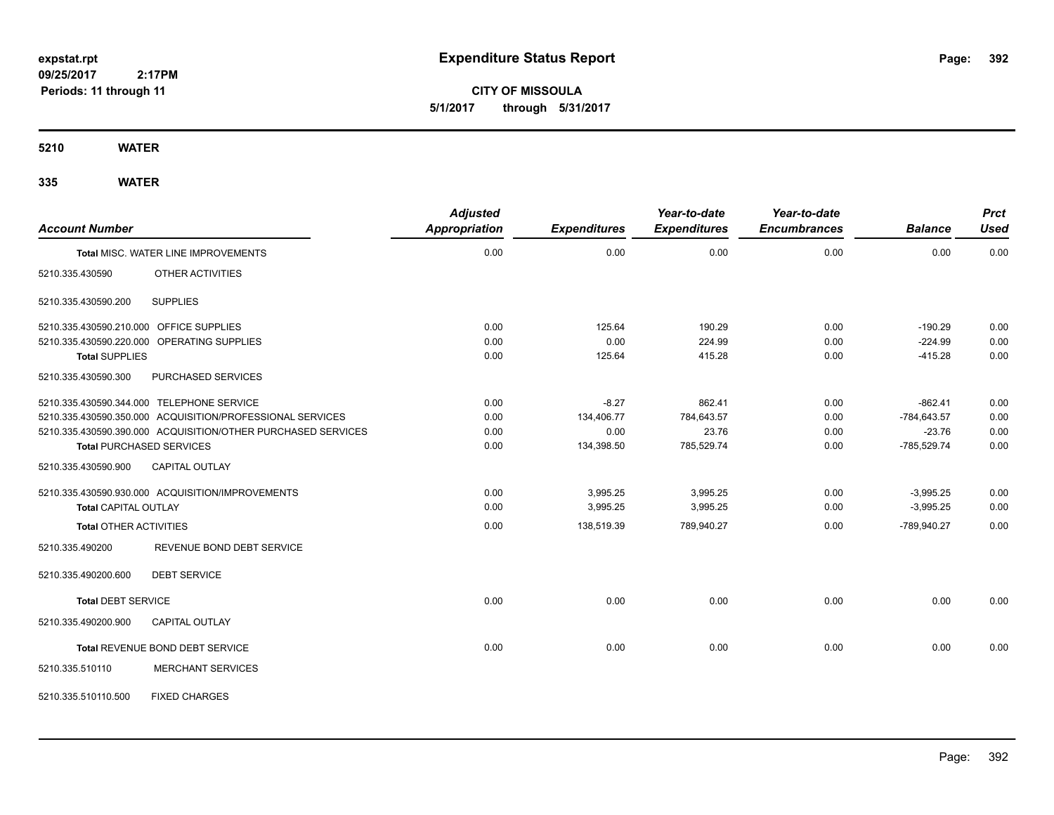# Expenditure Status Report

**expstat.rpt**
**09/25/2017 2:17PM**
**Periods: 11 through 11**

**CITY OF MISSOULA**
**5/1/2017 through 5/31/2017**

## 5210 WATER

### 335 WATER

| Account Number | Adjusted Appropriation | Expenditures | Year-to-date Expenditures | Year-to-date Encumbrances | Balance | Prct Used |
|---|---|---|---|---|---|---|
| **Total** MISC. WATER LINE IMPROVEMENTS | 0.00 | 0.00 | 0.00 | 0.00 | 0.00 | 0.00 |
| 5210.335.430590 OTHER ACTIVITIES | | | | | | |
| 5210.335.430590.200 SUPPLIES | | | | | | |
| 5210.335.430590.210.000 OFFICE SUPPLIES | 0.00 | 125.64 | 190.29 | 0.00 | -190.29 | 0.00 |
| 5210.335.430590.220.000 OPERATING SUPPLIES | 0.00 | 0.00 | 224.99 | 0.00 | -224.99 | 0.00 |
| **Total SUPPLIES** | 0.00 | 125.64 | 415.28 | 0.00 | -415.28 | 0.00 |
| 5210.335.430590.300 PURCHASED SERVICES | | | | | | |
| 5210.335.430590.344.000 TELEPHONE SERVICE | 0.00 | -8.27 | 862.41 | 0.00 | -862.41 | 0.00 |
| 5210.335.430590.350.000 ACQUISITION/PROFESSIONAL SERVICES | 0.00 | 134,406.77 | 784,643.57 | 0.00 | -784,643.57 | 0.00 |
| 5210.335.430590.390.000 ACQUISITION/OTHER PURCHASED SERVICES | 0.00 | 0.00 | 23.76 | 0.00 | -23.76 | 0.00 |
| **Total PURCHASED SERVICES** | 0.00 | 134,398.50 | 785,529.74 | 0.00 | -785,529.74 | 0.00 |
| 5210.335.430590.900 CAPITAL OUTLAY | | | | | | |
| 5210.335.430590.930.000 ACQUISITION/IMPROVEMENTS | 0.00 | 3,995.25 | 3,995.25 | 0.00 | -3,995.25 | 0.00 |
| **Total CAPITAL OUTLAY** | 0.00 | 3,995.25 | 3,995.25 | 0.00 | -3,995.25 | 0.00 |
| **Total OTHER ACTIVITIES** | 0.00 | 138,519.39 | 789,940.27 | 0.00 | -789,940.27 | 0.00 |
| 5210.335.490200 REVENUE BOND DEBT SERVICE | | | | | | |
| 5210.335.490200.600 DEBT SERVICE | | | | | | |
| **Total DEBT SERVICE** | 0.00 | 0.00 | 0.00 | 0.00 | 0.00 | 0.00 |
| 5210.335.490200.900 CAPITAL OUTLAY | | | | | | |
| **Total** REVENUE BOND DEBT SERVICE | 0.00 | 0.00 | 0.00 | 0.00 | 0.00 | 0.00 |
| 5210.335.510110 MERCHANT SERVICES | | | | | | |
| 5210.335.510110.500 FIXED CHARGES | | | | | | |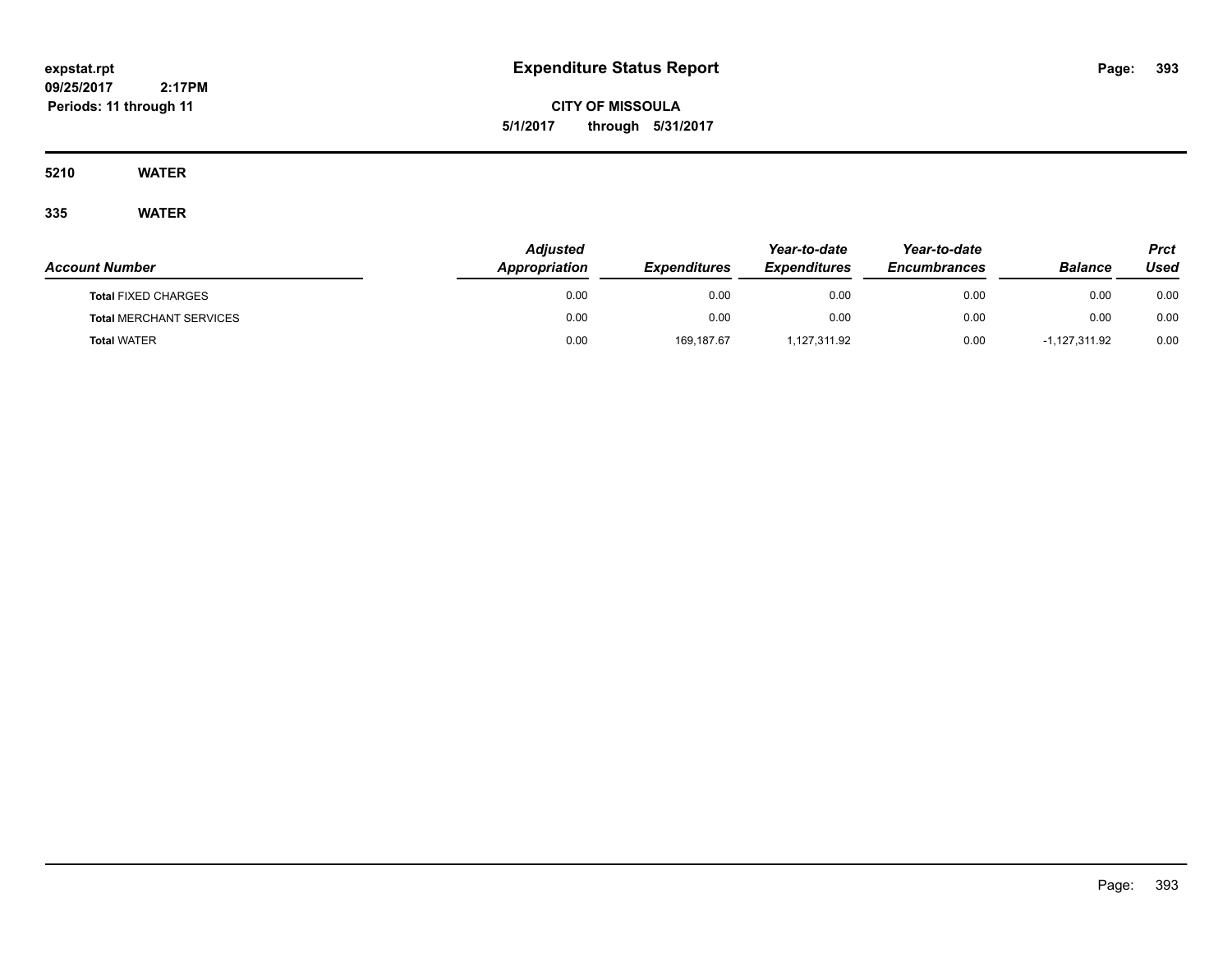**expstat.rpt**
**09/25/2017 2:17PM**
**Periods: 11 through 11**

# Expenditure Status Report

**CITY OF MISSOULA**
**5/1/2017 through 5/31/2017**

## 5210 WATER

### 335 WATER

| Account Number | Adjusted Appropriation | Expenditures | Year-to-date Expenditures | Year-to-date Encumbrances | Balance | Prct Used |
|---|---|---|---|---|---|---|
| **Total** FIXED CHARGES | 0.00 | 0.00 | 0.00 | 0.00 | 0.00 | 0.00 |
| **Total** MERCHANT SERVICES | 0.00 | 0.00 | 0.00 | 0.00 | 0.00 | 0.00 |
| **Total** WATER | 0.00 | 169,187.67 | 1,127,311.92 | 0.00 | -1,127,311.92 | 0.00 |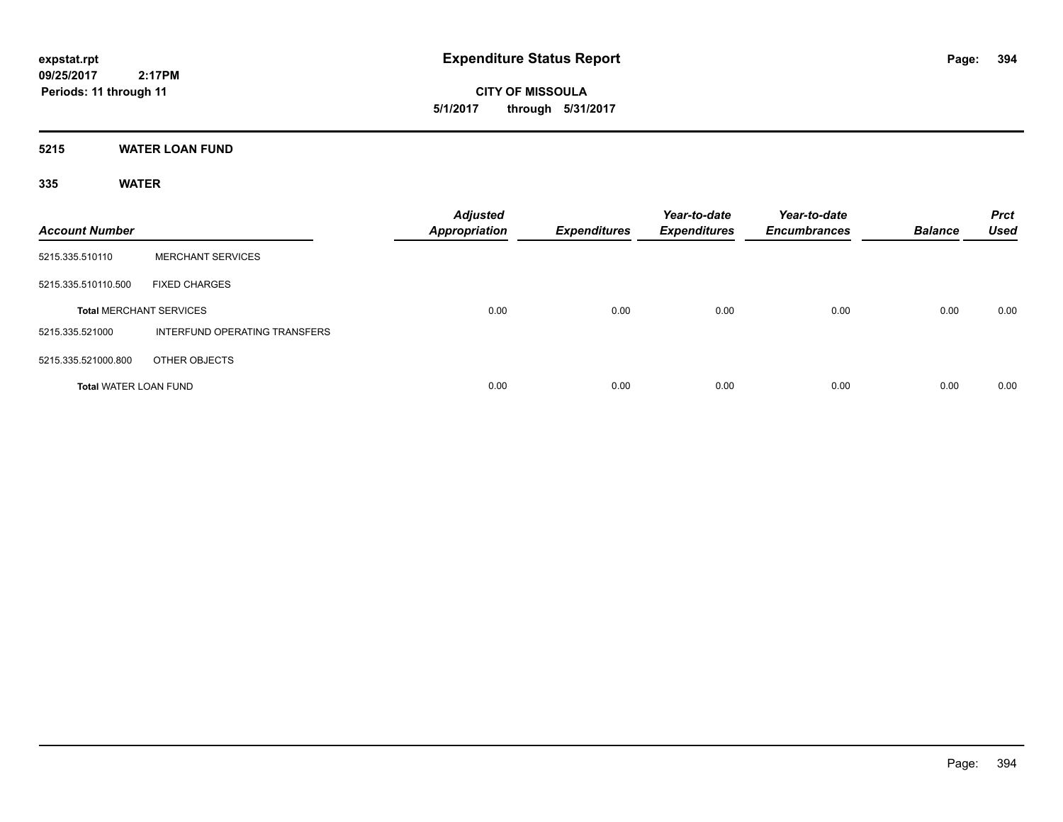**expstat.rpt**
**09/25/2017 2:17PM**
**Periods: 11 through 11**

# Expenditure Status Report

**CITY OF MISSOULA**
**5/1/2017 through 5/31/2017**

## 5215 WATER LOAN FUND

### 335 WATER

| Account Number | | Adjusted Appropriation | Expenditures | Year-to-date Expenditures | Year-to-date Encumbrances | Balance | Prct Used |
|---|---|---|---|---|---|---|---|
| 5215.335.510110 | MERCHANT SERVICES | | | | | | |
| 5215.335.510110.500 | FIXED CHARGES | | | | | | |
| **Total** MERCHANT SERVICES | | 0.00 | 0.00 | 0.00 | 0.00 | 0.00 | 0.00 |
| 5215.335.521000 | INTERFUND OPERATING TRANSFERS | | | | | | |
| 5215.335.521000.800 | OTHER OBJECTS | | | | | | |
| **Total** WATER LOAN FUND | | 0.00 | 0.00 | 0.00 | 0.00 | 0.00 | 0.00 |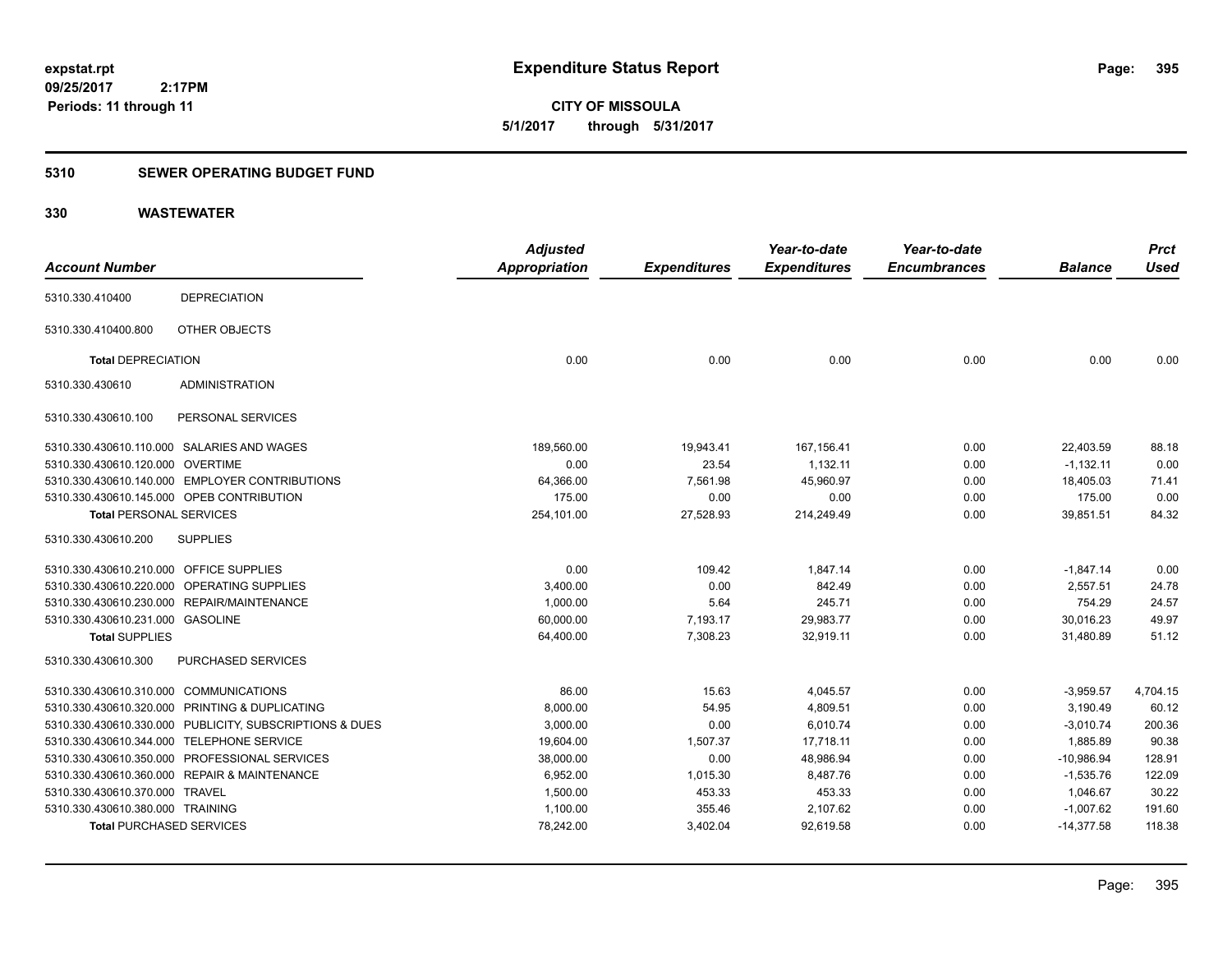expstat.rpt
09/25/2017 2:17PM
Periods: 11 through 11

# Expenditure Status Report

**CITY OF MISSOULA**
**5/1/2017 through 5/31/2017**

## 5310 SEWER OPERATING BUDGET FUND

## 330 WASTEWATER

| Account Number | | Adjusted Appropriation | Expenditures | Year-to-date Expenditures | Year-to-date Encumbrances | Balance | Prct Used |
|---|---|---|---|---|---|---|---|
| 5310.330.410400 | DEPRECIATION | | | | | | |
| 5310.330.410400.800 | OTHER OBJECTS | | | | | | |
| **Total** DEPRECIATION | | 0.00 | 0.00 | 0.00 | 0.00 | 0.00 | 0.00 |
| 5310.330.430610 | ADMINISTRATION | | | | | | |
| 5310.330.430610.100 | PERSONAL SERVICES | | | | | | |
| 5310.330.430610.110.000 | SALARIES AND WAGES | 189,560.00 | 19,943.41 | 167,156.41 | 0.00 | 22,403.59 | 88.18 |
| 5310.330.430610.120.000 | OVERTIME | 0.00 | 23.54 | 1,132.11 | 0.00 | -1,132.11 | 0.00 |
| 5310.330.430610.140.000 | EMPLOYER CONTRIBUTIONS | 64,366.00 | 7,561.98 | 45,960.97 | 0.00 | 18,405.03 | 71.41 |
| 5310.330.430610.145.000 | OPEB CONTRIBUTION | 175.00 | 0.00 | 0.00 | 0.00 | 175.00 | 0.00 |
| **Total** PERSONAL SERVICES | | 254,101.00 | 27,528.93 | 214,249.49 | 0.00 | 39,851.51 | 84.32 |
| 5310.330.430610.200 | SUPPLIES | | | | | | |
| 5310.330.430610.210.000 | OFFICE SUPPLIES | 0.00 | 109.42 | 1,847.14 | 0.00 | -1,847.14 | 0.00 |
| 5310.330.430610.220.000 | OPERATING SUPPLIES | 3,400.00 | 0.00 | 842.49 | 0.00 | 2,557.51 | 24.78 |
| 5310.330.430610.230.000 | REPAIR/MAINTENANCE | 1,000.00 | 5.64 | 245.71 | 0.00 | 754.29 | 24.57 |
| 5310.330.430610.231.000 | GASOLINE | 60,000.00 | 7,193.17 | 29,983.77 | 0.00 | 30,016.23 | 49.97 |
| **Total** SUPPLIES | | 64,400.00 | 7,308.23 | 32,919.11 | 0.00 | 31,480.89 | 51.12 |
| 5310.330.430610.300 | PURCHASED SERVICES | | | | | | |
| 5310.330.430610.310.000 | COMMUNICATIONS | 86.00 | 15.63 | 4,045.57 | 0.00 | -3,959.57 | 4,704.15 |
| 5310.330.430610.320.000 | PRINTING & DUPLICATING | 8,000.00 | 54.95 | 4,809.51 | 0.00 | 3,190.49 | 60.12 |
| 5310.330.430610.330.000 | PUBLICITY, SUBSCRIPTIONS & DUES | 3,000.00 | 0.00 | 6,010.74 | 0.00 | -3,010.74 | 200.36 |
| 5310.330.430610.344.000 | TELEPHONE SERVICE | 19,604.00 | 1,507.37 | 17,718.11 | 0.00 | 1,885.89 | 90.38 |
| 5310.330.430610.350.000 | PROFESSIONAL SERVICES | 38,000.00 | 0.00 | 48,986.94 | 0.00 | -10,986.94 | 128.91 |
| 5310.330.430610.360.000 | REPAIR & MAINTENANCE | 6,952.00 | 1,015.30 | 8,487.76 | 0.00 | -1,535.76 | 122.09 |
| 5310.330.430610.370.000 | TRAVEL | 1,500.00 | 453.33 | 453.33 | 0.00 | 1,046.67 | 30.22 |
| 5310.330.430610.380.000 | TRAINING | 1,100.00 | 355.46 | 2,107.62 | 0.00 | -1,007.62 | 191.60 |
| **Total** PURCHASED SERVICES | | 78,242.00 | 3,402.04 | 92,619.58 | 0.00 | -14,377.58 | 118.38 |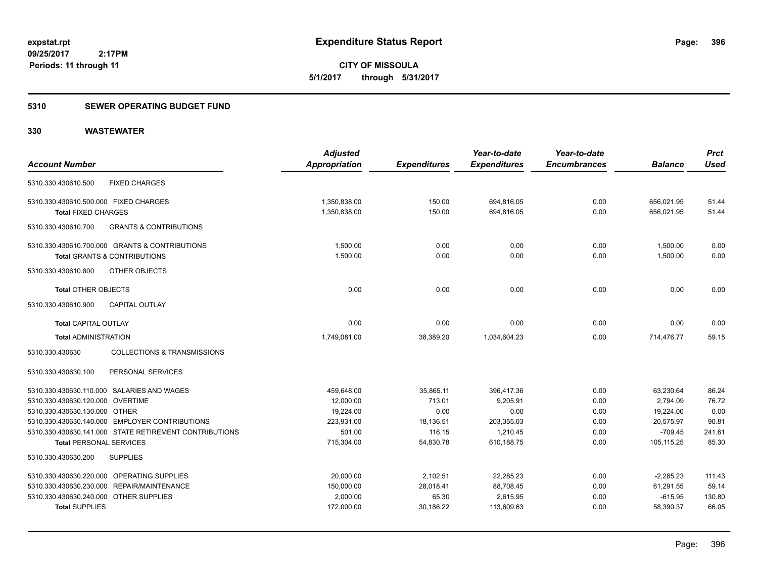# Expenditure Status Report

**CITY OF MISSOULA**

**5/1/2017 through 5/31/2017**

expstat.rpt
09/25/2017 2:17PM
Periods: 11 through 11

## 5310 SEWER OPERATING BUDGET FUND

### 330 WASTEWATER

| Account Number | Adjusted Appropriation | Expenditures | Year-to-date Expenditures | Year-to-date Encumbrances | Balance | Prct Used |
|---|---|---|---|---|---|---|
| 5310.330.430610.500 FIXED CHARGES | | | | | | |
| 5310.330.430610.500.000 FIXED CHARGES | 1,350,838.00 | 150.00 | 694,816.05 | 0.00 | 656,021.95 | 51.44 |
| **Total** FIXED CHARGES | 1,350,838.00 | 150.00 | 694,816.05 | 0.00 | 656,021.95 | 51.44 |
| 5310.330.430610.700 GRANTS & CONTRIBUTIONS | | | | | | |
| 5310.330.430610.700.000 GRANTS & CONTRIBUTIONS | 1,500.00 | 0.00 | 0.00 | 0.00 | 1,500.00 | 0.00 |
| **Total** GRANTS & CONTRIBUTIONS | 1,500.00 | 0.00 | 0.00 | 0.00 | 1,500.00 | 0.00 |
| 5310.330.430610.800 OTHER OBJECTS | | | | | | |
| **Total** OTHER OBJECTS | 0.00 | 0.00 | 0.00 | 0.00 | 0.00 | 0.00 |
| 5310.330.430610.900 CAPITAL OUTLAY | | | | | | |
| **Total** CAPITAL OUTLAY | 0.00 | 0.00 | 0.00 | 0.00 | 0.00 | 0.00 |
| **Total** ADMINISTRATION | 1,749,081.00 | 38,389.20 | 1,034,604.23 | 0.00 | 714,476.77 | 59.15 |
| 5310.330.430630 COLLECTIONS & TRANSMISSIONS | | | | | | |
| 5310.330.430630.100 PERSONAL SERVICES | | | | | | |
| 5310.330.430630.110.000 SALARIES AND WAGES | 459,648.00 | 35,865.11 | 396,417.36 | 0.00 | 63,230.64 | 86.24 |
| 5310.330.430630.120.000 OVERTIME | 12,000.00 | 713.01 | 9,205.91 | 0.00 | 2,794.09 | 76.72 |
| 5310.330.430630.130.000 OTHER | 19,224.00 | 0.00 | 0.00 | 0.00 | 19,224.00 | 0.00 |
| 5310.330.430630.140.000 EMPLOYER CONTRIBUTIONS | 223,931.00 | 18,136.51 | 203,355.03 | 0.00 | 20,575.97 | 90.81 |
| 5310.330.430630.141.000 STATE RETIREMENT CONTRIBUTIONS | 501.00 | 116.15 | 1,210.45 | 0.00 | -709.45 | 241.61 |
| **Total** PERSONAL SERVICES | 715,304.00 | 54,830.78 | 610,188.75 | 0.00 | 105,115.25 | 85.30 |
| 5310.330.430630.200 SUPPLIES | | | | | | |
| 5310.330.430630.220.000 OPERATING SUPPLIES | 20,000.00 | 2,102.51 | 22,285.23 | 0.00 | -2,285.23 | 111.43 |
| 5310.330.430630.230.000 REPAIR/MAINTENANCE | 150,000.00 | 28,018.41 | 88,708.45 | 0.00 | 61,291.55 | 59.14 |
| 5310.330.430630.240.000 OTHER SUPPLIES | 2,000.00 | 65.30 | 2,615.95 | 0.00 | -615.95 | 130.80 |
| **Total** SUPPLIES | 172,000.00 | 30,186.22 | 113,609.63 | 0.00 | 58,390.37 | 66.05 |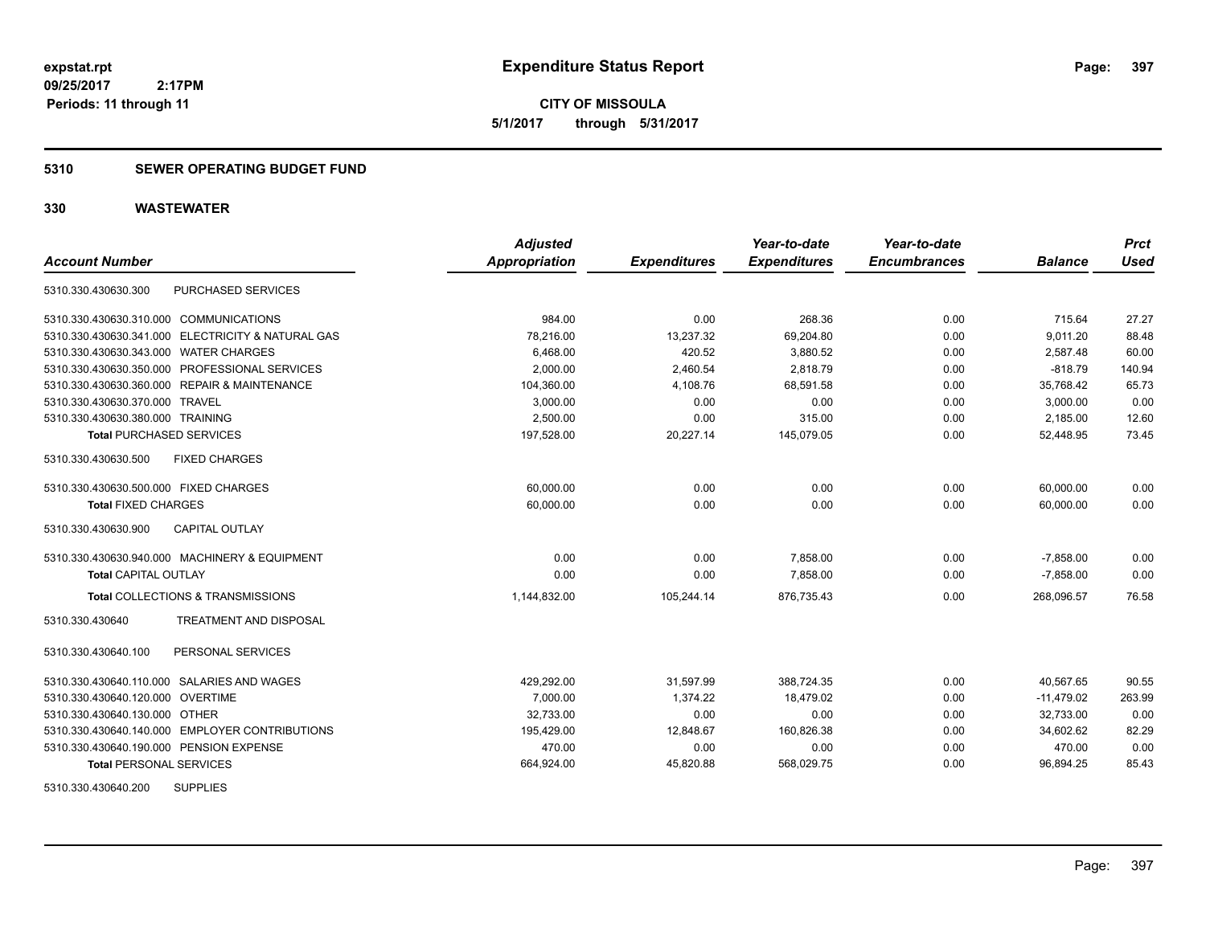**expstat.rpt**
**09/25/2017 2:17PM**
**Periods: 11 through 11**

# Expenditure Status Report

**CITY OF MISSOULA**
**5/1/2017 through 5/31/2017**

## 5310 SEWER OPERATING BUDGET FUND

## 330 WASTEWATER

| Account Number | Adjusted Appropriation | Expenditures | Year-to-date Expenditures | Year-to-date Encumbrances | Balance | Prct Used |
|---|---|---|---|---|---|---|
| 5310.330.430630.300 PURCHASED SERVICES | | | | | | |
| 5310.330.430630.310.000 COMMUNICATIONS | 984.00 | 0.00 | 268.36 | 0.00 | 715.64 | 27.27 |
| 5310.330.430630.341.000 ELECTRICITY & NATURAL GAS | 78,216.00 | 13,237.32 | 69,204.80 | 0.00 | 9,011.20 | 88.48 |
| 5310.330.430630.343.000 WATER CHARGES | 6,468.00 | 420.52 | 3,880.52 | 0.00 | 2,587.48 | 60.00 |
| 5310.330.430630.350.000 PROFESSIONAL SERVICES | 2,000.00 | 2,460.54 | 2,818.79 | 0.00 | -818.79 | 140.94 |
| 5310.330.430630.360.000 REPAIR & MAINTENANCE | 104,360.00 | 4,108.76 | 68,591.58 | 0.00 | 35,768.42 | 65.73 |
| 5310.330.430630.370.000 TRAVEL | 3,000.00 | 0.00 | 0.00 | 0.00 | 3,000.00 | 0.00 |
| 5310.330.430630.380.000 TRAINING | 2,500.00 | 0.00 | 315.00 | 0.00 | 2,185.00 | 12.60 |
| **Total** PURCHASED SERVICES | 197,528.00 | 20,227.14 | 145,079.05 | 0.00 | 52,448.95 | 73.45 |
| 5310.330.430630.500 FIXED CHARGES | | | | | | |
| 5310.330.430630.500.000 FIXED CHARGES | 60,000.00 | 0.00 | 0.00 | 0.00 | 60,000.00 | 0.00 |
| **Total** FIXED CHARGES | 60,000.00 | 0.00 | 0.00 | 0.00 | 60,000.00 | 0.00 |
| 5310.330.430630.900 CAPITAL OUTLAY | | | | | | |
| 5310.330.430630.940.000 MACHINERY & EQUIPMENT | 0.00 | 0.00 | 7,858.00 | 0.00 | -7,858.00 | 0.00 |
| **Total** CAPITAL OUTLAY | 0.00 | 0.00 | 7,858.00 | 0.00 | -7,858.00 | 0.00 |
| **Total** COLLECTIONS & TRANSMISSIONS | 1,144,832.00 | 105,244.14 | 876,735.43 | 0.00 | 268,096.57 | 76.58 |
| 5310.330.430640 TREATMENT AND DISPOSAL | | | | | | |
| 5310.330.430640.100 PERSONAL SERVICES | | | | | | |
| 5310.330.430640.110.000 SALARIES AND WAGES | 429,292.00 | 31,597.99 | 388,724.35 | 0.00 | 40,567.65 | 90.55 |
| 5310.330.430640.120.000 OVERTIME | 7,000.00 | 1,374.22 | 18,479.02 | 0.00 | -11,479.02 | 263.99 |
| 5310.330.430640.130.000 OTHER | 32,733.00 | 0.00 | 0.00 | 0.00 | 32,733.00 | 0.00 |
| 5310.330.430640.140.000 EMPLOYER CONTRIBUTIONS | 195,429.00 | 12,848.67 | 160,826.38 | 0.00 | 34,602.62 | 82.29 |
| 5310.330.430640.190.000 PENSION EXPENSE | 470.00 | 0.00 | 0.00 | 0.00 | 470.00 | 0.00 |
| **Total** PERSONAL SERVICES | 664,924.00 | 45,820.88 | 568,029.75 | 0.00 | 96,894.25 | 85.43 |
| 5310.330.430640.200 SUPPLIES | | | | | | |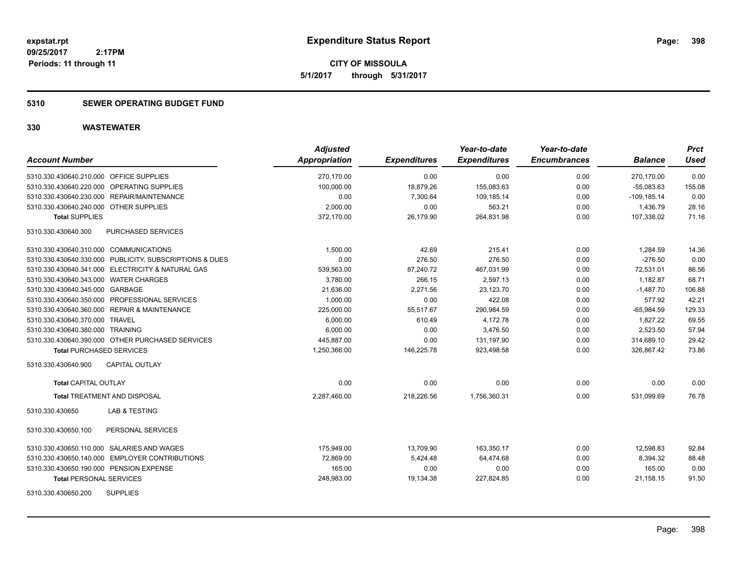# Expenditure Status Report

expstat.rpt
09/25/2017 2:17PM
Periods: 11 through 11

**CITY OF MISSOULA**
**5/1/2017 through 5/31/2017**

## 5310 SEWER OPERATING BUDGET FUND

## 330 WASTEWATER

| Account Number | Adjusted Appropriation | Expenditures | Year-to-date Expenditures | Year-to-date Encumbrances | Balance | Prct Used |
|---|---|---|---|---|---|---|
| 5310.330.430640.210.000 OFFICE SUPPLIES | 270,170.00 | 0.00 | 0.00 | 0.00 | 270,170.00 | 0.00 |
| 5310.330.430640.220.000 OPERATING SUPPLIES | 100,000.00 | 18,879.26 | 155,083.63 | 0.00 | -55,083.63 | 155.08 |
| 5310.330.430640.230.000 REPAIR/MAINTENANCE | 0.00 | 7,300.64 | 109,185.14 | 0.00 | -109,185.14 | 0.00 |
| 5310.330.430640.240.000 OTHER SUPPLIES | 2,000.00 | 0.00 | 563.21 | 0.00 | 1,436.79 | 28.16 |
| **Total** SUPPLIES | 372,170.00 | 26,179.90 | 264,831.98 | 0.00 | 107,338.02 | 71.16 |
| 5310.330.430640.300 PURCHASED SERVICES | | | | | | |
| 5310.330.430640.310.000 COMMUNICATIONS | 1,500.00 | 42.69 | 215.41 | 0.00 | 1,284.59 | 14.36 |
| 5310.330.430640.330.000 PUBLICITY, SUBSCRIPTIONS & DUES | 0.00 | 276.50 | 276.50 | 0.00 | -276.50 | 0.00 |
| 5310.330.430640.341.000 ELECTRICITY & NATURAL GAS | 539,563.00 | 87,240.72 | 467,031.99 | 0.00 | 72,531.01 | 86.56 |
| 5310.330.430640.343.000 WATER CHARGES | 3,780.00 | 266.15 | 2,597.13 | 0.00 | 1,182.87 | 68.71 |
| 5310.330.430640.345.000 GARBAGE | 21,636.00 | 2,271.56 | 23,123.70 | 0.00 | -1,487.70 | 106.88 |
| 5310.330.430640.350.000 PROFESSIONAL SERVICES | 1,000.00 | 0.00 | 422.08 | 0.00 | 577.92 | 42.21 |
| 5310.330.430640.360.000 REPAIR & MAINTENANCE | 225,000.00 | 55,517.67 | 290,984.59 | 0.00 | -65,984.59 | 129.33 |
| 5310.330.430640.370.000 TRAVEL | 6,000.00 | 610.49 | 4,172.78 | 0.00 | 1,827.22 | 69.55 |
| 5310.330.430640.380.000 TRAINING | 6,000.00 | 0.00 | 3,476.50 | 0.00 | 2,523.50 | 57.94 |
| 5310.330.430640.390.000 OTHER PURCHASED SERVICES | 445,887.00 | 0.00 | 131,197.90 | 0.00 | 314,689.10 | 29.42 |
| **Total** PURCHASED SERVICES | 1,250,366.00 | 146,225.78 | 923,498.58 | 0.00 | 326,867.42 | 73.86 |
| 5310.330.430640.900 CAPITAL OUTLAY | | | | | | |
| **Total** CAPITAL OUTLAY | 0.00 | 0.00 | 0.00 | 0.00 | 0.00 | 0.00 |
| **Total** TREATMENT AND DISPOSAL | 2,287,460.00 | 218,226.56 | 1,756,360.31 | 0.00 | 531,099.69 | 76.78 |
| 5310.330.430650 LAB & TESTING | | | | | | |
| 5310.330.430650.100 PERSONAL SERVICES | | | | | | |
| 5310.330.430650.110.000 SALARIES AND WAGES | 175,949.00 | 13,709.90 | 163,350.17 | 0.00 | 12,598.83 | 92.84 |
| 5310.330.430650.140.000 EMPLOYER CONTRIBUTIONS | 72,869.00 | 5,424.48 | 64,474.68 | 0.00 | 8,394.32 | 88.48 |
| 5310.330.430650.190.000 PENSION EXPENSE | 165.00 | 0.00 | 0.00 | 0.00 | 165.00 | 0.00 |
| **Total** PERSONAL SERVICES | 248,983.00 | 19,134.38 | 227,824.85 | 0.00 | 21,158.15 | 91.50 |
| 5310.330.430650.200 SUPPLIES | | | | | | |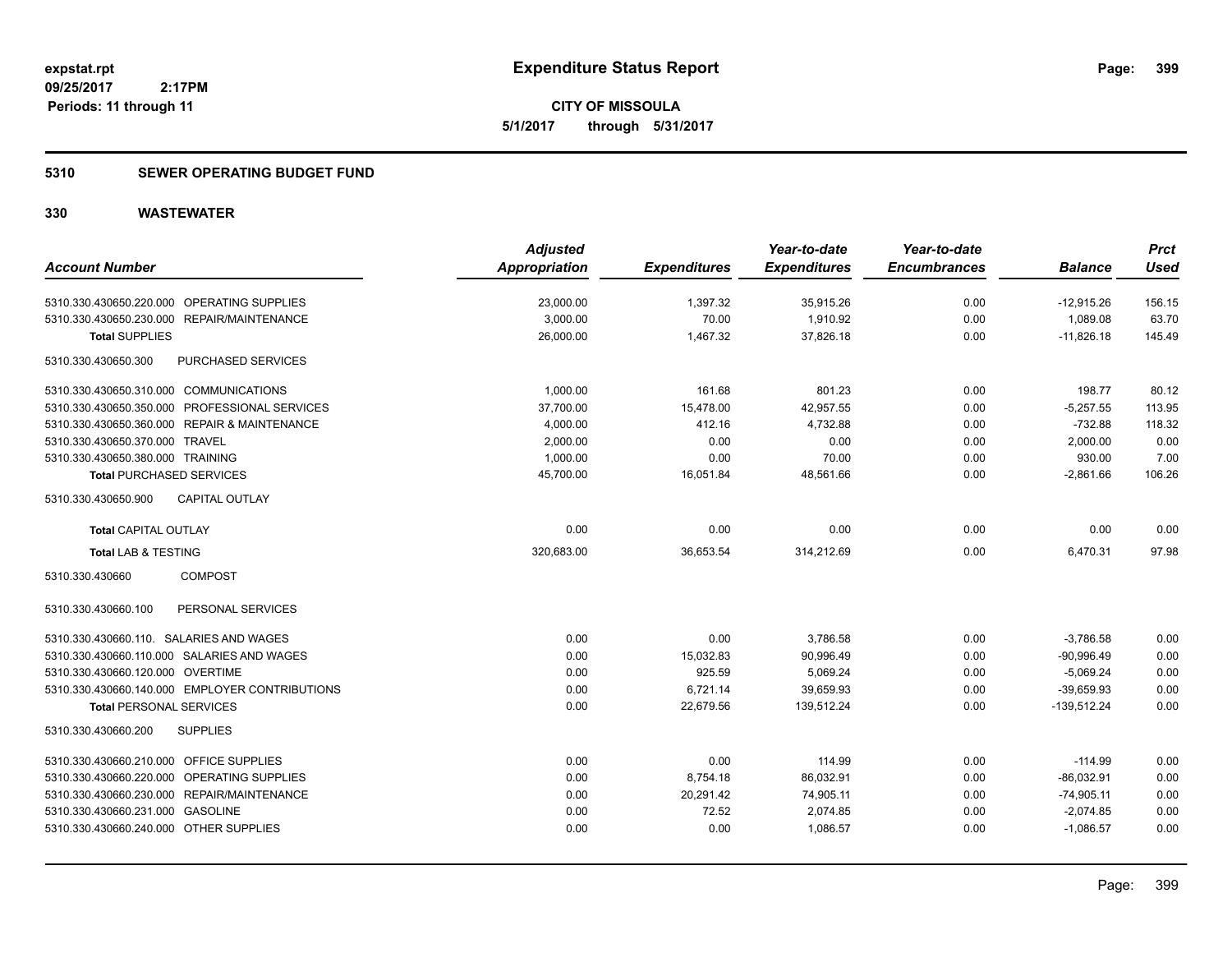# Expenditure Status Report

**CITY OF MISSOULA**

**5/1/2017 through 5/31/2017**

expstat.rpt
09/25/2017 2:17PM
Periods: 11 through 11

## 5310 SEWER OPERATING BUDGET FUND

## 330 WASTEWATER

| Account Number | Adjusted Appropriation | Expenditures | Year-to-date Expenditures | Year-to-date Encumbrances | Balance | Prct Used |
|---|---|---|---|---|---|---|
| 5310.330.430650.220.000 OPERATING SUPPLIES | 23,000.00 | 1,397.32 | 35,915.26 | 0.00 | -12,915.26 | 156.15 |
| 5310.330.430650.230.000 REPAIR/MAINTENANCE | 3,000.00 | 70.00 | 1,910.92 | 0.00 | 1,089.08 | 63.70 |
| **Total** SUPPLIES | 26,000.00 | 1,467.32 | 37,826.18 | 0.00 | -11,826.18 | 145.49 |
| 5310.330.430650.300 PURCHASED SERVICES | | | | | | |
| 5310.330.430650.310.000 COMMUNICATIONS | 1,000.00 | 161.68 | 801.23 | 0.00 | 198.77 | 80.12 |
| 5310.330.430650.350.000 PROFESSIONAL SERVICES | 37,700.00 | 15,478.00 | 42,957.55 | 0.00 | -5,257.55 | 113.95 |
| 5310.330.430650.360.000 REPAIR & MAINTENANCE | 4,000.00 | 412.16 | 4,732.88 | 0.00 | -732.88 | 118.32 |
| 5310.330.430650.370.000 TRAVEL | 2,000.00 | 0.00 | 0.00 | 0.00 | 2,000.00 | 0.00 |
| 5310.330.430650.380.000 TRAINING | 1,000.00 | 0.00 | 70.00 | 0.00 | 930.00 | 7.00 |
| **Total** PURCHASED SERVICES | 45,700.00 | 16,051.84 | 48,561.66 | 0.00 | -2,861.66 | 106.26 |
| 5310.330.430650.900 CAPITAL OUTLAY | | | | | | |
| **Total** CAPITAL OUTLAY | 0.00 | 0.00 | 0.00 | 0.00 | 0.00 | 0.00 |
| **Total** LAB & TESTING | 320,683.00 | 36,653.54 | 314,212.69 | 0.00 | 6,470.31 | 97.98 |
| 5310.330.430660 COMPOST | | | | | | |
| 5310.330.430660.100 PERSONAL SERVICES | | | | | | |
| 5310.330.430660.110. SALARIES AND WAGES | 0.00 | 0.00 | 3,786.58 | 0.00 | -3,786.58 | 0.00 |
| 5310.330.430660.110.000 SALARIES AND WAGES | 0.00 | 15,032.83 | 90,996.49 | 0.00 | -90,996.49 | 0.00 |
| 5310.330.430660.120.000 OVERTIME | 0.00 | 925.59 | 5,069.24 | 0.00 | -5,069.24 | 0.00 |
| 5310.330.430660.140.000 EMPLOYER CONTRIBUTIONS | 0.00 | 6,721.14 | 39,659.93 | 0.00 | -39,659.93 | 0.00 |
| **Total** PERSONAL SERVICES | 0.00 | 22,679.56 | 139,512.24 | 0.00 | -139,512.24 | 0.00 |
| 5310.330.430660.200 SUPPLIES | | | | | | |
| 5310.330.430660.210.000 OFFICE SUPPLIES | 0.00 | 0.00 | 114.99 | 0.00 | -114.99 | 0.00 |
| 5310.330.430660.220.000 OPERATING SUPPLIES | 0.00 | 8,754.18 | 86,032.91 | 0.00 | -86,032.91 | 0.00 |
| 5310.330.430660.230.000 REPAIR/MAINTENANCE | 0.00 | 20,291.42 | 74,905.11 | 0.00 | -74,905.11 | 0.00 |
| 5310.330.430660.231.000 GASOLINE | 0.00 | 72.52 | 2,074.85 | 0.00 | -2,074.85 | 0.00 |
| 5310.330.430660.240.000 OTHER SUPPLIES | 0.00 | 0.00 | 1,086.57 | 0.00 | -1,086.57 | 0.00 |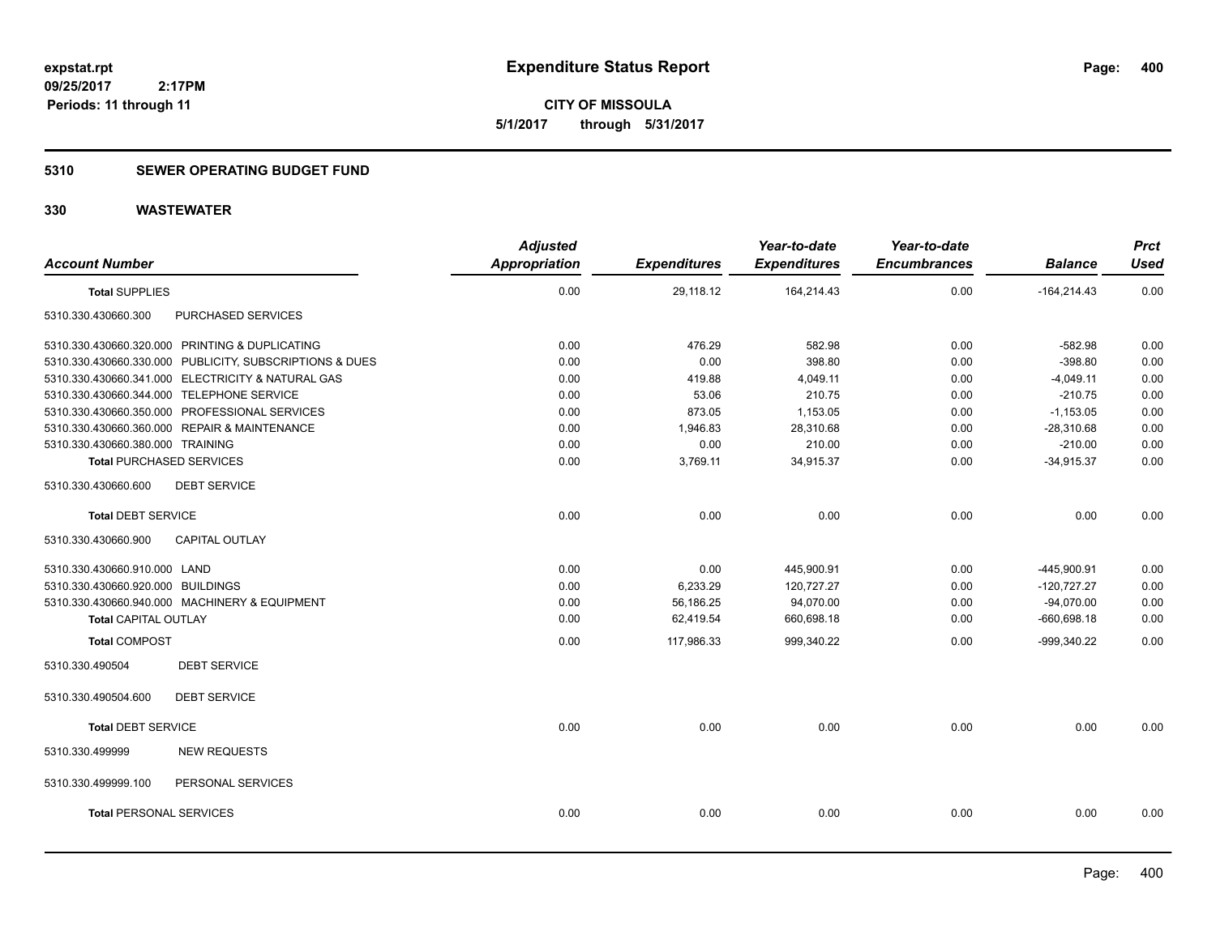# Expenditure Status Report

expstat.rpt
09/25/2017 2:17PM
Periods: 11 through 11

**CITY OF MISSOULA**
**5/1/2017 through 5/31/2017**

## 5310 SEWER OPERATING BUDGET FUND

### 330 WASTEWATER

| Account Number | Adjusted Appropriation | Expenditures | Year-to-date Expenditures | Year-to-date Encumbrances | Balance | Prct Used |
|---|---|---|---|---|---|---|
| **Total SUPPLIES** | 0.00 | 29,118.12 | 164,214.43 | 0.00 | -164,214.43 | 0.00 |
| 5310.330.430660.300 PURCHASED SERVICES | | | | | | |
| 5310.330.430660.320.000 PRINTING & DUPLICATING | 0.00 | 476.29 | 582.98 | 0.00 | -582.98 | 0.00 |
| 5310.330.430660.330.000 PUBLICITY, SUBSCRIPTIONS & DUES | 0.00 | 0.00 | 398.80 | 0.00 | -398.80 | 0.00 |
| 5310.330.430660.341.000 ELECTRICITY & NATURAL GAS | 0.00 | 419.88 | 4,049.11 | 0.00 | -4,049.11 | 0.00 |
| 5310.330.430660.344.000 TELEPHONE SERVICE | 0.00 | 53.06 | 210.75 | 0.00 | -210.75 | 0.00 |
| 5310.330.430660.350.000 PROFESSIONAL SERVICES | 0.00 | 873.05 | 1,153.05 | 0.00 | -1,153.05 | 0.00 |
| 5310.330.430660.360.000 REPAIR & MAINTENANCE | 0.00 | 1,946.83 | 28,310.68 | 0.00 | -28,310.68 | 0.00 |
| 5310.330.430660.380.000 TRAINING | 0.00 | 0.00 | 210.00 | 0.00 | -210.00 | 0.00 |
| **Total PURCHASED SERVICES** | 0.00 | 3,769.11 | 34,915.37 | 0.00 | -34,915.37 | 0.00 |
| 5310.330.430660.600 DEBT SERVICE | | | | | | |
| **Total DEBT SERVICE** | 0.00 | 0.00 | 0.00 | 0.00 | 0.00 | 0.00 |
| 5310.330.430660.900 CAPITAL OUTLAY | | | | | | |
| 5310.330.430660.910.000 LAND | 0.00 | 0.00 | 445,900.91 | 0.00 | -445,900.91 | 0.00 |
| 5310.330.430660.920.000 BUILDINGS | 0.00 | 6,233.29 | 120,727.27 | 0.00 | -120,727.27 | 0.00 |
| 5310.330.430660.940.000 MACHINERY & EQUIPMENT | 0.00 | 56,186.25 | 94,070.00 | 0.00 | -94,070.00 | 0.00 |
| **Total CAPITAL OUTLAY** | 0.00 | 62,419.54 | 660,698.18 | 0.00 | -660,698.18 | 0.00 |
| **Total COMPOST** | 0.00 | 117,986.33 | 999,340.22 | 0.00 | -999,340.22 | 0.00 |
| 5310.330.490504 DEBT SERVICE | | | | | | |
| 5310.330.490504.600 DEBT SERVICE | | | | | | |
| **Total DEBT SERVICE** | 0.00 | 0.00 | 0.00 | 0.00 | 0.00 | 0.00 |
| 5310.330.499999 NEW REQUESTS | | | | | | |
| 5310.330.499999.100 PERSONAL SERVICES | | | | | | |
| **Total PERSONAL SERVICES** | 0.00 | 0.00 | 0.00 | 0.00 | 0.00 | 0.00 |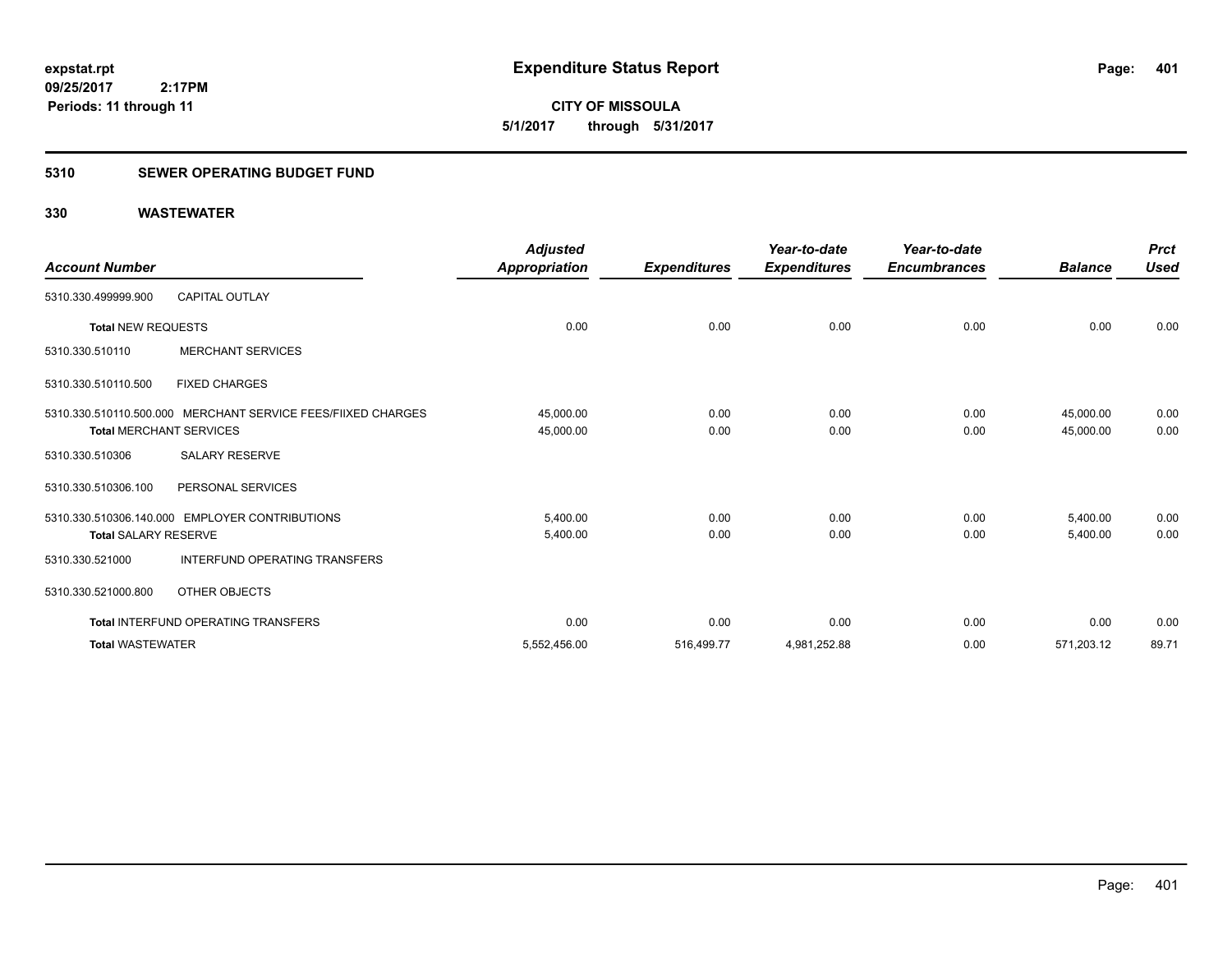**expstat.rpt**
**09/25/2017 2:17PM**
**Periods: 11 through 11**

# Expenditure Status Report

**CITY OF MISSOULA**
**5/1/2017 through 5/31/2017**

## 5310 SEWER OPERATING BUDGET FUND

### 330 WASTEWATER

| Account Number | | Adjusted Appropriation | Expenditures | Year-to-date Expenditures | Year-to-date Encumbrances | Balance | Prct Used |
|---|---|---|---|---|---|---|---|
| 5310.330.499999.900 | CAPITAL OUTLAY | | | | | | |
| **Total** NEW REQUESTS | | 0.00 | 0.00 | 0.00 | 0.00 | 0.00 | 0.00 |
| 5310.330.510110 | MERCHANT SERVICES | | | | | | |
| 5310.330.510110.500 | FIXED CHARGES | | | | | | |
| 5310.330.510110.500.000 | MERCHANT SERVICE FEES/FIIXED CHARGES | 45,000.00 | 0.00 | 0.00 | 0.00 | 45,000.00 | 0.00 |
| **Total** MERCHANT SERVICES | | 45,000.00 | 0.00 | 0.00 | 0.00 | 45,000.00 | 0.00 |
| 5310.330.510306 | SALARY RESERVE | | | | | | |
| 5310.330.510306.100 | PERSONAL SERVICES | | | | | | |
| 5310.330.510306.140.000 | EMPLOYER CONTRIBUTIONS | 5,400.00 | 0.00 | 0.00 | 0.00 | 5,400.00 | 0.00 |
| **Total** SALARY RESERVE | | 5,400.00 | 0.00 | 0.00 | 0.00 | 5,400.00 | 0.00 |
| 5310.330.521000 | INTERFUND OPERATING TRANSFERS | | | | | | |
| 5310.330.521000.800 | OTHER OBJECTS | | | | | | |
| **Total** INTERFUND OPERATING TRANSFERS | | 0.00 | 0.00 | 0.00 | 0.00 | 0.00 | 0.00 |
| **Total** WASTEWATER | | 5,552,456.00 | 516,499.77 | 4,981,252.88 | 0.00 | 571,203.12 | 89.71 |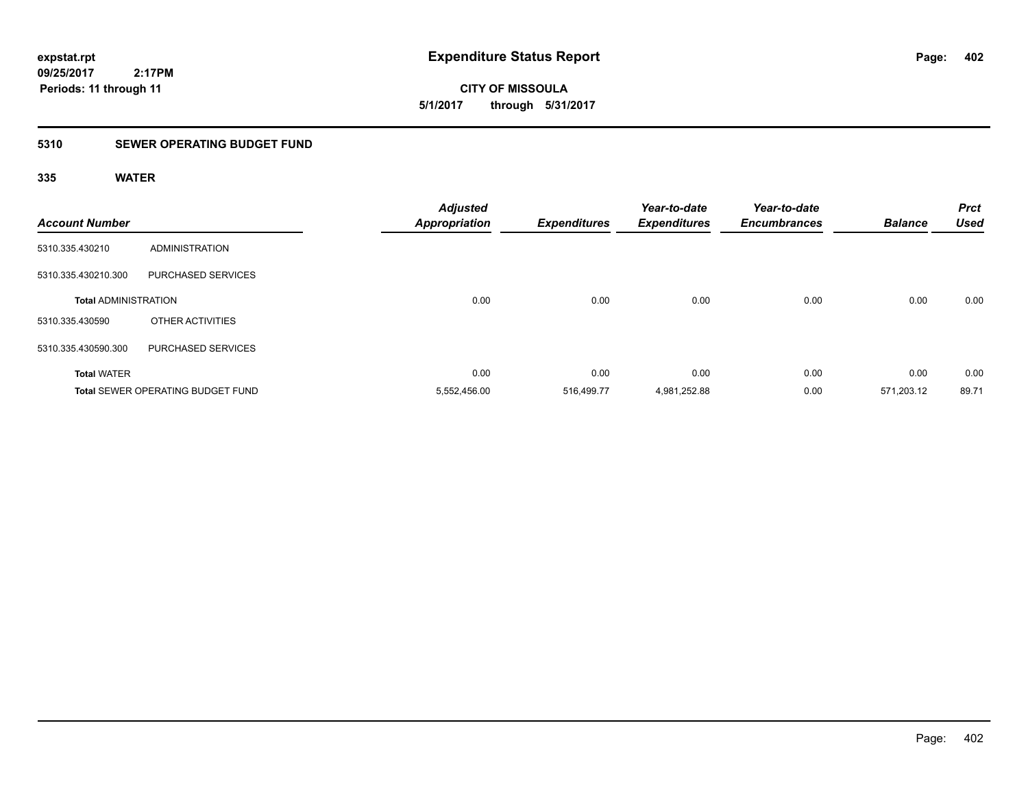**expstat.rpt**
**09/25/2017 2:17PM**
**Periods: 11 through 11**

# Expenditure Status Report

**CITY OF MISSOULA**
**5/1/2017 through 5/31/2017**

## 5310 SEWER OPERATING BUDGET FUND

### 335 WATER

| Account Number | | Adjusted Appropriation | Expenditures | Year-to-date Expenditures | Year-to-date Encumbrances | Balance | Prct Used |
|---|---|---|---|---|---|---|---|
| 5310.335.430210 | ADMINISTRATION | | | | | | |
| 5310.335.430210.300 | PURCHASED SERVICES | | | | | | |
| **Total** ADMINISTRATION | | 0.00 | 0.00 | 0.00 | 0.00 | 0.00 | 0.00 |
| 5310.335.430590 | OTHER ACTIVITIES | | | | | | |
| 5310.335.430590.300 | PURCHASED SERVICES | | | | | | |
| **Total** WATER | | 0.00 | 0.00 | 0.00 | 0.00 | 0.00 | 0.00 |
| **Total** SEWER OPERATING BUDGET FUND | | 5,552,456.00 | 516,499.77 | 4,981,252.88 | 0.00 | 571,203.12 | 89.71 |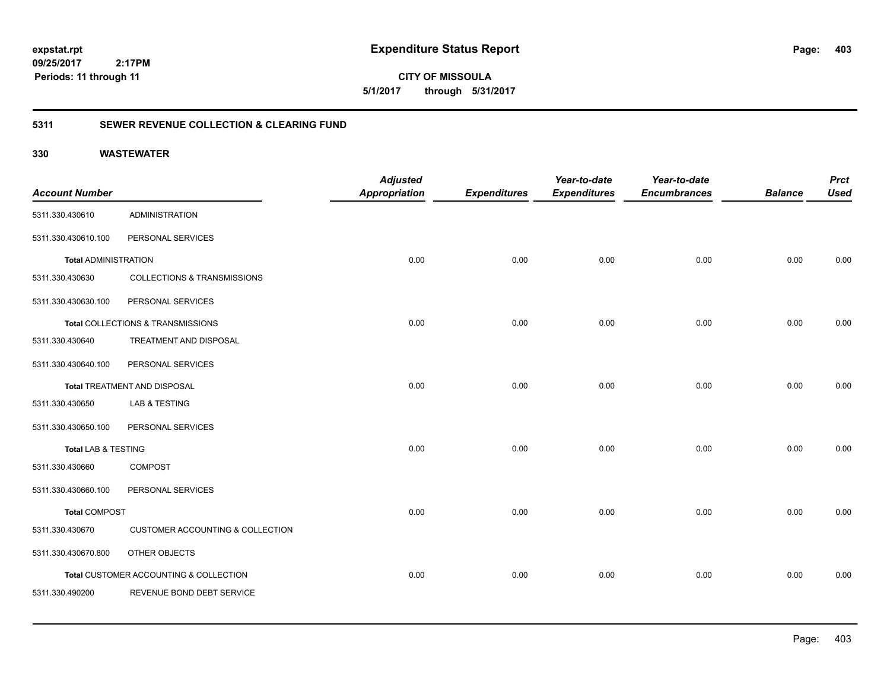**expstat.rpt**
**09/25/2017 2:17PM**
**Periods: 11 through 11**

# Expenditure Status Report

**CITY OF MISSOULA**
**5/1/2017 through 5/31/2017**

## 5311 SEWER REVENUE COLLECTION & CLEARING FUND

### 330 WASTEWATER

| Account Number | | Adjusted Appropriation | Expenditures | Year-to-date Expenditures | Year-to-date Encumbrances | Balance | Prct Used |
|---|---|---|---|---|---|---|---|
| 5311.330.430610 | ADMINISTRATION | | | | | | |
| 5311.330.430610.100 | PERSONAL SERVICES | | | | | | |
| **Total** ADMINISTRATION | | 0.00 | 0.00 | 0.00 | 0.00 | 0.00 | 0.00 |
| 5311.330.430630 | COLLECTIONS & TRANSMISSIONS | | | | | | |
| 5311.330.430630.100 | PERSONAL SERVICES | | | | | | |
| **Total** COLLECTIONS & TRANSMISSIONS | | 0.00 | 0.00 | 0.00 | 0.00 | 0.00 | 0.00 |
| 5311.330.430640 | TREATMENT AND DISPOSAL | | | | | | |
| 5311.330.430640.100 | PERSONAL SERVICES | | | | | | |
| **Total** TREATMENT AND DISPOSAL | | 0.00 | 0.00 | 0.00 | 0.00 | 0.00 | 0.00 |
| 5311.330.430650 | LAB & TESTING | | | | | | |
| 5311.330.430650.100 | PERSONAL SERVICES | | | | | | |
| **Total** LAB & TESTING | | 0.00 | 0.00 | 0.00 | 0.00 | 0.00 | 0.00 |
| 5311.330.430660 | COMPOST | | | | | | |
| 5311.330.430660.100 | PERSONAL SERVICES | | | | | | |
| **Total** COMPOST | | 0.00 | 0.00 | 0.00 | 0.00 | 0.00 | 0.00 |
| 5311.330.430670 | CUSTOMER ACCOUNTING & COLLECTION | | | | | | |
| 5311.330.430670.800 | OTHER OBJECTS | | | | | | |
| **Total** CUSTOMER ACCOUNTING & COLLECTION | | 0.00 | 0.00 | 0.00 | 0.00 | 0.00 | 0.00 |
| 5311.330.490200 | REVENUE BOND DEBT SERVICE | | | | | | |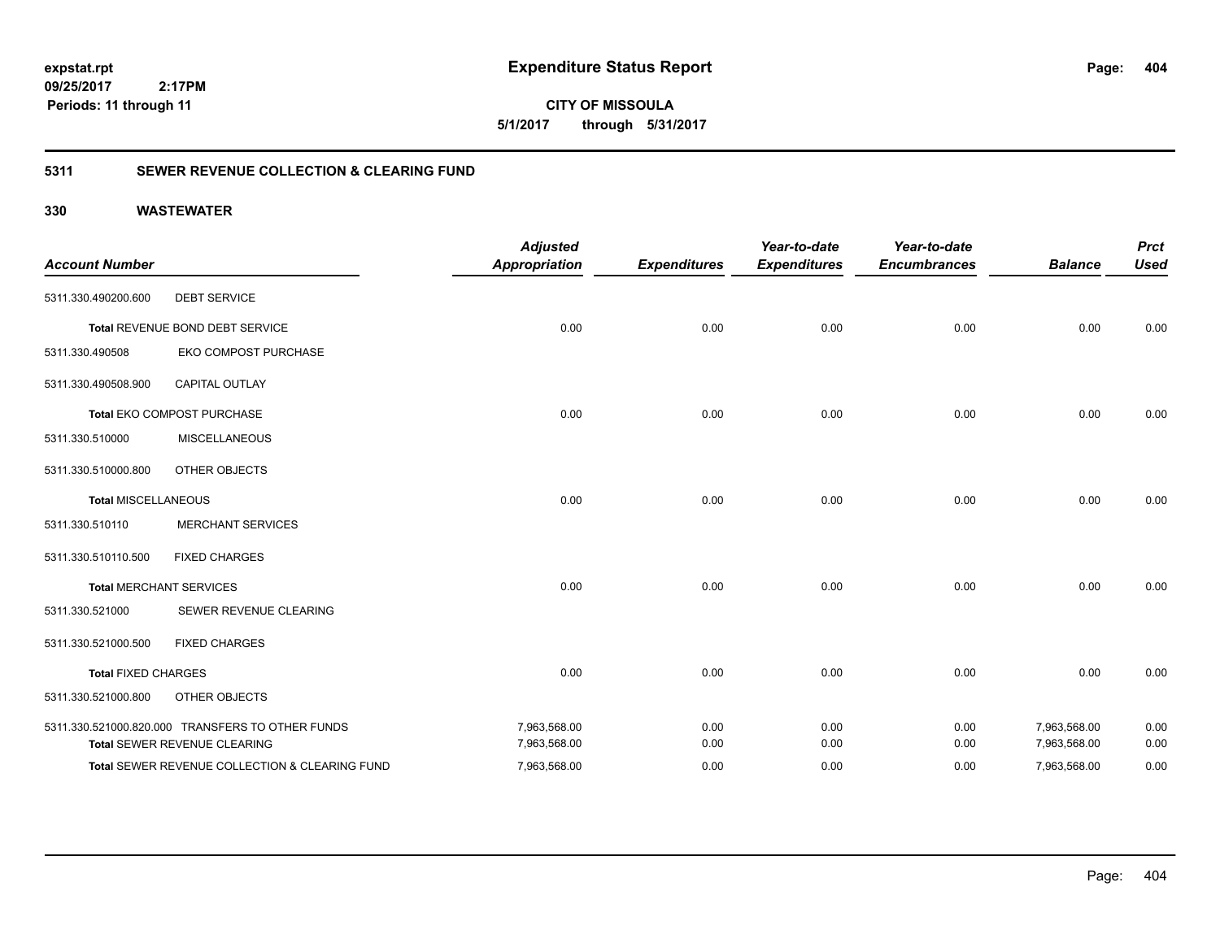expstat.rpt
09/25/2017 2:17PM
Periods: 11 through 11

# Expenditure Status Report

CITY OF MISSOULA
5/1/2017 through 5/31/2017

## 5311 SEWER REVENUE COLLECTION & CLEARING FUND

### 330 WASTEWATER

| Account Number | | Adjusted Appropriation | Expenditures | Year-to-date Expenditures | Year-to-date Encumbrances | Balance | Prct Used |
|---|---|---|---|---|---|---|---|
| 5311.330.490200.600 | DEBT SERVICE | | | | | | |
| **Total** REVENUE BOND DEBT SERVICE | | 0.00 | 0.00 | 0.00 | 0.00 | 0.00 | 0.00 |
| 5311.330.490508 | EKO COMPOST PURCHASE | | | | | | |
| 5311.330.490508.900 | CAPITAL OUTLAY | | | | | | |
| **Total** EKO COMPOST PURCHASE | | 0.00 | 0.00 | 0.00 | 0.00 | 0.00 | 0.00 |
| 5311.330.510000 | MISCELLANEOUS | | | | | | |
| 5311.330.510000.800 | OTHER OBJECTS | | | | | | |
| **Total** MISCELLANEOUS | | 0.00 | 0.00 | 0.00 | 0.00 | 0.00 | 0.00 |
| 5311.330.510110 | MERCHANT SERVICES | | | | | | |
| 5311.330.510110.500 | FIXED CHARGES | | | | | | |
| **Total** MERCHANT SERVICES | | 0.00 | 0.00 | 0.00 | 0.00 | 0.00 | 0.00 |
| 5311.330.521000 | SEWER REVENUE CLEARING | | | | | | |
| 5311.330.521000.500 | FIXED CHARGES | | | | | | |
| **Total** FIXED CHARGES | | 0.00 | 0.00 | 0.00 | 0.00 | 0.00 | 0.00 |
| 5311.330.521000.800 | OTHER OBJECTS | | | | | | |
| 5311.330.521000.820.000 | TRANSFERS TO OTHER FUNDS | 7,963,568.00 | 0.00 | 0.00 | 0.00 | 7,963,568.00 | 0.00 |
| **Total** SEWER REVENUE CLEARING | | 7,963,568.00 | 0.00 | 0.00 | 0.00 | 7,963,568.00 | 0.00 |
| **Total** SEWER REVENUE COLLECTION & CLEARING FUND | | 7,963,568.00 | 0.00 | 0.00 | 0.00 | 7,963,568.00 | 0.00 |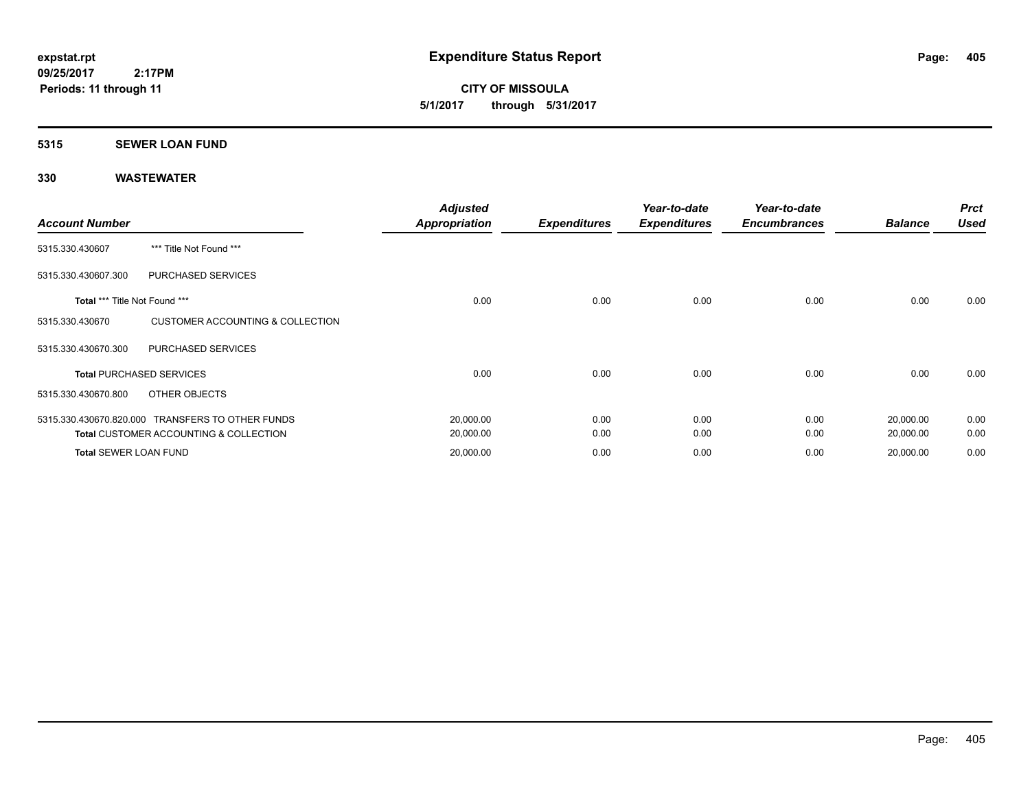# Expenditure Status Report

expstat.rpt
09/25/2017 2:17PM
Periods: 11 through 11

**CITY OF MISSOULA**
**5/1/2017 through 5/31/2017**

## 5315 SEWER LOAN FUND

### 330 WASTEWATER

| Account Number | | Adjusted Appropriation | Expenditures | Year-to-date Expenditures | Year-to-date Encumbrances | Balance | Prct Used |
|---|---|---|---|---|---|---|---|
| 5315.330.430607 | *** Title Not Found *** | | | | | | |
| 5315.330.430607.300 | PURCHASED SERVICES | | | | | | |
| **Total** *** Title Not Found *** | | 0.00 | 0.00 | 0.00 | 0.00 | 0.00 | 0.00 |
| 5315.330.430670 | CUSTOMER ACCOUNTING & COLLECTION | | | | | | |
| 5315.330.430670.300 | PURCHASED SERVICES | | | | | | |
| **Total** PURCHASED SERVICES | | 0.00 | 0.00 | 0.00 | 0.00 | 0.00 | 0.00 |
| 5315.330.430670.800 | OTHER OBJECTS | | | | | | |
| 5315.330.430670.820.000 | TRANSFERS TO OTHER FUNDS | 20,000.00 | 0.00 | 0.00 | 0.00 | 20,000.00 | 0.00 |
| **Total** CUSTOMER ACCOUNTING & COLLECTION | | 20,000.00 | 0.00 | 0.00 | 0.00 | 20,000.00 | 0.00 |
| **Total** SEWER LOAN FUND | | 20,000.00 | 0.00 | 0.00 | 0.00 | 20,000.00 | 0.00 |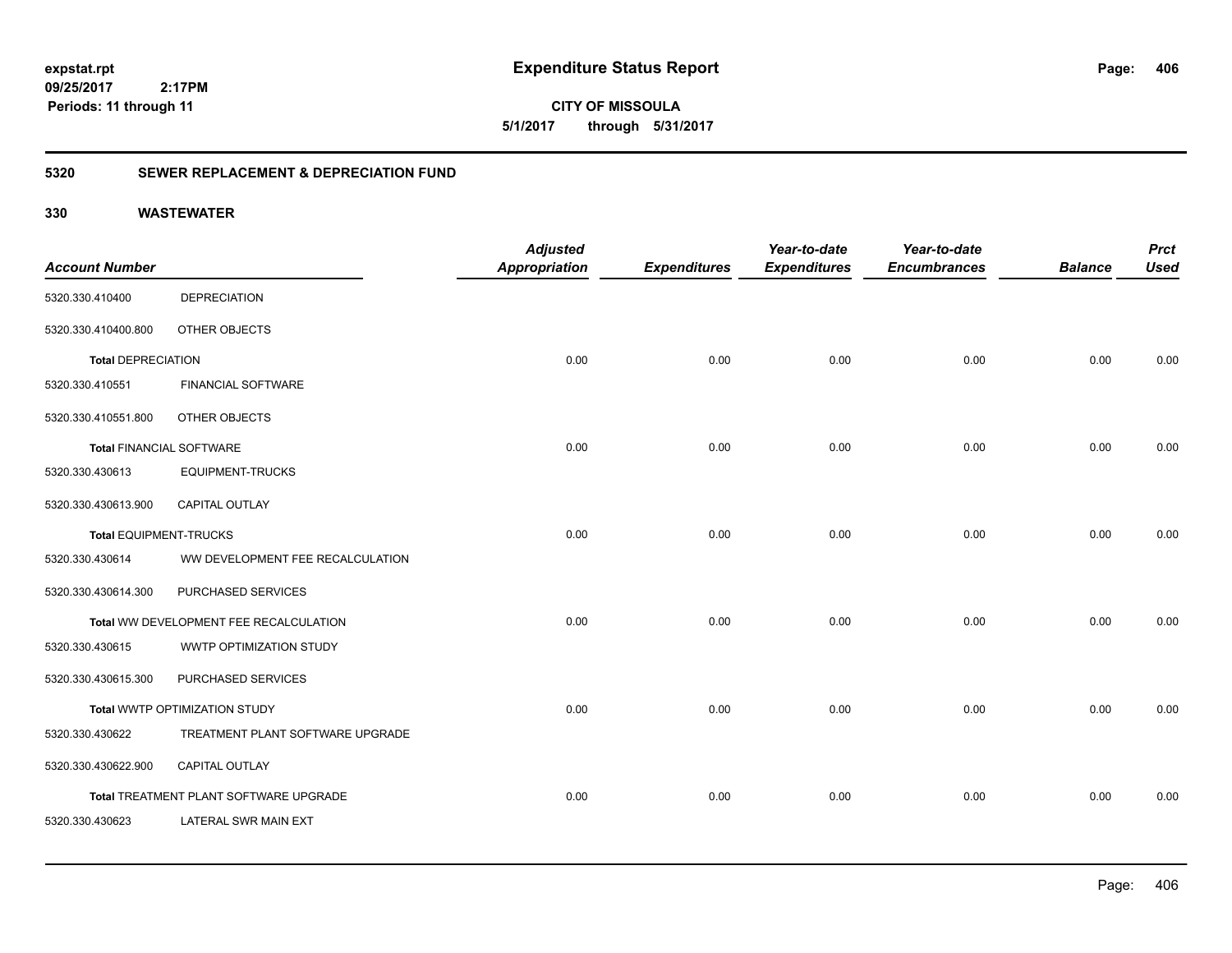**expstat.rpt**
**09/25/2017 2:17PM**
**Periods: 11 through 11**

# Expenditure Status Report

**CITY OF MISSOULA**
**5/1/2017 through 5/31/2017**

## 5320 SEWER REPLACEMENT & DEPRECIATION FUND

### 330 WASTEWATER

| Account Number | | Adjusted Appropriation | Expenditures | Year-to-date Expenditures | Year-to-date Encumbrances | Balance | Prct Used |
|---|---|---|---|---|---|---|---|
| 5320.330.410400 | DEPRECIATION | | | | | | |
| 5320.330.410400.800 | OTHER OBJECTS | | | | | | |
| **Total** DEPRECIATION | | 0.00 | 0.00 | 0.00 | 0.00 | 0.00 | 0.00 |
| 5320.330.410551 | FINANCIAL SOFTWARE | | | | | | |
| 5320.330.410551.800 | OTHER OBJECTS | | | | | | |
| **Total** FINANCIAL SOFTWARE | | 0.00 | 0.00 | 0.00 | 0.00 | 0.00 | 0.00 |
| 5320.330.430613 | EQUIPMENT-TRUCKS | | | | | | |
| 5320.330.430613.900 | CAPITAL OUTLAY | | | | | | |
| **Total** EQUIPMENT-TRUCKS | | 0.00 | 0.00 | 0.00 | 0.00 | 0.00 | 0.00 |
| 5320.330.430614 | WW DEVELOPMENT FEE RECALCULATION | | | | | | |
| 5320.330.430614.300 | PURCHASED SERVICES | | | | | | |
| **Total** WW DEVELOPMENT FEE RECALCULATION | | 0.00 | 0.00 | 0.00 | 0.00 | 0.00 | 0.00 |
| 5320.330.430615 | WWTP OPTIMIZATION STUDY | | | | | | |
| 5320.330.430615.300 | PURCHASED SERVICES | | | | | | |
| **Total** WWTP OPTIMIZATION STUDY | | 0.00 | 0.00 | 0.00 | 0.00 | 0.00 | 0.00 |
| 5320.330.430622 | TREATMENT PLANT SOFTWARE UPGRADE | | | | | | |
| 5320.330.430622.900 | CAPITAL OUTLAY | | | | | | |
| **Total** TREATMENT PLANT SOFTWARE UPGRADE | | 0.00 | 0.00 | 0.00 | 0.00 | 0.00 | 0.00 |
| 5320.330.430623 | LATERAL SWR MAIN EXT | | | | | | |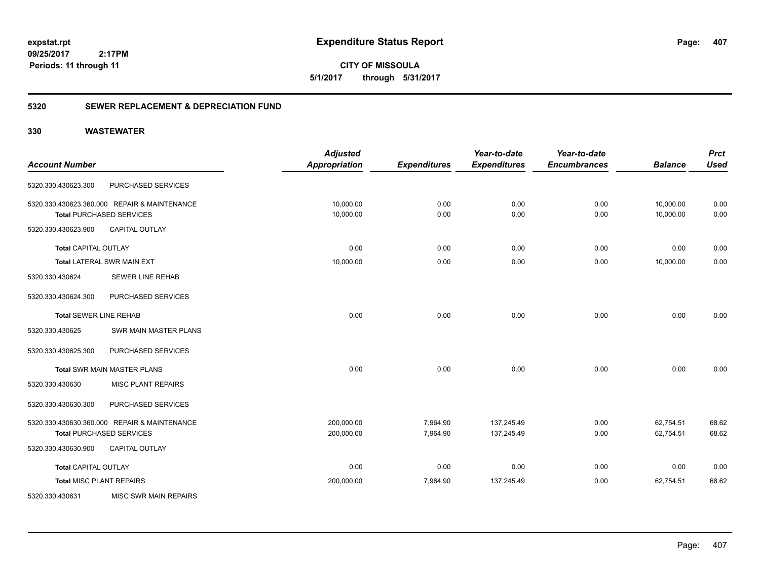# Expenditure Status Report

expstat.rpt
09/25/2017 2:17PM
Periods: 11 through 11

**CITY OF MISSOULA**
**5/1/2017 through 5/31/2017**

## 5320 SEWER REPLACEMENT & DEPRECIATION FUND

### 330 WASTEWATER

| Account Number | | Adjusted Appropriation | Expenditures | Year-to-date Expenditures | Year-to-date Encumbrances | Balance | Prct Used |
|---|---|---|---|---|---|---|---|
| 5320.330.430623.300 | PURCHASED SERVICES | | | | | | |
| 5320.330.430623.360.000 | REPAIR & MAINTENANCE | 10,000.00 | 0.00 | 0.00 | 0.00 | 10,000.00 | 0.00 |
| Total PURCHASED SERVICES | | 10,000.00 | 0.00 | 0.00 | 0.00 | 10,000.00 | 0.00 |
| 5320.330.430623.900 | CAPITAL OUTLAY | | | | | | |
| Total CAPITAL OUTLAY | | 0.00 | 0.00 | 0.00 | 0.00 | 0.00 | 0.00 |
| Total LATERAL SWR MAIN EXT | | 10,000.00 | 0.00 | 0.00 | 0.00 | 10,000.00 | 0.00 |
| 5320.330.430624 | SEWER LINE REHAB | | | | | | |
| 5320.330.430624.300 | PURCHASED SERVICES | | | | | | |
| Total SEWER LINE REHAB | | 0.00 | 0.00 | 0.00 | 0.00 | 0.00 | 0.00 |
| 5320.330.430625 | SWR MAIN MASTER PLANS | | | | | | |
| 5320.330.430625.300 | PURCHASED SERVICES | | | | | | |
| Total SWR MAIN MASTER PLANS | | 0.00 | 0.00 | 0.00 | 0.00 | 0.00 | 0.00 |
| 5320.330.430630 | MISC PLANT REPAIRS | | | | | | |
| 5320.330.430630.300 | PURCHASED SERVICES | | | | | | |
| 5320.330.430630.360.000 | REPAIR & MAINTENANCE | 200,000.00 | 7,964.90 | 137,245.49 | 0.00 | 62,754.51 | 68.62 |
| Total PURCHASED SERVICES | | 200,000.00 | 7,964.90 | 137,245.49 | 0.00 | 62,754.51 | 68.62 |
| 5320.330.430630.900 | CAPITAL OUTLAY | | | | | | |
| Total CAPITAL OUTLAY | | 0.00 | 0.00 | 0.00 | 0.00 | 0.00 | 0.00 |
| Total MISC PLANT REPAIRS | | 200,000.00 | 7,964.90 | 137,245.49 | 0.00 | 62,754.51 | 68.62 |
| 5320.330.430631 | MISC SWR MAIN REPAIRS | | | | | | |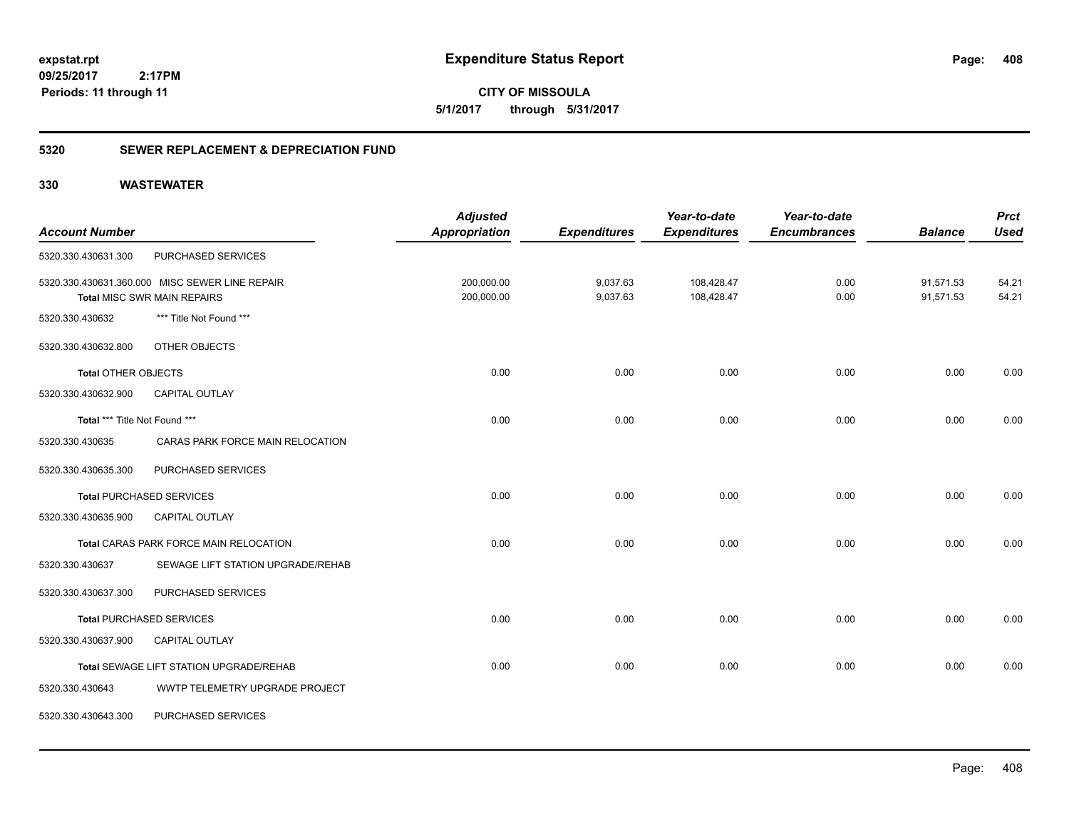**expstat.rpt**
**09/25/2017 2:17PM**
**Periods: 11 through 11**

# Expenditure Status Report

**CITY OF MISSOULA**
**5/1/2017 through 5/31/2017**

## 5320 SEWER REPLACEMENT & DEPRECIATION FUND

## 330 WASTEWATER

| Account Number | | Adjusted Appropriation | Expenditures | Year-to-date Expenditures | Year-to-date Encumbrances | Balance | Prct Used |
|---|---|---|---|---|---|---|---|
| 5320.330.430631.300 | PURCHASED SERVICES | | | | | | |
| 5320.330.430631.360.000 | MISC SEWER LINE REPAIR | 200,000.00 | 9,037.63 | 108,428.47 | 0.00 | 91,571.53 | 54.21 |
| **Total** MISC SWR MAIN REPAIRS | | 200,000.00 | 9,037.63 | 108,428.47 | 0.00 | 91,571.53 | 54.21 |
| 5320.330.430632 | *** Title Not Found *** | | | | | | |
| 5320.330.430632.800 | OTHER OBJECTS | | | | | | |
| **Total** OTHER OBJECTS | | 0.00 | 0.00 | 0.00 | 0.00 | 0.00 | 0.00 |
| 5320.330.430632.900 | CAPITAL OUTLAY | | | | | | |
| **Total** *** Title Not Found *** | | 0.00 | 0.00 | 0.00 | 0.00 | 0.00 | 0.00 |
| 5320.330.430635 | CARAS PARK FORCE MAIN RELOCATION | | | | | | |
| 5320.330.430635.300 | PURCHASED SERVICES | | | | | | |
| **Total** PURCHASED SERVICES | | 0.00 | 0.00 | 0.00 | 0.00 | 0.00 | 0.00 |
| 5320.330.430635.900 | CAPITAL OUTLAY | | | | | | |
| **Total** CARAS PARK FORCE MAIN RELOCATION | | 0.00 | 0.00 | 0.00 | 0.00 | 0.00 | 0.00 |
| 5320.330.430637 | SEWAGE LIFT STATION UPGRADE/REHAB | | | | | | |
| 5320.330.430637.300 | PURCHASED SERVICES | | | | | | |
| **Total** PURCHASED SERVICES | | 0.00 | 0.00 | 0.00 | 0.00 | 0.00 | 0.00 |
| 5320.330.430637.900 | CAPITAL OUTLAY | | | | | | |
| **Total** SEWAGE LIFT STATION UPGRADE/REHAB | | 0.00 | 0.00 | 0.00 | 0.00 | 0.00 | 0.00 |
| 5320.330.430643 | WWTP TELEMETRY UPGRADE PROJECT | | | | | | |
| 5320.330.430643.300 | PURCHASED SERVICES | | | | | | |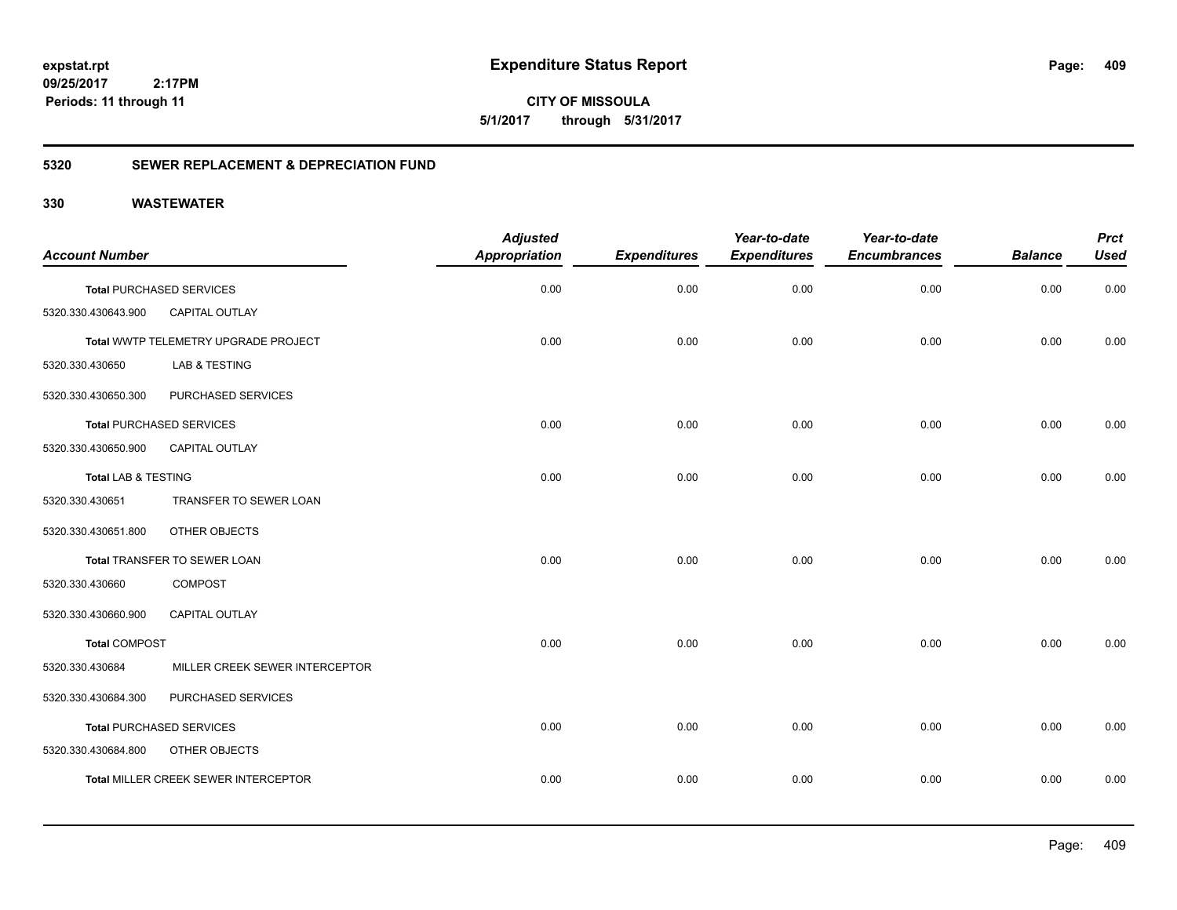# Expenditure Status Report

expstat.rpt
09/25/2017 2:17PM
Periods: 11 through 11

**CITY OF MISSOULA**
**5/1/2017 through 5/31/2017**

## 5320 SEWER REPLACEMENT & DEPRECIATION FUND

### 330 WASTEWATER

| Account Number | | Adjusted Appropriation | Expenditures | Year-to-date Expenditures | Year-to-date Encumbrances | Balance | Prct Used |
|---|---|---|---|---|---|---|---|
| **Total** PURCHASED SERVICES | | 0.00 | 0.00 | 0.00 | 0.00 | 0.00 | 0.00 |
| 5320.330.430643.900 | CAPITAL OUTLAY | | | | | | |
| **Total** WWTP TELEMETRY UPGRADE PROJECT | | 0.00 | 0.00 | 0.00 | 0.00 | 0.00 | 0.00 |
| 5320.330.430650 | LAB & TESTING | | | | | | |
| 5320.330.430650.300 | PURCHASED SERVICES | | | | | | |
| **Total** PURCHASED SERVICES | | 0.00 | 0.00 | 0.00 | 0.00 | 0.00 | 0.00 |
| 5320.330.430650.900 | CAPITAL OUTLAY | | | | | | |
| **Total** LAB & TESTING | | 0.00 | 0.00 | 0.00 | 0.00 | 0.00 | 0.00 |
| 5320.330.430651 | TRANSFER TO SEWER LOAN | | | | | | |
| 5320.330.430651.800 | OTHER OBJECTS | | | | | | |
| **Total** TRANSFER TO SEWER LOAN | | 0.00 | 0.00 | 0.00 | 0.00 | 0.00 | 0.00 |
| 5320.330.430660 | COMPOST | | | | | | |
| 5320.330.430660.900 | CAPITAL OUTLAY | | | | | | |
| **Total** COMPOST | | 0.00 | 0.00 | 0.00 | 0.00 | 0.00 | 0.00 |
| 5320.330.430684 | MILLER CREEK SEWER INTERCEPTOR | | | | | | |
| 5320.330.430684.300 | PURCHASED SERVICES | | | | | | |
| **Total** PURCHASED SERVICES | | 0.00 | 0.00 | 0.00 | 0.00 | 0.00 | 0.00 |
| 5320.330.430684.800 | OTHER OBJECTS | | | | | | |
| **Total** MILLER CREEK SEWER INTERCEPTOR | | 0.00 | 0.00 | 0.00 | 0.00 | 0.00 | 0.00 |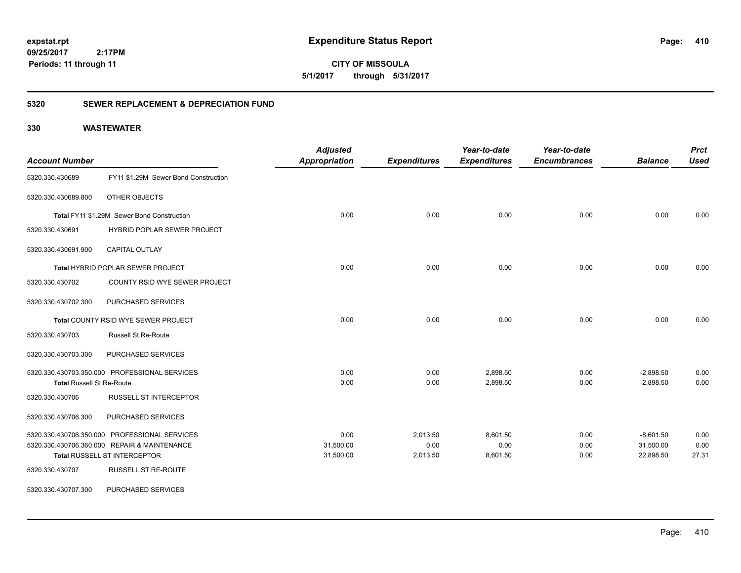# Expenditure Status Report

**CITY OF MISSOULA**
**5/1/2017 through 5/31/2017**

expstat.rpt
09/25/2017 2:17PM
Periods: 11 through 11

## 5320 SEWER REPLACEMENT & DEPRECIATION FUND

### 330 WASTEWATER

| Account Number | | Adjusted Appropriation | Expenditures | Year-to-date Expenditures | Year-to-date Encumbrances | Balance | Prct Used |
|---|---|---|---|---|---|---|---|
| 5320.330.430689 | FY11 $1.29M Sewer Bond Construction | | | | | | |
| 5320.330.430689.800 | OTHER OBJECTS | | | | | | |
| **Total** FY11 $1.29M Sewer Bond Construction | | 0.00 | 0.00 | 0.00 | 0.00 | 0.00 | 0.00 |
| 5320.330.430691 | HYBRID POPLAR SEWER PROJECT | | | | | | |
| 5320.330.430691.900 | CAPITAL OUTLAY | | | | | | |
| **Total** HYBRID POPLAR SEWER PROJECT | | 0.00 | 0.00 | 0.00 | 0.00 | 0.00 | 0.00 |
| 5320.330.430702 | COUNTY RSID WYE SEWER PROJECT | | | | | | |
| 5320.330.430702.300 | PURCHASED SERVICES | | | | | | |
| **Total** COUNTY RSID WYE SEWER PROJECT | | 0.00 | 0.00 | 0.00 | 0.00 | 0.00 | 0.00 |
| 5320.330.430703 | Russell St Re-Route | | | | | | |
| 5320.330.430703.300 | PURCHASED SERVICES | | | | | | |
| 5320.330.430703.350.000 | PROFESSIONAL SERVICES | 0.00 | 0.00 | 2,898.50 | 0.00 | -2,898.50 | 0.00 |
| **Total** Russell St Re-Route | | 0.00 | 0.00 | 2,898.50 | 0.00 | -2,898.50 | 0.00 |
| 5320.330.430706 | RUSSELL ST INTERCEPTOR | | | | | | |
| 5320.330.430706.300 | PURCHASED SERVICES | | | | | | |
| 5320.330.430706.350.000 | PROFESSIONAL SERVICES | 0.00 | 2,013.50 | 8,601.50 | 0.00 | -8,601.50 | 0.00 |
| 5320.330.430706.360.000 | REPAIR & MAINTENANCE | 31,500.00 | 0.00 | 0.00 | 0.00 | 31,500.00 | 0.00 |
| **Total** RUSSELL ST INTERCEPTOR | | 31,500.00 | 2,013.50 | 8,601.50 | 0.00 | 22,898.50 | 27.31 |
| 5320.330.430707 | RUSSELL ST RE-ROUTE | | | | | | |
| 5320.330.430707.300 | PURCHASED SERVICES | | | | | | |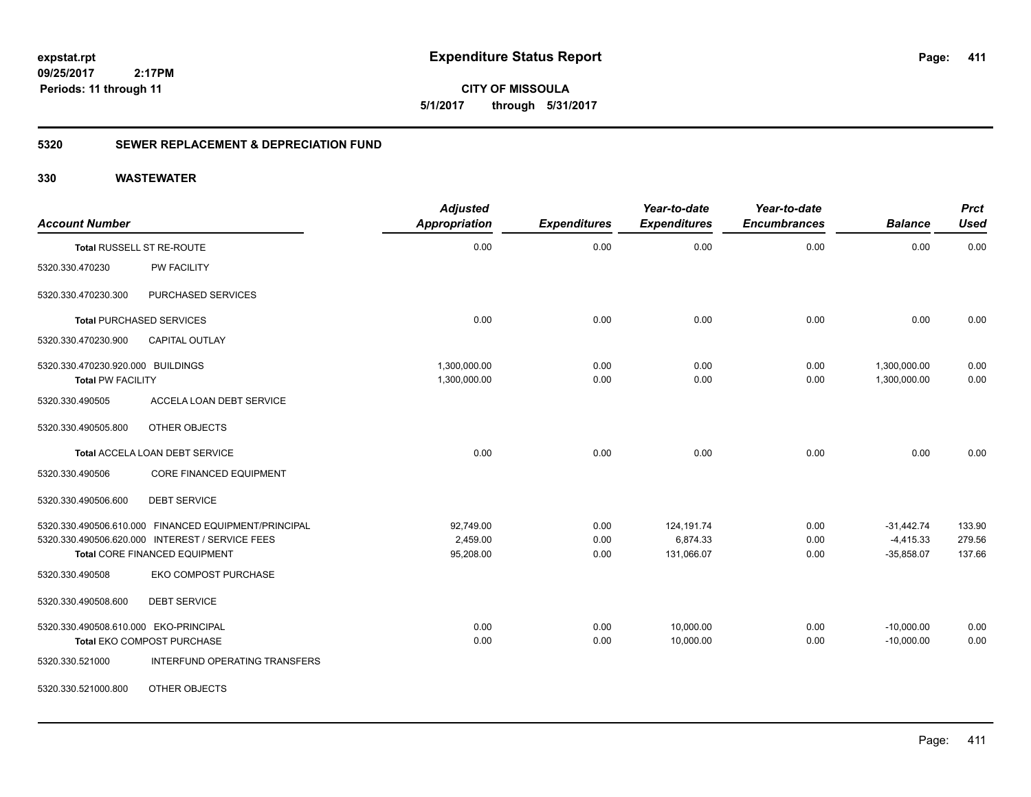**expstat.rpt**
**09/25/2017 2:17PM**
**Periods: 11 through 11**

# Expenditure Status Report

**CITY OF MISSOULA**
**5/1/2017 through 5/31/2017**

## 5320 SEWER REPLACEMENT & DEPRECIATION FUND

## 330 WASTEWATER

| Account Number | | Adjusted Appropriation | Expenditures | Year-to-date Expenditures | Year-to-date Encumbrances | Balance | Prct Used |
|---|---|---|---|---|---|---|---|
| **Total** RUSSELL ST RE-ROUTE | | 0.00 | 0.00 | 0.00 | 0.00 | 0.00 | 0.00 |
| 5320.330.470230 | PW FACILITY | | | | | | |
| 5320.330.470230.300 | PURCHASED SERVICES | | | | | | |
| **Total** PURCHASED SERVICES | | 0.00 | 0.00 | 0.00 | 0.00 | 0.00 | 0.00 |
| 5320.330.470230.900 | CAPITAL OUTLAY | | | | | | |
| 5320.330.470230.920.000 | BUILDINGS | 1,300,000.00 | 0.00 | 0.00 | 0.00 | 1,300,000.00 | 0.00 |
| **Total** PW FACILITY | | 1,300,000.00 | 0.00 | 0.00 | 0.00 | 1,300,000.00 | 0.00 |
| 5320.330.490505 | ACCELA LOAN DEBT SERVICE | | | | | | |
| 5320.330.490505.800 | OTHER OBJECTS | | | | | | |
| **Total** ACCELA LOAN DEBT SERVICE | | 0.00 | 0.00 | 0.00 | 0.00 | 0.00 | 0.00 |
| 5320.330.490506 | CORE FINANCED EQUIPMENT | | | | | | |
| 5320.330.490506.600 | DEBT SERVICE | | | | | | |
| 5320.330.490506.610.000 | FINANCED EQUIPMENT/PRINCIPAL | 92,749.00 | 0.00 | 124,191.74 | 0.00 | -31,442.74 | 133.90 |
| 5320.330.490506.620.000 | INTEREST / SERVICE FEES | 2,459.00 | 0.00 | 6,874.33 | 0.00 | -4,415.33 | 279.56 |
| **Total** CORE FINANCED EQUIPMENT | | 95,208.00 | 0.00 | 131,066.07 | 0.00 | -35,858.07 | 137.66 |
| 5320.330.490508 | EKO COMPOST PURCHASE | | | | | | |
| 5320.330.490508.600 | DEBT SERVICE | | | | | | |
| 5320.330.490508.610.000 | EKO-PRINCIPAL | 0.00 | 0.00 | 10,000.00 | 0.00 | -10,000.00 | 0.00 |
| **Total** EKO COMPOST PURCHASE | | 0.00 | 0.00 | 10,000.00 | 0.00 | -10,000.00 | 0.00 |
| 5320.330.521000 | INTERFUND OPERATING TRANSFERS | | | | | | |
| 5320.330.521000.800 | OTHER OBJECTS | | | | | | |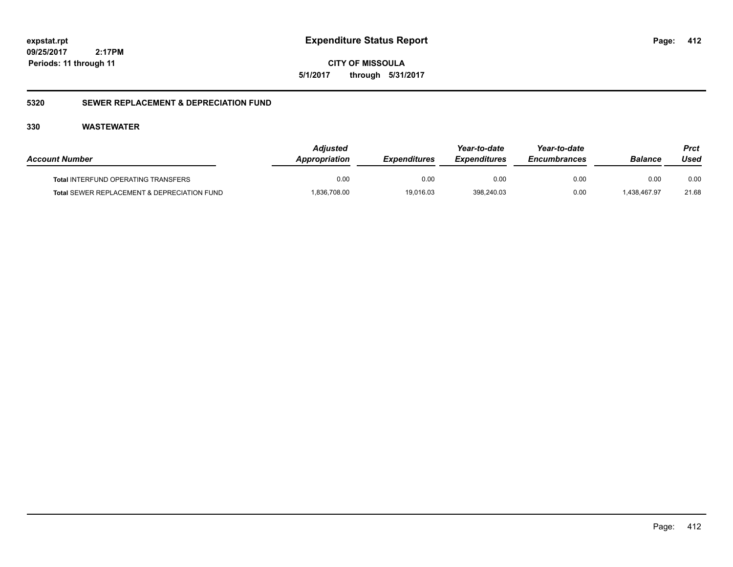## Expenditure Status Report

**CITY OF MISSOULA**

**5/1/2017 through 5/31/2017**

expstat.rpt
09/25/2017 2:17PM
Periods: 11 through 11

### 5320 SEWER REPLACEMENT & DEPRECIATION FUND

### 330 WASTEWATER

| Account Number | Adjusted Appropriation | Expenditures | Year-to-date Expenditures | Year-to-date Encumbrances | Balance | Prct Used |
|---|---|---|---|---|---|---|
| **Total** INTERFUND OPERATING TRANSFERS | 0.00 | 0.00 | 0.00 | 0.00 | 0.00 | 0.00 |
| **Total** SEWER REPLACEMENT & DEPRECIATION FUND | 1,836,708.00 | 19,016.03 | 398,240.03 | 0.00 | 1,438,467.97 | 21.68 |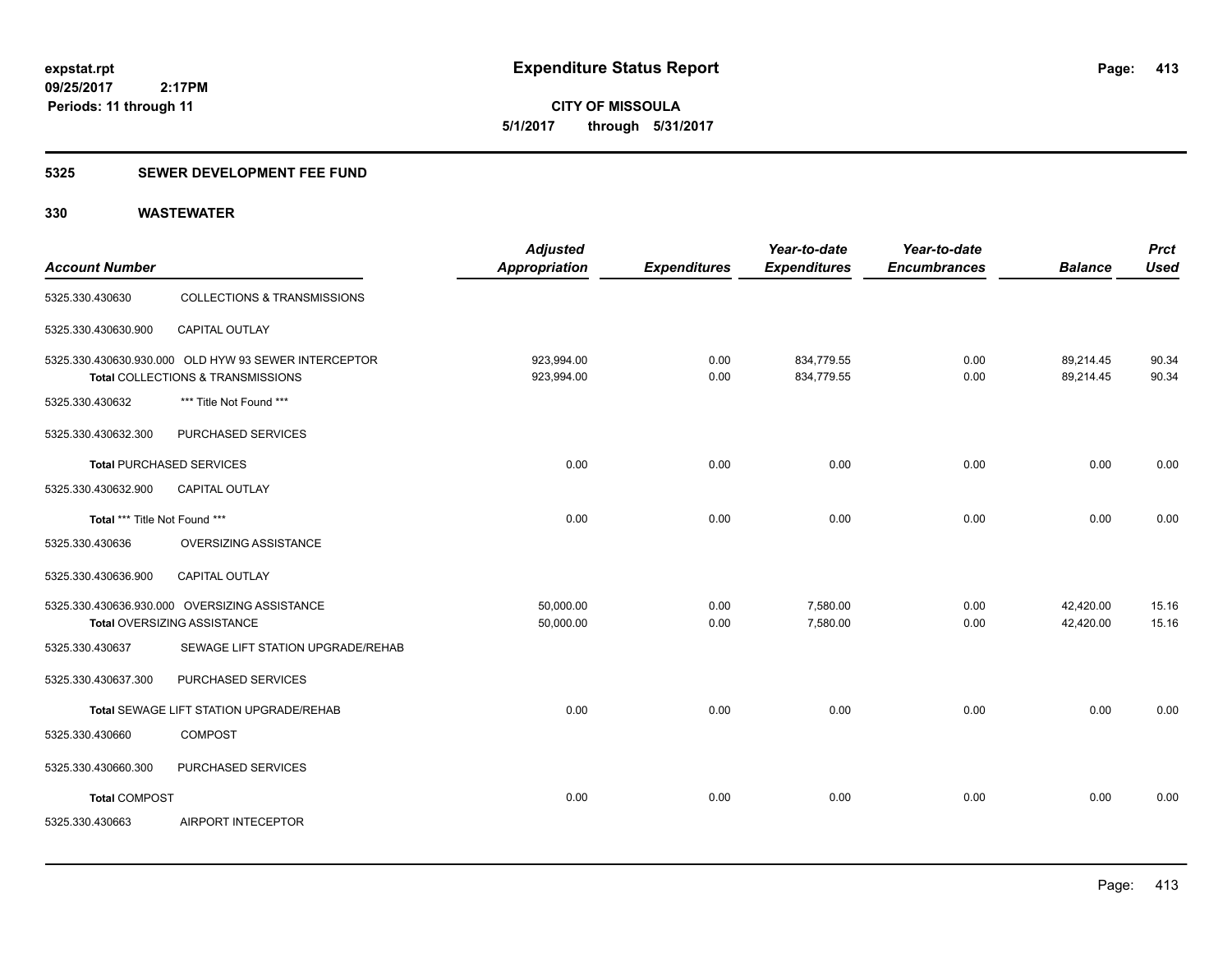**expstat.rpt**
**09/25/2017 2:17PM**
**Periods: 11 through 11**

# Expenditure Status Report

**CITY OF MISSOULA**
**5/1/2017 through 5/31/2017**

## 5325 SEWER DEVELOPMENT FEE FUND

## 330 WASTEWATER

| Account Number | | Adjusted Appropriation | Expenditures | Year-to-date Expenditures | Year-to-date Encumbrances | Balance | Prct Used |
|---|---|---|---|---|---|---|---|
| 5325.330.430630 | COLLECTIONS & TRANSMISSIONS | | | | | | |
| 5325.330.430630.900 | CAPITAL OUTLAY | | | | | | |
| 5325.330.430630.930.000 | OLD HYW 93 SEWER INTERCEPTOR | 923,994.00 | 0.00 | 834,779.55 | 0.00 | 89,214.45 | 90.34 |
| **Total** COLLECTIONS & TRANSMISSIONS | | 923,994.00 | 0.00 | 834,779.55 | 0.00 | 89,214.45 | 90.34 |
| 5325.330.430632 | *** Title Not Found *** | | | | | | |
| 5325.330.430632.300 | PURCHASED SERVICES | | | | | | |
| **Total** PURCHASED SERVICES | | 0.00 | 0.00 | 0.00 | 0.00 | 0.00 | 0.00 |
| 5325.330.430632.900 | CAPITAL OUTLAY | | | | | | |
| **Total** *** Title Not Found *** | | 0.00 | 0.00 | 0.00 | 0.00 | 0.00 | 0.00 |
| 5325.330.430636 | OVERSIZING ASSISTANCE | | | | | | |
| 5325.330.430636.900 | CAPITAL OUTLAY | | | | | | |
| 5325.330.430636.930.000 | OVERSIZING ASSISTANCE | 50,000.00 | 0.00 | 7,580.00 | 0.00 | 42,420.00 | 15.16 |
| **Total** OVERSIZING ASSISTANCE | | 50,000.00 | 0.00 | 7,580.00 | 0.00 | 42,420.00 | 15.16 |
| 5325.330.430637 | SEWAGE LIFT STATION UPGRADE/REHAB | | | | | | |
| 5325.330.430637.300 | PURCHASED SERVICES | | | | | | |
| **Total** SEWAGE LIFT STATION UPGRADE/REHAB | | 0.00 | 0.00 | 0.00 | 0.00 | 0.00 | 0.00 |
| 5325.330.430660 | COMPOST | | | | | | |
| 5325.330.430660.300 | PURCHASED SERVICES | | | | | | |
| **Total** COMPOST | | 0.00 | 0.00 | 0.00 | 0.00 | 0.00 | 0.00 |
| 5325.330.430663 | AIRPORT INTECEPTOR | | | | | | |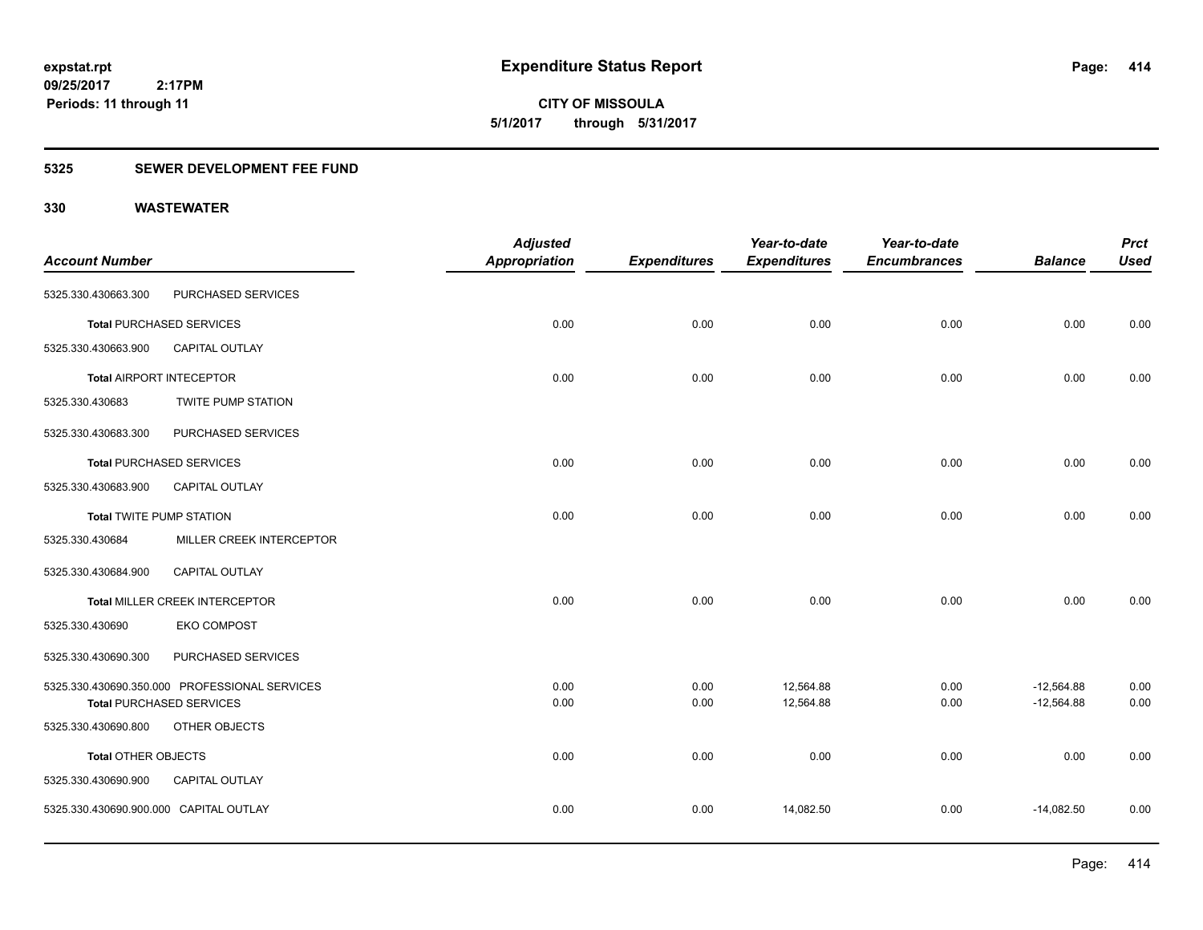expstat.rpt
09/25/2017 2:17PM
Periods: 11 through 11

# Expenditure Status Report

**CITY OF MISSOULA**
**5/1/2017 through 5/31/2017**

## 5325 SEWER DEVELOPMENT FEE FUND

## 330 WASTEWATER

| Account Number | | Adjusted Appropriation | Expenditures | Year-to-date Expenditures | Year-to-date Encumbrances | Balance | Prct Used |
|---|---|---|---|---|---|---|---|
| 5325.330.430663.300 | PURCHASED SERVICES | | | | | | |
| **Total** PURCHASED SERVICES | | 0.00 | 0.00 | 0.00 | 0.00 | 0.00 | 0.00 |
| 5325.330.430663.900 | CAPITAL OUTLAY | | | | | | |
| **Total** AIRPORT INTECEPTOR | | 0.00 | 0.00 | 0.00 | 0.00 | 0.00 | 0.00 |
| 5325.330.430683 | TWITE PUMP STATION | | | | | | |
| 5325.330.430683.300 | PURCHASED SERVICES | | | | | | |
| **Total** PURCHASED SERVICES | | 0.00 | 0.00 | 0.00 | 0.00 | 0.00 | 0.00 |
| 5325.330.430683.900 | CAPITAL OUTLAY | | | | | | |
| **Total** TWITE PUMP STATION | | 0.00 | 0.00 | 0.00 | 0.00 | 0.00 | 0.00 |
| 5325.330.430684 | MILLER CREEK INTERCEPTOR | | | | | | |
| 5325.330.430684.900 | CAPITAL OUTLAY | | | | | | |
| **Total** MILLER CREEK INTERCEPTOR | | 0.00 | 0.00 | 0.00 | 0.00 | 0.00 | 0.00 |
| 5325.330.430690 | EKO COMPOST | | | | | | |
| 5325.330.430690.300 | PURCHASED SERVICES | | | | | | |
| 5325.330.430690.350.000 | PROFESSIONAL SERVICES | 0.00 | 0.00 | 12,564.88 | 0.00 | -12,564.88 | 0.00 |
| **Total** PURCHASED SERVICES | | 0.00 | 0.00 | 12,564.88 | 0.00 | -12,564.88 | 0.00 |
| 5325.330.430690.800 | OTHER OBJECTS | | | | | | |
| **Total** OTHER OBJECTS | | 0.00 | 0.00 | 0.00 | 0.00 | 0.00 | 0.00 |
| 5325.330.430690.900 | CAPITAL OUTLAY | | | | | | |
| 5325.330.430690.900.000 | CAPITAL OUTLAY | 0.00 | 0.00 | 14,082.50 | 0.00 | -14,082.50 | 0.00 |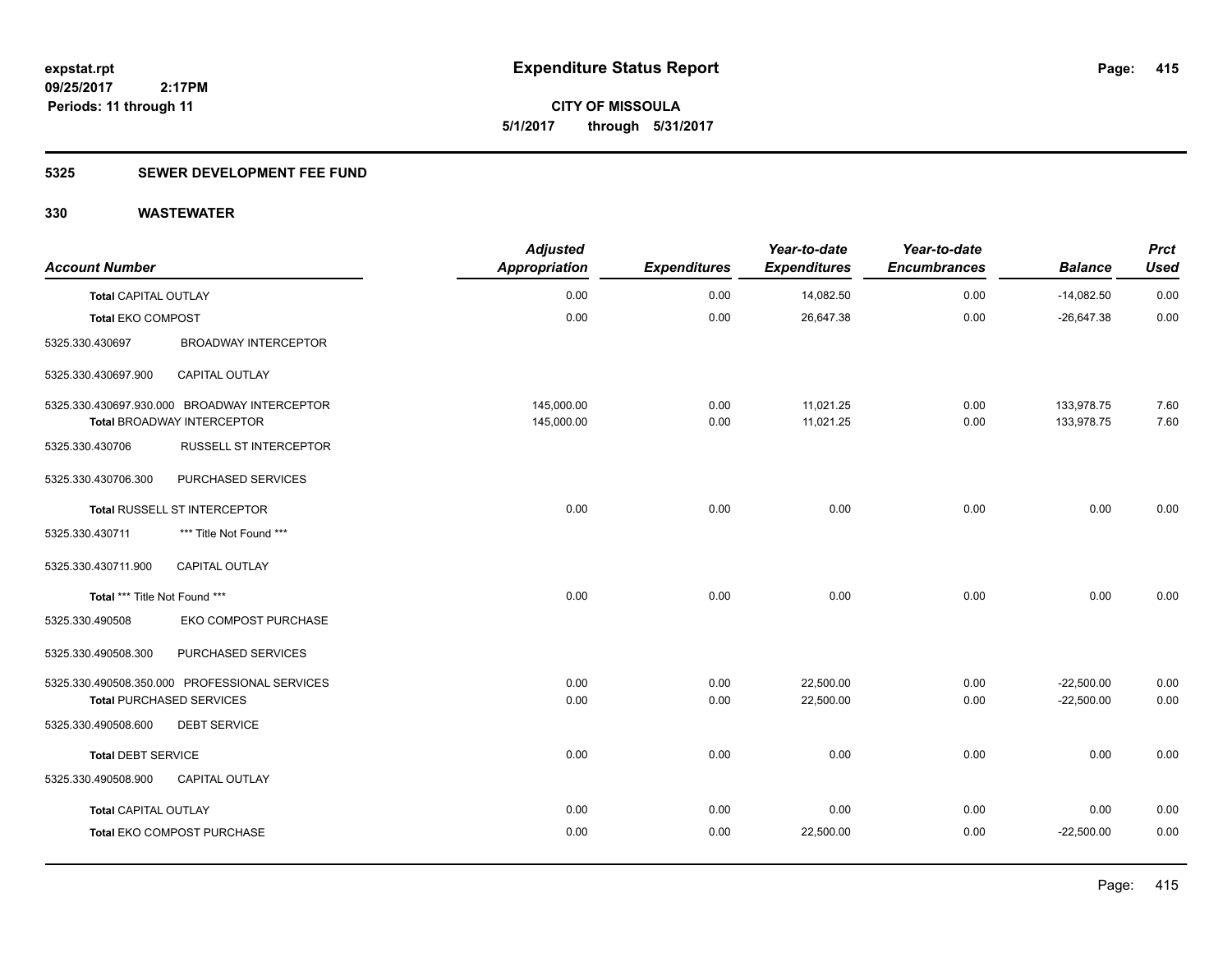**expstat.rpt**
**09/25/2017 2:17PM**
**Periods: 11 through 11**

# Expenditure Status Report

**CITY OF MISSOULA**
**5/1/2017 through 5/31/2017**

## 5325 SEWER DEVELOPMENT FEE FUND

## 330 WASTEWATER

| Account Number | | Adjusted Appropriation | Expenditures | Year-to-date Expenditures | Year-to-date Encumbrances | Balance | Prct Used |
|---|---|---|---|---|---|---|---|
| **Total** CAPITAL OUTLAY | | 0.00 | 0.00 | 14,082.50 | 0.00 | -14,082.50 | 0.00 |
| **Total** EKO COMPOST | | 0.00 | 0.00 | 26,647.38 | 0.00 | -26,647.38 | 0.00 |
| 5325.330.430697 | BROADWAY INTERCEPTOR | | | | | | |
| 5325.330.430697.900 | CAPITAL OUTLAY | | | | | | |
| 5325.330.430697.930.000 BROADWAY INTERCEPTOR | | 145,000.00 | 0.00 | 11,021.25 | 0.00 | 133,978.75 | 7.60 |
| **Total** BROADWAY INTERCEPTOR | | 145,000.00 | 0.00 | 11,021.25 | 0.00 | 133,978.75 | 7.60 |
| 5325.330.430706 | RUSSELL ST INTERCEPTOR | | | | | | |
| 5325.330.430706.300 | PURCHASED SERVICES | | | | | | |
| **Total** RUSSELL ST INTERCEPTOR | | 0.00 | 0.00 | 0.00 | 0.00 | 0.00 | 0.00 |
| 5325.330.430711 | *** Title Not Found *** | | | | | | |
| 5325.330.430711.900 | CAPITAL OUTLAY | | | | | | |
| **Total** *** Title Not Found *** | | 0.00 | 0.00 | 0.00 | 0.00 | 0.00 | 0.00 |
| 5325.330.490508 | EKO COMPOST PURCHASE | | | | | | |
| 5325.330.490508.300 | PURCHASED SERVICES | | | | | | |
| 5325.330.490508.350.000 PROFESSIONAL SERVICES | | 0.00 | 0.00 | 22,500.00 | 0.00 | -22,500.00 | 0.00 |
| **Total** PURCHASED SERVICES | | 0.00 | 0.00 | 22,500.00 | 0.00 | -22,500.00 | 0.00 |
| 5325.330.490508.600 | DEBT SERVICE | | | | | | |
| **Total** DEBT SERVICE | | 0.00 | 0.00 | 0.00 | 0.00 | 0.00 | 0.00 |
| 5325.330.490508.900 | CAPITAL OUTLAY | | | | | | |
| **Total** CAPITAL OUTLAY | | 0.00 | 0.00 | 0.00 | 0.00 | 0.00 | 0.00 |
| **Total** EKO COMPOST PURCHASE | | 0.00 | 0.00 | 22,500.00 | 0.00 | -22,500.00 | 0.00 |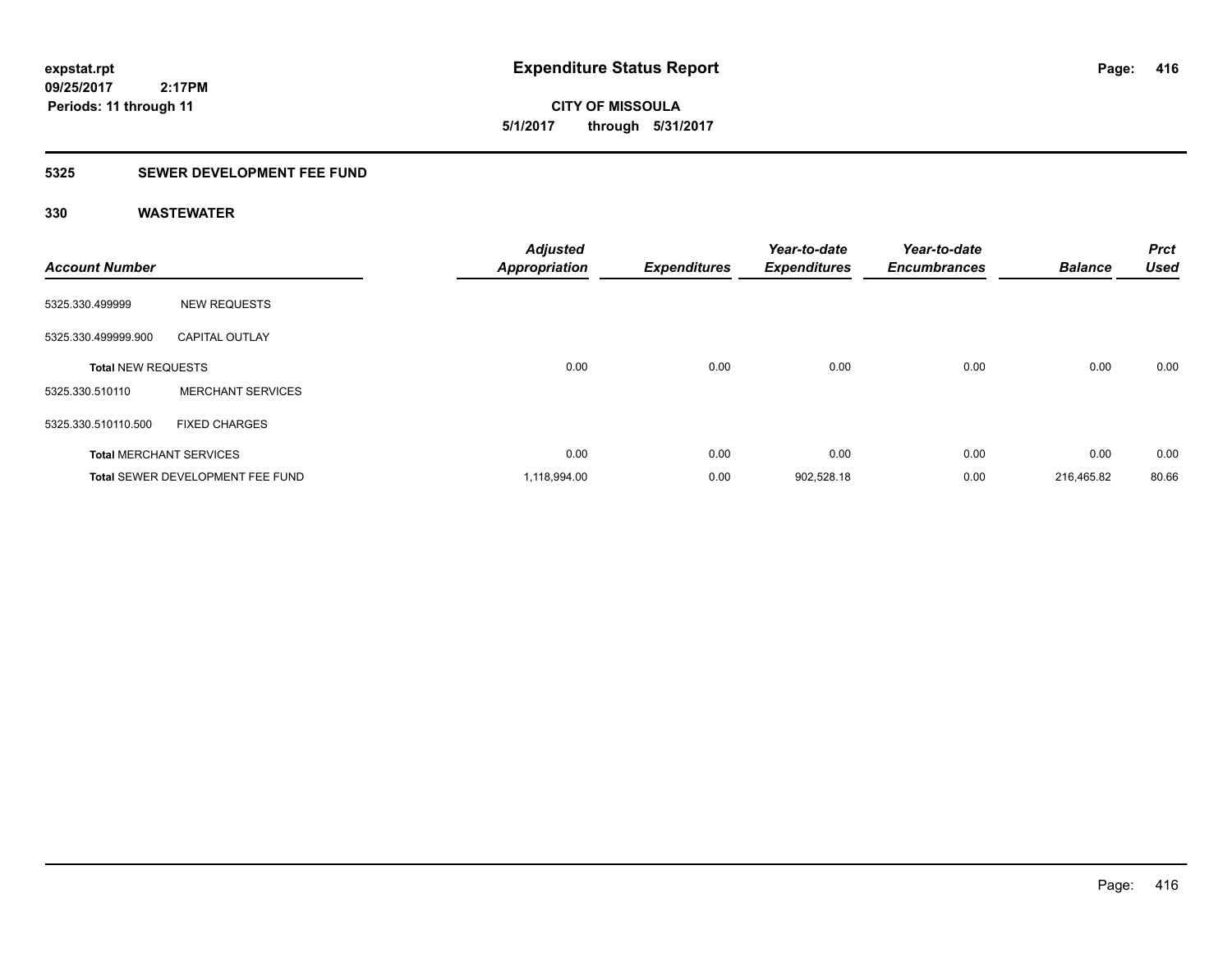# Expenditure Status Report

expstat.rpt
09/25/2017 2:17PM
Periods: 11 through 11

**CITY OF MISSOULA**
**5/1/2017 through 5/31/2017**

## 5325 SEWER DEVELOPMENT FEE FUND

### 330 WASTEWATER

| Account Number | | Adjusted Appropriation | Expenditures | Year-to-date Expenditures | Year-to-date Encumbrances | Balance | Prct Used |
|---|---|---|---|---|---|---|---|
| 5325.330.499999 | NEW REQUESTS | | | | | | |
| 5325.330.499999.900 | CAPITAL OUTLAY | | | | | | |
| **Total** NEW REQUESTS | | 0.00 | 0.00 | 0.00 | 0.00 | 0.00 | 0.00 |
| 5325.330.510110 | MERCHANT SERVICES | | | | | | |
| 5325.330.510110.500 | FIXED CHARGES | | | | | | |
| **Total** MERCHANT SERVICES | | 0.00 | 0.00 | 0.00 | 0.00 | 0.00 | 0.00 |
| **Total** SEWER DEVELOPMENT FEE FUND | | 1,118,994.00 | 0.00 | 902,528.18 | 0.00 | 216,465.82 | 80.66 |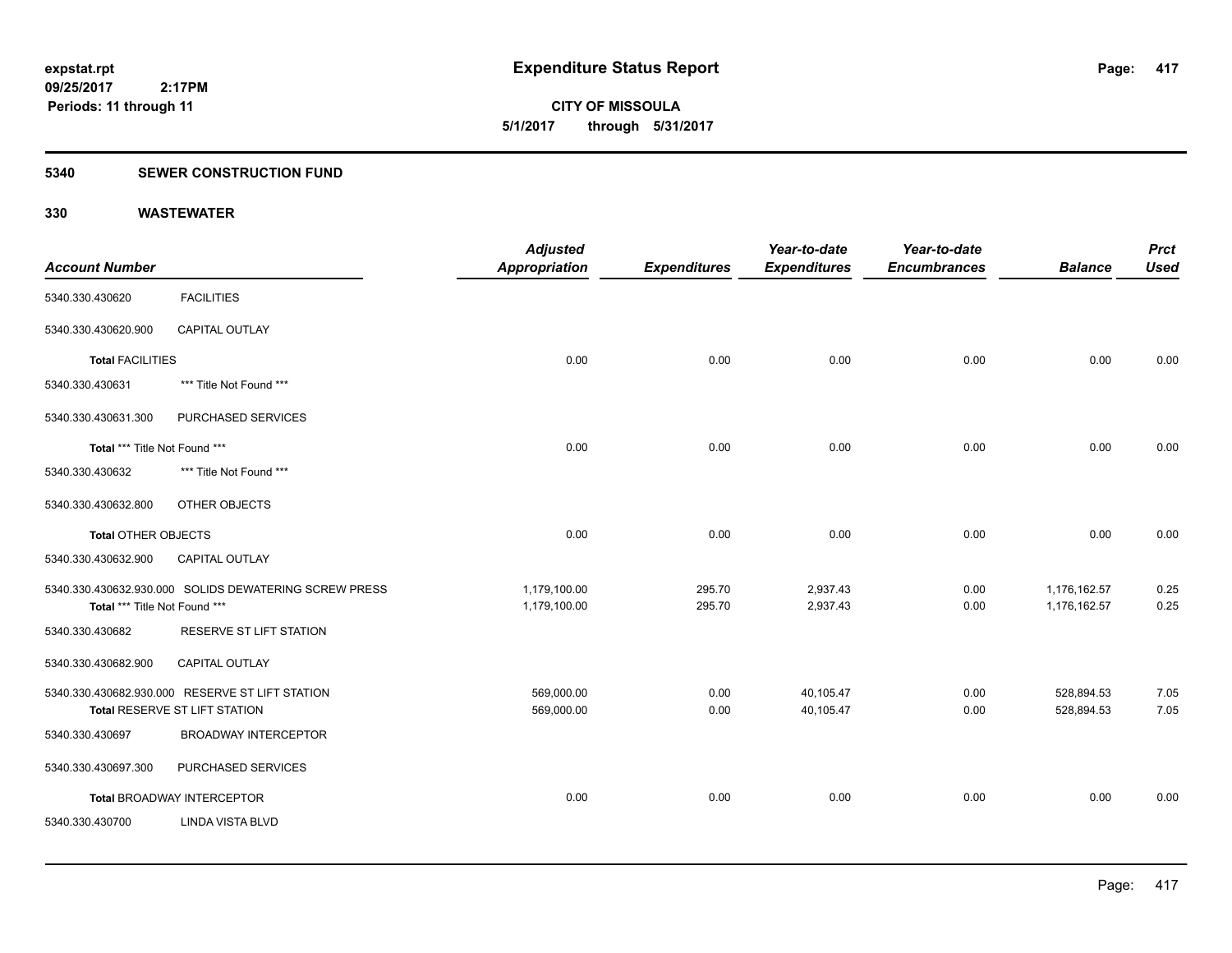# Expenditure Status Report

expstat.rpt
09/25/2017 2:17PM
Periods: 11 through 11

**CITY OF MISSOULA**
**5/1/2017 through 5/31/2017**

## 5340 SEWER CONSTRUCTION FUND

## 330 WASTEWATER

| Account Number | | Adjusted Appropriation | Expenditures | Year-to-date Expenditures | Year-to-date Encumbrances | Balance | Prct Used |
|---|---|---|---|---|---|---|---|
| 5340.330.430620 | FACILITIES | | | | | | |
| 5340.330.430620.900 | CAPITAL OUTLAY | | | | | | |
| **Total** FACILITIES | | 0.00 | 0.00 | 0.00 | 0.00 | 0.00 | 0.00 |
| 5340.330.430631 | *** Title Not Found *** | | | | | | |
| 5340.330.430631.300 | PURCHASED SERVICES | | | | | | |
| **Total** *** Title Not Found *** | | 0.00 | 0.00 | 0.00 | 0.00 | 0.00 | 0.00 |
| 5340.330.430632 | *** Title Not Found *** | | | | | | |
| 5340.330.430632.800 | OTHER OBJECTS | | | | | | |
| **Total** OTHER OBJECTS | | 0.00 | 0.00 | 0.00 | 0.00 | 0.00 | 0.00 |
| 5340.330.430632.900 | CAPITAL OUTLAY | | | | | | |
| 5340.330.430632.930.000 | SOLIDS DEWATERING SCREW PRESS | 1,179,100.00 | 295.70 | 2,937.43 | 0.00 | 1,176,162.57 | 0.25 |
| **Total** *** Title Not Found *** | | 1,179,100.00 | 295.70 | 2,937.43 | 0.00 | 1,176,162.57 | 0.25 |
| 5340.330.430682 | RESERVE ST LIFT STATION | | | | | | |
| 5340.330.430682.900 | CAPITAL OUTLAY | | | | | | |
| 5340.330.430682.930.000 | RESERVE ST LIFT STATION | 569,000.00 | 0.00 | 40,105.47 | 0.00 | 528,894.53 | 7.05 |
| **Total** RESERVE ST LIFT STATION | | 569,000.00 | 0.00 | 40,105.47 | 0.00 | 528,894.53 | 7.05 |
| 5340.330.430697 | BROADWAY INTERCEPTOR | | | | | | |
| 5340.330.430697.300 | PURCHASED SERVICES | | | | | | |
| **Total** BROADWAY INTERCEPTOR | | 0.00 | 0.00 | 0.00 | 0.00 | 0.00 | 0.00 |
| 5340.330.430700 | LINDA VISTA BLVD | | | | | | |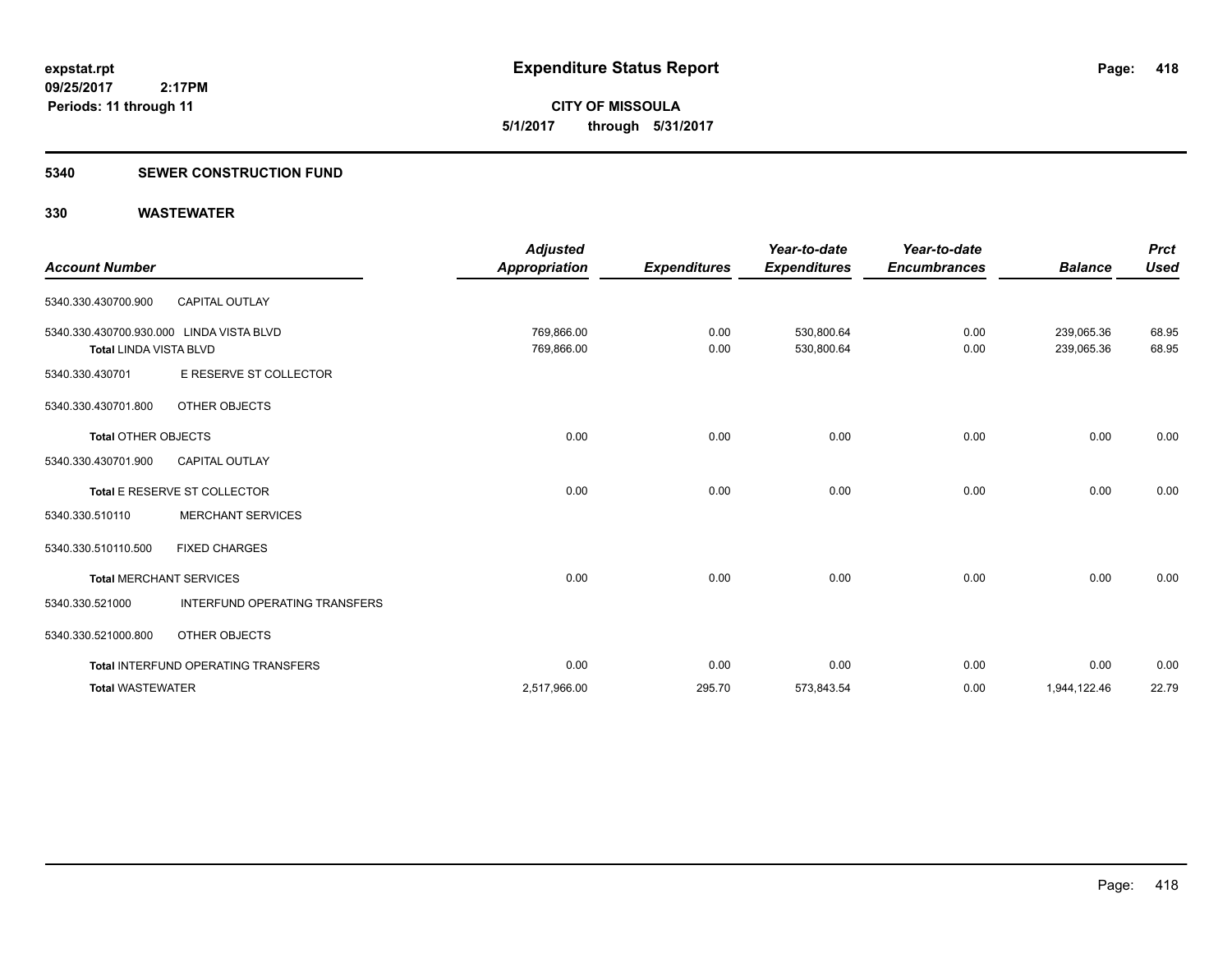# Expenditure Status Report

expstat.rpt
09/25/2017 2:17PM
Periods: 11 through 11

**CITY OF MISSOULA**
**5/1/2017 through 5/31/2017**

## 5340 SEWER CONSTRUCTION FUND

### 330 WASTEWATER

| Account Number | | Adjusted Appropriation | Expenditures | Year-to-date Expenditures | Year-to-date Encumbrances | Balance | Prct Used |
|---|---|---|---|---|---|---|---|
| 5340.330.430700.900 | CAPITAL OUTLAY | | | | | | |
| 5340.330.430700.930.000 | LINDA VISTA BLVD | 769,866.00 | 0.00 | 530,800.64 | 0.00 | 239,065.36 | 68.95 |
| Total LINDA VISTA BLVD | | 769,866.00 | 0.00 | 530,800.64 | 0.00 | 239,065.36 | 68.95 |
| 5340.330.430701 | E RESERVE ST COLLECTOR | | | | | | |
| 5340.330.430701.800 | OTHER OBJECTS | | | | | | |
| Total OTHER OBJECTS | | 0.00 | 0.00 | 0.00 | 0.00 | 0.00 | 0.00 |
| 5340.330.430701.900 | CAPITAL OUTLAY | | | | | | |
| Total E RESERVE ST COLLECTOR | | 0.00 | 0.00 | 0.00 | 0.00 | 0.00 | 0.00 |
| 5340.330.510110 | MERCHANT SERVICES | | | | | | |
| 5340.330.510110.500 | FIXED CHARGES | | | | | | |
| Total MERCHANT SERVICES | | 0.00 | 0.00 | 0.00 | 0.00 | 0.00 | 0.00 |
| 5340.330.521000 | INTERFUND OPERATING TRANSFERS | | | | | | |
| 5340.330.521000.800 | OTHER OBJECTS | | | | | | |
| Total INTERFUND OPERATING TRANSFERS | | 0.00 | 0.00 | 0.00 | 0.00 | 0.00 | 0.00 |
| Total WASTEWATER | | 2,517,966.00 | 295.70 | 573,843.54 | 0.00 | 1,944,122.46 | 22.79 |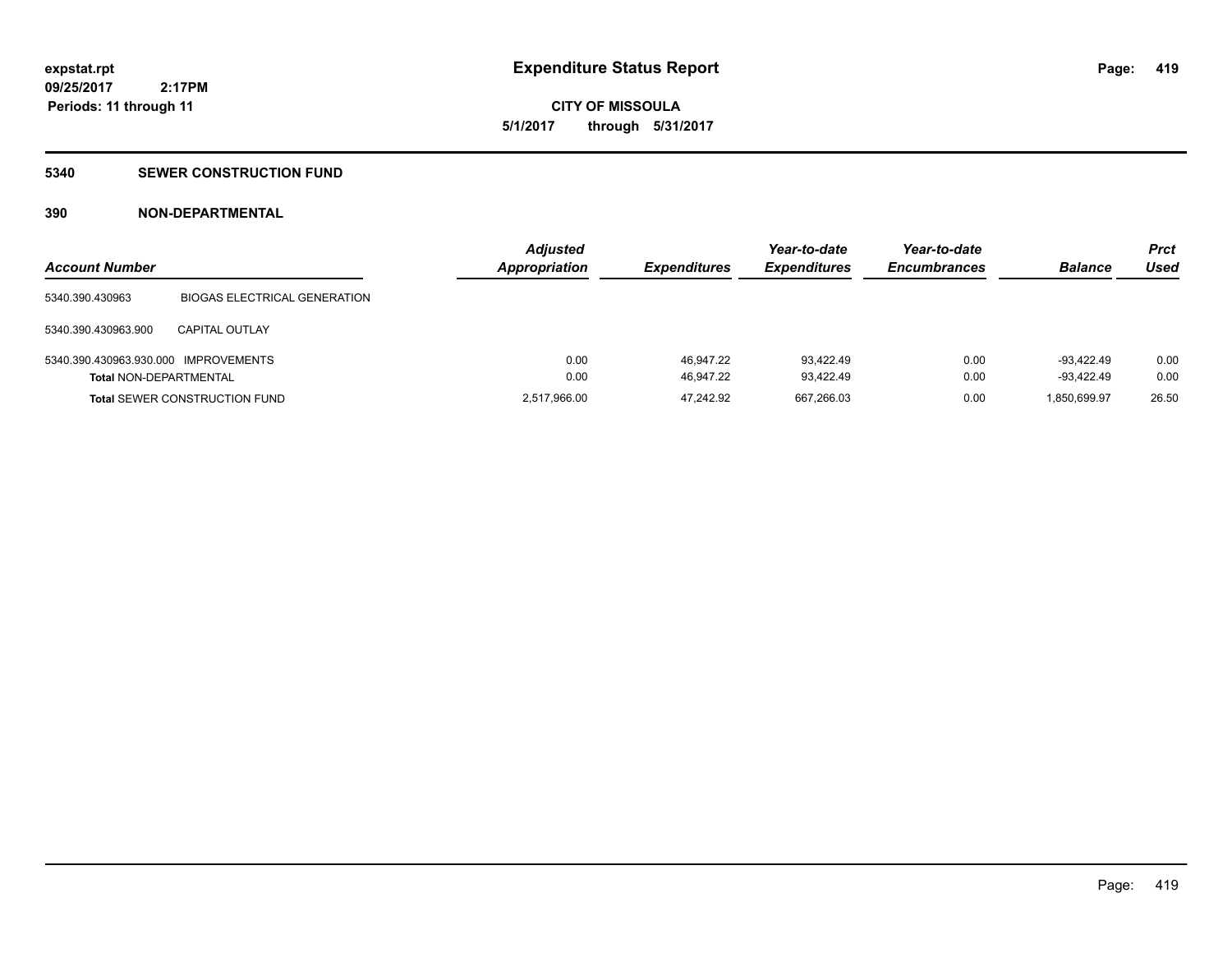**expstat.rpt**
**09/25/2017 2:17PM**
**Periods: 11 through 11**

# Expenditure Status Report

**CITY OF MISSOULA**
**5/1/2017 through 5/31/2017**

## 5340 SEWER CONSTRUCTION FUND

### 390 NON-DEPARTMENTAL

| Account Number | | Adjusted Appropriation | Expenditures | Year-to-date Expenditures | Year-to-date Encumbrances | Balance | Prct Used |
|---|---|---|---|---|---|---|---|
| 5340.390.430963 | BIOGAS ELECTRICAL GENERATION | | | | | | |
| 5340.390.430963.900 | CAPITAL OUTLAY | | | | | | |
| 5340.390.430963.930.000 | IMPROVEMENTS | 0.00 | 46,947.22 | 93,422.49 | 0.00 | -93,422.49 | 0.00 |
| **Total** NON-DEPARTMENTAL | | 0.00 | 46,947.22 | 93,422.49 | 0.00 | -93,422.49 | 0.00 |
| **Total** SEWER CONSTRUCTION FUND | | 2,517,966.00 | 47,242.92 | 667,266.03 | 0.00 | 1,850,699.97 | 26.50 |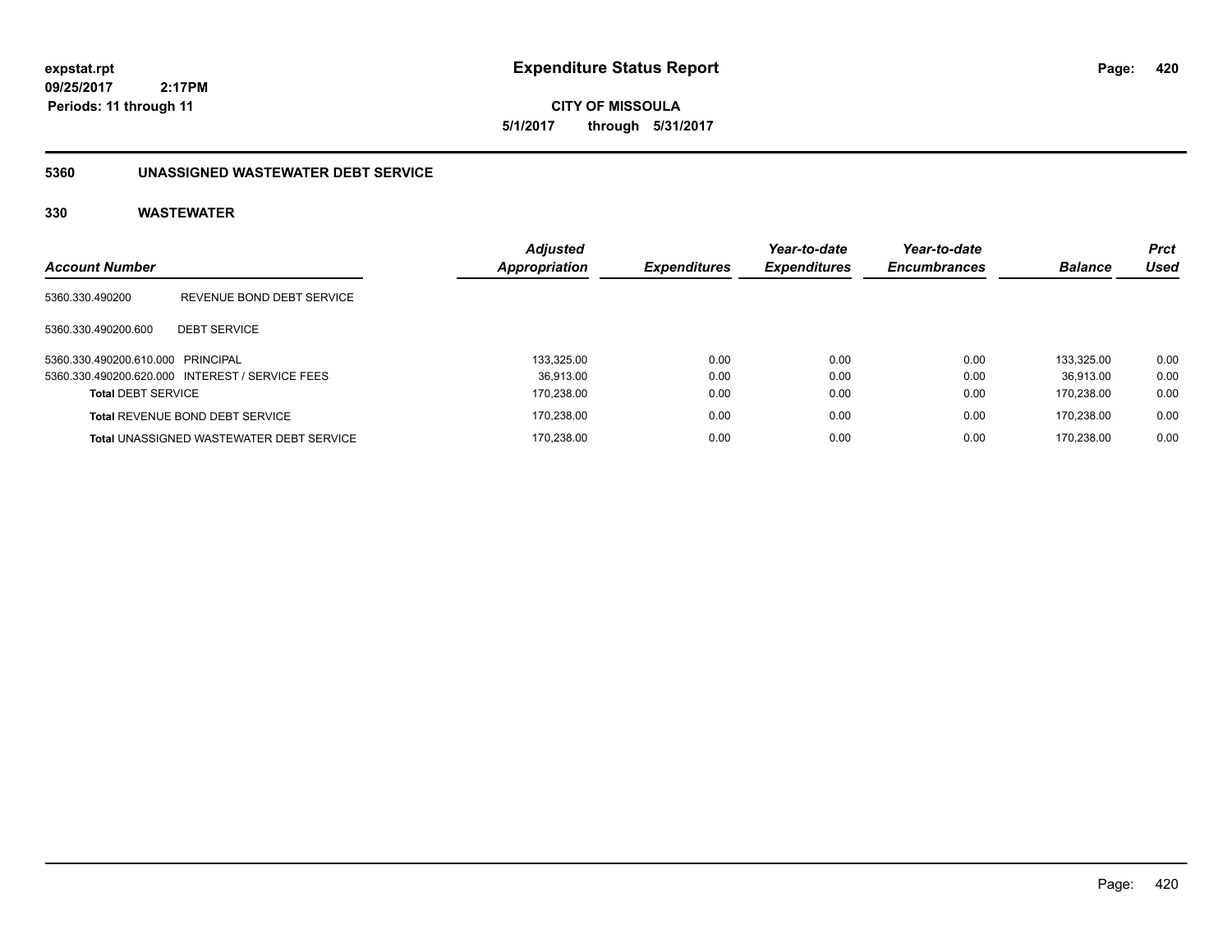**expstat.rpt**
**09/25/2017 2:17PM**
**Periods: 11 through 11**

# Expenditure Status Report

**CITY OF MISSOULA**
**5/1/2017 through 5/31/2017**

## 5360 UNASSIGNED WASTEWATER DEBT SERVICE

### 330 WASTEWATER

| Account Number | | Adjusted Appropriation | Expenditures | Year-to-date Expenditures | Year-to-date Encumbrances | Balance | Prct Used |
|---|---|---|---|---|---|---|---|
| 5360.330.490200 | REVENUE BOND DEBT SERVICE | | | | | | |
| 5360.330.490200.600 | DEBT SERVICE | | | | | | |
| 5360.330.490200.610.000 | PRINCIPAL | 133,325.00 | 0.00 | 0.00 | 0.00 | 133,325.00 | 0.00 |
| 5360.330.490200.620.000 | INTEREST / SERVICE FEES | 36,913.00 | 0.00 | 0.00 | 0.00 | 36,913.00 | 0.00 |
| **Total** DEBT SERVICE | | 170,238.00 | 0.00 | 0.00 | 0.00 | 170,238.00 | 0.00 |
| **Total** REVENUE BOND DEBT SERVICE | | 170,238.00 | 0.00 | 0.00 | 0.00 | 170,238.00 | 0.00 |
| **Total** UNASSIGNED WASTEWATER DEBT SERVICE | | 170,238.00 | 0.00 | 0.00 | 0.00 | 170,238.00 | 0.00 |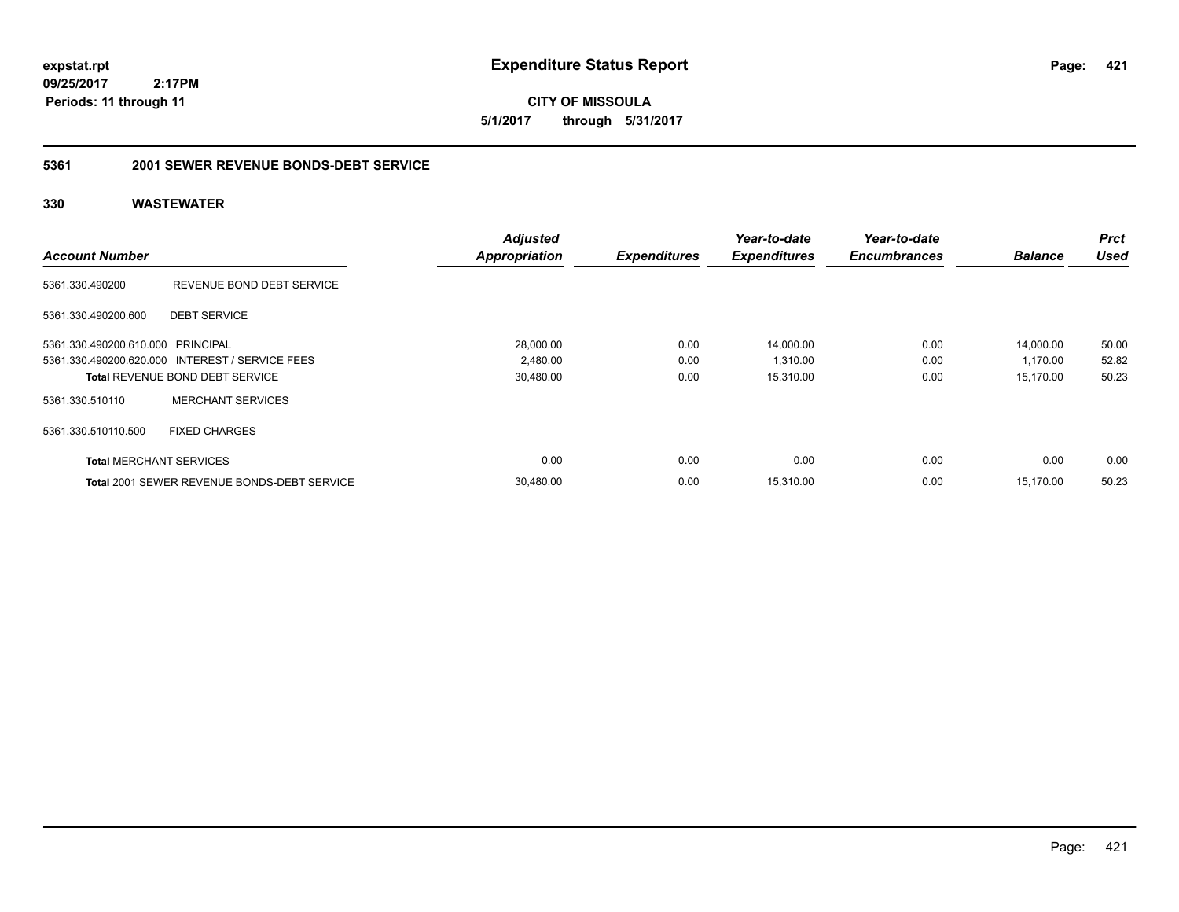**expstat.rpt**
**09/25/2017 2:17PM**
**Periods: 11 through 11**

# Expenditure Status Report

**CITY OF MISSOULA**
**5/1/2017 through 5/31/2017**

## 5361 2001 SEWER REVENUE BONDS-DEBT SERVICE

### 330 WASTEWATER

| Account Number | | Adjusted Appropriation | Expenditures | Year-to-date Expenditures | Year-to-date Encumbrances | Balance | Prct Used |
|---|---|---|---|---|---|---|---|
| 5361.330.490200 | REVENUE BOND DEBT SERVICE | | | | | | |
| 5361.330.490200.600 | DEBT SERVICE | | | | | | |
| 5361.330.490200.610.000 | PRINCIPAL | 28,000.00 | 0.00 | 14,000.00 | 0.00 | 14,000.00 | 50.00 |
| 5361.330.490200.620.000 | INTEREST / SERVICE FEES | 2,480.00 | 0.00 | 1,310.00 | 0.00 | 1,170.00 | 52.82 |
| **Total** REVENUE BOND DEBT SERVICE | | 30,480.00 | 0.00 | 15,310.00 | 0.00 | 15,170.00 | 50.23 |
| 5361.330.510110 | MERCHANT SERVICES | | | | | | |
| 5361.330.510110.500 | FIXED CHARGES | | | | | | |
| **Total** MERCHANT SERVICES | | 0.00 | 0.00 | 0.00 | 0.00 | 0.00 | 0.00 |
| **Total** 2001 SEWER REVENUE BONDS-DEBT SERVICE | | 30,480.00 | 0.00 | 15,310.00 | 0.00 | 15,170.00 | 50.23 |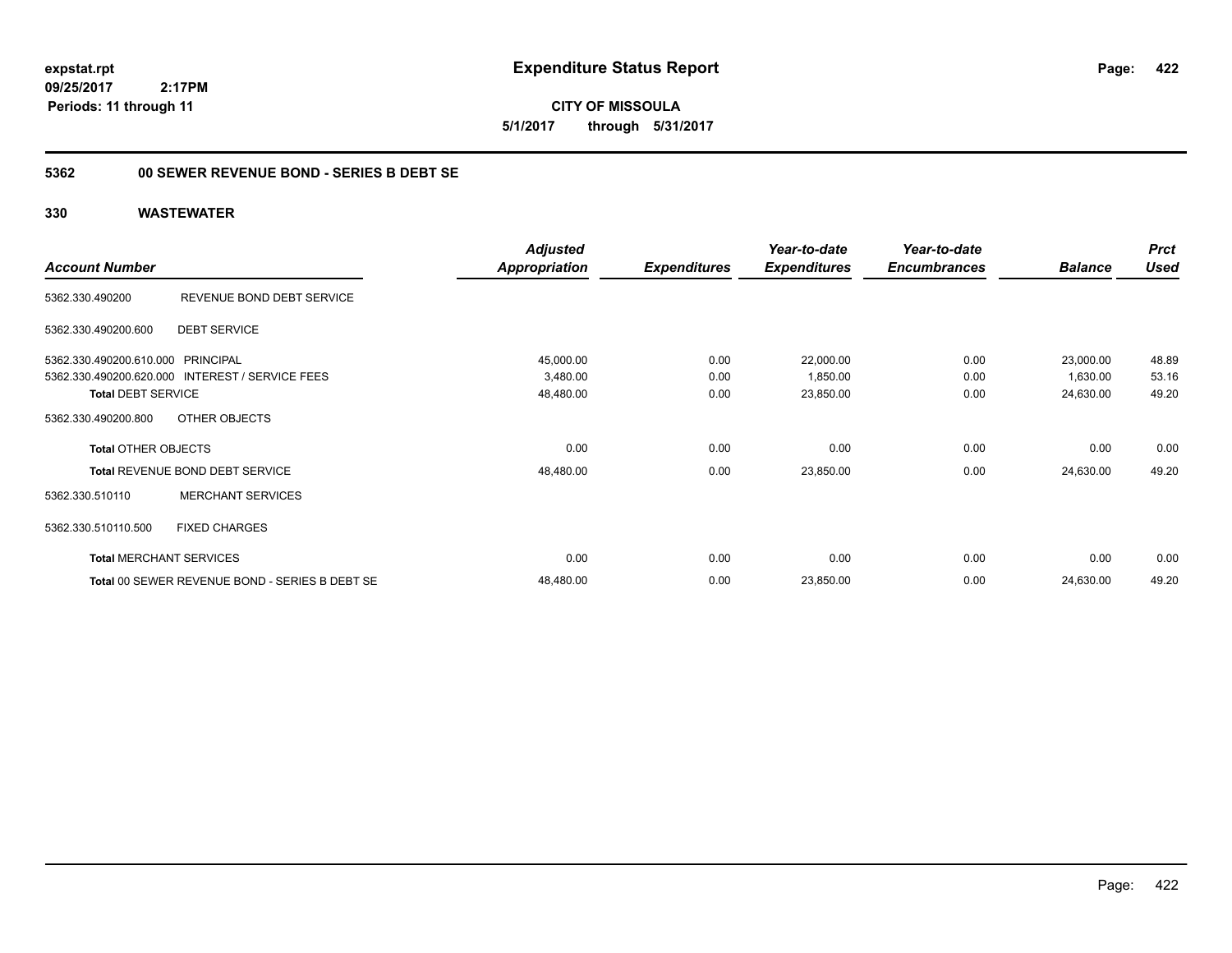# Expenditure Status Report

expstat.rpt
09/25/2017 2:17PM
Periods: 11 through 11

**CITY OF MISSOULA**
**5/1/2017 through 5/31/2017**

## 5362 00 SEWER REVENUE BOND - SERIES B DEBT SE

### 330 WASTEWATER

| Account Number | | Adjusted Appropriation | Expenditures | Year-to-date Expenditures | Year-to-date Encumbrances | Balance | Prct Used |
|---|---|---|---|---|---|---|---|
| 5362.330.490200 | REVENUE BOND DEBT SERVICE | | | | | | |
| 5362.330.490200.600 | DEBT SERVICE | | | | | | |
| 5362.330.490200.610.000 | PRINCIPAL | 45,000.00 | 0.00 | 22,000.00 | 0.00 | 23,000.00 | 48.89 |
| 5362.330.490200.620.000 | INTEREST / SERVICE FEES | 3,480.00 | 0.00 | 1,850.00 | 0.00 | 1,630.00 | 53.16 |
| **Total** DEBT SERVICE | | 48,480.00 | 0.00 | 23,850.00 | 0.00 | 24,630.00 | 49.20 |
| 5362.330.490200.800 | OTHER OBJECTS | | | | | | |
| **Total** OTHER OBJECTS | | 0.00 | 0.00 | 0.00 | 0.00 | 0.00 | 0.00 |
| **Total** REVENUE BOND DEBT SERVICE | | 48,480.00 | 0.00 | 23,850.00 | 0.00 | 24,630.00 | 49.20 |
| 5362.330.510110 | MERCHANT SERVICES | | | | | | |
| 5362.330.510110.500 | FIXED CHARGES | | | | | | |
| **Total** MERCHANT SERVICES | | 0.00 | 0.00 | 0.00 | 0.00 | 0.00 | 0.00 |
| **Total** 00 SEWER REVENUE BOND - SERIES B DEBT SE | | 48,480.00 | 0.00 | 23,850.00 | 0.00 | 24,630.00 | 49.20 |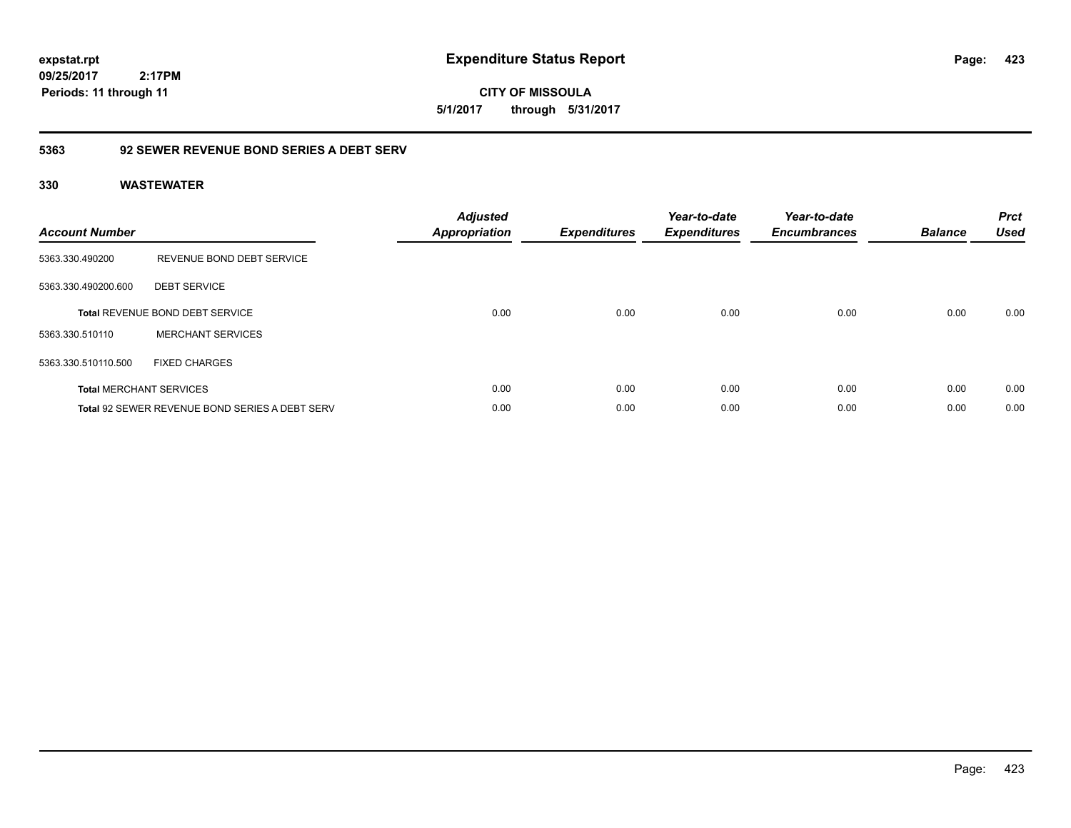# Expenditure Status Report

expstat.rpt
09/25/2017 2:17PM
Periods: 11 through 11

**CITY OF MISSOULA**
**5/1/2017 through 5/31/2017**

## 5363 92 SEWER REVENUE BOND SERIES A DEBT SERV

### 330 WASTEWATER

| Account Number | | Adjusted Appropriation | Expenditures | Year-to-date Expenditures | Year-to-date Encumbrances | Balance | Prct Used |
|---|---|---|---|---|---|---|---|
| 5363.330.490200 | REVENUE BOND DEBT SERVICE | | | | | | |
| 5363.330.490200.600 | DEBT SERVICE | | | | | | |
| **Total** REVENUE BOND DEBT SERVICE | | 0.00 | 0.00 | 0.00 | 0.00 | 0.00 | 0.00 |
| 5363.330.510110 | MERCHANT SERVICES | | | | | | |
| 5363.330.510110.500 | FIXED CHARGES | | | | | | |
| **Total** MERCHANT SERVICES | | 0.00 | 0.00 | 0.00 | 0.00 | 0.00 | 0.00 |
| **Total** 92 SEWER REVENUE BOND SERIES A DEBT SERV | | 0.00 | 0.00 | 0.00 | 0.00 | 0.00 | 0.00 |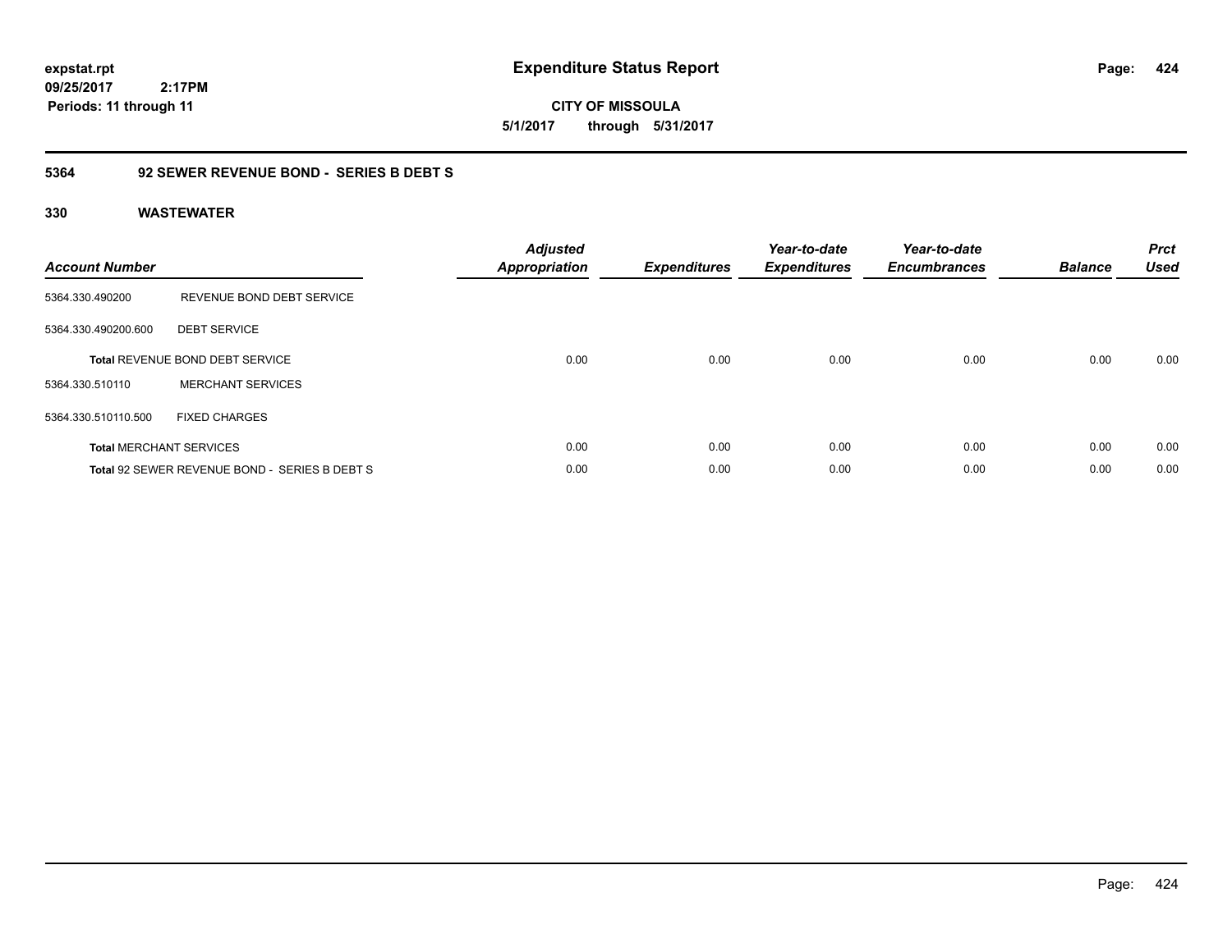**expstat.rpt**
**09/25/2017 2:17PM**
**Periods: 11 through 11**

# Expenditure Status Report

**CITY OF MISSOULA**
**5/1/2017 through 5/31/2017**

## 5364 92 SEWER REVENUE BOND - SERIES B DEBT S

### 330 WASTEWATER

| Account Number | | Adjusted Appropriation | Expenditures | Year-to-date Expenditures | Year-to-date Encumbrances | Balance | Prct Used |
|---|---|---|---|---|---|---|---|
| 5364.330.490200 | REVENUE BOND DEBT SERVICE | | | | | | |
| 5364.330.490200.600 | DEBT SERVICE | | | | | | |
| **Total** REVENUE BOND DEBT SERVICE | | 0.00 | 0.00 | 0.00 | 0.00 | 0.00 | 0.00 |
| 5364.330.510110 | MERCHANT SERVICES | | | | | | |
| 5364.330.510110.500 | FIXED CHARGES | | | | | | |
| **Total** MERCHANT SERVICES | | 0.00 | 0.00 | 0.00 | 0.00 | 0.00 | 0.00 |
| **Total** 92 SEWER REVENUE BOND - SERIES B DEBT S | | 0.00 | 0.00 | 0.00 | 0.00 | 0.00 | 0.00 |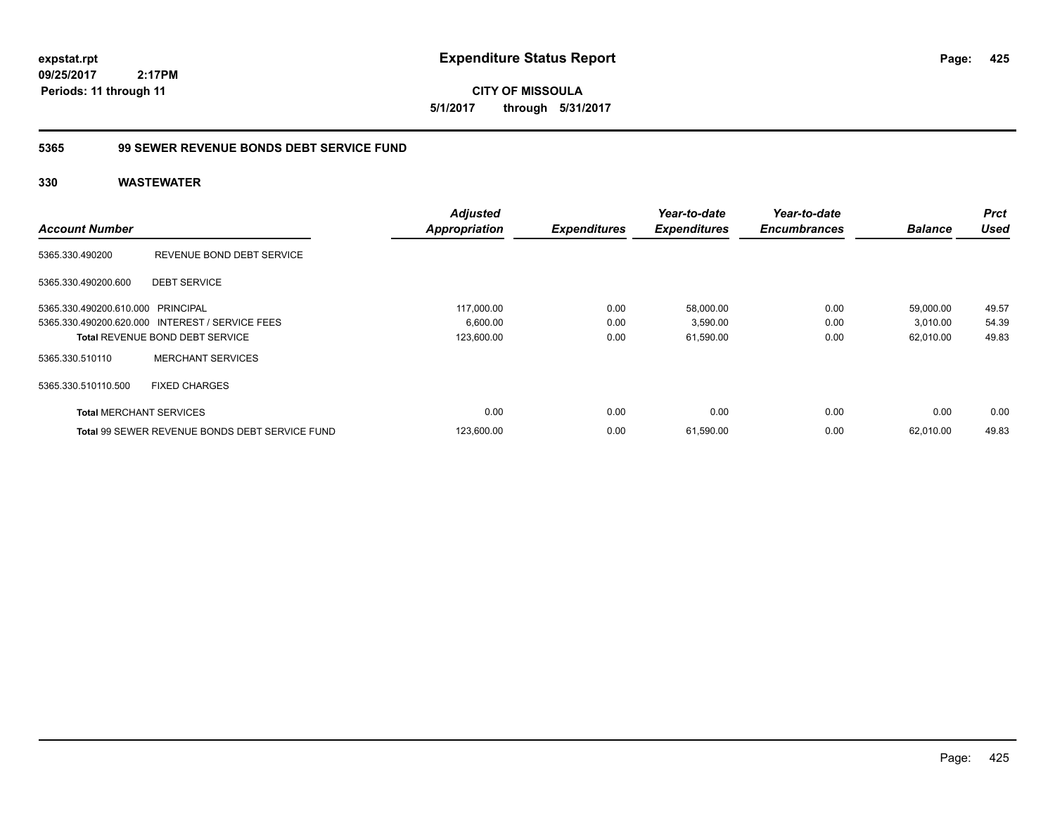**expstat.rpt**
**09/25/2017 2:17PM**
**Periods: 11 through 11**

# Expenditure Status Report

**CITY OF MISSOULA**
**5/1/2017 through 5/31/2017**

## 5365 99 SEWER REVENUE BONDS DEBT SERVICE FUND

### 330 WASTEWATER

| Account Number | | Adjusted Appropriation | Expenditures | Year-to-date Expenditures | Year-to-date Encumbrances | Balance | Prct Used |
|---|---|---|---|---|---|---|---|
| 5365.330.490200 | REVENUE BOND DEBT SERVICE | | | | | | |
| 5365.330.490200.600 | DEBT SERVICE | | | | | | |
| 5365.330.490200.610.000 | PRINCIPAL | 117,000.00 | 0.00 | 58,000.00 | 0.00 | 59,000.00 | 49.57 |
| 5365.330.490200.620.000 | INTEREST / SERVICE FEES | 6,600.00 | 0.00 | 3,590.00 | 0.00 | 3,010.00 | 54.39 |
| **Total** REVENUE BOND DEBT SERVICE | | 123,600.00 | 0.00 | 61,590.00 | 0.00 | 62,010.00 | 49.83 |
| 5365.330.510110 | MERCHANT SERVICES | | | | | | |
| 5365.330.510110.500 | FIXED CHARGES | | | | | | |
| **Total** MERCHANT SERVICES | | 0.00 | 0.00 | 0.00 | 0.00 | 0.00 | 0.00 |
| **Total** 99 SEWER REVENUE BONDS DEBT SERVICE FUND | | 123,600.00 | 0.00 | 61,590.00 | 0.00 | 62,010.00 | 49.83 |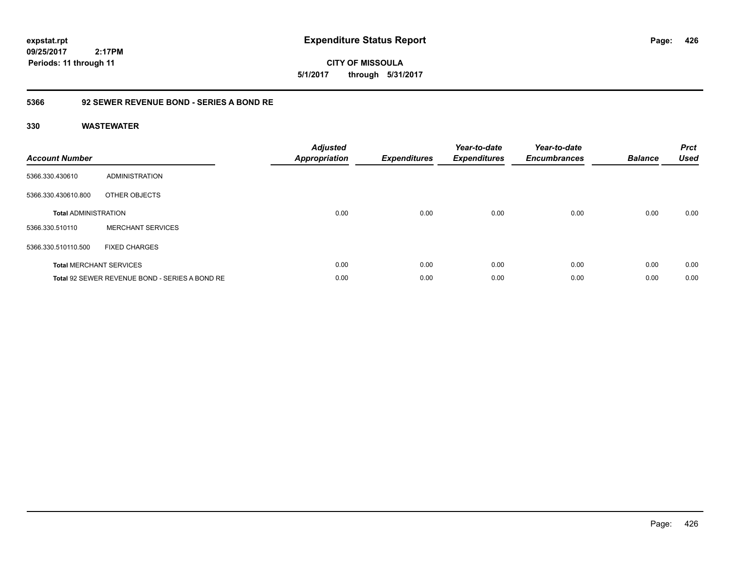**expstat.rpt**
**09/25/2017 2:17PM**
**Periods: 11 through 11**

# Expenditure Status Report

**CITY OF MISSOULA**
**5/1/2017 through 5/31/2017**

## 5366 92 SEWER REVENUE BOND - SERIES A BOND RE

### 330 WASTEWATER

| Account Number | | Adjusted Appropriation | Expenditures | Year-to-date Expenditures | Year-to-date Encumbrances | Balance | Prct Used |
|---|---|---|---|---|---|---|---|
| 5366.330.430610 | ADMINISTRATION | | | | | | |
| 5366.330.430610.800 | OTHER OBJECTS | | | | | | |
| **Total** ADMINISTRATION | | 0.00 | 0.00 | 0.00 | 0.00 | 0.00 | 0.00 |
| 5366.330.510110 | MERCHANT SERVICES | | | | | | |
| 5366.330.510110.500 | FIXED CHARGES | | | | | | |
| **Total** MERCHANT SERVICES | | 0.00 | 0.00 | 0.00 | 0.00 | 0.00 | 0.00 |
| **Total** 92 SEWER REVENUE BOND - SERIES A BOND RE | | 0.00 | 0.00 | 0.00 | 0.00 | 0.00 | 0.00 |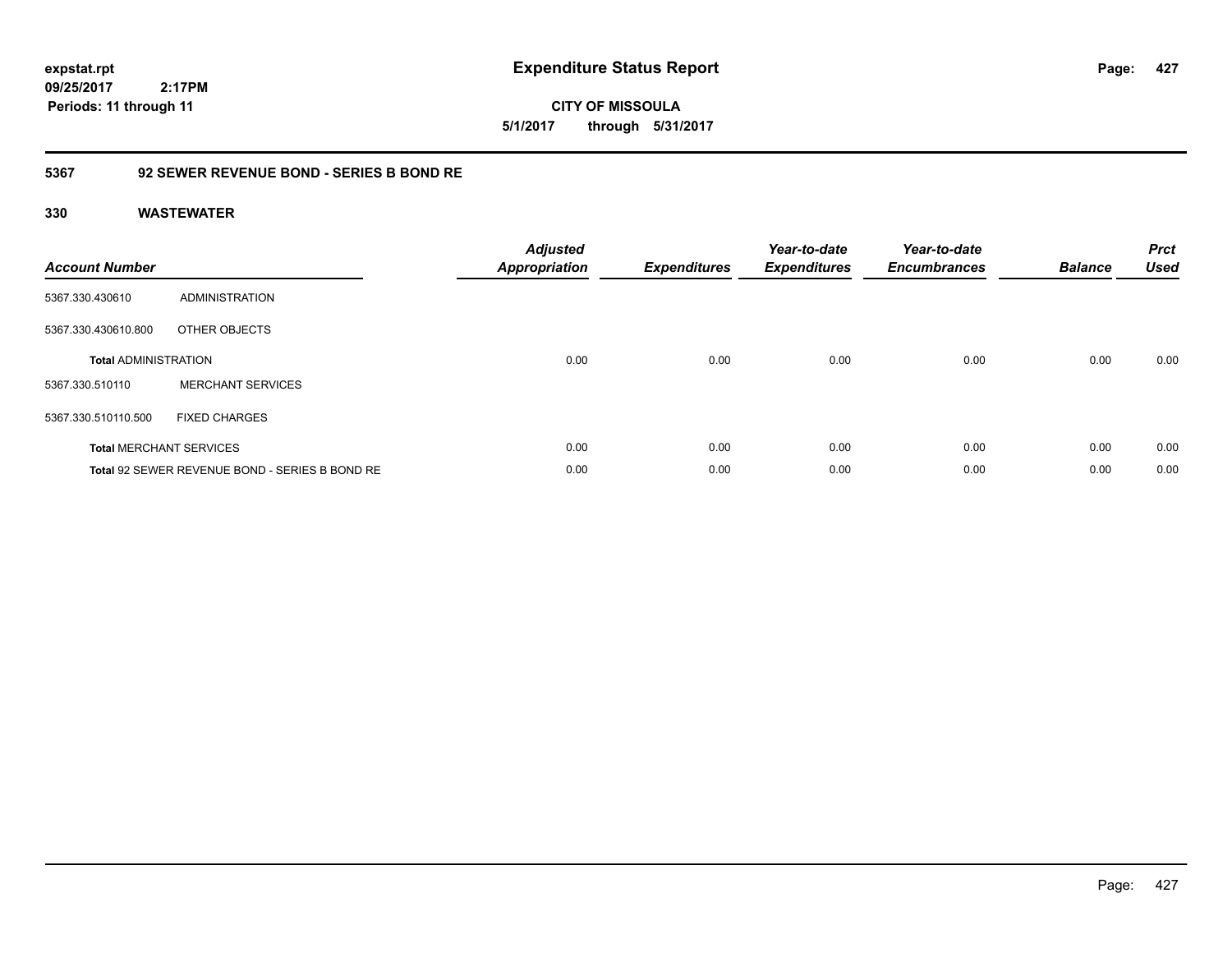**expstat.rpt**
**09/25/2017 2:17PM**
**Periods: 11 through 11**

# Expenditure Status Report

**CITY OF MISSOULA**
**5/1/2017 through 5/31/2017**

## 5367 92 SEWER REVENUE BOND - SERIES B BOND RE

### 330 WASTEWATER

| Account Number | | Adjusted Appropriation | Expenditures | Year-to-date Expenditures | Year-to-date Encumbrances | Balance | Prct Used |
|---|---|---|---|---|---|---|---|
| 5367.330.430610 | ADMINISTRATION | | | | | | |
| 5367.330.430610.800 | OTHER OBJECTS | | | | | | |
| **Total** ADMINISTRATION | | 0.00 | 0.00 | 0.00 | 0.00 | 0.00 | 0.00 |
| 5367.330.510110 | MERCHANT SERVICES | | | | | | |
| 5367.330.510110.500 | FIXED CHARGES | | | | | | |
| **Total** MERCHANT SERVICES | | 0.00 | 0.00 | 0.00 | 0.00 | 0.00 | 0.00 |
| **Total** 92 SEWER REVENUE BOND - SERIES B BOND RE | | 0.00 | 0.00 | 0.00 | 0.00 | 0.00 | 0.00 |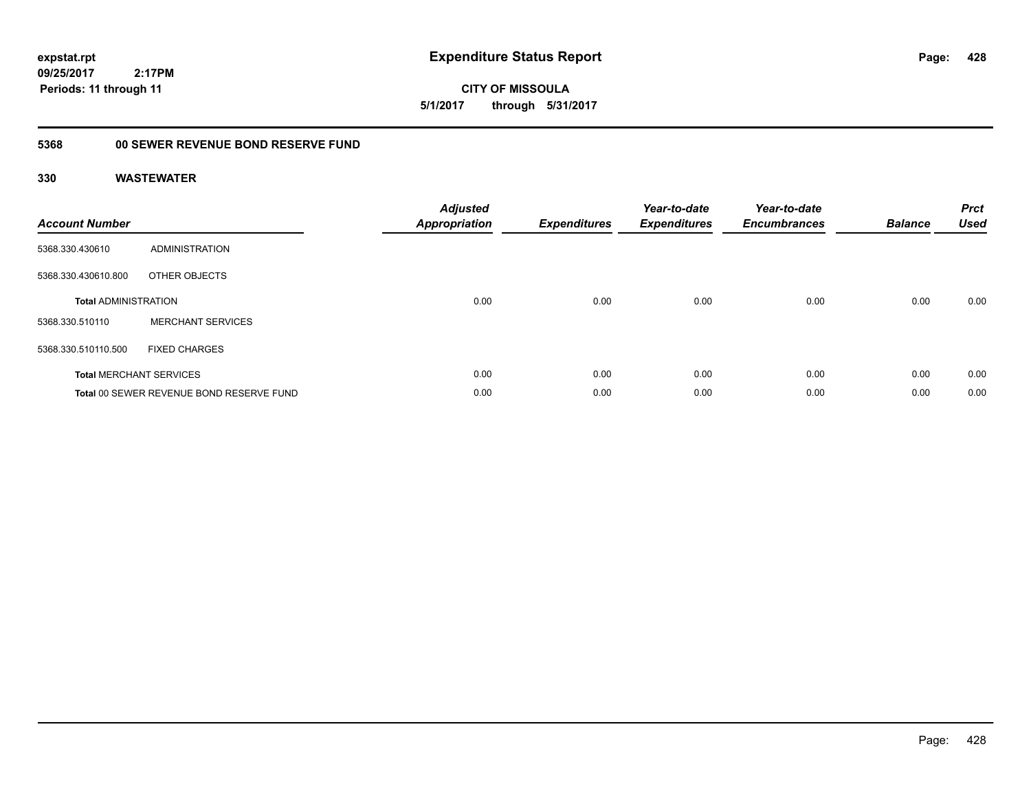**expstat.rpt**
**09/25/2017 2:17PM**
**Periods: 11 through 11**

# Expenditure Status Report

**CITY OF MISSOULA**
**5/1/2017 through 5/31/2017**

## 5368 00 SEWER REVENUE BOND RESERVE FUND

### 330 WASTEWATER

| Account Number | | Adjusted Appropriation | Expenditures | Year-to-date Expenditures | Year-to-date Encumbrances | Balance | Prct Used |
|---|---|---|---|---|---|---|---|
| 5368.330.430610 | ADMINISTRATION | | | | | | |
| 5368.330.430610.800 | OTHER OBJECTS | | | | | | |
| **Total** ADMINISTRATION | | 0.00 | 0.00 | 0.00 | 0.00 | 0.00 | 0.00 |
| 5368.330.510110 | MERCHANT SERVICES | | | | | | |
| 5368.330.510110.500 | FIXED CHARGES | | | | | | |
| **Total** MERCHANT SERVICES | | 0.00 | 0.00 | 0.00 | 0.00 | 0.00 | 0.00 |
| **Total** 00 SEWER REVENUE BOND RESERVE FUND | | 0.00 | 0.00 | 0.00 | 0.00 | 0.00 | 0.00 |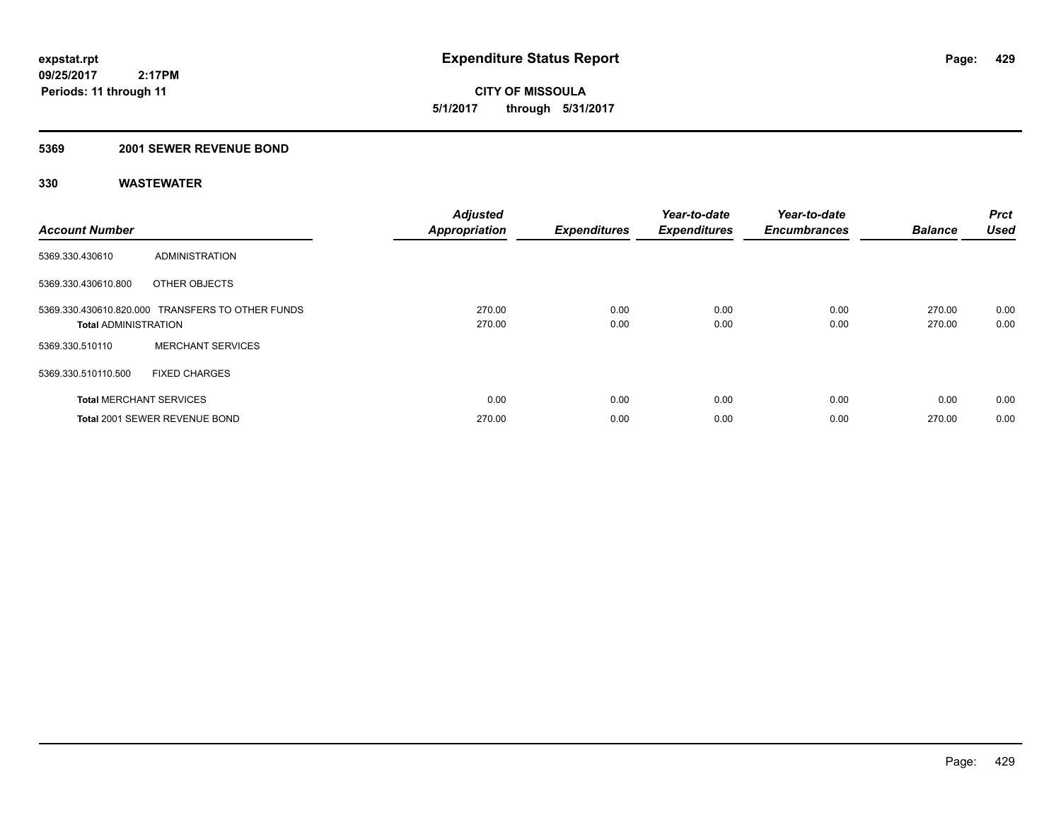# Expenditure Status Report

expstat.rpt
09/25/2017 2:17PM
Periods: 11 through 11

**CITY OF MISSOULA**
**5/1/2017 through 5/31/2017**

## 5369 2001 SEWER REVENUE BOND

### 330 WASTEWATER

| Account Number | | Adjusted Appropriation | Expenditures | Year-to-date Expenditures | Year-to-date Encumbrances | Balance | Prct Used |
|---|---|---|---|---|---|---|---|
| 5369.330.430610 | ADMINISTRATION | | | | | | |
| 5369.330.430610.800 | OTHER OBJECTS | | | | | | |
| 5369.330.430610.820.000 | TRANSFERS TO OTHER FUNDS | 270.00 | 0.00 | 0.00 | 0.00 | 270.00 | 0.00 |
| **Total** ADMINISTRATION | | 270.00 | 0.00 | 0.00 | 0.00 | 270.00 | 0.00 |
| 5369.330.510110 | MERCHANT SERVICES | | | | | | |
| 5369.330.510110.500 | FIXED CHARGES | | | | | | |
| **Total** MERCHANT SERVICES | | 0.00 | 0.00 | 0.00 | 0.00 | 0.00 | 0.00 |
| **Total** 2001 SEWER REVENUE BOND | | 270.00 | 0.00 | 0.00 | 0.00 | 270.00 | 0.00 |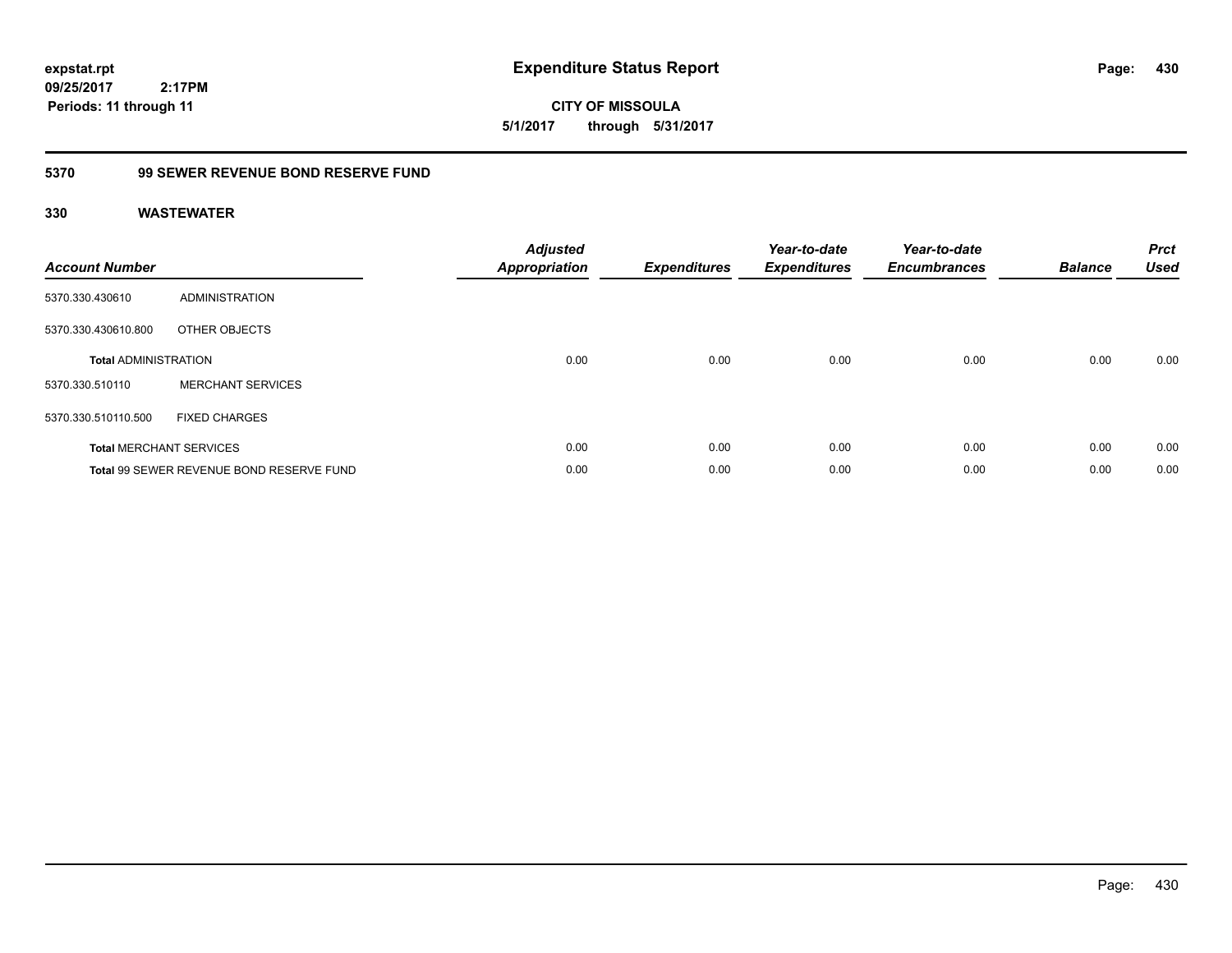**expstat.rpt**
**09/25/2017 2:17PM**
**Periods: 11 through 11**

# Expenditure Status Report

**CITY OF MISSOULA**
**5/1/2017 through 5/31/2017**

## 5370 99 SEWER REVENUE BOND RESERVE FUND

### 330 WASTEWATER

| Account Number | | Adjusted Appropriation | Expenditures | Year-to-date Expenditures | Year-to-date Encumbrances | Balance | Prct Used |
|---|---|---|---|---|---|---|---|
| 5370.330.430610 | ADMINISTRATION | | | | | | |
| 5370.330.430610.800 | OTHER OBJECTS | | | | | | |
| **Total** ADMINISTRATION | | 0.00 | 0.00 | 0.00 | 0.00 | 0.00 | 0.00 |
| 5370.330.510110 | MERCHANT SERVICES | | | | | | |
| 5370.330.510110.500 | FIXED CHARGES | | | | | | |
| **Total** MERCHANT SERVICES | | 0.00 | 0.00 | 0.00 | 0.00 | 0.00 | 0.00 |
| **Total** 99 SEWER REVENUE BOND RESERVE FUND | | 0.00 | 0.00 | 0.00 | 0.00 | 0.00 | 0.00 |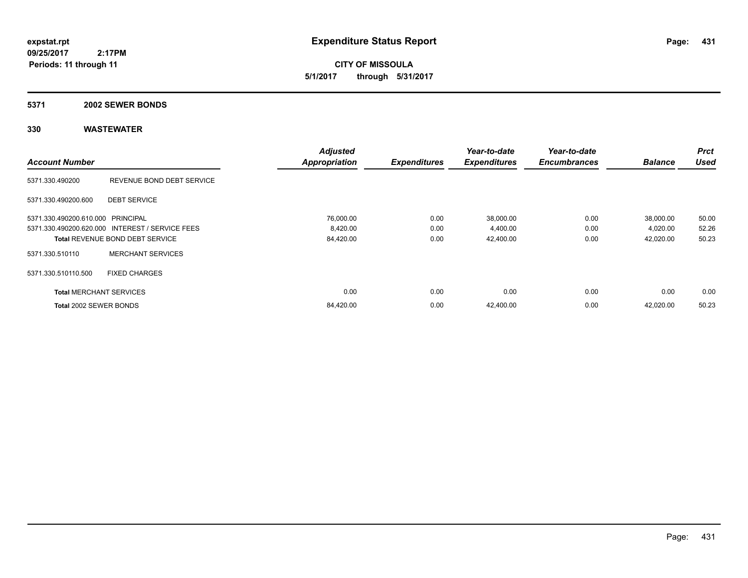**expstat.rpt**
**09/25/2017 2:17PM**
**Periods: 11 through 11**

# Expenditure Status Report

**CITY OF MISSOULA**
**5/1/2017 through 5/31/2017**

## 5371 2002 SEWER BONDS

### 330 WASTEWATER

| Account Number | | Adjusted Appropriation | Expenditures | Year-to-date Expenditures | Year-to-date Encumbrances | Balance | Prct Used |
|---|---|---|---|---|---|---|---|
| 5371.330.490200 | REVENUE BOND DEBT SERVICE | | | | | | |
| 5371.330.490200.600 | DEBT SERVICE | | | | | | |
| 5371.330.490200.610.000 | PRINCIPAL | 76,000.00 | 0.00 | 38,000.00 | 0.00 | 38,000.00 | 50.00 |
| 5371.330.490200.620.000 | INTEREST / SERVICE FEES | 8,420.00 | 0.00 | 4,400.00 | 0.00 | 4,020.00 | 52.26 |
| **Total** REVENUE BOND DEBT SERVICE | | 84,420.00 | 0.00 | 42,400.00 | 0.00 | 42,020.00 | 50.23 |
| 5371.330.510110 | MERCHANT SERVICES | | | | | | |
| 5371.330.510110.500 | FIXED CHARGES | | | | | | |
| **Total** MERCHANT SERVICES | | 0.00 | 0.00 | 0.00 | 0.00 | 0.00 | 0.00 |
| **Total** 2002 SEWER BONDS | | 84,420.00 | 0.00 | 42,400.00 | 0.00 | 42,020.00 | 50.23 |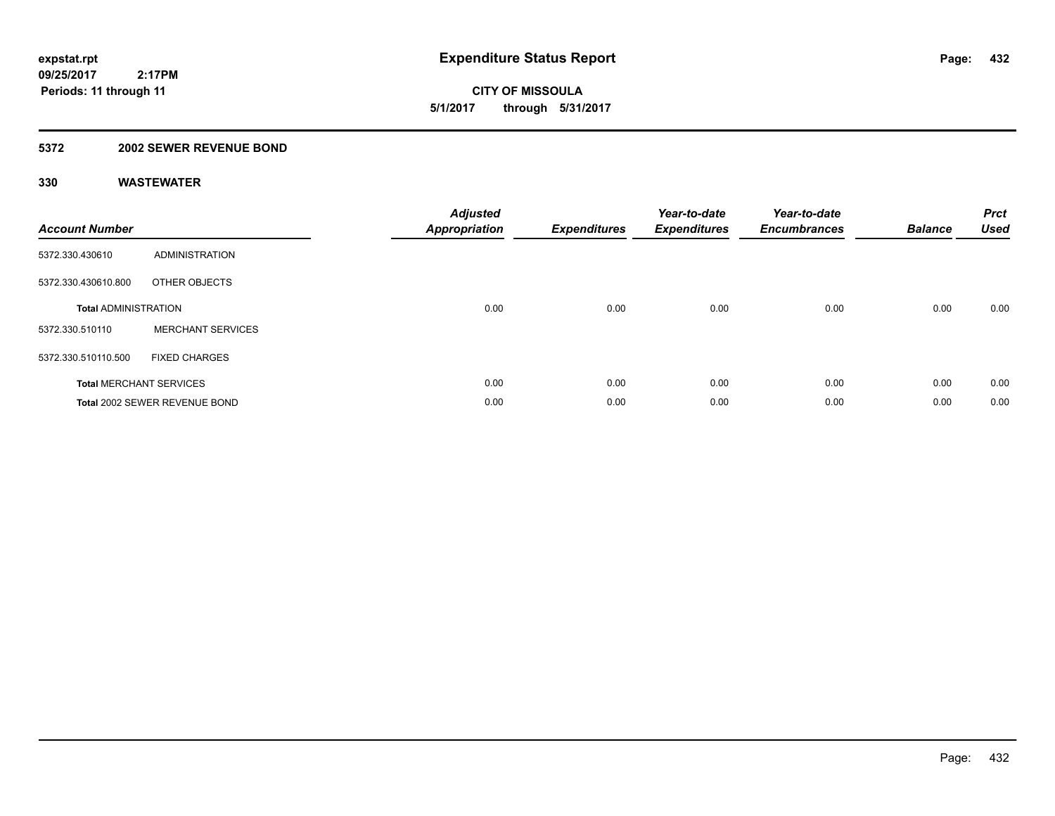**expstat.rpt**
**09/25/2017 2:17PM**
**Periods: 11 through 11**

# Expenditure Status Report

**CITY OF MISSOULA**
**5/1/2017 through 5/31/2017**

## 5372 2002 SEWER REVENUE BOND

### 330 WASTEWATER

| Account Number | | Adjusted Appropriation | Expenditures | Year-to-date Expenditures | Year-to-date Encumbrances | Balance | Prct Used |
|---|---|---|---|---|---|---|---|
| 5372.330.430610 | ADMINISTRATION | | | | | | |
| 5372.330.430610.800 | OTHER OBJECTS | | | | | | |
| **Total** ADMINISTRATION | | 0.00 | 0.00 | 0.00 | 0.00 | 0.00 | 0.00 |
| 5372.330.510110 | MERCHANT SERVICES | | | | | | |
| 5372.330.510110.500 | FIXED CHARGES | | | | | | |
| **Total** MERCHANT SERVICES | | 0.00 | 0.00 | 0.00 | 0.00 | 0.00 | 0.00 |
| **Total** 2002 SEWER REVENUE BOND | | 0.00 | 0.00 | 0.00 | 0.00 | 0.00 | 0.00 |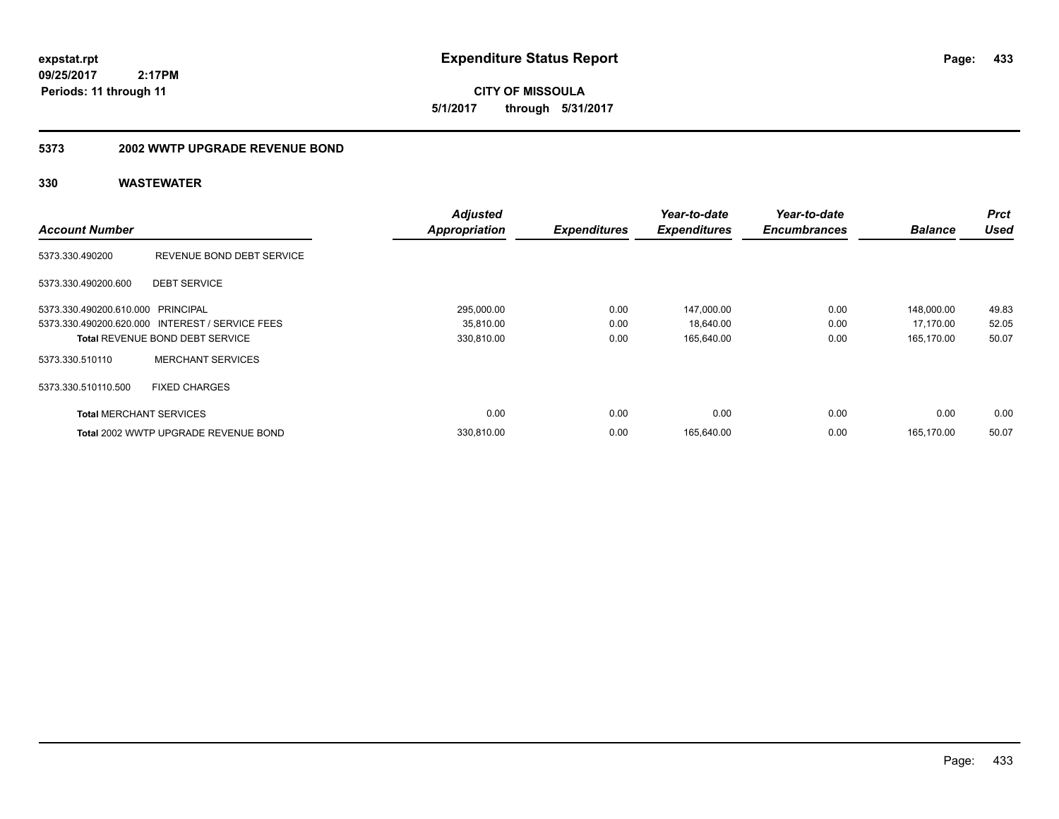**expstat.rpt**
**09/25/2017 2:17PM**
**Periods: 11 through 11**

# Expenditure Status Report

**CITY OF MISSOULA**
**5/1/2017 through 5/31/2017**

## 5373 2002 WWTP UPGRADE REVENUE BOND

### 330 WASTEWATER

| Account Number | | Adjusted Appropriation | Expenditures | Year-to-date Expenditures | Year-to-date Encumbrances | Balance | Prct Used |
|---|---|---|---|---|---|---|---|
| 5373.330.490200 | REVENUE BOND DEBT SERVICE | | | | | | |
| 5373.330.490200.600 | DEBT SERVICE | | | | | | |
| 5373.330.490200.610.000 | PRINCIPAL | 295,000.00 | 0.00 | 147,000.00 | 0.00 | 148,000.00 | 49.83 |
| 5373.330.490200.620.000 | INTEREST / SERVICE FEES | 35,810.00 | 0.00 | 18,640.00 | 0.00 | 17,170.00 | 52.05 |
| **Total** REVENUE BOND DEBT SERVICE | | 330,810.00 | 0.00 | 165,640.00 | 0.00 | 165,170.00 | 50.07 |
| 5373.330.510110 | MERCHANT SERVICES | | | | | | |
| 5373.330.510110.500 | FIXED CHARGES | | | | | | |
| **Total** MERCHANT SERVICES | | 0.00 | 0.00 | 0.00 | 0.00 | 0.00 | 0.00 |
| **Total** 2002 WWTP UPGRADE REVENUE BOND | | 330,810.00 | 0.00 | 165,640.00 | 0.00 | 165,170.00 | 50.07 |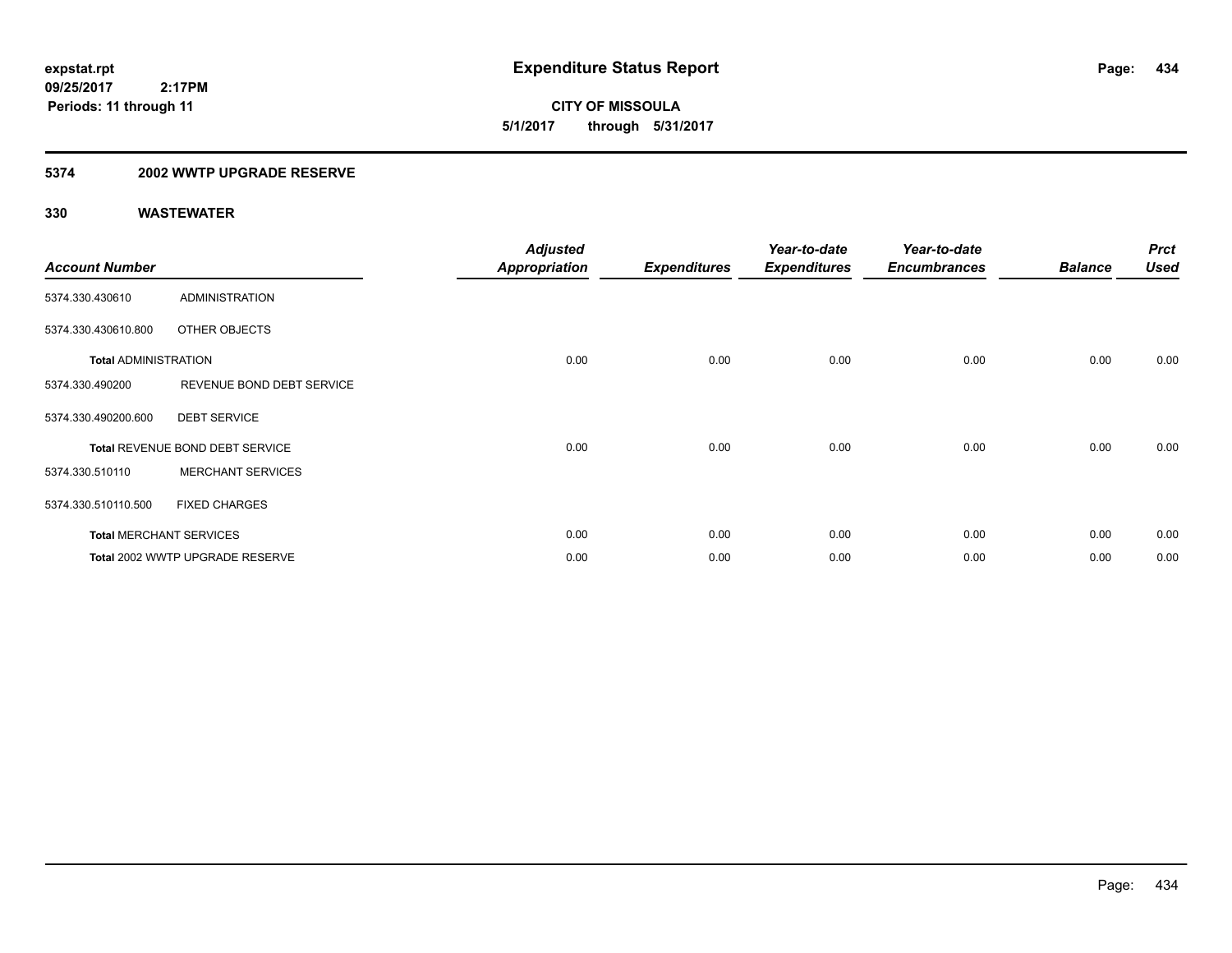**expstat.rpt**
**09/25/2017 2:17PM**
**Periods: 11 through 11**

# Expenditure Status Report

**CITY OF MISSOULA**
**5/1/2017 through 5/31/2017**

## 5374 2002 WWTP UPGRADE RESERVE

### 330 WASTEWATER

| Account Number | | Adjusted Appropriation | Expenditures | Year-to-date Expenditures | Year-to-date Encumbrances | Balance | Prct Used |
|---|---|---|---|---|---|---|---|
| 5374.330.430610 | ADMINISTRATION | | | | | | |
| 5374.330.430610.800 | OTHER OBJECTS | | | | | | |
| **Total** ADMINISTRATION | | 0.00 | 0.00 | 0.00 | 0.00 | 0.00 | 0.00 |
| 5374.330.490200 | REVENUE BOND DEBT SERVICE | | | | | | |
| 5374.330.490200.600 | DEBT SERVICE | | | | | | |
| **Total** REVENUE BOND DEBT SERVICE | | 0.00 | 0.00 | 0.00 | 0.00 | 0.00 | 0.00 |
| 5374.330.510110 | MERCHANT SERVICES | | | | | | |
| 5374.330.510110.500 | FIXED CHARGES | | | | | | |
| **Total** MERCHANT SERVICES | | 0.00 | 0.00 | 0.00 | 0.00 | 0.00 | 0.00 |
| **Total** 2002 WWTP UPGRADE RESERVE | | 0.00 | 0.00 | 0.00 | 0.00 | 0.00 | 0.00 |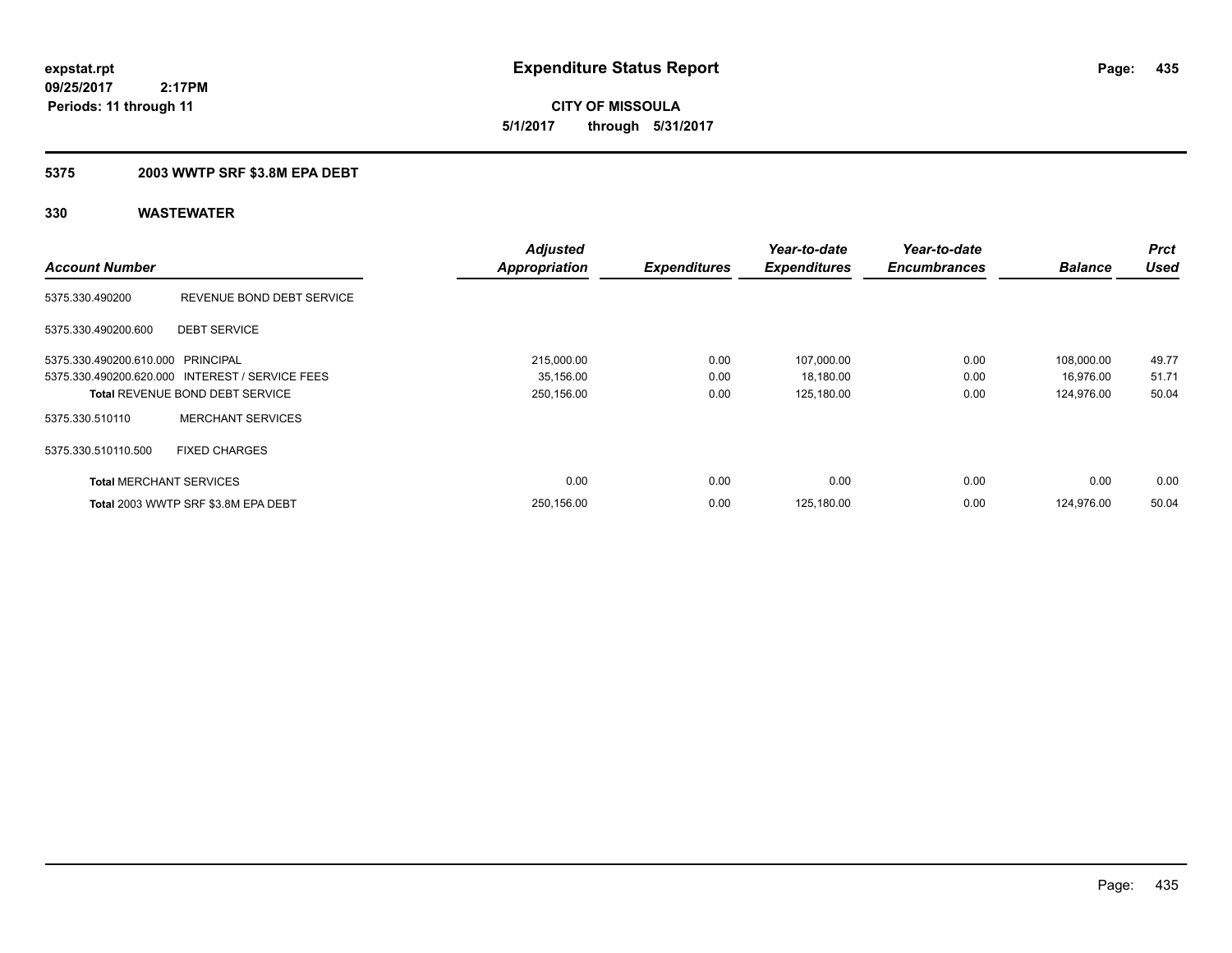**expstat.rpt**
**09/25/2017 2:17PM**
**Periods: 11 through 11**

# Expenditure Status Report

**CITY OF MISSOULA**
**5/1/2017 through 5/31/2017**

## 5375 2003 WWTP SRF $3.8M EPA DEBT

### 330 WASTEWATER

| Account Number | | Adjusted Appropriation | Expenditures | Year-to-date Expenditures | Year-to-date Encumbrances | Balance | Prct Used |
|---|---|---|---|---|---|---|---|
| 5375.330.490200 | REVENUE BOND DEBT SERVICE | | | | | | |
| 5375.330.490200.600 | DEBT SERVICE | | | | | | |
| 5375.330.490200.610.000 | PRINCIPAL | 215,000.00 | 0.00 | 107,000.00 | 0.00 | 108,000.00 | 49.77 |
| 5375.330.490200.620.000 | INTEREST / SERVICE FEES | 35,156.00 | 0.00 | 18,180.00 | 0.00 | 16,976.00 | 51.71 |
| Total REVENUE BOND DEBT SERVICE | | 250,156.00 | 0.00 | 125,180.00 | 0.00 | 124,976.00 | 50.04 |
| 5375.330.510110 | MERCHANT SERVICES | | | | | | |
| 5375.330.510110.500 | FIXED CHARGES | | | | | | |
| Total MERCHANT SERVICES | | 0.00 | 0.00 | 0.00 | 0.00 | 0.00 | 0.00 |
| Total 2003 WWTP SRF $3.8M EPA DEBT | | 250,156.00 | 0.00 | 125,180.00 | 0.00 | 124,976.00 | 50.04 |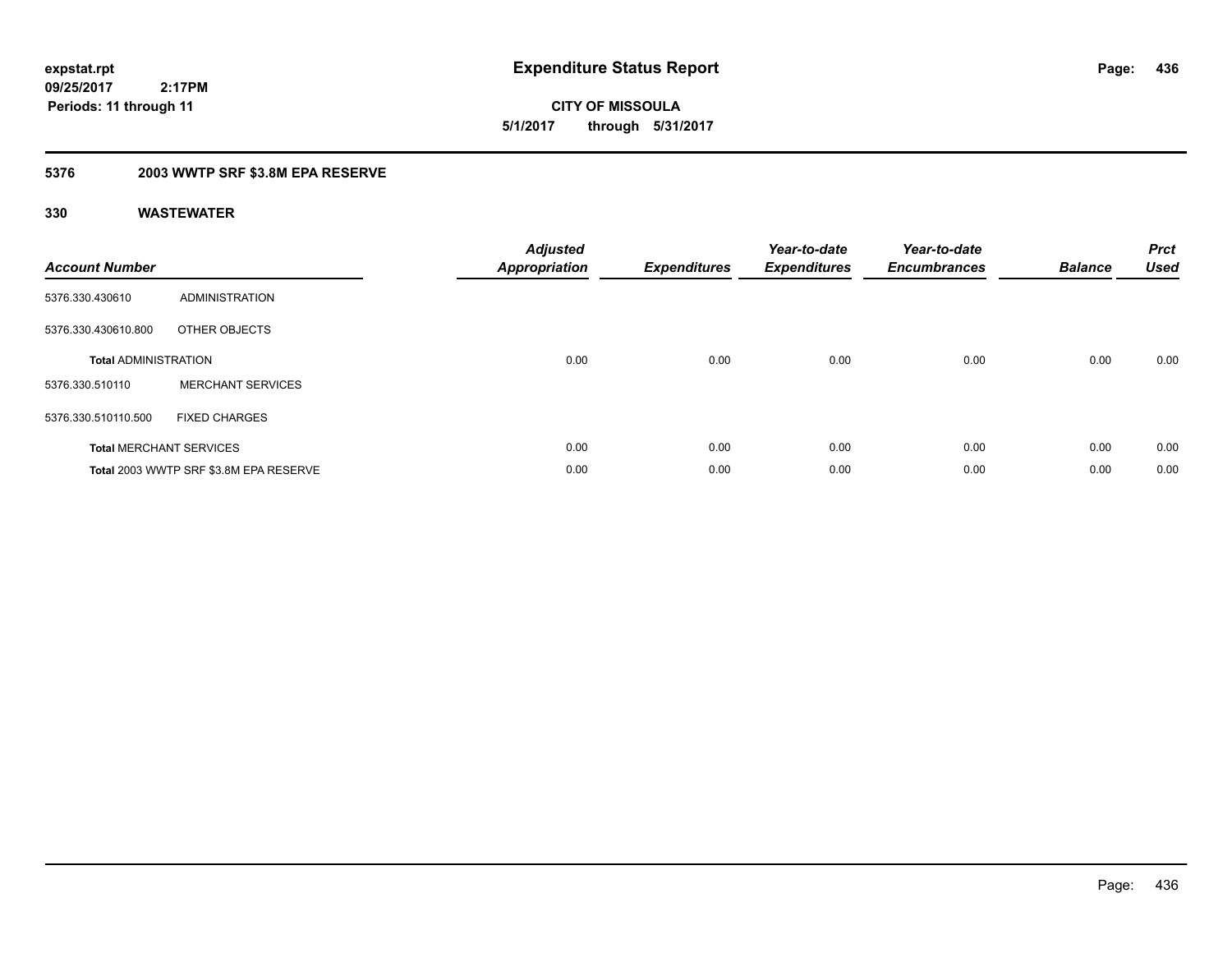**expstat.rpt**
**09/25/2017 2:17PM**
**Periods: 11 through 11**

# Expenditure Status Report

**CITY OF MISSOULA**
**5/1/2017 through 5/31/2017**

## 5376 2003 WWTP SRF $3.8M EPA RESERVE

### 330 WASTEWATER

| Account Number | | Adjusted Appropriation | Expenditures | Year-to-date Expenditures | Year-to-date Encumbrances | Balance | Prct Used |
|---|---|---|---|---|---|---|---|
| 5376.330.430610 | ADMINISTRATION | | | | | | |
| 5376.330.430610.800 | OTHER OBJECTS | | | | | | |
| **Total** ADMINISTRATION | | 0.00 | 0.00 | 0.00 | 0.00 | 0.00 | 0.00 |
| 5376.330.510110 | MERCHANT SERVICES | | | | | | |
| 5376.330.510110.500 | FIXED CHARGES | | | | | | |
| **Total** MERCHANT SERVICES | | 0.00 | 0.00 | 0.00 | 0.00 | 0.00 | 0.00 |
| **Total** 2003 WWTP SRF $3.8M EPA RESERVE | | 0.00 | 0.00 | 0.00 | 0.00 | 0.00 | 0.00 |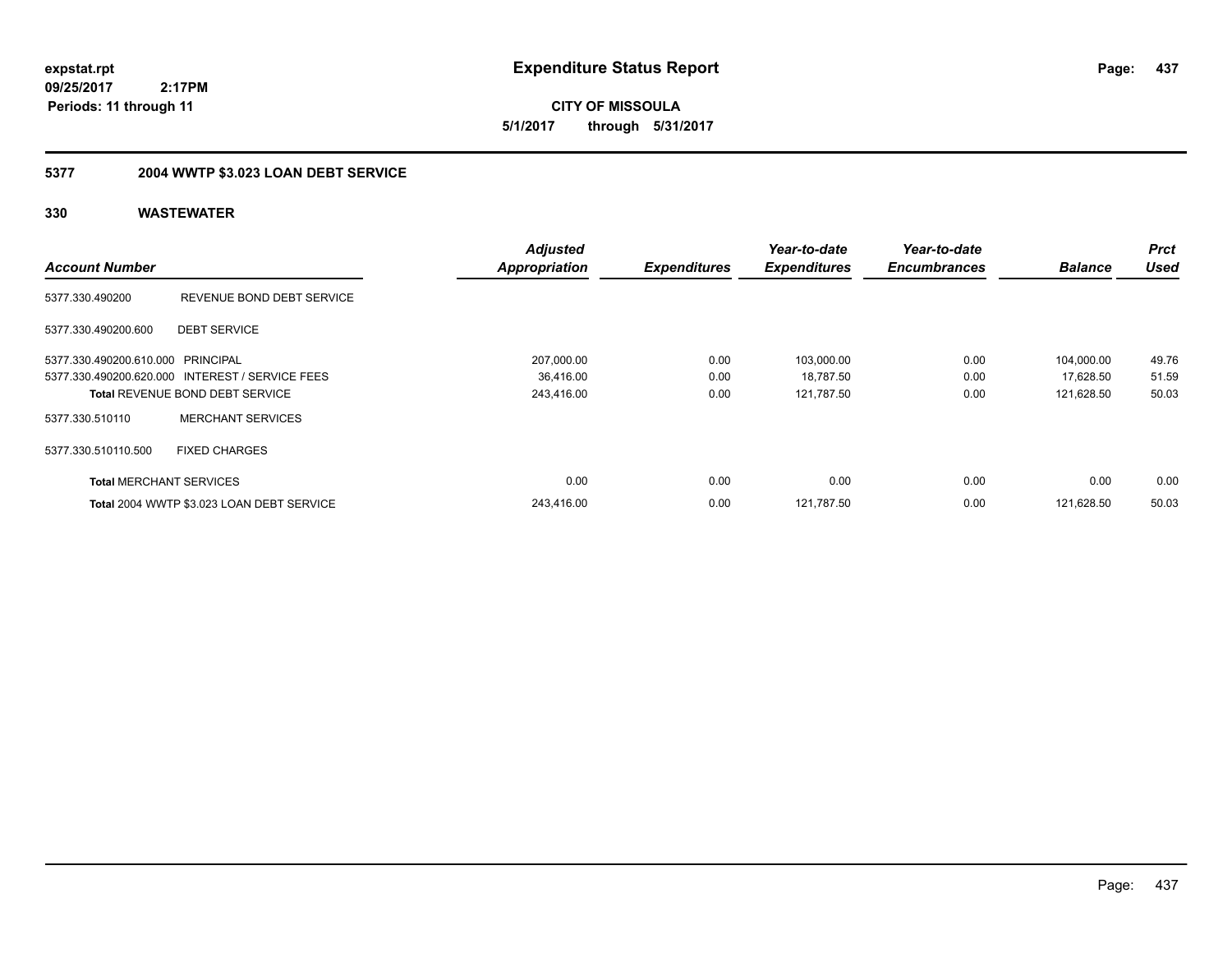**expstat.rpt**
**09/25/2017 2:17PM**
**Periods: 11 through 11**

# Expenditure Status Report

**CITY OF MISSOULA**
**5/1/2017 through 5/31/2017**

## 5377 2004 WWTP $3.023 LOAN DEBT SERVICE

### 330 WASTEWATER

| Account Number | | Adjusted Appropriation | Expenditures | Year-to-date Expenditures | Year-to-date Encumbrances | Balance | Prct Used |
|---|---|---|---|---|---|---|---|
| 5377.330.490200 | REVENUE BOND DEBT SERVICE | | | | | | |
| 5377.330.490200.600 | DEBT SERVICE | | | | | | |
| 5377.330.490200.610.000 | PRINCIPAL | 207,000.00 | 0.00 | 103,000.00 | 0.00 | 104,000.00 | 49.76 |
| 5377.330.490200.620.000 | INTEREST / SERVICE FEES | 36,416.00 | 0.00 | 18,787.50 | 0.00 | 17,628.50 | 51.59 |
| **Total** REVENUE BOND DEBT SERVICE | | 243,416.00 | 0.00 | 121,787.50 | 0.00 | 121,628.50 | 50.03 |
| 5377.330.510110 | MERCHANT SERVICES | | | | | | |
| 5377.330.510110.500 | FIXED CHARGES | | | | | | |
| **Total** MERCHANT SERVICES | | 0.00 | 0.00 | 0.00 | 0.00 | 0.00 | 0.00 |
| **Total** 2004 WWTP $3.023 LOAN DEBT SERVICE | | 243,416.00 | 0.00 | 121,787.50 | 0.00 | 121,628.50 | 50.03 |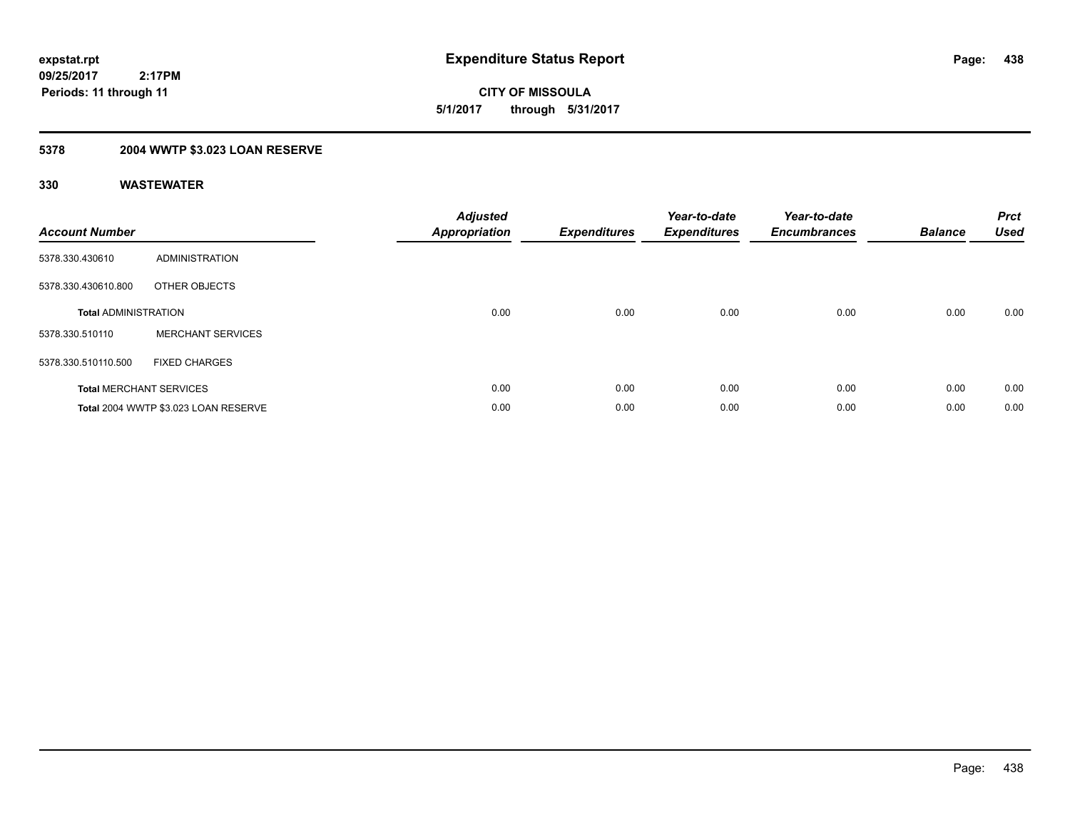# Expenditure Status Report

expstat.rpt
09/25/2017 2:17PM
Periods: 11 through 11

**CITY OF MISSOULA**
**5/1/2017 through 5/31/2017**

## 5378 2004 WWTP $3.023 LOAN RESERVE

### 330 WASTEWATER

| Account Number | | Adjusted Appropriation | Expenditures | Year-to-date Expenditures | Year-to-date Encumbrances | Balance | Prct Used |
|---|---|---|---|---|---|---|---|
| 5378.330.430610 | ADMINISTRATION | | | | | | |
| 5378.330.430610.800 | OTHER OBJECTS | | | | | | |
| **Total** ADMINISTRATION | | 0.00 | 0.00 | 0.00 | 0.00 | 0.00 | 0.00 |
| 5378.330.510110 | MERCHANT SERVICES | | | | | | |
| 5378.330.510110.500 | FIXED CHARGES | | | | | | |
| **Total** MERCHANT SERVICES | | 0.00 | 0.00 | 0.00 | 0.00 | 0.00 | 0.00 |
| **Total** 2004 WWTP $3.023 LOAN RESERVE | | 0.00 | 0.00 | 0.00 | 0.00 | 0.00 | 0.00 |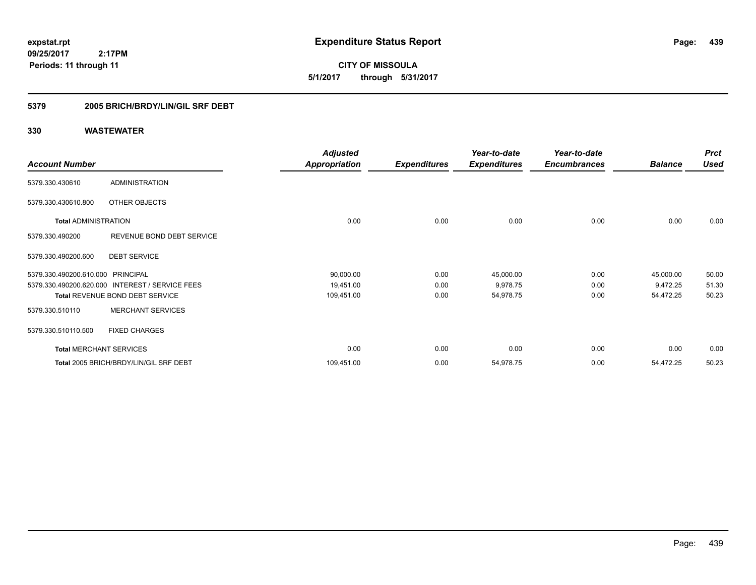**expstat.rpt**
**09/25/2017 2:17PM**
**Periods: 11 through 11**

# Expenditure Status Report

**CITY OF MISSOULA**
**5/1/2017 through 5/31/2017**

## 5379 2005 BRICH/BRDY/LIN/GIL SRF DEBT

### 330 WASTEWATER

| Account Number | | Adjusted Appropriation | Expenditures | Year-to-date Expenditures | Year-to-date Encumbrances | Balance | Prct Used |
|---|---|---|---|---|---|---|---|
| 5379.330.430610 | ADMINISTRATION | | | | | | |
| 5379.330.430610.800 | OTHER OBJECTS | | | | | | |
| **Total** ADMINISTRATION | | 0.00 | 0.00 | 0.00 | 0.00 | 0.00 | 0.00 |
| 5379.330.490200 | REVENUE BOND DEBT SERVICE | | | | | | |
| 5379.330.490200.600 | DEBT SERVICE | | | | | | |
| 5379.330.490200.610.000 | PRINCIPAL | 90,000.00 | 0.00 | 45,000.00 | 0.00 | 45,000.00 | 50.00 |
| 5379.330.490200.620.000 | INTEREST / SERVICE FEES | 19,451.00 | 0.00 | 9,978.75 | 0.00 | 9,472.25 | 51.30 |
| **Total** REVENUE BOND DEBT SERVICE | | 109,451.00 | 0.00 | 54,978.75 | 0.00 | 54,472.25 | 50.23 |
| 5379.330.510110 | MERCHANT SERVICES | | | | | | |
| 5379.330.510110.500 | FIXED CHARGES | | | | | | |
| **Total** MERCHANT SERVICES | | 0.00 | 0.00 | 0.00 | 0.00 | 0.00 | 0.00 |
| **Total** 2005 BRICH/BRDY/LIN/GIL SRF DEBT | | 109,451.00 | 0.00 | 54,978.75 | 0.00 | 54,472.25 | 50.23 |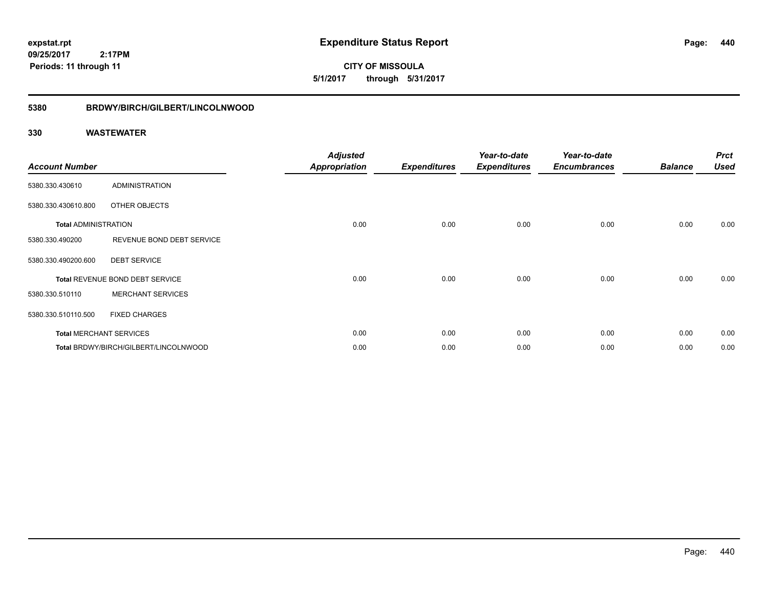**expstat.rpt**
**09/25/2017 2:17PM**
**Periods: 11 through 11**

# Expenditure Status Report

**CITY OF MISSOULA**
**5/1/2017 through 5/31/2017**

## 5380 BRDWY/BIRCH/GILBERT/LINCOLNWOOD

### 330 WASTEWATER

| Account Number | | Adjusted Appropriation | Expenditures | Year-to-date Expenditures | Year-to-date Encumbrances | Balance | Prct Used |
|---|---|---|---|---|---|---|---|
| 5380.330.430610 | ADMINISTRATION | | | | | | |
| 5380.330.430610.800 | OTHER OBJECTS | | | | | | |
| **Total** ADMINISTRATION | | 0.00 | 0.00 | 0.00 | 0.00 | 0.00 | 0.00 |
| 5380.330.490200 | REVENUE BOND DEBT SERVICE | | | | | | |
| 5380.330.490200.600 | DEBT SERVICE | | | | | | |
| **Total** REVENUE BOND DEBT SERVICE | | 0.00 | 0.00 | 0.00 | 0.00 | 0.00 | 0.00 |
| 5380.330.510110 | MERCHANT SERVICES | | | | | | |
| 5380.330.510110.500 | FIXED CHARGES | | | | | | |
| **Total** MERCHANT SERVICES | | 0.00 | 0.00 | 0.00 | 0.00 | 0.00 | 0.00 |
| **Total** BRDWY/BIRCH/GILBERT/LINCOLNWOOD | | 0.00 | 0.00 | 0.00 | 0.00 | 0.00 | 0.00 |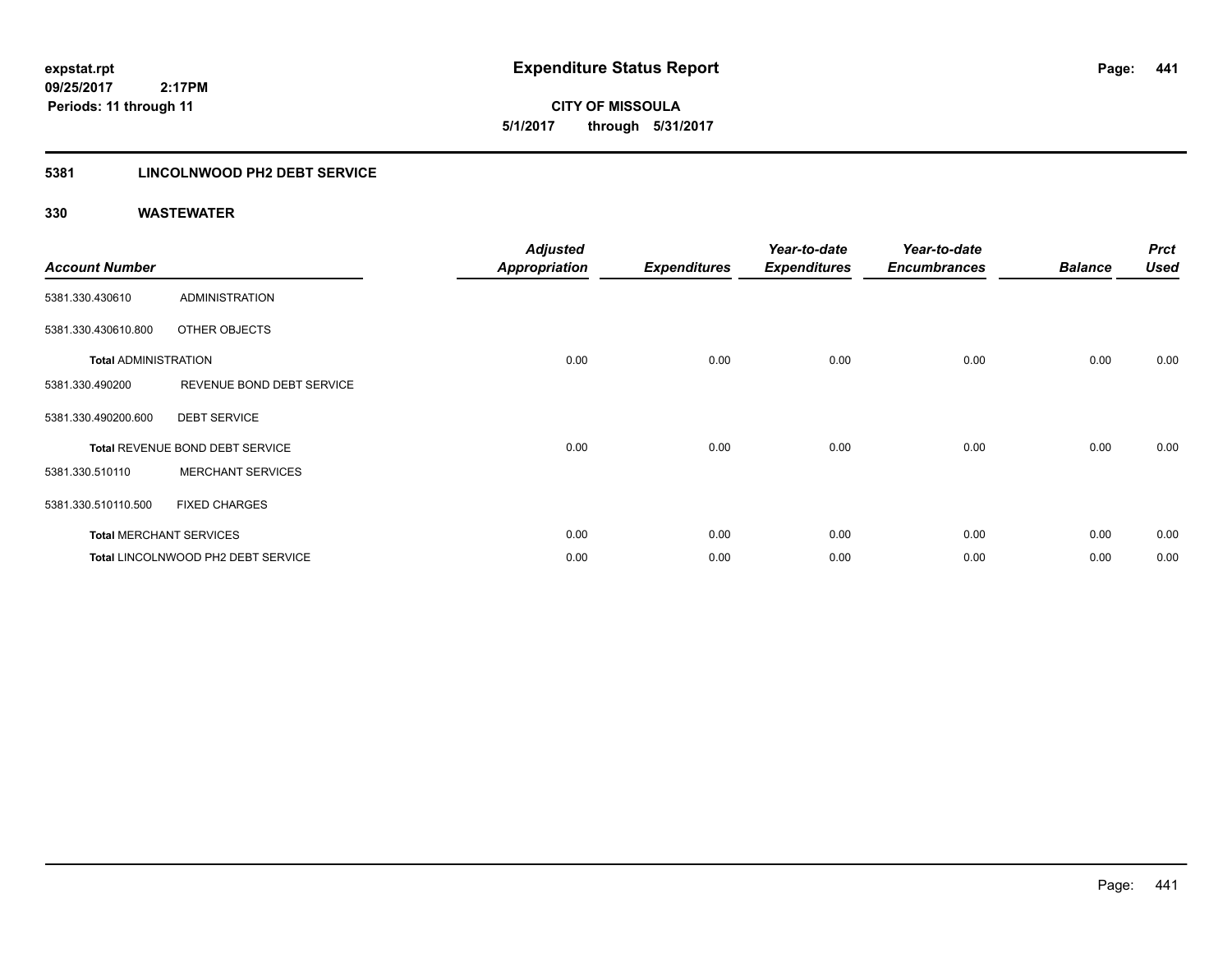**expstat.rpt**
**09/25/2017 2:17PM**
**Periods: 11 through 11**

# Expenditure Status Report

**CITY OF MISSOULA**
**5/1/2017 through 5/31/2017**

## 5381 LINCOLNWOOD PH2 DEBT SERVICE

### 330 WASTEWATER

| Account Number | | Adjusted Appropriation | Expenditures | Year-to-date Expenditures | Year-to-date Encumbrances | Balance | Prct Used |
|---|---|---|---|---|---|---|---|
| 5381.330.430610 | ADMINISTRATION | | | | | | |
| 5381.330.430610.800 | OTHER OBJECTS | | | | | | |
| **Total** ADMINISTRATION | | 0.00 | 0.00 | 0.00 | 0.00 | 0.00 | 0.00 |
| 5381.330.490200 | REVENUE BOND DEBT SERVICE | | | | | | |
| 5381.330.490200.600 | DEBT SERVICE | | | | | | |
| **Total** REVENUE BOND DEBT SERVICE | | 0.00 | 0.00 | 0.00 | 0.00 | 0.00 | 0.00 |
| 5381.330.510110 | MERCHANT SERVICES | | | | | | |
| 5381.330.510110.500 | FIXED CHARGES | | | | | | |
| **Total** MERCHANT SERVICES | | 0.00 | 0.00 | 0.00 | 0.00 | 0.00 | 0.00 |
| **Total** LINCOLNWOOD PH2 DEBT SERVICE | | 0.00 | 0.00 | 0.00 | 0.00 | 0.00 | 0.00 |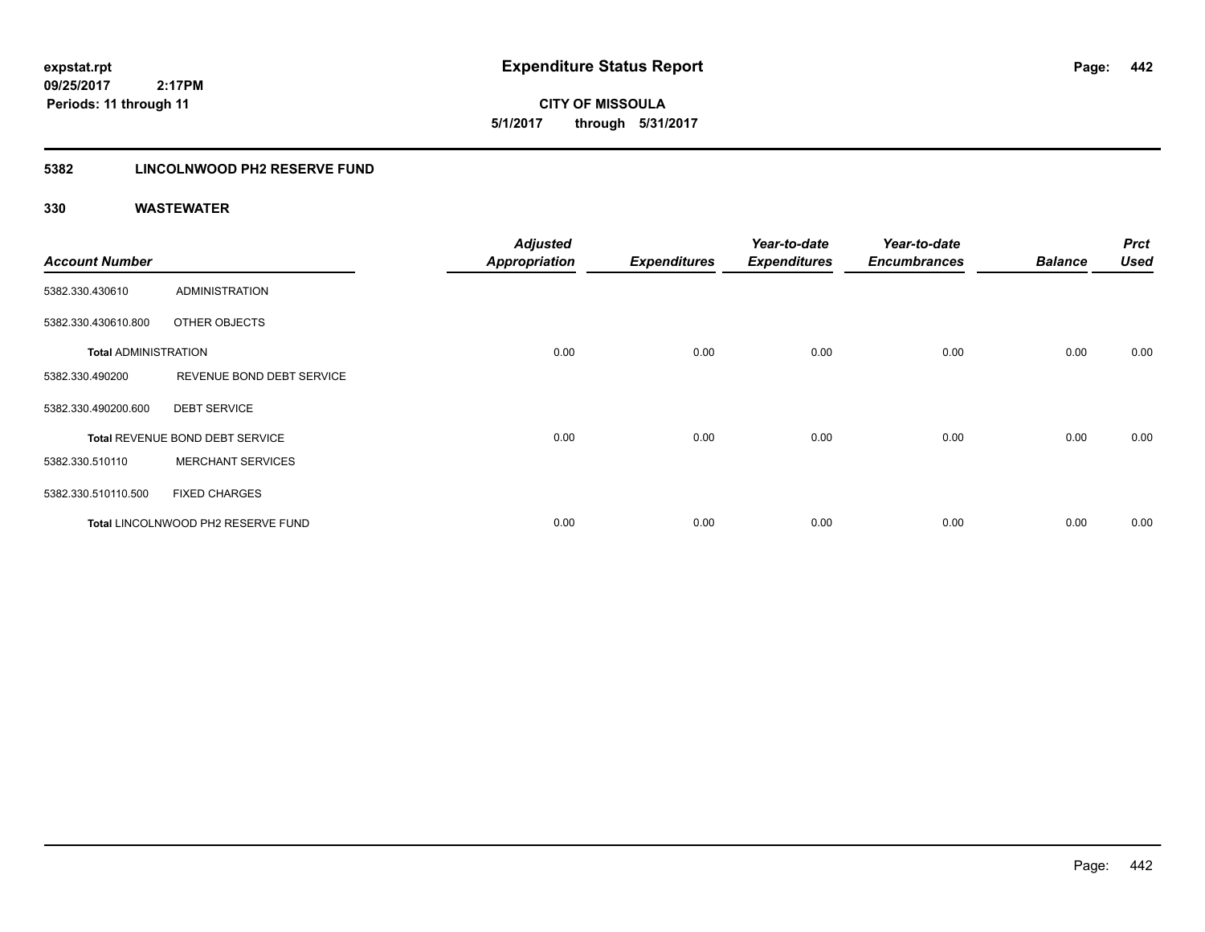# Expenditure Status Report

expstat.rpt
09/25/2017 2:17PM
Periods: 11 through 11

**CITY OF MISSOULA**
**5/1/2017 through 5/31/2017**

## 5382 LINCOLNWOOD PH2 RESERVE FUND

### 330 WASTEWATER

| Account Number | | Adjusted Appropriation | Expenditures | Year-to-date Expenditures | Year-to-date Encumbrances | Balance | Prct Used |
|---|---|---|---|---|---|---|---|
| 5382.330.430610 | ADMINISTRATION | | | | | | |
| 5382.330.430610.800 | OTHER OBJECTS | | | | | | |
| **Total** ADMINISTRATION | | 0.00 | 0.00 | 0.00 | 0.00 | 0.00 | 0.00 |
| 5382.330.490200 | REVENUE BOND DEBT SERVICE | | | | | | |
| 5382.330.490200.600 | DEBT SERVICE | | | | | | |
| **Total** REVENUE BOND DEBT SERVICE | | 0.00 | 0.00 | 0.00 | 0.00 | 0.00 | 0.00 |
| 5382.330.510110 | MERCHANT SERVICES | | | | | | |
| 5382.330.510110.500 | FIXED CHARGES | | | | | | |
| **Total** LINCOLNWOOD PH2 RESERVE FUND | | 0.00 | 0.00 | 0.00 | 0.00 | 0.00 | 0.00 |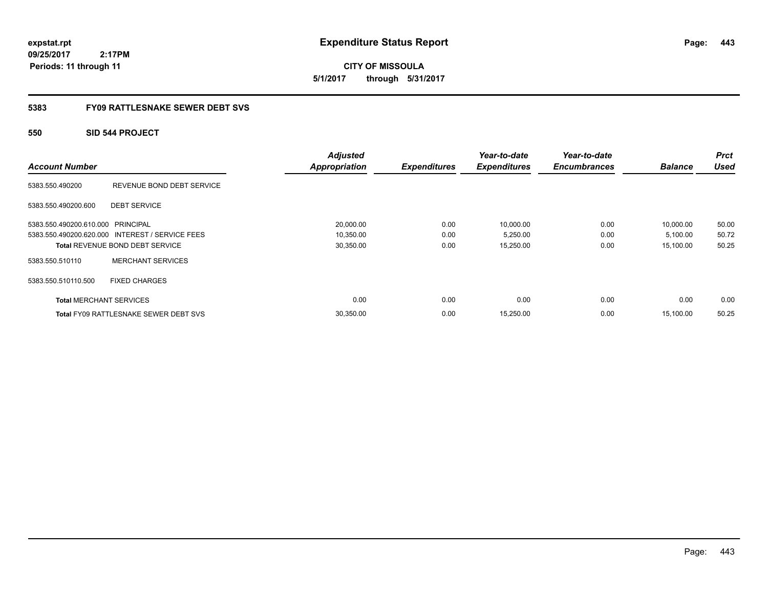**expstat.rpt**
**09/25/2017 2:17PM**
**Periods: 11 through 11**

# Expenditure Status Report

**CITY OF MISSOULA**
**5/1/2017 through 5/31/2017**

## 5383 FY09 RATTLESNAKE SEWER DEBT SVS

### 550 SID 544 PROJECT

| Account Number | | Adjusted Appropriation | Expenditures | Year-to-date Expenditures | Year-to-date Encumbrances | Balance | Prct Used |
|---|---|---|---|---|---|---|---|
| 5383.550.490200 | REVENUE BOND DEBT SERVICE | | | | | | |
| 5383.550.490200.600 | DEBT SERVICE | | | | | | |
| 5383.550.490200.610.000 | PRINCIPAL | 20,000.00 | 0.00 | 10,000.00 | 0.00 | 10,000.00 | 50.00 |
| 5383.550.490200.620.000 | INTEREST / SERVICE FEES | 10,350.00 | 0.00 | 5,250.00 | 0.00 | 5,100.00 | 50.72 |
| **Total** REVENUE BOND DEBT SERVICE | | 30,350.00 | 0.00 | 15,250.00 | 0.00 | 15,100.00 | 50.25 |
| 5383.550.510110 | MERCHANT SERVICES | | | | | | |
| 5383.550.510110.500 | FIXED CHARGES | | | | | | |
| **Total** MERCHANT SERVICES | | 0.00 | 0.00 | 0.00 | 0.00 | 0.00 | 0.00 |
| **Total** FY09 RATTLESNAKE SEWER DEBT SVS | | 30,350.00 | 0.00 | 15,250.00 | 0.00 | 15,100.00 | 50.25 |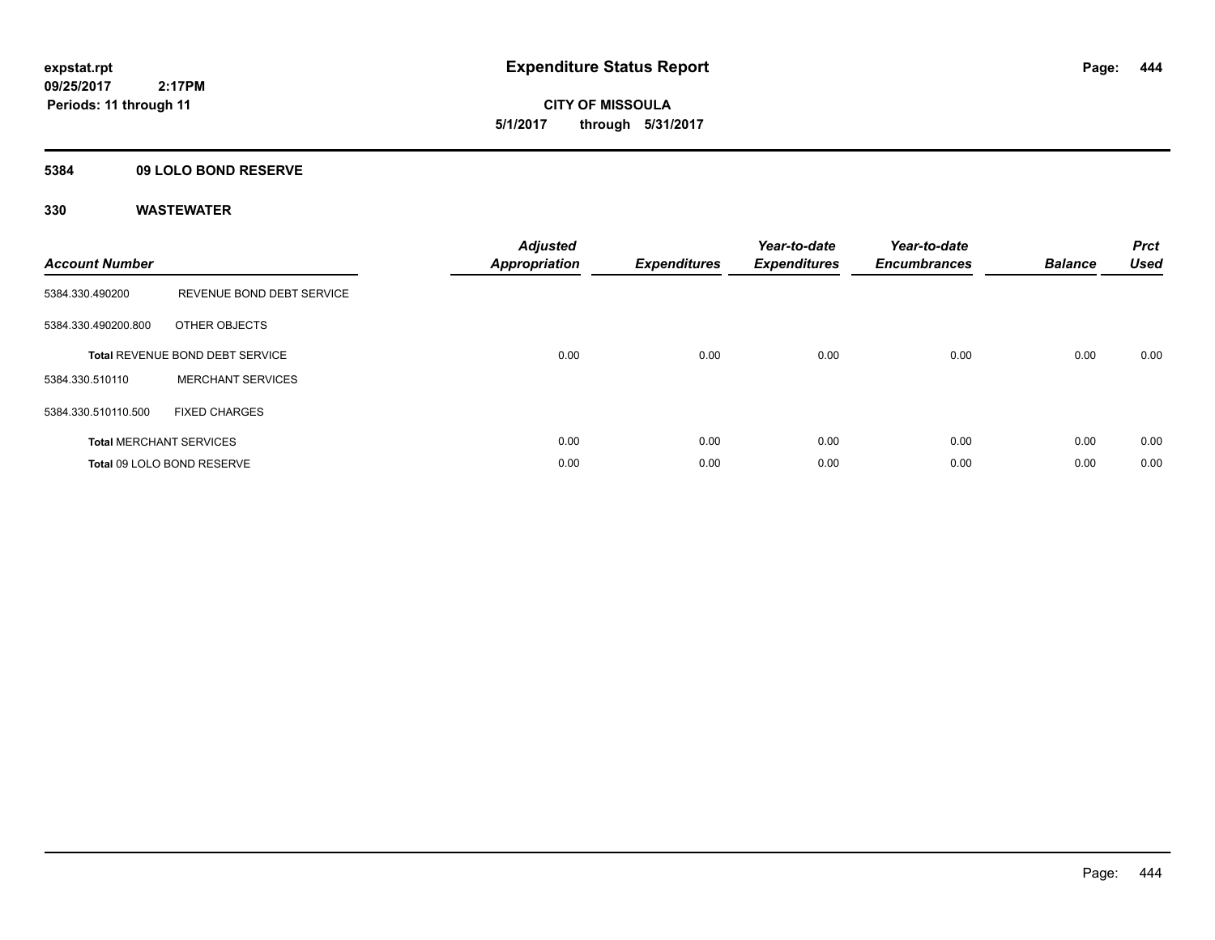expstat.rpt
09/25/2017 2:17PM
Periods: 11 through 11

# Expenditure Status Report

**CITY OF MISSOULA**
**5/1/2017 through 5/31/2017**

## 5384 09 LOLO BOND RESERVE

### 330 WASTEWATER

| Account Number | | Adjusted Appropriation | Expenditures | Year-to-date Expenditures | Year-to-date Encumbrances | Balance | Prct Used |
|---|---|---|---|---|---|---|---|
| 5384.330.490200 | REVENUE BOND DEBT SERVICE | | | | | | |
| 5384.330.490200.800 | OTHER OBJECTS | | | | | | |
| **Total** REVENUE BOND DEBT SERVICE | | 0.00 | 0.00 | 0.00 | 0.00 | 0.00 | 0.00 |
| 5384.330.510110 | MERCHANT SERVICES | | | | | | |
| 5384.330.510110.500 | FIXED CHARGES | | | | | | |
| **Total** MERCHANT SERVICES | | 0.00 | 0.00 | 0.00 | 0.00 | 0.00 | 0.00 |
| **Total** 09 LOLO BOND RESERVE | | 0.00 | 0.00 | 0.00 | 0.00 | 0.00 | 0.00 |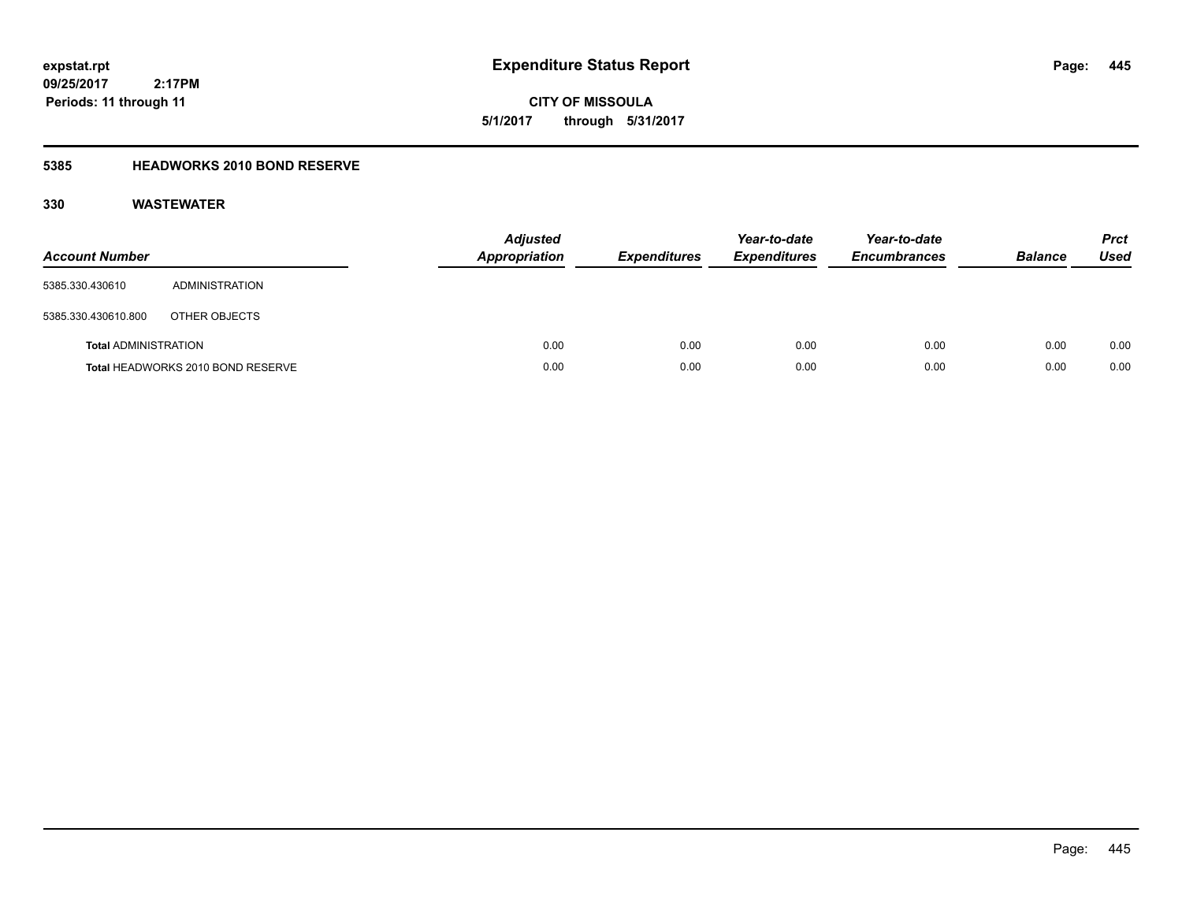**expstat.rpt**
**09/25/2017 2:17PM**
**Periods: 11 through 11**

# Expenditure Status Report

**CITY OF MISSOULA**
**5/1/2017 through 5/31/2017**

## 5385 HEADWORKS 2010 BOND RESERVE

### 330 WASTEWATER

| Account Number | | Adjusted Appropriation | Expenditures | Year-to-date Expenditures | Year-to-date Encumbrances | Balance | Prct Used |
|---|---|---|---|---|---|---|---|
| 5385.330.430610 | ADMINISTRATION | | | | | | |
| 5385.330.430610.800 | OTHER OBJECTS | | | | | | |
| **Total** ADMINISTRATION | | 0.00 | 0.00 | 0.00 | 0.00 | 0.00 | 0.00 |
| **Total** HEADWORKS 2010 BOND RESERVE | | 0.00 | 0.00 | 0.00 | 0.00 | 0.00 | 0.00 |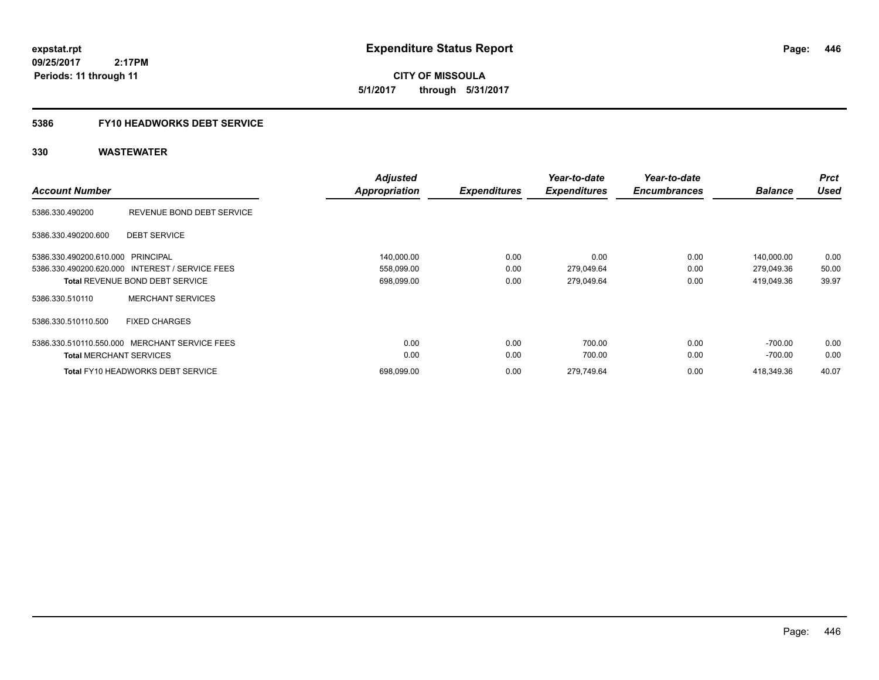**expstat.rpt**
**09/25/2017 2:17PM**
**Periods: 11 through 11**

# Expenditure Status Report

**CITY OF MISSOULA**
**5/1/2017 through 5/31/2017**

## 5386 FY10 HEADWORKS DEBT SERVICE

### 330 WASTEWATER

| Account Number | | Adjusted Appropriation | Expenditures | Year-to-date Expenditures | Year-to-date Encumbrances | Balance | Prct Used |
|---|---|---|---|---|---|---|---|
| 5386.330.490200 | REVENUE BOND DEBT SERVICE | | | | | | |
| 5386.330.490200.600 | DEBT SERVICE | | | | | | |
| 5386.330.490200.610.000 | PRINCIPAL | 140,000.00 | 0.00 | 0.00 | 0.00 | 140,000.00 | 0.00 |
| 5386.330.490200.620.000 | INTEREST / SERVICE FEES | 558,099.00 | 0.00 | 279,049.64 | 0.00 | 279,049.36 | 50.00 |
| **Total** REVENUE BOND DEBT SERVICE | | 698,099.00 | 0.00 | 279,049.64 | 0.00 | 419,049.36 | 39.97 |
| 5386.330.510110 | MERCHANT SERVICES | | | | | | |
| 5386.330.510110.500 | FIXED CHARGES | | | | | | |
| 5386.330.510110.550.000 | MERCHANT SERVICE FEES | 0.00 | 0.00 | 700.00 | 0.00 | -700.00 | 0.00 |
| **Total** MERCHANT SERVICES | | 0.00 | 0.00 | 700.00 | 0.00 | -700.00 | 0.00 |
| **Total** FY10 HEADWORKS DEBT SERVICE | | 698,099.00 | 0.00 | 279,749.64 | 0.00 | 418,349.36 | 40.07 |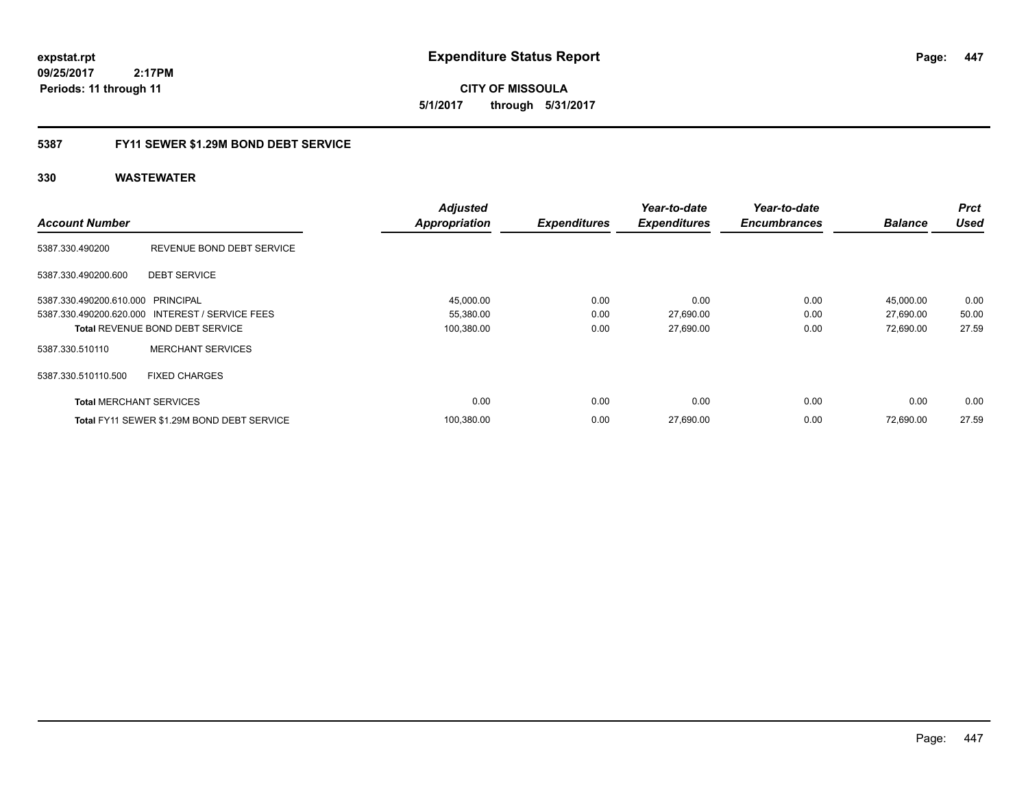**expstat.rpt**
**09/25/2017 2:17PM**
**Periods: 11 through 11**

# Expenditure Status Report

**CITY OF MISSOULA**
**5/1/2017 through 5/31/2017**

## 5387 FY11 SEWER $1.29M BOND DEBT SERVICE

### 330 WASTEWATER

| Account Number | | Adjusted Appropriation | Expenditures | Year-to-date Expenditures | Year-to-date Encumbrances | Balance | Prct Used |
|---|---|---|---|---|---|---|---|
| 5387.330.490200 | REVENUE BOND DEBT SERVICE | | | | | | |
| 5387.330.490200.600 | DEBT SERVICE | | | | | | |
| 5387.330.490200.610.000 | PRINCIPAL | 45,000.00 | 0.00 | 0.00 | 0.00 | 45,000.00 | 0.00 |
| 5387.330.490200.620.000 | INTEREST / SERVICE FEES | 55,380.00 | 0.00 | 27,690.00 | 0.00 | 27,690.00 | 50.00 |
| **Total** REVENUE BOND DEBT SERVICE | | 100,380.00 | 0.00 | 27,690.00 | 0.00 | 72,690.00 | 27.59 |
| 5387.330.510110 | MERCHANT SERVICES | | | | | | |
| 5387.330.510110.500 | FIXED CHARGES | | | | | | |
| **Total** MERCHANT SERVICES | | 0.00 | 0.00 | 0.00 | 0.00 | 0.00 | 0.00 |
| **Total** FY11 SEWER $1.29M BOND DEBT SERVICE | | 100,380.00 | 0.00 | 27,690.00 | 0.00 | 72,690.00 | 27.59 |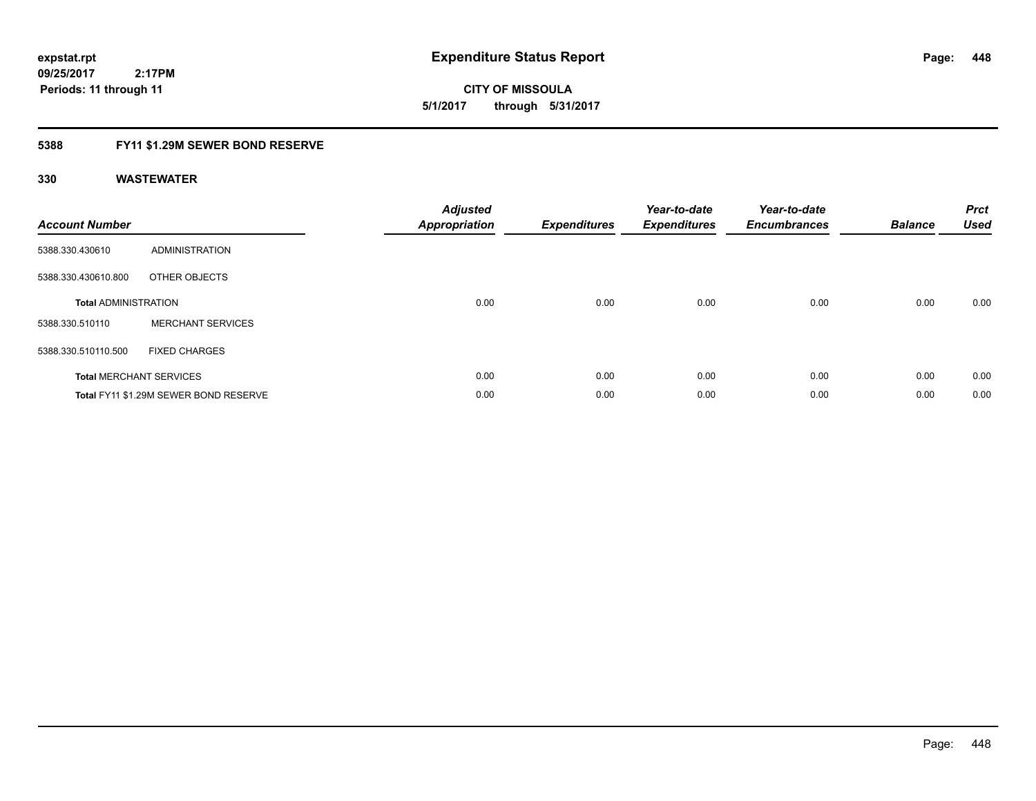**expstat.rpt**
**09/25/2017 2:17PM**
**Periods: 11 through 11**

# Expenditure Status Report

**CITY OF MISSOULA**
**5/1/2017 through 5/31/2017**

## 5388 FY11 $1.29M SEWER BOND RESERVE

### 330 WASTEWATER

| Account Number | | Adjusted Appropriation | Expenditures | Year-to-date Expenditures | Year-to-date Encumbrances | Balance | Prct Used |
|---|---|---|---|---|---|---|---|
| 5388.330.430610 | ADMINISTRATION | | | | | | |
| 5388.330.430610.800 | OTHER OBJECTS | | | | | | |
| **Total** ADMINISTRATION | | 0.00 | 0.00 | 0.00 | 0.00 | 0.00 | 0.00 |
| 5388.330.510110 | MERCHANT SERVICES | | | | | | |
| 5388.330.510110.500 | FIXED CHARGES | | | | | | |
| **Total** MERCHANT SERVICES | | 0.00 | 0.00 | 0.00 | 0.00 | 0.00 | 0.00 |
| **Total** FY11 $1.29M SEWER BOND RESERVE | | 0.00 | 0.00 | 0.00 | 0.00 | 0.00 | 0.00 |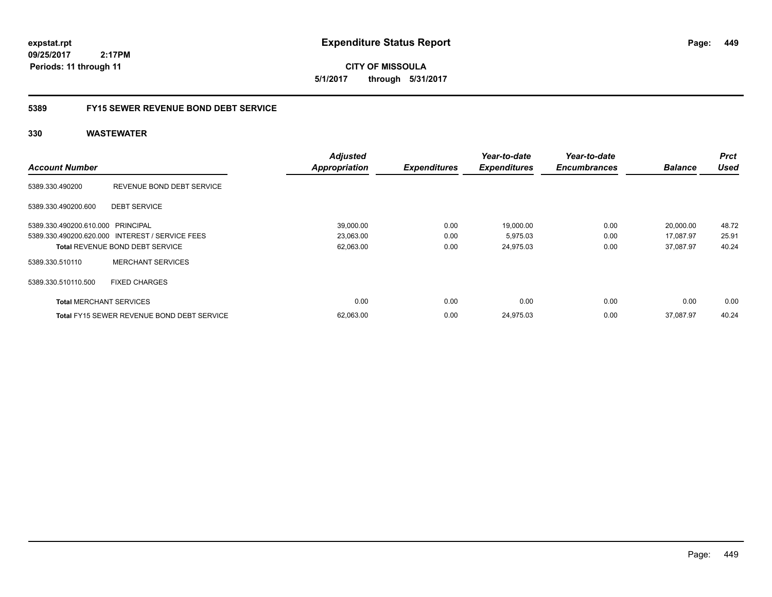**expstat.rpt**
**09/25/2017 2:17PM**
**Periods: 11 through 11**

# Expenditure Status Report

**CITY OF MISSOULA**
**5/1/2017 through 5/31/2017**

## 5389 FY15 SEWER REVENUE BOND DEBT SERVICE

### 330 WASTEWATER

| Account Number | | Adjusted Appropriation | Expenditures | Year-to-date Expenditures | Year-to-date Encumbrances | Balance | Prct Used |
|---|---|---|---|---|---|---|---|
| 5389.330.490200 | REVENUE BOND DEBT SERVICE | | | | | | |
| 5389.330.490200.600 | DEBT SERVICE | | | | | | |
| 5389.330.490200.610.000 | PRINCIPAL | 39,000.00 | 0.00 | 19,000.00 | 0.00 | 20,000.00 | 48.72 |
| 5389.330.490200.620.000 | INTEREST / SERVICE FEES | 23,063.00 | 0.00 | 5,975.03 | 0.00 | 17,087.97 | 25.91 |
| **Total** REVENUE BOND DEBT SERVICE | | 62,063.00 | 0.00 | 24,975.03 | 0.00 | 37,087.97 | 40.24 |
| 5389.330.510110 | MERCHANT SERVICES | | | | | | |
| 5389.330.510110.500 | FIXED CHARGES | | | | | | |
| **Total** MERCHANT SERVICES | | 0.00 | 0.00 | 0.00 | 0.00 | 0.00 | 0.00 |
| **Total** FY15 SEWER REVENUE BOND DEBT SERVICE | | 62,063.00 | 0.00 | 24,975.03 | 0.00 | 37,087.97 | 40.24 |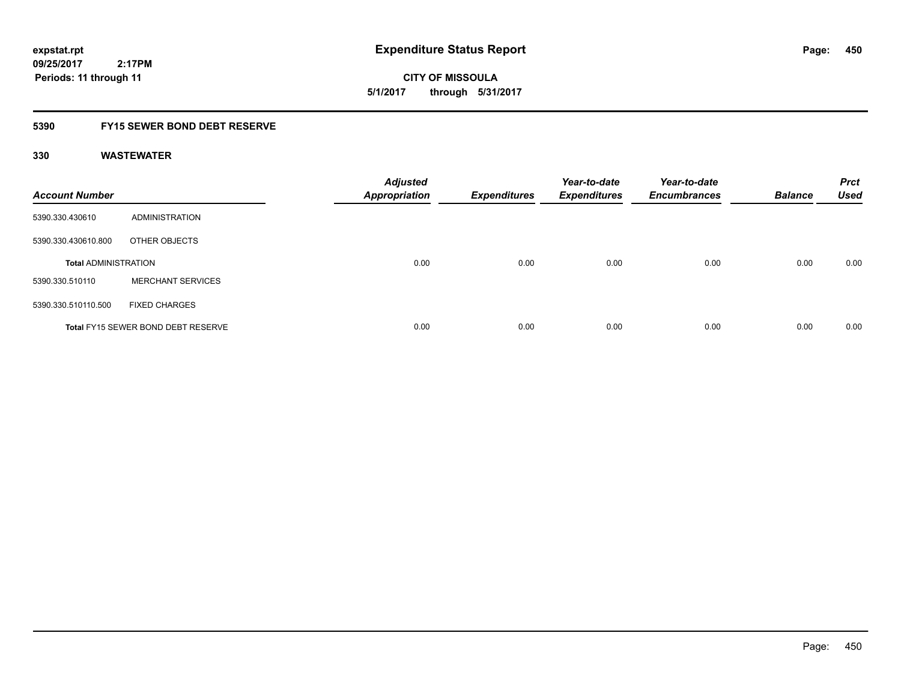**expstat.rpt**
**09/25/2017 2:17PM**
**Periods: 11 through 11**

# Expenditure Status Report

**CITY OF MISSOULA**
**5/1/2017 through 5/31/2017**

## 5390 FY15 SEWER BOND DEBT RESERVE

### 330 WASTEWATER

| Account Number | | Adjusted Appropriation | Expenditures | Year-to-date Expenditures | Year-to-date Encumbrances | Balance | Prct Used |
|---|---|---|---|---|---|---|---|
| 5390.330.430610 | ADMINISTRATION | | | | | | |
| 5390.330.430610.800 | OTHER OBJECTS | | | | | | |
| **Total** ADMINISTRATION | | 0.00 | 0.00 | 0.00 | 0.00 | 0.00 | 0.00 |
| 5390.330.510110 | MERCHANT SERVICES | | | | | | |
| 5390.330.510110.500 | FIXED CHARGES | | | | | | |
| **Total** FY15 SEWER BOND DEBT RESERVE | | 0.00 | 0.00 | 0.00 | 0.00 | 0.00 | 0.00 |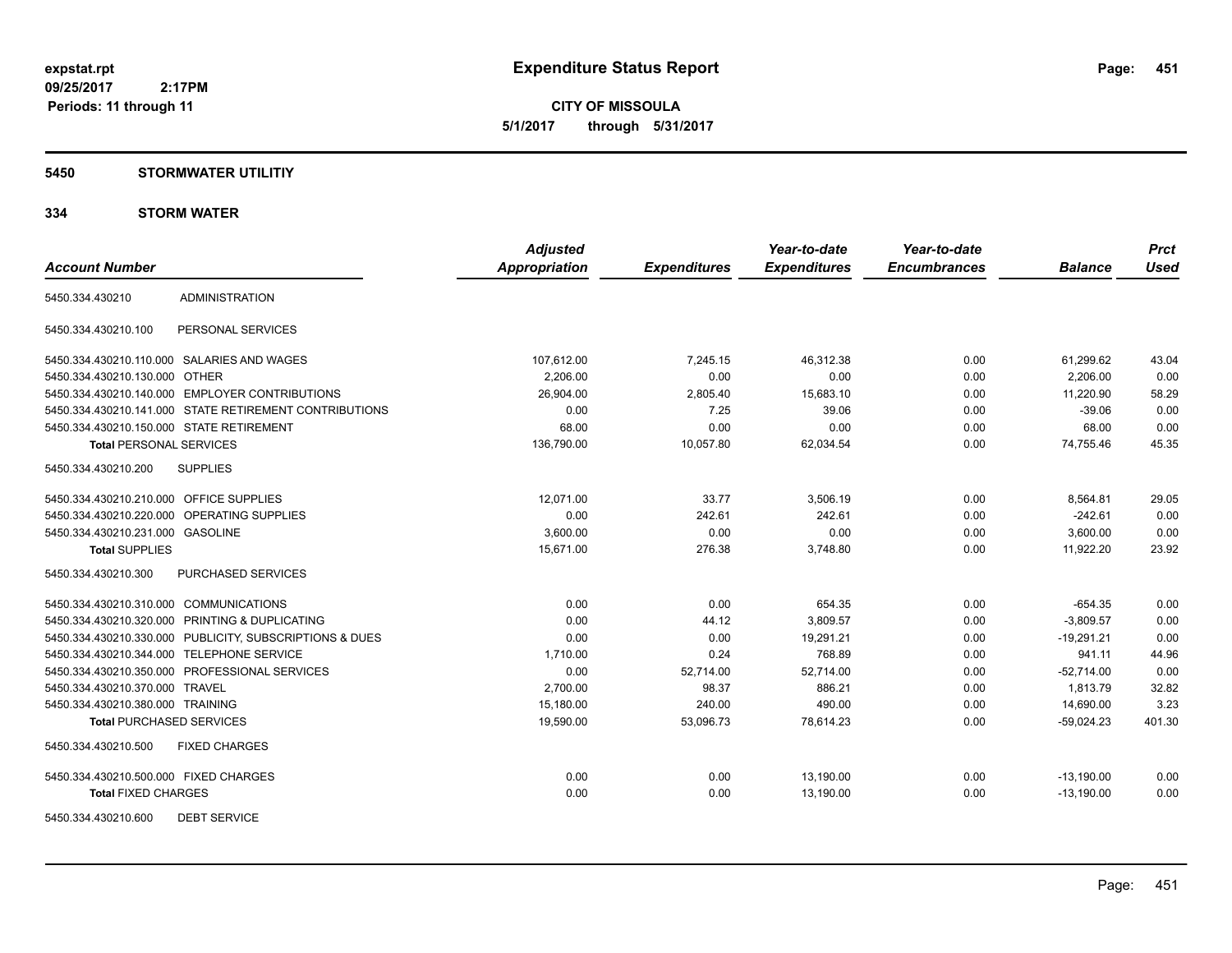**expstat.rpt**
**09/25/2017 2:17PM**
**Periods: 11 through 11**

# Expenditure Status Report

**CITY OF MISSOULA**
**5/1/2017 through 5/31/2017**

## 5450 STORMWATER UTILITIY

## 334 STORM WATER

| Account Number | | Adjusted Appropriation | Expenditures | Year-to-date Expenditures | Year-to-date Encumbrances | Balance | Prct Used |
|---|---|---|---|---|---|---|---|
| 5450.334.430210 | ADMINISTRATION | | | | | | |
| 5450.334.430210.100 | PERSONAL SERVICES | | | | | | |
| 5450.334.430210.110.000 | SALARIES AND WAGES | 107,612.00 | 7,245.15 | 46,312.38 | 0.00 | 61,299.62 | 43.04 |
| 5450.334.430210.130.000 | OTHER | 2,206.00 | 0.00 | 0.00 | 0.00 | 2,206.00 | 0.00 |
| 5450.334.430210.140.000 | EMPLOYER CONTRIBUTIONS | 26,904.00 | 2,805.40 | 15,683.10 | 0.00 | 11,220.90 | 58.29 |
| 5450.334.430210.141.000 | STATE RETIREMENT CONTRIBUTIONS | 0.00 | 7.25 | 39.06 | 0.00 | -39.06 | 0.00 |
| 5450.334.430210.150.000 | STATE RETIREMENT | 68.00 | 0.00 | 0.00 | 0.00 | 68.00 | 0.00 |
| **Total** PERSONAL SERVICES | | 136,790.00 | 10,057.80 | 62,034.54 | 0.00 | 74,755.46 | 45.35 |
| 5450.334.430210.200 | SUPPLIES | | | | | | |
| 5450.334.430210.210.000 | OFFICE SUPPLIES | 12,071.00 | 33.77 | 3,506.19 | 0.00 | 8,564.81 | 29.05 |
| 5450.334.430210.220.000 | OPERATING SUPPLIES | 0.00 | 242.61 | 242.61 | 0.00 | -242.61 | 0.00 |
| 5450.334.430210.231.000 | GASOLINE | 3,600.00 | 0.00 | 0.00 | 0.00 | 3,600.00 | 0.00 |
| **Total** SUPPLIES | | 15,671.00 | 276.38 | 3,748.80 | 0.00 | 11,922.20 | 23.92 |
| 5450.334.430210.300 | PURCHASED SERVICES | | | | | | |
| 5450.334.430210.310.000 | COMMUNICATIONS | 0.00 | 0.00 | 654.35 | 0.00 | -654.35 | 0.00 |
| 5450.334.430210.320.000 | PRINTING & DUPLICATING | 0.00 | 44.12 | 3,809.57 | 0.00 | -3,809.57 | 0.00 |
| 5450.334.430210.330.000 | PUBLICITY, SUBSCRIPTIONS & DUES | 0.00 | 0.00 | 19,291.21 | 0.00 | -19,291.21 | 0.00 |
| 5450.334.430210.344.000 | TELEPHONE SERVICE | 1,710.00 | 0.24 | 768.89 | 0.00 | 941.11 | 44.96 |
| 5450.334.430210.350.000 | PROFESSIONAL SERVICES | 0.00 | 52,714.00 | 52,714.00 | 0.00 | -52,714.00 | 0.00 |
| 5450.334.430210.370.000 | TRAVEL | 2,700.00 | 98.37 | 886.21 | 0.00 | 1,813.79 | 32.82 |
| 5450.334.430210.380.000 | TRAINING | 15,180.00 | 240.00 | 490.00 | 0.00 | 14,690.00 | 3.23 |
| **Total** PURCHASED SERVICES | | 19,590.00 | 53,096.73 | 78,614.23 | 0.00 | -59,024.23 | 401.30 |
| 5450.334.430210.500 | FIXED CHARGES | | | | | | |
| 5450.334.430210.500.000 | FIXED CHARGES | 0.00 | 0.00 | 13,190.00 | 0.00 | -13,190.00 | 0.00 |
| **Total** FIXED CHARGES | | 0.00 | 0.00 | 13,190.00 | 0.00 | -13,190.00 | 0.00 |
| 5450.334.430210.600 | DEBT SERVICE | | | | | | |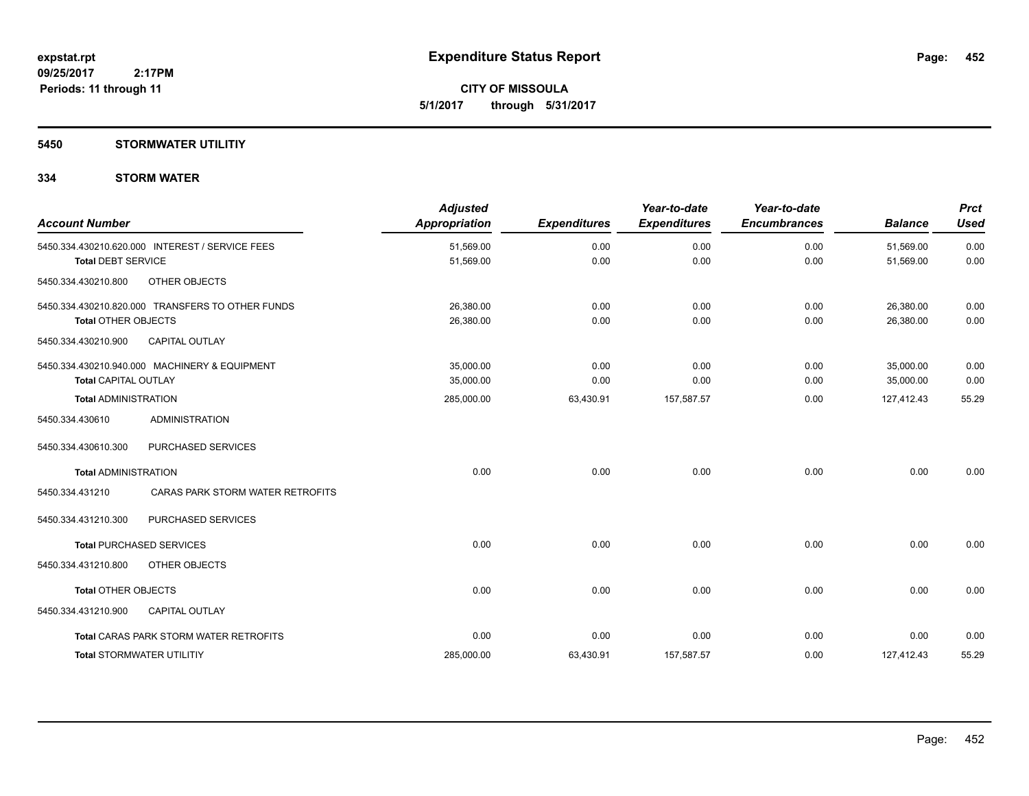# Expenditure Status Report

**CITY OF MISSOULA**

**5/1/2017 through 5/31/2017**

expstat.rpt
09/25/2017 2:17PM
Periods: 11 through 11

## 5450 STORMWATER UTILITIY

### 334 STORM WATER

| Account Number | Adjusted Appropriation | Expenditures | Year-to-date Expenditures | Year-to-date Encumbrances | Balance | Prct Used |
|---|---|---|---|---|---|---|
| 5450.334.430210.620.000 INTEREST / SERVICE FEES | 51,569.00 | 0.00 | 0.00 | 0.00 | 51,569.00 | 0.00 |
| **Total** DEBT SERVICE | 51,569.00 | 0.00 | 0.00 | 0.00 | 51,569.00 | 0.00 |
| 5450.334.430210.800 OTHER OBJECTS | | | | | | |
| 5450.334.430210.820.000 TRANSFERS TO OTHER FUNDS | 26,380.00 | 0.00 | 0.00 | 0.00 | 26,380.00 | 0.00 |
| **Total** OTHER OBJECTS | 26,380.00 | 0.00 | 0.00 | 0.00 | 26,380.00 | 0.00 |
| 5450.334.430210.900 CAPITAL OUTLAY | | | | | | |
| 5450.334.430210.940.000 MACHINERY & EQUIPMENT | 35,000.00 | 0.00 | 0.00 | 0.00 | 35,000.00 | 0.00 |
| **Total** CAPITAL OUTLAY | 35,000.00 | 0.00 | 0.00 | 0.00 | 35,000.00 | 0.00 |
| **Total** ADMINISTRATION | 285,000.00 | 63,430.91 | 157,587.57 | 0.00 | 127,412.43 | 55.29 |
| 5450.334.430610 ADMINISTRATION | | | | | | |
| 5450.334.430610.300 PURCHASED SERVICES | | | | | | |
| **Total** ADMINISTRATION | 0.00 | 0.00 | 0.00 | 0.00 | 0.00 | 0.00 |
| 5450.334.431210 CARAS PARK STORM WATER RETROFITS | | | | | | |
| 5450.334.431210.300 PURCHASED SERVICES | | | | | | |
| **Total** PURCHASED SERVICES | 0.00 | 0.00 | 0.00 | 0.00 | 0.00 | 0.00 |
| 5450.334.431210.800 OTHER OBJECTS | | | | | | |
| **Total** OTHER OBJECTS | 0.00 | 0.00 | 0.00 | 0.00 | 0.00 | 0.00 |
| 5450.334.431210.900 CAPITAL OUTLAY | | | | | | |
| **Total** CARAS PARK STORM WATER RETROFITS | 0.00 | 0.00 | 0.00 | 0.00 | 0.00 | 0.00 |
| **Total** STORMWATER UTILITIY | 285,000.00 | 63,430.91 | 157,587.57 | 0.00 | 127,412.43 | 55.29 |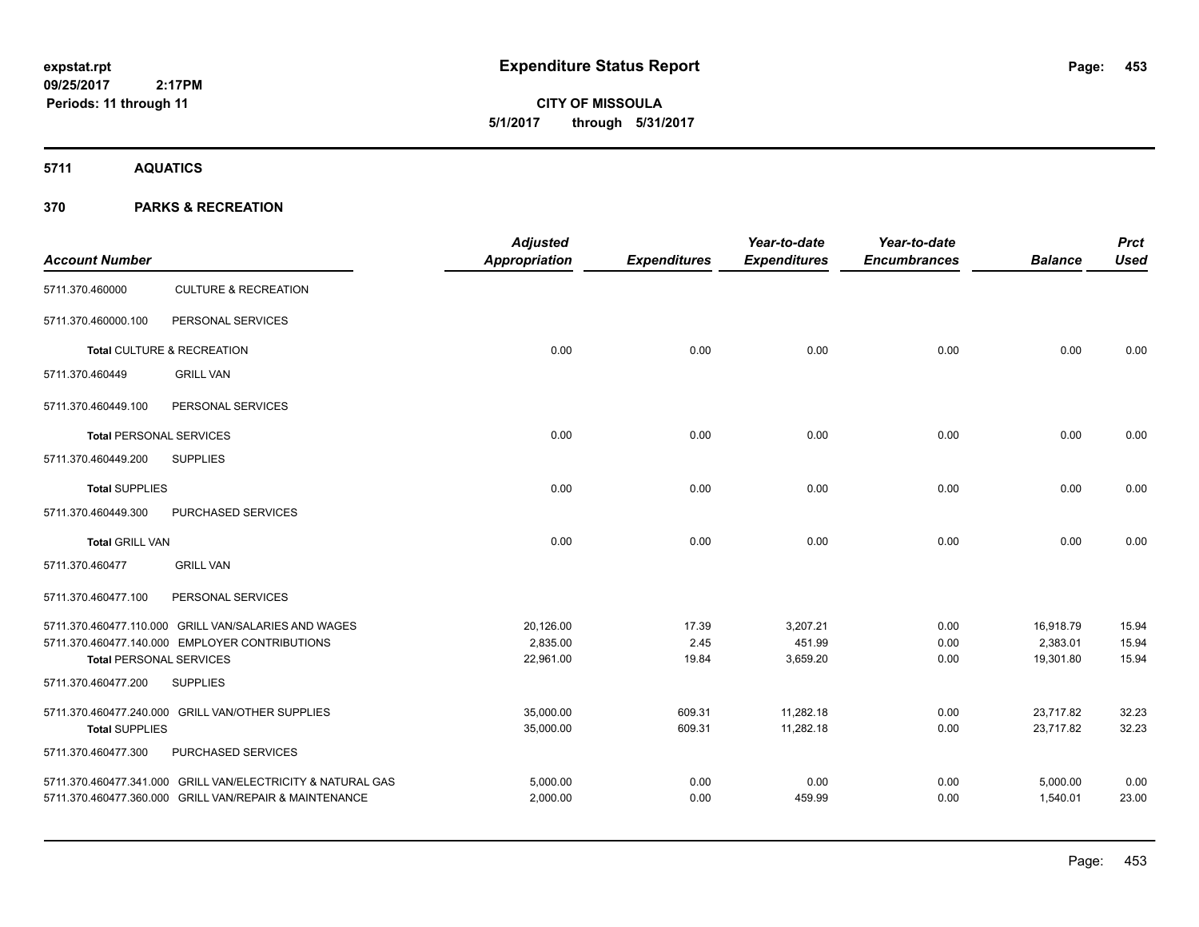**expstat.rpt**
**09/25/2017 2:17PM**
**Periods: 11 through 11**

# Expenditure Status Report

**CITY OF MISSOULA**
**5/1/2017 through 5/31/2017**

## 5711 AQUATICS

## 370 PARKS & RECREATION

| Account Number | | Adjusted Appropriation | Expenditures | Year-to-date Expenditures | Year-to-date Encumbrances | Balance | Prct Used |
|---|---|---|---|---|---|---|---|
| 5711.370.460000 | CULTURE & RECREATION | | | | | | |
| 5711.370.460000.100 | PERSONAL SERVICES | | | | | | |
| **Total** CULTURE & RECREATION | | 0.00 | 0.00 | 0.00 | 0.00 | 0.00 | 0.00 |
| 5711.370.460449 | GRILL VAN | | | | | | |
| 5711.370.460449.100 | PERSONAL SERVICES | | | | | | |
| **Total** PERSONAL SERVICES | | 0.00 | 0.00 | 0.00 | 0.00 | 0.00 | 0.00 |
| 5711.370.460449.200 | SUPPLIES | | | | | | |
| **Total** SUPPLIES | | 0.00 | 0.00 | 0.00 | 0.00 | 0.00 | 0.00 |
| 5711.370.460449.300 | PURCHASED SERVICES | | | | | | |
| **Total** GRILL VAN | | 0.00 | 0.00 | 0.00 | 0.00 | 0.00 | 0.00 |
| 5711.370.460477 | GRILL VAN | | | | | | |
| 5711.370.460477.100 | PERSONAL SERVICES | | | | | | |
| 5711.370.460477.110.000 | GRILL VAN/SALARIES AND WAGES | 20,126.00 | 17.39 | 3,207.21 | 0.00 | 16,918.79 | 15.94 |
| 5711.370.460477.140.000 | EMPLOYER CONTRIBUTIONS | 2,835.00 | 2.45 | 451.99 | 0.00 | 2,383.01 | 15.94 |
| **Total** PERSONAL SERVICES | | 22,961.00 | 19.84 | 3,659.20 | 0.00 | 19,301.80 | 15.94 |
| 5711.370.460477.200 | SUPPLIES | | | | | | |
| 5711.370.460477.240.000 | GRILL VAN/OTHER SUPPLIES | 35,000.00 | 609.31 | 11,282.18 | 0.00 | 23,717.82 | 32.23 |
| **Total** SUPPLIES | | 35,000.00 | 609.31 | 11,282.18 | 0.00 | 23,717.82 | 32.23 |
| 5711.370.460477.300 | PURCHASED SERVICES | | | | | | |
| 5711.370.460477.341.000 | GRILL VAN/ELECTRICITY & NATURAL GAS | 5,000.00 | 0.00 | 0.00 | 0.00 | 5,000.00 | 0.00 |
| 5711.370.460477.360.000 | GRILL VAN/REPAIR & MAINTENANCE | 2,000.00 | 0.00 | 459.99 | 0.00 | 1,540.01 | 23.00 |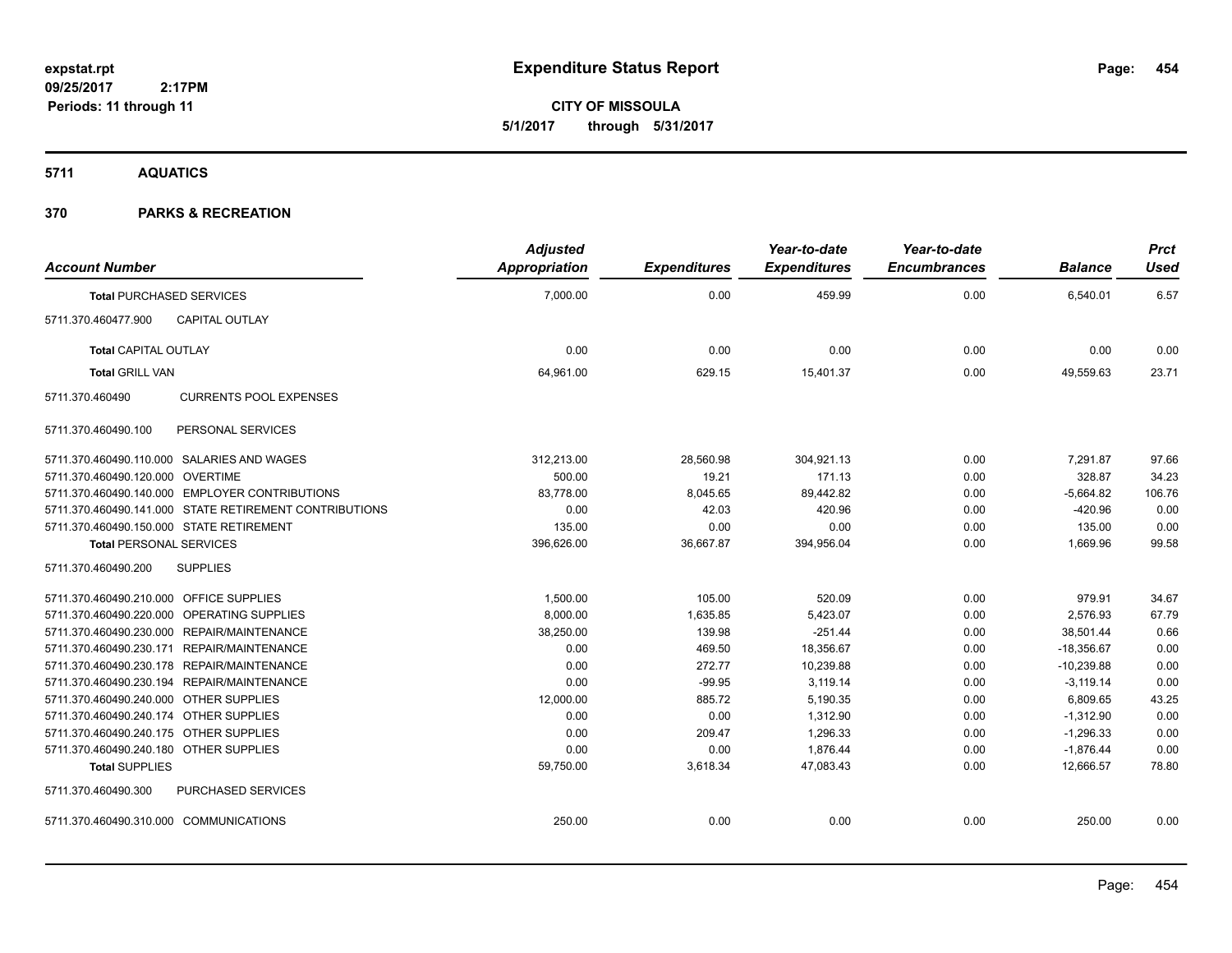**Expenditure Status Report**

**CITY OF MISSOULA**
**5/1/2017 through 5/31/2017**

expstat.rpt
09/25/2017 2:17PM
Periods: 11 through 11

## 5711 AQUATICS

## 370 PARKS & RECREATION

| Account Number | | Adjusted Appropriation | Expenditures | Year-to-date Expenditures | Year-to-date Encumbrances | Balance | Prct Used |
|---|---|---|---|---|---|---|---|
| **Total** PURCHASED SERVICES | | 7,000.00 | 0.00 | 459.99 | 0.00 | 6,540.01 | 6.57 |
| 5711.370.460477.900 | CAPITAL OUTLAY | | | | | | |
| **Total** CAPITAL OUTLAY | | 0.00 | 0.00 | 0.00 | 0.00 | 0.00 | 0.00 |
| **Total** GRILL VAN | | 64,961.00 | 629.15 | 15,401.37 | 0.00 | 49,559.63 | 23.71 |
| 5711.370.460490 | CURRENTS POOL EXPENSES | | | | | | |
| 5711.370.460490.100 | PERSONAL SERVICES | | | | | | |
| 5711.370.460490.110.000 | SALARIES AND WAGES | 312,213.00 | 28,560.98 | 304,921.13 | 0.00 | 7,291.87 | 97.66 |
| 5711.370.460490.120.000 | OVERTIME | 500.00 | 19.21 | 171.13 | 0.00 | 328.87 | 34.23 |
| 5711.370.460490.140.000 | EMPLOYER CONTRIBUTIONS | 83,778.00 | 8,045.65 | 89,442.82 | 0.00 | -5,664.82 | 106.76 |
| 5711.370.460490.141.000 | STATE RETIREMENT CONTRIBUTIONS | 0.00 | 42.03 | 420.96 | 0.00 | -420.96 | 0.00 |
| 5711.370.460490.150.000 | STATE RETIREMENT | 135.00 | 0.00 | 0.00 | 0.00 | 135.00 | 0.00 |
| **Total** PERSONAL SERVICES | | 396,626.00 | 36,667.87 | 394,956.04 | 0.00 | 1,669.96 | 99.58 |
| 5711.370.460490.200 | SUPPLIES | | | | | | |
| 5711.370.460490.210.000 | OFFICE SUPPLIES | 1,500.00 | 105.00 | 520.09 | 0.00 | 979.91 | 34.67 |
| 5711.370.460490.220.000 | OPERATING SUPPLIES | 8,000.00 | 1,635.85 | 5,423.07 | 0.00 | 2,576.93 | 67.79 |
| 5711.370.460490.230.000 | REPAIR/MAINTENANCE | 38,250.00 | 139.98 | -251.44 | 0.00 | 38,501.44 | 0.66 |
| 5711.370.460490.230.171 | REPAIR/MAINTENANCE | 0.00 | 469.50 | 18,356.67 | 0.00 | -18,356.67 | 0.00 |
| 5711.370.460490.230.178 | REPAIR/MAINTENANCE | 0.00 | 272.77 | 10,239.88 | 0.00 | -10,239.88 | 0.00 |
| 5711.370.460490.230.194 | REPAIR/MAINTENANCE | 0.00 | -99.95 | 3,119.14 | 0.00 | -3,119.14 | 0.00 |
| 5711.370.460490.240.000 | OTHER SUPPLIES | 12,000.00 | 885.72 | 5,190.35 | 0.00 | 6,809.65 | 43.25 |
| 5711.370.460490.240.174 | OTHER SUPPLIES | 0.00 | 0.00 | 1,312.90 | 0.00 | -1,312.90 | 0.00 |
| 5711.370.460490.240.175 | OTHER SUPPLIES | 0.00 | 209.47 | 1,296.33 | 0.00 | -1,296.33 | 0.00 |
| 5711.370.460490.240.180 | OTHER SUPPLIES | 0.00 | 0.00 | 1,876.44 | 0.00 | -1,876.44 | 0.00 |
| **Total** SUPPLIES | | 59,750.00 | 3,618.34 | 47,083.43 | 0.00 | 12,666.57 | 78.80 |
| 5711.370.460490.300 | PURCHASED SERVICES | | | | | | |
| 5711.370.460490.310.000 | COMMUNICATIONS | 250.00 | 0.00 | 0.00 | 0.00 | 250.00 | 0.00 |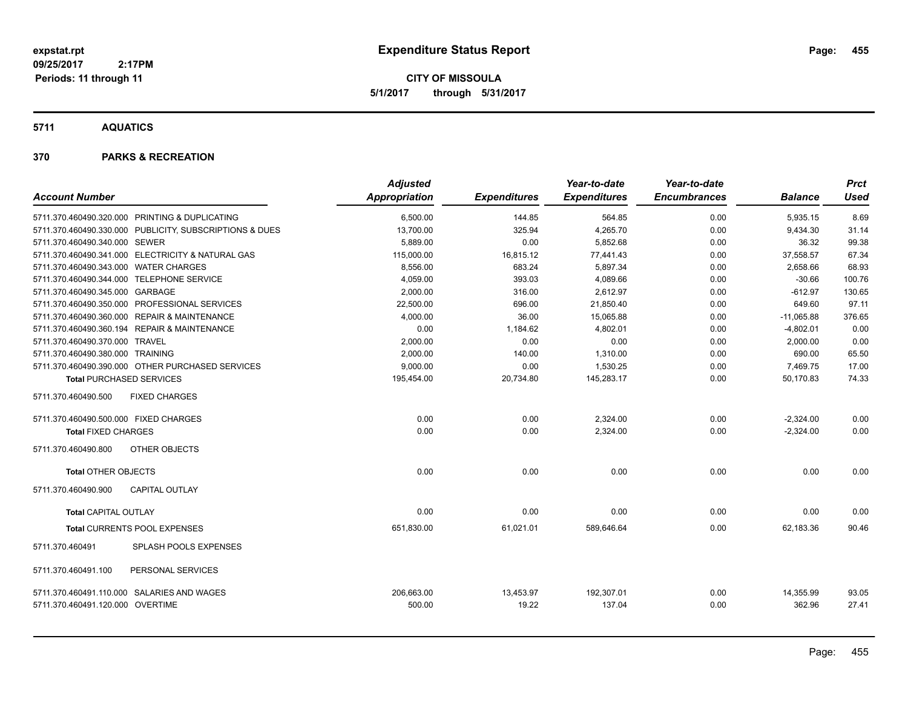expstat.rpt
09/25/2017 2:17PM
Periods: 11 through 11

# Expenditure Status Report

**CITY OF MISSOULA**
**5/1/2017 through 5/31/2017**

## 5711 AQUATICS

## 370 PARKS & RECREATION

| Account Number | Adjusted Appropriation | Expenditures | Year-to-date Expenditures | Year-to-date Encumbrances | Balance | Prct Used |
|---|---|---|---|---|---|---|
| 5711.370.460490.320.000 PRINTING & DUPLICATING | 6,500.00 | 144.85 | 564.85 | 0.00 | 5,935.15 | 8.69 |
| 5711.370.460490.330.000 PUBLICITY, SUBSCRIPTIONS & DUES | 13,700.00 | 325.94 | 4,265.70 | 0.00 | 9,434.30 | 31.14 |
| 5711.370.460490.340.000 SEWER | 5,889.00 | 0.00 | 5,852.68 | 0.00 | 36.32 | 99.38 |
| 5711.370.460490.341.000 ELECTRICITY & NATURAL GAS | 115,000.00 | 16,815.12 | 77,441.43 | 0.00 | 37,558.57 | 67.34 |
| 5711.370.460490.343.000 WATER CHARGES | 8,556.00 | 683.24 | 5,897.34 | 0.00 | 2,658.66 | 68.93 |
| 5711.370.460490.344.000 TELEPHONE SERVICE | 4,059.00 | 393.03 | 4,089.66 | 0.00 | -30.66 | 100.76 |
| 5711.370.460490.345.000 GARBAGE | 2,000.00 | 316.00 | 2,612.97 | 0.00 | -612.97 | 130.65 |
| 5711.370.460490.350.000 PROFESSIONAL SERVICES | 22,500.00 | 696.00 | 21,850.40 | 0.00 | 649.60 | 97.11 |
| 5711.370.460490.360.000 REPAIR & MAINTENANCE | 4,000.00 | 36.00 | 15,065.88 | 0.00 | -11,065.88 | 376.65 |
| 5711.370.460490.360.194 REPAIR & MAINTENANCE | 0.00 | 1,184.62 | 4,802.01 | 0.00 | -4,802.01 | 0.00 |
| 5711.370.460490.370.000 TRAVEL | 2,000.00 | 0.00 | 0.00 | 0.00 | 2,000.00 | 0.00 |
| 5711.370.460490.380.000 TRAINING | 2,000.00 | 140.00 | 1,310.00 | 0.00 | 690.00 | 65.50 |
| 5711.370.460490.390.000 OTHER PURCHASED SERVICES | 9,000.00 | 0.00 | 1,530.25 | 0.00 | 7,469.75 | 17.00 |
| **Total** PURCHASED SERVICES | 195,454.00 | 20,734.80 | 145,283.17 | 0.00 | 50,170.83 | 74.33 |
| 5711.370.460490.500 FIXED CHARGES | | | | | | |
| 5711.370.460490.500.000 FIXED CHARGES | 0.00 | 0.00 | 2,324.00 | 0.00 | -2,324.00 | 0.00 |
| **Total** FIXED CHARGES | 0.00 | 0.00 | 2,324.00 | 0.00 | -2,324.00 | 0.00 |
| 5711.370.460490.800 OTHER OBJECTS | | | | | | |
| **Total** OTHER OBJECTS | 0.00 | 0.00 | 0.00 | 0.00 | 0.00 | 0.00 |
| 5711.370.460490.900 CAPITAL OUTLAY | | | | | | |
| **Total** CAPITAL OUTLAY | 0.00 | 0.00 | 0.00 | 0.00 | 0.00 | 0.00 |
| **Total** CURRENTS POOL EXPENSES | 651,830.00 | 61,021.01 | 589,646.64 | 0.00 | 62,183.36 | 90.46 |
| 5711.370.460491 SPLASH POOLS EXPENSES | | | | | | |
| 5711.370.460491.100 PERSONAL SERVICES | | | | | | |
| 5711.370.460491.110.000 SALARIES AND WAGES | 206,663.00 | 13,453.97 | 192,307.01 | 0.00 | 14,355.99 | 93.05 |
| 5711.370.460491.120.000 OVERTIME | 500.00 | 19.22 | 137.04 | 0.00 | 362.96 | 27.41 |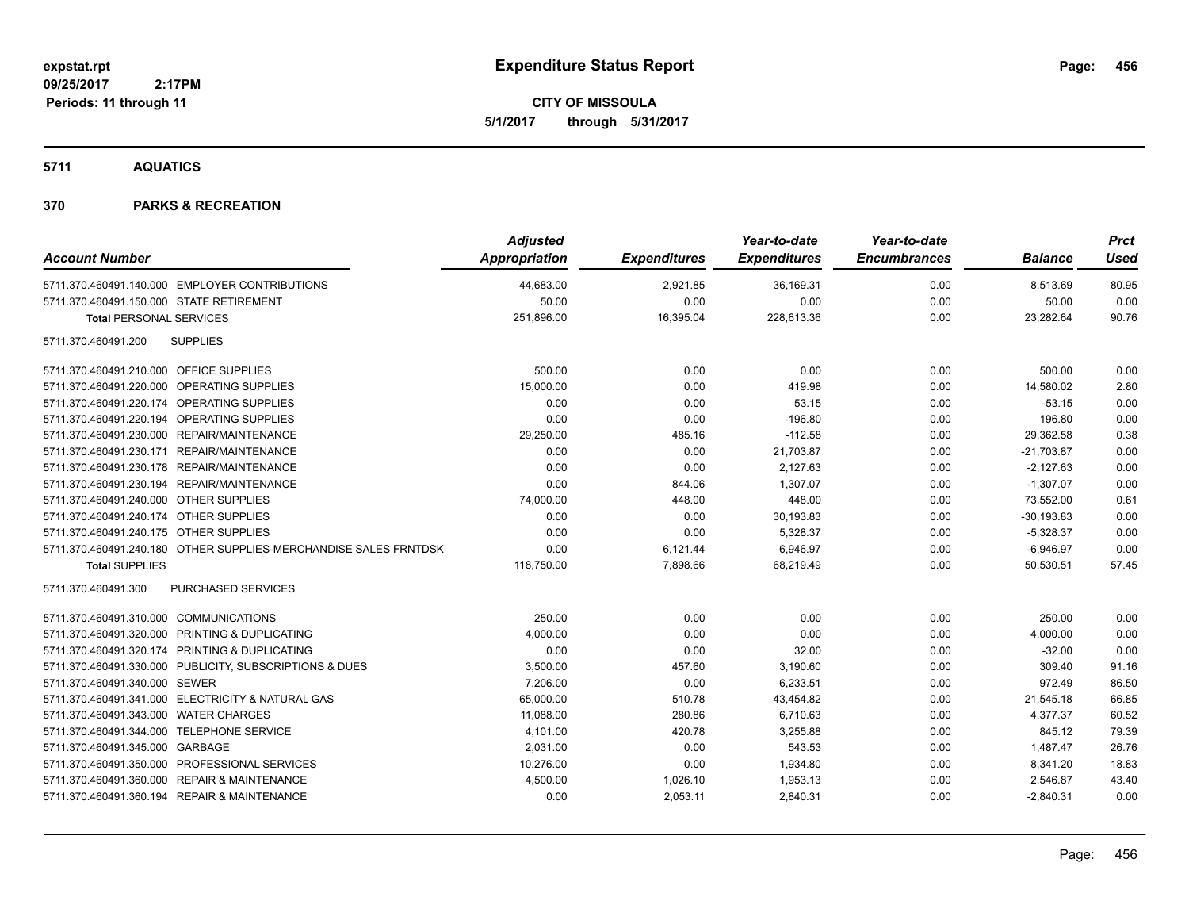# Expenditure Status Report

expstat.rpt
09/25/2017 2:17PM
Periods: 11 through 11

**CITY OF MISSOULA**
**5/1/2017 through 5/31/2017**

## 5711 AQUATICS

## 370 PARKS & RECREATION

| Account Number | | Adjusted Appropriation | Expenditures | Year-to-date Expenditures | Year-to-date Encumbrances | Balance | Prct Used |
|---|---|---|---|---|---|---|---|
| 5711.370.460491.140.000 | EMPLOYER CONTRIBUTIONS | 44,683.00 | 2,921.85 | 36,169.31 | 0.00 | 8,513.69 | 80.95 |
| 5711.370.460491.150.000 | STATE RETIREMENT | 50.00 | 0.00 | 0.00 | 0.00 | 50.00 | 0.00 |
| **Total** PERSONAL SERVICES | | 251,896.00 | 16,395.04 | 228,613.36 | 0.00 | 23,282.64 | 90.76 |
| 5711.370.460491.200 | SUPPLIES | | | | | | |
| 5711.370.460491.210.000 | OFFICE SUPPLIES | 500.00 | 0.00 | 0.00 | 0.00 | 500.00 | 0.00 |
| 5711.370.460491.220.000 | OPERATING SUPPLIES | 15,000.00 | 0.00 | 419.98 | 0.00 | 14,580.02 | 2.80 |
| 5711.370.460491.220.174 | OPERATING SUPPLIES | 0.00 | 0.00 | 53.15 | 0.00 | -53.15 | 0.00 |
| 5711.370.460491.220.194 | OPERATING SUPPLIES | 0.00 | 0.00 | -196.80 | 0.00 | 196.80 | 0.00 |
| 5711.370.460491.230.000 | REPAIR/MAINTENANCE | 29,250.00 | 485.16 | -112.58 | 0.00 | 29,362.58 | 0.38 |
| 5711.370.460491.230.171 | REPAIR/MAINTENANCE | 0.00 | 0.00 | 21,703.87 | 0.00 | -21,703.87 | 0.00 |
| 5711.370.460491.230.178 | REPAIR/MAINTENANCE | 0.00 | 0.00 | 2,127.63 | 0.00 | -2,127.63 | 0.00 |
| 5711.370.460491.230.194 | REPAIR/MAINTENANCE | 0.00 | 844.06 | 1,307.07 | 0.00 | -1,307.07 | 0.00 |
| 5711.370.460491.240.000 | OTHER SUPPLIES | 74,000.00 | 448.00 | 448.00 | 0.00 | 73,552.00 | 0.61 |
| 5711.370.460491.240.174 | OTHER SUPPLIES | 0.00 | 0.00 | 30,193.83 | 0.00 | -30,193.83 | 0.00 |
| 5711.370.460491.240.175 | OTHER SUPPLIES | 0.00 | 0.00 | 5,328.37 | 0.00 | -5,328.37 | 0.00 |
| 5711.370.460491.240.180 | OTHER SUPPLIES-MERCHANDISE SALES FRNTDSK | 0.00 | 6,121.44 | 6,946.97 | 0.00 | -6,946.97 | 0.00 |
| **Total** SUPPLIES | | 118,750.00 | 7,898.66 | 68,219.49 | 0.00 | 50,530.51 | 57.45 |
| 5711.370.460491.300 | PURCHASED SERVICES | | | | | | |
| 5711.370.460491.310.000 | COMMUNICATIONS | 250.00 | 0.00 | 0.00 | 0.00 | 250.00 | 0.00 |
| 5711.370.460491.320.000 | PRINTING & DUPLICATING | 4,000.00 | 0.00 | 0.00 | 0.00 | 4,000.00 | 0.00 |
| 5711.370.460491.320.174 | PRINTING & DUPLICATING | 0.00 | 0.00 | 32.00 | 0.00 | -32.00 | 0.00 |
| 5711.370.460491.330.000 | PUBLICITY, SUBSCRIPTIONS & DUES | 3,500.00 | 457.60 | 3,190.60 | 0.00 | 309.40 | 91.16 |
| 5711.370.460491.340.000 | SEWER | 7,206.00 | 0.00 | 6,233.51 | 0.00 | 972.49 | 86.50 |
| 5711.370.460491.341.000 | ELECTRICITY & NATURAL GAS | 65,000.00 | 510.78 | 43,454.82 | 0.00 | 21,545.18 | 66.85 |
| 5711.370.460491.343.000 | WATER CHARGES | 11,088.00 | 280.86 | 6,710.63 | 0.00 | 4,377.37 | 60.52 |
| 5711.370.460491.344.000 | TELEPHONE SERVICE | 4,101.00 | 420.78 | 3,255.88 | 0.00 | 845.12 | 79.39 |
| 5711.370.460491.345.000 | GARBAGE | 2,031.00 | 0.00 | 543.53 | 0.00 | 1,487.47 | 26.76 |
| 5711.370.460491.350.000 | PROFESSIONAL SERVICES | 10,276.00 | 0.00 | 1,934.80 | 0.00 | 8,341.20 | 18.83 |
| 5711.370.460491.360.000 | REPAIR & MAINTENANCE | 4,500.00 | 1,026.10 | 1,953.13 | 0.00 | 2,546.87 | 43.40 |
| 5711.370.460491.360.194 | REPAIR & MAINTENANCE | 0.00 | 2,053.11 | 2,840.31 | 0.00 | -2,840.31 | 0.00 |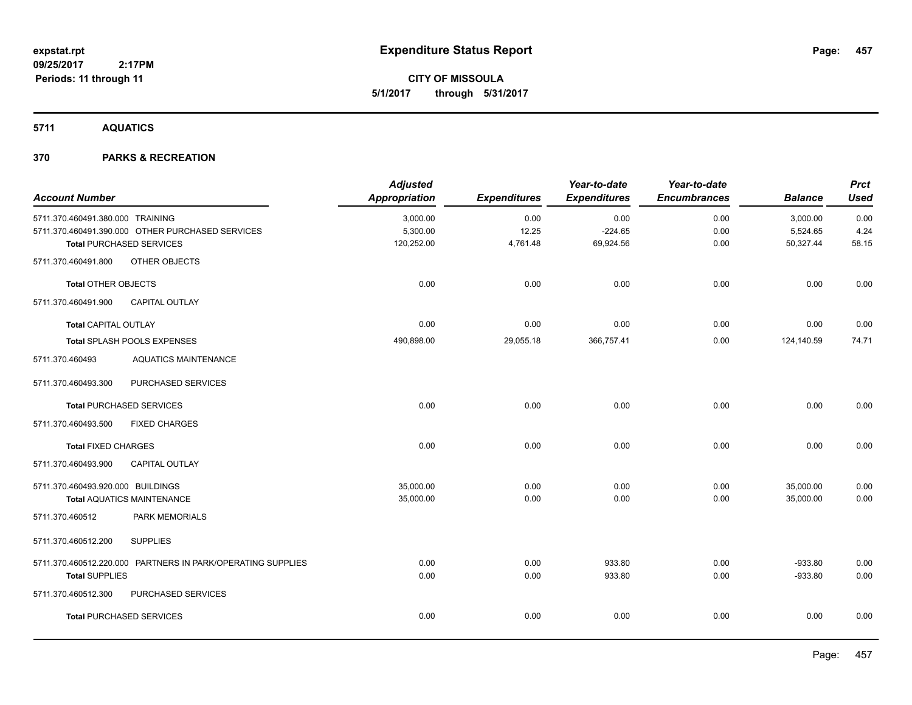**expstat.rpt**
**09/25/2017 2:17PM**
**Periods: 11 through 11**

# Expenditure Status Report

**CITY OF MISSOULA**
**5/1/2017 through 5/31/2017**

## 5711 AQUATICS

## 370 PARKS & RECREATION

| Account Number | | Adjusted Appropriation | Expenditures | Year-to-date Expenditures | Year-to-date Encumbrances | Balance | Prct Used |
|---|---|---|---|---|---|---|---|
| 5711.370.460491.380.000 | TRAINING | 3,000.00 | 0.00 | 0.00 | 0.00 | 3,000.00 | 0.00 |
| 5711.370.460491.390.000 | OTHER PURCHASED SERVICES | 5,300.00 | 12.25 | -224.65 | 0.00 | 5,524.65 | 4.24 |
| **Total** PURCHASED SERVICES | | 120,252.00 | 4,761.48 | 69,924.56 | 0.00 | 50,327.44 | 58.15 |
| 5711.370.460491.800 | OTHER OBJECTS | | | | | | |
| **Total** OTHER OBJECTS | | 0.00 | 0.00 | 0.00 | 0.00 | 0.00 | 0.00 |
| 5711.370.460491.900 | CAPITAL OUTLAY | | | | | | |
| **Total** CAPITAL OUTLAY | | 0.00 | 0.00 | 0.00 | 0.00 | 0.00 | 0.00 |
| **Total** SPLASH POOLS EXPENSES | | 490,898.00 | 29,055.18 | 366,757.41 | 0.00 | 124,140.59 | 74.71 |
| 5711.370.460493 | AQUATICS MAINTENANCE | | | | | | |
| 5711.370.460493.300 | PURCHASED SERVICES | | | | | | |
| **Total** PURCHASED SERVICES | | 0.00 | 0.00 | 0.00 | 0.00 | 0.00 | 0.00 |
| 5711.370.460493.500 | FIXED CHARGES | | | | | | |
| **Total** FIXED CHARGES | | 0.00 | 0.00 | 0.00 | 0.00 | 0.00 | 0.00 |
| 5711.370.460493.900 | CAPITAL OUTLAY | | | | | | |
| 5711.370.460493.920.000 | BUILDINGS | 35,000.00 | 0.00 | 0.00 | 0.00 | 35,000.00 | 0.00 |
| **Total** AQUATICS MAINTENANCE | | 35,000.00 | 0.00 | 0.00 | 0.00 | 35,000.00 | 0.00 |
| 5711.370.460512 | PARK MEMORIALS | | | | | | |
| 5711.370.460512.200 | SUPPLIES | | | | | | |
| 5711.370.460512.220.000 | PARTNERS IN PARK/OPERATING SUPPLIES | 0.00 | 0.00 | 933.80 | 0.00 | -933.80 | 0.00 |
| **Total** SUPPLIES | | 0.00 | 0.00 | 933.80 | 0.00 | -933.80 | 0.00 |
| 5711.370.460512.300 | PURCHASED SERVICES | | | | | | |
| **Total** PURCHASED SERVICES | | 0.00 | 0.00 | 0.00 | 0.00 | 0.00 | 0.00 |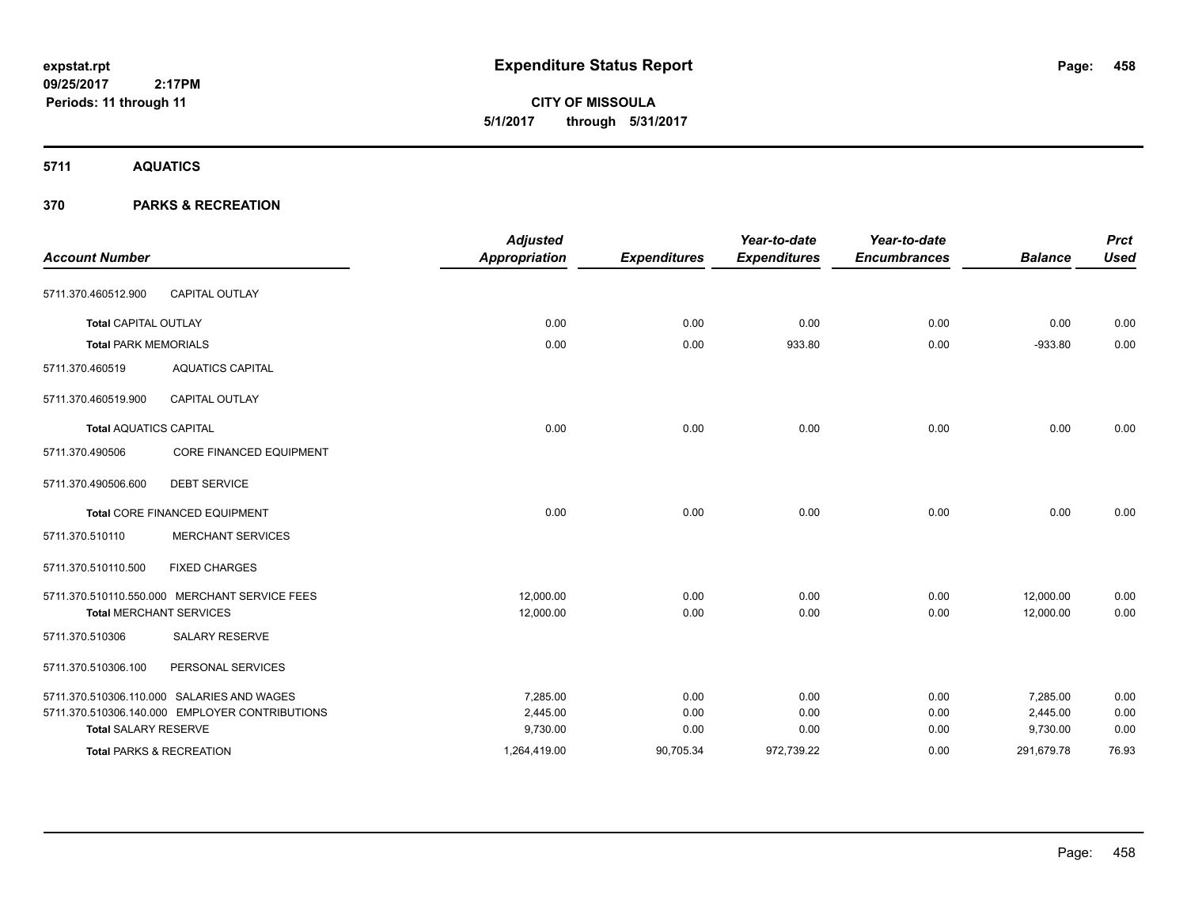**expstat.rpt**
**09/25/2017 2:17PM**
**Periods: 11 through 11**

# Expenditure Status Report

**CITY OF MISSOULA**
**5/1/2017 through 5/31/2017**

## 5711 AQUATICS

## 370 PARKS & RECREATION

| Account Number | | Adjusted Appropriation | Expenditures | Year-to-date Expenditures | Year-to-date Encumbrances | Balance | Prct Used |
|---|---|---|---|---|---|---|---|
| 5711.370.460512.900 | CAPITAL OUTLAY | | | | | | |
| **Total** CAPITAL OUTLAY | | 0.00 | 0.00 | 0.00 | 0.00 | 0.00 | 0.00 |
| **Total** PARK MEMORIALS | | 0.00 | 0.00 | 933.80 | 0.00 | -933.80 | 0.00 |
| 5711.370.460519 | AQUATICS CAPITAL | | | | | | |
| 5711.370.460519.900 | CAPITAL OUTLAY | | | | | | |
| **Total** AQUATICS CAPITAL | | 0.00 | 0.00 | 0.00 | 0.00 | 0.00 | 0.00 |
| 5711.370.490506 | CORE FINANCED EQUIPMENT | | | | | | |
| 5711.370.490506.600 | DEBT SERVICE | | | | | | |
| **Total** CORE FINANCED EQUIPMENT | | 0.00 | 0.00 | 0.00 | 0.00 | 0.00 | 0.00 |
| 5711.370.510110 | MERCHANT SERVICES | | | | | | |
| 5711.370.510110.500 | FIXED CHARGES | | | | | | |
| 5711.370.510110.550.000 | MERCHANT SERVICE FEES | 12,000.00 | 0.00 | 0.00 | 0.00 | 12,000.00 | 0.00 |
| **Total** MERCHANT SERVICES | | 12,000.00 | 0.00 | 0.00 | 0.00 | 12,000.00 | 0.00 |
| 5711.370.510306 | SALARY RESERVE | | | | | | |
| 5711.370.510306.100 | PERSONAL SERVICES | | | | | | |
| 5711.370.510306.110.000 | SALARIES AND WAGES | 7,285.00 | 0.00 | 0.00 | 0.00 | 7,285.00 | 0.00 |
| 5711.370.510306.140.000 | EMPLOYER CONTRIBUTIONS | 2,445.00 | 0.00 | 0.00 | 0.00 | 2,445.00 | 0.00 |
| **Total** SALARY RESERVE | | 9,730.00 | 0.00 | 0.00 | 0.00 | 9,730.00 | 0.00 |
| **Total** PARKS & RECREATION | | 1,264,419.00 | 90,705.34 | 972,739.22 | 0.00 | 291,679.78 | 76.93 |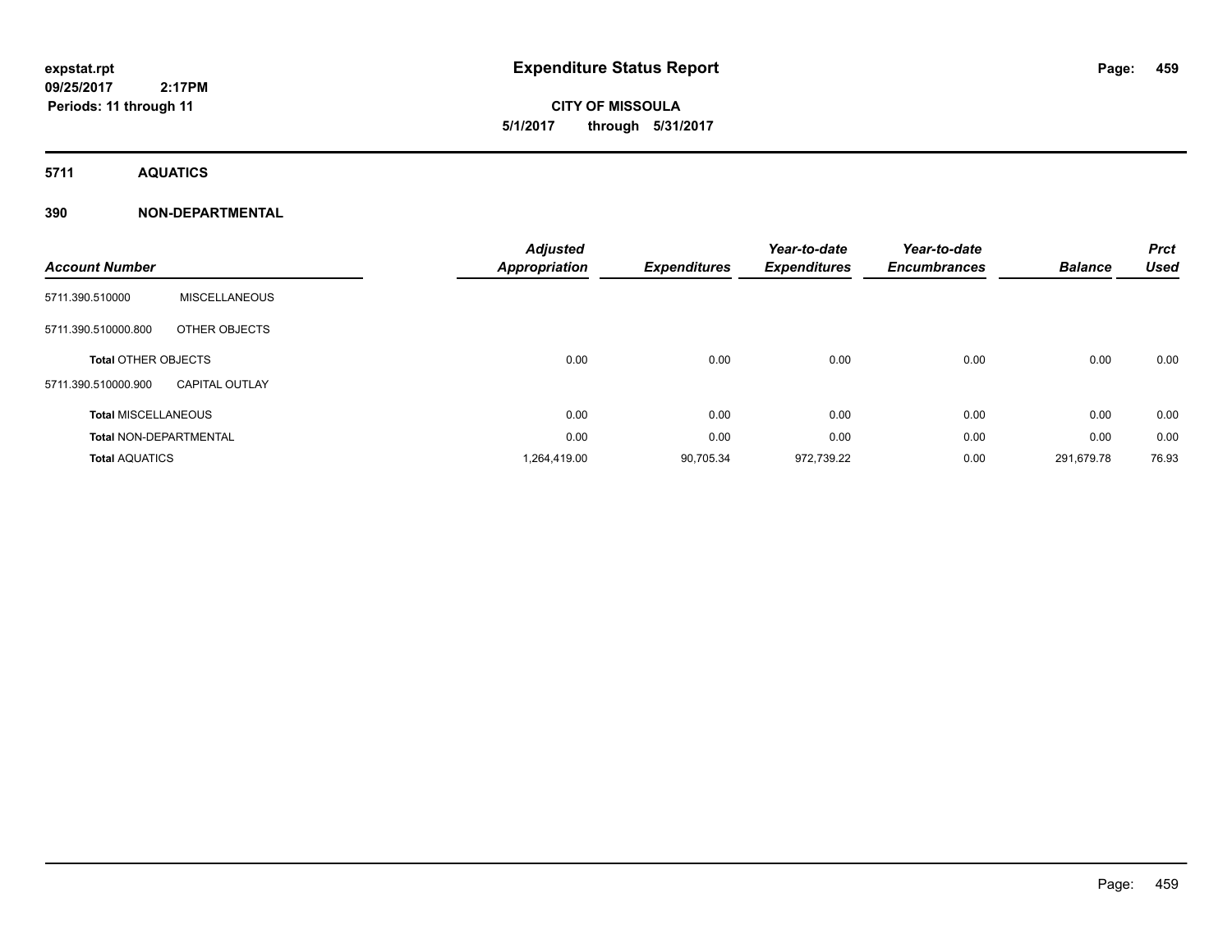**expstat.rpt**
**09/25/2017 2:17PM**
**Periods: 11 through 11**

# Expenditure Status Report

**CITY OF MISSOULA**
**5/1/2017 through 5/31/2017**

## 5711 AQUATICS

### 390 NON-DEPARTMENTAL

| Account Number | | Adjusted Appropriation | Expenditures | Year-to-date Expenditures | Year-to-date Encumbrances | Balance | Prct Used |
|---|---|---|---|---|---|---|---|
| 5711.390.510000 | MISCELLANEOUS | | | | | | |
| 5711.390.510000.800 | OTHER OBJECTS | | | | | | |
| Total OTHER OBJECTS | | 0.00 | 0.00 | 0.00 | 0.00 | 0.00 | 0.00 |
| 5711.390.510000.900 | CAPITAL OUTLAY | | | | | | |
| Total MISCELLANEOUS | | 0.00 | 0.00 | 0.00 | 0.00 | 0.00 | 0.00 |
| Total NON-DEPARTMENTAL | | 0.00 | 0.00 | 0.00 | 0.00 | 0.00 | 0.00 |
| Total AQUATICS | | 1,264,419.00 | 90,705.34 | 972,739.22 | 0.00 | 291,679.78 | 76.93 |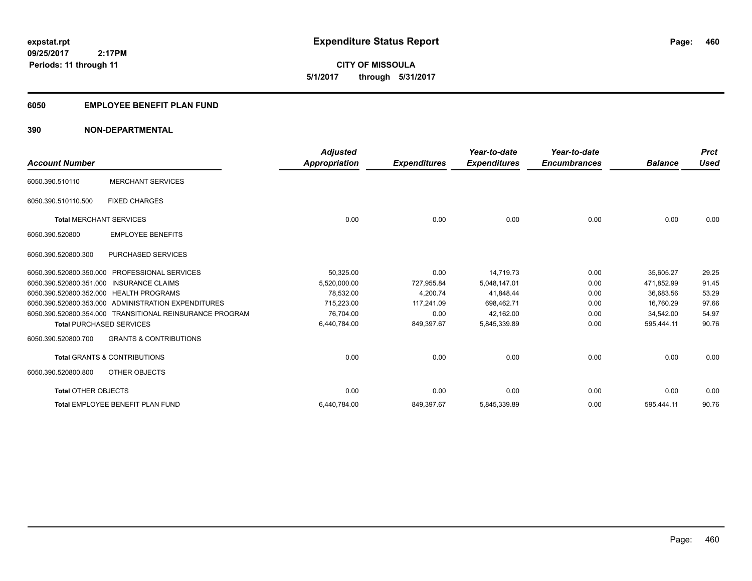**expstat.rpt**
**09/25/2017 2:17PM**
**Periods: 11 through 11**

# Expenditure Status Report

**CITY OF MISSOULA**
**5/1/2017 through 5/31/2017**

## 6050 EMPLOYEE BENEFIT PLAN FUND

## 390 NON-DEPARTMENTAL

| Account Number | | Adjusted Appropriation | Expenditures | Year-to-date Expenditures | Year-to-date Encumbrances | Balance | Prct Used |
|---|---|---|---|---|---|---|---|
| 6050.390.510110 | MERCHANT SERVICES | | | | | | |
| 6050.390.510110.500 | FIXED CHARGES | | | | | | |
| **Total** MERCHANT SERVICES | | 0.00 | 0.00 | 0.00 | 0.00 | 0.00 | 0.00 |
| 6050.390.520800 | EMPLOYEE BENEFITS | | | | | | |
| 6050.390.520800.300 | PURCHASED SERVICES | | | | | | |
| 6050.390.520800.350.000 | PROFESSIONAL SERVICES | 50,325.00 | 0.00 | 14,719.73 | 0.00 | 35,605.27 | 29.25 |
| 6050.390.520800.351.000 | INSURANCE CLAIMS | 5,520,000.00 | 727,955.84 | 5,048,147.01 | 0.00 | 471,852.99 | 91.45 |
| 6050.390.520800.352.000 | HEALTH PROGRAMS | 78,532.00 | 4,200.74 | 41,848.44 | 0.00 | 36,683.56 | 53.29 |
| 6050.390.520800.353.000 | ADMINISTRATION EXPENDITURES | 715,223.00 | 117,241.09 | 698,462.71 | 0.00 | 16,760.29 | 97.66 |
| 6050.390.520800.354.000 | TRANSITIONAL REINSURANCE PROGRAM | 76,704.00 | 0.00 | 42,162.00 | 0.00 | 34,542.00 | 54.97 |
| **Total** PURCHASED SERVICES | | 6,440,784.00 | 849,397.67 | 5,845,339.89 | 0.00 | 595,444.11 | 90.76 |
| 6050.390.520800.700 | GRANTS & CONTRIBUTIONS | | | | | | |
| **Total** GRANTS & CONTRIBUTIONS | | 0.00 | 0.00 | 0.00 | 0.00 | 0.00 | 0.00 |
| 6050.390.520800.800 | OTHER OBJECTS | | | | | | |
| **Total** OTHER OBJECTS | | 0.00 | 0.00 | 0.00 | 0.00 | 0.00 | 0.00 |
| **Total** EMPLOYEE BENEFIT PLAN FUND | | 6,440,784.00 | 849,397.67 | 5,845,339.89 | 0.00 | 595,444.11 | 90.76 |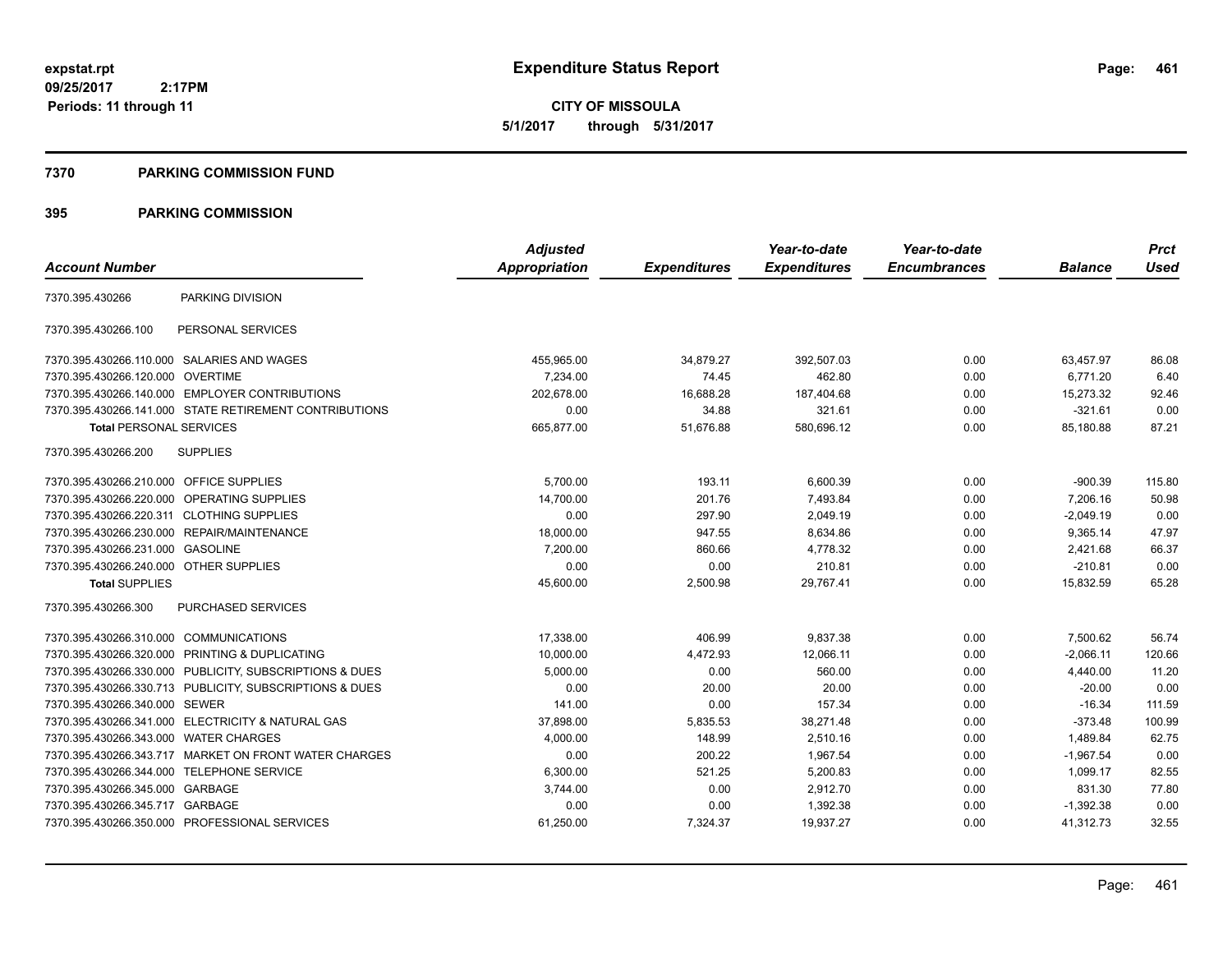# Expenditure Status Report

**CITY OF MISSOULA**
**5/1/2017 through 5/31/2017**

expstat.rpt
09/25/2017 2:17PM
Periods: 11 through 11

## 7370 PARKING COMMISSION FUND

## 395 PARKING COMMISSION

| Account Number | | Adjusted Appropriation | Expenditures | Year-to-date Expenditures | Year-to-date Encumbrances | Balance | Prct Used |
|---|---|---|---|---|---|---|---|
| 7370.395.430266 | PARKING DIVISION | | | | | | |
| 7370.395.430266.100 | PERSONAL SERVICES | | | | | | |
| 7370.395.430266.110.000 | SALARIES AND WAGES | 455,965.00 | 34,879.27 | 392,507.03 | 0.00 | 63,457.97 | 86.08 |
| 7370.395.430266.120.000 | OVERTIME | 7,234.00 | 74.45 | 462.80 | 0.00 | 6,771.20 | 6.40 |
| 7370.395.430266.140.000 | EMPLOYER CONTRIBUTIONS | 202,678.00 | 16,688.28 | 187,404.68 | 0.00 | 15,273.32 | 92.46 |
| 7370.395.430266.141.000 | STATE RETIREMENT CONTRIBUTIONS | 0.00 | 34.88 | 321.61 | 0.00 | -321.61 | 0.00 |
| **Total** PERSONAL SERVICES | | 665,877.00 | 51,676.88 | 580,696.12 | 0.00 | 85,180.88 | 87.21 |
| 7370.395.430266.200 | SUPPLIES | | | | | | |
| 7370.395.430266.210.000 | OFFICE SUPPLIES | 5,700.00 | 193.11 | 6,600.39 | 0.00 | -900.39 | 115.80 |
| 7370.395.430266.220.000 | OPERATING SUPPLIES | 14,700.00 | 201.76 | 7,493.84 | 0.00 | 7,206.16 | 50.98 |
| 7370.395.430266.220.311 | CLOTHING SUPPLIES | 0.00 | 297.90 | 2,049.19 | 0.00 | -2,049.19 | 0.00 |
| 7370.395.430266.230.000 | REPAIR/MAINTENANCE | 18,000.00 | 947.55 | 8,634.86 | 0.00 | 9,365.14 | 47.97 |
| 7370.395.430266.231.000 | GASOLINE | 7,200.00 | 860.66 | 4,778.32 | 0.00 | 2,421.68 | 66.37 |
| 7370.395.430266.240.000 | OTHER SUPPLIES | 0.00 | 0.00 | 210.81 | 0.00 | -210.81 | 0.00 |
| **Total** SUPPLIES | | 45,600.00 | 2,500.98 | 29,767.41 | 0.00 | 15,832.59 | 65.28 |
| 7370.395.430266.300 | PURCHASED SERVICES | | | | | | |
| 7370.395.430266.310.000 | COMMUNICATIONS | 17,338.00 | 406.99 | 9,837.38 | 0.00 | 7,500.62 | 56.74 |
| 7370.395.430266.320.000 | PRINTING & DUPLICATING | 10,000.00 | 4,472.93 | 12,066.11 | 0.00 | -2,066.11 | 120.66 |
| 7370.395.430266.330.000 | PUBLICITY, SUBSCRIPTIONS & DUES | 5,000.00 | 0.00 | 560.00 | 0.00 | 4,440.00 | 11.20 |
| 7370.395.430266.330.713 | PUBLICITY, SUBSCRIPTIONS & DUES | 0.00 | 20.00 | 20.00 | 0.00 | -20.00 | 0.00 |
| 7370.395.430266.340.000 | SEWER | 141.00 | 0.00 | 157.34 | 0.00 | -16.34 | 111.59 |
| 7370.395.430266.341.000 | ELECTRICITY & NATURAL GAS | 37,898.00 | 5,835.53 | 38,271.48 | 0.00 | -373.48 | 100.99 |
| 7370.395.430266.343.000 | WATER CHARGES | 4,000.00 | 148.99 | 2,510.16 | 0.00 | 1,489.84 | 62.75 |
| 7370.395.430266.343.717 | MARKET ON FRONT WATER CHARGES | 0.00 | 200.22 | 1,967.54 | 0.00 | -1,967.54 | 0.00 |
| 7370.395.430266.344.000 | TELEPHONE SERVICE | 6,300.00 | 521.25 | 5,200.83 | 0.00 | 1,099.17 | 82.55 |
| 7370.395.430266.345.000 | GARBAGE | 3,744.00 | 0.00 | 2,912.70 | 0.00 | 831.30 | 77.80 |
| 7370.395.430266.345.717 | GARBAGE | 0.00 | 0.00 | 1,392.38 | 0.00 | -1,392.38 | 0.00 |
| 7370.395.430266.350.000 | PROFESSIONAL SERVICES | 61,250.00 | 7,324.37 | 19,937.27 | 0.00 | 41,312.73 | 32.55 |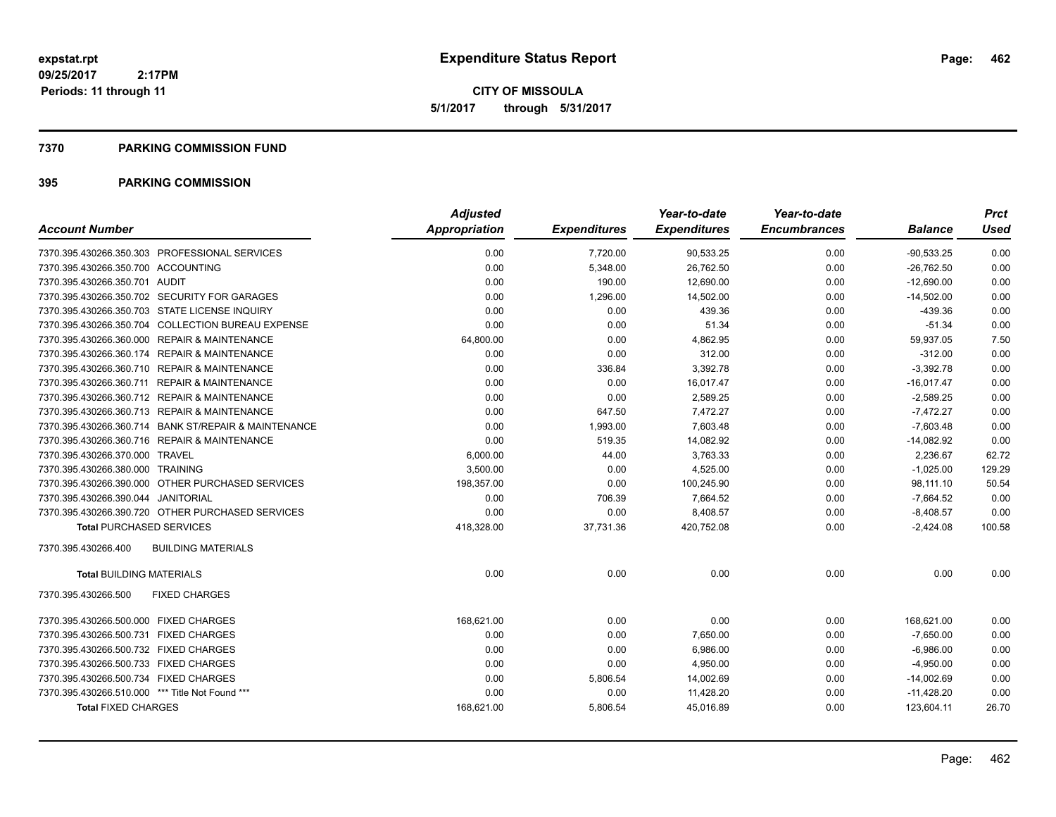**expstat.rpt**
**09/25/2017 2:17PM**
**Periods: 11 through 11**

# Expenditure Status Report

**CITY OF MISSOULA**
**5/1/2017 through 5/31/2017**

## 7370 PARKING COMMISSION FUND

## 395 PARKING COMMISSION

| Account Number | | Adjusted Appropriation | Expenditures | Year-to-date Expenditures | Year-to-date Encumbrances | Balance | Prct Used |
|---|---|---|---|---|---|---|---|
| 7370.395.430266.350.303 | PROFESSIONAL SERVICES | 0.00 | 7,720.00 | 90,533.25 | 0.00 | -90,533.25 | 0.00 |
| 7370.395.430266.350.700 | ACCOUNTING | 0.00 | 5,348.00 | 26,762.50 | 0.00 | -26,762.50 | 0.00 |
| 7370.395.430266.350.701 | AUDIT | 0.00 | 190.00 | 12,690.00 | 0.00 | -12,690.00 | 0.00 |
| 7370.395.430266.350.702 | SECURITY FOR GARAGES | 0.00 | 1,296.00 | 14,502.00 | 0.00 | -14,502.00 | 0.00 |
| 7370.395.430266.350.703 | STATE LICENSE INQUIRY | 0.00 | 0.00 | 439.36 | 0.00 | -439.36 | 0.00 |
| 7370.395.430266.350.704 | COLLECTION BUREAU EXPENSE | 0.00 | 0.00 | 51.34 | 0.00 | -51.34 | 0.00 |
| 7370.395.430266.360.000 | REPAIR & MAINTENANCE | 64,800.00 | 0.00 | 4,862.95 | 0.00 | 59,937.05 | 7.50 |
| 7370.395.430266.360.174 | REPAIR & MAINTENANCE | 0.00 | 0.00 | 312.00 | 0.00 | -312.00 | 0.00 |
| 7370.395.430266.360.710 | REPAIR & MAINTENANCE | 0.00 | 336.84 | 3,392.78 | 0.00 | -3,392.78 | 0.00 |
| 7370.395.430266.360.711 | REPAIR & MAINTENANCE | 0.00 | 0.00 | 16,017.47 | 0.00 | -16,017.47 | 0.00 |
| 7370.395.430266.360.712 | REPAIR & MAINTENANCE | 0.00 | 0.00 | 2,589.25 | 0.00 | -2,589.25 | 0.00 |
| 7370.395.430266.360.713 | REPAIR & MAINTENANCE | 0.00 | 647.50 | 7,472.27 | 0.00 | -7,472.27 | 0.00 |
| 7370.395.430266.360.714 | BANK ST/REPAIR & MAINTENANCE | 0.00 | 1,993.00 | 7,603.48 | 0.00 | -7,603.48 | 0.00 |
| 7370.395.430266.360.716 | REPAIR & MAINTENANCE | 0.00 | 519.35 | 14,082.92 | 0.00 | -14,082.92 | 0.00 |
| 7370.395.430266.370.000 | TRAVEL | 6,000.00 | 44.00 | 3,763.33 | 0.00 | 2,236.67 | 62.72 |
| 7370.395.430266.380.000 | TRAINING | 3,500.00 | 0.00 | 4,525.00 | 0.00 | -1,025.00 | 129.29 |
| 7370.395.430266.390.000 | OTHER PURCHASED SERVICES | 198,357.00 | 0.00 | 100,245.90 | 0.00 | 98,111.10 | 50.54 |
| 7370.395.430266.390.044 | JANITORIAL | 0.00 | 706.39 | 7,664.52 | 0.00 | -7,664.52 | 0.00 |
| 7370.395.430266.390.720 | OTHER PURCHASED SERVICES | 0.00 | 0.00 | 8,408.57 | 0.00 | -8,408.57 | 0.00 |
| **Total PURCHASED SERVICES** | | 418,328.00 | 37,731.36 | 420,752.08 | 0.00 | -2,424.08 | 100.58 |
| 7370.395.430266.400 | BUILDING MATERIALS | | | | | | |
| **Total BUILDING MATERIALS** | | 0.00 | 0.00 | 0.00 | 0.00 | 0.00 | 0.00 |
| 7370.395.430266.500 | FIXED CHARGES | | | | | | |
| 7370.395.430266.500.000 | FIXED CHARGES | 168,621.00 | 0.00 | 0.00 | 0.00 | 168,621.00 | 0.00 |
| 7370.395.430266.500.731 | FIXED CHARGES | 0.00 | 0.00 | 7,650.00 | 0.00 | -7,650.00 | 0.00 |
| 7370.395.430266.500.732 | FIXED CHARGES | 0.00 | 0.00 | 6,986.00 | 0.00 | -6,986.00 | 0.00 |
| 7370.395.430266.500.733 | FIXED CHARGES | 0.00 | 0.00 | 4,950.00 | 0.00 | -4,950.00 | 0.00 |
| 7370.395.430266.500.734 | FIXED CHARGES | 0.00 | 5,806.54 | 14,002.69 | 0.00 | -14,002.69 | 0.00 |
| 7370.395.430266.510.000 | *** Title Not Found *** | 0.00 | 0.00 | 11,428.20 | 0.00 | -11,428.20 | 0.00 |
| **Total FIXED CHARGES** | | 168,621.00 | 5,806.54 | 45,016.89 | 0.00 | 123,604.11 | 26.70 |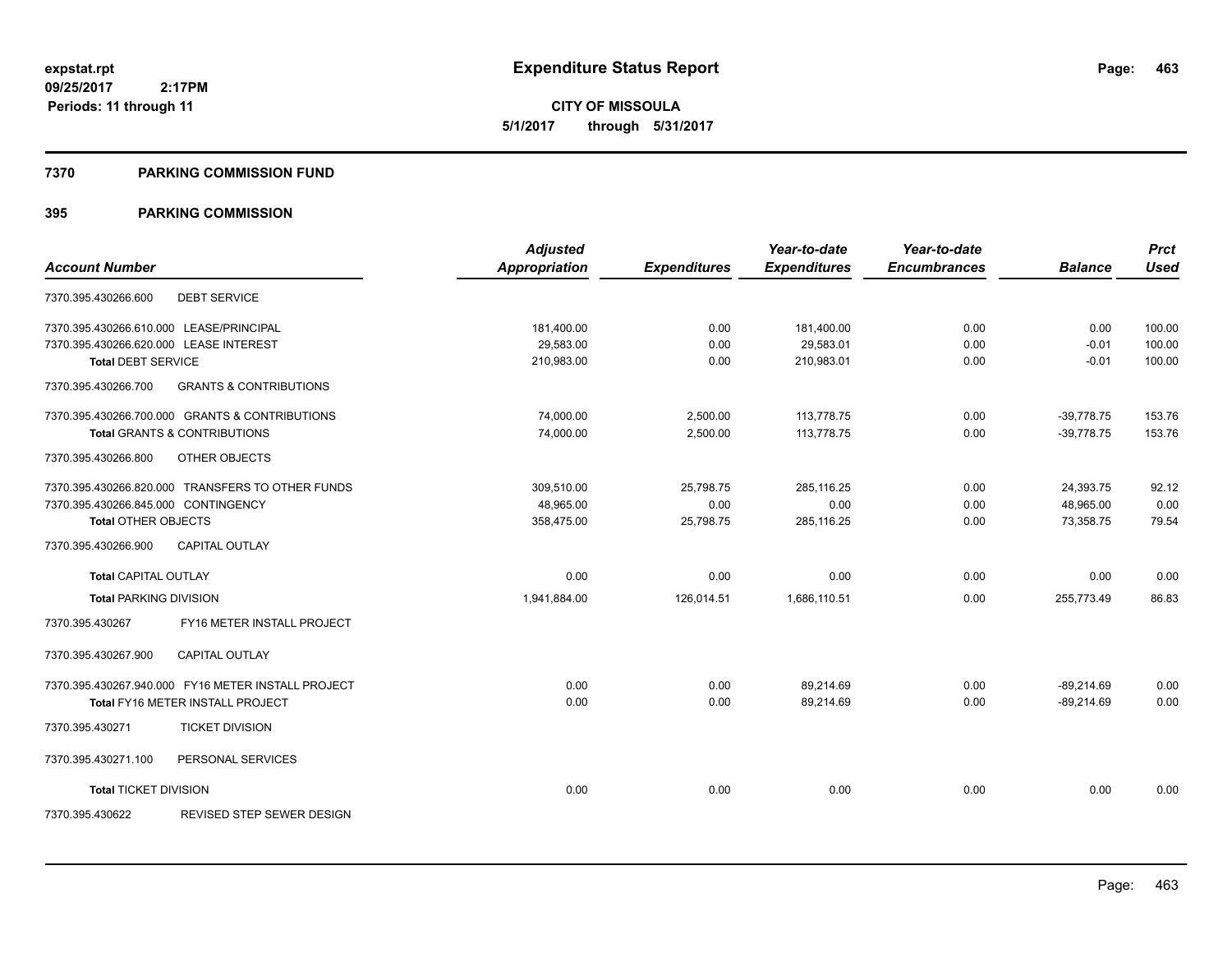**expstat.rpt**
**09/25/2017 2:17PM**
**Periods: 11 through 11**

# Expenditure Status Report

**CITY OF MISSOULA**
**5/1/2017 through 5/31/2017**

## 7370 PARKING COMMISSION FUND

## 395 PARKING COMMISSION

| Account Number | | Adjusted Appropriation | Expenditures | Year-to-date Expenditures | Year-to-date Encumbrances | Balance | Prct Used |
|---|---|---|---|---|---|---|---|
| 7370.395.430266.600 | DEBT SERVICE | | | | | | |
| 7370.395.430266.610.000 | LEASE/PRINCIPAL | 181,400.00 | 0.00 | 181,400.00 | 0.00 | 0.00 | 100.00 |
| 7370.395.430266.620.000 | LEASE INTEREST | 29,583.00 | 0.00 | 29,583.01 | 0.00 | -0.01 | 100.00 |
| **Total DEBT SERVICE** | | 210,983.00 | 0.00 | 210,983.01 | 0.00 | -0.01 | 100.00 |
| 7370.395.430266.700 | GRANTS & CONTRIBUTIONS | | | | | | |
| 7370.395.430266.700.000 | GRANTS & CONTRIBUTIONS | 74,000.00 | 2,500.00 | 113,778.75 | 0.00 | -39,778.75 | 153.76 |
| **Total GRANTS & CONTRIBUTIONS** | | 74,000.00 | 2,500.00 | 113,778.75 | 0.00 | -39,778.75 | 153.76 |
| 7370.395.430266.800 | OTHER OBJECTS | | | | | | |
| 7370.395.430266.820.000 | TRANSFERS TO OTHER FUNDS | 309,510.00 | 25,798.75 | 285,116.25 | 0.00 | 24,393.75 | 92.12 |
| 7370.395.430266.845.000 | CONTINGENCY | 48,965.00 | 0.00 | 0.00 | 0.00 | 48,965.00 | 0.00 |
| **Total OTHER OBJECTS** | | 358,475.00 | 25,798.75 | 285,116.25 | 0.00 | 73,358.75 | 79.54 |
| 7370.395.430266.900 | CAPITAL OUTLAY | | | | | | |
| **Total CAPITAL OUTLAY** | | 0.00 | 0.00 | 0.00 | 0.00 | 0.00 | 0.00 |
| **Total PARKING DIVISION** | | 1,941,884.00 | 126,014.51 | 1,686,110.51 | 0.00 | 255,773.49 | 86.83 |
| 7370.395.430267 | FY16 METER INSTALL PROJECT | | | | | | |
| 7370.395.430267.900 | CAPITAL OUTLAY | | | | | | |
| 7370.395.430267.940.000 | FY16 METER INSTALL PROJECT | 0.00 | 0.00 | 89,214.69 | 0.00 | -89,214.69 | 0.00 |
| **Total FY16 METER INSTALL PROJECT** | | 0.00 | 0.00 | 89,214.69 | 0.00 | -89,214.69 | 0.00 |
| 7370.395.430271 | TICKET DIVISION | | | | | | |
| 7370.395.430271.100 | PERSONAL SERVICES | | | | | | |
| **Total TICKET DIVISION** | | 0.00 | 0.00 | 0.00 | 0.00 | 0.00 | 0.00 |
| 7370.395.430622 | REVISED STEP SEWER DESIGN | | | | | | |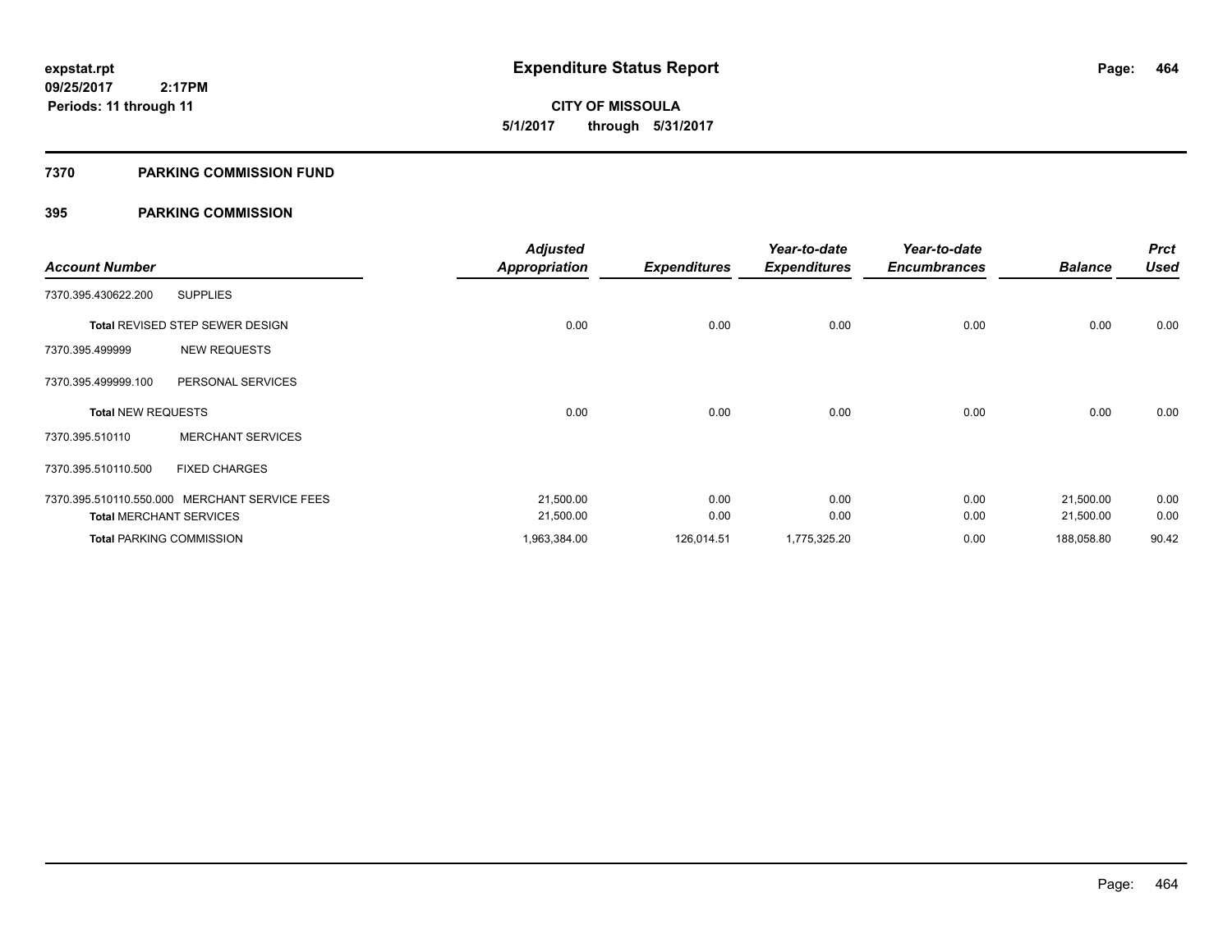**expstat.rpt**
**09/25/2017 2:17PM**
**Periods: 11 through 11**

# Expenditure Status Report

**CITY OF MISSOULA**
**5/1/2017 through 5/31/2017**

## 7370 PARKING COMMISSION FUND

## 395 PARKING COMMISSION

| Account Number | | Adjusted Appropriation | Expenditures | Year-to-date Expenditures | Year-to-date Encumbrances | Balance | Prct Used |
|---|---|---|---|---|---|---|---|
| 7370.395.430622.200 | SUPPLIES | | | | | | |
| **Total** REVISED STEP SEWER DESIGN | | 0.00 | 0.00 | 0.00 | 0.00 | 0.00 | 0.00 |
| 7370.395.499999 | NEW REQUESTS | | | | | | |
| 7370.395.499999.100 | PERSONAL SERVICES | | | | | | |
| **Total** NEW REQUESTS | | 0.00 | 0.00 | 0.00 | 0.00 | 0.00 | 0.00 |
| 7370.395.510110 | MERCHANT SERVICES | | | | | | |
| 7370.395.510110.500 | FIXED CHARGES | | | | | | |
| 7370.395.510110.550.000 | MERCHANT SERVICE FEES | 21,500.00 | 0.00 | 0.00 | 0.00 | 21,500.00 | 0.00 |
| **Total** MERCHANT SERVICES | | 21,500.00 | 0.00 | 0.00 | 0.00 | 21,500.00 | 0.00 |
| **Total** PARKING COMMISSION | | 1,963,384.00 | 126,014.51 | 1,775,325.20 | 0.00 | 188,058.80 | 90.42 |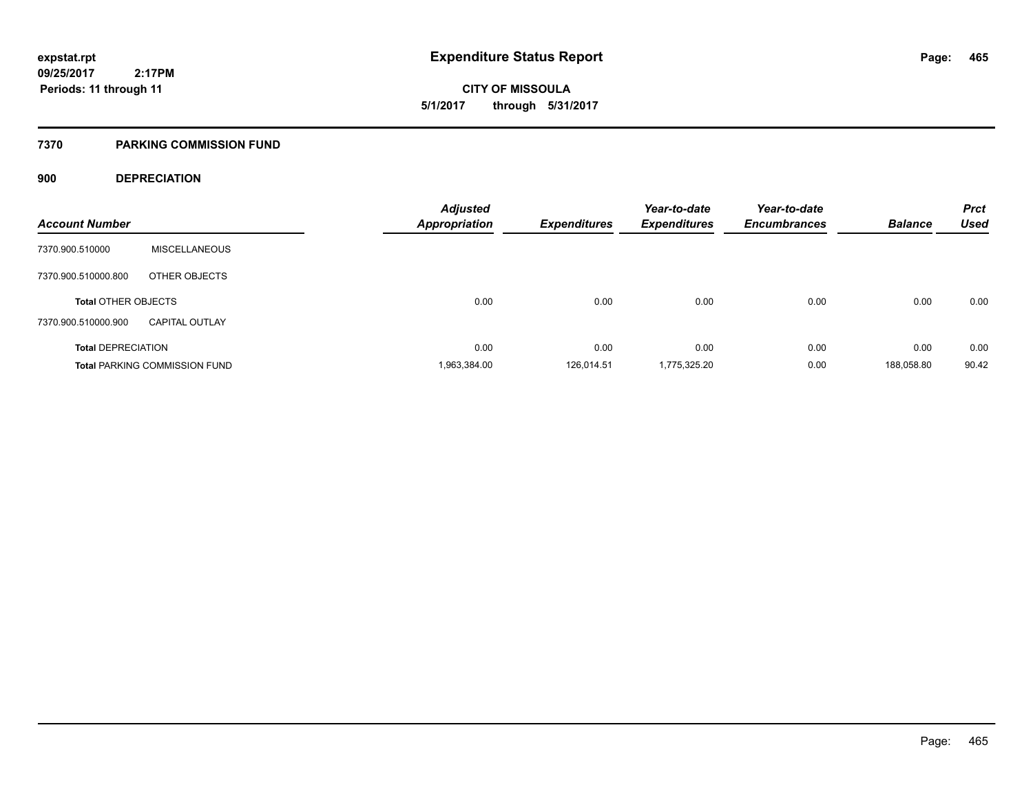**Expenditure Status Report**

**CITY OF MISSOULA**

**5/1/2017 through 5/31/2017**

expstat.rpt
09/25/2017 2:17PM
Periods: 11 through 11

## 7370 PARKING COMMISSION FUND

### 900 DEPRECIATION

| Account Number | | Adjusted Appropriation | Expenditures | Year-to-date Expenditures | Year-to-date Encumbrances | Balance | Prct Used |
|---|---|---|---|---|---|---|---|
| 7370.900.510000 | MISCELLANEOUS | | | | | | |
| 7370.900.510000.800 | OTHER OBJECTS | | | | | | |
| **Total** OTHER OBJECTS | | 0.00 | 0.00 | 0.00 | 0.00 | 0.00 | 0.00 |
| 7370.900.510000.900 | CAPITAL OUTLAY | | | | | | |
| **Total** DEPRECIATION | | 0.00 | 0.00 | 0.00 | 0.00 | 0.00 | 0.00 |
| **Total** PARKING COMMISSION FUND | | 1,963,384.00 | 126,014.51 | 1,775,325.20 | 0.00 | 188,058.80 | 90.42 |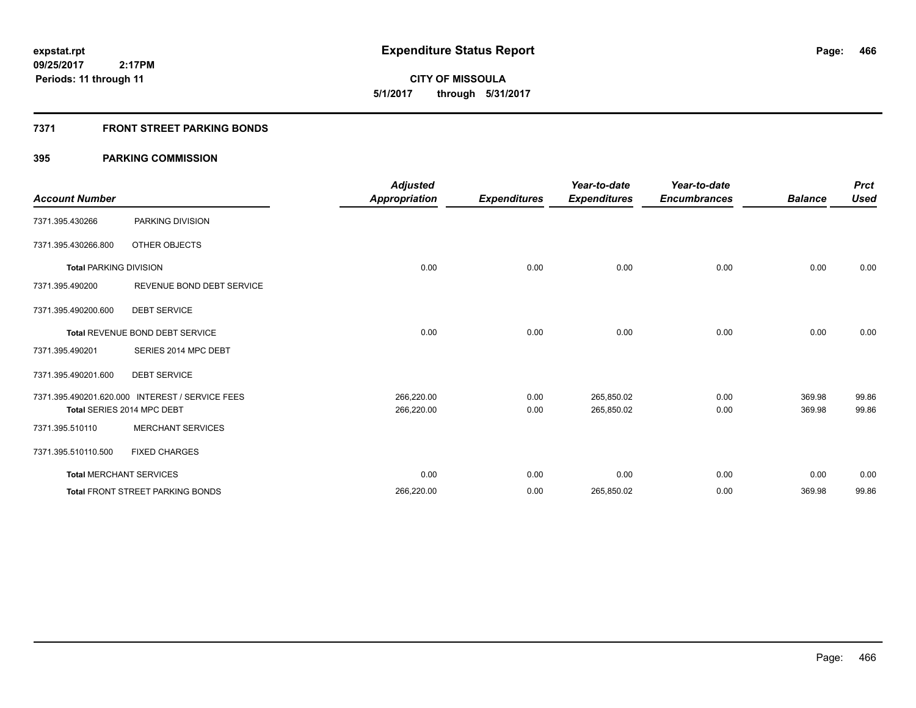**expstat.rpt**
**09/25/2017 2:17PM**
**Periods: 11 through 11**

# Expenditure Status Report

**CITY OF MISSOULA**
**5/1/2017 through 5/31/2017**

## 7371 FRONT STREET PARKING BONDS

## 395 PARKING COMMISSION

| Account Number | | Adjusted Appropriation | Expenditures | Year-to-date Expenditures | Year-to-date Encumbrances | Balance | Prct Used |
|---|---|---|---|---|---|---|---|
| 7371.395.430266 | PARKING DIVISION | | | | | | |
| 7371.395.430266.800 | OTHER OBJECTS | | | | | | |
| **Total** PARKING DIVISION | | 0.00 | 0.00 | 0.00 | 0.00 | 0.00 | 0.00 |
| 7371.395.490200 | REVENUE BOND DEBT SERVICE | | | | | | |
| 7371.395.490200.600 | DEBT SERVICE | | | | | | |
| **Total** REVENUE BOND DEBT SERVICE | | 0.00 | 0.00 | 0.00 | 0.00 | 0.00 | 0.00 |
| 7371.395.490201 | SERIES 2014 MPC DEBT | | | | | | |
| 7371.395.490201.600 | DEBT SERVICE | | | | | | |
| 7371.395.490201.620.000 | INTEREST / SERVICE FEES | 266,220.00 | 0.00 | 265,850.02 | 0.00 | 369.98 | 99.86 |
| **Total** SERIES 2014 MPC DEBT | | 266,220.00 | 0.00 | 265,850.02 | 0.00 | 369.98 | 99.86 |
| 7371.395.510110 | MERCHANT SERVICES | | | | | | |
| 7371.395.510110.500 | FIXED CHARGES | | | | | | |
| **Total** MERCHANT SERVICES | | 0.00 | 0.00 | 0.00 | 0.00 | 0.00 | 0.00 |
| **Total** FRONT STREET PARKING BONDS | | 266,220.00 | 0.00 | 265,850.02 | 0.00 | 369.98 | 99.86 |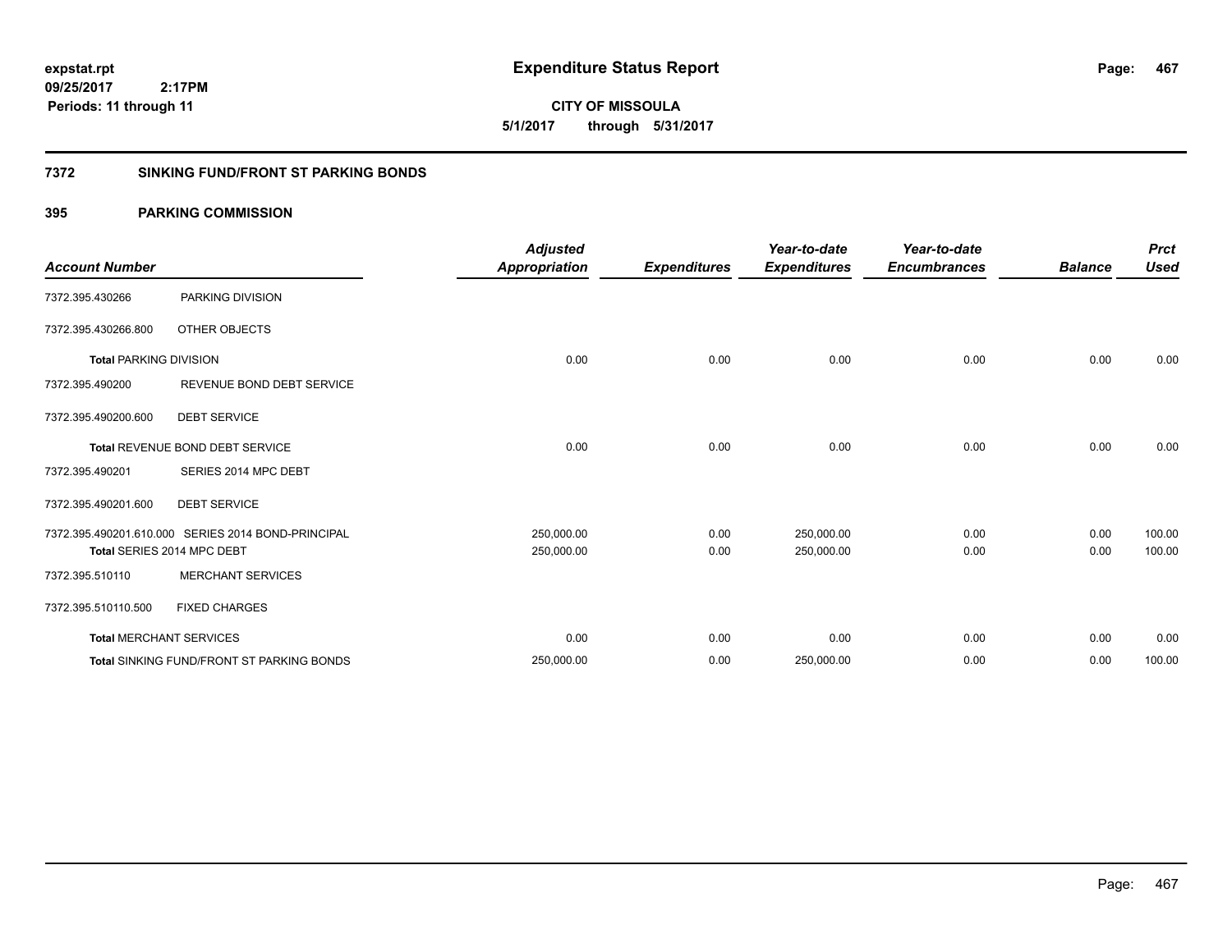# Expenditure Status Report

expstat.rpt
09/25/2017 2:17PM
Periods: 11 through 11

CITY OF MISSOULA
5/1/2017 through 5/31/2017

## 7372 SINKING FUND/FRONT ST PARKING BONDS

### 395 PARKING COMMISSION

| Account Number | | Adjusted Appropriation | Expenditures | Year-to-date Expenditures | Year-to-date Encumbrances | Balance | Prct Used |
|---|---|---|---|---|---|---|---|
| 7372.395.430266 | PARKING DIVISION | | | | | | |
| 7372.395.430266.800 | OTHER OBJECTS | | | | | | |
| **Total** PARKING DIVISION | | 0.00 | 0.00 | 0.00 | 0.00 | 0.00 | 0.00 |
| 7372.395.490200 | REVENUE BOND DEBT SERVICE | | | | | | |
| 7372.395.490200.600 | DEBT SERVICE | | | | | | |
| **Total** REVENUE BOND DEBT SERVICE | | 0.00 | 0.00 | 0.00 | 0.00 | 0.00 | 0.00 |
| 7372.395.490201 | SERIES 2014 MPC DEBT | | | | | | |
| 7372.395.490201.600 | DEBT SERVICE | | | | | | |
| 7372.395.490201.610.000 | SERIES 2014 BOND-PRINCIPAL | 250,000.00 | 0.00 | 250,000.00 | 0.00 | 0.00 | 100.00 |
| **Total** SERIES 2014 MPC DEBT | | 250,000.00 | 0.00 | 250,000.00 | 0.00 | 0.00 | 100.00 |
| 7372.395.510110 | MERCHANT SERVICES | | | | | | |
| 7372.395.510110.500 | FIXED CHARGES | | | | | | |
| **Total** MERCHANT SERVICES | | 0.00 | 0.00 | 0.00 | 0.00 | 0.00 | 0.00 |
| **Total** SINKING FUND/FRONT ST PARKING BONDS | | 250,000.00 | 0.00 | 250,000.00 | 0.00 | 0.00 | 100.00 |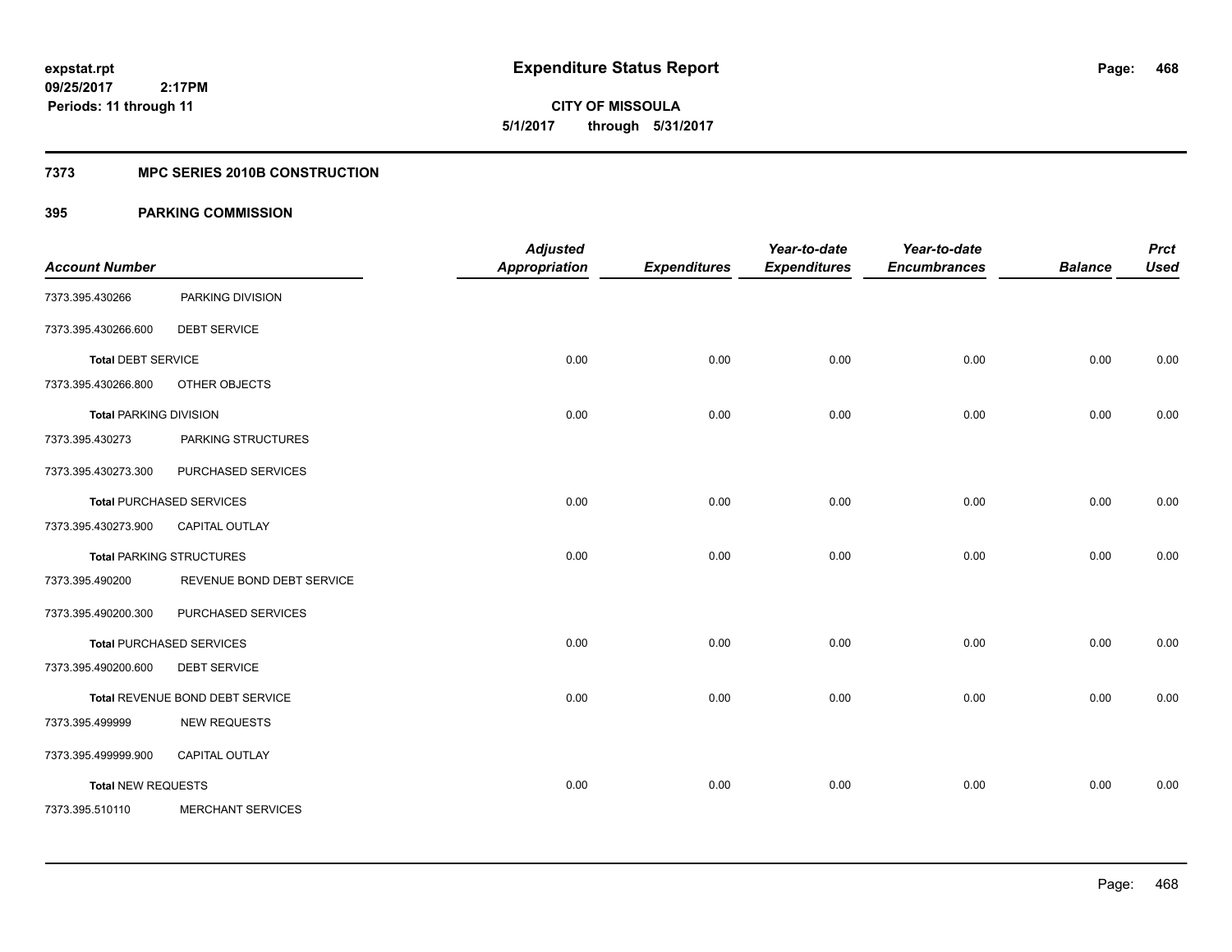**Expenditure Status Report**

**CITY OF MISSOULA**

**5/1/2017 through 5/31/2017**

expstat.rpt
09/25/2017 2:17PM
Periods: 11 through 11

## 7373 MPC SERIES 2010B CONSTRUCTION

## 395 PARKING COMMISSION

| Account Number | | Adjusted Appropriation | Expenditures | Year-to-date Expenditures | Year-to-date Encumbrances | Balance | Prct Used |
|---|---|---|---|---|---|---|---|
| 7373.395.430266 | PARKING DIVISION | | | | | | |
| 7373.395.430266.600 | DEBT SERVICE | | | | | | |
| **Total** DEBT SERVICE | | 0.00 | 0.00 | 0.00 | 0.00 | 0.00 | 0.00 |
| 7373.395.430266.800 | OTHER OBJECTS | | | | | | |
| **Total** PARKING DIVISION | | 0.00 | 0.00 | 0.00 | 0.00 | 0.00 | 0.00 |
| 7373.395.430273 | PARKING STRUCTURES | | | | | | |
| 7373.395.430273.300 | PURCHASED SERVICES | | | | | | |
| **Total** PURCHASED SERVICES | | 0.00 | 0.00 | 0.00 | 0.00 | 0.00 | 0.00 |
| 7373.395.430273.900 | CAPITAL OUTLAY | | | | | | |
| **Total** PARKING STRUCTURES | | 0.00 | 0.00 | 0.00 | 0.00 | 0.00 | 0.00 |
| 7373.395.490200 | REVENUE BOND DEBT SERVICE | | | | | | |
| 7373.395.490200.300 | PURCHASED SERVICES | | | | | | |
| **Total** PURCHASED SERVICES | | 0.00 | 0.00 | 0.00 | 0.00 | 0.00 | 0.00 |
| 7373.395.490200.600 | DEBT SERVICE | | | | | | |
| **Total** REVENUE BOND DEBT SERVICE | | 0.00 | 0.00 | 0.00 | 0.00 | 0.00 | 0.00 |
| 7373.395.499999 | NEW REQUESTS | | | | | | |
| 7373.395.499999.900 | CAPITAL OUTLAY | | | | | | |
| **Total** NEW REQUESTS | | 0.00 | 0.00 | 0.00 | 0.00 | 0.00 | 0.00 |
| 7373.395.510110 | MERCHANT SERVICES | | | | | | |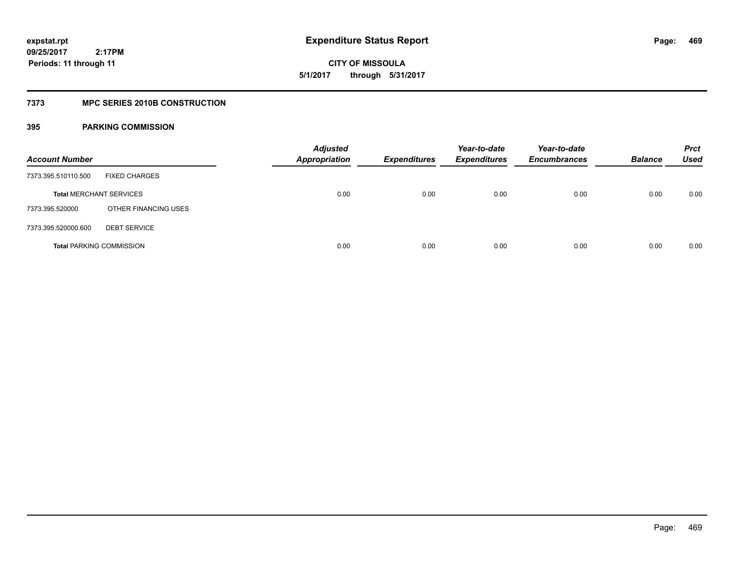**expstat.rpt**
**09/25/2017 2:17PM**
**Periods: 11 through 11**

# Expenditure Status Report

**CITY OF MISSOULA**
**5/1/2017 through 5/31/2017**

## 7373 MPC SERIES 2010B CONSTRUCTION

### 395 PARKING COMMISSION

| Account Number | | Adjusted Appropriation | Expenditures | Year-to-date Expenditures | Year-to-date Encumbrances | Balance | Prct Used |
|---|---|---|---|---|---|---|---|
| 7373.395.510110.500 | FIXED CHARGES | | | | | | |
| **Total** MERCHANT SERVICES | | 0.00 | 0.00 | 0.00 | 0.00 | 0.00 | 0.00 |
| 7373.395.520000 | OTHER FINANCING USES | | | | | | |
| 7373.395.520000.600 | DEBT SERVICE | | | | | | |
| **Total** PARKING COMMISSION | | 0.00 | 0.00 | 0.00 | 0.00 | 0.00 | 0.00 |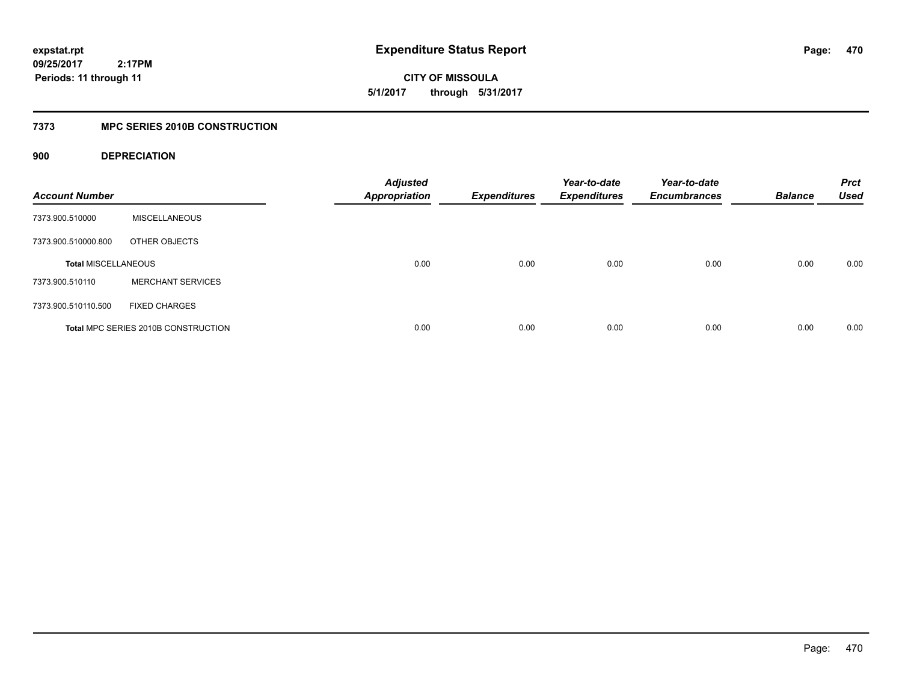**expstat.rpt**
**09/25/2017 2:17PM**
**Periods: 11 through 11**

# Expenditure Status Report

**CITY OF MISSOULA**
**5/1/2017 through 5/31/2017**

## 7373 MPC SERIES 2010B CONSTRUCTION

### 900 DEPRECIATION

| Account Number | | Adjusted Appropriation | Expenditures | Year-to-date Expenditures | Year-to-date Encumbrances | Balance | Prct Used |
|---|---|---|---|---|---|---|---|
| 7373.900.510000 | MISCELLANEOUS | | | | | | |
| 7373.900.510000.800 | OTHER OBJECTS | | | | | | |
| **Total MISCELLANEOUS** | | 0.00 | 0.00 | 0.00 | 0.00 | 0.00 | 0.00 |
| 7373.900.510110 | MERCHANT SERVICES | | | | | | |
| 7373.900.510110.500 | FIXED CHARGES | | | | | | |
| **Total MPC SERIES 2010B CONSTRUCTION** | | 0.00 | 0.00 | 0.00 | 0.00 | 0.00 | 0.00 |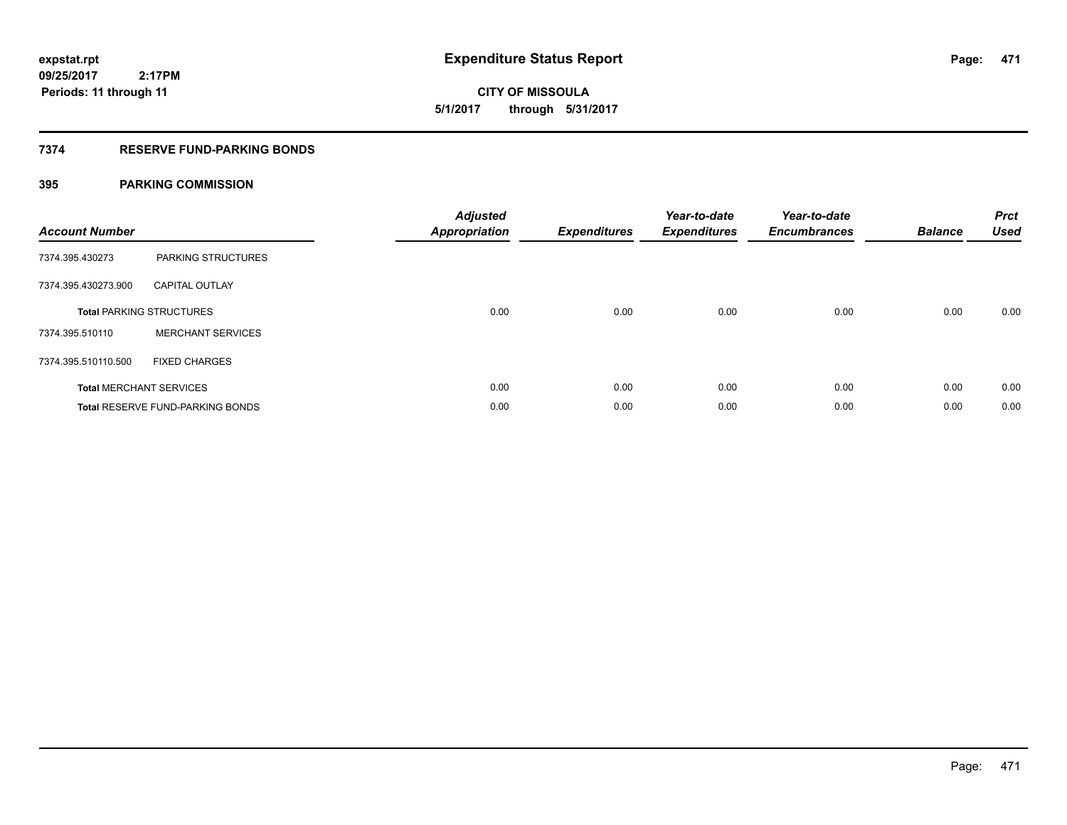**expstat.rpt**
**09/25/2017 2:17PM**
**Periods: 11 through 11**

# Expenditure Status Report

**CITY OF MISSOULA**
**5/1/2017 through 5/31/2017**

## 7374 RESERVE FUND-PARKING BONDS

### 395 PARKING COMMISSION

| Account Number | | Adjusted Appropriation | Expenditures | Year-to-date Expenditures | Year-to-date Encumbrances | Balance | Prct Used |
|---|---|---|---|---|---|---|---|
| 7374.395.430273 | PARKING STRUCTURES | | | | | | |
| 7374.395.430273.900 | CAPITAL OUTLAY | | | | | | |
| **Total** PARKING STRUCTURES | | 0.00 | 0.00 | 0.00 | 0.00 | 0.00 | 0.00 |
| 7374.395.510110 | MERCHANT SERVICES | | | | | | |
| 7374.395.510110.500 | FIXED CHARGES | | | | | | |
| **Total** MERCHANT SERVICES | | 0.00 | 0.00 | 0.00 | 0.00 | 0.00 | 0.00 |
| **Total** RESERVE FUND-PARKING BONDS | | 0.00 | 0.00 | 0.00 | 0.00 | 0.00 | 0.00 |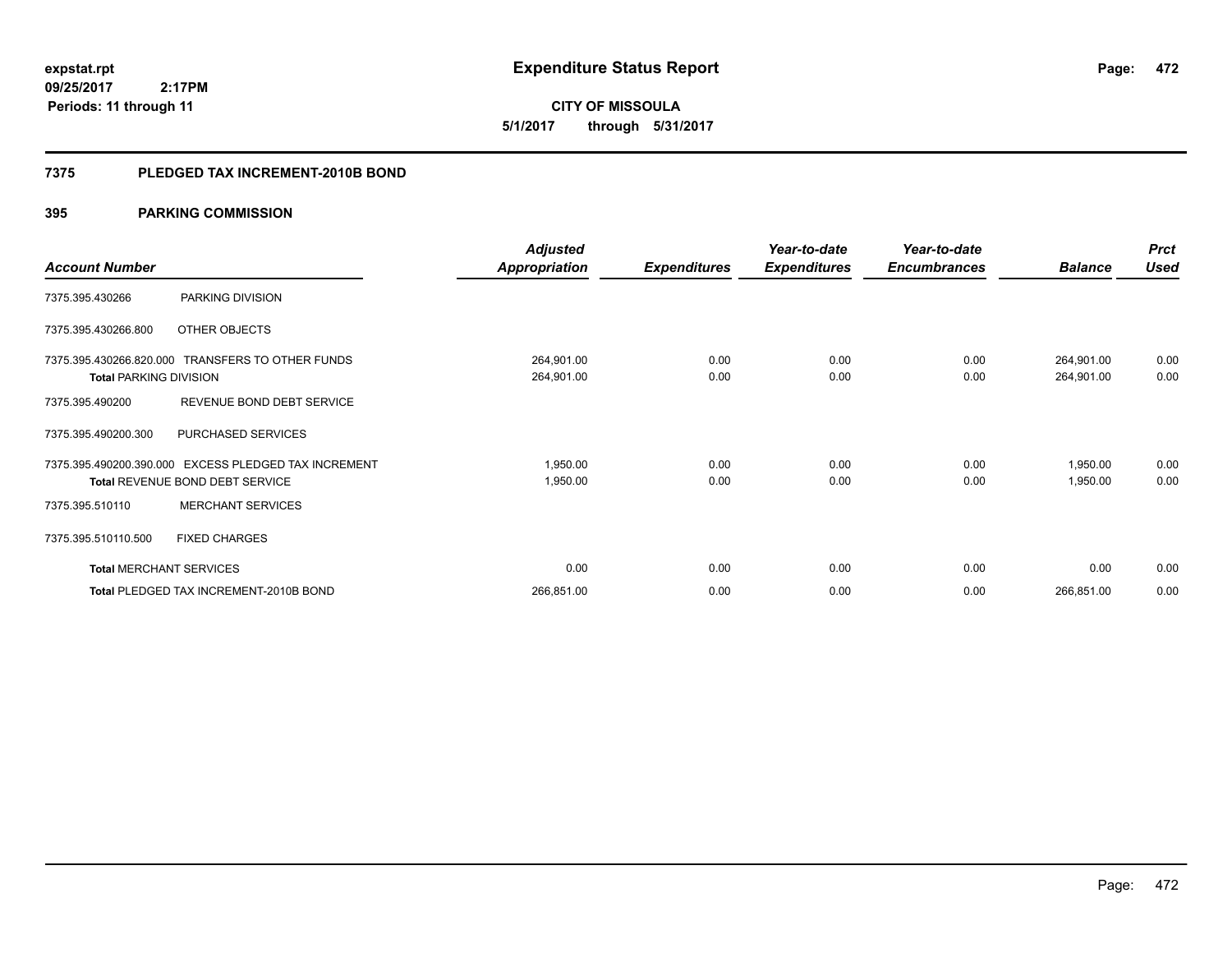**expstat.rpt**
**09/25/2017 2:17PM**
**Periods: 11 through 11**

# Expenditure Status Report

**CITY OF MISSOULA**
**5/1/2017 through 5/31/2017**

## 7375 PLEDGED TAX INCREMENT-2010B BOND

### 395 PARKING COMMISSION

| Account Number | | Adjusted Appropriation | Expenditures | Year-to-date Expenditures | Year-to-date Encumbrances | Balance | Prct Used |
|---|---|---|---|---|---|---|---|
| 7375.395.430266 | PARKING DIVISION | | | | | | |
| 7375.395.430266.800 | OTHER OBJECTS | | | | | | |
| 7375.395.430266.820.000 | TRANSFERS TO OTHER FUNDS | 264,901.00 | 0.00 | 0.00 | 0.00 | 264,901.00 | 0.00 |
| **Total** PARKING DIVISION | | 264,901.00 | 0.00 | 0.00 | 0.00 | 264,901.00 | 0.00 |
| 7375.395.490200 | REVENUE BOND DEBT SERVICE | | | | | | |
| 7375.395.490200.300 | PURCHASED SERVICES | | | | | | |
| 7375.395.490200.390.000 | EXCESS PLEDGED TAX INCREMENT | 1,950.00 | 0.00 | 0.00 | 0.00 | 1,950.00 | 0.00 |
| **Total** REVENUE BOND DEBT SERVICE | | 1,950.00 | 0.00 | 0.00 | 0.00 | 1,950.00 | 0.00 |
| 7375.395.510110 | MERCHANT SERVICES | | | | | | |
| 7375.395.510110.500 | FIXED CHARGES | | | | | | |
| **Total** MERCHANT SERVICES | | 0.00 | 0.00 | 0.00 | 0.00 | 0.00 | 0.00 |
| **Total** PLEDGED TAX INCREMENT-2010B BOND | | 266,851.00 | 0.00 | 0.00 | 0.00 | 266,851.00 | 0.00 |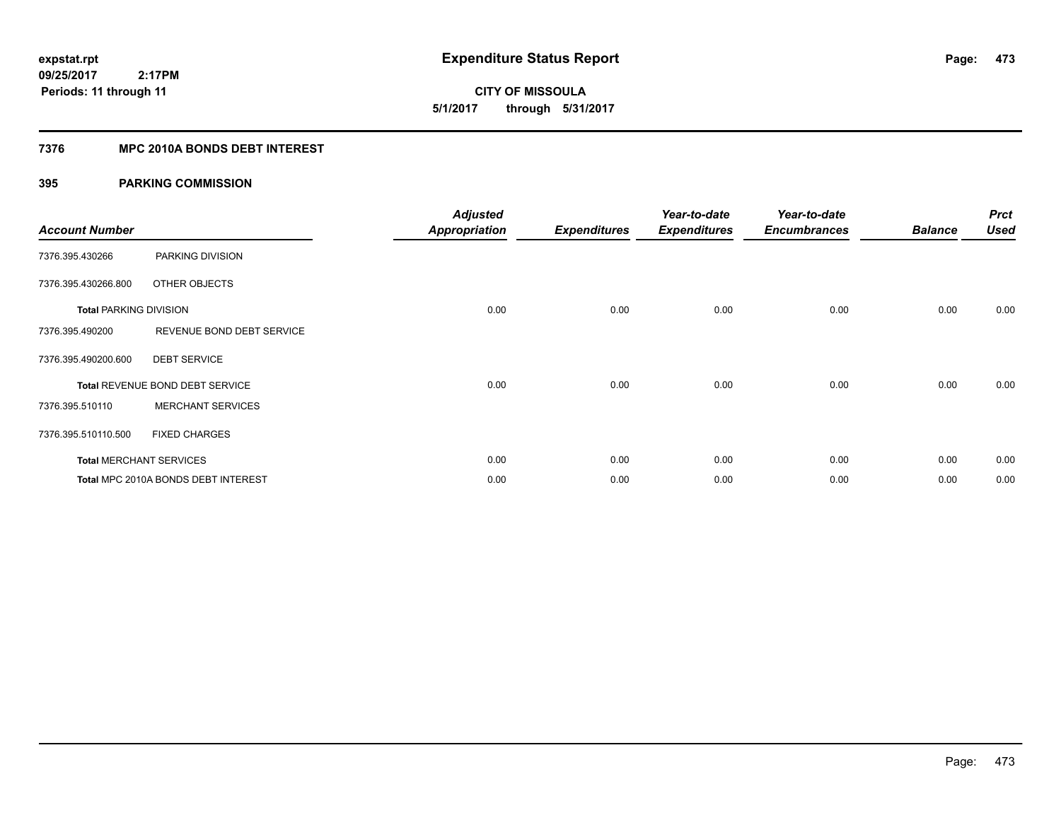**expstat.rpt**
**09/25/2017 2:17PM**
**Periods: 11 through 11**

# Expenditure Status Report

**CITY OF MISSOULA**
**5/1/2017 through 5/31/2017**

## 7376 MPC 2010A BONDS DEBT INTEREST

### 395 PARKING COMMISSION

| Account Number | | Adjusted Appropriation | Expenditures | Year-to-date Expenditures | Year-to-date Encumbrances | Balance | Prct Used |
|---|---|---|---|---|---|---|---|
| 7376.395.430266 | PARKING DIVISION | | | | | | |
| 7376.395.430266.800 | OTHER OBJECTS | | | | | | |
| **Total** PARKING DIVISION | | 0.00 | 0.00 | 0.00 | 0.00 | 0.00 | 0.00 |
| 7376.395.490200 | REVENUE BOND DEBT SERVICE | | | | | | |
| 7376.395.490200.600 | DEBT SERVICE | | | | | | |
| **Total** REVENUE BOND DEBT SERVICE | | 0.00 | 0.00 | 0.00 | 0.00 | 0.00 | 0.00 |
| 7376.395.510110 | MERCHANT SERVICES | | | | | | |
| 7376.395.510110.500 | FIXED CHARGES | | | | | | |
| **Total** MERCHANT SERVICES | | 0.00 | 0.00 | 0.00 | 0.00 | 0.00 | 0.00 |
| **Total** MPC 2010A BONDS DEBT INTEREST | | 0.00 | 0.00 | 0.00 | 0.00 | 0.00 | 0.00 |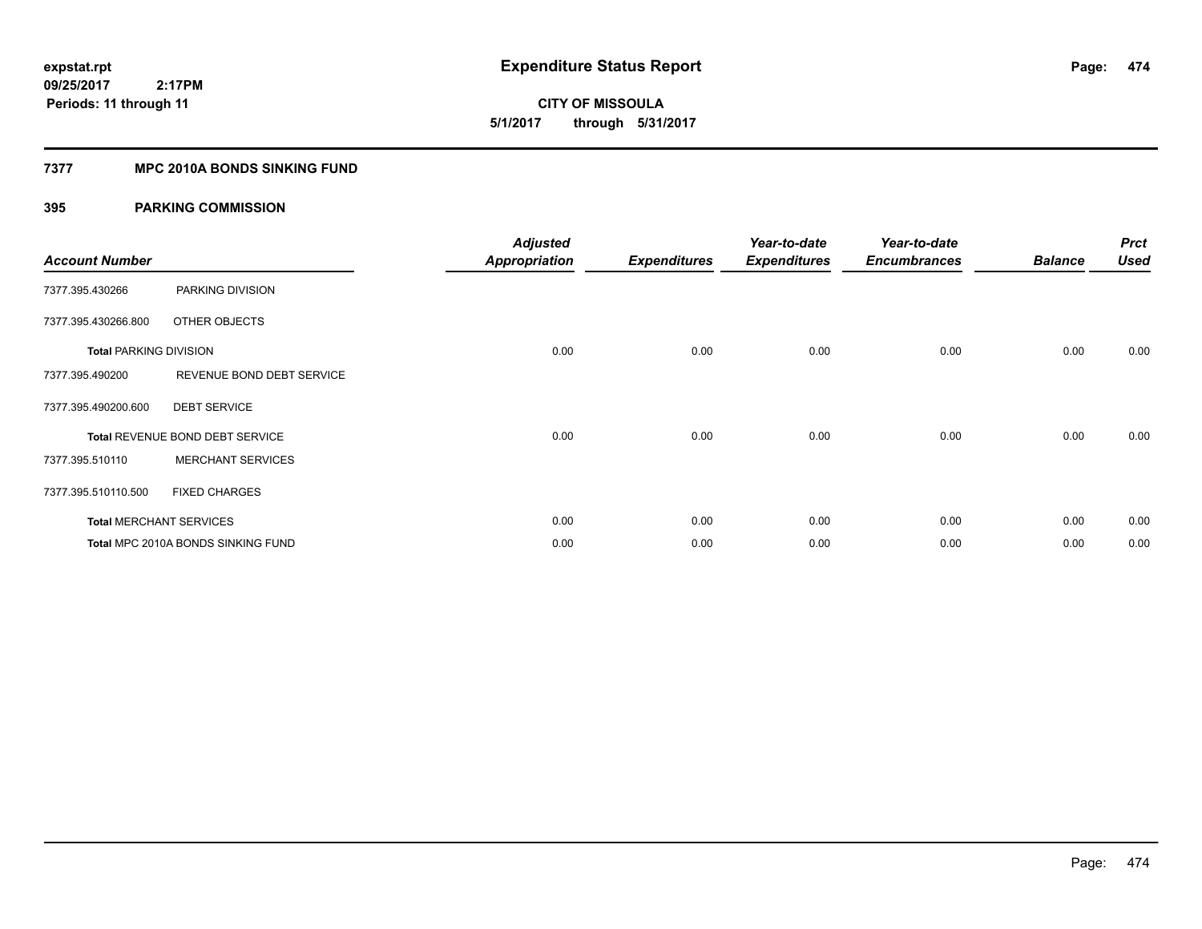**expstat.rpt**
**09/25/2017 2:17PM**
**Periods: 11 through 11**

# Expenditure Status Report

**CITY OF MISSOULA**
**5/1/2017 through 5/31/2017**

## 7377 MPC 2010A BONDS SINKING FUND

### 395 PARKING COMMISSION

| Account Number | | Adjusted Appropriation | Expenditures | Year-to-date Expenditures | Year-to-date Encumbrances | Balance | Prct Used |
|---|---|---|---|---|---|---|---|
| 7377.395.430266 | PARKING DIVISION | | | | | | |
| 7377.395.430266.800 | OTHER OBJECTS | | | | | | |
| **Total** PARKING DIVISION | | 0.00 | 0.00 | 0.00 | 0.00 | 0.00 | 0.00 |
| 7377.395.490200 | REVENUE BOND DEBT SERVICE | | | | | | |
| 7377.395.490200.600 | DEBT SERVICE | | | | | | |
| **Total** REVENUE BOND DEBT SERVICE | | 0.00 | 0.00 | 0.00 | 0.00 | 0.00 | 0.00 |
| 7377.395.510110 | MERCHANT SERVICES | | | | | | |
| 7377.395.510110.500 | FIXED CHARGES | | | | | | |
| **Total** MERCHANT SERVICES | | 0.00 | 0.00 | 0.00 | 0.00 | 0.00 | 0.00 |
| **Total** MPC 2010A BONDS SINKING FUND | | 0.00 | 0.00 | 0.00 | 0.00 | 0.00 | 0.00 |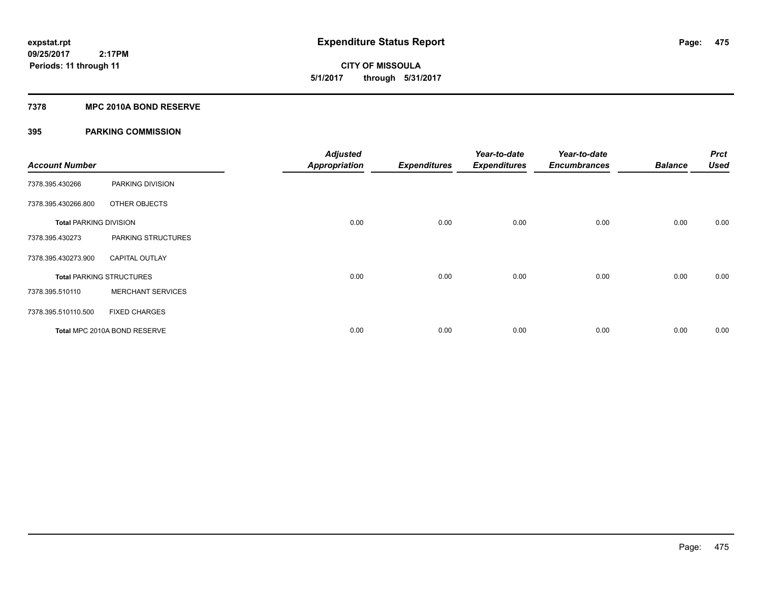**expstat.rpt**
**09/25/2017 2:17PM**
**Periods: 11 through 11**

# Expenditure Status Report

**CITY OF MISSOULA**
**5/1/2017 through 5/31/2017**

## 7378 MPC 2010A BOND RESERVE

### 395 PARKING COMMISSION

| Account Number | | Adjusted Appropriation | Expenditures | Year-to-date Expenditures | Year-to-date Encumbrances | Balance | Prct Used |
|---|---|---|---|---|---|---|---|
| 7378.395.430266 | PARKING DIVISION | | | | | | |
| 7378.395.430266.800 | OTHER OBJECTS | | | | | | |
| **Total** PARKING DIVISION | | 0.00 | 0.00 | 0.00 | 0.00 | 0.00 | 0.00 |
| 7378.395.430273 | PARKING STRUCTURES | | | | | | |
| 7378.395.430273.900 | CAPITAL OUTLAY | | | | | | |
| **Total** PARKING STRUCTURES | | 0.00 | 0.00 | 0.00 | 0.00 | 0.00 | 0.00 |
| 7378.395.510110 | MERCHANT SERVICES | | | | | | |
| 7378.395.510110.500 | FIXED CHARGES | | | | | | |
| **Total** MPC 2010A BOND RESERVE | | 0.00 | 0.00 | 0.00 | 0.00 | 0.00 | 0.00 |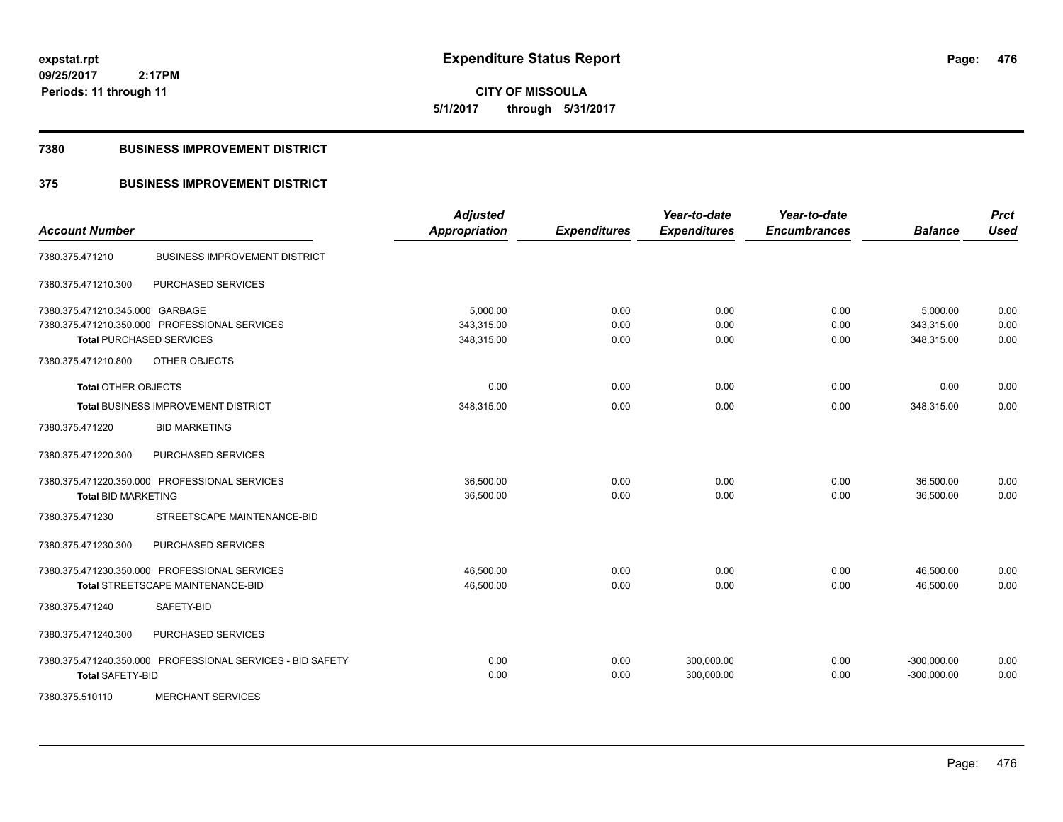**expstat.rpt**
**09/25/2017 2:17PM**
**Periods: 11 through 11**

# Expenditure Status Report

**CITY OF MISSOULA**
**5/1/2017 through 5/31/2017**

## 7380 BUSINESS IMPROVEMENT DISTRICT

## 375 BUSINESS IMPROVEMENT DISTRICT

| Account Number | | Adjusted Appropriation | Expenditures | Year-to-date Expenditures | Year-to-date Encumbrances | Balance | Prct Used |
|---|---|---|---|---|---|---|---|
| 7380.375.471210 | BUSINESS IMPROVEMENT DISTRICT | | | | | | |
| 7380.375.471210.300 | PURCHASED SERVICES | | | | | | |
| 7380.375.471210.345.000 | GARBAGE | 5,000.00 | 0.00 | 0.00 | 0.00 | 5,000.00 | 0.00 |
| 7380.375.471210.350.000 | PROFESSIONAL SERVICES | 343,315.00 | 0.00 | 0.00 | 0.00 | 343,315.00 | 0.00 |
| Total PURCHASED SERVICES | | 348,315.00 | 0.00 | 0.00 | 0.00 | 348,315.00 | 0.00 |
| 7380.375.471210.800 | OTHER OBJECTS | | | | | | |
| Total OTHER OBJECTS | | 0.00 | 0.00 | 0.00 | 0.00 | 0.00 | 0.00 |
| Total BUSINESS IMPROVEMENT DISTRICT | | 348,315.00 | 0.00 | 0.00 | 0.00 | 348,315.00 | 0.00 |
| 7380.375.471220 | BID MARKETING | | | | | | |
| 7380.375.471220.300 | PURCHASED SERVICES | | | | | | |
| 7380.375.471220.350.000 | PROFESSIONAL SERVICES | 36,500.00 | 0.00 | 0.00 | 0.00 | 36,500.00 | 0.00 |
| Total BID MARKETING | | 36,500.00 | 0.00 | 0.00 | 0.00 | 36,500.00 | 0.00 |
| 7380.375.471230 | STREETSCAPE MAINTENANCE-BID | | | | | | |
| 7380.375.471230.300 | PURCHASED SERVICES | | | | | | |
| 7380.375.471230.350.000 | PROFESSIONAL SERVICES | 46,500.00 | 0.00 | 0.00 | 0.00 | 46,500.00 | 0.00 |
| Total STREETSCAPE MAINTENANCE-BID | | 46,500.00 | 0.00 | 0.00 | 0.00 | 46,500.00 | 0.00 |
| 7380.375.471240 | SAFETY-BID | | | | | | |
| 7380.375.471240.300 | PURCHASED SERVICES | | | | | | |
| 7380.375.471240.350.000 | PROFESSIONAL SERVICES - BID SAFETY | 0.00 | 0.00 | 300,000.00 | 0.00 | -300,000.00 | 0.00 |
| Total SAFETY-BID | | 0.00 | 0.00 | 300,000.00 | 0.00 | -300,000.00 | 0.00 |
| 7380.375.510110 | MERCHANT SERVICES | | | | | | |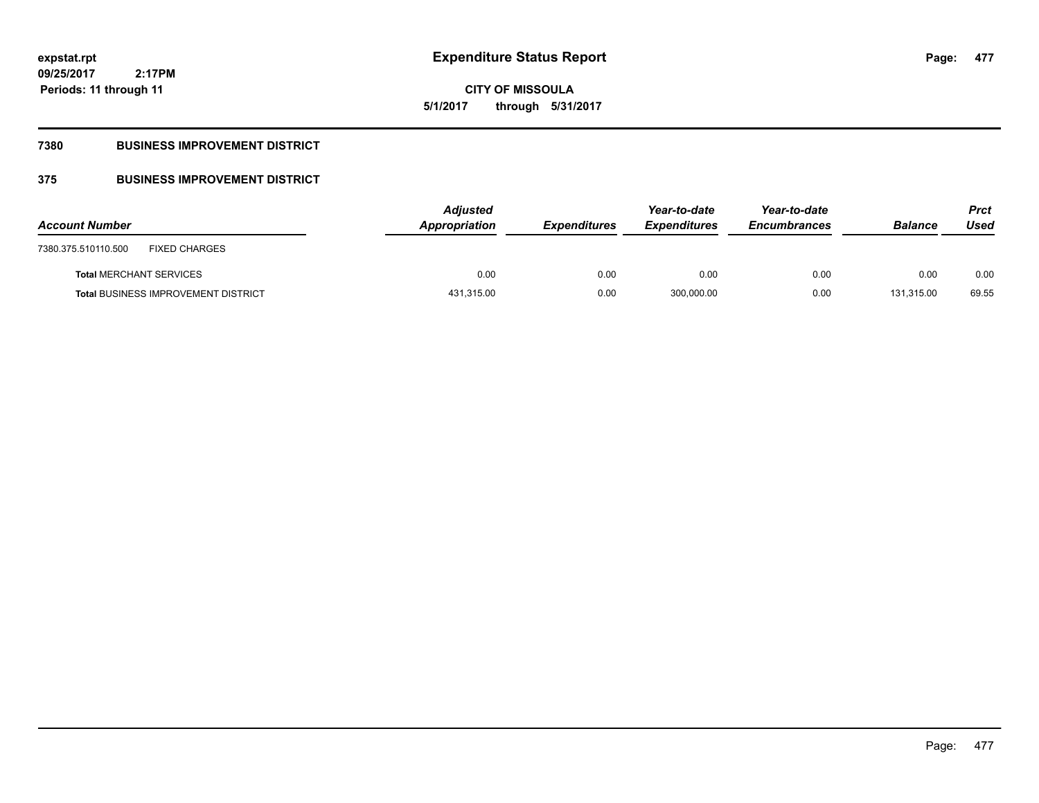**expstat.rpt**
**09/25/2017 2:17PM**
**Periods: 11 through 11**

# Expenditure Status Report

**CITY OF MISSOULA**
**5/1/2017 through 5/31/2017**

## 7380 BUSINESS IMPROVEMENT DISTRICT

## 375 BUSINESS IMPROVEMENT DISTRICT

| Account Number | Adjusted Appropriation | Expenditures | Year-to-date Expenditures | Year-to-date Encumbrances | Balance | Prct Used |
|---|---|---|---|---|---|---|
| 7380.375.510110.500 FIXED CHARGES | | | | | | |
| **Total** MERCHANT SERVICES | 0.00 | 0.00 | 0.00 | 0.00 | 0.00 | 0.00 |
| **Total** BUSINESS IMPROVEMENT DISTRICT | 431,315.00 | 0.00 | 300,000.00 | 0.00 | 131,315.00 | 69.55 |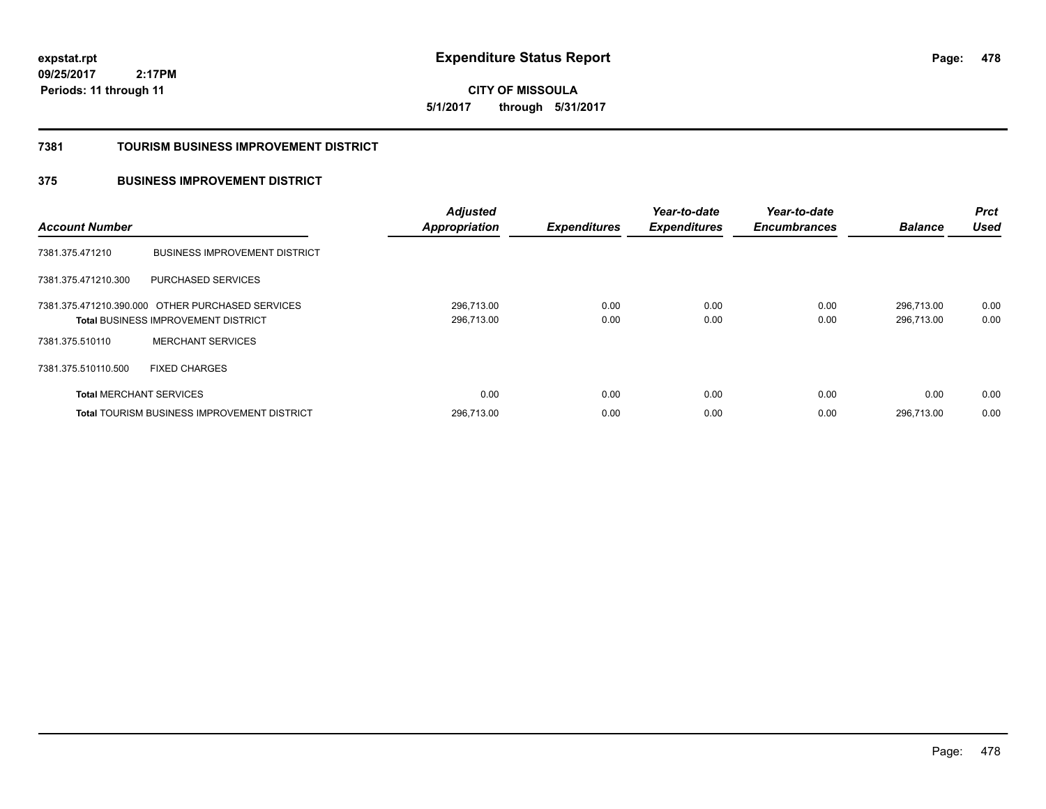**expstat.rpt**
**09/25/2017 2:17PM**
**Periods: 11 through 11**

# Expenditure Status Report

**CITY OF MISSOULA**
**5/1/2017 through 5/31/2017**

## 7381 TOURISM BUSINESS IMPROVEMENT DISTRICT

## 375 BUSINESS IMPROVEMENT DISTRICT

| Account Number | | Adjusted Appropriation | Expenditures | Year-to-date Expenditures | Year-to-date Encumbrances | Balance | Prct Used |
|---|---|---|---|---|---|---|---|
| 7381.375.471210 | BUSINESS IMPROVEMENT DISTRICT | | | | | | |
| 7381.375.471210.300 | PURCHASED SERVICES | | | | | | |
| 7381.375.471210.390.000 | OTHER PURCHASED SERVICES | 296,713.00 | 0.00 | 0.00 | 0.00 | 296,713.00 | 0.00 |
| **Total** BUSINESS IMPROVEMENT DISTRICT | | 296,713.00 | 0.00 | 0.00 | 0.00 | 296,713.00 | 0.00 |
| 7381.375.510110 | MERCHANT SERVICES | | | | | | |
| 7381.375.510110.500 | FIXED CHARGES | | | | | | |
| **Total** MERCHANT SERVICES | | 0.00 | 0.00 | 0.00 | 0.00 | 0.00 | 0.00 |
| **Total** TOURISM BUSINESS IMPROVEMENT DISTRICT | | 296,713.00 | 0.00 | 0.00 | 0.00 | 296,713.00 | 0.00 |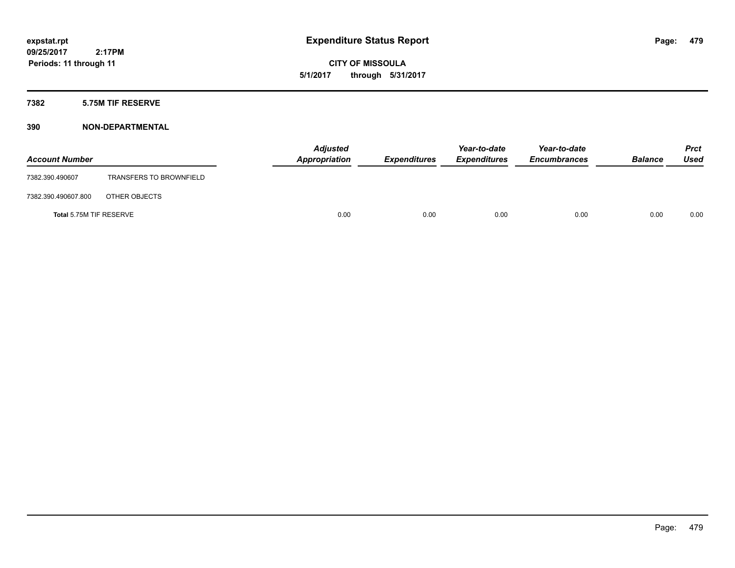**expstat.rpt**
**09/25/2017 2:17PM**
**Periods: 11 through 11**

# Expenditure Status Report

**CITY OF MISSOULA**
**5/1/2017 through 5/31/2017**

## 7382 5.75M TIF RESERVE

## 390 NON-DEPARTMENTAL

| Account Number | | Adjusted Appropriation | Expenditures | Year-to-date Expenditures | Year-to-date Encumbrances | Balance | Prct Used |
|---|---|---|---|---|---|---|---|
| 7382.390.490607 | TRANSFERS TO BROWNFIELD | | | | | | |
| 7382.390.490607.800 | OTHER OBJECTS | | | | | | |
| **Total** 5.75M TIF RESERVE | | 0.00 | 0.00 | 0.00 | 0.00 | 0.00 | 0.00 |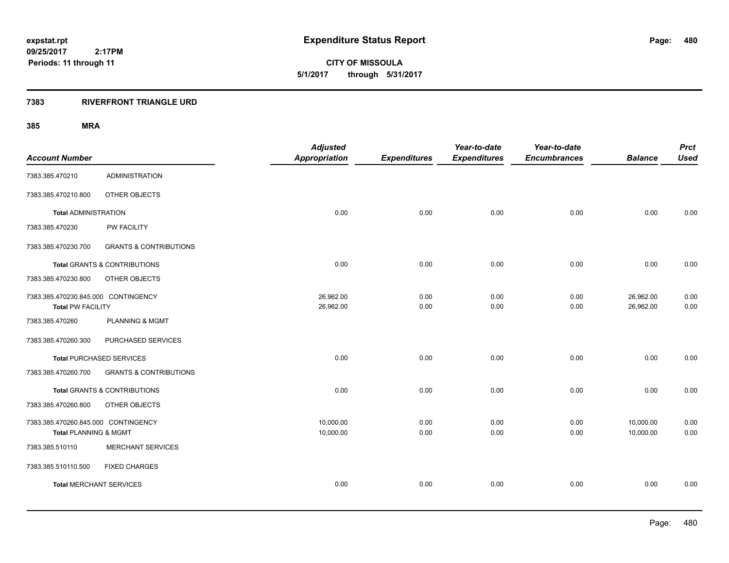expstat.rpt
09/25/2017 2:17PM
Periods: 11 through 11

# Expenditure Status Report

**CITY OF MISSOULA**
**5/1/2017 through 5/31/2017**

## 7383 RIVERFRONT TRIANGLE URD

### 385 MRA

| Account Number | | Adjusted Appropriation | Expenditures | Year-to-date Expenditures | Year-to-date Encumbrances | Balance | Prct Used |
|---|---|---|---|---|---|---|---|
| 7383.385.470210 | ADMINISTRATION | | | | | | |
| 7383.385.470210.800 | OTHER OBJECTS | | | | | | |
| **Total** ADMINISTRATION | | 0.00 | 0.00 | 0.00 | 0.00 | 0.00 | 0.00 |
| 7383.385.470230 | PW FACILITY | | | | | | |
| 7383.385.470230.700 | GRANTS & CONTRIBUTIONS | | | | | | |
| **Total** GRANTS & CONTRIBUTIONS | | 0.00 | 0.00 | 0.00 | 0.00 | 0.00 | 0.00 |
| 7383.385.470230.800 | OTHER OBJECTS | | | | | | |
| 7383.385.470230.845.000 | CONTINGENCY | 26,962.00 | 0.00 | 0.00 | 0.00 | 26,962.00 | 0.00 |
| **Total** PW FACILITY | | 26,962.00 | 0.00 | 0.00 | 0.00 | 26,962.00 | 0.00 |
| 7383.385.470260 | PLANNING & MGMT | | | | | | |
| 7383.385.470260.300 | PURCHASED SERVICES | | | | | | |
| **Total** PURCHASED SERVICES | | 0.00 | 0.00 | 0.00 | 0.00 | 0.00 | 0.00 |
| 7383.385.470260.700 | GRANTS & CONTRIBUTIONS | | | | | | |
| **Total** GRANTS & CONTRIBUTIONS | | 0.00 | 0.00 | 0.00 | 0.00 | 0.00 | 0.00 |
| 7383.385.470260.800 | OTHER OBJECTS | | | | | | |
| 7383.385.470260.845.000 | CONTINGENCY | 10,000.00 | 0.00 | 0.00 | 0.00 | 10,000.00 | 0.00 |
| **Total** PLANNING & MGMT | | 10,000.00 | 0.00 | 0.00 | 0.00 | 10,000.00 | 0.00 |
| 7383.385.510110 | MERCHANT SERVICES | | | | | | |
| 7383.385.510110.500 | FIXED CHARGES | | | | | | |
| **Total** MERCHANT SERVICES | | 0.00 | 0.00 | 0.00 | 0.00 | 0.00 | 0.00 |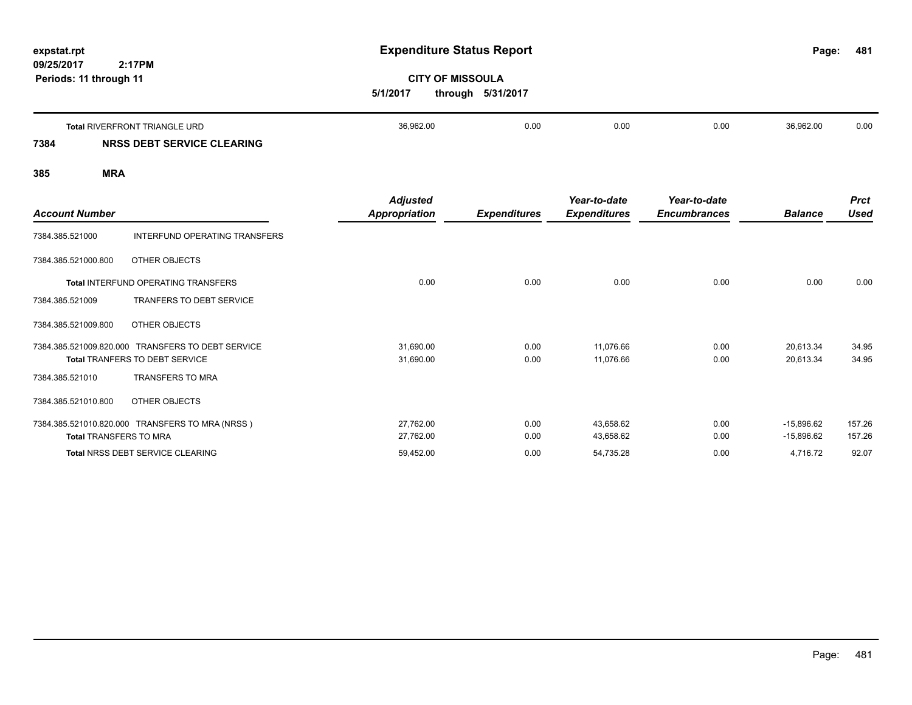**expstat.rpt**
**09/25/2017 2:17PM**
**Periods: 11 through 11**

# Expenditure Status Report

**CITY OF MISSOULA**
**5/1/2017 through 5/31/2017**

| Account Number | | Adjusted Appropriation | Expenditures | Year-to-date Expenditures | Year-to-date Encumbrances | Balance | Prct Used |
|---|---|---|---|---|---|---|---|
| **Total** RIVERFRONT TRIANGLE URD | | 36,962.00 | 0.00 | 0.00 | 0.00 | 36,962.00 | 0.00 |
| **7384** | **NRSS DEBT SERVICE CLEARING** | | | | | | |
| **385** | **MRA** | | | | | | |
| 7384.385.521000 | INTERFUND OPERATING TRANSFERS | | | | | | |
| 7384.385.521000.800 | OTHER OBJECTS | | | | | | |
| **Total** INTERFUND OPERATING TRANSFERS | | 0.00 | 0.00 | 0.00 | 0.00 | 0.00 | 0.00 |
| 7384.385.521009 | TRANFERS TO DEBT SERVICE | | | | | | |
| 7384.385.521009.800 | OTHER OBJECTS | | | | | | |
| 7384.385.521009.820.000 | TRANSFERS TO DEBT SERVICE | 31,690.00 | 0.00 | 11,076.66 | 0.00 | 20,613.34 | 34.95 |
| **Total** TRANFERS TO DEBT SERVICE | | 31,690.00 | 0.00 | 11,076.66 | 0.00 | 20,613.34 | 34.95 |
| 7384.385.521010 | TRANSFERS TO MRA | | | | | | |
| 7384.385.521010.800 | OTHER OBJECTS | | | | | | |
| 7384.385.521010.820.000 | TRANSFERS TO MRA (NRSS ) | 27,762.00 | 0.00 | 43,658.62 | 0.00 | -15,896.62 | 157.26 |
| **Total** TRANSFERS TO MRA | | 27,762.00 | 0.00 | 43,658.62 | 0.00 | -15,896.62 | 157.26 |
| **Total** NRSS DEBT SERVICE CLEARING | | 59,452.00 | 0.00 | 54,735.28 | 0.00 | 4,716.72 | 92.07 |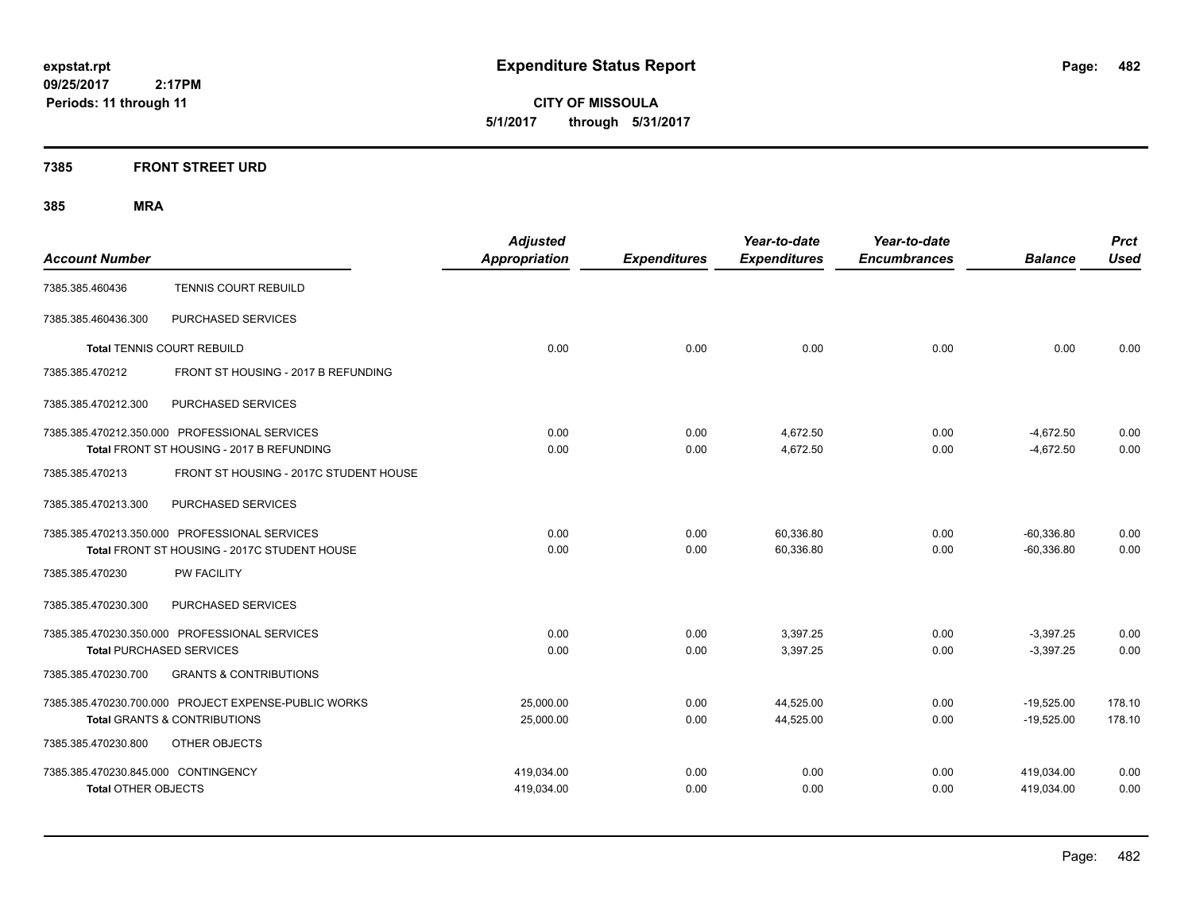**expstat.rpt**
**09/25/2017 2:17PM**
**Periods: 11 through 11**

# Expenditure Status Report

**CITY OF MISSOULA**
**5/1/2017 through 5/31/2017**

## 7385 FRONT STREET URD

## 385 MRA

| Account Number | | Adjusted Appropriation | Expenditures | Year-to-date Expenditures | Year-to-date Encumbrances | Balance | Prct Used |
|---|---|---|---|---|---|---|---|
| 7385.385.460436 | TENNIS COURT REBUILD | | | | | | |
| 7385.385.460436.300 | PURCHASED SERVICES | | | | | | |
| **Total** TENNIS COURT REBUILD | | 0.00 | 0.00 | 0.00 | 0.00 | 0.00 | 0.00 |
| 7385.385.470212 | FRONT ST HOUSING - 2017 B REFUNDING | | | | | | |
| 7385.385.470212.300 | PURCHASED SERVICES | | | | | | |
| 7385.385.470212.350.000 | PROFESSIONAL SERVICES | 0.00 | 0.00 | 4,672.50 | 0.00 | -4,672.50 | 0.00 |
| **Total** FRONT ST HOUSING - 2017 B REFUNDING | | 0.00 | 0.00 | 4,672.50 | 0.00 | -4,672.50 | 0.00 |
| 7385.385.470213 | FRONT ST HOUSING - 2017C STUDENT HOUSE | | | | | | |
| 7385.385.470213.300 | PURCHASED SERVICES | | | | | | |
| 7385.385.470213.350.000 | PROFESSIONAL SERVICES | 0.00 | 0.00 | 60,336.80 | 0.00 | -60,336.80 | 0.00 |
| **Total** FRONT ST HOUSING - 2017C STUDENT HOUSE | | 0.00 | 0.00 | 60,336.80 | 0.00 | -60,336.80 | 0.00 |
| 7385.385.470230 | PW FACILITY | | | | | | |
| 7385.385.470230.300 | PURCHASED SERVICES | | | | | | |
| 7385.385.470230.350.000 | PROFESSIONAL SERVICES | 0.00 | 0.00 | 3,397.25 | 0.00 | -3,397.25 | 0.00 |
| **Total** PURCHASED SERVICES | | 0.00 | 0.00 | 3,397.25 | 0.00 | -3,397.25 | 0.00 |
| 7385.385.470230.700 | GRANTS & CONTRIBUTIONS | | | | | | |
| 7385.385.470230.700.000 | PROJECT EXPENSE-PUBLIC WORKS | 25,000.00 | 0.00 | 44,525.00 | 0.00 | -19,525.00 | 178.10 |
| **Total** GRANTS & CONTRIBUTIONS | | 25,000.00 | 0.00 | 44,525.00 | 0.00 | -19,525.00 | 178.10 |
| 7385.385.470230.800 | OTHER OBJECTS | | | | | | |
| 7385.385.470230.845.000 | CONTINGENCY | 419,034.00 | 0.00 | 0.00 | 0.00 | 419,034.00 | 0.00 |
| **Total** OTHER OBJECTS | | 419,034.00 | 0.00 | 0.00 | 0.00 | 419,034.00 | 0.00 |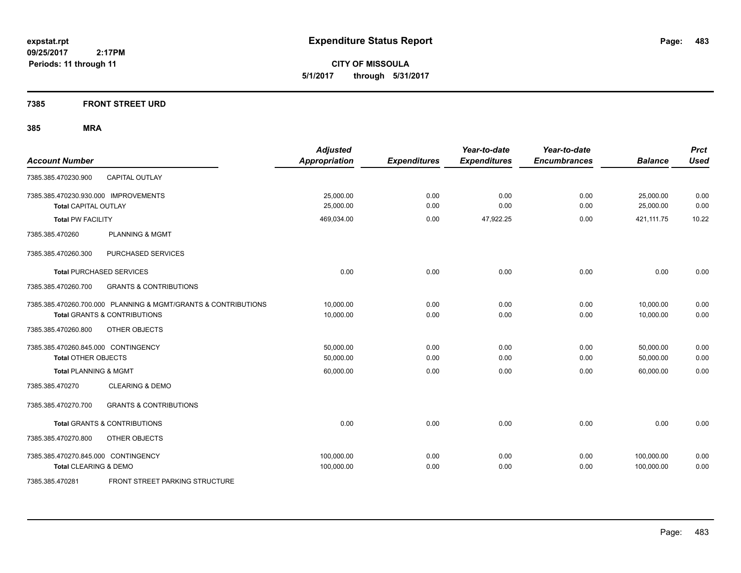# Expenditure Status Report

expstat.rpt
09/25/2017 2:17PM
Periods: 11 through 11

**CITY OF MISSOULA**
**5/1/2017 through 5/31/2017**

## 7385 FRONT STREET URD

### 385 MRA

| Account Number | | Adjusted Appropriation | Expenditures | Year-to-date Expenditures | Year-to-date Encumbrances | Balance | Prct Used |
|---|---|---|---|---|---|---|---|
| 7385.385.470230.900 | CAPITAL OUTLAY | | | | | | |
| 7385.385.470230.930.000 IMPROVEMENTS | | 25,000.00 | 0.00 | 0.00 | 0.00 | 25,000.00 | 0.00 |
| **Total** CAPITAL OUTLAY | | 25,000.00 | 0.00 | 0.00 | 0.00 | 25,000.00 | 0.00 |
| **Total** PW FACILITY | | 469,034.00 | 0.00 | 47,922.25 | 0.00 | 421,111.75 | 10.22 |
| 7385.385.470260 | PLANNING & MGMT | | | | | | |
| 7385.385.470260.300 | PURCHASED SERVICES | | | | | | |
| **Total** PURCHASED SERVICES | | 0.00 | 0.00 | 0.00 | 0.00 | 0.00 | 0.00 |
| 7385.385.470260.700 | GRANTS & CONTRIBUTIONS | | | | | | |
| 7385.385.470260.700.000 PLANNING & MGMT/GRANTS & CONTRIBUTIONS | | 10,000.00 | 0.00 | 0.00 | 0.00 | 10,000.00 | 0.00 |
| **Total** GRANTS & CONTRIBUTIONS | | 10,000.00 | 0.00 | 0.00 | 0.00 | 10,000.00 | 0.00 |
| 7385.385.470260.800 | OTHER OBJECTS | | | | | | |
| 7385.385.470260.845.000 CONTINGENCY | | 50,000.00 | 0.00 | 0.00 | 0.00 | 50,000.00 | 0.00 |
| **Total** OTHER OBJECTS | | 50,000.00 | 0.00 | 0.00 | 0.00 | 50,000.00 | 0.00 |
| **Total** PLANNING & MGMT | | 60,000.00 | 0.00 | 0.00 | 0.00 | 60,000.00 | 0.00 |
| 7385.385.470270 | CLEARING & DEMO | | | | | | |
| 7385.385.470270.700 | GRANTS & CONTRIBUTIONS | | | | | | |
| **Total** GRANTS & CONTRIBUTIONS | | 0.00 | 0.00 | 0.00 | 0.00 | 0.00 | 0.00 |
| 7385.385.470270.800 | OTHER OBJECTS | | | | | | |
| 7385.385.470270.845.000 CONTINGENCY | | 100,000.00 | 0.00 | 0.00 | 0.00 | 100,000.00 | 0.00 |
| **Total** CLEARING & DEMO | | 100,000.00 | 0.00 | 0.00 | 0.00 | 100,000.00 | 0.00 |
| 7385.385.470281 | FRONT STREET PARKING STRUCTURE | | | | | | |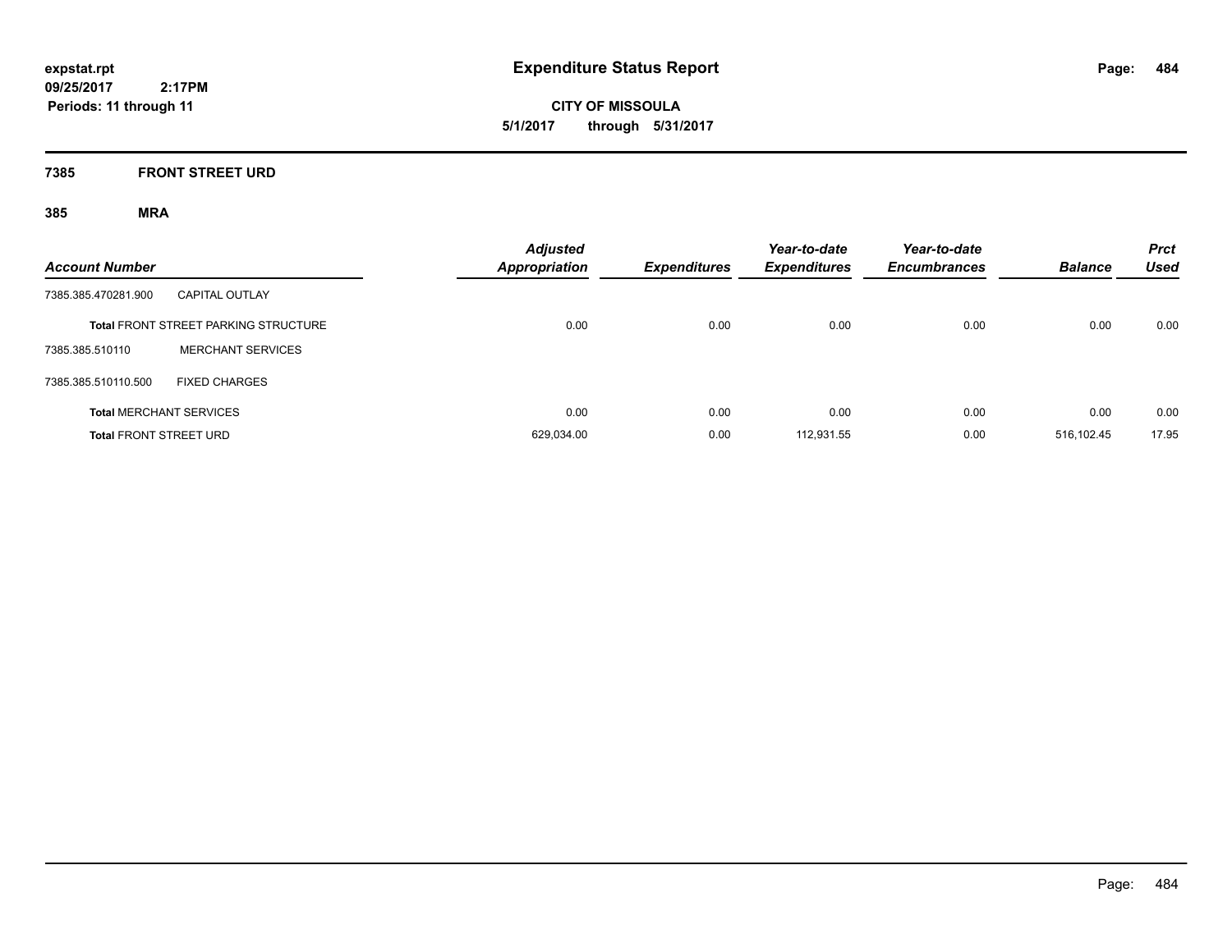# Expenditure Status Report

expstat.rpt
09/25/2017 2:17PM
Periods: 11 through 11

**CITY OF MISSOULA**
**5/1/2017 through 5/31/2017**

## 7385 FRONT STREET URD

### 385 MRA

| Account Number | | Adjusted Appropriation | Expenditures | Year-to-date Expenditures | Year-to-date Encumbrances | Balance | Prct Used |
|---|---|---|---|---|---|---|---|
| 7385.385.470281.900 | CAPITAL OUTLAY | | | | | | |
| **Total** FRONT STREET PARKING STRUCTURE | | 0.00 | 0.00 | 0.00 | 0.00 | 0.00 | 0.00 |
| 7385.385.510110 | MERCHANT SERVICES | | | | | | |
| 7385.385.510110.500 | FIXED CHARGES | | | | | | |
| **Total** MERCHANT SERVICES | | 0.00 | 0.00 | 0.00 | 0.00 | 0.00 | 0.00 |
| **Total** FRONT STREET URD | | 629,034.00 | 0.00 | 112,931.55 | 0.00 | 516,102.45 | 17.95 |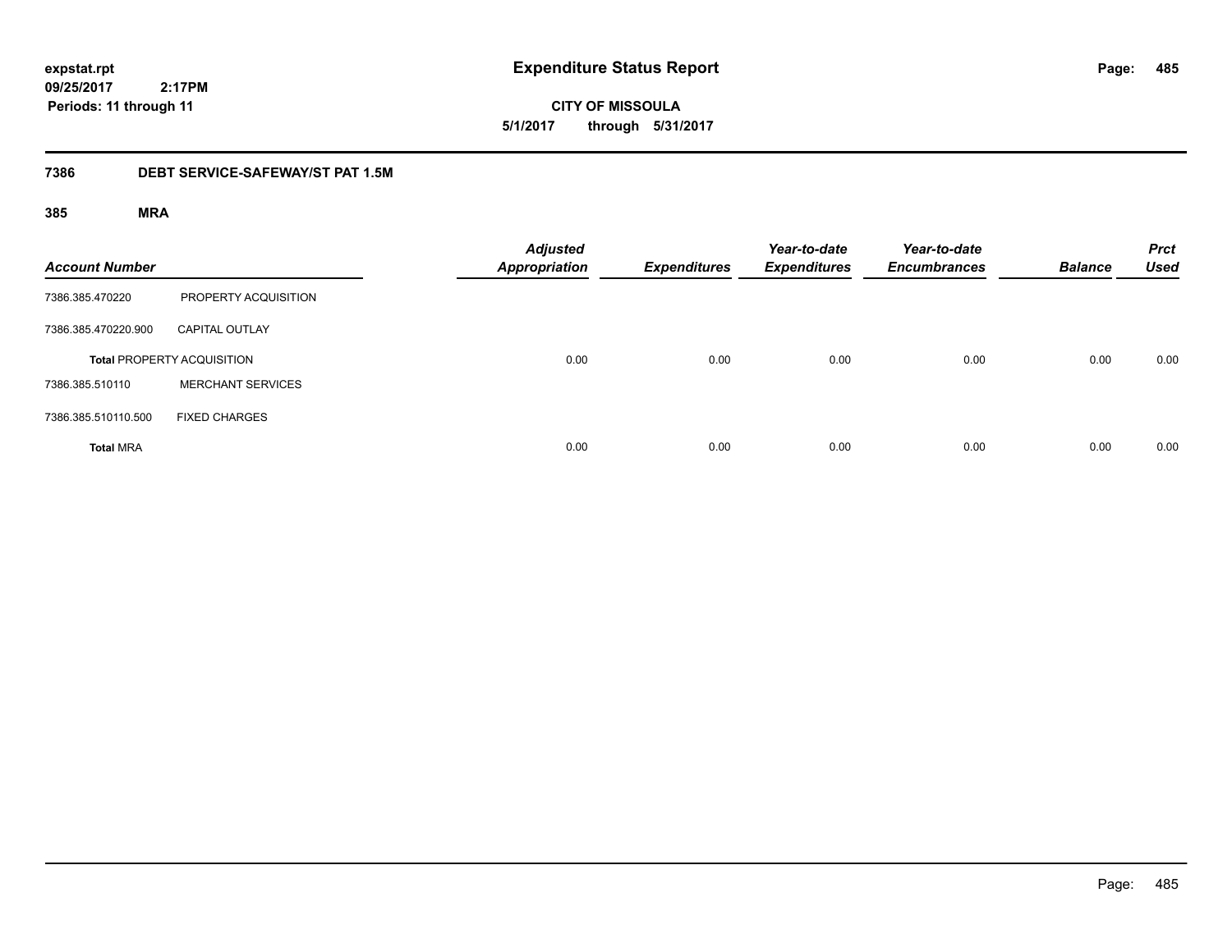**expstat.rpt**
**09/25/2017 2:17PM**
**Periods: 11 through 11**

# Expenditure Status Report

**CITY OF MISSOULA**
**5/1/2017 through 5/31/2017**

## 7386 DEBT SERVICE-SAFEWAY/ST PAT 1.5M

### 385 MRA

| Account Number | | Adjusted Appropriation | Expenditures | Year-to-date Expenditures | Year-to-date Encumbrances | Balance | Prct Used |
|---|---|---|---|---|---|---|---|
| 7386.385.470220 | PROPERTY ACQUISITION | | | | | | |
| 7386.385.470220.900 | CAPITAL OUTLAY | | | | | | |
| **Total** PROPERTY ACQUISITION | | 0.00 | 0.00 | 0.00 | 0.00 | 0.00 | 0.00 |
| 7386.385.510110 | MERCHANT SERVICES | | | | | | |
| 7386.385.510110.500 | FIXED CHARGES | | | | | | |
| **Total** MRA | | 0.00 | 0.00 | 0.00 | 0.00 | 0.00 | 0.00 |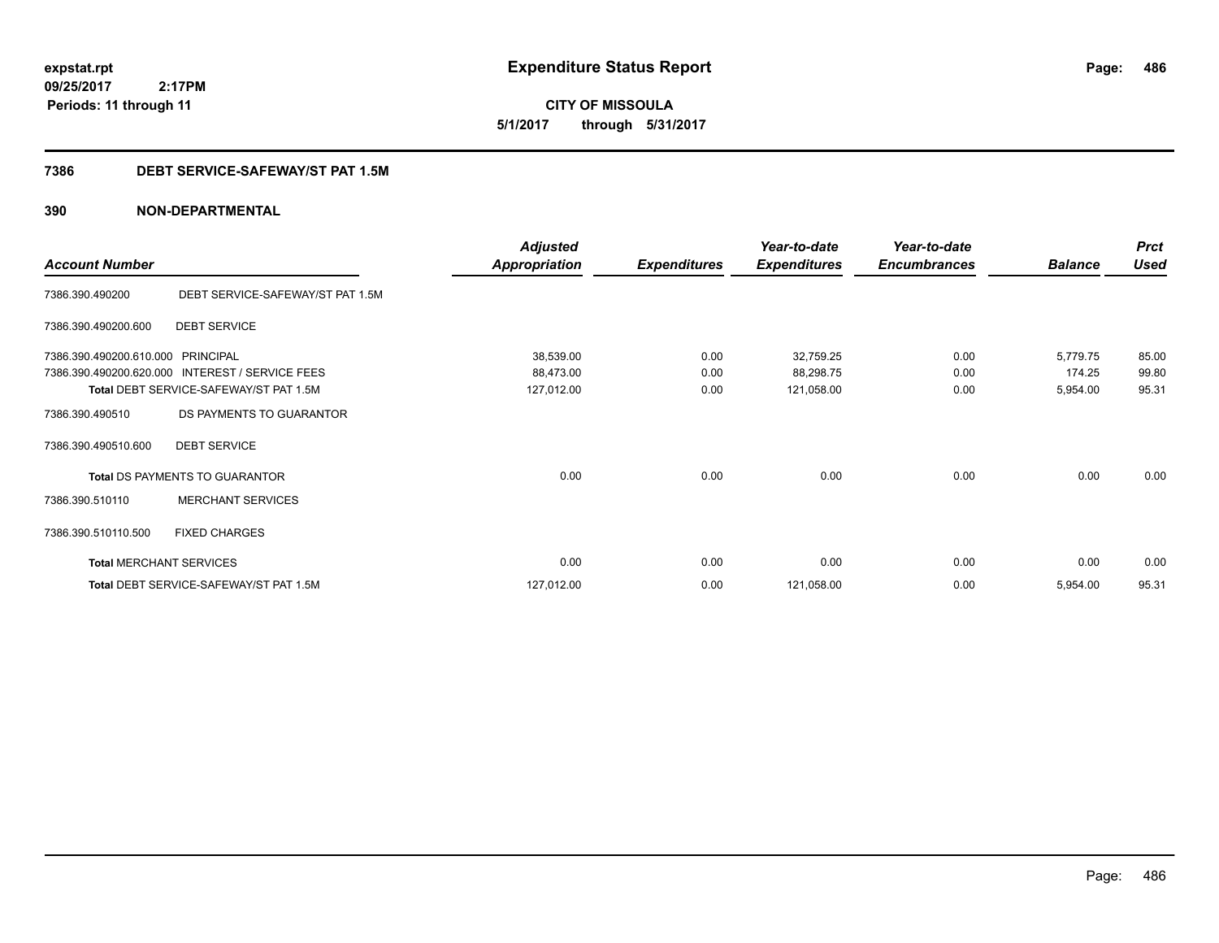**expstat.rpt**
**09/25/2017 2:17PM**
**Periods: 11 through 11**

# Expenditure Status Report

**CITY OF MISSOULA**
**5/1/2017 through 5/31/2017**

## 7386 DEBT SERVICE-SAFEWAY/ST PAT 1.5M

## 390 NON-DEPARTMENTAL

| Account Number | | Adjusted Appropriation | Expenditures | Year-to-date Expenditures | Year-to-date Encumbrances | Balance | Prct Used |
|---|---|---|---|---|---|---|---|
| 7386.390.490200 | DEBT SERVICE-SAFEWAY/ST PAT 1.5M | | | | | | |
| 7386.390.490200.600 | DEBT SERVICE | | | | | | |
| 7386.390.490200.610.000 | PRINCIPAL | 38,539.00 | 0.00 | 32,759.25 | 0.00 | 5,779.75 | 85.00 |
| 7386.390.490200.620.000 | INTEREST / SERVICE FEES | 88,473.00 | 0.00 | 88,298.75 | 0.00 | 174.25 | 99.80 |
| Total DEBT SERVICE-SAFEWAY/ST PAT 1.5M | | 127,012.00 | 0.00 | 121,058.00 | 0.00 | 5,954.00 | 95.31 |
| 7386.390.490510 | DS PAYMENTS TO GUARANTOR | | | | | | |
| 7386.390.490510.600 | DEBT SERVICE | | | | | | |
| Total DS PAYMENTS TO GUARANTOR | | 0.00 | 0.00 | 0.00 | 0.00 | 0.00 | 0.00 |
| 7386.390.510110 | MERCHANT SERVICES | | | | | | |
| 7386.390.510110.500 | FIXED CHARGES | | | | | | |
| Total MERCHANT SERVICES | | 0.00 | 0.00 | 0.00 | 0.00 | 0.00 | 0.00 |
| Total DEBT SERVICE-SAFEWAY/ST PAT 1.5M | | 127,012.00 | 0.00 | 121,058.00 | 0.00 | 5,954.00 | 95.31 |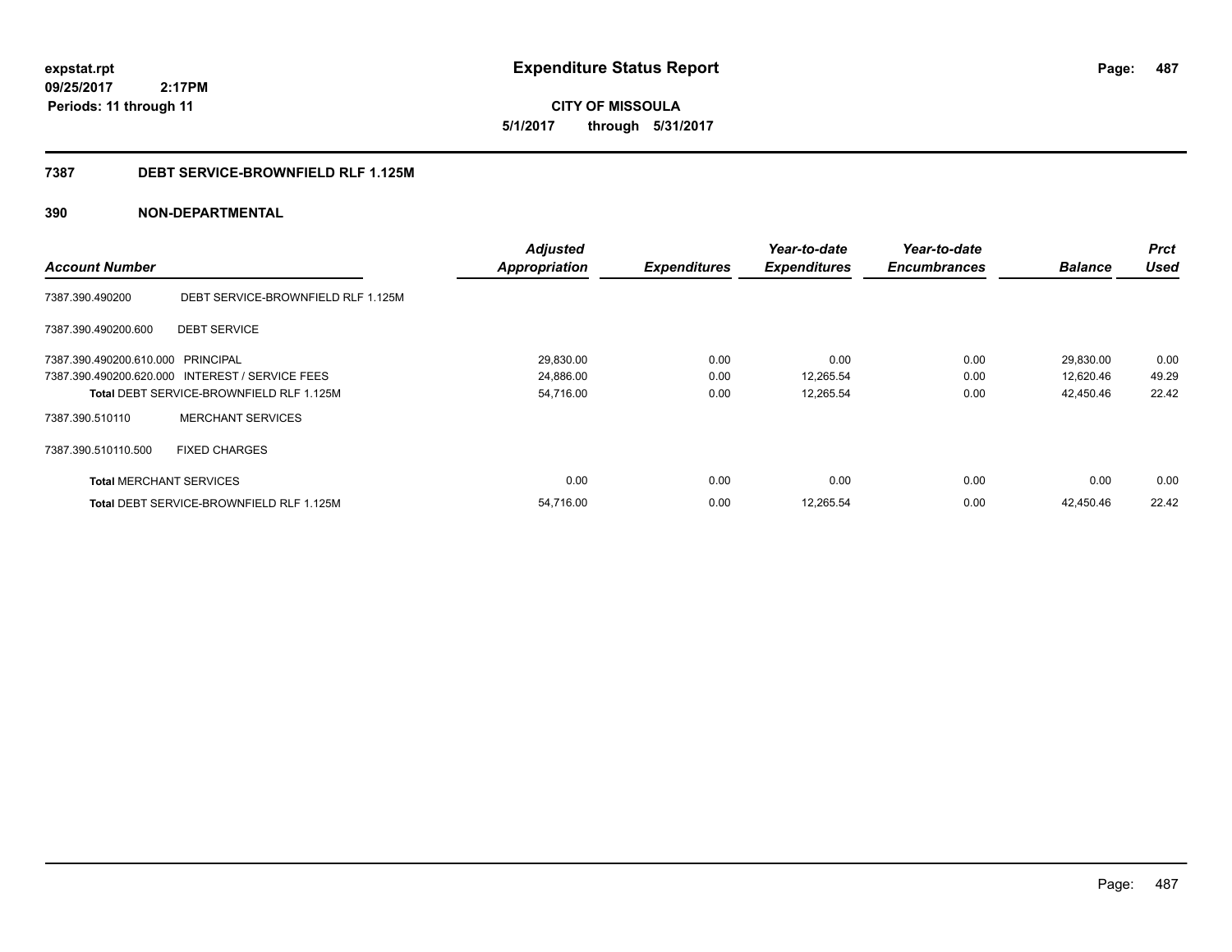**expstat.rpt**
**09/25/2017 2:17PM**
**Periods: 11 through 11**

# Expenditure Status Report

**CITY OF MISSOULA**
**5/1/2017 through 5/31/2017**

## 7387 DEBT SERVICE-BROWNFIELD RLF 1.125M

## 390 NON-DEPARTMENTAL

| Account Number | | Adjusted Appropriation | Expenditures | Year-to-date Expenditures | Year-to-date Encumbrances | Balance | Prct Used |
|---|---|---|---|---|---|---|---|
| 7387.390.490200 | DEBT SERVICE-BROWNFIELD RLF 1.125M | | | | | | |
| 7387.390.490200.600 | DEBT SERVICE | | | | | | |
| 7387.390.490200.610.000 | PRINCIPAL | 29,830.00 | 0.00 | 0.00 | 0.00 | 29,830.00 | 0.00 |
| 7387.390.490200.620.000 | INTEREST / SERVICE FEES | 24,886.00 | 0.00 | 12,265.54 | 0.00 | 12,620.46 | 49.29 |
| **Total** DEBT SERVICE-BROWNFIELD RLF 1.125M | | 54,716.00 | 0.00 | 12,265.54 | 0.00 | 42,450.46 | 22.42 |
| 7387.390.510110 | MERCHANT SERVICES | | | | | | |
| 7387.390.510110.500 | FIXED CHARGES | | | | | | |
| **Total** MERCHANT SERVICES | | 0.00 | 0.00 | 0.00 | 0.00 | 0.00 | 0.00 |
| **Total** DEBT SERVICE-BROWNFIELD RLF 1.125M | | 54,716.00 | 0.00 | 12,265.54 | 0.00 | 42,450.46 | 22.42 |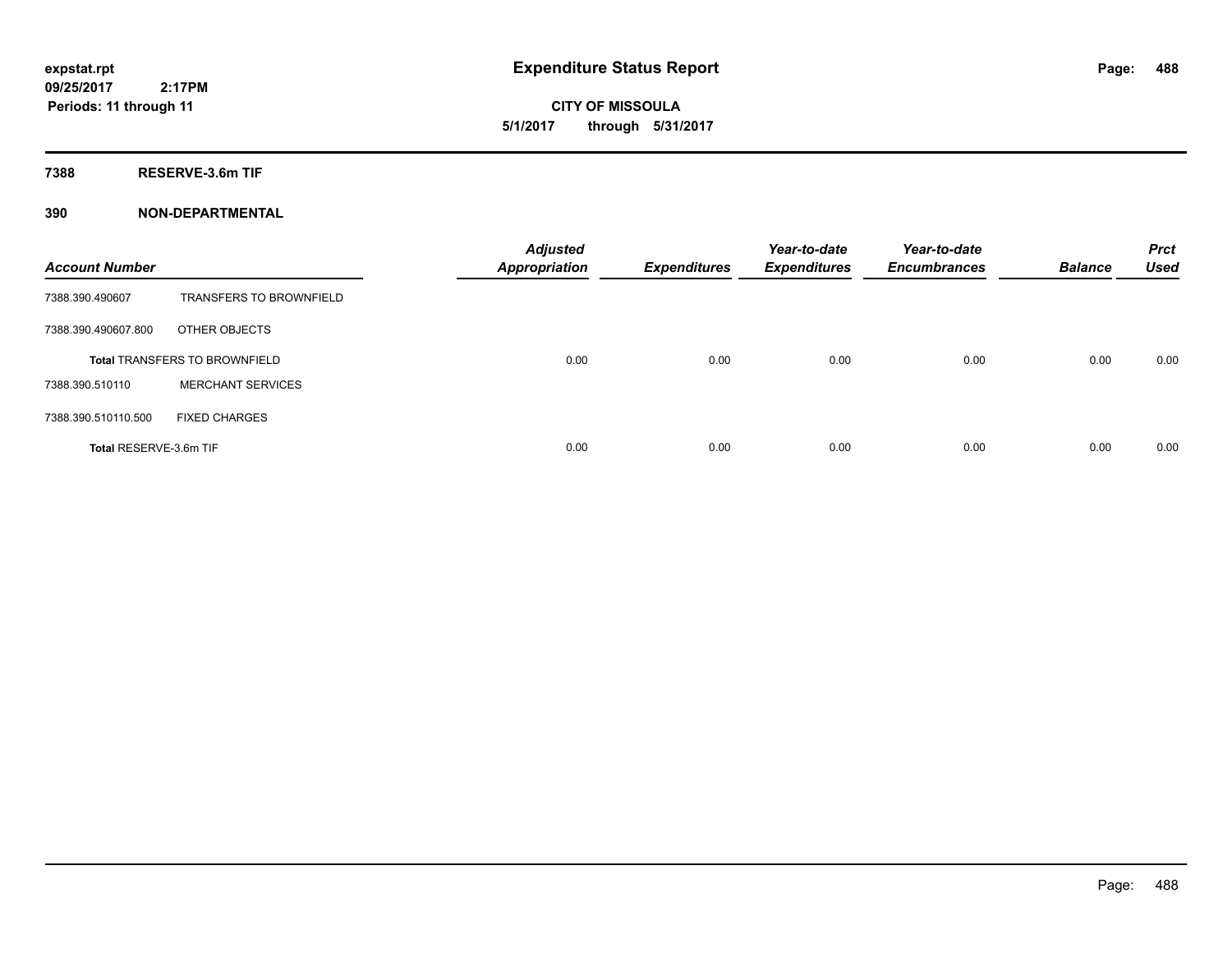**expstat.rpt**
**09/25/2017 2:17PM**
**Periods: 11 through 11**

# Expenditure Status Report

**CITY OF MISSOULA**
**5/1/2017 through 5/31/2017**

## 7388 RESERVE-3.6m TIF

## 390 NON-DEPARTMENTAL

| Account Number | | Adjusted Appropriation | Expenditures | Year-to-date Expenditures | Year-to-date Encumbrances | Balance | Prct Used |
|---|---|---|---|---|---|---|---|
| 7388.390.490607 | TRANSFERS TO BROWNFIELD | | | | | | |
| 7388.390.490607.800 | OTHER OBJECTS | | | | | | |
| **Total** TRANSFERS TO BROWNFIELD | | 0.00 | 0.00 | 0.00 | 0.00 | 0.00 | 0.00 |
| 7388.390.510110 | MERCHANT SERVICES | | | | | | |
| 7388.390.510110.500 | FIXED CHARGES | | | | | | |
| **Total** RESERVE-3.6m TIF | | 0.00 | 0.00 | 0.00 | 0.00 | 0.00 | 0.00 |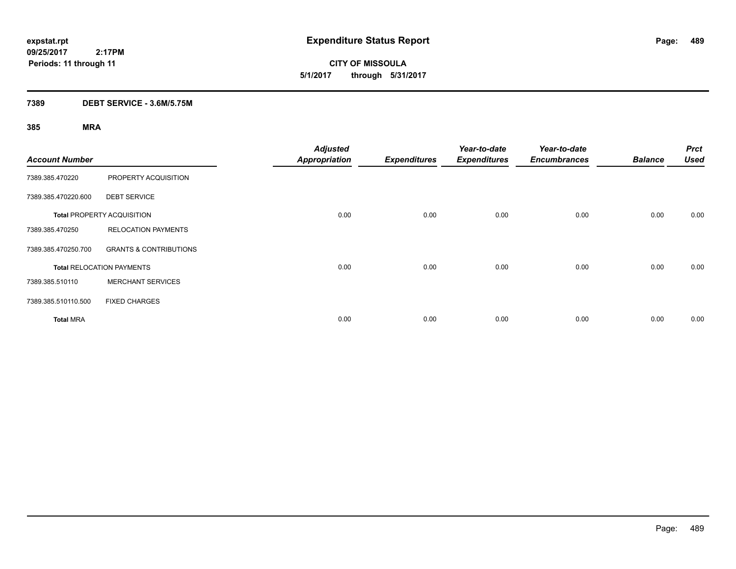# Expenditure Status Report

expstat.rpt
09/25/2017 2:17PM
Periods: 11 through 11

**CITY OF MISSOULA**
**5/1/2017 through 5/31/2017**

## 7389 DEBT SERVICE - 3.6M/5.75M

### 385 MRA

| Account Number | | Adjusted Appropriation | Expenditures | Year-to-date Expenditures | Year-to-date Encumbrances | Balance | Prct Used |
|---|---|---|---|---|---|---|---|
| 7389.385.470220 | PROPERTY ACQUISITION | | | | | | |
| 7389.385.470220.600 | DEBT SERVICE | | | | | | |
| **Total** PROPERTY ACQUISITION | | 0.00 | 0.00 | 0.00 | 0.00 | 0.00 | 0.00 |
| 7389.385.470250 | RELOCATION PAYMENTS | | | | | | |
| 7389.385.470250.700 | GRANTS & CONTRIBUTIONS | | | | | | |
| **Total** RELOCATION PAYMENTS | | 0.00 | 0.00 | 0.00 | 0.00 | 0.00 | 0.00 |
| 7389.385.510110 | MERCHANT SERVICES | | | | | | |
| 7389.385.510110.500 | FIXED CHARGES | | | | | | |
| **Total** MRA | | 0.00 | 0.00 | 0.00 | 0.00 | 0.00 | 0.00 |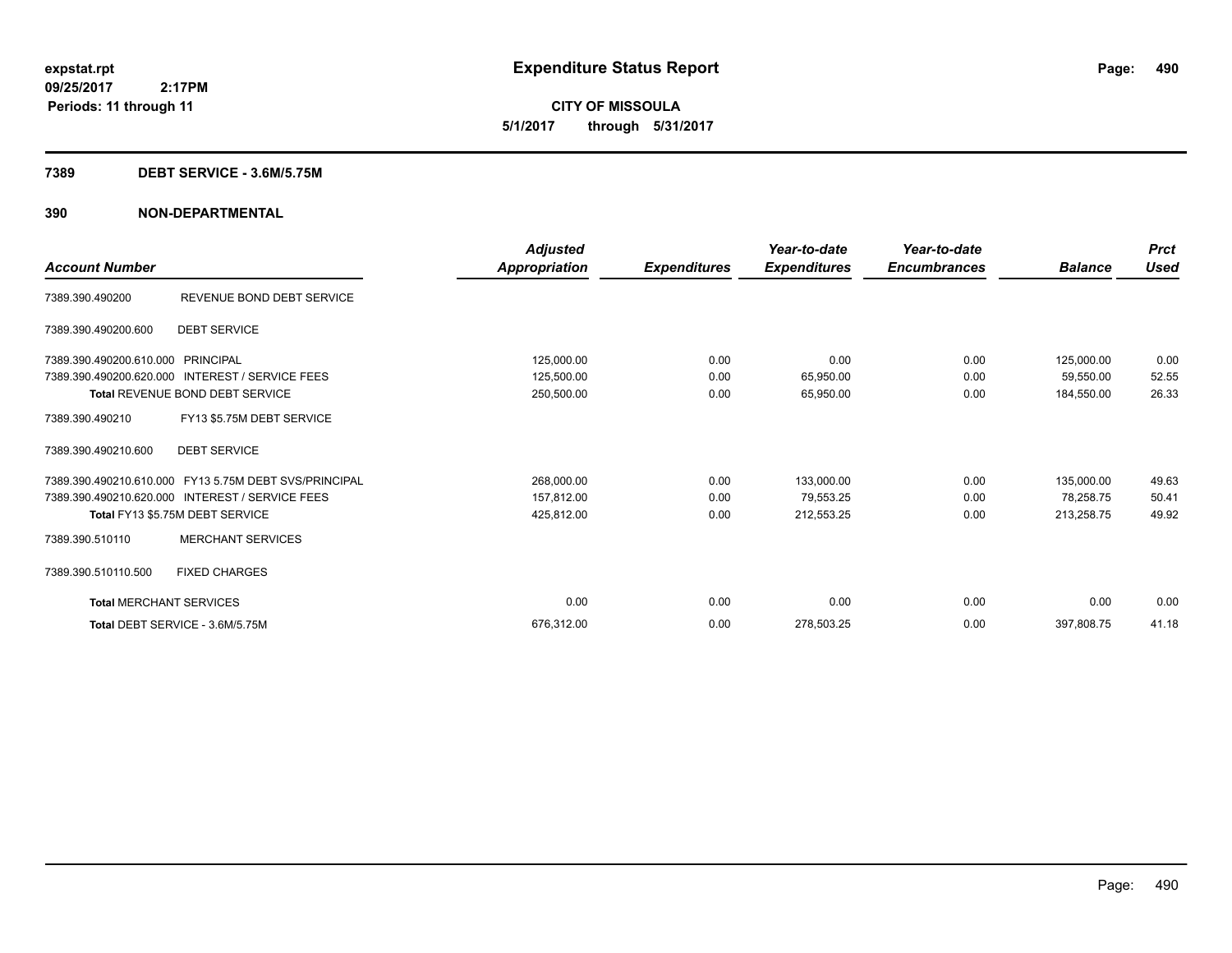expstat.rpt
09/25/2017 2:17PM
Periods: 11 through 11

# Expenditure Status Report

CITY OF MISSOULA
5/1/2017 through 5/31/2017

## 7389 DEBT SERVICE - 3.6M/5.75M

## 390 NON-DEPARTMENTAL

| Account Number | | Adjusted Appropriation | Expenditures | Year-to-date Expenditures | Year-to-date Encumbrances | Balance | Prct Used |
|---|---|---|---|---|---|---|---|
| 7389.390.490200 | REVENUE BOND DEBT SERVICE | | | | | | |
| 7389.390.490200.600 | DEBT SERVICE | | | | | | |
| 7389.390.490200.610.000 | PRINCIPAL | 125,000.00 | 0.00 | 0.00 | 0.00 | 125,000.00 | 0.00 |
| 7389.390.490200.620.000 | INTEREST / SERVICE FEES | 125,500.00 | 0.00 | 65,950.00 | 0.00 | 59,550.00 | 52.55 |
| **Total** REVENUE BOND DEBT SERVICE | | 250,500.00 | 0.00 | 65,950.00 | 0.00 | 184,550.00 | 26.33 |
| 7389.390.490210 | FY13 $5.75M DEBT SERVICE | | | | | | |
| 7389.390.490210.600 | DEBT SERVICE | | | | | | |
| 7389.390.490210.610.000 | FY13 5.75M DEBT SVS/PRINCIPAL | 268,000.00 | 0.00 | 133,000.00 | 0.00 | 135,000.00 | 49.63 |
| 7389.390.490210.620.000 | INTEREST / SERVICE FEES | 157,812.00 | 0.00 | 79,553.25 | 0.00 | 78,258.75 | 50.41 |
| **Total** FY13 $5.75M DEBT SERVICE | | 425,812.00 | 0.00 | 212,553.25 | 0.00 | 213,258.75 | 49.92 |
| 7389.390.510110 | MERCHANT SERVICES | | | | | | |
| 7389.390.510110.500 | FIXED CHARGES | | | | | | |
| **Total** MERCHANT SERVICES | | 0.00 | 0.00 | 0.00 | 0.00 | 0.00 | 0.00 |
| **Total** DEBT SERVICE - 3.6M/5.75M | | 676,312.00 | 0.00 | 278,503.25 | 0.00 | 397,808.75 | 41.18 |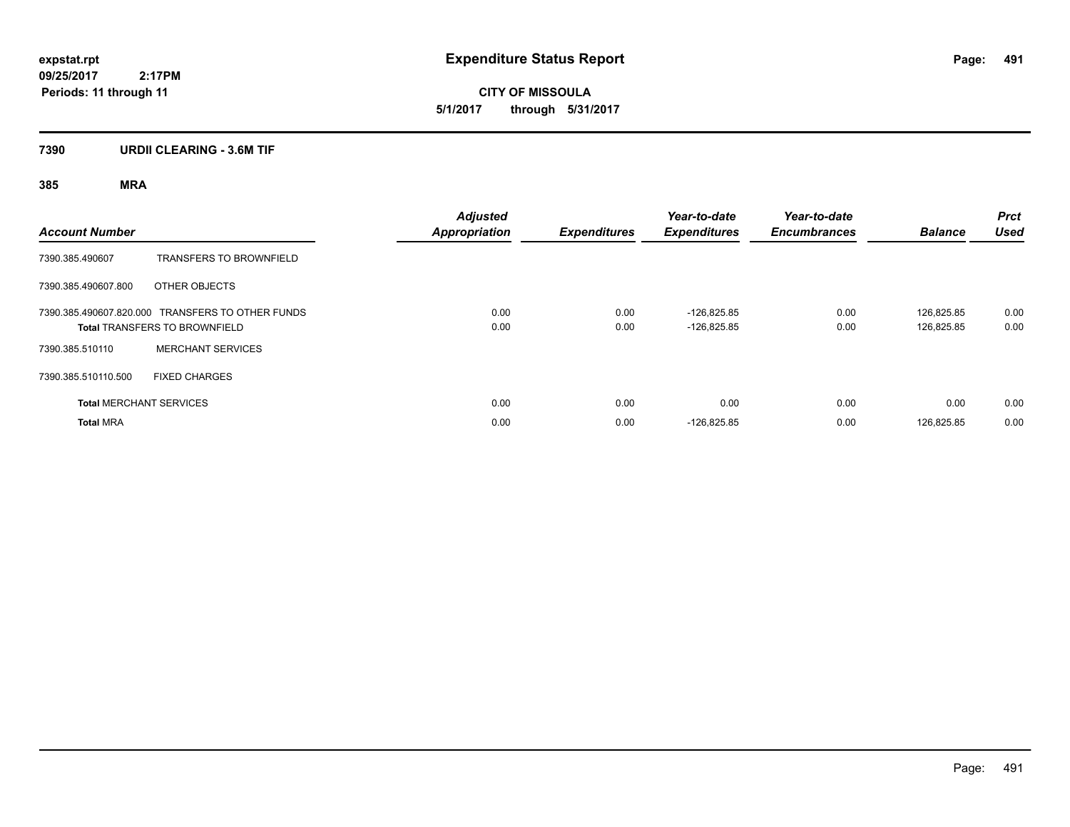**expstat.rpt**
**09/25/2017 2:17PM**
**Periods: 11 through 11**

# Expenditure Status Report

**CITY OF MISSOULA**
**5/1/2017 through 5/31/2017**

## 7390 URDII CLEARING - 3.6M TIF

### 385 MRA

| Account Number | | Adjusted Appropriation | Expenditures | Year-to-date Expenditures | Year-to-date Encumbrances | Balance | Prct Used |
|---|---|---|---|---|---|---|---|
| 7390.385.490607 | TRANSFERS TO BROWNFIELD | | | | | | |
| 7390.385.490607.800 | OTHER OBJECTS | | | | | | |
| 7390.385.490607.820.000 | TRANSFERS TO OTHER FUNDS | 0.00 | 0.00 | -126,825.85 | 0.00 | 126,825.85 | 0.00 |
| **Total** TRANSFERS TO BROWNFIELD | | 0.00 | 0.00 | -126,825.85 | 0.00 | 126,825.85 | 0.00 |
| 7390.385.510110 | MERCHANT SERVICES | | | | | | |
| 7390.385.510110.500 | FIXED CHARGES | | | | | | |
| **Total** MERCHANT SERVICES | | 0.00 | 0.00 | 0.00 | 0.00 | 0.00 | 0.00 |
| **Total** MRA | | 0.00 | 0.00 | -126,825.85 | 0.00 | 126,825.85 | 0.00 |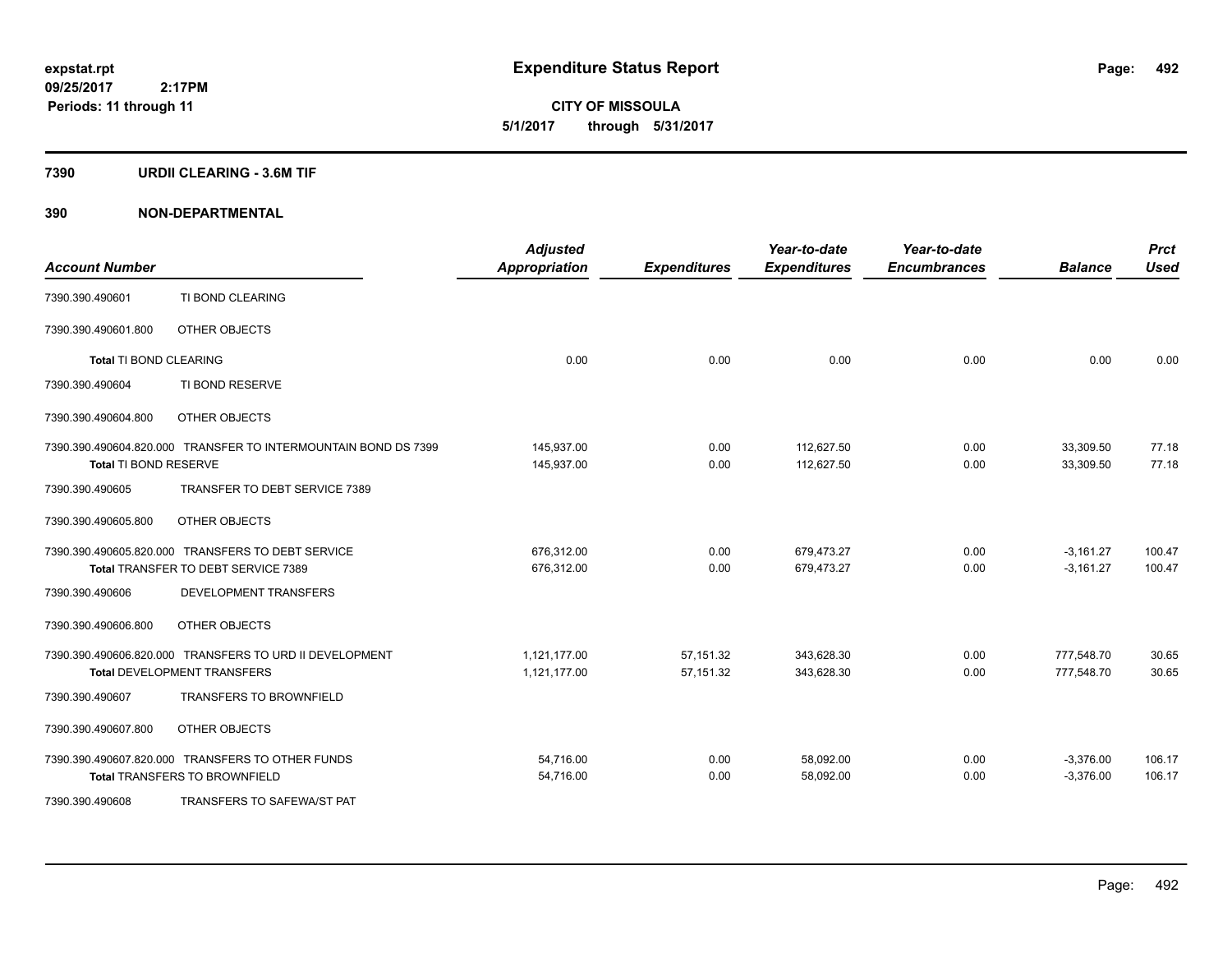**Expenditure Status Report**

**CITY OF MISSOULA**

**5/1/2017 through 5/31/2017**

expstat.rpt
09/25/2017 2:17PM
Periods: 11 through 11

## 7390 URDII CLEARING - 3.6M TIF

## 390 NON-DEPARTMENTAL

| Account Number | | Adjusted Appropriation | Expenditures | Year-to-date Expenditures | Year-to-date Encumbrances | Balance | Prct Used |
|---|---|---|---|---|---|---|---|
| 7390.390.490601 | TI BOND CLEARING | | | | | | |
| 7390.390.490601.800 | OTHER OBJECTS | | | | | | |
| **Total** TI BOND CLEARING | | 0.00 | 0.00 | 0.00 | 0.00 | 0.00 | 0.00 |
| 7390.390.490604 | TI BOND RESERVE | | | | | | |
| 7390.390.490604.800 | OTHER OBJECTS | | | | | | |
| 7390.390.490604.820.000 | TRANSFER TO INTERMOUNTAIN BOND DS 7399 | 145,937.00 | 0.00 | 112,627.50 | 0.00 | 33,309.50 | 77.18 |
| **Total** TI BOND RESERVE | | 145,937.00 | 0.00 | 112,627.50 | 0.00 | 33,309.50 | 77.18 |
| 7390.390.490605 | TRANSFER TO DEBT SERVICE 7389 | | | | | | |
| 7390.390.490605.800 | OTHER OBJECTS | | | | | | |
| 7390.390.490605.820.000 | TRANSFERS TO DEBT SERVICE | 676,312.00 | 0.00 | 679,473.27 | 0.00 | -3,161.27 | 100.47 |
| **Total** TRANSFER TO DEBT SERVICE 7389 | | 676,312.00 | 0.00 | 679,473.27 | 0.00 | -3,161.27 | 100.47 |
| 7390.390.490606 | DEVELOPMENT TRANSFERS | | | | | | |
| 7390.390.490606.800 | OTHER OBJECTS | | | | | | |
| 7390.390.490606.820.000 | TRANSFERS TO URD II DEVELOPMENT | 1,121,177.00 | 57,151.32 | 343,628.30 | 0.00 | 777,548.70 | 30.65 |
| **Total** DEVELOPMENT TRANSFERS | | 1,121,177.00 | 57,151.32 | 343,628.30 | 0.00 | 777,548.70 | 30.65 |
| 7390.390.490607 | TRANSFERS TO BROWNFIELD | | | | | | |
| 7390.390.490607.800 | OTHER OBJECTS | | | | | | |
| 7390.390.490607.820.000 | TRANSFERS TO OTHER FUNDS | 54,716.00 | 0.00 | 58,092.00 | 0.00 | -3,376.00 | 106.17 |
| **Total** TRANSFERS TO BROWNFIELD | | 54,716.00 | 0.00 | 58,092.00 | 0.00 | -3,376.00 | 106.17 |
| 7390.390.490608 | TRANSFERS TO SAFEWA/ST PAT | | | | | | |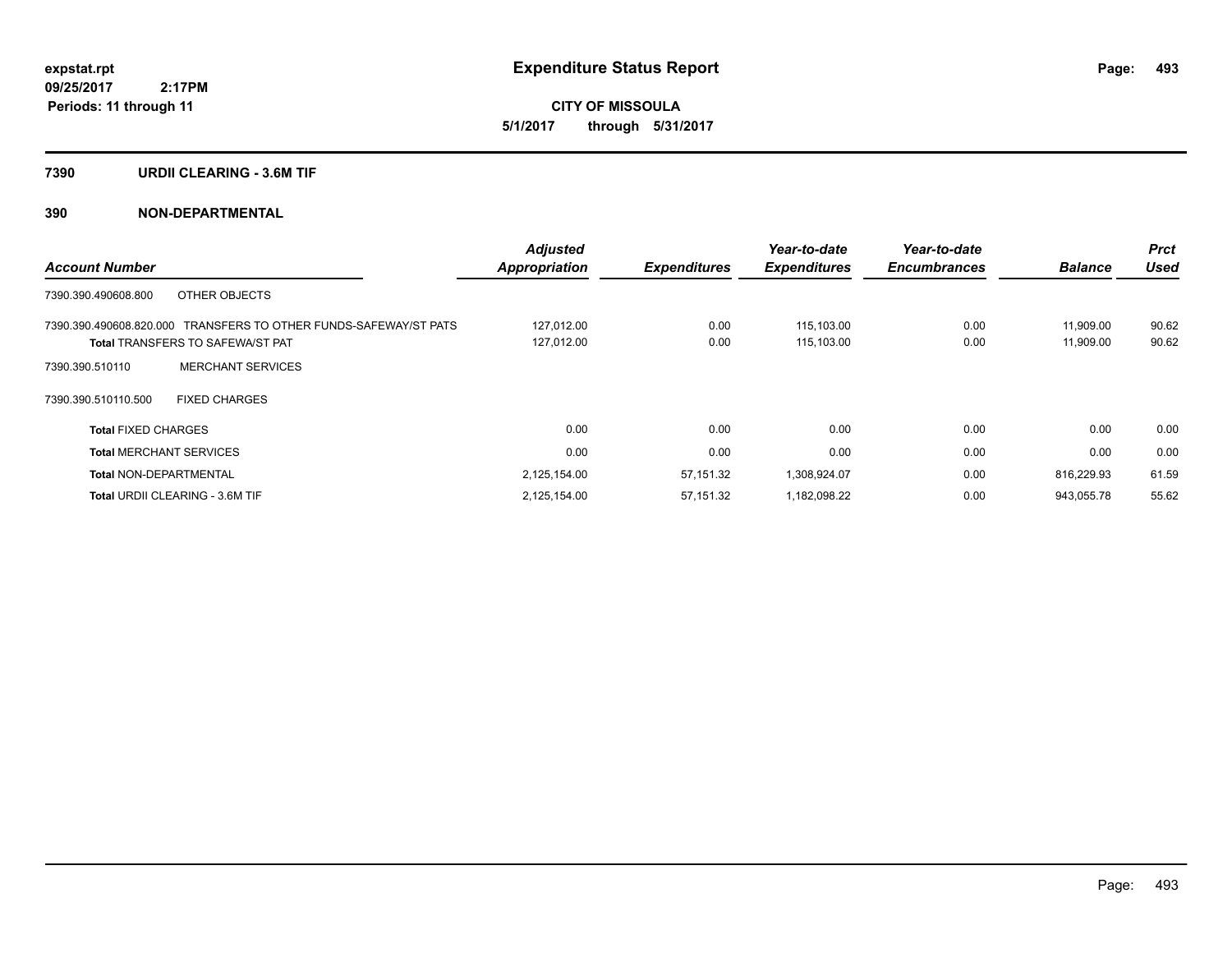**expstat.rpt**
**09/25/2017 2:17PM**
**Periods: 11 through 11**

# Expenditure Status Report

**CITY OF MISSOULA**
**5/1/2017 through 5/31/2017**

## 7390 URDII CLEARING - 3.6M TIF

## 390 NON-DEPARTMENTAL

| Account Number | Adjusted Appropriation | Expenditures | Year-to-date Expenditures | Year-to-date Encumbrances | Balance | Prct Used |
|---|---|---|---|---|---|---|
| 7390.390.490608.800 OTHER OBJECTS | | | | | | |
| 7390.390.490608.820.000 TRANSFERS TO OTHER FUNDS-SAFEWAY/ST PATS | 127,012.00 | 0.00 | 115,103.00 | 0.00 | 11,909.00 | 90.62 |
| **Total** TRANSFERS TO SAFEWA/ST PAT | 127,012.00 | 0.00 | 115,103.00 | 0.00 | 11,909.00 | 90.62 |
| 7390.390.510110 MERCHANT SERVICES | | | | | | |
| 7390.390.510110.500 FIXED CHARGES | | | | | | |
| **Total** FIXED CHARGES | 0.00 | 0.00 | 0.00 | 0.00 | 0.00 | 0.00 |
| **Total** MERCHANT SERVICES | 0.00 | 0.00 | 0.00 | 0.00 | 0.00 | 0.00 |
| **Total** NON-DEPARTMENTAL | 2,125,154.00 | 57,151.32 | 1,308,924.07 | 0.00 | 816,229.93 | 61.59 |
| **Total** URDII CLEARING - 3.6M TIF | 2,125,154.00 | 57,151.32 | 1,182,098.22 | 0.00 | 943,055.78 | 55.62 |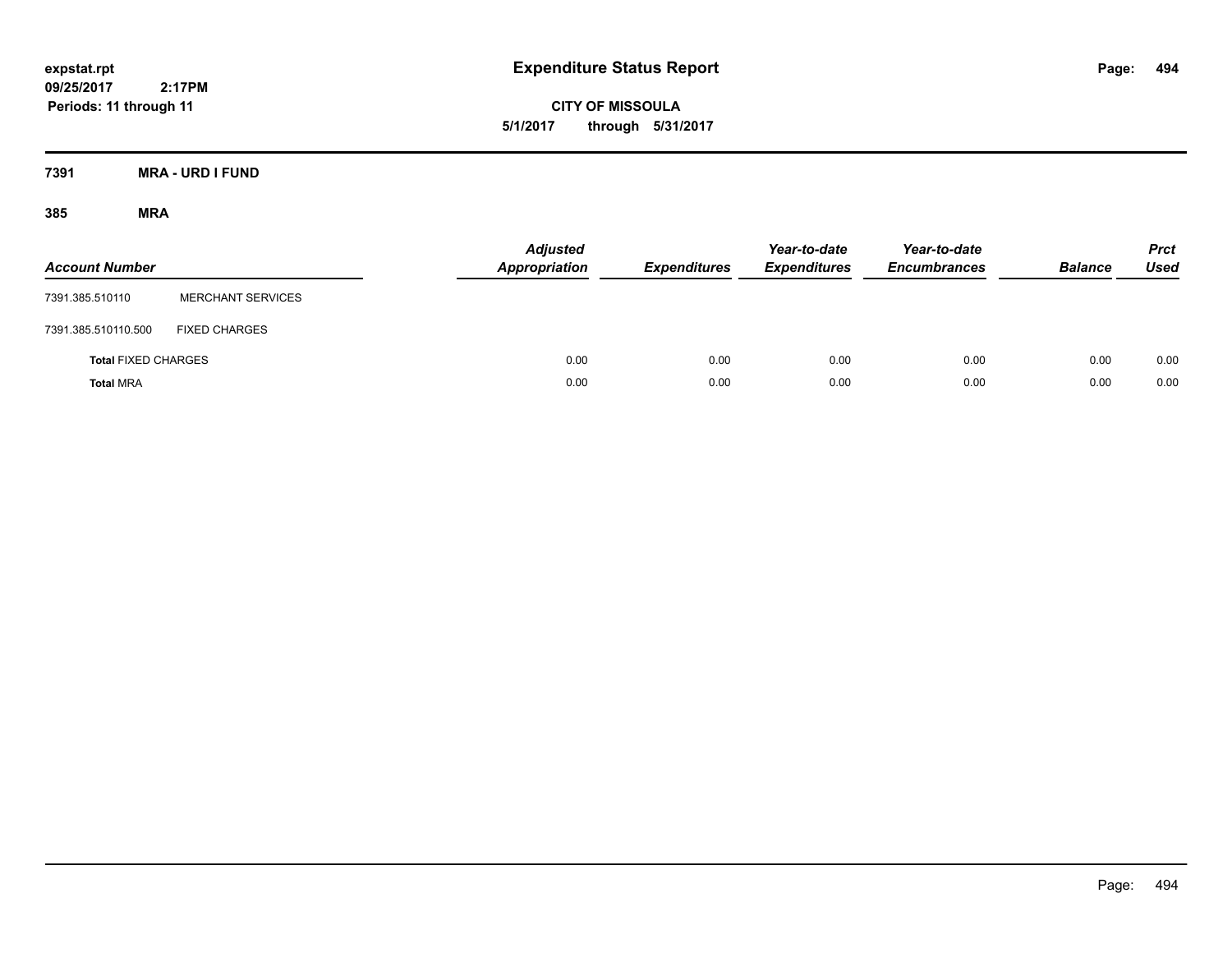**expstat.rpt**
**09/25/2017 2:17PM**
**Periods: 11 through 11**

# Expenditure Status Report

**CITY OF MISSOULA**
**5/1/2017 through 5/31/2017**

## 7391 MRA - URD I FUND

### 385 MRA

| Account Number | | Adjusted Appropriation | Expenditures | Year-to-date Expenditures | Year-to-date Encumbrances | Balance | Prct Used |
|---|---|---|---|---|---|---|---|
| 7391.385.510110 | MERCHANT SERVICES | | | | | | |
| 7391.385.510110.500 | FIXED CHARGES | | | | | | |
| **Total** FIXED CHARGES | | 0.00 | 0.00 | 0.00 | 0.00 | 0.00 | 0.00 |
| **Total** MRA | | 0.00 | 0.00 | 0.00 | 0.00 | 0.00 | 0.00 |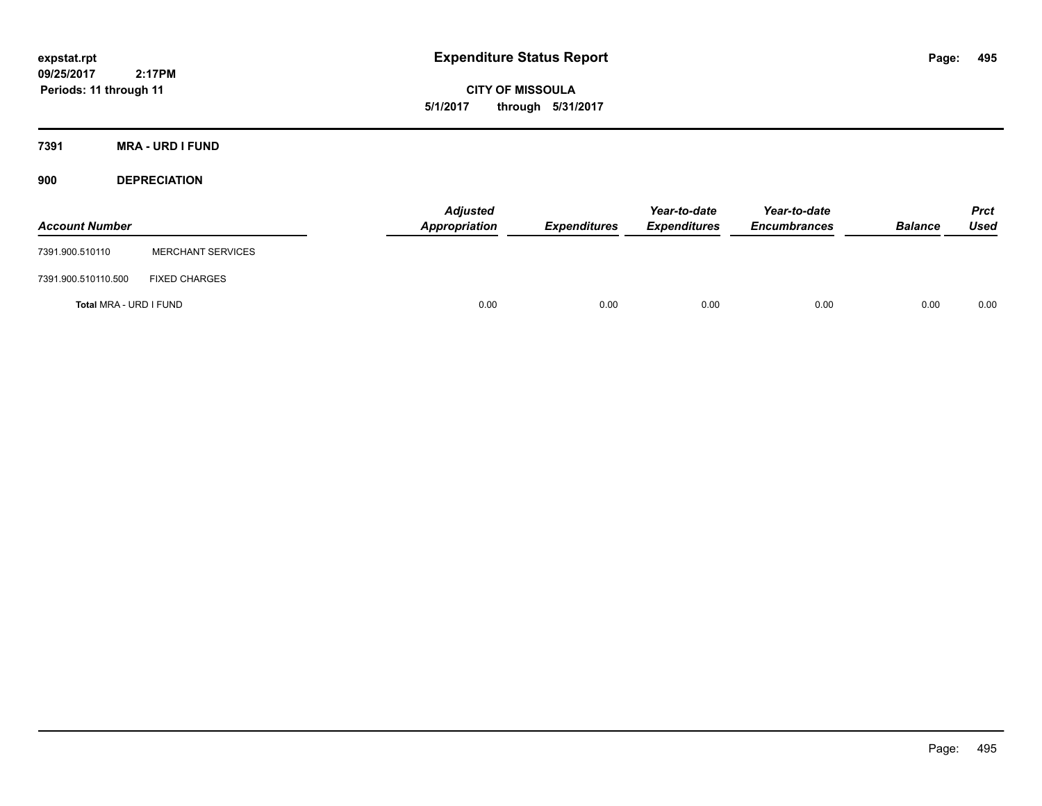expstat.rpt
09/25/2017 2:17PM
Periods: 11 through 11

# Expenditure Status Report

**CITY OF MISSOULA**
**5/1/2017 through 5/31/2017**

## 7391 MRA - URD I FUND

### 900 DEPRECIATION

| Account Number | | Adjusted Appropriation | Expenditures | Year-to-date Expenditures | Year-to-date Encumbrances | Balance | Prct Used |
|---|---|---|---|---|---|---|---|
| 7391.900.510110 | MERCHANT SERVICES | | | | | | |
| 7391.900.510110.500 | FIXED CHARGES | | | | | | |
| **Total** MRA - URD I FUND | | 0.00 | 0.00 | 0.00 | 0.00 | 0.00 | 0.00 |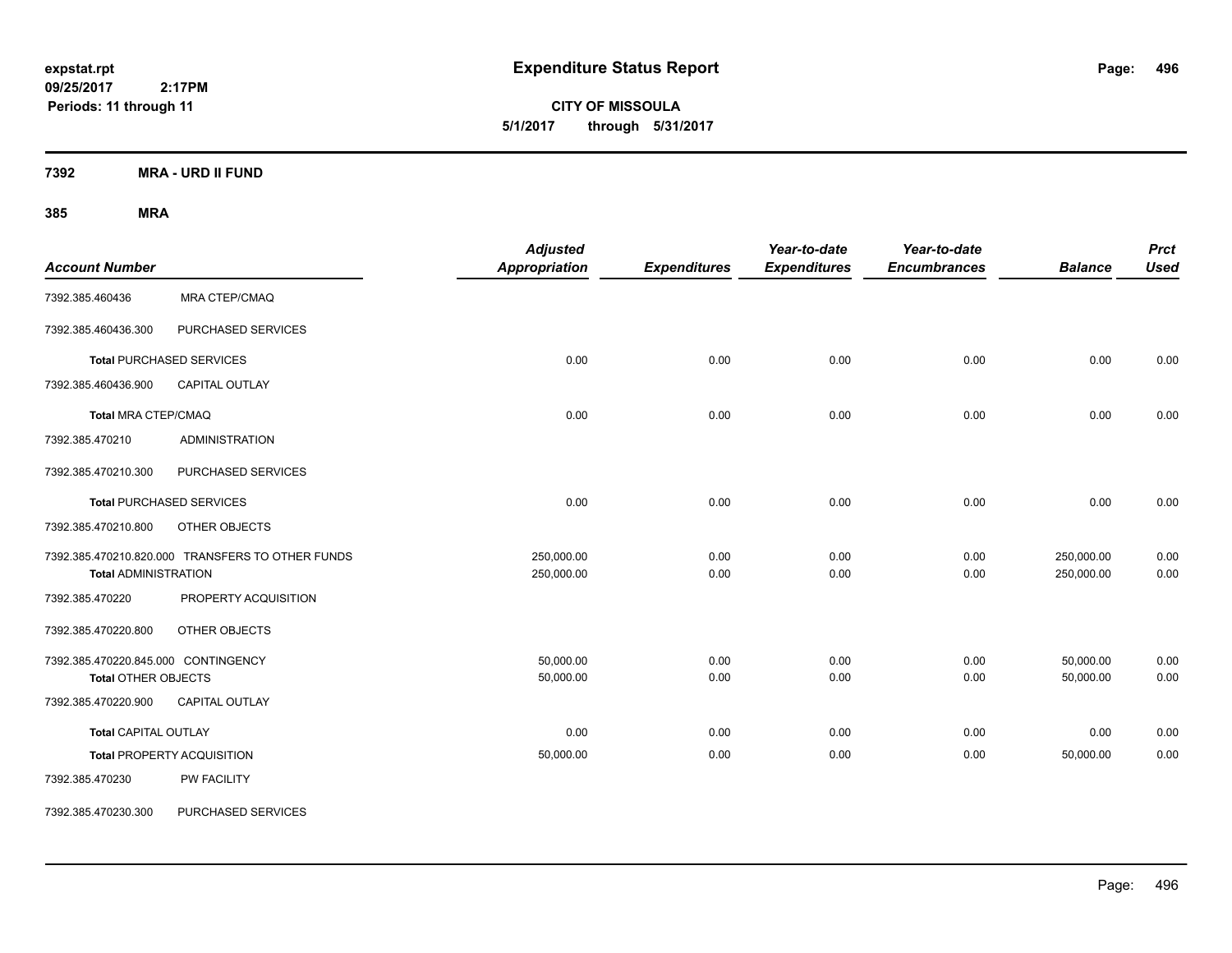# Expenditure Status Report

expstat.rpt
09/25/2017 2:17PM
Periods: 11 through 11

**CITY OF MISSOULA**
**5/1/2017 through 5/31/2017**

## 7392 MRA - URD II FUND

### 385 MRA

| Account Number | | Adjusted Appropriation | Expenditures | Year-to-date Expenditures | Year-to-date Encumbrances | Balance | Prct Used |
|---|---|---|---|---|---|---|---|
| 7392.385.460436 | MRA CTEP/CMAQ | | | | | | |
| 7392.385.460436.300 | PURCHASED SERVICES | | | | | | |
| **Total** PURCHASED SERVICES | | 0.00 | 0.00 | 0.00 | 0.00 | 0.00 | 0.00 |
| 7392.385.460436.900 | CAPITAL OUTLAY | | | | | | |
| **Total** MRA CTEP/CMAQ | | 0.00 | 0.00 | 0.00 | 0.00 | 0.00 | 0.00 |
| 7392.385.470210 | ADMINISTRATION | | | | | | |
| 7392.385.470210.300 | PURCHASED SERVICES | | | | | | |
| **Total** PURCHASED SERVICES | | 0.00 | 0.00 | 0.00 | 0.00 | 0.00 | 0.00 |
| 7392.385.470210.800 | OTHER OBJECTS | | | | | | |
| 7392.385.470210.820.000 | TRANSFERS TO OTHER FUNDS | 250,000.00 | 0.00 | 0.00 | 0.00 | 250,000.00 | 0.00 |
| **Total** ADMINISTRATION | | 250,000.00 | 0.00 | 0.00 | 0.00 | 250,000.00 | 0.00 |
| 7392.385.470220 | PROPERTY ACQUISITION | | | | | | |
| 7392.385.470220.800 | OTHER OBJECTS | | | | | | |
| 7392.385.470220.845.000 | CONTINGENCY | 50,000.00 | 0.00 | 0.00 | 0.00 | 50,000.00 | 0.00 |
| **Total** OTHER OBJECTS | | 50,000.00 | 0.00 | 0.00 | 0.00 | 50,000.00 | 0.00 |
| 7392.385.470220.900 | CAPITAL OUTLAY | | | | | | |
| **Total** CAPITAL OUTLAY | | 0.00 | 0.00 | 0.00 | 0.00 | 0.00 | 0.00 |
| **Total** PROPERTY ACQUISITION | | 50,000.00 | 0.00 | 0.00 | 0.00 | 50,000.00 | 0.00 |
| 7392.385.470230 | PW FACILITY | | | | | | |
| 7392.385.470230.300 | PURCHASED SERVICES | | | | | | |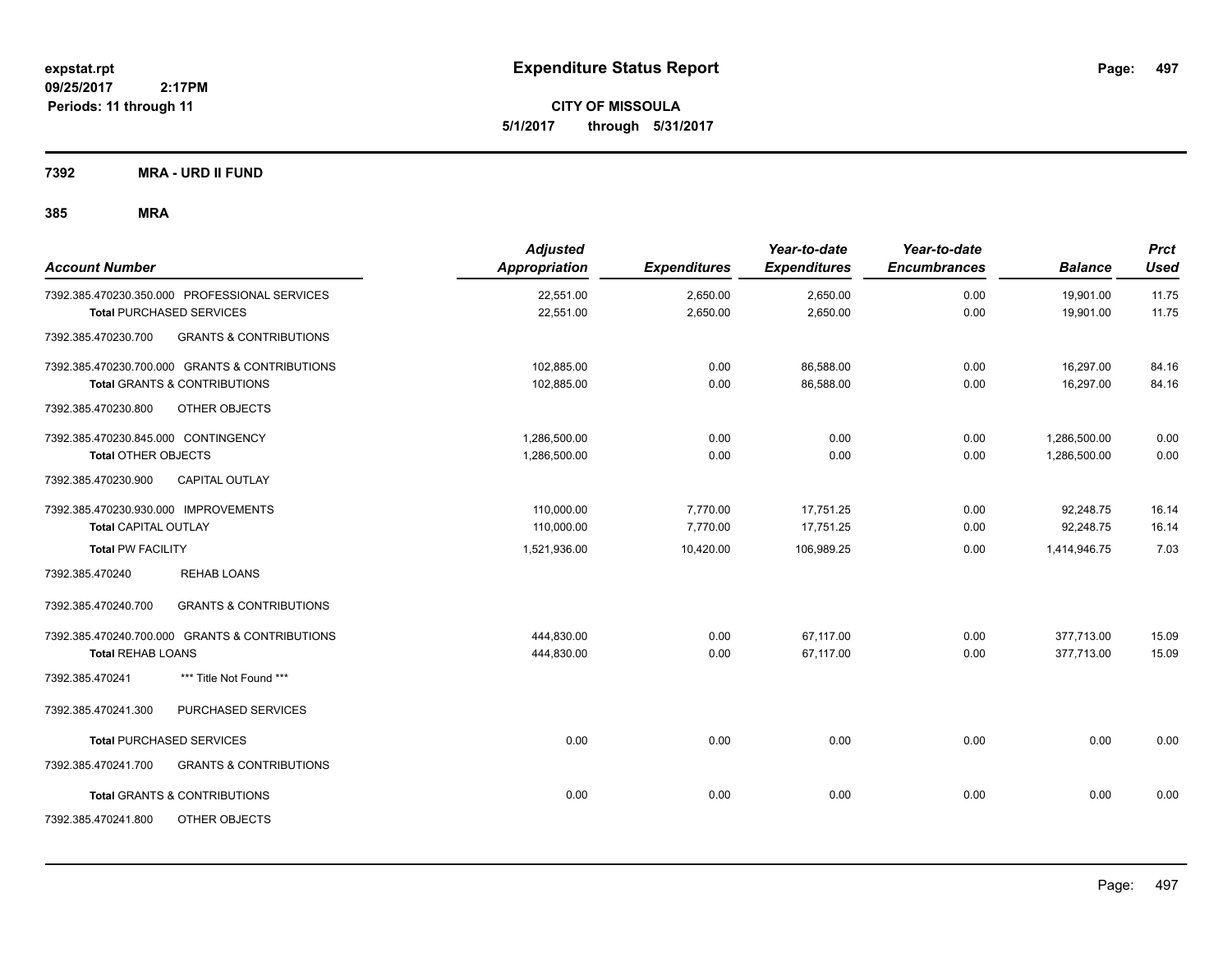# Expenditure Status Report

**CITY OF MISSOULA**

**5/1/2017 through 5/31/2017**

expstat.rpt
09/25/2017 2:17PM
Periods: 11 through 11

## 7392 MRA - URD II FUND

### 385 MRA

| Account Number | Adjusted Appropriation | Expenditures | Year-to-date Expenditures | Year-to-date Encumbrances | Balance | Prct Used |
|---|---|---|---|---|---|---|
| 7392.385.470230.350.000 PROFESSIONAL SERVICES | 22,551.00 | 2,650.00 | 2,650.00 | 0.00 | 19,901.00 | 11.75 |
| **Total** PURCHASED SERVICES | 22,551.00 | 2,650.00 | 2,650.00 | 0.00 | 19,901.00 | 11.75 |
| 7392.385.470230.700 GRANTS & CONTRIBUTIONS | | | | | | |
| 7392.385.470230.700.000 GRANTS & CONTRIBUTIONS | 102,885.00 | 0.00 | 86,588.00 | 0.00 | 16,297.00 | 84.16 |
| **Total** GRANTS & CONTRIBUTIONS | 102,885.00 | 0.00 | 86,588.00 | 0.00 | 16,297.00 | 84.16 |
| 7392.385.470230.800 OTHER OBJECTS | | | | | | |
| 7392.385.470230.845.000 CONTINGENCY | 1,286,500.00 | 0.00 | 0.00 | 0.00 | 1,286,500.00 | 0.00 |
| **Total** OTHER OBJECTS | 1,286,500.00 | 0.00 | 0.00 | 0.00 | 1,286,500.00 | 0.00 |
| 7392.385.470230.900 CAPITAL OUTLAY | | | | | | |
| 7392.385.470230.930.000 IMPROVEMENTS | 110,000.00 | 7,770.00 | 17,751.25 | 0.00 | 92,248.75 | 16.14 |
| **Total** CAPITAL OUTLAY | 110,000.00 | 7,770.00 | 17,751.25 | 0.00 | 92,248.75 | 16.14 |
| **Total** PW FACILITY | 1,521,936.00 | 10,420.00 | 106,989.25 | 0.00 | 1,414,946.75 | 7.03 |
| 7392.385.470240 REHAB LOANS | | | | | | |
| 7392.385.470240.700 GRANTS & CONTRIBUTIONS | | | | | | |
| 7392.385.470240.700.000 GRANTS & CONTRIBUTIONS | 444,830.00 | 0.00 | 67,117.00 | 0.00 | 377,713.00 | 15.09 |
| **Total** REHAB LOANS | 444,830.00 | 0.00 | 67,117.00 | 0.00 | 377,713.00 | 15.09 |
| 7392.385.470241 *** Title Not Found *** | | | | | | |
| 7392.385.470241.300 PURCHASED SERVICES | | | | | | |
| **Total** PURCHASED SERVICES | 0.00 | 0.00 | 0.00 | 0.00 | 0.00 | 0.00 |
| 7392.385.470241.700 GRANTS & CONTRIBUTIONS | | | | | | |
| **Total** GRANTS & CONTRIBUTIONS | 0.00 | 0.00 | 0.00 | 0.00 | 0.00 | 0.00 |
| 7392.385.470241.800 OTHER OBJECTS | | | | | | |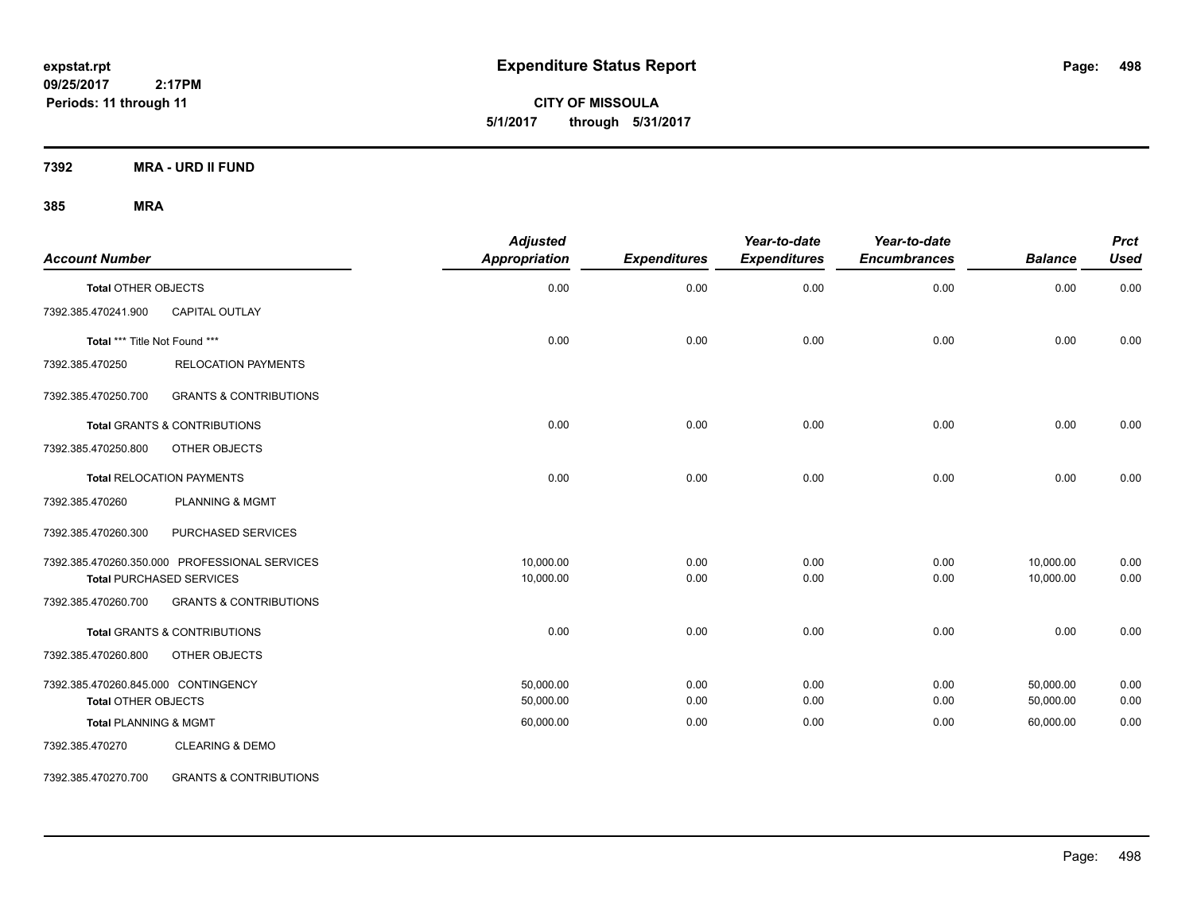# Expenditure Status Report

**CITY OF MISSOULA**

**5/1/2017 through 5/31/2017**

expstat.rpt
09/25/2017 2:17PM
Periods: 11 through 11

**7392 MRA - URD II FUND**

**385 MRA**

| Account Number | | Adjusted Appropriation | Expenditures | Year-to-date Expenditures | Year-to-date Encumbrances | Balance | Prct Used |
|---|---|---|---|---|---|---|---|
| **Total** OTHER OBJECTS | | 0.00 | 0.00 | 0.00 | 0.00 | 0.00 | 0.00 |
| 7392.385.470241.900 | CAPITAL OUTLAY | | | | | | |
| **Total** *** Title Not Found *** | | 0.00 | 0.00 | 0.00 | 0.00 | 0.00 | 0.00 |
| 7392.385.470250 | RELOCATION PAYMENTS | | | | | | |
| 7392.385.470250.700 | GRANTS & CONTRIBUTIONS | | | | | | |
| **Total** GRANTS & CONTRIBUTIONS | | 0.00 | 0.00 | 0.00 | 0.00 | 0.00 | 0.00 |
| 7392.385.470250.800 | OTHER OBJECTS | | | | | | |
| **Total** RELOCATION PAYMENTS | | 0.00 | 0.00 | 0.00 | 0.00 | 0.00 | 0.00 |
| 7392.385.470260 | PLANNING & MGMT | | | | | | |
| 7392.385.470260.300 | PURCHASED SERVICES | | | | | | |
| 7392.385.470260.350.000 | PROFESSIONAL SERVICES | 10,000.00 | 0.00 | 0.00 | 0.00 | 10,000.00 | 0.00 |
| **Total** PURCHASED SERVICES | | 10,000.00 | 0.00 | 0.00 | 0.00 | 10,000.00 | 0.00 |
| 7392.385.470260.700 | GRANTS & CONTRIBUTIONS | | | | | | |
| **Total** GRANTS & CONTRIBUTIONS | | 0.00 | 0.00 | 0.00 | 0.00 | 0.00 | 0.00 |
| 7392.385.470260.800 | OTHER OBJECTS | | | | | | |
| 7392.385.470260.845.000 | CONTINGENCY | 50,000.00 | 0.00 | 0.00 | 0.00 | 50,000.00 | 0.00 |
| **Total** OTHER OBJECTS | | 50,000.00 | 0.00 | 0.00 | 0.00 | 50,000.00 | 0.00 |
| **Total** PLANNING & MGMT | | 60,000.00 | 0.00 | 0.00 | 0.00 | 60,000.00 | 0.00 |
| 7392.385.470270 | CLEARING & DEMO | | | | | | |
| 7392.385.470270.700 | GRANTS & CONTRIBUTIONS | | | | | | |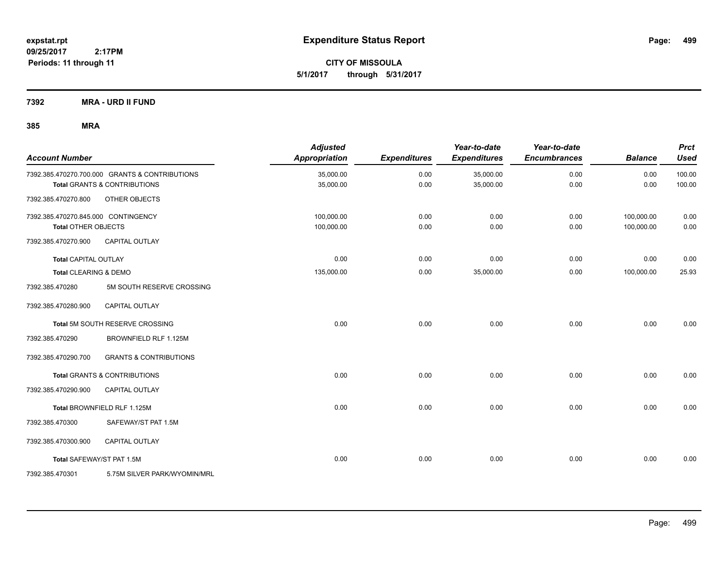# Expenditure Status Report

expstat.rpt
09/25/2017 2:17PM
Periods: 11 through 11

**CITY OF MISSOULA**
**5/1/2017 through 5/31/2017**

## 7392 MRA - URD II FUND

### 385 MRA

| Account Number | | Adjusted Appropriation | Expenditures | Year-to-date Expenditures | Year-to-date Encumbrances | Balance | Prct Used |
|---|---|---|---|---|---|---|---|
| 7392.385.470270.700.000 | GRANTS & CONTRIBUTIONS | 35,000.00 | 0.00 | 35,000.00 | 0.00 | 0.00 | 100.00 |
| **Total** GRANTS & CONTRIBUTIONS | | 35,000.00 | 0.00 | 35,000.00 | 0.00 | 0.00 | 100.00 |
| 7392.385.470270.800 | OTHER OBJECTS | | | | | | |
| 7392.385.470270.845.000 | CONTINGENCY | 100,000.00 | 0.00 | 0.00 | 0.00 | 100,000.00 | 0.00 |
| **Total** OTHER OBJECTS | | 100,000.00 | 0.00 | 0.00 | 0.00 | 100,000.00 | 0.00 |
| 7392.385.470270.900 | CAPITAL OUTLAY | | | | | | |
| **Total** CAPITAL OUTLAY | | 0.00 | 0.00 | 0.00 | 0.00 | 0.00 | 0.00 |
| **Total** CLEARING & DEMO | | 135,000.00 | 0.00 | 35,000.00 | 0.00 | 100,000.00 | 25.93 |
| 7392.385.470280 | 5M SOUTH RESERVE CROSSING | | | | | | |
| 7392.385.470280.900 | CAPITAL OUTLAY | | | | | | |
| **Total** 5M SOUTH RESERVE CROSSING | | 0.00 | 0.00 | 0.00 | 0.00 | 0.00 | 0.00 |
| 7392.385.470290 | BROWNFIELD RLF 1.125M | | | | | | |
| 7392.385.470290.700 | GRANTS & CONTRIBUTIONS | | | | | | |
| **Total** GRANTS & CONTRIBUTIONS | | 0.00 | 0.00 | 0.00 | 0.00 | 0.00 | 0.00 |
| 7392.385.470290.900 | CAPITAL OUTLAY | | | | | | |
| **Total** BROWNFIELD RLF 1.125M | | 0.00 | 0.00 | 0.00 | 0.00 | 0.00 | 0.00 |
| 7392.385.470300 | SAFEWAY/ST PAT 1.5M | | | | | | |
| 7392.385.470300.900 | CAPITAL OUTLAY | | | | | | |
| **Total** SAFEWAY/ST PAT 1.5M | | 0.00 | 0.00 | 0.00 | 0.00 | 0.00 | 0.00 |
| 7392.385.470301 | 5.75M SILVER PARK/WYOMIN/MRL | | | | | | |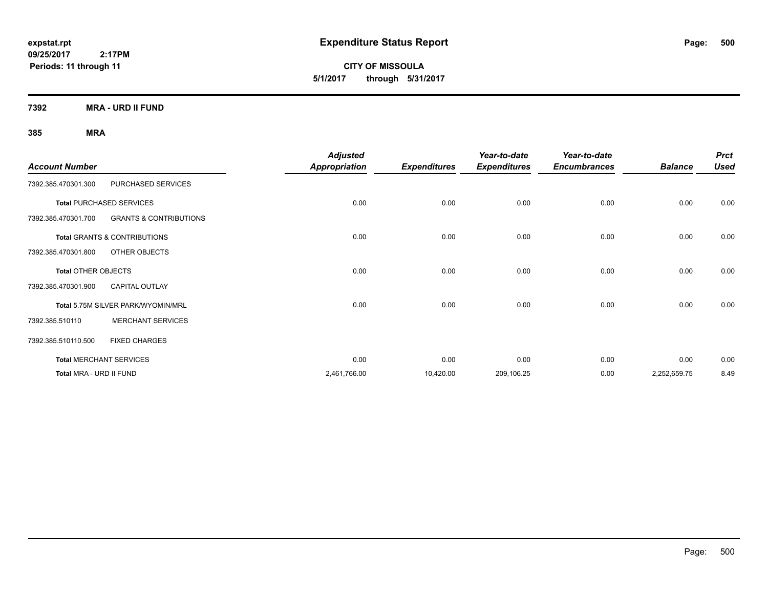**expstat.rpt**
**09/25/2017 2:17PM**
**Periods: 11 through 11**

# Expenditure Status Report

**CITY OF MISSOULA**
**5/1/2017 through 5/31/2017**

## 7392 MRA - URD II FUND

### 385 MRA

| Account Number | | Adjusted Appropriation | Expenditures | Year-to-date Expenditures | Year-to-date Encumbrances | Balance | Prct Used |
|---|---|---|---|---|---|---|---|
| 7392.385.470301.300 | PURCHASED SERVICES | | | | | | |
| **Total** PURCHASED SERVICES | | 0.00 | 0.00 | 0.00 | 0.00 | 0.00 | 0.00 |
| 7392.385.470301.700 | GRANTS & CONTRIBUTIONS | | | | | | |
| **Total** GRANTS & CONTRIBUTIONS | | 0.00 | 0.00 | 0.00 | 0.00 | 0.00 | 0.00 |
| 7392.385.470301.800 | OTHER OBJECTS | | | | | | |
| **Total** OTHER OBJECTS | | 0.00 | 0.00 | 0.00 | 0.00 | 0.00 | 0.00 |
| 7392.385.470301.900 | CAPITAL OUTLAY | | | | | | |
| **Total** 5.75M SILVER PARK/WYOMIN/MRL | | 0.00 | 0.00 | 0.00 | 0.00 | 0.00 | 0.00 |
| 7392.385.510110 | MERCHANT SERVICES | | | | | | |
| 7392.385.510110.500 | FIXED CHARGES | | | | | | |
| **Total** MERCHANT SERVICES | | 0.00 | 0.00 | 0.00 | 0.00 | 0.00 | 0.00 |
| **Total MRA - URD II FUND** | | 2,461,766.00 | 10,420.00 | 209,106.25 | 0.00 | 2,252,659.75 | 8.49 |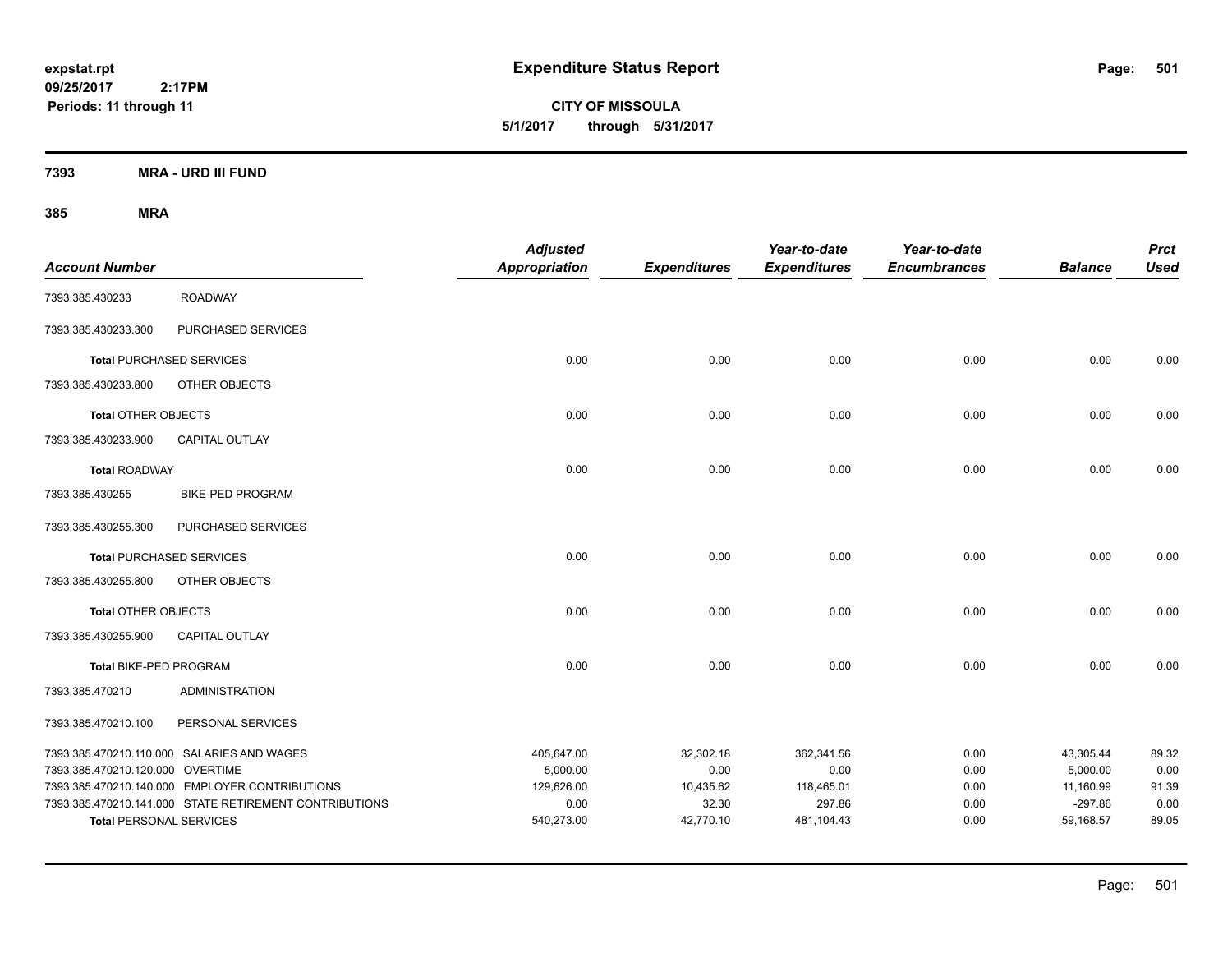**expstat.rpt**
**09/25/2017 2:17PM**
**Periods: 11 through 11**

# Expenditure Status Report

**CITY OF MISSOULA**
**5/1/2017 through 5/31/2017**

## 7393 MRA - URD III FUND

## 385 MRA

| Account Number | | Adjusted Appropriation | Expenditures | Year-to-date Expenditures | Year-to-date Encumbrances | Balance | Prct Used |
|---|---|---|---|---|---|---|---|
| 7393.385.430233 | ROADWAY | | | | | | |
| 7393.385.430233.300 | PURCHASED SERVICES | | | | | | |
| **Total** PURCHASED SERVICES | | 0.00 | 0.00 | 0.00 | 0.00 | 0.00 | 0.00 |
| 7393.385.430233.800 | OTHER OBJECTS | | | | | | |
| **Total** OTHER OBJECTS | | 0.00 | 0.00 | 0.00 | 0.00 | 0.00 | 0.00 |
| 7393.385.430233.900 | CAPITAL OUTLAY | | | | | | |
| **Total** ROADWAY | | 0.00 | 0.00 | 0.00 | 0.00 | 0.00 | 0.00 |
| 7393.385.430255 | BIKE-PED PROGRAM | | | | | | |
| 7393.385.430255.300 | PURCHASED SERVICES | | | | | | |
| **Total** PURCHASED SERVICES | | 0.00 | 0.00 | 0.00 | 0.00 | 0.00 | 0.00 |
| 7393.385.430255.800 | OTHER OBJECTS | | | | | | |
| **Total** OTHER OBJECTS | | 0.00 | 0.00 | 0.00 | 0.00 | 0.00 | 0.00 |
| 7393.385.430255.900 | CAPITAL OUTLAY | | | | | | |
| **Total** BIKE-PED PROGRAM | | 0.00 | 0.00 | 0.00 | 0.00 | 0.00 | 0.00 |
| 7393.385.470210 | ADMINISTRATION | | | | | | |
| 7393.385.470210.100 | PERSONAL SERVICES | | | | | | |
| 7393.385.470210.110.000 | SALARIES AND WAGES | 405,647.00 | 32,302.18 | 362,341.56 | 0.00 | 43,305.44 | 89.32 |
| 7393.385.470210.120.000 | OVERTIME | 5,000.00 | 0.00 | 0.00 | 0.00 | 5,000.00 | 0.00 |
| 7393.385.470210.140.000 | EMPLOYER CONTRIBUTIONS | 129,626.00 | 10,435.62 | 118,465.01 | 0.00 | 11,160.99 | 91.39 |
| 7393.385.470210.141.000 | STATE RETIREMENT CONTRIBUTIONS | 0.00 | 32.30 | 297.86 | 0.00 | -297.86 | 0.00 |
| **Total** PERSONAL SERVICES | | 540,273.00 | 42,770.10 | 481,104.43 | 0.00 | 59,168.57 | 89.05 |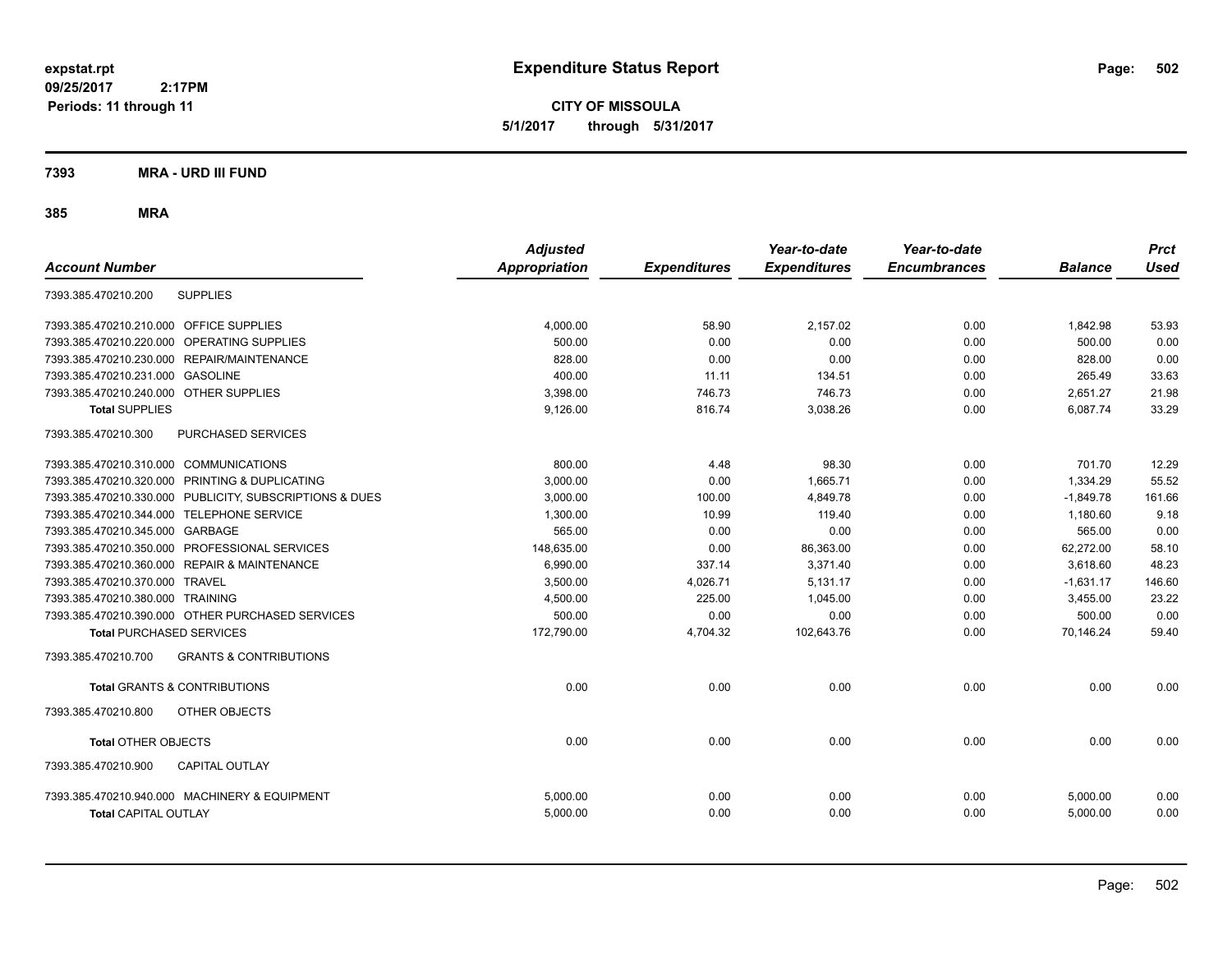expstat.rpt
09/25/2017 2:17PM
Periods: 11 through 11

# Expenditure Status Report

**CITY OF MISSOULA**
**5/1/2017 through 5/31/2017**

## 7393 MRA - URD III FUND

### 385 MRA

| Account Number | | Adjusted Appropriation | Expenditures | Year-to-date Expenditures | Year-to-date Encumbrances | Balance | Prct Used |
|---|---|---|---|---|---|---|---|
| 7393.385.470210.200 | SUPPLIES | | | | | | |
| 7393.385.470210.210.000 | OFFICE SUPPLIES | 4,000.00 | 58.90 | 2,157.02 | 0.00 | 1,842.98 | 53.93 |
| 7393.385.470210.220.000 | OPERATING SUPPLIES | 500.00 | 0.00 | 0.00 | 0.00 | 500.00 | 0.00 |
| 7393.385.470210.230.000 | REPAIR/MAINTENANCE | 828.00 | 0.00 | 0.00 | 0.00 | 828.00 | 0.00 |
| 7393.385.470210.231.000 | GASOLINE | 400.00 | 11.11 | 134.51 | 0.00 | 265.49 | 33.63 |
| 7393.385.470210.240.000 | OTHER SUPPLIES | 3,398.00 | 746.73 | 746.73 | 0.00 | 2,651.27 | 21.98 |
| **Total** SUPPLIES | | 9,126.00 | 816.74 | 3,038.26 | 0.00 | 6,087.74 | 33.29 |
| 7393.385.470210.300 | PURCHASED SERVICES | | | | | | |
| 7393.385.470210.310.000 | COMMUNICATIONS | 800.00 | 4.48 | 98.30 | 0.00 | 701.70 | 12.29 |
| 7393.385.470210.320.000 | PRINTING & DUPLICATING | 3,000.00 | 0.00 | 1,665.71 | 0.00 | 1,334.29 | 55.52 |
| 7393.385.470210.330.000 | PUBLICITY, SUBSCRIPTIONS & DUES | 3,000.00 | 100.00 | 4,849.78 | 0.00 | -1,849.78 | 161.66 |
| 7393.385.470210.344.000 | TELEPHONE SERVICE | 1,300.00 | 10.99 | 119.40 | 0.00 | 1,180.60 | 9.18 |
| 7393.385.470210.345.000 | GARBAGE | 565.00 | 0.00 | 0.00 | 0.00 | 565.00 | 0.00 |
| 7393.385.470210.350.000 | PROFESSIONAL SERVICES | 148,635.00 | 0.00 | 86,363.00 | 0.00 | 62,272.00 | 58.10 |
| 7393.385.470210.360.000 | REPAIR & MAINTENANCE | 6,990.00 | 337.14 | 3,371.40 | 0.00 | 3,618.60 | 48.23 |
| 7393.385.470210.370.000 | TRAVEL | 3,500.00 | 4,026.71 | 5,131.17 | 0.00 | -1,631.17 | 146.60 |
| 7393.385.470210.380.000 | TRAINING | 4,500.00 | 225.00 | 1,045.00 | 0.00 | 3,455.00 | 23.22 |
| 7393.385.470210.390.000 | OTHER PURCHASED SERVICES | 500.00 | 0.00 | 0.00 | 0.00 | 500.00 | 0.00 |
| **Total** PURCHASED SERVICES | | 172,790.00 | 4,704.32 | 102,643.76 | 0.00 | 70,146.24 | 59.40 |
| 7393.385.470210.700 | GRANTS & CONTRIBUTIONS | | | | | | |
| **Total** GRANTS & CONTRIBUTIONS | | 0.00 | 0.00 | 0.00 | 0.00 | 0.00 | 0.00 |
| 7393.385.470210.800 | OTHER OBJECTS | | | | | | |
| **Total** OTHER OBJECTS | | 0.00 | 0.00 | 0.00 | 0.00 | 0.00 | 0.00 |
| 7393.385.470210.900 | CAPITAL OUTLAY | | | | | | |
| 7393.385.470210.940.000 | MACHINERY & EQUIPMENT | 5,000.00 | 0.00 | 0.00 | 0.00 | 5,000.00 | 0.00 |
| **Total** CAPITAL OUTLAY | | 5,000.00 | 0.00 | 0.00 | 0.00 | 5,000.00 | 0.00 |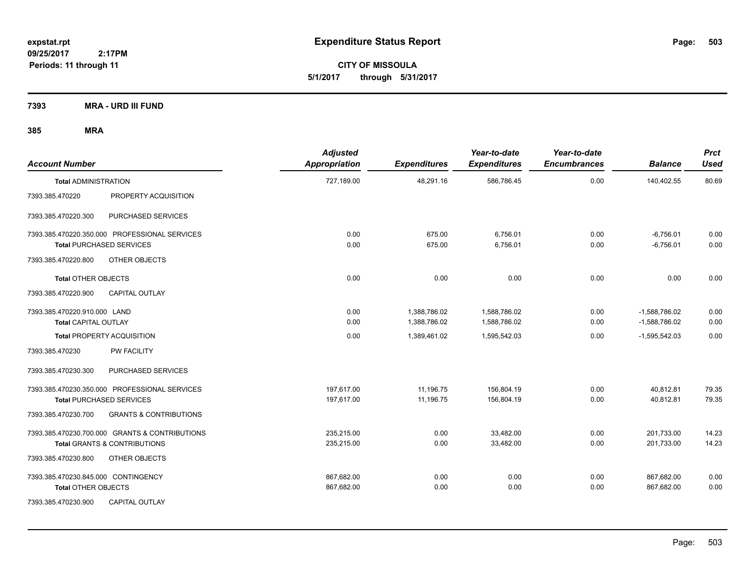# Expenditure Status Report

expstat.rpt
09/25/2017 2:17PM
Periods: 11 through 11

**CITY OF MISSOULA**
**5/1/2017 through 5/31/2017**

## 7393 MRA - URD III FUND

## 385 MRA

| Account Number | | Adjusted Appropriation | Expenditures | Year-to-date Expenditures | Year-to-date Encumbrances | Balance | Prct Used |
|---|---|---|---|---|---|---|---|
| **Total** ADMINISTRATION | | 727,189.00 | 48,291.16 | 586,786.45 | 0.00 | 140,402.55 | 80.69 |
| 7393.385.470220 | PROPERTY ACQUISITION | | | | | | |
| 7393.385.470220.300 | PURCHASED SERVICES | | | | | | |
| 7393.385.470220.350.000 PROFESSIONAL SERVICES | | 0.00 | 675.00 | 6,756.01 | 0.00 | -6,756.01 | 0.00 |
| **Total** PURCHASED SERVICES | | 0.00 | 675.00 | 6,756.01 | 0.00 | -6,756.01 | 0.00 |
| 7393.385.470220.800 | OTHER OBJECTS | | | | | | |
| **Total** OTHER OBJECTS | | 0.00 | 0.00 | 0.00 | 0.00 | 0.00 | 0.00 |
| 7393.385.470220.900 | CAPITAL OUTLAY | | | | | | |
| 7393.385.470220.910.000 LAND | | 0.00 | 1,388,786.02 | 1,588,786.02 | 0.00 | -1,588,786.02 | 0.00 |
| **Total** CAPITAL OUTLAY | | 0.00 | 1,388,786.02 | 1,588,786.02 | 0.00 | -1,588,786.02 | 0.00 |
| **Total** PROPERTY ACQUISITION | | 0.00 | 1,389,461.02 | 1,595,542.03 | 0.00 | -1,595,542.03 | 0.00 |
| 7393.385.470230 | PW FACILITY | | | | | | |
| 7393.385.470230.300 | PURCHASED SERVICES | | | | | | |
| 7393.385.470230.350.000 PROFESSIONAL SERVICES | | 197,617.00 | 11,196.75 | 156,804.19 | 0.00 | 40,812.81 | 79.35 |
| **Total** PURCHASED SERVICES | | 197,617.00 | 11,196.75 | 156,804.19 | 0.00 | 40,812.81 | 79.35 |
| 7393.385.470230.700 | GRANTS & CONTRIBUTIONS | | | | | | |
| 7393.385.470230.700.000 GRANTS & CONTRIBUTIONS | | 235,215.00 | 0.00 | 33,482.00 | 0.00 | 201,733.00 | 14.23 |
| **Total** GRANTS & CONTRIBUTIONS | | 235,215.00 | 0.00 | 33,482.00 | 0.00 | 201,733.00 | 14.23 |
| 7393.385.470230.800 | OTHER OBJECTS | | | | | | |
| 7393.385.470230.845.000 CONTINGENCY | | 867,682.00 | 0.00 | 0.00 | 0.00 | 867,682.00 | 0.00 |
| **Total** OTHER OBJECTS | | 867,682.00 | 0.00 | 0.00 | 0.00 | 867,682.00 | 0.00 |
| 7393.385.470230.900 | CAPITAL OUTLAY | | | | | | |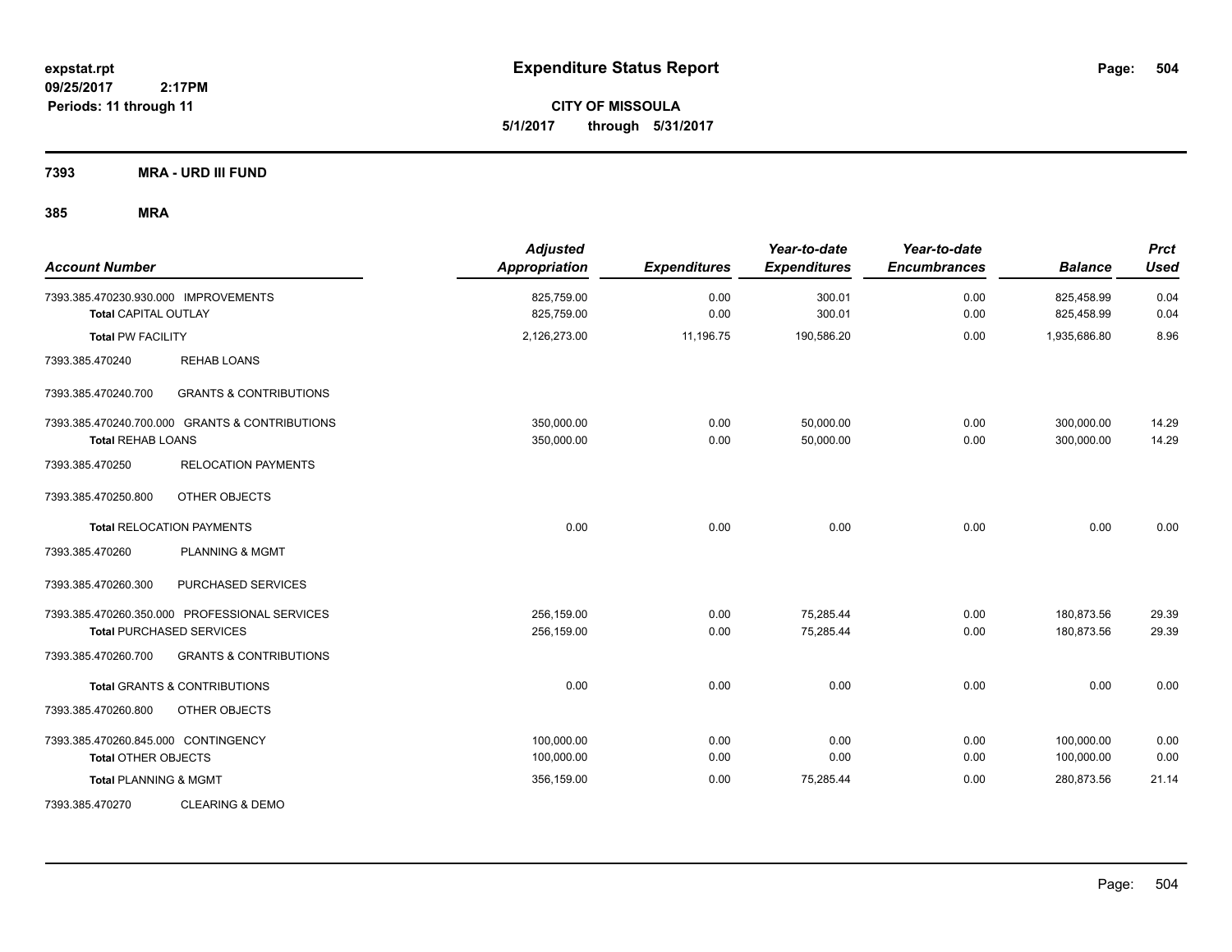# Expenditure Status Report

**CITY OF MISSOULA**
**5/1/2017 through 5/31/2017**

expstat.rpt
09/25/2017 2:17PM
Periods: 11 through 11

**7393 MRA - URD III FUND**

**385 MRA**

| Account Number | | Adjusted Appropriation | Expenditures | Year-to-date Expenditures | Year-to-date Encumbrances | Balance | Prct Used |
|---|---|---|---|---|---|---|---|
| 7393.385.470230.930.000 IMPROVEMENTS | | 825,759.00 | 0.00 | 300.01 | 0.00 | 825,458.99 | 0.04 |
| **Total** CAPITAL OUTLAY | | 825,759.00 | 0.00 | 300.01 | 0.00 | 825,458.99 | 0.04 |
| **Total** PW FACILITY | | 2,126,273.00 | 11,196.75 | 190,586.20 | 0.00 | 1,935,686.80 | 8.96 |
| 7393.385.470240 | REHAB LOANS | | | | | | |
| 7393.385.470240.700 | GRANTS & CONTRIBUTIONS | | | | | | |
| 7393.385.470240.700.000 GRANTS & CONTRIBUTIONS | | 350,000.00 | 0.00 | 50,000.00 | 0.00 | 300,000.00 | 14.29 |
| **Total** REHAB LOANS | | 350,000.00 | 0.00 | 50,000.00 | 0.00 | 300,000.00 | 14.29 |
| 7393.385.470250 | RELOCATION PAYMENTS | | | | | | |
| 7393.385.470250.800 | OTHER OBJECTS | | | | | | |
| **Total** RELOCATION PAYMENTS | | 0.00 | 0.00 | 0.00 | 0.00 | 0.00 | 0.00 |
| 7393.385.470260 | PLANNING & MGMT | | | | | | |
| 7393.385.470260.300 | PURCHASED SERVICES | | | | | | |
| 7393.385.470260.350.000 PROFESSIONAL SERVICES | | 256,159.00 | 0.00 | 75,285.44 | 0.00 | 180,873.56 | 29.39 |
| **Total** PURCHASED SERVICES | | 256,159.00 | 0.00 | 75,285.44 | 0.00 | 180,873.56 | 29.39 |
| 7393.385.470260.700 | GRANTS & CONTRIBUTIONS | | | | | | |
| **Total** GRANTS & CONTRIBUTIONS | | 0.00 | 0.00 | 0.00 | 0.00 | 0.00 | 0.00 |
| 7393.385.470260.800 | OTHER OBJECTS | | | | | | |
| 7393.385.470260.845.000 CONTINGENCY | | 100,000.00 | 0.00 | 0.00 | 0.00 | 100,000.00 | 0.00 |
| **Total** OTHER OBJECTS | | 100,000.00 | 0.00 | 0.00 | 0.00 | 100,000.00 | 0.00 |
| **Total** PLANNING & MGMT | | 356,159.00 | 0.00 | 75,285.44 | 0.00 | 280,873.56 | 21.14 |
| 7393.385.470270 | CLEARING & DEMO | | | | | | |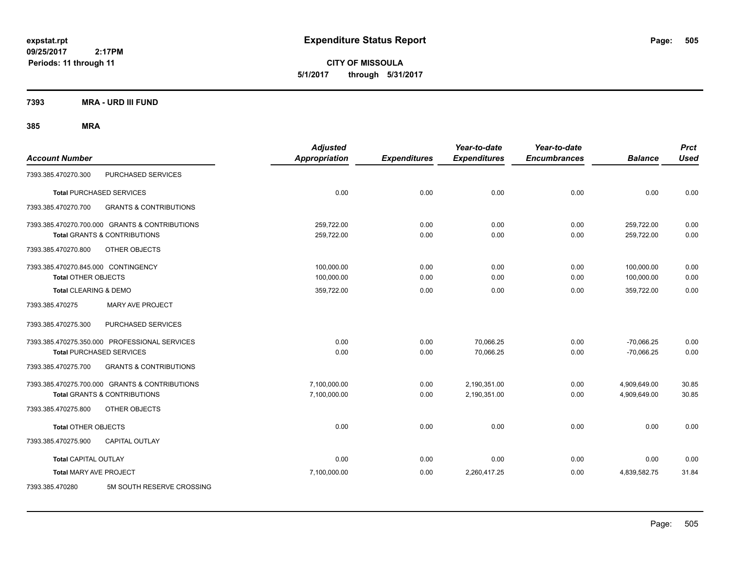# Expenditure Status Report

expstat.rpt
09/25/2017 2:17PM
Periods: 11 through 11

**CITY OF MISSOULA**
**5/1/2017 through 5/31/2017**

**7393 MRA - URD III FUND**

**385 MRA**

| Account Number | | Adjusted Appropriation | Expenditures | Year-to-date Expenditures | Year-to-date Encumbrances | Balance | Prct Used |
|---|---|---|---|---|---|---|---|
| 7393.385.470270.300 | PURCHASED SERVICES | | | | | | |
| **Total** PURCHASED SERVICES | | 0.00 | 0.00 | 0.00 | 0.00 | 0.00 | 0.00 |
| 7393.385.470270.700 | GRANTS & CONTRIBUTIONS | | | | | | |
| 7393.385.470270.700.000 GRANTS & CONTRIBUTIONS | | 259,722.00 | 0.00 | 0.00 | 0.00 | 259,722.00 | 0.00 |
| **Total** GRANTS & CONTRIBUTIONS | | 259,722.00 | 0.00 | 0.00 | 0.00 | 259,722.00 | 0.00 |
| 7393.385.470270.800 | OTHER OBJECTS | | | | | | |
| 7393.385.470270.845.000 CONTINGENCY | | 100,000.00 | 0.00 | 0.00 | 0.00 | 100,000.00 | 0.00 |
| **Total** OTHER OBJECTS | | 100,000.00 | 0.00 | 0.00 | 0.00 | 100,000.00 | 0.00 |
| **Total** CLEARING & DEMO | | 359,722.00 | 0.00 | 0.00 | 0.00 | 359,722.00 | 0.00 |
| 7393.385.470275 | MARY AVE PROJECT | | | | | | |
| 7393.385.470275.300 | PURCHASED SERVICES | | | | | | |
| 7393.385.470275.350.000 PROFESSIONAL SERVICES | | 0.00 | 0.00 | 70,066.25 | 0.00 | -70,066.25 | 0.00 |
| **Total** PURCHASED SERVICES | | 0.00 | 0.00 | 70,066.25 | 0.00 | -70,066.25 | 0.00 |
| 7393.385.470275.700 | GRANTS & CONTRIBUTIONS | | | | | | |
| 7393.385.470275.700.000 GRANTS & CONTRIBUTIONS | | 7,100,000.00 | 0.00 | 2,190,351.00 | 0.00 | 4,909,649.00 | 30.85 |
| **Total** GRANTS & CONTRIBUTIONS | | 7,100,000.00 | 0.00 | 2,190,351.00 | 0.00 | 4,909,649.00 | 30.85 |
| 7393.385.470275.800 | OTHER OBJECTS | | | | | | |
| **Total** OTHER OBJECTS | | 0.00 | 0.00 | 0.00 | 0.00 | 0.00 | 0.00 |
| 7393.385.470275.900 | CAPITAL OUTLAY | | | | | | |
| **Total** CAPITAL OUTLAY | | 0.00 | 0.00 | 0.00 | 0.00 | 0.00 | 0.00 |
| **Total** MARY AVE PROJECT | | 7,100,000.00 | 0.00 | 2,260,417.25 | 0.00 | 4,839,582.75 | 31.84 |
| 7393.385.470280 | 5M SOUTH RESERVE CROSSING | | | | | | |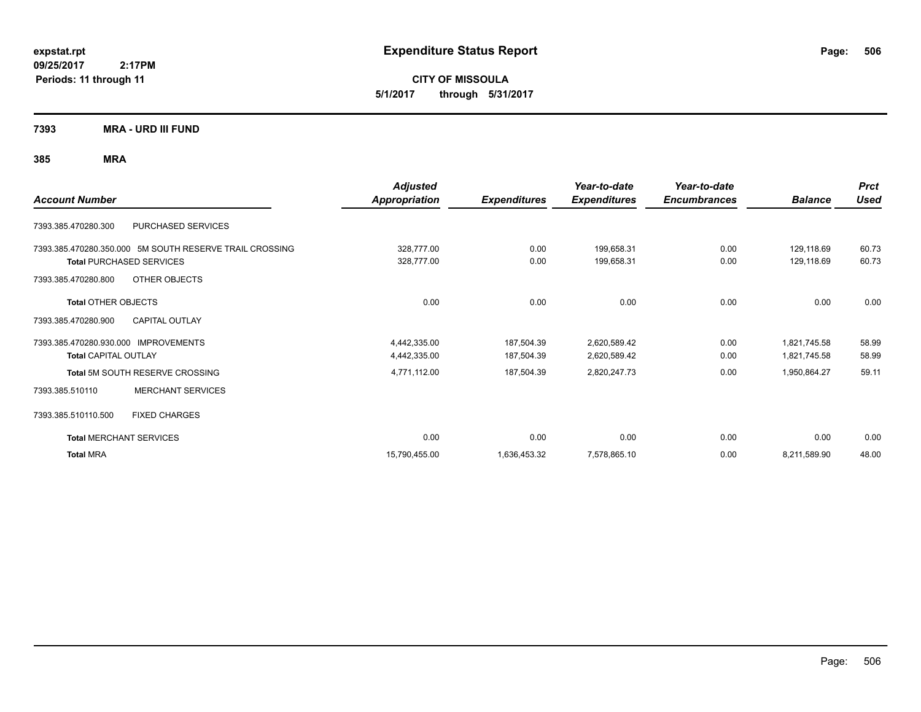**expstat.rpt**
**09/25/2017 2:17PM**
**Periods: 11 through 11**

# Expenditure Status Report

**CITY OF MISSOULA**
**5/1/2017 through 5/31/2017**

## 7393 MRA - URD III FUND

### 385 MRA

| Account Number | Adjusted Appropriation | Expenditures | Year-to-date Expenditures | Year-to-date Encumbrances | Balance | Prct Used |
|---|---|---|---|---|---|---|
| 7393.385.470280.300 PURCHASED SERVICES | | | | | | |
| 7393.385.470280.350.000 5M SOUTH RESERVE TRAIL CROSSING | 328,777.00 | 0.00 | 199,658.31 | 0.00 | 129,118.69 | 60.73 |
| **Total** PURCHASED SERVICES | 328,777.00 | 0.00 | 199,658.31 | 0.00 | 129,118.69 | 60.73 |
| 7393.385.470280.800 OTHER OBJECTS | | | | | | |
| **Total** OTHER OBJECTS | 0.00 | 0.00 | 0.00 | 0.00 | 0.00 | 0.00 |
| 7393.385.470280.900 CAPITAL OUTLAY | | | | | | |
| 7393.385.470280.930.000 IMPROVEMENTS | 4,442,335.00 | 187,504.39 | 2,620,589.42 | 0.00 | 1,821,745.58 | 58.99 |
| **Total** CAPITAL OUTLAY | 4,442,335.00 | 187,504.39 | 2,620,589.42 | 0.00 | 1,821,745.58 | 58.99 |
| **Total** 5M SOUTH RESERVE CROSSING | 4,771,112.00 | 187,504.39 | 2,820,247.73 | 0.00 | 1,950,864.27 | 59.11 |
| 7393.385.510110 MERCHANT SERVICES | | | | | | |
| 7393.385.510110.500 FIXED CHARGES | | | | | | |
| **Total** MERCHANT SERVICES | 0.00 | 0.00 | 0.00 | 0.00 | 0.00 | 0.00 |
| **Total** MRA | 15,790,455.00 | 1,636,453.32 | 7,578,865.10 | 0.00 | 8,211,589.90 | 48.00 |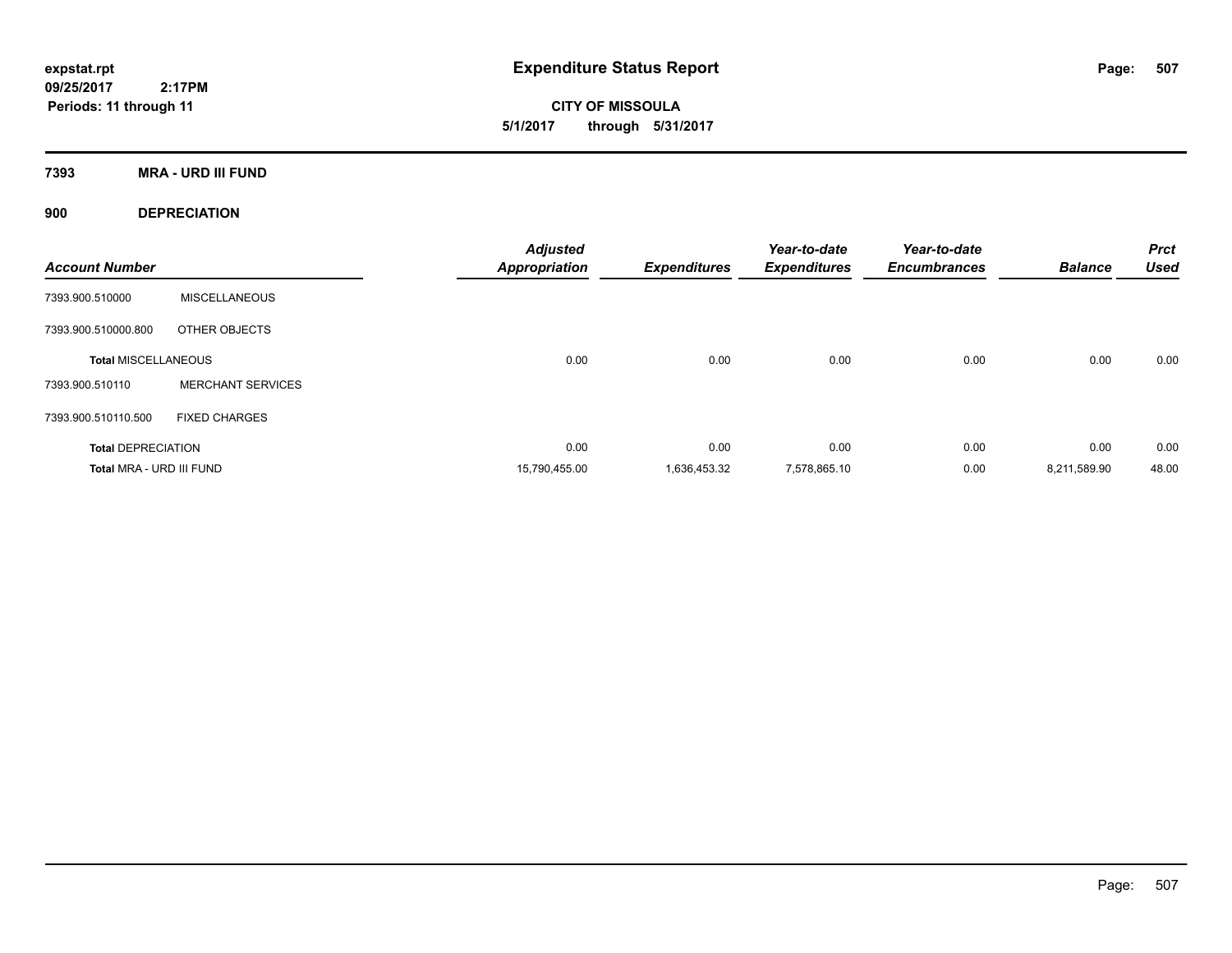**expstat.rpt**
**09/25/2017 2:17PM**
**Periods: 11 through 11**

# Expenditure Status Report

**CITY OF MISSOULA**
**5/1/2017 through 5/31/2017**

## 7393 MRA - URD III FUND

### 900 DEPRECIATION

| Account Number | | Adjusted Appropriation | Expenditures | Year-to-date Expenditures | Year-to-date Encumbrances | Balance | Prct Used |
|---|---|---|---|---|---|---|---|
| 7393.900.510000 | MISCELLANEOUS | | | | | | |
| 7393.900.510000.800 | OTHER OBJECTS | | | | | | |
| **Total MISCELLANEOUS** | | 0.00 | 0.00 | 0.00 | 0.00 | 0.00 | 0.00 |
| 7393.900.510110 | MERCHANT SERVICES | | | | | | |
| 7393.900.510110.500 | FIXED CHARGES | | | | | | |
| **Total DEPRECIATION** | | 0.00 | 0.00 | 0.00 | 0.00 | 0.00 | 0.00 |
| **Total MRA - URD III FUND** | | 15,790,455.00 | 1,636,453.32 | 7,578,865.10 | 0.00 | 8,211,589.90 | 48.00 |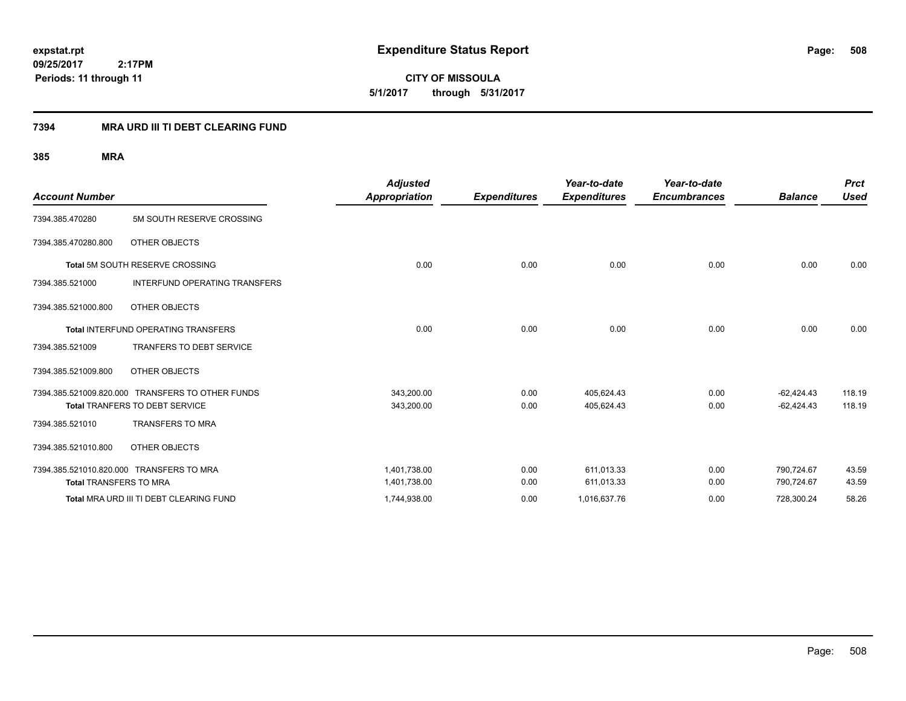# Expenditure Status Report

**CITY OF MISSOULA**

**5/1/2017 through 5/31/2017**

expstat.rpt
09/25/2017 2:17PM
Periods: 11 through 11

## 7394 MRA URD III TI DEBT CLEARING FUND

### 385 MRA

| Account Number | | Adjusted Appropriation | Expenditures | Year-to-date Expenditures | Year-to-date Encumbrances | Balance | Prct Used |
|---|---|---|---|---|---|---|---|
| 7394.385.470280 | 5M SOUTH RESERVE CROSSING | | | | | | |
| 7394.385.470280.800 | OTHER OBJECTS | | | | | | |
| **Total** 5M SOUTH RESERVE CROSSING | | 0.00 | 0.00 | 0.00 | 0.00 | 0.00 | 0.00 |
| 7394.385.521000 | INTERFUND OPERATING TRANSFERS | | | | | | |
| 7394.385.521000.800 | OTHER OBJECTS | | | | | | |
| **Total** INTERFUND OPERATING TRANSFERS | | 0.00 | 0.00 | 0.00 | 0.00 | 0.00 | 0.00 |
| 7394.385.521009 | TRANFERS TO DEBT SERVICE | | | | | | |
| 7394.385.521009.800 | OTHER OBJECTS | | | | | | |
| 7394.385.521009.820.000 | TRANSFERS TO OTHER FUNDS | 343,200.00 | 0.00 | 405,624.43 | 0.00 | -62,424.43 | 118.19 |
| **Total** TRANFERS TO DEBT SERVICE | | 343,200.00 | 0.00 | 405,624.43 | 0.00 | -62,424.43 | 118.19 |
| 7394.385.521010 | TRANSFERS TO MRA | | | | | | |
| 7394.385.521010.800 | OTHER OBJECTS | | | | | | |
| 7394.385.521010.820.000 | TRANSFERS TO MRA | 1,401,738.00 | 0.00 | 611,013.33 | 0.00 | 790,724.67 | 43.59 |
| **Total** TRANSFERS TO MRA | | 1,401,738.00 | 0.00 | 611,013.33 | 0.00 | 790,724.67 | 43.59 |
| **Total** MRA URD III TI DEBT CLEARING FUND | | 1,744,938.00 | 0.00 | 1,016,637.76 | 0.00 | 728,300.24 | 58.26 |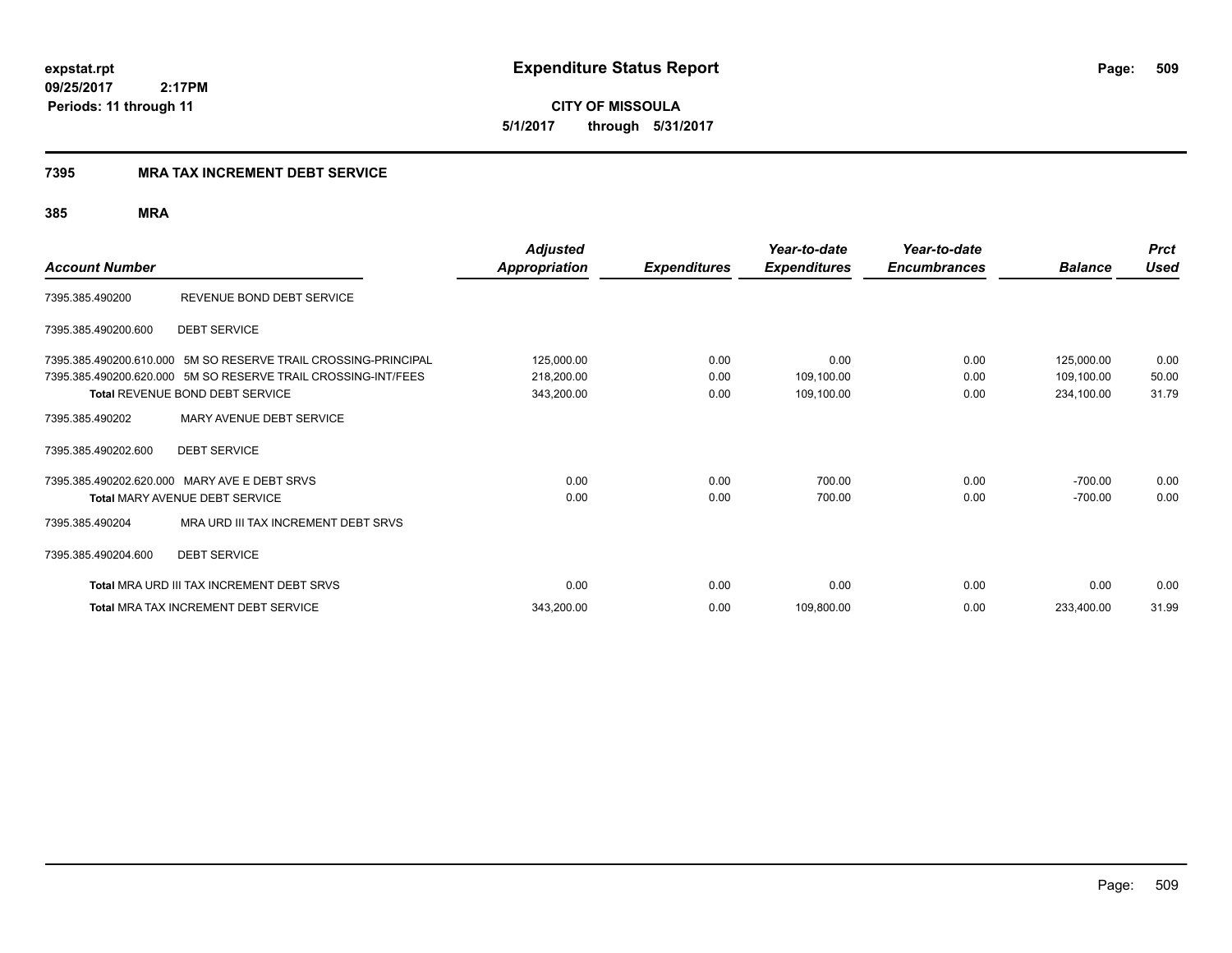**expstat.rpt**
**09/25/2017 2:17PM**
**Periods: 11 through 11**

# Expenditure Status Report

**CITY OF MISSOULA**
**5/1/2017 through 5/31/2017**

## 7395 MRA TAX INCREMENT DEBT SERVICE

### 385 MRA

| Account Number | | Adjusted Appropriation | Expenditures | Year-to-date Expenditures | Year-to-date Encumbrances | Balance | Prct Used |
|---|---|---|---|---|---|---|---|
| 7395.385.490200 | REVENUE BOND DEBT SERVICE | | | | | | |
| 7395.385.490200.600 | DEBT SERVICE | | | | | | |
| 7395.385.490200.610.000 | 5M SO RESERVE TRAIL CROSSING-PRINCIPAL | 125,000.00 | 0.00 | 0.00 | 0.00 | 125,000.00 | 0.00 |
| 7395.385.490200.620.000 | 5M SO RESERVE TRAIL CROSSING-INT/FEES | 218,200.00 | 0.00 | 109,100.00 | 0.00 | 109,100.00 | 50.00 |
| **Total** REVENUE BOND DEBT SERVICE | | 343,200.00 | 0.00 | 109,100.00 | 0.00 | 234,100.00 | 31.79 |
| 7395.385.490202 | MARY AVENUE DEBT SERVICE | | | | | | |
| 7395.385.490202.600 | DEBT SERVICE | | | | | | |
| 7395.385.490202.620.000 | MARY AVE E DEBT SRVS | 0.00 | 0.00 | 700.00 | 0.00 | -700.00 | 0.00 |
| **Total** MARY AVENUE DEBT SERVICE | | 0.00 | 0.00 | 700.00 | 0.00 | -700.00 | 0.00 |
| 7395.385.490204 | MRA URD III TAX INCREMENT DEBT SRVS | | | | | | |
| 7395.385.490204.600 | DEBT SERVICE | | | | | | |
| **Total** MRA URD III TAX INCREMENT DEBT SRVS | | 0.00 | 0.00 | 0.00 | 0.00 | 0.00 | 0.00 |
| **Total** MRA TAX INCREMENT DEBT SERVICE | | 343,200.00 | 0.00 | 109,800.00 | 0.00 | 233,400.00 | 31.99 |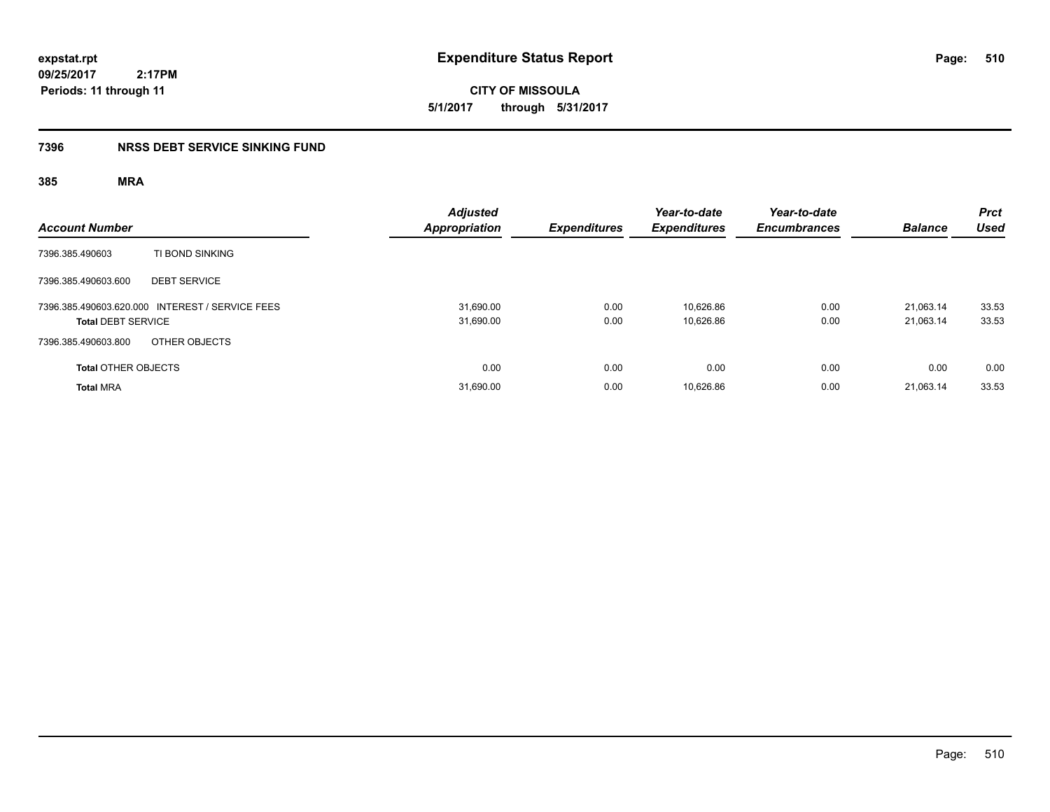**expstat.rpt**
**09/25/2017 2:17PM**
**Periods: 11 through 11**

# Expenditure Status Report

**CITY OF MISSOULA**
**5/1/2017 through 5/31/2017**

## 7396 NRSS DEBT SERVICE SINKING FUND

### 385 MRA

| Account Number | | Adjusted Appropriation | Expenditures | Year-to-date Expenditures | Year-to-date Encumbrances | Balance | Prct Used |
|---|---|---|---|---|---|---|---|
| 7396.385.490603 | TI BOND SINKING | | | | | | |
| 7396.385.490603.600 | DEBT SERVICE | | | | | | |
| 7396.385.490603.620.000 | INTEREST / SERVICE FEES | 31,690.00 | 0.00 | 10,626.86 | 0.00 | 21,063.14 | 33.53 |
| **Total** DEBT SERVICE | | 31,690.00 | 0.00 | 10,626.86 | 0.00 | 21,063.14 | 33.53 |
| 7396.385.490603.800 | OTHER OBJECTS | | | | | | |
| **Total** OTHER OBJECTS | | 0.00 | 0.00 | 0.00 | 0.00 | 0.00 | 0.00 |
| **Total** MRA | | 31,690.00 | 0.00 | 10,626.86 | 0.00 | 21,063.14 | 33.53 |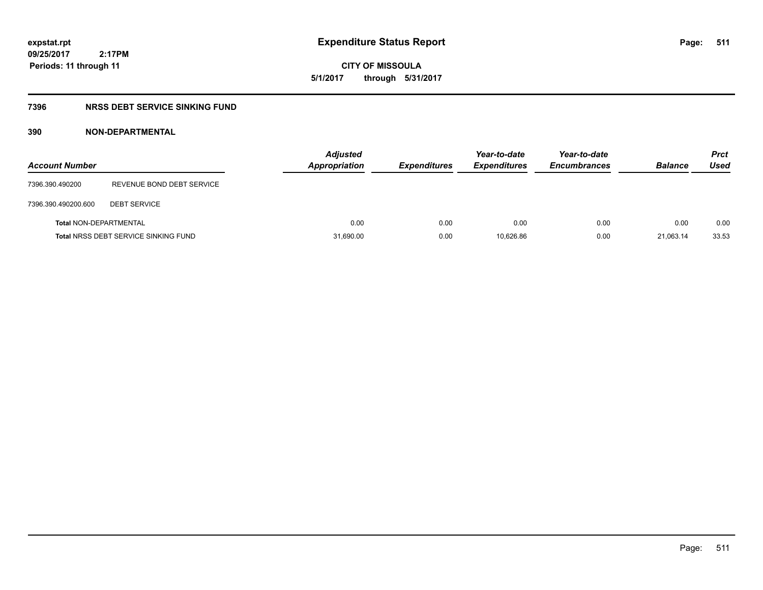**expstat.rpt**
**09/25/2017 2:17PM**
**Periods: 11 through 11**

# Expenditure Status Report

**CITY OF MISSOULA**
**5/1/2017 through 5/31/2017**

## 7396 NRSS DEBT SERVICE SINKING FUND

### 390 NON-DEPARTMENTAL

| Account Number | | Adjusted Appropriation | Expenditures | Year-to-date Expenditures | Year-to-date Encumbrances | Balance | Prct Used |
|---|---|---|---|---|---|---|---|
| 7396.390.490200 | REVENUE BOND DEBT SERVICE | | | | | | |
| 7396.390.490200.600 | DEBT SERVICE | | | | | | |
| **Total** NON-DEPARTMENTAL | | 0.00 | 0.00 | 0.00 | 0.00 | 0.00 | 0.00 |
| **Total** NRSS DEBT SERVICE SINKING FUND | | 31,690.00 | 0.00 | 10,626.86 | 0.00 | 21,063.14 | 33.53 |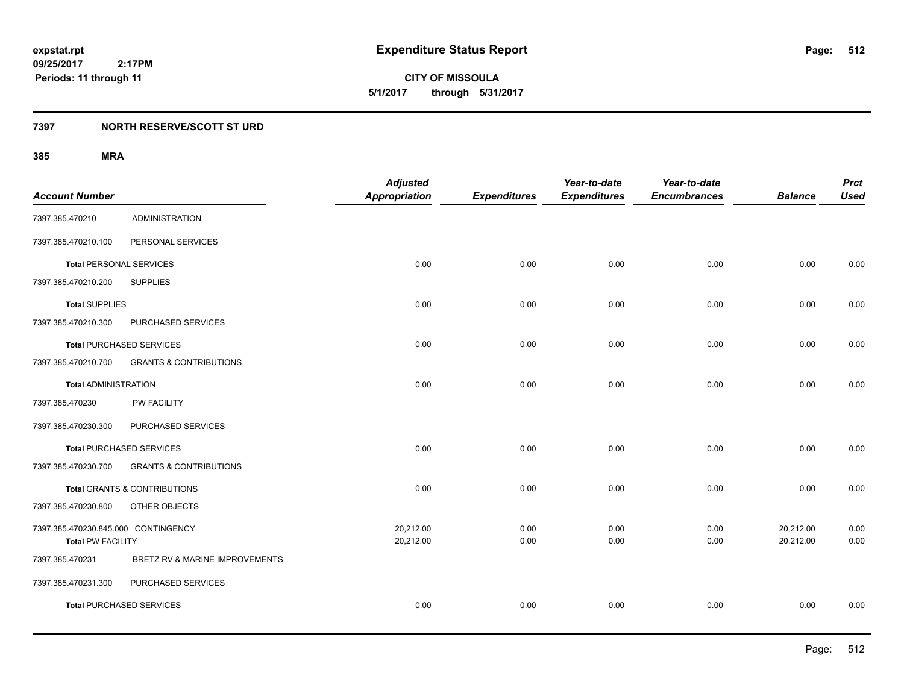# Expenditure Status Report

expstat.rpt
09/25/2017 2:17PM
Periods: 11 through 11

**CITY OF MISSOULA**
**5/1/2017 through 5/31/2017**

## 7397 NORTH RESERVE/SCOTT ST URD

### 385 MRA

| Account Number | | Adjusted Appropriation | Expenditures | Year-to-date Expenditures | Year-to-date Encumbrances | Balance | Prct Used |
|---|---|---|---|---|---|---|---|
| 7397.385.470210 | ADMINISTRATION | | | | | | |
| 7397.385.470210.100 | PERSONAL SERVICES | | | | | | |
| **Total** PERSONAL SERVICES | | 0.00 | 0.00 | 0.00 | 0.00 | 0.00 | 0.00 |
| 7397.385.470210.200 | SUPPLIES | | | | | | |
| **Total** SUPPLIES | | 0.00 | 0.00 | 0.00 | 0.00 | 0.00 | 0.00 |
| 7397.385.470210.300 | PURCHASED SERVICES | | | | | | |
| **Total** PURCHASED SERVICES | | 0.00 | 0.00 | 0.00 | 0.00 | 0.00 | 0.00 |
| 7397.385.470210.700 | GRANTS & CONTRIBUTIONS | | | | | | |
| **Total** ADMINISTRATION | | 0.00 | 0.00 | 0.00 | 0.00 | 0.00 | 0.00 |
| 7397.385.470230 | PW FACILITY | | | | | | |
| 7397.385.470230.300 | PURCHASED SERVICES | | | | | | |
| **Total** PURCHASED SERVICES | | 0.00 | 0.00 | 0.00 | 0.00 | 0.00 | 0.00 |
| 7397.385.470230.700 | GRANTS & CONTRIBUTIONS | | | | | | |
| **Total** GRANTS & CONTRIBUTIONS | | 0.00 | 0.00 | 0.00 | 0.00 | 0.00 | 0.00 |
| 7397.385.470230.800 | OTHER OBJECTS | | | | | | |
| 7397.385.470230.845.000 CONTINGENCY | | 20,212.00 | 0.00 | 0.00 | 0.00 | 20,212.00 | 0.00 |
| **Total** PW FACILITY | | 20,212.00 | 0.00 | 0.00 | 0.00 | 20,212.00 | 0.00 |
| 7397.385.470231 | BRETZ RV & MARINE IMPROVEMENTS | | | | | | |
| 7397.385.470231.300 | PURCHASED SERVICES | | | | | | |
| **Total** PURCHASED SERVICES | | 0.00 | 0.00 | 0.00 | 0.00 | 0.00 | 0.00 |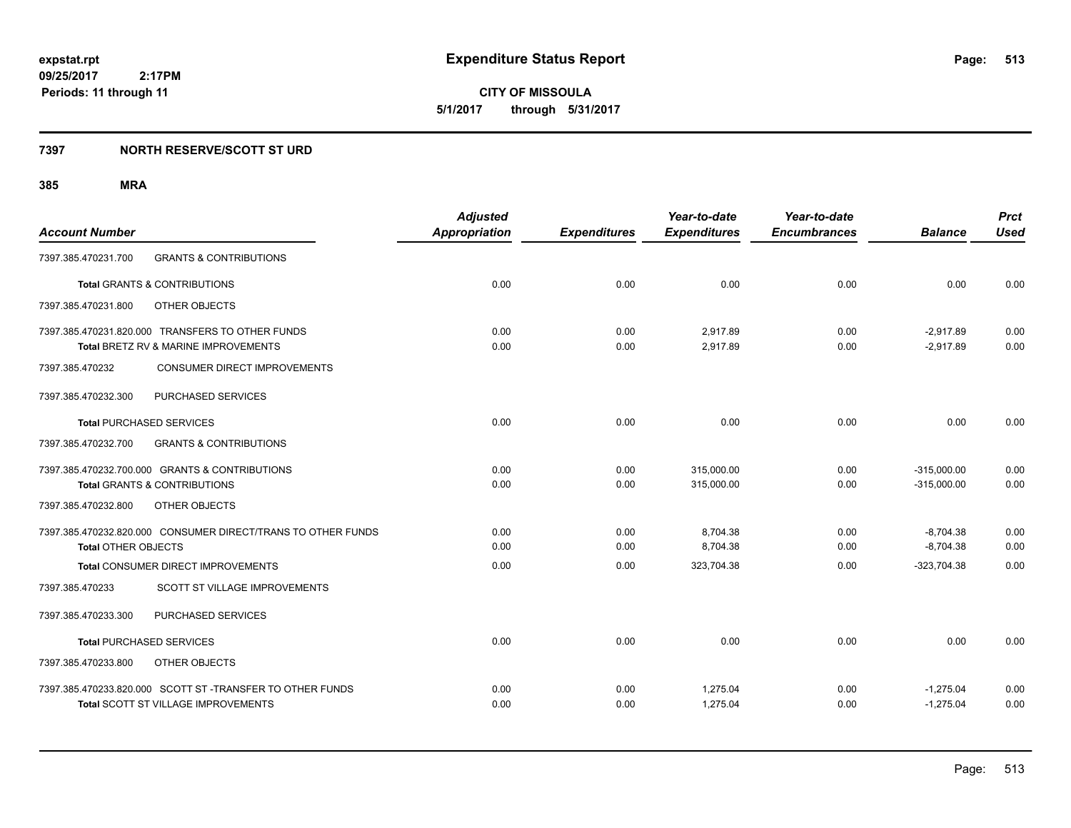**expstat.rpt**
**09/25/2017 2:17PM**
**Periods: 11 through 11**

# Expenditure Status Report

**CITY OF MISSOULA**
**5/1/2017 through 5/31/2017**

## 7397 NORTH RESERVE/SCOTT ST URD

### 385 MRA

| Account Number | | Adjusted Appropriation | Expenditures | Year-to-date Expenditures | Year-to-date Encumbrances | Balance | Prct Used |
|---|---|---|---|---|---|---|---|
| 7397.385.470231.700 | GRANTS & CONTRIBUTIONS | | | | | | |
| **Total** GRANTS & CONTRIBUTIONS | | 0.00 | 0.00 | 0.00 | 0.00 | 0.00 | 0.00 |
| 7397.385.470231.800 | OTHER OBJECTS | | | | | | |
| 7397.385.470231.820.000 TRANSFERS TO OTHER FUNDS | | 0.00 | 0.00 | 2,917.89 | 0.00 | -2,917.89 | 0.00 |
| **Total** BRETZ RV & MARINE IMPROVEMENTS | | 0.00 | 0.00 | 2,917.89 | 0.00 | -2,917.89 | 0.00 |
| 7397.385.470232 | CONSUMER DIRECT IMPROVEMENTS | | | | | | |
| 7397.385.470232.300 | PURCHASED SERVICES | | | | | | |
| **Total** PURCHASED SERVICES | | 0.00 | 0.00 | 0.00 | 0.00 | 0.00 | 0.00 |
| 7397.385.470232.700 | GRANTS & CONTRIBUTIONS | | | | | | |
| 7397.385.470232.700.000 GRANTS & CONTRIBUTIONS | | 0.00 | 0.00 | 315,000.00 | 0.00 | -315,000.00 | 0.00 |
| **Total** GRANTS & CONTRIBUTIONS | | 0.00 | 0.00 | 315,000.00 | 0.00 | -315,000.00 | 0.00 |
| 7397.385.470232.800 | OTHER OBJECTS | | | | | | |
| 7397.385.470232.820.000 CONSUMER DIRECT/TRANS TO OTHER FUNDS | | 0.00 | 0.00 | 8,704.38 | 0.00 | -8,704.38 | 0.00 |
| **Total** OTHER OBJECTS | | 0.00 | 0.00 | 8,704.38 | 0.00 | -8,704.38 | 0.00 |
| **Total** CONSUMER DIRECT IMPROVEMENTS | | 0.00 | 0.00 | 323,704.38 | 0.00 | -323,704.38 | 0.00 |
| 7397.385.470233 | SCOTT ST VILLAGE IMPROVEMENTS | | | | | | |
| 7397.385.470233.300 | PURCHASED SERVICES | | | | | | |
| **Total** PURCHASED SERVICES | | 0.00 | 0.00 | 0.00 | 0.00 | 0.00 | 0.00 |
| 7397.385.470233.800 | OTHER OBJECTS | | | | | | |
| 7397.385.470233.820.000 SCOTT ST -TRANSFER TO OTHER FUNDS | | 0.00 | 0.00 | 1,275.04 | 0.00 | -1,275.04 | 0.00 |
| **Total** SCOTT ST VILLAGE IMPROVEMENTS | | 0.00 | 0.00 | 1,275.04 | 0.00 | -1,275.04 | 0.00 |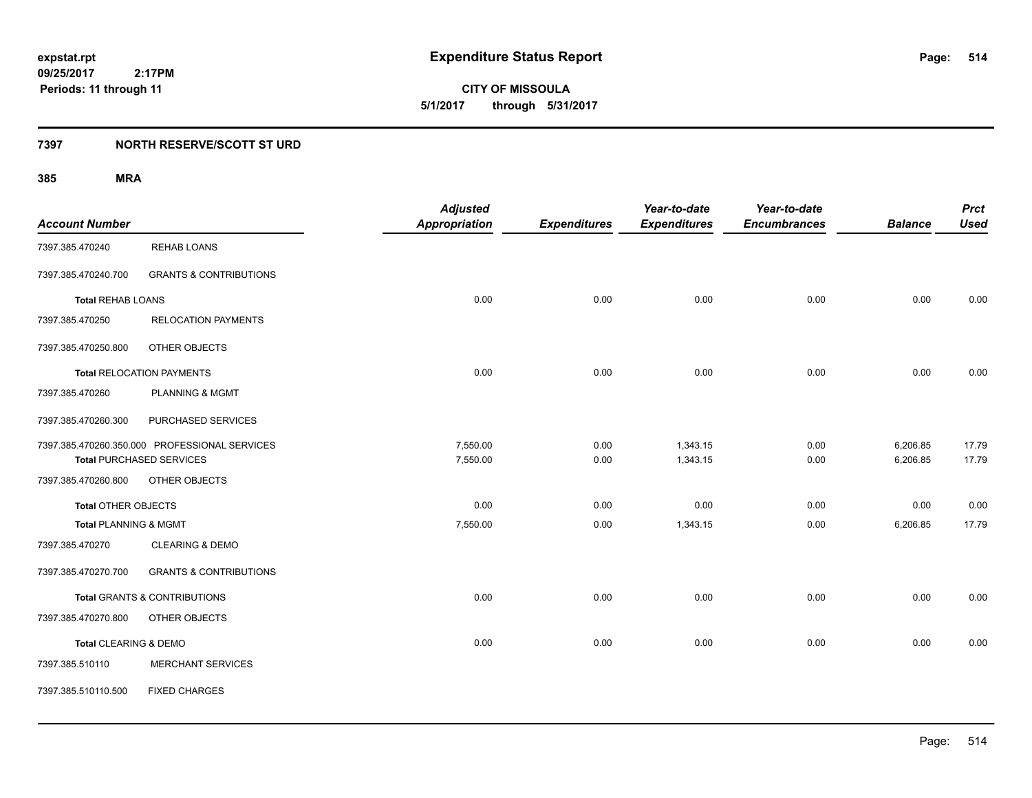# Expenditure Status Report

**expstat.rpt**
**09/25/2017 2:17PM**
**Periods: 11 through 11**

**CITY OF MISSOULA**
**5/1/2017 through 5/31/2017**

## 7397 NORTH RESERVE/SCOTT ST URD

### 385 MRA

| Account Number | | Adjusted Appropriation | Expenditures | Year-to-date Expenditures | Year-to-date Encumbrances | Balance | Prct Used |
|---|---|---|---|---|---|---|---|
| 7397.385.470240 | REHAB LOANS | | | | | | |
| 7397.385.470240.700 | GRANTS & CONTRIBUTIONS | | | | | | |
| **Total** REHAB LOANS | | 0.00 | 0.00 | 0.00 | 0.00 | 0.00 | 0.00 |
| 7397.385.470250 | RELOCATION PAYMENTS | | | | | | |
| 7397.385.470250.800 | OTHER OBJECTS | | | | | | |
| **Total** RELOCATION PAYMENTS | | 0.00 | 0.00 | 0.00 | 0.00 | 0.00 | 0.00 |
| 7397.385.470260 | PLANNING & MGMT | | | | | | |
| 7397.385.470260.300 | PURCHASED SERVICES | | | | | | |
| 7397.385.470260.350.000 | PROFESSIONAL SERVICES | 7,550.00 | 0.00 | 1,343.15 | 0.00 | 6,206.85 | 17.79 |
| **Total** PURCHASED SERVICES | | 7,550.00 | 0.00 | 1,343.15 | 0.00 | 6,206.85 | 17.79 |
| 7397.385.470260.800 | OTHER OBJECTS | | | | | | |
| **Total** OTHER OBJECTS | | 0.00 | 0.00 | 0.00 | 0.00 | 0.00 | 0.00 |
| **Total** PLANNING & MGMT | | 7,550.00 | 0.00 | 1,343.15 | 0.00 | 6,206.85 | 17.79 |
| 7397.385.470270 | CLEARING & DEMO | | | | | | |
| 7397.385.470270.700 | GRANTS & CONTRIBUTIONS | | | | | | |
| **Total** GRANTS & CONTRIBUTIONS | | 0.00 | 0.00 | 0.00 | 0.00 | 0.00 | 0.00 |
| 7397.385.470270.800 | OTHER OBJECTS | | | | | | |
| **Total** CLEARING & DEMO | | 0.00 | 0.00 | 0.00 | 0.00 | 0.00 | 0.00 |
| 7397.385.510110 | MERCHANT SERVICES | | | | | | |
| 7397.385.510110.500 | FIXED CHARGES | | | | | | |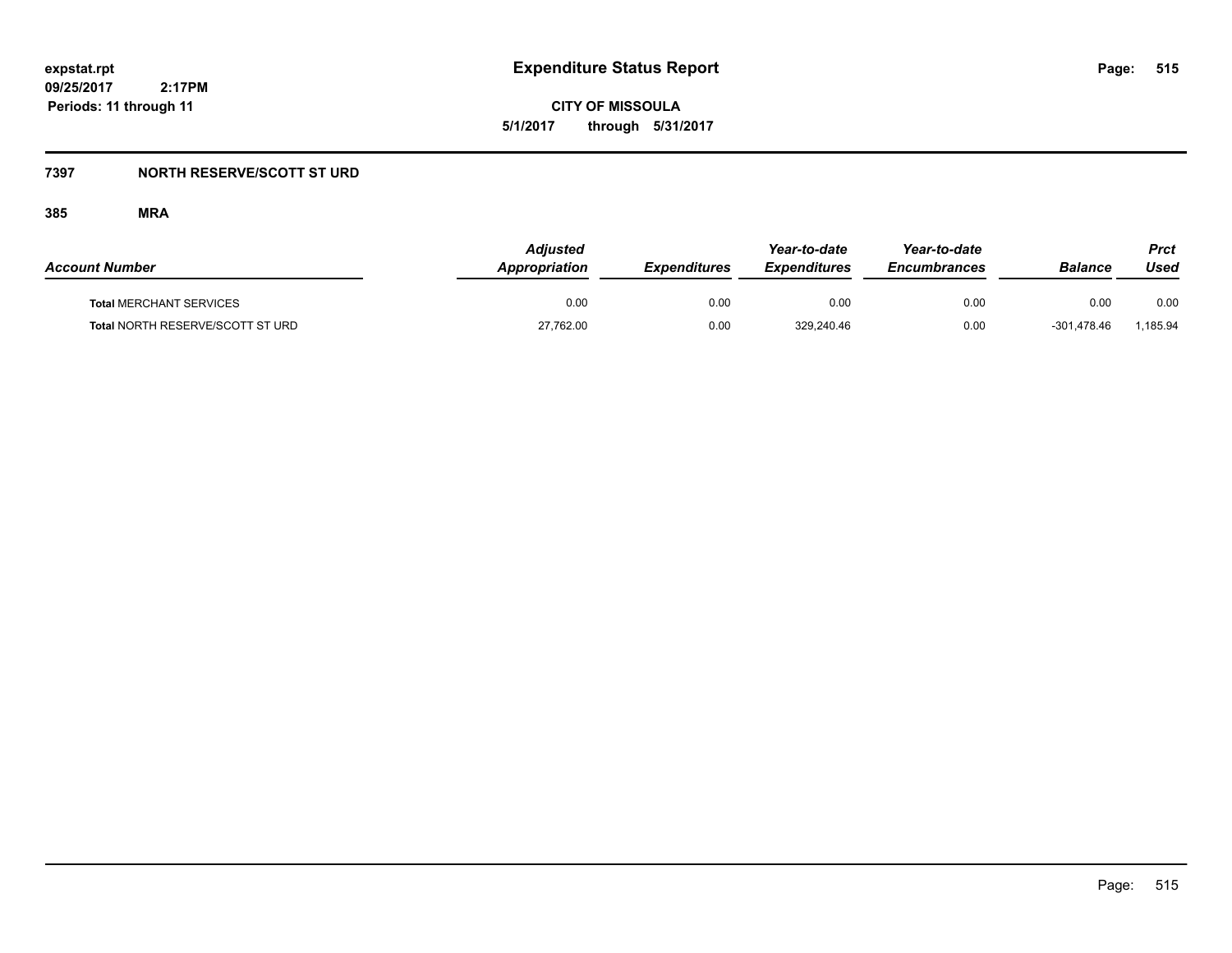**Expenditure Status Report**

**CITY OF MISSOULA**

**5/1/2017 through 5/31/2017**

expstat.rpt
09/25/2017 2:17PM
Periods: 11 through 11

## 7397 NORTH RESERVE/SCOTT ST URD

### 385 MRA

| Account Number | Adjusted Appropriation | Expenditures | Year-to-date Expenditures | Year-to-date Encumbrances | Balance | Prct Used |
|---|---|---|---|---|---|---|
| **Total** MERCHANT SERVICES | 0.00 | 0.00 | 0.00 | 0.00 | 0.00 | 0.00 |
| **Total** NORTH RESERVE/SCOTT ST URD | 27,762.00 | 0.00 | 329,240.46 | 0.00 | -301,478.46 | 1,185.94 |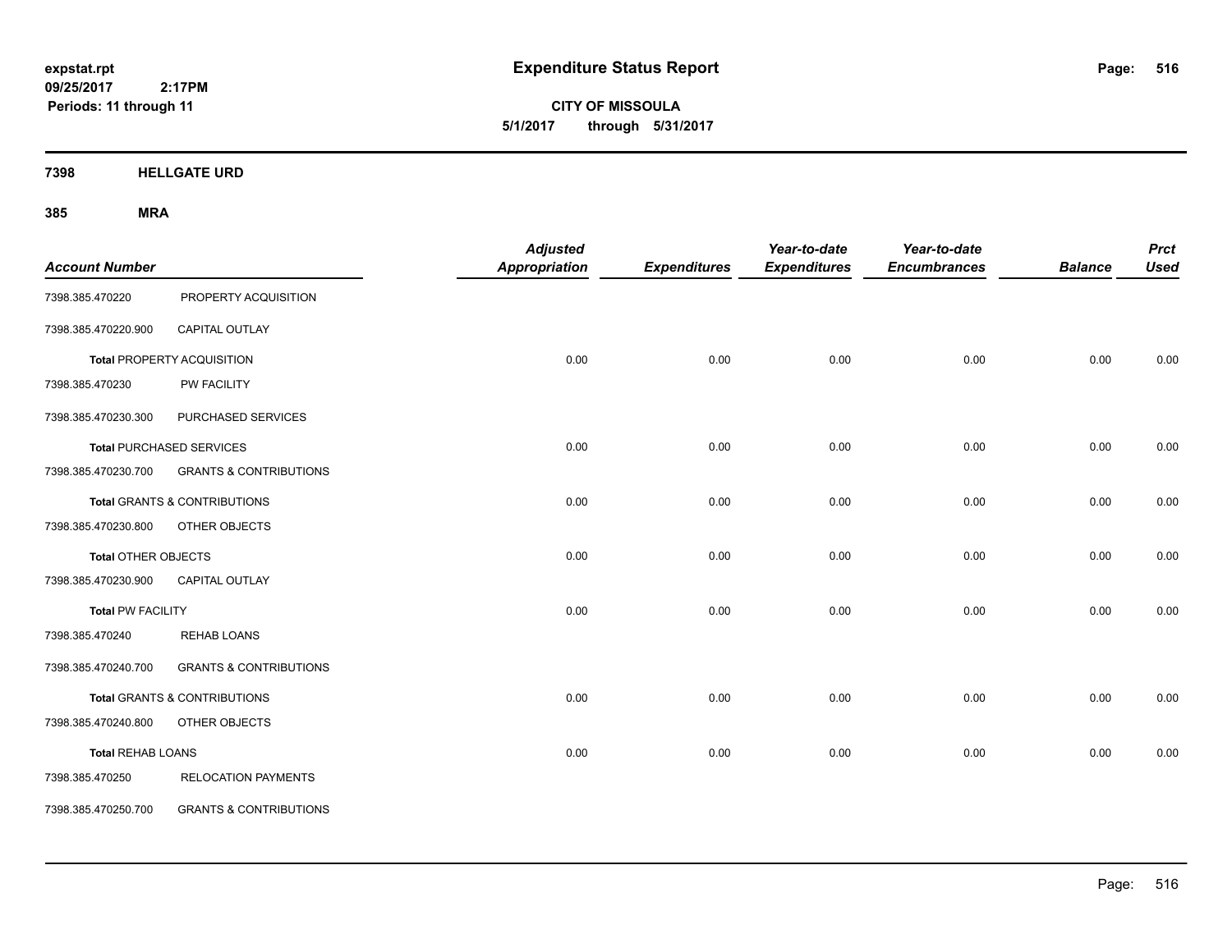**expstat.rpt**
**09/25/2017 2:17PM**
**Periods: 11 through 11**

# Expenditure Status Report

**CITY OF MISSOULA**
**5/1/2017 through 5/31/2017**

## 7398 HELLGATE URD

### 385 MRA

| Account Number | | Adjusted Appropriation | Expenditures | Year-to-date Expenditures | Year-to-date Encumbrances | Balance | Prct Used |
|---|---|---|---|---|---|---|---|
| 7398.385.470220 | PROPERTY ACQUISITION | | | | | | |
| 7398.385.470220.900 | CAPITAL OUTLAY | | | | | | |
| **Total** PROPERTY ACQUISITION | | 0.00 | 0.00 | 0.00 | 0.00 | 0.00 | 0.00 |
| 7398.385.470230 | PW FACILITY | | | | | | |
| 7398.385.470230.300 | PURCHASED SERVICES | | | | | | |
| **Total** PURCHASED SERVICES | | 0.00 | 0.00 | 0.00 | 0.00 | 0.00 | 0.00 |
| 7398.385.470230.700 | GRANTS & CONTRIBUTIONS | | | | | | |
| **Total** GRANTS & CONTRIBUTIONS | | 0.00 | 0.00 | 0.00 | 0.00 | 0.00 | 0.00 |
| 7398.385.470230.800 | OTHER OBJECTS | | | | | | |
| **Total** OTHER OBJECTS | | 0.00 | 0.00 | 0.00 | 0.00 | 0.00 | 0.00 |
| 7398.385.470230.900 | CAPITAL OUTLAY | | | | | | |
| **Total** PW FACILITY | | 0.00 | 0.00 | 0.00 | 0.00 | 0.00 | 0.00 |
| 7398.385.470240 | REHAB LOANS | | | | | | |
| 7398.385.470240.700 | GRANTS & CONTRIBUTIONS | | | | | | |
| **Total** GRANTS & CONTRIBUTIONS | | 0.00 | 0.00 | 0.00 | 0.00 | 0.00 | 0.00 |
| 7398.385.470240.800 | OTHER OBJECTS | | | | | | |
| **Total** REHAB LOANS | | 0.00 | 0.00 | 0.00 | 0.00 | 0.00 | 0.00 |
| 7398.385.470250 | RELOCATION PAYMENTS | | | | | | |
| 7398.385.470250.700 | GRANTS & CONTRIBUTIONS | | | | | | |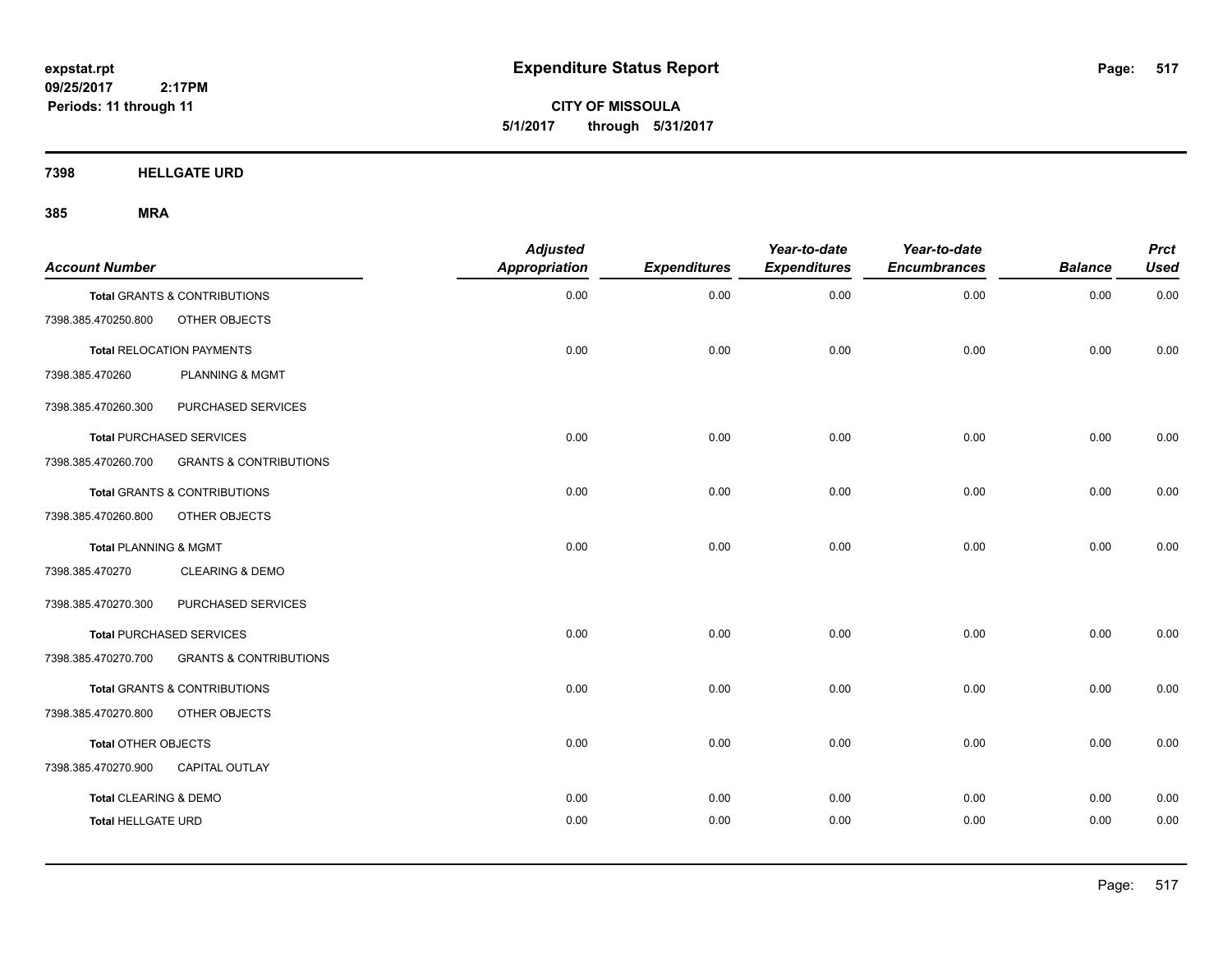expstat.rpt
09/25/2017 2:17PM
Periods: 11 through 11

# Expenditure Status Report

**CITY OF MISSOULA**
**5/1/2017 through 5/31/2017**

## 7398 HELLGATE URD

### 385 MRA

| Account Number | | Adjusted Appropriation | Expenditures | Year-to-date Expenditures | Year-to-date Encumbrances | Balance | Prct Used |
|---|---|---|---|---|---|---|---|
| **Total GRANTS & CONTRIBUTIONS** | | 0.00 | 0.00 | 0.00 | 0.00 | 0.00 | 0.00 |
| 7398.385.470250.800 | OTHER OBJECTS | | | | | | |
| **Total RELOCATION PAYMENTS** | | 0.00 | 0.00 | 0.00 | 0.00 | 0.00 | 0.00 |
| 7398.385.470260 | PLANNING & MGMT | | | | | | |
| 7398.385.470260.300 | PURCHASED SERVICES | | | | | | |
| **Total PURCHASED SERVICES** | | 0.00 | 0.00 | 0.00 | 0.00 | 0.00 | 0.00 |
| 7398.385.470260.700 | GRANTS & CONTRIBUTIONS | | | | | | |
| **Total GRANTS & CONTRIBUTIONS** | | 0.00 | 0.00 | 0.00 | 0.00 | 0.00 | 0.00 |
| 7398.385.470260.800 | OTHER OBJECTS | | | | | | |
| **Total PLANNING & MGMT** | | 0.00 | 0.00 | 0.00 | 0.00 | 0.00 | 0.00 |
| 7398.385.470270 | CLEARING & DEMO | | | | | | |
| 7398.385.470270.300 | PURCHASED SERVICES | | | | | | |
| **Total PURCHASED SERVICES** | | 0.00 | 0.00 | 0.00 | 0.00 | 0.00 | 0.00 |
| 7398.385.470270.700 | GRANTS & CONTRIBUTIONS | | | | | | |
| **Total GRANTS & CONTRIBUTIONS** | | 0.00 | 0.00 | 0.00 | 0.00 | 0.00 | 0.00 |
| 7398.385.470270.800 | OTHER OBJECTS | | | | | | |
| **Total OTHER OBJECTS** | | 0.00 | 0.00 | 0.00 | 0.00 | 0.00 | 0.00 |
| 7398.385.470270.900 | CAPITAL OUTLAY | | | | | | |
| **Total CLEARING & DEMO** | | 0.00 | 0.00 | 0.00 | 0.00 | 0.00 | 0.00 |
| **Total HELLGATE URD** | | 0.00 | 0.00 | 0.00 | 0.00 | 0.00 | 0.00 |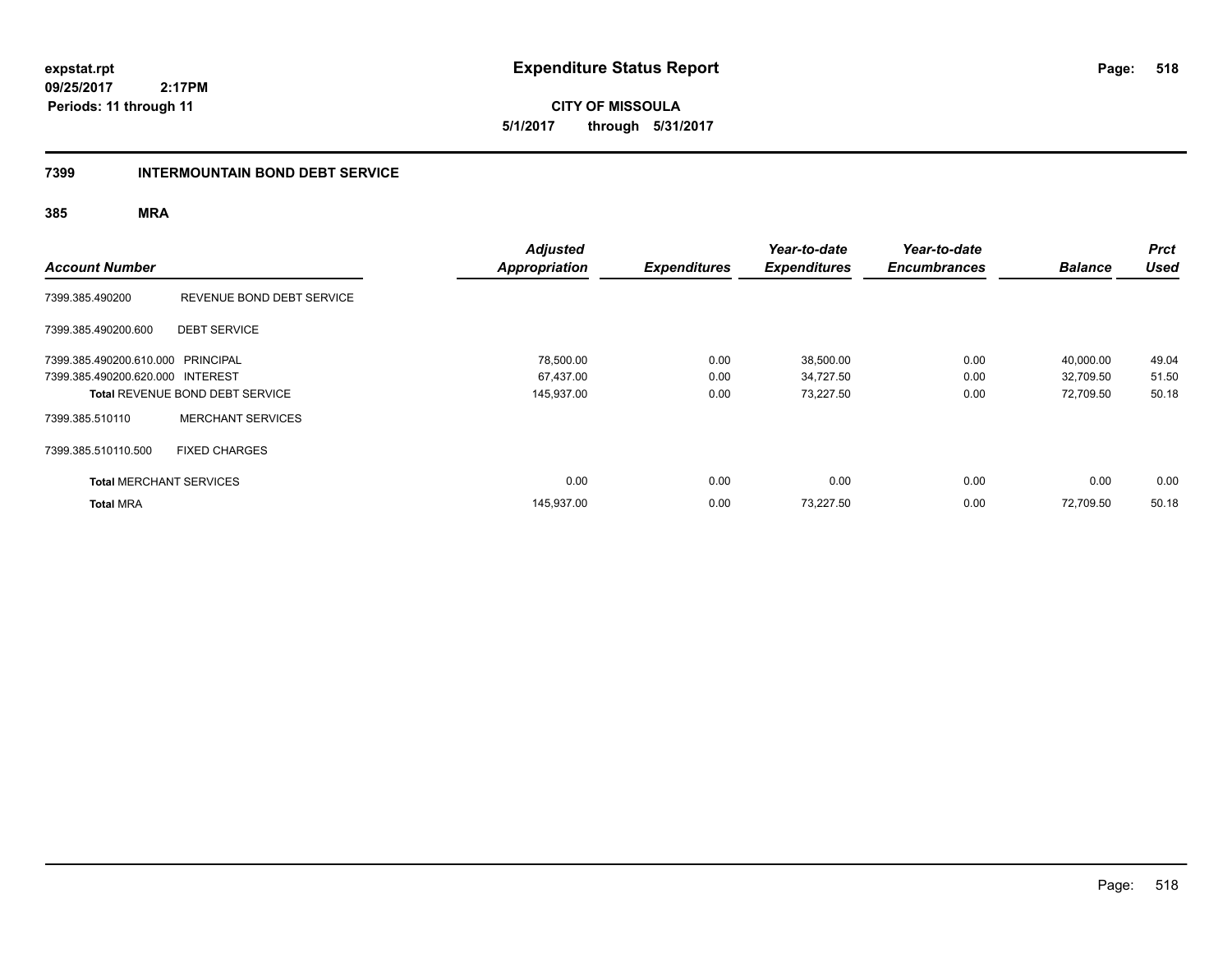**expstat.rpt**
**09/25/2017 2:17PM**
**Periods: 11 through 11**

# Expenditure Status Report

**CITY OF MISSOULA**
**5/1/2017 through 5/31/2017**

## 7399 INTERMOUNTAIN BOND DEBT SERVICE

### 385 MRA

| Account Number | | Adjusted Appropriation | Expenditures | Year-to-date Expenditures | Year-to-date Encumbrances | Balance | Prct Used |
|---|---|---|---|---|---|---|---|
| 7399.385.490200 | REVENUE BOND DEBT SERVICE | | | | | | |
| 7399.385.490200.600 | DEBT SERVICE | | | | | | |
| 7399.385.490200.610.000 | PRINCIPAL | 78,500.00 | 0.00 | 38,500.00 | 0.00 | 40,000.00 | 49.04 |
| 7399.385.490200.620.000 | INTEREST | 67,437.00 | 0.00 | 34,727.50 | 0.00 | 32,709.50 | 51.50 |
| **Total** REVENUE BOND DEBT SERVICE | | 145,937.00 | 0.00 | 73,227.50 | 0.00 | 72,709.50 | 50.18 |
| 7399.385.510110 | MERCHANT SERVICES | | | | | | |
| 7399.385.510110.500 | FIXED CHARGES | | | | | | |
| **Total** MERCHANT SERVICES | | 0.00 | 0.00 | 0.00 | 0.00 | 0.00 | 0.00 |
| **Total** MRA | | 145,937.00 | 0.00 | 73,227.50 | 0.00 | 72,709.50 | 50.18 |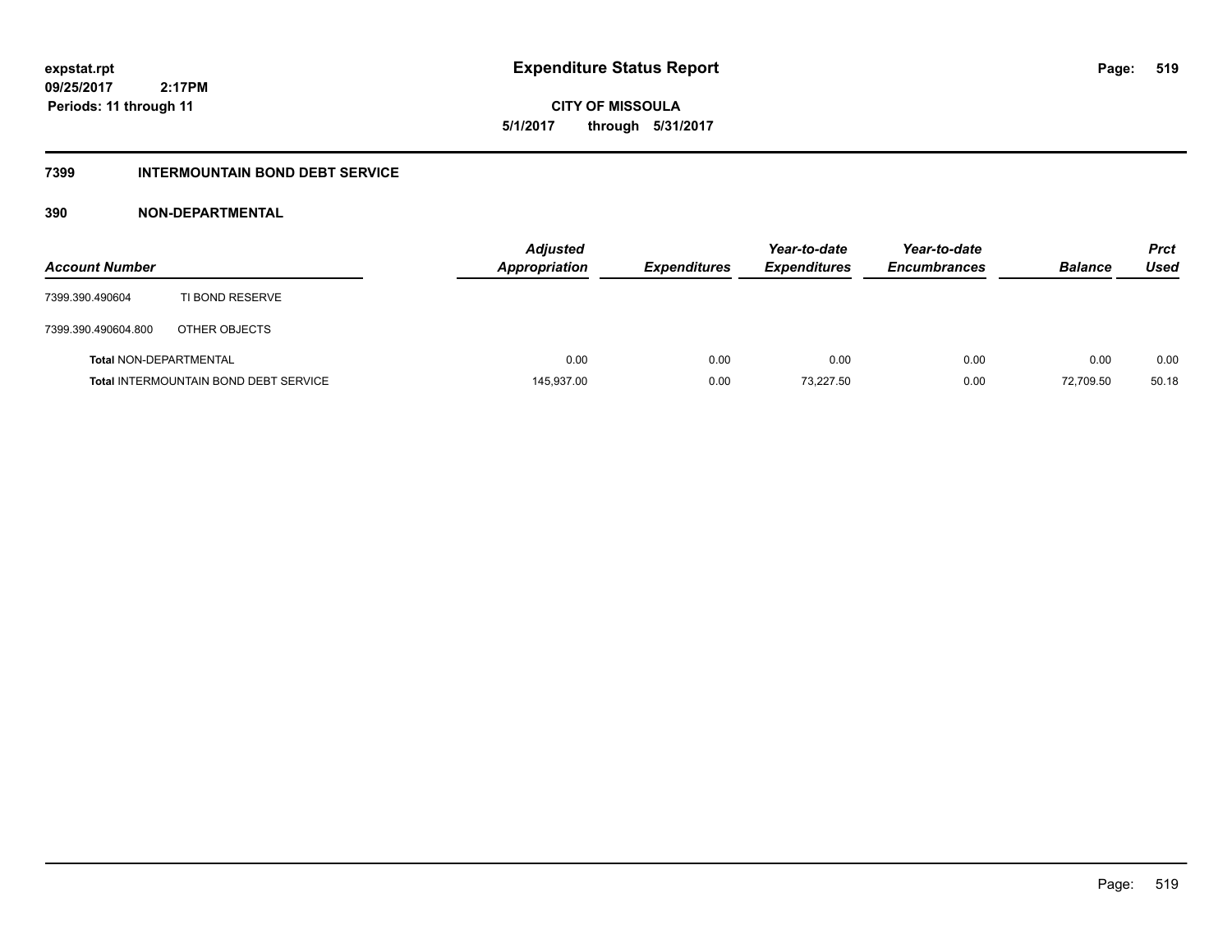# Expenditure Status Report

**CITY OF MISSOULA**

**5/1/2017 through 5/31/2017**

expstat.rpt
09/25/2017 2:17PM
Periods: 11 through 11

## 7399 INTERMOUNTAIN BOND DEBT SERVICE

### 390 NON-DEPARTMENTAL

| Account Number | | Adjusted Appropriation | Expenditures | Year-to-date Expenditures | Year-to-date Encumbrances | Balance | Prct Used |
|---|---|---|---|---|---|---|---|
| 7399.390.490604 | TI BOND RESERVE | | | | | | |
| 7399.390.490604.800 | OTHER OBJECTS | | | | | | |
| **Total** NON-DEPARTMENTAL | | 0.00 | 0.00 | 0.00 | 0.00 | 0.00 | 0.00 |
| **Total** INTERMOUNTAIN BOND DEBT SERVICE | | 145,937.00 | 0.00 | 73,227.50 | 0.00 | 72,709.50 | 50.18 |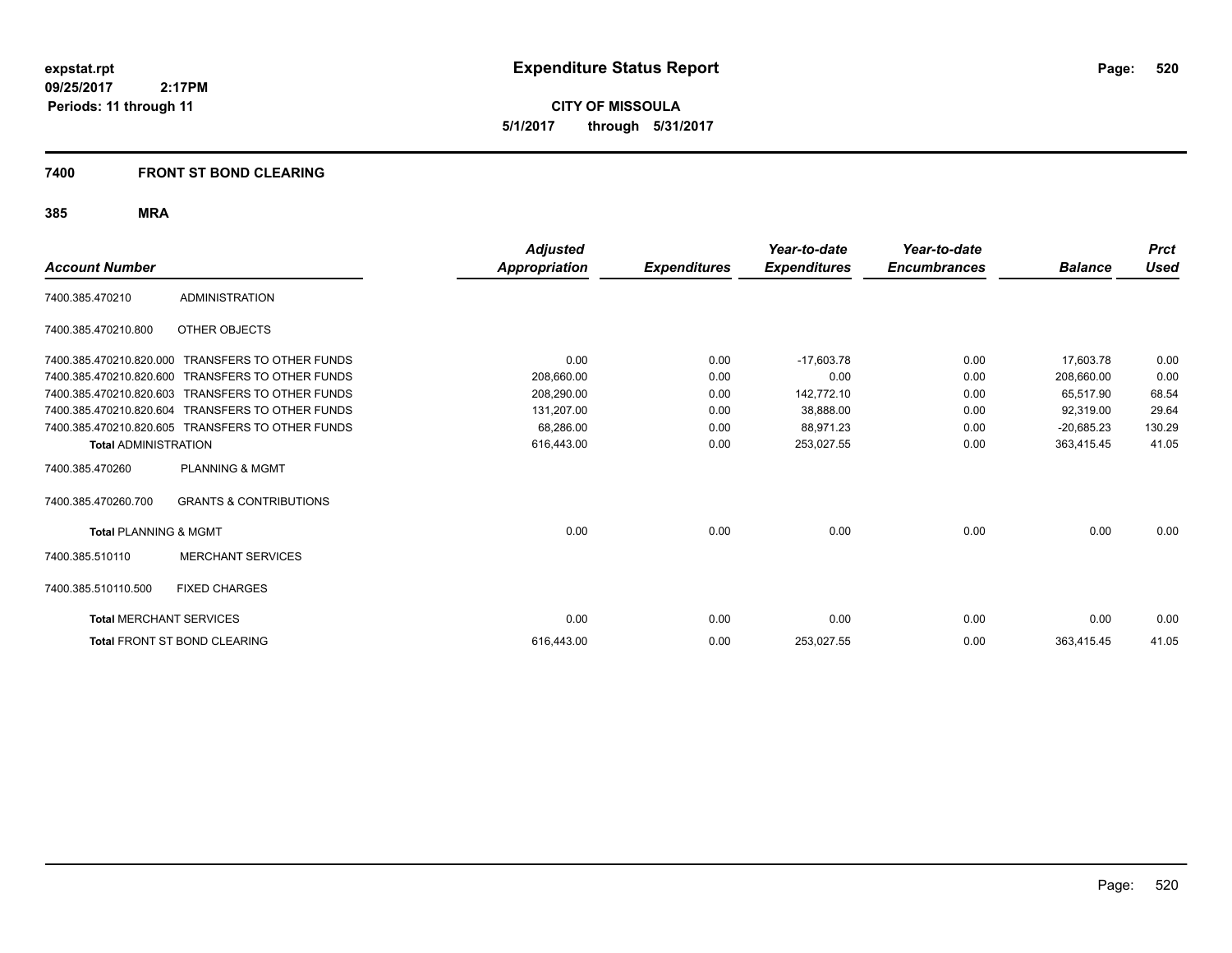# Expenditure Status Report

**CITY OF MISSOULA**

**5/1/2017 through 5/31/2017**

expstat.rpt
09/25/2017 2:17PM
Periods: 11 through 11

## 7400 FRONT ST BOND CLEARING

### 385 MRA

| Account Number | | Adjusted Appropriation | Expenditures | Year-to-date Expenditures | Year-to-date Encumbrances | Balance | Prct Used |
|---|---|---|---|---|---|---|---|
| 7400.385.470210 | ADMINISTRATION | | | | | | |
| 7400.385.470210.800 | OTHER OBJECTS | | | | | | |
| 7400.385.470210.820.000 | TRANSFERS TO OTHER FUNDS | 0.00 | 0.00 | -17,603.78 | 0.00 | 17,603.78 | 0.00 |
| 7400.385.470210.820.600 | TRANSFERS TO OTHER FUNDS | 208,660.00 | 0.00 | 0.00 | 0.00 | 208,660.00 | 0.00 |
| 7400.385.470210.820.603 | TRANSFERS TO OTHER FUNDS | 208,290.00 | 0.00 | 142,772.10 | 0.00 | 65,517.90 | 68.54 |
| 7400.385.470210.820.604 | TRANSFERS TO OTHER FUNDS | 131,207.00 | 0.00 | 38,888.00 | 0.00 | 92,319.00 | 29.64 |
| 7400.385.470210.820.605 | TRANSFERS TO OTHER FUNDS | 68,286.00 | 0.00 | 88,971.23 | 0.00 | -20,685.23 | 130.29 |
| **Total** ADMINISTRATION | | 616,443.00 | 0.00 | 253,027.55 | 0.00 | 363,415.45 | 41.05 |
| 7400.385.470260 | PLANNING & MGMT | | | | | | |
| 7400.385.470260.700 | GRANTS & CONTRIBUTIONS | | | | | | |
| **Total** PLANNING & MGMT | | 0.00 | 0.00 | 0.00 | 0.00 | 0.00 | 0.00 |
| 7400.385.510110 | MERCHANT SERVICES | | | | | | |
| 7400.385.510110.500 | FIXED CHARGES | | | | | | |
| **Total** MERCHANT SERVICES | | 0.00 | 0.00 | 0.00 | 0.00 | 0.00 | 0.00 |
| **Total** FRONT ST BOND CLEARING | | 616,443.00 | 0.00 | 253,027.55 | 0.00 | 363,415.45 | 41.05 |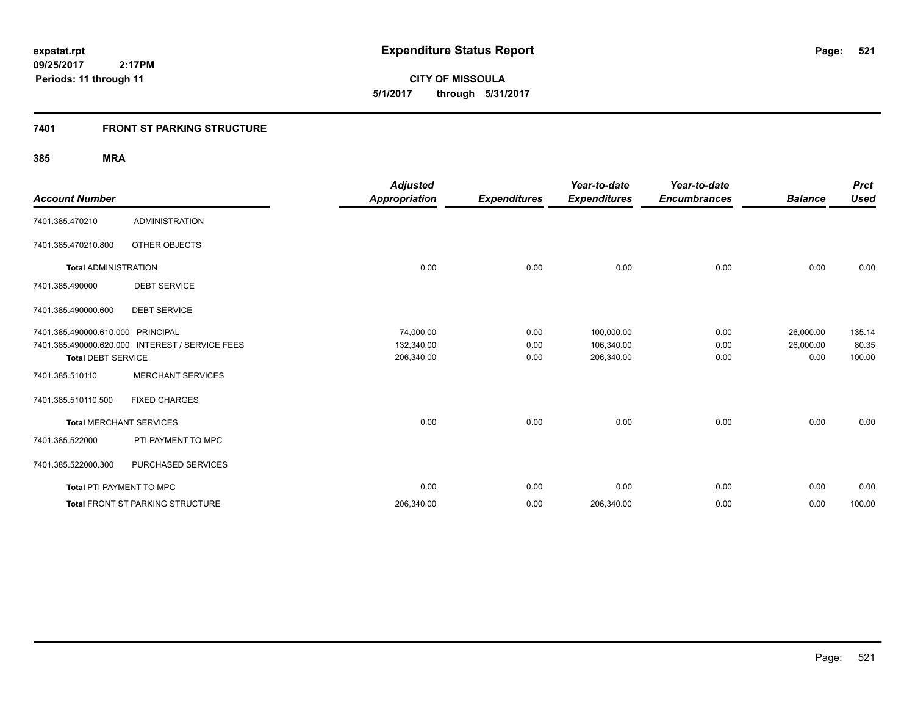**expstat.rpt**
**09/25/2017 2:17PM**
**Periods: 11 through 11**

# Expenditure Status Report

**CITY OF MISSOULA**
**5/1/2017 through 5/31/2017**

## 7401 FRONT ST PARKING STRUCTURE

### 385 MRA

| Account Number | | Adjusted Appropriation | Expenditures | Year-to-date Expenditures | Year-to-date Encumbrances | Balance | Prct Used |
|---|---|---|---|---|---|---|---|
| 7401.385.470210 | ADMINISTRATION | | | | | | |
| 7401.385.470210.800 | OTHER OBJECTS | | | | | | |
| **Total** ADMINISTRATION | | 0.00 | 0.00 | 0.00 | 0.00 | 0.00 | 0.00 |
| 7401.385.490000 | DEBT SERVICE | | | | | | |
| 7401.385.490000.600 | DEBT SERVICE | | | | | | |
| 7401.385.490000.610.000 | PRINCIPAL | 74,000.00 | 0.00 | 100,000.00 | 0.00 | -26,000.00 | 135.14 |
| 7401.385.490000.620.000 | INTEREST / SERVICE FEES | 132,340.00 | 0.00 | 106,340.00 | 0.00 | 26,000.00 | 80.35 |
| **Total DEBT SERVICE** | | 206,340.00 | 0.00 | 206,340.00 | 0.00 | 0.00 | 100.00 |
| 7401.385.510110 | MERCHANT SERVICES | | | | | | |
| 7401.385.510110.500 | FIXED CHARGES | | | | | | |
| **Total** MERCHANT SERVICES | | 0.00 | 0.00 | 0.00 | 0.00 | 0.00 | 0.00 |
| 7401.385.522000 | PTI PAYMENT TO MPC | | | | | | |
| 7401.385.522000.300 | PURCHASED SERVICES | | | | | | |
| **Total** PTI PAYMENT TO MPC | | 0.00 | 0.00 | 0.00 | 0.00 | 0.00 | 0.00 |
| **Total** FRONT ST PARKING STRUCTURE | | 206,340.00 | 0.00 | 206,340.00 | 0.00 | 0.00 | 100.00 |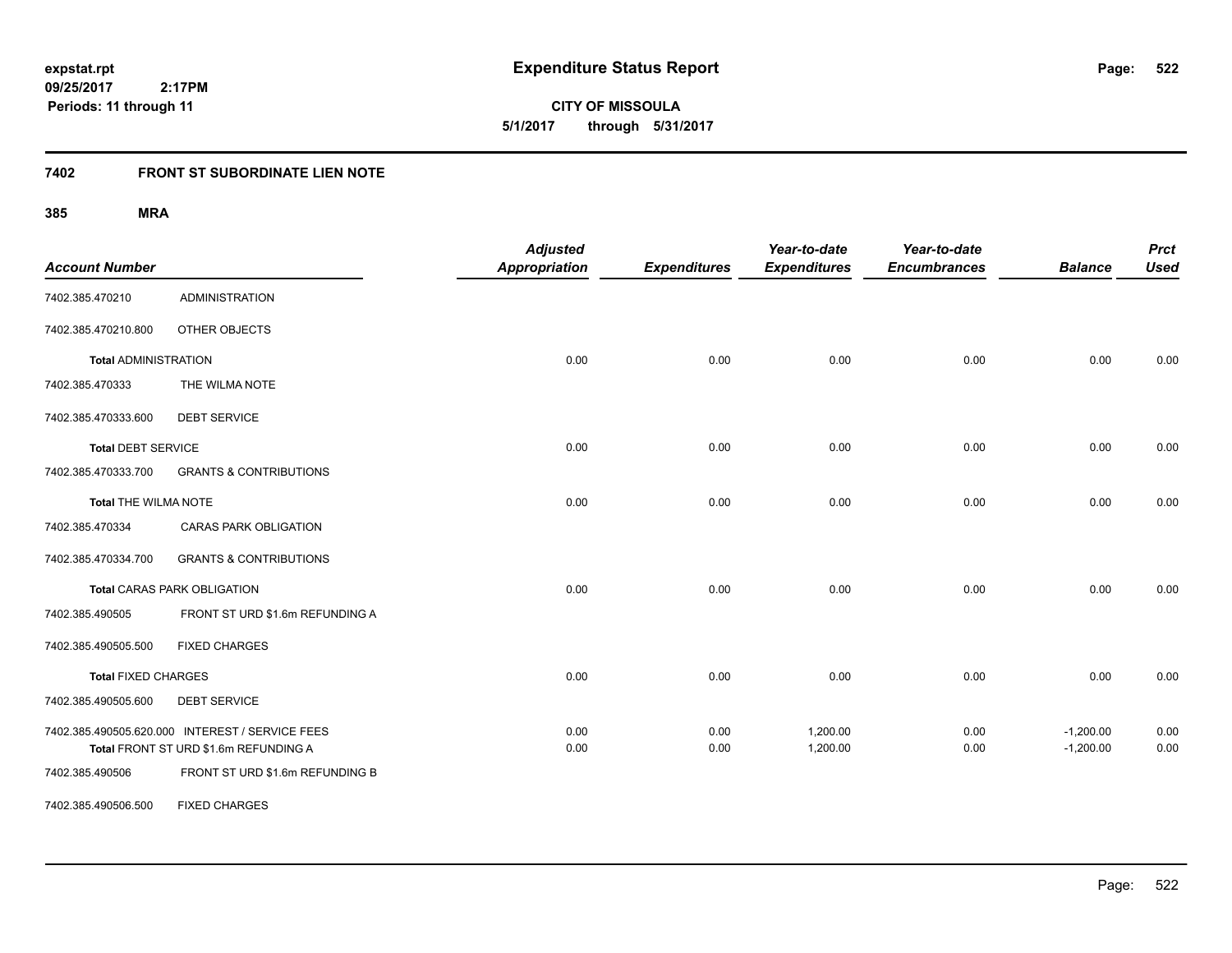# Expenditure Status Report

expstat.rpt
09/25/2017 2:17PM
Periods: 11 through 11

**CITY OF MISSOULA**
**5/1/2017 through 5/31/2017**

## 7402 FRONT ST SUBORDINATE LIEN NOTE

### 385 MRA

| Account Number | | Adjusted Appropriation | Expenditures | Year-to-date Expenditures | Year-to-date Encumbrances | Balance | Prct Used |
|---|---|---|---|---|---|---|---|
| 7402.385.470210 | ADMINISTRATION | | | | | | |
| 7402.385.470210.800 | OTHER OBJECTS | | | | | | |
| **Total** ADMINISTRATION | | 0.00 | 0.00 | 0.00 | 0.00 | 0.00 | 0.00 |
| 7402.385.470333 | THE WILMA NOTE | | | | | | |
| 7402.385.470333.600 | DEBT SERVICE | | | | | | |
| **Total** DEBT SERVICE | | 0.00 | 0.00 | 0.00 | 0.00 | 0.00 | 0.00 |
| 7402.385.470333.700 | GRANTS & CONTRIBUTIONS | | | | | | |
| **Total** THE WILMA NOTE | | 0.00 | 0.00 | 0.00 | 0.00 | 0.00 | 0.00 |
| 7402.385.470334 | CARAS PARK OBLIGATION | | | | | | |
| 7402.385.470334.700 | GRANTS & CONTRIBUTIONS | | | | | | |
| **Total** CARAS PARK OBLIGATION | | 0.00 | 0.00 | 0.00 | 0.00 | 0.00 | 0.00 |
| 7402.385.490505 | FRONT ST URD $1.6m REFUNDING A | | | | | | |
| 7402.385.490505.500 | FIXED CHARGES | | | | | | |
| **Total** FIXED CHARGES | | 0.00 | 0.00 | 0.00 | 0.00 | 0.00 | 0.00 |
| 7402.385.490505.600 | DEBT SERVICE | | | | | | |
| 7402.385.490505.620.000 | INTEREST / SERVICE FEES | 0.00 | 0.00 | 1,200.00 | 0.00 | -1,200.00 | 0.00 |
| **Total** FRONT ST URD $1.6m REFUNDING A | | 0.00 | 0.00 | 1,200.00 | 0.00 | -1,200.00 | 0.00 |
| 7402.385.490506 | FRONT ST URD $1.6m REFUNDING B | | | | | | |
| 7402.385.490506.500 | FIXED CHARGES | | | | | | |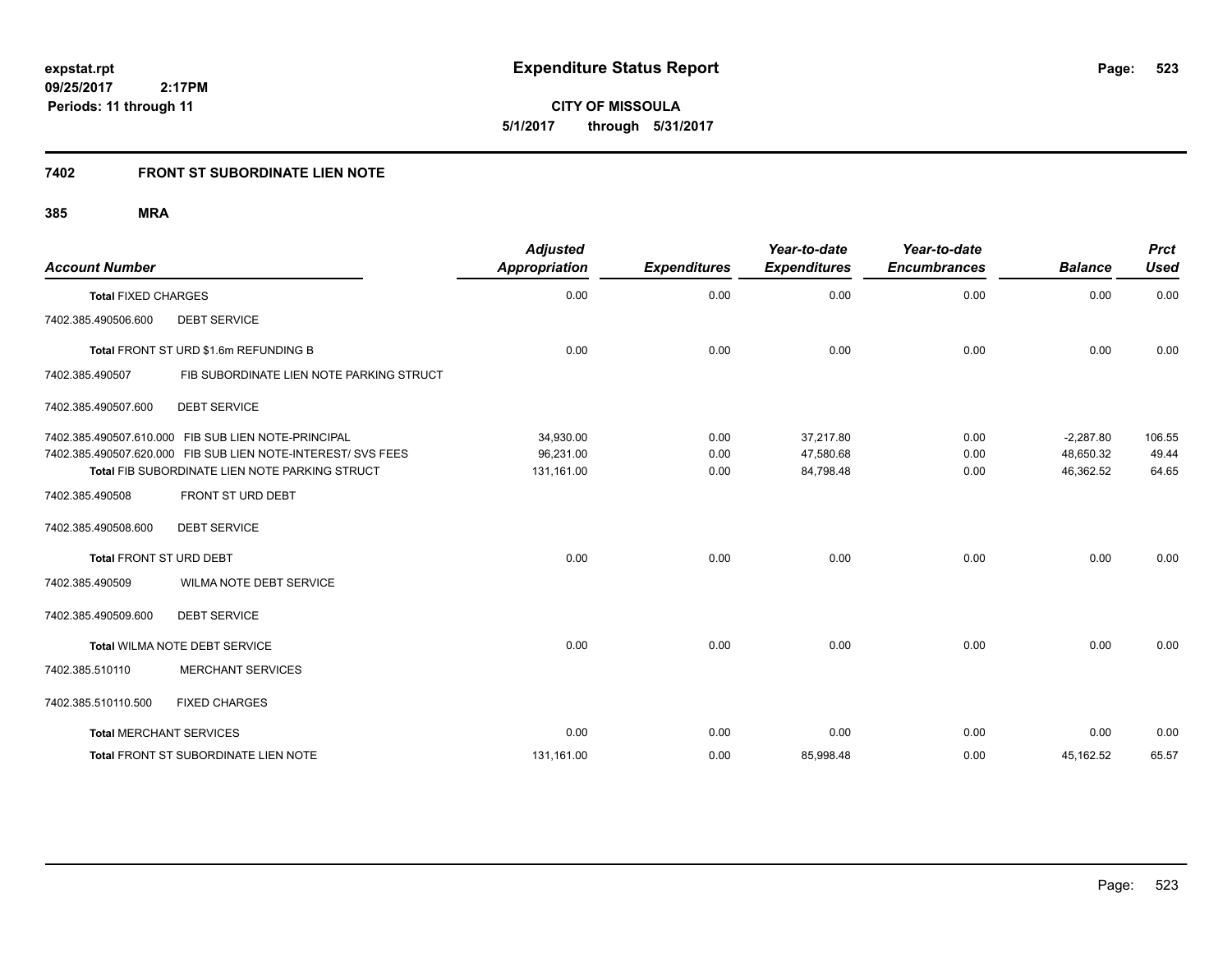**expstat.rpt**
**09/25/2017 2:17PM**
**Periods: 11 through 11**

# Expenditure Status Report

**CITY OF MISSOULA**
**5/1/2017 through 5/31/2017**

## 7402 FRONT ST SUBORDINATE LIEN NOTE

### 385 MRA

| Account Number | | Adjusted Appropriation | Expenditures | Year-to-date Expenditures | Year-to-date Encumbrances | Balance | Prct Used |
|---|---|---|---|---|---|---|---|
| **Total** FIXED CHARGES | | 0.00 | 0.00 | 0.00 | 0.00 | 0.00 | 0.00 |
| 7402.385.490506.600 | DEBT SERVICE | | | | | | |
| **Total** FRONT ST URD $1.6m REFUNDING B | | 0.00 | 0.00 | 0.00 | 0.00 | 0.00 | 0.00 |
| 7402.385.490507 | FIB SUBORDINATE LIEN NOTE PARKING STRUCT | | | | | | |
| 7402.385.490507.600 | DEBT SERVICE | | | | | | |
| 7402.385.490507.610.000 | FIB SUB LIEN NOTE-PRINCIPAL | 34,930.00 | 0.00 | 37,217.80 | 0.00 | -2,287.80 | 106.55 |
| 7402.385.490507.620.000 | FIB SUB LIEN NOTE-INTEREST/ SVS FEES | 96,231.00 | 0.00 | 47,580.68 | 0.00 | 48,650.32 | 49.44 |
| **Total** FIB SUBORDINATE LIEN NOTE PARKING STRUCT | | 131,161.00 | 0.00 | 84,798.48 | 0.00 | 46,362.52 | 64.65 |
| 7402.385.490508 | FRONT ST URD DEBT | | | | | | |
| 7402.385.490508.600 | DEBT SERVICE | | | | | | |
| **Total** FRONT ST URD DEBT | | 0.00 | 0.00 | 0.00 | 0.00 | 0.00 | 0.00 |
| 7402.385.490509 | WILMA NOTE DEBT SERVICE | | | | | | |
| 7402.385.490509.600 | DEBT SERVICE | | | | | | |
| **Total** WILMA NOTE DEBT SERVICE | | 0.00 | 0.00 | 0.00 | 0.00 | 0.00 | 0.00 |
| 7402.385.510110 | MERCHANT SERVICES | | | | | | |
| 7402.385.510110.500 | FIXED CHARGES | | | | | | |
| **Total** MERCHANT SERVICES | | 0.00 | 0.00 | 0.00 | 0.00 | 0.00 | 0.00 |
| **Total** FRONT ST SUBORDINATE LIEN NOTE | | 131,161.00 | 0.00 | 85,998.48 | 0.00 | 45,162.52 | 65.57 |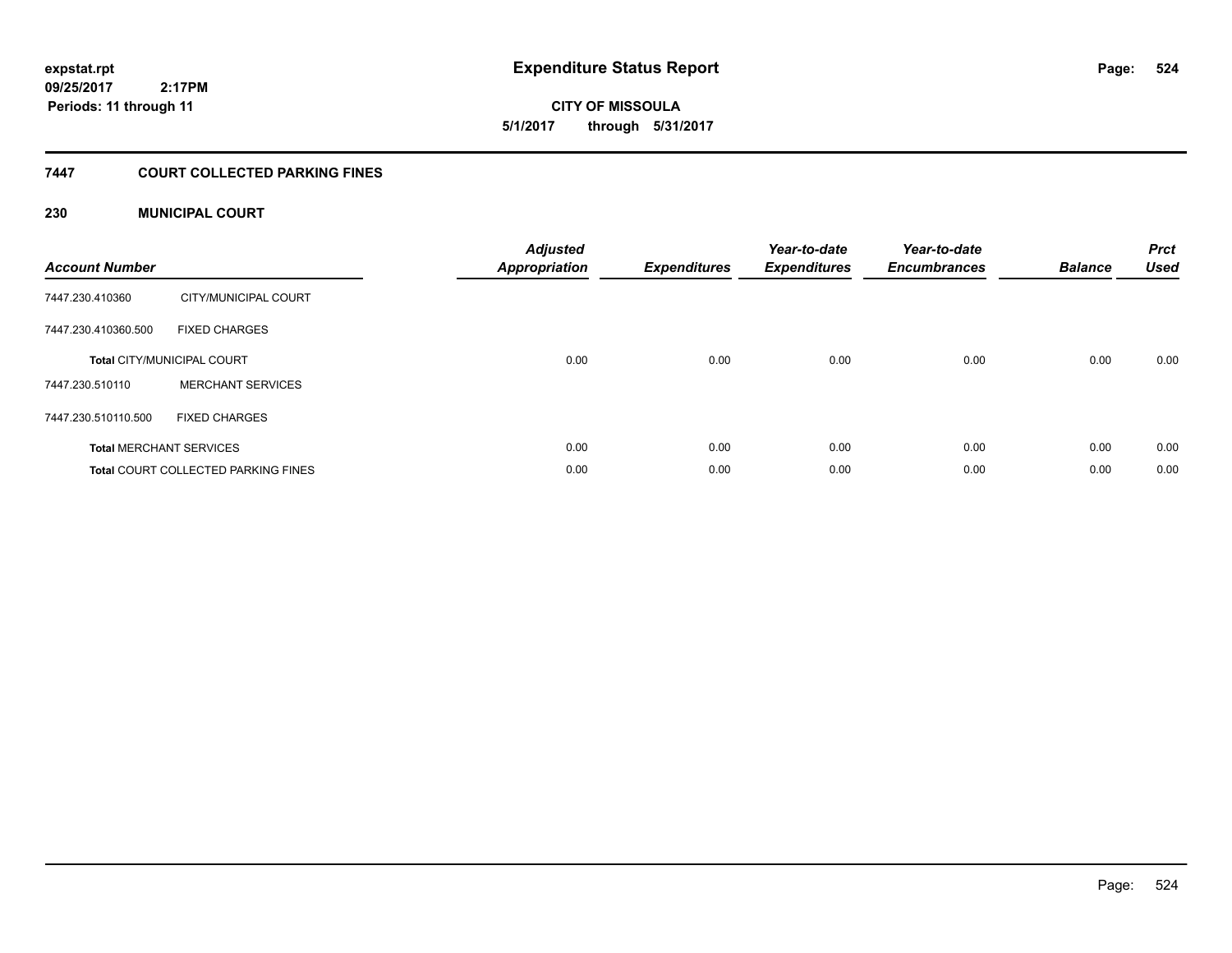**expstat.rpt**
**09/25/2017 2:17PM**
**Periods: 11 through 11**

# Expenditure Status Report

**CITY OF MISSOULA**
**5/1/2017 through 5/31/2017**

## 7447 COURT COLLECTED PARKING FINES

### 230 MUNICIPAL COURT

| Account Number | | Adjusted Appropriation | Expenditures | Year-to-date Expenditures | Year-to-date Encumbrances | Balance | Prct Used |
|---|---|---|---|---|---|---|---|
| 7447.230.410360 | CITY/MUNICIPAL COURT | | | | | | |
| 7447.230.410360.500 | FIXED CHARGES | | | | | | |
| **Total** CITY/MUNICIPAL COURT | | 0.00 | 0.00 | 0.00 | 0.00 | 0.00 | 0.00 |
| 7447.230.510110 | MERCHANT SERVICES | | | | | | |
| 7447.230.510110.500 | FIXED CHARGES | | | | | | |
| **Total** MERCHANT SERVICES | | 0.00 | 0.00 | 0.00 | 0.00 | 0.00 | 0.00 |
| **Total** COURT COLLECTED PARKING FINES | | 0.00 | 0.00 | 0.00 | 0.00 | 0.00 | 0.00 |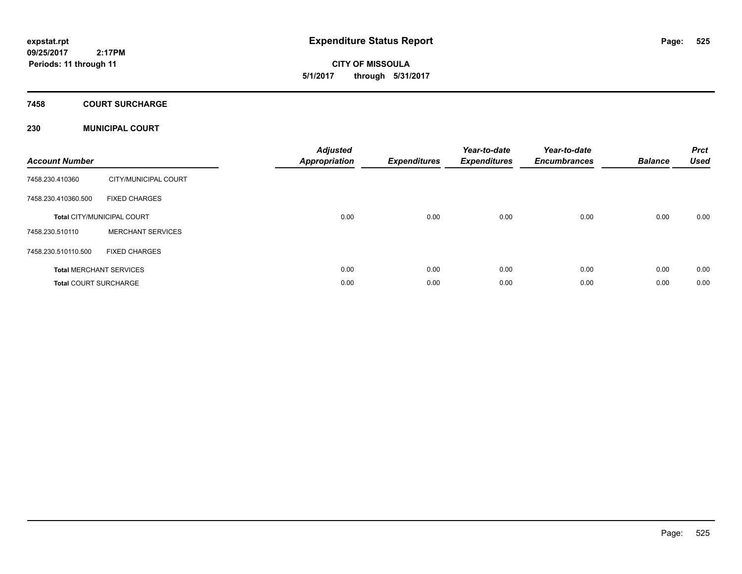**expstat.rpt**
**09/25/2017 2:17PM**
**Periods: 11 through 11**

# Expenditure Status Report

**CITY OF MISSOULA**
**5/1/2017 through 5/31/2017**

## 7458 COURT SURCHARGE

### 230 MUNICIPAL COURT

| Account Number | | Adjusted Appropriation | Expenditures | Year-to-date Expenditures | Year-to-date Encumbrances | Balance | Prct Used |
|---|---|---|---|---|---|---|---|
| 7458.230.410360 | CITY/MUNICIPAL COURT | | | | | | |
| 7458.230.410360.500 | FIXED CHARGES | | | | | | |
| **Total** CITY/MUNICIPAL COURT | | 0.00 | 0.00 | 0.00 | 0.00 | 0.00 | 0.00 |
| 7458.230.510110 | MERCHANT SERVICES | | | | | | |
| 7458.230.510110.500 | FIXED CHARGES | | | | | | |
| **Total** MERCHANT SERVICES | | 0.00 | 0.00 | 0.00 | 0.00 | 0.00 | 0.00 |
| **Total** COURT SURCHARGE | | 0.00 | 0.00 | 0.00 | 0.00 | 0.00 | 0.00 |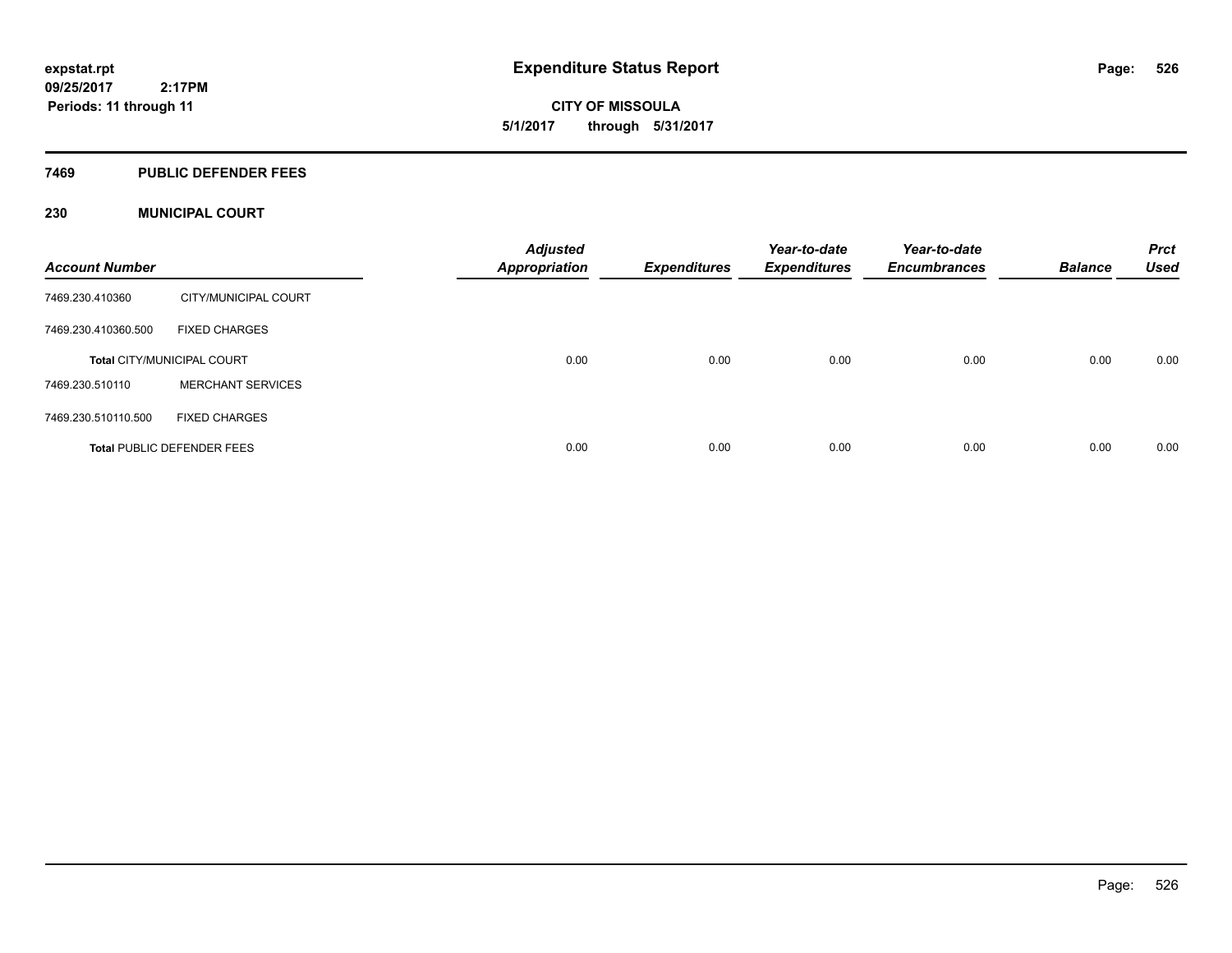expstat.rpt
09/25/2017 2:17PM
Periods: 11 through 11

# Expenditure Status Report

CITY OF MISSOULA
5/1/2017 through 5/31/2017

## 7469 PUBLIC DEFENDER FEES

### 230 MUNICIPAL COURT

| Account Number | | Adjusted Appropriation | Expenditures | Year-to-date Expenditures | Year-to-date Encumbrances | Balance | Prct Used |
|---|---|---|---|---|---|---|---|
| 7469.230.410360 | CITY/MUNICIPAL COURT | | | | | | |
| 7469.230.410360.500 | FIXED CHARGES | | | | | | |
| **Total** CITY/MUNICIPAL COURT | | 0.00 | 0.00 | 0.00 | 0.00 | 0.00 | 0.00 |
| 7469.230.510110 | MERCHANT SERVICES | | | | | | |
| 7469.230.510110.500 | FIXED CHARGES | | | | | | |
| **Total** PUBLIC DEFENDER FEES | | 0.00 | 0.00 | 0.00 | 0.00 | 0.00 | 0.00 |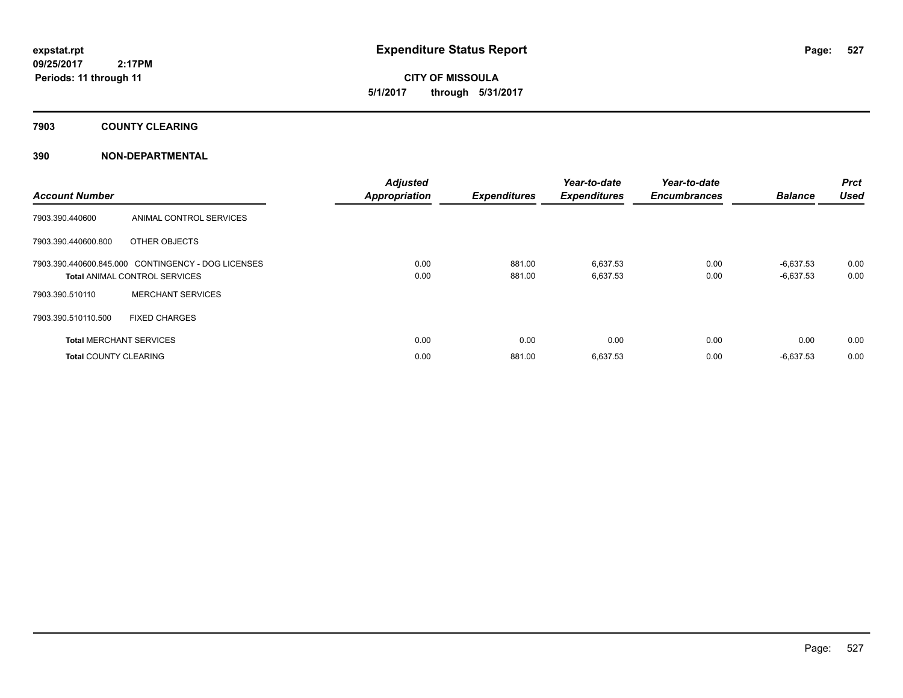**expstat.rpt**
**09/25/2017 2:17PM**
**Periods: 11 through 11**

# Expenditure Status Report

**CITY OF MISSOULA**
**5/1/2017 through 5/31/2017**

## 7903 COUNTY CLEARING

## 390 NON-DEPARTMENTAL

| Account Number | | Adjusted Appropriation | Expenditures | Year-to-date Expenditures | Year-to-date Encumbrances | Balance | Prct Used |
|---|---|---|---|---|---|---|---|
| 7903.390.440600 | ANIMAL CONTROL SERVICES | | | | | | |
| 7903.390.440600.800 | OTHER OBJECTS | | | | | | |
| 7903.390.440600.845.000 | CONTINGENCY - DOG LICENSES | 0.00 | 881.00 | 6,637.53 | 0.00 | -6,637.53 | 0.00 |
| **Total** ANIMAL CONTROL SERVICES | | 0.00 | 881.00 | 6,637.53 | 0.00 | -6,637.53 | 0.00 |
| 7903.390.510110 | MERCHANT SERVICES | | | | | | |
| 7903.390.510110.500 | FIXED CHARGES | | | | | | |
| **Total** MERCHANT SERVICES | | 0.00 | 0.00 | 0.00 | 0.00 | 0.00 | 0.00 |
| **Total** COUNTY CLEARING | | 0.00 | 881.00 | 6,637.53 | 0.00 | -6,637.53 | 0.00 |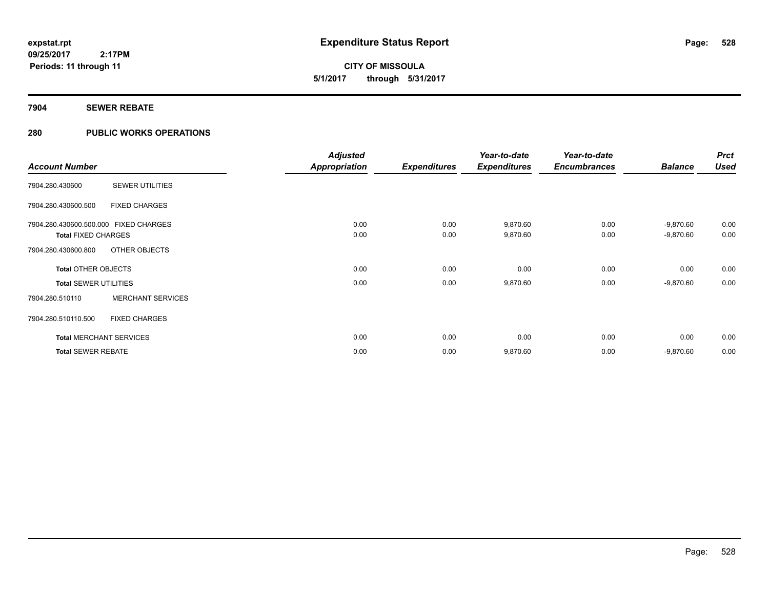# Expenditure Status Report

**expstat.rpt**
**09/25/2017 2:17PM**
**Periods: 11 through 11**

**CITY OF MISSOULA**
**5/1/2017 through 5/31/2017**

## 7904 SEWER REBATE

## 280 PUBLIC WORKS OPERATIONS

| Account Number | | Adjusted Appropriation | Expenditures | Year-to-date Expenditures | Year-to-date Encumbrances | Balance | Prct Used |
|---|---|---|---|---|---|---|---|
| 7904.280.430600 | SEWER UTILITIES | | | | | | |
| 7904.280.430600.500 | FIXED CHARGES | | | | | | |
| 7904.280.430600.500.000 FIXED CHARGES | | 0.00 | 0.00 | 9,870.60 | 0.00 | -9,870.60 | 0.00 |
| **Total** FIXED CHARGES | | 0.00 | 0.00 | 9,870.60 | 0.00 | -9,870.60 | 0.00 |
| 7904.280.430600.800 | OTHER OBJECTS | | | | | | |
| **Total** OTHER OBJECTS | | 0.00 | 0.00 | 0.00 | 0.00 | 0.00 | 0.00 |
| **Total** SEWER UTILITIES | | 0.00 | 0.00 | 9,870.60 | 0.00 | -9,870.60 | 0.00 |
| 7904.280.510110 | MERCHANT SERVICES | | | | | | |
| 7904.280.510110.500 | FIXED CHARGES | | | | | | |
| **Total** MERCHANT SERVICES | | 0.00 | 0.00 | 0.00 | 0.00 | 0.00 | 0.00 |
| **Total** SEWER REBATE | | 0.00 | 0.00 | 9,870.60 | 0.00 | -9,870.60 | 0.00 |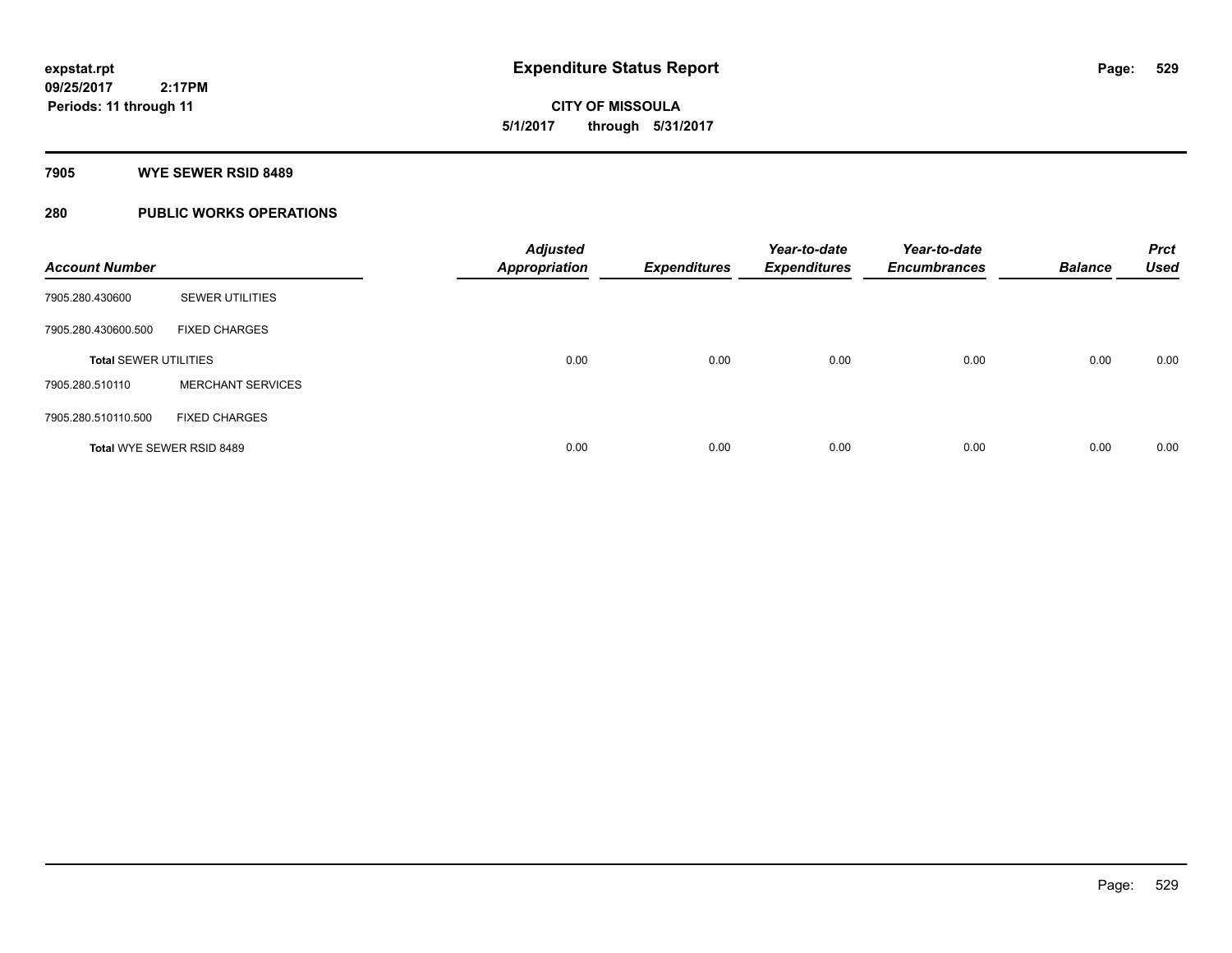**expstat.rpt**
**09/25/2017 2:17PM**
**Periods: 11 through 11**

# Expenditure Status Report

**CITY OF MISSOULA**
**5/1/2017 through 5/31/2017**

## 7905 WYE SEWER RSID 8489

## 280 PUBLIC WORKS OPERATIONS

| Account Number | | Adjusted Appropriation | Expenditures | Year-to-date Expenditures | Year-to-date Encumbrances | Balance | Prct Used |
|---|---|---|---|---|---|---|---|
| 7905.280.430600 | SEWER UTILITIES | | | | | | |
| 7905.280.430600.500 | FIXED CHARGES | | | | | | |
| **Total** SEWER UTILITIES | | 0.00 | 0.00 | 0.00 | 0.00 | 0.00 | 0.00 |
| 7905.280.510110 | MERCHANT SERVICES | | | | | | |
| 7905.280.510110.500 | FIXED CHARGES | | | | | | |
| Total WYE SEWER RSID 8489 | | 0.00 | 0.00 | 0.00 | 0.00 | 0.00 | 0.00 |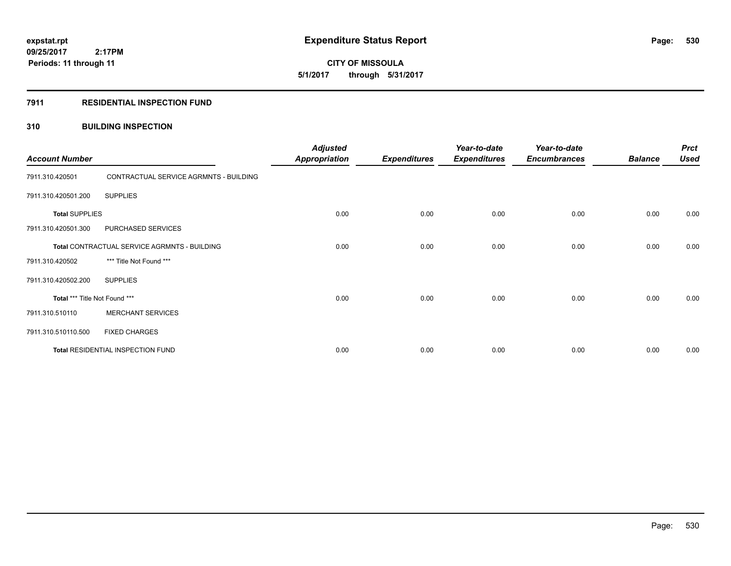# Expenditure Status Report

expstat.rpt
09/25/2017 2:17PM
Periods: 11 through 11

**CITY OF MISSOULA**
**5/1/2017 through 5/31/2017**

## 7911 RESIDENTIAL INSPECTION FUND

### 310 BUILDING INSPECTION

| Account Number | | Adjusted Appropriation | Expenditures | Year-to-date Expenditures | Year-to-date Encumbrances | Balance | Prct Used |
|---|---|---|---|---|---|---|---|
| 7911.310.420501 | CONTRACTUAL SERVICE AGRMNTS - BUILDING | | | | | | |
| 7911.310.420501.200 | SUPPLIES | | | | | | |
| **Total** SUPPLIES | | 0.00 | 0.00 | 0.00 | 0.00 | 0.00 | 0.00 |
| 7911.310.420501.300 | PURCHASED SERVICES | | | | | | |
| **Total** CONTRACTUAL SERVICE AGRMNTS - BUILDING | | 0.00 | 0.00 | 0.00 | 0.00 | 0.00 | 0.00 |
| 7911.310.420502 | *** Title Not Found *** | | | | | | |
| 7911.310.420502.200 | SUPPLIES | | | | | | |
| **Total** *** Title Not Found *** | | 0.00 | 0.00 | 0.00 | 0.00 | 0.00 | 0.00 |
| 7911.310.510110 | MERCHANT SERVICES | | | | | | |
| 7911.310.510110.500 | FIXED CHARGES | | | | | | |
| **Total** RESIDENTIAL INSPECTION FUND | | 0.00 | 0.00 | 0.00 | 0.00 | 0.00 | 0.00 |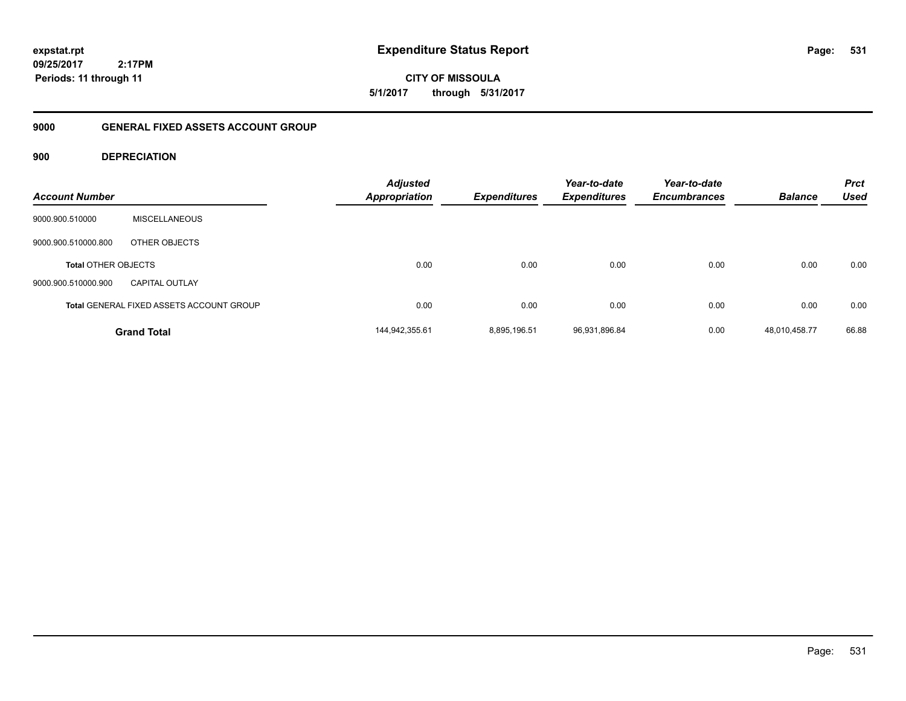**expstat.rpt**
**09/25/2017 2:17PM**
**Periods: 11 through 11**

# Expenditure Status Report

**CITY OF MISSOULA**
**5/1/2017 through 5/31/2017**

## 9000 GENERAL FIXED ASSETS ACCOUNT GROUP

### 900 DEPRECIATION

| Account Number | | Adjusted Appropriation | Expenditures | Year-to-date Expenditures | Year-to-date Encumbrances | Balance | Prct Used |
|---|---|---|---|---|---|---|---|
| 9000.900.510000 | MISCELLANEOUS | | | | | | |
| 9000.900.510000.800 | OTHER OBJECTS | | | | | | |
| **Total** OTHER OBJECTS | | 0.00 | 0.00 | 0.00 | 0.00 | 0.00 | 0.00 |
| 9000.900.510000.900 | CAPITAL OUTLAY | | | | | | |
| **Total** GENERAL FIXED ASSETS ACCOUNT GROUP | | 0.00 | 0.00 | 0.00 | 0.00 | 0.00 | 0.00 |
| **Grand Total** | | 144,942,355.61 | 8,895,196.51 | 96,931,896.84 | 0.00 | 48,010,458.77 | 66.88 |